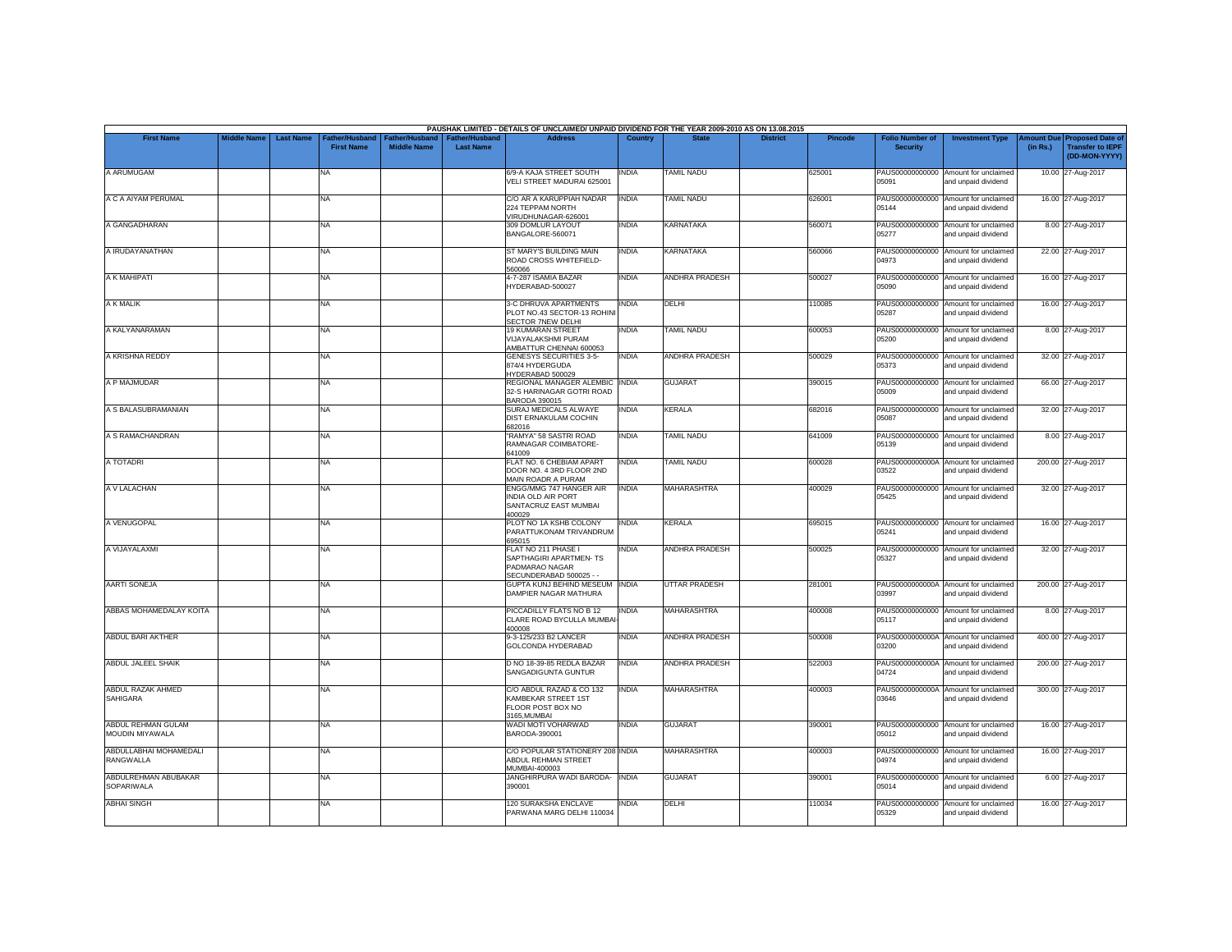PAUSHAK LIMITED - DETAILS OF UNCLAIMED/ UNPAID DIVIDEND FOR THE YEAR 2009-2010 AS ON 13.08.2015

| First Name | Middle Name | Last Name | Father/Husband First Name | Father/Husband Middle Name | Father/Husband Last Name | Address | Country | State | District | Pincode | Folio Number of Security | Investment Type | Amount Due (in Rs.) | Proposed Date of Transfer to IEPF (DD-MON-YYYY) |
|---|---|---|---|---|---|---|---|---|---|---|---|---|---|---|
| A ARUMUGAM | | | NA | | | 6/9-A KAJA STREET SOUTH VELI STREET MADURAI 625001 | INDIA | TAMIL NADU | | 625001 | PAUS00000000000 05091 | Amount for unclaimed and unpaid dividend | 10.00 | 27-Aug-2017 |
| A C A AIYAM PERUMAL | | | NA | | | C/O AR A KARUPPIAH NADAR 224 TEPPAM NORTH VIRUDHUNAGAR-626001 | INDIA | TAMIL NADU | | 626001 | PAUS00000000000 05144 | Amount for unclaimed and unpaid dividend | 16.00 | 27-Aug-2017 |
| A GANGADHARAN | | | NA | | | 309 DOMLUR LAYOUT BANGALORE-560071 | INDIA | KARNATAKA | | 560071 | PAUS00000000000 05277 | Amount for unclaimed and unpaid dividend | 8.00 | 27-Aug-2017 |
| A IRUDAYANATHAN | | | NA | | | ST MARY'S BUILDING MAIN ROAD CROSS WHITEFIELD-560066 | INDIA | KARNATAKA | | 560066 | PAUS00000000000 04973 | Amount for unclaimed and unpaid dividend | 22.00 | 27-Aug-2017 |
| A K MAHIPATI | | | NA | | | 4-7-287 ISAMIA BAZAR HYDERABAD-500027 | INDIA | ANDHRA PRADESH | | 500027 | PAUS00000000000 05090 | Amount for unclaimed and unpaid dividend | 16.00 | 27-Aug-2017 |
| A K MALIK | | | NA | | | 3-C DHRUVA APARTMENTS PLOT NO.43 SECTOR-13 ROHINI SECTOR 7NEW DELHI | INDIA | DELHI | | 110085 | PAUS00000000000 05287 | Amount for unclaimed and unpaid dividend | 16.00 | 27-Aug-2017 |
| A KALYANARAMAN | | | NA | | | 19 KUMARAN STREET VIJAYALAKSHMI PURAM AMBATTUR CHENNAI 600053 | INDIA | TAMIL NADU | | 600053 | PAUS00000000000 05200 | Amount for unclaimed and unpaid dividend | 8.00 | 27-Aug-2017 |
| A KRISHNA REDDY | | | NA | | | GENESYS SECURITIES 3-5-874/4 HYDERGUDA HYDERABAD 500029 | INDIA | ANDHRA PRADESH | | 500029 | PAUS00000000000 05373 | Amount for unclaimed and unpaid dividend | 32.00 | 27-Aug-2017 |
| A P MAJMUDAR | | | NA | | | REGIONAL MANAGER ALEMBIC 32-S HARINAGAR GOTRI ROAD BARODA 390015 | INDIA | GUJARAT | | 390015 | PAUS00000000000 05009 | Amount for unclaimed and unpaid dividend | 66.00 | 27-Aug-2017 |
| A S BALASUBRAMANIAN | | | NA | | | SURAJ MEDICALS ALWAYE DIST ERNAKULAM COCHIN 682016 | INDIA | KERALA | | 682016 | PAUS00000000000 05087 | Amount for unclaimed and unpaid dividend | 32.00 | 27-Aug-2017 |
| A S RAMACHANDRAN | | | NA | | | "RAMYA" 58 SASTRI ROAD RAMNAGAR COIMBATORE-641009 | INDIA | TAMIL NADU | | 641009 | PAUS00000000000 05139 | Amount for unclaimed and unpaid dividend | 8.00 | 27-Aug-2017 |
| A TOTADRI | | | NA | | | FLAT NO. 6 CHEBIAM APART DOOR NO. 4 3RD FLOOR 2ND MAIN ROADR A PURAM | INDIA | TAMIL NADU | | 600028 | PAUS0000000000A 03522 | Amount for unclaimed and unpaid dividend | 200.00 | 27-Aug-2017 |
| A V LALACHAN | | | NA | | | ENGG/MMG 747 HANGER AIR INDIA OLD AIR PORT SANTACRUZ EAST MUMBAI 400029 | INDIA | MAHARASHTRA | | 400029 | PAUS00000000000 05425 | Amount for unclaimed and unpaid dividend | 32.00 | 27-Aug-2017 |
| A VENUGOPAL | | | NA | | | PLOT NO 1A KSHB COLONY PARATTUKONAM TRIVANDRUM 695015 | INDIA | KERALA | | 695015 | PAUS00000000000 05241 | Amount for unclaimed and unpaid dividend | 16.00 | 27-Aug-2017 |
| A VIJAYALAXMI | | | NA | | | FLAT NO 211 PHASE I SAPTHAGIRI APARTMEN- TS PADMARAO NAGAR SECUNDERABAD 500025 - - | INDIA | ANDHRA PRADESH | | 500025 | PAUS00000000000 05327 | Amount for unclaimed and unpaid dividend | 32.00 | 27-Aug-2017 |
| AARTI SONEJA | | | NA | | | GUPTA KUNJ BEHIND MESEUM DAMPIER NAGAR MATHURA | INDIA | UTTAR PRADESH | | 281001 | PAUS0000000000A 03997 | Amount for unclaimed and unpaid dividend | 200.00 | 27-Aug-2017 |
| ABBAS MOHAMEDALAY KOITA | | | NA | | | PICCADILLY FLATS NO B 12 CLARE ROAD BYCULLA MUMBAI-400008 | INDIA | MAHARASHTRA | | 400008 | PAUS00000000000 05117 | Amount for unclaimed and unpaid dividend | 8.00 | 27-Aug-2017 |
| ABDUL BARI AKTHER | | | NA | | | 9-3-125/233 B2 LANCER GOLCONDA HYDERABAD | INDIA | ANDHRA PRADESH | | 500008 | PAUS0000000000A 03200 | Amount for unclaimed and unpaid dividend | 400.00 | 27-Aug-2017 |
| ABDUL JALEEL SHAIK | | | NA | | | D NO 18-39-85 REDLA BAZAR SANGADIGUNTA GUNTUR | INDIA | ANDHRA PRADESH | | 522003 | PAUS0000000000A 04724 | Amount for unclaimed and unpaid dividend | 200.00 | 27-Aug-2017 |
| ABDUL RAZAK AHMED SAHIGARA | | | NA | | | C/O ABDUL RAZAD & CO 132 KAMBEKAR STREET 1ST FLOOR POST BOX NO 3165,MUMBAI | INDIA | MAHARASHTRA | | 400003 | PAUS0000000000A 03646 | Amount for unclaimed and unpaid dividend | 300.00 | 27-Aug-2017 |
| ABDUL REHMAN GULAM MOUDIN MIYAWALA | | | NA | | | WADI MOTI VOHARWAD BARODA-390001 | INDIA | GUJARAT | | 390001 | PAUS00000000000 05012 | Amount for unclaimed and unpaid dividend | 16.00 | 27-Aug-2017 |
| ABDULLABHAI MOHAMEDALI RANGWALLA | | | NA | | | C/O POPULAR STATIONERY 208 ABDUL REHMAN STREET MUMBAI-400003 | INDIA | MAHARASHTRA | | 400003 | PAUS00000000000 04974 | Amount for unclaimed and unpaid dividend | 16.00 | 27-Aug-2017 |
| ABDULREHMAN ABUBAKAR SOPARIWALA | | | NA | | | JANGHIRPURA WADI BARODA-390001 | INDIA | GUJARAT | | 390001 | PAUS00000000000 05014 | Amount for unclaimed and unpaid dividend | 6.00 | 27-Aug-2017 |
| ABHAI SINGH | | | NA | | | 120 SURAKSHA ENCLAVE PARWANA MARG DELHI 110034 | INDIA | DELHI | | 110034 | PAUS00000000000 05329 | Amount for unclaimed and unpaid dividend | 16.00 | 27-Aug-2017 |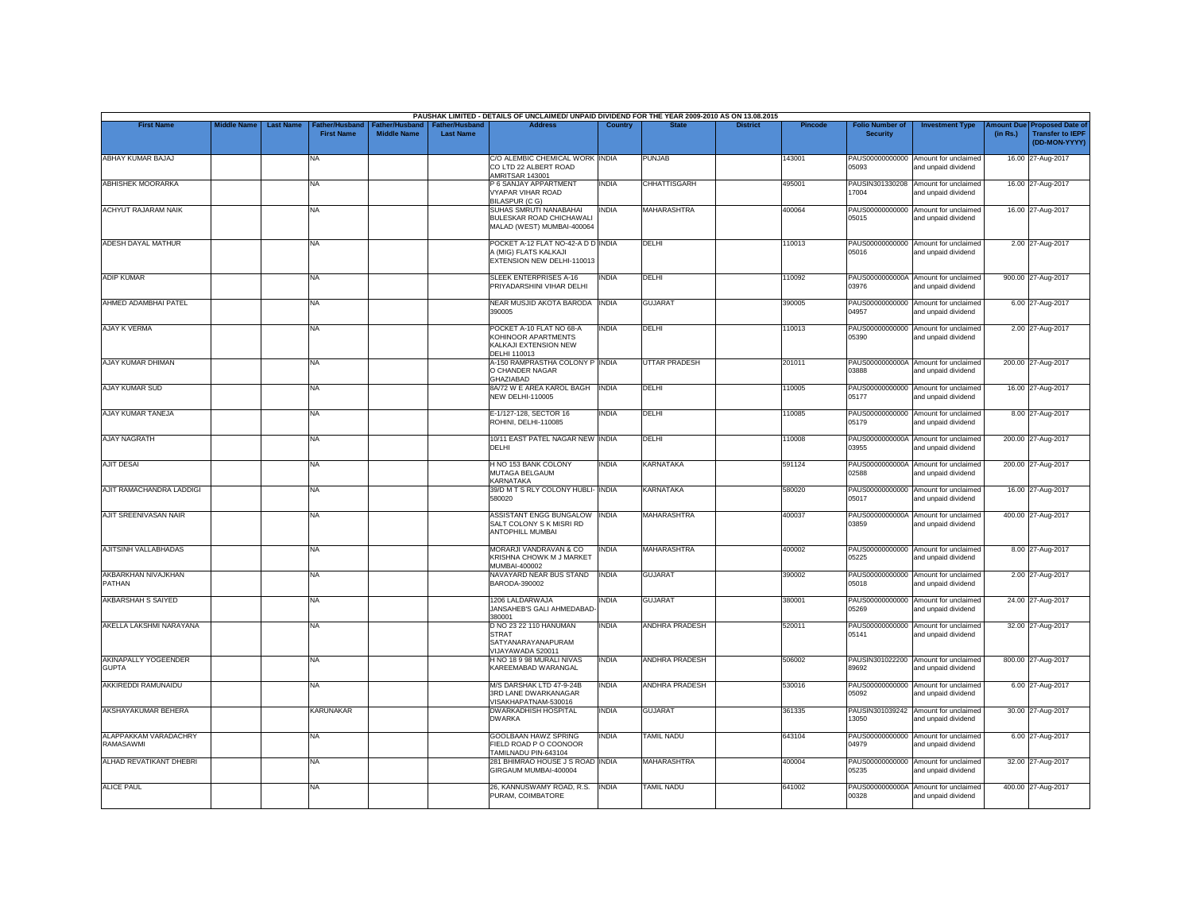PAUSHAK LIMITED - DETAILS OF UNCLAIMED/ UNPAID DIVIDEND FOR THE YEAR 2009-2010 AS ON 13.08.2015

| First Name | Middle Name | Last Name | Father/Husband First Name | Father/Husband Middle Name | Father/Husband Last Name | Address | Country | State | District | Pincode | Folio Number of Security | Investment Type | Amount Due (in Rs.) | Proposed Date of Transfer to IEPF (DD-MON-YYYY) |
|---|---|---|---|---|---|---|---|---|---|---|---|---|---|---|
| ABHAY KUMAR BAJAJ | | | NA | | | C/O ALEMBIC CHEMICAL WORK CO LTD 22 ALBERT ROAD AMRITSAR 143001 | INDIA | PUNJAB | | 143001 | PAUS00000000000 05093 | Amount for unclaimed and unpaid dividend | 16.00 | 27-Aug-2017 |
| ABHISHEK MOORARKA | | | NA | | | P 6 SANJAY APPARTMENT VYAPAR VIHAR ROAD BILASPUR (C G) | INDIA | CHHATTISGARH | | 495001 | PAUSIN301330208 17004 | Amount for unclaimed and unpaid dividend | 16.00 | 27-Aug-2017 |
| ACHYUT RAJARAM NAIK | | | NA | | | SUHAS SMRUTI NANABAHAI BULESKAR ROAD CHICHAWALI MALAD (WEST) MUMBAI-400064 | INDIA | MAHARASHTRA | | 400064 | PAUS00000000000 05015 | Amount for unclaimed and unpaid dividend | 16.00 | 27-Aug-2017 |
| ADESH DAYAL MATHUR | | | NA | | | POCKET A-12 FLAT NO-42-A D D A (MIG) FLATS KALKAJI EXTENSION NEW DELHI-110013 | INDIA | DELHI | | 110013 | PAUS00000000000 05016 | Amount for unclaimed and unpaid dividend | 2.00 | 27-Aug-2017 |
| ADIP KUMAR | | | NA | | | SLEEK ENTERPRISES A-16 PRIYADARSHINI VIHAR DELHI | INDIA | DELHI | | 110092 | PAUS0000000000A 03976 | Amount for unclaimed and unpaid dividend | 900.00 | 27-Aug-2017 |
| AHMED ADAMBHAI PATEL | | | NA | | | NEAR MUSJID AKOTA BARODA 390005 | INDIA | GUJARAT | | 390005 | PAUS00000000000 04957 | Amount for unclaimed and unpaid dividend | 6.00 | 27-Aug-2017 |
| AJAY K VERMA | | | NA | | | POCKET A-10 FLAT NO 68-A KOHINOOR APARTMENTS KALKAJI EXTENSION NEW DELHI 110013 | INDIA | DELHI | | 110013 | PAUS00000000000 05390 | Amount for unclaimed and unpaid dividend | 2.00 | 27-Aug-2017 |
| AJAY KUMAR DHIMAN | | | NA | | | A-150 RAMPRASTHA COLONY P O CHANDER NAGAR GHAZIABAD | INDIA | UTTAR PRADESH | | 201011 | PAUS0000000000A 03888 | Amount for unclaimed and unpaid dividend | 200.00 | 27-Aug-2017 |
| AJAY KUMAR SUD | | | NA | | | 8A/72 W E AREA KAROL BAGH NEW DELHI-110005 | INDIA | DELHI | | 110005 | PAUS00000000000 05177 | Amount for unclaimed and unpaid dividend | 16.00 | 27-Aug-2017 |
| AJAY KUMAR TANEJA | | | NA | | | E-1/127-128, SECTOR 16 ROHINI, DELHI-110085 | INDIA | DELHI | | 110085 | PAUS00000000000 05179 | Amount for unclaimed and unpaid dividend | 8.00 | 27-Aug-2017 |
| AJAY NAGRATH | | | NA | | | 10/11 EAST PATEL NAGAR NEW DELHI | INDIA | DELHI | | 110008 | PAUS0000000000A 03955 | Amount for unclaimed and unpaid dividend | 200.00 | 27-Aug-2017 |
| AJIT DESAI | | | NA | | | H NO 153 BANK COLONY MUTAGA BELGAUM KARNATAKA | INDIA | KARNATAKA | | 591124 | PAUS0000000000A 02588 | Amount for unclaimed and unpaid dividend | 200.00 | 27-Aug-2017 |
| AJIT RAMACHANDRA LADDIGI | | | NA | | | 39/D M T S RLY COLONY HUBLI-580020 | INDIA | KARNATAKA | | 580020 | PAUS00000000000 05017 | Amount for unclaimed and unpaid dividend | 16.00 | 27-Aug-2017 |
| AJIT SREENIVASAN NAIR | | | NA | | | ASSISTANT ENGG BUNGALOW SALT COLONY S K MISRI RD ANTOPHILL MUMBAI | INDIA | MAHARASHTRA | | 400037 | PAUS0000000000A 03859 | Amount for unclaimed and unpaid dividend | 400.00 | 27-Aug-2017 |
| AJITSINH VALLABHADAS | | | NA | | | MORARJI VANDRAVAN & CO KRISHNA CHOWK M J MARKET MUMBAI-400002 | INDIA | MAHARASHTRA | | 400002 | PAUS00000000000 05225 | Amount for unclaimed and unpaid dividend | 8.00 | 27-Aug-2017 |
| AKBARKHAN NIVAJKHAN PATHAN | | | NA | | | NAVAYARD NEAR BUS STAND BARODA-390002 | INDIA | GUJARAT | | 390002 | PAUS00000000000 05018 | Amount for unclaimed and unpaid dividend | 2.00 | 27-Aug-2017 |
| AKBARSHAH S SAIYED | | | NA | | | 1206 LALDARWAJA JANSAHEB'S GALI AHMEDABAD-380001 | INDIA | GUJARAT | | 380001 | PAUS00000000000 05269 | Amount for unclaimed and unpaid dividend | 24.00 | 27-Aug-2017 |
| AKELLA LAKSHMI NARAYANA | | | NA | | | D NO 23 22 110 HANUMAN STRAT SATYANARAYANAPURAM VIJAYAWADA 520011 | INDIA | ANDHRA PRADESH | | 520011 | PAUS00000000000 05141 | Amount for unclaimed and unpaid dividend | 32.00 | 27-Aug-2017 |
| AKINAPALLY YOGEENDER GUPTA | | | NA | | | H NO 18 9 98 MURALI NIVAS KAREEMABAD WARANGAL | INDIA | ANDHRA PRADESH | | 506002 | PAUSIN301022200 89692 | Amount for unclaimed and unpaid dividend | 800.00 | 27-Aug-2017 |
| AKKIREDDI RAMUNAIDU | | | NA | | | M/S DARSHAK LTD 47-9-24B 3RD LANE DWARKANAGAR VISAKHAPATNAM-530016 | INDIA | ANDHRA PRADESH | | 530016 | PAUS00000000000 05092 | Amount for unclaimed and unpaid dividend | 6.00 | 27-Aug-2017 |
| AKSHAYAKUMAR BEHERA | | | KARUNAKAR | | | DWARKADHISH HOSPITAL DWARKA | INDIA | GUJARAT | | 361335 | PAUSIN301039242 13050 | Amount for unclaimed and unpaid dividend | 30.00 | 27-Aug-2017 |
| ALAPPAKKAM VARADACHRY RAMASAWMI | | | NA | | | GOOLBAAN HAWZ SPRING FIELD ROAD P O COONOOR TAMILNADU PIN-643104 | INDIA | TAMIL NADU | | 643104 | PAUS00000000000 04979 | Amount for unclaimed and unpaid dividend | 6.00 | 27-Aug-2017 |
| ALHAD REVATIKANT DHEBRI | | | NA | | | 281 BHIMRAO HOUSE J S ROAD GIRGAUM MUMBAI-400004 | INDIA | MAHARASHTRA | | 400004 | PAUS00000000000 05235 | Amount for unclaimed and unpaid dividend | 32.00 | 27-Aug-2017 |
| ALICE PAUL | | | NA | | | 26, KANNUSWAMY ROAD, R.S. PURAM, COIMBATORE | INDIA | TAMIL NADU | | 641002 | PAUS0000000000A 00328 | Amount for unclaimed and unpaid dividend | 400.00 | 27-Aug-2017 |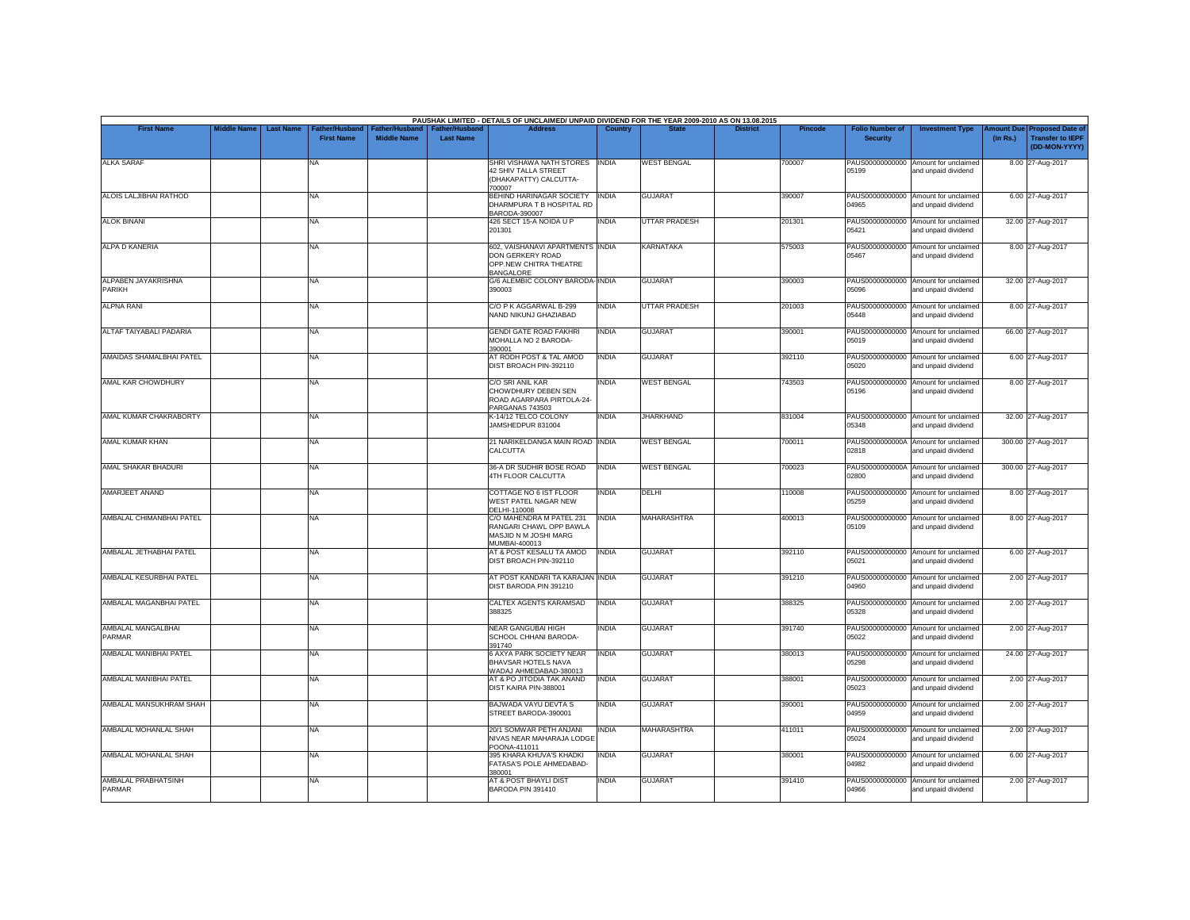PAUSHAK LIMITED - DETAILS OF UNCLAIMED/ UNPAID DIVIDEND FOR THE YEAR 2009-2010 AS ON 13.08.2015

| First Name | Middle Name | Last Name | Father/Husband First Name | Father/Husband Middle Name | Father/Husband Last Name | Address | Country | State | District | Pincode | Folio Number of Security | Investment Type | Amount Due (in Rs.) | Proposed Date of Transfer to IEPF (DD-MON-YYYY) |
|---|---|---|---|---|---|---|---|---|---|---|---|---|---|---|
| ALKA SARAF | | | NA | | | SHRI VISHAWA NATH STORES 42 SHIV TALLA STREET (DHAKAPATTY) CALCUTTA-700007 | INDIA | WEST BENGAL | | 700007 | PAUS000000000000 05199 | Amount for unclaimed and unpaid dividend | 8.00 | 27-Aug-2017 |
| ALOIS LALJIBHAI RATHOD | | | NA | | | BEHIND HARINAGAR SOCIETY DHARMPURA T B HOSPITAL RD BARODA-390007 | INDIA | GUJARAT | | 390007 | PAUS000000000000 04965 | Amount for unclaimed and unpaid dividend | 6.00 | 27-Aug-2017 |
| ALOK BINANI | | | NA | | | 426 SECT 15-A NOIDA U P 201301 | INDIA | UTTAR PRADESH | | 201301 | PAUS000000000000 05421 | Amount for unclaimed and unpaid dividend | 32.00 | 27-Aug-2017 |
| ALPA D KANERIA | | | NA | | | 602, VAISHANAVI APARTMENTS DON GERKERY ROAD OPP.NEW CHITRA THEATRE BANGALORE | INDIA | KARNATAKA | | 575003 | PAUS000000000000 05467 | Amount for unclaimed and unpaid dividend | 8.00 | 27-Aug-2017 |
| ALPABEN JAYAKRISHNA PARIKH | | | NA | | | G/6 ALEMBIC COLONY BARODA-390003 | INDIA | GUJARAT | | 390003 | PAUS000000000000 05096 | Amount for unclaimed and unpaid dividend | 32.00 | 27-Aug-2017 |
| ALPNA RANI | | | NA | | | C/O P K AGGARWAL B-299 NAND NIKUNJ GHAZIABAD | INDIA | UTTAR PRADESH | | 201003 | PAUS000000000000 05448 | Amount for unclaimed and unpaid dividend | 8.00 | 27-Aug-2017 |
| ALTAF TAIYABALI PADARIA | | | NA | | | GENDI GATE ROAD FAKHRI MOHALLA NO 2 BARODA-390001 | INDIA | GUJARAT | | 390001 | PAUS000000000000 05019 | Amount for unclaimed and unpaid dividend | 66.00 | 27-Aug-2017 |
| AMAIDAS SHAMALBHAI PATEL | | | NA | | | AT RODH POST & TAL AMOD DIST BROACH PIN-392110 | INDIA | GUJARAT | | 392110 | PAUS000000000000 05020 | Amount for unclaimed and unpaid dividend | 6.00 | 27-Aug-2017 |
| AMAL KAR CHOWDHURY | | | NA | | | C/O SRI ANIL KAR CHOWDHURY DEBEN SEN ROAD AGARPARA PIRTOLA-24-PARGANAS 743503 | INDIA | WEST BENGAL | | 743503 | PAUS000000000000 05196 | Amount for unclaimed and unpaid dividend | 8.00 | 27-Aug-2017 |
| AMAL KUMAR CHAKRABORTY | | | NA | | | K-14/12 TELCO COLONY JAMSHEDPUR 831004 | INDIA | JHARKHAND | | 831004 | PAUS000000000000 05348 | Amount for unclaimed and unpaid dividend | 32.00 | 27-Aug-2017 |
| AMAL KUMAR KHAN | | | NA | | | 21 NARIKELDANGA MAIN ROAD CALCUTTA | INDIA | WEST BENGAL | | 700011 | PAUS0000000000A 02818 | Amount for unclaimed and unpaid dividend | 300.00 | 27-Aug-2017 |
| AMAL SHAKAR BHADURI | | | NA | | | 36-A DR SUDHIR BOSE ROAD 4TH FLOOR CALCUTTA | INDIA | WEST BENGAL | | 700023 | PAUS0000000000A 02800 | Amount for unclaimed and unpaid dividend | 300.00 | 27-Aug-2017 |
| AMARJEET ANAND | | | NA | | | COTTAGE NO 6 IST FLOOR WEST PATEL NAGAR NEW DELHI-110008 | INDIA | DELHI | | 110008 | PAUS000000000000 05259 | Amount for unclaimed and unpaid dividend | 8.00 | 27-Aug-2017 |
| AMBALAL CHIMANBHAI PATEL | | | NA | | | C/O MAHENDRA M PATEL 231 RANGARI CHAWL OPP BAWLA MASJID N M JOSHI MARG MUMBAI-400013 | INDIA | MAHARASHTRA | | 400013 | PAUS000000000000 05109 | Amount for unclaimed and unpaid dividend | 8.00 | 27-Aug-2017 |
| AMBALAL JETHABHAI PATEL | | | NA | | | AT & POST KESALU TA AMOD DIST BROACH PIN-392110 | INDIA | GUJARAT | | 392110 | PAUS000000000000 05021 | Amount for unclaimed and unpaid dividend | 6.00 | 27-Aug-2017 |
| AMBALAL KESURBHAI PATEL | | | NA | | | AT POST KANDARI TA KARAJAN DIST BARODA PIN 391210 | INDIA | GUJARAT | | 391210 | PAUS000000000000 04960 | Amount for unclaimed and unpaid dividend | 2.00 | 27-Aug-2017 |
| AMBALAL MAGANBHAI PATEL | | | NA | | | CALTEX AGENTS KARAMSAD 388325 | INDIA | GUJARAT | | 388325 | PAUS000000000000 05328 | Amount for unclaimed and unpaid dividend | 2.00 | 27-Aug-2017 |
| AMBALAL MANGALBHAI PARMAR | | | NA | | | NEAR GANGUBAI HIGH SCHOOL CHHANI BARODA-391740 | INDIA | GUJARAT | | 391740 | PAUS000000000000 05022 | Amount for unclaimed and unpaid dividend | 2.00 | 27-Aug-2017 |
| AMBALAL MANIBHAI PATEL | | | NA | | | 6 AXYA PARK SOCIETY NEAR BHAVSAR HOTELS NAVA WADAJ AHMEDABAD-380013 | INDIA | GUJARAT | | 380013 | PAUS000000000000 05298 | Amount for unclaimed and unpaid dividend | 24.00 | 27-Aug-2017 |
| AMBALAL MANIBHAI PATEL | | | NA | | | AT & PO JITODIA TAK ANAND DIST KAIRA PIN-388001 | INDIA | GUJARAT | | 388001 | PAUS000000000000 05023 | Amount for unclaimed and unpaid dividend | 2.00 | 27-Aug-2017 |
| AMBALAL MANSUKHRAM SHAH | | | NA | | | BAJWADA VAYU DEVTA S STREET BARODA-390001 | INDIA | GUJARAT | | 390001 | PAUS000000000000 04959 | Amount for unclaimed and unpaid dividend | 2.00 | 27-Aug-2017 |
| AMBALAL MOHANLAL SHAH | | | NA | | | 20/1 SOMWAR PETH ANJANI NIVAS NEAR MAHARAJA LODGE POONA-411011 | INDIA | MAHARASHTRA | | 411011 | PAUS000000000000 05024 | Amount for unclaimed and unpaid dividend | 2.00 | 27-Aug-2017 |
| AMBALAL MOHANLAL SHAH | | | NA | | | 395 KHARA KHUVA'S KHADKI FATASA'S POLE AHMEDABAD-380001 | INDIA | GUJARAT | | 380001 | PAUS000000000000 04982 | Amount for unclaimed and unpaid dividend | 6.00 | 27-Aug-2017 |
| AMBALAL PRABHATSINH PARMAR | | | NA | | | AT & POST BHAYLI DIST BARODA PIN 391410 | INDIA | GUJARAT | | 391410 | PAUS000000000000 04966 | Amount for unclaimed and unpaid dividend | 2.00 | 27-Aug-2017 |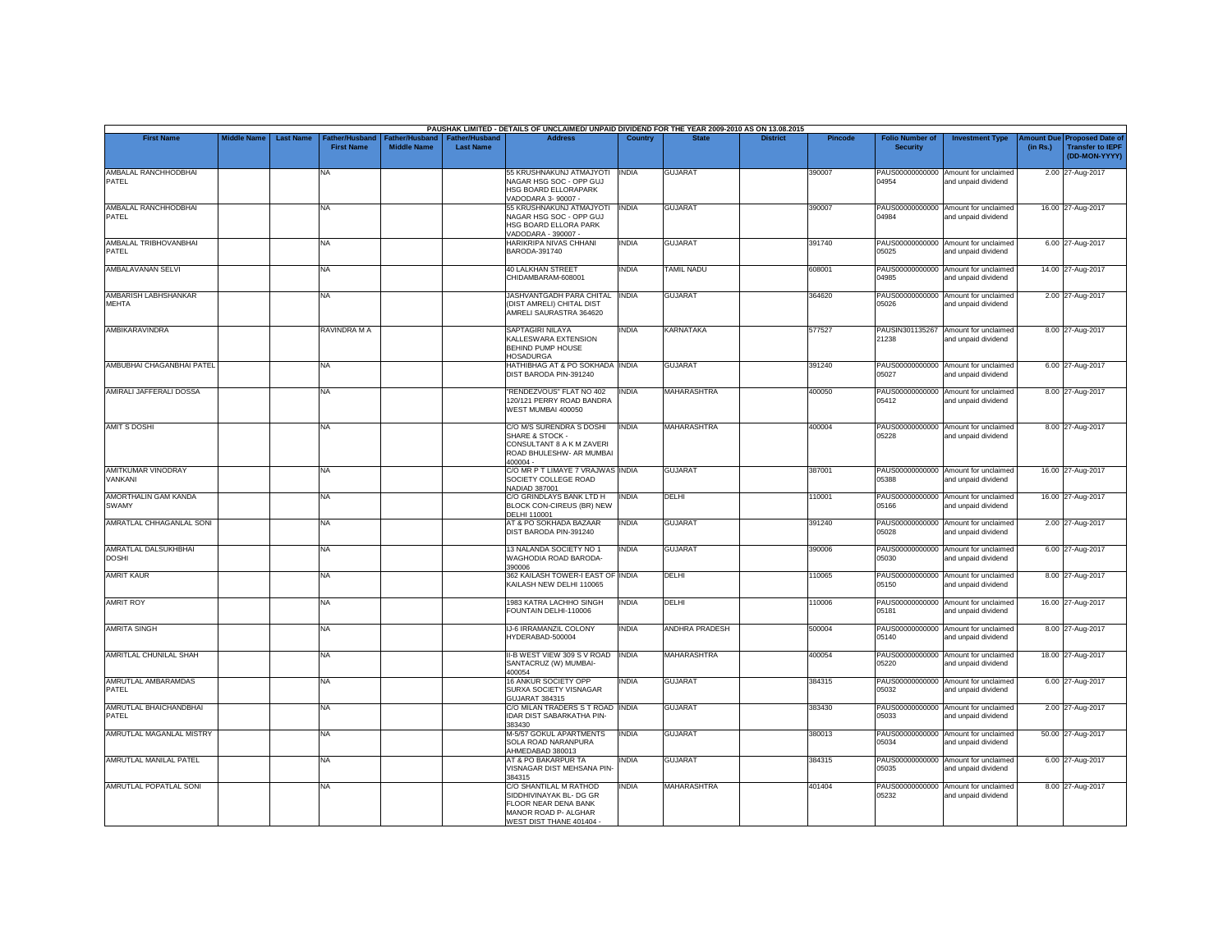**PAUSHAK LIMITED - DETAILS OF UNCLAIMED/ UNPAID DIVIDEND FOR THE YEAR 2009-2010 AS ON 13.08.2015**

| First Name | Middle Name | Last Name | Father/Husband First Name | Father/Husband Middle Name | Father/Husband Last Name | Address | Country | State | District | Pincode | Folio Number of Security | Investment Type | Amount Due (in Rs.) | Proposed Date of Transfer to IEPF (DD-MON-YYYY) |
|---|---|---|---|---|---|---|---|---|---|---|---|---|---|---|
| AMBALAL RANCHHODBHAI PATEL | | | NA | | | 55 KRUSHNAKUNJ ATMAJYOTI NAGAR HSG SOC - OPP GUJ HSG BOARD ELLORAPARK VADODARA 3- 90007 - | INDIA | GUJARAT | | 390007 | PAUS00000000000 04954 | Amount for unclaimed and unpaid dividend | 2.00 | 27-Aug-2017 |
| AMBALAL RANCHHODBHAI PATEL | | | NA | | | 55 KRUSHNAKUNJ ATMAJYOTI NAGAR HSG SOC - OPP GUJ HSG BOARD ELLORA PARK VADODARA - 390007 - | INDIA | GUJARAT | | 390007 | PAUS00000000000 04984 | Amount for unclaimed and unpaid dividend | 16.00 | 27-Aug-2017 |
| AMBALAL TRIBHOVANBHAI PATEL | | | NA | | | HARIKRIPA NIVAS CHHANI BARODA-391740 | INDIA | GUJARAT | | 391740 | PAUS00000000000 05025 | Amount for unclaimed and unpaid dividend | 6.00 | 27-Aug-2017 |
| AMBALAVANAN SELVI | | | NA | | | 40 LALKHAN STREET CHIDAMBARAM-608001 | INDIA | TAMIL NADU | | 608001 | PAUS00000000000 04985 | Amount for unclaimed and unpaid dividend | 14.00 | 27-Aug-2017 |
| AMBARISH LABHSHANKAR MEHTA | | | NA | | | JASHVANTGADH PARA CHITAL (DIST AMRELI) CHITAL DIST AMRELI SAURASTRA 364620 | INDIA | GUJARAT | | 364620 | PAUS00000000000 05026 | Amount for unclaimed and unpaid dividend | 2.00 | 27-Aug-2017 |
| AMBIKARAVINDRA | | | RAVINDRA M A | | | SAPTAGIRI NILAYA KALLESWARA EXTENSION BEHIND PUMP HOUSE HOSADURGA | INDIA | KARNATAKA | | 577527 | PAUSIN301135267 21238 | Amount for unclaimed and unpaid dividend | 8.00 | 27-Aug-2017 |
| AMBUBHAI CHAGANBHAI PATEL | | | NA | | | HATHIBHAG AT & PO SOKHADA DIST BARODA PIN-391240 | INDIA | GUJARAT | | 391240 | PAUS00000000000 05027 | Amount for unclaimed and unpaid dividend | 6.00 | 27-Aug-2017 |
| AMIRALI JAFFERALI DOSSA | | | NA | | | "RENDEZVOUS" FLAT NO 402 120/121 PERRY ROAD BANDRA WEST MUMBAI 400050 | INDIA | MAHARASHTRA | | 400050 | PAUS00000000000 05412 | Amount for unclaimed and unpaid dividend | 8.00 | 27-Aug-2017 |
| AMIT S DOSHI | | | NA | | | C/O M/S SURENDRA S DOSHI SHARE & STOCK - CONSULTANT 8 A K M ZAVERI ROAD BHULESHW- AR MUMBAI 400004 - | INDIA | MAHARASHTRA | | 400004 | PAUS00000000000 05228 | Amount for unclaimed and unpaid dividend | 8.00 | 27-Aug-2017 |
| AMITKUMAR VINODRAY VANKANI | | | NA | | | C/O MR P T LIMAYE 7 VRAJWAS SOCIETY COLLEGE ROAD NADIAD 387001 | INDIA | GUJARAT | | 387001 | PAUS00000000000 05388 | Amount for unclaimed and unpaid dividend | 16.00 | 27-Aug-2017 |
| AMORTHALIN GAM KANDA SWAMY | | | NA | | | C/O GRINDLAYS BANK LTD H BLOCK CON-CIREUS (BR) NEW DELHI 110001 | INDIA | DELHI | | 110001 | PAUS00000000000 05166 | Amount for unclaimed and unpaid dividend | 16.00 | 27-Aug-2017 |
| AMRATLAL CHHAGANLAL SONI | | | NA | | | AT & PO SOKHADA BAZAAR DIST BARODA PIN-391240 | INDIA | GUJARAT | | 391240 | PAUS00000000000 05028 | Amount for unclaimed and unpaid dividend | 2.00 | 27-Aug-2017 |
| AMRATLAL DALSUKHBHAI DOSHI | | | NA | | | 13 NALANDA SOCIETY NO 1 WAGHODIA ROAD BARODA-390006 | INDIA | GUJARAT | | 390006 | PAUS00000000000 05030 | Amount for unclaimed and unpaid dividend | 6.00 | 27-Aug-2017 |
| AMRIT KAUR | | | NA | | | 362 KAILASH TOWER-I EAST OF KAILASH NEW DELHI 110065 | INDIA | DELHI | | 110065 | PAUS00000000000 05150 | Amount for unclaimed and unpaid dividend | 8.00 | 27-Aug-2017 |
| AMRIT ROY | | | NA | | | 1983 KATRA LACHHO SINGH FOUNTAIN DELHI-110006 | INDIA | DELHI | | 110006 | PAUS00000000000 05181 | Amount for unclaimed and unpaid dividend | 16.00 | 27-Aug-2017 |
| AMRITA SINGH | | | NA | | | IJ-6 IRRAMANZIL COLONY HYDERABAD-500004 | INDIA | ANDHRA PRADESH | | 500004 | PAUS00000000000 05140 | Amount for unclaimed and unpaid dividend | 8.00 | 27-Aug-2017 |
| AMRITLAL CHUNILAL SHAH | | | NA | | | II-B WEST VIEW 309 S V ROAD SANTACRUZ (W) MUMBAI-400054 | INDIA | MAHARASHTRA | | 400054 | PAUS00000000000 05220 | Amount for unclaimed and unpaid dividend | 18.00 | 27-Aug-2017 |
| AMRUTLAL AMBARAMDAS PATEL | | | NA | | | 16 ANKUR SOCIETY OPP SURXA SOCIETY VISNAGAR GUJARAT 384315 | INDIA | GUJARAT | | 384315 | PAUS00000000000 05032 | Amount for unclaimed and unpaid dividend | 6.00 | 27-Aug-2017 |
| AMRUTLAL BHAICHANDBHAI PATEL | | | NA | | | C/O MILAN TRADERS S T ROAD IDAR DIST SABARKATHA PIN-383430 | INDIA | GUJARAT | | 383430 | PAUS00000000000 05033 | Amount for unclaimed and unpaid dividend | 2.00 | 27-Aug-2017 |
| AMRUTLAL MAGANLAL MISTRY | | | NA | | | M-5/57 GOKUL APARTMENTS SOLA ROAD NARANPURA AHMEDABAD 380013 | INDIA | GUJARAT | | 380013 | PAUS00000000000 05034 | Amount for unclaimed and unpaid dividend | 50.00 | 27-Aug-2017 |
| AMRUTLAL MANILAL PATEL | | | NA | | | AT & PO BAKARPUR TA VISNAGAR DIST MEHSANA PIN-384315 | INDIA | GUJARAT | | 384315 | PAUS00000000000 05035 | Amount for unclaimed and unpaid dividend | 6.00 | 27-Aug-2017 |
| AMRUTLAL POPATLAL SONI | | | NA | | | C/O SHANTILAL M RATHOD SIDDHIVINAYAK BL- DG GR FLOOR NEAR DENA BANK MANOR ROAD P- ALGHAR WEST DIST THANE 401404 - | INDIA | MAHARASHTRA | | 401404 | PAUS00000000000 05232 | Amount for unclaimed and unpaid dividend | 8.00 | 27-Aug-2017 |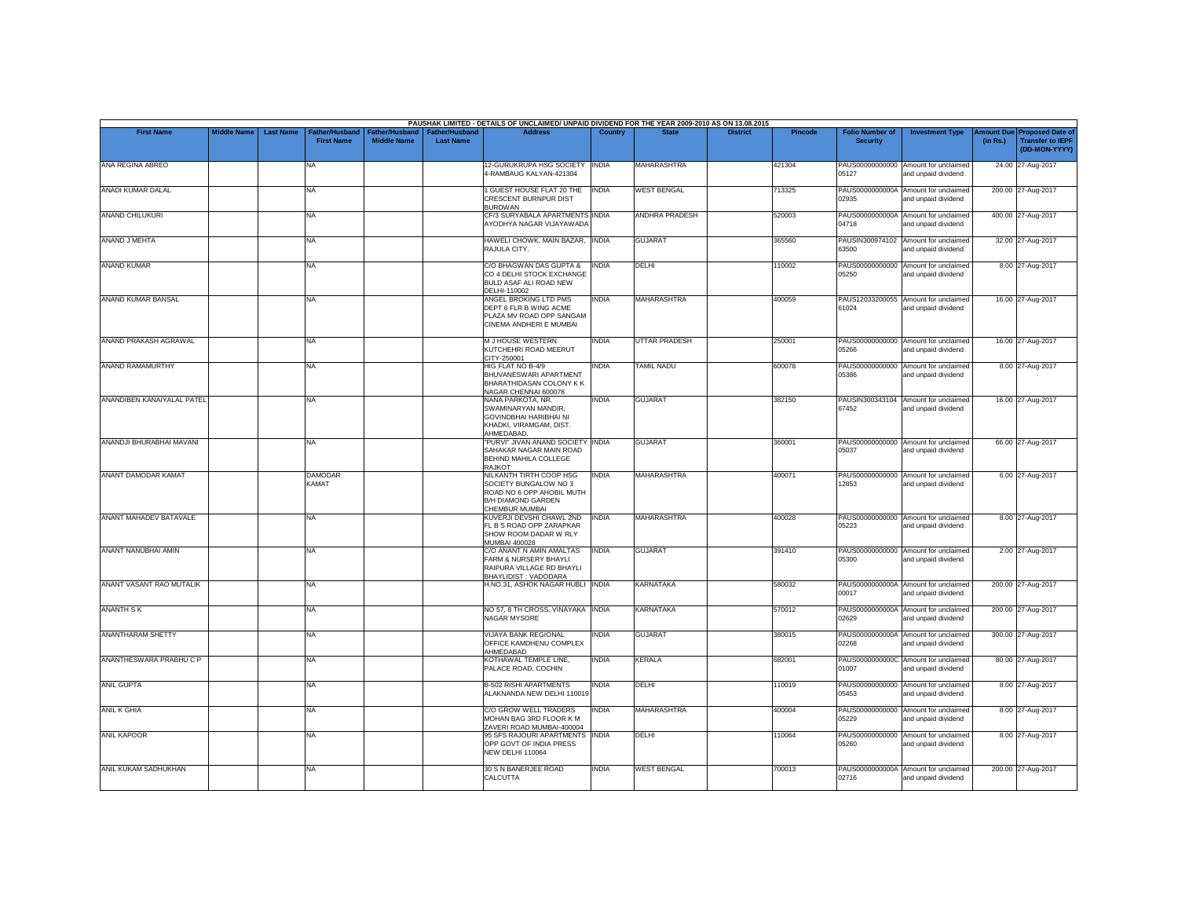PAUSHAK LIMITED - DETAILS OF UNCLAIMED/ UNPAID DIVIDEND FOR THE YEAR 2009-2010 AS ON 13.08.2015

| First Name | Middle Name | Last Name | Father/Husband First Name | Father/Husband Middle Name | Father/Husband Last Name | Address | Country | State | District | Pincode | Folio Number of Security | Investment Type | Amount Due (in Rs.) | Proposed Date of Transfer to IEPF (DD-MON-YYYY) |
|---|---|---|---|---|---|---|---|---|---|---|---|---|---|---|
| ANA REGINA ABREO | | | NA | | | 12-GURUKRUPA HSG SOCIETY 4-RAMBAUG KALYAN-421304 | INDIA | MAHARASHTRA | | 421304 | PAUS00000000000 05127 | Amount for unclaimed and unpaid dividend | 24.00 | 27-Aug-2017 |
| ANADI KUMAR DALAL | | | NA | | | 1 GUEST HOUSE FLAT 20 THE CRESCENT BURNPUR DIST BURDWAN | INDIA | WEST BENGAL | | 713325 | PAUS0000000000A 02935 | Amount for unclaimed and unpaid dividend | 200.00 | 27-Aug-2017 |
| ANAND CHILUKURI | | | NA | | | CF/3 SURYABALA APARTMENTS AYODHYA NAGAR VIJAYAWADA | INDIA | ANDHRA PRADESH | | 520003 | PAUS0000000000A 04718 | Amount for unclaimed and unpaid dividend | 400.00 | 27-Aug-2017 |
| ANAND J MEHTA | | | NA | | | HAWELI CHOWK, MAIN BAZAR, RAJULA CITY. | INDIA | GUJARAT | | 365560 | PAUSIN300974102 63500 | Amount for unclaimed and unpaid dividend | 32.00 | 27-Aug-2017 |
| ANAND KUMAR | | | NA | | | C/O BHAGWAN DAS GUPTA & CO 4 DELHI STOCK EXCHANGE BULD ASAF ALI ROAD NEW DELHI-110002 | INDIA | DELHI | | 110002 | PAUS00000000000 05250 | Amount for unclaimed and unpaid dividend | 8.00 | 27-Aug-2017 |
| ANAND KUMAR BANSAL | | | NA | | | ANGEL BROKING LTD PMS DEPT 6 FLR B WING ACME PLAZA MV ROAD OPP SANGAM CINEMA ANDHERI E MUMBAI | INDIA | MAHARASHTRA | | 400059 | PAUS12033200055 61024 | Amount for unclaimed and unpaid dividend | 16.00 | 27-Aug-2017 |
| ANAND PRAKASH AGRAWAL | | | NA | | | M J HOUSE WESTERN KUTCHEHRI ROAD MEERUT CITY-250001 | INDIA | UTTAR PRADESH | | 250001 | PAUS00000000000 05266 | Amount for unclaimed and unpaid dividend | 16.00 | 27-Aug-2017 |
| ANAND RAMAMURTHY | | | NA | | | HIG FLAT NO B-4/9 BHUVANESWARI APARTMENT BHARATHIDASAN COLONY K K NAGAR CHENNAI 600078 | INDIA | TAMIL NADU | | 600078 | PAUS00000000000 05386 | Amount for unclaimed and unpaid dividend | 8.00 | 27-Aug-2017 |
| ANANDIBEN KANAIYALAL PATEL | | | NA | | | NANA PARKOTA, NR. SWAMINARYAN MANDIR, GOVINDBHAI HARIBHAI NI KHADKI, VIRAMGAM, DIST. AHMEDABAD. | INDIA | GUJARAT | | 382150 | PAUSIN300343104 67452 | Amount for unclaimed and unpaid dividend | 16.00 | 27-Aug-2017 |
| ANANDJI BHURABHAI MAVANI | | | NA | | | "PURVI" JIVAN ANAND SOCIETY SAHAKAR NAGAR MAIN ROAD BEHIND MAHILA COLLEGE RAJKOT | INDIA | GUJARAT | | 360001 | PAUS00000000000 05037 | Amount for unclaimed and unpaid dividend | 66.00 | 27-Aug-2017 |
| ANANT DAMODAR KAMAT | | | DAMODAR KAMAT | | | NILKANTH TIRTH COOP HSG SOCIETY BUNGALOW NO 3 ROAD NO 6 OPP AHOBIL MUTH B/H DIAMOND GARDEN CHEMBUR MUMBAI | INDIA | MAHARASHTRA | | 400071 | PAUS00000000000 12853 | Amount for unclaimed and unpaid dividend | 6.00 | 27-Aug-2017 |
| ANANT MAHADEV BATAVALE | | | NA | | | KUVERJI DEVSHI CHAWL 2ND FL B S ROAD OPP ZARAPKAR SHOW ROOM DADAR W RLY MUMBAI 400028 | INDIA | MAHARASHTRA | | 400028 | PAUS00000000000 05223 | Amount for unclaimed and unpaid dividend | 8.00 | 27-Aug-2017 |
| ANANT NANUBHAI AMIN | | | NA | | | C/O ANANT N AMIN AMALTAS FARM & NURSERY BHAYLI RAIPURA VILLAGE RD BHAYLI BHAYLIDIST : VADODARA | INDIA | GUJARAT | | 391410 | PAUS00000000000 05300 | Amount for unclaimed and unpaid dividend | 2.00 | 27-Aug-2017 |
| ANANT VASANT RAO MUTALIK | | | NA | | | H.NO.31, ASHOK NAGAR HUBLI | INDIA | KARNATAKA | | 580032 | PAUS0000000000A 00017 | Amount for unclaimed and unpaid dividend | 200.00 | 27-Aug-2017 |
| ANANTH S K | | | NA | | | NO 57, 8 TH CROSS, VINAYAKA NAGAR MYSORE | INDIA | KARNATAKA | | 570012 | PAUS0000000000A 02629 | Amount for unclaimed and unpaid dividend | 200.00 | 27-Aug-2017 |
| ANANTHARAM SHETTY | | | NA | | | VIJAYA BANK REGIONAL OFFICE KAMDHENU COMPLEX AHMEDABAD | INDIA | GUJARAT | | 380015 | PAUS0000000000A 02268 | Amount for unclaimed and unpaid dividend | 300.00 | 27-Aug-2017 |
| ANANTHESWARA PRABHU C P | | | NA | | | KOTHAWAL TEMPLE LINE, PALACE ROAD, COCHIN | INDIA | KERALA | | 682001 | PAUS0000000000C 01007 | Amount for unclaimed and unpaid dividend | 80.00 | 27-Aug-2017 |
| ANIL GUPTA | | | NA | | | B-502 RISHI APARTMENTS ALAKNANDA NEW DELHI 110019 | INDIA | DELHI | | 110019 | PAUS00000000000 05453 | Amount for unclaimed and unpaid dividend | 8.00 | 27-Aug-2017 |
| ANIL K GHIA | | | NA | | | C/O GROW WELL TRADERS MOHAN BAG 3RD FLOOR K M ZAVERI ROAD MUMBAI-400004 | INDIA | MAHARASHTRA | | 400004 | PAUS00000000000 05229 | Amount for unclaimed and unpaid dividend | 8.00 | 27-Aug-2017 |
| ANIL KAPOOR | | | NA | | | 95 SFS RAJOURI APARTMENTS OPP GOVT OF INDIA PRESS NEW DELHI 110064 | INDIA | DELHI | | 110064 | PAUS00000000000 05260 | Amount for unclaimed and unpaid dividend | 8.00 | 27-Aug-2017 |
| ANIL KUKAM SADHUKHAN | | | NA | | | 30 S N BANERJEE ROAD CALCUTTA | INDIA | WEST BENGAL | | 700013 | PAUS0000000000A 02716 | Amount for unclaimed and unpaid dividend | 200.00 | 27-Aug-2017 |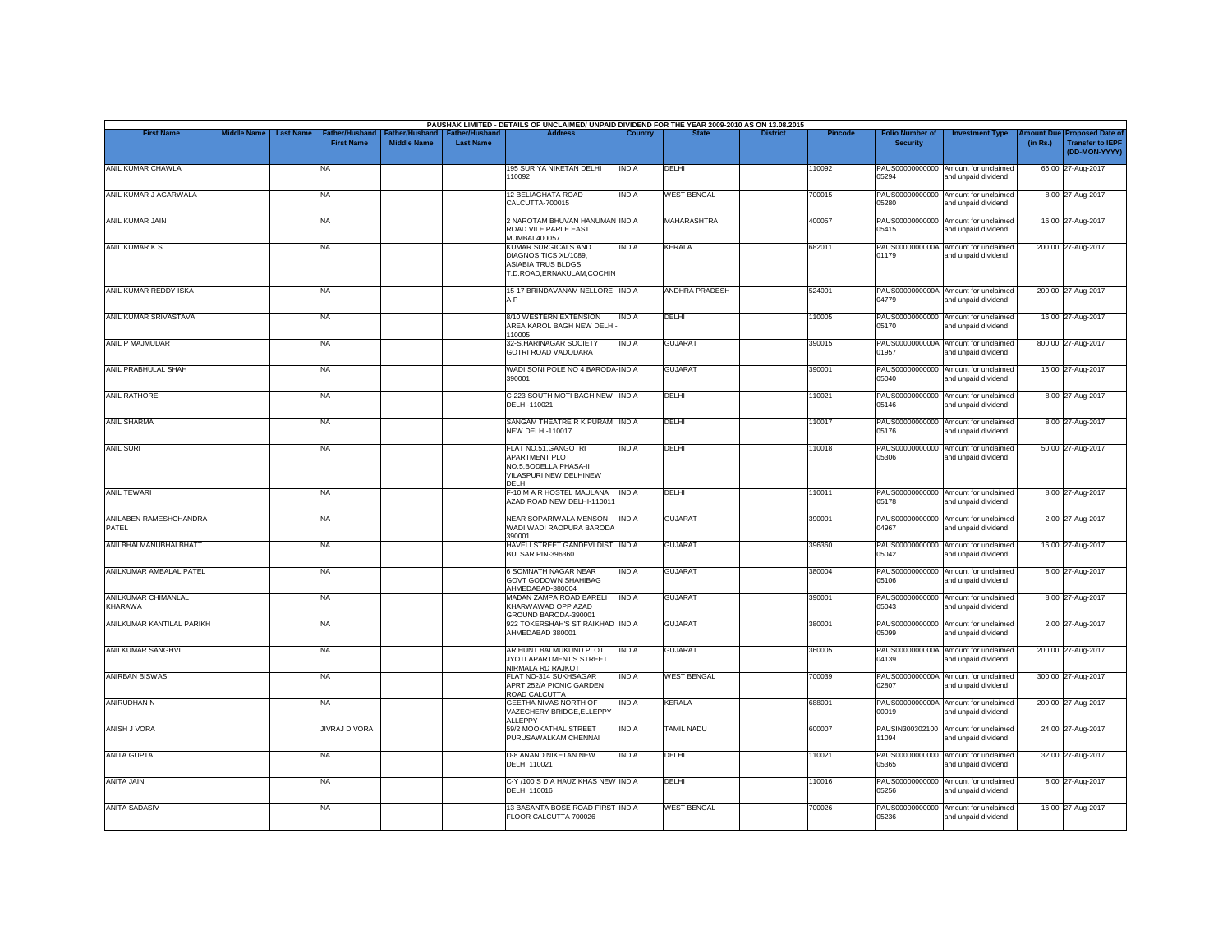PAUSHAK LIMITED - DETAILS OF UNCLAIMED/ UNPAID DIVIDEND FOR THE YEAR 2009-2010 AS ON 13.08.2015

| First Name | Middle Name | Last Name | Father/Husband First Name | Father/Husband Middle Name | Father/Husband Last Name | Address | Country | State | District | Pincode | Folio Number of Security | Investment Type | Amount Due (in Rs.) | Proposed Date of Transfer to IEPF (DD-MON-YYYY) |
|---|---|---|---|---|---|---|---|---|---|---|---|---|---|---|
| ANIL KUMAR CHAWLA | | | NA | | | 195 SURIYA NIKETAN DELHI 110092 | INDIA | DELHI | | 110092 | PAUS00000000000 05294 | Amount for unclaimed and unpaid dividend | 66.00 | 27-Aug-2017 |
| ANIL KUMAR J AGARWALA | | | NA | | | 12 BELIAGHATA ROAD CALCUTTA-700015 | INDIA | WEST BENGAL | | 700015 | PAUS00000000000 05280 | Amount for unclaimed and unpaid dividend | 8.00 | 27-Aug-2017 |
| ANIL KUMAR JAIN | | | NA | | | 2 NAROTAM BHUVAN HANUMAN ROAD VILE PARLE EAST MUMBAI 400057 | INDIA | MAHARASHTRA | | 400057 | PAUS00000000000 05415 | Amount for unclaimed and unpaid dividend | 16.00 | 27-Aug-2017 |
| ANIL KUMAR K S | | | NA | | | KUMAR SURGICALS AND DIAGNOSITICS XL/1089, ASIABIA TRUS BLDGS T.D.ROAD,ERNAKULAM,COCHIN | INDIA | KERALA | | 682011 | PAUS0000000000A 01179 | Amount for unclaimed and unpaid dividend | 200.00 | 27-Aug-2017 |
| ANIL KUMAR REDDY ISKA | | | NA | | | 15-17 BRINDAVANAM NELLORE A P | INDIA | ANDHRA PRADESH | | 524001 | PAUS0000000000A 04779 | Amount for unclaimed and unpaid dividend | 200.00 | 27-Aug-2017 |
| ANIL KUMAR SRIVASTAVA | | | NA | | | 8/10 WESTERN EXTENSION AREA KAROL BAGH NEW DELHI-110005 | INDIA | DELHI | | 110005 | PAUS00000000000 05170 | Amount for unclaimed and unpaid dividend | 16.00 | 27-Aug-2017 |
| ANIL P MAJMUDAR | | | NA | | | 32-S,HARINAGAR SOCIETY GOTRI ROAD VADODARA | INDIA | GUJARAT | | 390015 | PAUS0000000000A 01957 | Amount for unclaimed and unpaid dividend | 800.00 | 27-Aug-2017 |
| ANIL PRABHULAL SHAH | | | NA | | | WADI SONI POLE NO 4 BARODA-390001 | INDIA | GUJARAT | | 390001 | PAUS00000000000 05040 | Amount for unclaimed and unpaid dividend | 16.00 | 27-Aug-2017 |
| ANIL RATHORE | | | NA | | | C-223 SOUTH MOTI BAGH NEW DELHI-110021 | INDIA | DELHI | | 110021 | PAUS00000000000 05146 | Amount for unclaimed and unpaid dividend | 8.00 | 27-Aug-2017 |
| ANIL SHARMA | | | NA | | | SANGAM THEATRE R K PURAM NEW DELHI-110017 | INDIA | DELHI | | 110017 | PAUS00000000000 05176 | Amount for unclaimed and unpaid dividend | 8.00 | 27-Aug-2017 |
| ANIL SURI | | | NA | | | FLAT NO.51,GANGOTRI APARTMENT PLOT NO.5,BODELLA PHASA-II VILASPURI NEW DELHINEW DELHI | INDIA | DELHI | | 110018 | PAUS00000000000 05306 | Amount for unclaimed and unpaid dividend | 50.00 | 27-Aug-2017 |
| ANIL TEWARI | | | NA | | | F-10 M A R HOSTEL MAULANA AZAD ROAD NEW DELHI-110011 | INDIA | DELHI | | 110011 | PAUS00000000000 05178 | Amount for unclaimed and unpaid dividend | 8.00 | 27-Aug-2017 |
| ANILABEN RAMESHCHANDRA PATEL | | | NA | | | NEAR SOPARIWALA MENSON WADI WADI RAOPURA BARODA 390001 | INDIA | GUJARAT | | 390001 | PAUS00000000000 04967 | Amount for unclaimed and unpaid dividend | 2.00 | 27-Aug-2017 |
| ANILBHAI MANUBHAI BHATT | | | NA | | | HAVELI STREET GANDEVI DIST BULSAR PIN-396360 | INDIA | GUJARAT | | 396360 | PAUS00000000000 05042 | Amount for unclaimed and unpaid dividend | 16.00 | 27-Aug-2017 |
| ANILKUMAR AMBALAL PATEL | | | NA | | | 6 SOMNATH NAGAR NEAR GOVT GODOWN SHAHIBAG AHMEDABAD-380004 | INDIA | GUJARAT | | 380004 | PAUS00000000000 05106 | Amount for unclaimed and unpaid dividend | 8.00 | 27-Aug-2017 |
| ANILKUMAR CHIMANLAL KHARAWA | | | NA | | | MADAN ZAMPA ROAD BARELI KHARWAWAD OPP AZAD GROUND BARODA-390001 | INDIA | GUJARAT | | 390001 | PAUS00000000000 05043 | Amount for unclaimed and unpaid dividend | 8.00 | 27-Aug-2017 |
| ANILKUMAR KANTILAL PARIKH | | | NA | | | 922 TOKERSHAH'S ST RAIKHAD AHMEDABAD 380001 | INDIA | GUJARAT | | 380001 | PAUS00000000000 05099 | Amount for unclaimed and unpaid dividend | 2.00 | 27-Aug-2017 |
| ANILKUMAR SANGHVI | | | NA | | | ARIHUNT BALMUKUND PLOT JYOTI APARTMENT'S STREET NIRMALA RD RAJKOT | INDIA | GUJARAT | | 360005 | PAUS0000000000A 04139 | Amount for unclaimed and unpaid dividend | 200.00 | 27-Aug-2017 |
| ANIRBAN BISWAS | | | NA | | | FLAT NO-314 SUKHSAGAR APRT 252/A PICNIC GARDEN ROAD CALCUTTA | INDIA | WEST BENGAL | | 700039 | PAUS0000000000A 02807 | Amount for unclaimed and unpaid dividend | 300.00 | 27-Aug-2017 |
| ANIRUDHAN N | | | NA | | | GEETHA NIVAS NORTH OF VAZECHERY BRIDGE,ELLEPPY ALLEPPY | INDIA | KERALA | | 688001 | PAUS0000000000A 00019 | Amount for unclaimed and unpaid dividend | 200.00 | 27-Aug-2017 |
| ANISH J VORA | | | JIVRAJ D VORA | | | 59/2 MOOKATHAL STREET PURUSAWALKAM CHENNAI | INDIA | TAMIL NADU | | 600007 | PAUSIN300302100 11094 | Amount for unclaimed and unpaid dividend | 24.00 | 27-Aug-2017 |
| ANITA GUPTA | | | NA | | | D-8 ANAND NIKETAN NEW DELHI 110021 | INDIA | DELHI | | 110021 | PAUS00000000000 05365 | Amount for unclaimed and unpaid dividend | 32.00 | 27-Aug-2017 |
| ANITA JAIN | | | NA | | | C-Y /100 S D A HAUZ KHAS NEW DELHI 110016 | INDIA | DELHI | | 110016 | PAUS00000000000 05256 | Amount for unclaimed and unpaid dividend | 8.00 | 27-Aug-2017 |
| ANITA SADASIV | | | NA | | | 13 BASANTA BOSE ROAD FIRST FLOOR CALCUTTA 700026 | INDIA | WEST BENGAL | | 700026 | PAUS00000000000 05236 | Amount for unclaimed and unpaid dividend | 16.00 | 27-Aug-2017 |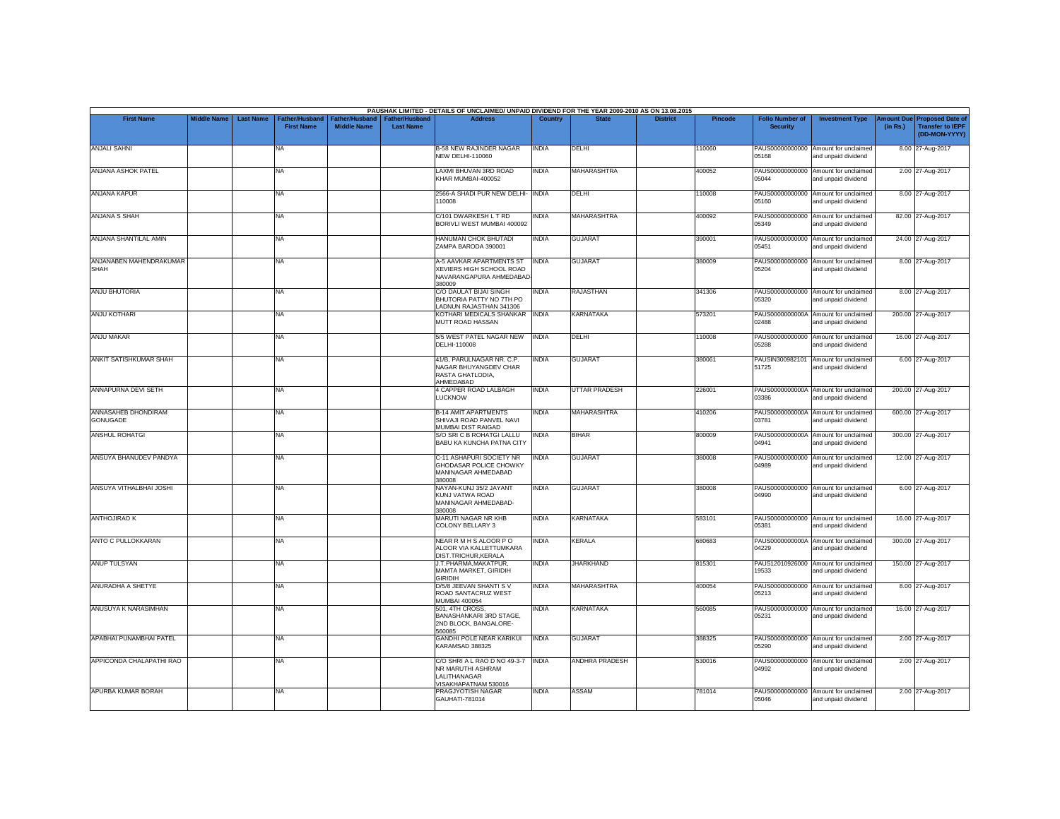PAUSHAK LIMITED - DETAILS OF UNCLAIMED/ UNPAID DIVIDEND FOR THE YEAR 2009-2010 AS ON 13.08.2015

| First Name | Middle Name | Last Name | Father/Husband First Name | Father/Husband Middle Name | Father/Husband Last Name | Address | Country | State | District | Pincode | Folio Number of Security | Investment Type | Amount Due (in Rs.) | Proposed Date of Transfer to IEPF (DD-MON-YYYY) |
|---|---|---|---|---|---|---|---|---|---|---|---|---|---|---|
| ANJALI SAHNI | | | NA | | | B-58 NEW RAJINDER NAGAR NEW DELHI-110060 | INDIA | DELHI | | 110060 | PAUS00000000000 05168 | Amount for unclaimed and unpaid dividend | 8.00 | 27-Aug-2017 |
| ANJANA ASHOK PATEL | | | NA | | | LAXMI BHUVAN 3RD ROAD KHAR MUMBAI-400052 | INDIA | MAHARASHTRA | | 400052 | PAUS00000000000 05044 | Amount for unclaimed and unpaid dividend | 2.00 | 27-Aug-2017 |
| ANJANA KAPUR | | | NA | | | 2566-A SHADI PUR NEW DELHI-110008 | INDIA | DELHI | | 110008 | PAUS00000000000 05160 | Amount for unclaimed and unpaid dividend | 8.00 | 27-Aug-2017 |
| ANJANA S SHAH | | | NA | | | C/101 DWARKESH L T RD BORIVLI WEST MUMBAI 400092 | INDIA | MAHARASHTRA | | 400092 | PAUS00000000000 05349 | Amount for unclaimed and unpaid dividend | 82.00 | 27-Aug-2017 |
| ANJANA SHANTILAL AMIN | | | NA | | | HANUMAN CHOK BHUTADI ZAMPA BARODA 390001 | INDIA | GUJARAT | | 390001 | PAUS00000000000 05451 | Amount for unclaimed and unpaid dividend | 24.00 | 27-Aug-2017 |
| ANJANABEN MAHENDRAKUMAR SHAH | | | NA | | | A-5 AAVKAR APARTMENTS ST XEVIERS HIGH SCHOOL ROAD NAVARANGAPURA AHMEDABAD-380009 | INDIA | GUJARAT | | 380009 | PAUS00000000000 05204 | Amount for unclaimed and unpaid dividend | 8.00 | 27-Aug-2017 |
| ANJU BHUTORIA | | | NA | | | C/O DAULAT BIJAI SINGH BHUTORIA PATTY NO 7TH PO LADNUN RAJASTHAN 341306 | INDIA | RAJASTHAN | | 341306 | PAUS00000000000 05320 | Amount for unclaimed and unpaid dividend | 8.00 | 27-Aug-2017 |
| ANJU KOTHARI | | | NA | | | KOTHARI MEDICALS SHANKAR MUTT ROAD HASSAN | INDIA | KARNATAKA | | 573201 | PAUS0000000000A 02488 | Amount for unclaimed and unpaid dividend | 200.00 | 27-Aug-2017 |
| ANJU MAKAR | | | NA | | | 5/5 WEST PATEL NAGAR NEW DELHI-110008 | INDIA | DELHI | | 110008 | PAUS00000000000 05288 | Amount for unclaimed and unpaid dividend | 16.00 | 27-Aug-2017 |
| ANKIT SATISHKUMAR SHAH | | | NA | | | 41/B, PARULNAGAR NR. C.P. NAGAR BHUYANGDEV CHAR RASTA GHATLODIA, AHMEDABAD | INDIA | GUJARAT | | 380061 | PAUSIN300982101 51725 | Amount for unclaimed and unpaid dividend | 6.00 | 27-Aug-2017 |
| ANNAPURNA DEVI SETH | | | NA | | | 4 CAPPER ROAD LALBAGH LUCKNOW | INDIA | UTTAR PRADESH | | 226001 | PAUS0000000000A 03386 | Amount for unclaimed and unpaid dividend | 200.00 | 27-Aug-2017 |
| ANNASAHEB DHONDIRAM GONUGADE | | | NA | | | B-14 AMIT APARTMENTS SHIVAJI ROAD PANVEL NAVI MUMBAI DIST RAIGAD | INDIA | MAHARASHTRA | | 410206 | PAUS0000000000A 03781 | Amount for unclaimed and unpaid dividend | 600.00 | 27-Aug-2017 |
| ANSHUL ROHATGI | | | NA | | | S/O SRI C B ROHATGI LALLU BABU KA KUNCHA PATNA CITY | INDIA | BIHAR | | 800009 | PAUS0000000000A 04941 | Amount for unclaimed and unpaid dividend | 300.00 | 27-Aug-2017 |
| ANSUYA BHANUDEV PANDYA | | | NA | | | C-11 ASHAPURI SOCIETY NR GHODASAR POLICE CHOWKY MANINAGAR AHMEDABAD 380008 | INDIA | GUJARAT | | 380008 | PAUS00000000000 04989 | Amount for unclaimed and unpaid dividend | 12.00 | 27-Aug-2017 |
| ANSUYA VITHALBHAI JOSHI | | | NA | | | NAYAN-KUNJ 35/2 JAYANT KUNJ VATWA ROAD MANINAGAR AHMEDABAD-380008 | INDIA | GUJARAT | | 380008 | PAUS00000000000 04990 | Amount for unclaimed and unpaid dividend | 6.00 | 27-Aug-2017 |
| ANTHOJIRAO K | | | NA | | | MARUTI NAGAR NR KHB COLONY BELLARY 3 | INDIA | KARNATAKA | | 583101 | PAUS00000000000 05381 | Amount for unclaimed and unpaid dividend | 16.00 | 27-Aug-2017 |
| ANTO C PULLOKKARAN | | | NA | | | NEAR R M H S ALOOR P O ALOOR VIA KALLETTUMKARA DIST.TRICHUR,KERALA | INDIA | KERALA | | 680683 | PAUS0000000000A 04229 | Amount for unclaimed and unpaid dividend | 300.00 | 27-Aug-2017 |
| ANUP TULSYAN | | | NA | | | J.T.PHARMA,MAKATPUR, MAMTA MARKET, GIRIDIH GIRIDIH | INDIA | JHARKHAND | | 815301 | PAUS12010926000 19533 | Amount for unclaimed and unpaid dividend | 150.00 | 27-Aug-2017 |
| ANURADHA A SHETYE | | | NA | | | D/5/8 JEEVAN SHANTI S V ROAD SANTACRUZ WEST MUMBAI 400054 | INDIA | MAHARASHTRA | | 400054 | PAUS00000000000 05213 | Amount for unclaimed and unpaid dividend | 8.00 | 27-Aug-2017 |
| ANUSUYA K NARASIMHAN | | | NA | | | 501, 4TH CROSS, BANASHANKARI 3RD STAGE, 2ND BLOCK, BANGALORE-560085 | INDIA | KARNATAKA | | 560085 | PAUS00000000000 05231 | Amount for unclaimed and unpaid dividend | 16.00 | 27-Aug-2017 |
| APABHAI PUNAMBHAI PATEL | | | NA | | | GANDHI POLE NEAR KARIKUI KARAMSAD 388325 | INDIA | GUJARAT | | 388325 | PAUS00000000000 05290 | Amount for unclaimed and unpaid dividend | 2.00 | 27-Aug-2017 |
| APPICONDA CHALAPATHI RAO | | | NA | | | C/O SHRI A L RAO D NO 49-3-7 NR MARUTHI ASHRAM LALITHANAGAR VISAKHAPATNAM 530016 | INDIA | ANDHRA PRADESH | | 530016 | PAUS00000000000 04992 | Amount for unclaimed and unpaid dividend | 2.00 | 27-Aug-2017 |
| APURBA KUMAR BORAH | | | NA | | | PRAGJYOTISH NAGAR GAUHATI-781014 | INDIA | ASSAM | | 781014 | PAUS00000000000 05046 | Amount for unclaimed and unpaid dividend | 2.00 | 27-Aug-2017 |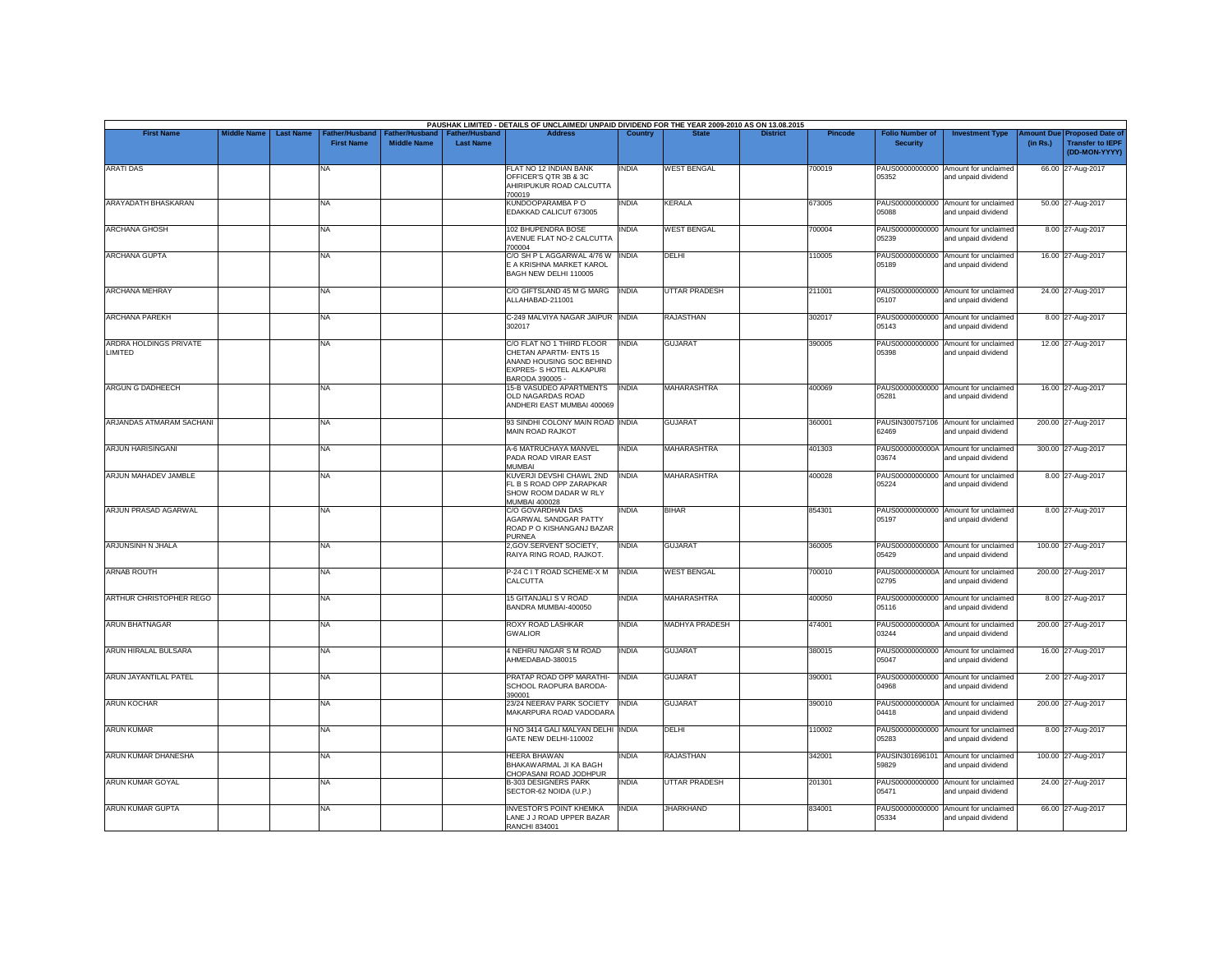PAUSHAK LIMITED - DETAILS OF UNCLAIMED/ UNPAID DIVIDEND FOR THE YEAR 2009-2010 AS ON 13.08.2015

| First Name | Middle Name | Last Name | Father/Husband First Name | Father/Husband Middle Name | Father/Husband Last Name | Address | Country | State | District | Pincode | Folio Number of Security | Investment Type | Amount Due (in Rs.) | Proposed Date of Transfer to IEPF (DD-MON-YYYY) |
|---|---|---|---|---|---|---|---|---|---|---|---|---|---|---|
| ARATI DAS | | | NA | | | FLAT NO 12 INDIAN BANK OFFICER'S QTR 3B & 3C AHIRIPUKUR ROAD CALCUTTA 700019 | INDIA | WEST BENGAL | | 700019 | PAUS00000000000 05352 | Amount for unclaimed and unpaid dividend | 66.00 | 27-Aug-2017 |
| ARAYADATH BHASKARAN | | | NA | | | KUNDOOPARAMBA P O EDAKKAD CALICUT 673005 | INDIA | KERALA | | 673005 | PAUS00000000000 05088 | Amount for unclaimed and unpaid dividend | 50.00 | 27-Aug-2017 |
| ARCHANA GHOSH | | | NA | | | 102 BHUPENDRA BOSE AVENUE FLAT NO-2 CALCUTTA 700004 | INDIA | WEST BENGAL | | 700004 | PAUS00000000000 05239 | Amount for unclaimed and unpaid dividend | 8.00 | 27-Aug-2017 |
| ARCHANA GUPTA | | | NA | | | C/O SH P L AGGARWAL 4/76 W E A KRISHNA MARKET KAROL BAGH NEW DELHI 110005 | INDIA | DELHI | | 110005 | PAUS00000000000 05189 | Amount for unclaimed and unpaid dividend | 16.00 | 27-Aug-2017 |
| ARCHANA MEHRAY | | | NA | | | C/O GIFTSLAND 45 M G MARG ALLAHABAD-211001 | INDIA | UTTAR PRADESH | | 211001 | PAUS00000000000 05107 | Amount for unclaimed and unpaid dividend | 24.00 | 27-Aug-2017 |
| ARCHANA PAREKH | | | NA | | | C-249 MALVIYA NAGAR JAIPUR 302017 | INDIA | RAJASTHAN | | 302017 | PAUS00000000000 05143 | Amount for unclaimed and unpaid dividend | 8.00 | 27-Aug-2017 |
| ARDRA HOLDINGS PRIVATE LIMITED | | | NA | | | C/O FLAT NO 1 THIRD FLOOR CHETAN APARTM- ENTS 15 ANAND HOUSING SOC BEHIND EXPRES- S HOTEL ALKAPURI BARODA 390005 - | INDIA | GUJARAT | | 390005 | PAUS00000000000 05398 | Amount for unclaimed and unpaid dividend | 12.00 | 27-Aug-2017 |
| ARGUN G DADHEECH | | | NA | | | 15-B VASUDEO APARTMENTS OLD NAGARDAS ROAD ANDHERI EAST MUMBAI 400069 | INDIA | MAHARASHTRA | | 400069 | PAUS00000000000 05281 | Amount for unclaimed and unpaid dividend | 16.00 | 27-Aug-2017 |
| ARJANDAS ATMARAM SACHANI | | | NA | | | 93 SINDHI COLONY MAIN ROAD MAIN ROAD RAJKOT | INDIA | GUJARAT | | 360001 | PAUSIN300757106 62469 | Amount for unclaimed and unpaid dividend | 200.00 | 27-Aug-2017 |
| ARJUN HARISINGANI | | | NA | | | A-6 MATRUCHAYA MANVEL PADA ROAD VIRAR EAST MUMBAI | INDIA | MAHARASHTRA | | 401303 | PAUS0000000000A 03674 | Amount for unclaimed and unpaid dividend | 300.00 | 27-Aug-2017 |
| ARJUN MAHADEV JAMBLE | | | NA | | | KUVERJI DEVSHI CHAWL 2ND FL B S ROAD OPP ZARAPKAR SHOW ROOM DADAR W RLY MUMBAI 400028 | INDIA | MAHARASHTRA | | 400028 | PAUS00000000000 05224 | Amount for unclaimed and unpaid dividend | 8.00 | 27-Aug-2017 |
| ARJUN PRASAD AGARWAL | | | NA | | | C/O GOVARDHAN DAS AGARWAL SANDGAR PATTY ROAD P O KISHANGANJ BAZAR PURNEA | INDIA | BIHAR | | 854301 | PAUS00000000000 05197 | Amount for unclaimed and unpaid dividend | 8.00 | 27-Aug-2017 |
| ARJUNSINH N JHALA | | | NA | | | 2,GOV.SERVENT SOCIETY, RAIYA RING ROAD, RAJKOT. | INDIA | GUJARAT | | 360005 | PAUS00000000000 05429 | Amount for unclaimed and unpaid dividend | 100.00 | 27-Aug-2017 |
| ARNAB ROUTH | | | NA | | | P-24 C I T ROAD SCHEME-X M CALCUTTA | INDIA | WEST BENGAL | | 700010 | PAUS0000000000A 02795 | Amount for unclaimed and unpaid dividend | 200.00 | 27-Aug-2017 |
| ARTHUR CHRISTOPHER REGO | | | NA | | | 15 GITANJALI S V ROAD BANDRA MUMBAI-400050 | INDIA | MAHARASHTRA | | 400050 | PAUS00000000000 05116 | Amount for unclaimed and unpaid dividend | 8.00 | 27-Aug-2017 |
| ARUN BHATNAGAR | | | NA | | | ROXY ROAD LASHKAR GWALIOR | INDIA | MADHYA PRADESH | | 474001 | PAUS0000000000A 03244 | Amount for unclaimed and unpaid dividend | 200.00 | 27-Aug-2017 |
| ARUN HIRALAL BULSARA | | | NA | | | 4 NEHRU NAGAR S M ROAD AHMEDABAD-380015 | INDIA | GUJARAT | | 380015 | PAUS00000000000 05047 | Amount for unclaimed and unpaid dividend | 16.00 | 27-Aug-2017 |
| ARUN JAYANTILAL PATEL | | | NA | | | PRATAP ROAD OPP MARATHI-SCHOOL RAOPURA BARODA-390001 | INDIA | GUJARAT | | 390001 | PAUS00000000000 04968 | Amount for unclaimed and unpaid dividend | 2.00 | 27-Aug-2017 |
| ARUN KOCHAR | | | NA | | | 23/24 NEERAV PARK SOCIETY MAKARPURA ROAD VADODARA | INDIA | GUJARAT | | 390010 | PAUS0000000000A 04418 | Amount for unclaimed and unpaid dividend | 200.00 | 27-Aug-2017 |
| ARUN KUMAR | | | NA | | | H NO 3414 GALI MALYAN DELHI GATE NEW DELHI-110002 | INDIA | DELHI | | 110002 | PAUS00000000000 05283 | Amount for unclaimed and unpaid dividend | 8.00 | 27-Aug-2017 |
| ARUN KUMAR DHANESHA | | | NA | | | HEERA BHAWAN BHAKAWARMAL JI KA BAGH CHOPASANI ROAD JODHPUR | INDIA | RAJASTHAN | | 342001 | PAUSIN301696101 59829 | Amount for unclaimed and unpaid dividend | 100.00 | 27-Aug-2017 |
| ARUN KUMAR GOYAL | | | NA | | | B-303 DESIGNERS PARK SECTOR-62 NOIDA (U.P.) | INDIA | UTTAR PRADESH | | 201301 | PAUS00000000000 05471 | Amount for unclaimed and unpaid dividend | 24.00 | 27-Aug-2017 |
| ARUN KUMAR GUPTA | | | NA | | | INVESTOR'S POINT KHEMKA LANE J J ROAD UPPER BAZAR RANCHI 834001 | INDIA | JHARKHAND | | 834001 | PAUS00000000000 05334 | Amount for unclaimed and unpaid dividend | 66.00 | 27-Aug-2017 |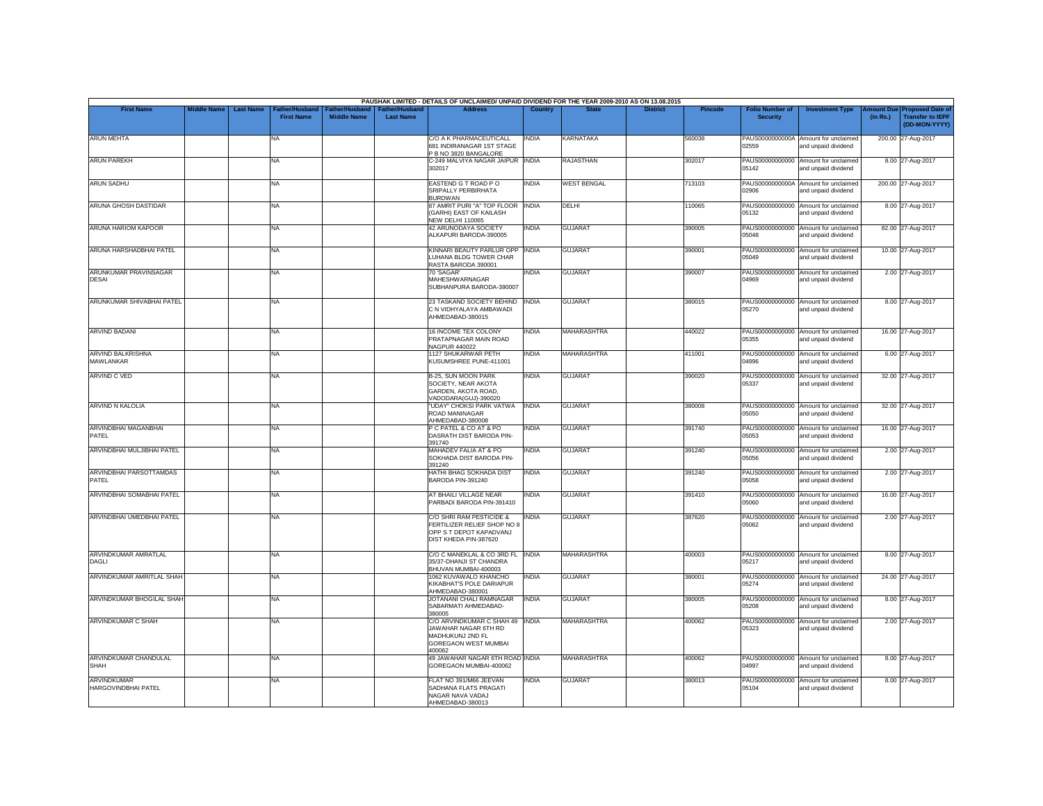PAUSHAK LIMITED - DETAILS OF UNCLAIMED/ UNPAID DIVIDEND FOR THE YEAR 2009-2010 AS ON 13.08.2015

| First Name | Middle Name | Last Name | Father/Husband First Name | Father/Husband Middle Name | Father/Husband Last Name | Address | Country | State | District | Pincode | Folio Number of Security | Investment Type | Amount Due (in Rs.) | Proposed Date of Transfer to IEPF (DD-MON-YYYY) |
|---|---|---|---|---|---|---|---|---|---|---|---|---|---|---|
| ARUN MEHTA | | | NA | | | C/O A K PHARMACEUTICALL 681 INDIRANAGAR 1ST STAGE P B NO 3820 BANGALORE | INDIA | KARNATAKA | | 560038 | PAUS00000000000A02559 | Amount for unclaimed and unpaid dividend | 200.00 | 27-Aug-2017 |
| ARUN PAREKH | | | NA | | | C-249 MALVIYA NAGAR JAIPUR 302017 | INDIA | RAJASTHAN | | 302017 | PAUS000000000000 05142 | Amount for unclaimed and unpaid dividend | 8.00 | 27-Aug-2017 |
| ARUN SADHU | | | NA | | | EASTEND G T ROAD P O SRIPALLY PERBIRHATA BURDWAN | INDIA | WEST BENGAL | | 713103 | PAUS00000000000A02906 | Amount for unclaimed and unpaid dividend | 200.00 | 27-Aug-2017 |
| ARUNA GHOSH DASTIDAR | | | NA | | | 87 AMRIT PURI "A" TOP FLOOR (GARHI) EAST OF KAILASH NEW DELHI 110065 | INDIA | DELHI | | 110065 | PAUS000000000000 05132 | Amount for unclaimed and unpaid dividend | 8.00 | 27-Aug-2017 |
| ARUNA HARIOM KAPOOR | | | NA | | | 42 ARUNODAYA SOCIETY ALKAPURI BARODA-390005 | INDIA | GUJARAT | | 390005 | PAUS000000000000 05048 | Amount for unclaimed and unpaid dividend | 82.00 | 27-Aug-2017 |
| ARUNA HARSHADBHAI PATEL | | | NA | | | KINNARI BEAUTY PARLUR OPP LUHANA BLDG TOWER CHAR RASTA BARODA 390001 | INDIA | GUJARAT | | 390001 | PAUS000000000000 05049 | Amount for unclaimed and unpaid dividend | 10.00 | 27-Aug-2017 |
| ARUNKUMAR PRAVINSAGAR DESAI | | | NA | | | 70 'SAGAR' MAHESHWARNAGAR SUBHANPURA BARODA-390007 | INDIA | GUJARAT | | 390007 | PAUS000000000000 04969 | Amount for unclaimed and unpaid dividend | 2.00 | 27-Aug-2017 |
| ARUNKUMAR SHIVABHAI PATEL | | | NA | | | 23 TASKAND SOCIETY BEHIND C N VIDHYALAYA AMBAWADI AHMEDABAD-380015 | INDIA | GUJARAT | | 380015 | PAUS000000000000 05270 | Amount for unclaimed and unpaid dividend | 8.00 | 27-Aug-2017 |
| ARVIND BADANI | | | NA | | | 16 INCOME TEX COLONY PRATAPNAGAR MAIN ROAD NAGPUR 440022 | INDIA | MAHARASHTRA | | 440022 | PAUS000000000000 05355 | Amount for unclaimed and unpaid dividend | 16.00 | 27-Aug-2017 |
| ARVIND BALKRISHNA MAWLANKAR | | | NA | | | 1127 SHUKARWAR PETH KUSUMSHREE PUNE-411001 | INDIA | MAHARASHTRA | | 411001 | PAUS000000000000 04996 | Amount for unclaimed and unpaid dividend | 6.00 | 27-Aug-2017 |
| ARVIND C VED | | | NA | | | B-25, SUN MOON PARK SOCIETY, NEAR AKOTA GARDEN, AKOTA ROAD, VADODARA(GUJ)-390020 | INDIA | GUJARAT | | 390020 | PAUS000000000000 05337 | Amount for unclaimed and unpaid dividend | 32.00 | 27-Aug-2017 |
| ARVIND N KALOLIA | | | NA | | | "UDAY" CHOKSI PARK VATWA ROAD MANINAGAR AHMEDABAD-380008 | INDIA | GUJARAT | | 380008 | PAUS000000000000 05050 | Amount for unclaimed and unpaid dividend | 32.00 | 27-Aug-2017 |
| ARVINDBHAI MAGANBHAI PATEL | | | NA | | | P C PATEL & CO AT & PO DASRATH DIST BARODA PIN-391740 | INDIA | GUJARAT | | 391740 | PAUS000000000000 05053 | Amount for unclaimed and unpaid dividend | 16.00 | 27-Aug-2017 |
| ARVINDBHAI MULJIBHAI PATEL | | | NA | | | MAHADEV FALIA AT & PO SOKHADA DIST BARODA PIN-391240 | INDIA | GUJARAT | | 391240 | PAUS000000000000 05056 | Amount for unclaimed and unpaid dividend | 2.00 | 27-Aug-2017 |
| ARVINDBHAI PARSOTTAMDAS PATEL | | | NA | | | HATHI BHAG SOKHADA DIST BARODA PIN-391240 | INDIA | GUJARAT | | 391240 | PAUS000000000000 05058 | Amount for unclaimed and unpaid dividend | 2.00 | 27-Aug-2017 |
| ARVINDBHAI SOMABHAI PATEL | | | NA | | | AT BHAILI VILLAGE NEAR PARBADI BARODA PIN-391410 | INDIA | GUJARAT | | 391410 | PAUS000000000000 05060 | Amount for unclaimed and unpaid dividend | 16.00 | 27-Aug-2017 |
| ARVINDBHAI UMEDBHAI PATEL | | | NA | | | C/O SHRI RAM PESTICIDE & FERTILIZER RELIEF SHOP NO 8 OPP S T DEPOT KAPADVANJ DIST KHEDA PIN-387620 | INDIA | GUJARAT | | 387620 | PAUS000000000000 05062 | Amount for unclaimed and unpaid dividend | 2.00 | 27-Aug-2017 |
| ARVINDKUMAR AMRATLAL DAGLI | | | NA | | | C/O C MANEKLAL & CO 3RD FL 35/37-DHANJI ST CHANDRA BHUVAN MUMBAI-400003 | INDIA | MAHARASHTRA | | 400003 | PAUS000000000000 05217 | Amount for unclaimed and unpaid dividend | 8.00 | 27-Aug-2017 |
| ARVINDKUMAR AMRITLAL SHAH | | | NA | | | 1062 KUVAWALO KHANCHO KIKABHAT'S POLE DARIAPUR AHMEDABAD-380001 | INDIA | GUJARAT | | 380001 | PAUS000000000000 05274 | Amount for unclaimed and unpaid dividend | 24.00 | 27-Aug-2017 |
| ARVINDKUMAR BHOGILAL SHAH | | | NA | | | JOTANANI CHALI RAMNAGAR SABARMATI AHMEDABAD-380005 | INDIA | GUJARAT | | 380005 | PAUS000000000000 05208 | Amount for unclaimed and unpaid dividend | 8.00 | 27-Aug-2017 |
| ARVINDKUMAR C SHAH | | | NA | | | C/O ARVINDKUMAR C SHAH 49 JAWAHAR NAGAR 6TH RD MADHUKUNJ 2ND FL GOREGAON WEST MUMBAI 400062 | INDIA | MAHARASHTRA | | 400062 | PAUS000000000000 05323 | Amount for unclaimed and unpaid dividend | 2.00 | 27-Aug-2017 |
| ARVINDKUMAR CHANDULAL SHAH | | | NA | | | 49 JAWAHAR NAGAR 6TH ROAD GOREGAON MUMBAI-400062 | INDIA | MAHARASHTRA | | 400062 | PAUS000000000000 04997 | Amount for unclaimed and unpaid dividend | 8.00 | 27-Aug-2017 |
| ARVINDKUMAR HARGOVINDBHAI PATEL | | | NA | | | FLAT NO 391/M66 JEEVAN SADHANA FLATS PRAGATI NAGAR NAVA VADAJ AHMEDABAD-380013 | INDIA | GUJARAT | | 380013 | PAUS000000000000 05104 | Amount for unclaimed and unpaid dividend | 8.00 | 27-Aug-2017 |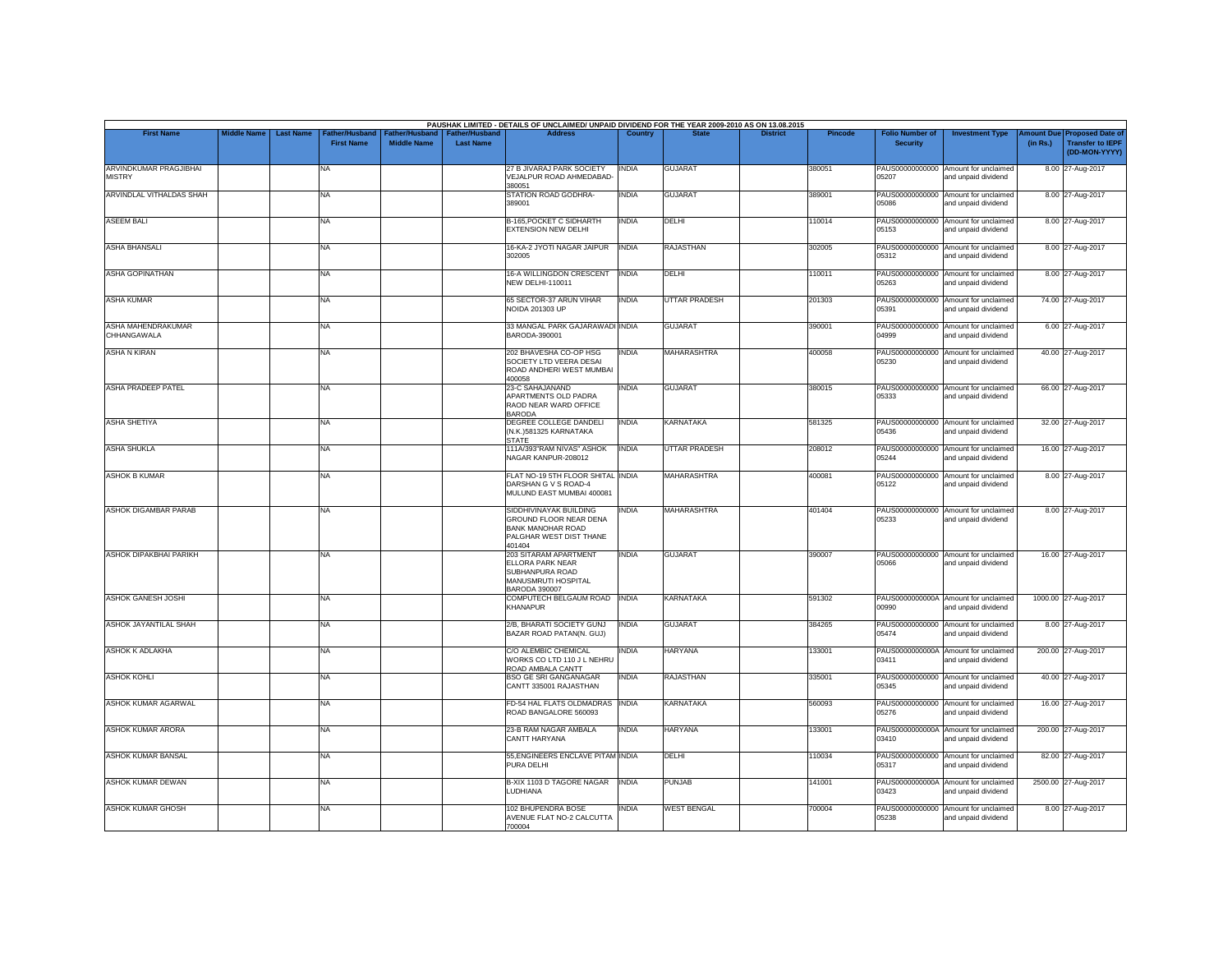PAUSHAK LIMITED - DETAILS OF UNCLAIMED/ UNPAID DIVIDEND FOR THE YEAR 2009-2010 AS ON 13.08.2015

| First Name | Middle Name | Last Name | Father/Husband First Name | Father/Husband Middle Name | Father/Husband Last Name | Address | Country | State | District | Pincode | Folio Number of Security | Investment Type | Amount Due (in Rs.) | Proposed Date of Transfer to IEPF (DD-MON-YYYY) |
|---|---|---|---|---|---|---|---|---|---|---|---|---|---|---|
| ARVINDKUMAR PRAGJIBHAI MISTRY | | | NA | | | 27 B JIVARAJ PARK SOCIETY VEJALPUR ROAD AHMEDABAD-380051 | INDIA | GUJARAT | | 380051 | PAUS00000000000 05207 | Amount for unclaimed and unpaid dividend | 8.00 | 27-Aug-2017 |
| ARVINDLAL VITHALDAS SHAH | | | NA | | | STATION ROAD GODHRA-389001 | INDIA | GUJARAT | | 389001 | PAUS00000000000 05086 | Amount for unclaimed and unpaid dividend | 8.00 | 27-Aug-2017 |
| ASEEM BALI | | | NA | | | B-165,POCKET C SIDHARTH EXTENSION NEW DELHI | INDIA | DELHI | | 110014 | PAUS00000000000 05153 | Amount for unclaimed and unpaid dividend | 8.00 | 27-Aug-2017 |
| ASHA BHANSALI | | | NA | | | 16-KA-2 JYOTI NAGAR JAIPUR 302005 | INDIA | RAJASTHAN | | 302005 | PAUS00000000000 05312 | Amount for unclaimed and unpaid dividend | 8.00 | 27-Aug-2017 |
| ASHA GOPINATHAN | | | NA | | | 16-A WILLINGDON CRESCENT NEW DELHI-110011 | INDIA | DELHI | | 110011 | PAUS00000000000 05263 | Amount for unclaimed and unpaid dividend | 8.00 | 27-Aug-2017 |
| ASHA KUMAR | | | NA | | | 65 SECTOR-37 ARUN VIHAR NOIDA 201303 UP | INDIA | UTTAR PRADESH | | 201303 | PAUS00000000000 05391 | Amount for unclaimed and unpaid dividend | 74.00 | 27-Aug-2017 |
| ASHA MAHENDRAKUMAR CHHANGAWALA | | | NA | | | 33 MANGAL PARK GAJARAWADI BARODA-390001 | INDIA | GUJARAT | | 390001 | PAUS00000000000 04999 | Amount for unclaimed and unpaid dividend | 6.00 | 27-Aug-2017 |
| ASHA N KIRAN | | | NA | | | 202 BHAVESHA CO-OP HSG SOCIETY LTD VEERA DESAI ROAD ANDHERI WEST MUMBAI 400058 | INDIA | MAHARASHTRA | | 400058 | PAUS00000000000 05230 | Amount for unclaimed and unpaid dividend | 40.00 | 27-Aug-2017 |
| ASHA PRADEEP PATEL | | | NA | | | 23-C SAHAJANAND APARTMENTS OLD PADRA RAOD NEAR WARD OFFICE BARODA | INDIA | GUJARAT | | 380015 | PAUS00000000000 05333 | Amount for unclaimed and unpaid dividend | 66.00 | 27-Aug-2017 |
| ASHA SHETIYA | | | NA | | | DEGREE COLLEGE DANDELI (N.K.)581325 KARNATAKA STATE | INDIA | KARNATAKA | | 581325 | PAUS00000000000 05436 | Amount for unclaimed and unpaid dividend | 32.00 | 27-Aug-2017 |
| ASHA SHUKLA | | | NA | | | 111A/393"RAM NIVAS" ASHOK NAGAR KANPUR-208012 | INDIA | UTTAR PRADESH | | 208012 | PAUS00000000000 05244 | Amount for unclaimed and unpaid dividend | 16.00 | 27-Aug-2017 |
| ASHOK B KUMAR | | | NA | | | FLAT NO-19 5TH FLOOR SHITAL DARSHAN G V S ROAD-4 MULUND EAST MUMBAI 400081 | INDIA | MAHARASHTRA | | 400081 | PAUS00000000000 05122 | Amount for unclaimed and unpaid dividend | 8.00 | 27-Aug-2017 |
| ASHOK DIGAMBAR PARAB | | | NA | | | SIDDHIVINAYAK BUILDING GROUND FLOOR NEAR DENA BANK MANOHAR ROAD PALGHAR WEST DIST THANE 401404 | INDIA | MAHARASHTRA | | 401404 | PAUS00000000000 05233 | Amount for unclaimed and unpaid dividend | 8.00 | 27-Aug-2017 |
| ASHOK DIPAKBHAI PARIKH | | | NA | | | 203 SITARAM APARTMENT ELLORA PARK NEAR SUBHANPURA ROAD MANUSMRUTI HOSPITAL BARODA 390007 | INDIA | GUJARAT | | 390007 | PAUS00000000000 05066 | Amount for unclaimed and unpaid dividend | 16.00 | 27-Aug-2017 |
| ASHOK GANESH JOSHI | | | NA | | | COMPUTECH BELGAUM ROAD KHANAPUR | INDIA | KARNATAKA | | 591302 | PAUS0000000000A 00990 | Amount for unclaimed and unpaid dividend | 1000.00 | 27-Aug-2017 |
| ASHOK JAYANTILAL SHAH | | | NA | | | 2/B, BHARATI SOCIETY GUNJ BAZAR ROAD PATAN(N. GUJ) | INDIA | GUJARAT | | 384265 | PAUS00000000000 05474 | Amount for unclaimed and unpaid dividend | 8.00 | 27-Aug-2017 |
| ASHOK K ADLAKHA | | | NA | | | C/O ALEMBIC CHEMICAL WORKS CO LTD 110 J L NEHRU ROAD AMBALA CANTT | INDIA | HARYANA | | 133001 | PAUS0000000000A 03411 | Amount for unclaimed and unpaid dividend | 200.00 | 27-Aug-2017 |
| ASHOK KOHLI | | | NA | | | BSO GE SRI GANGANAGAR CANTT 335001 RAJASTHAN | INDIA | RAJASTHAN | | 335001 | PAUS00000000000 05345 | Amount for unclaimed and unpaid dividend | 40.00 | 27-Aug-2017 |
| ASHOK KUMAR AGARWAL | | | NA | | | FD-54 HAL FLATS OLDMADRAS ROAD BANGALORE 560093 | INDIA | KARNATAKA | | 560093 | PAUS00000000000 05276 | Amount for unclaimed and unpaid dividend | 16.00 | 27-Aug-2017 |
| ASHOK KUMAR ARORA | | | NA | | | 23-B RAM NAGAR AMBALA CANTT HARYANA | INDIA | HARYANA | | 133001 | PAUS0000000000A 03410 | Amount for unclaimed and unpaid dividend | 200.00 | 27-Aug-2017 |
| ASHOK KUMAR BANSAL | | | NA | | | 55,ENGINEERS ENCLAVE PITAM PURA DELHI | INDIA | DELHI | | 110034 | PAUS00000000000 05317 | Amount for unclaimed and unpaid dividend | 82.00 | 27-Aug-2017 |
| ASHOK KUMAR DEWAN | | | NA | | | B-XIX 1103 D TAGORE NAGAR LUDHIANA | INDIA | PUNJAB | | 141001 | PAUS0000000000A 03423 | Amount for unclaimed and unpaid dividend | 2500.00 | 27-Aug-2017 |
| ASHOK KUMAR GHOSH | | | NA | | | 102 BHUPENDRA BOSE AVENUE FLAT NO-2 CALCUTTA 700004 | INDIA | WEST BENGAL | | 700004 | PAUS00000000000 05238 | Amount for unclaimed and unpaid dividend | 8.00 | 27-Aug-2017 |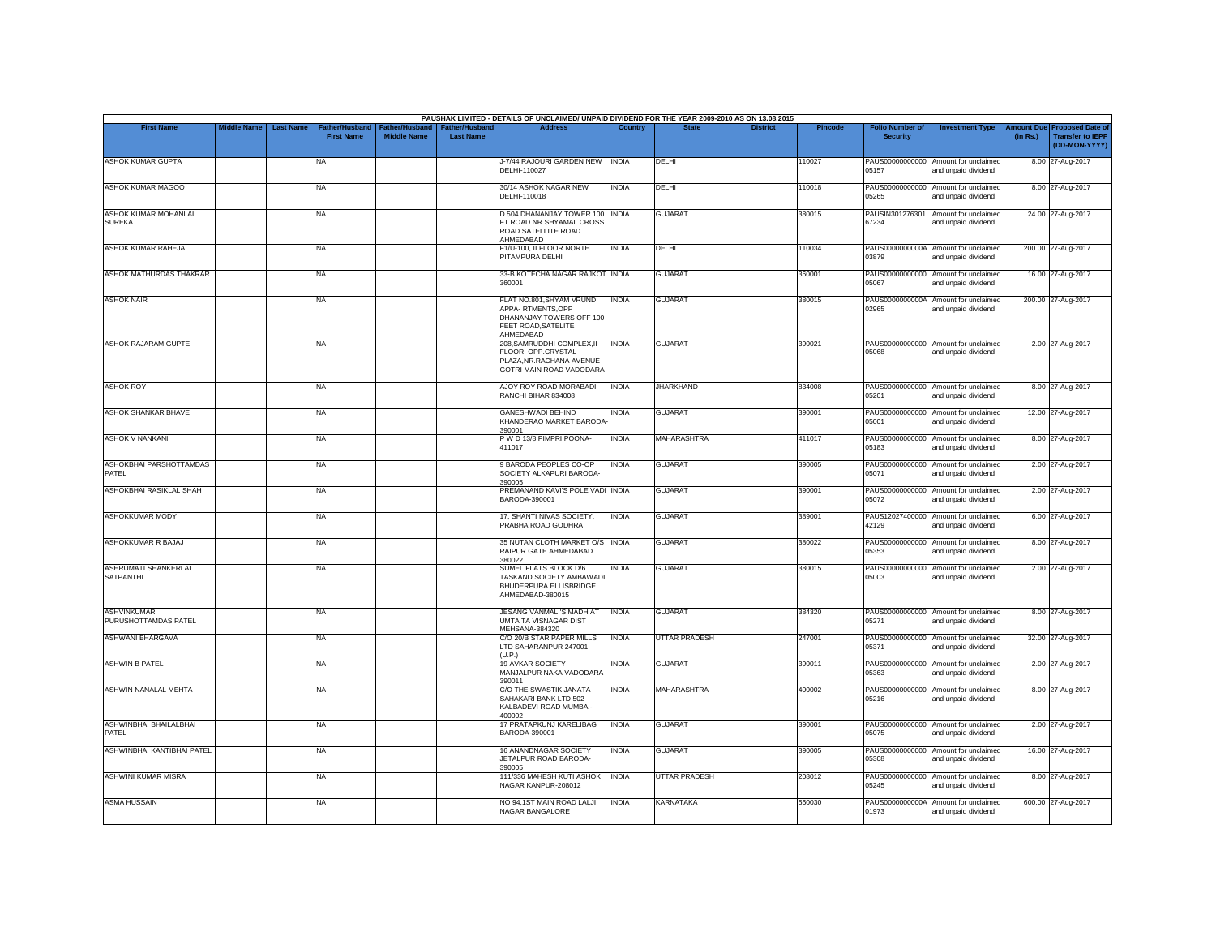PAUSHAK LIMITED - DETAILS OF UNCLAIMED/ UNPAID DIVIDEND FOR THE YEAR 2009-2010 AS ON 13.08.2015

| First Name | Middle Name | Last Name | Father/Husband First Name | Father/Husband Middle Name | Father/Husband Last Name | Address | Country | State | District | Pincode | Folio Number of Security | Investment Type | Amount Due (in Rs.) | Proposed Date of Transfer to IEPF (DD-MON-YYYY) |
|---|---|---|---|---|---|---|---|---|---|---|---|---|---|---|
| ASHOK KUMAR GUPTA | | | NA | | | J-7/44 RAJOURI GARDEN NEW DELHI-110027 | INDIA | DELHI | | 110027 | PAUS00000000000 05157 | Amount for unclaimed and unpaid dividend | 8.00 | 27-Aug-2017 |
| ASHOK KUMAR MAGOO | | | NA | | | 30/14 ASHOK NAGAR NEW DELHI-110018 | INDIA | DELHI | | 110018 | PAUS00000000000 05265 | Amount for unclaimed and unpaid dividend | 8.00 | 27-Aug-2017 |
| ASHOK KUMAR MOHANLAL SUREKA | | | NA | | | D 504 DHANANJAY TOWER 100 FT ROAD NR SHYAMAL CROSS ROAD SATELLITE ROAD AHMEDABAD | INDIA | GUJARAT | | 380015 | PAUSIN301276301 67234 | Amount for unclaimed and unpaid dividend | 24.00 | 27-Aug-2017 |
| ASHOK KUMAR RAHEJA | | | NA | | | F1/U-100, II FLOOR NORTH PITAMPURA DELHI | INDIA | DELHI | | 110034 | PAUS0000000000A 03879 | Amount for unclaimed and unpaid dividend | 200.00 | 27-Aug-2017 |
| ASHOK MATHURDAS THAKRAR | | | NA | | | 33-B KOTECHA NAGAR RAJKOT 360001 | INDIA | GUJARAT | | 360001 | PAUS00000000000 05067 | Amount for unclaimed and unpaid dividend | 16.00 | 27-Aug-2017 |
| ASHOK NAIR | | | NA | | | FLAT NO.801,SHYAM VRUND APPA- RTMENTS,OPP DHANANJAY TOWERS OFF 100 FEET ROAD,SATELITE AHMEDABAD | INDIA | GUJARAT | | 380015 | PAUS0000000000A 02965 | Amount for unclaimed and unpaid dividend | 200.00 | 27-Aug-2017 |
| ASHOK RAJARAM GUPTE | | | NA | | | 208,SAMRUDDHI COMPLEX,II FLOOR, OPP.CRYSTAL PLAZA,NR.RACHANA AVENUE GOTRI MAIN ROAD VADODARA | INDIA | GUJARAT | | 390021 | PAUS00000000000 05068 | Amount for unclaimed and unpaid dividend | 2.00 | 27-Aug-2017 |
| ASHOK ROY | | | NA | | | AJOY ROY ROAD MORABADI RANCHI BIHAR 834008 | INDIA | JHARKHAND | | 834008 | PAUS00000000000 05201 | Amount for unclaimed and unpaid dividend | 8.00 | 27-Aug-2017 |
| ASHOK SHANKAR BHAVE | | | NA | | | GANESHWADI BEHIND KHANDERAO MARKET BARODA-390001 | INDIA | GUJARAT | | 390001 | PAUS00000000000 05001 | Amount for unclaimed and unpaid dividend | 12.00 | 27-Aug-2017 |
| ASHOK V NANKANI | | | NA | | | P W D 13/8 PIMPRI POONA-411017 | INDIA | MAHARASHTRA | | 411017 | PAUS00000000000 05183 | Amount for unclaimed and unpaid dividend | 8.00 | 27-Aug-2017 |
| ASHOKBHAI PARSHOTTAMDAS PATEL | | | NA | | | 9 BARODA PEOPLES CO-OP SOCIETY ALKAPURI BARODA-390005 | INDIA | GUJARAT | | 390005 | PAUS00000000000 05071 | Amount for unclaimed and unpaid dividend | 2.00 | 27-Aug-2017 |
| ASHOKBHAI RASIKLAL SHAH | | | NA | | | PREMANAND KAVI'S POLE VADI BARODA-390001 | INDIA | GUJARAT | | 390001 | PAUS00000000000 05072 | Amount for unclaimed and unpaid dividend | 2.00 | 27-Aug-2017 |
| ASHOKKUMAR MODY | | | NA | | | 17, SHANTI NIVAS SOCIETY, PRABHA ROAD GODHRA | INDIA | GUJARAT | | 389001 | PAUS12027400000 42129 | Amount for unclaimed and unpaid dividend | 6.00 | 27-Aug-2017 |
| ASHOKKUMAR R BAJAJ | | | NA | | | 35 NUTAN CLOTH MARKET O/S RAIPUR GATE AHMEDABAD 380022 | INDIA | GUJARAT | | 380022 | PAUS00000000000 05353 | Amount for unclaimed and unpaid dividend | 8.00 | 27-Aug-2017 |
| ASHRUMATI SHANKERLAL SATPANTHI | | | NA | | | SUMEL FLATS BLOCK D/6 TASKAND SOCIETY AMBAWADI BHUDERPURA ELLISBRIDGE AHMEDABAD-380015 | INDIA | GUJARAT | | 380015 | PAUS00000000000 05003 | Amount for unclaimed and unpaid dividend | 2.00 | 27-Aug-2017 |
| ASHVINKUMAR PURUSHOTTAMDAS PATEL | | | NA | | | JESANG VANMALI'S MADH AT UMTA TA VISNAGAR DIST MEHSANA-384320 | INDIA | GUJARAT | | 384320 | PAUS00000000000 05271 | Amount for unclaimed and unpaid dividend | 8.00 | 27-Aug-2017 |
| ASHWANI BHARGAVA | | | NA | | | C/O 20/B STAR PAPER MILLS LTD SAHARANPUR 247001 (U.P.) | INDIA | UTTAR PRADESH | | 247001 | PAUS00000000000 05371 | Amount for unclaimed and unpaid dividend | 32.00 | 27-Aug-2017 |
| ASHWIN B PATEL | | | NA | | | 19 AVKAR SOCIETY MANJALPUR NAKA VADODARA 390011 | INDIA | GUJARAT | | 390011 | PAUS00000000000 05363 | Amount for unclaimed and unpaid dividend | 2.00 | 27-Aug-2017 |
| ASHWIN NANALAL MEHTA | | | NA | | | C/O THE SWASTIK JANATA SAHAKARI BANK LTD 502 KALBADEVI ROAD MUMBAI-400002 | INDIA | MAHARASHTRA | | 400002 | PAUS00000000000 05216 | Amount for unclaimed and unpaid dividend | 8.00 | 27-Aug-2017 |
| ASHWINBHAI BHAILALBHAI PATEL | | | NA | | | 17 PRATAPKUNJ KARELIBAG BARODA-390001 | INDIA | GUJARAT | | 390001 | PAUS00000000000 05075 | Amount for unclaimed and unpaid dividend | 2.00 | 27-Aug-2017 |
| ASHWINBHAI KANTIBHAI PATEL | | | NA | | | 16 ANANDNAGAR SOCIETY JETALPUR ROAD BARODA-390005 | INDIA | GUJARAT | | 390005 | PAUS00000000000 05308 | Amount for unclaimed and unpaid dividend | 16.00 | 27-Aug-2017 |
| ASHWINI KUMAR MISRA | | | NA | | | 111/336 MAHESH KUTI ASHOK NAGAR KANPUR-208012 | INDIA | UTTAR PRADESH | | 208012 | PAUS00000000000 05245 | Amount for unclaimed and unpaid dividend | 8.00 | 27-Aug-2017 |
| ASMA HUSSAIN | | | NA | | | NO 94,1ST MAIN ROAD LALJI NAGAR BANGALORE | INDIA | KARNATAKA | | 560030 | PAUS0000000000A 01973 | Amount for unclaimed and unpaid dividend | 600.00 | 27-Aug-2017 |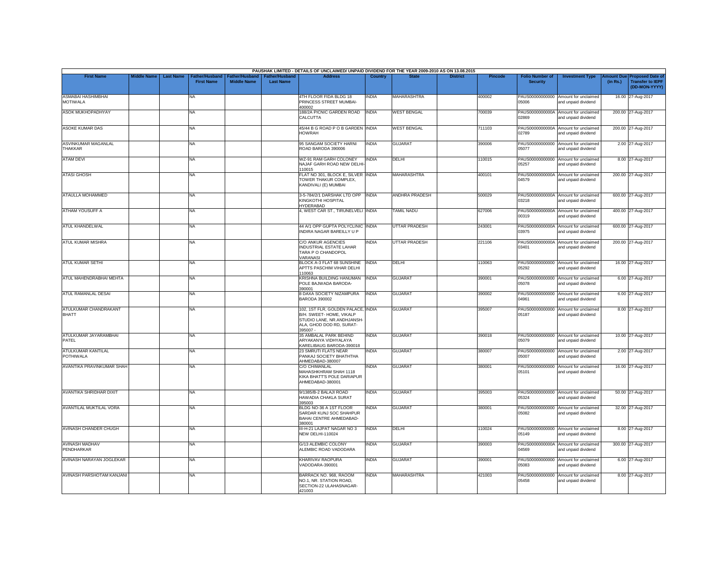PAUSHAK LIMITED - DETAILS OF UNCLAIMED/ UNPAID DIVIDEND FOR THE YEAR 2009-2010 AS ON 13.08.2015

| First Name | Middle Name | Last Name | Father/Husband First Name | Father/Husband Middle Name | Father/Husband Last Name | Address | Country | State | District | Pincode | Folio Number of Security | Investment Type | Amount Due (in Rs.) | Proposed Date of Transfer to IEPF (DD-MON-YYYY) |
|---|---|---|---|---|---|---|---|---|---|---|---|---|---|---|
| ASMABAI HASHIMBHAI MOTIWALA | | | NA | | | 4TH FLOOR FIDA BLDG 18 PRINCESS STREET MUMBAI-400002 | INDIA | MAHARASHTRA | | 400002 | PAUS00000000000 05006 | Amount for unclaimed and unpaid dividend | 16.00 | 27-Aug-2017 |
| ASOK MUKHOPADHYAY | | | NA | | | 188/2A PICNIC GARDEN ROAD CALCUTTA | INDIA | WEST BENGAL | | 700039 | PAUS0000000000A 02869 | Amount for unclaimed and unpaid dividend | 200.00 | 27-Aug-2017 |
| ASOKE KUMAR DAS | | | NA | | | 45/44 B G ROAD P O B GARDEN HOWRAH | INDIA | WEST BENGAL | | 711103 | PAUS0000000000A 02789 | Amount for unclaimed and unpaid dividend | 200.00 | 27-Aug-2017 |
| ASVINKUMAR MAGANLAL THAKKAR | | | NA | | | 95 SANGAM SOCIETY HARNI ROAD BARODA 390006 | INDIA | GUJARAT | | 390006 | PAUS00000000000 05077 | Amount for unclaimed and unpaid dividend | 2.00 | 27-Aug-2017 |
| ATAM DEVI | | | NA | | | WZ-91 RAM GARH COLONEY NAJAF GARH ROAD NEW DELHI-110015 | INDIA | DELHI | | 110015 | PAUS00000000000 05257 | Amount for unclaimed and unpaid dividend | 8.00 | 27-Aug-2017 |
| ATASI GHOSH | | | NA | | | FLAT NO 301, BLOCK E, SILVER TOWER THAKUR COMPLEX, KANDIVALI (E) MUMBAI | INDIA | MAHARASHTRA | | 400101 | PAUS0000000000A 04579 | Amount for unclaimed and unpaid dividend | 200.00 | 27-Aug-2017 |
| ATAULLA MOHAMMED | | | NA | | | 3-5-784/2/1 DARSHAK LTD OPP KINGKOTHI HOSPITAL HYDERABAD | INDIA | ANDHRA PRADESH | | 500029 | PAUS0000000000A 03218 | Amount for unclaimed and unpaid dividend | 600.00 | 27-Aug-2017 |
| ATHAM YOUSUFF A | | | NA | | | 4, WEST CAR ST., TIRUNELVELI | INDIA | TAMIL NADU | | 627006 | PAUS0000000000A 00319 | Amount for unclaimed and unpaid dividend | 400.00 | 27-Aug-2017 |
| ATUL KHANDELWAL | | | NA | | | 44 A/1 OPP GUPTA POLYCLINIC INDIRA NAGAR BAREILLY U P | INDIA | UTTAR PRADESH | | 243001 | PAUS0000000000A 03975 | Amount for unclaimed and unpaid dividend | 600.00 | 27-Aug-2017 |
| ATUL KUMAR MISHRA | | | NA | | | C/O ANKUR AGENCIES INDUSTRIAL ESTATE LAHAR TARA P O CHANDOPOL VARANASI | INDIA | UTTAR PRADESH | | 221106 | PAUS0000000000A 03401 | Amount for unclaimed and unpaid dividend | 200.00 | 27-Aug-2017 |
| ATUL KUMAR SETHI | | | NA | | | BLOCK A-3 FLAT 68 SUNSHINE APTTS PASCHIM VIHAR DELHI 110063 | INDIA | DELHI | | 110063 | PAUS00000000000 05292 | Amount for unclaimed and unpaid dividend | 16.00 | 27-Aug-2017 |
| ATUL MAHENDRABHAI MEHTA | | | NA | | | KRISHNA BUILDING HANUMAN POLE BAJWADA BARODA-390001 | INDIA | GUJARAT | | 390001 | PAUS00000000000 05078 | Amount for unclaimed and unpaid dividend | 6.00 | 27-Aug-2017 |
| ATUL RAMANLAL DESAI | | | NA | | | 8 DAXA SOCIETY NIZAMPURA BARODA 390002 | INDIA | GUJARAT | | 390002 | PAUS00000000000 04961 | Amount for unclaimed and unpaid dividend | 6.00 | 27-Aug-2017 |
| ATULKUMAR CHANDRAKANT BHATT | | | NA | | | 102, 1ST FLR, GOLDEN PALACE, B/H. SWEET- HOME, VIKALP STUDIO LANE, NR.ANDHJANSH-ALA, GHOD DOD RD, SURAT-395007 - | INDIA | GUJARAT | | 395007 | PAUS00000000000 05187 | Amount for unclaimed and unpaid dividend | 8.00 | 27-Aug-2017 |
| ATULKUMAR JAYARAMBHAI PATEL | | | NA | | | 35 AMBALAL PARK BEHIND ARYAKANYA VIDHYALAYA KARELIBAUG BARODA-390018 | INDIA | GUJARAT | | 390018 | PAUS00000000000 05079 | Amount for unclaimed and unpaid dividend | 10.00 | 27-Aug-2017 |
| ATULKUMAR KANTILAL POTHIWALA | | | NA | | | 23 SMRUTI FLATS NEAR PANKAJ SOCIETY BHATHTHA AHMEDABAD-380007 | INDIA | GUJARAT | | 380007 | PAUS00000000000 05007 | Amount for unclaimed and unpaid dividend | 2.00 | 27-Aug-2017 |
| AVANTIKA PRAVINKUMAR SHAH | | | NA | | | C/O CHIMANLAL MAHASHKHRAM SHAH 1118 KIKA BHATT'S POLE DARIAPUR AHMEDABAD-380001 | INDIA | GUJARAT | | 380001 | PAUS00000000000 05101 | Amount for unclaimed and unpaid dividend | 16.00 | 27-Aug-2017 |
| AVANTIKA SHRIDHAR DIXIT | | | NA | | | 9/1385/B-2 BALAJI ROAD HAWADIA CHAKLA SURAT 395003 | INDIA | GUJARAT | | 395003 | PAUS00000000000 05324 | Amount for unclaimed and unpaid dividend | 50.00 | 27-Aug-2017 |
| AVANTILAL MUKTILAL VORA | | | NA | | | BLDG NO-36 A 1ST FLOOR SARDAR KUNJ SOC SHAHPUR BAHAI CENTRE AHMEDABAD-380001 | INDIA | GUJARAT | | 380001 | PAUS00000000000 05082 | Amount for unclaimed and unpaid dividend | 32.00 | 27-Aug-2017 |
| AVINASH CHANDER CHUGH | | | NA | | | III-H-21 LAJPAT NAGAR NO 3 NEW DELHI-110024 | INDIA | DELHI | | 110024 | PAUS00000000000 05149 | Amount for unclaimed and unpaid dividend | 8.00 | 27-Aug-2017 |
| AVINASH MADHAV PENDHARKAR | | | NA | | | G/13 ALEMBIC COLONY ALEMBIC ROAD VADODARA | INDIA | GUJARAT | | 390003 | PAUS0000000000A 04569 | Amount for unclaimed and unpaid dividend | 300.00 | 27-Aug-2017 |
| AVINASH NARAYAN JOGLEKAR | | | NA | | | KHARIVAV RAOPURA VADODARA-390001 | INDIA | GUJARAT | | 390001 | PAUS00000000000 05083 | Amount for unclaimed and unpaid dividend | 6.00 | 27-Aug-2017 |
| AVINASH PARSHOTAM KANJANI | | | NA | | | BARRACK NO. 968, RAOOM NO.1, NR. STATION ROAD, SECTION-22 ULAHASNAGAR-421003 | INDIA | MAHARASHTRA | | 421003 | PAUS00000000000 05458 | Amount for unclaimed and unpaid dividend | 8.00 | 27-Aug-2017 |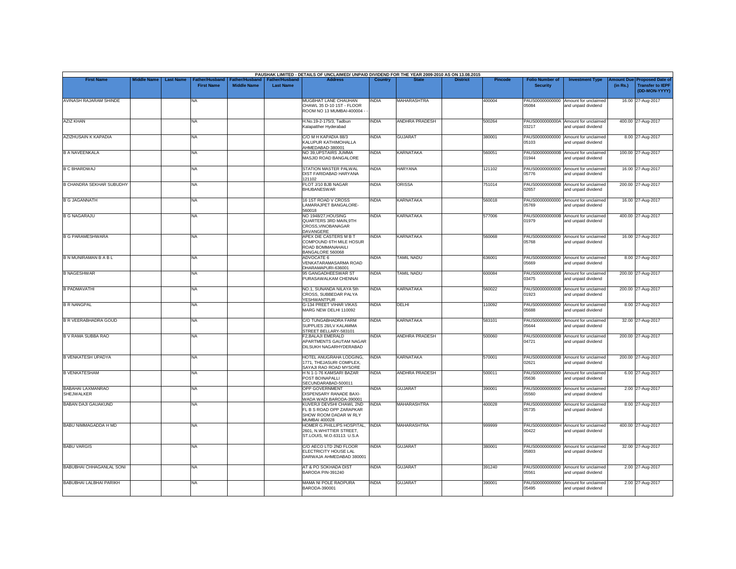PAUSHAK LIMITED - DETAILS OF UNCLAIMED/ UNPAID DIVIDEND FOR THE YEAR 2009-2010 AS ON 13.08.2015

| First Name | Middle Name | Last Name | Father/Husband First Name | Father/Husband Middle Name | Father/Husband Last Name | Address | Country | State | District | Pincode | Folio Number of Security | Investment Type | Amount Due (in Rs.) | Proposed Date of Transfer to IEPF (DD-MON-YYYY) |
|---|---|---|---|---|---|---|---|---|---|---|---|---|---|---|
| AVINASH RAJARAM SHINDE | | | NA | | | MUGBHAT LANE CHAUHAN CHAWL 35 D-10 1ST - FLOOR ROOM NO 13 MUMBAI-400004 - - | INDIA | MAHARASHTRA | | 400004 | PAUS00000000000 05084 | Amount for unclaimed and unpaid dividend | 16.00 | 27-Aug-2017 |
| AZIZ KHAN | | | NA | | | H.No.19-2-175/3, Tadbun Kalapatther Hyderabad | INDIA | ANDHRA PRADESH | | 500264 | PAUS0000000000A 03217 | Amount for unclaimed and unpaid dividend | 400.00 | 27-Aug-2017 |
| AZIZHUSAIN K KAPADIA | | | NA | | | C/O M H KAPADIA 88/3 KALUPUR KATHIMOHALLA AHMEDABAD-380001 | INDIA | GUJARAT | | 380001 | PAUS00000000000 05103 | Amount for unclaimed and unpaid dividend | 8.00 | 27-Aug-2017 |
| B A NAVEENKALA | | | NA | | | NO 39,UPSTAIRS JUMMA MASJID ROAD BANGALORE | INDIA | KARNATAKA | | 560051 | PAUS0000000000B 01944 | Amount for unclaimed and unpaid dividend | 100.00 | 27-Aug-2017 |
| B C BHARDWAJ | | | NA | | | STATION MASTER PALWAL DIST FARIDABAD HARYANA 121102 | INDIA | HARYANA | | 121102 | PAUS00000000000 05776 | Amount for unclaimed and unpaid dividend | 16.00 | 27-Aug-2017 |
| B CHANDRA SEKHAR SUBUDHY | | | NA | | | PLOT J/10 BJB NAGAR BHUBANESWAR | INDIA | ORISSA | | 751014 | PAUS0000000000B 02657 | Amount for unclaimed and unpaid dividend | 200.00 | 27-Aug-2017 |
| B G JAGANNATH | | | NA | | | 16 1ST ROAD V CROSS LAMARAJPET BANGALORE-560018 | INDIA | KARNATAKA | | 560018 | PAUS00000000000 05769 | Amount for unclaimed and unpaid dividend | 16.00 | 27-Aug-2017 |
| B G NAGARAJU | | | NA | | | NO 1948/27,HOUSING QUARTERS 3RD MAIN,9TH CROSS,VINOBANAGAR DAVANGERE | INDIA | KARNATAKA | | 577006 | PAUS0000000000B 01979 | Amount for unclaimed and unpaid dividend | 400.00 | 27-Aug-2017 |
| B G PARAMESHWARA | | | NA | | | APEX DIE CASTERS M B T COMPOUND 6TH MILE HOSUR ROAD BOMMANAHAILI BANGALORE 560068 | INDIA | KARNATAKA | | 560068 | PAUS00000000000 05768 | Amount for unclaimed and unpaid dividend | 16.00 | 27-Aug-2017 |
| B N MUNIRAMAN B A B L | | | NA | | | ADVOCATE 6 VENKATARAMASARMA ROAD DHARAMAPURI-636001 | INDIA | TAMIL NADU | | 636001 | PAUS00000000000 05669 | Amount for unclaimed and unpaid dividend | 8.00 | 27-Aug-2017 |
| B NAGESHWAR | | | NA | | | 95 GANGADHEESWAR ST PURASAWALKAM CHENNAI | INDIA | TAMIL NADU | | 600084 | PAUS0000000000B 03475 | Amount for unclaimed and unpaid dividend | 200.00 | 27-Aug-2017 |
| B PADMAVATHI | | | NA | | | NO.1, SUNANDA NILAYA 5th CROSS, SUBBEDAR PALYA YESHWANTPUR | INDIA | KARNATAKA | | 560022 | PAUS0000000000B 01923 | Amount for unclaimed and unpaid dividend | 200.00 | 27-Aug-2017 |
| B R NANGPAL | | | NA | | | G-134 PREET VIHAR VIKAS MARG NEW DELHI 110092 | INDIA | DELHI | | 110092 | PAUS00000000000 05688 | Amount for unclaimed and unpaid dividend | 8.00 | 27-Aug-2017 |
| B R VEERABHADRA GOUD | | | NA | | | C/O TUNGABHADRA FARM SUPPLIES 28/LV KALAMMA STREET BELLARY-583101 | INDIA | KARNATAKA | | 583101 | PAUS00000000000 05644 | Amount for unclaimed and unpaid dividend | 32.00 | 27-Aug-2017 |
| B V RAMA SUBBA RAO | | | NA | | | F2,BALAJI EMERALD APARTMENTS GAUTAM NAGAR DILSUKH NAGARHYDERABAD | INDIA | ANDHRA PRADESH | | 500060 | PAUS0000000000B 04721 | Amount for unclaimed and unpaid dividend | 200.00 | 27-Aug-2017 |
| B VENKATESH UPADYA | | | NA | | | HOTEL ANUGRAHA LODGING, 1771, THEJASURI COMPLEX, SAYAJI RAO ROAD MYSORE | INDIA | KARNATAKA | | 570001 | PAUS0000000000B 02621 | Amount for unclaimed and unpaid dividend | 200.00 | 27-Aug-2017 |
| B VENKATESHAM | | | NA | | | H N 1-1-76 KAMSARI BAZAR POST BOINAPALLI SECUNDARABAD-500011 | INDIA | ANDHRA PRADESH | | 500011 | PAUS00000000000 05636 | Amount for unclaimed and unpaid dividend | 6.00 | 27-Aug-2017 |
| BABAHAI LAXMANRAO SHEJWALKER | | | NA | | | OPP GOVERNMENT DISPENSARY RANADE BAXI-WADA WADI BARODA-390001 | INDIA | GUJARAT | | 390001 | PAUS00000000000 05560 | Amount for unclaimed and unpaid dividend | 2.00 | 27-Aug-2017 |
| BABAN DAJI GAUAKUND | | | NA | | | KUVERJI DEVSHI CHAWL 2ND FL B S ROAD OPP ZARAPKAR SHOW ROOM DADAR W RLY MUMBAI 400028 | INDIA | MAHARASHTRA | | 400028 | PAUS00000000000 05735 | Amount for unclaimed and unpaid dividend | 8.00 | 27-Aug-2017 |
| BABU NIMMAGADDA H MD | | | NA | | | HOMER G.PHILLIPS HOSPITAL, 2601, N.WHITTIER STREET, ST.LOUIS, M.O.63113. U.S.A | INDIA | MAHARASHTRA | | 999999 | PAUS0000000000H 00422 | Amount for unclaimed and unpaid dividend | 400.00 | 27-Aug-2017 |
| BABU VARGIS | | | NA | | | C/O AECO LTD 2ND FLOOR ELECTRICITY HOUSE LAL DARWAJA AHMEDABAD 380001 | INDIA | GUJARAT | | 380001 | PAUS00000000000 05803 | Amount for unclaimed and unpaid dividend | 32.00 | 27-Aug-2017 |
| BABUBHAI CHHAGANLAL SONI | | | NA | | | AT & PO SOKHADA DIST BARODA PIN-391240 | INDIA | GUJARAT | | 391240 | PAUS00000000000 05561 | Amount for unclaimed and unpaid dividend | 2.00 | 27-Aug-2017 |
| BABUBHAI LALBHAI PARIKH | | | NA | | | MAMA NI POLE RAOPURA BARODA-390001 | INDIA | GUJARAT | | 390001 | PAUS00000000000 05495 | Amount for unclaimed and unpaid dividend | 2.00 | 27-Aug-2017 |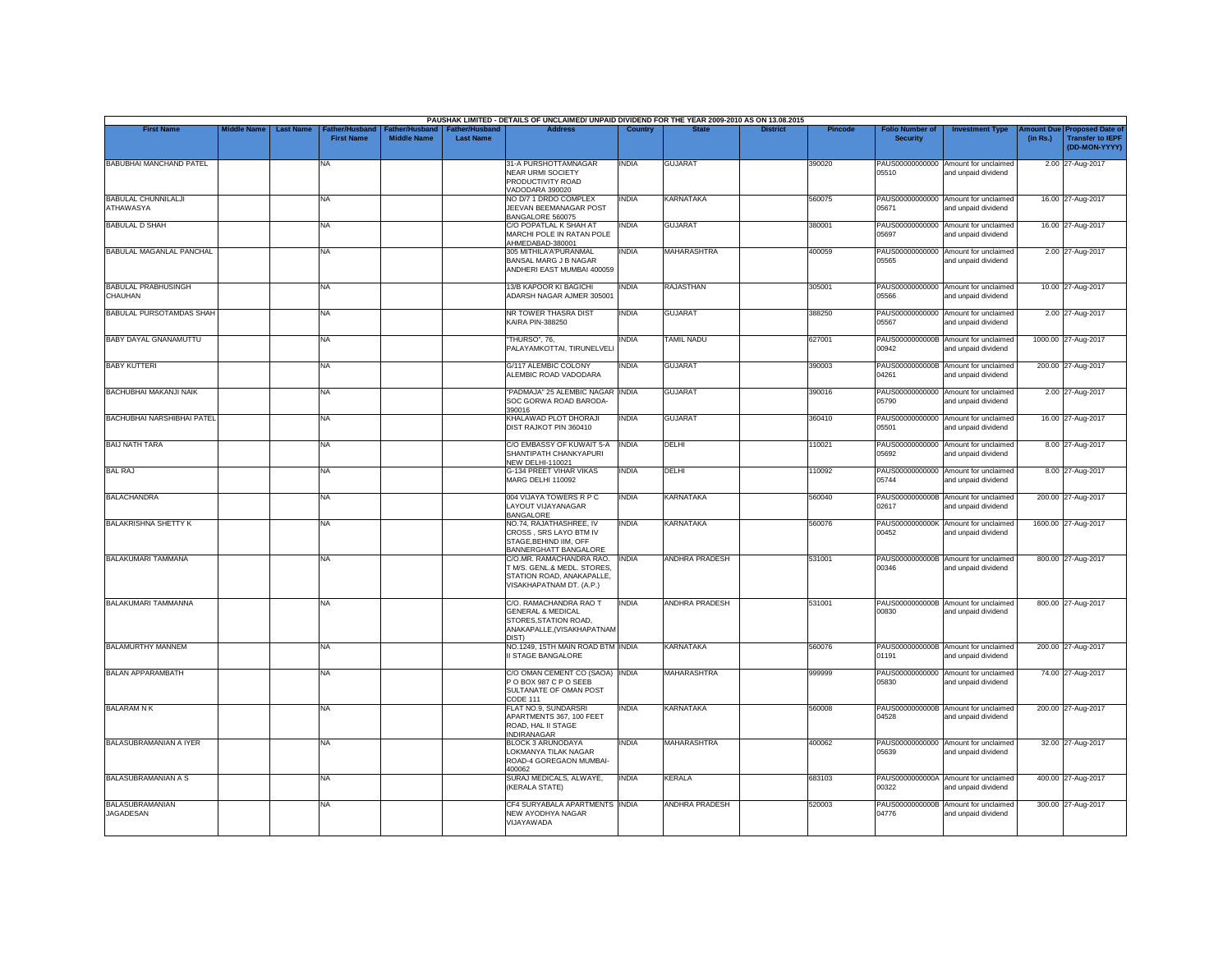PAUSHAK LIMITED - DETAILS OF UNCLAIMED/ UNPAID DIVIDEND FOR THE YEAR 2009-2010 AS ON 13.08.2015

| First Name | Middle Name | Last Name | Father/Husband First Name | Father/Husband Middle Name | Father/Husband Last Name | Address | Country | State | District | Pincode | Folio Number of Security | Investment Type | Amount Due (in Rs.) | Proposed Date of Transfer to IEPF (DD-MON-YYYY) |
|---|---|---|---|---|---|---|---|---|---|---|---|---|---|---|
| BABUBHAI MANCHAND PATEL | | | NA | | | 31-A PURSHOTTAMNAGAR NEAR URMI SOCIETY PRODUCTIVITY ROAD VADODARA 390020 | INDIA | GUJARAT | | 390020 | PAUS000000000000 05510 | Amount for unclaimed and unpaid dividend | 2.00 | 27-Aug-2017 |
| BABULAL CHUNNILALJI ATHAWASYA | | | NA | | | NO D/7 1 DRDO COMPLEX JEEVAN BEEMANAGAR POST BANGALORE 560075 | INDIA | KARNATAKA | | 560075 | PAUS000000000000 05671 | Amount for unclaimed and unpaid dividend | 16.00 | 27-Aug-2017 |
| BABULAL D SHAH | | | NA | | | C/O POPATLAL K SHAH AT MARCHI POLE IN RATAN POLE AHMEDABAD-380001 | INDIA | GUJARAT | | 380001 | PAUS000000000000 05697 | Amount for unclaimed and unpaid dividend | 16.00 | 27-Aug-2017 |
| BABULAL MAGANLAL PANCHAL | | | NA | | | 305 MITHILA'A'PURANMAL BANSAL MARG J B NAGAR ANDHERI EAST MUMBAI 400059 | INDIA | MAHARASHTRA | | 400059 | PAUS000000000000 05565 | Amount for unclaimed and unpaid dividend | 2.00 | 27-Aug-2017 |
| BABULAL PRABHUSINGH CHAUHAN | | | NA | | | 13/B KAPOOR KI BAGICHI ADARSH NAGAR AJMER 305001 | INDIA | RAJASTHAN | | 305001 | PAUS000000000000 05566 | Amount for unclaimed and unpaid dividend | 10.00 | 27-Aug-2017 |
| BABULAL PURSOTAMDAS SHAH | | | NA | | | NR TOWER THASRA DIST KAIRA PIN-388250 | INDIA | GUJARAT | | 388250 | PAUS000000000000 05567 | Amount for unclaimed and unpaid dividend | 2.00 | 27-Aug-2017 |
| BABY DAYAL GNANAMUTTU | | | NA | | | "THURSO", 76, PALAYAMKOTTAI, TIRUNELVELI | INDIA | TAMIL NADU | | 627001 | PAUS0000000000B 00942 | Amount for unclaimed and unpaid dividend | 1000.00 | 27-Aug-2017 |
| BABY KUTTERI | | | NA | | | G/117 ALEMBIC COLONY ALEMBIC ROAD VADODARA | INDIA | GUJARAT | | 390003 | PAUS0000000000B 04261 | Amount for unclaimed and unpaid dividend | 200.00 | 27-Aug-2017 |
| BACHUBHAI MAKANJI NAIK | | | NA | | | "PADMAJA" 25 ALEMBIC NAGAR SOC GORWA ROAD BARODA-390016 | INDIA | GUJARAT | | 390016 | PAUS000000000000 05790 | Amount for unclaimed and unpaid dividend | 2.00 | 27-Aug-2017 |
| BACHUBHAI NARSHIBHAI PATEL | | | NA | | | KHALAWAD PLOT DHORAJI DIST RAJKOT PIN 360410 | INDIA | GUJARAT | | 360410 | PAUS000000000000 05501 | Amount for unclaimed and unpaid dividend | 16.00 | 27-Aug-2017 |
| BAIJ NATH TARA | | | NA | | | C/O EMBASSY OF KUWAIT 5-A SHANTIPATH CHANKYAPURI NEW DELHI-110021 | INDIA | DELHI | | 110021 | PAUS000000000000 05692 | Amount for unclaimed and unpaid dividend | 8.00 | 27-Aug-2017 |
| BAL RAJ | | | NA | | | G-134 PREET VIHAR VIKAS MARG DELHI 110092 | INDIA | DELHI | | 110092 | PAUS000000000000 05744 | Amount for unclaimed and unpaid dividend | 8.00 | 27-Aug-2017 |
| BALACHANDRA | | | NA | | | 004 VIJAYA TOWERS R P C LAYOUT VIJAYANAGAR BANGALORE | INDIA | KARNATAKA | | 560040 | PAUS0000000000B 02617 | Amount for unclaimed and unpaid dividend | 200.00 | 27-Aug-2017 |
| BALAKRISHNA SHETTY K | | | NA | | | NO.74, RAJATHASHREE, IV CROSS , SRS LAYO BTM IV STAGE,BEHIND IIM, OFF BANNERGHATT BANGALORE | INDIA | KARNATAKA | | 560076 | PAUS0000000000K 00452 | Amount for unclaimed and unpaid dividend | 1600.00 | 27-Aug-2017 |
| BALAKUMARI TAMMANA | | | NA | | | C/O.MR. RAMACHANDRA RAO. T M/S. GENL.& MEDL. STORES, STATION ROAD, ANAKAPALLE, VISAKHAPATNAM DT. (A.P.) | INDIA | ANDHRA PRADESH | | 531001 | PAUS0000000000B 00346 | Amount for unclaimed and unpaid dividend | 800.00 | 27-Aug-2017 |
| BALAKUMARI TAMMANNA | | | NA | | | C/O. RAMACHANDRA RAO T GENERAL & MEDICAL STORES,STATION ROAD, ANAKAPALLE,(VISAKHAPATNAM DIST) | INDIA | ANDHRA PRADESH | | 531001 | PAUS0000000000B 00830 | Amount for unclaimed and unpaid dividend | 800.00 | 27-Aug-2017 |
| BALAMURTHY MANNEM | | | NA | | | NO.1249, 15TH MAIN ROAD BTM II STAGE BANGALORE | INDIA | KARNATAKA | | 560076 | PAUS0000000000B 01191 | Amount for unclaimed and unpaid dividend | 200.00 | 27-Aug-2017 |
| BALAN APPARAMBATH | | | NA | | | C/O OMAN CEMENT CO (SAOA) P O BOX 987 C P O SEEB SULTANATE OF OMAN POST CODE 111 | INDIA | MAHARASHTRA | | 999999 | PAUS000000000000 05830 | Amount for unclaimed and unpaid dividend | 74.00 | 27-Aug-2017 |
| BALARAM N K | | | NA | | | FLAT NO.9, SUNDARSRI APARTMENTS 367, 100 FEET ROAD, HAL II STAGE INDIRANAGAR | INDIA | KARNATAKA | | 560008 | PAUS0000000000B 04528 | Amount for unclaimed and unpaid dividend | 200.00 | 27-Aug-2017 |
| BALASUBRAMANIAN A IYER | | | NA | | | BLOCK 3 ARUNODAYA LOKMANYA TILAK NAGAR ROAD-4 GOREGAON MUMBAI-400062 | INDIA | MAHARASHTRA | | 400062 | PAUS000000000000 05639 | Amount for unclaimed and unpaid dividend | 32.00 | 27-Aug-2017 |
| BALASUBRAMANIAN A S | | | NA | | | SURAJ MEDICALS, ALWAYE, (KERALA STATE) | INDIA | KERALA | | 683103 | PAUS0000000000A 00322 | Amount for unclaimed and unpaid dividend | 400.00 | 27-Aug-2017 |
| BALASUBRAMANIAN JAGADESAN | | | NA | | | CF4 SURYABALA APARTMENTS NEW AYODHYA NAGAR VIJAYAWADA | INDIA | ANDHRA PRADESH | | 520003 | PAUS0000000000B 04776 | Amount for unclaimed and unpaid dividend | 300.00 | 27-Aug-2017 |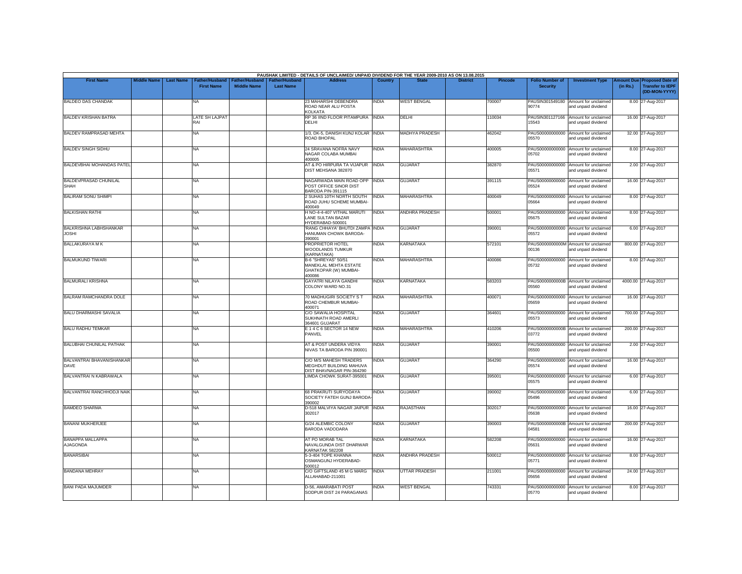PAUSHAK LIMITED - DETAILS OF UNCLAIMED/ UNPAID DIVIDEND FOR THE YEAR 2009-2010 AS ON 13.08.2015

| First Name | Middle Name | Last Name | Father/Husband First Name | Father/Husband Middle Name | Father/Husband Last Name | Address | Country | State | District | Pincode | Folio Number of Security | Investment Type | Amount Due (in Rs.) | Proposed Date of Transfer to IEPF (DD-MON-YYYY) |
|---|---|---|---|---|---|---|---|---|---|---|---|---|---|---|
| BALDEO DAS CHANDAK | | | NA | | | 23 MAHARSHI DEBENDRA ROAD NEAR ALU POSTA KOLKATA | INDIA | WEST BENGAL | | 700007 | PAUSIN301549180 90774 | Amount for unclaimed and unpaid dividend | 8.00 | 27-Aug-2017 |
| BALDEV KRISHAN BATRA | | | LATE SH LAJPAT RAI | | | RP 36 IIND FLOOR PITAMPURA DELHI | INDIA | DELHI | | 110034 | PAUSIN301127166 15543 | Amount for unclaimed and unpaid dividend | 16.00 | 27-Aug-2017 |
| BALDEV RAMPRASAD MEHTA | | | NA | | | 1/3, DK-5, DANISH KUNJ KOLAR ROAD BHOPAL | INDIA | MADHYA PRADESH | | 462042 | PAUS00000000000 05570 | Amount for unclaimed and unpaid dividend | 32.00 | 27-Aug-2017 |
| BALDEV SINGH SIDHU | | | NA | | | 24 SRAVANA NOFRA NAVY NAGAR COLABA MUMBAI 400005 | INDIA | MAHARASHTRA | | 400005 | PAUS00000000000 05702 | Amount for unclaimed and unpaid dividend | 8.00 | 27-Aug-2017 |
| BALDEVBHAI MOHANDAS PATEL | | | NA | | | AT & PO HIRPURA TA VIJAPUR DIST MEHSANA 382870 | INDIA | GUJARAT | | 382870 | PAUS00000000000 05571 | Amount for unclaimed and unpaid dividend | 2.00 | 27-Aug-2017 |
| BALDEVPRASAD CHUNILAL SHAH | | | NA | | | NAGARWADA MAIN ROAD OPP POST OFFICE SINOR DIST BARODA PIN-391115 | INDIA | GUJARAT | | 391115 | PAUS00000000000 05524 | Amount for unclaimed and unpaid dividend | 16.00 | 27-Aug-2017 |
| BALIRAM SONU SHIMPI | | | NA | | | 2 SUHAS 10TH NORTH SOUTH ROAD JUHU SCHEME MUMBAI-400049 | INDIA | MAHARASHTRA | | 400049 | PAUS00000000000 05664 | Amount for unclaimed and unpaid dividend | 8.00 | 27-Aug-2017 |
| BALKISHAN RATHI | | | NA | | | H NO-4-4-407 VITHAL MARUTI LANE SULTAN BAZAR HYDERABAD-500001 | INDIA | ANDHRA PRADESH | | 500001 | PAUS00000000000 05675 | Amount for unclaimed and unpaid dividend | 8.00 | 27-Aug-2017 |
| BALKRISHNA LABHSHANKAR JOSHI | | | NA | | | 'RANG CHHAYA' BHUTDI ZAMPA HANUMAN CHOWK BARODA-390001 | INDIA | GUJARAT | | 390001 | PAUS00000000000 05572 | Amount for unclaimed and unpaid dividend | 6.00 | 27-Aug-2017 |
| BALLAKURAYA M K | | | NA | | | PROPRIETOR HOTEL WOODLANDS TUMKUR (KARNATAKA) | INDIA | KARNATAKA | | 572101 | PAUS0000000000M 00136 | Amount for unclaimed and unpaid dividend | 800.00 | 27-Aug-2017 |
| BALMUKUND TIWARI | | | NA | | | B-6 "SHREYAS" 50/51 MANEKLAL MEHTA ESTATE GHATKOPAR (W) MUMBAI-400086 | INDIA | MAHARASHTRA | | 400086 | PAUS00000000000 05732 | Amount for unclaimed and unpaid dividend | 8.00 | 27-Aug-2017 |
| BALMURALI KRISHNA | | | NA | | | GAYATRI NILAYA GANDHI COLONY WARD NO.31 | INDIA | KARNATAKA | | 583203 | PAUS0000000000B 05560 | Amount for unclaimed and unpaid dividend | 4000.00 | 27-Aug-2017 |
| BALRAM RAMCHANDRA DOLE | | | NA | | | 70 MADHUGIRI SOCIETY S T ROAD CHEMBUR MUMBAI-400071 | INDIA | MAHARASHTRA | | 400071 | PAUS00000000000 05659 | Amount for unclaimed and unpaid dividend | 16.00 | 27-Aug-2017 |
| BALU DHARMASHI SAVALIA | | | NA | | | C/O SAWALIA HOSPITAL SUKHNATH ROAD AMERLI 364601 GUJARAT | INDIA | GUJARAT | | 364601 | PAUS00000000000 05573 | Amount for unclaimed and unpaid dividend | 700.00 | 27-Aug-2017 |
| BALU RADHU TEMKAR | | | NA | | | E 1 4 C 6 SECTOR 14 NEW PANVEL | INDIA | MAHARASHTRA | | 410206 | PAUS0000000000B 03772 | Amount for unclaimed and unpaid dividend | 200.00 | 27-Aug-2017 |
| BALUBHAI CHUNILAL PATHAK | | | NA | | | AT & POST UNDERA VIDYA NIVAS TA BARODA PIN 390001 | INDIA | GUJARAT | | 390001 | PAUS00000000000 05500 | Amount for unclaimed and unpaid dividend | 2.00 | 27-Aug-2017 |
| BALVANTRAI BHAVANISHANKAR DAVE | | | NA | | | C/O M/S MAHESH TRADERS MEGHDUT BUILDING MAHUVA DIST BHAVNAGAR PIN-364290 | INDIA | GUJARAT | | 364290 | PAUS00000000000 05574 | Amount for unclaimed and unpaid dividend | 16.00 | 27-Aug-2017 |
| BALVANTRAI N KABRAWALA | | | NA | | | LIMDA CHOWK SURAT-395001 | INDIA | GUJARAT | | 395001 | PAUS00000000000 05575 | Amount for unclaimed and unpaid dividend | 6.00 | 27-Aug-2017 |
| BALVANTRAI RANCHHODJI NAIK | | | NA | | | 68 PRAKRUTI SURYODAYA SOCIETY FATEH GUNJ BARODA-390002 | INDIA | GUJARAT | | 390002 | PAUS00000000000 05496 | Amount for unclaimed and unpaid dividend | 6.00 | 27-Aug-2017 |
| BAMDEO SHARMA | | | NA | | | D-518 MALVIYA NAGAR JAIPUR 302017 | INDIA | RAJASTHAN | | 302017 | PAUS00000000000 05638 | Amount for unclaimed and unpaid dividend | 16.00 | 27-Aug-2017 |
| BANANI MUKHERJEE | | | NA | | | G/24 ALEMBIC COLONY BARODA VADODARA | INDIA | GUJARAT | | 390003 | PAUS0000000000B 04581 | Amount for unclaimed and unpaid dividend | 200.00 | 27-Aug-2017 |
| BANAPPA MALLAPPA AJAGONDA | | | NA | | | AT PO MORAB TAL NAVALGUNDA DIST DHARWAR KARNATAK 582208 | INDIA | KARNATAKA | | 582208 | PAUS00000000000 05631 | Amount for unclaimed and unpaid dividend | 16.00 | 27-Aug-2017 |
| BANARSIBAI | | | NA | | | 5-3-404 TOPE KHANNA OSMANGUNJ HYDERABAD-500012 | INDIA | ANDHRA PRADESH | | 500012 | PAUS00000000000 05771 | Amount for unclaimed and unpaid dividend | 8.00 | 27-Aug-2017 |
| BANDANA MEHRAY | | | NA | | | C/O GIFTSLAND 45 M G MARG ALLAHABAD-211001 | INDIA | UTTAR PRADESH | | 211001 | PAUS00000000000 05656 | Amount for unclaimed and unpaid dividend | 24.00 | 27-Aug-2017 |
| BANI PADA MAJUMDER | | | NA | | | D-56, AMARABATI POST SODPUR DIST 24 PARAGANAS | INDIA | WEST BENGAL | | 743331 | PAUS00000000000 05770 | Amount for unclaimed and unpaid dividend | 8.00 | 27-Aug-2017 |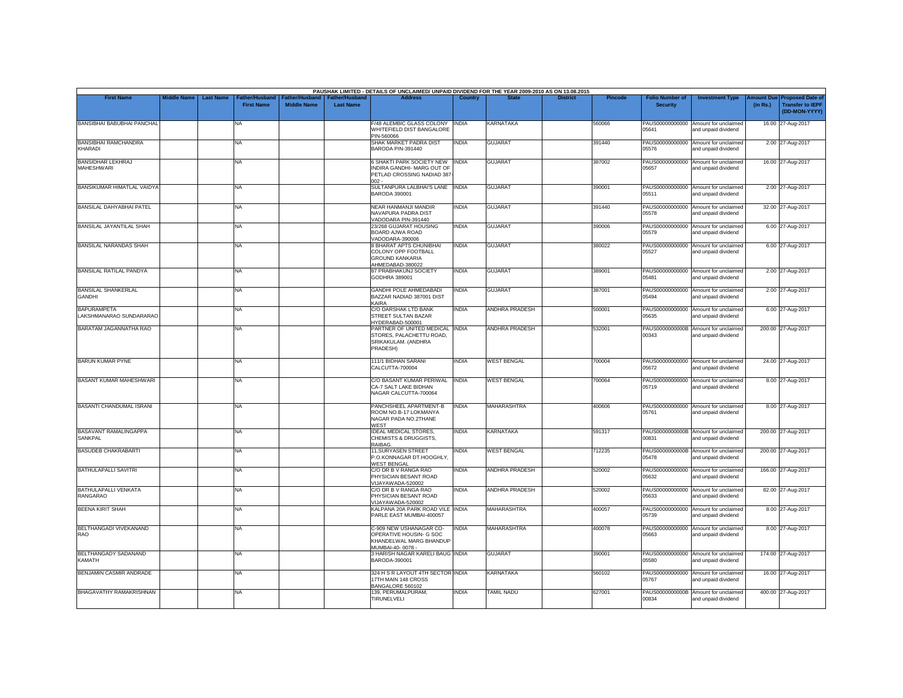PAUSHAK LIMITED - DETAILS OF UNCLAIMED/ UNPAID DIVIDEND FOR THE YEAR 2009-2010 AS ON 13.08.2015

| First Name | Middle Name | Last Name | Father/Husband First Name | Father/Husband Middle Name | Father/Husband Last Name | Address | Country | State | District | Pincode | Folio Number of Security | Investment Type | Amount Due (in Rs.) | Proposed Date of Transfer to IEPF (DD-MON-YYYY) |
|---|---|---|---|---|---|---|---|---|---|---|---|---|---|---|
| BANSIBHAI BABUBHAI PANCHAL | | | NA | | | F/48 ALEMBIC GLASS COLONY WHITEFIELD DIST BANGALORE PIN-560066 | INDIA | KARNATAKA | | 560066 | PAUS00000000000 05641 | Amount for unclaimed and unpaid dividend | 16.00 | 27-Aug-2017 |
| BANSIBHAI RAMCHANDRA KHARADI | | | NA | | | SHAK MARKET PADRA DIST BARODA PIN-391440 | INDIA | GUJARAT | | 391440 | PAUS00000000000 05576 | Amount for unclaimed and unpaid dividend | 2.00 | 27-Aug-2017 |
| BANSIDHAR LEKHRAJ MAHESHWARI | | | NA | | | 6 SHAKTI PARK SOCIETY NEW INDIRA GANDHI- MARG OUT OF PETLAD CROSSING NADIAD 387-002 - | INDIA | GUJARAT | | 387002 | PAUS00000000000 05657 | Amount for unclaimed and unpaid dividend | 16.00 | 27-Aug-2017 |
| BANSIKUMAR HIMATLAL VAIDYA | | | NA | | | SULTANPURA LALBHAI'S LANE BARODA 390001 | INDIA | GUJARAT | | 390001 | PAUS00000000000 05511 | Amount for unclaimed and unpaid dividend | 2.00 | 27-Aug-2017 |
| BANSILAL DAHYABHAI PATEL | | | NA | | | NEAR HANMANJI MANDIR NAVAPURA PADRA DIST VADODARA PIN-391440 | INDIA | GUJARAT | | 391440 | PAUS00000000000 05578 | Amount for unclaimed and unpaid dividend | 32.00 | 27-Aug-2017 |
| BANSILAL JAYANTILAL SHAH | | | NA | | | 23/268 GUJARAT HOUSING BOARD AJWA ROAD VADODARA-390006 | INDIA | GUJARAT | | 390006 | PAUS00000000000 05579 | Amount for unclaimed and unpaid dividend | 6.00 | 27-Aug-2017 |
| BANSILAL NARANDAS SHAH | | | NA | | | 8 BHARAT APTS CHUNIBHAI COLONY OPP FOOTBALL GROUND KANKARIA AHMEDABAD-380022 | INDIA | GUJARAT | | 380022 | PAUS00000000000 05527 | Amount for unclaimed and unpaid dividend | 6.00 | 27-Aug-2017 |
| BANSILAL RATILAL PANDYA | | | NA | | | 87 PRABHAKUNJ SOCIETY GODHRA 389001 | INDIA | GUJARAT | | 389001 | PAUS00000000000 05481 | Amount for unclaimed and unpaid dividend | 2.00 | 27-Aug-2017 |
| BANSILAL SHANKERLAL GANDHI | | | NA | | | GANDHI POLE AHMEDABADI BAZZAR NADIAD 387001 DIST KAIRA | INDIA | GUJARAT | | 387001 | PAUS00000000000 05494 | Amount for unclaimed and unpaid dividend | 2.00 | 27-Aug-2017 |
| BAPURAMPETA LAKSHMANARAO SUNDARARAO | | | NA | | | C/O DARSHAK LTD BANK STREET SULTAN BAZAR HYDERABAD-500001 | INDIA | ANDHRA PRADESH | | 500001 | PAUS00000000000 05635 | Amount for unclaimed and unpaid dividend | 6.00 | 27-Aug-2017 |
| BARATAM JAGANNATHA RAO | | | NA | | | PARTNER OF UNITED MEDICAL STORES, PALACHETTU ROAD, SRIKAKULAM. (ANDHRA PRADESH) | INDIA | ANDHRA PRADESH | | 532001 | PAUS0000000000B 00343 | Amount for unclaimed and unpaid dividend | 200.00 | 27-Aug-2017 |
| BARUN KUMAR PYNE | | | NA | | | 111/1 BIDHAN SARANI CALCUTTA-700004 | INDIA | WEST BENGAL | | 700004 | PAUS00000000000 05672 | Amount for unclaimed and unpaid dividend | 24.00 | 27-Aug-2017 |
| BASANT KUMAR MAHESHWARI | | | NA | | | C/O BASANT KUMAR PERIWAL CA-7 SALT LAKE BIDHAN NAGAR CALCUTTA-700064 | INDIA | WEST BENGAL | | 700064 | PAUS00000000000 05719 | Amount for unclaimed and unpaid dividend | 8.00 | 27-Aug-2017 |
| BASANTI CHANDUMAL ISRANI | | | NA | | | PANCHSHEEL APARTMENT-B ROOM NO.B-17 LOKMANYA NAGAR PADA NO.2THANE WEST | INDIA | MAHARASHTRA | | 400606 | PAUS00000000000 05761 | Amount for unclaimed and unpaid dividend | 8.00 | 27-Aug-2017 |
| BASAVANT RAMALINGAPPA SANKPAL | | | NA | | | IDEAL MEDICAL STORES, CHEMISTS & DRUGGISTS, RAIBAG. | INDIA | KARNATAKA | | 591317 | PAUS0000000000B 00831 | Amount for unclaimed and unpaid dividend | 200.00 | 27-Aug-2017 |
| BASUDEB CHAKRABARTI | | | NA | | | 11,SURYASEN STREET P.O.KONNAGAR DT.HOOGHLY, WEST BENGAL | INDIA | WEST BENGAL | | 712235 | PAUS0000000000B 05478 | Amount for unclaimed and unpaid dividend | 200.00 | 27-Aug-2017 |
| BATHULAPALLI SAVITRI | | | NA | | | C/O DR B V RANGA RAO PHYSICIAN BESANT ROAD VIJAYAWADA-520002 | INDIA | ANDHRA PRADESH | | 520002 | PAUS00000000000 05632 | Amount for unclaimed and unpaid dividend | 166.00 | 27-Aug-2017 |
| BATHULAPALLI VENKATA RANGARAO | | | NA | | | C/O DR B V RANGA RAO PHYSICIAN BESANT ROAD VIJAYAWADA-520002 | INDIA | ANDHRA PRADESH | | 520002 | PAUS00000000000 05633 | Amount for unclaimed and unpaid dividend | 82.00 | 27-Aug-2017 |
| BEENA KIRIT SHAH | | | NA | | | KALPANA 20A PARK ROAD VILE PARLE EAST MUMBAI-400057 | INDIA | MAHARASHTRA | | 400057 | PAUS00000000000 05739 | Amount for unclaimed and unpaid dividend | 8.00 | 27-Aug-2017 |
| BELTHANGADI VIVEKANAND RAO | | | NA | | | C-909 NEW USHANAGAR CO-OPERATIVE HOUSIN- G SOC KHANDELWAL MARG BHANDUP MUMBAI-40- 0078 - | INDIA | MAHARASHTRA | | 400078 | PAUS00000000000 05663 | Amount for unclaimed and unpaid dividend | 8.00 | 27-Aug-2017 |
| BELTHANGADY SADANAND KAMATH | | | NA | | | 3 HARISH NAGAR KARELI BAUG BARODA-390001 | INDIA | GUJARAT | | 390001 | PAUS00000000000 05580 | Amount for unclaimed and unpaid dividend | 174.00 | 27-Aug-2017 |
| BENJAMIN CASMIR ANDRADE | | | NA | | | 324 H S R LAYOUT 4TH SECTOR 17TH MAIN 148 CROSS BANGALORE 560102 | INDIA | KARNATAKA | | 560102 | PAUS00000000000 05767 | Amount for unclaimed and unpaid dividend | 16.00 | 27-Aug-2017 |
| BHAGAVATHY RAMAKRISHNAN | | | NA | | | 139, PERUMALPURAM, TIRUNELVELI | INDIA | TAMIL NADU | | 627001 | PAUS0000000000B 00834 | Amount for unclaimed and unpaid dividend | 400.00 | 27-Aug-2017 |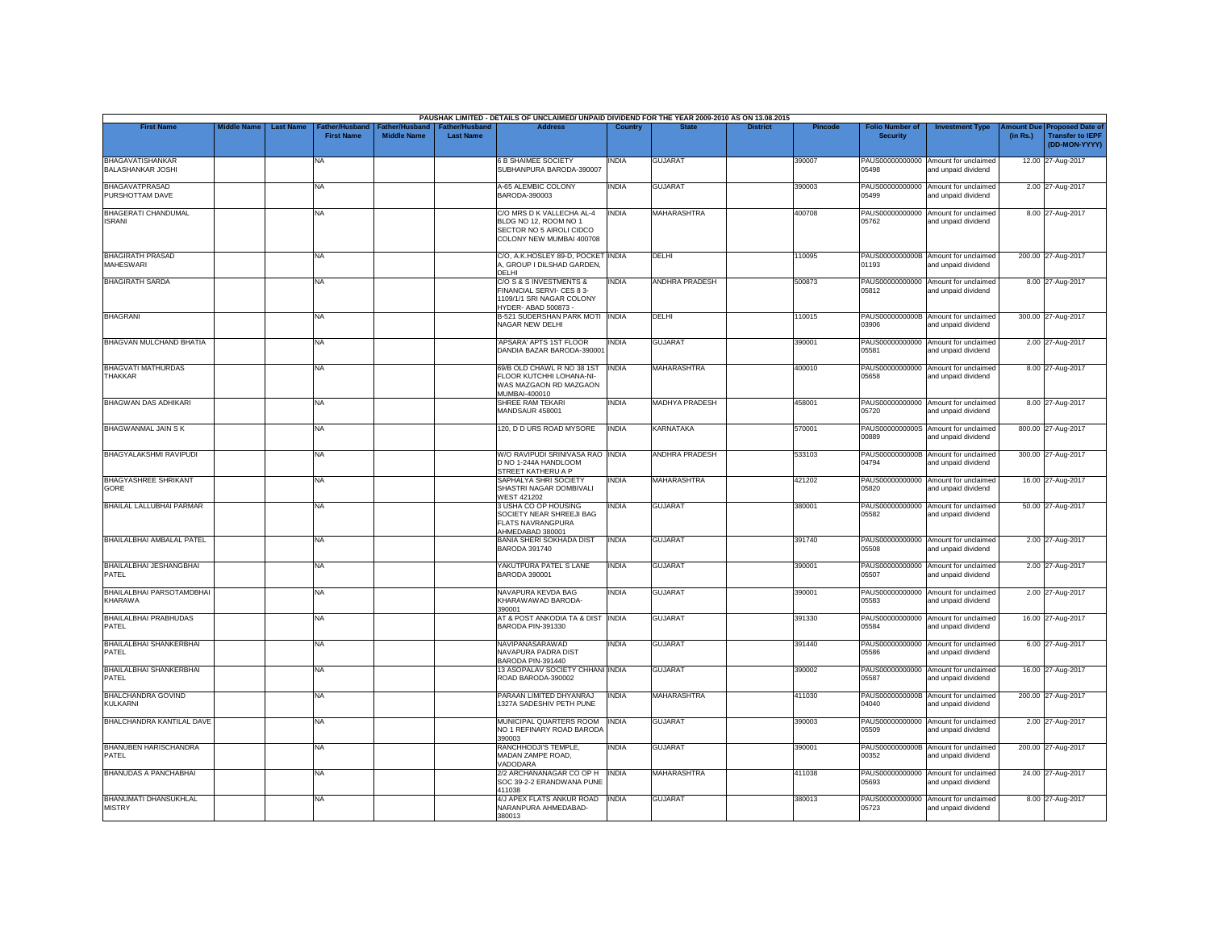PAUSHAK LIMITED - DETAILS OF UNCLAIMED/ UNPAID DIVIDEND FOR THE YEAR 2009-2010 AS ON 13.08.2015

| First Name | Middle Name | Last Name | Father/Husband First Name | Father/Husband Middle Name | Father/Husband Last Name | Address | Country | State | District | Pincode | Folio Number of Security | Investment Type | Amount Due (in Rs.) | Proposed Date of Transfer to IEPF (DD-MON-YYYY) |
|---|---|---|---|---|---|---|---|---|---|---|---|---|---|---|
| BHAGAVATISHANKAR BALASHANKAR JOSHI | | | NA | | | 6 B SHAIMEE SOCIETY SUBHANPURA BARODA-390007 | INDIA | GUJARAT | | 390007 | PAUS00000000000 05498 | Amount for unclaimed and unpaid dividend | 12.00 | 27-Aug-2017 |
| BHAGAVATPRASAD PURSHOTTAM DAVE | | | NA | | | A-65 ALEMBIC COLONY BARODA-390003 | INDIA | GUJARAT | | 390003 | PAUS00000000000 05499 | Amount for unclaimed and unpaid dividend | 2.00 | 27-Aug-2017 |
| BHAGERATI CHANDUMAL ISRANI | | | NA | | | C/O MRS D K VALLECHA AL-4 BLDG NO 12, ROOM NO 1 SECTOR NO 5 AIROLI CIDCO COLONY NEW MUMBAI 400708 | INDIA | MAHARASHTRA | | 400708 | PAUS00000000000 05762 | Amount for unclaimed and unpaid dividend | 8.00 | 27-Aug-2017 |
| BHAGIRATH PRASAD MAHESWARI | | | NA | | | C/O, A.K.HOSLEY 89-D, POCKET A, GROUP I DILSHAD GARDEN, DELHI | INDIA | DELHI | | 110095 | PAUS0000000000B 01193 | Amount for unclaimed and unpaid dividend | 200.00 | 27-Aug-2017 |
| BHAGIRATH SARDA | | | NA | | | C/O S & S INVESTMENTS & FINANCIAL SERVI- CES 8 3-1109/1/1 SRI NAGAR COLONY HYDER- ABAD 500873 - | INDIA | ANDHRA PRADESH | | 500873 | PAUS00000000000 05812 | Amount for unclaimed and unpaid dividend | 8.00 | 27-Aug-2017 |
| BHAGRANI | | | NA | | | B-521 SUDERSHAN PARK MOTI NAGAR NEW DELHI | INDIA | DELHI | | 110015 | PAUS0000000000B 03906 | Amount for unclaimed and unpaid dividend | 300.00 | 27-Aug-2017 |
| BHAGVAN MULCHAND BHATIA | | | NA | | | 'APSARA' APTS 1ST FLOOR DANDIA BAZAR BARODA-390001 | INDIA | GUJARAT | | 390001 | PAUS00000000000 05581 | Amount for unclaimed and unpaid dividend | 2.00 | 27-Aug-2017 |
| BHAGVATI MATHURDAS THAKKAR | | | NA | | | 69/B OLD CHAWL R NO 38 1ST FLOOR KUTCHHI LOHANA-NI-WAS MAZGAON RD MAZGAON MUMBAI-400010 | INDIA | MAHARASHTRA | | 400010 | PAUS00000000000 05658 | Amount for unclaimed and unpaid dividend | 8.00 | 27-Aug-2017 |
| BHAGWAN DAS ADHIKARI | | | NA | | | SHREE RAM TEKARI MANDSAUR 458001 | INDIA | MADHYA PRADESH | | 458001 | PAUS00000000000 05720 | Amount for unclaimed and unpaid dividend | 8.00 | 27-Aug-2017 |
| BHAGWANMAL JAIN S K | | | NA | | | 120, D D URS ROAD MYSORE | INDIA | KARNATAKA | | 570001 | PAUS0000000000S 00889 | Amount for unclaimed and unpaid dividend | 800.00 | 27-Aug-2017 |
| BHAGYALAKSHMI RAVIPUDI | | | NA | | | W/O RAVIPUDI SRINIVASA RAO D NO 1-244A HANDLOOM STREET KATHERU A P | INDIA | ANDHRA PRADESH | | 533103 | PAUS0000000000B 04794 | Amount for unclaimed and unpaid dividend | 300.00 | 27-Aug-2017 |
| BHAGYASHREE SHRIKANT GORE | | | NA | | | SAPHALYA SHRI SOCIETY SHASTRI NAGAR DOMBIVALI WEST 421202 | INDIA | MAHARASHTRA | | 421202 | PAUS00000000000 05820 | Amount for unclaimed and unpaid dividend | 16.00 | 27-Aug-2017 |
| BHAILAL LALLUBHAI PARMAR | | | NA | | | 3 USHA CO OP HOUSING SOCIETY NEAR SHREEJI BAG FLATS NAVRANGPURA AHMEDABAD 380001 | INDIA | GUJARAT | | 380001 | PAUS00000000000 05582 | Amount for unclaimed and unpaid dividend | 50.00 | 27-Aug-2017 |
| BHAILALBHAI AMBALAL PATEL | | | NA | | | BANIA SHERI SOKHADA DIST BARODA 391740 | INDIA | GUJARAT | | 391740 | PAUS00000000000 05508 | Amount for unclaimed and unpaid dividend | 2.00 | 27-Aug-2017 |
| BHAILALBHAI JESHANGBHAI PATEL | | | NA | | | YAKUTPURA PATEL S LANE BARODA 390001 | INDIA | GUJARAT | | 390001 | PAUS00000000000 05507 | Amount for unclaimed and unpaid dividend | 2.00 | 27-Aug-2017 |
| BHAILALBHAI PARSOTAMDBHAI KHARAWA | | | NA | | | NAVAPURA KEVDA BAG KHARAWAWAD BARODA-390001 | INDIA | GUJARAT | | 390001 | PAUS00000000000 05583 | Amount for unclaimed and unpaid dividend | 2.00 | 27-Aug-2017 |
| BHAILALBHAI PRABHUDAS PATEL | | | NA | | | AT & POST ANKODIA TA & DIST BARODA PIN-391330 | INDIA | GUJARAT | | 391330 | PAUS00000000000 05584 | Amount for unclaimed and unpaid dividend | 16.00 | 27-Aug-2017 |
| BHAILALBHAI SHANKERBHAI PATEL | | | NA | | | NAVIPANASARAWAD NAVAPURA PADRA DIST BARODA PIN-391440 | INDIA | GUJARAT | | 391440 | PAUS00000000000 05586 | Amount for unclaimed and unpaid dividend | 6.00 | 27-Aug-2017 |
| BHAILALBHAI SHANKERBHAI PATEL | | | NA | | | 13 ASOPALAV SOCIETY CHHANI ROAD BARODA-390002 | INDIA | GUJARAT | | 390002 | PAUS00000000000 05587 | Amount for unclaimed and unpaid dividend | 16.00 | 27-Aug-2017 |
| BHALCHANDRA GOVIND KULKARNI | | | NA | | | PARAAN LIMITED DHYANRAJ 1327A SADESHIV PETH PUNE | INDIA | MAHARASHTRA | | 411030 | PAUS0000000000B 04040 | Amount for unclaimed and unpaid dividend | 200.00 | 27-Aug-2017 |
| BHALCHANDRA KANTILAL DAVE | | | NA | | | MUNICIPAL QUARTERS ROOM NO 1 REFINARY ROAD BARODA 390003 | INDIA | GUJARAT | | 390003 | PAUS00000000000 05509 | Amount for unclaimed and unpaid dividend | 2.00 | 27-Aug-2017 |
| BHANUBEN HARISCHANDRA PATEL | | | NA | | | RANCHHODJI'S TEMPLE, MADAN ZAMPE ROAD, VADODARA | INDIA | GUJARAT | | 390001 | PAUS0000000000B 00352 | Amount for unclaimed and unpaid dividend | 200.00 | 27-Aug-2017 |
| BHANUDAS A PANCHABHAI | | | NA | | | 2/2 ARCHANANAGAR CO OP H SOC 39-2-2 ERANDWANA PUNE 411038 | INDIA | MAHARASHTRA | | 411038 | PAUS00000000000 05693 | Amount for unclaimed and unpaid dividend | 24.00 | 27-Aug-2017 |
| BHANUMATI DHANSUKHLAL MISTRY | | | NA | | | 4/J APEX FLATS ANKUR ROAD NARANPURA AHMEDABAD-380013 | INDIA | GUJARAT | | 380013 | PAUS00000000000 05723 | Amount for unclaimed and unpaid dividend | 8.00 | 27-Aug-2017 |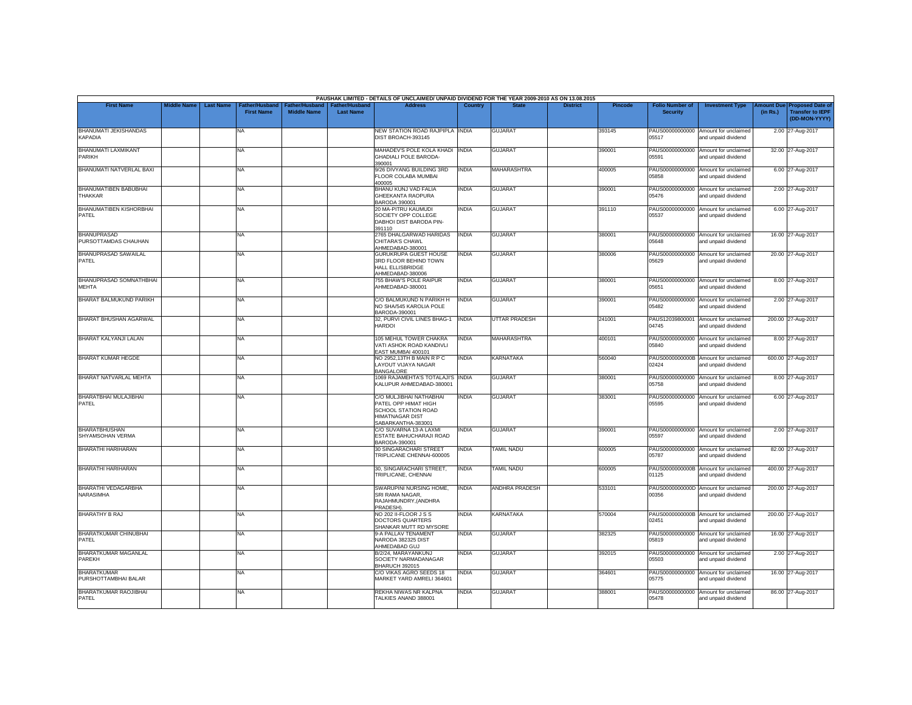PAUSHAK LIMITED - DETAILS OF UNCLAIMED/ UNPAID DIVIDEND FOR THE YEAR 2009-2010 AS ON 13.08.2015

| First Name | Middle Name | Last Name | Father/Husband First Name | Father/Husband Middle Name | Father/Husband Last Name | Address | Country | State | District | Pincode | Folio Number of Security | Investment Type | Amount Due (in Rs.) | Proposed Date of Transfer to IEPF (DD-MON-YYYY) |
|---|---|---|---|---|---|---|---|---|---|---|---|---|---|---|
| BHANUMATI JEKISHANDAS KAPADIA | | | NA | | | NEW STATION ROAD RAJPIPLA DIST BROACH-393145 | INDIA | GUJARAT | | 393145 | PAUS00000000000 05517 | Amount for unclaimed and unpaid dividend | 2.00 | 27-Aug-2017 |
| BHANUMATI LAXMIKANT PARIKH | | | NA | | | MAHADEV'S POLE KOLA KHADI GHADIALI POLE BARODA-390001 | INDIA | GUJARAT | | 390001 | PAUS00000000000 05591 | Amount for unclaimed and unpaid dividend | 32.00 | 27-Aug-2017 |
| BHANUMATI NATVERLAL BAXI | | | NA | | | 9/26 DIVYANG BUILDING 3RD FLOOR COLABA MUMBAI 400005 | INDIA | MAHARASHTRA | | 400005 | PAUS00000000000 05858 | Amount for unclaimed and unpaid dividend | 6.00 | 27-Aug-2017 |
| BHANUMATIBEN BABUBHAI THAKKAR | | | NA | | | BHANU KUNJ VAD FALIA GHEEKANTA RAOPURA BARODA 390001 | INDIA | GUJARAT | | 390001 | PAUS00000000000 05476 | Amount for unclaimed and unpaid dividend | 2.00 | 27-Aug-2017 |
| BHANUMATIBEN KISHORBHAI PATEL | | | NA | | | 20 MA-PITRU KAUMUDI SOCIETY OPP COLLEGE DABHOI DIST BARODA PIN-391110 | INDIA | GUJARAT | | 391110 | PAUS00000000000 05537 | Amount for unclaimed and unpaid dividend | 6.00 | 27-Aug-2017 |
| BHANUPRASAD PURSOTTAMDAS CHAUHAN | | | NA | | | 2765 DHALGARWAD HARIDAS CHITARA'S CHAWL AHMEDABAD-380001 | INDIA | GUJARAT | | 380001 | PAUS00000000000 05648 | Amount for unclaimed and unpaid dividend | 16.00 | 27-Aug-2017 |
| BHANUPRASAD SAWAILAL PATEL | | | NA | | | GURUKRUPA GUEST HOUSE 3RD FLOOR BEHIND TOWN HALL ELLISBRIDGE AHMEDABAD-380006 | INDIA | GUJARAT | | 380006 | PAUS00000000000 05629 | Amount for unclaimed and unpaid dividend | 20.00 | 27-Aug-2017 |
| BHANUPRASAD SOMNATHBHAI MEHTA | | | NA | | | 755 BHAW'S POLE RAIPUR AHMEDABAD-380001 | INDIA | GUJARAT | | 380001 | PAUS00000000000 05651 | Amount for unclaimed and unpaid dividend | 8.00 | 27-Aug-2017 |
| BHARAT BALMUKUND PARIKH | | | NA | | | C/O BALMUKUND N PARIKH H NO SHA/545 KAROLIA POLE BARODA-390001 | INDIA | GUJARAT | | 390001 | PAUS00000000000 05482 | Amount for unclaimed and unpaid dividend | 2.00 | 27-Aug-2017 |
| BHARAT BHUSHAN AGARWAL | | | NA | | | 32, PURVI CIVIL LINES BHAG-1 HARDOI | INDIA | UTTAR PRADESH | | 241001 | PAUS12039800001 04745 | Amount for unclaimed and unpaid dividend | 200.00 | 27-Aug-2017 |
| BHARAT KALYANJI LALAN | | | NA | | | 105 MEHUL TOWER CHAKRA VATI ASHOK ROAD KANDIVLI EAST MUMBAI 400101 | INDIA | MAHARASHTRA | | 400101 | PAUS00000000000 05840 | Amount for unclaimed and unpaid dividend | 8.00 | 27-Aug-2017 |
| BHARAT KUMAR HEGDE | | | NA | | | NO 2952,13TH B MAIN R P C LAYOUT VIJAYA NAGAR BANGALORE | INDIA | KARNATAKA | | 560040 | PAUS0000000000B 02424 | Amount for unclaimed and unpaid dividend | 600.00 | 27-Aug-2017 |
| BHARAT NATVARLAL MEHTA | | | NA | | | 1069 RAJAMEHTA'S TOTALAJI'S KALUPUR AHMEDABAD-380001 | INDIA | GUJARAT | | 380001 | PAUS00000000000 05758 | Amount for unclaimed and unpaid dividend | 8.00 | 27-Aug-2017 |
| BHARATBHAI MULAJIBHAI PATEL | | | NA | | | C/O MULJIBHAI NATHABHAI PATEL OPP HIMAT HIGH SCHOOL STATION ROAD HIMATNAGAR DIST SABARKANTHA-383001 | INDIA | GUJARAT | | 383001 | PAUS00000000000 05595 | Amount for unclaimed and unpaid dividend | 6.00 | 27-Aug-2017 |
| BHARATBHUSHAN SHYAMSOHAN VERMA | | | NA | | | C/O SUVARNA 13-A LAXMI ESTATE BAHUCHARAJI ROAD BARODA-390001 | INDIA | GUJARAT | | 390001 | PAUS00000000000 05597 | Amount for unclaimed and unpaid dividend | 2.00 | 27-Aug-2017 |
| BHARATHI HARIHARAN | | | NA | | | 30 SINGARACHARI STREET TRIPLICANE CHENNAI-600005 | INDIA | TAMIL NADU | | 600005 | PAUS00000000000 05787 | Amount for unclaimed and unpaid dividend | 82.00 | 27-Aug-2017 |
| BHARATHI HARIHARAN | | | NA | | | 30, SINGARACHARI STREET, TRIPLICANE, CHENNAI | INDIA | TAMIL NADU | | 600005 | PAUS0000000000B 01125 | Amount for unclaimed and unpaid dividend | 400.00 | 27-Aug-2017 |
| BHARATHI VEDAGARBHA NARASIMHA | | | NA | | | SWARUPINI NURSING HOME, SRI RAMA NAGAR, RAJAHMUNDRY,(ANDHRA PRADESH). | INDIA | ANDHRA PRADESH | | 533101 | PAUS0000000000D 00356 | Amount for unclaimed and unpaid dividend | 200.00 | 27-Aug-2017 |
| BHARATHY B RAJ | | | NA | | | NO 202 II-FLOOR J S S DOCTORS QUARTERS SHANKAR MUTT RD MYSORE | INDIA | KARNATAKA | | 570004 | PAUS0000000000B 02451 | Amount for unclaimed and unpaid dividend | 200.00 | 27-Aug-2017 |
| BHARATKUMAR CHINUBHAI PATEL | | | NA | | | 9-A PALLAV TENAMENT NARODA 382325 DIST AHMEDABAD GUJ | INDIA | GUJARAT | | 382325 | PAUS00000000000 05819 | Amount for unclaimed and unpaid dividend | 16.00 | 27-Aug-2017 |
| BHARATKUMAR MAGANLAL PAREKH | | | NA | | | B/2/24, MARAYANKUNJ SOCIETY NARMADANAGAR BHARUCH 392015 | INDIA | GUJARAT | | 392015 | PAUS00000000000 05503 | Amount for unclaimed and unpaid dividend | 2.00 | 27-Aug-2017 |
| BHARATKUMAR PURSHOTTAMBHAI BALAR | | | NA | | | C/O VIKAS AGRO SEEDS 18 MARKET YARD AMRELI 364601 | INDIA | GUJARAT | | 364601 | PAUS00000000000 05775 | Amount for unclaimed and unpaid dividend | 16.00 | 27-Aug-2017 |
| BHARATKUMAR RAOJIBHAI PATEL | | | NA | | | REKHA NIWAS NR KALPNA TALKIES ANAND 388001 | INDIA | GUJARAT | | 388001 | PAUS00000000000 05478 | Amount for unclaimed and unpaid dividend | 86.00 | 27-Aug-2017 |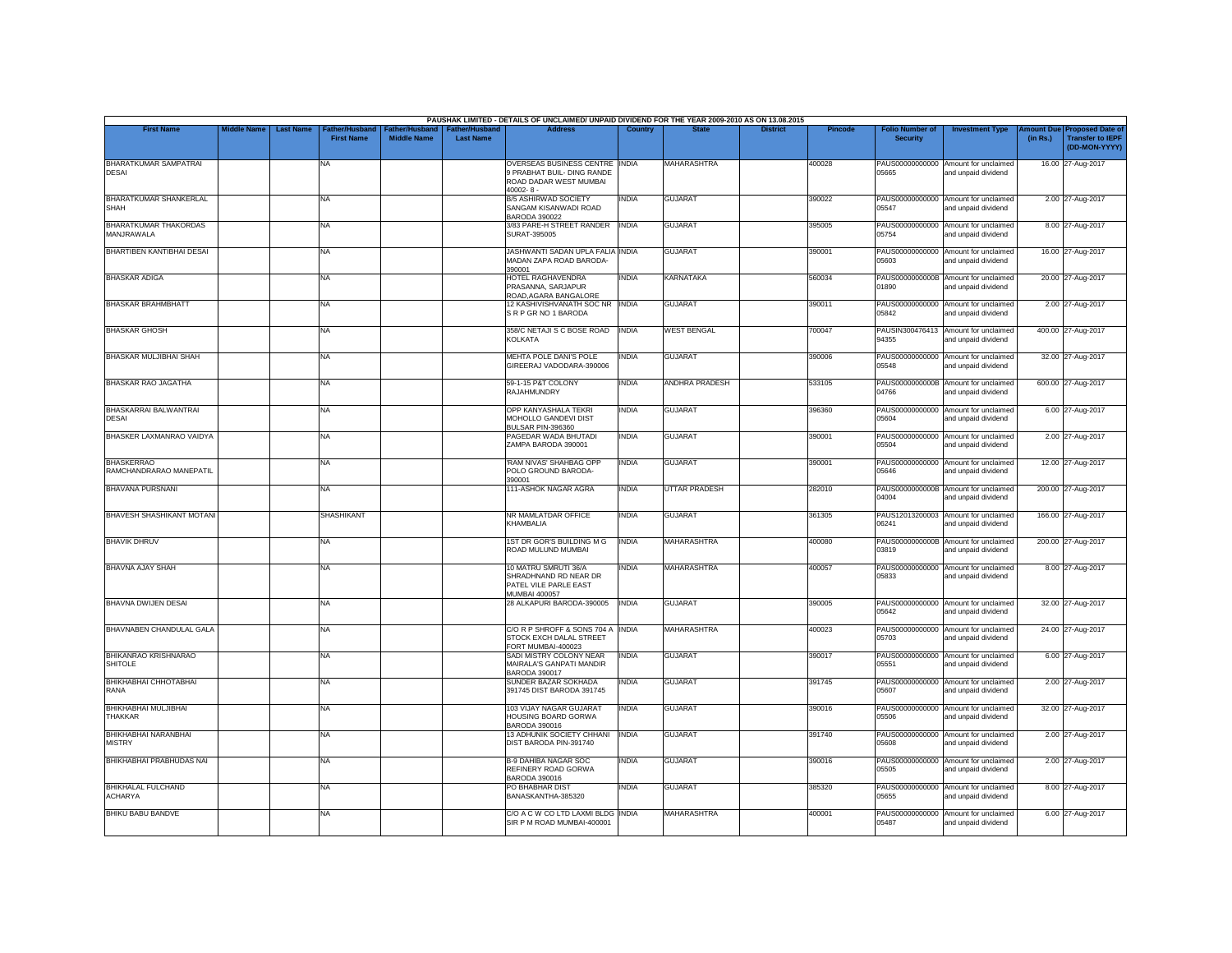PAUSHAK LIMITED - DETAILS OF UNCLAIMED/ UNPAID DIVIDEND FOR THE YEAR 2009-2010 AS ON 13.08.2015

| First Name | Middle Name | Last Name | Father/Husband First Name | Father/Husband Middle Name | Father/Husband Last Name | Address | Country | State | District | Pincode | Folio Number of Security | Investment Type | Amount Due (in Rs.) | Proposed Date of Transfer to IEPF (DD-MON-YYYY) |
|---|---|---|---|---|---|---|---|---|---|---|---|---|---|---|
| BHARATKUMAR SAMPATRAI DESAI | | | NA | | | OVERSEAS BUSINESS CENTRE 9 PRABHAT BUIL- DING RANDE ROAD DADAR WEST MUMBAI 40002- 8 - | INDIA | MAHARASHTRA | | 400028 | PAUS000000000000 05665 | Amount for unclaimed and unpaid dividend | 16.00 | 27-Aug-2017 |
| BHARATKUMAR SHANKERLAL SHAH | | | NA | | | B/5 ASHIRWAD SOCIETY SANGAM KISANWADI ROAD BARODA 390022 | INDIA | GUJARAT | | 390022 | PAUS000000000000 05547 | Amount for unclaimed and unpaid dividend | 2.00 | 27-Aug-2017 |
| BHARATKUMAR THAKORDAS MANJRAWALA | | | NA | | | 3/83 PARE-H STREET RANDER SURAT-395005 | INDIA | GUJARAT | | 395005 | PAUS000000000000 05754 | Amount for unclaimed and unpaid dividend | 8.00 | 27-Aug-2017 |
| BHARTIBEN KANTIBHAI DESAI | | | NA | | | JASHWANTI SADAN UPLA FALIA MADAN ZAPA ROAD BARODA-390001 | INDIA | GUJARAT | | 390001 | PAUS000000000000 05603 | Amount for unclaimed and unpaid dividend | 16.00 | 27-Aug-2017 |
| BHASKAR ADIGA | | | NA | | | HOTEL RAGHAVENDRA PRASANNA, SARJAPUR ROAD,AGARA BANGALORE | INDIA | KARNATAKA | | 560034 | PAUS0000000000B 01890 | Amount for unclaimed and unpaid dividend | 20.00 | 27-Aug-2017 |
| BHASKAR BRAHMBHATT | | | NA | | | 12 KASHIVISHVANATH SOC NR S R P GR NO 1 BARODA | INDIA | GUJARAT | | 390011 | PAUS000000000000 05842 | Amount for unclaimed and unpaid dividend | 2.00 | 27-Aug-2017 |
| BHASKAR GHOSH | | | NA | | | 358/C NETAJI S C BOSE ROAD KOLKATA | INDIA | WEST BENGAL | | 700047 | PAUSIN300476413 94355 | Amount for unclaimed and unpaid dividend | 400.00 | 27-Aug-2017 |
| BHASKAR MULJIBHAI SHAH | | | NA | | | MEHTA POLE DANI'S POLE GIREERAJ VADODARA-390006 | INDIA | GUJARAT | | 390006 | PAUS000000000000 05548 | Amount for unclaimed and unpaid dividend | 32.00 | 27-Aug-2017 |
| BHASKAR RAO JAGATHA | | | NA | | | 59-1-15 P&T COLONY RAJAHMUNDRY | INDIA | ANDHRA PRADESH | | 533105 | PAUS0000000000B 04766 | Amount for unclaimed and unpaid dividend | 600.00 | 27-Aug-2017 |
| BHASKARRAI BALWANTRAI DESAI | | | NA | | | OPP KANYASHALA TEKRI MOHOLLO GANDEVI DIST BULSAR PIN-396360 | INDIA | GUJARAT | | 396360 | PAUS000000000000 05604 | Amount for unclaimed and unpaid dividend | 6.00 | 27-Aug-2017 |
| BHASKER LAXMANRAO VAIDYA | | | NA | | | PAGEDAR WADA BHUTADI ZAMPA BARODA 390001 | INDIA | GUJARAT | | 390001 | PAUS000000000000 05504 | Amount for unclaimed and unpaid dividend | 2.00 | 27-Aug-2017 |
| BHASKERRAO RAMCHANDRARAO MANEPATIL | | | NA | | | 'RAM NIVAS' SHAHBAG OPP POLO GROUND BARODA-390001 | INDIA | GUJARAT | | 390001 | PAUS000000000000 05646 | Amount for unclaimed and unpaid dividend | 12.00 | 27-Aug-2017 |
| BHAVANA PURSNANI | | | NA | | | 111-ASHOK NAGAR AGRA | INDIA | UTTAR PRADESH | | 282010 | PAUS0000000000B 04004 | Amount for unclaimed and unpaid dividend | 200.00 | 27-Aug-2017 |
| BHAVESH SHASHIKANT MOTANI | | | SHASHIKANT | | | NR MAMLATDAR OFFICE KHAMBALIA | INDIA | GUJARAT | | 361305 | PAUS12013200003 06241 | Amount for unclaimed and unpaid dividend | 166.00 | 27-Aug-2017 |
| BHAVIK DHRUV | | | NA | | | 1ST DR GOR'S BUILDING M G ROAD MULUND MUMBAI | INDIA | MAHARASHTRA | | 400080 | PAUS0000000000B 03819 | Amount for unclaimed and unpaid dividend | 200.00 | 27-Aug-2017 |
| BHAVNA AJAY SHAH | | | NA | | | 10 MATRU SMRUTI 36/A SHRADHNAND RD NEAR DR PATEL VILE PARLE EAST MUMBAI 400057 | INDIA | MAHARASHTRA | | 400057 | PAUS000000000000 05833 | Amount for unclaimed and unpaid dividend | 8.00 | 27-Aug-2017 |
| BHAVNA DWIJEN DESAI | | | NA | | | 28 ALKAPURI BARODA-390005 | INDIA | GUJARAT | | 390005 | PAUS000000000000 05642 | Amount for unclaimed and unpaid dividend | 32.00 | 27-Aug-2017 |
| BHAVNABEN CHANDULAL GALA | | | NA | | | C/O R P SHROFF & SONS 704 A STOCK EXCH DALAL STREET FORT MUMBAI-400023 | INDIA | MAHARASHTRA | | 400023 | PAUS000000000000 05703 | Amount for unclaimed and unpaid dividend | 24.00 | 27-Aug-2017 |
| BHIKANRAO KRISHNARAO SHITOLE | | | NA | | | SADI MISTRY COLONY NEAR MAIRALA'S GANPATI MANDIR BARODA 390017 | INDIA | GUJARAT | | 390017 | PAUS000000000000 05551 | Amount for unclaimed and unpaid dividend | 6.00 | 27-Aug-2017 |
| BHIKHABHAI CHHOTABHAI RANA | | | NA | | | SUNDER BAZAR SOKHADA 391745 DIST BARODA 391745 | INDIA | GUJARAT | | 391745 | PAUS000000000000 05607 | Amount for unclaimed and unpaid dividend | 2.00 | 27-Aug-2017 |
| BHIKHABHAI MULJIBHAI THAKKAR | | | NA | | | 103 VIJAY NAGAR GUJARAT HOUSING BOARD GORWA BARODA 390016 | INDIA | GUJARAT | | 390016 | PAUS000000000000 05506 | Amount for unclaimed and unpaid dividend | 32.00 | 27-Aug-2017 |
| BHIKHABHAI NARANBHAI MISTRY | | | NA | | | 13 ADHUNIK SOCIETY CHHANI DIST BARODA PIN-391740 | INDIA | GUJARAT | | 391740 | PAUS000000000000 05608 | Amount for unclaimed and unpaid dividend | 2.00 | 27-Aug-2017 |
| BHIKHABHAI PRABHUDAS NAI | | | NA | | | B-9 DAHIBA NAGAR SOC REFINERY ROAD GORWA BARODA 390016 | INDIA | GUJARAT | | 390016 | PAUS000000000000 05505 | Amount for unclaimed and unpaid dividend | 2.00 | 27-Aug-2017 |
| BHIKHALAL FULCHAND ACHARYA | | | NA | | | PO BHABHAR DIST BANASKANTHA-385320 | INDIA | GUJARAT | | 385320 | PAUS000000000000 05655 | Amount for unclaimed and unpaid dividend | 8.00 | 27-Aug-2017 |
| BHIKU BABU BANDVE | | | NA | | | C/O A C W CO LTD LAXMI BLDG SIR P M ROAD MUMBAI-400001 | INDIA | MAHARASHTRA | | 400001 | PAUS000000000000 05487 | Amount for unclaimed and unpaid dividend | 6.00 | 27-Aug-2017 |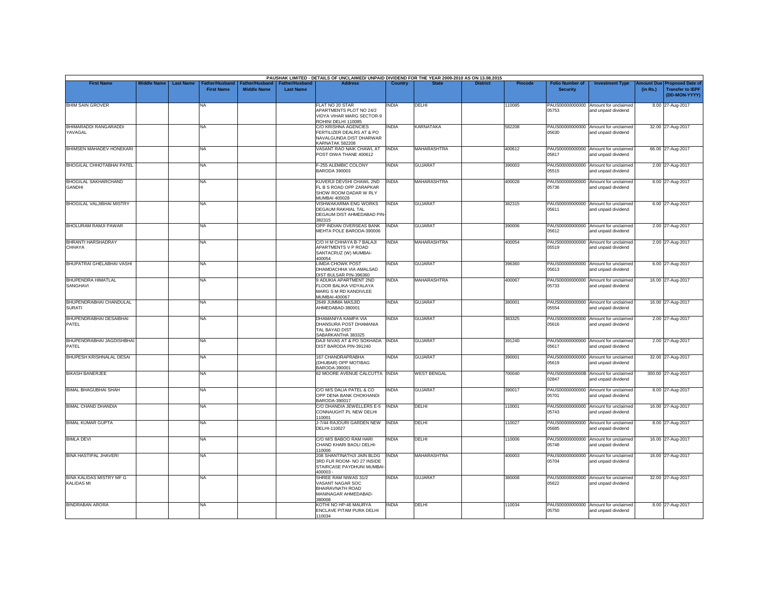PAUSHAK LIMITED - DETAILS OF UNCLAIMED/ UNPAID DIVIDEND FOR THE YEAR 2009-2010 AS ON 13.08.2015

| First Name | Middle Name | Last Name | Father/Husband First Name | Father/Husband Middle Name | Father/Husband Last Name | Address | Country | State | District | Pincode | Folio Number of Security | Investment Type | Amount Due (in Rs.) | Proposed Date of Transfer to IEPF (DD-MON-YYYY) |
|---|---|---|---|---|---|---|---|---|---|---|---|---|---|---|
| BHIM SAIN GROVER | | | NA | | | FLAT NO 20 STAR APARTMENTS PLOT NO 24/2 VIDYA VIHAR MARG SECTOR-9 ROHINI DELHI 110085 | INDIA | DELHI | | 110085 | PAUS00000000000 05753 | Amount for unclaimed and unpaid dividend | 8.00 | 27-Aug-2017 |
| BHIMARADDI RANGARADDI YAVAGAL | | | NA | | | C/O KRISHNA AGENCIES FERTILIZER DEALRS AT & PO NAVALGUNDA DIST DHARWAR KARNATAK 582208 | INDIA | KARNATAKA | | 582208 | PAUS00000000000 05630 | Amount for unclaimed and unpaid dividend | 32.00 | 27-Aug-2017 |
| BHIMSEN MAHADEV HONEKARI | | | NA | | | VASANT RAO NAIK CHAWL AT POST DIWA THANE 400612 | INDIA | MAHARASHTRA | | 400612 | PAUS00000000000 05817 | Amount for unclaimed and unpaid dividend | 66.00 | 27-Aug-2017 |
| BHOGILAL CHHOTABHAI PATEL | | | NA | | | F-255 ALEMBIC COLONY BARODA 390003 | INDIA | GUJARAT | | 390003 | PAUS00000000000 05515 | Amount for unclaimed and unpaid dividend | 2.00 | 27-Aug-2017 |
| BHOGILAL SAKHARCHAND GANDHI | | | NA | | | KUVERJI DEVSHI CHAWL 2ND FL B S ROAD OPP ZARAPKAR SHOW ROOM DADAR W RLY MUMBAI 400028 | INDIA | MAHARASHTRA | | 400028 | PAUS00000000000 05736 | Amount for unclaimed and unpaid dividend | 8.00 | 27-Aug-2017 |
| BHOGILAL VALJIBHAI MISTRY | | | NA | | | VISHWAKARMA ENG WORKS DEGAUM RAKHIAL TAL DEGAUM DIST AHMEDABAD PIN-382315 | INDIA | GUJARAT | | 382315 | PAUS00000000000 05611 | Amount for unclaimed and unpaid dividend | 6.00 | 27-Aug-2017 |
| BHOLURAM RAMJI PAWAR | | | NA | | | OPP INDIAN OVERSEAS BANK MEHTA POLE BARODA-390006 | INDIA | GUJARAT | | 390006 | PAUS00000000000 05612 | Amount for unclaimed and unpaid dividend | 2.00 | 27-Aug-2017 |
| BHRANTI HARSHADRAY CHHAYA | | | NA | | | C/O H M CHHAYA B-7 BALAJI APARTMENTS V P ROAD SANTACRUZ (W) MUMBAI-400054 | INDIA | MAHARASHTRA | | 400054 | PAUS00000000000 05519 | Amount for unclaimed and unpaid dividend | 2.00 | 27-Aug-2017 |
| BHUPATRAI GHELABHAI VASHI | | | NA | | | LIMDA CHOWK POST DHAMDACHHA VIA AMALSAD DIST BULSAR PIN-396360 | INDIA | GUJARAT | | 396360 | PAUS00000000000 05613 | Amount for unclaimed and unpaid dividend | 6.00 | 27-Aug-2017 |
| BHUPENDRA HIMATLAL SANGHAVI | | | NA | | | 9 ADUKIA APARTMENT 2ND FLOOR BALIKA VIDYALAYA MARG S M RD KANDIVLEE MUMBAI-400067 | INDIA | MAHARASHTRA | | 400067 | PAUS00000000000 05733 | Amount for unclaimed and unpaid dividend | 16.00 | 27-Aug-2017 |
| BHUPENDRABHAI CHANDULAL SURATI | | | NA | | | 2649 JUMMA MASJID AHMEDABAD-380001 | INDIA | GUJARAT | | 380001 | PAUS00000000000 05554 | Amount for unclaimed and unpaid dividend | 16.00 | 27-Aug-2017 |
| BHUPENDRABHAI DESAIBHAI PATEL | | | NA | | | DHAMANIYA KAMPA VIA DHANSURA POST DHAMANIA TAL BAYAD DIST SABARKANTHA 383325 | INDIA | GUJARAT | | 383325 | PAUS00000000000 05616 | Amount for unclaimed and unpaid dividend | 2.00 | 27-Aug-2017 |
| BHUPENDRABHAI JAGDISHBHAI PATEL | | | NA | | | DAJI NIVAS AT & PO SOKHADA DIST BARODA PIN-391240 | INDIA | GUJARAT | | 391240 | PAUS00000000000 05617 | Amount for unclaimed and unpaid dividend | 2.00 | 27-Aug-2017 |
| BHUPESH KRISHNALAL DESAI | | | NA | | | 167 CHANDRAPRABHA (DHUBAR) OPP MOTIBAG BARODA-390001 | INDIA | GUJARAT | | 390001 | PAUS00000000000 05619 | Amount for unclaimed and unpaid dividend | 32.00 | 27-Aug-2017 |
| BIKASH BANERJEE | | | NA | | | 62 MOORE AVENUE CALCUTTA | INDIA | WEST BENGAL | | 700040 | PAUS0000000000B 02847 | Amount for unclaimed and unpaid dividend | 300.00 | 27-Aug-2017 |
| BIMAL BHAGUBHAI SHAH | | | NA | | | C/O M/S DALIA PATEL & CO OPP DENA BANK CHOKHANDI BARODA-390017 | INDIA | GUJARAT | | 390017 | PAUS00000000000 05701 | Amount for unclaimed and unpaid dividend | 8.00 | 27-Aug-2017 |
| BIMAL CHAND DHANDIA | | | NA | | | C/O DHANDIA JEWELLERS E-5 CONNAUGHT PL NEW DELHI 110001 | INDIA | DELHI | | 110001 | PAUS00000000000 05743 | Amount for unclaimed and unpaid dividend | 16.00 | 27-Aug-2017 |
| BIMAL KUMAR GUPTA | | | NA | | | J-7/44 RAJOURI GARDEN NEW DELHI-110027 | INDIA | DELHI | | 110027 | PAUS00000000000 05685 | Amount for unclaimed and unpaid dividend | 8.00 | 27-Aug-2017 |
| BIMLA DEVI | | | NA | | | C/O M/S BABOO RAM HARI CHAND KHARI BAOLI DELHI-110006 | INDIA | DELHI | | 110006 | PAUS00000000000 05748 | Amount for unclaimed and unpaid dividend | 16.00 | 27-Aug-2017 |
| BINA HASTIPAL JHAVERI | | | NA | | | 208 SHANTINATHJI JAIN BLDG 3RD FLR ROOM- NO 27 INSIDE STAIRCASE PAYDHUNI MUMBAI-400003 - | INDIA | MAHARASHTRA | | 400003 | PAUS00000000000 05704 | Amount for unclaimed and unpaid dividend | 16.00 | 27-Aug-2017 |
| BINA KALIDAS MISTRY MF G KALIDAS MI | | | NA | | | SHREE RAM NIWAS 31/2 VASANT NAGAR SOC BHAIRAVNATH ROAD MANINAGAR AHMEDABAD-380008 | INDIA | GUJARAT | | 380008 | PAUS00000000000 05622 | Amount for unclaimed and unpaid dividend | 32.00 | 27-Aug-2017 |
| BINDRABAN ARORA | | | NA | | | KOTHI NO HP-46 MAURYA ENCLAVE PITAM PURA DELHI 110034 | INDIA | DELHI | | 110034 | PAUS00000000000 05750 | Amount for unclaimed and unpaid dividend | 8.00 | 27-Aug-2017 |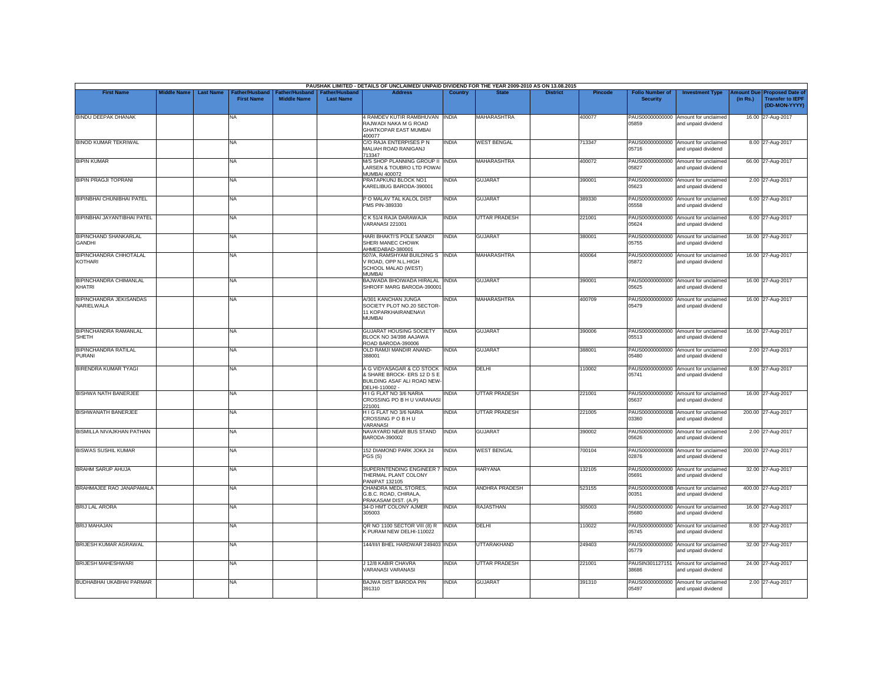PAUSHAK LIMITED - DETAILS OF UNCLAIMED/ UNPAID DIVIDEND FOR THE YEAR 2009-2010 AS ON 13.08.2015

| First Name | Middle Name | Last Name | Father/Husband First Name | Father/Husband Middle Name | Father/Husband Last Name | Address | Country | State | District | Pincode | Folio Number of Security | Investment Type | Amount Due (in Rs.) | Proposed Date of Transfer to IEPF (DD-MON-YYYY) |
|---|---|---|---|---|---|---|---|---|---|---|---|---|---|---|
| BINDU DEEPAK DHANAK | | | NA | | | 4 RAMDEV KUTIR RAMBHUVAN RAJWADI NAKA M G ROAD GHATKOPAR EAST MUMBAI 400077 | INDIA | MAHARASHTRA | | 400077 | PAUS00000000000 05859 | Amount for unclaimed and unpaid dividend | 16.00 | 27-Aug-2017 |
| BINOD KUMAR TEKRIWAL | | | NA | | | C/O RAJA ENTERPISES P N MALIAH ROAD RANIGANJ 713347 | INDIA | WEST BENGAL | | 713347 | PAUS00000000000 05716 | Amount for unclaimed and unpaid dividend | 8.00 | 27-Aug-2017 |
| BIPIN KUMAR | | | NA | | | M/S SHOP PLANNING GROUP II LARSEN & TOUBRO LTD POWAI MUMBAI 400072 | INDIA | MAHARASHTRA | | 400072 | PAUS00000000000 05827 | Amount for unclaimed and unpaid dividend | 66.00 | 27-Aug-2017 |
| BIPIN PRAGJI TOPRANI | | | NA | | | PRATAPKUNJ BLOCK NO1 KARELIBUG BARODA-390001 | INDIA | GUJARAT | | 390001 | PAUS00000000000 05623 | Amount for unclaimed and unpaid dividend | 2.00 | 27-Aug-2017 |
| BIPINBHAI CHUNIBHAI PATEL | | | NA | | | P O MALAV TAL KALOL DIST PMS PIN-389330 | INDIA | GUJARAT | | 389330 | PAUS00000000000 05558 | Amount for unclaimed and unpaid dividend | 6.00 | 27-Aug-2017 |
| BIPINBHAI JAYANTIBHAI PATEL | | | NA | | | C K 51/4 RAJA DARAWAJA VARANASI 221001 | INDIA | UTTAR PRADESH | | 221001 | PAUS00000000000 05624 | Amount for unclaimed and unpaid dividend | 6.00 | 27-Aug-2017 |
| BIPINCHAND SHANKARLAL GANDHI | | | NA | | | HARI BHAKTI'S POLE SANKDI SHERI MANEC CHOWK AHMEDABAD-380001 | INDIA | GUJARAT | | 380001 | PAUS00000000000 05755 | Amount for unclaimed and unpaid dividend | 16.00 | 27-Aug-2017 |
| BIPINCHANDRA CHHOTALAL KOTHARI | | | NA | | | 507/A, RAMSHYAM BUILDING S V ROAD, OPP N.L.HIGH SCHOOL MALAD (WEST) MUMBAI | INDIA | MAHARASHTRA | | 400064 | PAUS00000000000 05872 | Amount for unclaimed and unpaid dividend | 16.00 | 27-Aug-2017 |
| BIPINCHANDRA CHIMANLAL KHATRI | | | NA | | | BAJWADA BHOIWADA HIRALAL SHROFF MARG BARODA-390001 | INDIA | GUJARAT | | 390001 | PAUS00000000000 05625 | Amount for unclaimed and unpaid dividend | 16.00 | 27-Aug-2017 |
| BIPINCHANDRA JEKISANDAS NARIELWALA | | | NA | | | A/301 KANCHAN JUNGA SOCIETY PLOT NO.20 SECTOR-11 KOPARKHAIRANENAVI MUMBAI | INDIA | MAHARASHTRA | | 400709 | PAUS00000000000 05479 | Amount for unclaimed and unpaid dividend | 16.00 | 27-Aug-2017 |
| BIPINCHANDRA RAMANLAL SHETH | | | NA | | | GUJARAT HOUSING SOCIETY BLOCK NO 34/398 AAJAWA ROAD BARODA-390006 | INDIA | GUJARAT | | 390006 | PAUS00000000000 05513 | Amount for unclaimed and unpaid dividend | 16.00 | 27-Aug-2017 |
| BIPINCHANDRA RATILAL PURANI | | | NA | | | OLD RAMJI MANDIR ANAND-388001 | INDIA | GUJARAT | | 388001 | PAUS00000000000 05480 | Amount for unclaimed and unpaid dividend | 2.00 | 27-Aug-2017 |
| BIRENDRA KUMAR TYAGI | | | NA | | | A G VIDYASAGAR & CO STOCK & SHARE BROCK- ERS 12 D S E BUILDING ASAF ALI ROAD NEW-DELHI-110002 - | INDIA | DELHI | | 110002 | PAUS00000000000 05741 | Amount for unclaimed and unpaid dividend | 8.00 | 27-Aug-2017 |
| BISHWA NATH BANERJEE | | | NA | | | H I G FLAT NO 3/6 NARIA CROSSING PO B H U VARANASI 221001 | INDIA | UTTAR PRADESH | | 221001 | PAUS00000000000 05637 | Amount for unclaimed and unpaid dividend | 16.00 | 27-Aug-2017 |
| BISHWANATH BANERJEE | | | NA | | | H I G FLAT NO 3/6 NARIA CROSSING P O B H U VARANASI | INDIA | UTTAR PRADESH | | 221005 | PAUS0000000000B 03360 | Amount for unclaimed and unpaid dividend | 200.00 | 27-Aug-2017 |
| BISMILLA NIVAJKHAN PATHAN | | | NA | | | NAVAYARD NEAR BUS STAND BARODA-390002 | INDIA | GUJARAT | | 390002 | PAUS00000000000 05626 | Amount for unclaimed and unpaid dividend | 2.00 | 27-Aug-2017 |
| BISWAS SUSHIL KUMAR | | | NA | | | 152 DIAMOND PARK JOKA 24 PGS (S) | INDIA | WEST BENGAL | | 700104 | PAUS0000000000B 02876 | Amount for unclaimed and unpaid dividend | 200.00 | 27-Aug-2017 |
| BRAHM SARUP AHUJA | | | NA | | | SUPERINTENDING ENGINEER 7 THERMAL PLANT COLONY PANIPAT 132105 | INDIA | HARYANA | | 132105 | PAUS00000000000 05691 | Amount for unclaimed and unpaid dividend | 32.00 | 27-Aug-2017 |
| BRAHMAJEE RAO JANAPAMALA | | | NA | | | CHANDRA MEDL.STORES, G.B.C. ROAD, CHIRALA, PRAKASAM DIST. (A.P) | INDIA | ANDHRA PRADESH | | 523155 | PAUS0000000000B 00351 | Amount for unclaimed and unpaid dividend | 400.00 | 27-Aug-2017 |
| BRIJ LAL ARORA | | | NA | | | 34-D HMT COLONY AJMER 305003 | INDIA | RAJASTHAN | | 305003 | PAUS00000000000 05680 | Amount for unclaimed and unpaid dividend | 16.00 | 27-Aug-2017 |
| BRIJ MAHAJAN | | | NA | | | QR NO 1100 SECTOR VIII (8) R K PURAM NEW DELHI-110022 | INDIA | DELHI | | 110022 | PAUS00000000000 05745 | Amount for unclaimed and unpaid dividend | 8.00 | 27-Aug-2017 |
| BRIJESH KUMAR AGRAWAL | | | NA | | | 144/III/I BHEL HARDWAR 249403 | INDIA | UTTARAKHAND | | 249403 | PAUS00000000000 05779 | Amount for unclaimed and unpaid dividend | 32.00 | 27-Aug-2017 |
| BRIJESH MAHESHWARI | | | NA | | | J 12/8 KABIR CHAVRA VARANASI VARANASI | INDIA | UTTAR PRADESH | | 221001 | PAUSIN301127151 38686 | Amount for unclaimed and unpaid dividend | 24.00 | 27-Aug-2017 |
| BUDHABHAI UKABHAI PARMAR | | | NA | | | BAJWA DIST BARODA PIN 391310 | INDIA | GUJARAT | | 391310 | PAUS00000000000 05497 | Amount for unclaimed and unpaid dividend | 2.00 | 27-Aug-2017 |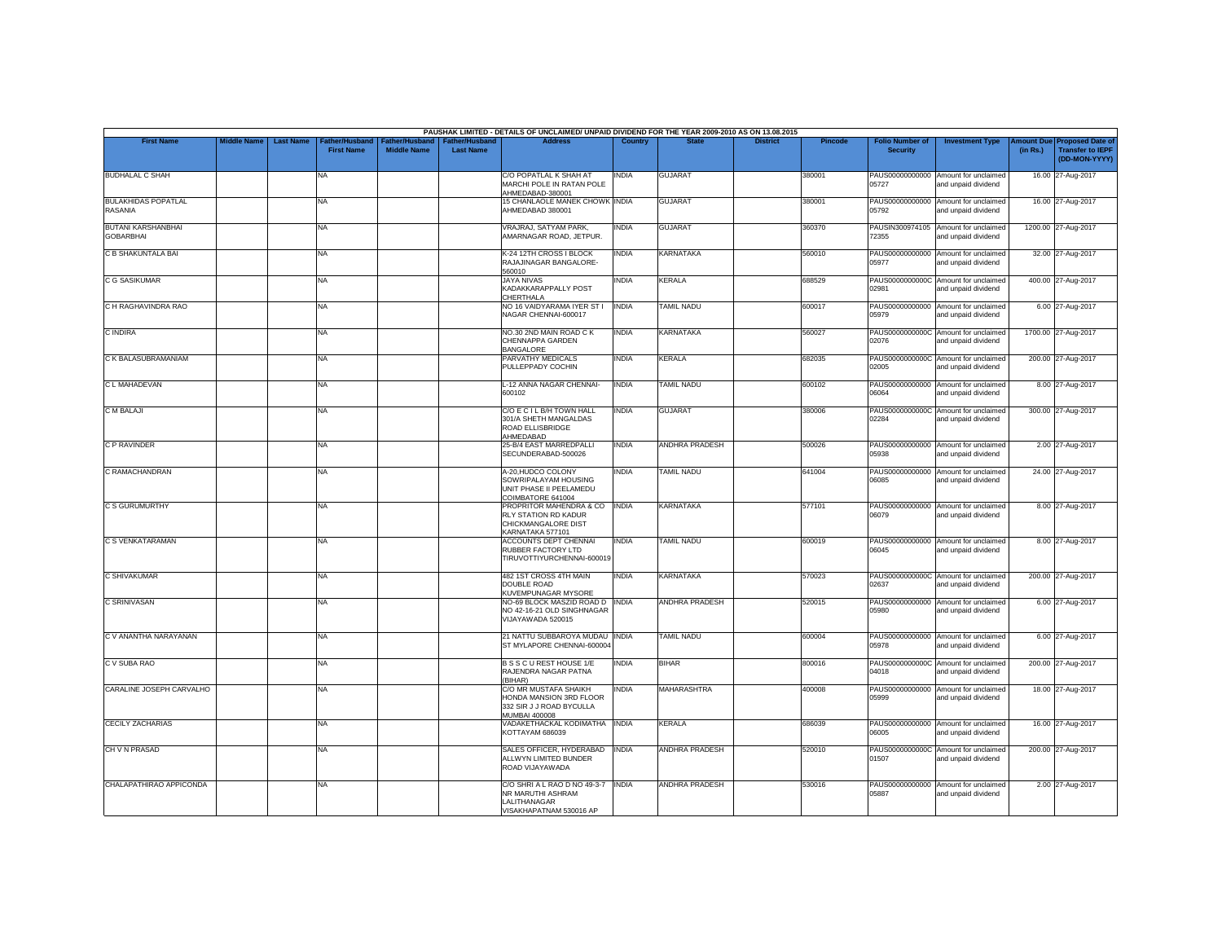PAUSHAK LIMITED - DETAILS OF UNCLAIMED/ UNPAID DIVIDEND FOR THE YEAR 2009-2010 AS ON 13.08.2015

| First Name | Middle Name | Last Name | Father/Husband First Name | Father/Husband Middle Name | Father/Husband Last Name | Address | Country | State | District | Pincode | Folio Number of Security | Investment Type | Amount Due (in Rs.) | Proposed Date of Transfer to IEPF (DD-MON-YYYY) |
|---|---|---|---|---|---|---|---|---|---|---|---|---|---|---|
| BUDHALAL C SHAH | | | NA | | | C/O POPATLAL K SHAH AT MARCHI POLE IN RATAN POLE AHMEDABAD-380001 | INDIA | GUJARAT | | 380001 | PAUS00000000000 05727 | Amount for unclaimed and unpaid dividend | 16.00 | 27-Aug-2017 |
| BULAKHIDAS POPATLAL RASANIA | | | NA | | | 15 CHANLAOLE MANEK CHOWK AHMEDABAD 380001 | INDIA | GUJARAT | | 380001 | PAUS00000000000 05792 | Amount for unclaimed and unpaid dividend | 16.00 | 27-Aug-2017 |
| BUTANI KARSHANBHAI GOBARBHAI | | | NA | | | VRAJRAJ, SATYAM PARK, AMARNAGAR ROAD, JETPUR. | INDIA | GUJARAT | | 360370 | PAUSIN300974105 72355 | Amount for unclaimed and unpaid dividend | 1200.00 | 27-Aug-2017 |
| C B SHAKUNTALA BAI | | | NA | | | K-24 12TH CROSS I BLOCK RAJAJINAGAR BANGALORE-560010 | INDIA | KARNATAKA | | 560010 | PAUS00000000000 05977 | Amount for unclaimed and unpaid dividend | 32.00 | 27-Aug-2017 |
| C G SASIKUMAR | | | NA | | | JAYA NIVAS KADAKKARAPPALLY POST CHERTHALA | INDIA | KERALA | | 688529 | PAUS0000000000C 02981 | Amount for unclaimed and unpaid dividend | 400.00 | 27-Aug-2017 |
| C H RAGHAVINDRA RAO | | | NA | | | NO 16 VAIDYARAMA IYER ST I NAGAR CHENNAI-600017 | INDIA | TAMIL NADU | | 600017 | PAUS00000000000 05979 | Amount for unclaimed and unpaid dividend | 6.00 | 27-Aug-2017 |
| C INDIRA | | | NA | | | NO.30 2ND MAIN ROAD C K CHENNAPPA GARDEN BANGALORE | INDIA | KARNATAKA | | 560027 | PAUS0000000000C 02076 | Amount for unclaimed and unpaid dividend | 1700.00 | 27-Aug-2017 |
| C K BALASUBRAMANIAM | | | NA | | | PARVATHY MEDICALS PULLEPPADY COCHIN | INDIA | KERALA | | 682035 | PAUS0000000000C 02005 | Amount for unclaimed and unpaid dividend | 200.00 | 27-Aug-2017 |
| C L MAHADEVAN | | | NA | | | L-12 ANNA NAGAR CHENNAI-600102 | INDIA | TAMIL NADU | | 600102 | PAUS00000000000 06064 | Amount for unclaimed and unpaid dividend | 8.00 | 27-Aug-2017 |
| C M BALAJI | | | NA | | | C/O E C I L B/H TOWN HALL 301/A SHETH MANGALDAS ROAD ELLISBRIDGE AHMEDABAD | INDIA | GUJARAT | | 380006 | PAUS0000000000C 02284 | Amount for unclaimed and unpaid dividend | 300.00 | 27-Aug-2017 |
| C P RAVINDER | | | NA | | | 25-B/4 EAST MARREDPALLI SECUNDERABAD-500026 | INDIA | ANDHRA PRADESH | | 500026 | PAUS00000000000 05938 | Amount for unclaimed and unpaid dividend | 2.00 | 27-Aug-2017 |
| C RAMACHANDRAN | | | NA | | | A-20,HUDCO COLONY SOWRIPALAYAM HOUSING UNIT PHASE II PEELAMEDU COIMBATORE 641004 | INDIA | TAMIL NADU | | 641004 | PAUS00000000000 06085 | Amount for unclaimed and unpaid dividend | 24.00 | 27-Aug-2017 |
| C S GURUMURTHY | | | NA | | | PROPRITOR MAHENDRA & CO RLY STATION RD KADUR CHICKMANGALORE DIST KARNATAKA 577101 | INDIA | KARNATAKA | | 577101 | PAUS00000000000 06079 | Amount for unclaimed and unpaid dividend | 8.00 | 27-Aug-2017 |
| C S VENKATARAMAN | | | NA | | | ACCOUNTS DEPT CHENNAI RUBBER FACTORY LTD TIRUVOTTIYURCHENNAI-600019 | INDIA | TAMIL NADU | | 600019 | PAUS00000000000 06045 | Amount for unclaimed and unpaid dividend | 8.00 | 27-Aug-2017 |
| C SHIVAKUMAR | | | NA | | | 482 1ST CROSS 4TH MAIN DOUBLE ROAD KUVEMPUNAGAR MYSORE | INDIA | KARNATAKA | | 570023 | PAUS0000000000C 02637 | Amount for unclaimed and unpaid dividend | 200.00 | 27-Aug-2017 |
| C SRINIVASAN | | | NA | | | NO-69 BLOCK MASZID ROAD D NO 42-16-21 OLD SINGHNAGAR VIJAYAWADA 520015 | INDIA | ANDHRA PRADESH | | 520015 | PAUS00000000000 05980 | Amount for unclaimed and unpaid dividend | 6.00 | 27-Aug-2017 |
| C V ANANTHA NARAYANAN | | | NA | | | 21 NATTU SUBBAROYA MUDAU ST MYLAPORE CHENNAI-600004 | INDIA | TAMIL NADU | | 600004 | PAUS00000000000 05978 | Amount for unclaimed and unpaid dividend | 6.00 | 27-Aug-2017 |
| C V SUBA RAO | | | NA | | | B S S C U REST HOUSE 1/E RAJENDRA NAGAR PATNA (BIHAR) | INDIA | BIHAR | | 800016 | PAUS0000000000C 04018 | Amount for unclaimed and unpaid dividend | 200.00 | 27-Aug-2017 |
| CARALINE JOSEPH CARVALHO | | | NA | | | C/O MR MUSTAFA SHAIKH HONDA MANSION 3RD FLOOR 332 SIR J J ROAD BYCULLA MUMBAI 400008 | INDIA | MAHARASHTRA | | 400008 | PAUS00000000000 05999 | Amount for unclaimed and unpaid dividend | 18.00 | 27-Aug-2017 |
| CECILY ZACHARIAS | | | NA | | | VADAKETHACKAL KODIMATHA KOTTAYAM 686039 | INDIA | KERALA | | 686039 | PAUS00000000000 06005 | Amount for unclaimed and unpaid dividend | 16.00 | 27-Aug-2017 |
| CH V N PRASAD | | | NA | | | SALES OFFICER, HYDERABAD ALLWYN LIMITED BUNDER ROAD VIJAYAWADA | INDIA | ANDHRA PRADESH | | 520010 | PAUS0000000000C 01507 | Amount for unclaimed and unpaid dividend | 200.00 | 27-Aug-2017 |
| CHALAPATHIRAO APPICONDA | | | NA | | | C/O SHRI A L RAO D NO 49-3-7 NR MARUTHI ASHRAM LALITHANAGAR VISAKHAPATNAM 530016 AP | INDIA | ANDHRA PRADESH | | 530016 | PAUS00000000000 05887 | Amount for unclaimed and unpaid dividend | 2.00 | 27-Aug-2017 |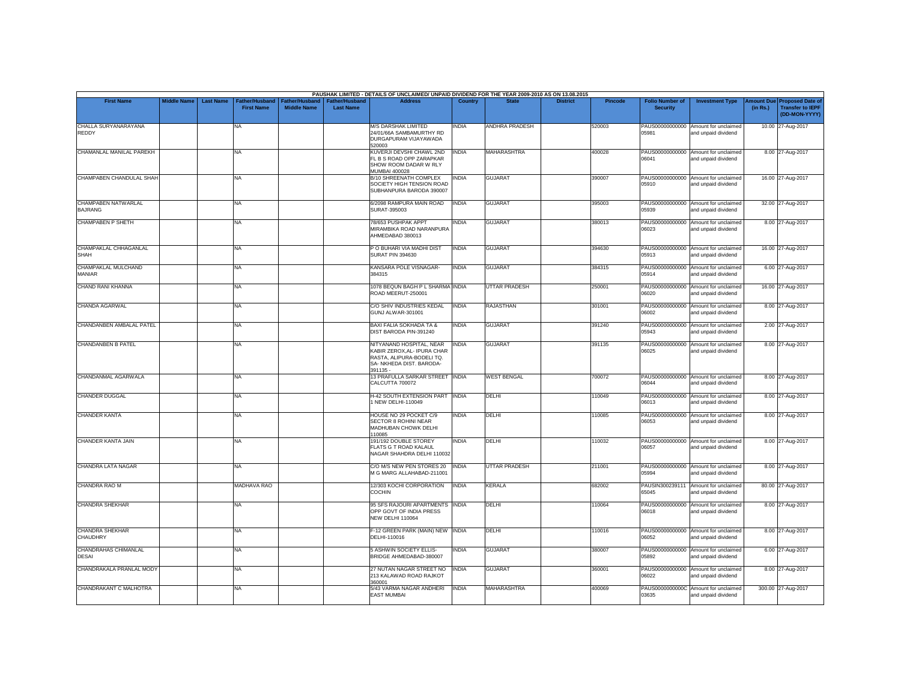| PAUSHAK LIMITED - DETAILS OF UNCLAIMED/ UNPAID DIVIDEND FOR THE YEAR 2009-2010 AS ON 13.08.2015 | | | | | | | | | | | | | | | |
|---|---|---|---|---|---|---|---|---|---|---|---|---|---|---|---|
| First Name | Middle Name | Last Name | Father/Husband First Name | Father/Husband Middle Name | Father/Husband Last Name | Address | Country | State | District | Pincode | Folio Number of Security | Investment Type | Amount Due (in Rs.) | Proposed Date of Transfer to IEPF (DD-MON-YYYY) |
| CHALLA SURYANARAYANA REDDY | | | NA | | | M/S DARSHAK LIMITED 24/01/66A SAMBAMURTHY RD DURGAPURAM VIJAYAWADA 520003 | INDIA | ANDHRA PRADESH | | 520003 | PAUS00000000000 05981 | Amount for unclaimed and unpaid dividend | 10.00 | 27-Aug-2017 |
| CHAMANLAL MANILAL PAREKH | | | NA | | | KUVERJI DEVSHI CHAWL 2ND FL B S ROAD OPP ZARAPKAR SHOW ROOM DADAR W RLY MUMBAI 400028 | INDIA | MAHARASHTRA | | 400028 | PAUS00000000000 06041 | Amount for unclaimed and unpaid dividend | 8.00 | 27-Aug-2017 |
| CHAMPABEN CHANDULAL SHAH | | | NA | | | B/10 SHREENATH COMPLEX SOCIETY HIGH TENSION ROAD SUBHANPURA BARODA 390007 | INDIA | GUJARAT | | 390007 | PAUS00000000000 05910 | Amount for unclaimed and unpaid dividend | 16.00 | 27-Aug-2017 |
| CHAMPABEN NATWARLAL BAJRANG | | | NA | | | 6/2098 RAMPURA MAIN ROAD SURAT-395003 | INDIA | GUJARAT | | 395003 | PAUS00000000000 05939 | Amount for unclaimed and unpaid dividend | 32.00 | 27-Aug-2017 |
| CHAMPABEN P SHETH | | | NA | | | 78/653 PUSHPAK APPT MIRAMBIKA ROAD NARANPURA AHMEDABAD 380013 | INDIA | GUJARAT | | 380013 | PAUS00000000000 06023 | Amount for unclaimed and unpaid dividend | 8.00 | 27-Aug-2017 |
| CHAMPAKLAL CHHAGANLAL SHAH | | | NA | | | P O BUHARI VIA MADHI DIST SURAT PIN 394630 | INDIA | GUJARAT | | 394630 | PAUS00000000000 05913 | Amount for unclaimed and unpaid dividend | 16.00 | 27-Aug-2017 |
| CHAMPAKLAL MULCHAND MANIAR | | | NA | | | KANSARA POLE VISNAGAR-384315 | INDIA | GUJARAT | | 384315 | PAUS00000000000 05914 | Amount for unclaimed and unpaid dividend | 6.00 | 27-Aug-2017 |
| CHAND RANI KHANNA | | | NA | | | 1078 BEQUN BAGH P L SHARMA ROAD MEERUT-250001 | INDIA | UTTAR PRADESH | | 250001 | PAUS00000000000 06020 | Amount for unclaimed and unpaid dividend | 16.00 | 27-Aug-2017 |
| CHANDA AGARWAL | | | NA | | | C/O SHIV INDUSTRIES KEDAL GUNJ ALWAR-301001 | INDIA | RAJASTHAN | | 301001 | PAUS00000000000 06002 | Amount for unclaimed and unpaid dividend | 8.00 | 27-Aug-2017 |
| CHANDANBEN AMBALAL PATEL | | | NA | | | BAXI FALIA SOKHADA TA & DIST BARODA PIN-391240 | INDIA | GUJARAT | | 391240 | PAUS00000000000 05943 | Amount for unclaimed and unpaid dividend | 2.00 | 27-Aug-2017 |
| CHANDANBEN B PATEL | | | NA | | | NITYANAND HOSPITAL, NEAR KABIR ZEROX,AL- IPURA CHAR RASTA, ALIPURA-BODELI TQ. SA- NKHEDA DIST. BARODA- 391135 - | INDIA | GUJARAT | | 391135 | PAUS00000000000 06025 | Amount for unclaimed and unpaid dividend | 8.00 | 27-Aug-2017 |
| CHANDANMAL AGARWALA | | | NA | | | 13 PRAFULLA SARKAR STREET CALCUTTA 700072 | INDIA | WEST BENGAL | | 700072 | PAUS00000000000 06044 | Amount for unclaimed and unpaid dividend | 8.00 | 27-Aug-2017 |
| CHANDER DUGGAL | | | NA | | | H-42 SOUTH EXTENSION PART 1 NEW DELHI-110049 | INDIA | DELHI | | 110049 | PAUS00000000000 06013 | Amount for unclaimed and unpaid dividend | 8.00 | 27-Aug-2017 |
| CHANDER KANTA | | | NA | | | HOUSE NO 29 POCKET C/9 SECTOR 8 ROHINI NEAR MADHUBAN CHOWK DELHI 110085 | INDIA | DELHI | | 110085 | PAUS00000000000 06053 | Amount for unclaimed and unpaid dividend | 8.00 | 27-Aug-2017 |
| CHANDER KANTA JAIN | | | NA | | | 191/192 DOUBLE STOREY FLATS G T ROAD KALAUL NAGAR SHAHDRA DELHI 110032 | INDIA | DELHI | | 110032 | PAUS00000000000 06057 | Amount for unclaimed and unpaid dividend | 8.00 | 27-Aug-2017 |
| CHANDRA LATA NAGAR | | | NA | | | C/O M/S NEW PEN STORES 20 M G MARG ALLAHABAD-211001 | INDIA | UTTAR PRADESH | | 211001 | PAUS00000000000 05994 | Amount for unclaimed and unpaid dividend | 8.00 | 27-Aug-2017 |
| CHANDRA RAO M | | | MADHAVA RAO | | | 12/303 KOCHI CORPORATION COCHIN | INDIA | KERALA | | 682002 | PAUSIN300239111 65045 | Amount for unclaimed and unpaid dividend | 80.00 | 27-Aug-2017 |
| CHANDRA SHEKHAR | | | NA | | | 95 SFS RAJOURI APARTMENTS OPP GOVT OF INDIA PRESS NEW DELHI 110064 | INDIA | DELHI | | 110064 | PAUS00000000000 06018 | Amount for unclaimed and unpaid dividend | 8.00 | 27-Aug-2017 |
| CHANDRA SHEKHAR CHAUDHRY | | | NA | | | F-12 GREEN PARK (MAIN) NEW DELHI-110016 | INDIA | DELHI | | 110016 | PAUS00000000000 06052 | Amount for unclaimed and unpaid dividend | 8.00 | 27-Aug-2017 |
| CHANDRAHAS CHIMANLAL DESAI | | | NA | | | 5 ASHWIN SOCIETY ELLIS-BRIDGE AHMEDABAD-380007 | INDIA | GUJARAT | | 380007 | PAUS00000000000 05892 | Amount for unclaimed and unpaid dividend | 6.00 | 27-Aug-2017 |
| CHANDRAKALA PRANLAL MODY | | | NA | | | 27 NUTAN NAGAR STREET NO 213 KALAWAD ROAD RAJKOT 360001 | INDIA | GUJARAT | | 360001 | PAUS00000000000 06022 | Amount for unclaimed and unpaid dividend | 8.00 | 27-Aug-2017 |
| CHANDRAKANT C MALHOTRA | | | NA | | | 5/43 VARMA NAGAR ANDHERI EAST MUMBAI | INDIA | MAHARASHTRA | | 400069 | PAUS0000000000C 03635 | Amount for unclaimed and unpaid dividend | 300.00 | 27-Aug-2017 |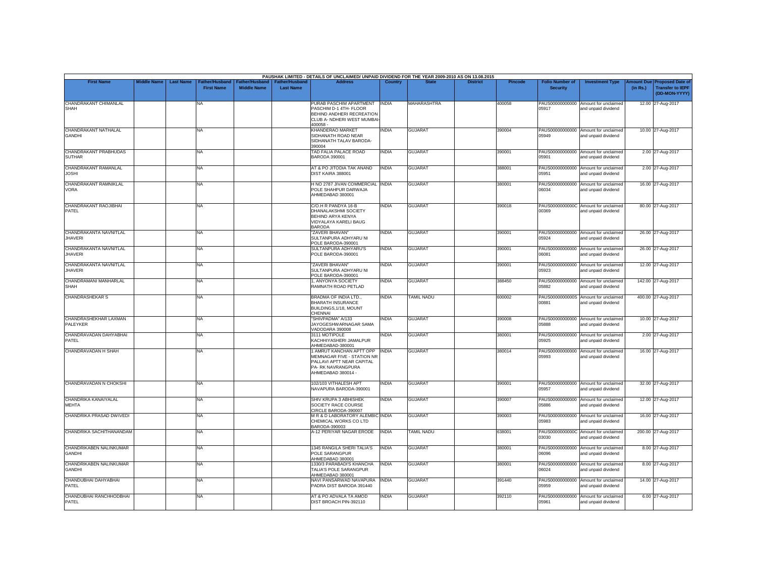PAUSHAK LIMITED - DETAILS OF UNCLAIMED/ UNPAID DIVIDEND FOR THE YEAR 2009-2010 AS ON 13.08.2015

| First Name | Middle Name | Last Name | Father/Husband First Name | Father/Husband Middle Name | Father/Husband Last Name | Address | Country | State | District | Pincode | Folio Number of Security | Investment Type | Amount Due (in Rs.) | Proposed Date of Transfer to IEPF (DD-MON-YYYY) |
|---|---|---|---|---|---|---|---|---|---|---|---|---|---|---|
| CHANDRAKANT CHIMANLAL SHAH | | | NA | | | PURAB PASCHIM APARTMENT PASCHIM D-1 4TH- FLOOR BEHIND ANDHERI RECREATION CLUB A- NDHERI WEST MUMBAI-400058 - | INDIA | MAHARASHTRA | | 400058 | PAUS00000000000 05917 | Amount for unclaimed and unpaid dividend | 12.00 | 27-Aug-2017 |
| CHANDRAKANT NATHALAL GANDHI | | | NA | | | KHANDERAO MARKET SIDHANATH ROAD NEAR SIDHANATH TALAV BARODA-390004 | INDIA | GUJARAT | | 390004 | PAUS00000000000 05949 | Amount for unclaimed and unpaid dividend | 10.00 | 27-Aug-2017 |
| CHANDRAKANT PRABHUDAS SUTHAR | | | NA | | | TAD FALIA PALACE ROAD BARODA 390001 | INDIA | GUJARAT | | 390001 | PAUS00000000000 05901 | Amount for unclaimed and unpaid dividend | 2.00 | 27-Aug-2017 |
| CHANDRAKANT RAMANLAL JOSHI | | | NA | | | AT & PO JITODIA TAK ANAND DIST KAIRA 388001 | INDIA | GUJARAT | | 388001 | PAUS00000000000 05951 | Amount for unclaimed and unpaid dividend | 2.00 | 27-Aug-2017 |
| CHANDRAKANT RAMNIKLAL VORA | | | NA | | | H NO 2787 JIVAN COMMERCIAL POLE SHAHPUR DARWAJA AHMEDABAD 380001 | INDIA | GUJARAT | | 380001 | PAUS00000000000 06034 | Amount for unclaimed and unpaid dividend | 16.00 | 27-Aug-2017 |
| CHANDRAKANT RAOJIBHAI PATEL | | | NA | | | C/O.H R PANDYA 16-B DHANALAKSHMI SOCIETY BEHIND ARYA KENYA VIDYALAYA KARELI BAUG BARODA | INDIA | GUJARAT | | 390018 | PAUS0000000000C 00369 | Amount for unclaimed and unpaid dividend | 80.00 | 27-Aug-2017 |
| CHANDRAKANTA NAVNITLAL JHAVERI | | | NA | | | "ZAVERI BHAVAN" SULTANPURA ADHYARU NI POLE BARODA-390001 | INDIA | GUJARAT | | 390001 | PAUS00000000000 05924 | Amount for unclaimed and unpaid dividend | 26.00 | 27-Aug-2017 |
| CHANDRAKANTA NAVNITLAL JHAVERI | | | NA | | | SULTANPURA ADHYARU'S POLE BARODA-390001 | INDIA | GUJARAT | | 390001 | PAUS00000000000 06081 | Amount for unclaimed and unpaid dividend | 26.00 | 27-Aug-2017 |
| CHANDRAKANTA NAVNITLAL JHAVERI | | | NA | | | "ZAVERI BHAVAN" SULTANPURA ADHYARU NI POLE BARODA-390001 | INDIA | GUJARAT | | 390001 | PAUS00000000000 05923 | Amount for unclaimed and unpaid dividend | 12.00 | 27-Aug-2017 |
| CHANDRAMANI MANHARLAL SHAH | | | NA | | | 1, ANYONYA SOCIETY RAMNATH ROAD PETLAD | INDIA | GUJARAT | | 388450 | PAUS00000000000 05882 | Amount for unclaimed and unpaid dividend | 142.00 | 27-Aug-2017 |
| CHANDRASHEKAR S | | | NA | | | BRADMA OF INDIA LTD., BHARATH INSURANCE BUILDINGS,1/18, MOUNT CHENNAI | INDIA | TAMIL NADU | | 600002 | PAUS0000000000S 00881 | Amount for unclaimed and unpaid dividend | 400.00 | 27-Aug-2017 |
| CHANDRASHEKHAR LAXMAN PALEYKER | | | NA | | | "SHIVPADMA" A/133 JAYOGESHWARNAGAR SAMA VADODARA 390008 | INDIA | GUJARAT | | 390008 | PAUS00000000000 05888 | Amount for unclaimed and unpaid dividend | 10.00 | 27-Aug-2017 |
| CHANDRAVADAN DAHYABHAI PATEL | | | NA | | | 3111 MOTIPOLE KACHHIYASHERI JAMALPUR AHMEDABAD-380001 | INDIA | GUJARAT | | 380001 | PAUS00000000000 05925 | Amount for unclaimed and unpaid dividend | 2.00 | 27-Aug-2017 |
| CHANDRAVADAN H SHAH | | | NA | | | 1 AMRUT KANCHAN APTT OPP MEMNAGAR FIVE - STATION NR PALLAVI APTT NEAR CAPITAL PA- RK NAVRANGPURA AHMEDABAD 380014 - | INDIA | GUJARAT | | 380014 | PAUS00000000000 05993 | Amount for unclaimed and unpaid dividend | 16.00 | 27-Aug-2017 |
| CHANDRAVADAN N CHOKSHI | | | NA | | | 102/103 VITHALESH APT NAVAPURA BARODA-390001 | INDIA | GUJARAT | | 390001 | PAUS00000000000 05957 | Amount for unclaimed and unpaid dividend | 32.00 | 27-Aug-2017 |
| CHANDRIKA KANAIYALAL MEHTA | | | NA | | | SHIV KRUPA 3 ABHISHEK SOCIETY RACE COURSE CIRCLE BARODA-390007 | INDIA | GUJARAT | | 390007 | PAUS00000000000 05886 | Amount for unclaimed and unpaid dividend | 12.00 | 27-Aug-2017 |
| CHANDRIKA PRASAD DWIVEDI | | | NA | | | M R & D LABORATORY ALEMBIC CHEMICAL WORKS CO LTD BARODA-390003 | INDIA | GUJARAT | | 390003 | PAUS00000000000 05983 | Amount for unclaimed and unpaid dividend | 16.00 | 27-Aug-2017 |
| CHANDRIKA SACHITHANANDAM | | | NA | | | A-12 PERIYAR NAGAR ERODE | INDIA | TAMIL NADU | | 638001 | PAUS0000000000C 03030 | Amount for unclaimed and unpaid dividend | 200.00 | 27-Aug-2017 |
| CHANDRIKABEN NALINKUMAR GANDHI | | | NA | | | 1345 RANGILA SHERI TALIA'S POLE SARANGPUR AHMEDABAD 380001 | INDIA | GUJARAT | | 380001 | PAUS00000000000 06096 | Amount for unclaimed and unpaid dividend | 8.00 | 27-Aug-2017 |
| CHANDRIKABEN NALINKUMAR GANDHI | | | NA | | | 1330/3 PARABADI'S KHANCHA TALIA'S POLE SARANGPUR AHMEDABAD 380001 | INDIA | GUJARAT | | 380001 | PAUS00000000000 06024 | Amount for unclaimed and unpaid dividend | 8.00 | 27-Aug-2017 |
| CHANDUBHAI DAHYABHAI PATEL | | | NA | | | NAVI PANSARWAD NAVAPURA PADRA DIST BARODA 391440 | INDIA | GUJARAT | | 391440 | PAUS00000000000 05959 | Amount for unclaimed and unpaid dividend | 14.00 | 27-Aug-2017 |
| CHANDUBHAI RANCHHODBHAI PATEL | | | NA | | | AT & PO ADVALA TA AMOD DIST BROACH PIN-392110 | INDIA | GUJARAT | | 392110 | PAUS00000000000 05961 | Amount for unclaimed and unpaid dividend | 6.00 | 27-Aug-2017 |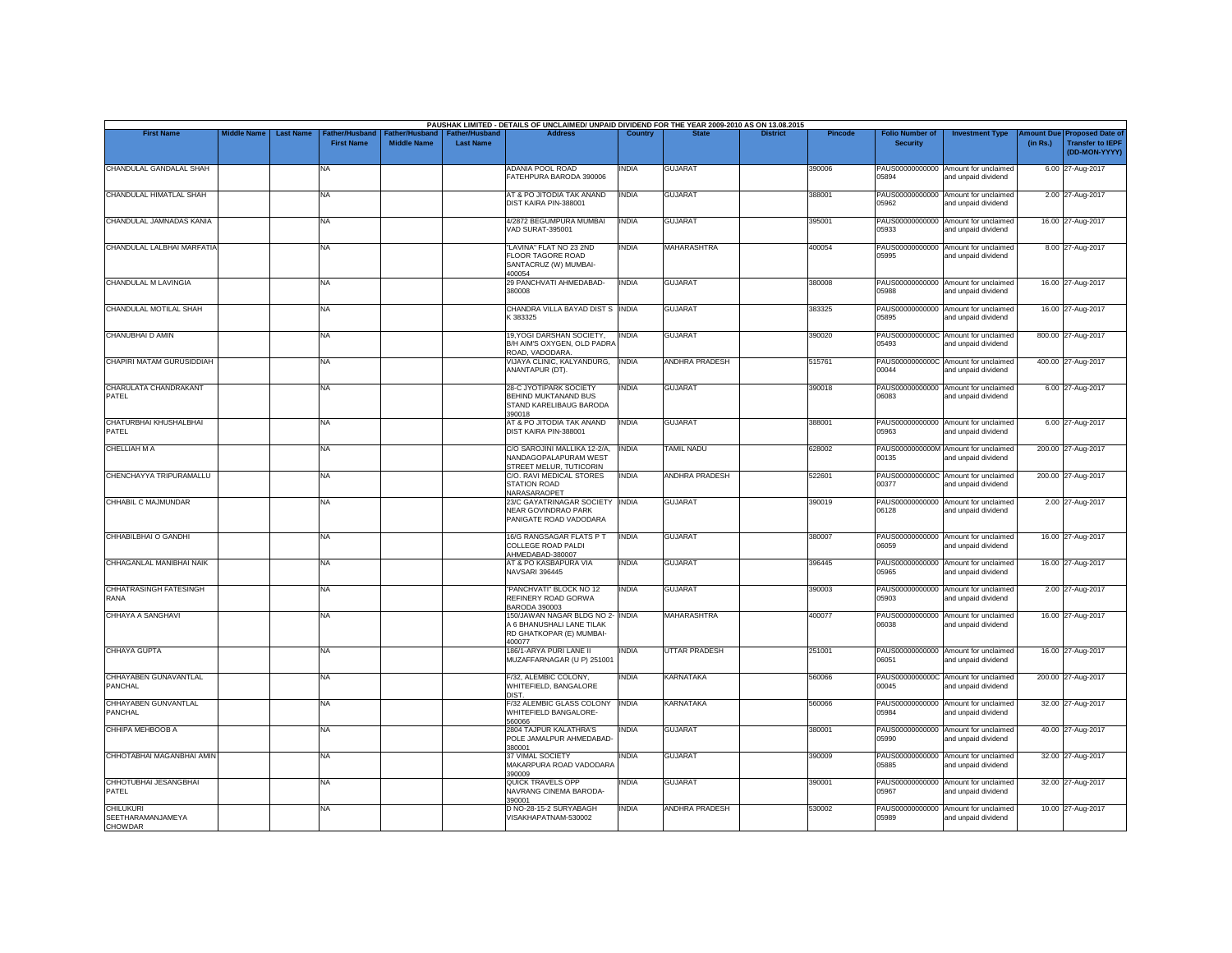PAUSHAK LIMITED - DETAILS OF UNCLAIMED/ UNPAID DIVIDEND FOR THE YEAR 2009-2010 AS ON 13.08.2015

| First Name | Middle Name | Last Name | Father/Husband First Name | Father/Husband Middle Name | Father/Husband Last Name | Address | Country | State | District | Pincode | Folio Number of Security | Investment Type | Amount Due (in Rs.) | Proposed Date of Transfer to IEPF (DD-MON-YYYY) |
|---|---|---|---|---|---|---|---|---|---|---|---|---|---|---|
| CHANDULAL GANDALAL SHAH | | | NA | | | ADANIA POOL ROAD FATEHPURA BARODA 390006 | INDIA | GUJARAT | | 390006 | PAUS00000000000 05894 | Amount for unclaimed and unpaid dividend | 6.00 | 27-Aug-2017 |
| CHANDULAL HIMATLAL SHAH | | | NA | | | AT & PO JITODIA TAK ANAND DIST KAIRA PIN-388001 | INDIA | GUJARAT | | 388001 | PAUS00000000000 05962 | Amount for unclaimed and unpaid dividend | 2.00 | 27-Aug-2017 |
| CHANDULAL JAMNADAS KANIA | | | NA | | | 4/2872 BEGUMPURA MUMBAI VAD SURAT-395001 | INDIA | GUJARAT | | 395001 | PAUS00000000000 05933 | Amount for unclaimed and unpaid dividend | 16.00 | 27-Aug-2017 |
| CHANDULAL LALBHAI MARFATIA | | | NA | | | "LAVINA" FLAT NO 23 2ND FLOOR TAGORE ROAD SANTACRUZ (W) MUMBAI-400054 | INDIA | MAHARASHTRA | | 400054 | PAUS00000000000 05995 | Amount for unclaimed and unpaid dividend | 8.00 | 27-Aug-2017 |
| CHANDULAL M LAVINGIA | | | NA | | | 29 PANCHVATI AHMEDABAD-380008 | INDIA | GUJARAT | | 380008 | PAUS00000000000 05988 | Amount for unclaimed and unpaid dividend | 16.00 | 27-Aug-2017 |
| CHANDULAL MOTILAL SHAH | | | NA | | | CHANDRA VILLA BAYAD DIST S K 383325 | INDIA | GUJARAT | | 383325 | PAUS00000000000 05895 | Amount for unclaimed and unpaid dividend | 16.00 | 27-Aug-2017 |
| CHANUBHAI D AMIN | | | NA | | | 19,YOGI DARSHAN SOCIETY, B/H AIM'S OXYGEN, OLD PADRA ROAD, VADODARA. | INDIA | GUJARAT | | 390020 | PAUS0000000000C 05493 | Amount for unclaimed and unpaid dividend | 800.00 | 27-Aug-2017 |
| CHAPIRI MATAM GURUSIDDIAH | | | NA | | | VIJAYA CLINIC, KALYANDURG, ANANTAPUR (DT). | INDIA | ANDHRA PRADESH | | 515761 | PAUS0000000000C 00044 | Amount for unclaimed and unpaid dividend | 400.00 | 27-Aug-2017 |
| CHARULATA CHANDRAKANT PATEL | | | NA | | | 28-C JYOTIPARK SOCIETY BEHIND MUKTANAND BUS STAND KARELIBAUG BARODA 390018 | INDIA | GUJARAT | | 390018 | PAUS00000000000 06083 | Amount for unclaimed and unpaid dividend | 6.00 | 27-Aug-2017 |
| CHATURBHAI KHUSHALBHAI PATEL | | | NA | | | AT & PO JITODIA TAK ANAND DIST KAIRA PIN-388001 | INDIA | GUJARAT | | 388001 | PAUS00000000000 05963 | Amount for unclaimed and unpaid dividend | 6.00 | 27-Aug-2017 |
| CHELLIAH M A | | | NA | | | C/O SAROJINI MALLIKA 12-2/A, NANDAGOPALAPURAM WEST STREET MELUR, TUTICORIN | INDIA | TAMIL NADU | | 628002 | PAUS0000000000M 00135 | Amount for unclaimed and unpaid dividend | 200.00 | 27-Aug-2017 |
| CHENCHAYYA TRIPURAMALLU | | | NA | | | C/O. RAVI MEDICAL STORES STATION ROAD NARASARAOPET | INDIA | ANDHRA PRADESH | | 522601 | PAUS0000000000C 00377 | Amount for unclaimed and unpaid dividend | 200.00 | 27-Aug-2017 |
| CHHABIL C MAJMUNDAR | | | NA | | | 23/C GAYATRINAGAR SOCIETY NEAR GOVINDRAO PARK PANIGATE ROAD VADODARA | INDIA | GUJARAT | | 390019 | PAUS00000000000 06128 | Amount for unclaimed and unpaid dividend | 2.00 | 27-Aug-2017 |
| CHHABILBHAI O GANDHI | | | NA | | | 16/G RANGSAGAR FLATS P T COLLEGE ROAD PALDI AHMEDABAD-380007 | INDIA | GUJARAT | | 380007 | PAUS00000000000 06059 | Amount for unclaimed and unpaid dividend | 16.00 | 27-Aug-2017 |
| CHHAGANLAL MANIBHAI NAIK | | | NA | | | AT & PO KASBAPURA VIA NAVSARI 396445 | INDIA | GUJARAT | | 396445 | PAUS00000000000 05965 | Amount for unclaimed and unpaid dividend | 16.00 | 27-Aug-2017 |
| CHHATRASINGH FATESINGH RANA | | | NA | | | "PANCHVATI" BLOCK NO 12 REFINERY ROAD GORWA BARODA 390003 | INDIA | GUJARAT | | 390003 | PAUS00000000000 05903 | Amount for unclaimed and unpaid dividend | 2.00 | 27-Aug-2017 |
| CHHAYA A SANGHAVI | | | NA | | | 150/JAWAN NAGAR BLDG NO 2-A 6 BHANUSHALI LANE TILAK RD GHATKOPAR (E) MUMBAI-400077 | INDIA | MAHARASHTRA | | 400077 | PAUS00000000000 06038 | Amount for unclaimed and unpaid dividend | 16.00 | 27-Aug-2017 |
| CHHAYA GUPTA | | | NA | | | 186/1-ARYA PURI LANE II MUZAFFARNAGAR (U P) 251001 | INDIA | UTTAR PRADESH | | 251001 | PAUS00000000000 06051 | Amount for unclaimed and unpaid dividend | 16.00 | 27-Aug-2017 |
| CHHAYABEN GUNAVANTLAL PANCHAL | | | NA | | | F/32, ALEMBIC COLONY, WHITEFIELD, BANGALORE DIST. | INDIA | KARNATAKA | | 560066 | PAUS0000000000C 00045 | Amount for unclaimed and unpaid dividend | 200.00 | 27-Aug-2017 |
| CHHAYABEN GUNVANTLAL PANCHAL | | | NA | | | F/32 ALEMBIC GLASS COLONY WHITEFIELD BANGALORE-560066 | INDIA | KARNATAKA | | 560066 | PAUS00000000000 05984 | Amount for unclaimed and unpaid dividend | 32.00 | 27-Aug-2017 |
| CHHIPA MEHBOOB A | | | NA | | | 2804 TAJPUR KALATHRA'S POLE JAMALPUR AHMEDABAD-380001 | INDIA | GUJARAT | | 380001 | PAUS00000000000 05990 | Amount for unclaimed and unpaid dividend | 40.00 | 27-Aug-2017 |
| CHHOTABHAI MAGANBHAI AMIN | | | NA | | | 37 VIMAL SOCIETY MAKARPURA ROAD VADODARA 390009 | INDIA | GUJARAT | | 390009 | PAUS00000000000 05885 | Amount for unclaimed and unpaid dividend | 32.00 | 27-Aug-2017 |
| CHHOTUBHAI JESANGBHAI PATEL | | | NA | | | QUICK TRAVELS OPP NAVRANG CINEMA BARODA-390001 | INDIA | GUJARAT | | 390001 | PAUS00000000000 05967 | Amount for unclaimed and unpaid dividend | 32.00 | 27-Aug-2017 |
| CHILUKURI SEETHARAMANJAMEYA CHOWDAR | | | NA | | | D NO-28-15-2 SURYABAGH VISAKHAPATNAM-530002 | INDIA | ANDHRA PRADESH | | 530002 | PAUS00000000000 05989 | Amount for unclaimed and unpaid dividend | 10.00 | 27-Aug-2017 |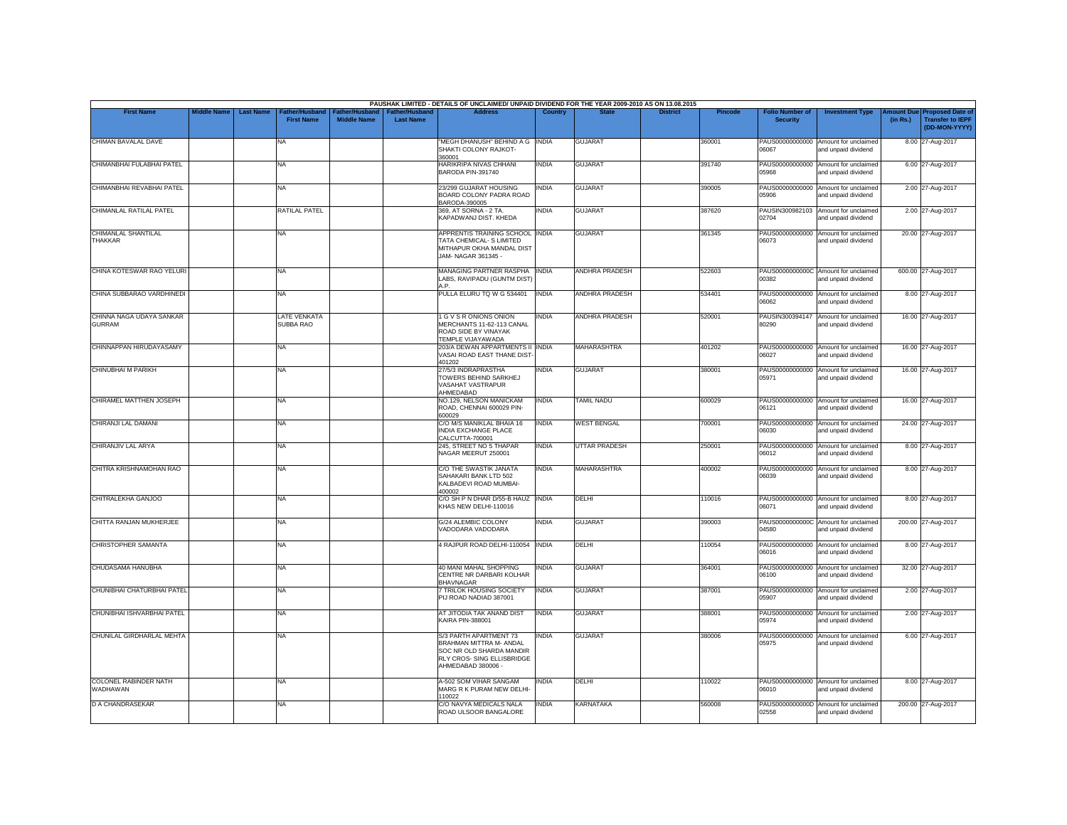PAUSHAK LIMITED - DETAILS OF UNCLAIMED/ UNPAID DIVIDEND FOR THE YEAR 2009-2010 AS ON 13.08.2015

| First Name | Middle Name | Last Name | Father/Husband First Name | Father/Husband Middle Name | Father/Husband Last Name | Address | Country | State | District | Pincode | Folio Number of Security | Investment Type | Amount Due (in Rs.) | Proposed Date of Transfer to IEPF (DD-MON-YYYY) |
|---|---|---|---|---|---|---|---|---|---|---|---|---|---|---|
| CHIMAN BAVALAL DAVE | | | NA | | | "MEGH DHANUSH" BEHIND A G SHAKTI COLONY RAJKOT-360001 | INDIA | GUJARAT | | 360001 | PAUS00000000000 06067 | Amount for unclaimed and unpaid dividend | 8.00 | 27-Aug-2017 |
| CHIMANBHAI FULABHAI PATEL | | | NA | | | HARIKRIPA NIVAS CHHANI BARODA PIN-391740 | INDIA | GUJARAT | | 391740 | PAUS00000000000 05968 | Amount for unclaimed and unpaid dividend | 6.00 | 27-Aug-2017 |
| CHIMANBHAI REVABHAI PATEL | | | NA | | | 23/299 GUJARAT HOUSING BOARD COLONY PADRA ROAD BARODA-390005 | INDIA | GUJARAT | | 390005 | PAUS00000000000 05906 | Amount for unclaimed and unpaid dividend | 2.00 | 27-Aug-2017 |
| CHIMANLAL RATILAL PATEL | | | RATILAL PATEL | | | 369, AT SORNA - 2 TA. KAPADWANJ DIST. KHEDA | INDIA | GUJARAT | | 387620 | PAUSIN300982103 02704 | Amount for unclaimed and unpaid dividend | 2.00 | 27-Aug-2017 |
| CHIMANLAL SHANTILAL THAKKAR | | | NA | | | APPRENTIS TRAINING SCHOOL TATA CHEMICAL- S LIMITED MITHAPUR OKHA MANDAL DIST JAM- NAGAR 361345 - | INDIA | GUJARAT | | 361345 | PAUS00000000000 06073 | Amount for unclaimed and unpaid dividend | 20.00 | 27-Aug-2017 |
| CHINA KOTESWAR RAO YELURI | | | NA | | | MANAGING PARTNER RASPHA LABS, RAVIPADU (GUNTM DIST) A.P. | INDIA | ANDHRA PRADESH | | 522603 | PAUS0000000000C 00382 | Amount for unclaimed and unpaid dividend | 600.00 | 27-Aug-2017 |
| CHINA SUBBARAO VARDHINEDI | | | NA | | | PULLA ELURU TQ W G 534401 | INDIA | ANDHRA PRADESH | | 534401 | PAUS00000000000 06062 | Amount for unclaimed and unpaid dividend | 8.00 | 27-Aug-2017 |
| CHINNA NAGA UDAYA SANKAR GURRAM | | | LATE VENKATA SUBBA RAO | | | 1 G V S R ONIONS ONION MERCHANTS 11-62-113 CANAL ROAD SIDE BY VINAYAK TEMPLE VIJAYAWADA | INDIA | ANDHRA PRADESH | | 520001 | PAUSIN300394147 80290 | Amount for unclaimed and unpaid dividend | 16.00 | 27-Aug-2017 |
| CHINNAPPAN HIRUDAYASAMY | | | NA | | | 203/A DEWAN APPARTMENTS II VASAI ROAD EAST THANE DIST-401202 | INDIA | MAHARASHTRA | | 401202 | PAUS00000000000 06027 | Amount for unclaimed and unpaid dividend | 16.00 | 27-Aug-2017 |
| CHINUBHAI M PARIKH | | | NA | | | 27/5/3 INDRAPRASTHA TOWERS BEHIND SARKHEJ VASAHAT VASTRAPUR AHMEDABAD | INDIA | GUJARAT | | 380001 | PAUS00000000000 05971 | Amount for unclaimed and unpaid dividend | 16.00 | 27-Aug-2017 |
| CHIRAMEL MATTHEN JOSEPH | | | NA | | | NO.129, NELSON MANICKAM ROAD, CHENNAI 600029 PIN-600029 | INDIA | TAMIL NADU | | 600029 | PAUS00000000000 06121 | Amount for unclaimed and unpaid dividend | 16.00 | 27-Aug-2017 |
| CHIRANJI LAL DAMANI | | | NA | | | C/O M/S MANIKLAL BHAIA 16 INDIA EXCHANGE PLACE CALCUTTA-700001 | INDIA | WEST BENGAL | | 700001 | PAUS00000000000 06030 | Amount for unclaimed and unpaid dividend | 24.00 | 27-Aug-2017 |
| CHIRANJIV LAL ARYA | | | NA | | | 245, STREET NO 5 THAPAR NAGAR MEERUT 250001 | INDIA | UTTAR PRADESH | | 250001 | PAUS00000000000 06012 | Amount for unclaimed and unpaid dividend | 8.00 | 27-Aug-2017 |
| CHITRA KRISHNAMOHAN RAO | | | NA | | | C/O THE SWASTIK JANATA SAHAKARI BANK LTD 502 KALBADEVI ROAD MUMBAI-400002 | INDIA | MAHARASHTRA | | 400002 | PAUS00000000000 06039 | Amount for unclaimed and unpaid dividend | 8.00 | 27-Aug-2017 |
| CHITRALEKHA GANJOO | | | NA | | | C/O SH P N DHAR D/55-B HAUZ KHAS NEW DELHI-110016 | INDIA | DELHI | | 110016 | PAUS00000000000 06071 | Amount for unclaimed and unpaid dividend | 8.00 | 27-Aug-2017 |
| CHITTA RANJAN MUKHERJEE | | | NA | | | G/24 ALEMBIC COLONY VADODARA VADODARA | INDIA | GUJARAT | | 390003 | PAUS0000000000C 04580 | Amount for unclaimed and unpaid dividend | 200.00 | 27-Aug-2017 |
| CHRISTOPHER SAMANTA | | | NA | | | 4 RAJPUR ROAD DELHI-110054 | INDIA | DELHI | | 110054 | PAUS00000000000 06016 | Amount for unclaimed and unpaid dividend | 8.00 | 27-Aug-2017 |
| CHUDASAMA HANUBHA | | | NA | | | 40 MANI MAHAL SHOPPING CENTRE NR DARBARI KOLHAR BHAVNAGAR | INDIA | GUJARAT | | 364001 | PAUS00000000000 06100 | Amount for unclaimed and unpaid dividend | 32.00 | 27-Aug-2017 |
| CHUNIBHAI CHATURBHAI PATEL | | | NA | | | 7 TRILOK HOUSING SOCIETY PIJ ROAD NADIAD 387001 | INDIA | GUJARAT | | 387001 | PAUS00000000000 05907 | Amount for unclaimed and unpaid dividend | 2.00 | 27-Aug-2017 |
| CHUNIBHAI ISHVARBHAI PATEL | | | NA | | | AT JITODIA TAK ANAND DIST KAIRA PIN-388001 | INDIA | GUJARAT | | 388001 | PAUS00000000000 05974 | Amount for unclaimed and unpaid dividend | 2.00 | 27-Aug-2017 |
| CHUNILAL GIRDHARLAL MEHTA | | | NA | | | S/3 PARTH APARTMENT 73 BRAHMAN MITTRA M- ANDAL SOC NR OLD SHARDA MANDIR RLY CROS- SING ELLISBRIDGE AHMEDABAD 380006 - | INDIA | GUJARAT | | 380006 | PAUS00000000000 05975 | Amount for unclaimed and unpaid dividend | 6.00 | 27-Aug-2017 |
| COLONEL RABINDER NATH WADHAWAN | | | NA | | | A-502 SOM VIHAR SANGAM MARG R K PURAM NEW DELHI-110022 | INDIA | DELHI | | 110022 | PAUS00000000000 06010 | Amount for unclaimed and unpaid dividend | 8.00 | 27-Aug-2017 |
| D A CHANDRASEKAR | | | NA | | | C/O NAVYA MEDICALS NALA ROAD ULSOOR BANGALORE | INDIA | KARNATAKA | | 560008 | PAUS0000000000D 02558 | Amount for unclaimed and unpaid dividend | 200.00 | 27-Aug-2017 |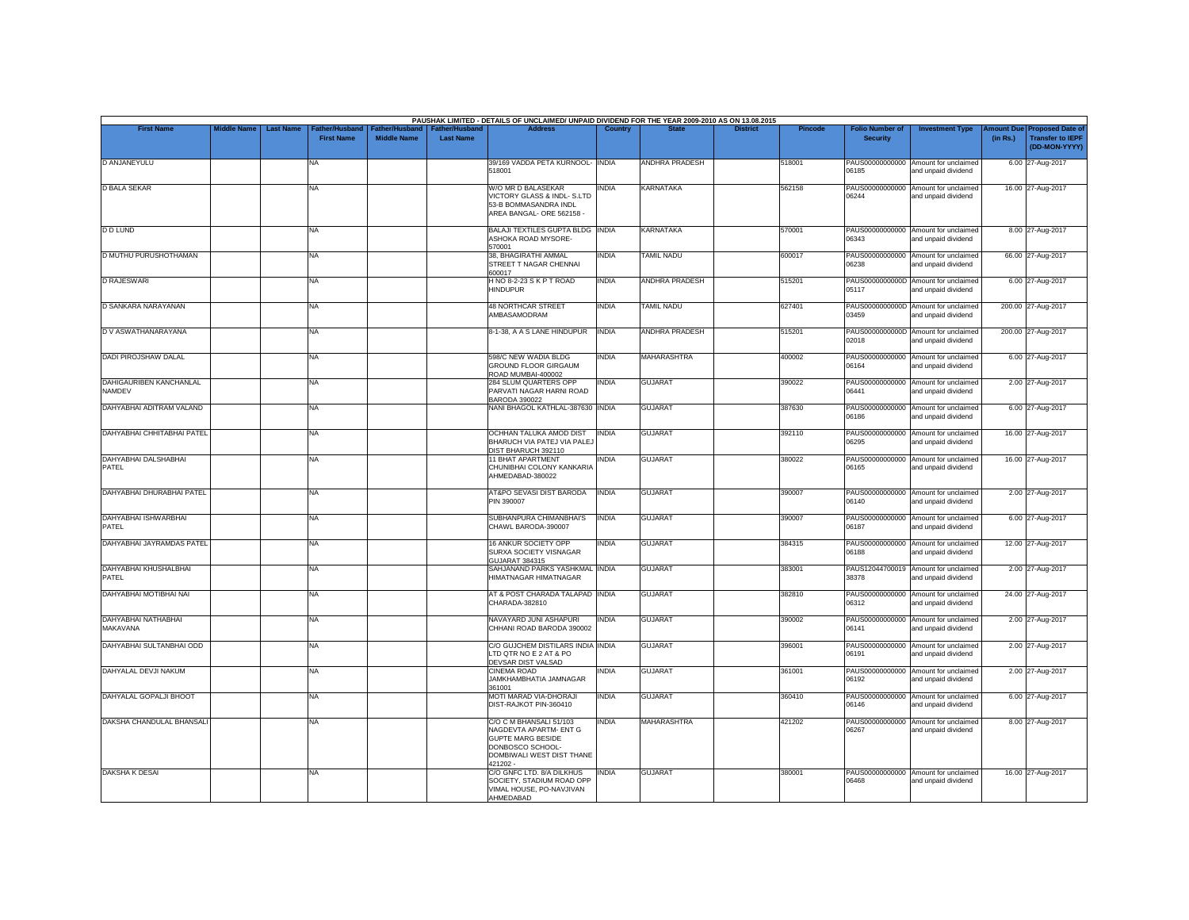PAUSHAK LIMITED - DETAILS OF UNCLAIMED/ UNPAID DIVIDEND FOR THE YEAR 2009-2010 AS ON 13.08.2015

| First Name | Middle Name | Last Name | Father/Husband First Name | Father/Husband Middle Name | Father/Husband Last Name | Address | Country | State | District | Pincode | Folio Number of Security | Investment Type | Amount Due (in Rs.) | Proposed Date of Transfer to IEPF (DD-MON-YYYY) |
|---|---|---|---|---|---|---|---|---|---|---|---|---|---|---|
| D ANJANEYULU | | | NA | | | 39/169 VADDA PETA KURNOOL-518001 | INDIA | ANDHRA PRADESH | | 518001 | PAUS00000000000006185 | Amount for unclaimed and unpaid dividend | 6.00 | 27-Aug-2017 |
| D BALA SEKAR | | | NA | | | W/O MR D BALASEKAR VICTORY GLASS & INDL- S.LTD 53-B BOMMASANDRA INDL AREA BANGAL- ORE 562158 - | INDIA | KARNATAKA | | 562158 | PAUS00000000000006244 | Amount for unclaimed and unpaid dividend | 16.00 | 27-Aug-2017 |
| D D LUND | | | NA | | | BALAJI TEXTILES GUPTA BLDG ASHOKA ROAD MYSORE-570001 | INDIA | KARNATAKA | | 570001 | PAUS00000000000006343 | Amount for unclaimed and unpaid dividend | 8.00 | 27-Aug-2017 |
| D MUTHU PURUSHOTHAMAN | | | NA | | | 38, BHAGIRATHI AMMAL STREET T NAGAR CHENNAI 600017 | INDIA | TAMIL NADU | | 600017 | PAUS00000000000006238 | Amount for unclaimed and unpaid dividend | 66.00 | 27-Aug-2017 |
| D RAJESWARI | | | NA | | | H NO 8-2-23 S K P T ROAD HINDUPUR | INDIA | ANDHRA PRADESH | | 515201 | PAUS0000000000D05117 | Amount for unclaimed and unpaid dividend | 6.00 | 27-Aug-2017 |
| D SANKARA NARAYANAN | | | NA | | | 48 NORTHCAR STREET AMBASAMODRAM | INDIA | TAMIL NADU | | 627401 | PAUS0000000000D03459 | Amount for unclaimed and unpaid dividend | 200.00 | 27-Aug-2017 |
| D V ASWATHANARAYANA | | | NA | | | 8-1-38, A A S LANE HINDUPUR | INDIA | ANDHRA PRADESH | | 515201 | PAUS0000000000D02018 | Amount for unclaimed and unpaid dividend | 200.00 | 27-Aug-2017 |
| DADI PIROJSHAW DALAL | | | NA | | | 598/C NEW WADIA BLDG GROUND FLOOR GIRGAUM ROAD MUMBAI-400002 | INDIA | MAHARASHTRA | | 400002 | PAUS00000000000006164 | Amount for unclaimed and unpaid dividend | 6.00 | 27-Aug-2017 |
| DAHIGAURIBEN KANCHANLAL NAMDEV | | | NA | | | 284 SLUM QUARTERS OPP PARVATI NAGAR HARNI ROAD BARODA 390022 | INDIA | GUJARAT | | 390022 | PAUS00000000000006441 | Amount for unclaimed and unpaid dividend | 2.00 | 27-Aug-2017 |
| DAHYABHAI ADITRAM VALAND | | | NA | | | NANI BHAGOL KATHLAL-387630 | INDIA | GUJARAT | | 387630 | PAUS00000000000006186 | Amount for unclaimed and unpaid dividend | 6.00 | 27-Aug-2017 |
| DAHYABHAI CHHITABHAI PATEL | | | NA | | | OCHHAN TALUKA AMOD DIST BHARUCH VIA PATEJ VIA PALEJ DIST BHARUCH 392110 | INDIA | GUJARAT | | 392110 | PAUS00000000000006295 | Amount for unclaimed and unpaid dividend | 16.00 | 27-Aug-2017 |
| DAHYABHAI DALSHABHAI PATEL | | | NA | | | 11 BHAT APARTMENT CHUNIBHAI COLONY KANKARIA AHMEDABAD-380022 | INDIA | GUJARAT | | 380022 | PAUS00000000000006165 | Amount for unclaimed and unpaid dividend | 16.00 | 27-Aug-2017 |
| DAHYABHAI DHURABHAI PATEL | | | NA | | | AT&PO SEVASI DIST BARODA PIN 390007 | INDIA | GUJARAT | | 390007 | PAUS00000000000006140 | Amount for unclaimed and unpaid dividend | 2.00 | 27-Aug-2017 |
| DAHYABHAI ISHWARBHAI PATEL | | | NA | | | SUBHANPURA CHIMANBHAI'S CHAWL BARODA-390007 | INDIA | GUJARAT | | 390007 | PAUS00000000000006187 | Amount for unclaimed and unpaid dividend | 6.00 | 27-Aug-2017 |
| DAHYABHAI JAYRAMDAS PATEL | | | NA | | | 16 ANKUR SOCIETY OPP SURXA SOCIETY VISNAGAR GUJARAT 384315 | INDIA | GUJARAT | | 384315 | PAUS00000000000006188 | Amount for unclaimed and unpaid dividend | 12.00 | 27-Aug-2017 |
| DAHYABHAI KHUSHALBHAI PATEL | | | NA | | | SAHJANAND PARKS YASHKMAL HIMATNAGAR HIMATNAGAR | INDIA | GUJARAT | | 383001 | PAUS1204470001938378 | Amount for unclaimed and unpaid dividend | 2.00 | 27-Aug-2017 |
| DAHYABHAI MOTIBHAI NAI | | | NA | | | AT & POST CHARADA TALAPAD CHARADA-382810 | INDIA | GUJARAT | | 382810 | PAUS00000000000006312 | Amount for unclaimed and unpaid dividend | 24.00 | 27-Aug-2017 |
| DAHYABHAI NATHABHAI MAKAVANA | | | NA | | | NAVAYARD JUNI ASHAPURI CHHANI ROAD BARODA 390002 | INDIA | GUJARAT | | 390002 | PAUS00000000000006141 | Amount for unclaimed and unpaid dividend | 2.00 | 27-Aug-2017 |
| DAHYABHAI SULTANBHAI ODD | | | NA | | | C/O GUJCHEM DISTILARS INDIA LTD QTR NO E 2 AT & PO DEVSAR DIST VALSAD | INDIA | GUJARAT | | 396001 | PAUS00000000000006191 | Amount for unclaimed and unpaid dividend | 2.00 | 27-Aug-2017 |
| DAHYALAL DEVJI NAKUM | | | NA | | | CINEMA ROAD JAMKHAMBHATIA JAMNAGAR 361001 | INDIA | GUJARAT | | 361001 | PAUS00000000000006192 | Amount for unclaimed and unpaid dividend | 2.00 | 27-Aug-2017 |
| DAHYALAL GOPALJI BHOOT | | | NA | | | MOTI MARAD VIA-DHORAJI DIST-RAJKOT PIN-360410 | INDIA | GUJARAT | | 360410 | PAUS00000000000006146 | Amount for unclaimed and unpaid dividend | 6.00 | 27-Aug-2017 |
| DAKSHA CHANDULAL BHANSALI | | | NA | | | C/O C M BHANSALI 51/103 NAGDEVTA APARTM- ENT G GUPTE MARG BESIDE DONBOSCO SCHOOL- DOMBIWALI WEST DIST THANE 421202 - | INDIA | MAHARASHTRA | | 421202 | PAUS00000000000006267 | Amount for unclaimed and unpaid dividend | 8.00 | 27-Aug-2017 |
| DAKSHA K DESAI | | | NA | | | C/O GNFC LTD. 8/A DILKHUS SOCIETY, STADIUM ROAD OPP VIMAL HOUSE, PO-NAVJIVAN AHMEDABAD | INDIA | GUJARAT | | 380001 | PAUS00000000000006468 | Amount for unclaimed and unpaid dividend | 16.00 | 27-Aug-2017 |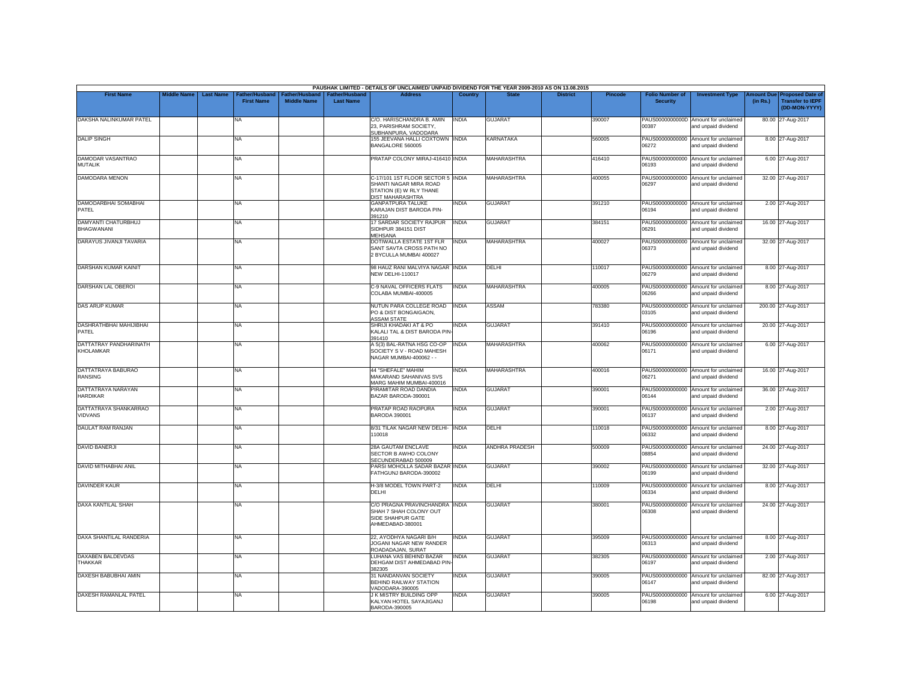PAUSHAK LIMITED - DETAILS OF UNCLAIMED/ UNPAID DIVIDEND FOR THE YEAR 2009-2010 AS ON 13.08.2015

| First Name | Middle Name | Last Name | Father/Husband First Name | Father/Husband Middle Name | Father/Husband Last Name | Address | Country | State | District | Pincode | Folio Number of Security | Investment Type | Amount Due (in Rs.) | Proposed Date of Transfer to IEPF (DD-MON-YYYY) |
|---|---|---|---|---|---|---|---|---|---|---|---|---|---|---|
| DAKSHA NALINKUMAR PATEL | | | NA | | | C/O. HARISCHANDRA B. AMIN 23, PARISHRAM SOCIETY, SUBHANPURA, VADODARA | INDIA | GUJARAT | | 390007 | PAUS00000000000D00387 | Amount for unclaimed and unpaid dividend | 80.00 | 27-Aug-2017 |
| DALIP SINGH | | | NA | | | 155 JEEVANA HALLI COXTOWN BANGALORE 560005 | INDIA | KARNATAKA | | 560005 | PAUS00000000000006272 | Amount for unclaimed and unpaid dividend | 8.00 | 27-Aug-2017 |
| DAMODAR VASANTRAO MUTALIK | | | NA | | | PRATAP COLONY MIRAJ-416410 | INDIA | MAHARASHTRA | | 416410 | PAUS00000000000006193 | Amount for unclaimed and unpaid dividend | 6.00 | 27-Aug-2017 |
| DAMODARA MENON | | | NA | | | C-17/101 1ST FLOOR SECTOR 5 SHANTI NAGAR MIRA ROAD STATION (E) W RLY THANE DIST MAHARASHTRA | INDIA | MAHARASHTRA | | 400055 | PAUS00000000000006297 | Amount for unclaimed and unpaid dividend | 32.00 | 27-Aug-2017 |
| DAMODARBHAI SOMABHAI PATEL | | | NA | | | GANPATPURA TALUKE KARAJAN DIST BARODA PIN-391210 | INDIA | GUJARAT | | 391210 | PAUS00000000000006194 | Amount for unclaimed and unpaid dividend | 2.00 | 27-Aug-2017 |
| DAMYANTI CHATURBHUJ BHAGWANANI | | | NA | | | 17 SARDAR SOCIETY RAJPUR SIDHPUR 384151 DIST MEHSANA | INDIA | GUJARAT | | 384151 | PAUS00000000000006291 | Amount for unclaimed and unpaid dividend | 16.00 | 27-Aug-2017 |
| DARAYUS JIVANJI TAVARIA | | | NA | | | DOTIWALLA ESTATE 1ST FLR SANT SAVTA CROSS PATH NO 2 BYCULLA MUMBAI 400027 | INDIA | MAHARASHTRA | | 400027 | PAUS00000000000006373 | Amount for unclaimed and unpaid dividend | 32.00 | 27-Aug-2017 |
| DARSHAN KUMAR KAINIT | | | NA | | | 98 HAUZ RANI MALVIYA NAGAR NEW DELHI-110017 | INDIA | DELHI | | 110017 | PAUS00000000000006279 | Amount for unclaimed and unpaid dividend | 8.00 | 27-Aug-2017 |
| DARSHAN LAL OBEROI | | | NA | | | C-9 NAVAL OFFICERS FLATS COLABA MUMBAI-400005 | INDIA | MAHARASHTRA | | 400005 | PAUS00000000000006266 | Amount for unclaimed and unpaid dividend | 8.00 | 27-Aug-2017 |
| DAS ARUP KUMAR | | | NA | | | NUTUN PARA COLLEGE ROAD PO & DIST BONGAIGAON, ASSAM STATE | INDIA | ASSAM | | 783380 | PAUS00000000000D03105 | Amount for unclaimed and unpaid dividend | 200.00 | 27-Aug-2017 |
| DASHRATHBHAI MAHIJIBHAI PATEL | | | NA | | | SHRIJI KHADAKI AT & PO KALALI TAL & DIST BARODA PIN-391410 | INDIA | GUJARAT | | 391410 | PAUS00000000000006196 | Amount for unclaimed and unpaid dividend | 20.00 | 27-Aug-2017 |
| DATTATRAY PANDHARINATH KHOLAMKAR | | | NA | | | A 5(3) BAL-RATNA HSG CO-OP SOCIETY S V - ROAD MAHESH NAGAR MUMBAI-400062 - - | INDIA | MAHARASHTRA | | 400062 | PAUS00000000000006171 | Amount for unclaimed and unpaid dividend | 6.00 | 27-Aug-2017 |
| DATTATRAYA BABURAO RANSING | | | NA | | | 44 "SHEFALE" MAHIM MAKARAND SAHANIVAS SVS MARG MAHIM MUMBAI-400016 | INDIA | MAHARASHTRA | | 400016 | PAUS00000000000006271 | Amount for unclaimed and unpaid dividend | 16.00 | 27-Aug-2017 |
| DATTATRAYA NARAYAN HARDIKAR | | | NA | | | PIRAMITAR ROAD DANDIA BAZAR BARODA-390001 | INDIA | GUJARAT | | 390001 | PAUS00000000000006144 | Amount for unclaimed and unpaid dividend | 36.00 | 27-Aug-2017 |
| DATTATRAYA SHANKARRAO VIDVANS | | | NA | | | PRATAP ROAD RAOPURA BARODA 390001 | INDIA | GUJARAT | | 390001 | PAUS00000000000006137 | Amount for unclaimed and unpaid dividend | 2.00 | 27-Aug-2017 |
| DAULAT RAM RANJAN | | | NA | | | 8/31 TILAK NAGAR NEW DELHI-110018 | INDIA | DELHI | | 110018 | PAUS00000000000006332 | Amount for unclaimed and unpaid dividend | 8.00 | 27-Aug-2017 |
| DAVID BANERJI | | | NA | | | 28A GAUTAM ENCLAVE SECTOR B AWHO COLONY SECUNDERABAD 500009 | INDIA | ANDHRA PRADESH | | 500009 | PAUS00000000000008854 | Amount for unclaimed and unpaid dividend | 24.00 | 27-Aug-2017 |
| DAVID MITHABHAI ANIL | | | NA | | | PARSI MOHOLLA SADAR BAZAR FATHGUNJ BARODA-390002 | INDIA | GUJARAT | | 390002 | PAUS00000000000006199 | Amount for unclaimed and unpaid dividend | 32.00 | 27-Aug-2017 |
| DAVINDER KAUR | | | NA | | | H-3/8 MODEL TOWN PART-2 DELHI | INDIA | DELHI | | 110009 | PAUS00000000000006334 | Amount for unclaimed and unpaid dividend | 8.00 | 27-Aug-2017 |
| DAXA KANTILAL SHAH | | | NA | | | C/O PRAGNA PRAVINCHANDRA SHAH 7 SHAH COLONY OUT SIDE SHAHPUR GATE AHMEDABAD-380001 | INDIA | GUJARAT | | 380001 | PAUS00000000000006308 | Amount for unclaimed and unpaid dividend | 24.00 | 27-Aug-2017 |
| DAXA SHANTILAL RANDERIA | | | NA | | | 22, AYODHYA NAGARI B/H JOGANI NAGAR NEW RANDER ROADADAJAN, SURAT | INDIA | GUJARAT | | 395009 | PAUS00000000000006313 | Amount for unclaimed and unpaid dividend | 8.00 | 27-Aug-2017 |
| DAXABEN BALDEVDAS THAKKAR | | | NA | | | LUHANA VAS BEHIND BAZAR DEHGAM DIST AHMEDABAD PIN-382305 | INDIA | GUJARAT | | 382305 | PAUS00000000000006197 | Amount for unclaimed and unpaid dividend | 2.00 | 27-Aug-2017 |
| DAXESH BABUBHAI AMIN | | | NA | | | 31 NANDANVAN SOCIETY BEHIND RAILWAY STATION VADODARA-390005 | INDIA | GUJARAT | | 390005 | PAUS00000000000006147 | Amount for unclaimed and unpaid dividend | 82.00 | 27-Aug-2017 |
| DAXESH RAMANLAL PATEL | | | NA | | | J K MISTRY BUILDING OPP KALYAN HOTEL SAYAJIGANJ BARODA-390005 | INDIA | GUJARAT | | 390005 | PAUS00000000000006198 | Amount for unclaimed and unpaid dividend | 6.00 | 27-Aug-2017 |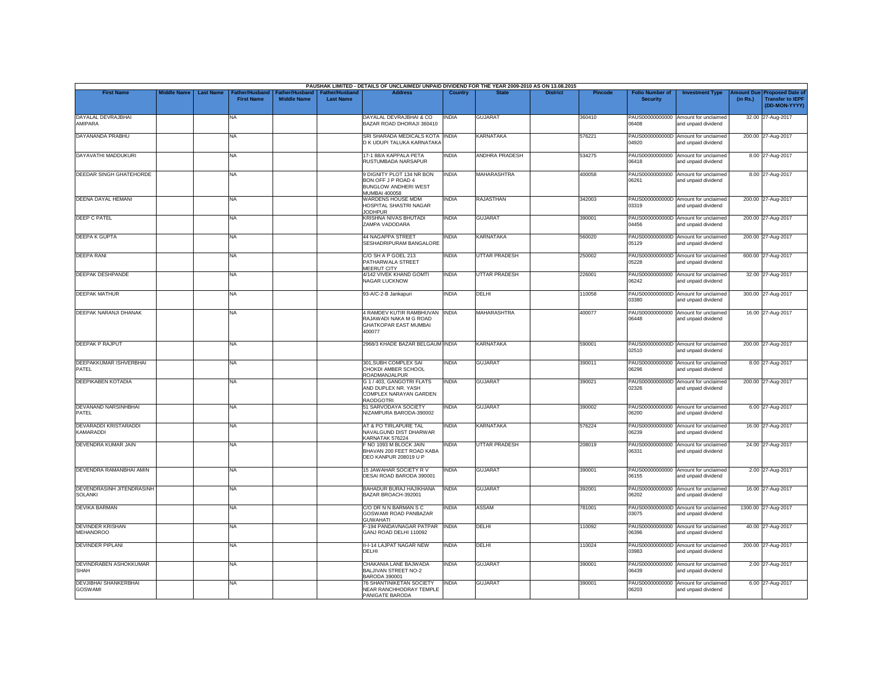PAUSHAK LIMITED - DETAILS OF UNCLAIMED/ UNPAID DIVIDEND FOR THE YEAR 2009-2010 AS ON 13.08.2015

| First Name | Middle Name | Last Name | Father/Husband First Name | Father/Husband Middle Name | Father/Husband Last Name | Address | Country | State | District | Pincode | Folio Number of Security | Investment Type | Amount Due (in Rs.) | Proposed Date of Transfer to IEPF (DD-MON-YYYY) |
|---|---|---|---|---|---|---|---|---|---|---|---|---|---|---|
| DAYALAL DEVRAJBHAI AMIPARA | | | NA | | | DAYALAL DEVRAJBHAI & CO BAZAR ROAD DHORAJI 360410 | INDIA | GUJARAT | | 360410 | PAUS00000000000 06408 | Amount for unclaimed and unpaid dividend | 32.00 | 27-Aug-2017 |
| DAYANANDA PRABHU | | | NA | | | SRI SHARADA MEDICALS KOTA D K UDUPI TALUKA KARNATAKA | INDIA | KARNATAKA | | 576221 | PAUS0000000000D 04920 | Amount for unclaimed and unpaid dividend | 200.00 | 27-Aug-2017 |
| DAYAVATHI MADDUKURI | | | NA | | | 17-1 88/A KAPPALA PETA RUSTUMBADA NARSAPUR | INDIA | ANDHRA PRADESH | | 534275 | PAUS00000000000 06418 | Amount for unclaimed and unpaid dividend | 8.00 | 27-Aug-2017 |
| DEEDAR SINGH GHATEHORDE | | | NA | | | 9 DIGNITY PLOT 134 NR BON BON OFF J P ROAD 4 BUNGLOW ANDHERI WEST MUMBAI 400058 | INDIA | MAHARASHTRA | | 400058 | PAUS00000000000 06261 | Amount for unclaimed and unpaid dividend | 8.00 | 27-Aug-2017 |
| DEENA DAYAL HEMANI | | | NA | | | WARDENS HOUSE MDM HOSPITAL SHASTRI NAGAR JODHPUR | INDIA | RAJASTHAN | | 342003 | PAUS0000000000D 03319 | Amount for unclaimed and unpaid dividend | 200.00 | 27-Aug-2017 |
| DEEP C PATEL | | | NA | | | KRISHNA NIVAS BHUTADI ZAMPA VADODARA | INDIA | GUJARAT | | 390001 | PAUS0000000000D 04456 | Amount for unclaimed and unpaid dividend | 200.00 | 27-Aug-2017 |
| DEEPA K GUPTA | | | NA | | | 44 NAGAPPA STREET SESHADRIPURAM BANGALORE | INDIA | KARNATAKA | | 560020 | PAUS0000000000D 05129 | Amount for unclaimed and unpaid dividend | 200.00 | 27-Aug-2017 |
| DEEPA RANI | | | NA | | | C/O SH A P GOEL 213 PATHARWALA STREET MEERUT CITY | INDIA | UTTAR PRADESH | | 250002 | PAUS0000000000D 05228 | Amount for unclaimed and unpaid dividend | 600.00 | 27-Aug-2017 |
| DEEPAK DESHPANDE | | | NA | | | 4/142 VIVEK KHAND GOMTI NAGAR LUCKNOW | INDIA | UTTAR PRADESH | | 226001 | PAUS00000000000 06242 | Amount for unclaimed and unpaid dividend | 32.00 | 27-Aug-2017 |
| DEEPAK MATHUR | | | NA | | | 93-A/C-2-B Jankapuri | INDIA | DELHI | | 110058 | PAUS0000000000D 03380 | Amount for unclaimed and unpaid dividend | 300.00 | 27-Aug-2017 |
| DEEPAK NARANJI DHANAK | | | NA | | | 4 RAMDEV KUTIR RAMBHUVAN RAJAWADI NAKA M G ROAD GHATKOPAR EAST MUMBAI 400077 | INDIA | MAHARASHTRA | | 400077 | PAUS00000000000 06448 | Amount for unclaimed and unpaid dividend | 16.00 | 27-Aug-2017 |
| DEEPAK P RAJPUT | | | NA | | | 2968/3 KHADE BAZAR BELGAUM | INDIA | KARNATAKA | | 590001 | PAUS0000000000D 02510 | Amount for unclaimed and unpaid dividend | 200.00 | 27-Aug-2017 |
| DEEPAKKUMAR ISHVERBHAI PATEL | | | NA | | | 301,SUBH COMPLEX SAI CHOKDI AMBER SCHOOL ROADMANJALPUR | INDIA | GUJARAT | | 390011 | PAUS00000000000 06296 | Amount for unclaimed and unpaid dividend | 8.00 | 27-Aug-2017 |
| DEEPIKABEN KOTADIA | | | NA | | | G 1 / 403, GANGOTRI FLATS AND DUPLEX NR. YASH COMPLEX NARAYAN GARDEN RAODGOTRI | INDIA | GUJARAT | | 390021 | PAUS0000000000D 02326 | Amount for unclaimed and unpaid dividend | 200.00 | 27-Aug-2017 |
| DEVANAND NARSINHBHAI PATEL | | | NA | | | 51 SARVODAYA SOCIETY NIZAMPURA BARODA-390002 | INDIA | GUJARAT | | 390002 | PAUS00000000000 06200 | Amount for unclaimed and unpaid dividend | 6.00 | 27-Aug-2017 |
| DEVARADDI KRISTARADDI KAMARADDI | | | NA | | | AT & PO TIRLAPURE TAL NAVALGUND DIST DHARWAR KARNATAK 576224 | INDIA | KARNATAKA | | 576224 | PAUS00000000000 06239 | Amount for unclaimed and unpaid dividend | 16.00 | 27-Aug-2017 |
| DEVENDRA KUMAR JAIN | | | NA | | | F NO 1093 M BLOCK JAIN BHAVAN 200 FEET ROAD KABA DEO KANPUR 208019 U P | INDIA | UTTAR PRADESH | | 208019 | PAUS00000000000 06331 | Amount for unclaimed and unpaid dividend | 24.00 | 27-Aug-2017 |
| DEVENDRA RAMANBHAI AMIN | | | NA | | | 15 JAWAHAR SOCIETY R V DESAI ROAD BARODA 390001 | INDIA | GUJARAT | | 390001 | PAUS00000000000 06155 | Amount for unclaimed and unpaid dividend | 2.00 | 27-Aug-2017 |
| DEVENDRASINH JITENDRASINH SOLANKI | | | NA | | | BAHADUR BURAJ HAJIKHANA BAZAR BROACH-392001 | INDIA | GUJARAT | | 392001 | PAUS00000000000 06202 | Amount for unclaimed and unpaid dividend | 16.00 | 27-Aug-2017 |
| DEVIKA BARMAN | | | NA | | | C/O DR N N BARMAN S C GOSWAMI ROAD PANBAZAR GUWAHATI | INDIA | ASSAM | | 781001 | PAUS0000000000D 03075 | Amount for unclaimed and unpaid dividend | 1300.00 | 27-Aug-2017 |
| DEVINDER KRISHAN MEHANDROO | | | NA | | | F-194 PANDAVNAGAR PATPAR GANJ ROAD DELHI 110092 | INDIA | DELHI | | 110092 | PAUS00000000000 06396 | Amount for unclaimed and unpaid dividend | 40.00 | 27-Aug-2017 |
| DEVINDER PIPLANI | | | NA | | | II-I-14 LAJPAT NAGAR NEW DELHI | INDIA | DELHI | | 110024 | PAUS0000000000D 03983 | Amount for unclaimed and unpaid dividend | 200.00 | 27-Aug-2017 |
| DEVINDRABEN ASHOKKUMAR SHAH | | | NA | | | CHAKANIA LANE BAJWADA BALJIVAN STREET NO-2 BARODA 390001 | INDIA | GUJARAT | | 390001 | PAUS00000000000 06439 | Amount for unclaimed and unpaid dividend | 2.00 | 27-Aug-2017 |
| DEVJIBHAI SHANKERBHAI GOSWAMI | | | NA | | | 76 SHANTINIKETAN SOCIETY NEAR RANCHHODRAY TEMPLE PANIGATE BARODA | INDIA | GUJARAT | | 390001 | PAUS00000000000 06203 | Amount for unclaimed and unpaid dividend | 6.00 | 27-Aug-2017 |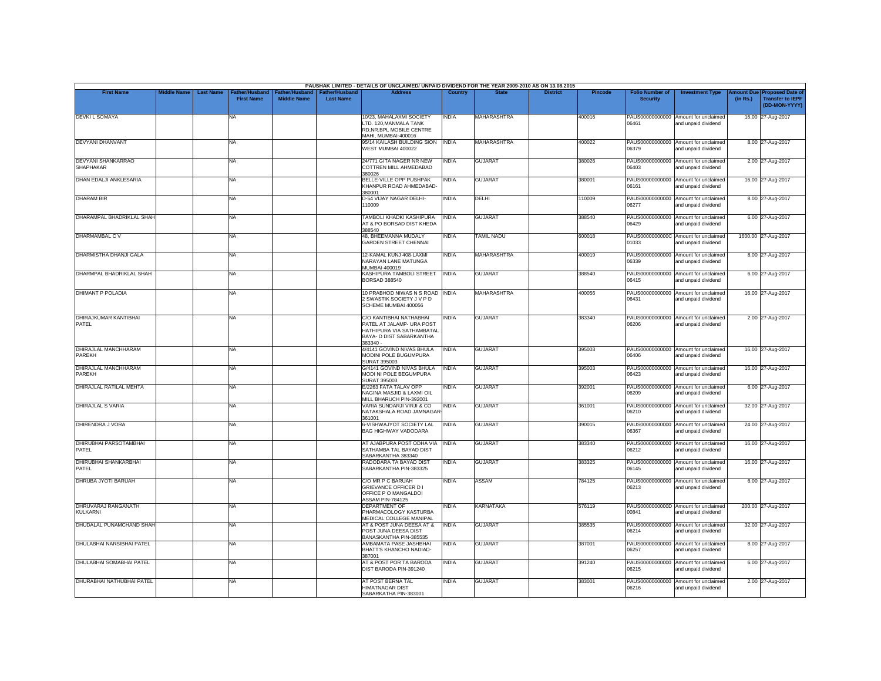PAUSHAK LIMITED - DETAILS OF UNCLAIMED/ UNPAID DIVIDEND FOR THE YEAR 2009-2010 AS ON 13.08.2015

| First Name | Middle Name | Last Name | Father/Husband First Name | Father/Husband Middle Name | Father/Husband Last Name | Address | Country | State | District | Pincode | Folio Number of Security | Investment Type | Amount Due (in Rs.) | Proposed Date of Transfer to IEPF (DD-MON-YYYY) |
|---|---|---|---|---|---|---|---|---|---|---|---|---|---|---|
| DEVKI L SOMAYA | | | NA | | | 10/23, MAHALAXMI SOCIETY LTD. 120,MANMALA TANK RD,NR.BPL MOBILE CENTRE MAHI, MUMBAI-400016 | INDIA | MAHARASHTRA | | 400016 | PAUS00000000000 06461 | Amount for unclaimed and unpaid dividend | 16.00 | 27-Aug-2017 |
| DEVYANI DHANVANT | | | NA | | | 95/14 KAILASH BUILDING SION WEST MUMBAI 400022 | INDIA | MAHARASHTRA | | 400022 | PAUS00000000000 06379 | Amount for unclaimed and unpaid dividend | 8.00 | 27-Aug-2017 |
| DEVYANI SHANKARRAO SHAPHAKAR | | | NA | | | 24/771 GITA NAGER NR NEW COTTREN MILL AHMEDABAD 380026 | INDIA | GUJARAT | | 380026 | PAUS00000000000 06403 | Amount for unclaimed and unpaid dividend | 2.00 | 27-Aug-2017 |
| DHAN EDALJI ANKLESARIA | | | NA | | | BELLE-VILLE OPP PUSHPAK KHANPUR ROAD AHMEDABAD-380001 | INDIA | GUJARAT | | 380001 | PAUS00000000000 06161 | Amount for unclaimed and unpaid dividend | 16.00 | 27-Aug-2017 |
| DHARAM BIR | | | NA | | | D-54 VIJAY NAGAR DELHI-110009 | INDIA | DELHI | | 110009 | PAUS00000000000 06277 | Amount for unclaimed and unpaid dividend | 8.00 | 27-Aug-2017 |
| DHARAMPAL BHADRIKLAL SHAH | | | NA | | | TAMBOLI KHADKI KASHIPURA AT & PO BORSAD DIST KHEDA 388540 | INDIA | GUJARAT | | 388540 | PAUS00000000000 06429 | Amount for unclaimed and unpaid dividend | 6.00 | 27-Aug-2017 |
| DHARMAMBAL C V | | | NA | | | 48, BHEEMANNA MUDALY GARDEN STREET CHENNAI | INDIA | TAMIL NADU | | 600018 | PAUS0000000000C 01033 | Amount for unclaimed and unpaid dividend | 1600.00 | 27-Aug-2017 |
| DHARMISTHA DHANJI GALA | | | NA | | | 12-KAMAL KUNJ 408-LAXMI NARAYAN LANE MATUNGA MUMBAI-400019 | INDIA | MAHARASHTRA | | 400019 | PAUS00000000000 06339 | Amount for unclaimed and unpaid dividend | 8.00 | 27-Aug-2017 |
| DHARMPAL BHADRIKLAL SHAH | | | NA | | | KASHIPURA TAMBOLI STREET BORSAD 388540 | INDIA | GUJARAT | | 388540 | PAUS00000000000 06415 | Amount for unclaimed and unpaid dividend | 6.00 | 27-Aug-2017 |
| DHIMANT P POLADIA | | | NA | | | 10 PRABHOD NIWAS N S ROAD 2 SWASTIK SOCIETY J V P D SCHEME MUMBAI 400056 | INDIA | MAHARASHTRA | | 400056 | PAUS00000000000 06431 | Amount for unclaimed and unpaid dividend | 16.00 | 27-Aug-2017 |
| DHIRAJKUMAR KANTIBHAI PATEL | | | NA | | | C/O KANTIBHAI NATHABHAI PATEL AT JALAMP- URA POST HATHIPURA VIA SATHAMBATAL BAYA- D DIST SABARKANTHA 383340 - | INDIA | GUJARAT | | 383340 | PAUS00000000000 06206 | Amount for unclaimed and unpaid dividend | 2.00 | 27-Aug-2017 |
| DHIRAJLAL MANCHHARAM PAREKH | | | NA | | | 4/4141 GOVIND NIVAS BHULA MODINI POLE BUGUMPURA SURAT 395003 | INDIA | GUJARAT | | 395003 | PAUS00000000000 06406 | Amount for unclaimed and unpaid dividend | 16.00 | 27-Aug-2017 |
| DHIRAJLAL MANCHHARAM PAREKH | | | NA | | | G/4141 GOVIND NIVAS BHULA MODI NI POLE BEGUMPURA SURAT 395003 | INDIA | GUJARAT | | 395003 | PAUS00000000000 06423 | Amount for unclaimed and unpaid dividend | 16.00 | 27-Aug-2017 |
| DHIRAJLAL RATILAL MEHTA | | | NA | | | E/2263 FATA TALAV OPP NAGINA MASJID & LAXMI OIL MILL BHARUCH PIN-392001 | INDIA | GUJARAT | | 392001 | PAUS00000000000 06209 | Amount for unclaimed and unpaid dividend | 6.00 | 27-Aug-2017 |
| DHIRAJLAL S VARIA | | | NA | | | VARIA SUNDARJI VIRJI & CO NATAKSHALA ROAD JAMNAGAR-361001 | INDIA | GUJARAT | | 361001 | PAUS00000000000 06210 | Amount for unclaimed and unpaid dividend | 32.00 | 27-Aug-2017 |
| DHIRENDRA J VORA | | | NA | | | 6-VISHWAJYOT SOCIETY LAL BAG HIGHWAY VADODARA | INDIA | GUJARAT | | 390015 | PAUS00000000000 06367 | Amount for unclaimed and unpaid dividend | 24.00 | 27-Aug-2017 |
| DHIRUBHAI PARSOTAMBHAI PATEL | | | NA | | | AT AJABPURA POST ODHA VIA SATHAMBA TAL BAYAD DIST SABARKANTHA 383340 | INDIA | GUJARAT | | 383340 | PAUS00000000000 06212 | Amount for unclaimed and unpaid dividend | 16.00 | 27-Aug-2017 |
| DHIRUBHAI SHANKARBHAI PATEL | | | NA | | | RADODARA TA BAYAD DIST SABARKANTHA PIN-383325 | INDIA | GUJARAT | | 383325 | PAUS00000000000 06145 | Amount for unclaimed and unpaid dividend | 16.00 | 27-Aug-2017 |
| DHRUBA JYOTI BARUAH | | | NA | | | C/O MR P C BARUAH GRIEVANCE OFFICER D I OFFICE P O MANGALDOI ASSAM PIN-784125 | INDIA | ASSAM | | 784125 | PAUS00000000000 06213 | Amount for unclaimed and unpaid dividend | 6.00 | 27-Aug-2017 |
| DHRUVARAJ RANGANATH KULKARNI | | | NA | | | DEPARTMENT OF PHARMACOLOGY KASTURBA MEDICAL COLLEGE MANIPAL | INDIA | KARNATAKA | | 576119 | PAUS0000000000D 00841 | Amount for unclaimed and unpaid dividend | 200.00 | 27-Aug-2017 |
| DHUDALAL PUNAMCHAND SHAH | | | NA | | | AT & POST JUNA DEESA AT & POST JUNA DEESA DIST BANASKANTHA PIN-385535 | INDIA | GUJARAT | | 385535 | PAUS00000000000 06214 | Amount for unclaimed and unpaid dividend | 32.00 | 27-Aug-2017 |
| DHULABHAI NARSIBHAI PATEL | | | NA | | | AMBAMATA PASE JASHBHAI BHATT'S KHANCHO NADIAD-387001 | INDIA | GUJARAT | | 387001 | PAUS00000000000 06257 | Amount for unclaimed and unpaid dividend | 8.00 | 27-Aug-2017 |
| DHULABHAI SOMABHAI PATEL | | | NA | | | AT & POST POR TA BARODA DIST BARODA PIN-391240 | INDIA | GUJARAT | | 391240 | PAUS00000000000 06215 | Amount for unclaimed and unpaid dividend | 6.00 | 27-Aug-2017 |
| DHURABHAI NATHUBHAI PATEL | | | NA | | | AT POST BERNA TAL HIMATNAGAR DIST SABARKATHA PIN-383001 | INDIA | GUJARAT | | 383001 | PAUS00000000000 06216 | Amount for unclaimed and unpaid dividend | 2.00 | 27-Aug-2017 |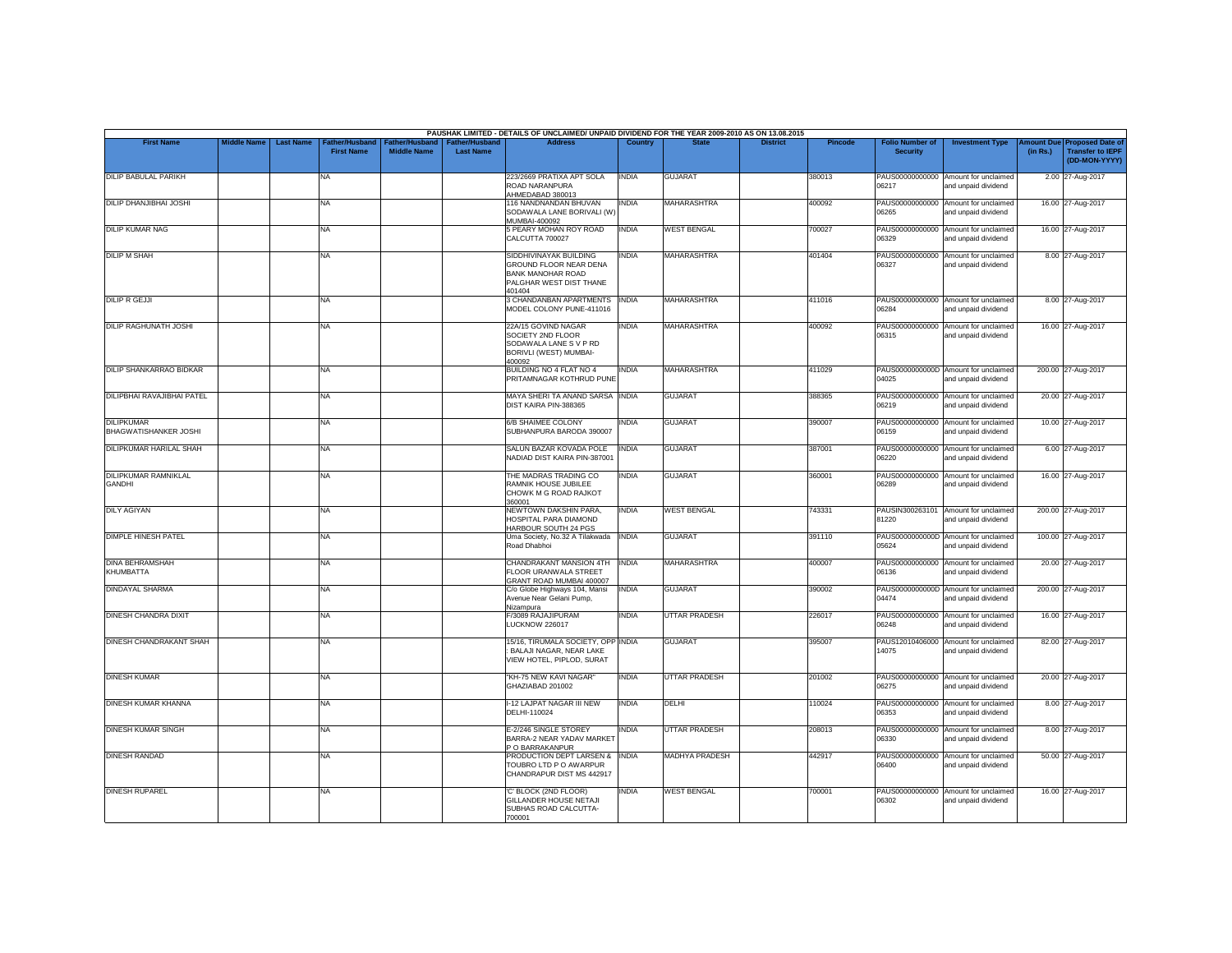PAUSHAK LIMITED - DETAILS OF UNCLAIMED/ UNPAID DIVIDEND FOR THE YEAR 2009-2010 AS ON 13.08.2015

| First Name | Middle Name | Last Name | Father/Husband First Name | Father/Husband Middle Name | Father/Husband Last Name | Address | Country | State | District | Pincode | Folio Number of Security | Investment Type | Amount Due (in Rs.) | Proposed Date of Transfer to IEPF (DD-MON-YYYY) |
|---|---|---|---|---|---|---|---|---|---|---|---|---|---|---|
| DILIP BABULAL PARIKH | | | NA | | | 223/2669 PRATIXA APT SOLA ROAD NARANPURA AHMEDABAD 380013 | INDIA | GUJARAT | | 380013 | PAUS00000000000 06217 | Amount for unclaimed and unpaid dividend | 2.00 | 27-Aug-2017 |
| DILIP DHANJIBHAI JOSHI | | | NA | | | 116 NANDNANDAN BHUVAN SODAWALA LANE BORIVALI (W) MUMBAI-400092 | INDIA | MAHARASHTRA | | 400092 | PAUS00000000000 06265 | Amount for unclaimed and unpaid dividend | 16.00 | 27-Aug-2017 |
| DILIP KUMAR NAG | | | NA | | | 5 PEARY MOHAN ROY ROAD CALCUTTA 700027 | INDIA | WEST BENGAL | | 700027 | PAUS00000000000 06329 | Amount for unclaimed and unpaid dividend | 16.00 | 27-Aug-2017 |
| DILIP M SHAH | | | NA | | | SIDDHIVINAYAK BUILDING GROUND FLOOR NEAR DENA BANK MANOHAR ROAD PALGHAR WEST DIST THANE 401404 | INDIA | MAHARASHTRA | | 401404 | PAUS00000000000 06327 | Amount for unclaimed and unpaid dividend | 8.00 | 27-Aug-2017 |
| DILIP R GEJJI | | | NA | | | 3 CHANDANBAN APARTMENTS MODEL COLONY PUNE-411016 | INDIA | MAHARASHTRA | | 411016 | PAUS00000000000 06284 | Amount for unclaimed and unpaid dividend | 8.00 | 27-Aug-2017 |
| DILIP RAGHUNATH JOSHI | | | NA | | | 22A/15 GOVIND NAGAR SOCIETY 2ND FLOOR SODAWALA LANE S V P RD BORIVLI (WEST) MUMBAI-400092 | INDIA | MAHARASHTRA | | 400092 | PAUS00000000000 06315 | Amount for unclaimed and unpaid dividend | 16.00 | 27-Aug-2017 |
| DILIP SHANKARRAO BIDKAR | | | NA | | | BUILDING NO 4 FLAT NO 4 PRITAMNAGAR KOTHRUD PUNE | INDIA | MAHARASHTRA | | 411029 | PAUS0000000000D 04025 | Amount for unclaimed and unpaid dividend | 200.00 | 27-Aug-2017 |
| DILIPBHAI RAVAJIBHAI PATEL | | | NA | | | MAYA SHERI TA ANAND SARSA DIST KAIRA PIN-388365 | INDIA | GUJARAT | | 388365 | PAUS00000000000 06219 | Amount for unclaimed and unpaid dividend | 20.00 | 27-Aug-2017 |
| DILIPKUMAR BHAGWATISHANKER JOSHI | | | NA | | | 6/B SHAIMEE COLONY SUBHANPURA BARODA 390007 | INDIA | GUJARAT | | 390007 | PAUS00000000000 06159 | Amount for unclaimed and unpaid dividend | 10.00 | 27-Aug-2017 |
| DILIPKUMAR HARILAL SHAH | | | NA | | | SALUN BAZAR KOVADA POLE NADIAD DIST KAIRA PIN-387001 | INDIA | GUJARAT | | 387001 | PAUS00000000000 06220 | Amount for unclaimed and unpaid dividend | 6.00 | 27-Aug-2017 |
| DILIPKUMAR RAMNIKLAL GANDHI | | | NA | | | THE MADRAS TRADING CO RAMNIK HOUSE JUBILEE CHOWK M G ROAD RAJKOT 360001 | INDIA | GUJARAT | | 360001 | PAUS00000000000 06289 | Amount for unclaimed and unpaid dividend | 16.00 | 27-Aug-2017 |
| DILY AGIYAN | | | NA | | | NEWTOWN DAKSHIN PARA, HOSPITAL PARA DIAMOND HARBOUR SOUTH 24 PGS | INDIA | WEST BENGAL | | 743331 | PAUSIN300263101 81220 | Amount for unclaimed and unpaid dividend | 200.00 | 27-Aug-2017 |
| DIMPLE HINESH PATEL | | | NA | | | Uma Society, No.32 A Tilakwada Road Dhabhoi | INDIA | GUJARAT | | 391110 | PAUS0000000000D 05624 | Amount for unclaimed and unpaid dividend | 100.00 | 27-Aug-2017 |
| DINA BEHRAMSHAH KHUMBATTA | | | NA | | | CHANDRAKANT MANSION 4TH FLOOR URANWALA STREET GRANT ROAD MUMBAI 400007 | INDIA | MAHARASHTRA | | 400007 | PAUS00000000000 06136 | Amount for unclaimed and unpaid dividend | 20.00 | 27-Aug-2017 |
| DINDAYAL SHARMA | | | NA | | | C/o Globe Highways 104, Mansi Avenue Near Gelani Pump, Nizampura | INDIA | GUJARAT | | 390002 | PAUS0000000000D 04474 | Amount for unclaimed and unpaid dividend | 200.00 | 27-Aug-2017 |
| DINESH CHANDRA DIXIT | | | NA | | | F/3089 RAJAJIPURAM LUCKNOW 226017 | INDIA | UTTAR PRADESH | | 226017 | PAUS00000000000 06248 | Amount for unclaimed and unpaid dividend | 16.00 | 27-Aug-2017 |
| DINESH CHANDRAKANT SHAH | | | NA | | | 15/16, TIRUMALA SOCIETY, OPP : BALAJI NAGAR, NEAR LAKE VIEW HOTEL, PIPLOD, SURAT | INDIA | GUJARAT | | 395007 | PAUS12010406000 14075 | Amount for unclaimed and unpaid dividend | 82.00 | 27-Aug-2017 |
| DINESH KUMAR | | | NA | | | "KH-75 NEW KAVI NAGAR" GHAZIABAD 201002 | INDIA | UTTAR PRADESH | | 201002 | PAUS00000000000 06275 | Amount for unclaimed and unpaid dividend | 20.00 | 27-Aug-2017 |
| DINESH KUMAR KHANNA | | | NA | | | I-12 LAJPAT NAGAR III NEW DELHI-110024 | INDIA | DELHI | | 110024 | PAUS00000000000 06353 | Amount for unclaimed and unpaid dividend | 8.00 | 27-Aug-2017 |
| DINESH KUMAR SINGH | | | NA | | | E-2/246 SINGLE STOREY BARRA-2 NEAR YADAV MARKET P O BARRAKANPUR | INDIA | UTTAR PRADESH | | 208013 | PAUS00000000000 06330 | Amount for unclaimed and unpaid dividend | 8.00 | 27-Aug-2017 |
| DINESH RANDAD | | | NA | | | PRODUCTION DEPT LARSEN & TOUBRO LTD P O AWARPUR CHANDRAPUR DIST MS 442917 | INDIA | MADHYA PRADESH | | 442917 | PAUS00000000000 06400 | Amount for unclaimed and unpaid dividend | 50.00 | 27-Aug-2017 |
| DINESH RUPAREL | | | NA | | | 'C' BLOCK (2ND FLOOR) GILLANDER HOUSE NETAJI SUBHAS ROAD CALCUTTA-700001 | INDIA | WEST BENGAL | | 700001 | PAUS00000000000 06302 | Amount for unclaimed and unpaid dividend | 16.00 | 27-Aug-2017 |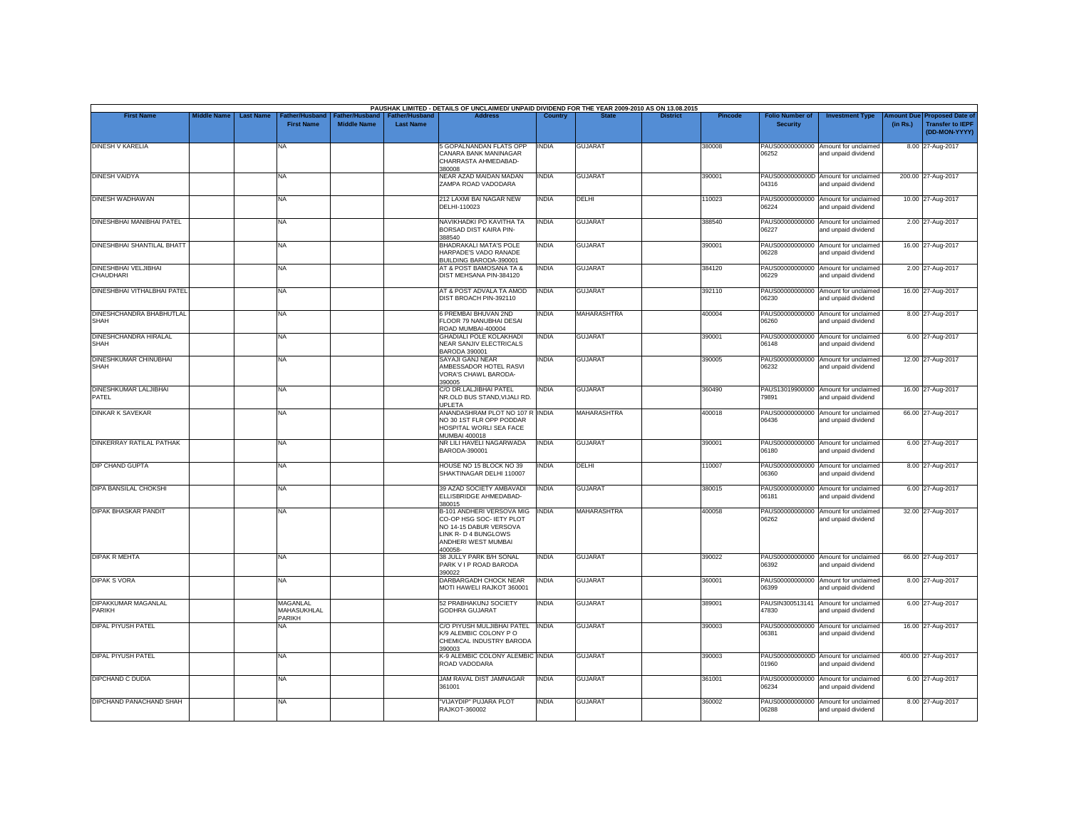PAUSHAK LIMITED - DETAILS OF UNCLAIMED/ UNPAID DIVIDEND FOR THE YEAR 2009-2010 AS ON 13.08.2015

| First Name | Middle Name | Last Name | Father/Husband First Name | Father/Husband Middle Name | Father/Husband Last Name | Address | Country | State | District | Pincode | Folio Number of Security | Investment Type | Amount Due (in Rs.) | Proposed Date of Transfer to IEPF (DD-MON-YYYY) |
|---|---|---|---|---|---|---|---|---|---|---|---|---|---|---|
| DINESH V KARELIA | | | NA | | | 5 GOPALNANDAN FLATS OPP CANARA BANK MANINAGAR CHARRASTA AHMEDABAD-380008 | INDIA | GUJARAT | | 380008 | PAUS00000000000 06252 | Amount for unclaimed and unpaid dividend | 8.00 | 27-Aug-2017 |
| DINESH VAIDYA | | | NA | | | NEAR AZAD MAIDAN MADAN ZAMPA ROAD VADODARA | INDIA | GUJARAT | | 390001 | PAUS0000000000D 04316 | Amount for unclaimed and unpaid dividend | 200.00 | 27-Aug-2017 |
| DINESH WADHAWAN | | | NA | | | 212 LAXMI BAI NAGAR NEW DELHI-110023 | INDIA | DELHI | | 110023 | PAUS00000000000 06224 | Amount for unclaimed and unpaid dividend | 10.00 | 27-Aug-2017 |
| DINESHBHAI MANIBHAI PATEL | | | NA | | | NAVIKHADKI PO KAVITHA TA BORSAD DIST KAIRA PIN-388540 | INDIA | GUJARAT | | 388540 | PAUS00000000000 06227 | Amount for unclaimed and unpaid dividend | 2.00 | 27-Aug-2017 |
| DINESHBHAI SHANTILAL BHATT | | | NA | | | BHADRAKALI MATA'S POLE HARPADE'S VADO RANADE BUILDING BARODA-390001 | INDIA | GUJARAT | | 390001 | PAUS00000000000 06228 | Amount for unclaimed and unpaid dividend | 16.00 | 27-Aug-2017 |
| DINESHBHAI VELJIBHAI CHAUDHARI | | | NA | | | AT & POST BAMOSANA TA & DIST MEHSANA PIN-384120 | INDIA | GUJARAT | | 384120 | PAUS00000000000 06229 | Amount for unclaimed and unpaid dividend | 2.00 | 27-Aug-2017 |
| DINESHBHAI VITHALBHAI PATEL | | | NA | | | AT & POST ADVALA TA AMOD DIST BROACH PIN-392110 | INDIA | GUJARAT | | 392110 | PAUS00000000000 06230 | Amount for unclaimed and unpaid dividend | 16.00 | 27-Aug-2017 |
| DINESHCHANDRA BHABHUTLAL SHAH | | | NA | | | 6 PREMBAI BHUVAN 2ND FLOOR 79 NANUBHAI DESAI ROAD MUMBAI-400004 | INDIA | MAHARASHTRA | | 400004 | PAUS00000000000 06260 | Amount for unclaimed and unpaid dividend | 8.00 | 27-Aug-2017 |
| DINESHCHANDRA HIRALAL SHAH | | | NA | | | GHADIALI POLE KOLAKHADI NEAR SANJIV ELECTRICALS BARODA 390001 | INDIA | GUJARAT | | 390001 | PAUS00000000000 06148 | Amount for unclaimed and unpaid dividend | 6.00 | 27-Aug-2017 |
| DINESHKUMAR CHINUBHAI SHAH | | | NA | | | SAYAJI GANJ NEAR AMBESSADOR HOTEL RASVI VORA'S CHAWL BARODA-390005 | INDIA | GUJARAT | | 390005 | PAUS00000000000 06232 | Amount for unclaimed and unpaid dividend | 12.00 | 27-Aug-2017 |
| DINESHKUMAR LALJIBHAI PATEL | | | NA | | | C/O DR.LALJIBHAI PATEL NR.OLD BUS STAND,VIJALI RD. UPLETA | INDIA | GUJARAT | | 360490 | PAUS13019900000 79891 | Amount for unclaimed and unpaid dividend | 16.00 | 27-Aug-2017 |
| DINKAR K SAVEKAR | | | NA | | | ANANDASHRAM PLOT NO 107 R NO 30 1ST FLR OPP PODDAR HOSPITAL WORLI SEA FACE MUMBAI 400018 | INDIA | MAHARASHTRA | | 400018 | PAUS00000000000 06436 | Amount for unclaimed and unpaid dividend | 66.00 | 27-Aug-2017 |
| DINKERRAY RATILAL PATHAK | | | NA | | | NR LILI HAVELI NAGARWADA BARODA-390001 | INDIA | GUJARAT | | 390001 | PAUS00000000000 06180 | Amount for unclaimed and unpaid dividend | 6.00 | 27-Aug-2017 |
| DIP CHAND GUPTA | | | NA | | | HOUSE NO 15 BLOCK NO 39 SHAKTINAGAR DELHI 110007 | INDIA | DELHI | | 110007 | PAUS00000000000 06360 | Amount for unclaimed and unpaid dividend | 8.00 | 27-Aug-2017 |
| DIPA BANSILAL CHOKSHI | | | NA | | | 39 AZAD SOCIETY AMBAVADI ELLISBRIDGE AHMEDABAD-380015 | INDIA | GUJARAT | | 380015 | PAUS00000000000 06181 | Amount for unclaimed and unpaid dividend | 6.00 | 27-Aug-2017 |
| DIPAK BHASKAR PANDIT | | | NA | | | B-101 ANDHERI VERSOVA MIG CO-OP HSG SOC- IETY PLOT NO 14-15 DABUR VERSOVA LINK R- D 4 BUNGLOWS ANDHERI WEST MUMBAI 400058- | INDIA | MAHARASHTRA | | 400058 | PAUS00000000000 06262 | Amount for unclaimed and unpaid dividend | 32.00 | 27-Aug-2017 |
| DIPAK R MEHTA | | | NA | | | 38 JULLY PARK B/H SONAL PARK V I P ROAD BARODA 390022 | INDIA | GUJARAT | | 390022 | PAUS00000000000 06392 | Amount for unclaimed and unpaid dividend | 66.00 | 27-Aug-2017 |
| DIPAK S VORA | | | NA | | | DARBARGADH CHOCK NEAR MOTI HAWELI RAJKOT 360001 | INDIA | GUJARAT | | 360001 | PAUS00000000000 06399 | Amount for unclaimed and unpaid dividend | 8.00 | 27-Aug-2017 |
| DIPAKKUMAR MAGANLAL PARIKH | | | MAGANLAL MAHASUKHLAL PARIKH | | | 52 PRABHAKUNJ SOCIETY GODHRA GUJARAT | INDIA | GUJARAT | | 389001 | PAUSIN300513141 47830 | Amount for unclaimed and unpaid dividend | 6.00 | 27-Aug-2017 |
| DIPAL PIYUSH PATEL | | | NA | | | C/O PIYUSH MULJIBHAI PATEL K/9 ALEMBIC COLONY P O CHEMICAL INDUSTRY BARODA 390003 | INDIA | GUJARAT | | 390003 | PAUS00000000000 06381 | Amount for unclaimed and unpaid dividend | 16.00 | 27-Aug-2017 |
| DIPAL PIYUSH PATEL | | | NA | | | K-9 ALEMBIC COLONY ALEMBIC ROAD VADODARA | INDIA | GUJARAT | | 390003 | PAUS0000000000D 01960 | Amount for unclaimed and unpaid dividend | 400.00 | 27-Aug-2017 |
| DIPCHAND C DUDIA | | | NA | | | JAM RAVAL DIST JAMNAGAR 361001 | INDIA | GUJARAT | | 361001 | PAUS00000000000 06234 | Amount for unclaimed and unpaid dividend | 6.00 | 27-Aug-2017 |
| DIPCHAND PANACHAND SHAH | | | NA | | | "VIJAYDIP" PUJARA PLOT RAJKOT-360002 | INDIA | GUJARAT | | 360002 | PAUS00000000000 06288 | Amount for unclaimed and unpaid dividend | 8.00 | 27-Aug-2017 |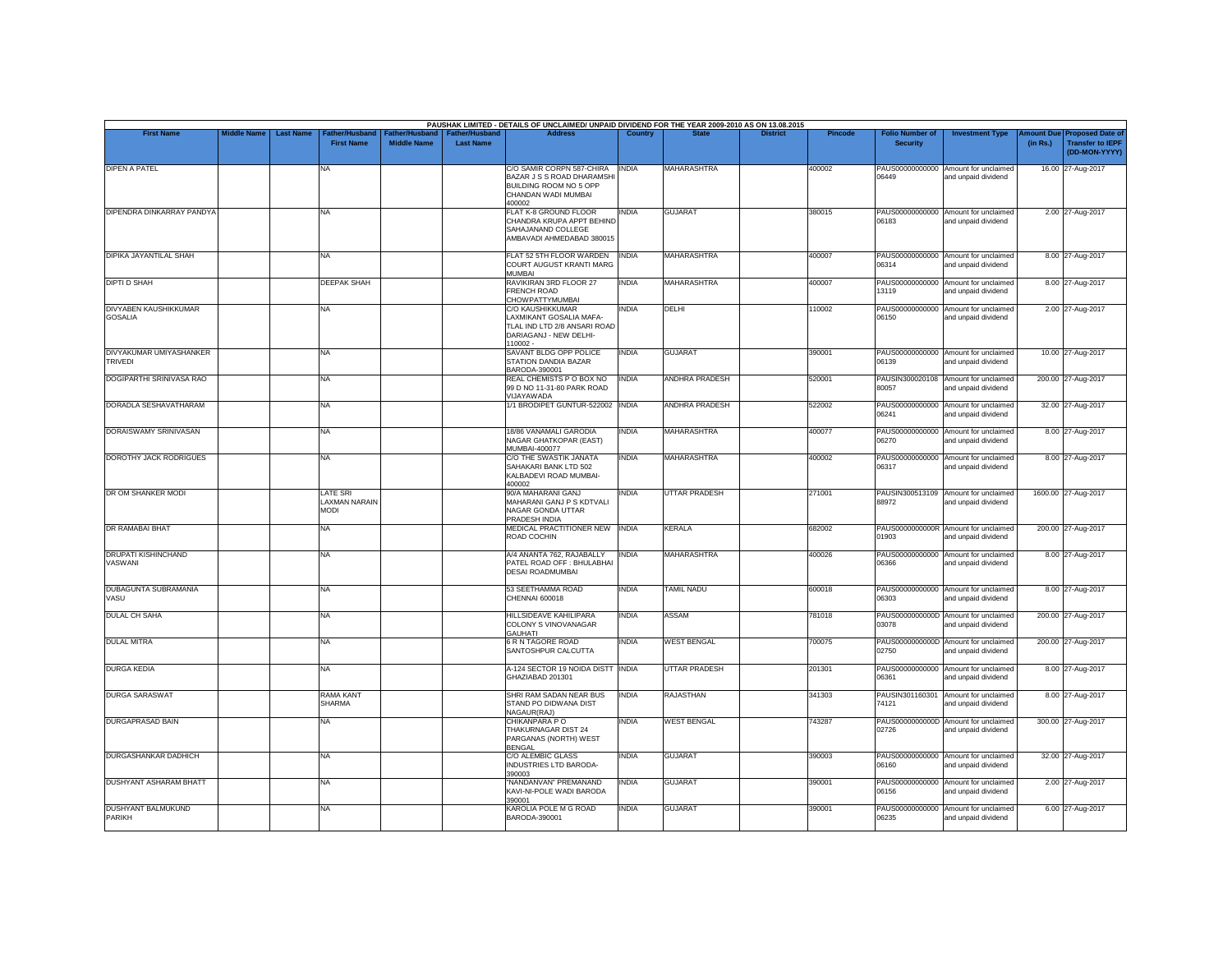PAUSHAK LIMITED - DETAILS OF UNCLAIMED/ UNPAID DIVIDEND FOR THE YEAR 2009-2010 AS ON 13.08.2015

| First Name | Middle Name | Last Name | Father/Husband First Name | Father/Husband Middle Name | Father/Husband Last Name | Address | Country | State | District | Pincode | Folio Number of Security | Investment Type | Amount Due (in Rs.) | Proposed Date of Transfer to IEPF (DD-MON-YYYY) |
|---|---|---|---|---|---|---|---|---|---|---|---|---|---|---|
| DIPEN A PATEL | | | NA | | | C/O SAMIR CORPN 587-CHIRA BAZAR J S S ROAD DHARAMSHI BUILDING ROOM NO 5 OPP CHANDAN WADI MUMBAI 400002 | INDIA | MAHARASHTRA | | 400002 | PAUS00000000000 06449 | Amount for unclaimed and unpaid dividend | 16.00 | 27-Aug-2017 |
| DIPENDRA DINKARRAY PANDYA | | | NA | | | FLAT K-8 GROUND FLOOR CHANDRA KRUPA APPT BEHIND SAHAJANAND COLLEGE AMBAVADI AHMEDABAD 380015 | INDIA | GUJARAT | | 380015 | PAUS00000000000 06183 | Amount for unclaimed and unpaid dividend | 2.00 | 27-Aug-2017 |
| DIPIKA JAYANTILAL SHAH | | | NA | | | FLAT 52 5TH FLOOR WARDEN COURT AUGUST KRANTI MARG MUMBAI | INDIA | MAHARASHTRA | | 400007 | PAUS00000000000 06314 | Amount for unclaimed and unpaid dividend | 8.00 | 27-Aug-2017 |
| DIPTI D SHAH | | | DEEPAK SHAH | | | RAVIKIRAN 3RD FLOOR 27 FRENCH ROAD CHOWPATTYMUMBAI | INDIA | MAHARASHTRA | | 400007 | PAUS00000000000 13119 | Amount for unclaimed and unpaid dividend | 8.00 | 27-Aug-2017 |
| DIVYABEN KAUSHIKKUMAR GOSALIA | | | NA | | | C/O KAUSHIKKUMAR LAXMIKANT GOSALIA MAFA-TLAL IND LTD 2/8 ANSARI ROAD DARIAGANJ - NEW DELHI-110002 - | INDIA | DELHI | | 110002 | PAUS00000000000 06150 | Amount for unclaimed and unpaid dividend | 2.00 | 27-Aug-2017 |
| DIVYAKUMAR UMIYASHANKER TRIVEDI | | | NA | | | SAVANT BLDG OPP POLICE STATION DANDIA BAZAR BARODA-390001 | INDIA | GUJARAT | | 390001 | PAUS00000000000 06139 | Amount for unclaimed and unpaid dividend | 10.00 | 27-Aug-2017 |
| DOGIPARTHI SRINIVASA RAO | | | NA | | | REAL CHEMISTS P O BOX NO 99 D NO 11-31-80 PARK ROAD VIJAYAWADA | INDIA | ANDHRA PRADESH | | 520001 | PAUSIN300020108 80057 | Amount for unclaimed and unpaid dividend | 200.00 | 27-Aug-2017 |
| DORADLA SESHAVATHARAM | | | NA | | | 1/1 BRODIPET GUNTUR-522002 | INDIA | ANDHRA PRADESH | | 522002 | PAUS00000000000 06241 | Amount for unclaimed and unpaid dividend | 32.00 | 27-Aug-2017 |
| DORAISWAMY SRINIVASAN | | | NA | | | 18/86 VANAMALI GARODIA NAGAR GHATKOPAR (EAST) MUMBAI-400077 | INDIA | MAHARASHTRA | | 400077 | PAUS00000000000 06270 | Amount for unclaimed and unpaid dividend | 8.00 | 27-Aug-2017 |
| DOROTHY JACK RODRIGUES | | | NA | | | C/O THE SWASTIK JANATA SAHAKARI BANK LTD 502 KALBADEVI ROAD MUMBAI-400002 | INDIA | MAHARASHTRA | | 400002 | PAUS00000000000 06317 | Amount for unclaimed and unpaid dividend | 8.00 | 27-Aug-2017 |
| DR OM SHANKER MODI | | | LATE SRI LAXMAN NARAIN MODI | | | 90/A MAHARANI GANJ MAHARANI GANJ P S KDTVALI NAGAR GONDA UTTAR PRADESH INDIA | INDIA | UTTAR PRADESH | | 271001 | PAUSIN300513109 88972 | Amount for unclaimed and unpaid dividend | 1600.00 | 27-Aug-2017 |
| DR RAMABAI BHAT | | | NA | | | MEDICAL PRACTITIONER NEW ROAD COCHIN | INDIA | KERALA | | 682002 | PAUS0000000000R 01903 | Amount for unclaimed and unpaid dividend | 200.00 | 27-Aug-2017 |
| DRUPATI KISHINCHAND VASWANI | | | NA | | | A/4 ANANTA 762, RAJABALLY PATEL ROAD OFF : BHULABHAI DESAI ROADMUMBAI | INDIA | MAHARASHTRA | | 400026 | PAUS00000000000 06366 | Amount for unclaimed and unpaid dividend | 8.00 | 27-Aug-2017 |
| DUBAGUNTA SUBRAMANIA VASU | | | NA | | | 53 SEETHAMMA ROAD CHENNAI 600018 | INDIA | TAMIL NADU | | 600018 | PAUS00000000000 06303 | Amount for unclaimed and unpaid dividend | 8.00 | 27-Aug-2017 |
| DULAL CH SAHA | | | NA | | | HILLSIDEAVE KAHILIPARA COLONY S VINOVANAGAR GAUHATI | INDIA | ASSAM | | 781018 | PAUS0000000000D 03078 | Amount for unclaimed and unpaid dividend | 200.00 | 27-Aug-2017 |
| DULAL MITRA | | | NA | | | 6 R N TAGORE ROAD SANTOSHPUR CALCUTTA | INDIA | WEST BENGAL | | 700075 | PAUS0000000000D 02750 | Amount for unclaimed and unpaid dividend | 200.00 | 27-Aug-2017 |
| DURGA KEDIA | | | NA | | | A-124 SECTOR 19 NOIDA DISTT GHAZIABAD 201301 | INDIA | UTTAR PRADESH | | 201301 | PAUS00000000000 06361 | Amount for unclaimed and unpaid dividend | 8.00 | 27-Aug-2017 |
| DURGA SARASWAT | | | RAMA KANT SHARMA | | | SHRI RAM SADAN NEAR BUS STAND PO DIDWANA DIST NAGAUR(RAJ) | INDIA | RAJASTHAN | | 341303 | PAUSIN301160301 74121 | Amount for unclaimed and unpaid dividend | 8.00 | 27-Aug-2017 |
| DURGAPRASAD BAIN | | | NA | | | CHIKANPARA P O THAKURNAGAR DIST 24 PARGANAS (NORTH) WEST BENGAL | INDIA | WEST BENGAL | | 743287 | PAUS0000000000D 02726 | Amount for unclaimed and unpaid dividend | 300.00 | 27-Aug-2017 |
| DURGASHANKAR DADHICH | | | NA | | | C/O ALEMBIC GLASS INDUSTRIES LTD BARODA-390003 | INDIA | GUJARAT | | 390003 | PAUS00000000000 06160 | Amount for unclaimed and unpaid dividend | 32.00 | 27-Aug-2017 |
| DUSHYANT ASHARAM BHATT | | | NA | | | "NANDANVAN" PREMANAND KAVI-NI-POLE WADI BARODA 390001 | INDIA | GUJARAT | | 390001 | PAUS00000000000 06156 | Amount for unclaimed and unpaid dividend | 2.00 | 27-Aug-2017 |
| DUSHYANT BALMUKUND PARIKH | | | NA | | | KAROLIA POLE M G ROAD BARODA-390001 | INDIA | GUJARAT | | 390001 | PAUS00000000000 06235 | Amount for unclaimed and unpaid dividend | 6.00 | 27-Aug-2017 |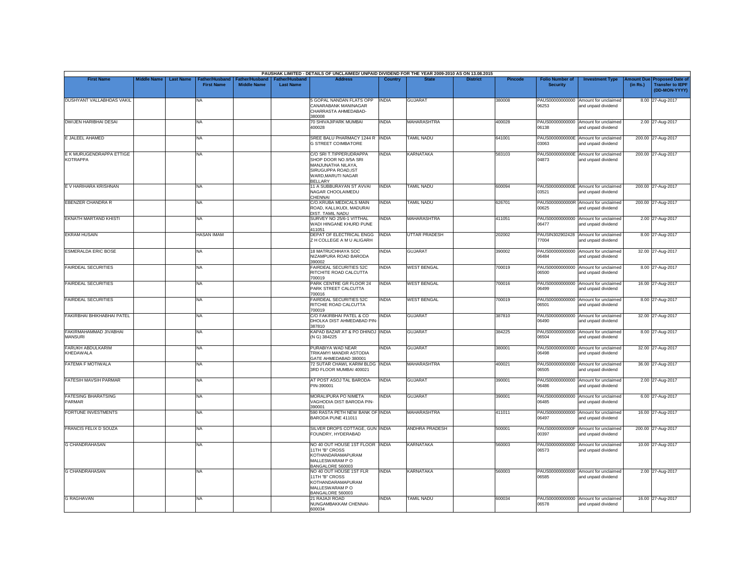PAUSHAK LIMITED - DETAILS OF UNCLAIMED/ UNPAID DIVIDEND FOR THE YEAR 2009-2010 AS ON 13.08.2015

| First Name | Middle Name | Last Name | Father/Husband First Name | Father/Husband Middle Name | Father/Husband Last Name | Address | Country | State | District | Pincode | Folio Number of Security | Investment Type | Amount Due (in Rs.) | Proposed Date of Transfer to IEPF (DD-MON-YYYY) |
|---|---|---|---|---|---|---|---|---|---|---|---|---|---|---|
| DUSHYANT VALLABHDAS VAKIL | | | NA | | | 5 GOPAL NANDAN FLATS OPP CANARABANK MANINAGAR CHARRASTA AHMEDABAD-380008 | INDIA | GUJARAT | | 380008 | PAUS00000000000 06253 | Amount for unclaimed and unpaid dividend | 8.00 | 27-Aug-2017 |
| DWIJEN HARIBHAI DESAI | | | NA | | | 70 SHIVAJIPARK MUMBAI 400028 | INDIA | MAHARASHTRA | | 400028 | PAUS00000000000 06138 | Amount for unclaimed and unpaid dividend | 2.00 | 27-Aug-2017 |
| E JALEEL AHAMED | | | NA | | | SREE BALU PHARMACY 1244 R G STREET COIMBATORE | INDIA | TAMIL NADU | | 641001 | PAUS0000000000E 03063 | Amount for unclaimed and unpaid dividend | 200.00 | 27-Aug-2017 |
| E K MURUGENDRAPPA ETTIGE KOTRAPPA | | | NA | | | C/O SRI T.TIPPERUDRAPPA SHOP DOOR NO.9/5A SRI MANJUNATHA NILAYA, SIRUGUPPA ROAD,IST WARD,MARUTI NAGAR BELLARY | INDIA | KARNATAKA | | 583103 | PAUS0000000000E 04873 | Amount for unclaimed and unpaid dividend | 200.00 | 27-Aug-2017 |
| E V HARIHARA KRISHNAN | | | NA | | | 11 A SUBBURAYAN ST AVVAI NAGAR CHOOLAIMEDU CHENNAI | INDIA | TAMIL NADU | | 600094 | PAUS0000000000E 03521 | Amount for unclaimed and unpaid dividend | 200.00 | 27-Aug-2017 |
| EBENZER CHANDRA R | | | NA | | | C/O KRUBA MEDICALS MAIN ROAD, KALLIKUDI, MADURAI DIST. TAMIL NADU | INDIA | TAMIL NADU | | 626701 | PAUS0000000000R 00625 | Amount for unclaimed and unpaid dividend | 200.00 | 27-Aug-2017 |
| EKNATH MARTAND KHISTI | | | NA | | | SURVEY NO 25/6-1 VITTHAL WADI HINGANE KHURD PUNE 411051 | INDIA | MAHARASHTRA | | 411051 | PAUS00000000000 06477 | Amount for unclaimed and unpaid dividend | 2.00 | 27-Aug-2017 |
| EKRAM HUSAIN | | | HASAN IMAM | | | DEPAT OF ELECTRICAL ENGG Z H COLLEGE A M U ALIGARH | INDIA | UTTAR PRADESH | | 202002 | PAUSIN302902428 77004 | Amount for unclaimed and unpaid dividend | 8.00 | 27-Aug-2017 |
| ESMERALDA ERIC BOSE | | | NA | | | 18 MATRUCHHAYA SOC NIZAMPURA ROAD BARODA 390002 | INDIA | GUJARAT | | 390002 | PAUS00000000000 06484 | Amount for unclaimed and unpaid dividend | 32.00 | 27-Aug-2017 |
| FAIRDEAL SECURITIES | | | NA | | | FAIRDEAL SECURITIES 52C RITCHITE ROAD CALCUTTA 700019 | INDIA | WEST BENGAL | | 700019 | PAUS00000000000 06500 | Amount for unclaimed and unpaid dividend | 8.00 | 27-Aug-2017 |
| FAIRDEAL SECURITIES | | | NA | | | PARK CENTRE GR FLOOR 24 PARK STREET CALCUTTA 700016 | INDIA | WEST BENGAL | | 700016 | PAUS00000000000 06499 | Amount for unclaimed and unpaid dividend | 16.00 | 27-Aug-2017 |
| FAIRDEAL SECURITIES | | | NA | | | FAIRDEAL SECURITIES 52C RITCHIE ROAD CALCUTTA 700019 | INDIA | WEST BENGAL | | 700019 | PAUS00000000000 06501 | Amount for unclaimed and unpaid dividend | 8.00 | 27-Aug-2017 |
| FAKIRBHAI BHIKHABHAI PATEL | | | NA | | | C/O FAKIRBHAI PATEL & CO DHOLKA DIST AHMEDABAD PIN-387810 | INDIA | GUJARAT | | 387810 | PAUS00000000000 06490 | Amount for unclaimed and unpaid dividend | 32.00 | 27-Aug-2017 |
| FAKIRMAHAMMAD JIVABHAI MANSURI | | | NA | | | KAPAD BAZAR AT & PO DHINOJ (N G) 384225 | INDIA | GUJARAT | | 384225 | PAUS00000000000 06504 | Amount for unclaimed and unpaid dividend | 8.00 | 27-Aug-2017 |
| FARUKH ABDULKARIM KHEDAWALA | | | NA | | | PURABIYA WAD NEAR TRIKAMYI MANDIR ASTODIA GATE AHMEDABAD 380001 | INDIA | GUJARAT | | 380001 | PAUS00000000000 06498 | Amount for unclaimed and unpaid dividend | 32.00 | 27-Aug-2017 |
| FATEMA F MOTIWALA | | | NA | | | 72 SUTAR CHAWL KARIM BLDG 3RD FLOOR MUMBAI 400021 | INDIA | MAHARASHTRA | | 400021 | PAUS00000000000 06505 | Amount for unclaimed and unpaid dividend | 36.00 | 27-Aug-2017 |
| FATESIH MAVSIH PARMAR | | | NA | | | AT POST ASOJ TAL BARODA-PIN-390001 | INDIA | GUJARAT | | 390001 | PAUS00000000000 06486 | Amount for unclaimed and unpaid dividend | 2.00 | 27-Aug-2017 |
| FATESING BHARATSING PARMAR | | | NA | | | MORALIPURA PO NIMETA VAGHODIA DIST BARODA PIN-390001 | INDIA | GUJARAT | | 390001 | PAUS00000000000 06485 | Amount for unclaimed and unpaid dividend | 6.00 | 27-Aug-2017 |
| FORTUNE INVESTMENTS | | | NA | | | 590 RASTA PETH NEW BANK OF BARODA PUNE 411011 | INDIA | MAHARASHTRA | | 411011 | PAUS00000000000 06497 | Amount for unclaimed and unpaid dividend | 16.00 | 27-Aug-2017 |
| FRANCIS FELIX D SOUZA | | | NA | | | SILVER DROPS COTTAGE, GUN FOUNDRY, HYDERABAD | INDIA | ANDHRA PRADESH | | 500001 | PAUS0000000000F 00397 | Amount for unclaimed and unpaid dividend | 200.00 | 27-Aug-2017 |
| G CHANDRAHASAN | | | NA | | | NO 40 OUT HOUSE 1ST FLOOR 11TH "B" CROSS KOTHANDARAMAPURAM MALLESWARAM P O BANGALORE 560003 | INDIA | KARNATAKA | | 560003 | PAUS00000000000 06573 | Amount for unclaimed and unpaid dividend | 10.00 | 27-Aug-2017 |
| G CHANDRAHASAN | | | NA | | | NO 40 OUT HOUSE 1ST FLR 11TH "B" CROSS KOTHANDARAMAPURAM MALLESWARAM P O BANGALORE 560003 | INDIA | KARNATAKA | | 560003 | PAUS00000000000 06585 | Amount for unclaimed and unpaid dividend | 2.00 | 27-Aug-2017 |
| G RAGHAVAN | | | NA | | | 21 RAJAJI ROAD NUNGAMBAKKAM CHENNAI-600034 | INDIA | TAMIL NADU | | 600034 | PAUS00000000000 06578 | Amount for unclaimed and unpaid dividend | 16.00 | 27-Aug-2017 |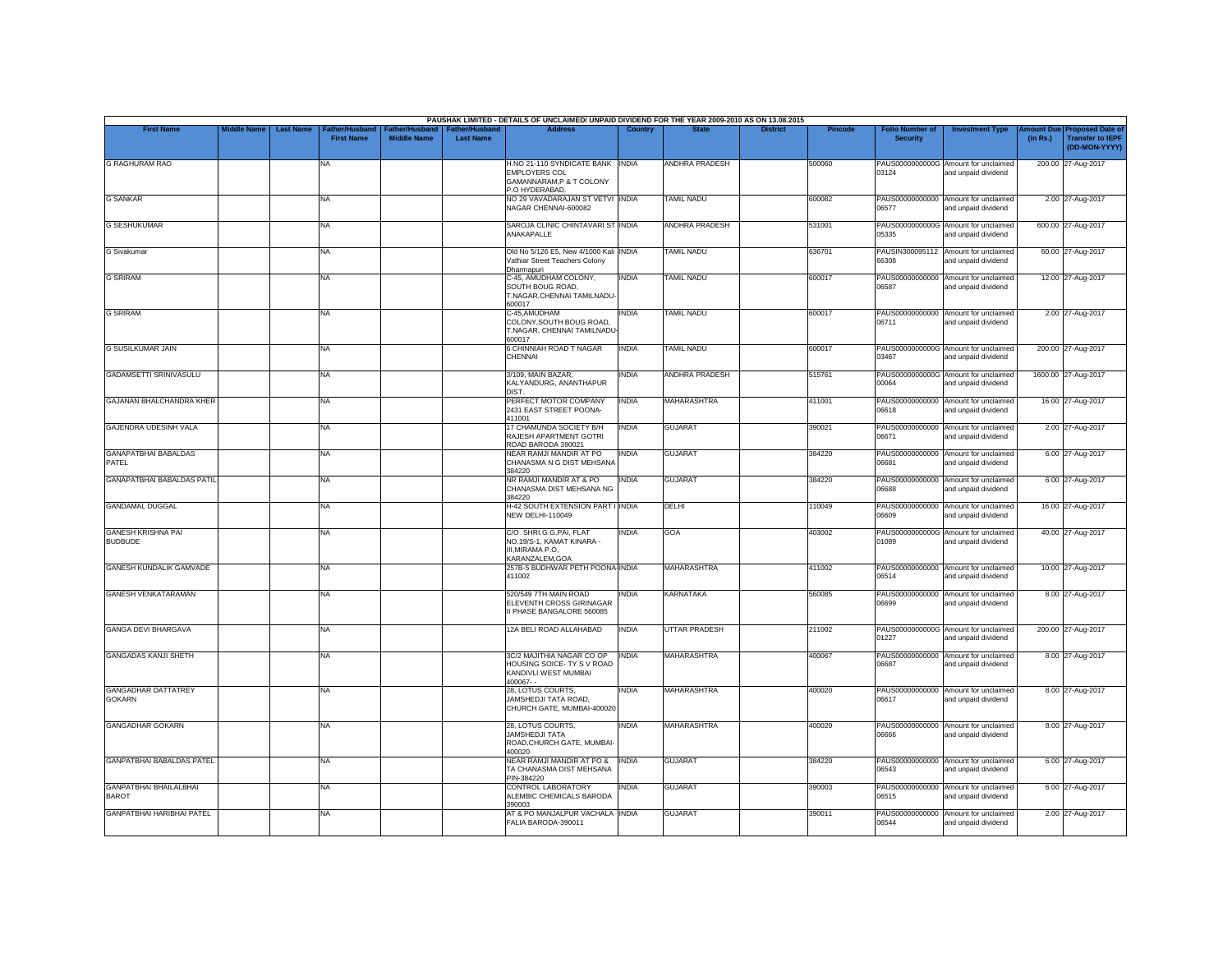PAUSHAK LIMITED - DETAILS OF UNCLAIMED/ UNPAID DIVIDEND FOR THE YEAR 2009-2010 AS ON 13.08.2015

| First Name | Middle Name | Last Name | Father/Husband First Name | Father/Husband Middle Name | Father/Husband Last Name | Address | Country | State | District | Pincode | Folio Number of Security | Investment Type | Amount Due (in Rs.) | Proposed Date of Transfer to IEPF (DD-MON-YYYY) |
|---|---|---|---|---|---|---|---|---|---|---|---|---|---|---|
| G RAGHURAM RAO | | | NA | | | H.NO 21-110 SYNDICATE BANK EMPLOYERS COL GAMANNARAM,P & T COLONY P.O HYDERABAD. | INDIA | ANDHRA PRADESH | | 500060 | PAUS0000000000G03124 | Amount for unclaimed and unpaid dividend | 200.00 | 27-Aug-2017 |
| G SANKAR | | | NA | | | NO 29 VAVADARAJAN ST VETVI NAGAR CHENNAI-600082 | INDIA | TAMIL NADU | | 600082 | PAUS00000000000006577 | Amount for unclaimed and unpaid dividend | 2.00 | 27-Aug-2017 |
| G SESHUKUMAR | | | NA | | | SAROJA CLINIC CHINTAVARI ST ANAKAPALLE | INDIA | ANDHRA PRADESH | | 531001 | PAUS0000000000G05335 | Amount for unclaimed and unpaid dividend | 600.00 | 27-Aug-2017 |
| G Sivakumar | | | NA | | | Old No 5/126 E5, New 4/1000 Kali Vathiar Street Teachers Colony Dharmapuri | INDIA | TAMIL NADU | | 636701 | PAUSIN30009511266308 | Amount for unclaimed and unpaid dividend | 60.00 | 27-Aug-2017 |
| G SRIRAM | | | NA | | | C-45, AMUDHAM COLONY, SOUTH BOUG ROAD, T.NAGAR,CHENNAI TAMILNADU-600017 | INDIA | TAMIL NADU | | 600017 | PAUS00000000000006587 | Amount for unclaimed and unpaid dividend | 12.00 | 27-Aug-2017 |
| G SRIRAM | | | NA | | | C-45,AMUDHAM COLONY,SOUTH BOUG ROAD, T.NAGAR, CHENNAI TAMILNADU-600017 | INDIA | TAMIL NADU | | 600017 | PAUS00000000000006711 | Amount for unclaimed and unpaid dividend | 2.00 | 27-Aug-2017 |
| G SUSILKUMAR JAIN | | | NA | | | 6 CHINNIAH ROAD T NAGAR CHENNAI | INDIA | TAMIL NADU | | 600017 | PAUS0000000000G03467 | Amount for unclaimed and unpaid dividend | 200.00 | 27-Aug-2017 |
| GADAMSETTI SRINIVASULU | | | NA | | | 3/109, MAIN BAZAR, KALYANDURG, ANANTHAPUR DIST. | INDIA | ANDHRA PRADESH | | 515761 | PAUS0000000000G00064 | Amount for unclaimed and unpaid dividend | 1600.00 | 27-Aug-2017 |
| GAJANAN BHALCHANDRA KHER | | | NA | | | PERFECT MOTOR COMPANY 2431 EAST STREET POONA-411001 | INDIA | MAHARASHTRA | | 411001 | PAUS00000000000006618 | Amount for unclaimed and unpaid dividend | 16.00 | 27-Aug-2017 |
| GAJENDRA UDESINH VALA | | | NA | | | 17 CHAMUNDA SOCIETY B/H RAJESH APARTMENT GOTRI ROAD BARODA 390021 | INDIA | GUJARAT | | 390021 | PAUS00000000000006671 | Amount for unclaimed and unpaid dividend | 2.00 | 27-Aug-2017 |
| GANAPATBHAI BABALDAS PATEL | | | NA | | | NEAR RAMJI MANDIR AT PO CHANASMA N G DIST MEHSANA 384220 | INDIA | GUJARAT | | 384220 | PAUS00000000000006681 | Amount for unclaimed and unpaid dividend | 6.00 | 27-Aug-2017 |
| GANAPATBHAI BABALDAS PATIL | | | NA | | | NR RAMJI MANDIR AT & PO CHANASMA DIST MEHSANA NG 384220 | INDIA | GUJARAT | | 384220 | PAUS00000000000006688 | Amount for unclaimed and unpaid dividend | 6.00 | 27-Aug-2017 |
| GANDAMAL DUGGAL | | | NA | | | H-42 SOUTH EXTENSION PART I NEW DELHI-110049 | INDIA | DELHI | | 110049 | PAUS00000000000006609 | Amount for unclaimed and unpaid dividend | 16.00 | 27-Aug-2017 |
| GANESH KRISHNA PAI BUDBUDE | | | NA | | | C/O. SHRI.G.G.PAI, FLAT NO.19/S-1, KAMAT KINARA - III,MIRAMA P.O, KARANZALEM,GOA | INDIA | GOA | | 403002 | PAUS0000000000G01089 | Amount for unclaimed and unpaid dividend | 40.00 | 27-Aug-2017 |
| GANESH KUNDALIK GAMVADE | | | NA | | | 257B-5 BUDHWAR PETH POONA-411002 | INDIA | MAHARASHTRA | | 411002 | PAUS00000000000006514 | Amount for unclaimed and unpaid dividend | 10.00 | 27-Aug-2017 |
| GANESH VENKATARAMAN | | | NA | | | 520/549 7TH MAIN ROAD ELEVENTH CROSS GIRINAGAR II PHASE BANGALORE 560085 | INDIA | KARNATAKA | | 560085 | PAUS00000000000006699 | Amount for unclaimed and unpaid dividend | 8.00 | 27-Aug-2017 |
| GANGA DEVI BHARGAVA | | | NA | | | 12A BELI ROAD ALLAHABAD | INDIA | UTTAR PRADESH | | 211002 | PAUS0000000000G01227 | Amount for unclaimed and unpaid dividend | 200.00 | 27-Aug-2017 |
| GANGADAS KANJI SHETH | | | NA | | | 3C/2 MAJITHIA NAGAR CO OP HOUSING SOICE- TY S V ROAD KANDIVLI WEST MUMBAI 400067- - | INDIA | MAHARASHTRA | | 400067 | PAUS00000000000006687 | Amount for unclaimed and unpaid dividend | 8.00 | 27-Aug-2017 |
| GANGADHAR DATTATREY GOKARN | | | NA | | | 28, LOTUS COURTS, JAMSHEDJI TATA ROAD, CHURCH GATE, MUMBAI-400020 | INDIA | MAHARASHTRA | | 400020 | PAUS00000000000006617 | Amount for unclaimed and unpaid dividend | 8.00 | 27-Aug-2017 |
| GANGADHAR GOKARN | | | NA | | | 28, LOTUS COURTS, JAMSHEDJI TATA ROAD,CHURCH GATE, MUMBAI-400020 | INDIA | MAHARASHTRA | | 400020 | PAUS00000000000006666 | Amount for unclaimed and unpaid dividend | 8.00 | 27-Aug-2017 |
| GANPATBHAI BABALDAS PATEL | | | NA | | | NEAR RAMJI MANDIR AT PO & TA CHANASMA DIST MEHSANA PIN-384220 | INDIA | GUJARAT | | 384220 | PAUS00000000000006543 | Amount for unclaimed and unpaid dividend | 6.00 | 27-Aug-2017 |
| GANPATBHAI BHAILALBHAI BAROT | | | NA | | | CONTROL LABORATORY ALEMBIC CHEMICALS BARODA 390003 | INDIA | GUJARAT | | 390003 | PAUS00000000000006515 | Amount for unclaimed and unpaid dividend | 6.00 | 27-Aug-2017 |
| GANPATBHAI HARIBHAI PATEL | | | NA | | | AT & PO MANJALPUR VACHALA FALIA BARODA-390011 | INDIA | GUJARAT | | 390011 | PAUS00000000000006544 | Amount for unclaimed and unpaid dividend | 2.00 | 27-Aug-2017 |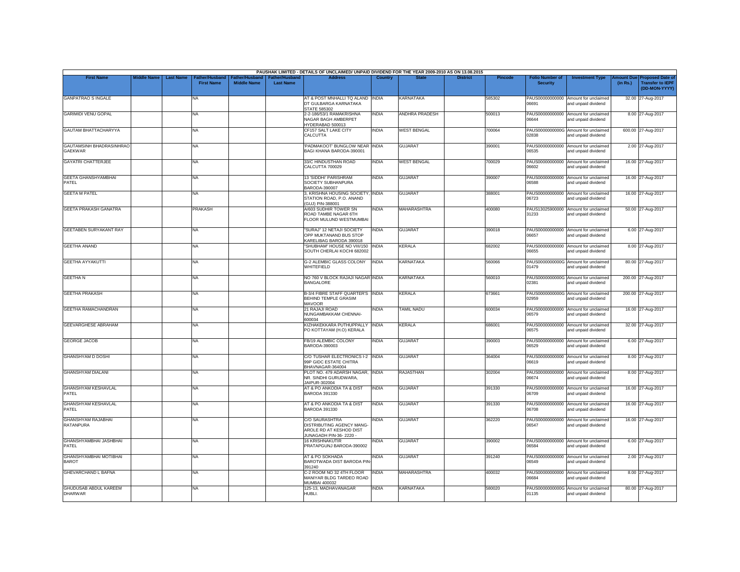| PAUSHAK LIMITED - DETAILS OF UNCLAIMED/ UNPAID DIVIDEND FOR THE YEAR 2009-2010 AS ON 13.08.2015 | | | | | | | | | | | | | | | |
|---|---|---|---|---|---|---|---|---|---|---|---|---|---|---|---|
| First Name | Middle Name | Last Name | Father/Husband First Name | Father/Husband Middle Name | Father/Husband Last Name | Address | Country | State | District | Pincode | Folio Number of Security | Investment Type | Amount Due (in Rs.) | Proposed Date of Transfer to IEPF (DD-MON-YYYY) |
| GANPATRAO S INGALE | | | NA | | | AT & POST MNHALLI TQ ALAND DT GULBARGA KARNATAKA STATE 585302 | INDIA | KARNATAKA | | 585302 | PAUS000000000000 06691 | Amount for unclaimed and unpaid dividend | 32.00 | 27-Aug-2017 |
| GARIMIDI VENU GOPAL | | | NA | | | 2-2-186/53/1 RAMAKRISHNA NAGAR BAGH AMBERPET HYDERABAD 500013 | INDIA | ANDHRA PRADESH | | 500013 | PAUS000000000000 06644 | Amount for unclaimed and unpaid dividend | 8.00 | 27-Aug-2017 |
| GAUTAM BHATTACHARYYA | | | NA | | | CF157 SALT LAKE CITY CALCUTTA | INDIA | WEST BENGAL | | 700064 | PAUS0000000000G 02838 | Amount for unclaimed and unpaid dividend | 600.00 | 27-Aug-2017 |
| GAUTAMSINH BHADRASINHRAO GAEKWAR | | | NA | | | 'PADMAKOOT' BUNGLOW NEAR BAGI KHANA BARODA-390001 | INDIA | GUJARAT | | 390001 | PAUS000000000000 06535 | Amount for unclaimed and unpaid dividend | 2.00 | 27-Aug-2017 |
| GAYATRI CHATTERJEE | | | NA | | | 33/C HINDUSTHAN ROAD CALCUTTA 700029 | INDIA | WEST BENGAL | | 700029 | PAUS000000000000 06602 | Amount for unclaimed and unpaid dividend | 16.00 | 27-Aug-2017 |
| GEETA GHANSHYAMBHAI PATEL | | | NA | | | 13 'SIDDHI' PARISHRAM SOCIETY SUBHANPURA BARODA-390007 | INDIA | GUJARAT | | 390007 | PAUS000000000000 06588 | Amount for unclaimed and unpaid dividend | 16.00 | 27-Aug-2017 |
| GEETA M PATEL | | | NA | | | 3, KRISHNA HOUSING SOCIETY, STATION ROAD, P.O. ANAND (GUJ) PIN-388001 | INDIA | GUJARAT | | 388001 | PAUS000000000000 06723 | Amount for unclaimed and unpaid dividend | 16.00 | 27-Aug-2017 |
| GEETA PRAKASH GANATRA | | | PRAKASH | | | A/603 SUDHIR TOWER SN ROAD TAMBE NAGAR 6TH FLOOR MULUND WESTMUMBAI | INDIA | MAHARASHTRA | | 400080 | PAUS13025900000 31233 | Amount for unclaimed and unpaid dividend | 50.00 | 27-Aug-2017 |
| GEETABEN SURYAKANT RAY | | | NA | | | "SURAJ" 12 NETAJI SOCIETY OPP MUKTANAND BUS STOP KARELIBAG BARODA 390018 | INDIA | GUJARAT | | 390018 | PAUS000000000000 06657 | Amount for unclaimed and unpaid dividend | 6.00 | 27-Aug-2017 |
| GEETHA ANAND | | | NA | | | "SHUBHAM" HOUSE NO VIII/150 SOUTH CHERLAI KOCHI 682002 | INDIA | KERALA | | 682002 | PAUS000000000000 06655 | Amount for unclaimed and unpaid dividend | 8.00 | 27-Aug-2017 |
| GEETHA AYYAKUTTI | | | NA | | | G-2 ALEMBIC GLASS COLONY WHITEFIELD | INDIA | KARNATAKA | | 560066 | PAUS0000000000G 01479 | Amount for unclaimed and unpaid dividend | 80.00 | 27-Aug-2017 |
| GEETHA N | | | NA | | | NO 760 V BLOCK RAJAJI NAGAR BANGALORE | INDIA | KARNATAKA | | 560010 | PAUS0000000000G 02381 | Amount for unclaimed and unpaid dividend | 200.00 | 27-Aug-2017 |
| GEETHA PRAKASH | | | NA | | | B-3/4 FIBRE STAFF QUARTER'S BEHIND TEMPLE GRASIM MAVOOR | INDIA | KERALA | | 673661 | PAUS0000000000G 02959 | Amount for unclaimed and unpaid dividend | 200.00 | 27-Aug-2017 |
| GEETHA RAMACHANDRAN | | | NA | | | 21 RAJAJI ROAD NUNGAMBAKKAM CHENNAI-600034 | INDIA | TAMIL NADU | | 600034 | PAUS000000000000 06579 | Amount for unclaimed and unpaid dividend | 16.00 | 27-Aug-2017 |
| GEEVARGHESE ABRAHAM | | | NA | | | KIZHAKEKKARA PUTHUPPALLY PO KOTTAYAM (H.O) KERALA | INDIA | KERALA | | 686001 | PAUS000000000000 06575 | Amount for unclaimed and unpaid dividend | 32.00 | 27-Aug-2017 |
| GEORGE JACOB | | | NA | | | FB/19 ALEMBIC COLONY BARODA-390003 | INDIA | GUJARAT | | 390003 | PAUS000000000000 06529 | Amount for unclaimed and unpaid dividend | 6.00 | 27-Aug-2017 |
| GHANSHYAM D DOSHI | | | NA | | | C/O TUSHAR ELECTRONICS I-2 99P GIDC ESTATE CHITRA BHAVNAGAR-364004 | INDIA | GUJARAT | | 364004 | PAUS000000000000 06619 | Amount for unclaimed and unpaid dividend | 8.00 | 27-Aug-2017 |
| GHANSHYAM DIALANI | | | NA | | | PLOT NO. 479 ADARSH NAGAR, NR. SINDHI GURUDWARA, JAIPUR-302004 | INDIA | RAJASTHAN | | 302004 | PAUS000000000000 06674 | Amount for unclaimed and unpaid dividend | 8.00 | 27-Aug-2017 |
| GHANSHYAM KESHAVLAL PATEL | | | NA | | | AT & PO ANKODIA TA & DIST BARODA 391330 | INDIA | GUJARAT | | 391330 | PAUS000000000000 06709 | Amount for unclaimed and unpaid dividend | 16.00 | 27-Aug-2017 |
| GHANSHYAM KESHAVLAL PATEL | | | NA | | | AT & PO ANKODIA TA & DIST BARODA 391330 | INDIA | GUJARAT | | 391330 | PAUS000000000000 06708 | Amount for unclaimed and unpaid dividend | 16.00 | 27-Aug-2017 |
| GHANSHYAM RAJABHAI RATANPURA | | | NA | | | C/O SAURASHTRA DISTRIBUTING AGENCY MANG-AROLE RD AT KESHOD DIST JUNAGADH PIN-36- 2220 - | INDIA | GUJARAT | | 362220 | PAUS000000000000 06547 | Amount for unclaimed and unpaid dividend | 16.00 | 27-Aug-2017 |
| GHANSHYAMBHAI JASHBHAI PATEL | | | NA | | | 16 KRISHNAKUTIR PRATAPGUNJ BARODA-390002 | INDIA | GUJARAT | | 390002 | PAUS000000000000 06584 | Amount for unclaimed and unpaid dividend | 6.00 | 27-Aug-2017 |
| GHANSHYAMBHAI MOTIBHAI BAROT | | | NA | | | AT & PO SOKHADA BAROTWADA DIST BARODA PIN-391240 | INDIA | GUJARAT | | 391240 | PAUS000000000000 06549 | Amount for unclaimed and unpaid dividend | 2.00 | 27-Aug-2017 |
| GHEVARCHAND L BAFNA | | | NA | | | C-2 ROOM NO 32 4TH FLOOR MANIYAR BLDG TARDEO ROAD MUMBAI 400032 | INDIA | MAHARASHTRA | | 400032 | PAUS000000000000 06684 | Amount for unclaimed and unpaid dividend | 8.00 | 27-Aug-2017 |
| GHUDUSAB ABDUL KAREEM DHARWAR | | | NA | | | 125-13, MADHAVANAGAR HUBLI. | INDIA | KARNATAKA | | 580020 | PAUS0000000000G 01135 | Amount for unclaimed and unpaid dividend | 80.00 | 27-Aug-2017 |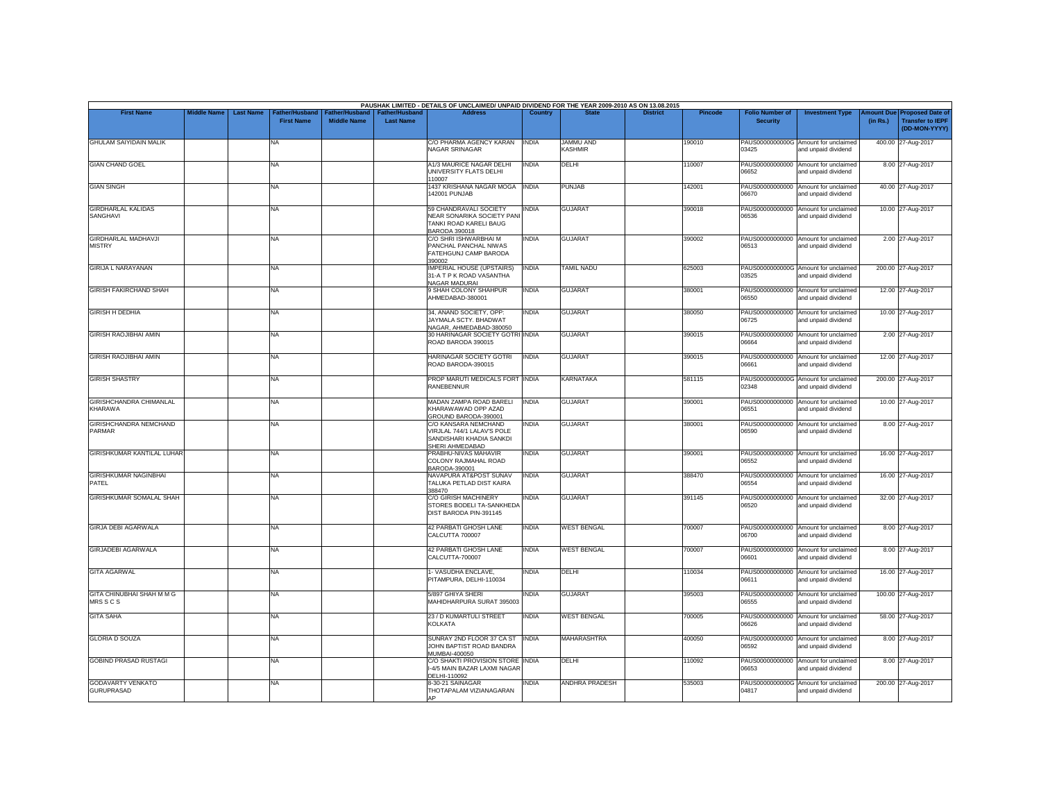PAUSHAK LIMITED - DETAILS OF UNCLAIMED/ UNPAID DIVIDEND FOR THE YEAR 2009-2010 AS ON 13.08.2015

| First Name | Middle Name | Last Name | Father/Husband First Name | Father/Husband Middle Name | Father/Husband Last Name | Address | Country | State | District | Pincode | Folio Number of Security | Investment Type | Amount Due (in Rs.) | Proposed Date of Transfer to IEPF (DD-MON-YYYY) |
|---|---|---|---|---|---|---|---|---|---|---|---|---|---|---|
| GHULAM SAIYIDAIN MALIK | | | NA | | | C/O PHARMA AGENCY KARAN NAGAR SRINAGAR | INDIA | JAMMU AND KASHMIR | | 190010 | PAUS0000000000G03425 | Amount for unclaimed and unpaid dividend | 400.00 | 27-Aug-2017 |
| GIAN CHAND GOEL | | | NA | | | A1/3 MAURICE NAGAR DELHI UNIVERSITY FLATS DELHI 110007 | INDIA | DELHI | | 110007 | PAUS00000000000006652 | Amount for unclaimed and unpaid dividend | 8.00 | 27-Aug-2017 |
| GIAN SINGH | | | NA | | | 1437 KRISHANA NAGAR MOGA 142001 PUNJAB | INDIA | PUNJAB | | 142001 | PAUS00000000000006670 | Amount for unclaimed and unpaid dividend | 40.00 | 27-Aug-2017 |
| GIRDHARLAL KALIDAS SANGHAVI | | | NA | | | 59 CHANDRAVALI SOCIETY NEAR SONARIKA SOCIETY PANI TANKI ROAD KARELI BAUG BARODA 390018 | INDIA | GUJARAT | | 390018 | PAUS00000000000006536 | Amount for unclaimed and unpaid dividend | 10.00 | 27-Aug-2017 |
| GIRDHARLAL MADHAVJI MISTRY | | | NA | | | C/O SHRI ISHWARBHAI M PANCHAL PANCHAL NIWAS FATEHGUNJ CAMP BARODA 390002 | INDIA | GUJARAT | | 390002 | PAUS00000000000006513 | Amount for unclaimed and unpaid dividend | 2.00 | 27-Aug-2017 |
| GIRIJA L NARAYANAN | | | NA | | | IMPERIAL HOUSE (UPSTAIRS) 31-A T P K ROAD VASANTHA NAGAR MADURAI | INDIA | TAMIL NADU | | 625003 | PAUS0000000000G03525 | Amount for unclaimed and unpaid dividend | 200.00 | 27-Aug-2017 |
| GIRISH FAKIRCHAND SHAH | | | NA | | | 9 SHAH COLONY SHAHPUR AHMEDABAD-380001 | INDIA | GUJARAT | | 380001 | PAUS00000000000006550 | Amount for unclaimed and unpaid dividend | 12.00 | 27-Aug-2017 |
| GIRISH H DEDHIA | | | NA | | | 34, ANAND SOCIETY, OPP: JAYMALA SCTY. BHADWAT NAGAR, AHMEDABAD-380050 | INDIA | GUJARAT | | 380050 | PAUS00000000000006725 | Amount for unclaimed and unpaid dividend | 10.00 | 27-Aug-2017 |
| GIRISH RAOJIBHAI AMIN | | | NA | | | 30 HARINAGAR SOCIETY GOTRI ROAD BARODA 390015 | INDIA | GUJARAT | | 390015 | PAUS00000000000006664 | Amount for unclaimed and unpaid dividend | 2.00 | 27-Aug-2017 |
| GIRISH RAOJIBHAI AMIN | | | NA | | | HARINAGAR SOCIETY GOTRI ROAD BARODA-390015 | INDIA | GUJARAT | | 390015 | PAUS00000000000006661 | Amount for unclaimed and unpaid dividend | 12.00 | 27-Aug-2017 |
| GIRISH SHASTRY | | | NA | | | PROP MARUTI MEDICALS FORT RANEBENNUR | INDIA | KARNATAKA | | 581115 | PAUS0000000000G02348 | Amount for unclaimed and unpaid dividend | 200.00 | 27-Aug-2017 |
| GIRISHCHANDRA CHIMANLAL KHARAWA | | | NA | | | MADAN ZAMPA ROAD BARELI KHARAWAWAD OPP AZAD GROUND BARODA-390001 | INDIA | GUJARAT | | 390001 | PAUS00000000000006551 | Amount for unclaimed and unpaid dividend | 10.00 | 27-Aug-2017 |
| GIRISHCHANDRA NEMCHAND PARMAR | | | NA | | | C/O KANSARA NEMCHAND VIRJLAL 744/1 LALAV'S POLE SANDISHARI KHADIA SANKDI SHERI AHMEDABAD | INDIA | GUJARAT | | 380001 | PAUS00000000000006590 | Amount for unclaimed and unpaid dividend | 8.00 | 27-Aug-2017 |
| GIRISHKUMAR KANTILAL LUHAR | | | NA | | | PRABHU-NIVAS MAHAVIR COLONY RAJMAHAL ROAD BARODA-390001 | INDIA | GUJARAT | | 390001 | PAUS00000000000006552 | Amount for unclaimed and unpaid dividend | 16.00 | 27-Aug-2017 |
| GIRISHKUMAR NAGINBHAI PATEL | | | NA | | | NAVAPURA AT&POST SUNAV TALUKA PETLAD DIST KAIRA 388470 | INDIA | GUJARAT | | 388470 | PAUS00000000000006554 | Amount for unclaimed and unpaid dividend | 16.00 | 27-Aug-2017 |
| GIRISHKUMAR SOMALAL SHAH | | | NA | | | C/O GIRISH MACHINERY STORES BODELI TA-SANKHEDA DIST BARODA PIN-391145 | INDIA | GUJARAT | | 391145 | PAUS00000000000006520 | Amount for unclaimed and unpaid dividend | 32.00 | 27-Aug-2017 |
| GIRJA DEBI AGARWALA | | | NA | | | 42 PARBATI GHOSH LANE CALCUTTA 700007 | INDIA | WEST BENGAL | | 700007 | PAUS00000000000006700 | Amount for unclaimed and unpaid dividend | 8.00 | 27-Aug-2017 |
| GIRJADEBI AGARWALA | | | NA | | | 42 PARBATI GHOSH LANE CALCUTTA-700007 | INDIA | WEST BENGAL | | 700007 | PAUS00000000000006601 | Amount for unclaimed and unpaid dividend | 8.00 | 27-Aug-2017 |
| GITA AGARWAL | | | NA | | | 1- VASUDHA ENCLAVE, PITAMPURA, DELHI-110034 | INDIA | DELHI | | 110034 | PAUS00000000000006611 | Amount for unclaimed and unpaid dividend | 16.00 | 27-Aug-2017 |
| GITA CHINUBHAI SHAH M M G MRS S C S | | | NA | | | 5/897 GHIYA SHERI MAHIDHARPURA SURAT 395003 | INDIA | GUJARAT | | 395003 | PAUS00000000000006555 | Amount for unclaimed and unpaid dividend | 100.00 | 27-Aug-2017 |
| GITA SAHA | | | NA | | | 23 / D KUMARTULI STREET KOLKATA | INDIA | WEST BENGAL | | 700005 | PAUS00000000000006626 | Amount for unclaimed and unpaid dividend | 58.00 | 27-Aug-2017 |
| GLORIA D SOUZA | | | NA | | | SUNRAY 2ND FLOOR 37 CA ST JOHN BAPTIST ROAD BANDRA MUMBAI-400050 | INDIA | MAHARASHTRA | | 400050 | PAUS00000000000006592 | Amount for unclaimed and unpaid dividend | 8.00 | 27-Aug-2017 |
| GOBIND PRASAD RUSTAGI | | | NA | | | C/O SHAKTI PROVISION STORE I-4/5 MAIN BAZAR LAXMI NAGAR DELHI-110092 | INDIA | DELHI | | 110092 | PAUS00000000000006653 | Amount for unclaimed and unpaid dividend | 8.00 | 27-Aug-2017 |
| GODAVARTY VENKATO GURUPRASAD | | | NA | | | 8-30-21 SAINAGAR THOTAPALAM VIZIANAGARAN AP | INDIA | ANDHRA PRADESH | | 535003 | PAUS0000000000G04817 | Amount for unclaimed and unpaid dividend | 200.00 | 27-Aug-2017 |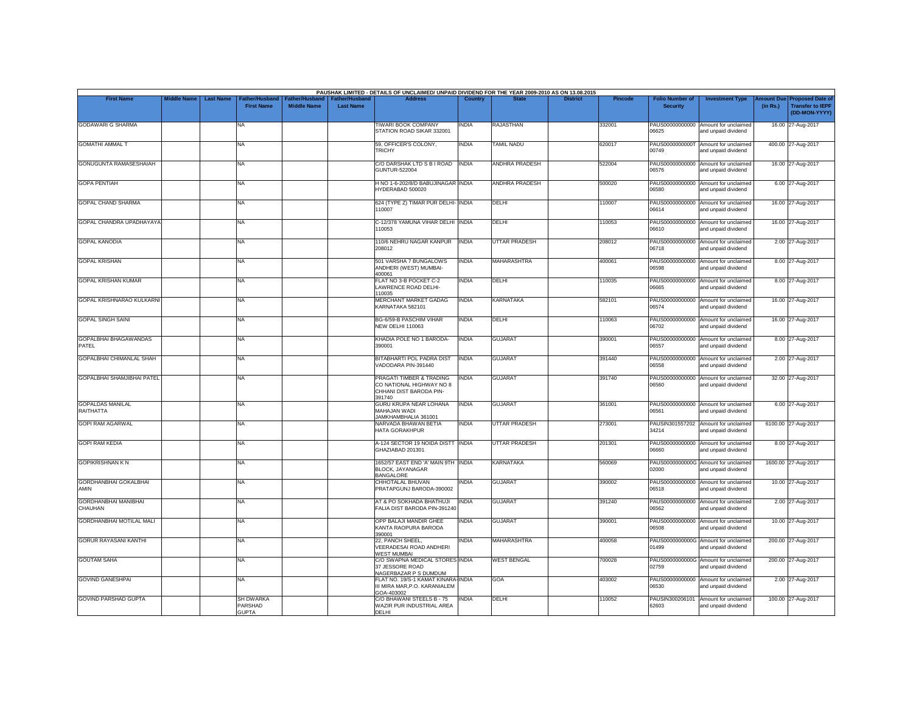PAUSHAK LIMITED - DETAILS OF UNCLAIMED/ UNPAID DIVIDEND FOR THE YEAR 2009-2010 AS ON 13.08.2015

| First Name | Middle Name | Last Name | Father/Husband First Name | Father/Husband Middle Name | Father/Husband Last Name | Address | Country | State | District | Pincode | Folio Number of Security | Investment Type | Amount Due (in Rs.) | Proposed Date of Transfer to IEPF (DD-MON-YYYY) |
|---|---|---|---|---|---|---|---|---|---|---|---|---|---|---|
| GODAWARI G SHARMA | | | NA | | | TIWARI BOOK COMPANY STATION ROAD SIKAR 332001 | INDIA | RAJASTHAN | | 332001 | PAUS00000000000 06625 | Amount for unclaimed and unpaid dividend | 16.00 | 27-Aug-2017 |
| GOMATHI AMMAL T | | | NA | | | 59, OFFICER'S COLONY, TRICHY | INDIA | TAMIL NADU | | 620017 | PAUS0000000000T 00749 | Amount for unclaimed and unpaid dividend | 400.00 | 27-Aug-2017 |
| GONUGUNTA RAMASESHAIAH | | | NA | | | C/O DARSHAK LTD S B I ROAD GUNTUR-522004 | INDIA | ANDHRA PRADESH | | 522004 | PAUS00000000000 06576 | Amount for unclaimed and unpaid dividend | 16.00 | 27-Aug-2017 |
| GOPA PENTIAH | | | NA | | | H NO 1-6-202/8/D BABUJINAGAR HYDERABAD 500020 | INDIA | ANDHRA PRADESH | | 500020 | PAUS00000000000 06580 | Amount for unclaimed and unpaid dividend | 6.00 | 27-Aug-2017 |
| GOPAL CHAND SHARMA | | | NA | | | 624 (TYPE Z) TIMAR PUR DELHI-110007 | INDIA | DELHI | | 110007 | PAUS00000000000 06614 | Amount for unclaimed and unpaid dividend | 16.00 | 27-Aug-2017 |
| GOPAL CHANDRA UPADHAYAYA | | | NA | | | C-12/378 YAMUNA VIHAR DELHI 110053 | INDIA | DELHI | | 110053 | PAUS00000000000 06610 | Amount for unclaimed and unpaid dividend | 16.00 | 27-Aug-2017 |
| GOPAL KANODIA | | | NA | | | 110/6 NEHRU NAGAR KANPUR 208012 | INDIA | UTTAR PRADESH | | 208012 | PAUS00000000000 06718 | Amount for unclaimed and unpaid dividend | 2.00 | 27-Aug-2017 |
| GOPAL KRISHAN | | | NA | | | 501 VARSHA 7 BUNGALOWS ANDHERI (WEST) MUMBAI-400061 | INDIA | MAHARASHTRA | | 400061 | PAUS00000000000 06598 | Amount for unclaimed and unpaid dividend | 8.00 | 27-Aug-2017 |
| GOPAL KRISHAN KUMAR | | | NA | | | FLAT NO 3-B POCKET C-2 LAWRENCE ROAD DELHI-110035 | INDIA | DELHI | | 110035 | PAUS00000000000 06665 | Amount for unclaimed and unpaid dividend | 8.00 | 27-Aug-2017 |
| GOPAL KRISHNARAO KULKARNI | | | NA | | | MERCHANT MARKET GADAG KARNATAKA 582101 | INDIA | KARNATAKA | | 582101 | PAUS00000000000 06574 | Amount for unclaimed and unpaid dividend | 16.00 | 27-Aug-2017 |
| GOPAL SINGH SAINI | | | NA | | | BG-6/59-B PASCHIM VIHAR NEW DELHI 110063 | INDIA | DELHI | | 110063 | PAUS00000000000 06702 | Amount for unclaimed and unpaid dividend | 16.00 | 27-Aug-2017 |
| GOPALBHAI BHAGAWANDAS PATEL | | | NA | | | KHADIA POLE NO 1 BARODA-390001 | INDIA | GUJARAT | | 390001 | PAUS00000000000 06557 | Amount for unclaimed and unpaid dividend | 8.00 | 27-Aug-2017 |
| GOPALBHAI CHIMANLAL SHAH | | | NA | | | BITABHARTI POL PADRA DIST VADODARA PIN-391440 | INDIA | GUJARAT | | 391440 | PAUS00000000000 06558 | Amount for unclaimed and unpaid dividend | 2.00 | 27-Aug-2017 |
| GOPALBHAI SHAMJIBHAI PATEL | | | NA | | | PRAGATI TIMBER & TRADING CO NATIONAL HIGHWAY NO 8 CHHANI DIST BARODA PIN-391740 | INDIA | GUJARAT | | 391740 | PAUS00000000000 06560 | Amount for unclaimed and unpaid dividend | 32.00 | 27-Aug-2017 |
| GOPALDAS MANILAL RAITHATTA | | | NA | | | GURU KRUPA NEAR LOHANA MAHAJAN WADI JAMKHAMBHALIA 361001 | INDIA | GUJARAT | | 361001 | PAUS00000000000 06561 | Amount for unclaimed and unpaid dividend | 6.00 | 27-Aug-2017 |
| GOPI RAM AGARWAL | | | NA | | | NARVADA BHAWAN BETIA HATA GORAKHPUR | INDIA | UTTAR PRADESH | | 273001 | PAUSIN301557202 34214 | Amount for unclaimed and unpaid dividend | 6100.00 | 27-Aug-2017 |
| GOPI RAM KEDIA | | | NA | | | A-124 SECTOR 19 NOIDA DISTT GHAZIABAD 201301 | INDIA | UTTAR PRADESH | | 201301 | PAUS00000000000 06660 | Amount for unclaimed and unpaid dividend | 8.00 | 27-Aug-2017 |
| GOPIKRISHNAN K N | | | NA | | | 1652/57 EAST END 'A' MAIN 9TH BLOCK, JAYANAGAR BANGALORE | INDIA | KARNATAKA | | 560069 | PAUS0000000000G 02000 | Amount for unclaimed and unpaid dividend | 1600.00 | 27-Aug-2017 |
| GORDHANBHAI GOKALBHAI AMIN | | | NA | | | CHHOTALAL BHUVAN PRATAPGUNJ BARODA-390002 | INDIA | GUJARAT | | 390002 | PAUS00000000000 06518 | Amount for unclaimed and unpaid dividend | 10.00 | 27-Aug-2017 |
| GORDHANBHAI MANIBHAI CHAUHAN | | | NA | | | AT & PO SOKHADA BHATHUJI FALIA DIST BARODA PIN-391240 | INDIA | GUJARAT | | 391240 | PAUS00000000000 06562 | Amount for unclaimed and unpaid dividend | 2.00 | 27-Aug-2017 |
| GORDHANBHAI MOTILAL MALI | | | NA | | | OPP BALAJI MANDIR GHEE KANTA RAOPURA BARODA 390001 | INDIA | GUJARAT | | 390001 | PAUS00000000000 06508 | Amount for unclaimed and unpaid dividend | 10.00 | 27-Aug-2017 |
| GORUR RAYASANI KANTHI | | | NA | | | 22, PANCH SHEEL, VEERADESAI ROAD ANDHERI WEST MUMBAI | INDIA | MAHARASHTRA | | 400058 | PAUS0000000000G 01499 | Amount for unclaimed and unpaid dividend | 200.00 | 27-Aug-2017 |
| GOUTAM SAHA | | | NA | | | C/O SWAPNA MEDICAL STORES 37 JESSORE ROAD NAGERBAZAR P S DUMDUM | INDIA | WEST BENGAL | | 700028 | PAUS0000000000G 02759 | Amount for unclaimed and unpaid dividend | 200.00 | 27-Aug-2017 |
| GOVIND GANESHPAI | | | NA | | | FLAT NO. 19/S-1 KAMAT KINARA-III MIRA MAR,P.O. KARANIALEM GOA-403002 | INDIA | GOA | | 403002 | PAUS00000000000 06530 | Amount for unclaimed and unpaid dividend | 2.00 | 27-Aug-2017 |
| GOVIND PARSHAD GUPTA | | | SH DWARKA PARSHAD GUPTA | | | C/O BHAWANI STEELS B - 75 WAZIR PUR INDUSTRIAL AREA DELHI | INDIA | DELHI | | 110052 | PAUSIN300206101 62603 | Amount for unclaimed and unpaid dividend | 100.00 | 27-Aug-2017 |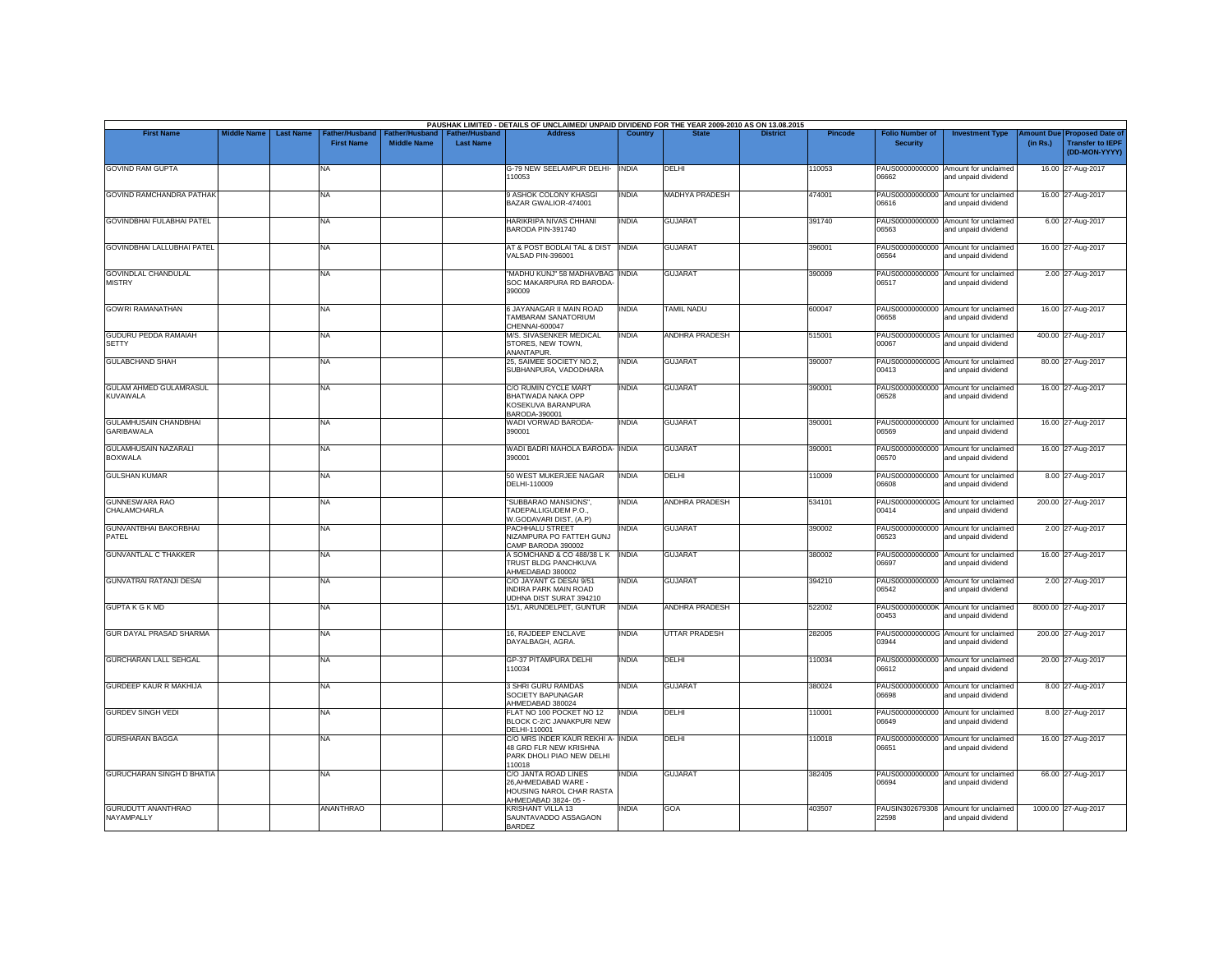PAUSHAK LIMITED - DETAILS OF UNCLAIMED/ UNPAID DIVIDEND FOR THE YEAR 2009-2010 AS ON 13.08.2015

| First Name | Middle Name | Last Name | Father/Husband First Name | Father/Husband Middle Name | Father/Husband Last Name | Address | Country | State | District | Pincode | Folio Number of Security | Investment Type | Amount Due (in Rs.) | Proposed Date of Transfer to IEPF (DD-MON-YYYY) |
|---|---|---|---|---|---|---|---|---|---|---|---|---|---|---|
| GOVIND RAM GUPTA | | | NA | | | G-79 NEW SEELAMPUR DELHI-110053 | INDIA | DELHI | | 110053 | PAUS00000000000 06662 | Amount for unclaimed and unpaid dividend | 16.00 | 27-Aug-2017 |
| GOVIND RAMCHANDRA PATHAK | | | NA | | | 9 ASHOK COLONY KHASGI BAZAR GWALIOR-474001 | INDIA | MADHYA PRADESH | | 474001 | PAUS00000000000 06616 | Amount for unclaimed and unpaid dividend | 16.00 | 27-Aug-2017 |
| GOVINDBHAI FULABHAI PATEL | | | NA | | | HARIKRIPA NIVAS CHHANI BARODA PIN-391740 | INDIA | GUJARAT | | 391740 | PAUS00000000000 06563 | Amount for unclaimed and unpaid dividend | 6.00 | 27-Aug-2017 |
| GOVINDBHAI LALLUBHAI PATEL | | | NA | | | AT & POST BODLAI TAL & DIST VALSAD PIN-396001 | INDIA | GUJARAT | | 396001 | PAUS00000000000 06564 | Amount for unclaimed and unpaid dividend | 16.00 | 27-Aug-2017 |
| GOVINDLAL CHANDULAL MISTRY | | | NA | | | "MADHU KUNJ" 58 MADHAVBAG SOC MAKARPURA RD BARODA-390009 | INDIA | GUJARAT | | 390009 | PAUS00000000000 06517 | Amount for unclaimed and unpaid dividend | 2.00 | 27-Aug-2017 |
| GOWRI RAMANATHAN | | | NA | | | 6 JAYANAGAR II MAIN ROAD TAMBARAM SANATORIUM CHENNAI-600047 | INDIA | TAMIL NADU | | 600047 | PAUS00000000000 06658 | Amount for unclaimed and unpaid dividend | 16.00 | 27-Aug-2017 |
| GUDURU PEDDA RAMAIAH SETTY | | | NA | | | M/S. SIVASENKER MEDICAL STORES, NEW TOWN, ANANTAPUR. | INDIA | ANDHRA PRADESH | | 515001 | PAUS0000000000G 00067 | Amount for unclaimed and unpaid dividend | 400.00 | 27-Aug-2017 |
| GULABCHAND SHAH | | | NA | | | 25, SAIMEE SOCIETY NO.2, SUBHANPURA, VADODHARA | INDIA | GUJARAT | | 390007 | PAUS0000000000G 00413 | Amount for unclaimed and unpaid dividend | 80.00 | 27-Aug-2017 |
| GULAM AHMED GULAMRASUL KUVAWALA | | | NA | | | C/O RUMIN CYCLE MART BHATWADA NAKA OPP KOSEKUVA BARANPURA BARODA-390001 | INDIA | GUJARAT | | 390001 | PAUS00000000000 06528 | Amount for unclaimed and unpaid dividend | 16.00 | 27-Aug-2017 |
| GULAMHUSAIN CHANDBHAI GARIBAWALA | | | NA | | | WADI VORWAD BARODA-390001 | INDIA | GUJARAT | | 390001 | PAUS00000000000 06569 | Amount for unclaimed and unpaid dividend | 16.00 | 27-Aug-2017 |
| GULAMHUSAIN NAZARALI BOXWALA | | | NA | | | WADI BADRI MAHOLA BARODA-390001 | INDIA | GUJARAT | | 390001 | PAUS00000000000 06570 | Amount for unclaimed and unpaid dividend | 16.00 | 27-Aug-2017 |
| GULSHAN KUMAR | | | NA | | | 50 WEST MUKERJEE NAGAR DELHI-110009 | INDIA | DELHI | | 110009 | PAUS00000000000 06608 | Amount for unclaimed and unpaid dividend | 8.00 | 27-Aug-2017 |
| GUNNESWARA RAO CHALAMCHARLA | | | NA | | | "SUBBARAO MANSIONS", TADEPALLIGUDEM P.O., W.GODAVARI DIST, (A.P) | INDIA | ANDHRA PRADESH | | 534101 | PAUS0000000000G 00414 | Amount for unclaimed and unpaid dividend | 200.00 | 27-Aug-2017 |
| GUNVANTBHAI BAKORBHAI PATEL | | | NA | | | PACHHALU STREET NIZAMPURA PO FATTEH GUNJ CAMP BARODA 390002 | INDIA | GUJARAT | | 390002 | PAUS00000000000 06523 | Amount for unclaimed and unpaid dividend | 2.00 | 27-Aug-2017 |
| GUNVANTLAL C THAKKER | | | NA | | | A SOMCHAND & CO 488/38 L K TRUST BLDG PANCHKUVA AHMEDABAD 380002 | INDIA | GUJARAT | | 380002 | PAUS00000000000 06697 | Amount for unclaimed and unpaid dividend | 16.00 | 27-Aug-2017 |
| GUNVATRAI RATANJI DESAI | | | NA | | | C/O JAYANT G DESAI 9/51 INDIRA PARK MAIN ROAD UDHNA DIST SURAT 394210 | INDIA | GUJARAT | | 394210 | PAUS00000000000 06542 | Amount for unclaimed and unpaid dividend | 2.00 | 27-Aug-2017 |
| GUPTA K G K MD | | | NA | | | 15/1, ARUNDELPET, GUNTUR | INDIA | ANDHRA PRADESH | | 522002 | PAUS0000000000K 00453 | Amount for unclaimed and unpaid dividend | 8000.00 | 27-Aug-2017 |
| GUR DAYAL PRASAD SHARMA | | | NA | | | 16, RAJDEEP ENCLAVE DAYALBAGH, AGRA. | INDIA | UTTAR PRADESH | | 282005 | PAUS0000000000G 03944 | Amount for unclaimed and unpaid dividend | 200.00 | 27-Aug-2017 |
| GURCHARAN LALL SEHGAL | | | NA | | | GP-37 PITAMPURA DELHI 110034 | INDIA | DELHI | | 110034 | PAUS00000000000 06612 | Amount for unclaimed and unpaid dividend | 20.00 | 27-Aug-2017 |
| GURDEEP KAUR R MAKHIJA | | | NA | | | 3 SHRI GURU RAMDAS SOCIETY BAPUNAGAR AHMEDABAD 380024 | INDIA | GUJARAT | | 380024 | PAUS00000000000 06698 | Amount for unclaimed and unpaid dividend | 8.00 | 27-Aug-2017 |
| GURDEV SINGH VEDI | | | NA | | | FLAT NO 100 POCKET NO 12 BLOCK C-2/C JANAKPURI NEW DELHI-110001 | INDIA | DELHI | | 110001 | PAUS00000000000 06649 | Amount for unclaimed and unpaid dividend | 8.00 | 27-Aug-2017 |
| GURSHARAN BAGGA | | | NA | | | C/O MRS INDER KAUR REKHI A-48 GRD FLR NEW KRISHNA PARK DHOLI PIAO NEW DELHI 110018 | INDIA | DELHI | | 110018 | PAUS00000000000 06651 | Amount for unclaimed and unpaid dividend | 16.00 | 27-Aug-2017 |
| GURUCHARAN SINGH D BHATIA | | | NA | | | C/O JANTA ROAD LINES 26,AHMEDABAD WARE - HOUSING NAROL CHAR RASTA AHMEDABAD 3824- 05 - | INDIA | GUJARAT | | 382405 | PAUS00000000000 06694 | Amount for unclaimed and unpaid dividend | 66.00 | 27-Aug-2017 |
| GURUDUTT ANANTHRAO NAYAMPALLY | | | ANANTHRAO | | | KRISHANT VILLA 13 SAUNTAVADDO ASSAGAON BARDEZ | INDIA | GOA | | 403507 | PAUSIN302679308 22598 | Amount for unclaimed and unpaid dividend | 1000.00 | 27-Aug-2017 |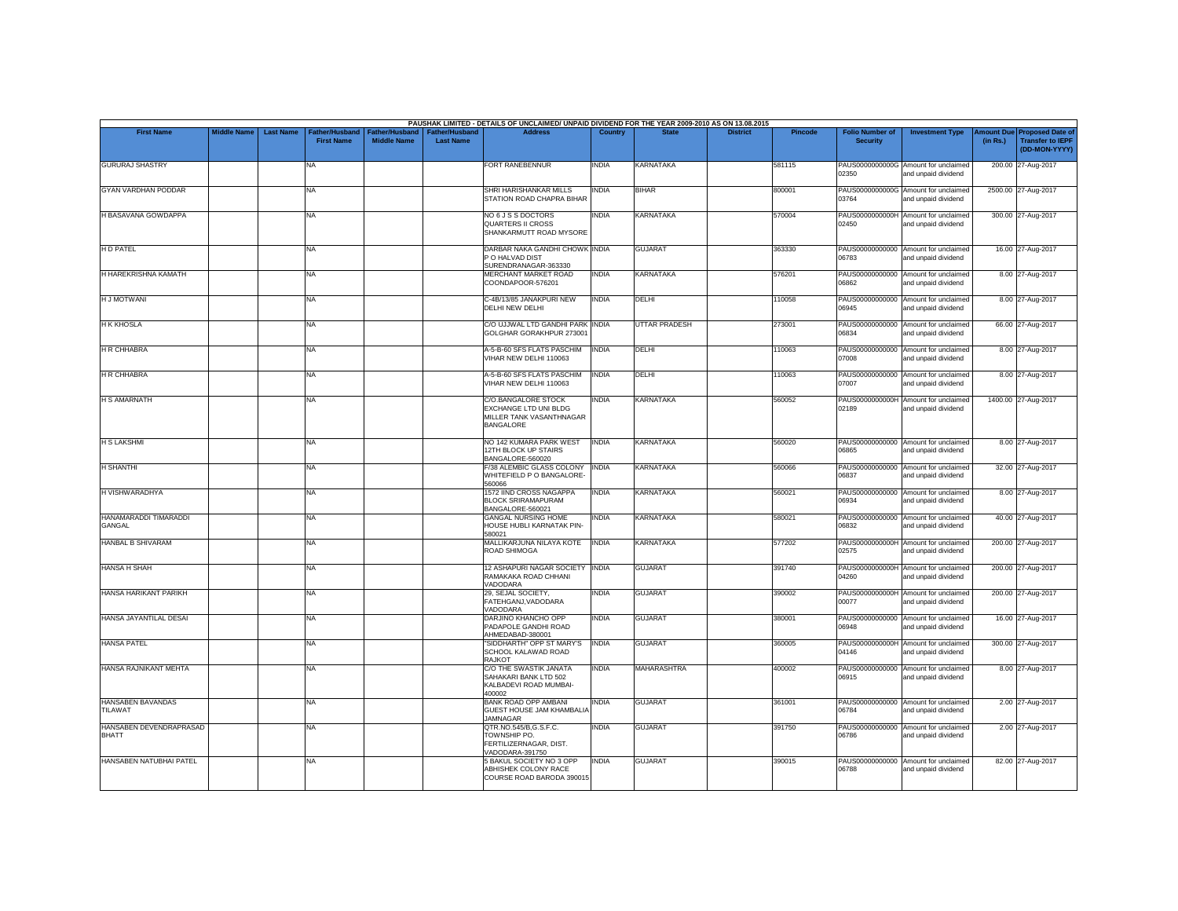PAUSHAK LIMITED - DETAILS OF UNCLAIMED/ UNPAID DIVIDEND FOR THE YEAR 2009-2010 AS ON 13.08.2015

| First Name | Middle Name | Last Name | Father/Husband First Name | Father/Husband Middle Name | Father/Husband Last Name | Address | Country | State | District | Pincode | Folio Number of Security | Investment Type | Amount Due (in Rs.) | Proposed Date of Transfer to IEPF (DD-MON-YYYY) |
|---|---|---|---|---|---|---|---|---|---|---|---|---|---|---|
| GURURAJ SHASTRY | | | NA | | | FORT RANEBENNUR | INDIA | KARNATAKA | | 581115 | PAUS0000000000G02350 | Amount for unclaimed and unpaid dividend | 200.00 | 27-Aug-2017 |
| GYAN VARDHAN PODDAR | | | NA | | | SHRI HARISHANKAR MILLS STATION ROAD CHAPRA BIHAR | INDIA | BIHAR | | 800001 | PAUS0000000000G03764 | Amount for unclaimed and unpaid dividend | 2500.00 | 27-Aug-2017 |
| H BASAVANA GOWDAPPA | | | NA | | | NO 6 J S S DOCTORS QUARTERS II CROSS SHANKARMUTT ROAD MYSORE | INDIA | KARNATAKA | | 570004 | PAUS0000000000H02450 | Amount for unclaimed and unpaid dividend | 300.00 | 27-Aug-2017 |
| H D PATEL | | | NA | | | DARBAR NAKA GANDHI CHOWK P O HALVAD DIST SURENDRANAGAR-363330 | INDIA | GUJARAT | | 363330 | PAUS00000000000006783 | Amount for unclaimed and unpaid dividend | 16.00 | 27-Aug-2017 |
| H HAREKRISHNA KAMATH | | | NA | | | MERCHANT MARKET ROAD COONDAPOOR-576201 | INDIA | KARNATAKA | | 576201 | PAUS00000000000006862 | Amount for unclaimed and unpaid dividend | 8.00 | 27-Aug-2017 |
| H J MOTWANI | | | NA | | | C-4B/13/85 JANAKPURI NEW DELHI NEW DELHI | INDIA | DELHI | | 110058 | PAUS00000000000006945 | Amount for unclaimed and unpaid dividend | 8.00 | 27-Aug-2017 |
| H K KHOSLA | | | NA | | | C/O UJJWAL LTD GANDHI PARK GOLGHAR GORAKHPUR 273001 | INDIA | UTTAR PRADESH | | 273001 | PAUS00000000000006834 | Amount for unclaimed and unpaid dividend | 66.00 | 27-Aug-2017 |
| H R CHHABRA | | | NA | | | A-5-B-60 SFS FLATS PASCHIM VIHAR NEW DELHI 110063 | INDIA | DELHI | | 110063 | PAUS00000000000007008 | Amount for unclaimed and unpaid dividend | 8.00 | 27-Aug-2017 |
| H R CHHABRA | | | NA | | | A-5-B-60 SFS FLATS PASCHIM VIHAR NEW DELHI 110063 | INDIA | DELHI | | 110063 | PAUS00000000000007007 | Amount for unclaimed and unpaid dividend | 8.00 | 27-Aug-2017 |
| H S AMARNATH | | | NA | | | C/O.BANGALORE STOCK EXCHANGE LTD UNI BLDG MILLER TANK VASANTHNAGAR BANGALORE | INDIA | KARNATAKA | | 560052 | PAUS0000000000H02189 | Amount for unclaimed and unpaid dividend | 1400.00 | 27-Aug-2017 |
| H S LAKSHMI | | | NA | | | NO 142 KUMARA PARK WEST 12TH BLOCK UP STAIRS BANGALORE-560020 | INDIA | KARNATAKA | | 560020 | PAUS00000000000006865 | Amount for unclaimed and unpaid dividend | 8.00 | 27-Aug-2017 |
| H SHANTHI | | | NA | | | F/38 ALEMBIC GLASS COLONY WHITEFIELD P O BANGALORE-560066 | INDIA | KARNATAKA | | 560066 | PAUS00000000000006837 | Amount for unclaimed and unpaid dividend | 32.00 | 27-Aug-2017 |
| H VISHWARADHYA | | | NA | | | 1572 IIND CROSS NAGAPPA BLOCK SRIRAMAPURAM BANGALORE-560021 | INDIA | KARNATAKA | | 560021 | PAUS00000000000006934 | Amount for unclaimed and unpaid dividend | 8.00 | 27-Aug-2017 |
| HANAMARADDI TIMARADDI GANGAL | | | NA | | | GANGAL NURSING HOME HOUSE HUBLI KARNATAK PIN-580021 | INDIA | KARNATAKA | | 580021 | PAUS00000000000006832 | Amount for unclaimed and unpaid dividend | 40.00 | 27-Aug-2017 |
| HANBAL B SHIVARAM | | | NA | | | MALLIKARJUNA NILAYA KOTE ROAD SHIMOGA | INDIA | KARNATAKA | | 577202 | PAUS0000000000H02575 | Amount for unclaimed and unpaid dividend | 200.00 | 27-Aug-2017 |
| HANSA H SHAH | | | NA | | | 12 ASHAPURI NAGAR SOCIETY RAMAKAKA ROAD CHHANI VADODARA | INDIA | GUJARAT | | 391740 | PAUS0000000000H04260 | Amount for unclaimed and unpaid dividend | 200.00 | 27-Aug-2017 |
| HANSA HARIKANT PARIKH | | | NA | | | 29, SEJAL SOCIETY, FATEHGANJ,VADODARA VADODARA | INDIA | GUJARAT | | 390002 | PAUS0000000000H00077 | Amount for unclaimed and unpaid dividend | 200.00 | 27-Aug-2017 |
| HANSA JAYANTILAL DESAI | | | NA | | | DARJINO KHANCHO OPP PADAPOLE GANDHI ROAD AHMEDABAD-380001 | INDIA | GUJARAT | | 380001 | PAUS00000000000006948 | Amount for unclaimed and unpaid dividend | 16.00 | 27-Aug-2017 |
| HANSA PATEL | | | NA | | | "SIDDHARTH" OPP ST MARY'S SCHOOL KALAWAD ROAD RAJKOT | INDIA | GUJARAT | | 360005 | PAUS0000000000H04146 | Amount for unclaimed and unpaid dividend | 300.00 | 27-Aug-2017 |
| HANSA RAJNIKANT MEHTA | | | NA | | | C/O THE SWASTIK JANATA SAHAKARI BANK LTD 502 KALBADEVI ROAD MUMBAI-400002 | INDIA | MAHARASHTRA | | 400002 | PAUS00000000000006915 | Amount for unclaimed and unpaid dividend | 8.00 | 27-Aug-2017 |
| HANSABEN BAVANDAS TILAWAT | | | NA | | | BANK ROAD OPP AMBANI GUEST HOUSE JAM KHAMBALIA JAMNAGAR | INDIA | GUJARAT | | 361001 | PAUS00000000000006784 | Amount for unclaimed and unpaid dividend | 2.00 | 27-Aug-2017 |
| HANSABEN DEVENDRAPRASAD BHATT | | | NA | | | QTR.NO.545/B,G.S.F.C. TOWNSHIP PO. FERTILIZERNAGAR, DIST. VADODARA-391750 | INDIA | GUJARAT | | 391750 | PAUS00000000000006786 | Amount for unclaimed and unpaid dividend | 2.00 | 27-Aug-2017 |
| HANSABEN NATUBHAI PATEL | | | NA | | | 5 BAKUL SOCIETY NO 3 OPP ABHISHEK COLONY RACE COURSE ROAD BARODA 390015 | INDIA | GUJARAT | | 390015 | PAUS00000000000006788 | Amount for unclaimed and unpaid dividend | 82.00 | 27-Aug-2017 |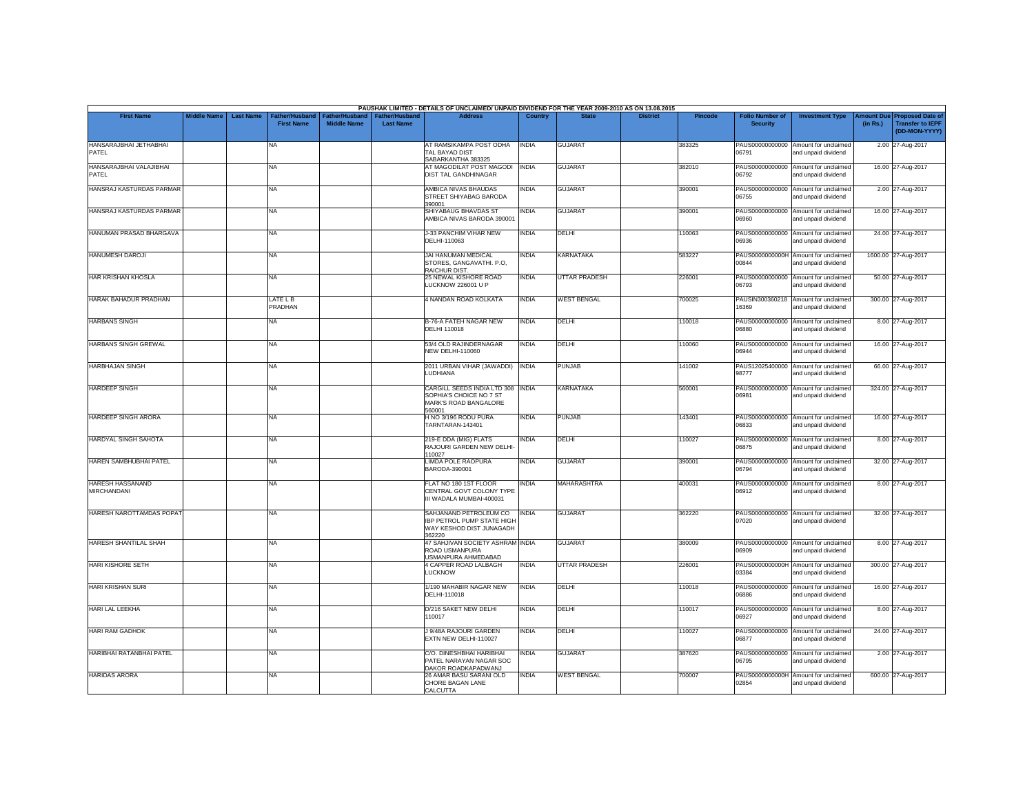PAUSHAK LIMITED - DETAILS OF UNCLAIMED/ UNPAID DIVIDEND FOR THE YEAR 2009-2010 AS ON 13.08.2015

| First Name | Middle Name | Last Name | Father/Husband First Name | Father/Husband Middle Name | Father/Husband Last Name | Address | Country | State | District | Pincode | Folio Number of Security | Investment Type | Amount Due (in Rs.) | Proposed Date of Transfer to IEPF (DD-MON-YYYY) |
|---|---|---|---|---|---|---|---|---|---|---|---|---|---|---|
| HANSARAJBHAI JETHABHAI PATEL | | | NA | | | AT RAMSIKAMPA POST ODHA TAL BAYAD DIST SABARKANTHA 383325 | INDIA | GUJARAT | | 383325 | PAUS00000000000 06791 | Amount for unclaimed and unpaid dividend | 2.00 | 27-Aug-2017 |
| HANSARAJBHAI VALAJIBHAI PATEL | | | NA | | | AT MAGODILAT POST MAGODI DIST TAL GANDHINAGAR | INDIA | GUJARAT | | 382010 | PAUS00000000000 06792 | Amount for unclaimed and unpaid dividend | 16.00 | 27-Aug-2017 |
| HANSRAJ KASTURDAS PARMAR | | | NA | | | AMBICA NIVAS BHAUDAS STREET SHIYABAG BARODA 390001 | INDIA | GUJARAT | | 390001 | PAUS00000000000 06755 | Amount for unclaimed and unpaid dividend | 2.00 | 27-Aug-2017 |
| HANSRAJ KASTURDAS PARMAR | | | NA | | | SHIYABAUG BHAVDAS ST AMBICA NIVAS BARODA 390001 | INDIA | GUJARAT | | 390001 | PAUS00000000000 06960 | Amount for unclaimed and unpaid dividend | 16.00 | 27-Aug-2017 |
| HANUMAN PRASAD BHARGAVA | | | NA | | | J-33 PANCHIM VIHAR NEW DELHI-110063 | INDIA | DELHI | | 110063 | PAUS00000000000 06936 | Amount for unclaimed and unpaid dividend | 24.00 | 27-Aug-2017 |
| HANUMESH DAROJI | | | NA | | | JAI HANUMAN MEDICAL STORES, GANGAVATHI. P.O, RAICHUR DIST. | INDIA | KARNATAKA | | 583227 | PAUS0000000000H 00844 | Amount for unclaimed and unpaid dividend | 1600.00 | 27-Aug-2017 |
| HAR KRISHAN KHOSLA | | | NA | | | 25 NEWAL KISHORE ROAD LUCKNOW 226001 U P | INDIA | UTTAR PRADESH | | 226001 | PAUS00000000000 06793 | Amount for unclaimed and unpaid dividend | 50.00 | 27-Aug-2017 |
| HARAK BAHADUR PRADHAN | | | LATE L B PRADHAN | | | 4 NANDAN ROAD KOLKATA | INDIA | WEST BENGAL | | 700025 | PAUSIN300360218 16369 | Amount for unclaimed and unpaid dividend | 300.00 | 27-Aug-2017 |
| HARBANS SINGH | | | NA | | | B-76-A FATEH NAGAR NEW DELHI 110018 | INDIA | DELHI | | 110018 | PAUS00000000000 06880 | Amount for unclaimed and unpaid dividend | 8.00 | 27-Aug-2017 |
| HARBANS SINGH GREWAL | | | NA | | | 53/4 OLD RAJINDERNAGAR NEW DELHI-110060 | INDIA | DELHI | | 110060 | PAUS00000000000 06944 | Amount for unclaimed and unpaid dividend | 16.00 | 27-Aug-2017 |
| HARBHAJAN SINGH | | | NA | | | 2011 URBAN VIHAR (JAWADDI) LUDHIANA | INDIA | PUNJAB | | 141002 | PAUS12025400000 98777 | Amount for unclaimed and unpaid dividend | 66.00 | 27-Aug-2017 |
| HARDEEP SINGH | | | NA | | | CARGILL SEEDS INDIA LTD 308 SOPHIA'S CHOICE NO 7 ST MARK'S ROAD BANGALORE 560001 | INDIA | KARNATAKA | | 560001 | PAUS00000000000 06981 | Amount for unclaimed and unpaid dividend | 324.00 | 27-Aug-2017 |
| HARDEEP SINGH ARORA | | | NA | | | H NO 3/196 RODU PURA TARNTARAN-143401 | INDIA | PUNJAB | | 143401 | PAUS00000000000 06833 | Amount for unclaimed and unpaid dividend | 16.00 | 27-Aug-2017 |
| HARDYAL SINGH SAHOTA | | | NA | | | 219-E DDA (MIG) FLATS RAJOURI GARDEN NEW DELHI-110027 | INDIA | DELHI | | 110027 | PAUS00000000000 06875 | Amount for unclaimed and unpaid dividend | 8.00 | 27-Aug-2017 |
| HAREN SAMBHUBHAI PATEL | | | NA | | | LIMDA POLE RAOPURA BARODA-390001 | INDIA | GUJARAT | | 390001 | PAUS00000000000 06794 | Amount for unclaimed and unpaid dividend | 32.00 | 27-Aug-2017 |
| HARESH HASSANAND MIRCHANDANI | | | NA | | | FLAT NO 180 1ST FLOOR CENTRAL GOVT COLONY TYPE III WADALA MUMBAI-400031 | INDIA | MAHARASHTRA | | 400031 | PAUS00000000000 06912 | Amount for unclaimed and unpaid dividend | 8.00 | 27-Aug-2017 |
| HARESH NAROTTAMDAS POPAT | | | NA | | | SAHJANAND PETROLEUM CO IBP PETROL PUMP STATE HIGH WAY KESHOD DIST JUNAGADH 362220 | INDIA | GUJARAT | | 362220 | PAUS00000000000 07020 | Amount for unclaimed and unpaid dividend | 32.00 | 27-Aug-2017 |
| HARESH SHANTILAL SHAH | | | NA | | | 47 SAHJIVAN SOCIETY ASHRAM ROAD USMANPURA USMANPURA AHMEDABAD | INDIA | GUJARAT | | 380009 | PAUS00000000000 06909 | Amount for unclaimed and unpaid dividend | 8.00 | 27-Aug-2017 |
| HARI KISHORE SETH | | | NA | | | 4 CAPPER ROAD LALBAGH LUCKNOW | INDIA | UTTAR PRADESH | | 226001 | PAUS0000000000H 03384 | Amount for unclaimed and unpaid dividend | 300.00 | 27-Aug-2017 |
| HARI KRISHAN SURI | | | NA | | | 1/190 MAHABIR NAGAR NEW DELHI-110018 | INDIA | DELHI | | 110018 | PAUS00000000000 06886 | Amount for unclaimed and unpaid dividend | 16.00 | 27-Aug-2017 |
| HARI LAL LEEKHA | | | NA | | | D/216 SAKET NEW DELHI 110017 | INDIA | DELHI | | 110017 | PAUS00000000000 06927 | Amount for unclaimed and unpaid dividend | 8.00 | 27-Aug-2017 |
| HARI RAM GADHOK | | | NA | | | J 9/48A RAJOURI GARDEN EXTN NEW DELHI-110027 | INDIA | DELHI | | 110027 | PAUS00000000000 06877 | Amount for unclaimed and unpaid dividend | 24.00 | 27-Aug-2017 |
| HARIBHAI RATANBHAI PATEL | | | NA | | | C/O. DINESHBHAI HARIBHAI PATEL NARAYAN NAGAR SOC DAKOR ROADKAPADWANJ | INDIA | GUJARAT | | 387620 | PAUS00000000000 06795 | Amount for unclaimed and unpaid dividend | 2.00 | 27-Aug-2017 |
| HARIDAS ARORA | | | NA | | | 26 AMAR BASU SARANI OLD CHORE BAGAN LANE CALCUTTA | INDIA | WEST BENGAL | | 700007 | PAUS0000000000H 02854 | Amount for unclaimed and unpaid dividend | 600.00 | 27-Aug-2017 |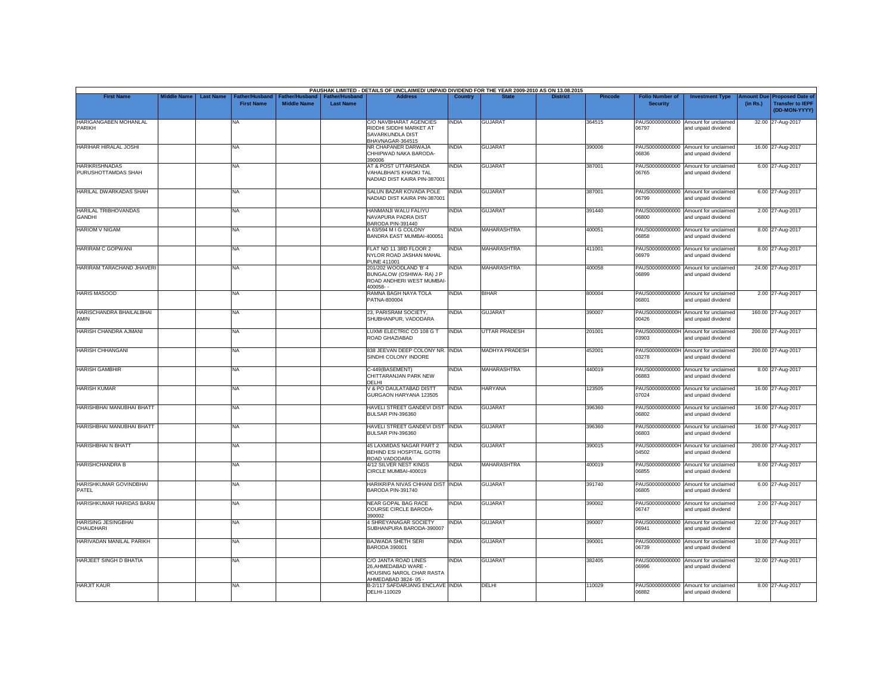PAUSHAK LIMITED - DETAILS OF UNCLAIMED/ UNPAID DIVIDEND FOR THE YEAR 2009-2010 AS ON 13.08.2015

| First Name | Middle Name | Last Name | Father/Husband First Name | Father/Husband Middle Name | Father/Husband Last Name | Address | Country | State | District | Pincode | Folio Number of Security | Investment Type | Amount Due (in Rs.) | Proposed Date of Transfer to IEPF (DD-MON-YYYY) |
|---|---|---|---|---|---|---|---|---|---|---|---|---|---|---|
| HARIGANGABEN MOHANLAL PARIKH | | | NA | | | C/O NAVBHARAT AGENCIES RIDDHI SIDDHI MARKET AT SAVARKUNDLA DIST BHAVNAGAR-364515 | INDIA | GUJARAT | | 364515 | PAUS00000000000 06797 | Amount for unclaimed and unpaid dividend | 32.00 | 27-Aug-2017 |
| HARIHAR HIRALAL JOSHI | | | NA | | | NR CHAPANER DARWAJA CHHIPWAD NAKA BARODA-390006 | INDIA | GUJARAT | | 390006 | PAUS00000000000 06836 | Amount for unclaimed and unpaid dividend | 16.00 | 27-Aug-2017 |
| HARIKRISHNADAS PURUSHOTTAMDAS SHAH | | | NA | | | AT & POST UTTARSANDA VAHALBHAI'S KHADKI TAL NADIAD DIST KAIRA PIN-387001 | INDIA | GUJARAT | | 387001 | PAUS00000000000 06765 | Amount for unclaimed and unpaid dividend | 6.00 | 27-Aug-2017 |
| HARILAL DWARKADAS SHAH | | | NA | | | SALUN BAZAR KOVADA POLE NADIAD DIST KAIRA PIN-387001 | INDIA | GUJARAT | | 387001 | PAUS00000000000 06799 | Amount for unclaimed and unpaid dividend | 6.00 | 27-Aug-2017 |
| HARILAL TRIBHOVANDAS GANDHI | | | NA | | | HANMANJI WALU FALIYU NAVAPURA PADRA DIST BARODA PIN-391440 | INDIA | GUJARAT | | 391440 | PAUS00000000000 06800 | Amount for unclaimed and unpaid dividend | 2.00 | 27-Aug-2017 |
| HARIOM V NIGAM | | | NA | | | A 63/594 M I G COLONY BANDRA EAST MUMBAI-400051 | INDIA | MAHARASHTRA | | 400051 | PAUS00000000000 06858 | Amount for unclaimed and unpaid dividend | 8.00 | 27-Aug-2017 |
| HARIRAM C GOPWANI | | | NA | | | FLAT NO 11 3RD FLOOR 2 NYLOR ROAD JASHAN MAHAL PUNE 411001 | INDIA | MAHARASHTRA | | 411001 | PAUS00000000000 06979 | Amount for unclaimed and unpaid dividend | 8.00 | 27-Aug-2017 |
| HARIRAM TARACHAND JHAVERI | | | NA | | | 201/202 WOODLAND 'B' 4 BUNGALOW (OSHIWA- RA) J P ROAD ANDHERI WEST MUMBAI-400058- - | INDIA | MAHARASHTRA | | 400058 | PAUS00000000000 06899 | Amount for unclaimed and unpaid dividend | 24.00 | 27-Aug-2017 |
| HARIS MASOOD | | | NA | | | RAMNA BAGH NAYA TOLA PATNA-800004 | INDIA | BIHAR | | 800004 | PAUS00000000000 06801 | Amount for unclaimed and unpaid dividend | 2.00 | 27-Aug-2017 |
| HARISCHANDRA BHAILALBHAI AMIN | | | NA | | | 23, PARISRAM SOCIETY, SHUBHANPUR, VODODARA | INDIA | GUJARAT | | 390007 | PAUS0000000000H 00426 | Amount for unclaimed and unpaid dividend | 160.00 | 27-Aug-2017 |
| HARISH CHANDRA AJMANI | | | NA | | | LUXMI ELECTRIC CO 108 G T ROAD GHAZIABAD | INDIA | UTTAR PRADESH | | 201001 | PAUS0000000000H 03903 | Amount for unclaimed and unpaid dividend | 200.00 | 27-Aug-2017 |
| HARISH CHHANGANI | | | NA | | | 838 JEEVAN DEEP COLONY NR. SINDHI COLONY INDORE | INDIA | MADHYA PRADESH | | 452001 | PAUS0000000000H 03278 | Amount for unclaimed and unpaid dividend | 200.00 | 27-Aug-2017 |
| HARISH GAMBHIR | | | NA | | | C-449(BASEMENT) CHITTARANJAN PARK NEW DELHI | INDIA | MAHARASHTRA | | 440019 | PAUS00000000000 06883 | Amount for unclaimed and unpaid dividend | 8.00 | 27-Aug-2017 |
| HARISH KUMAR | | | NA | | | V & PO DAULATABAD DISTT GURGAON HARYANA 123505 | INDIA | HARYANA | | 123505 | PAUS00000000000 07024 | Amount for unclaimed and unpaid dividend | 16.00 | 27-Aug-2017 |
| HARISHBHAI MANUBHAI BHATT | | | NA | | | HAVELI STREET GANDEVI DIST BULSAR PIN-396360 | INDIA | GUJARAT | | 396360 | PAUS00000000000 06802 | Amount for unclaimed and unpaid dividend | 16.00 | 27-Aug-2017 |
| HARISHBHAI MANUBHAI BHATT | | | NA | | | HAVELI STREET GANDEVI DIST BULSAR PIN-396360 | INDIA | GUJARAT | | 396360 | PAUS00000000000 06803 | Amount for unclaimed and unpaid dividend | 16.00 | 27-Aug-2017 |
| HARISHBHAI N BHATT | | | NA | | | 45 LAXMIDAS NAGAR PART 2 BEHIND ESI HOSPITAL GOTRI ROAD VADODARA | INDIA | GUJARAT | | 390015 | PAUS0000000000H 04502 | Amount for unclaimed and unpaid dividend | 200.00 | 27-Aug-2017 |
| HARISHCHANDRA B | | | NA | | | 4/12 SILVER NEST KINGS CIRCLE MUMBAI-400019 | INDIA | MAHARASHTRA | | 400019 | PAUS00000000000 06855 | Amount for unclaimed and unpaid dividend | 8.00 | 27-Aug-2017 |
| HARISHKUMAR GOVINDBHAI PATEL | | | NA | | | HARIKRIPA NIVAS CHHANI DIST BARODA PIN-391740 | INDIA | GUJARAT | | 391740 | PAUS00000000000 06805 | Amount for unclaimed and unpaid dividend | 6.00 | 27-Aug-2017 |
| HARISHKUMAR HARIDAS BARAI | | | NA | | | NEAR GOPAL BAG RACE COURSE CIRCLE BARODA-390002 | INDIA | GUJARAT | | 390002 | PAUS00000000000 06747 | Amount for unclaimed and unpaid dividend | 2.00 | 27-Aug-2017 |
| HARISING JESINGBHAI CHAUDHARI | | | NA | | | 4 SHREYANAGAR SOCIETY SUBHANPURA BARODA-390007 | INDIA | GUJARAT | | 390007 | PAUS00000000000 06941 | Amount for unclaimed and unpaid dividend | 22.00 | 27-Aug-2017 |
| HARIVADAN MANILAL PARIKH | | | NA | | | BAJWADA SHETH SERI BARODA 390001 | INDIA | GUJARAT | | 390001 | PAUS00000000000 06739 | Amount for unclaimed and unpaid dividend | 10.00 | 27-Aug-2017 |
| HARJEET SINGH D BHATIA | | | NA | | | C/O JANTA ROAD LINES 26,AHMEDABAD WARE - HOUSING NAROL CHAR RASTA AHMEDABAD 3824- 05 - | INDIA | GUJARAT | | 382405 | PAUS00000000000 06996 | Amount for unclaimed and unpaid dividend | 32.00 | 27-Aug-2017 |
| HARJIT KAUR | | | NA | | | B-2/117 SAFDARJANG ENCLAVE DELHI-110029 | INDIA | DELHI | | 110029 | PAUS00000000000 06882 | Amount for unclaimed and unpaid dividend | 8.00 | 27-Aug-2017 |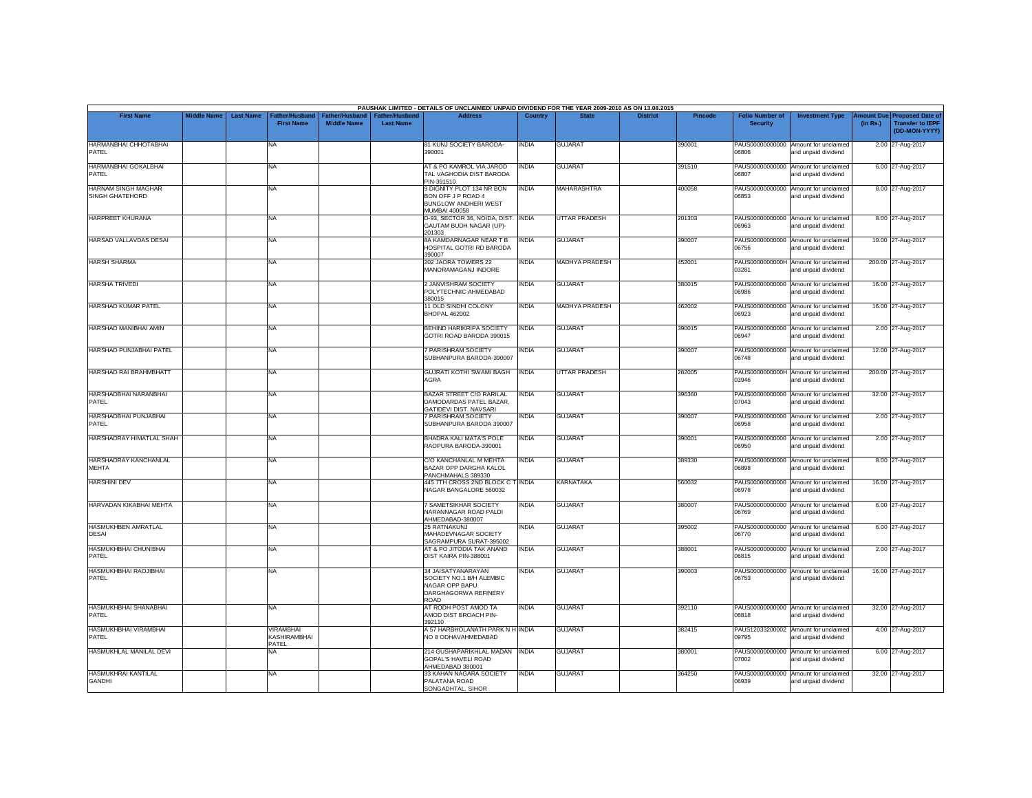PAUSHAK LIMITED - DETAILS OF UNCLAIMED/ UNPAID DIVIDEND FOR THE YEAR 2009-2010 AS ON 13.08.2015

| First Name | Middle Name | Last Name | Father/Husband First Name | Father/Husband Middle Name | Father/Husband Last Name | Address | Country | State | District | Pincode | Folio Number of Security | Investment Type | Amount Due (in Rs.) | Proposed Date of Transfer to IEPF (DD-MON-YYYY) |
|---|---|---|---|---|---|---|---|---|---|---|---|---|---|---|
| HARMANBHAI CHHOTABHAI PATEL | | | NA | | | 81 KUNJ SOCIETY BARODA-390001 | INDIA | GUJARAT | | 390001 | PAUS00000000000 06806 | Amount for unclaimed and unpaid dividend | 2.00 | 27-Aug-2017 |
| HARMANBHAI GOKALBHAI PATEL | | | NA | | | AT & PO KAMROL VIA JAROD TAL VAGHODIA DIST BARODA PIN-391510 | INDIA | GUJARAT | | 391510 | PAUS00000000000 06807 | Amount for unclaimed and unpaid dividend | 6.00 | 27-Aug-2017 |
| HARNAM SINGH MAGHAR SINGH GHATEHORD | | | NA | | | 9 DIGNITY PLOT 134 NR BON BON OFF J P ROAD 4 BUNGLOW ANDHERI WEST MUMBAI 400058 | INDIA | MAHARASHTRA | | 400058 | PAUS00000000000 06853 | Amount for unclaimed and unpaid dividend | 8.00 | 27-Aug-2017 |
| HARPREET KHURANA | | | NA | | | D-93, SECTOR 36, NOIDA, DIST. GAUTAM BUDH NAGAR (UP)-201303 | INDIA | UTTAR PRADESH | | 201303 | PAUS00000000000 06963 | Amount for unclaimed and unpaid dividend | 8.00 | 27-Aug-2017 |
| HARSAD VALLAVDAS DESAI | | | NA | | | 8A KAMDARNAGAR NEAR T B HOSPITAL GOTRI RD BARODA 390007 | INDIA | GUJARAT | | 390007 | PAUS00000000000 06756 | Amount for unclaimed and unpaid dividend | 10.00 | 27-Aug-2017 |
| HARSH SHARMA | | | NA | | | 202 JAORA TOWERS 22 MANORAMAGANJ INDORE | INDIA | MADHYA PRADESH | | 452001 | PAUS0000000000H 03281 | Amount for unclaimed and unpaid dividend | 200.00 | 27-Aug-2017 |
| HARSHA TRIVEDI | | | NA | | | 2 JANVISHRAM SOCIETY POLYTECHNIC AHMEDABAD 380015 | INDIA | GUJARAT | | 380015 | PAUS00000000000 06986 | Amount for unclaimed and unpaid dividend | 16.00 | 27-Aug-2017 |
| HARSHAD KUMAR PATEL | | | NA | | | 11 OLD SINDHI COLONY BHOPAL 462002 | INDIA | MADHYA PRADESH | | 462002 | PAUS00000000000 06923 | Amount for unclaimed and unpaid dividend | 16.00 | 27-Aug-2017 |
| HARSHAD MANIBHAI AMIN | | | NA | | | BEHIND HARIKRIPA SOCIETY GOTRI ROAD BARODA 390015 | INDIA | GUJARAT | | 390015 | PAUS00000000000 06947 | Amount for unclaimed and unpaid dividend | 2.00 | 27-Aug-2017 |
| HARSHAD PUNJABHAI PATEL | | | NA | | | 7 PARISHRAM SOCIETY SUBHANPURA BARODA-390007 | INDIA | GUJARAT | | 390007 | PAUS00000000000 06748 | Amount for unclaimed and unpaid dividend | 12.00 | 27-Aug-2017 |
| HARSHAD RAI BRAHMBHATT | | | NA | | | GUJRATI KOTHI SWAMI BAGH AGRA | INDIA | UTTAR PRADESH | | 282005 | PAUS0000000000H 03946 | Amount for unclaimed and unpaid dividend | 200.00 | 27-Aug-2017 |
| HARSHADBHAI NARANBHAI PATEL | | | NA | | | BAZAR STREET C/O RARILAL DAMODARDAS PATEL BAZAR, GATIDEVI DIST. NAVSARI | INDIA | GUJARAT | | 396360 | PAUS00000000000 07043 | Amount for unclaimed and unpaid dividend | 32.00 | 27-Aug-2017 |
| HARSHADBHAI PUNJABHAI PATEL | | | NA | | | 7 PARISHRAM SOCIETY SUBHANPURA BARODA 390007 | INDIA | GUJARAT | | 390007 | PAUS00000000000 06958 | Amount for unclaimed and unpaid dividend | 2.00 | 27-Aug-2017 |
| HARSHADRAY HIMATLAL SHAH | | | NA | | | BHADRA KALI MATA'S POLE RAOPURA BARODA-390001 | INDIA | GUJARAT | | 390001 | PAUS00000000000 06950 | Amount for unclaimed and unpaid dividend | 2.00 | 27-Aug-2017 |
| HARSHADRAY KANCHANLAL MEHTA | | | NA | | | C/O KANCHANLAL M MEHTA BAZAR OPP DARGHA KALOL PANCHMAHALS 389330 | INDIA | GUJARAT | | 389330 | PAUS00000000000 06898 | Amount for unclaimed and unpaid dividend | 8.00 | 27-Aug-2017 |
| HARSHINI DEV | | | NA | | | 445 7TH CROSS 2ND BLOCK C T NAGAR BANGALORE 560032 | INDIA | KARNATAKA | | 560032 | PAUS00000000000 06978 | Amount for unclaimed and unpaid dividend | 16.00 | 27-Aug-2017 |
| HARVADAN KIKABHAI MEHTA | | | NA | | | 7 SAMETSIKHAR SOCIETY NARANNAGAR ROAD PALDI AHMEDABAD-380007 | INDIA | GUJARAT | | 380007 | PAUS00000000000 06769 | Amount for unclaimed and unpaid dividend | 6.00 | 27-Aug-2017 |
| HASMUKHBEN AMRATLAL DESAI | | | NA | | | 25 RATNAKUNJ MAHADEVNAGAR SOCIETY SAGRAMPURA SURAT-395002 | INDIA | GUJARAT | | 395002 | PAUS00000000000 06770 | Amount for unclaimed and unpaid dividend | 6.00 | 27-Aug-2017 |
| HASMUKHBHAI CHUNIBHAI PATEL | | | NA | | | AT & PO JITODIA TAK ANAND DIST KAIRA PIN-388001 | INDIA | GUJARAT | | 388001 | PAUS00000000000 06815 | Amount for unclaimed and unpaid dividend | 2.00 | 27-Aug-2017 |
| HASMUKHBHAI RAOJIBHAI PATEL | | | NA | | | 34 JAISATYANARAYAN SOCIETY NO.1 B/H ALEMBIC NAGAR OPP BAPU DARGHAGORWA REFINERY ROAD | INDIA | GUJARAT | | 390003 | PAUS00000000000 06753 | Amount for unclaimed and unpaid dividend | 16.00 | 27-Aug-2017 |
| HASMUKHBHAI SHANABHAI PATEL | | | NA | | | AT RODH POST AMOD TA AMOD DIST BROACH PIN-392110 | INDIA | GUJARAT | | 392110 | PAUS00000000000 06818 | Amount for unclaimed and unpaid dividend | 32.00 | 27-Aug-2017 |
| HASMUKHBHAI VIRAMBHAI PATEL | | | VIRAMBHAI KASHIRAMBHAI PATEL | | | A 57 HARBHOLANATH PARK N H NO 8 ODHAVAHMEDABAD | INDIA | GUJARAT | | 382415 | PAUS12033200002 09795 | Amount for unclaimed and unpaid dividend | 4.00 | 27-Aug-2017 |
| HASMUKHLAL MANILAL DEVI | | | NA | | | 214 GUSHAPARIKHLAL MADAN GOPAL'S HAVELI ROAD AHMEDABAD 380001 | INDIA | GUJARAT | | 380001 | PAUS00000000000 07002 | Amount for unclaimed and unpaid dividend | 6.00 | 27-Aug-2017 |
| HASMUKHRAI KANTILAL GANDHI | | | NA | | | 33 KAHAN NAGARA SOCIETY PALATANA ROAD SONGADHTAL. SIHOR | INDIA | GUJARAT | | 364250 | PAUS00000000000 06939 | Amount for unclaimed and unpaid dividend | 32.00 | 27-Aug-2017 |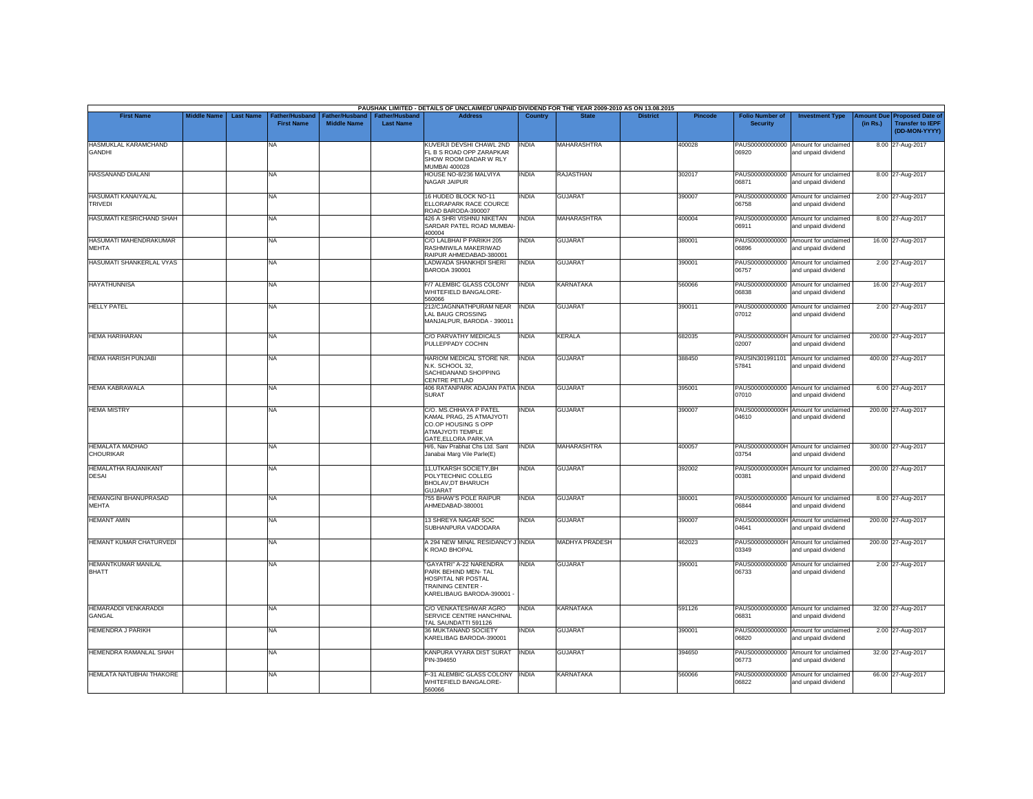PAUSHAK LIMITED - DETAILS OF UNCLAIMED/ UNPAID DIVIDEND FOR THE YEAR 2009-2010 AS ON 13.08.2015

| First Name | Middle Name | Last Name | Father/Husband First Name | Father/Husband Middle Name | Father/Husband Last Name | Address | Country | State | District | Pincode | Folio Number of Security | Investment Type | Amount Due (in Rs.) | Proposed Date of Transfer to IEPF (DD-MON-YYYY) |
|---|---|---|---|---|---|---|---|---|---|---|---|---|---|---|
| HASMUKLAL KARAMCHAND GANDHI | | | NA | | | KUVERJI DEVSHI CHAWL 2ND FL B S ROAD OPP ZARAPKAR SHOW ROOM DADAR W RLY MUMBAI 400028 | INDIA | MAHARASHTRA | | 400028 | PAUS00000000000 06920 | Amount for unclaimed and unpaid dividend | 8.00 | 27-Aug-2017 |
| HASSANAND DIALANI | | | NA | | | HOUSE NO-8/236 MALVIYA NAGAR JAIPUR | INDIA | RAJASTHAN | | 302017 | PAUS00000000000 06871 | Amount for unclaimed and unpaid dividend | 8.00 | 27-Aug-2017 |
| HASUMATI KANAIYALAL TRIVEDI | | | NA | | | 16 HUDEO BLOCK NO-11 ELLORAPARK RACE COURCE ROAD BARODA-390007 | INDIA | GUJARAT | | 390007 | PAUS00000000000 06758 | Amount for unclaimed and unpaid dividend | 2.00 | 27-Aug-2017 |
| HASUMATI KESRICHAND SHAH | | | NA | | | 426 A SHRI VISHNU NIKETAN SARDAR PATEL ROAD MUMBAI-400004 | INDIA | MAHARASHTRA | | 400004 | PAUS00000000000 06911 | Amount for unclaimed and unpaid dividend | 8.00 | 27-Aug-2017 |
| HASUMATI MAHENDRAKUMAR MEHTA | | | NA | | | C/O LALBHAI P PARIKH 205 RASHMIWILA MAKERIWAD RAIPUR AHMEDABAD-380001 | INDIA | GUJARAT | | 380001 | PAUS00000000000 06896 | Amount for unclaimed and unpaid dividend | 16.00 | 27-Aug-2017 |
| HASUMATI SHANKERLAL VYAS | | | NA | | | LADWADA SHANKHDI SHERI BARODA 390001 | INDIA | GUJARAT | | 390001 | PAUS00000000000 06757 | Amount for unclaimed and unpaid dividend | 2.00 | 27-Aug-2017 |
| HAYATHUNNISA | | | NA | | | F/7 ALEMBIC GLASS COLONY WHITEFIELD BANGALORE-560066 | INDIA | KARNATAKA | | 560066 | PAUS00000000000 06838 | Amount for unclaimed and unpaid dividend | 16.00 | 27-Aug-2017 |
| HELLY PATEL | | | NA | | | 212/CJAGNNATHPURAM NEAR LAL BAUG CROSSING MANJALPUR, BARODA - 390011 | INDIA | GUJARAT | | 390011 | PAUS00000000000 07012 | Amount for unclaimed and unpaid dividend | 2.00 | 27-Aug-2017 |
| HEMA HARIHARAN | | | NA | | | C/O PARVATHY MEDICALS PULLEPPADY COCHIN | INDIA | KERALA | | 682035 | PAUS0000000000H 02007 | Amount for unclaimed and unpaid dividend | 200.00 | 27-Aug-2017 |
| HEMA HARISH PUNJABI | | | NA | | | HARIOM MEDICAL STORE NR. N.K. SCHOOL 32, SACHIDANAND SHOPPING CENTRE PETLAD | INDIA | GUJARAT | | 388450 | PAUSIN301991101 57841 | Amount for unclaimed and unpaid dividend | 400.00 | 27-Aug-2017 |
| HEMA KABRAWALA | | | NA | | | 406 RATANPARK ADAJAN PATIA SURAT | INDIA | GUJARAT | | 395001 | PAUS00000000000 07010 | Amount for unclaimed and unpaid dividend | 6.00 | 27-Aug-2017 |
| HEMA MISTRY | | | NA | | | C/O. MS.CHHAYA P PATEL KAMAL PRAG, 25 ATMAJYOTI CO.OP HOUSING S OPP ATMAJYOTI TEMPLE GATE,ELLORA PARK,VA | INDIA | GUJARAT | | 390007 | PAUS0000000000H 04610 | Amount for unclaimed and unpaid dividend | 200.00 | 27-Aug-2017 |
| HEMALATA MADHAO CHOURIKAR | | | NA | | | H/6, Nav Prabhat Chs Ltd. Sant Janabai Marg Vile Parle(E) | INDIA | MAHARASHTRA | | 400057 | PAUS0000000000H 03754 | Amount for unclaimed and unpaid dividend | 300.00 | 27-Aug-2017 |
| HEMALATHA RAJANIKANT DESAI | | | NA | | | 11,UTKARSH SOCIETY,BH POLYTECHNIC COLLEG BHOLAV,DT BHARUCH GUJARAT | INDIA | GUJARAT | | 392002 | PAUS0000000000H 00381 | Amount for unclaimed and unpaid dividend | 200.00 | 27-Aug-2017 |
| HEMANGINI BHANUPRASAD MEHTA | | | NA | | | 755 BHAW'S POLE RAIPUR AHMEDABAD-380001 | INDIA | GUJARAT | | 380001 | PAUS00000000000 06844 | Amount for unclaimed and unpaid dividend | 8.00 | 27-Aug-2017 |
| HEMANT AMIN | | | NA | | | 13 SHREYA NAGAR SOC SUBHANPURA VADODARA | INDIA | GUJARAT | | 390007 | PAUS0000000000H 04641 | Amount for unclaimed and unpaid dividend | 200.00 | 27-Aug-2017 |
| HEMANT KUMAR CHATURVEDI | | | NA | | | A 294 NEW MINAL RESIDANCY J K ROAD BHOPAL | INDIA | MADHYA PRADESH | | 462023 | PAUS0000000000H 03349 | Amount for unclaimed and unpaid dividend | 200.00 | 27-Aug-2017 |
| HEMANTKUMAR MANILAL BHATT | | | NA | | | "GAYATRI" A-22 NARENDRA PARK BEHIND MEN- TAL HOSPITAL NR POSTAL TRAINING CENTER - KARELIBAUG BARODA-390001 - | INDIA | GUJARAT | | 390001 | PAUS00000000000 06733 | Amount for unclaimed and unpaid dividend | 2.00 | 27-Aug-2017 |
| HEMARADDI VENKARADDI GANGAL | | | NA | | | C/O VENKATESHWAR AGRO SERVICE CENTRE HANCHINAL TAL SAUNDATTI 591126 | INDIA | KARNATAKA | | 591126 | PAUS00000000000 06831 | Amount for unclaimed and unpaid dividend | 32.00 | 27-Aug-2017 |
| HEMENDRA J PARIKH | | | NA | | | 36 MUKTANAND SOCIETY KARELIBAG BARODA-390001 | INDIA | GUJARAT | | 390001 | PAUS00000000000 06820 | Amount for unclaimed and unpaid dividend | 2.00 | 27-Aug-2017 |
| HEMENDRA RAMANLAL SHAH | | | NA | | | KANPURA VYARA DIST SURAT PIN-394650 | INDIA | GUJARAT | | 394650 | PAUS00000000000 06773 | Amount for unclaimed and unpaid dividend | 32.00 | 27-Aug-2017 |
| HEMLATA NATUBHAI THAKORE | | | NA | | | F-31 ALEMBIC GLASS COLONY WHITEFIELD BANGALORE-560066 | INDIA | KARNATAKA | | 560066 | PAUS00000000000 06822 | Amount for unclaimed and unpaid dividend | 66.00 | 27-Aug-2017 |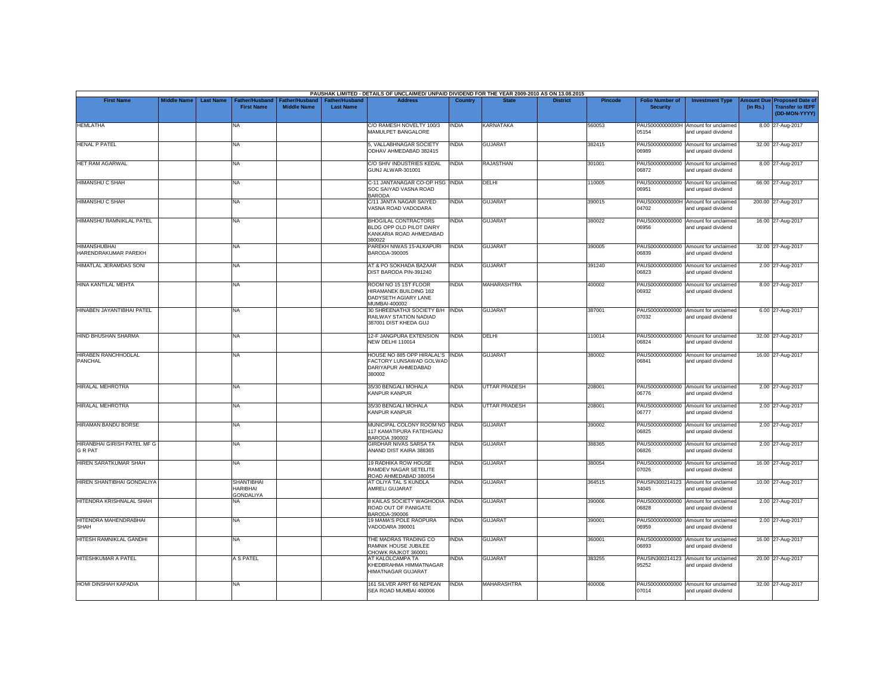PAUSHAK LIMITED - DETAILS OF UNCLAIMED/ UNPAID DIVIDEND FOR THE YEAR 2009-2010 AS ON 13.08.2015

| First Name | Middle Name | Last Name | Father/Husband First Name | Father/Husband Middle Name | Father/Husband Last Name | Address | Country | State | District | Pincode | Folio Number of Security | Investment Type | Amount Due (in Rs.) | Proposed Date of Transfer to IEPF (DD-MON-YYYY) |
|---|---|---|---|---|---|---|---|---|---|---|---|---|---|---|
| HEMLATHA | | | NA | | | C/O RAMESH NOVELTY 100/3 MAMULPET BANGALORE | INDIA | KARNATAKA | | 560053 | PAUS0000000000H05154 | Amount for unclaimed and unpaid dividend | 8.00 | 27-Aug-2017 |
| HENAL P PATEL | | | NA | | | 5, VALLABHNAGAR SOCIETY ODHAV AHMEDABAD 382415 | INDIA | GUJARAT | | 382415 | PAUS00000000000006989 | Amount for unclaimed and unpaid dividend | 32.00 | 27-Aug-2017 |
| HET RAM AGARWAL | | | NA | | | C/O SHIV INDUSTRIES KEDAL GUNJ ALWAR-301001 | INDIA | RAJASTHAN | | 301001 | PAUS00000000000006872 | Amount for unclaimed and unpaid dividend | 8.00 | 27-Aug-2017 |
| HIMANSHU C SHAH | | | NA | | | C-11 JANTANAGAR CO-OP HSG SOC SAIYAD VASNA ROAD BARODA | INDIA | DELHI | | 110005 | PAUS00000000000006951 | Amount for unclaimed and unpaid dividend | 66.00 | 27-Aug-2017 |
| HIMANSHU C SHAH | | | NA | | | C/11 JANTA NAGAR SAIYED VASNA ROAD VADODARA | INDIA | GUJARAT | | 390015 | PAUS0000000000H04702 | Amount for unclaimed and unpaid dividend | 200.00 | 27-Aug-2017 |
| HIMANSHU RAMNIKLAL PATEL | | | NA | | | BHOGILAL CONTRACTORS BLDG OPP OLD PILOT DAIRY KANKARIA ROAD AHMEDABAD 380022 | INDIA | GUJARAT | | 380022 | PAUS00000000000006956 | Amount for unclaimed and unpaid dividend | 16.00 | 27-Aug-2017 |
| HIMANSHUBHAI HARENDRAKUMAR PAREKH | | | NA | | | PAREKH NIWAS 15-ALKAPURI BARODA-390005 | INDIA | GUJARAT | | 390005 | PAUS00000000000006839 | Amount for unclaimed and unpaid dividend | 32.00 | 27-Aug-2017 |
| HIMATLAL JERAMDAS SONI | | | NA | | | AT & PO SOKHADA BAZAAR DIST BARODA PIN-391240 | INDIA | GUJARAT | | 391240 | PAUS00000000000006823 | Amount for unclaimed and unpaid dividend | 2.00 | 27-Aug-2017 |
| HINA KANTILAL MEHTA | | | NA | | | ROOM NO 15 1ST FLOOR HIRAMANEK BUILDING 182 DADYSETH AGIARY LANE MUMBAI-400002 | INDIA | MAHARASHTRA | | 400002 | PAUS00000000000006932 | Amount for unclaimed and unpaid dividend | 8.00 | 27-Aug-2017 |
| HINABEN JAYANTIBHAI PATEL | | | NA | | | 30 SHREENATHJI SOCIETY B/H RAILWAY STATION NADIAD 387001 DIST KHEDA GUJ | INDIA | GUJARAT | | 387001 | PAUS00000000000007032 | Amount for unclaimed and unpaid dividend | 6.00 | 27-Aug-2017 |
| HIND BHUSHAN SHARMA | | | NA | | | 12-F JANGPURA EXTENSION NEW DELHI 110014 | INDIA | DELHI | | 110014 | PAUS00000000000006824 | Amount for unclaimed and unpaid dividend | 32.00 | 27-Aug-2017 |
| HIRABEN RANCHHODLAL PANCHAL | | | NA | | | HOUSE NO 885 OPP HIRALAL'S FACTORY LUNSAWAD GOLWAD DARIYAPUR AHMEDABAD 380002 | INDIA | GUJARAT | | 380002 | PAUS00000000000006841 | Amount for unclaimed and unpaid dividend | 16.00 | 27-Aug-2017 |
| HIRALAL MEHROTRA | | | NA | | | 35/30 BENGALI MOHALA KANPUR KANPUR | INDIA | UTTAR PRADESH | | 208001 | PAUS00000000000006776 | Amount for unclaimed and unpaid dividend | 2.00 | 27-Aug-2017 |
| HIRALAL MEHROTRA | | | NA | | | 35/30 BENGALI MOHALA KANPUR KANPUR | INDIA | UTTAR PRADESH | | 208001 | PAUS00000000000006777 | Amount for unclaimed and unpaid dividend | 2.00 | 27-Aug-2017 |
| HIRAMAN BANDU BORSE | | | NA | | | MUNICIPAL COLONY ROOM NO 117 KAMATIPURA FATEHGANJ BARODA 390002 | INDIA | GUJARAT | | 390002 | PAUS00000000000006825 | Amount for unclaimed and unpaid dividend | 2.00 | 27-Aug-2017 |
| HIRANBHAI GIRISH PATEL MF G R PAT | | | NA | | | GIRDHAR NIVAS SARSA TA ANAND DIST KAIRA 388365 | INDIA | GUJARAT | | 388365 | PAUS00000000000006826 | Amount for unclaimed and unpaid dividend | 2.00 | 27-Aug-2017 |
| HIREN SARATKUMAR SHAH | | | NA | | | 19 RADHIKA ROW HOUSE RAMDEV NAGAR SETELITE ROAD AHMEDABAD 380054 | INDIA | GUJARAT | | 380054 | PAUS00000000000007026 | Amount for unclaimed and unpaid dividend | 16.00 | 27-Aug-2017 |
| HIREN SHANTIBHAI GONDALIYA | | | SHANTIBHAI HARIBHAI GONDALIYA | | | AT OLIYA TAL S KUNDLA AMRELI GUJARAT | INDIA | GUJARAT | | 364515 | PAUSIN30021412334045 | Amount for unclaimed and unpaid dividend | 10.00 | 27-Aug-2017 |
| HITENDRA KRISHNALAL SHAH | | | NA | | | 8 KAILAS SOCIETY WAGHODIA ROAD OUT OF PANIGATE BARODA-390006 | INDIA | GUJARAT | | 390006 | PAUS00000000000006828 | Amount for unclaimed and unpaid dividend | 2.00 | 27-Aug-2017 |
| HITENDRA MAHENDRABHAI SHAH | | | NA | | | 19 MAMA'S POLE RAOPURA VADODARA 390001 | INDIA | GUJARAT | | 390001 | PAUS00000000000006959 | Amount for unclaimed and unpaid dividend | 2.00 | 27-Aug-2017 |
| HITESH RAMNIKLAL GANDHI | | | NA | | | THE MADRAS TRADING CO RAMNIK HOUSE JUBILEE CHOWK RAJKOT 360001 | INDIA | GUJARAT | | 360001 | PAUS00000000000006893 | Amount for unclaimed and unpaid dividend | 16.00 | 27-Aug-2017 |
| HITESHKUMAR A PATEL | | | A S PATEL | | | AT KALOLCAMPA TA KHEDBRAHMA HIMMATNAGAR HIMATNAGAR GUJARAT | INDIA | GUJARAT | | 383255 | PAUSIN30021412395252 | Amount for unclaimed and unpaid dividend | 20.00 | 27-Aug-2017 |
| HOMI DINSHAH KAPADIA | | | NA | | | 161 SILVER APRT 66 NEPEAN SEA ROAD MUMBAI 400006 | INDIA | MAHARASHTRA | | 400006 | PAUS00000000000007014 | Amount for unclaimed and unpaid dividend | 32.00 | 27-Aug-2017 |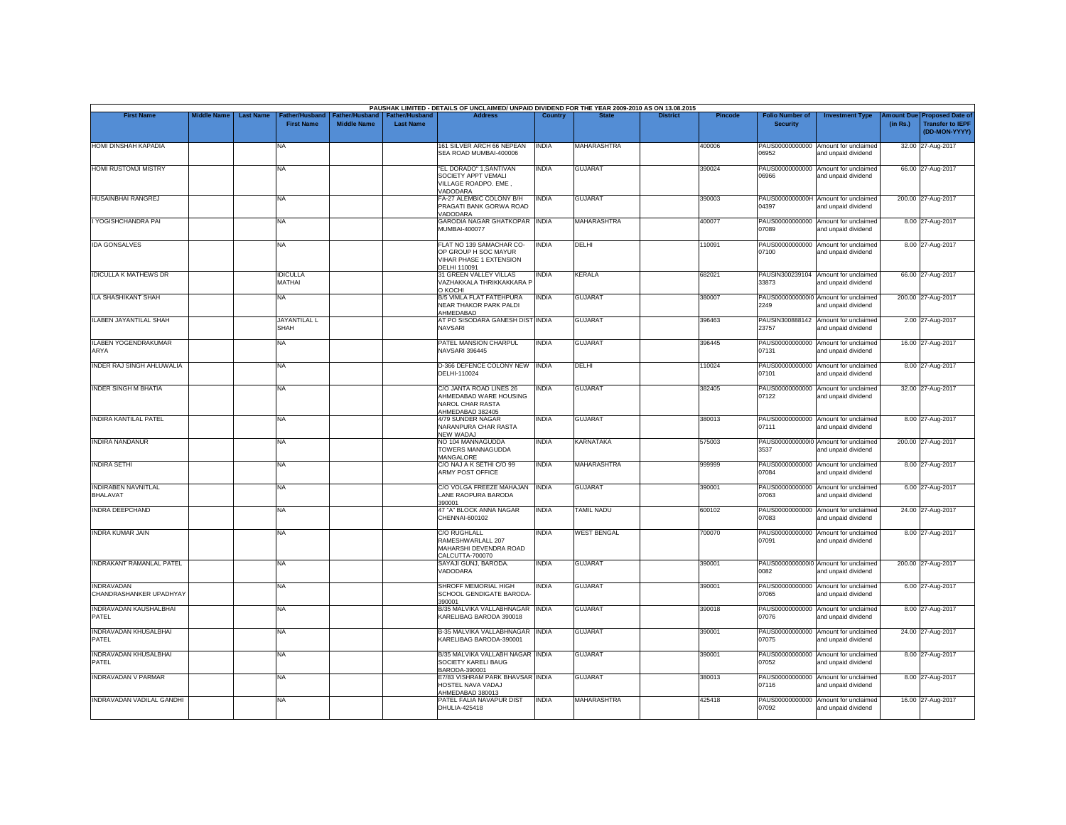PAUSHAK LIMITED - DETAILS OF UNCLAIMED/ UNPAID DIVIDEND FOR THE YEAR 2009-2010 AS ON 13.08.2015

| First Name | Middle Name | Last Name | Father/Husband First Name | Father/Husband Middle Name | Father/Husband Last Name | Address | Country | State | District | Pincode | Folio Number of Security | Investment Type | Amount Due (in Rs.) | Proposed Date of Transfer to IEPF (DD-MON-YYYY) |
|---|---|---|---|---|---|---|---|---|---|---|---|---|---|---|
| HOMI DINSHAH KAPADIA | | | NA | | | 161 SILVER ARCH 66 NEPEAN SEA ROAD MUMBAI-400006 | INDIA | MAHARASHTRA | | 400006 | PAUS00000000000 06952 | Amount for unclaimed and unpaid dividend | 32.00 | 27-Aug-2017 |
| HOMI RUSTOMJI MISTRY | | | NA | | | "EL DORADO" 1,SANTIVAN SOCIETY APPT VEMALI VILLAGE ROADPO. EME , VADODARA | INDIA | GUJARAT | | 390024 | PAUS00000000000 06966 | Amount for unclaimed and unpaid dividend | 66.00 | 27-Aug-2017 |
| HUSAINBHAI RANGREJ | | | NA | | | FA-27 ALEMBIC COLONY B/H PRAGATI BANK GORWA ROAD VADODARA | INDIA | GUJARAT | | 390003 | PAUS0000000000H 04397 | Amount for unclaimed and unpaid dividend | 200.00 | 27-Aug-2017 |
| I YOGISHCHANDRA PAI | | | NA | | | GARODIA NAGAR GHATKOPAR MUMBAI-400077 | INDIA | MAHARASHTRA | | 400077 | PAUS00000000000 07089 | Amount for unclaimed and unpaid dividend | 8.00 | 27-Aug-2017 |
| IDA GONSALVES | | | NA | | | FLAT NO 139 SAMACHAR CO-OP GROUP H SOC MAYUR VIHAR PHASE 1 EXTENSION DELHI 110091 | INDIA | DELHI | | 110091 | PAUS00000000000 07100 | Amount for unclaimed and unpaid dividend | 8.00 | 27-Aug-2017 |
| IDICULLA K MATHEWS DR | | | IDICULLA MATHAI | | | 31 GREEN VALLEY VILLAS VAZHAKKALA THRIKKAKKARA P O KOCHI | INDIA | KERALA | | 682021 | PAUSIN300239104 33873 | Amount for unclaimed and unpaid dividend | 66.00 | 27-Aug-2017 |
| ILA SHASHIKANT SHAH | | | NA | | | B/5 VIMLA FLAT FATEHPURA NEAR THAKOR PARK PALDI AHMEDABAD | INDIA | GUJARAT | | 380007 | PAUS0000000000I0 2249 | Amount for unclaimed and unpaid dividend | 200.00 | 27-Aug-2017 |
| ILABEN JAYANTILAL SHAH | | | JAYANTILAL L SHAH | | | AT PO SISODARA GANESH DIST NAVSARI | INDIA | GUJARAT | | 396463 | PAUSIN300888142 23757 | Amount for unclaimed and unpaid dividend | 2.00 | 27-Aug-2017 |
| ILABEN YOGENDRAKUMAR ARYA | | | NA | | | PATEL MANSION CHARPUL NAVSARI 396445 | INDIA | GUJARAT | | 396445 | PAUS00000000000 07131 | Amount for unclaimed and unpaid dividend | 16.00 | 27-Aug-2017 |
| INDER RAJ SINGH AHLUWALIA | | | NA | | | D-366 DEFENCE COLONY NEW DELHI-110024 | INDIA | DELHI | | 110024 | PAUS00000000000 07101 | Amount for unclaimed and unpaid dividend | 8.00 | 27-Aug-2017 |
| INDER SINGH M BHATIA | | | NA | | | C/O JANTA ROAD LINES 26 AHMEDABAD WARE HOUSING NAROL CHAR RASTA AHMEDABAD 382405 | INDIA | GUJARAT | | 382405 | PAUS00000000000 07122 | Amount for unclaimed and unpaid dividend | 32.00 | 27-Aug-2017 |
| INDIRA KANTILAL PATEL | | | NA | | | 4/79 SUNDER NAGAR NARANPURA CHAR RASTA NEW WADAJ | INDIA | GUJARAT | | 380013 | PAUS00000000000 07111 | Amount for unclaimed and unpaid dividend | 8.00 | 27-Aug-2017 |
| INDIRA NANDANUR | | | NA | | | NO 104 MANNAGUDDA TOWERS MANNAGUDDA MANGALORE | INDIA | KARNATAKA | | 575003 | PAUS0000000000I0 3537 | Amount for unclaimed and unpaid dividend | 200.00 | 27-Aug-2017 |
| INDIRA SETHI | | | NA | | | C/O NAJ A K SETHI C/O 99 ARMY POST OFFICE | INDIA | MAHARASHTRA | | 999999 | PAUS00000000000 07084 | Amount for unclaimed and unpaid dividend | 8.00 | 27-Aug-2017 |
| INDIRABEN NAVNITLAL BHALAVAT | | | NA | | | C/O VOLGA FREEZE MAHAJAN LANE RAOPURA BARODA 390001 | INDIA | GUJARAT | | 390001 | PAUS00000000000 07063 | Amount for unclaimed and unpaid dividend | 6.00 | 27-Aug-2017 |
| INDRA DEEPCHAND | | | NA | | | 47 "A" BLOCK ANNA NAGAR CHENNAI-600102 | INDIA | TAMIL NADU | | 600102 | PAUS00000000000 07083 | Amount for unclaimed and unpaid dividend | 24.00 | 27-Aug-2017 |
| INDRA KUMAR JAIN | | | NA | | | C/O RUGHLALL RAMESHWARLALL 207 MAHARSHI DEVENDRA ROAD CALCUTTA-700070 | INDIA | WEST BENGAL | | 700070 | PAUS00000000000 07091 | Amount for unclaimed and unpaid dividend | 8.00 | 27-Aug-2017 |
| INDRAKANT RAMANLAL PATEL | | | NA | | | SAYAJI GUNJ, BARODA. VADODARA | INDIA | GUJARAT | | 390001 | PAUS0000000000I0 0082 | Amount for unclaimed and unpaid dividend | 200.00 | 27-Aug-2017 |
| INDRAVADAN CHANDRASHANKER UPADHYAY | | | NA | | | SHROFF MEMORIAL HIGH SCHOOL GENDIGATE BARODA-390001 | INDIA | GUJARAT | | 390001 | PAUS00000000000 07065 | Amount for unclaimed and unpaid dividend | 6.00 | 27-Aug-2017 |
| INDRAVADAN KAUSHALBHAI PATEL | | | NA | | | B/35 MALVIKA VALLABHNAGAR KARELIBAG BARODA 390018 | INDIA | GUJARAT | | 390018 | PAUS00000000000 07076 | Amount for unclaimed and unpaid dividend | 8.00 | 27-Aug-2017 |
| INDRAVADAN KHUSALBHAI PATEL | | | NA | | | B-35 MALVIKA VALLABHNAGAR KARELIBAG BARODA-390001 | INDIA | GUJARAT | | 390001 | PAUS00000000000 07075 | Amount for unclaimed and unpaid dividend | 24.00 | 27-Aug-2017 |
| INDRAVADAN KHUSALBHAI PATEL | | | NA | | | B/35 MALVIKA VALLABH NAGAR SOCIETY KARELI BAUG BARODA-390001 | INDIA | GUJARAT | | 390001 | PAUS00000000000 07052 | Amount for unclaimed and unpaid dividend | 8.00 | 27-Aug-2017 |
| INDRAVADAN V PARMAR | | | NA | | | E7/83 VISHRAM PARK BHAVSAR HOSTEL NAVA VADAJ AHMEDABAD 380013 | INDIA | GUJARAT | | 380013 | PAUS00000000000 07116 | Amount for unclaimed and unpaid dividend | 8.00 | 27-Aug-2017 |
| INDRAVADAN VADILAL GANDHI | | | NA | | | PATEL FALIA NAVAPUR DIST DHULIA-425418 | INDIA | MAHARASHTRA | | 425418 | PAUS00000000000 07092 | Amount for unclaimed and unpaid dividend | 16.00 | 27-Aug-2017 |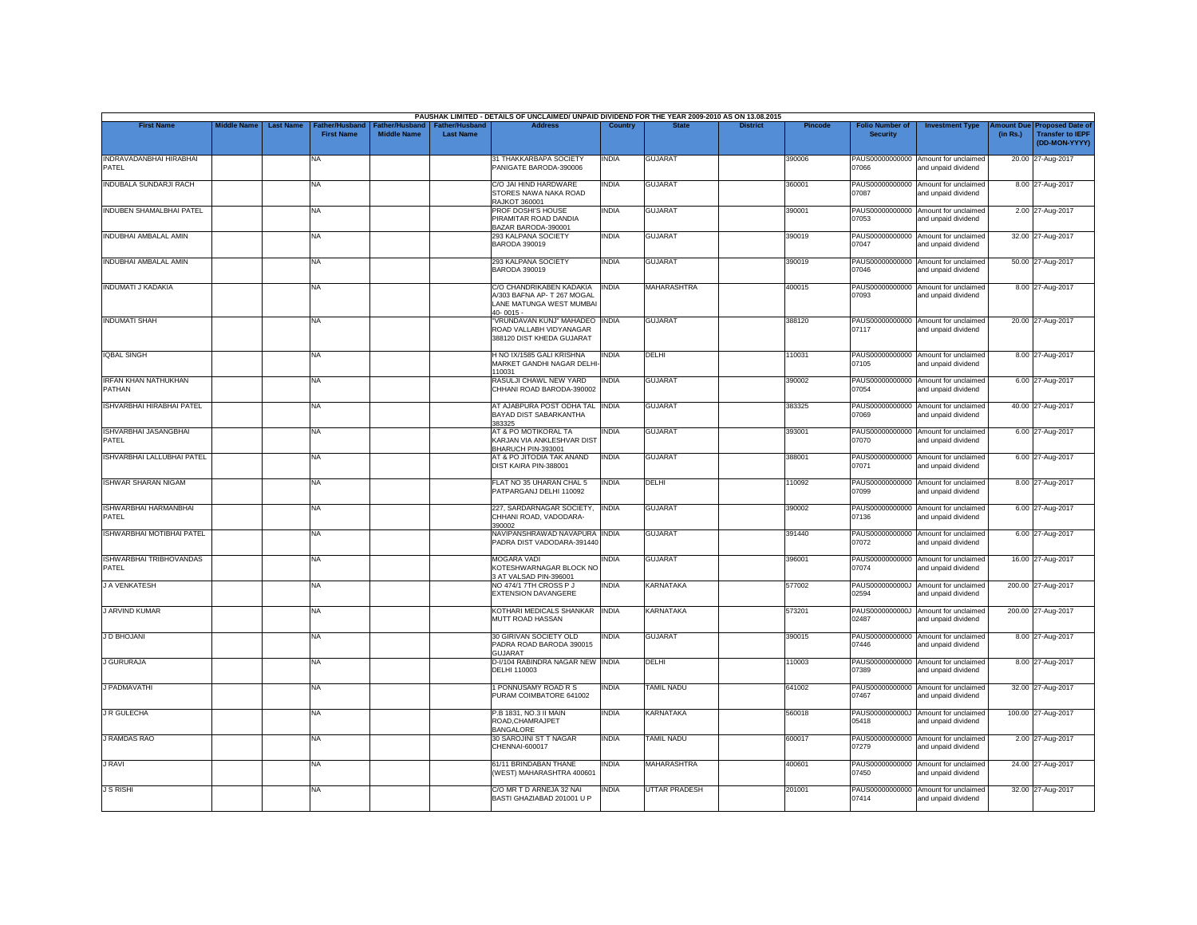# PAUSHAK LIMITED - DETAILS OF UNCLAIMED/ UNPAID DIVIDEND FOR THE YEAR 2009-2010 AS ON 13.08.2015

| First Name | Middle Name | Last Name | Father/Husband First Name | Father/Husband Middle Name | Father/Husband Last Name | Address | Country | State | District | Pincode | Folio Number of Security | Investment Type | Amount Due (in Rs.) | Proposed Date of Transfer to IEPF (DD-MON-YYYY) |
|---|---|---|---|---|---|---|---|---|---|---|---|---|---|---|
| INDRAVADANBHAI HIRABHAI PATEL | | | NA | | | 31 THAKKARBAPA SOCIETY PANIGATE BARODA-390006 | INDIA | GUJARAT | | 390006 | PAUS00000000000 07066 | Amount for unclaimed and unpaid dividend | 20.00 | 27-Aug-2017 |
| INDUBALA SUNDARJI RACH | | | NA | | | C/O JAI HIND HARDWARE STORES NAWA NAKA ROAD RAJKOT 360001 | INDIA | GUJARAT | | 360001 | PAUS00000000000 07087 | Amount for unclaimed and unpaid dividend | 8.00 | 27-Aug-2017 |
| INDUBEN SHAMALBHAI PATEL | | | NA | | | PROF DOSHI'S HOUSE PIRAMITAR ROAD DANDIA BAZAR BARODA-390001 | INDIA | GUJARAT | | 390001 | PAUS00000000000 07053 | Amount for unclaimed and unpaid dividend | 2.00 | 27-Aug-2017 |
| INDUBHAI AMBALAL AMIN | | | NA | | | 293 KALPANA SOCIETY BARODA 390019 | INDIA | GUJARAT | | 390019 | PAUS00000000000 07047 | Amount for unclaimed and unpaid dividend | 32.00 | 27-Aug-2017 |
| INDUBHAI AMBALAL AMIN | | | NA | | | 293 KALPANA SOCIETY BARODA 390019 | INDIA | GUJARAT | | 390019 | PAUS00000000000 07046 | Amount for unclaimed and unpaid dividend | 50.00 | 27-Aug-2017 |
| INDUMATI J KADAKIA | | | NA | | | C/O CHANDRIKABEN KADAKIA A/303 BAFNA AP- T 267 MOGAL LANE MATUNGA WEST MUMBAI 40- 0015 - | INDIA | MAHARASHTRA | | 400015 | PAUS00000000000 07093 | Amount for unclaimed and unpaid dividend | 8.00 | 27-Aug-2017 |
| INDUMATI SHAH | | | NA | | | "VRUNDAVAN KUNJ" MAHADEO ROAD VALLABH VIDYANAGAR 388120 DIST KHEDA GUJARAT | INDIA | GUJARAT | | 388120 | PAUS00000000000 07117 | Amount for unclaimed and unpaid dividend | 20.00 | 27-Aug-2017 |
| IQBAL SINGH | | | NA | | | H NO IX/1585 GALI KRISHNA MARKET GANDHI NAGAR DELHI-110031 | INDIA | DELHI | | 110031 | PAUS00000000000 07105 | Amount for unclaimed and unpaid dividend | 8.00 | 27-Aug-2017 |
| IRFAN KHAN NATHUKHAN PATHAN | | | NA | | | RASULJI CHAWL NEW YARD CHHANI ROAD BARODA-390002 | INDIA | GUJARAT | | 390002 | PAUS00000000000 07054 | Amount for unclaimed and unpaid dividend | 6.00 | 27-Aug-2017 |
| ISHVARBHAI HIRABHAI PATEL | | | NA | | | AT AJABPURA POST ODHA TAL BAYAD DIST SABARKANTHA 383325 | INDIA | GUJARAT | | 383325 | PAUS00000000000 07069 | Amount for unclaimed and unpaid dividend | 40.00 | 27-Aug-2017 |
| ISHVARBHAI JASANGBHAI PATEL | | | NA | | | AT & PO MOTIKORAL TA KARJAN VIA ANKLESHVAR DIST BHARUCH PIN-393001 | INDIA | GUJARAT | | 393001 | PAUS00000000000 07070 | Amount for unclaimed and unpaid dividend | 6.00 | 27-Aug-2017 |
| ISHVARBHAI LALLUBHAI PATEL | | | NA | | | AT & PO JITODIA TAK ANAND DIST KAIRA PIN-388001 | INDIA | GUJARAT | | 388001 | PAUS00000000000 07071 | Amount for unclaimed and unpaid dividend | 6.00 | 27-Aug-2017 |
| ISHWAR SHARAN NIGAM | | | NA | | | FLAT NO 35 UHARAN CHAL 5 PATPARGANJ DELHI 110092 | INDIA | DELHI | | 110092 | PAUS00000000000 07099 | Amount for unclaimed and unpaid dividend | 8.00 | 27-Aug-2017 |
| ISHWARBHAI HARMANBHAI PATEL | | | NA | | | 227, SARDARNAGAR SOCIETY, CHHANI ROAD, VADODARA-390002 | INDIA | GUJARAT | | 390002 | PAUS00000000000 07136 | Amount for unclaimed and unpaid dividend | 6.00 | 27-Aug-2017 |
| ISHWARBHAI MOTIBHAI PATEL | | | NA | | | NAVIPANSHRAWAD NAVAPURA PADRA DIST VADODARA-391440 | INDIA | GUJARAT | | 391440 | PAUS00000000000 07072 | Amount for unclaimed and unpaid dividend | 6.00 | 27-Aug-2017 |
| ISHWARBHAI TRIBHOVANDAS PATEL | | | NA | | | MOGARA VADI KOTESHWARNAGAR BLOCK NO 3 AT VALSAD PIN-396001 | INDIA | GUJARAT | | 396001 | PAUS00000000000 07074 | Amount for unclaimed and unpaid dividend | 16.00 | 27-Aug-2017 |
| J A VENKATESH | | | NA | | | NO 474/1 7TH CROSS P J EXTENSION DAVANGERE | INDIA | KARNATAKA | | 577002 | PAUS0000000000J 02594 | Amount for unclaimed and unpaid dividend | 200.00 | 27-Aug-2017 |
| J ARVIND KUMAR | | | NA | | | KOTHARI MEDICALS SHANKAR MUTT ROAD HASSAN | INDIA | KARNATAKA | | 573201 | PAUS0000000000J 02487 | Amount for unclaimed and unpaid dividend | 200.00 | 27-Aug-2017 |
| J D BHOJANI | | | NA | | | 30 GIRIVAN SOCIETY OLD PADRA ROAD BARODA 390015 GUJARAT | INDIA | GUJARAT | | 390015 | PAUS00000000000 07446 | Amount for unclaimed and unpaid dividend | 8.00 | 27-Aug-2017 |
| J GURURAJA | | | NA | | | D-I/104 RABINDRA NAGAR NEW DELHI 110003 | INDIA | DELHI | | 110003 | PAUS00000000000 07389 | Amount for unclaimed and unpaid dividend | 8.00 | 27-Aug-2017 |
| J PADMAVATHI | | | NA | | | 1 PONNUSAMY ROAD R S PURAM COIMBATORE 641002 | INDIA | TAMIL NADU | | 641002 | PAUS00000000000 07467 | Amount for unclaimed and unpaid dividend | 32.00 | 27-Aug-2017 |
| J R GULECHA | | | NA | | | P.B 1831, NO.3 II MAIN ROAD,CHAMRAJPET BANGALORE | INDIA | KARNATAKA | | 560018 | PAUS0000000000J 05418 | Amount for unclaimed and unpaid dividend | 100.00 | 27-Aug-2017 |
| J RAMDAS RAO | | | NA | | | 30 SAROJINI ST T NAGAR CHENNAI-600017 | INDIA | TAMIL NADU | | 600017 | PAUS00000000000 07279 | Amount for unclaimed and unpaid dividend | 2.00 | 27-Aug-2017 |
| J RAVI | | | NA | | | 61/11 BRINDABAN THANE (WEST) MAHARASHTRA 400601 | INDIA | MAHARASHTRA | | 400601 | PAUS00000000000 07450 | Amount for unclaimed and unpaid dividend | 24.00 | 27-Aug-2017 |
| J S RISHI | | | NA | | | C/O MR T D ARNEJA 32 NAI BASTI GHAZIABAD 201001 U P | INDIA | UTTAR PRADESH | | 201001 | PAUS00000000000 07414 | Amount for unclaimed and unpaid dividend | 32.00 | 27-Aug-2017 |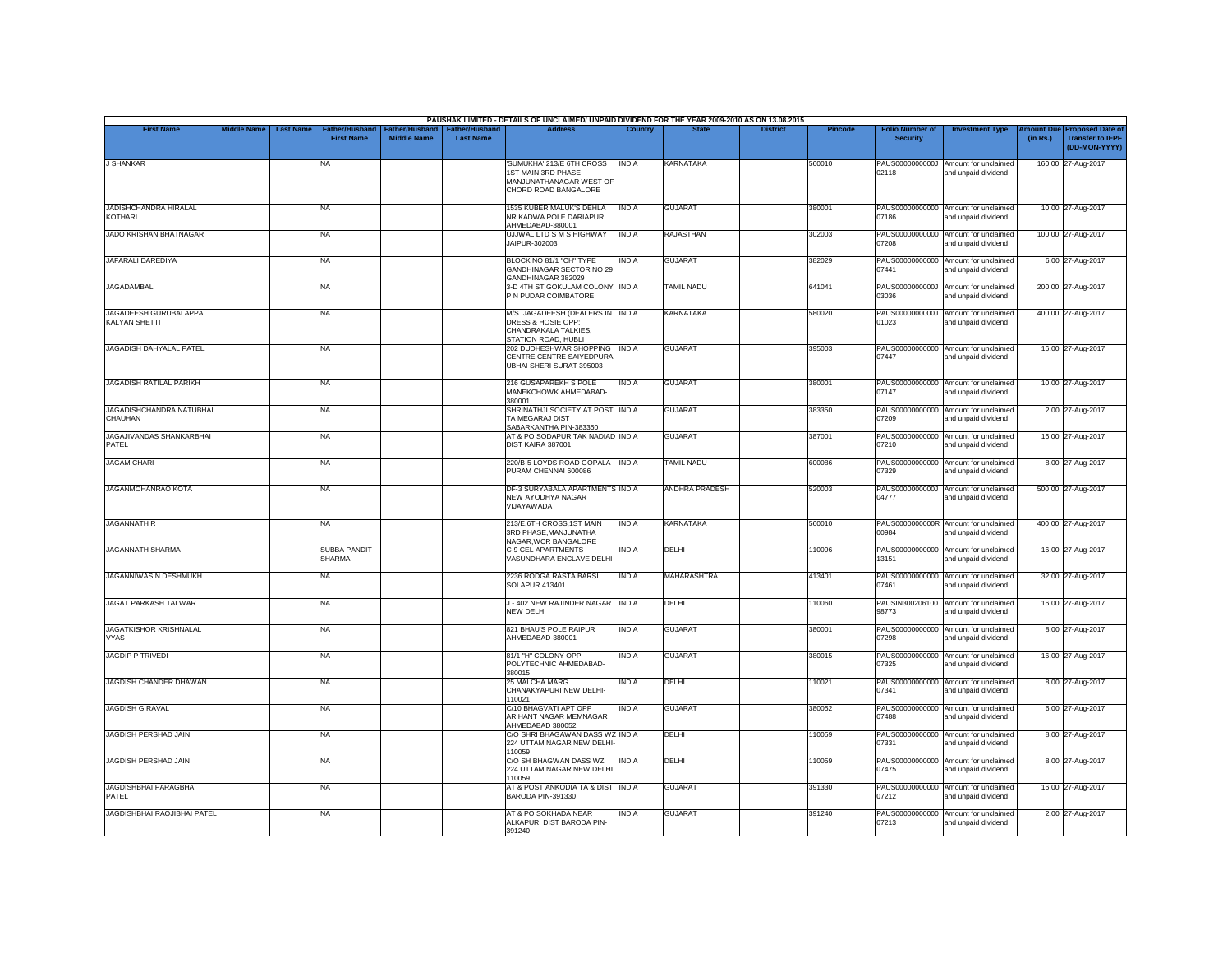PAUSHAK LIMITED - DETAILS OF UNCLAIMED/ UNPAID DIVIDEND FOR THE YEAR 2009-2010 AS ON 13.08.2015

| First Name | Middle Name | Last Name | Father/Husband First Name | Father/Husband Middle Name | Father/Husband Last Name | Address | Country | State | District | Pincode | Folio Number of Security | Investment Type | Amount Due (in Rs.) | Proposed Date of Transfer to IEPF (DD-MON-YYYY) |
|---|---|---|---|---|---|---|---|---|---|---|---|---|---|---|
| J SHANKAR | | | NA | | | 'SUMUKHA' 213/E 6TH CROSS 1ST MAIN 3RD PHASE MANJUNATHANAGAR WEST OF CHORD ROAD BANGALORE | INDIA | KARNATAKA | | 560010 | PAUS0000000000J02118 | Amount for unclaimed and unpaid dividend | 160.00 | 27-Aug-2017 |
| JADISHCHANDRA HIRALAL KOTHARI | | | NA | | | 1535 KUBER MALUK'S DEHLA NR KADWA POLE DARIAPUR AHMEDABAD-380001 | INDIA | GUJARAT | | 380001 | PAUS00000000000007186 | Amount for unclaimed and unpaid dividend | 10.00 | 27-Aug-2017 |
| JADO KRISHAN BHATNAGAR | | | NA | | | UJJWAL LTD S M S HIGHWAY JAIPUR-302003 | INDIA | RAJASTHAN | | 302003 | PAUS00000000000007208 | Amount for unclaimed and unpaid dividend | 100.00 | 27-Aug-2017 |
| JAFARALI DAREDIYA | | | NA | | | BLOCK NO 81/1 "CH" TYPE GANDHINAGAR SECTOR NO 29 GANDHINAGAR 382029 | INDIA | GUJARAT | | 382029 | PAUS00000000000007441 | Amount for unclaimed and unpaid dividend | 6.00 | 27-Aug-2017 |
| JAGADAMBAL | | | NA | | | 3-D 4TH ST GOKULAM COLONY P N PUDAR COIMBATORE | INDIA | TAMIL NADU | | 641041 | PAUS0000000000J03036 | Amount for unclaimed and unpaid dividend | 200.00 | 27-Aug-2017 |
| JAGADEESH GURUBALAPPA KALYAN SHETTI | | | NA | | | M/S. JAGADEESH (DEALERS IN DRESS & HOSIE OPP: CHANDRAKALA TALKIES, STATION ROAD, HUBLI | INDIA | KARNATAKA | | 580020 | PAUS0000000000J01023 | Amount for unclaimed and unpaid dividend | 400.00 | 27-Aug-2017 |
| JAGADISH DAHYALAL PATEL | | | NA | | | 202 DUDHESHWAR SHOPPING CENTRE CENTRE SAIYEDPURA UBHAI SHERI SURAT 395003 | INDIA | GUJARAT | | 395003 | PAUS00000000000007447 | Amount for unclaimed and unpaid dividend | 16.00 | 27-Aug-2017 |
| JAGADISH RATILAL PARIKH | | | NA | | | 216 GUSAPAREKH S POLE MANEKCHOWK AHMEDABAD-380001 | INDIA | GUJARAT | | 380001 | PAUS00000000000007147 | Amount for unclaimed and unpaid dividend | 10.00 | 27-Aug-2017 |
| JAGADISHCHANDRA NATUBHAI CHAUHAN | | | NA | | | SHRINATHJI SOCIETY AT POST TA MEGARAJ DIST SABARKANTHA PIN-383350 | INDIA | GUJARAT | | 383350 | PAUS00000000000007209 | Amount for unclaimed and unpaid dividend | 2.00 | 27-Aug-2017 |
| JAGAJIVANDAS SHANKARBHAI PATEL | | | NA | | | AT & PO SODAPUR TAK NADIAD DIST KAIRA 387001 | INDIA | GUJARAT | | 387001 | PAUS00000000000007210 | Amount for unclaimed and unpaid dividend | 16.00 | 27-Aug-2017 |
| JAGAM CHARI | | | NA | | | 220/B-5 LOYDS ROAD GOPALA PURAM CHENNAI 600086 | INDIA | TAMIL NADU | | 600086 | PAUS00000000000007329 | Amount for unclaimed and unpaid dividend | 8.00 | 27-Aug-2017 |
| JAGANMOHANRAO KOTA | | | NA | | | DF-3 SURYABALA APARTMENTS NEW AYODHYA NAGAR VIJAYAWADA | INDIA | ANDHRA PRADESH | | 520003 | PAUS0000000000J04777 | Amount for unclaimed and unpaid dividend | 500.00 | 27-Aug-2017 |
| JAGANNATH R | | | NA | | | 213/E,6TH CROSS,1ST MAIN 3RD PHASE,MANJUNATHA NAGAR,WCR BANGALORE | INDIA | KARNATAKA | | 560010 | PAUS0000000000R00984 | Amount for unclaimed and unpaid dividend | 400.00 | 27-Aug-2017 |
| JAGANNATH SHARMA | | | SUBBA PANDIT SHARMA | | | C-9 CEL APARTMENTS VASUNDHARA ENCLAVE DELHI | INDIA | DELHI | | 110096 | PAUS00000000000013151 | Amount for unclaimed and unpaid dividend | 16.00 | 27-Aug-2017 |
| JAGANNIWAS N DESHMUKH | | | NA | | | 2236 RODGA RASTA BARSI SOLAPUR 413401 | INDIA | MAHARASHTRA | | 413401 | PAUS00000000000007461 | Amount for unclaimed and unpaid dividend | 32.00 | 27-Aug-2017 |
| JAGAT PARKASH TALWAR | | | NA | | | J - 402 NEW RAJINDER NAGAR NEW DELHI | INDIA | DELHI | | 110060 | PAUSIN30020610098773 | Amount for unclaimed and unpaid dividend | 16.00 | 27-Aug-2017 |
| JAGATKISHOR KRISHNALAL VYAS | | | NA | | | 821 BHAU'S POLE RAIPUR AHMEDABAD-380001 | INDIA | GUJARAT | | 380001 | PAUS00000000000007298 | Amount for unclaimed and unpaid dividend | 8.00 | 27-Aug-2017 |
| JAGDIP P TRIVEDI | | | NA | | | 81/1 "H" COLONY OPP POLYTECHNIC AHMEDABAD-380015 | INDIA | GUJARAT | | 380015 | PAUS00000000000007325 | Amount for unclaimed and unpaid dividend | 16.00 | 27-Aug-2017 |
| JAGDISH CHANDER DHAWAN | | | NA | | | 25 MALCHA MARG CHANAKYAPURI NEW DELHI-110021 | INDIA | DELHI | | 110021 | PAUS00000000000007341 | Amount for unclaimed and unpaid dividend | 8.00 | 27-Aug-2017 |
| JAGDISH G RAVAL | | | NA | | | C/10 BHAGVATI APT OPP ARIHANT NAGAR MEMNAGAR AHMEDABAD 380052 | INDIA | GUJARAT | | 380052 | PAUS00000000000007488 | Amount for unclaimed and unpaid dividend | 6.00 | 27-Aug-2017 |
| JAGDISH PERSHAD JAIN | | | NA | | | C/O SHRI BHAGAWAN DASS WZ 224 UTTAM NAGAR NEW DELHI-110059 | INDIA | DELHI | | 110059 | PAUS00000000000007331 | Amount for unclaimed and unpaid dividend | 8.00 | 27-Aug-2017 |
| JAGDISH PERSHAD JAIN | | | NA | | | C/O SH BHAGWAN DASS WZ 224 UTTAM NAGAR NEW DELHI 110059 | INDIA | DELHI | | 110059 | PAUS00000000000007475 | Amount for unclaimed and unpaid dividend | 8.00 | 27-Aug-2017 |
| JAGDISHBHAI PARAGBHAI PATEL | | | NA | | | AT & POST ANKODIA TA & DIST BARODA PIN-391330 | INDIA | GUJARAT | | 391330 | PAUS00000000000007212 | Amount for unclaimed and unpaid dividend | 16.00 | 27-Aug-2017 |
| JAGDISHBHAI RAOJIBHAI PATEL | | | NA | | | AT & PO SOKHADA NEAR ALKAPURI DIST BARODA PIN-391240 | INDIA | GUJARAT | | 391240 | PAUS00000000000007213 | Amount for unclaimed and unpaid dividend | 2.00 | 27-Aug-2017 |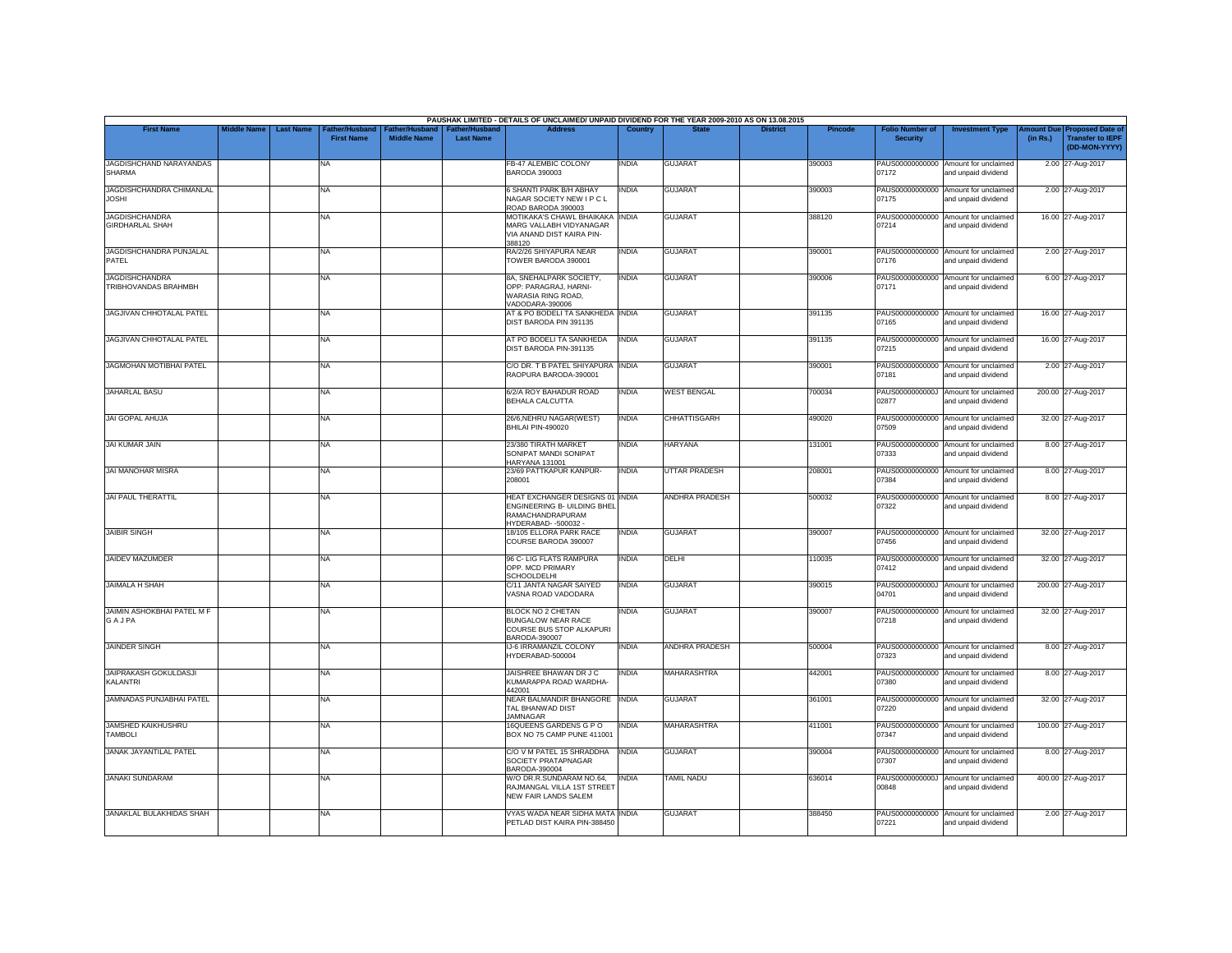PAUSHAK LIMITED - DETAILS OF UNCLAIMED/ UNPAID DIVIDEND FOR THE YEAR 2009-2010 AS ON 13.08.2015

| First Name | Middle Name | Last Name | Father/Husband First Name | Father/Husband Middle Name | Father/Husband Last Name | Address | Country | State | District | Pincode | Folio Number of Security | Investment Type | Amount Due (in Rs.) | Proposed Date of Transfer to IEPF (DD-MON-YYYY) |
|---|---|---|---|---|---|---|---|---|---|---|---|---|---|---|
| JAGDISHCHAND NARAYANDAS SHARMA | | | NA | | | FB-47 ALEMBIC COLONY BARODA 390003 | INDIA | GUJARAT | | 390003 | PAUS00000000000007172 | Amount for unclaimed and unpaid dividend | 2.00 | 27-Aug-2017 |
| JAGDISHCHANDRA CHIMANLAL JOSHI | | | NA | | | 6 SHANTI PARK B/H ABHAY NAGAR SOCIETY NEW I P C L ROAD BARODA 390003 | INDIA | GUJARAT | | 390003 | PAUS00000000000007175 | Amount for unclaimed and unpaid dividend | 2.00 | 27-Aug-2017 |
| JAGDISHCHANDRA GIRDHARLAL SHAH | | | NA | | | MOTIKAKA'S CHAWL BHAIKAKA MARG VALLABH VIDYANAGAR VIA ANAND DIST KAIRA PIN-388120 | INDIA | GUJARAT | | 388120 | PAUS00000000000007214 | Amount for unclaimed and unpaid dividend | 16.00 | 27-Aug-2017 |
| JAGDISHCHANDRA PUNJALAL PATEL | | | NA | | | RA/2/26 SHIYAPURA NEAR TOWER BARODA 390001 | INDIA | GUJARAT | | 390001 | PAUS00000000000007176 | Amount for unclaimed and unpaid dividend | 2.00 | 27-Aug-2017 |
| JAGDISHCHANDRA TRIBHOVANDAS BRAHMBH | | | NA | | | 8A, SNEHALPARK SOCIETY, OPP: PARAGRAJ, HARNI-WARASIA RING ROAD, VADODARA-390006 | INDIA | GUJARAT | | 390006 | PAUS00000000000007171 | Amount for unclaimed and unpaid dividend | 6.00 | 27-Aug-2017 |
| JAGJIVAN CHHOTALAL PATEL | | | NA | | | AT & PO BODELI TA SANKHEDA DIST BARODA PIN 391135 | INDIA | GUJARAT | | 391135 | PAUS00000000000007165 | Amount for unclaimed and unpaid dividend | 16.00 | 27-Aug-2017 |
| JAGJIVAN CHHOTALAL PATEL | | | NA | | | AT PO BODELI TA SANKHEDA DIST BARODA PIN-391135 | INDIA | GUJARAT | | 391135 | PAUS00000000000007215 | Amount for unclaimed and unpaid dividend | 16.00 | 27-Aug-2017 |
| JAGMOHAN MOTIBHAI PATEL | | | NA | | | C/O DR. T B PATEL SHIYAPURA RAOPURA BARODA-390001 | INDIA | GUJARAT | | 390001 | PAUS00000000000007181 | Amount for unclaimed and unpaid dividend | 2.00 | 27-Aug-2017 |
| JAHARLAL BASU | | | NA | | | 6/2/A ROY BAHADUR ROAD BEHALA CALCUTTA | INDIA | WEST BENGAL | | 700034 | PAUS0000000000J02877 | Amount for unclaimed and unpaid dividend | 200.00 | 27-Aug-2017 |
| JAI GOPAL AHUJA | | | NA | | | 26/6,NEHRU NAGAR(WEST) BHILAI PIN-490020 | INDIA | CHHATTISGARH | | 490020 | PAUS00000000000007509 | Amount for unclaimed and unpaid dividend | 32.00 | 27-Aug-2017 |
| JAI KUMAR JAIN | | | NA | | | 23/380 TIRATH MARKET SONIPAT MANDI SONIPAT HARYANA 131001 | INDIA | HARYANA | | 131001 | PAUS00000000000007333 | Amount for unclaimed and unpaid dividend | 8.00 | 27-Aug-2017 |
| JAI MANOHAR MISRA | | | NA | | | 23/69 PATTKAPUR KANPUR-208001 | INDIA | UTTAR PRADESH | | 208001 | PAUS00000000000007384 | Amount for unclaimed and unpaid dividend | 8.00 | 27-Aug-2017 |
| JAI PAUL THERATTIL | | | NA | | | HEAT EXCHANGER DESIGNS 01 ENGINEERING B- UILDING BHEL RAMACHANDRAPURAM HYDERABAD- -500032 - | INDIA | ANDHRA PRADESH | | 500032 | PAUS00000000000007322 | Amount for unclaimed and unpaid dividend | 8.00 | 27-Aug-2017 |
| JAIBIR SINGH | | | NA | | | 18/105 ELLORA PARK RACE COURSE BARODA 390007 | INDIA | GUJARAT | | 390007 | PAUS00000000000007456 | Amount for unclaimed and unpaid dividend | 32.00 | 27-Aug-2017 |
| JAIDEV MAZUMDER | | | NA | | | 96 C- LIG FLATS RAMPURA OPP. MCD PRIMARY SCHOOLDELHI | INDIA | DELHI | | 110035 | PAUS00000000000007412 | Amount for unclaimed and unpaid dividend | 32.00 | 27-Aug-2017 |
| JAIMALA H SHAH | | | NA | | | C/11 JANTA NAGAR SAIYED VASNA ROAD VADODARA | INDIA | GUJARAT | | 390015 | PAUS0000000000J04701 | Amount for unclaimed and unpaid dividend | 200.00 | 27-Aug-2017 |
| JAIMIN ASHOKBHAI PATEL M F G A J PA | | | NA | | | BLOCK NO 2 CHETAN BUNGALOW NEAR RACE COURSE BUS STOP ALKAPURI BARODA-390007 | INDIA | GUJARAT | | 390007 | PAUS00000000000007218 | Amount for unclaimed and unpaid dividend | 32.00 | 27-Aug-2017 |
| JAINDER SINGH | | | NA | | | IJ-6 IRRAMANZIL COLONY HYDERABAD-500004 | INDIA | ANDHRA PRADESH | | 500004 | PAUS00000000000007323 | Amount for unclaimed and unpaid dividend | 8.00 | 27-Aug-2017 |
| JAIPRAKASH GOKULDASJI KALANTRI | | | NA | | | JAISHREE BHAWAN DR J C KUMARAPPA ROAD WARDHA-442001 | INDIA | MAHARASHTRA | | 442001 | PAUS00000000000007380 | Amount for unclaimed and unpaid dividend | 8.00 | 27-Aug-2017 |
| JAMNADAS PUNJABHAI PATEL | | | NA | | | NEAR BALMANDIR BHANGORE TAL BHANWAD DIST JAMNAGAR | INDIA | GUJARAT | | 361001 | PAUS00000000000007220 | Amount for unclaimed and unpaid dividend | 32.00 | 27-Aug-2017 |
| JAMSHED KAIKHUSHRU TAMBOLI | | | NA | | | 16QUEENS GARDENS G P O BOX NO 75 CAMP PUNE 411001 | INDIA | MAHARASHTRA | | 411001 | PAUS00000000000007347 | Amount for unclaimed and unpaid dividend | 100.00 | 27-Aug-2017 |
| JANAK JAYANTILAL PATEL | | | NA | | | C/O V M PATEL 15 SHRADDHA SOCIETY PRATAPNAGAR BARODA-390004 | INDIA | GUJARAT | | 390004 | PAUS00000000000007307 | Amount for unclaimed and unpaid dividend | 8.00 | 27-Aug-2017 |
| JANAKI SUNDARAM | | | NA | | | W/O DR.R.SUNDARAM NO.64, RAJMANGAL VILLA 1ST STREET NEW FAIR LANDS SALEM | INDIA | TAMIL NADU | | 636014 | PAUS0000000000J00848 | Amount for unclaimed and unpaid dividend | 400.00 | 27-Aug-2017 |
| JANAKLAL BULAKHIDAS SHAH | | | NA | | | VYAS WADA NEAR SIDHA MATA PETLAD DIST KAIRA PIN-388450 | INDIA | GUJARAT | | 388450 | PAUS00000000000007221 | Amount for unclaimed and unpaid dividend | 2.00 | 27-Aug-2017 |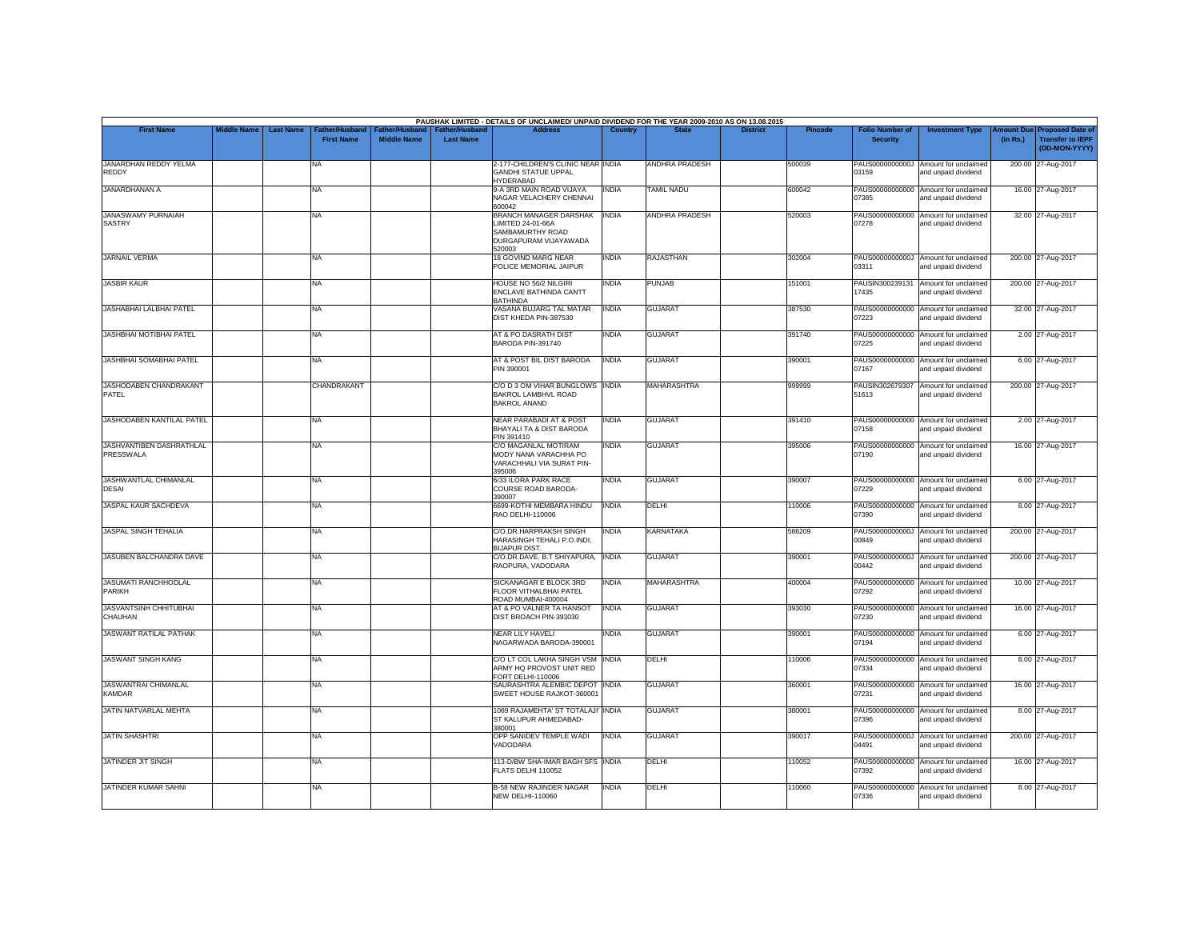PAUSHAK LIMITED - DETAILS OF UNCLAIMED/ UNPAID DIVIDEND FOR THE YEAR 2009-2010 AS ON 13.08.2015

| First Name | Middle Name | Last Name | Father/Husband First Name | Father/Husband Middle Name | Father/Husband Last Name | Address | Country | State | District | Pincode | Folio Number of Security | Investment Type | Amount Due (in Rs.) | Proposed Date of Transfer to IEPF (DD-MON-YYYY) |
|---|---|---|---|---|---|---|---|---|---|---|---|---|---|---|
| JANARDHAN REDDY YELMA REDDY | | | NA | | | 2-177-CHILDREN'S CLINIC NEAR GANDHI STATUE UPPAL HYDERABAD | INDIA | ANDHRA PRADESH | | 500039 | PAUS0000000000J03159 | Amount for unclaimed and unpaid dividend | 200.00 | 27-Aug-2017 |
| JANARDHANAN A | | | NA | | | 9-A 3RD MAIN ROAD VIJAYA NAGAR VELACHERY CHENNAI 600042 | INDIA | TAMIL NADU | | 600042 | PAUS00000000000007385 | Amount for unclaimed and unpaid dividend | 16.00 | 27-Aug-2017 |
| JANASWAMY PURNAIAH SASTRY | | | NA | | | BRANCH MANAGER DARSHAK LIMITED 24-01-66A SAMBAMURTHY ROAD DURGAPURAM VIJAYAWADA 520003 | INDIA | ANDHRA PRADESH | | 520003 | PAUS00000000000007278 | Amount for unclaimed and unpaid dividend | 32.00 | 27-Aug-2017 |
| JARNAIL VERMA | | | NA | | | 18 GOVIND MARG NEAR POLICE MEMORIAL JAIPUR | INDIA | RAJASTHAN | | 302004 | PAUS0000000000J03311 | Amount for unclaimed and unpaid dividend | 200.00 | 27-Aug-2017 |
| JASBIR KAUR | | | NA | | | HOUSE NO 56/2 NILGIRI ENCLAVE BATHINDA CANTT BATHINDA | INDIA | PUNJAB | | 151001 | PAUSIN30023913117435 | Amount for unclaimed and unpaid dividend | 200.00 | 27-Aug-2017 |
| JASHABHAI LALBHAI PATEL | | | NA | | | VASANA BUJARG TAL MATAR DIST KHEDA PIN-387530 | INDIA | GUJARAT | | 387530 | PAUS00000000000007223 | Amount for unclaimed and unpaid dividend | 32.00 | 27-Aug-2017 |
| JASHBHAI MOTIBHAI PATEL | | | NA | | | AT & PO DASRATH DIST BARODA PIN-391740 | INDIA | GUJARAT | | 391740 | PAUS00000000000007225 | Amount for unclaimed and unpaid dividend | 2.00 | 27-Aug-2017 |
| JASHBHAI SOMABHAI PATEL | | | NA | | | AT & POST BIL DIST BARODA PIN 390001 | INDIA | GUJARAT | | 390001 | PAUS00000000000007167 | Amount for unclaimed and unpaid dividend | 6.00 | 27-Aug-2017 |
| JASHODABEN CHANDRAKANT PATEL | | | CHANDRAKANT | | | C/O D 3 OM VIHAR BUNGLOWS BAKROL LAMBHVL ROAD BAKROL ANAND | INDIA | MAHARASHTRA | | 999999 | PAUSIN30267930751613 | Amount for unclaimed and unpaid dividend | 200.00 | 27-Aug-2017 |
| JASHODABEN KANTILAL PATEL | | | NA | | | NEAR PARABADI AT & POST BHAYALI TA & DIST BARODA PIN 391410 | INDIA | GUJARAT | | 391410 | PAUS00000000000007158 | Amount for unclaimed and unpaid dividend | 2.00 | 27-Aug-2017 |
| JASHVANTIBEN DASHRATHLAL PRESSWALA | | | NA | | | C/O MAGANLAL MOTIRAM MODY NANA VARACHHA PO VARACHHALI VIA SURAT PIN-395006 | INDIA | GUJARAT | | 395006 | PAUS00000000000007190 | Amount for unclaimed and unpaid dividend | 16.00 | 27-Aug-2017 |
| JASHWANTLAL CHIMANLAL DESAI | | | NA | | | 6/33 ILORA PARK RACE COURSE ROAD BARODA-390007 | INDIA | GUJARAT | | 390007 | PAUS00000000000007229 | Amount for unclaimed and unpaid dividend | 6.00 | 27-Aug-2017 |
| JASPAL KAUR SACHDEVA | | | NA | | | 6699-KOTHI MEMBARA HINDU RAO DELHI-110006 | INDIA | DELHI | | 110006 | PAUS00000000000007390 | Amount for unclaimed and unpaid dividend | 8.00 | 27-Aug-2017 |
| JASPAL SINGH TEHALIA | | | NA | | | C/O.DR.HARPRAKSH SINGH HARASINGH TEHALI P.O.INDI, BIJAPUR DIST. | INDIA | KARNATAKA | | 586209 | PAUS0000000000J00849 | Amount for unclaimed and unpaid dividend | 200.00 | 27-Aug-2017 |
| JASUBEN BALCHANDRA DAVE | | | NA | | | C/O.DR.DAVE. B.T SHIYAPURA, RAOPURA, VADODARA | INDIA | GUJARAT | | 390001 | PAUS0000000000J00442 | Amount for unclaimed and unpaid dividend | 200.00 | 27-Aug-2017 |
| JASUMATI RANCHHODLAL PARIKH | | | NA | | | SICKANAGAR E BLOCK 3RD FLOOR VITHALBHAI PATEL ROAD MUMBAI-400004 | INDIA | MAHARASHTRA | | 400004 | PAUS00000000000007292 | Amount for unclaimed and unpaid dividend | 10.00 | 27-Aug-2017 |
| JASVANTSINH CHHITUBHAI CHAUHAN | | | NA | | | AT & PO VALNER TA HANSOT DIST BROACH PIN-393030 | INDIA | GUJARAT | | 393030 | PAUS00000000000007230 | Amount for unclaimed and unpaid dividend | 16.00 | 27-Aug-2017 |
| JASWANT RATILAL PATHAK | | | NA | | | NEAR LILY HAVELI NAGARWADA BARODA-390001 | INDIA | GUJARAT | | 390001 | PAUS00000000000007194 | Amount for unclaimed and unpaid dividend | 6.00 | 27-Aug-2017 |
| JASWANT SINGH KANG | | | NA | | | C/O LT COL LAKHA SINGH VSM ARMY HQ PROVOST UNIT RED FORT DELHI-110006 | INDIA | DELHI | | 110006 | PAUS00000000000007334 | Amount for unclaimed and unpaid dividend | 8.00 | 27-Aug-2017 |
| JASWANTRAI CHIMANLAL KAMDAR | | | NA | | | SAURASHTRA ALEMBIC DEPOT SWEET HOUSE RAJKOT-360001 | INDIA | GUJARAT | | 360001 | PAUS00000000000007231 | Amount for unclaimed and unpaid dividend | 16.00 | 27-Aug-2017 |
| JATIN NATVARLAL MEHTA | | | NA | | | 1069 RAJAMEHTA' ST TOTALAJI' ST KALUPUR AHMEDABAD-380001 | INDIA | GUJARAT | | 380001 | PAUS00000000000007396 | Amount for unclaimed and unpaid dividend | 8.00 | 27-Aug-2017 |
| JATIN SHASHTRI | | | NA | | | OPP SANIDEV TEMPLE WADI VADODARA | INDIA | GUJARAT | | 390017 | PAUS0000000000J04491 | Amount for unclaimed and unpaid dividend | 200.00 | 27-Aug-2017 |
| JATINDER JIT SINGH | | | NA | | | 113-D/BW SHA-IMAR BAGH SFS FLATS DELHI 110052 | INDIA | DELHI | | 110052 | PAUS00000000000007392 | Amount for unclaimed and unpaid dividend | 16.00 | 27-Aug-2017 |
| JATINDER KUMAR SAHNI | | | NA | | | B-58 NEW RAJINDER NAGAR NEW DELHI-110060 | INDIA | DELHI | | 110060 | PAUS00000000000007336 | Amount for unclaimed and unpaid dividend | 8.00 | 27-Aug-2017 |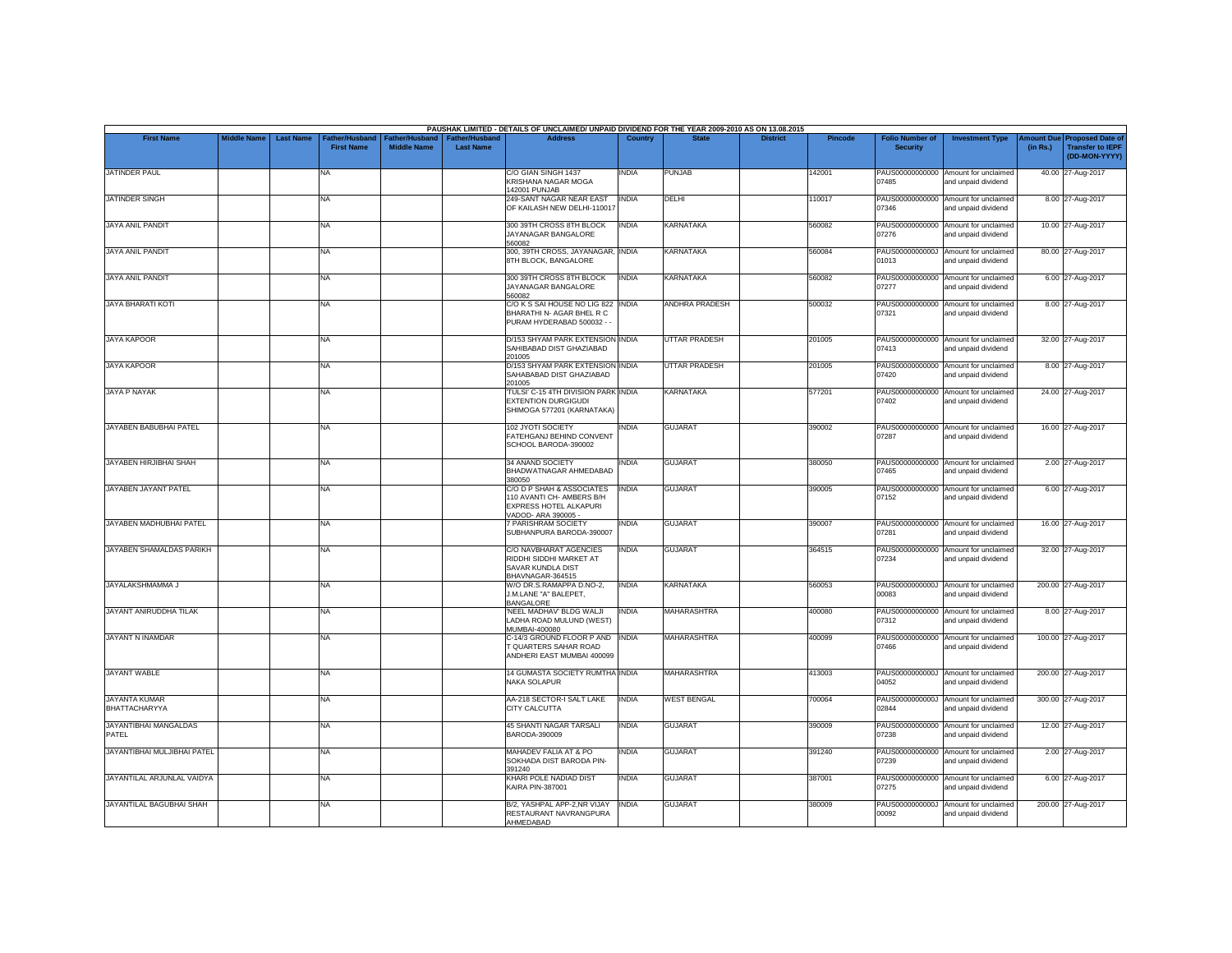PAUSHAK LIMITED - DETAILS OF UNCLAIMED/ UNPAID DIVIDEND FOR THE YEAR 2009-2010 AS ON 13.08.2015

| First Name | Middle Name | Last Name | Father/Husband First Name | Father/Husband Middle Name | Father/Husband Last Name | Address | Country | State | District | Pincode | Folio Number of Security | Investment Type | Amount Due (in Rs.) | Proposed Date of Transfer to IEPF (DD-MON-YYYY) |
|---|---|---|---|---|---|---|---|---|---|---|---|---|---|---|
| JATINDER PAUL | | | NA | | | C/O GIAN SINGH 1437 KRISHANA NAGAR MOGA 142001 PUNJAB | INDIA | PUNJAB | | 142001 | PAUS00000000000 07485 | Amount for unclaimed and unpaid dividend | 40.00 | 27-Aug-2017 |
| JATINDER SINGH | | | NA | | | 249-SANT NAGAR NEAR EAST OF KAILASH NEW DELHI-110017 | INDIA | DELHI | | 110017 | PAUS00000000000 07346 | Amount for unclaimed and unpaid dividend | 8.00 | 27-Aug-2017 |
| JAYA ANIL PANDIT | | | NA | | | 300 39TH CROSS 8TH BLOCK JAYANAGAR BANGALORE 560082 | INDIA | KARNATAKA | | 560082 | PAUS00000000000 07276 | Amount for unclaimed and unpaid dividend | 10.00 | 27-Aug-2017 |
| JAYA ANIL PANDIT | | | NA | | | 300, 39TH CROSS, JAYANAGAR, 8TH BLOCK, BANGALORE | INDIA | KARNATAKA | | 560084 | PAUS0000000000J 01013 | Amount for unclaimed and unpaid dividend | 80.00 | 27-Aug-2017 |
| JAYA ANIL PANDIT | | | NA | | | 300 39TH CROSS 8TH BLOCK JAYANAGAR BANGALORE 560082 | INDIA | KARNATAKA | | 560082 | PAUS00000000000 07277 | Amount for unclaimed and unpaid dividend | 6.00 | 27-Aug-2017 |
| JAYA BHARATI KOTI | | | NA | | | C/O K S SAI HOUSE NO LIG 822 BHARATHI N- AGAR BHEL R C PURAM HYDERABAD 500032 - - | INDIA | ANDHRA PRADESH | | 500032 | PAUS00000000000 07321 | Amount for unclaimed and unpaid dividend | 8.00 | 27-Aug-2017 |
| JAYA KAPOOR | | | NA | | | D/153 SHYAM PARK EXTENSION SAHIBABAD DIST GHAZIABAD 201005 | INDIA | UTTAR PRADESH | | 201005 | PAUS00000000000 07413 | Amount for unclaimed and unpaid dividend | 32.00 | 27-Aug-2017 |
| JAYA KAPOOR | | | NA | | | D/153 SHYAM PARK EXTENSION SAHABABAD DIST GHAZIABAD 201005 | INDIA | UTTAR PRADESH | | 201005 | PAUS00000000000 07420 | Amount for unclaimed and unpaid dividend | 8.00 | 27-Aug-2017 |
| JAYA P NAYAK | | | NA | | | 'TULSI' C-15 4TH DIVISION PARK EXTENTION DURGIGUDI SHIMOGA 577201 (KARNATAKA) | INDIA | KARNATAKA | | 577201 | PAUS00000000000 07402 | Amount for unclaimed and unpaid dividend | 24.00 | 27-Aug-2017 |
| JAYABEN BABUBHAI PATEL | | | NA | | | 102 JYOTI SOCIETY FATEHGANJ BEHIND CONVENT SCHOOL BARODA-390002 | INDIA | GUJARAT | | 390002 | PAUS00000000000 07287 | Amount for unclaimed and unpaid dividend | 16.00 | 27-Aug-2017 |
| JAYABEN HIRJIBHAI SHAH | | | NA | | | 34 ANAND SOCIETY BHADWATNAGAR AHMEDABAD 380050 | INDIA | GUJARAT | | 380050 | PAUS00000000000 07465 | Amount for unclaimed and unpaid dividend | 2.00 | 27-Aug-2017 |
| JAYABEN JAYANT PATEL | | | NA | | | C/O D P SHAH & ASSOCIATES 110 AVANTI CH- AMBERS B/H EXPRESS HOTEL ALKAPURI VADOD- ARA 390005 - | INDIA | GUJARAT | | 390005 | PAUS00000000000 07152 | Amount for unclaimed and unpaid dividend | 6.00 | 27-Aug-2017 |
| JAYABEN MADHUBHAI PATEL | | | NA | | | 7 PARISHRAM SOCIETY SUBHANPURA BARODA-390007 | INDIA | GUJARAT | | 390007 | PAUS00000000000 07281 | Amount for unclaimed and unpaid dividend | 16.00 | 27-Aug-2017 |
| JAYABEN SHAMALDAS PARIKH | | | NA | | | C/O NAVBHARAT AGENCIES RIDDHI SIDDHI MARKET AT SAVAR KUNDLA DIST BHAVNAGAR-364515 | INDIA | GUJARAT | | 364515 | PAUS00000000000 07234 | Amount for unclaimed and unpaid dividend | 32.00 | 27-Aug-2017 |
| JAYALAKSHMAMMA J | | | NA | | | W/O DR.S.RAMAPPA D.NO-2, J.M.LANE "A" BALEPET, BANGALORE | INDIA | KARNATAKA | | 560053 | PAUS0000000000J 00083 | Amount for unclaimed and unpaid dividend | 200.00 | 27-Aug-2017 |
| JAYANT ANIRUDDHA TILAK | | | NA | | | 'NEEL MADHAV' BLDG WALJI LADHA ROAD MULUND (WEST) MUMBAI-400080 | INDIA | MAHARASHTRA | | 400080 | PAUS00000000000 07312 | Amount for unclaimed and unpaid dividend | 8.00 | 27-Aug-2017 |
| JAYANT N INAMDAR | | | NA | | | C-14/3 GROUND FLOOR P AND T QUARTERS SAHAR ROAD ANDHERI EAST MUMBAI 400099 | INDIA | MAHARASHTRA | | 400099 | PAUS00000000000 07466 | Amount for unclaimed and unpaid dividend | 100.00 | 27-Aug-2017 |
| JAYANT WABLE | | | NA | | | 14 GUMASTA SOCIETY RUMTHA NAKA SOLAPUR | INDIA | MAHARASHTRA | | 413003 | PAUS0000000000J 04052 | Amount for unclaimed and unpaid dividend | 200.00 | 27-Aug-2017 |
| JAYANTA KUMAR BHATTACHARYYA | | | NA | | | AA-218 SECTOR-I SALT LAKE CITY CALCUTTA | INDIA | WEST BENGAL | | 700064 | PAUS0000000000J 02844 | Amount for unclaimed and unpaid dividend | 300.00 | 27-Aug-2017 |
| JAYANTIBHAI MANGALDAS PATEL | | | NA | | | 45 SHANTI NAGAR TARSALI BARODA-390009 | INDIA | GUJARAT | | 390009 | PAUS00000000000 07238 | Amount for unclaimed and unpaid dividend | 12.00 | 27-Aug-2017 |
| JAYANTIBHAI MULJIBHAI PATEL | | | NA | | | MAHADEV FALIA AT & PO SOKHADA DIST BARODA PIN-391240 | INDIA | GUJARAT | | 391240 | PAUS00000000000 07239 | Amount for unclaimed and unpaid dividend | 2.00 | 27-Aug-2017 |
| JAYANTILAL ARJUNLAL VAIDYA | | | NA | | | KHARI POLE NADIAD DIST KAIRA PIN-387001 | INDIA | GUJARAT | | 387001 | PAUS00000000000 07275 | Amount for unclaimed and unpaid dividend | 6.00 | 27-Aug-2017 |
| JAYANTILAL BAGUBHAI SHAH | | | NA | | | B/2, YASHPAL APP-2,NR VIJAY RESTAURANT NAVRANGPURA AHMEDABAD | INDIA | GUJARAT | | 380009 | PAUS0000000000J 00092 | Amount for unclaimed and unpaid dividend | 200.00 | 27-Aug-2017 |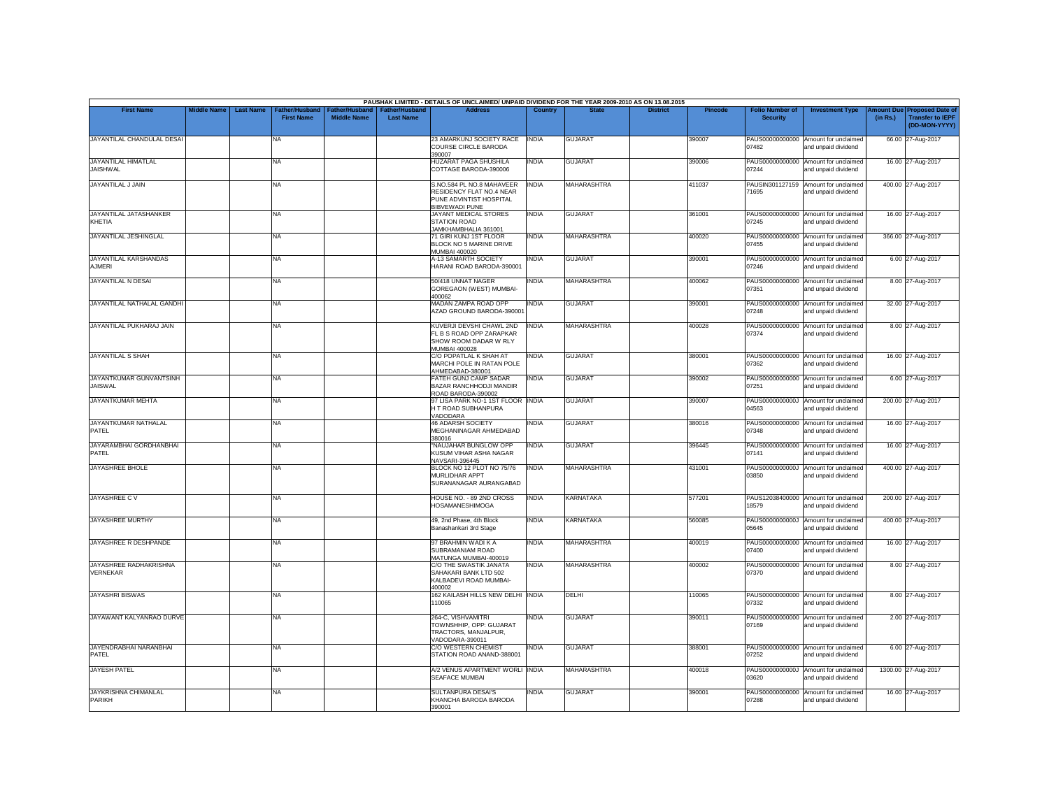PAUSHAK LIMITED - DETAILS OF UNCLAIMED/ UNPAID DIVIDEND FOR THE YEAR 2009-2010 AS ON 13.08.2015

| First Name | Middle Name | Last Name | Father/Husband First Name | Father/Husband Middle Name | Father/Husband Last Name | Address | Country | State | District | Pincode | Folio Number of Security | Investment Type | Amount Due (in Rs.) | Proposed Date of Transfer to IEPF (DD-MON-YYYY) |
|---|---|---|---|---|---|---|---|---|---|---|---|---|---|---|
| JAYANTILAL CHANDULAL DESAI | | | NA | | | 23 AMARKUNJ SOCIETY RACE COURSE CIRCLE BARODA 390007 | INDIA | GUJARAT | | 390007 | PAUS000000000000 07482 | Amount for unclaimed and unpaid dividend | 66.00 | 27-Aug-2017 |
| JAYANTILAL HIMATLAL JAISHWAL | | | NA | | | HUZARAT PAGA SHUSHILA COTTAGE BARODA-390006 | INDIA | GUJARAT | | 390006 | PAUS000000000000 07244 | Amount for unclaimed and unpaid dividend | 16.00 | 27-Aug-2017 |
| JAYANTILAL J JAIN | | | NA | | | S.NO.584 PL NO.8 MAHAVEER RESIDENCY FLAT NO.4 NEAR PUNE ADVINTIST HOSPITAL BIBVEWADI PUNE | INDIA | MAHARASHTRA | | 411037 | PAUSIN301127159 71695 | Amount for unclaimed and unpaid dividend | 400.00 | 27-Aug-2017 |
| JAYANTILAL JATASHANKER KHETIA | | | NA | | | JAYANT MEDICAL STORES STATION ROAD JAMKHAMBHALIA 361001 | INDIA | GUJARAT | | 361001 | PAUS000000000000 07245 | Amount for unclaimed and unpaid dividend | 16.00 | 27-Aug-2017 |
| JAYANTILAL JESHINGLAL | | | NA | | | 71 GIRI KUNJ 1ST FLOOR BLOCK NO 5 MARINE DRIVE MUMBAI 400020 | INDIA | MAHARASHTRA | | 400020 | PAUS000000000000 07455 | Amount for unclaimed and unpaid dividend | 366.00 | 27-Aug-2017 |
| JAYANTILAL KARSHANDAS AJMERI | | | NA | | | A-13 SAMARTH SOCIETY HARANI ROAD BARODA-390001 | INDIA | GUJARAT | | 390001 | PAUS000000000000 07246 | Amount for unclaimed and unpaid dividend | 6.00 | 27-Aug-2017 |
| JAYANTILAL N DESAI | | | NA | | | 50/418 UNNAT NAGER GOREGAON (WEST) MUMBAI-400062 | INDIA | MAHARASHTRA | | 400062 | PAUS000000000000 07351 | Amount for unclaimed and unpaid dividend | 8.00 | 27-Aug-2017 |
| JAYANTILAL NATHALAL GANDHI | | | NA | | | MADAN ZAMPA ROAD OPP AZAD GROUND BARODA-390001 | INDIA | GUJARAT | | 390001 | PAUS000000000000 07248 | Amount for unclaimed and unpaid dividend | 32.00 | 27-Aug-2017 |
| JAYANTILAL PUKHARAJ JAIN | | | NA | | | KUVERJI DEVSHI CHAWL 2ND FL B S ROAD OPP ZARAPKAR SHOW ROOM DADAR W RLY MUMBAI 400028 | INDIA | MAHARASHTRA | | 400028 | PAUS000000000000 07374 | Amount for unclaimed and unpaid dividend | 8.00 | 27-Aug-2017 |
| JAYANTILAL S SHAH | | | NA | | | C/O POPATLAL K SHAH AT MARCHI POLE IN RATAN POLE AHMEDABAD-380001 | INDIA | GUJARAT | | 380001 | PAUS000000000000 07362 | Amount for unclaimed and unpaid dividend | 16.00 | 27-Aug-2017 |
| JAYANTKUMAR GUNVANTSINH JAISWAL | | | NA | | | FATEH GUNJ CAMP SADAR BAZAR RANCHHODJI MANDIR ROAD BARODA-390002 | INDIA | GUJARAT | | 390002 | PAUS000000000000 07251 | Amount for unclaimed and unpaid dividend | 6.00 | 27-Aug-2017 |
| JAYANTKUMAR MEHTA | | | NA | | | 97 LISA PARK NO-1 1ST FLOOR H T ROAD SUBHANPURA VADODARA | INDIA | GUJARAT | | 390007 | PAUS0000000000J 04563 | Amount for unclaimed and unpaid dividend | 200.00 | 27-Aug-2017 |
| JAYANTKUMAR NATHALAL PATEL | | | NA | | | 46 ADARSH SOCIETY MEGHANINAGAR AHMEDABAD 380016 | INDIA | GUJARAT | | 380016 | PAUS000000000000 07348 | Amount for unclaimed and unpaid dividend | 16.00 | 27-Aug-2017 |
| JAYARAMBHAI GORDHANBHAI PATEL | | | NA | | | "NAUJAHAR BUNGLOW OPP KUSUM VIHAR ASHA NAGAR NAVSARI-396445 | INDIA | GUJARAT | | 396445 | PAUS000000000000 07141 | Amount for unclaimed and unpaid dividend | 16.00 | 27-Aug-2017 |
| JAYASHREE BHOLE | | | NA | | | BLOCK NO 12 PLOT NO 75/76 MURLIDHAR APPT SURANANAGAR AURANGABAD | INDIA | MAHARASHTRA | | 431001 | PAUS0000000000J 03850 | Amount for unclaimed and unpaid dividend | 400.00 | 27-Aug-2017 |
| JAYASHREE C V | | | NA | | | HOUSE NO. - 89 2ND CROSS HOSAMANESHIMOGA | INDIA | KARNATAKA | | 577201 | PAUS12038400000 18579 | Amount for unclaimed and unpaid dividend | 200.00 | 27-Aug-2017 |
| JAYASHREE MURTHY | | | NA | | | 49, 2nd Phase, 4th Block Banashankari 3rd Stage | INDIA | KARNATAKA | | 560085 | PAUS0000000000J 05645 | Amount for unclaimed and unpaid dividend | 400.00 | 27-Aug-2017 |
| JAYASHREE R DESHPANDE | | | NA | | | 97 BRAHMIN WADI K A SUBRAMANIAM ROAD MATUNGA MUMBAI-400019 | INDIA | MAHARASHTRA | | 400019 | PAUS000000000000 07400 | Amount for unclaimed and unpaid dividend | 16.00 | 27-Aug-2017 |
| JAYASHREE RADHAKRISHNA VERNEKAR | | | NA | | | C/O THE SWASTIK JANATA SAHAKARI BANK LTD 502 KALBADEVI ROAD MUMBAI-400002 | INDIA | MAHARASHTRA | | 400002 | PAUS000000000000 07370 | Amount for unclaimed and unpaid dividend | 8.00 | 27-Aug-2017 |
| JAYASHRI BISWAS | | | NA | | | 162 KAILASH HILLS NEW DELHI 110065 | INDIA | DELHI | | 110065 | PAUS000000000000 07332 | Amount for unclaimed and unpaid dividend | 8.00 | 27-Aug-2017 |
| JAYAWANT KALYANRAO DURVE | | | NA | | | 264-C, VISHVAMITRI TOWNSHHIP, OPP: GUJARAT TRACTORS, MANJALPUR, VADODARA-390011 | INDIA | GUJARAT | | 390011 | PAUS000000000000 07169 | Amount for unclaimed and unpaid dividend | 2.00 | 27-Aug-2017 |
| JAYENDRABHAI NARANBHAI PATEL | | | NA | | | C/O WESTERN CHEMIST STATION ROAD ANAND-388001 | INDIA | GUJARAT | | 388001 | PAUS000000000000 07252 | Amount for unclaimed and unpaid dividend | 6.00 | 27-Aug-2017 |
| JAYESH PATEL | | | NA | | | A/2 VENUS APARTMENT WORLI SEAFACE MUMBAI | INDIA | MAHARASHTRA | | 400018 | PAUS0000000000J 03620 | Amount for unclaimed and unpaid dividend | 1300.00 | 27-Aug-2017 |
| JAYKRISHNA CHIMANLAL PARIKH | | | NA | | | SULTANPURA DESAI'S KHANCHA BARODA BARODA 390001 | INDIA | GUJARAT | | 390001 | PAUS000000000000 07288 | Amount for unclaimed and unpaid dividend | 16.00 | 27-Aug-2017 |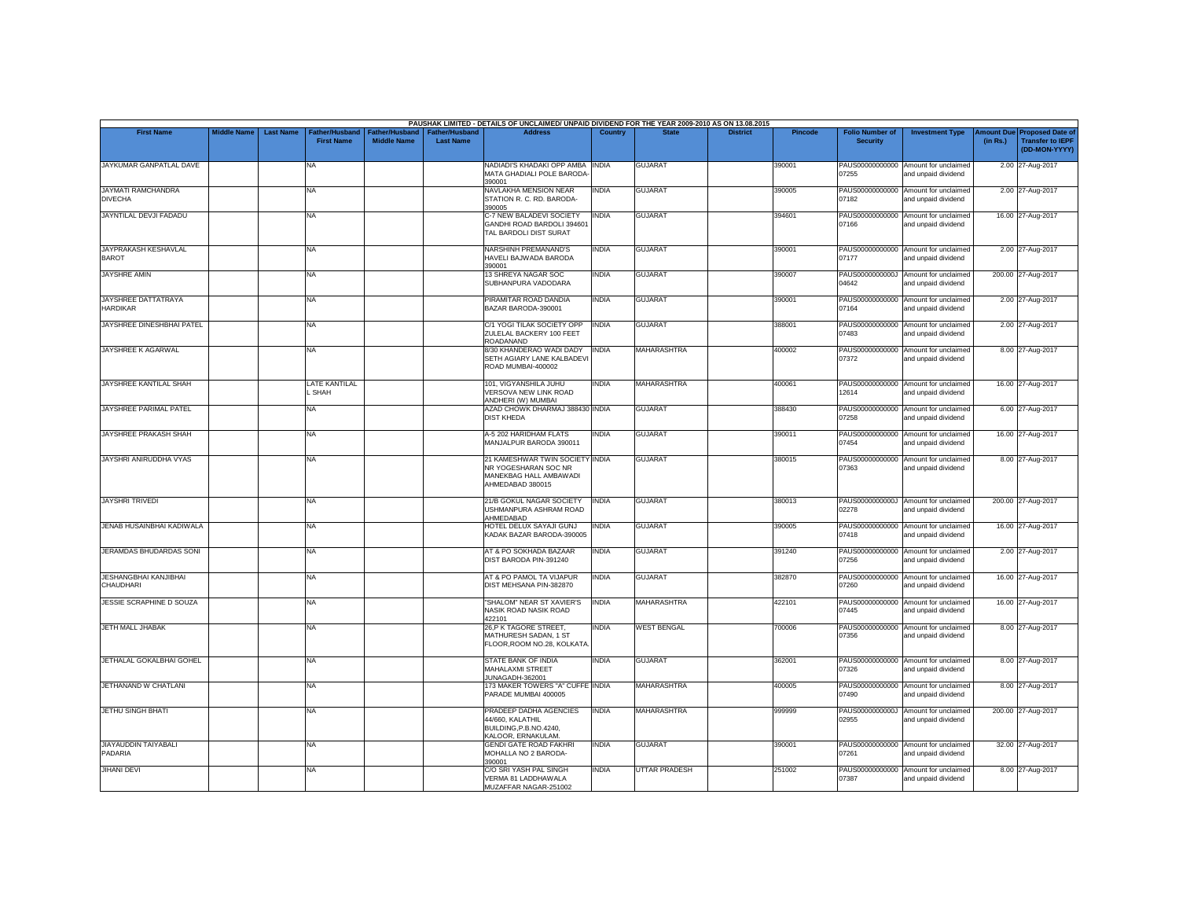PAUSHAK LIMITED - DETAILS OF UNCLAIMED/ UNPAID DIVIDEND FOR THE YEAR 2009-2010 AS ON 13.08.2015

| First Name | Middle Name | Last Name | Father/Husband First Name | Father/Husband Middle Name | Father/Husband Last Name | Address | Country | State | District | Pincode | Folio Number of Security | Investment Type | Amount Due (in Rs.) | Proposed Date of Transfer to IEPF (DD-MON-YYYY) |
|---|---|---|---|---|---|---|---|---|---|---|---|---|---|---|
| JAYKUMAR GANPATLAL DAVE | | | NA | | | NADIADI'S KHADAKI OPP AMBA MATA GHADIALI POLE BARODA-390001 | INDIA | GUJARAT | | 390001 | PAUS00000000000 07255 | Amount for unclaimed and unpaid dividend | 2.00 | 27-Aug-2017 |
| JAYMATI RAMCHANDRA DIVECHA | | | NA | | | NAVLAKHA MENSION NEAR STATION R. C. RD. BARODA-390005 | INDIA | GUJARAT | | 390005 | PAUS00000000000 07182 | Amount for unclaimed and unpaid dividend | 2.00 | 27-Aug-2017 |
| JAYNTILAL DEVJI FADADU | | | NA | | | C-7 NEW BALADEVI SOCIETY GANDHI ROAD BARDOLI 394601 TAL BARDOLI DIST SURAT | INDIA | GUJARAT | | 394601 | PAUS00000000000 07166 | Amount for unclaimed and unpaid dividend | 16.00 | 27-Aug-2017 |
| JAYPRAKASH KESHAVLAL BAROT | | | NA | | | NARSHINH PREMANAND'S HAVELI BAJWADA BARODA 390001 | INDIA | GUJARAT | | 390001 | PAUS00000000000 07177 | Amount for unclaimed and unpaid dividend | 2.00 | 27-Aug-2017 |
| JAYSHRE AMIN | | | NA | | | 13 SHREYA NAGAR SOC SUBHANPURA VADODARA | INDIA | GUJARAT | | 390007 | PAUS0000000000J 04642 | Amount for unclaimed and unpaid dividend | 200.00 | 27-Aug-2017 |
| JAYSHREE DATTATRAYA HARDIKAR | | | NA | | | PIRAMITAR ROAD DANDIA BAZAR BARODA-390001 | INDIA | GUJARAT | | 390001 | PAUS00000000000 07164 | Amount for unclaimed and unpaid dividend | 2.00 | 27-Aug-2017 |
| JAYSHREE DINESHBHAI PATEL | | | NA | | | C/1 YOGI TILAK SOCIETY OPP ZULELAL BACKERY 100 FEET ROADANAND | INDIA | GUJARAT | | 388001 | PAUS00000000000 07483 | Amount for unclaimed and unpaid dividend | 2.00 | 27-Aug-2017 |
| JAYSHREE K AGARWAL | | | NA | | | 8/30 KHANDERAO WADI DADY SETH AGIARY LANE KALBADEVI ROAD MUMBAI-400002 | INDIA | MAHARASHTRA | | 400002 | PAUS00000000000 07372 | Amount for unclaimed and unpaid dividend | 8.00 | 27-Aug-2017 |
| JAYSHREE KANTILAL SHAH | | | LATE KANTILAL L SHAH | | | 101, VIGYANSHILA JUHU VERSOVA NEW LINK ROAD ANDHERI (W) MUMBAI | INDIA | MAHARASHTRA | | 400061 | PAUS00000000000 12614 | Amount for unclaimed and unpaid dividend | 16.00 | 27-Aug-2017 |
| JAYSHREE PARIMAL PATEL | | | NA | | | AZAD CHOWK DHARMAJ 388430 DIST KHEDA | INDIA | GUJARAT | | 388430 | PAUS00000000000 07258 | Amount for unclaimed and unpaid dividend | 6.00 | 27-Aug-2017 |
| JAYSHREE PRAKASH SHAH | | | NA | | | A-5 202 HARIDHAM FLATS MANJALPUR BARODA 390011 | INDIA | GUJARAT | | 390011 | PAUS00000000000 07454 | Amount for unclaimed and unpaid dividend | 16.00 | 27-Aug-2017 |
| JAYSHRI ANIRUDDHA VYAS | | | NA | | | 21 KAMESHWAR TWIN SOCIETY NR YOGESHARAN SOC NR MANEKBAG HALL AMBAWADI AHMEDABAD 380015 | INDIA | GUJARAT | | 380015 | PAUS00000000000 07363 | Amount for unclaimed and unpaid dividend | 8.00 | 27-Aug-2017 |
| JAYSHRI TRIVEDI | | | NA | | | 21/B GOKUL NAGAR SOCIETY USHMANPURA ASHRAM ROAD AHMEDABAD | INDIA | GUJARAT | | 380013 | PAUS0000000000J 02278 | Amount for unclaimed and unpaid dividend | 200.00 | 27-Aug-2017 |
| JENAB HUSAINBHAI KADIWALA | | | NA | | | HOTEL DELUX SAYAJI GUNJ KADAK BAZAR BARODA-390005 | INDIA | GUJARAT | | 390005 | PAUS00000000000 07418 | Amount for unclaimed and unpaid dividend | 16.00 | 27-Aug-2017 |
| JERAMDAS BHUDARDAS SONI | | | NA | | | AT & PO SOKHADA BAZAAR DIST BARODA PIN-391240 | INDIA | GUJARAT | | 391240 | PAUS00000000000 07256 | Amount for unclaimed and unpaid dividend | 2.00 | 27-Aug-2017 |
| JESHANGBHAI KANJIBHAI CHAUDHARI | | | NA | | | AT & PO PAMOL TA VIJAPUR DIST MEHSANA PIN-382870 | INDIA | GUJARAT | | 382870 | PAUS00000000000 07260 | Amount for unclaimed and unpaid dividend | 16.00 | 27-Aug-2017 |
| JESSIE SCRAPHINE D SOUZA | | | NA | | | "SHALOM" NEAR ST XAVIER'S NASIK ROAD NASIK ROAD 422101 | INDIA | MAHARASHTRA | | 422101 | PAUS00000000000 07445 | Amount for unclaimed and unpaid dividend | 16.00 | 27-Aug-2017 |
| JETH MALL JHABAK | | | NA | | | 26,P K TAGORE STREET, MATHURESH SADAN, 1 ST FLOOR,ROOM NO.28, KOLKATA. | INDIA | WEST BENGAL | | 700006 | PAUS00000000000 07356 | Amount for unclaimed and unpaid dividend | 8.00 | 27-Aug-2017 |
| JETHALAL GOKALBHAI GOHEL | | | NA | | | STATE BANK OF INDIA MAHALAXMI STREET JUNAGADH-362001 | INDIA | GUJARAT | | 362001 | PAUS00000000000 07326 | Amount for unclaimed and unpaid dividend | 8.00 | 27-Aug-2017 |
| JETHANAND W CHATLANI | | | NA | | | 173 MAKER TOWERS "A" CUFFE PARADE MUMBAI 400005 | INDIA | MAHARASHTRA | | 400005 | PAUS00000000000 07490 | Amount for unclaimed and unpaid dividend | 8.00 | 27-Aug-2017 |
| JETHU SINGH BHATI | | | NA | | | PRADEEP DADHA AGENCIES 44/660, KALATHIL BUILDING,P.B.NO.4240, KALOOR, ERNAKULAM. | INDIA | MAHARASHTRA | | 999999 | PAUS0000000000J 02955 | Amount for unclaimed and unpaid dividend | 200.00 | 27-Aug-2017 |
| JIAYAUDDIN TAIYABALI PADARIA | | | NA | | | GENDI GATE ROAD FAKHRI MOHALLA NO 2 BARODA-390001 | INDIA | GUJARAT | | 390001 | PAUS00000000000 07261 | Amount for unclaimed and unpaid dividend | 32.00 | 27-Aug-2017 |
| JIHANI DEVI | | | NA | | | C/O SRI YASH PAL SINGH VERMA 81 LADDHAWALA MUZAFFAR NAGAR-251002 | INDIA | UTTAR PRADESH | | 251002 | PAUS00000000000 07387 | Amount for unclaimed and unpaid dividend | 8.00 | 27-Aug-2017 |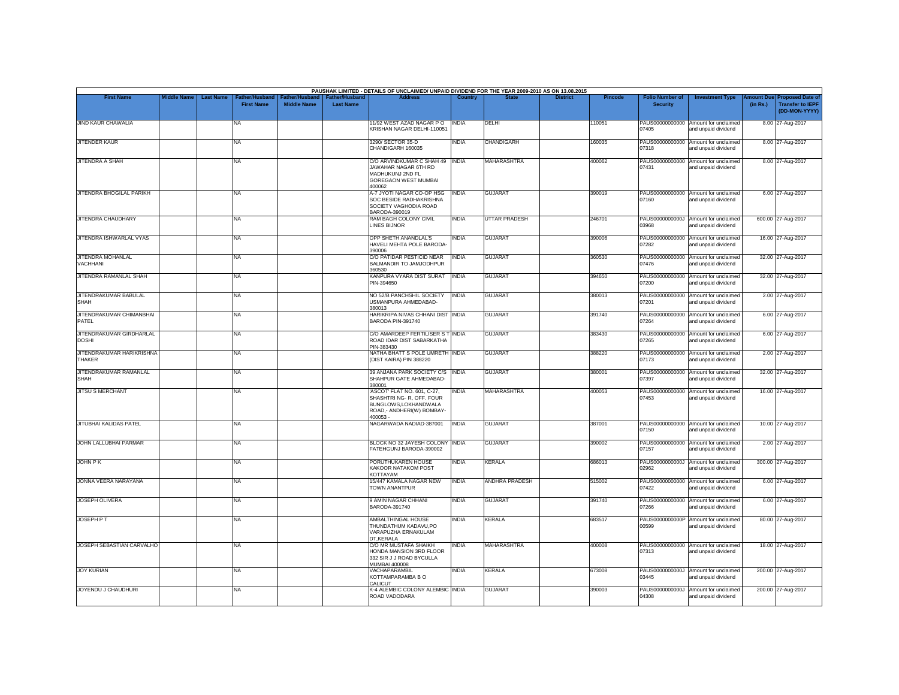PAUSHAK LIMITED - DETAILS OF UNCLAIMED/ UNPAID DIVIDEND FOR THE YEAR 2009-2010 AS ON 13.08.2015

| First Name | Middle Name | Last Name | Father/Husband First Name | Father/Husband Middle Name | Father/Husband Last Name | Address | Country | State | District | Pincode | Folio Number of Security | Investment Type | Amount Due (in Rs.) | Proposed Date of Transfer to IEPF (DD-MON-YYYY) |
|---|---|---|---|---|---|---|---|---|---|---|---|---|---|---|
| JIND KAUR CHAWALIA | | | NA | | | 11/92 WEST AZAD NAGAR P O KRISHAN NAGAR DELHI-110051 | INDIA | DELHI | | 110051 | PAUS000000000000 07405 | Amount for unclaimed and unpaid dividend | 8.00 | 27-Aug-2017 |
| JITENDER KAUR | | | NA | | | 3290/ SECTOR 35-D CHANDIGARH 160035 | INDIA | CHANDIGARH | | 160035 | PAUS000000000000 07318 | Amount for unclaimed and unpaid dividend | 8.00 | 27-Aug-2017 |
| JITENDRA A SHAH | | | NA | | | C/O ARVINDKUMAR C SHAH 49 JAWAHAR NAGAR 6TH RD MADHUKUNJ 2ND FL GOREGAON WEST MUMBAI 400062 | INDIA | MAHARASHTRA | | 400062 | PAUS000000000000 07431 | Amount for unclaimed and unpaid dividend | 8.00 | 27-Aug-2017 |
| JITENDRA BHOGILAL PARIKH | | | NA | | | A-7 JYOTI NAGAR CO-OP HSG SOC BESIDE RADHAKRISHNA SOCIETY VAGHODIA ROAD BARODA-390019 | INDIA | GUJARAT | | 390019 | PAUS000000000000 07160 | Amount for unclaimed and unpaid dividend | 6.00 | 27-Aug-2017 |
| JITENDRA CHAUDHARY | | | NA | | | RAM BAGH COLONY CIVIL LINES BIJNOR | INDIA | UTTAR PRADESH | | 246701 | PAUS0000000000J 03968 | Amount for unclaimed and unpaid dividend | 600.00 | 27-Aug-2017 |
| JITENDRA ISHWARLAL VYAS | | | NA | | | OPP SHETH ANANDLAL'S HAVELI MEHTA POLE BARODA-390006 | INDIA | GUJARAT | | 390006 | PAUS000000000000 07282 | Amount for unclaimed and unpaid dividend | 16.00 | 27-Aug-2017 |
| JITENDRA MOHANLAL VACHHANI | | | NA | | | C/O PATIDAR PESTICID NEAR BALMANDIR TO JAMJODHPUR 360530 | INDIA | GUJARAT | | 360530 | PAUS000000000000 07476 | Amount for unclaimed and unpaid dividend | 32.00 | 27-Aug-2017 |
| JITENDRA RAMANLAL SHAH | | | NA | | | KANPURA VYARA DIST SURAT PIN-394650 | INDIA | GUJARAT | | 394650 | PAUS000000000000 07200 | Amount for unclaimed and unpaid dividend | 32.00 | 27-Aug-2017 |
| JITENDRAKUMAR BABULAL SHAH | | | NA | | | NO 52/B PANCHSHIL SOCIETY USMANPURA AHMEDABAD-380013 | INDIA | GUJARAT | | 380013 | PAUS000000000000 07201 | Amount for unclaimed and unpaid dividend | 2.00 | 27-Aug-2017 |
| JITENDRAKUMAR CHIMANBHAI PATEL | | | NA | | | HARIKRIPA NIVAS CHHANI DIST BARODA PIN-391740 | INDIA | GUJARAT | | 391740 | PAUS000000000000 07264 | Amount for unclaimed and unpaid dividend | 6.00 | 27-Aug-2017 |
| JITENDRAKUMAR GIRDHARLAL DOSHI | | | NA | | | C/O AMARDEEP FERTILISER S T ROAD IDAR DIST SABARKATHA PIN-383430 | INDIA | GUJARAT | | 383430 | PAUS000000000000 07265 | Amount for unclaimed and unpaid dividend | 6.00 | 27-Aug-2017 |
| JITENDRAKUMAR HARIKRISHNA THAKER | | | NA | | | NATHA BHATT S POLE UMRETH (DIST KAIRA) PIN 388220 | INDIA | GUJARAT | | 388220 | PAUS000000000000 07173 | Amount for unclaimed and unpaid dividend | 2.00 | 27-Aug-2017 |
| JITENDRAKUMAR RAMANLAL SHAH | | | NA | | | 39 ANJANA PARK SOCIETY C/S SHAHPUR GATE AHMEDABAD-380001 | INDIA | GUJARAT | | 380001 | PAUS000000000000 07397 | Amount for unclaimed and unpaid dividend | 32.00 | 27-Aug-2017 |
| JITSU S MERCHANT | | | NA | | | 'ASCOT' FLAT NO. 601, C-27, SHASHTRI NG- R, OFF. FOUR BUNGLOWS,LOKHANDWALA ROAD,- ANDHERI(W) BOMBAY-400053 - | INDIA | MAHARASHTRA | | 400053 | PAUS000000000000 07453 | Amount for unclaimed and unpaid dividend | 16.00 | 27-Aug-2017 |
| JITUBHAI KALIDAS PATEL | | | NA | | | NAGARWADA NADIAD-387001 | INDIA | GUJARAT | | 387001 | PAUS000000000000 07150 | Amount for unclaimed and unpaid dividend | 10.00 | 27-Aug-2017 |
| JOHN LALLUBHAI PARMAR | | | NA | | | BLOCK NO 32 JAYESH COLONY FATEHGUNJ BARODA-390002 | INDIA | GUJARAT | | 390002 | PAUS000000000000 07157 | Amount for unclaimed and unpaid dividend | 2.00 | 27-Aug-2017 |
| JOHN P K | | | NA | | | PORUTHUKAREN HOUSE KAKOOR NATAKOM POST KOTTAYAM | INDIA | KERALA | | 686013 | PAUS0000000000J 02962 | Amount for unclaimed and unpaid dividend | 300.00 | 27-Aug-2017 |
| JONNA VEERA NARAYANA | | | NA | | | 15/447 KAMALA NAGAR NEW TOWN ANANTPUR | INDIA | ANDHRA PRADESH | | 515002 | PAUS000000000000 07422 | Amount for unclaimed and unpaid dividend | 6.00 | 27-Aug-2017 |
| JOSEPH OLIVERA | | | NA | | | 9 AMIN NAGAR CHHANI BARODA-391740 | INDIA | GUJARAT | | 391740 | PAUS000000000000 07266 | Amount for unclaimed and unpaid dividend | 6.00 | 27-Aug-2017 |
| JOSEPH P T | | | NA | | | AMBALTHINGAL HOUSE THUNDATHUM KADAVU,PO VARAPUZHA ERNAKULAM DT,KERALA | INDIA | KERALA | | 683517 | PAUS0000000000P 00599 | Amount for unclaimed and unpaid dividend | 80.00 | 27-Aug-2017 |
| JOSEPH SEBASTIAN CARVALHO | | | NA | | | C/O MR MUSTAFA SHAIKH HONDA MANSION 3RD FLOOR 332 SIR J J ROAD BYCULLA MUMBAI 400008 | INDIA | MAHARASHTRA | | 400008 | PAUS000000000000 07313 | Amount for unclaimed and unpaid dividend | 18.00 | 27-Aug-2017 |
| JOY KURIAN | | | NA | | | VACHAPARAMBIL KOTTAMPARAMBA B O CALICUT | INDIA | KERALA | | 673008 | PAUS0000000000J 03445 | Amount for unclaimed and unpaid dividend | 200.00 | 27-Aug-2017 |
| JOYENDU J CHAUDHURI | | | NA | | | K-4 ALEMBIC COLONY ALEMBIC ROAD VADODARA | INDIA | GUJARAT | | 390003 | PAUS0000000000J 04308 | Amount for unclaimed and unpaid dividend | 200.00 | 27-Aug-2017 |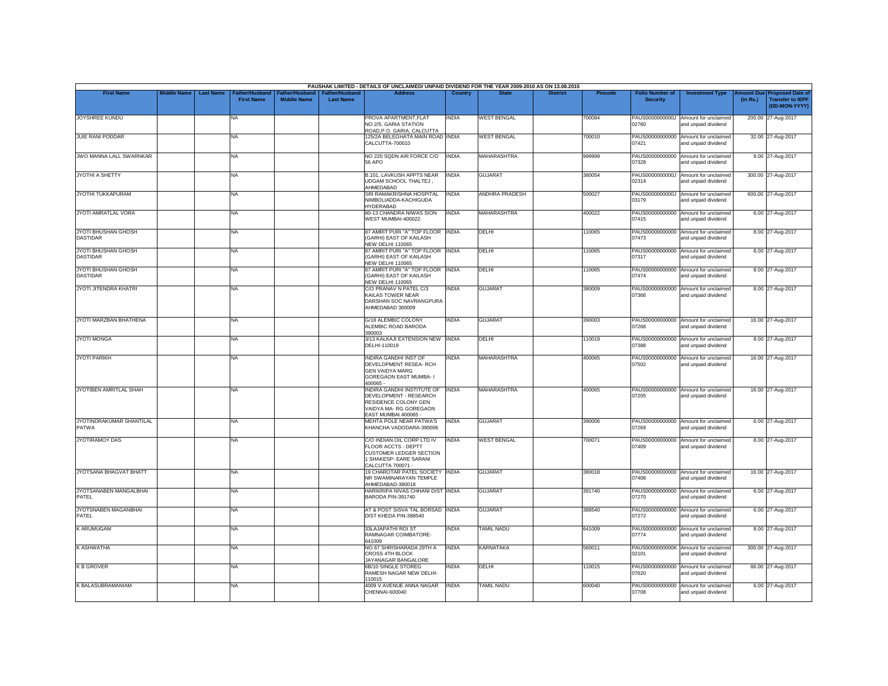PAUSHAK LIMITED - DETAILS OF UNCLAIMED/ UNPAID DIVIDEND FOR THE YEAR 2009-2010 AS ON 13.08.2015

| First Name | Middle Name | Last Name | Father/Husband First Name | Father/Husband Middle Name | Father/Husband Last Name | Address | Country | State | District | Pincode | Folio Number of Security | Investment Type | Amount Due (in Rs.) | Proposed Date of Transfer to IEPF (DD-MON-YYYY) |
|---|---|---|---|---|---|---|---|---|---|---|---|---|---|---|
| JOYSHREE KUNDU | | | NA | | | PROVA APARTMENT,FLAT NO.2/5, GARIA STATION ROAD,P.O. GARIA, CALCUTTA | INDIA | WEST BENGAL | | 700084 | PAUS00000000000J02760 | Amount for unclaimed and unpaid dividend | 200.00 | 27-Aug-2017 |
| JUIE RANI PODDAR | | | NA | | | 125/2A BELEGHATA MAIN ROAD CALCUTTA-700010 | INDIA | WEST BENGAL | | 700010 | PAUS00000000000007421 | Amount for unclaimed and unpaid dividend | 32.00 | 27-Aug-2017 |
| JWO MANNA LALL SWARNKAR | | | NA | | | NO 220 SQDN AIR FORCE C/O 56 APO | INDIA | MAHARASHTRA | | 999999 | PAUS00000000000007328 | Amount for unclaimed and unpaid dividend | 8.00 | 27-Aug-2017 |
| JYOTHI A SHETTY | | | NA | | | B.101, LAVKUSH APPTS NEAR UDGAM SCHOOL THALTEJ , AHMEDABAD | INDIA | GUJARAT | | 380054 | PAUS00000000000J02314 | Amount for unclaimed and unpaid dividend | 300.00 | 27-Aug-2017 |
| JYOTHI TUKKAPURAM | | | NA | | | SRI RAMAKRISHNA HOSPITAL NIMBOLIADDA-KACHIGUDA HYDERABAD | INDIA | ANDHRA PRADESH | | 500027 | PAUS00000000000J03179 | Amount for unclaimed and unpaid dividend | 600.00 | 27-Aug-2017 |
| JYOTI AMRATLAL VORA | | | NA | | | 80-13 CHANDRA NIWAS SION WEST MUMBAI-400022 | INDIA | MAHARASHTRA | | 400022 | PAUS00000000000007415 | Amount for unclaimed and unpaid dividend | 6.00 | 27-Aug-2017 |
| JYOTI BHUSHAN GHOSH DASTIDAR | | | NA | | | 87 AMRIT PURI "A" TOP FLOOR (GARHI) EAST OF KAILASH NEW DELHI 110065 | INDIA | DELHI | | 110065 | PAUS00000000000007473 | Amount for unclaimed and unpaid dividend | 8.00 | 27-Aug-2017 |
| JYOTI BHUSHAN GHOSH DASTIDAR | | | NA | | | 87 AMRIT PURI "A" TOP FLOOR (GARHI) EAST OF KAILASH NEW DELHI 110065 | INDIA | DELHI | | 110065 | PAUS00000000000007317 | Amount for unclaimed and unpaid dividend | 8.00 | 27-Aug-2017 |
| JYOTI BHUSHAN GHOSH DASTIDAR | | | NA | | | 87 AMRIT PURI "A" TOP FLOOR (GARHI) EAST OF KAILASH NEW DELHI 110065 | INDIA | DELHI | | 110065 | PAUS00000000000007474 | Amount for unclaimed and unpaid dividend | 8.00 | 27-Aug-2017 |
| JYOTI JITENDRA KHATRI | | | NA | | | C/O PRANAV N PATEL C/3 KAILAS TOWER NEAR DARSHAN SOC NAVRANGPURA AHMEDABAD 380009 | INDIA | GUJARAT | | 380009 | PAUS00000000000007366 | Amount for unclaimed and unpaid dividend | 8.00 | 27-Aug-2017 |
| JYOTI MARZBAN BHATHENA | | | NA | | | G/18 ALEMBIC COLONY ALEMBIC ROAD BARODA 390003 | INDIA | GUJARAT | | 390003 | PAUS00000000000007268 | Amount for unclaimed and unpaid dividend | 16.00 | 27-Aug-2017 |
| JYOTI MONGA | | | NA | | | 3/13 KALKAJI EXTENSION NEW DELHI-110019 | INDIA | DELHI | | 110019 | PAUS00000000000007388 | Amount for unclaimed and unpaid dividend | 8.00 | 27-Aug-2017 |
| JYOTI PARIKH | | | NA | | | INDIRA GANDHI INST OF DEVELOPMENT RESEA- RCH GEN VAIDYA MARG GOREGAON EAST MUMBA- I 400065 - | INDIA | MAHARASHTRA | | 400065 | PAUS00000000000007502 | Amount for unclaimed and unpaid dividend | 16.00 | 27-Aug-2017 |
| JYOTIBEN AMRITLAL SHAH | | | NA | | | INDIRA GANDHI INSTITUTE OF DEVELOPMENT - RESEARCH RESIDENCE COLONY GEN VAIDYA MA- RG GOREGAON EAST MUMBAI 400065 - | INDIA | MAHARASHTRA | | 400065 | PAUS00000000000007205 | Amount for unclaimed and unpaid dividend | 16.00 | 27-Aug-2017 |
| JYOTINDRAKUMAR SHANTILAL PATWA | | | NA | | | MEHTA POLE NEAR PATWA'S KHANCHA VADODARA-390006 | INDIA | GUJARAT | | 390006 | PAUS00000000000007269 | Amount for unclaimed and unpaid dividend | 6.00 | 27-Aug-2017 |
| JYOTIRAMOY DAS | | | NA | | | C/O INDIAN OIL CORP LTD IV FLOOR ACCTS - DEPTT CUSTOMER LEDGER SECTION 1 SHAKESP- EARE SARANI CALCUTTA 700071 - | INDIA | WEST BENGAL | | 700071 | PAUS00000000000007409 | Amount for unclaimed and unpaid dividend | 8.00 | 27-Aug-2017 |
| JYOTSANA BHAGVAT BHATT | | | NA | | | 19 CHAROTAR PATEL SOCIETY NR SWAMINARAYAN TEMPLE AHMEDABAD-380018 | INDIA | GUJARAT | | 380018 | PAUS00000000000007408 | Amount for unclaimed and unpaid dividend | 16.00 | 27-Aug-2017 |
| JYOTSANABEN MANGALBHAI PATEL | | | NA | | | HARIKRIPA NIVAS CHHANI DIST BARODA PIN-391740 | INDIA | GUJARAT | | 391740 | PAUS00000000000007270 | Amount for unclaimed and unpaid dividend | 6.00 | 27-Aug-2017 |
| JYOTSNABEN MAGANBHAI PATEL | | | NA | | | AT & POST SISVA TAL BORSAD DIST KHEDA PIN-388540 | INDIA | GUJARAT | | 388540 | PAUS00000000000007272 | Amount for unclaimed and unpaid dividend | 6.00 | 27-Aug-2017 |
| K ARUMUGAM | | | NA | | | 33LAJAPATHI ROI ST RAMNAGAR COIMBATORE-641009 | INDIA | TAMIL NADU | | 641009 | PAUS00000000000007774 | Amount for unclaimed and unpaid dividend | 8.00 | 27-Aug-2017 |
| K ASHWATHA | | | NA | | | NO.67 SHRISHARADA 29TH A CROSS 4TH BLOCK JAYANAGAR BANGALORE | INDIA | KARNATAKA | | 560011 | PAUS0000000000K02101 | Amount for unclaimed and unpaid dividend | 300.00 | 27-Aug-2017 |
| K B GROVER | | | NA | | | 6B/10 SINGLE STOREG RAMESH NAGAR NEW DELHI-110015 | INDIA | DELHI | | 110015 | PAUS00000000000007620 | Amount for unclaimed and unpaid dividend | 66.00 | 27-Aug-2017 |
| K BALASUBRAMANIAM | | | NA | | | 4009 V AVENUE ANNA NAGAR CHENNAI-600040 | INDIA | TAMIL NADU | | 600040 | PAUS00000000000007708 | Amount for unclaimed and unpaid dividend | 6.00 | 27-Aug-2017 |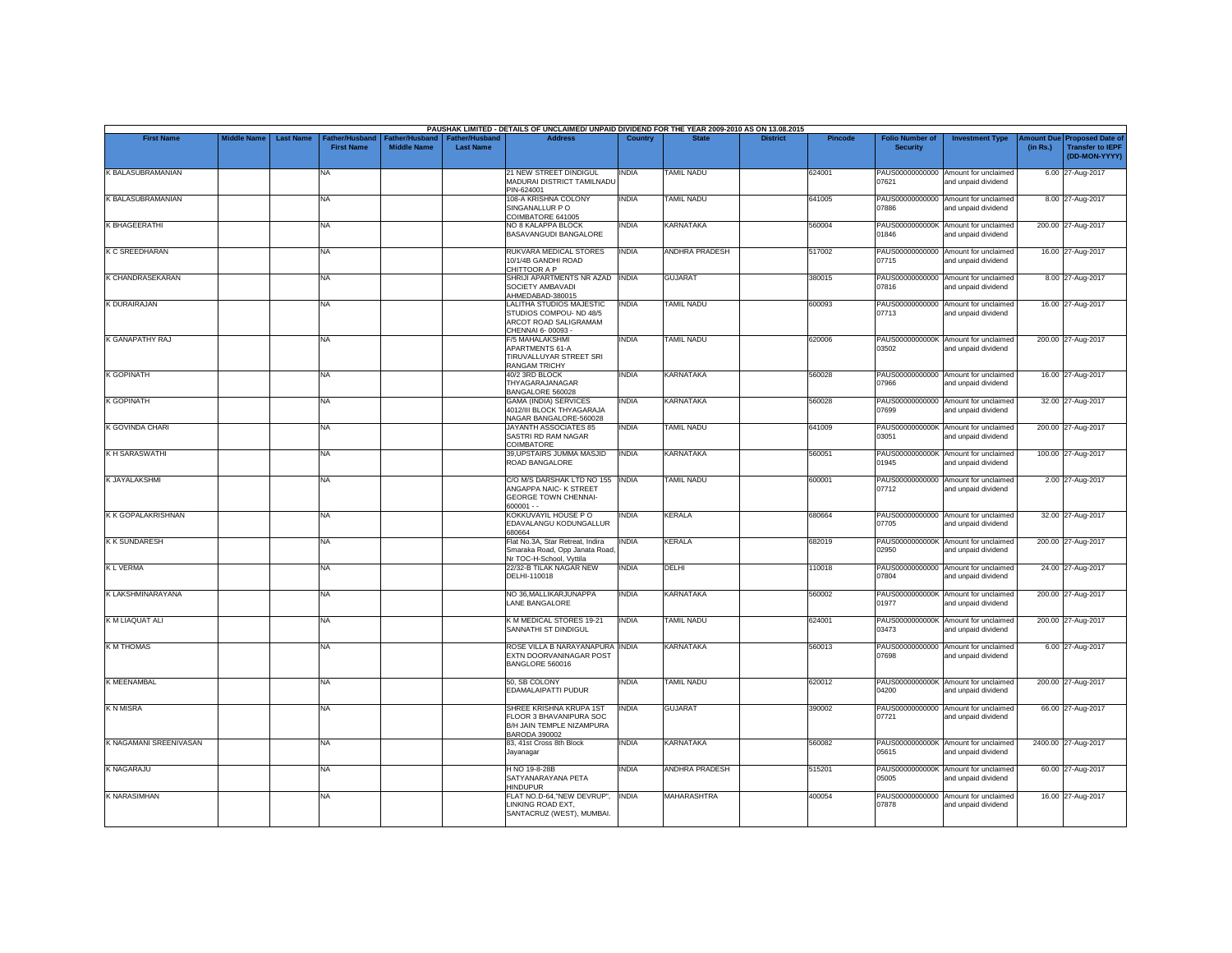PAUSHAK LIMITED - DETAILS OF UNCLAIMED/ UNPAID DIVIDEND FOR THE YEAR 2009-2010 AS ON 13.08.2015

| First Name | Middle Name | Last Name | Father/Husband First Name | Father/Husband Middle Name | Father/Husband Last Name | Address | Country | State | District | Pincode | Folio Number of Security | Investment Type | Amount Due (in Rs.) | Proposed Date of Transfer to IEPF (DD-MON-YYYY) |
|---|---|---|---|---|---|---|---|---|---|---|---|---|---|---|
| K BALASUBRAMANIAN | | | NA | | | 21 NEW STREET DINDIGUL MADURAI DISTRICT TAMILNADU PIN-624001 | INDIA | TAMIL NADU | | 624001 | PAUS00000000000 07621 | Amount for unclaimed and unpaid dividend | 6.00 | 27-Aug-2017 |
| K BALASUBRAMANIAN | | | NA | | | 108-A KRISHNA COLONY SINGANALLUR P O COIMBATORE 641005 | INDIA | TAMIL NADU | | 641005 | PAUS00000000000 07886 | Amount for unclaimed and unpaid dividend | 8.00 | 27-Aug-2017 |
| K BHAGEERATHI | | | NA | | | NO 8 KALAPPA BLOCK BASAVANGUDI BANGALORE | INDIA | KARNATAKA | | 560004 | PAUS0000000000K 01846 | Amount for unclaimed and unpaid dividend | 200.00 | 27-Aug-2017 |
| K C SREEDHARAN | | | NA | | | RUKVARA MEDICAL STORES 10/1/4B GANDHI ROAD CHITTOOR A P | INDIA | ANDHRA PRADESH | | 517002 | PAUS00000000000 07715 | Amount for unclaimed and unpaid dividend | 16.00 | 27-Aug-2017 |
| K CHANDRASEKARAN | | | NA | | | SHRIJI APARTMENTS NR AZAD SOCIETY AMBAVADI AHMEDABAD-380015 | INDIA | GUJARAT | | 380015 | PAUS00000000000 07816 | Amount for unclaimed and unpaid dividend | 8.00 | 27-Aug-2017 |
| K DURAIRAJAN | | | NA | | | LALITHA STUDIOS MAJESTIC STUDIOS COMPOU- ND 48/5 ARCOT ROAD SALIGRAMAM CHENNAI 6- 00093 - | INDIA | TAMIL NADU | | 600093 | PAUS00000000000 07713 | Amount for unclaimed and unpaid dividend | 16.00 | 27-Aug-2017 |
| K GANAPATHY RAJ | | | NA | | | F/5 MAHALAKSHMI APARTMENTS 61-A TIRUVALLUYAR STREET SRI RANGAM TRICHY | INDIA | TAMIL NADU | | 620006 | PAUS0000000000K 03502 | Amount for unclaimed and unpaid dividend | 200.00 | 27-Aug-2017 |
| K GOPINATH | | | NA | | | 40/2 3RD BLOCK THYAGARAJANAGAR BANGALORE 560028 | INDIA | KARNATAKA | | 560028 | PAUS00000000000 07966 | Amount for unclaimed and unpaid dividend | 16.00 | 27-Aug-2017 |
| K GOPINATH | | | NA | | | GAMA (INDIA) SERVICES 4012/III BLOCK THYAGARAJA NAGAR BANGALORE-560028 | INDIA | KARNATAKA | | 560028 | PAUS00000000000 07699 | Amount for unclaimed and unpaid dividend | 32.00 | 27-Aug-2017 |
| K GOVINDA CHARI | | | NA | | | JAYANTH ASSOCIATES 85 SASTRI RD RAM NAGAR COIMBATORE | INDIA | TAMIL NADU | | 641009 | PAUS0000000000K 03051 | Amount for unclaimed and unpaid dividend | 200.00 | 27-Aug-2017 |
| K H SARASWATHI | | | NA | | | 39,UPSTAIRS JUMMA MASJID ROAD BANGALORE | INDIA | KARNATAKA | | 560051 | PAUS0000000000K 01945 | Amount for unclaimed and unpaid dividend | 100.00 | 27-Aug-2017 |
| K JAYALAKSHMI | | | NA | | | C/O M/S DARSHAK LTD NO 155 ANGAPPA NAIC- K STREET GEORGE TOWN CHENNAI- 600001 - - | INDIA | TAMIL NADU | | 600001 | PAUS00000000000 07712 | Amount for unclaimed and unpaid dividend | 2.00 | 27-Aug-2017 |
| K K GOPALAKRISHNAN | | | NA | | | KOKKUVAYIL HOUSE P O EDAVALANGU KODUNGALLUR 680664 | INDIA | KERALA | | 680664 | PAUS00000000000 07705 | Amount for unclaimed and unpaid dividend | 32.00 | 27-Aug-2017 |
| K K SUNDARESH | | | NA | | | Flat No.3A, Star Retreat, Indira Smaraka Road, Opp Janata Road, Nr TOC-H-School, Vyttila | INDIA | KERALA | | 682019 | PAUS0000000000K 02950 | Amount for unclaimed and unpaid dividend | 200.00 | 27-Aug-2017 |
| K L VERMA | | | NA | | | 22/32-B TILAK NAGAR NEW DELHI-110018 | INDIA | DELHI | | 110018 | PAUS00000000000 07804 | Amount for unclaimed and unpaid dividend | 24.00 | 27-Aug-2017 |
| K LAKSHMINARAYANA | | | NA | | | NO 36,MALLIKARJUNAPPA LANE BANGALORE | INDIA | KARNATAKA | | 560002 | PAUS0000000000K 01977 | Amount for unclaimed and unpaid dividend | 200.00 | 27-Aug-2017 |
| K M LIAQUAT ALI | | | NA | | | K M MEDICAL STORES 19-21 SANNATHI ST DINDIGUL | INDIA | TAMIL NADU | | 624001 | PAUS0000000000K 03473 | Amount for unclaimed and unpaid dividend | 200.00 | 27-Aug-2017 |
| K M THOMAS | | | NA | | | ROSE VILLA B NARAYANAPURA EXTN DOORVANINAGAR POST BANGLORE 560016 | INDIA | KARNATAKA | | 560013 | PAUS00000000000 07698 | Amount for unclaimed and unpaid dividend | 6.00 | 27-Aug-2017 |
| K MEENAMBAL | | | NA | | | 50, SB COLONY EDAMALAIPATTI PUDUR | INDIA | TAMIL NADU | | 620012 | PAUS0000000000K 04200 | Amount for unclaimed and unpaid dividend | 200.00 | 27-Aug-2017 |
| K N MISRA | | | NA | | | SHREE KRISHNA KRUPA 1ST FLOOR 3 BHAVANIPURA SOC B/H JAIN TEMPLE NIZAMPURA BARODA 390002 | INDIA | GUJARAT | | 390002 | PAUS00000000000 07721 | Amount for unclaimed and unpaid dividend | 66.00 | 27-Aug-2017 |
| K NAGAMANI SREENIVASAN | | | NA | | | 83, 41st Cross 8th Block Jayanagar | INDIA | KARNATAKA | | 560082 | PAUS0000000000K 05615 | Amount for unclaimed and unpaid dividend | 2400.00 | 27-Aug-2017 |
| K NAGARAJU | | | NA | | | H NO 19-8-28B SATYANARAYANA PETA HINDUPUR | INDIA | ANDHRA PRADESH | | 515201 | PAUS0000000000K 05005 | Amount for unclaimed and unpaid dividend | 60.00 | 27-Aug-2017 |
| K NARASIMHAN | | | NA | | | FLAT NO.D-64,"NEW DEVRUP", LINKING ROAD EXT, SANTACRUZ (WEST), MUMBAI. | INDIA | MAHARASHTRA | | 400054 | PAUS00000000000 07878 | Amount for unclaimed and unpaid dividend | 16.00 | 27-Aug-2017 |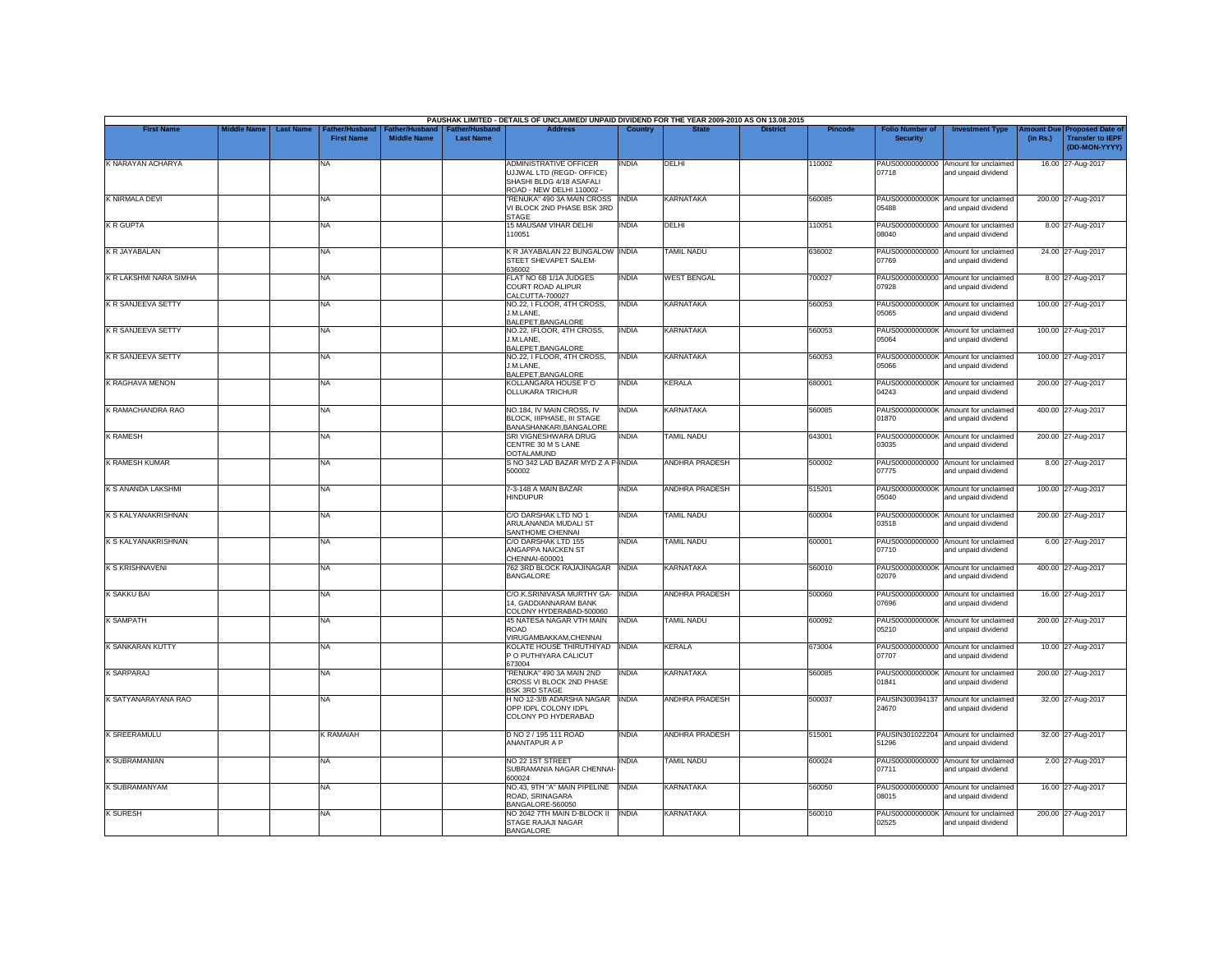PAUSHAK LIMITED - DETAILS OF UNCLAIMED/ UNPAID DIVIDEND FOR THE YEAR 2009-2010 AS ON 13.08.2015

| First Name | Middle Name | Last Name | Father/Husband First Name | Father/Husband Middle Name | Father/Husband Last Name | Address | Country | State | District | Pincode | Folio Number of Security | Investment Type | Amount Due (in Rs.) | Proposed Date of Transfer to IEPF (DD-MON-YYYY) |
|---|---|---|---|---|---|---|---|---|---|---|---|---|---|---|
| K NARAYAN ACHARYA | | | NA | | | ADMINISTRATIVE OFFICER UJJWAL LTD (REGD- OFFICE) SHASHI BLDG 4/18 ASAFALI ROAD - NEW DELHI 110002 - | INDIA | DELHI | | 110002 | PAUS00000000000 07718 | Amount for unclaimed and unpaid dividend | 16.00 | 27-Aug-2017 |
| K NIRMALA DEVI | | | NA | | | "RENUKA" 490 3A MAIN CROSS VI BLOCK 2ND PHASE BSK 3RD STAGE | INDIA | KARNATAKA | | 560085 | PAUS0000000000K 05488 | Amount for unclaimed and unpaid dividend | 200.00 | 27-Aug-2017 |
| K R GUPTA | | | NA | | | 15 MAUSAM VIHAR DELHI 110051 | INDIA | DELHI | | 110051 | PAUS00000000000 08040 | Amount for unclaimed and unpaid dividend | 8.00 | 27-Aug-2017 |
| K R JAYABALAN | | | NA | | | K R JAYABALAN 22 BUNGALOW STEET SHEVAPET SALEM-636002 | INDIA | TAMIL NADU | | 636002 | PAUS00000000000 07769 | Amount for unclaimed and unpaid dividend | 24.00 | 27-Aug-2017 |
| K R LAKSHMI NARA SIMHA | | | NA | | | FLAT NO 6B 1/1A JUDGES COURT ROAD ALIPUR CALCUTTA-700027 | INDIA | WEST BENGAL | | 700027 | PAUS00000000000 07928 | Amount for unclaimed and unpaid dividend | 8.00 | 27-Aug-2017 |
| K R SANJEEVA SETTY | | | NA | | | NO.22, I FLOOR, 4TH CROSS, J.M.LANE, BALEPET,BANGALORE | INDIA | KARNATAKA | | 560053 | PAUS0000000000K 05065 | Amount for unclaimed and unpaid dividend | 100.00 | 27-Aug-2017 |
| K R SANJEEVA SETTY | | | NA | | | NO.22, IFLOOR, 4TH CROSS, J.M.LANE, BALEPET,BANGALORE | INDIA | KARNATAKA | | 560053 | PAUS0000000000K 05064 | Amount for unclaimed and unpaid dividend | 100.00 | 27-Aug-2017 |
| K R SANJEEVA SETTY | | | NA | | | NO.22, I FLOOR, 4TH CROSS, J.M.LANE, BALEPET,BANGALORE | INDIA | KARNATAKA | | 560053 | PAUS0000000000K 05066 | Amount for unclaimed and unpaid dividend | 100.00 | 27-Aug-2017 |
| K RAGHAVA MENON | | | NA | | | KOLLANGARA HOUSE P O OLLUKARA TRICHUR | INDIA | KERALA | | 680001 | PAUS0000000000K 04243 | Amount for unclaimed and unpaid dividend | 200.00 | 27-Aug-2017 |
| K RAMACHANDRA RAO | | | NA | | | NO.184, IV MAIN CROSS, IV BLOCK, IIIPHASE, III STAGE BANASHANKARI,BANGALORE | INDIA | KARNATAKA | | 560085 | PAUS0000000000K 01870 | Amount for unclaimed and unpaid dividend | 400.00 | 27-Aug-2017 |
| K RAMESH | | | NA | | | SRI VIGNESHWARA DRUG CENTRE 30 M S LANE OOTALAMUND | INDIA | TAMIL NADU | | 643001 | PAUS0000000000K 03035 | Amount for unclaimed and unpaid dividend | 200.00 | 27-Aug-2017 |
| K RAMESH KUMAR | | | NA | | | S NO 342 LAD BAZAR MYD Z A P-500002 | INDIA | ANDHRA PRADESH | | 500002 | PAUS00000000000 07775 | Amount for unclaimed and unpaid dividend | 8.00 | 27-Aug-2017 |
| K S ANANDA LAKSHMI | | | NA | | | 7-3-148 A MAIN BAZAR HINDUPUR | INDIA | ANDHRA PRADESH | | 515201 | PAUS0000000000K 05040 | Amount for unclaimed and unpaid dividend | 100.00 | 27-Aug-2017 |
| K S KALYANAKRISHNAN | | | NA | | | C/O DARSHAK LTD NO 1 ARULANANDA MUDALI ST SANTHOME CHENNAI | INDIA | TAMIL NADU | | 600004 | PAUS0000000000K 03518 | Amount for unclaimed and unpaid dividend | 200.00 | 27-Aug-2017 |
| K S KALYANAKRISHNAN | | | NA | | | C/O DARSHAK LTD 155 ANGAPPA NAICKEN ST CHENNAI-600001 | INDIA | TAMIL NADU | | 600001 | PAUS00000000000 07710 | Amount for unclaimed and unpaid dividend | 6.00 | 27-Aug-2017 |
| K S KRISHNAVENI | | | NA | | | 762 3RD BLOCK RAJAJINAGAR BANGALORE | INDIA | KARNATAKA | | 560010 | PAUS0000000000K 02079 | Amount for unclaimed and unpaid dividend | 400.00 | 27-Aug-2017 |
| K SAKKU BAI | | | NA | | | C/O.K.SRINIVASA MURTHY GA-14, GADDIANNARAM BANK COLONY HYDERABAD-500060 | INDIA | ANDHRA PRADESH | | 500060 | PAUS00000000000 07696 | Amount for unclaimed and unpaid dividend | 16.00 | 27-Aug-2017 |
| K SAMPATH | | | NA | | | 45 NATESA NAGAR VTH MAIN ROAD VIRUGAMBAKKAM,CHENNAI | INDIA | TAMIL NADU | | 600092 | PAUS0000000000K 05210 | Amount for unclaimed and unpaid dividend | 200.00 | 27-Aug-2017 |
| K SANKARAN KUTTY | | | NA | | | KOLATE HOUSE THIRUTHIYAD P O PUTHIYARA CALICUT 673004 | INDIA | KERALA | | 673004 | PAUS00000000000 07707 | Amount for unclaimed and unpaid dividend | 10.00 | 27-Aug-2017 |
| K SARPARAJ | | | NA | | | "RENUKA" 490 3A MAIN 2ND CROSS VI BLOCK 2ND PHASE BSK 3RD STAGE | INDIA | KARNATAKA | | 560085 | PAUS0000000000K 01841 | Amount for unclaimed and unpaid dividend | 200.00 | 27-Aug-2017 |
| K SATYANARAYANA RAO | | | NA | | | H NO 12-3/B ADARSHA NAGAR OPP IDPL COLONY IDPL COLONY PO HYDERABAD | INDIA | ANDHRA PRADESH | | 500037 | PAUSIN300394137 24670 | Amount for unclaimed and unpaid dividend | 32.00 | 27-Aug-2017 |
| K SREERAMULU | | | K RAMAIAH | | | D NO 2 / 195 111 ROAD ANANTAPUR A P | INDIA | ANDHRA PRADESH | | 515001 | PAUSIN301022204 51296 | Amount for unclaimed and unpaid dividend | 32.00 | 27-Aug-2017 |
| K SUBRAMANIAN | | | NA | | | NO 22 1ST STREET SUBRAMANIA NAGAR CHENNAI-600024 | INDIA | TAMIL NADU | | 600024 | PAUS00000000000 07711 | Amount for unclaimed and unpaid dividend | 2.00 | 27-Aug-2017 |
| K SUBRAMANYAM | | | NA | | | NO.43, 9TH "A" MAIN PIPELINE ROAD, SRINAGARA BANGALORE-560050 | INDIA | KARNATAKA | | 560050 | PAUS00000000000 08015 | Amount for unclaimed and unpaid dividend | 16.00 | 27-Aug-2017 |
| K SURESH | | | NA | | | NO 2042 7TH MAIN D-BLOCK II STAGE RAJAJI NAGAR BANGALORE | INDIA | KARNATAKA | | 560010 | PAUS0000000000K 02525 | Amount for unclaimed and unpaid dividend | 200.00 | 27-Aug-2017 |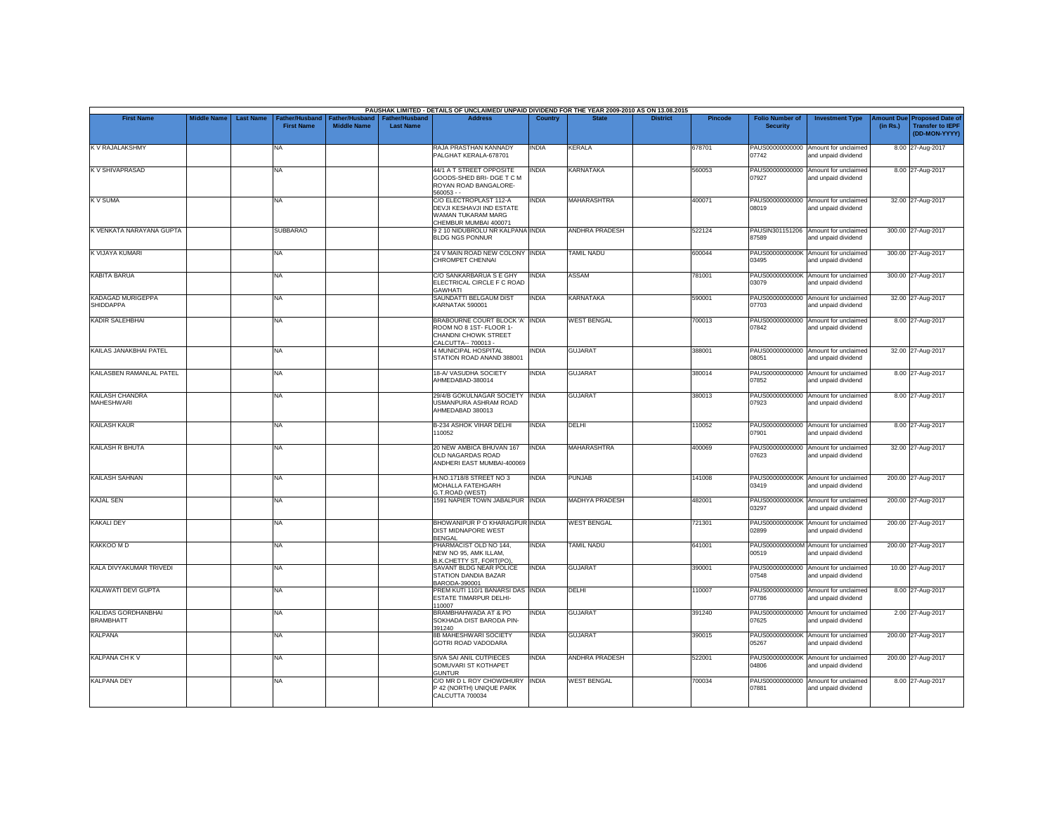PAUSHAK LIMITED - DETAILS OF UNCLAIMED/ UNPAID DIVIDEND FOR THE YEAR 2009-2010 AS ON 13.08.2015

| First Name | Middle Name | Last Name | Father/Husband First Name | Father/Husband Middle Name | Father/Husband Last Name | Address | Country | State | District | Pincode | Folio Number of Security | Investment Type | Amount Due (in Rs.) | Proposed Date of Transfer to IEPF (DD-MON-YYYY) |
|---|---|---|---|---|---|---|---|---|---|---|---|---|---|---|
| K V RAJALAKSHMY | | | NA | | | RAJA PRASTHAN KANNADY PALGHAT KERALA-678701 | INDIA | KERALA | | 678701 | PAUS00000000000 07742 | Amount for unclaimed and unpaid dividend | 8.00 | 27-Aug-2017 |
| K V SHIVAPRASAD | | | NA | | | 44/1 A T STREET OPPOSITE GOODS-SHED BRI- DGE T C M ROYAN ROAD BANGALORE-560053 - - | INDIA | KARNATAKA | | 560053 | PAUS00000000000 07927 | Amount for unclaimed and unpaid dividend | 8.00 | 27-Aug-2017 |
| K V SUMA | | | NA | | | C/O ELECTROPLAST 112-A DEVJI KESHAVJI IND ESTATE WAMAN TUKARAM MARG CHEMBUR MUMBAI 400071 | INDIA | MAHARASHTRA | | 400071 | PAUS00000000000 08019 | Amount for unclaimed and unpaid dividend | 32.00 | 27-Aug-2017 |
| K VENKATA NARAYANA GUPTA | | | SUBBARAO | | | 9 2 10 NIDUBROLU NR KALPANA BLDG NGS PONNUR | INDIA | ANDHRA PRADESH | | 522124 | PAUSIN301151206 87589 | Amount for unclaimed and unpaid dividend | 300.00 | 27-Aug-2017 |
| K VIJAYA KUMARI | | | NA | | | 24 V MAIN ROAD NEW COLONY CHROMPET CHENNAI | INDIA | TAMIL NADU | | 600044 | PAUS0000000000K 03495 | Amount for unclaimed and unpaid dividend | 300.00 | 27-Aug-2017 |
| KABITA BARUA | | | NA | | | C/O SANKARBARUA S E GHY ELECTRICAL CIRCLE F C ROAD GAWHATI | INDIA | ASSAM | | 781001 | PAUS0000000000K 03079 | Amount for unclaimed and unpaid dividend | 300.00 | 27-Aug-2017 |
| KADAGAD MURIGEPPA SHIDDAPPA | | | NA | | | SAUNDATTI BELGAUM DIST KARNATAK 590001 | INDIA | KARNATAKA | | 590001 | PAUS00000000000 07703 | Amount for unclaimed and unpaid dividend | 32.00 | 27-Aug-2017 |
| KADIR SALEHBHAI | | | NA | | | BRABOURNE COURT BLOCK 'A' ROOM NO 8 1ST- FLOOR 1-CHANDNI CHOWK STREET CALCUTTA-- 700013 - | INDIA | WEST BENGAL | | 700013 | PAUS00000000000 07842 | Amount for unclaimed and unpaid dividend | 8.00 | 27-Aug-2017 |
| KAILAS JANAKBHAI PATEL | | | NA | | | 4 MUNICIPAL HOSPITAL STATION ROAD ANAND 388001 | INDIA | GUJARAT | | 388001 | PAUS00000000000 08051 | Amount for unclaimed and unpaid dividend | 32.00 | 27-Aug-2017 |
| KAILASBEN RAMANLAL PATEL | | | NA | | | 18-A/ VASUDHA SOCIETY AHMEDABAD-380014 | INDIA | GUJARAT | | 380014 | PAUS00000000000 07852 | Amount for unclaimed and unpaid dividend | 8.00 | 27-Aug-2017 |
| KAILASH CHANDRA MAHESHWARI | | | NA | | | 29/4/B GOKULNAGAR SOCIETY USMANPURA ASHRAM ROAD AHMEDABAD 380013 | INDIA | GUJARAT | | 380013 | PAUS00000000000 07923 | Amount for unclaimed and unpaid dividend | 8.00 | 27-Aug-2017 |
| KAILASH KAUR | | | NA | | | B-234 ASHOK VIHAR DELHI 110052 | INDIA | DELHI | | 110052 | PAUS00000000000 07901 | Amount for unclaimed and unpaid dividend | 8.00 | 27-Aug-2017 |
| KAILASH R BHUTA | | | NA | | | 20 NEW AMBICA BHUVAN 167 OLD NAGARDAS ROAD ANDHERI EAST MUMBAI-400069 | INDIA | MAHARASHTRA | | 400069 | PAUS00000000000 07623 | Amount for unclaimed and unpaid dividend | 32.00 | 27-Aug-2017 |
| KAILASH SAHNAN | | | NA | | | H.NO.1718/8 STREET NO 3 MOHALLA FATEHGARH G.T.ROAD (WEST) | INDIA | PUNJAB | | 141008 | PAUS0000000000K 03419 | Amount for unclaimed and unpaid dividend | 200.00 | 27-Aug-2017 |
| KAJAL SEN | | | NA | | | 1591 NAPIER TOWN JABALPUR | INDIA | MADHYA PRADESH | | 482001 | PAUS0000000000K 03297 | Amount for unclaimed and unpaid dividend | 200.00 | 27-Aug-2017 |
| KAKALI DEY | | | NA | | | BHOWANIPUR P O KHARAGPUR DIST MIDNAPORE WEST BENGAL | INDIA | WEST BENGAL | | 721301 | PAUS0000000000K 02899 | Amount for unclaimed and unpaid dividend | 200.00 | 27-Aug-2017 |
| KAKKOO M D | | | NA | | | PHARMACIST OLD NO 144, NEW NO 95, AMK ILLAM, B.K.CHETTY ST, FORT(PO), | INDIA | TAMIL NADU | | 641001 | PAUS0000000000M 00519 | Amount for unclaimed and unpaid dividend | 200.00 | 27-Aug-2017 |
| KALA DIVYAKUMAR TRIVEDI | | | NA | | | SAVANT BLDG NEAR POLICE STATION DANDIA BAZAR BARODA-390001 | INDIA | GUJARAT | | 390001 | PAUS00000000000 07548 | Amount for unclaimed and unpaid dividend | 10.00 | 27-Aug-2017 |
| KALAWATI DEVI GUPTA | | | NA | | | PREM KUTI 110/1 BANARSI DAS ESTATE TIMARPUR DELHI-110007 | INDIA | DELHI | | 110007 | PAUS00000000000 07786 | Amount for unclaimed and unpaid dividend | 8.00 | 27-Aug-2017 |
| KALIDAS GORDHANBHAI BRAMBHATT | | | NA | | | BRAMBHAHWADA AT & PO SOKHADA DIST BARODA PIN-391240 | INDIA | GUJARAT | | 391240 | PAUS00000000000 07625 | Amount for unclaimed and unpaid dividend | 2.00 | 27-Aug-2017 |
| KALPANA | | | NA | | | 8B MAHESHWARI SOCIETY GOTRI ROAD VADODARA | INDIA | GUJARAT | | 390015 | PAUS0000000000K 05267 | Amount for unclaimed and unpaid dividend | 200.00 | 27-Aug-2017 |
| KALPANA CH K V | | | NA | | | SIVA SAI ANIL CUTPIECES SOMUVARI ST KOTHAPET GUNTUR | INDIA | ANDHRA PRADESH | | 522001 | PAUS0000000000K 04806 | Amount for unclaimed and unpaid dividend | 200.00 | 27-Aug-2017 |
| KALPANA DEY | | | NA | | | C/O MR D L ROY CHOWDHURY P 42 (NORTH) UNIQUE PARK CALCUTTA 700034 | INDIA | WEST BENGAL | | 700034 | PAUS00000000000 07881 | Amount for unclaimed and unpaid dividend | 8.00 | 27-Aug-2017 |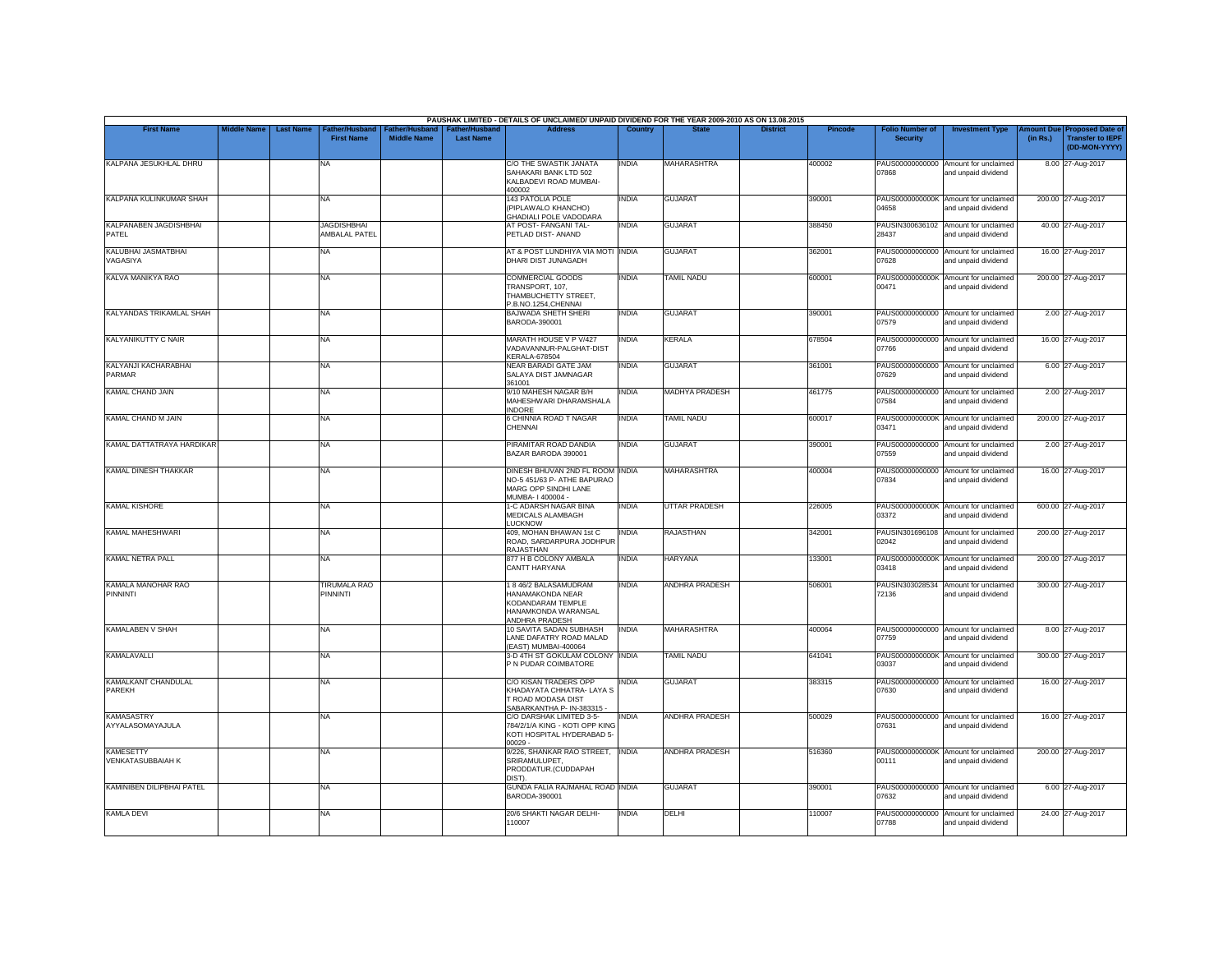PAUSHAK LIMITED - DETAILS OF UNCLAIMED/ UNPAID DIVIDEND FOR THE YEAR 2009-2010 AS ON 13.08.2015

| First Name | Middle Name | Last Name | Father/Husband First Name | Father/Husband Middle Name | Father/Husband Last Name | Address | Country | State | District | Pincode | Folio Number of Security | Investment Type | Amount Due (in Rs.) | Proposed Date of Transfer to IEPF (DD-MON-YYYY) |
|---|---|---|---|---|---|---|---|---|---|---|---|---|---|---|
| KALPANA JESUKHLAL DHRU | | | NA | | | C/O THE SWASTIK JANATA SAHAKARI BANK LTD 502 KALBADEVI ROAD MUMBAI-400002 | INDIA | MAHARASHTRA | | 400002 | PAUS00000000000 07868 | Amount for unclaimed and unpaid dividend | 8.00 | 27-Aug-2017 |
| KALPANA KULINKUMAR SHAH | | | NA | | | 143 PATOLIA POLE (PIPLAWALO KHANCHO) GHADIALI POLE VADODARA | INDIA | GUJARAT | | 390001 | PAUS0000000000K 04658 | Amount for unclaimed and unpaid dividend | 200.00 | 27-Aug-2017 |
| KALPANABEN JAGDISHBHAI PATEL | | | JAGDISHBHAI AMBALAL PATEL | | | AT POST- FANGANI TAL- PETLAD DIST- ANAND | INDIA | GUJARAT | | 388450 | PAUSIN300636102 28437 | Amount for unclaimed and unpaid dividend | 40.00 | 27-Aug-2017 |
| KALUBHAI JASMATBHAI VAGASIYA | | | NA | | | AT & POST LUNDHIYA VIA MOTI DHARI DIST JUNAGADH | INDIA | GUJARAT | | 362001 | PAUS00000000000 07628 | Amount for unclaimed and unpaid dividend | 16.00 | 27-Aug-2017 |
| KALVA MANIKYA RAO | | | NA | | | COMMERCIAL GOODS TRANSPORT, 107, THAMBUCHETTY STREET, P.B.NO.1254,CHENNAI | INDIA | TAMIL NADU | | 600001 | PAUS0000000000K 00471 | Amount for unclaimed and unpaid dividend | 200.00 | 27-Aug-2017 |
| KALYANDAS TRIKAMLAL SHAH | | | NA | | | BAJWADA SHETH SHERI BARODA-390001 | INDIA | GUJARAT | | 390001 | PAUS00000000000 07579 | Amount for unclaimed and unpaid dividend | 2.00 | 27-Aug-2017 |
| KALYANIKUTTY C NAIR | | | NA | | | MARATH HOUSE V P V/427 VADAVANNUR-PALGHAT-DIST KERALA-678504 | INDIA | KERALA | | 678504 | PAUS00000000000 07766 | Amount for unclaimed and unpaid dividend | 16.00 | 27-Aug-2017 |
| KALYANJI KACHARABHAI PARMAR | | | NA | | | NEAR BARADI GATE JAM SALAYA DIST JAMNAGAR 361001 | INDIA | GUJARAT | | 361001 | PAUS00000000000 07629 | Amount for unclaimed and unpaid dividend | 6.00 | 27-Aug-2017 |
| KAMAL CHAND JAIN | | | NA | | | 9/10 MAHESH NAGAR B/H MAHESHWARI DHARAMSHALA INDORE | INDIA | MADHYA PRADESH | | 461775 | PAUS00000000000 07584 | Amount for unclaimed and unpaid dividend | 2.00 | 27-Aug-2017 |
| KAMAL CHAND M JAIN | | | NA | | | 6 CHINNIA ROAD T NAGAR CHENNAI | INDIA | TAMIL NADU | | 600017 | PAUS0000000000K 03471 | Amount for unclaimed and unpaid dividend | 200.00 | 27-Aug-2017 |
| KAMAL DATTATRAYA HARDIKAR | | | NA | | | PIRAMITAR ROAD DANDIA BAZAR BARODA 390001 | INDIA | GUJARAT | | 390001 | PAUS00000000000 07559 | Amount for unclaimed and unpaid dividend | 2.00 | 27-Aug-2017 |
| KAMAL DINESH THAKKAR | | | NA | | | DINESH BHUVAN 2ND FL ROOM NO-5 451/63 P- ATHE BAPURAO MARG OPP SINDHI LANE MUMBA- I 400004 - | INDIA | MAHARASHTRA | | 400004 | PAUS00000000000 07834 | Amount for unclaimed and unpaid dividend | 16.00 | 27-Aug-2017 |
| KAMAL KISHORE | | | NA | | | 1-C ADARSH NAGAR BINA MEDICALS ALAMBAGH LUCKNOW | INDIA | UTTAR PRADESH | | 226005 | PAUS0000000000K 03372 | Amount for unclaimed and unpaid dividend | 600.00 | 27-Aug-2017 |
| KAMAL MAHESHWARI | | | NA | | | 409, MOHAN BHAWAN 1st C ROAD, SARDARPURA JODHPUR RAJASTHAN | INDIA | RAJASTHAN | | 342001 | PAUSIN301696108 02042 | Amount for unclaimed and unpaid dividend | 200.00 | 27-Aug-2017 |
| KAMAL NETRA PALL | | | NA | | | 877 H B COLONY AMBALA CANTT HARYANA | INDIA | HARYANA | | 133001 | PAUS0000000000K 03418 | Amount for unclaimed and unpaid dividend | 200.00 | 27-Aug-2017 |
| KAMALA MANOHAR RAO PINNINTI | | | TIRUMALA RAO PINNINTI | | | 1 8 46/2 BALASAMUDRAM HANAMAKONDA NEAR KODANDARAM TEMPLE HANAMKONDA WARANGAL ANDHRA PRADESH | INDIA | ANDHRA PRADESH | | 506001 | PAUSIN303028534 72136 | Amount for unclaimed and unpaid dividend | 300.00 | 27-Aug-2017 |
| KAMALABEN V SHAH | | | NA | | | 10 SAVITA SADAN SUBHASH LANE DAFATRY ROAD MALAD (EAST) MUMBAI-400064 | INDIA | MAHARASHTRA | | 400064 | PAUS00000000000 07759 | Amount for unclaimed and unpaid dividend | 8.00 | 27-Aug-2017 |
| KAMALAVALLI | | | NA | | | 3-D 4TH ST GOKULAM COLONY P N PUDAR COIMBATORE | INDIA | TAMIL NADU | | 641041 | PAUS0000000000K 03037 | Amount for unclaimed and unpaid dividend | 300.00 | 27-Aug-2017 |
| KAMALKANT CHANDULAL PAREKH | | | NA | | | C/O KISAN TRADERS OPP KHADAYATA CHHATRA- LAYA S T ROAD MODASA DIST SABARKANTHA P- IN-383315 - | INDIA | GUJARAT | | 383315 | PAUS00000000000 07630 | Amount for unclaimed and unpaid dividend | 16.00 | 27-Aug-2017 |
| KAMASASTRY AYYALASOMAYAJULA | | | NA | | | C/O DARSHAK LIMITED 3-5-784/2/1/A KING - KOTI OPP KING KOTI HOSPITAL HYDERABAD 5-00029 - | INDIA | ANDHRA PRADESH | | 500029 | PAUS00000000000 07631 | Amount for unclaimed and unpaid dividend | 16.00 | 27-Aug-2017 |
| KAMESETTY VENKATASUBBAIAH K | | | NA | | | 9/226, SHANKAR RAO STREET, SRIRAMULUPET, PRODDATUR.(CUDDAPAH DIST). | INDIA | ANDHRA PRADESH | | 516360 | PAUS0000000000K 00111 | Amount for unclaimed and unpaid dividend | 200.00 | 27-Aug-2017 |
| KAMINIBEN DILIPBHAI PATEL | | | NA | | | GUNDA FALIA RAJMAHAL ROAD BARODA-390001 | INDIA | GUJARAT | | 390001 | PAUS00000000000 07632 | Amount for unclaimed and unpaid dividend | 6.00 | 27-Aug-2017 |
| KAMLA DEVI | | | NA | | | 20/6 SHAKTI NAGAR DELHI-110007 | INDIA | DELHI | | 110007 | PAUS00000000000 07788 | Amount for unclaimed and unpaid dividend | 24.00 | 27-Aug-2017 |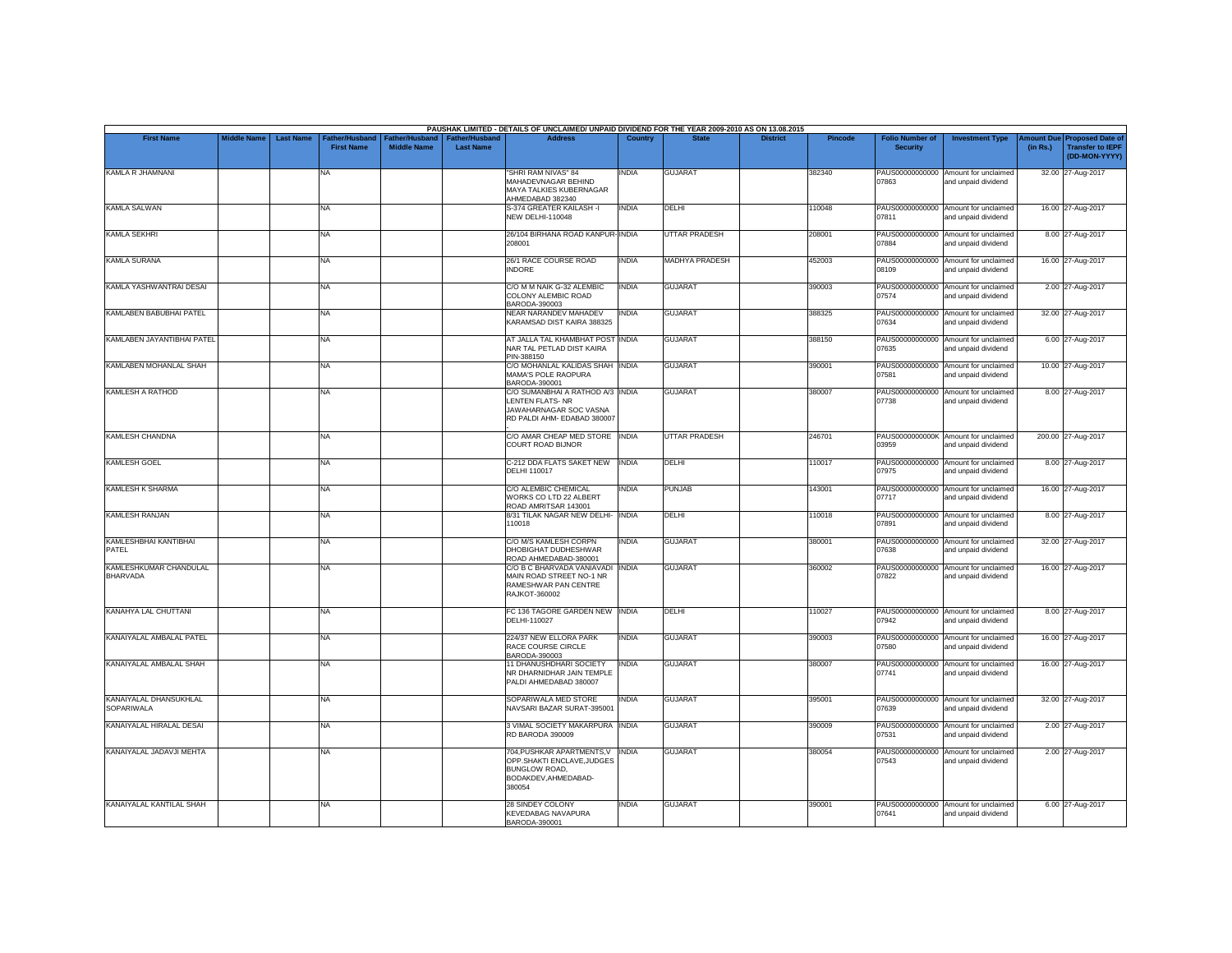PAUSHAK LIMITED - DETAILS OF UNCLAIMED/ UNPAID DIVIDEND FOR THE YEAR 2009-2010 AS ON 13.08.2015

| First Name | Middle Name | Last Name | Father/Husband First Name | Father/Husband Middle Name | Father/Husband Last Name | Address | Country | State | District | Pincode | Folio Number of Security | Investment Type | Amount Due (in Rs.) | Proposed Date of Transfer to IEPF (DD-MON-YYYY) |
|---|---|---|---|---|---|---|---|---|---|---|---|---|---|---|
| KAMLA R JHAMNANI | | | NA | | | "SHRI RAM NIVAS" 84 MAHADEVNAGAR BEHIND MAYA TALKIES KUBERNAGAR AHMEDABAD 382340 | INDIA | GUJARAT | | 382340 | PAUS00000000000 07863 | Amount for unclaimed and unpaid dividend | 32.00 | 27-Aug-2017 |
| KAMLA SALWAN | | | NA | | | S-374 GREATER KAILASH -I NEW DELHI-110048 | INDIA | DELHI | | 110048 | PAUS00000000000 07811 | Amount for unclaimed and unpaid dividend | 16.00 | 27-Aug-2017 |
| KAMLA SEKHRI | | | NA | | | 26/104 BIRHANA ROAD KANPUR-208001 | INDIA | UTTAR PRADESH | | 208001 | PAUS00000000000 07884 | Amount for unclaimed and unpaid dividend | 8.00 | 27-Aug-2017 |
| KAMLA SURANA | | | NA | | | 26/1 RACE COURSE ROAD INDORE | INDIA | MADHYA PRADESH | | 452003 | PAUS00000000000 08109 | Amount for unclaimed and unpaid dividend | 16.00 | 27-Aug-2017 |
| KAMLA YASHWANTRAI DESAI | | | NA | | | C/O M M NAIK G-32 ALEMBIC COLONY ALEMBIC ROAD BARODA-390003 | INDIA | GUJARAT | | 390003 | PAUS00000000000 07574 | Amount for unclaimed and unpaid dividend | 2.00 | 27-Aug-2017 |
| KAMLABEN BABUBHAI PATEL | | | NA | | | NEAR NARANDEV MAHADEV KARAMSAD DIST KAIRA 388325 | INDIA | GUJARAT | | 388325 | PAUS00000000000 07634 | Amount for unclaimed and unpaid dividend | 32.00 | 27-Aug-2017 |
| KAMLABEN JAYANTIBHAI PATEL | | | NA | | | AT JALLA TAL KHAMBHAT POST NAR TAL PETLAD DIST KAIRA PIN-388150 | INDIA | GUJARAT | | 388150 | PAUS00000000000 07635 | Amount for unclaimed and unpaid dividend | 6.00 | 27-Aug-2017 |
| KAMLABEN MOHANLAL SHAH | | | NA | | | C/O MOHANLAL KALIDAS SHAH MAMA'S POLE RAOPURA BARODA-390001 | INDIA | GUJARAT | | 390001 | PAUS00000000000 07581 | Amount for unclaimed and unpaid dividend | 10.00 | 27-Aug-2017 |
| KAMLESH A RATHOD | | | NA | | | C/O SUMANBHAI A RATHOD A/3 LENTEN FLATS- NR JAWAHARNAGAR SOC VASNA RD PALDI AHM- EDABAD 380007 . | INDIA | GUJARAT | | 380007 | PAUS00000000000 07738 | Amount for unclaimed and unpaid dividend | 8.00 | 27-Aug-2017 |
| KAMLESH CHANDNA | | | NA | | | C/O AMAR CHEAP MED STORE COURT ROAD BIJNOR | INDIA | UTTAR PRADESH | | 246701 | PAUS0000000000K 03959 | Amount for unclaimed and unpaid dividend | 200.00 | 27-Aug-2017 |
| KAMLESH GOEL | | | NA | | | C-212 DDA FLATS SAKET NEW DELHI 110017 | INDIA | DELHI | | 110017 | PAUS00000000000 07975 | Amount for unclaimed and unpaid dividend | 8.00 | 27-Aug-2017 |
| KAMLESH K SHARMA | | | NA | | | C/O ALEMBIC CHEMICAL WORKS CO LTD 22 ALBERT ROAD AMRITSAR 143001 | INDIA | PUNJAB | | 143001 | PAUS00000000000 07717 | Amount for unclaimed and unpaid dividend | 16.00 | 27-Aug-2017 |
| KAMLESH RANJAN | | | NA | | | 8/31 TILAK NAGAR NEW DELHI-110018 | INDIA | DELHI | | 110018 | PAUS00000000000 07891 | Amount for unclaimed and unpaid dividend | 8.00 | 27-Aug-2017 |
| KAMLESHBHAI KANTIBHAI PATEL | | | NA | | | C/O M/S KAMLESH CORPN DHOBIGHAT DUDHESHWAR ROAD AHMEDABAD-380001 | INDIA | GUJARAT | | 380001 | PAUS00000000000 07638 | Amount for unclaimed and unpaid dividend | 32.00 | 27-Aug-2017 |
| KAMLESHKUMAR CHANDULAL BHARVADA | | | NA | | | C/O B C BHARVADA VANIAVADI MAIN ROAD STREET NO-1 NR RAMESHWAR PAN CENTRE RAJKOT-360002 | INDIA | GUJARAT | | 360002 | PAUS00000000000 07822 | Amount for unclaimed and unpaid dividend | 16.00 | 27-Aug-2017 |
| KANAHYA LAL CHUTTANI | | | NA | | | FC 136 TAGORE GARDEN NEW DELHI-110027 | INDIA | DELHI | | 110027 | PAUS00000000000 07942 | Amount for unclaimed and unpaid dividend | 8.00 | 27-Aug-2017 |
| KANAIYALAL AMBALAL PATEL | | | NA | | | 224/37 NEW ELLORA PARK RACE COURSE CIRCLE BARODA-390003 | INDIA | GUJARAT | | 390003 | PAUS00000000000 07580 | Amount for unclaimed and unpaid dividend | 16.00 | 27-Aug-2017 |
| KANAIYALAL AMBALAL SHAH | | | NA | | | 11 DHANUSHDHARI SOCIETY NR DHARNIDHAR JAIN TEMPLE PALDI AHMEDABAD 380007 | INDIA | GUJARAT | | 380007 | PAUS00000000000 07741 | Amount for unclaimed and unpaid dividend | 16.00 | 27-Aug-2017 |
| KANAIYALAL DHANSUKHLAL SOPARIWALA | | | NA | | | SOPARIWALA MED STORE NAVSARI BAZAR SURAT-395001 | INDIA | GUJARAT | | 395001 | PAUS00000000000 07639 | Amount for unclaimed and unpaid dividend | 32.00 | 27-Aug-2017 |
| KANAIYALAL HIRALAL DESAI | | | NA | | | 3 VIMAL SOCIETY MAKARPURA RD BARODA 390009 | INDIA | GUJARAT | | 390009 | PAUS00000000000 07531 | Amount for unclaimed and unpaid dividend | 2.00 | 27-Aug-2017 |
| KANAIYALAL JADAVJI MEHTA | | | NA | | | 704,PUSHKAR APARTMENTS,V OPP.SHAKTI ENCLAVE,JUDGES BUNGLOW ROAD, BODAKDEV,AHMEDABAD-380054 | INDIA | GUJARAT | | 380054 | PAUS00000000000 07543 | Amount for unclaimed and unpaid dividend | 2.00 | 27-Aug-2017 |
| KANAIYALAL KANTILAL SHAH | | | NA | | | 28 SINDEY COLONY KEVEDABAG NAVAPURA BARODA-390001 | INDIA | GUJARAT | | 390001 | PAUS00000000000 07641 | Amount for unclaimed and unpaid dividend | 6.00 | 27-Aug-2017 |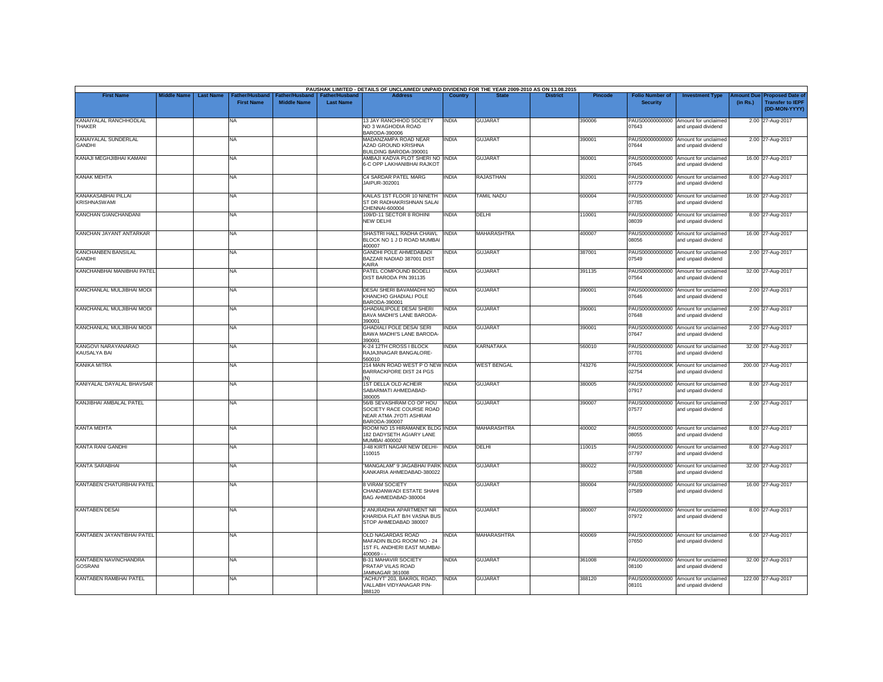PAUSHAK LIMITED - DETAILS OF UNCLAIMED/ UNPAID DIVIDEND FOR THE YEAR 2009-2010 AS ON 13.08.2015

| First Name | Middle Name | Last Name | Father/Husband First Name | Father/Husband Middle Name | Father/Husband Last Name | Address | Country | State | District | Pincode | Folio Number of Security | Investment Type | Amount Due (in Rs.) | Proposed Date of Transfer to IEPF (DD-MON-YYYY) |
|---|---|---|---|---|---|---|---|---|---|---|---|---|---|---|
| KANAIYALAL RANCHHODLAL THAKER | | | NA | | | 13 JAY RANCHHOD SOCIETY NO 3 WAGHODIA ROAD BARODA-390006 | INDIA | GUJARAT | | 390006 | PAUS00000000000 07643 | Amount for unclaimed and unpaid dividend | 2.00 | 27-Aug-2017 |
| KANAIYALAL SUNDERLAL GANDHI | | | NA | | | MADANZAMPA ROAD NEAR AZAD GROUND KRISHNA BUILDING BARODA-390001 | INDIA | GUJARAT | | 390001 | PAUS00000000000 07644 | Amount for unclaimed and unpaid dividend | 2.00 | 27-Aug-2017 |
| KANAJI MEGHJIBHAI KAMANI | | | NA | | | AMBAJI KADVA PLOT SHERI NO 6-C OPP LAKHANIBHAI RAJKOT | INDIA | GUJARAT | | 360001 | PAUS00000000000 07645 | Amount for unclaimed and unpaid dividend | 16.00 | 27-Aug-2017 |
| KANAK MEHTA | | | NA | | | C4 SARDAR PATEL MARG JAIPUR-302001 | INDIA | RAJASTHAN | | 302001 | PAUS00000000000 07779 | Amount for unclaimed and unpaid dividend | 8.00 | 27-Aug-2017 |
| KANAKASABHAI PILLAI KRISHNASWAMI | | | NA | | | KAILAS 1ST FLOOR 10 NINETH ST DR RADHAKRISHNAN SALAI CHENNAI-600004 | INDIA | TAMIL NADU | | 600004 | PAUS00000000000 07785 | Amount for unclaimed and unpaid dividend | 16.00 | 27-Aug-2017 |
| KANCHAN GIANCHANDANI | | | NA | | | 109/D-11 SECTOR 8 ROHINI NEW DELHI | INDIA | DELHI | | 110001 | PAUS00000000000 08039 | Amount for unclaimed and unpaid dividend | 8.00 | 27-Aug-2017 |
| KANCHAN JAYANT ANTARKAR | | | NA | | | SHASTRI HALL RADHA CHAWL BLOCK NO 1 J D ROAD MUMBAI 400007 | INDIA | MAHARASHTRA | | 400007 | PAUS00000000000 08056 | Amount for unclaimed and unpaid dividend | 16.00 | 27-Aug-2017 |
| KANCHANBEN BANSILAL GANDHI | | | NA | | | GANDHI POLE AHMEDABADI BAZZAR NADIAD 387001 DIST KAIRA | INDIA | GUJARAT | | 387001 | PAUS00000000000 07549 | Amount for unclaimed and unpaid dividend | 2.00 | 27-Aug-2017 |
| KANCHANBHAI MANIBHAI PATEL | | | NA | | | PATEL COMPOUND BODELI DIST BARODA PIN 391135 | INDIA | GUJARAT | | 391135 | PAUS00000000000 07564 | Amount for unclaimed and unpaid dividend | 32.00 | 27-Aug-2017 |
| KANCHANLAL MULJIBHAI MODI | | | NA | | | DESAI SHERI BAVAMADHI NO KHANCHO GHADIALI POLE BARODA-390001 | INDIA | GUJARAT | | 390001 | PAUS00000000000 07646 | Amount for unclaimed and unpaid dividend | 2.00 | 27-Aug-2017 |
| KANCHANLAL MULJIBHAI MODI | | | NA | | | GHADIALIPOLE DESAI SHERI BAVA MADHI'S LANE BARODA-390001 | INDIA | GUJARAT | | 390001 | PAUS00000000000 07648 | Amount for unclaimed and unpaid dividend | 2.00 | 27-Aug-2017 |
| KANCHANLAL MULJIBHAI MODI | | | NA | | | GHADIALI POLE DESAI SERI BAWA MADHI'S LANE BARODA-390001 | INDIA | GUJARAT | | 390001 | PAUS00000000000 07647 | Amount for unclaimed and unpaid dividend | 2.00 | 27-Aug-2017 |
| KANGOVI NARAYANARAO KAUSALYA BAI | | | NA | | | K-24 12TH CROSS I BLOCK RAJAJINAGAR BANGALORE-560010 | INDIA | KARNATAKA | | 560010 | PAUS00000000000 07701 | Amount for unclaimed and unpaid dividend | 32.00 | 27-Aug-2017 |
| KANIKA MITRA | | | NA | | | 214 MAIN ROAD WEST P O NEW BARRACKPORE DIST 24 PGS (N) | INDIA | WEST BENGAL | | 743276 | PAUS0000000000K 02754 | Amount for unclaimed and unpaid dividend | 200.00 | 27-Aug-2017 |
| KANIYALAL DAYALAL BHAVSAR | | | NA | | | 1ST DELLA OLD ACHEIR SABARMATI AHMEDABAD-380005 | INDIA | GUJARAT | | 380005 | PAUS00000000000 07917 | Amount for unclaimed and unpaid dividend | 8.00 | 27-Aug-2017 |
| KANJIBHAI AMBALAL PATEL | | | NA | | | 56/B SEVASHRAM CO OP HOU SOCIETY RACE COURSE ROAD NEAR ATMA JYOTI ASHRAM BARODA-390007 | INDIA | GUJARAT | | 390007 | PAUS00000000000 07577 | Amount for unclaimed and unpaid dividend | 2.00 | 27-Aug-2017 |
| KANTA MEHTA | | | NA | | | ROOM NO 15 HIRAMANEK BLDG 182 DADYSETH AGIARY LANE MUMBAI 400002 | INDIA | MAHARASHTRA | | 400002 | PAUS00000000000 08055 | Amount for unclaimed and unpaid dividend | 8.00 | 27-Aug-2017 |
| KANTA RANI GANDHI | | | NA | | | J-48 KIRTI NAGAR NEW DELHI-110015 | INDIA | DELHI | | 110015 | PAUS00000000000 07797 | Amount for unclaimed and unpaid dividend | 8.00 | 27-Aug-2017 |
| KANTA SARABHAI | | | NA | | | "MANGALAM" 9 JAGABHAI PARK KANKARIA AHMEDABAD-380022 | INDIA | GUJARAT | | 380022 | PAUS00000000000 07588 | Amount for unclaimed and unpaid dividend | 32.00 | 27-Aug-2017 |
| KANTABEN CHATURBHAI PATEL | | | NA | | | 8 VIRAM SOCIETY CHANDANWADI ESTATE SHAHI BAG AHMEDABAD-380004 | INDIA | GUJARAT | | 380004 | PAUS00000000000 07589 | Amount for unclaimed and unpaid dividend | 16.00 | 27-Aug-2017 |
| KANTABEN DESAI | | | NA | | | 2 ANURADHA APARTMENT NR KHARIDIA FLAT B/H VASNA BUS STOP AHMEDABAD 380007 | INDIA | GUJARAT | | 380007 | PAUS00000000000 07972 | Amount for unclaimed and unpaid dividend | 8.00 | 27-Aug-2017 |
| KANTABEN JAYANTIBHAI PATEL | | | NA | | | OLD NAGARDAS ROAD MAFADIN BLDG ROOM NO - 24 1ST FL ANDHERI EAST MUMBAI-400069 - - | INDIA | MAHARASHTRA | | 400069 | PAUS00000000000 07650 | Amount for unclaimed and unpaid dividend | 6.00 | 27-Aug-2017 |
| KANTABEN NAVINCHANDRA GOSRANI | | | NA | | | B-31 MAHAVIR SOCIETY PRATAP VILAS ROAD JAMNAGAR 361008 | INDIA | GUJARAT | | 361008 | PAUS00000000000 08100 | Amount for unclaimed and unpaid dividend | 32.00 | 27-Aug-2017 |
| KANTABEN RAMBHAI PATEL | | | NA | | | "ACHUYT' 203, BAKROL ROAD, VALLABH VIDYANAGAR PIN-388120 | INDIA | GUJARAT | | 388120 | PAUS00000000000 08101 | Amount for unclaimed and unpaid dividend | 122.00 | 27-Aug-2017 |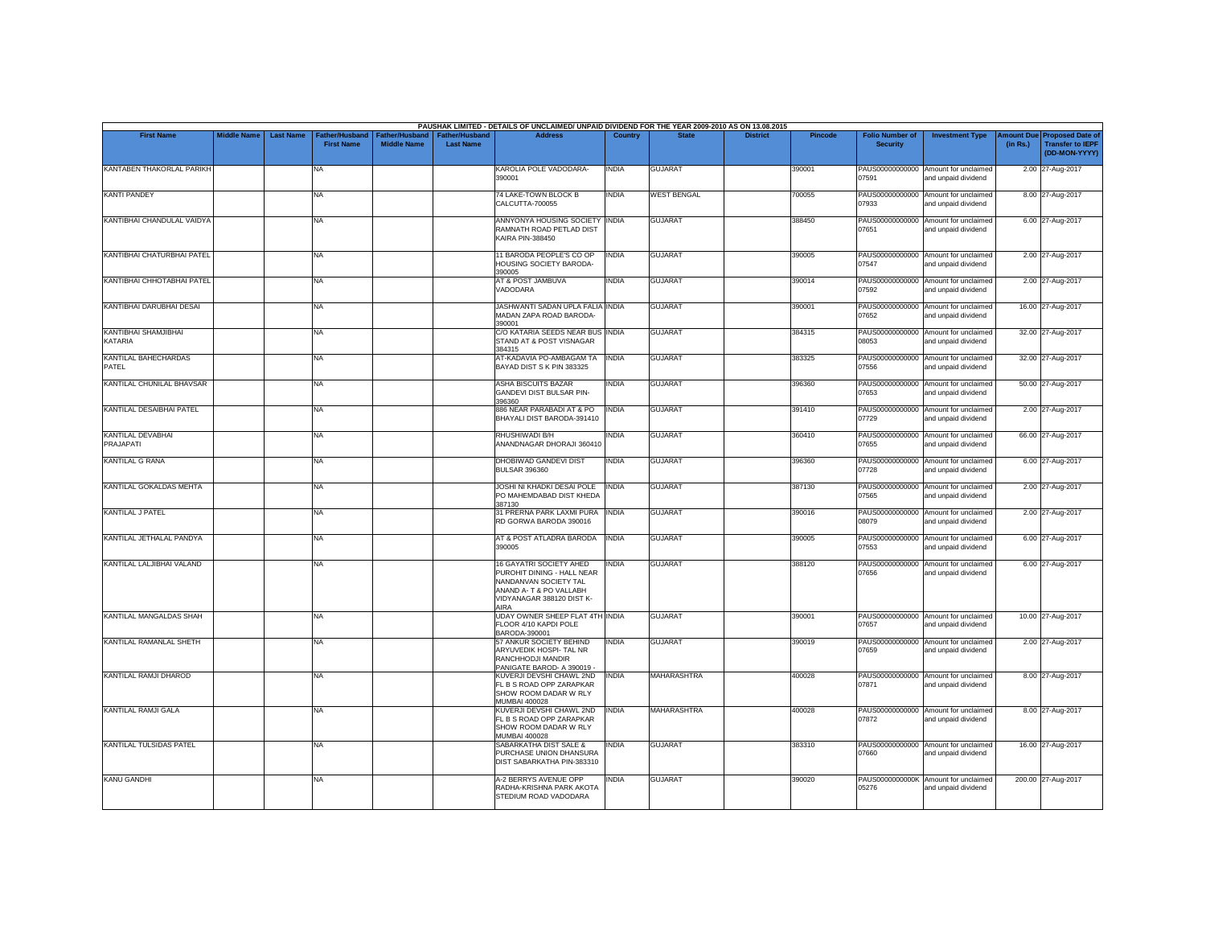PAUSHAK LIMITED - DETAILS OF UNCLAIMED/ UNPAID DIVIDEND FOR THE YEAR 2009-2010 AS ON 13.08.2015

| First Name | Middle Name | Last Name | Father/Husband First Name | Father/Husband Middle Name | Father/Husband Last Name | Address | Country | State | District | Pincode | Folio Number of Security | Investment Type | Amount Due (in Rs.) | Proposed Date of Transfer to IEPF (DD-MON-YYYY) |
|---|---|---|---|---|---|---|---|---|---|---|---|---|---|---|
| KANTABEN THAKORLAL PARIKH | | | NA | | | KAROLIA POLE VADODARA-390001 | INDIA | GUJARAT | | 390001 | PAUS00000000000 07591 | Amount for unclaimed and unpaid dividend | 2.00 | 27-Aug-2017 |
| KANTI PANDEY | | | NA | | | 74 LAKE-TOWN BLOCK B CALCUTTA-700055 | INDIA | WEST BENGAL | | 700055 | PAUS00000000000 07933 | Amount for unclaimed and unpaid dividend | 8.00 | 27-Aug-2017 |
| KANTIBHAI CHANDULAL VAIDYA | | | NA | | | ANNYONYA HOUSING SOCIETY RAMNATH ROAD PETLAD DIST KAIRA PIN-388450 | INDIA | GUJARAT | | 388450 | PAUS00000000000 07651 | Amount for unclaimed and unpaid dividend | 6.00 | 27-Aug-2017 |
| KANTIBHAI CHATURBHAI PATEL | | | NA | | | 11 BARODA PEOPLE'S CO OP HOUSING SOCIETY BARODA-390005 | INDIA | GUJARAT | | 390005 | PAUS00000000000 07547 | Amount for unclaimed and unpaid dividend | 2.00 | 27-Aug-2017 |
| KANTIBHAI CHHOTABHAI PATEL | | | NA | | | AT & POST JAMBUVA VADODARA | INDIA | GUJARAT | | 390014 | PAUS00000000000 07592 | Amount for unclaimed and unpaid dividend | 2.00 | 27-Aug-2017 |
| KANTIBHAI DARUBHAI DESAI | | | NA | | | JASHWANTI SADAN UPLA FALIA MADAN ZAPA ROAD BARODA-390001 | INDIA | GUJARAT | | 390001 | PAUS00000000000 07652 | Amount for unclaimed and unpaid dividend | 16.00 | 27-Aug-2017 |
| KANTIBHAI SHAMJIBHAI KATARIA | | | NA | | | C/O KATARIA SEEDS NEAR BUS STAND AT & POST VISNAGAR 384315 | INDIA | GUJARAT | | 384315 | PAUS00000000000 08053 | Amount for unclaimed and unpaid dividend | 32.00 | 27-Aug-2017 |
| KANTILAL BAHECHARDAS PATEL | | | NA | | | AT-KADAVIA PO-AMBAGAM TA BAYAD DIST S K PIN 383325 | INDIA | GUJARAT | | 383325 | PAUS00000000000 07556 | Amount for unclaimed and unpaid dividend | 32.00 | 27-Aug-2017 |
| KANTILAL CHUNILAL BHAVSAR | | | NA | | | ASHA BISCUITS BAZAR GANDEVI DIST BULSAR PIN-396360 | INDIA | GUJARAT | | 396360 | PAUS00000000000 07653 | Amount for unclaimed and unpaid dividend | 50.00 | 27-Aug-2017 |
| KANTILAL DESAIBHAI PATEL | | | NA | | | 886 NEAR PARABADI AT & PO BHAYALI DIST BARODA-391410 | INDIA | GUJARAT | | 391410 | PAUS00000000000 07729 | Amount for unclaimed and unpaid dividend | 2.00 | 27-Aug-2017 |
| KANTILAL DEVABHAI PRAJAPATI | | | NA | | | RHUSHIWADI B/H ANANDNAGAR DHORAJI 360410 | INDIA | GUJARAT | | 360410 | PAUS00000000000 07655 | Amount for unclaimed and unpaid dividend | 66.00 | 27-Aug-2017 |
| KANTILAL G RANA | | | NA | | | DHOBIWAD GANDEVI DIST BULSAR 396360 | INDIA | GUJARAT | | 396360 | PAUS00000000000 07728 | Amount for unclaimed and unpaid dividend | 6.00 | 27-Aug-2017 |
| KANTILAL GOKALDAS MEHTA | | | NA | | | JOSHI NI KHADKI DESAI POLE PO MAHEMDABAD DIST KHEDA 387130 | INDIA | GUJARAT | | 387130 | PAUS00000000000 07565 | Amount for unclaimed and unpaid dividend | 2.00 | 27-Aug-2017 |
| KANTILAL J PATEL | | | NA | | | 31 PRERNA PARK LAXMI PURA RD GORWA BARODA 390016 | INDIA | GUJARAT | | 390016 | PAUS00000000000 08079 | Amount for unclaimed and unpaid dividend | 2.00 | 27-Aug-2017 |
| KANTILAL JETHALAL PANDYA | | | NA | | | AT & POST ATLADRA BARODA 390005 | INDIA | GUJARAT | | 390005 | PAUS00000000000 07553 | Amount for unclaimed and unpaid dividend | 6.00 | 27-Aug-2017 |
| KANTILAL LALJIBHAI VALAND | | | NA | | | 16 GAYATRI SOCIETY AHED PUROHIT DINING - HALL NEAR NANDANVAN SOCIETY TAL ANAND A- T & PO VALLABH VIDYANAGAR 388120 DIST K-AIRA | INDIA | GUJARAT | | 388120 | PAUS00000000000 07656 | Amount for unclaimed and unpaid dividend | 6.00 | 27-Aug-2017 |
| KANTILAL MANGALDAS SHAH | | | NA | | | UDAY OWNER SHEEP FLAT 4TH FLOOR 4/10 KAPDI POLE BARODA-390001 | INDIA | GUJARAT | | 390001 | PAUS00000000000 07657 | Amount for unclaimed and unpaid dividend | 10.00 | 27-Aug-2017 |
| KANTILAL RAMANLAL SHETH | | | NA | | | 57 ANKUR SOCIETY BEHIND ARYUVEDIK HOSPI- TAL NR RANCHHODJI MANDIR PANIGATE BAROD- A 390019 - | INDIA | GUJARAT | | 390019 | PAUS00000000000 07659 | Amount for unclaimed and unpaid dividend | 2.00 | 27-Aug-2017 |
| KANTILAL RAMJI DHAROD | | | NA | | | KUVERJI DEVSHI CHAWL 2ND FL B S ROAD OPP ZARAPKAR SHOW ROOM DADAR W RLY MUMBAI 400028 | INDIA | MAHARASHTRA | | 400028 | PAUS00000000000 07871 | Amount for unclaimed and unpaid dividend | 8.00 | 27-Aug-2017 |
| KANTILAL RAMJI GALA | | | NA | | | KUVERJI DEVSHI CHAWL 2ND FL B S ROAD OPP ZARAPKAR SHOW ROOM DADAR W RLY MUMBAI 400028 | INDIA | MAHARASHTRA | | 400028 | PAUS00000000000 07872 | Amount for unclaimed and unpaid dividend | 8.00 | 27-Aug-2017 |
| KANTILAL TULSIDAS PATEL | | | NA | | | SABARKATHA DIST SALE & PURCHASE UNION DHANSURA DIST SABARKATHA PIN-383310 | INDIA | GUJARAT | | 383310 | PAUS00000000000 07660 | Amount for unclaimed and unpaid dividend | 16.00 | 27-Aug-2017 |
| KANU GANDHI | | | NA | | | A-2 BERRYS AVENUE OPP RADHA-KRISHNA PARK AKOTA STEDIUM ROAD VADODARA | INDIA | GUJARAT | | 390020 | PAUS0000000000K 05276 | Amount for unclaimed and unpaid dividend | 200.00 | 27-Aug-2017 |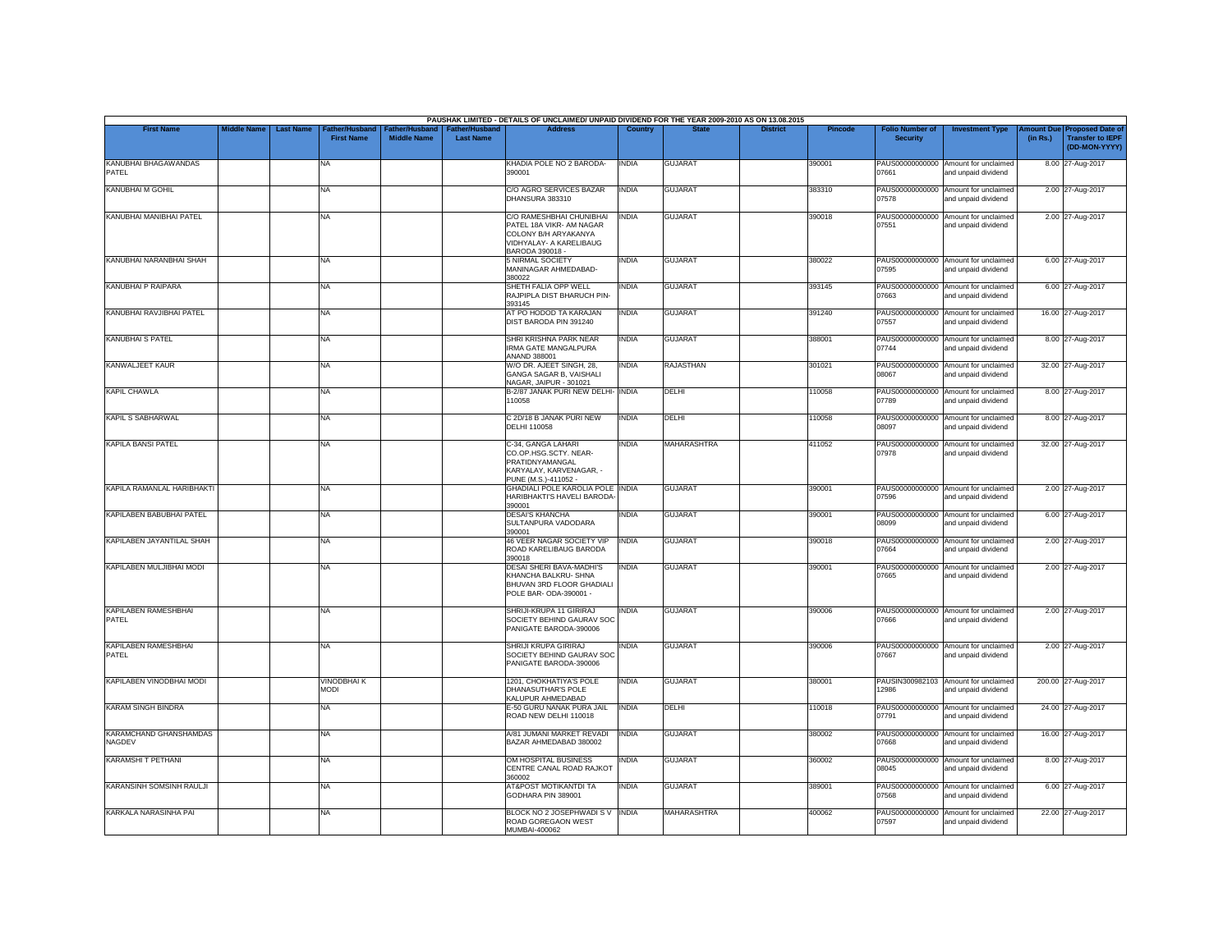PAUSHAK LIMITED - DETAILS OF UNCLAIMED/ UNPAID DIVIDEND FOR THE YEAR 2009-2010 AS ON 13.08.2015

| First Name | Middle Name | Last Name | Father/Husband First Name | Father/Husband Middle Name | Father/Husband Last Name | Address | Country | State | District | Pincode | Folio Number of Security | Investment Type | Amount Due (in Rs.) | Proposed Date of Transfer to IEPF (DD-MON-YYYY) |
|---|---|---|---|---|---|---|---|---|---|---|---|---|---|---|
| KANUBHAI BHAGAWANDAS PATEL | | | NA | | | KHADIA POLE NO 2 BARODA-390001 | INDIA | GUJARAT | | 390001 | PAUS00000000000 07661 | Amount for unclaimed and unpaid dividend | 8.00 | 27-Aug-2017 |
| KANUBHAI M GOHIL | | | NA | | | C/O AGRO SERVICES BAZAR DHANSURA 383310 | INDIA | GUJARAT | | 383310 | PAUS00000000000 07578 | Amount for unclaimed and unpaid dividend | 2.00 | 27-Aug-2017 |
| KANUBHAI MANIBHAI PATEL | | | NA | | | C/O RAMESHBHAI CHUNIBHAI PATEL 18A VIKR- AM NAGAR COLONY B/H ARYAKANYA VIDHYALAY- A KARELIBAUG BARODA 390018 - | INDIA | GUJARAT | | 390018 | PAUS00000000000 07551 | Amount for unclaimed and unpaid dividend | 2.00 | 27-Aug-2017 |
| KANUBHAI NARANBHAI SHAH | | | NA | | | 5 NIRMAL SOCIETY MANINAGAR AHMEDABAD-380022 | INDIA | GUJARAT | | 380022 | PAUS00000000000 07595 | Amount for unclaimed and unpaid dividend | 6.00 | 27-Aug-2017 |
| KANUBHAI P RAIPARA | | | NA | | | SHETH FALIA OPP WELL RAJPIPLA DIST BHARUCH PIN-393145 | INDIA | GUJARAT | | 393145 | PAUS00000000000 07663 | Amount for unclaimed and unpaid dividend | 6.00 | 27-Aug-2017 |
| KANUBHAI RAVJIBHAI PATEL | | | NA | | | AT PO HODOD TA KARAJAN DIST BARODA PIN 391240 | INDIA | GUJARAT | | 391240 | PAUS00000000000 07557 | Amount for unclaimed and unpaid dividend | 16.00 | 27-Aug-2017 |
| KANUBHAI S PATEL | | | NA | | | SHRI KRISHNA PARK NEAR IRMA GATE MANGALPURA ANAND 388001 | INDIA | GUJARAT | | 388001 | PAUS00000000000 07744 | Amount for unclaimed and unpaid dividend | 8.00 | 27-Aug-2017 |
| KANWALJEET KAUR | | | NA | | | W/O DR. AJEET SINGH, 28, GANGA SAGAR B, VAISHALI NAGAR, JAIPUR - 301021 | INDIA | RAJASTHAN | | 301021 | PAUS00000000000 08067 | Amount for unclaimed and unpaid dividend | 32.00 | 27-Aug-2017 |
| KAPIL CHAWLA | | | NA | | | B-2/87 JANAK PURI NEW DELHI-110058 | INDIA | DELHI | | 110058 | PAUS00000000000 07789 | Amount for unclaimed and unpaid dividend | 8.00 | 27-Aug-2017 |
| KAPIL S SABHARWAL | | | NA | | | C 2D/18 B JANAK PURI NEW DELHI 110058 | INDIA | DELHI | | 110058 | PAUS00000000000 08097 | Amount for unclaimed and unpaid dividend | 8.00 | 27-Aug-2017 |
| KAPILA BANSI PATEL | | | NA | | | C-34, GANGA LAHARI CO.OP.HSG.SCTY. NEAR-PRATIDNYAMANGAL KARYALAY, KARVENAGAR, - PUNE (M.S.)-411052 - | INDIA | MAHARASHTRA | | 411052 | PAUS00000000000 07978 | Amount for unclaimed and unpaid dividend | 32.00 | 27-Aug-2017 |
| KAPILA RAMANLAL HARIBHAKTI | | | NA | | | GHADIALI POLE KAROLIA POLE HARIBHAKTI'S HAVELI BARODA-390001 | INDIA | GUJARAT | | 390001 | PAUS00000000000 07596 | Amount for unclaimed and unpaid dividend | 2.00 | 27-Aug-2017 |
| KAPILABEN BABUBHAI PATEL | | | NA | | | DESAI'S KHANCHA SULTANPURA VADODARA 390001 | INDIA | GUJARAT | | 390001 | PAUS00000000000 08099 | Amount for unclaimed and unpaid dividend | 6.00 | 27-Aug-2017 |
| KAPILABEN JAYANTILAL SHAH | | | NA | | | 46 VEER NAGAR SOCIETY VIP ROAD KARELIBAUG BARODA 390018 | INDIA | GUJARAT | | 390018 | PAUS00000000000 07664 | Amount for unclaimed and unpaid dividend | 2.00 | 27-Aug-2017 |
| KAPILABEN MULJIBHAI MODI | | | NA | | | DESAI SHERI BAVA-MADHI'S KHANCHA BALKRU- SHNA BHUVAN 3RD FLOOR GHADIALI POLE BAR- ODA-390001 - | INDIA | GUJARAT | | 390001 | PAUS00000000000 07665 | Amount for unclaimed and unpaid dividend | 2.00 | 27-Aug-2017 |
| KAPILABEN RAMESHBHAI PATEL | | | NA | | | SHRIJI-KRUPA 11 GIRIRAJ SOCIETY BEHIND GAURAV SOC PANIGATE BARODA-390006 | INDIA | GUJARAT | | 390006 | PAUS00000000000 07666 | Amount for unclaimed and unpaid dividend | 2.00 | 27-Aug-2017 |
| KAPILABEN RAMESHBHAI PATEL | | | NA | | | SHRIJI KRUPA GIRIRAJ SOCIETY BEHIND GAURAV SOC PANIGATE BARODA-390006 | INDIA | GUJARAT | | 390006 | PAUS00000000000 07667 | Amount for unclaimed and unpaid dividend | 2.00 | 27-Aug-2017 |
| KAPILABEN VINODBHAI MODI | | | VINODBHAI K MODI | | | 1201, CHOKHATIYA'S POLE DHANASUTHAR'S POLE KALUPUR AHMEDABAD | INDIA | GUJARAT | | 380001 | PAUSIN300982103 12986 | Amount for unclaimed and unpaid dividend | 200.00 | 27-Aug-2017 |
| KARAM SINGH BINDRA | | | NA | | | E-50 GURU NANAK PURA JAIL ROAD NEW DELHI 110018 | INDIA | DELHI | | 110018 | PAUS00000000000 07791 | Amount for unclaimed and unpaid dividend | 24.00 | 27-Aug-2017 |
| KARAMCHAND GHANSHAMDAS NAGDEV | | | NA | | | A/81 JUMANI MARKET REVADI BAZAR AHMEDABAD 380002 | INDIA | GUJARAT | | 380002 | PAUS00000000000 07668 | Amount for unclaimed and unpaid dividend | 16.00 | 27-Aug-2017 |
| KARAMSHI T PETHANI | | | NA | | | OM HOSPITAL BUSINESS CENTRE CANAL ROAD RAJKOT 360002 | INDIA | GUJARAT | | 360002 | PAUS00000000000 08045 | Amount for unclaimed and unpaid dividend | 8.00 | 27-Aug-2017 |
| KARANSINH SOMSINH RAULJI | | | NA | | | AT&POST MOTIKANTDI TA GODHARA PIN 389001 | INDIA | GUJARAT | | 389001 | PAUS00000000000 07568 | Amount for unclaimed and unpaid dividend | 6.00 | 27-Aug-2017 |
| KARKALA NARASINHA PAI | | | NA | | | BLOCK NO 2 JOSEPHWADI S V ROAD GOREGAON WEST MUMBAI-400062 | INDIA | MAHARASHTRA | | 400062 | PAUS00000000000 07597 | Amount for unclaimed and unpaid dividend | 22.00 | 27-Aug-2017 |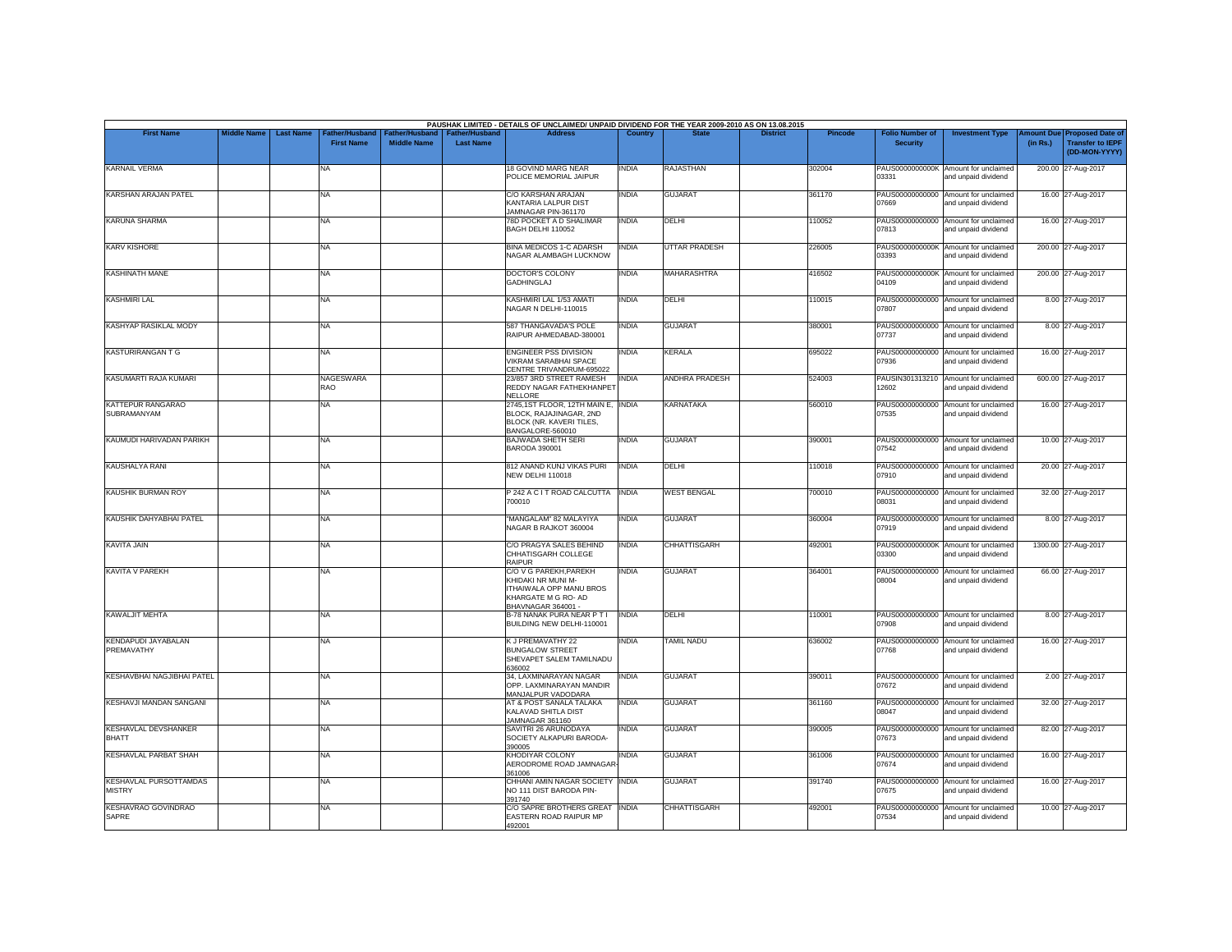PAUSHAK LIMITED - DETAILS OF UNCLAIMED/ UNPAID DIVIDEND FOR THE YEAR 2009-2010 AS ON 13.08.2015

| First Name | Middle Name | Last Name | Father/Husband First Name | Father/Husband Middle Name | Father/Husband Last Name | Address | Country | State | District | Pincode | Folio Number of Security | Investment Type | Amount Due (in Rs.) | Proposed Date of Transfer to IEPF (DD-MON-YYYY) |
|---|---|---|---|---|---|---|---|---|---|---|---|---|---|---|
| KARNAIL VERMA | | | NA | | | 18 GOVIND MARG NEAR POLICE MEMORIAL JAIPUR | INDIA | RAJASTHAN | | 302004 | PAUS0000000000K03331 | Amount for unclaimed and unpaid dividend | 200.00 | 27-Aug-2017 |
| KARSHAN ARAJAN PATEL | | | NA | | | C/O KARSHAN ARAJAN KANTARIA LALPUR DIST JAMNAGAR PIN-361170 | INDIA | GUJARAT | | 361170 | PAUS00000000000007669 | Amount for unclaimed and unpaid dividend | 16.00 | 27-Aug-2017 |
| KARUNA SHARMA | | | NA | | | 78D POCKET A D SHALIMAR BAGH DELHI 110052 | INDIA | DELHI | | 110052 | PAUS00000000000007813 | Amount for unclaimed and unpaid dividend | 16.00 | 27-Aug-2017 |
| KARV KISHORE | | | NA | | | BINA MEDICOS 1-C ADARSH NAGAR ALAMBAGH LUCKNOW | INDIA | UTTAR PRADESH | | 226005 | PAUS0000000000K03393 | Amount for unclaimed and unpaid dividend | 200.00 | 27-Aug-2017 |
| KASHINATH MANE | | | NA | | | DOCTOR'S COLONY GADHINGLAJ | INDIA | MAHARASHTRA | | 416502 | PAUS0000000000K04109 | Amount for unclaimed and unpaid dividend | 200.00 | 27-Aug-2017 |
| KASHMIRI LAL | | | NA | | | KASHMIRI LAL 1/53 AMATI NAGAR N DELHI-110015 | INDIA | DELHI | | 110015 | PAUS00000000000007807 | Amount for unclaimed and unpaid dividend | 8.00 | 27-Aug-2017 |
| KASHYAP RASIKLAL MODY | | | NA | | | 587 THANGAVADA'S POLE RAIPUR AHMEDABAD-380001 | INDIA | GUJARAT | | 380001 | PAUS00000000000007737 | Amount for unclaimed and unpaid dividend | 8.00 | 27-Aug-2017 |
| KASTURIRANGAN T G | | | NA | | | ENGINEER PSS DIVISION VIKRAM SARABHAI SPACE CENTRE TRIVANDRUM-695022 | INDIA | KERALA | | 695022 | PAUS00000000000007936 | Amount for unclaimed and unpaid dividend | 16.00 | 27-Aug-2017 |
| KASUMARTI RAJA KUMARI | | | NAGESWARA RAO | | | 23/857 3RD STREET RAMESH REDDY NAGAR FATHEKHANPET NELLORE | INDIA | ANDHRA PRADESH | | 524003 | PAUSIN30131321012602 | Amount for unclaimed and unpaid dividend | 600.00 | 27-Aug-2017 |
| KATTEPUR RANGARAO SUBRAMANYAM | | | NA | | | 2745,1ST FLOOR, 12TH MAIN E, BLOCK, RAJAJINAGAR, 2ND BLOCK (NR. KAVERI TILES, BANGALORE-560010 | INDIA | KARNATAKA | | 560010 | PAUS00000000000007535 | Amount for unclaimed and unpaid dividend | 16.00 | 27-Aug-2017 |
| KAUMUDI HARIVADAN PARIKH | | | NA | | | BAJWADA SHETH SERI BARODA 390001 | INDIA | GUJARAT | | 390001 | PAUS00000000000007542 | Amount for unclaimed and unpaid dividend | 10.00 | 27-Aug-2017 |
| KAUSHALYA RANI | | | NA | | | 812 ANAND KUNJ VIKAS PURI NEW DELHI 110018 | INDIA | DELHI | | 110018 | PAUS00000000000007910 | Amount for unclaimed and unpaid dividend | 20.00 | 27-Aug-2017 |
| KAUSHIK BURMAN ROY | | | NA | | | P 242 A C I T ROAD CALCUTTA 700010 | INDIA | WEST BENGAL | | 700010 | PAUS00000000000008031 | Amount for unclaimed and unpaid dividend | 32.00 | 27-Aug-2017 |
| KAUSHIK DAHYABHAI PATEL | | | NA | | | "MANGALAM" 82 MALAYIYA NAGAR B RAJKOT 360004 | INDIA | GUJARAT | | 360004 | PAUS00000000000007919 | Amount for unclaimed and unpaid dividend | 8.00 | 27-Aug-2017 |
| KAVITA JAIN | | | NA | | | C/O PRAGYA SALES BEHIND CHHATISGARH COLLEGE RAIPUR | INDIA | CHHATTISGARH | | 492001 | PAUS0000000000K03300 | Amount for unclaimed and unpaid dividend | 1300.00 | 27-Aug-2017 |
| KAVITA V PAREKH | | | NA | | | C/O V G PAREKH,PAREKH KHIDAKI NR MUNI M-ITHAIWALA OPP MANU BROS KHARGATE M G RO- AD BHAVNAGAR 364001 - | INDIA | GUJARAT | | 364001 | PAUS00000000000008004 | Amount for unclaimed and unpaid dividend | 66.00 | 27-Aug-2017 |
| KAWALJIT MEHTA | | | NA | | | B-78 NANAK PURA NEAR P T I BUILDING NEW DELHI-110001 | INDIA | DELHI | | 110001 | PAUS00000000000007908 | Amount for unclaimed and unpaid dividend | 8.00 | 27-Aug-2017 |
| KENDAPUDI JAYABALAN PREMAVATHY | | | NA | | | K J PREMAVATHY 22 BUNGALOW STREET SHEVAPET SALEM TAMILNADU 636002 | INDIA | TAMIL NADU | | 636002 | PAUS00000000000007768 | Amount for unclaimed and unpaid dividend | 16.00 | 27-Aug-2017 |
| KESHAVBHAI NAGJIBHAI PATEL | | | NA | | | 34, LAXMINARAYAN NAGAR OPP. LAXMINARAYAN MANDIR MANJALPUR VADODARA | INDIA | GUJARAT | | 390011 | PAUS00000000000007672 | Amount for unclaimed and unpaid dividend | 2.00 | 27-Aug-2017 |
| KESHAVJI MANDAN SANGANI | | | NA | | | AT & POST SANALA TALAKA KALAVAD SHITLA DIST JAMNAGAR 361160 | INDIA | GUJARAT | | 361160 | PAUS00000000000008047 | Amount for unclaimed and unpaid dividend | 32.00 | 27-Aug-2017 |
| KESHAVLAL DEVSHANKER BHATT | | | NA | | | SAVITRI 26 ARUNODAYA SOCIETY ALKAPURI BARODA-390005 | INDIA | GUJARAT | | 390005 | PAUS00000000000007673 | Amount for unclaimed and unpaid dividend | 82.00 | 27-Aug-2017 |
| KESHAVLAL PARBAT SHAH | | | NA | | | KHODIYAR COLONY AERODROME ROAD JAMNAGAR-361006 | INDIA | GUJARAT | | 361006 | PAUS00000000000007674 | Amount for unclaimed and unpaid dividend | 16.00 | 27-Aug-2017 |
| KESHAVLAL PURSOTTAMDAS MISTRY | | | NA | | | CHHANI AMIN NAGAR SOCIETY NO 111 DIST BARODA PIN-391740 | INDIA | GUJARAT | | 391740 | PAUS00000000000007675 | Amount for unclaimed and unpaid dividend | 16.00 | 27-Aug-2017 |
| KESHAVRAO GOVINDRAO SAPRE | | | NA | | | C/O SAPRE BROTHERS GREAT EASTERN ROAD RAIPUR MP 492001 | INDIA | CHHATTISGARH | | 492001 | PAUS00000000000007534 | Amount for unclaimed and unpaid dividend | 10.00 | 27-Aug-2017 |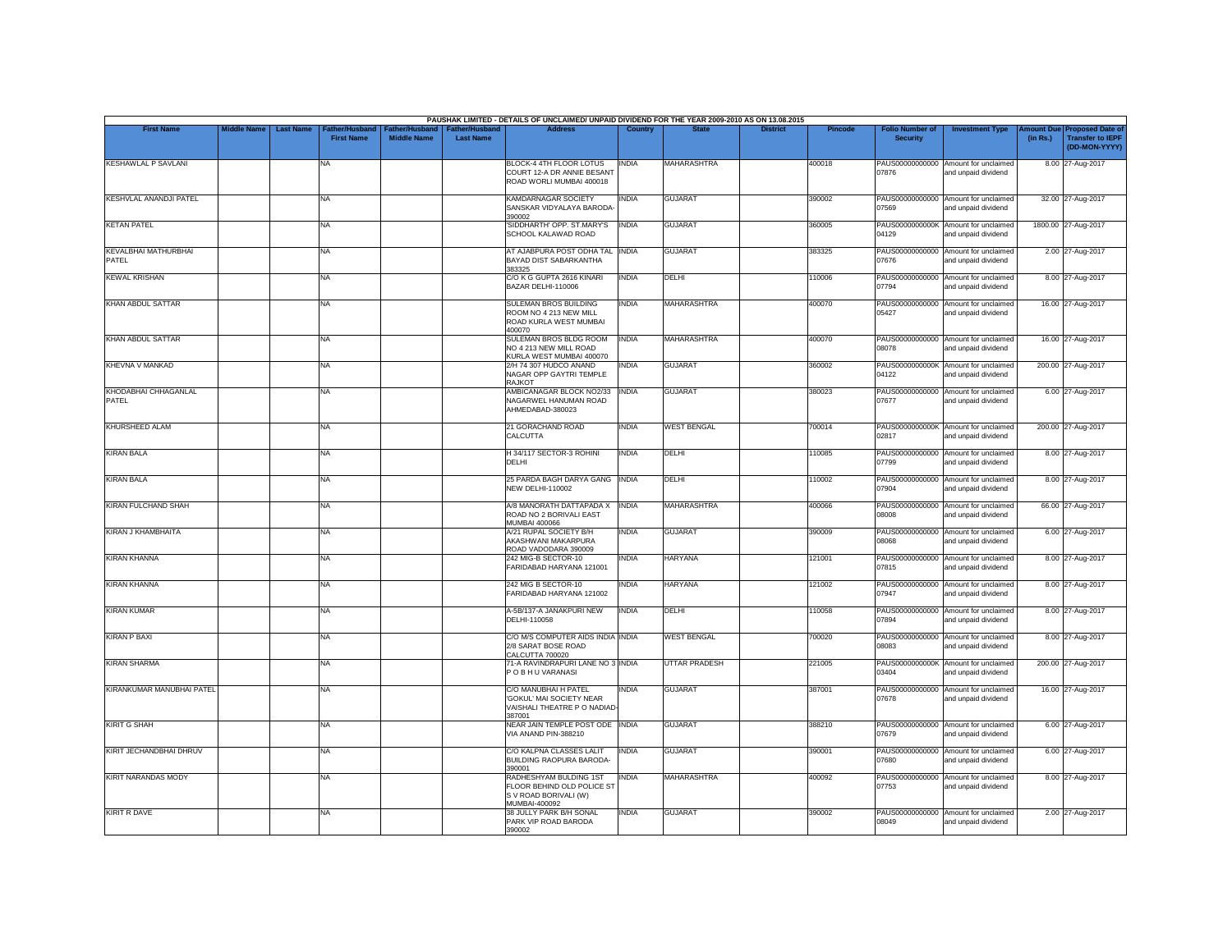| PAUSHAK LIMITED - DETAILS OF UNCLAIMED/ UNPAID DIVIDEND FOR THE YEAR 2009-2010 AS ON 13.08.2015 | | | | | | | | | | | | | | | |
|---|---|---|---|---|---|---|---|---|---|---|---|---|---|---|---|
| First Name | Middle Name | Last Name | Father/Husband First Name | Father/Husband Middle Name | Father/Husband Last Name | Address | Country | State | District | Pincode | Folio Number of Security | Investment Type | Amount Due (in Rs.) | Proposed Date of Transfer to IEPF (DD-MON-YYYY) |
| KESHAWLAL P SAVLANI | | | NA | | | BLOCK-4 4TH FLOOR LOTUS COURT 12-A DR ANNIE BESANT ROAD WORLI MUMBAI 400018 | INDIA | MAHARASHTRA | | 400018 | PAUS00000000000 07876 | Amount for unclaimed and unpaid dividend | 8.00 | 27-Aug-2017 |
| KESHVLAL ANANDJI PATEL | | | NA | | | KAMDARNAGAR SOCIETY SANSKAR VIDYALAYA BARODA-390002 | INDIA | GUJARAT | | 390002 | PAUS00000000000 07569 | Amount for unclaimed and unpaid dividend | 32.00 | 27-Aug-2017 |
| KETAN PATEL | | | NA | | | 'SIDDHARTH' OPP. ST.MARY'S SCHOOL KALAWAD ROAD | INDIA | GUJARAT | | 360005 | PAUS0000000000K 04129 | Amount for unclaimed and unpaid dividend | 1800.00 | 27-Aug-2017 |
| KEVALBHAI MATHURBHAI PATEL | | | NA | | | AT AJABPURA POST ODHA TAL BAYAD DIST SABARKANTHA 383325 | INDIA | GUJARAT | | 383325 | PAUS00000000000 07676 | Amount for unclaimed and unpaid dividend | 2.00 | 27-Aug-2017 |
| KEWAL KRISHAN | | | NA | | | C/O K G GUPTA 2616 KINARI BAZAR DELHI-110006 | INDIA | DELHI | | 110006 | PAUS00000000000 07794 | Amount for unclaimed and unpaid dividend | 8.00 | 27-Aug-2017 |
| KHAN ABDUL SATTAR | | | NA | | | SULEMAN BROS BUILDING ROOM NO 4 213 NEW MILL ROAD KURLA WEST MUMBAI 400070 | INDIA | MAHARASHTRA | | 400070 | PAUS00000000000 05427 | Amount for unclaimed and unpaid dividend | 16.00 | 27-Aug-2017 |
| KHAN ABDUL SATTAR | | | NA | | | SULEMAN BROS BLDG ROOM NO 4 213 NEW MILL ROAD KURLA WEST MUMBAI 400070 | INDIA | MAHARASHTRA | | 400070 | PAUS00000000000 08078 | Amount for unclaimed and unpaid dividend | 16.00 | 27-Aug-2017 |
| KHEVNA V MANKAD | | | NA | | | 2/H 74 307 HUDCO ANAND NAGAR OPP GAYTRI TEMPLE RAJKOT | INDIA | GUJARAT | | 360002 | PAUS0000000000K 04122 | Amount for unclaimed and unpaid dividend | 200.00 | 27-Aug-2017 |
| KHODABHAI CHHAGANLAL PATEL | | | NA | | | AMBICANAGAR BLOCK NO2/33 NAGARWEL HANUMAN ROAD AHMEDABAD-380023 | INDIA | GUJARAT | | 380023 | PAUS00000000000 07677 | Amount for unclaimed and unpaid dividend | 6.00 | 27-Aug-2017 |
| KHURSHEED ALAM | | | NA | | | 21 GORACHAND ROAD CALCUTTA | INDIA | WEST BENGAL | | 700014 | PAUS0000000000K 02817 | Amount for unclaimed and unpaid dividend | 200.00 | 27-Aug-2017 |
| KIRAN BALA | | | NA | | | H 34/117 SECTOR-3 ROHINI DELHI | INDIA | DELHI | | 110085 | PAUS00000000000 07799 | Amount for unclaimed and unpaid dividend | 8.00 | 27-Aug-2017 |
| KIRAN BALA | | | NA | | | 25 PARDA BAGH DARYA GANG NEW DELHI-110002 | INDIA | DELHI | | 110002 | PAUS00000000000 07904 | Amount for unclaimed and unpaid dividend | 8.00 | 27-Aug-2017 |
| KIRAN FULCHAND SHAH | | | NA | | | A/8 MANORATH DATTAPADA X ROAD NO 2 BORIVALI EAST MUMBAI 400066 | INDIA | MAHARASHTRA | | 400066 | PAUS00000000000 08008 | Amount for unclaimed and unpaid dividend | 66.00 | 27-Aug-2017 |
| KIRAN J KHAMBHAITA | | | NA | | | A/21 RUPAL SOCIETY B/H AKASHWANI MAKARPURA ROAD VADODARA 390009 | INDIA | GUJARAT | | 390009 | PAUS00000000000 08068 | Amount for unclaimed and unpaid dividend | 6.00 | 27-Aug-2017 |
| KIRAN KHANNA | | | NA | | | 242 MIG-B SECTOR-10 FARIDABAD HARYANA 121001 | INDIA | HARYANA | | 121001 | PAUS00000000000 07815 | Amount for unclaimed and unpaid dividend | 8.00 | 27-Aug-2017 |
| KIRAN KHANNA | | | NA | | | 242 MIG B SECTOR-10 FARIDABAD HARYANA 121002 | INDIA | HARYANA | | 121002 | PAUS00000000000 07947 | Amount for unclaimed and unpaid dividend | 8.00 | 27-Aug-2017 |
| KIRAN KUMAR | | | NA | | | A-5B/137-A JANAKPURI NEW DELHI-110058 | INDIA | DELHI | | 110058 | PAUS00000000000 07894 | Amount for unclaimed and unpaid dividend | 8.00 | 27-Aug-2017 |
| KIRAN P BAXI | | | NA | | | C/O M/S COMPUTER AIDS INDIA 2/8 SARAT BOSE ROAD CALCUTTA 700020 | INDIA | WEST BENGAL | | 700020 | PAUS00000000000 08083 | Amount for unclaimed and unpaid dividend | 8.00 | 27-Aug-2017 |
| KIRAN SHARMA | | | NA | | | 71-A RAVINDRAPURI LANE NO 3 P O B H U VARANASI | INDIA | UTTAR PRADESH | | 221005 | PAUS0000000000K 03404 | Amount for unclaimed and unpaid dividend | 200.00 | 27-Aug-2017 |
| KIRANKUMAR MANUBHAI PATEL | | | NA | | | C/O MANUBHAI H PATEL 'GOKUL' MAI SOCIETY NEAR VAISHALI THEATRE P O NADIAD-387001 | INDIA | GUJARAT | | 387001 | PAUS00000000000 07678 | Amount for unclaimed and unpaid dividend | 16.00 | 27-Aug-2017 |
| KIRIT G SHAH | | | NA | | | NEAR JAIN TEMPLE POST ODE VIA ANAND PIN-388210 | INDIA | GUJARAT | | 388210 | PAUS00000000000 07679 | Amount for unclaimed and unpaid dividend | 6.00 | 27-Aug-2017 |
| KIRIT JECHANDBHAI DHRUV | | | NA | | | C/O KALPNA CLASSES LALIT BUILDING RAOPURA BARODA-390001 | INDIA | GUJARAT | | 390001 | PAUS00000000000 07680 | Amount for unclaimed and unpaid dividend | 6.00 | 27-Aug-2017 |
| KIRIT NARANDAS MODY | | | NA | | | RADHESHYAM BULDING 1ST FLOOR BEHIND OLD POLICE ST S V ROAD BORIVALI (W) MUMBAI-400092 | INDIA | MAHARASHTRA | | 400092 | PAUS00000000000 07753 | Amount for unclaimed and unpaid dividend | 8.00 | 27-Aug-2017 |
| KIRIT R DAVE | | | NA | | | 38 JULLY PARK B/H SONAL PARK VIP ROAD BARODA 390002 | INDIA | GUJARAT | | 390002 | PAUS00000000000 08049 | Amount for unclaimed and unpaid dividend | 2.00 | 27-Aug-2017 |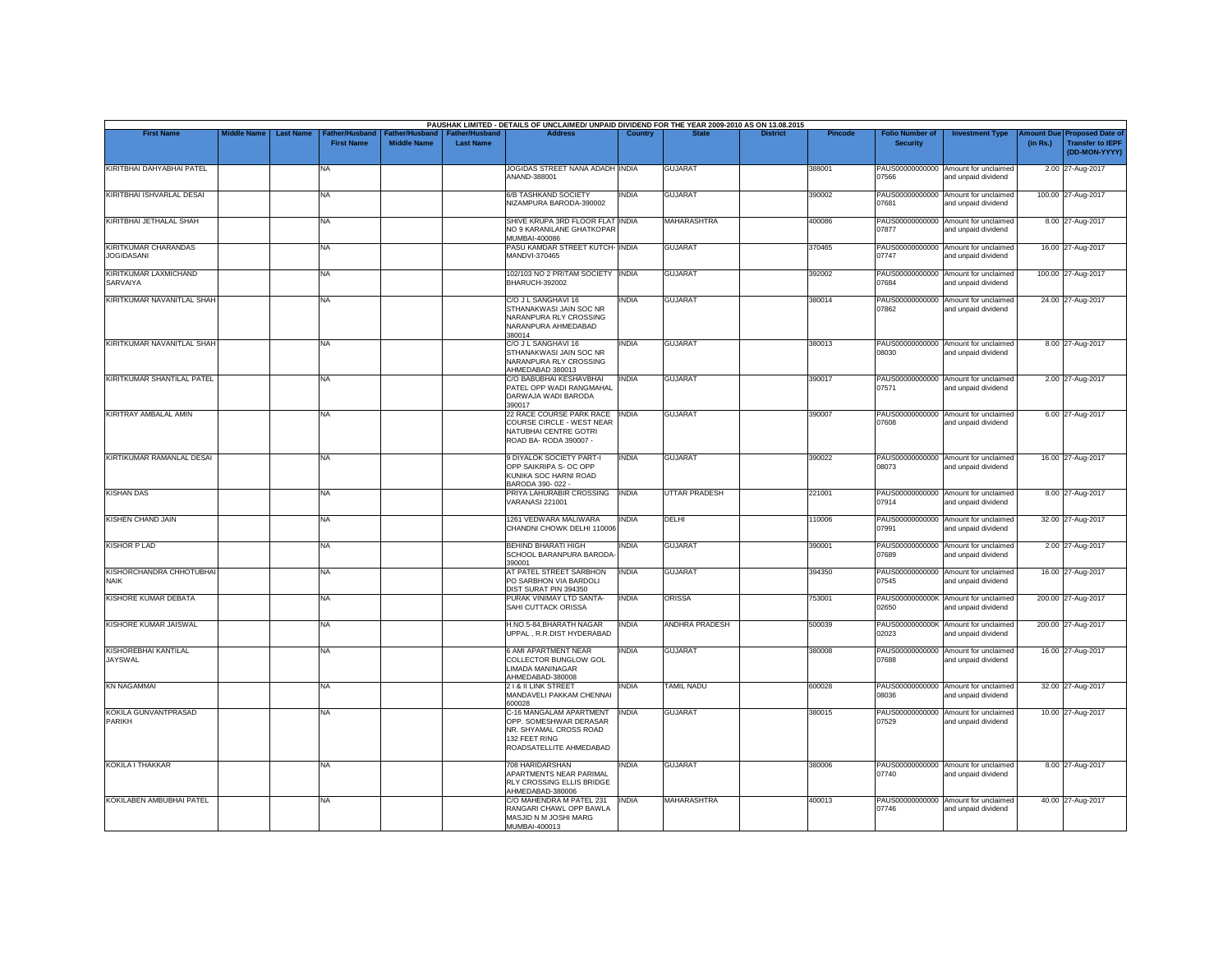PAUSHAK LIMITED - DETAILS OF UNCLAIMED/ UNPAID DIVIDEND FOR THE YEAR 2009-2010 AS ON 13.08.2015

| First Name | Middle Name | Last Name | Father/Husband First Name | Father/Husband Middle Name | Father/Husband Last Name | Address | Country | State | District | Pincode | Folio Number of Security | Investment Type | Amount Due (in Rs.) | Proposed Date of Transfer to IEPF (DD-MON-YYYY) |
|---|---|---|---|---|---|---|---|---|---|---|---|---|---|---|
| KIRITBHAI DAHYABHAI PATEL | | | NA | | | JOGIDAS STREET NANA ADADH ANAND-388001 | INDIA | GUJARAT | | 388001 | PAUS00000000000 07566 | Amount for unclaimed and unpaid dividend | 2.00 | 27-Aug-2017 |
| KIRITBHAI ISHVARLAL DESAI | | | NA | | | 6/B TASHKAND SOCIETY NIZAMPURA BARODA-390002 | INDIA | GUJARAT | | 390002 | PAUS00000000000 07681 | Amount for unclaimed and unpaid dividend | 100.00 | 27-Aug-2017 |
| KIRITBHAI JETHALAL SHAH | | | NA | | | SHIVE KRUPA 3RD FLOOR FLAT NO 9 KARANILANE GHATKOPAR MUMBAI-400086 | INDIA | MAHARASHTRA | | 400086 | PAUS00000000000 07877 | Amount for unclaimed and unpaid dividend | 8.00 | 27-Aug-2017 |
| KIRITKUMAR CHARANDAS JOGIDASANI | | | NA | | | PASU KAMDAR STREET KUTCH-MANDVI-370465 | INDIA | GUJARAT | | 370465 | PAUS00000000000 07747 | Amount for unclaimed and unpaid dividend | 16.00 | 27-Aug-2017 |
| KIRITKUMAR LAXMICHAND SARVAIYA | | | NA | | | 102/103 NO 2 PRITAM SOCIETY BHARUCH-392002 | INDIA | GUJARAT | | 392002 | PAUS00000000000 07684 | Amount for unclaimed and unpaid dividend | 100.00 | 27-Aug-2017 |
| KIRITKUMAR NAVANITLAL SHAH | | | NA | | | C/O J L SANGHAVI 16 STHANAKWASI JAIN SOC NR NARANPURA RLY CROSSING NARANPURA AHMEDABAD 380014 | INDIA | GUJARAT | | 380014 | PAUS00000000000 07862 | Amount for unclaimed and unpaid dividend | 24.00 | 27-Aug-2017 |
| KIRITKUMAR NAVANITLAL SHAH | | | NA | | | C/O J L SANGHAVI 16 STHANAKWASI JAIN SOC NR NARANPURA RLY CROSSING AHMEDABAD 380013 | INDIA | GUJARAT | | 380013 | PAUS00000000000 08030 | Amount for unclaimed and unpaid dividend | 8.00 | 27-Aug-2017 |
| KIRITKUMAR SHANTILAL PATEL | | | NA | | | C/O BABUBHAI KESHAVBHAI PATEL OPP WADI RANGMAHAL DARWAJA WADI BARODA 390017 | INDIA | GUJARAT | | 390017 | PAUS00000000000 07571 | Amount for unclaimed and unpaid dividend | 2.00 | 27-Aug-2017 |
| KIRITRAY AMBALAL AMIN | | | NA | | | 22 RACE COURSE PARK RACE COURSE CIRCLE - WEST NEAR NATUBHAI CENTRE GOTRI ROAD BA- RODA 390007 - | INDIA | GUJARAT | | 390007 | PAUS00000000000 07608 | Amount for unclaimed and unpaid dividend | 6.00 | 27-Aug-2017 |
| KIRTIKUMAR RAMANLAL DESAI | | | NA | | | 9 DIYALOK SOCIETY PART-I OPP SAIKRIPA S- OC OPP KUNIKA SOC HARNI ROAD BARODA 390- 022 - | INDIA | GUJARAT | | 390022 | PAUS00000000000 08073 | Amount for unclaimed and unpaid dividend | 16.00 | 27-Aug-2017 |
| KISHAN DAS | | | NA | | | PRIYA LAHURABIR CROSSING VARANASI 221001 | INDIA | UTTAR PRADESH | | 221001 | PAUS00000000000 07914 | Amount for unclaimed and unpaid dividend | 8.00 | 27-Aug-2017 |
| KISHEN CHAND JAIN | | | NA | | | 1261 VEDWARA MALIWARA CHANDNI CHOWK DELHI 110006 | INDIA | DELHI | | 110006 | PAUS00000000000 07991 | Amount for unclaimed and unpaid dividend | 32.00 | 27-Aug-2017 |
| KISHOR P LAD | | | NA | | | BEHIND BHARATI HIGH SCHOOL BARANPURA BARODA-390001 | INDIA | GUJARAT | | 390001 | PAUS00000000000 07689 | Amount for unclaimed and unpaid dividend | 2.00 | 27-Aug-2017 |
| KISHORCHANDRA CHHOTUBHAI NAIK | | | NA | | | AT PATEL STREET SARBHON PO SARBHON VIA BARDOLI DIST SURAT PIN 394350 | INDIA | GUJARAT | | 394350 | PAUS00000000000 07545 | Amount for unclaimed and unpaid dividend | 16.00 | 27-Aug-2017 |
| KISHORE KUMAR DEBATA | | | NA | | | PURAK VINIMAY LTD SANTA-SAHI CUTTACK ORISSA | INDIA | ORISSA | | 753001 | PAUS0000000000K 02650 | Amount for unclaimed and unpaid dividend | 200.00 | 27-Aug-2017 |
| KISHORE KUMAR JAISWAL | | | NA | | | H.NO.5-84,BHARATH NAGAR UPPAL , R.R.DIST HYDERABAD | INDIA | ANDHRA PRADESH | | 500039 | PAUS0000000000K 02023 | Amount for unclaimed and unpaid dividend | 200.00 | 27-Aug-2017 |
| KISHOREBHAI KANTILAL JAYSWAL | | | NA | | | 6 AMI APARTMENT NEAR COLLECTOR BUNGLOW GOL LIMADA MANINAGAR AHMEDABAD-380008 | INDIA | GUJARAT | | 380008 | PAUS00000000000 07688 | Amount for unclaimed and unpaid dividend | 16.00 | 27-Aug-2017 |
| KN NAGAMMAI | | | NA | | | 2 I & II LINK STREET MANDAVELI PAKKAM CHENNAI 600028 | INDIA | TAMIL NADU | | 600028 | PAUS00000000000 08036 | Amount for unclaimed and unpaid dividend | 32.00 | 27-Aug-2017 |
| KOKILA GUNVANTPRASAD PARIKH | | | NA | | | C-16 MANGALAM APARTMENT OPP. SOMESHWAR DERASAR NR. SHYAMAL CROSS ROAD 132 FEET RING ROADSATELLITE AHMEDABAD | INDIA | GUJARAT | | 380015 | PAUS00000000000 07529 | Amount for unclaimed and unpaid dividend | 10.00 | 27-Aug-2017 |
| KOKILA I THAKKAR | | | NA | | | 708 HARIDARSHAN APARTMENTS NEAR PARIMAL RLY CROSSING ELLIS BRIDGE AHMEDABAD-380006 | INDIA | GUJARAT | | 380006 | PAUS00000000000 07740 | Amount for unclaimed and unpaid dividend | 8.00 | 27-Aug-2017 |
| KOKILABEN AMBUBHAI PATEL | | | NA | | | C/O MAHENDRA M PATEL 231 RANGARI CHAWL OPP BAWLA MASJID N M JOSHI MARG MUMBAI-400013 | INDIA | MAHARASHTRA | | 400013 | PAUS00000000000 07746 | Amount for unclaimed and unpaid dividend | 40.00 | 27-Aug-2017 |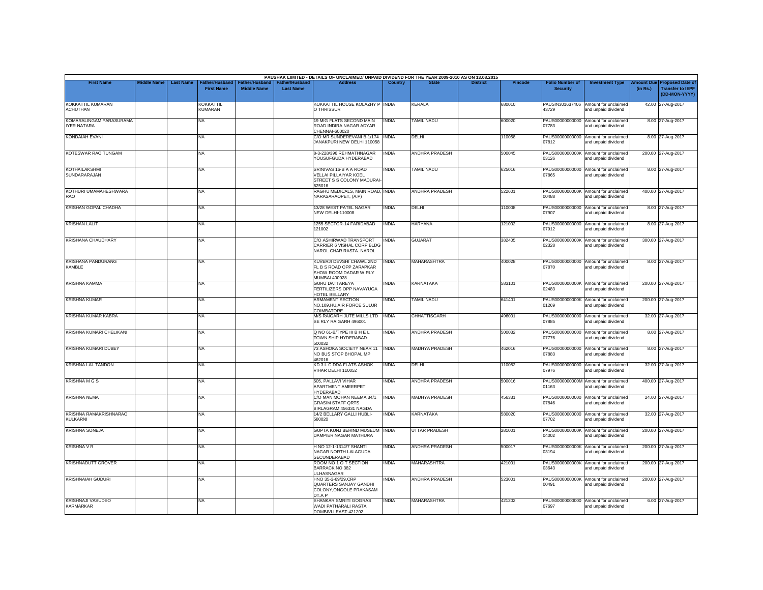PAUSHAK LIMITED - DETAILS OF UNCLAIMED/ UNPAID DIVIDEND FOR THE YEAR 2009-2010 AS ON 13.08.2015

| First Name | Middle Name | Last Name | Father/Husband First Name | Father/Husband Middle Name | Father/Husband Last Name | Address | Country | State | District | Pincode | Folio Number of Security | Investment Type | Amount Due (in Rs.) | Proposed Date of Transfer to IEPF (DD-MON-YYYY) |
|---|---|---|---|---|---|---|---|---|---|---|---|---|---|---|
| KOKKATTIL KUMARAN ACHUTHAN | | | KOKKATTIL KUMARAN | | | KOKKATTIL HOUSE KOLAZHY P O THRISSUR | INDIA | KERALA | | 680010 | PAUSIN301637406 43729 | Amount for unclaimed and unpaid dividend | 42.00 | 27-Aug-2017 |
| KOMARALINGAM PARASURAMA IYER NATARA | | | NA | | | 19 MIG FLATS SECOND MAIN ROAD INDIRA NAGAR ADYAR CHENNAI-600020 | INDIA | TAMIL NADU | | 600020 | PAUS00000000000 07783 | Amount for unclaimed and unpaid dividend | 8.00 | 27-Aug-2017 |
| KONDAIAH EVANI | | | NA | | | C/O MR SUNDEREVANI B-1/174 JANAKPURI NEW DELHI 110058 | INDIA | DELHI | | 110058 | PAUS00000000000 07812 | Amount for unclaimed and unpaid dividend | 8.00 | 27-Aug-2017 |
| KOTESWAR RAO TUNGAM | | | NA | | | 8-3-228/396 REHMATHNAGAR YOUSUFGUDA HYDERABAD | INDIA | ANDHRA PRADESH | | 500045 | PAUS0000000000K 03126 | Amount for unclaimed and unpaid dividend | 200.00 | 27-Aug-2017 |
| KOTHAILAKSHMI SUNDARARAJAN | | | NA | | | SRINIVAS 16-B A A ROAD VELLAI PILLAIYAR KOEL STREET S S COLONY MADURAI-625016 | INDIA | TAMIL NADU | | 625016 | PAUS00000000000 07865 | Amount for unclaimed and unpaid dividend | 8.00 | 27-Aug-2017 |
| KOTHURI UMAMAHESHWARA RAO | | | NA | | | RAGHU MEDICALS, MAIN ROAD, NARASARAOPET, (A.P) | INDIA | ANDHRA PRADESH | | 522601 | PAUS0000000000K 00488 | Amount for unclaimed and unpaid dividend | 400.00 | 27-Aug-2017 |
| KRISHAN GOPAL CHADHA | | | NA | | | 13/28 WEST PATEL NAGAR NEW DELHI-110008 | INDIA | DELHI | | 110008 | PAUS00000000000 07907 | Amount for unclaimed and unpaid dividend | 8.00 | 27-Aug-2017 |
| KRISHAN LALIT | | | NA | | | 1255 SECTOR-14 FARIDABAD 121002 | INDIA | HARYANA | | 121002 | PAUS00000000000 07912 | Amount for unclaimed and unpaid dividend | 8.00 | 27-Aug-2017 |
| KRISHANA CHAUDHARY | | | NA | | | C/O ASHIRWAD TRANSPORT CARRIER 6 VISHAL CORP BLDG NAROL CHAR RASTA. NAROL | INDIA | GUJARAT | | 382405 | PAUS0000000000K 02328 | Amount for unclaimed and unpaid dividend | 300.00 | 27-Aug-2017 |
| KRISHANA PANDURANG KAMBLE | | | NA | | | KUVERJI DEVSHI CHAWL 2ND FL B S ROAD OPP ZARAPKAR SHOW ROOM DADAR W RLY MUMBAI 400028 | INDIA | MAHARASHTRA | | 400028 | PAUS00000000000 07870 | Amount for unclaimed and unpaid dividend | 8.00 | 27-Aug-2017 |
| KRISHNA KAMMA | | | NA | | | GURU DATTAREYA FERTILIZERS OPP NAVAYUGA HOTEL BELLARY | INDIA | KARNATAKA | | 583101 | PAUS0000000000K 02483 | Amount for unclaimed and unpaid dividend | 200.00 | 27-Aug-2017 |
| KRISHNA KUMAR | | | NA | | | ARMAMENT SECTION NO.109,HU,AIR FORCE SULUR COIMBATORE | INDIA | TAMIL NADU | | 641401 | PAUS0000000000K 01269 | Amount for unclaimed and unpaid dividend | 200.00 | 27-Aug-2017 |
| KRISHNA KUMAR KABRA | | | NA | | | M/S RAIGARH JUTE MILLS LTD SE RLY RAIGARH 496001 | INDIA | CHHATTISGARH | | 496001 | PAUS00000000000 07885 | Amount for unclaimed and unpaid dividend | 32.00 | 27-Aug-2017 |
| KRISHNA KUMARI CHELIKANI | | | NA | | | Q NO 61-B/TYPE III B H E L TOWN SHIP HYDERABAD-500032 | INDIA | ANDHRA PRADESH | | 500032 | PAUS00000000000 07776 | Amount for unclaimed and unpaid dividend | 8.00 | 27-Aug-2017 |
| KRISHNA KUMARI DUBEY | | | NA | | | 73 ASHOKA SOCIETY NEAR 11 NO BUS STOP BHOPAL MP 462016 | INDIA | MADHYA PRADESH | | 462016 | PAUS00000000000 07883 | Amount for unclaimed and unpaid dividend | 8.00 | 27-Aug-2017 |
| KRISHNA LAL TANDON | | | NA | | | KD 3 L C DDA FLATS ASHOK VIHAR DELHI 110052 | INDIA | DELHI | | 110052 | PAUS00000000000 07976 | Amount for unclaimed and unpaid dividend | 32.00 | 27-Aug-2017 |
| KRISHNA M G S | | | NA | | | 505, PALLAVI VIHAR APARTMENT AMEERPET HYDERABAD | INDIA | ANDHRA PRADESH | | 500016 | PAUS0000000000M 01163 | Amount for unclaimed and unpaid dividend | 400.00 | 27-Aug-2017 |
| KRISHNA NEMA | | | NA | | | C/O MAN MOHAN NEEMA 34/1 GRASIM STAFF QRTS BIRLAGRAM 456331 NAGDA | INDIA | MADHYA PRADESH | | 456331 | PAUS00000000000 07846 | Amount for unclaimed and unpaid dividend | 24.00 | 27-Aug-2017 |
| KRISHNA RAMAKRISHNARAO KULKARNI | | | NA | | | 14/2 BELLARY GALLI HUBLI-580020 | INDIA | KARNATAKA | | 580020 | PAUS00000000000 07702 | Amount for unclaimed and unpaid dividend | 32.00 | 27-Aug-2017 |
| KRISHNA SONEJA | | | NA | | | GUPTA KUNJ BEHIND MUSEUM DAMPIER NAGAR MATHURA | INDIA | UTTAR PRADESH | | 281001 | PAUS0000000000K 04002 | Amount for unclaimed and unpaid dividend | 200.00 | 27-Aug-2017 |
| KRISHNA V R | | | NA | | | H NO 12-1-1314/7 SHANTI NAGAR NORTH LALAGUDA SECUNDERABAD | INDIA | ANDHRA PRADESH | | 500017 | PAUS0000000000K 03194 | Amount for unclaimed and unpaid dividend | 200.00 | 27-Aug-2017 |
| KRISHNADUTT GROVER | | | NA | | | ROOM NO 1 O T SECTION BARRACK NO 382 ULHASNAGAR | INDIA | MAHARASHTRA | | 421001 | PAUS0000000000K 03643 | Amount for unclaimed and unpaid dividend | 200.00 | 27-Aug-2017 |
| KRISHNAIAH GUDURI | | | NA | | | HNO 35-3-69/29,CRP QUARTERS SANJAY GANDHI COLONY,ONGOLE PRAKASAM DT,A P | INDIA | ANDHRA PRADESH | | 523001 | PAUS0000000000K 00491 | Amount for unclaimed and unpaid dividend | 200.00 | 27-Aug-2017 |
| KRISHNAJI VASUDEO KARMARKAR | | | NA | | | SHANKAR SMRITI GOGRAS WADI PATHARALI RASTA DOMBIVLI EAST-421202 | INDIA | MAHARASHTRA | | 421202 | PAUS00000000000 07697 | Amount for unclaimed and unpaid dividend | 6.00 | 27-Aug-2017 |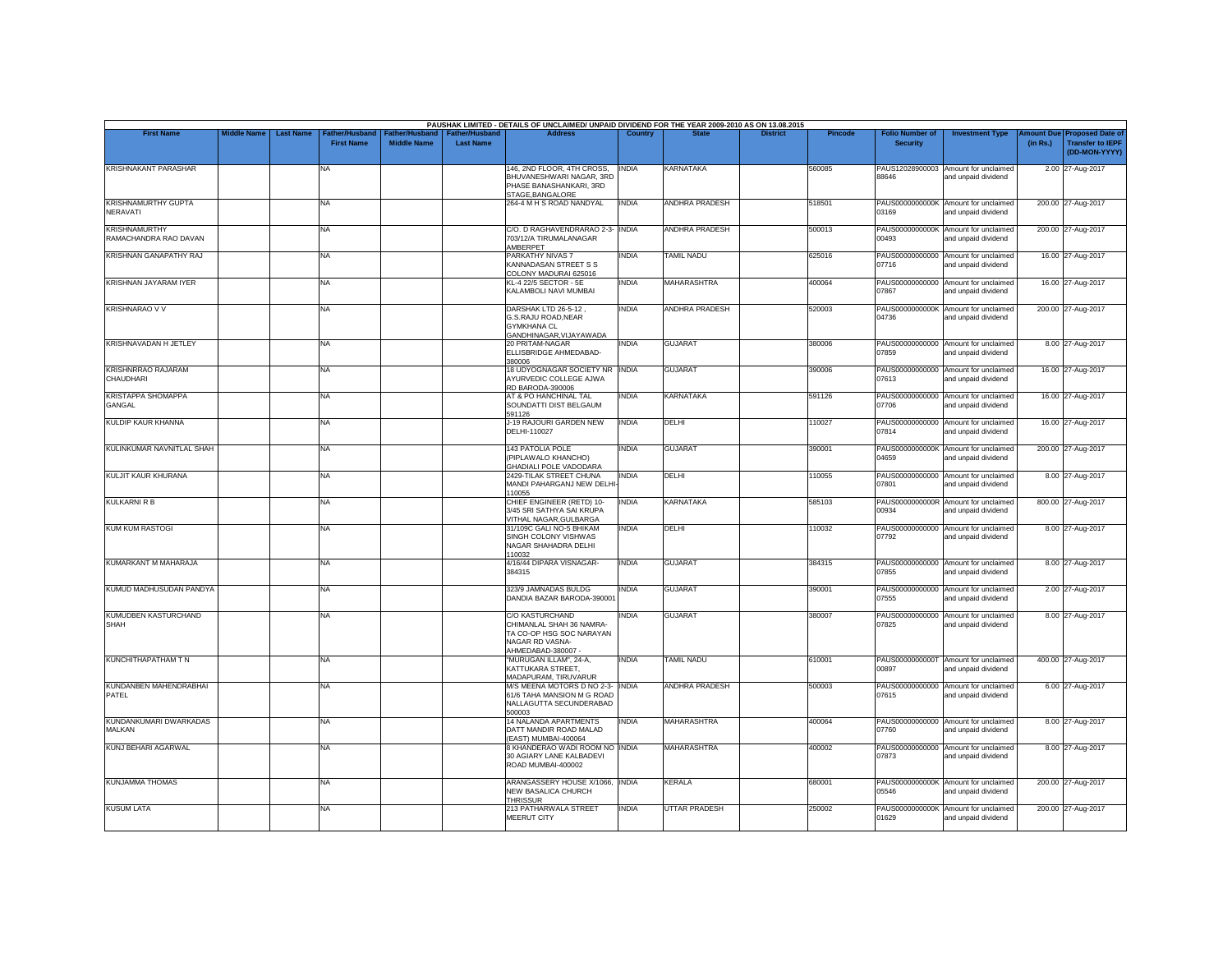PAUSHAK LIMITED - DETAILS OF UNCLAIMED/ UNPAID DIVIDEND FOR THE YEAR 2009-2010 AS ON 13.08.2015

| First Name | Middle Name | Last Name | Father/Husband First Name | Father/Husband Middle Name | Father/Husband Last Name | Address | Country | State | District | Pincode | Folio Number of Security | Investment Type | Amount Due (in Rs.) | Proposed Date of Transfer to IEPF (DD-MON-YYYY) |
|---|---|---|---|---|---|---|---|---|---|---|---|---|---|---|
| KRISHNAKANT PARASHAR | | | NA | | | 146, 2ND FLOOR, 4TH CROSS, BHUVANESHWARI NAGAR, 3RD PHASE BANASHANKARI, 3RD STAGE,BANGALORE | INDIA | KARNATAKA | | 560085 | PAUS12028900003 88646 | Amount for unclaimed and unpaid dividend | 2.00 | 27-Aug-2017 |
| KRISHNAMURTHY GUPTA NERAVATI | | | NA | | | 264-4 M H S ROAD NANDYAL | INDIA | ANDHRA PRADESH | | 518501 | PAUS0000000000K 03169 | Amount for unclaimed and unpaid dividend | 200.00 | 27-Aug-2017 |
| KRISHNAMURTHY RAMACHANDRA RAO DAVAN | | | NA | | | C/O. D RAGHAVENDRARAO 2-3-703/12/A TIRUMALANAGAR AMBERPET | INDIA | ANDHRA PRADESH | | 500013 | PAUS0000000000K 00493 | Amount for unclaimed and unpaid dividend | 200.00 | 27-Aug-2017 |
| KRISHNAN GANAPATHY RAJ | | | NA | | | PARKATHY NIVAS 7 KANNADASAN STREET S S COLONY MADURAI 625016 | INDIA | TAMIL NADU | | 625016 | PAUS00000000000 07716 | Amount for unclaimed and unpaid dividend | 16.00 | 27-Aug-2017 |
| KRISHNAN JAYARAM IYER | | | NA | | | KL-4 22/5 SECTOR - 5E KALAMBOLI NAVI MUMBAI | INDIA | MAHARASHTRA | | 400064 | PAUS00000000000 07867 | Amount for unclaimed and unpaid dividend | 16.00 | 27-Aug-2017 |
| KRISHNARAO V V | | | NA | | | DARSHAK LTD 26-5-12 , G.S.RAJU ROAD,NEAR GYMKHANA CL GANDHINAGAR,VIJAYAWADA | INDIA | ANDHRA PRADESH | | 520003 | PAUS0000000000K 04736 | Amount for unclaimed and unpaid dividend | 200.00 | 27-Aug-2017 |
| KRISHNAVADAN H JETLEY | | | NA | | | 20 PRITAM-NAGAR ELLISBRIDGE AHMEDABAD-380006 | INDIA | GUJARAT | | 380006 | PAUS00000000000 07859 | Amount for unclaimed and unpaid dividend | 8.00 | 27-Aug-2017 |
| KRISHNRRAO RAJARAM CHAUDHARI | | | NA | | | 18 UDYOGNAGAR SOCIETY NR AYURVEDIC COLLEGE AJWA RD BARODA-390006 | INDIA | GUJARAT | | 390006 | PAUS00000000000 07613 | Amount for unclaimed and unpaid dividend | 16.00 | 27-Aug-2017 |
| KRISTAPPA SHOMAPPA GANGAL | | | NA | | | AT & PO HANCHINAL TAL SOUNDATTI DIST BELGAUM 591126 | INDIA | KARNATAKA | | 591126 | PAUS00000000000 07706 | Amount for unclaimed and unpaid dividend | 16.00 | 27-Aug-2017 |
| KULDIP KAUR KHANNA | | | NA | | | J-19 RAJOURI GARDEN NEW DELHI-110027 | INDIA | DELHI | | 110027 | PAUS00000000000 07814 | Amount for unclaimed and unpaid dividend | 16.00 | 27-Aug-2017 |
| KULINKUMAR NAVNITLAL SHAH | | | NA | | | 143 PATOLIA POLE (PIPLAWALO KHANCHO) GHADIALI POLE VADODARA | INDIA | GUJARAT | | 390001 | PAUS0000000000K 04659 | Amount for unclaimed and unpaid dividend | 200.00 | 27-Aug-2017 |
| KULJIT KAUR KHURANA | | | NA | | | 2429-TILAK STREET CHUNA MANDI PAHARGANJ NEW DELHI-110055 | INDIA | DELHI | | 110055 | PAUS00000000000 07801 | Amount for unclaimed and unpaid dividend | 8.00 | 27-Aug-2017 |
| KULKARNI R B | | | NA | | | CHIEF ENGINEER (RETD) 10-3/45 SRI SATHYA SAI KRUPA VITHAL NAGAR,GULBARGA | INDIA | KARNATAKA | | 585103 | PAUS0000000000R 00934 | Amount for unclaimed and unpaid dividend | 800.00 | 27-Aug-2017 |
| KUM KUM RASTOGI | | | NA | | | 31/109C GALI NO-5 BHIKAM SINGH COLONY VISHWAS NAGAR SHAHADRA DELHI 110032 | INDIA | DELHI | | 110032 | PAUS00000000000 07792 | Amount for unclaimed and unpaid dividend | 8.00 | 27-Aug-2017 |
| KUMARKANT M MAHARAJA | | | NA | | | 4/16/44 DIPARA VISNAGAR-384315 | INDIA | GUJARAT | | 384315 | PAUS00000000000 07855 | Amount for unclaimed and unpaid dividend | 8.00 | 27-Aug-2017 |
| KUMUD MADHUSUDAN PANDYA | | | NA | | | 323/9 JAMNADAS BULDG DANDIA BAZAR BARODA-390001 | INDIA | GUJARAT | | 390001 | PAUS00000000000 07555 | Amount for unclaimed and unpaid dividend | 2.00 | 27-Aug-2017 |
| KUMUDBEN KASTURCHAND SHAH | | | NA | | | C/O KASTURCHAND CHIMANLAL SHAH 36 NAMRA-TA CO-OP HSG SOC NARAYAN NAGAR RD VASNA-AHMEDABAD-380007 - | INDIA | GUJARAT | | 380007 | PAUS00000000000 07825 | Amount for unclaimed and unpaid dividend | 8.00 | 27-Aug-2017 |
| KUNCHITHAPATHAM T N | | | NA | | | "MURUGAN ILLAM", 24-A, KATTUKARA STREET, MADAPURAM, TIRUVARUR | INDIA | TAMIL NADU | | 610001 | PAUS0000000000T 00897 | Amount for unclaimed and unpaid dividend | 400.00 | 27-Aug-2017 |
| KUNDANBEN MAHENDRABHAI PATEL | | | NA | | | M/S MEENA MOTORS D NO 2-3-61/6 TAHA MANSION M G ROAD NALLAGUTTA SECUNDERABAD 500003 | INDIA | ANDHRA PRADESH | | 500003 | PAUS00000000000 07615 | Amount for unclaimed and unpaid dividend | 6.00 | 27-Aug-2017 |
| KUNDANKUMARI DWARKADAS MALKAN | | | NA | | | 14 NALANDA APARTMENTS DATT MANDIR ROAD MALAD (EAST) MUMBAI-400064 | INDIA | MAHARASHTRA | | 400064 | PAUS00000000000 07760 | Amount for unclaimed and unpaid dividend | 8.00 | 27-Aug-2017 |
| KUNJ BEHARI AGARWAL | | | NA | | | 8 KHANDERAO WADI ROOM NO 30 AGIARY LANE KALBADEVI ROAD MUMBAI-400002 | INDIA | MAHARASHTRA | | 400002 | PAUS00000000000 07873 | Amount for unclaimed and unpaid dividend | 8.00 | 27-Aug-2017 |
| KUNJAMMA THOMAS | | | NA | | | ARANGASSERY HOUSE X/1066, NEW BASALICA CHURCH THRISSUR | INDIA | KERALA | | 680001 | PAUS0000000000K 05546 | Amount for unclaimed and unpaid dividend | 200.00 | 27-Aug-2017 |
| KUSUM LATA | | | NA | | | 213 PATHARWALA STREET MEERUT CITY | INDIA | UTTAR PRADESH | | 250002 | PAUS0000000000K 01629 | Amount for unclaimed and unpaid dividend | 200.00 | 27-Aug-2017 |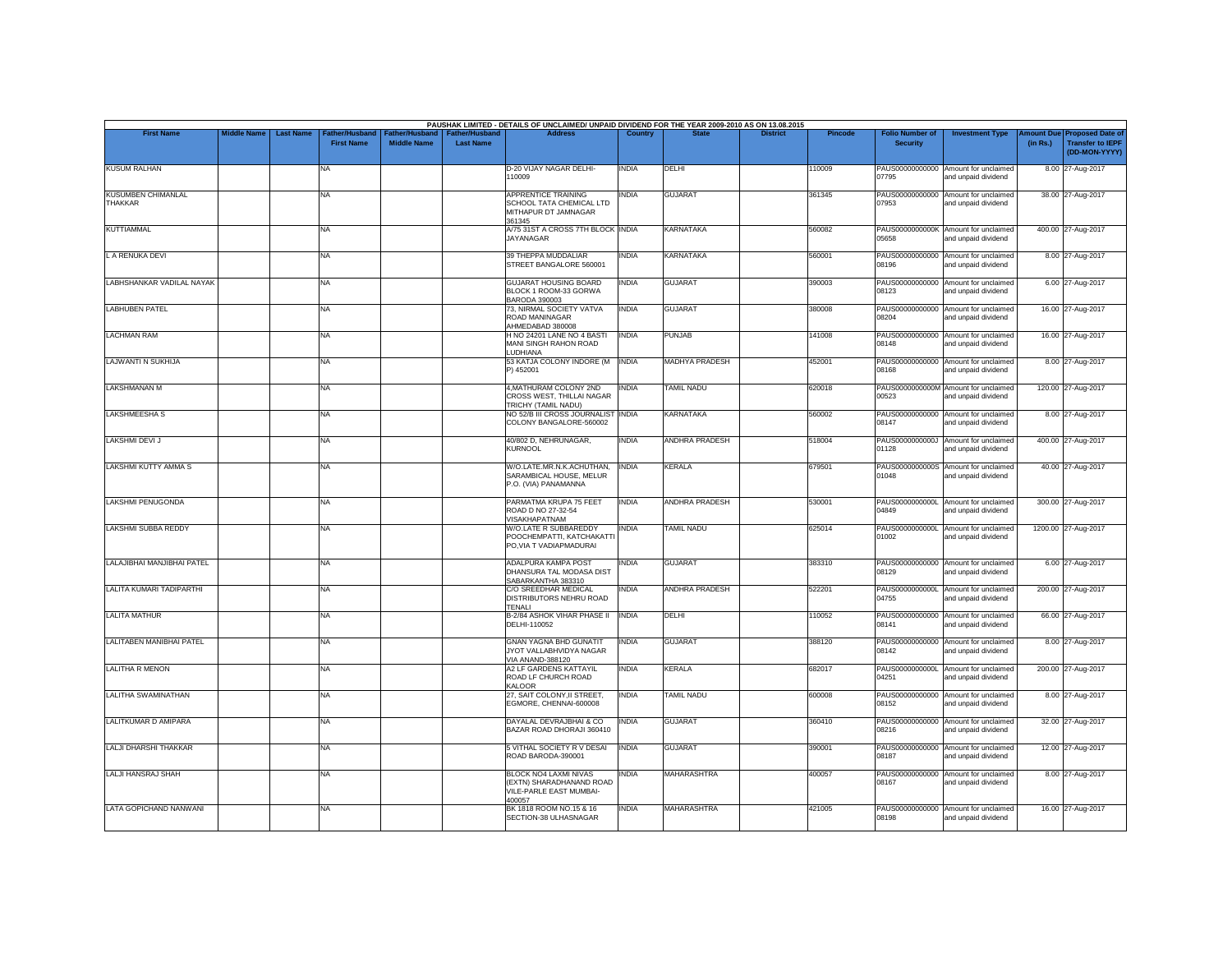PAUSHAK LIMITED - DETAILS OF UNCLAIMED/ UNPAID DIVIDEND FOR THE YEAR 2009-2010 AS ON 13.08.2015

| First Name | Middle Name | Last Name | Father/Husband First Name | Father/Husband Middle Name | Father/Husband Last Name | Address | Country | State | District | Pincode | Folio Number of Security | Investment Type | Amount Due (in Rs.) | Proposed Date of Transfer to IEPF (DD-MON-YYYY) |
|---|---|---|---|---|---|---|---|---|---|---|---|---|---|---|
| KUSUM RALHAN | | | NA | | | D-20 VIJAY NAGAR DELHI-110009 | INDIA | DELHI | | 110009 | PAUS00000000000 07795 | Amount for unclaimed and unpaid dividend | 8.00 | 27-Aug-2017 |
| KUSUMBEN CHIMANLAL THAKKAR | | | NA | | | APPRENTICE TRAINING SCHOOL TATA CHEMICAL LTD MITHAPUR DT JAMNAGAR 361345 | INDIA | GUJARAT | | 361345 | PAUS00000000000 07953 | Amount for unclaimed and unpaid dividend | 38.00 | 27-Aug-2017 |
| KUTTIAMMAL | | | NA | | | A/75 31ST A CROSS 7TH BLOCK JAYANAGAR | INDIA | KARNATAKA | | 560082 | PAUS0000000000K 05658 | Amount for unclaimed and unpaid dividend | 400.00 | 27-Aug-2017 |
| L A RENUKA DEVI | | | NA | | | 39 THEPPA MUDDALIAR STREET BANGALORE 560001 | INDIA | KARNATAKA | | 560001 | PAUS00000000000 08196 | Amount for unclaimed and unpaid dividend | 8.00 | 27-Aug-2017 |
| LABHSHANKAR VADILAL NAYAK | | | NA | | | GUJARAT HOUSING BOARD BLOCK 1 ROOM-33 GORWA BARODA 390003 | INDIA | GUJARAT | | 390003 | PAUS00000000000 08123 | Amount for unclaimed and unpaid dividend | 6.00 | 27-Aug-2017 |
| LABHUBEN PATEL | | | NA | | | 73, NIRMAL SOCIETY VATVA ROAD MANINAGAR AHMEDABAD 380008 | INDIA | GUJARAT | | 380008 | PAUS00000000000 08204 | Amount for unclaimed and unpaid dividend | 16.00 | 27-Aug-2017 |
| LACHMAN RAM | | | NA | | | H NO 24201 LANE NO 4 BASTI MANI SINGH RAHON ROAD LUDHIANA | INDIA | PUNJAB | | 141008 | PAUS00000000000 08148 | Amount for unclaimed and unpaid dividend | 16.00 | 27-Aug-2017 |
| LAJWANTI N SUKHIJA | | | NA | | | 53 KATJA COLONY INDORE (M P) 452001 | INDIA | MADHYA PRADESH | | 452001 | PAUS00000000000 08168 | Amount for unclaimed and unpaid dividend | 8.00 | 27-Aug-2017 |
| LAKSHMANAN M | | | NA | | | 4,MATHURAM COLONY 2ND CROSS WEST, THILLAI NAGAR TRICHY (TAMIL NADU) | INDIA | TAMIL NADU | | 620018 | PAUS0000000000M 00523 | Amount for unclaimed and unpaid dividend | 120.00 | 27-Aug-2017 |
| LAKSHMEESHA S | | | NA | | | NO 52/B III CROSS JOURNALIST COLONY BANGALORE-560002 | INDIA | KARNATAKA | | 560002 | PAUS00000000000 08147 | Amount for unclaimed and unpaid dividend | 8.00 | 27-Aug-2017 |
| LAKSHMI DEVI J | | | NA | | | 40/802 D, NEHRUNAGAR, KURNOOL | INDIA | ANDHRA PRADESH | | 518004 | PAUS0000000000J 01128 | Amount for unclaimed and unpaid dividend | 400.00 | 27-Aug-2017 |
| LAKSHMI KUTTY AMMA S | | | NA | | | W/O.LATE.MR.N.K.ACHUTHAN, SARAMBICAL HOUSE, MELUR P.O. (VIA) PANAMANNA | INDIA | KERALA | | 679501 | PAUS0000000000S 01048 | Amount for unclaimed and unpaid dividend | 40.00 | 27-Aug-2017 |
| LAKSHMI PENUGONDA | | | NA | | | PARMATMA KRUPA 75 FEET ROAD D NO 27-32-54 VISAKHAPATNAM | INDIA | ANDHRA PRADESH | | 530001 | PAUS0000000000L 04849 | Amount for unclaimed and unpaid dividend | 300.00 | 27-Aug-2017 |
| LAKSHMI SUBBA REDDY | | | NA | | | W/O.LATE R SUBBAREDDY POOCHEMPATTI, KATCHAKATTI PO,VIA T VADIAPMADURAI | INDIA | TAMIL NADU | | 625014 | PAUS0000000000L 01002 | Amount for unclaimed and unpaid dividend | 1200.00 | 27-Aug-2017 |
| LALAJIBHAI MANJIBHAI PATEL | | | NA | | | ADALPURA KAMPA POST DHANSURA TAL MODASA DIST SABARKANTHA 383310 | INDIA | GUJARAT | | 383310 | PAUS00000000000 08129 | Amount for unclaimed and unpaid dividend | 6.00 | 27-Aug-2017 |
| LALITA KUMARI TADIPARTHI | | | NA | | | C/O SREEDHAR MEDICAL DISTRIBUTORS NEHRU ROAD TENALI | INDIA | ANDHRA PRADESH | | 522201 | PAUS0000000000L 04755 | Amount for unclaimed and unpaid dividend | 200.00 | 27-Aug-2017 |
| LALITA MATHUR | | | NA | | | B-2/84 ASHOK VIHAR PHASE II DELHI-110052 | INDIA | DELHI | | 110052 | PAUS00000000000 08141 | Amount for unclaimed and unpaid dividend | 66.00 | 27-Aug-2017 |
| LALITABEN MANIBHAI PATEL | | | NA | | | GNAN YAGNA BHD GUNATIT JYOT VALLABHVIDYA NAGAR VIA ANAND-388120 | INDIA | GUJARAT | | 388120 | PAUS00000000000 08142 | Amount for unclaimed and unpaid dividend | 8.00 | 27-Aug-2017 |
| LALITHA R MENON | | | NA | | | A2 LF GARDENS KATTAYIL ROAD LF CHURCH ROAD KALOOR | INDIA | KERALA | | 682017 | PAUS0000000000L 04251 | Amount for unclaimed and unpaid dividend | 200.00 | 27-Aug-2017 |
| LALITHA SWAMINATHAN | | | NA | | | 27, SAIT COLONY,II STREET, EGMORE, CHENNAI-600008 | INDIA | TAMIL NADU | | 600008 | PAUS00000000000 08152 | Amount for unclaimed and unpaid dividend | 8.00 | 27-Aug-2017 |
| LALITKUMAR D AMIPARA | | | NA | | | DAYALAL DEVRAJBHAI & CO BAZAR ROAD DHORAJI 360410 | INDIA | GUJARAT | | 360410 | PAUS00000000000 08216 | Amount for unclaimed and unpaid dividend | 32.00 | 27-Aug-2017 |
| LALJI DHARSHI THAKKAR | | | NA | | | 5 VITHAL SOCIETY R V DESAI ROAD BARODA-390001 | INDIA | GUJARAT | | 390001 | PAUS00000000000 08187 | Amount for unclaimed and unpaid dividend | 12.00 | 27-Aug-2017 |
| LALJI HANSRAJ SHAH | | | NA | | | BLOCK NO4 LAXMI NIVAS (EXTN) SHARADHANAND ROAD VILE-PARLE EAST MUMBAI-400057 | INDIA | MAHARASHTRA | | 400057 | PAUS00000000000 08167 | Amount for unclaimed and unpaid dividend | 8.00 | 27-Aug-2017 |
| LATA GOPICHAND NANWANI | | | NA | | | BK 1818 ROOM NO.15 & 16 SECTION-38 ULHASNAGAR | INDIA | MAHARASHTRA | | 421005 | PAUS00000000000 08198 | Amount for unclaimed and unpaid dividend | 16.00 | 27-Aug-2017 |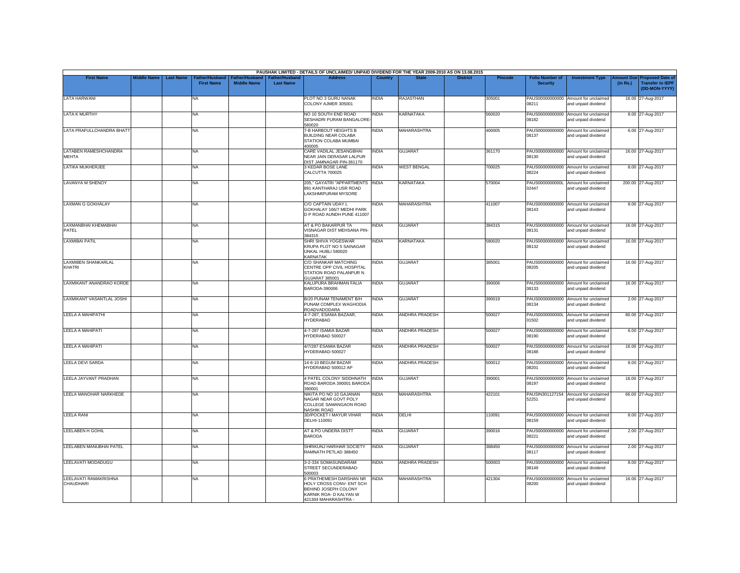PAUSHAK LIMITED - DETAILS OF UNCLAIMED/ UNPAID DIVIDEND FOR THE YEAR 2009-2010 AS ON 13.08.2015

| First Name | Middle Name | Last Name | Father/Husband First Name | Father/Husband Middle Name | Father/Husband Last Name | Address | Country | State | District | Pincode | Folio Number of Security | Investment Type | Amount Due (in Rs.) | Proposed Date of Transfer to IEPF (DD-MON-YYYY) |
|---|---|---|---|---|---|---|---|---|---|---|---|---|---|---|
| LATA HARWANI | | | NA | | | PLOT NO 3 GURU NANAK COLONY AJMER 305001 | INDIA | RAJASTHAN | | 305001 | PAUS00000000000 08211 | Amount for unclaimed and unpaid dividend | 16.00 | 27-Aug-2017 |
| LATA K MURTHY | | | NA | | | NO 10 SOUTH END ROAD SESHADRI PURAM BANGALORE-560020 | INDIA | KARNATAKA | | 560020 | PAUS00000000000 08182 | Amount for unclaimed and unpaid dividend | 8.00 | 27-Aug-2017 |
| LATA PRAFULLCHANDRA BHATT | | | NA | | | 7-B HARBOUT HEIGHTS B BUILDING NEAR COLABA STATION COLABA MUMBAI 400005 | INDIA | MAHARASHTRA | | 400005 | PAUS00000000000 08137 | Amount for unclaimed and unpaid dividend | 6.00 | 27-Aug-2017 |
| LATABEN RAMESHCHANDRA MEHTA | | | NA | | | CARE VADILAL JESANGBHAI NEAR JAIN DERASAR LALPUR DIST JAMNAGAR PIN-361170 | INDIA | GUJARAT | | 361170 | PAUS00000000000 08130 | Amount for unclaimed and unpaid dividend | 16.00 | 27-Aug-2017 |
| LATIKA MUKHERJEE | | | NA | | | 3 KEDAR BOSE LANE CALCUTTA 700025 | INDIA | WEST BENGAL | | 700025 | PAUS00000000000 08224 | Amount for unclaimed and unpaid dividend | 8.00 | 27-Aug-2017 |
| LAVANYA M SHENOY | | | NA | | | 205," GAYATRI "APPARTMENTS 891 KANTHARAJ USR ROAD LAKSHMIPURAM MYSORE | INDIA | KARNATAKA | | 570004 | PAUS0000000000L 02447 | Amount for unclaimed and unpaid dividend | 200.00 | 27-Aug-2017 |
| LAXMAN G GOKHALAY | | | NA | | | C/O CAPTAIN UDAY L GOKHALAY 166/7 MEDHI PARK D P ROAD AUNDH PUNE 411007 | INDIA | MAHARASHTRA | | 411007 | PAUS00000000000 08143 | Amount for unclaimed and unpaid dividend | 8.00 | 27-Aug-2017 |
| LAXMANBHAI KHEMABHAI PATEL | | | NA | | | AT & PO BAKARPUR TA VISNAGAR DIST MEHSANA PIN-384315 | INDIA | GUJARAT | | 384315 | PAUS00000000000 08131 | Amount for unclaimed and unpaid dividend | 16.00 | 27-Aug-2017 |
| LAXMIBAI PATIL | | | NA | | | SHRI SHIVA YOGESWAR KRUPA PLOT NO 5 SAINAGAR UNKAL HUBLI 580020 KARNATAK | INDIA | KARNATAKA | | 580020 | PAUS00000000000 08132 | Amount for unclaimed and unpaid dividend | 16.00 | 27-Aug-2017 |
| LAXMIBEN SHANKARLAL KHATRI | | | NA | | | C/O SHANKAR MATCHING CENTRE OPP CIVIL HOSPITAL STATION ROAD PALANPUR N GUJARAT 385001 | INDIA | GUJARAT | | 385001 | PAUS00000000000 08205 | Amount for unclaimed and unpaid dividend | 16.00 | 27-Aug-2017 |
| LAXMIKANT ANANDRAO KORDE | | | NA | | | KALUPURA BRAHMAN FALIA BARODA-390006 | INDIA | GUJARAT | | 390006 | PAUS00000000000 08133 | Amount for unclaimed and unpaid dividend | 16.00 | 27-Aug-2017 |
| LAXMIKANT VASANTLAL JOSHI | | | NA | | | B/20 PUNAM TENAMENT B/H PUNAM COMPLEX WAGHODIA ROADVADODARA | INDIA | GUJARAT | | 390019 | PAUS00000000000 08134 | Amount for unclaimed and unpaid dividend | 2.00 | 27-Aug-2017 |
| LEELA A MAHIPATHI | | | NA | | | 4-7-287, ESANIA BAZAAR, HYDERABAD | INDIA | ANDHRA PRADESH | | 500027 | PAUS0000000000L 01502 | Amount for unclaimed and unpaid dividend | 80.00 | 27-Aug-2017 |
| LEELA A MAHIPATI | | | NA | | | 4-7-287 ISAMIA BAZAR HYDERABAD 500027 | INDIA | ANDHRA PRADESH | | 500027 | PAUS00000000000 08190 | Amount for unclaimed and unpaid dividend | 6.00 | 27-Aug-2017 |
| LEELA A MAHIPATI | | | NA | | | 4/7/287 ESAMIA BAZAR HYDERABAD-500027 | INDIA | ANDHRA PRADESH | | 500027 | PAUS00000000000 08188 | Amount for unclaimed and unpaid dividend | 16.00 | 27-Aug-2017 |
| LEELA DEVI SARDA | | | NA | | | 14-6-10 BEGUM BAZAR HYDERABAD 500012 AP | INDIA | ANDHRA PRADESH | | 500012 | PAUS00000000000 08201 | Amount for unclaimed and unpaid dividend | 8.00 | 27-Aug-2017 |
| LEELA JAYVANT PRADHAN | | | NA | | | 4 PATEL COLONY SIDDHNATH ROAD BARODA 390001 BARODA 390001 | INDIA | GUJARAT | | 390001 | PAUS00000000000 08197 | Amount for unclaimed and unpaid dividend | 16.00 | 27-Aug-2017 |
| LEELA MANOHAR NARKHEDE | | | NA | | | NIKITA PO NO 10 GAJANAN NAGAR NEAR GOVT POLY COLLEGE SAMANGAON ROAD NASHIK ROAD | INDIA | MAHARASHTRA | | 422101 | PAUSIN301127154 52251 | Amount for unclaimed and unpaid dividend | 66.00 | 27-Aug-2017 |
| LEELA RANI | | | NA | | | 3D/POCKET I MAYUR VIHAR DELHI-110091 | INDIA | DELHI | | 110091 | PAUS00000000000 08159 | Amount for unclaimed and unpaid dividend | 8.00 | 27-Aug-2017 |
| LEELABEN H GOHIL | | | NA | | | AT & PO UNDERA DISTT BARODA | INDIA | GUJARAT | | 390016 | PAUS00000000000 08221 | Amount for unclaimed and unpaid dividend | 2.00 | 27-Aug-2017 |
| LEELABEN MANUBHAI PATEL | | | NA | | | SHRIKUNJ HARIHAR SOCIETY RAMNATH PETLAD 388450 | INDIA | GUJARAT | | 388450 | PAUS00000000000 08117 | Amount for unclaimed and unpaid dividend | 2.00 | 27-Aug-2017 |
| LEELAVATI MODADUGU | | | NA | | | 3-2-334 SOMASUNDARAM STREET SECUNDERABAD-500003 | INDIA | ANDHRA PRADESH | | 500003 | PAUS00000000000 08149 | Amount for unclaimed and unpaid dividend | 8.00 | 27-Aug-2017 |
| LEELAVATI RAMAKRISHNA CHAUDHARI | | | NA | | | 6 PRATHEMESH DARSHAN NR HOLY CROSS CONV- ENT SCH BEHIND JOSEPH COLONY KARNIK ROA- D KALYAN W 421304 MAHARASHTRA - | INDIA | MAHARASHTRA | | 421304 | PAUS00000000000 08200 | Amount for unclaimed and unpaid dividend | 16.00 | 27-Aug-2017 |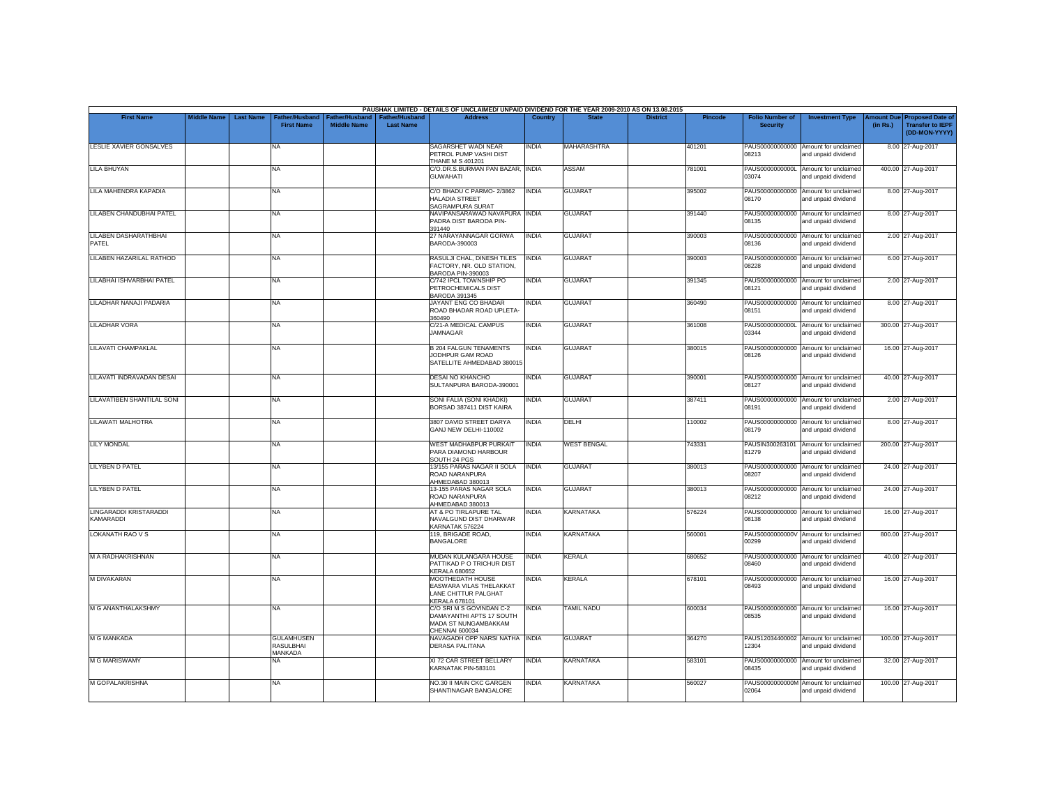PAUSHAK LIMITED - DETAILS OF UNCLAIMED/ UNPAID DIVIDEND FOR THE YEAR 2009-2010 AS ON 13.08.2015

| First Name | Middle Name | Last Name | Father/Husband First Name | Father/Husband Middle Name | Father/Husband Last Name | Address | Country | State | District | Pincode | Folio Number of Security | Investment Type | Amount Due (in Rs.) | Proposed Date of Transfer to IEPF (DD-MON-YYYY) |
|---|---|---|---|---|---|---|---|---|---|---|---|---|---|---|
| LESLIE XAVIER GONSALVES | | | NA | | | SAGARSHET WADI NEAR PETROL PUMP VASHI DIST THANE M S 401201 | INDIA | MAHARASHTRA | | 401201 | PAUS00000000000 08213 | Amount for unclaimed and unpaid dividend | 8.00 | 27-Aug-2017 |
| LILA BHUYAN | | | NA | | | C/O.DR.S.BURMAN PAN BAZAR, GUWAHATI | INDIA | ASSAM | | 781001 | PAUS0000000000L 03074 | Amount for unclaimed and unpaid dividend | 400.00 | 27-Aug-2017 |
| LILA MAHENDRA KAPADIA | | | NA | | | C/O BHADU C PARMO- 2/3862 HALADIA STREET SAGRAMPURA SURAT | INDIA | GUJARAT | | 395002 | PAUS00000000000 08170 | Amount for unclaimed and unpaid dividend | 8.00 | 27-Aug-2017 |
| LILABEN CHANDUBHAI PATEL | | | NA | | | NAVIPANSARAWAD NAVAPURA PADRA DIST BARODA PIN-391440 | INDIA | GUJARAT | | 391440 | PAUS00000000000 08135 | Amount for unclaimed and unpaid dividend | 8.00 | 27-Aug-2017 |
| LILABEN DASHARATHBHAI PATEL | | | NA | | | 27 NARAYANNAGAR GORWA BARODA-390003 | INDIA | GUJARAT | | 390003 | PAUS00000000000 08136 | Amount for unclaimed and unpaid dividend | 2.00 | 27-Aug-2017 |
| LILABEN HAZARILAL RATHOD | | | NA | | | RASULJI CHAL, DINESH TILES FACTORY, NR. OLD STATION, BARODA PIN-390003 | INDIA | GUJARAT | | 390003 | PAUS00000000000 08228 | Amount for unclaimed and unpaid dividend | 6.00 | 27-Aug-2017 |
| LILABHAI ISHVARBHAI PATEL | | | NA | | | C/742 IPCL TOWNSHIP PO PETROCHEMICALS DIST BARODA 391345 | INDIA | GUJARAT | | 391345 | PAUS00000000000 08121 | Amount for unclaimed and unpaid dividend | 2.00 | 27-Aug-2017 |
| LILADHAR NANAJI PADARIA | | | NA | | | JAYANT ENG CO BHADAR ROAD BHADAR ROAD UPLETA-360490 | INDIA | GUJARAT | | 360490 | PAUS00000000000 08151 | Amount for unclaimed and unpaid dividend | 8.00 | 27-Aug-2017 |
| LILADHAR VORA | | | NA | | | C/21-A MEDICAL CAMPUS JAMNAGAR | INDIA | GUJARAT | | 361008 | PAUS0000000000L 03344 | Amount for unclaimed and unpaid dividend | 300.00 | 27-Aug-2017 |
| LILAVATI CHAMPAKLAL | | | NA | | | B 204 FALGUN TENAMENTS JODHPUR GAM ROAD SATELLITE AHMEDABAD 380015 | INDIA | GUJARAT | | 380015 | PAUS00000000000 08126 | Amount for unclaimed and unpaid dividend | 16.00 | 27-Aug-2017 |
| LILAVATI INDRAVADAN DESAI | | | NA | | | DESAI NO KHANCHO SULTANPURA BARODA-390001 | INDIA | GUJARAT | | 390001 | PAUS00000000000 08127 | Amount for unclaimed and unpaid dividend | 40.00 | 27-Aug-2017 |
| LILAVATIBEN SHANTILAL SONI | | | NA | | | SONI FALIA (SONI KHADKI) BORSAD 387411 DIST KAIRA | INDIA | GUJARAT | | 387411 | PAUS00000000000 08191 | Amount for unclaimed and unpaid dividend | 2.00 | 27-Aug-2017 |
| LILAWATI MALHOTRA | | | NA | | | 3807 DAVID STREET DARYA GANJ NEW DELHI-110002 | INDIA | DELHI | | 110002 | PAUS00000000000 08179 | Amount for unclaimed and unpaid dividend | 8.00 | 27-Aug-2017 |
| LILY MONDAL | | | NA | | | WEST MADHABPUR PURKAIT PARA DIAMOND HARBOUR SOUTH 24 PGS | INDIA | WEST BENGAL | | 743331 | PAUSIN300263101 81279 | Amount for unclaimed and unpaid dividend | 200.00 | 27-Aug-2017 |
| LILYBEN D PATEL | | | NA | | | 13/155 PARAS NAGAR II SOLA ROAD NARANPURA AHMEDABAD 380013 | INDIA | GUJARAT | | 380013 | PAUS00000000000 08207 | Amount for unclaimed and unpaid dividend | 24.00 | 27-Aug-2017 |
| LILYBEN D PATEL | | | NA | | | 13-155 PARAS NAGAR SOLA ROAD NARANPURA AHMEDABAD 380013 | INDIA | GUJARAT | | 380013 | PAUS00000000000 08212 | Amount for unclaimed and unpaid dividend | 24.00 | 27-Aug-2017 |
| LINGARADDI KRISTARADDI KAMARADDI | | | NA | | | AT & PO TIRLAPURE TAL NAVALGUND DIST DHARWAR KARNATAK 576224 | INDIA | KARNATAKA | | 576224 | PAUS00000000000 08138 | Amount for unclaimed and unpaid dividend | 16.00 | 27-Aug-2017 |
| LOKANATH RAO V S | | | NA | | | 119, BRIGADE ROAD, BANGALORE | INDIA | KARNATAKA | | 560001 | PAUS0000000000V 00299 | Amount for unclaimed and unpaid dividend | 800.00 | 27-Aug-2017 |
| M A RADHAKRISHNAN | | | NA | | | MUDAN KULANGARA HOUSE PATTIKAD P O TRICHUR DIST KERALA 680652 | INDIA | KERALA | | 680652 | PAUS00000000000 08460 | Amount for unclaimed and unpaid dividend | 40.00 | 27-Aug-2017 |
| M DIVAKARAN | | | NA | | | MOOTHEDATH HOUSE EASWARA VILAS THELAKKAT LANE CHITTUR PALGHAT KERALA 678101 | INDIA | KERALA | | 678101 | PAUS00000000000 08493 | Amount for unclaimed and unpaid dividend | 16.00 | 27-Aug-2017 |
| M G ANANTHALAKSHMY | | | NA | | | C/O SRI M S GOVINDAN C-2 DAMAYANTHI APTS 17 SOUTH MADA ST NUNGAMBAKKAM CHENNAI 600034 | INDIA | TAMIL NADU | | 600034 | PAUS00000000000 08535 | Amount for unclaimed and unpaid dividend | 16.00 | 27-Aug-2017 |
| M G MANKADA | | | GULAMHUSEN RASULBHAI MANKADA | | | NAVAGADH OPP NARSI NATHA DERASA PALITANA | INDIA | GUJARAT | | 364270 | PAUS12034400002 12304 | Amount for unclaimed and unpaid dividend | 100.00 | 27-Aug-2017 |
| M G MARISWAMY | | | NA | | | XI 72 CAR STREET BELLARY KARNATAK PIN-583101 | INDIA | KARNATAKA | | 583101 | PAUS00000000000 08435 | Amount for unclaimed and unpaid dividend | 32.00 | 27-Aug-2017 |
| M GOPALAKRISHNA | | | NA | | | NO.30 II MAIN CKC GARGEN SHANTINAGAR BANGALORE | INDIA | KARNATAKA | | 560027 | PAUS0000000000M 02064 | Amount for unclaimed and unpaid dividend | 100.00 | 27-Aug-2017 |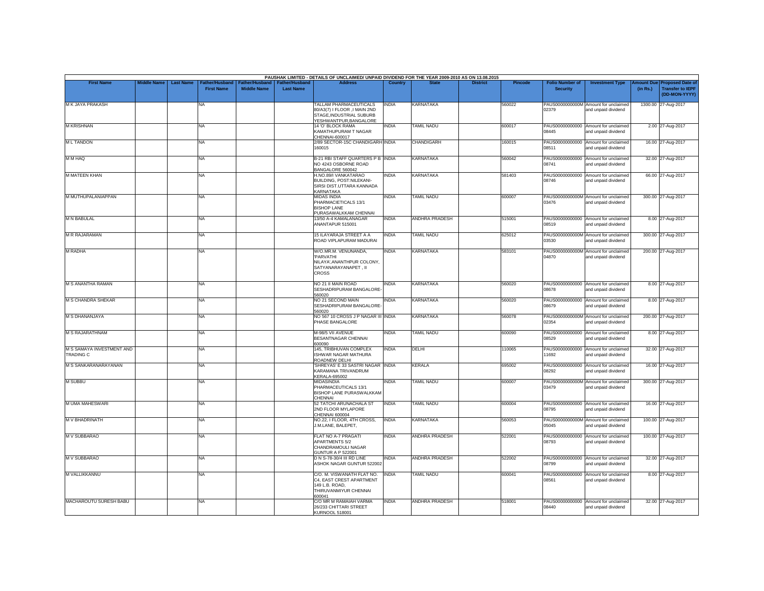PAUSHAK LIMITED - DETAILS OF UNCLAIMED/ UNPAID DIVIDEND FOR THE YEAR 2009-2010 AS ON 13.08.2015

| First Name | Middle Name | Last Name | Father/Husband First Name | Father/Husband Middle Name | Father/Husband Last Name | Address | Country | State | District | Pincode | Folio Number of Security | Investment Type | Amount Due (in Rs.) | Proposed Date of Transfer to IEPF (DD-MON-YYYY) |
|---|---|---|---|---|---|---|---|---|---|---|---|---|---|---|
| M K JAYA PRAKASH | | | NA | | | TALLAM PHARMACEUTICALS 80/A3(7) I FLOOR ,I MAIN 2ND STAGE,INDUSTRIAL SUBURB YESHWANTPUR,BANGALORE | INDIA | KARNATAKA | | 560022 | PAUS00000000000M02379 | Amount for unclaimed and unpaid dividend | 1300.00 | 27-Aug-2017 |
| M KRISHNAN | | | NA | | | 14 'O' BLOCK RAMA KAMATHUPURAM T NAGAR CHENNAI-600017 | INDIA | TAMIL NADU | | 600017 | PAUS00000000000008445 | Amount for unclaimed and unpaid dividend | 2.00 | 27-Aug-2017 |
| M L TANDON | | | NA | | | 2/89 SECTOR-15C CHANDIGARH 160015 | INDIA | CHANDIGARH | | 160015 | PAUS00000000000008511 | Amount for unclaimed and unpaid dividend | 16.00 | 27-Aug-2017 |
| M M HAQ | | | NA | | | B-21 RBI STAFF QUARTERS P B NO 4243 OSBORNE ROAD BANGALORE 560042 | INDIA | KARNATAKA | | 560042 | PAUS00000000000008741 | Amount for unclaimed and unpaid dividend | 32.00 | 27-Aug-2017 |
| M MATEEN KHAN | | | NA | | | H.NO.89/I VANKATARAO BUILDING, POST:NILEKANI-SIRSI DIST.UTTARA KANNADA KARNATAKA | INDIA | KARNATAKA | | 581403 | PAUS00000000000008746 | Amount for unclaimed and unpaid dividend | 66.00 | 27-Aug-2017 |
| M MUTHUPALANIAPPAN | | | NA | | | MIDAS INDIA PHARMACIETICALS 13/1 BISHOP LANE PURASAWALKKAM CHENNAI | INDIA | TAMIL NADU | | 600007 | PAUS00000000000M03476 | Amount for unclaimed and unpaid dividend | 300.00 | 27-Aug-2017 |
| M N BABULAL | | | NA | | | 13/50 A-4 KAMALANAGAR ANANTAPUR 515001 | INDIA | ANDHRA PRADESH | | 515001 | PAUS00000000000008519 | Amount for unclaimed and unpaid dividend | 8.00 | 27-Aug-2017 |
| M R RAJARAMAN | | | NA | | | 15 ILAYARAJA STREET A A ROAD VIPLAPURAM MADURAI | INDIA | TAMIL NADU | | 625012 | PAUS00000000000M03530 | Amount for unclaimed and unpaid dividend | 300.00 | 27-Aug-2017 |
| M RADHA | | | NA | | | W/O.MR.M. VENUNANDA, 'PARVATHI NILAYA',ANANTHPUR COLONY, SATYANARAYANAPET , II CROSS | INDIA | KARNATAKA | | 583101 | PAUS00000000000M04870 | Amount for unclaimed and unpaid dividend | 200.00 | 27-Aug-2017 |
| M S ANANTHA RAMAN | | | NA | | | NO 21 II MAIN ROAD SESHADRIPURAM BANGALORE-560020 | INDIA | KARNATAKA | | 560020 | PAUS00000000000008678 | Amount for unclaimed and unpaid dividend | 8.00 | 27-Aug-2017 |
| M S CHANDRA SHEKAR | | | NA | | | NO 21 SECOND MAIN SESHADRIPURAM BANGALORE-560020 | INDIA | KARNATAKA | | 560020 | PAUS00000000000008679 | Amount for unclaimed and unpaid dividend | 8.00 | 27-Aug-2017 |
| M S DHANANJAYA | | | NA | | | NO 567 10 CROSS J P NAGAR III PHASE BANGALORE | INDIA | KARNATAKA | | 560078 | PAUS00000000000M02354 | Amount for unclaimed and unpaid dividend | 200.00 | 27-Aug-2017 |
| M S RAJARATHNAM | | | NA | | | M-98/5 VII AVENUE BESANTNAGAR CHENNAI 600090 | INDIA | TAMIL NADU | | 600090 | PAUS00000000000008529 | Amount for unclaimed and unpaid dividend | 8.00 | 27-Aug-2017 |
| M S SAMAYA INVESTMENT AND TRADING C | | | NA | | | 145, TRIBHUVAN COMPLEX ISHWAR NAGAR MATHURA ROADNEW DELHI | INDIA | DELHI | | 110065 | PAUS00000000000011692 | Amount for unclaimed and unpaid dividend | 32.00 | 27-Aug-2017 |
| M S SANKARANARAYANAN | | | NA | | | 'SHREYAS' E 33 SASTRI NAGAR KARAMANA TRIVANDRUM KERALA-695002 | INDIA | KERALA | | 695002 | PAUS00000000000008292 | Amount for unclaimed and unpaid dividend | 16.00 | 27-Aug-2017 |
| M SUBBU | | | NA | | | MIDASINDIA PHARMACEUTICALS 13/1 BISHOP LANE PURASWALKKAM CHENNAI | INDIA | TAMIL NADU | | 600007 | PAUS00000000000M03479 | Amount for unclaimed and unpaid dividend | 300.00 | 27-Aug-2017 |
| M UMA MAHESWARI | | | NA | | | 52 TATCHI ARUNACHALA ST 2ND FLOOR MYLAPORE CHENNAI 600004 | INDIA | TAMIL NADU | | 600004 | PAUS00000000000008795 | Amount for unclaimed and unpaid dividend | 16.00 | 27-Aug-2017 |
| M V BHADRINATH | | | NA | | | NO.22, I FLOOR, 4TH CROSS, J.M.LANE, BALEPET, | INDIA | KARNATAKA | | 560053 | PAUS00000000000M05045 | Amount for unclaimed and unpaid dividend | 100.00 | 27-Aug-2017 |
| M V SUBBARAO | | | NA | | | FLAT NO A-7 PRAGATI APARTMENTS 5/2 CHANDRAMOULI NAGAR GUNTUR A P 522001 | INDIA | ANDHRA PRADESH | | 522001 | PAUS00000000000008793 | Amount for unclaimed and unpaid dividend | 100.00 | 27-Aug-2017 |
| M V SUBBARAO | | | NA | | | D N S-78-30/4 III RD LINE ASHOK NAGAR GUNTUR 522002 | INDIA | ANDHRA PRADESH | | 522002 | PAUS00000000000008799 | Amount for unclaimed and unpaid dividend | 32.00 | 27-Aug-2017 |
| M VALLIKKANNU | | | NA | | | C/O. M. VISWANATH FLAT NO. C4, EAST CREST APARTMENT 149 L.B. ROAD, THIRUVANMIYUR CHENNAI 600041 | INDIA | TAMIL NADU | | 600041 | PAUS00000000000008561 | Amount for unclaimed and unpaid dividend | 8.00 | 27-Aug-2017 |
| MACHAROUTU SURESH BABU | | | NA | | | C/O MR M RAMAIAH VARMA 26/233 CHITTARI STREET KURNOOL 518001 | INDIA | ANDHRA PRADESH | | 518001 | PAUS00000000000008440 | Amount for unclaimed and unpaid dividend | 32.00 | 27-Aug-2017 |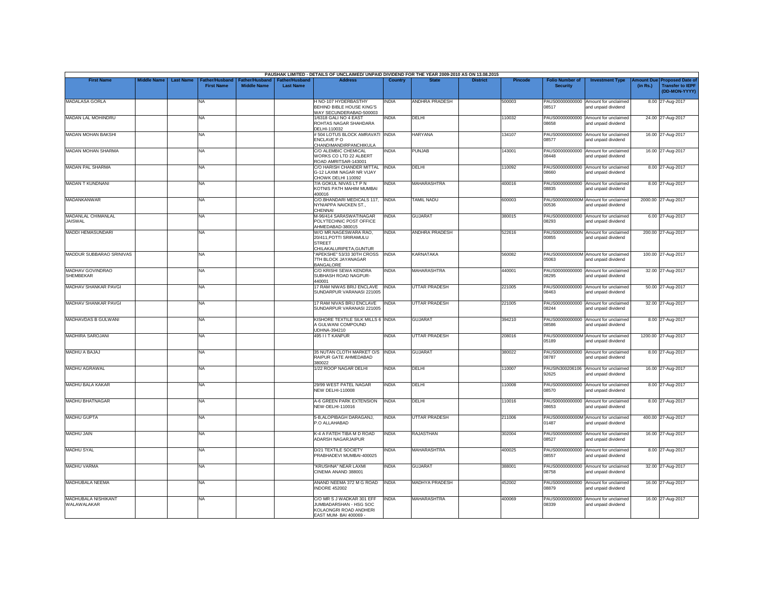PAUSHAK LIMITED - DETAILS OF UNCLAIMED/ UNPAID DIVIDEND FOR THE YEAR 2009-2010 AS ON 13.08.2015

| First Name | Middle Name | Last Name | Father/Husband First Name | Father/Husband Middle Name | Father/Husband Last Name | Address | Country | State | District | Pincode | Folio Number of Security | Investment Type | Amount Due (in Rs.) | Proposed Date of Transfer to IEPF (DD-MON-YYYY) |
|---|---|---|---|---|---|---|---|---|---|---|---|---|---|---|
| MADALASA GORLA | | | NA | | | H NO-107 HYDERBASTHY BEHIND BIBLE HOUSE KING'S WAY SECUNDERABAD-500003 | INDIA | ANDHRA PRADESH | | 500003 | PAUS00000000000 08517 | Amount for unclaimed and unpaid dividend | 8.00 | 27-Aug-2017 |
| MADAN LAL MOHINDRU | | | NA | | | 1/6318 GALI NO 4 EAST ROHTAS NAGAR SHAHDARA DELHI-110032 | INDIA | DELHI | | 110032 | PAUS00000000000 08658 | Amount for unclaimed and unpaid dividend | 24.00 | 27-Aug-2017 |
| MADAN MOHAN BAKSHI | | | NA | | | # 504 LOTUS BLOCK AMRAVATI ENCLAVE P O CHANDIMANDIRPANCHIKULA | INDIA | HARYANA | | 134107 | PAUS00000000000 08577 | Amount for unclaimed and unpaid dividend | 16.00 | 27-Aug-2017 |
| MADAN MOHAN SHARMA | | | NA | | | C/O ALEMBIC CHEMICAL WORKS CO LTD 22 ALBERT ROAD AMRITSAR-143001 | INDIA | PUNJAB | | 143001 | PAUS00000000000 08448 | Amount for unclaimed and unpaid dividend | 16.00 | 27-Aug-2017 |
| MADAN PAL SHARMA | | | NA | | | C/O HARISH CHANDER MITTAL G-12 LAXMI NAGAR NR VIJAY CHOWK DELHI 110092 | INDIA | DELHI | | 110092 | PAUS00000000000 08660 | Amount for unclaimed and unpaid dividend | 8.00 | 27-Aug-2017 |
| MADAN T KUNDNANI | | | NA | | | 7/A GOKUL NIVAS LT P N KOTNIS PATH MAHIM MUMBAI 400016 | INDIA | MAHARASHTRA | | 400016 | PAUS00000000000 08835 | Amount for unclaimed and unpaid dividend | 8.00 | 27-Aug-2017 |
| MADANKANWAR | | | NA | | | C/O.BHANDARI MEDICALS 117, NYNIAPPA NAICKEN ST., CHENNAI | INDIA | TAMIL NADU | | 600003 | PAUS0000000000M 00536 | Amount for unclaimed and unpaid dividend | 2000.00 | 27-Aug-2017 |
| MADANLAL CHIMANLAL JAISWAL | | | NA | | | M-96/414 SARASWATINAGAR POLYTECHNIC POST OFFICE AHMEDABAD-380015 | INDIA | GUJARAT | | 380015 | PAUS00000000000 08293 | Amount for unclaimed and unpaid dividend | 6.00 | 27-Aug-2017 |
| MADDI HEMASUNDARI | | | NA | | | W/O MR.NAGESWARA RAO, 20/411,POTTI SRIRAMULU STREET CHILAKALURIPETA,GUNTUR | INDIA | ANDHRA PRADESH | | 522616 | PAUS0000000000N 00855 | Amount for unclaimed and unpaid dividend | 200.00 | 27-Aug-2017 |
| MADDUR SUBBARAO SRINIVAS | | | NA | | | "APEKSHE" 53/33 30TH CROSS 7TH BLOCK JAYANAGAR BANGALORE | INDIA | KARNATAKA | | 560082 | PAUS0000000000M 05063 | Amount for unclaimed and unpaid dividend | 100.00 | 27-Aug-2017 |
| MADHAV GOVINDRAO SHEMBEKAR | | | NA | | | C/O KRISHI SEWA KENDRA SUBHASH ROAD NAGPUR-440001 | INDIA | MAHARASHTRA | | 440001 | PAUS00000000000 08295 | Amount for unclaimed and unpaid dividend | 32.00 | 27-Aug-2017 |
| MADHAV SHANKAR PAVGI | | | NA | | | 17 RAM NIWAS BRIJ ENCLAVE SUNDARPUR VARANASI 221005 | INDIA | UTTAR PRADESH | | 221005 | PAUS00000000000 08463 | Amount for unclaimed and unpaid dividend | 50.00 | 27-Aug-2017 |
| MADHAV SHANKAR PAVGI | | | NA | | | 17 RAM NIVAS BRIJ ENCLAVE SUNDARPUR VARANASI 221005 | INDIA | UTTAR PRADESH | | 221005 | PAUS00000000000 08244 | Amount for unclaimed and unpaid dividend | 32.00 | 27-Aug-2017 |
| MADHAVDAS B GULWANI | | | NA | | | KISHORE TEXTILE SILK MILLS 6 A GULWANI COMPOUND UDHNA-394210 | INDIA | GUJARAT | | 394210 | PAUS00000000000 08586 | Amount for unclaimed and unpaid dividend | 8.00 | 27-Aug-2017 |
| MADHIRA SAROJANI | | | NA | | | 495 I I T KANPUR | INDIA | UTTAR PRADESH | | 208016 | PAUS0000000000M 05189 | Amount for unclaimed and unpaid dividend | 1200.00 | 27-Aug-2017 |
| MADHU A BAJAJ | | | NA | | | 35 NUTAN CLOTH MARKET O/S RAIPUR GATE AHMEDABAD 380022 | INDIA | GUJARAT | | 380022 | PAUS00000000000 08787 | Amount for unclaimed and unpaid dividend | 8.00 | 27-Aug-2017 |
| MADHU AGRAWAL | | | NA | | | 1/22 ROOP NAGAR DELHI | INDIA | DELHI | | 110007 | PAUSIN300206106 92625 | Amount for unclaimed and unpaid dividend | 16.00 | 27-Aug-2017 |
| MADHU BALA KAKAR | | | NA | | | 29/99 WEST PATEL NAGAR NEW DELHI-110008 | INDIA | DELHI | | 110008 | PAUS00000000000 08570 | Amount for unclaimed and unpaid dividend | 8.00 | 27-Aug-2017 |
| MADHU BHATNAGAR | | | NA | | | A-6 GREEN PARK EXTENSION NEW-DELHI-110016 | INDIA | DELHI | | 110016 | PAUS00000000000 08653 | Amount for unclaimed and unpaid dividend | 8.00 | 27-Aug-2017 |
| MADHU GUPTA | | | NA | | | 5-B,ALOPIBAGH DARAGANJ, P.O ALLAHABAD | INDIA | UTTAR PRADESH | | 211006 | PAUS0000000000M 01487 | Amount for unclaimed and unpaid dividend | 400.00 | 27-Aug-2017 |
| MADHU JAIN | | | NA | | | K-4 A FATEH TIBA M D ROAD ADARSH NAGARJAIPUR | INDIA | RAJASTHAN | | 302004 | PAUS00000000000 08527 | Amount for unclaimed and unpaid dividend | 16.00 | 27-Aug-2017 |
| MADHU SYAL | | | NA | | | D/21 TEXTILE SOCIETY PRABHADEVI MUMBAI-400025 | INDIA | MAHARASHTRA | | 400025 | PAUS00000000000 08557 | Amount for unclaimed and unpaid dividend | 8.00 | 27-Aug-2017 |
| MADHU VARMA | | | NA | | | "KRUSHNA" NEAR LAXMI CINEMA ANAND 388001 | INDIA | GUJARAT | | 388001 | PAUS00000000000 08758 | Amount for unclaimed and unpaid dividend | 32.00 | 27-Aug-2017 |
| MADHUBALA NEEMA | | | NA | | | ANAND NEEMA 372 M G ROAD INDORE 452002 | INDIA | MADHYA PRADESH | | 452002 | PAUS00000000000 08879 | Amount for unclaimed and unpaid dividend | 16.00 | 27-Aug-2017 |
| MADHUBALA NISHIKANT WALAWALKAR | | | NA | | | C/O MR S J WADKAR 301 EFF JUMBADARSHAN - HSG SOC KOLAONGRI ROAD ANDHERI EAST MUM- BAI 400069 - | INDIA | MAHARASHTRA | | 400069 | PAUS00000000000 08339 | Amount for unclaimed and unpaid dividend | 16.00 | 27-Aug-2017 |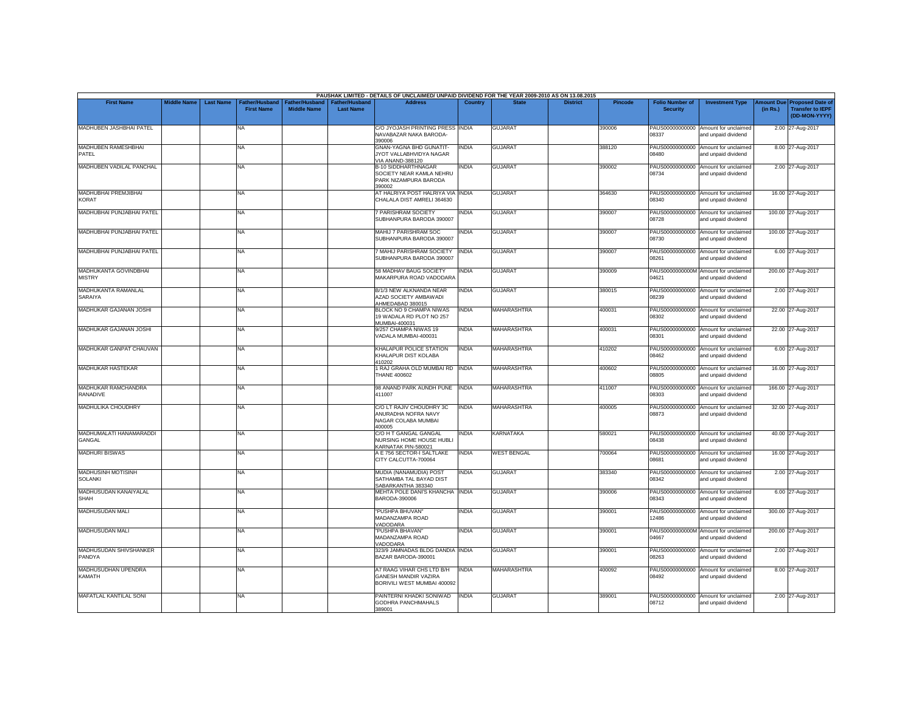PAUSHAK LIMITED - DETAILS OF UNCLAIMED/ UNPAID DIVIDEND FOR THE YEAR 2009-2010 AS ON 13.08.2015

| First Name | Middle Name | Last Name | Father/Husband First Name | Father/Husband Middle Name | Father/Husband Last Name | Address | Country | State | District | Pincode | Folio Number of Security | Investment Type | Amount Due (in Rs.) | Proposed Date of Transfer to IEPF (DD-MON-YYYY) |
|---|---|---|---|---|---|---|---|---|---|---|---|---|---|---|
| MADHUBEN JASHBHAI PATEL | | | NA | | | C/O JYOJASH PRINTING PRESS NAVABAZAR NAKA BARODA-390006 | INDIA | GUJARAT | | 390006 | PAUS00000000000 08337 | Amount for unclaimed and unpaid dividend | 2.00 | 27-Aug-2017 |
| MADHUBEN RAMESHBHAI PATEL | | | NA | | | GNAN-YAGNA BHD GUNATIT-JYOT VALLABHVIDYA NAGAR VIA ANAND-388120 | INDIA | GUJARAT | | 388120 | PAUS00000000000 08480 | Amount for unclaimed and unpaid dividend | 8.00 | 27-Aug-2017 |
| MADHUBEN VADILAL PANCHAL | | | NA | | | B-10 SIDDHARTHNAGAR SOCIETY NEAR KAMLA NEHRU PARK NIZAMPURA BARODA 390002 | INDIA | GUJARAT | | 390002 | PAUS00000000000 08734 | Amount for unclaimed and unpaid dividend | 2.00 | 27-Aug-2017 |
| MADHUBHAI PREMJIBHAI KORAT | | | NA | | | AT HALRIYA POST HALRIYA VIA CHALALA DIST AMRELI 364630 | INDIA | GUJARAT | | 364630 | PAUS00000000000 08340 | Amount for unclaimed and unpaid dividend | 16.00 | 27-Aug-2017 |
| MADHUBHAI PUNJABHAI PATEL | | | NA | | | 7 PARISHRAM SOCIETY SUBHANPURA BARODA 390007 | INDIA | GUJARAT | | 390007 | PAUS00000000000 08728 | Amount for unclaimed and unpaid dividend | 100.00 | 27-Aug-2017 |
| MADHUBHAI PUNJABHAI PATEL | | | NA | | | MAHIJ 7 PARISHRAM SOC SUBHANPURA BARODA 390007 | INDIA | GUJARAT | | 390007 | PAUS00000000000 08730 | Amount for unclaimed and unpaid dividend | 100.00 | 27-Aug-2017 |
| MADHUBHAI PUNJABHAI PATEL | | | NA | | | 7 MAHIJ PARISHRAM SOCIETY SUBHANPURA BARODA 390007 | INDIA | GUJARAT | | 390007 | PAUS00000000000 08261 | Amount for unclaimed and unpaid dividend | 6.00 | 27-Aug-2017 |
| MADHUKANTA GOVINDBHAI MISTRY | | | NA | | | 58 MADHAV BAUG SOCIETY MAKARPURA ROAD VADODARA | INDIA | GUJARAT | | 390009 | PAUS0000000000M 04621 | Amount for unclaimed and unpaid dividend | 200.00 | 27-Aug-2017 |
| MADHUKANTA RAMANLAL SARAIYA | | | NA | | | B/1/3 NEW ALKNANDA NEAR AZAD SOCIETY AMBAWADI AHMEDABAD 380015 | INDIA | GUJARAT | | 380015 | PAUS00000000000 08239 | Amount for unclaimed and unpaid dividend | 2.00 | 27-Aug-2017 |
| MADHUKAR GAJANAN JOSHI | | | NA | | | BLOCK NO 9 CHAMPA NIWAS 19 WADALA RD PLOT NO 257 MUMBAI-400031 | INDIA | MAHARASHTRA | | 400031 | PAUS00000000000 08302 | Amount for unclaimed and unpaid dividend | 22.00 | 27-Aug-2017 |
| MADHUKAR GAJANAN JOSHI | | | NA | | | 9/257 CHAMPA NIWAS 19 VADALA MUMBAI-400031 | INDIA | MAHARASHTRA | | 400031 | PAUS00000000000 08301 | Amount for unclaimed and unpaid dividend | 22.00 | 27-Aug-2017 |
| MADHUKAR GANPAT CHAUVAN | | | NA | | | KHALAPUR POLICE STATION KHALAPUR DIST KOLABA 410202 | INDIA | MAHARASHTRA | | 410202 | PAUS00000000000 08462 | Amount for unclaimed and unpaid dividend | 6.00 | 27-Aug-2017 |
| MADHUKAR HASTEKAR | | | NA | | | 1 RAJ GRAHA OLD MUMBAI RD THANE 400602 | INDIA | MAHARASHTRA | | 400602 | PAUS00000000000 08805 | Amount for unclaimed and unpaid dividend | 16.00 | 27-Aug-2017 |
| MADHUKAR RAMCHANDRA RANADIVE | | | NA | | | 98 ANAND PARK AUNDH PUNE 411007 | INDIA | MAHARASHTRA | | 411007 | PAUS00000000000 08303 | Amount for unclaimed and unpaid dividend | 166.00 | 27-Aug-2017 |
| MADHULIKA CHOUDHRY | | | NA | | | C/O LT RAJIV CHOUDHRY 3C ANURADHA NOFRA NAVY NAGAR COLABA MUMBAI 400005 | INDIA | MAHARASHTRA | | 400005 | PAUS00000000000 08873 | Amount for unclaimed and unpaid dividend | 32.00 | 27-Aug-2017 |
| MADHUMALATI HANAMARADDI GANGAL | | | NA | | | C/O H T GANGAL GANGAL NURSING HOME HOUSE HUBLI KARNATAK PIN-580021 | INDIA | KARNATAKA | | 580021 | PAUS00000000000 08438 | Amount for unclaimed and unpaid dividend | 40.00 | 27-Aug-2017 |
| MADHURI BISWAS | | | NA | | | A E 756 SECTOR-I SALTLAKE CITY CALCUTTA-700064 | INDIA | WEST BENGAL | | 700064 | PAUS00000000000 08681 | Amount for unclaimed and unpaid dividend | 16.00 | 27-Aug-2017 |
| MADHUSINH MOTISINH SOLANKI | | | NA | | | MUDIA (NANAMUDIA) POST SATHAMBA TAL BAYAD DIST SABARKANTHA 383340 | INDIA | GUJARAT | | 383340 | PAUS00000000000 08342 | Amount for unclaimed and unpaid dividend | 2.00 | 27-Aug-2017 |
| MADHUSUDAN KANAIYALAL SHAH | | | NA | | | MEHTA POLE DANI'S KHANCHA BARODA-390006 | INDIA | GUJARAT | | 390006 | PAUS00000000000 08343 | Amount for unclaimed and unpaid dividend | 6.00 | 27-Aug-2017 |
| MADHUSUDAN MALI | | | NA | | | "PUSHPA BHUVAN" MADANZAMPA ROAD VADODARA | INDIA | GUJARAT | | 390001 | PAUS00000000000 12486 | Amount for unclaimed and unpaid dividend | 300.00 | 27-Aug-2017 |
| MADHUSUDAN MALI | | | NA | | | "PUSHPA BHAVAN" MADANZAMPA ROAD VADODARA | INDIA | GUJARAT | | 390001 | PAUS0000000000M 04667 | Amount for unclaimed and unpaid dividend | 200.00 | 27-Aug-2017 |
| MADHUSUDAN SHIVSHANKER PANDYA | | | NA | | | 323/9 JAMNADAS BLDG DANDIA BAZAR BARODA-390001 | INDIA | GUJARAT | | 390001 | PAUS00000000000 08263 | Amount for unclaimed and unpaid dividend | 2.00 | 27-Aug-2017 |
| MADHUSUDHAN UPENDRA KAMATH | | | NA | | | A7 RAAG VIHAR CHS LTD B/H GANESH MANDIR VAZIRA BORIVILI WEST MUMBAI 400092 | INDIA | MAHARASHTRA | | 400092 | PAUS00000000000 08492 | Amount for unclaimed and unpaid dividend | 8.00 | 27-Aug-2017 |
| MAFATLAL KANTILAL SONI | | | NA | | | PAINTERNI KHADKI SONIWAD GODHRA PANCHMAHALS 389001 | INDIA | GUJARAT | | 389001 | PAUS00000000000 08712 | Amount for unclaimed and unpaid dividend | 2.00 | 27-Aug-2017 |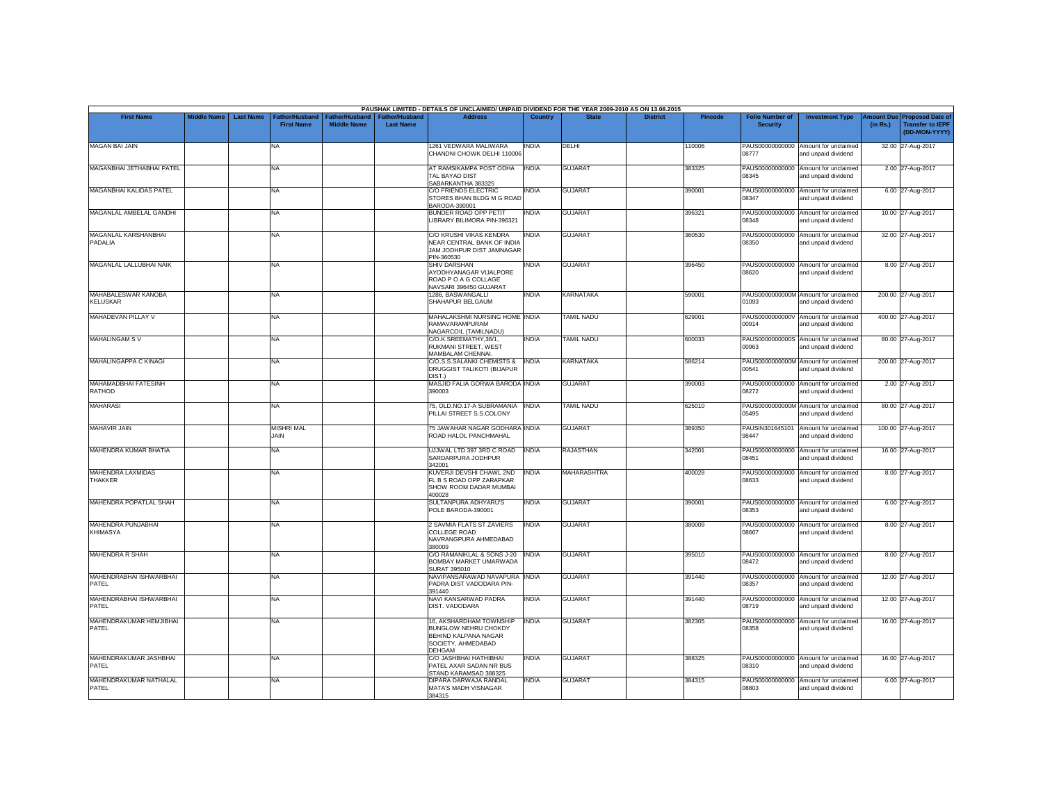PAUSHAK LIMITED - DETAILS OF UNCLAIMED/ UNPAID DIVIDEND FOR THE YEAR 2009-2010 AS ON 13.08.2015

| First Name | Middle Name | Last Name | Father/Husband First Name | Father/Husband Middle Name | Father/Husband Last Name | Address | Country | State | District | Pincode | Folio Number of Security | Investment Type | Amount Due (in Rs.) | Proposed Date of Transfer to IEPF (DD-MON-YYYY) |
|---|---|---|---|---|---|---|---|---|---|---|---|---|---|---|
| MAGAN BAI JAIN | | | NA | | | 1261 VEDWARA MALIWARA CHANDNI CHOWK DELHI 110006 | INDIA | DELHI | | 110006 | PAUS00000000000 08777 | Amount for unclaimed and unpaid dividend | 32.00 | 27-Aug-2017 |
| MAGANBHAI JETHABHAI PATEL | | | NA | | | AT RAMSIKAMPA POST ODHA TAL BAYAD DIST SABARKANTHA 383325 | INDIA | GUJARAT | | 383325 | PAUS00000000000 08345 | Amount for unclaimed and unpaid dividend | 2.00 | 27-Aug-2017 |
| MAGANBHAI KALIDAS PATEL | | | NA | | | C/O FRIENDS ELECTRIC STORES BHAN BLDG M G ROAD BARODA-390001 | INDIA | GUJARAT | | 390001 | PAUS00000000000 08347 | Amount for unclaimed and unpaid dividend | 6.00 | 27-Aug-2017 |
| MAGANLAL AMBELAL GANDHI | | | NA | | | BUNDER ROAD OPP PETIT LIBRARY BILIMORA PIN-396321 | INDIA | GUJARAT | | 396321 | PAUS00000000000 08348 | Amount for unclaimed and unpaid dividend | 10.00 | 27-Aug-2017 |
| MAGANLAL KARSHANBHAI PADALIA | | | NA | | | C/O KRUSHI VIKAS KENDRA NEAR CENTRAL BANK OF INDIA JAM JODHPUR DIST JAMNAGAR PIN-360530 | INDIA | GUJARAT | | 360530 | PAUS00000000000 08350 | Amount for unclaimed and unpaid dividend | 32.00 | 27-Aug-2017 |
| MAGANLAL LALLUBHAI NAIK | | | NA | | | SHIV DARSHAN AYODHYANAGAR VIJALPORE ROAD P O A G COLLAGE NAVSARI 396450 GUJARAT | INDIA | GUJARAT | | 396450 | PAUS00000000000 08620 | Amount for unclaimed and unpaid dividend | 8.00 | 27-Aug-2017 |
| MAHABALESWAR KANOBA KELUSKAR | | | NA | | | 1286, BASWANGALLI SHAHAPUR BELGAUM | INDIA | KARNATAKA | | 590001 | PAUS0000000000M 01093 | Amount for unclaimed and unpaid dividend | 200.00 | 27-Aug-2017 |
| MAHADEVAN PILLAY V | | | NA | | | MAHALAKSHMI NURSING HOME RAMAVARAMPURAM NAGARCOIL (TAMILNADU) | INDIA | TAMIL NADU | | 629001 | PAUS0000000000V 00914 | Amount for unclaimed and unpaid dividend | 400.00 | 27-Aug-2017 |
| MAHALINGAM S V | | | NA | | | C/O.K.SREEMATHY,36/1, RUKMANI STREET, WEST MAMBALAM CHENNAI. | INDIA | TAMIL NADU | | 600033 | PAUS0000000000S 00963 | Amount for unclaimed and unpaid dividend | 80.00 | 27-Aug-2017 |
| MAHALINGAPPA C KINAGI | | | NA | | | C/O.S.S.SALANKI CHEMISTS & DRUGGIST TALIKOTI (BIJAPUR DIST.) | INDIA | KARNATAKA | | 586214 | PAUS0000000000M 00541 | Amount for unclaimed and unpaid dividend | 200.00 | 27-Aug-2017 |
| MAHAMADBHAI FATESINH RATHOD | | | NA | | | MASJID FALIA GORWA BARODA 390003 | INDIA | GUJARAT | | 390003 | PAUS00000000000 08272 | Amount for unclaimed and unpaid dividend | 2.00 | 27-Aug-2017 |
| MAHARASI | | | NA | | | 75, OLD.NO.17-A SUBRAMANIA PILLAI STREET S.S.COLONY | INDIA | TAMIL NADU | | 625010 | PAUS0000000000M 05495 | Amount for unclaimed and unpaid dividend | 80.00 | 27-Aug-2017 |
| MAHAVIR JAIN | | | MISHRI MAL JAIN | | | 75 JAWAHAR NAGAR GODHARA ROAD HALOL PANCHMAHAL | INDIA | GUJARAT | | 389350 | PAUSIN301645101 98447 | Amount for unclaimed and unpaid dividend | 100.00 | 27-Aug-2017 |
| MAHENDRA KUMAR BHATIA | | | NA | | | UJJWAL LTD 397 3RD C ROAD SARDARPURA JODHPUR 342001 | INDIA | RAJASTHAN | | 342001 | PAUS00000000000 08451 | Amount for unclaimed and unpaid dividend | 16.00 | 27-Aug-2017 |
| MAHENDRA LAXMIDAS THAKKER | | | NA | | | KUVERJI DEVSHI CHAWL 2ND FL B S ROAD OPP ZARAPKAR SHOW ROOM DADAR MUMBAI 400028 | INDIA | MAHARASHTRA | | 400028 | PAUS00000000000 08633 | Amount for unclaimed and unpaid dividend | 8.00 | 27-Aug-2017 |
| MAHENDRA POPATLAL SHAH | | | NA | | | SULTANPURA ADHYARU'S POLE BARODA-390001 | INDIA | GUJARAT | | 390001 | PAUS00000000000 08353 | Amount for unclaimed and unpaid dividend | 6.00 | 27-Aug-2017 |
| MAHENDRA PUNJABHAI KHIMASYA | | | NA | | | 2 SAVMIA FLATS ST ZAVIERS COLLEGE ROAD NAVRANGPURA AHMEDABAD 380009 | INDIA | GUJARAT | | 380009 | PAUS00000000000 08667 | Amount for unclaimed and unpaid dividend | 8.00 | 27-Aug-2017 |
| MAHENDRA R SHAH | | | NA | | | C/O RAMANIKLAL & SONS J-20 BOMBAY MARKET UMARWADA SURAT 395010 | INDIA | GUJARAT | | 395010 | PAUS00000000000 08472 | Amount for unclaimed and unpaid dividend | 8.00 | 27-Aug-2017 |
| MAHENDRABHAI ISHWARBHAI PATEL | | | NA | | | NAVIPANSARAWAD NAVAPURA PADRA DIST VADODARA PIN-391440 | INDIA | GUJARAT | | 391440 | PAUS00000000000 08357 | Amount for unclaimed and unpaid dividend | 12.00 | 27-Aug-2017 |
| MAHENDRABHAI ISHWARBHAI PATEL | | | NA | | | NAVI KANSARWAD PADRA DIST. VADODARA | INDIA | GUJARAT | | 391440 | PAUS00000000000 08719 | Amount for unclaimed and unpaid dividend | 12.00 | 27-Aug-2017 |
| MAHENDRAKUMAR HEMJIBHAI PATEL | | | NA | | | 16, AKSHARDHAM TOWNSHIP BUNGLOW NEHRU CHOKDY BEHIND KALPANA NAGAR SOCIETY, AHMEDABAD DEHGAM | INDIA | GUJARAT | | 382305 | PAUS00000000000 08358 | Amount for unclaimed and unpaid dividend | 16.00 | 27-Aug-2017 |
| MAHENDRAKUMAR JASHBHAI PATEL | | | NA | | | C/O JASHBHAI HATHIBHAI PATEL AXAR SADAN NR BUS STAND KARAMSAD 388325 | INDIA | GUJARAT | | 388325 | PAUS00000000000 08310 | Amount for unclaimed and unpaid dividend | 16.00 | 27-Aug-2017 |
| MAHENDRAKUMAR NATHALAL PATEL | | | NA | | | DIPARA DARWAJA RANDAL MATA'S MADH VISNAGAR 384315 | INDIA | GUJARAT | | 384315 | PAUS00000000000 08803 | Amount for unclaimed and unpaid dividend | 6.00 | 27-Aug-2017 |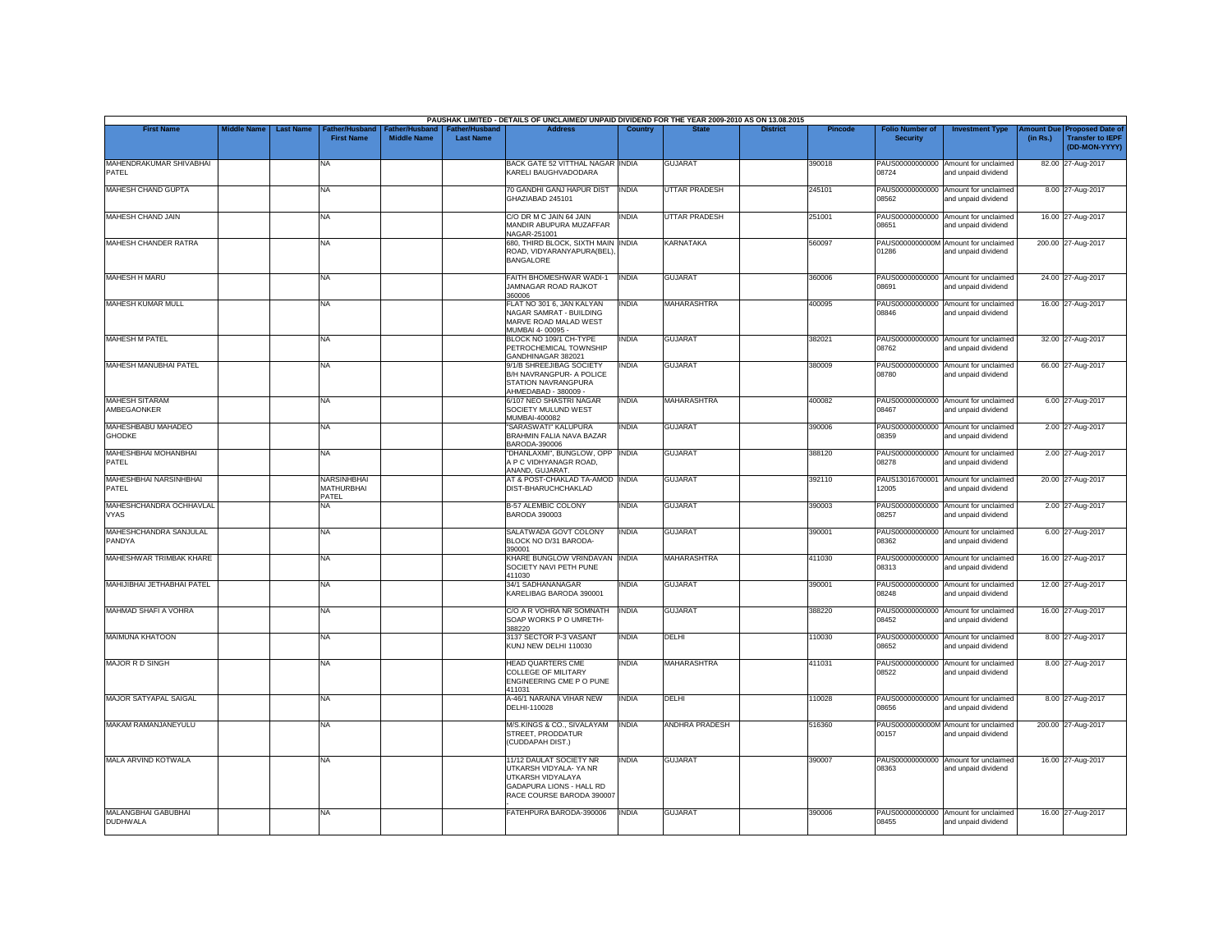PAUSHAK LIMITED - DETAILS OF UNCLAIMED/ UNPAID DIVIDEND FOR THE YEAR 2009-2010 AS ON 13.08.2015

| First Name | Middle Name | Last Name | Father/Husband First Name | Father/Husband Middle Name | Father/Husband Last Name | Address | Country | State | District | Pincode | Folio Number of Security | Investment Type | Amount Due (in Rs.) | Proposed Date of Transfer to IEPF (DD-MON-YYYY) |
|---|---|---|---|---|---|---|---|---|---|---|---|---|---|---|
| MAHENDRAKUMAR SHIVABHAI PATEL | | | NA | | | BACK GATE 52 VITTHAL NAGAR KARELI BAUGHVADODARA | INDIA | GUJARAT | | 390018 | PAUS00000000000 08724 | Amount for unclaimed and unpaid dividend | 82.00 | 27-Aug-2017 |
| MAHESH CHAND GUPTA | | | NA | | | 70 GANDHI GANJ HAPUR DIST GHAZIABAD 245101 | INDIA | UTTAR PRADESH | | 245101 | PAUS00000000000 08562 | Amount for unclaimed and unpaid dividend | 8.00 | 27-Aug-2017 |
| MAHESH CHAND JAIN | | | NA | | | C/O DR M C JAIN 64 JAIN MANDIR ABUPURA MUZAFFAR NAGAR-251001 | INDIA | UTTAR PRADESH | | 251001 | PAUS00000000000 08651 | Amount for unclaimed and unpaid dividend | 16.00 | 27-Aug-2017 |
| MAHESH CHANDER RATRA | | | NA | | | 680, THIRD BLOCK, SIXTH MAIN ROAD, VIDYARANYAPURA(BEL), BANGALORE | INDIA | KARNATAKA | | 560097 | PAUS0000000000M 01286 | Amount for unclaimed and unpaid dividend | 200.00 | 27-Aug-2017 |
| MAHESH H MARU | | | NA | | | FAITH BHOMESHWAR WADI-1 JAMNAGAR ROAD RAJKOT 360006 | INDIA | GUJARAT | | 360006 | PAUS00000000000 08691 | Amount for unclaimed and unpaid dividend | 24.00 | 27-Aug-2017 |
| MAHESH KUMAR MULL | | | NA | | | FLAT NO 301 6, JAN KALYAN NAGAR SAMRAT - BUILDING MARVE ROAD MALAD WEST MUMBAI 4- 00095 - | INDIA | MAHARASHTRA | | 400095 | PAUS00000000000 08846 | Amount for unclaimed and unpaid dividend | 16.00 | 27-Aug-2017 |
| MAHESH M PATEL | | | NA | | | BLOCK NO 109/1 CH-TYPE PETROCHEMICAL TOWNSHIP GANDHINAGAR 382021 | INDIA | GUJARAT | | 382021 | PAUS00000000000 08762 | Amount for unclaimed and unpaid dividend | 32.00 | 27-Aug-2017 |
| MAHESH MANUBHAI PATEL | | | NA | | | 9/1/B SHREEJIBAG SOCIETY B/H NAVRANGPUR- A POLICE STATION NAVRANGPURA AHMEDABAD - 380009 - | INDIA | GUJARAT | | 380009 | PAUS00000000000 08780 | Amount for unclaimed and unpaid dividend | 66.00 | 27-Aug-2017 |
| MAHESH SITARAM AMBEGAONKER | | | NA | | | 6/107 NEO SHASTRI NAGAR SOCIETY MULUND WEST MUMBAI-400082 | INDIA | MAHARASHTRA | | 400082 | PAUS00000000000 08467 | Amount for unclaimed and unpaid dividend | 6.00 | 27-Aug-2017 |
| MAHESHBABU MAHADEO GHODKE | | | NA | | | "SARASWATI" KALUPURA BRAHMIN FALIA NAVA BAZAR BARODA-390006 | INDIA | GUJARAT | | 390006 | PAUS00000000000 08359 | Amount for unclaimed and unpaid dividend | 2.00 | 27-Aug-2017 |
| MAHESHBHAI MOHANBHAI PATEL | | | NA | | | "DHANLAXMI", BUNGLOW, OPP A P C VIDHYANAGR ROAD, ANAND, GUJARAT. | INDIA | GUJARAT | | 388120 | PAUS00000000000 08278 | Amount for unclaimed and unpaid dividend | 2.00 | 27-Aug-2017 |
| MAHESHBHAI NARSINHBHAI PATEL | | | NARSINHBHAI MATHURBHAI PATEL | | | AT & POST-CHAKLAD TA-AMOD DIST-BHARUCHCHAKLAD | INDIA | GUJARAT | | 392110 | PAUS13016700001 12005 | Amount for unclaimed and unpaid dividend | 20.00 | 27-Aug-2017 |
| MAHESHCHANDRA OCHHAVLAL VYAS | | | NA | | | B-57 ALEMBIC COLONY BARODA 390003 | INDIA | GUJARAT | | 390003 | PAUS00000000000 08257 | Amount for unclaimed and unpaid dividend | 2.00 | 27-Aug-2017 |
| MAHESHCHANDRA SANJULAL PANDYA | | | NA | | | SALATWADA GOVT COLONY BLOCK NO D/31 BARODA-390001 | INDIA | GUJARAT | | 390001 | PAUS00000000000 08362 | Amount for unclaimed and unpaid dividend | 6.00 | 27-Aug-2017 |
| MAHESHWAR TRIMBAK KHARE | | | NA | | | KHARE BUNGLOW VRINDAVAN SOCIETY NAVI PETH PUNE 411030 | INDIA | MAHARASHTRA | | 411030 | PAUS00000000000 08313 | Amount for unclaimed and unpaid dividend | 16.00 | 27-Aug-2017 |
| MAHIJIBHAI JETHABHAI PATEL | | | NA | | | 34/1 SADHANANAGAR KARELIBAG BARODA 390001 | INDIA | GUJARAT | | 390001 | PAUS00000000000 08248 | Amount for unclaimed and unpaid dividend | 12.00 | 27-Aug-2017 |
| MAHMAD SHAFI A VOHRA | | | NA | | | C/O A R VOHRA NR SOMNATH SOAP WORKS P O UMRETH-388220 | INDIA | GUJARAT | | 388220 | PAUS00000000000 08452 | Amount for unclaimed and unpaid dividend | 16.00 | 27-Aug-2017 |
| MAIMUNA KHATOON | | | NA | | | 3137 SECTOR P-3 VASANT KUNJ NEW DELHI 110030 | INDIA | DELHI | | 110030 | PAUS00000000000 08652 | Amount for unclaimed and unpaid dividend | 8.00 | 27-Aug-2017 |
| MAJOR R D SINGH | | | NA | | | HEAD QUARTERS CME COLLEGE OF MILITARY ENGINEERING CME P O PUNE 411031 | INDIA | MAHARASHTRA | | 411031 | PAUS00000000000 08522 | Amount for unclaimed and unpaid dividend | 8.00 | 27-Aug-2017 |
| MAJOR SATYAPAL SAIGAL | | | NA | | | A-46/1 NARAINA VIHAR NEW DELHI-110028 | INDIA | DELHI | | 110028 | PAUS00000000000 08656 | Amount for unclaimed and unpaid dividend | 8.00 | 27-Aug-2017 |
| MAKAM RAMANJANEYULU | | | NA | | | M/S.KINGS & CO., SIVALAYAM STREET, PRODDATUR (CUDDAPAH DIST.) | INDIA | ANDHRA PRADESH | | 516360 | PAUS0000000000M 00157 | Amount for unclaimed and unpaid dividend | 200.00 | 27-Aug-2017 |
| MALA ARVIND KOTWALA | | | NA | | | 11/12 DAULAT SOCIETY NR UTKARSH VIDYALA- YA NR UTKARSH VIDYALAYA GADAPURA LIONS - HALL RD RACE COURSE BARODA 390007 - | INDIA | GUJARAT | | 390007 | PAUS00000000000 08363 | Amount for unclaimed and unpaid dividend | 16.00 | 27-Aug-2017 |
| MALANGBHAI GABUBHAI DUDHWALA | | | NA | | | FATEHPURA BARODA-390006 | INDIA | GUJARAT | | 390006 | PAUS00000000000 08455 | Amount for unclaimed and unpaid dividend | 16.00 | 27-Aug-2017 |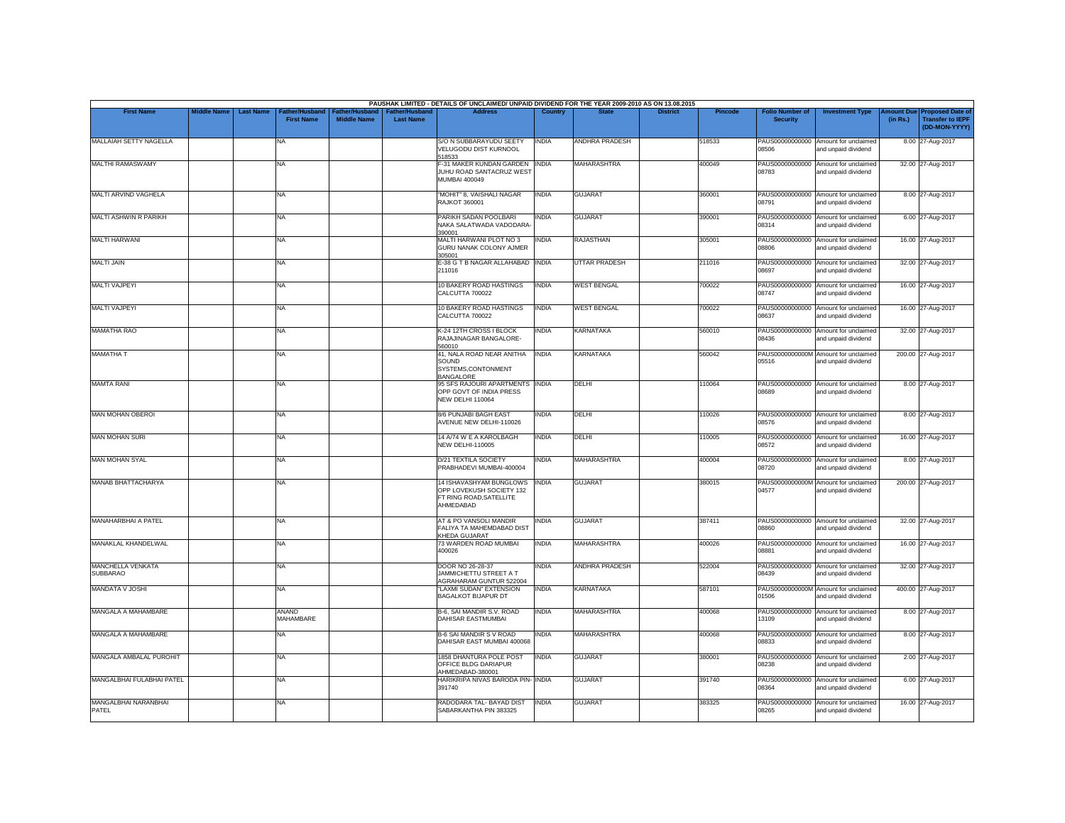PAUSHAK LIMITED - DETAILS OF UNCLAIMED/ UNPAID DIVIDEND FOR THE YEAR 2009-2010 AS ON 13.08.2015

| First Name | Middle Name | Last Name | Father/Husband First Name | Father/Husband Middle Name | Father/Husband Last Name | Address | Country | State | District | Pincode | Folio Number of Security | Investment Type | Amount Due (in Rs.) | Proposed Date of Transfer to IEPF (DD-MON-YYYY) |
|---|---|---|---|---|---|---|---|---|---|---|---|---|---|---|
| MALLAIAH SETTY NAGELLA | | | NA | | | S/O N SUBBARAYUDU SEETY VELUGODU DIST KURNOOL 518533 | INDIA | ANDHRA PRADESH | | 518533 | PAUS000000000000 08506 | Amount for unclaimed and unpaid dividend | 8.00 | 27-Aug-2017 |
| MALTHI RAMASWAMY | | | NA | | | F-31 MAKER KUNDAN GARDEN JUHU ROAD SANTACRUZ WEST MUMBAI 400049 | INDIA | MAHARASHTRA | | 400049 | PAUS000000000000 08783 | Amount for unclaimed and unpaid dividend | 32.00 | 27-Aug-2017 |
| MALTI ARVIND VAGHELA | | | NA | | | "MOHIT" 8, VAISHALI NAGAR RAJKOT 360001 | INDIA | GUJARAT | | 360001 | PAUS000000000000 08791 | Amount for unclaimed and unpaid dividend | 8.00 | 27-Aug-2017 |
| MALTI ASHWIN R PARIKH | | | NA | | | PARIKH SADAN POOLBARI NAKA SALATWADA VADODARA-390001 | INDIA | GUJARAT | | 390001 | PAUS000000000000 08314 | Amount for unclaimed and unpaid dividend | 6.00 | 27-Aug-2017 |
| MALTI HARWANI | | | NA | | | MALTI HARWANI PLOT NO 3 GURU NANAK COLONY AJMER 305001 | INDIA | RAJASTHAN | | 305001 | PAUS000000000000 08806 | Amount for unclaimed and unpaid dividend | 16.00 | 27-Aug-2017 |
| MALTI JAIN | | | NA | | | E-38 G T B NAGAR ALLAHABAD 211016 | INDIA | UTTAR PRADESH | | 211016 | PAUS000000000000 08697 | Amount for unclaimed and unpaid dividend | 32.00 | 27-Aug-2017 |
| MALTI VAJPEYI | | | NA | | | 10 BAKERY ROAD HASTINGS CALCUTTA 700022 | INDIA | WEST BENGAL | | 700022 | PAUS000000000000 08747 | Amount for unclaimed and unpaid dividend | 16.00 | 27-Aug-2017 |
| MALTI VAJPEYI | | | NA | | | 10 BAKERY ROAD HASTINGS CALCUTTA 700022 | INDIA | WEST BENGAL | | 700022 | PAUS000000000000 08637 | Amount for unclaimed and unpaid dividend | 16.00 | 27-Aug-2017 |
| MAMATHA RAO | | | NA | | | K-24 12TH CROSS I BLOCK RAJAJINAGAR BANGALORE-560010 | INDIA | KARNATAKA | | 560010 | PAUS000000000000 08436 | Amount for unclaimed and unpaid dividend | 32.00 | 27-Aug-2017 |
| MAMATHA T | | | NA | | | 41, NALA ROAD NEAR ANITHA SOUND SYSTEMS,CONTONMENT BANGALORE | INDIA | KARNATAKA | | 560042 | PAUS0000000000M 05516 | Amount for unclaimed and unpaid dividend | 200.00 | 27-Aug-2017 |
| MAMTA RANI | | | NA | | | 95 SFS RAJOURI APARTMENTS OPP GOVT OF INDIA PRESS NEW DELHI 110064 | INDIA | DELHI | | 110064 | PAUS000000000000 08689 | Amount for unclaimed and unpaid dividend | 8.00 | 27-Aug-2017 |
| MAN MOHAN OBEROI | | | NA | | | 8/6 PUNJABI BAGH EAST AVENUE NEW DELHI-110026 | INDIA | DELHI | | 110026 | PAUS000000000000 08576 | Amount for unclaimed and unpaid dividend | 8.00 | 27-Aug-2017 |
| MAN MOHAN SURI | | | NA | | | 14 A/74 W E A KAROLBAGH NEW DELHI-110005 | INDIA | DELHI | | 110005 | PAUS000000000000 08572 | Amount for unclaimed and unpaid dividend | 16.00 | 27-Aug-2017 |
| MAN MOHAN SYAL | | | NA | | | D/21 TEXTILA SOCIETY PRABHADEVI MUMBAI-400004 | INDIA | MAHARASHTRA | | 400004 | PAUS000000000000 08720 | Amount for unclaimed and unpaid dividend | 8.00 | 27-Aug-2017 |
| MANAB BHATTACHARYA | | | NA | | | 14 ISHAVASHYAM BUNGLOWS OPP LOVEKUSH SOCIETY 132 FT RING ROAD,SATELLITE AHMEDABAD | INDIA | GUJARAT | | 380015 | PAUS0000000000M 04577 | Amount for unclaimed and unpaid dividend | 200.00 | 27-Aug-2017 |
| MANAHARBHAI A PATEL | | | NA | | | AT & PO VANSOLI MANDIR FALIYA TA MAHEMDABAD DIST KHEDA GUJARAT | INDIA | GUJARAT | | 387411 | PAUS000000000000 08860 | Amount for unclaimed and unpaid dividend | 32.00 | 27-Aug-2017 |
| MANAKLAL KHANDELWAL | | | NA | | | 73 WARDEN ROAD MUMBAI 400026 | INDIA | MAHARASHTRA | | 400026 | PAUS000000000000 08881 | Amount for unclaimed and unpaid dividend | 16.00 | 27-Aug-2017 |
| MANCHELLA VENKATA SUBBARAO | | | NA | | | DOOR NO 26-28-37 JAMMICHETTU STREET A T AGRAHARAM GUNTUR 522004 | INDIA | ANDHRA PRADESH | | 522004 | PAUS000000000000 08439 | Amount for unclaimed and unpaid dividend | 32.00 | 27-Aug-2017 |
| MANDATA V JOSHI | | | NA | | | "LAXMI SUDAN" EXTENSION BAGALKOT BIJAPUR DT | INDIA | KARNATAKA | | 587101 | PAUS0000000000M 01506 | Amount for unclaimed and unpaid dividend | 400.00 | 27-Aug-2017 |
| MANGALA A MAHAMBARE | | | ANAND MAHAMBARE | | | B-6, SAI MANDIR S.V. ROAD DAHISAR EASTMUMBAI | INDIA | MAHARASHTRA | | 400068 | PAUS000000000000 13109 | Amount for unclaimed and unpaid dividend | 8.00 | 27-Aug-2017 |
| MANGALA A MAHAMBARE | | | NA | | | B-6 SAI MANDIR S V ROAD DAHISAR EAST MUMBAI 400068 | INDIA | MAHARASHTRA | | 400068 | PAUS000000000000 08833 | Amount for unclaimed and unpaid dividend | 8.00 | 27-Aug-2017 |
| MANGALA AMBALAL PUROHIT | | | NA | | | 1858 DHANTURA POLE POST OFFICE BLDG DARIAPUR AHMEDABAD-380001 | INDIA | GUJARAT | | 380001 | PAUS000000000000 08238 | Amount for unclaimed and unpaid dividend | 2.00 | 27-Aug-2017 |
| MANGALBHAI FULABHAI PATEL | | | NA | | | HARIKRIPA NIVAS BARODA PIN-391740 | INDIA | GUJARAT | | 391740 | PAUS000000000000 08364 | Amount for unclaimed and unpaid dividend | 6.00 | 27-Aug-2017 |
| MANGALBHAI NARANBHAI PATEL | | | NA | | | RADODARA TAL- BAYAD DIST SABARKANTHA PIN 383325 | INDIA | GUJARAT | | 383325 | PAUS000000000000 08265 | Amount for unclaimed and unpaid dividend | 16.00 | 27-Aug-2017 |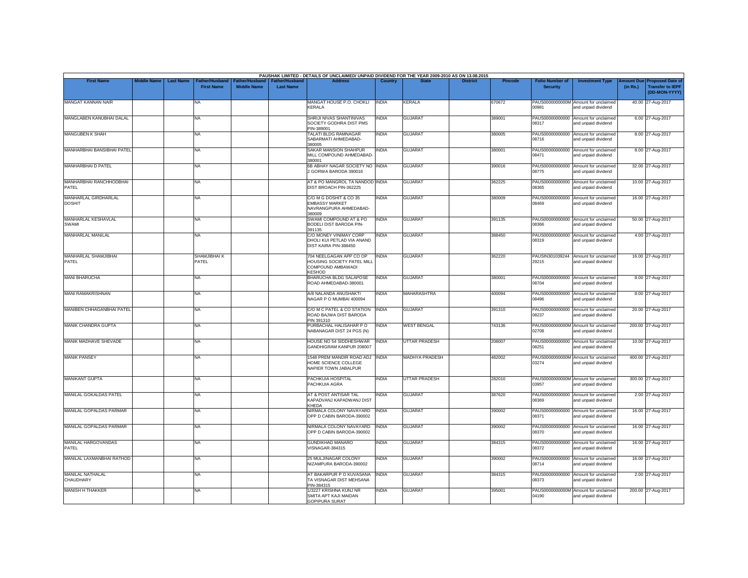PAUSHAK LIMITED - DETAILS OF UNCLAIMED/ UNPAID DIVIDEND FOR THE YEAR 2009-2010 AS ON 13.08.2015

| First Name | Middle Name | Last Name | Father/Husband First Name | Father/Husband Middle Name | Father/Husband Last Name | Address | Country | State | District | Pincode | Folio Number of Security | Investment Type | Amount Due (in Rs.) | Proposed Date of Transfer to IEPF (DD-MON-YYYY) |
|---|---|---|---|---|---|---|---|---|---|---|---|---|---|---|
| MANGAT KANNAN NAIR | | | NA | | | MANGAT HOUSE P.O. CHOKLI KERALA | INDIA | KERALA | | 670672 | PAUS0000000000M00981 | Amount for unclaimed and unpaid dividend | 40.00 | 27-Aug-2017 |
| MANGLABEN KANUBHAI DALAL | | | NA | | | SHRIJI NIVAS SHANTINIVAS SOCIETY GODHRA DIST PMS PIN-389001 | INDIA | GUJARAT | | 389001 | PAUS00000000000008317 | Amount for unclaimed and unpaid dividend | 6.00 | 27-Aug-2017 |
| MANGUBEN K SHAH | | | NA | | | TALATI BLDG RAMNAGAR SABARMATI AHMEDABAD-380005 | INDIA | GUJARAT | | 380005 | PAUS00000000000008716 | Amount for unclaimed and unpaid dividend | 8.00 | 27-Aug-2017 |
| MANHARBHAI BANSIBHAI PATEL | | | NA | | | SAKAR MANSION SHAHPUR MILL COMPOUND AHMEDABAD-380001 | INDIA | GUJARAT | | 380001 | PAUS00000000000008471 | Amount for unclaimed and unpaid dividend | 8.00 | 27-Aug-2017 |
| MANHARBHAI D PATEL | | | NA | | | 6B ABHAY NAGAR SOCIETY NO 2 GORWA BARODA 390016 | INDIA | GUJARAT | | 390016 | PAUS00000000000008775 | Amount for unclaimed and unpaid dividend | 32.00 | 27-Aug-2017 |
| MANHARBHAI RANCHHODBHAI PATEL | | | NA | | | AT & PO MANGROL TA NANDOD DIST BROACH PIN-362225 | INDIA | GUJARAT | | 362225 | PAUS00000000000008365 | Amount for unclaimed and unpaid dividend | 10.00 | 27-Aug-2017 |
| MANHARLAL GIRDHARLAL DOSHIT | | | NA | | | C/O M G DOSHIT & CO 35 EMBASSY MARKET NAVRANGPURA AHMEDABAD-380009 | INDIA | GUJARAT | | 380009 | PAUS00000000000008469 | Amount for unclaimed and unpaid dividend | 16.00 | 27-Aug-2017 |
| MANHARLAL KESHAVLAL SWAMI | | | NA | | | SWAMI COMPOUND AT & PO BODELI DIST BARODA PIN-391135 | INDIA | GUJARAT | | 391135 | PAUS00000000000008366 | Amount for unclaimed and unpaid dividend | 50.00 | 27-Aug-2017 |
| MANHARLAL MANILAL | | | NA | | | C/O MONEY VINIMAY CORP DHOLI KUI PETLAD VIA ANAND DIST KAIRA PIN-388450 | INDIA | GUJARAT | | 388450 | PAUS00000000000008319 | Amount for unclaimed and unpaid dividend | 4.00 | 27-Aug-2017 |
| MANHARLAL SHAMJIBHAI PATEL | | | SHAMJIBHAI K PATEL | | | 704 NEELGAGAN APP CO OP HOUSING SOCIETY PATEL MILL COMPOUND AMBAWADI KESHOD | INDIA | GUJARAT | | 362220 | PAUSIN30103924429215 | Amount for unclaimed and unpaid dividend | 16.00 | 27-Aug-2017 |
| MANI BHARUCHA | | | NA | | | BHARUCHA BLDG SALAPOSE ROAD AHMEDABAD-380001 | INDIA | GUJARAT | | 380001 | PAUS00000000000008704 | Amount for unclaimed and unpaid dividend | 8.00 | 27-Aug-2017 |
| MANI RAMAKRISHNAN | | | NA | | | A/8 NALANDA ANUSHAKTI NAGAR P O MUMBAI 400094 | INDIA | MAHARASHTRA | | 400094 | PAUS00000000000008496 | Amount for unclaimed and unpaid dividend | 8.00 | 27-Aug-2017 |
| MANIBEN CHHAGANBHAI PATEL | | | NA | | | C/O M C PATEL & CO STATION ROAD BAJWA DIST BARODA PIN 391310 | INDIA | GUJARAT | | 391310 | PAUS00000000000008237 | Amount for unclaimed and unpaid dividend | 20.00 | 27-Aug-2017 |
| MANIK CHANDRA GUPTA | | | NA | | | PURBACHAL HALISAHAR P O NABANAGAR DIST 24 PGS (N) | INDIA | WEST BENGAL | | 743136 | PAUS0000000000M02708 | Amount for unclaimed and unpaid dividend | 200.00 | 27-Aug-2017 |
| MANIK MADHAVE SHEVADE | | | NA | | | HOUSE NO 54 SIDDHESHWAR GANDHIGRAM KANPUR 208007 | INDIA | UTTAR PRADESH | | 208007 | PAUS00000000000008251 | Amount for unclaimed and unpaid dividend | 10.00 | 27-Aug-2017 |
| MANIK PANSEY | | | NA | | | 1548 PREM MANDIR ROAD ADJ HOME SCIENCE COLLEGE NAPIER TOWN JABALPUR | INDIA | MADHYA PRADESH | | 482002 | PAUS0000000000M03274 | Amount for unclaimed and unpaid dividend | 400.00 | 27-Aug-2017 |
| MANIKANT GUPTA | | | NA | | | PACHKUIA HOSPITAL PACHKUIA AGRA | INDIA | UTTAR PRADESH | | 282010 | PAUS0000000000M03957 | Amount for unclaimed and unpaid dividend | 300.00 | 27-Aug-2017 |
| MANILAL GOKALDAS PATEL | | | NA | | | AT & POST ANTISAR TAL KAPADVANJ KAPADWANJ DIST KHEDA | INDIA | GUJARAT | | 387620 | PAUS00000000000008369 | Amount for unclaimed and unpaid dividend | 2.00 | 27-Aug-2017 |
| MANILAL GOPALDAS PARMAR | | | NA | | | NIRMALA COLONY NAVAYARD OPP D CABIN BARODA-390002 | INDIA | GUJARAT | | 390002 | PAUS00000000000008371 | Amount for unclaimed and unpaid dividend | 16.00 | 27-Aug-2017 |
| MANILAL GOPALDAS PARMAR | | | NA | | | NIRMALA COLONY NAVAYARD OPP D CABIN BARODA-390002 | INDIA | GUJARAT | | 390002 | PAUS00000000000008370 | Amount for unclaimed and unpaid dividend | 16.00 | 27-Aug-2017 |
| MANILAL HARGOVANDAS PATEL | | | NA | | | GUNDIKHAD MANARO VISNAGAR-384315 | INDIA | GUJARAT | | 384315 | PAUS00000000000008372 | Amount for unclaimed and unpaid dividend | 16.00 | 27-Aug-2017 |
| MANILAL LAXMANBHAI RATHOD | | | NA | | | 25 MULJINAGAR COLONY NIZAMPURA BARODA-390002 | INDIA | GUJARAT | | 390002 | PAUS00000000000008714 | Amount for unclaimed and unpaid dividend | 16.00 | 27-Aug-2017 |
| MANILAL NATHALAL CHAUDHARY | | | NA | | | AT BAKARPUR P O KUVASANA TA VISNAGAR DIST MEHSANA PIN-384315 | INDIA | GUJARAT | | 384315 | PAUS00000000000008373 | Amount for unclaimed and unpaid dividend | 2.00 | 27-Aug-2017 |
| MANISH H THAKKER | | | NA | | | 1/3227 KRISHNA KUNJ NR SMITA APT KAJI MAIDAN GOPIPURA SURAT | INDIA | GUJARAT | | 395001 | PAUS0000000000M04190 | Amount for unclaimed and unpaid dividend | 200.00 | 27-Aug-2017 |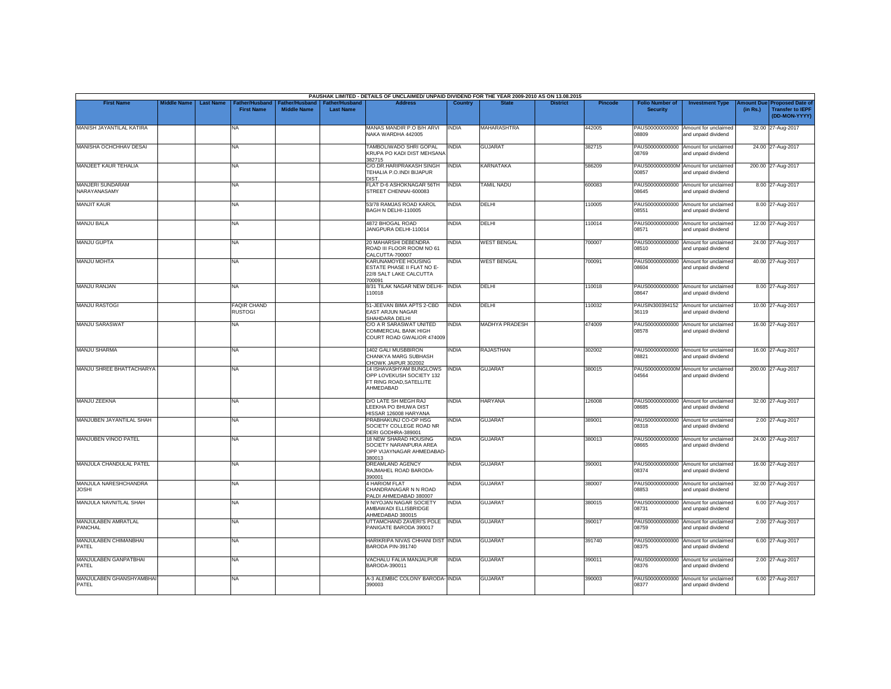PAUSHAK LIMITED - DETAILS OF UNCLAIMED/ UNPAID DIVIDEND FOR THE YEAR 2009-2010 AS ON 13.08.2015

| First Name | Middle Name | Last Name | Father/Husband First Name | Father/Husband Middle Name | Father/Husband Last Name | Address | Country | State | District | Pincode | Folio Number of Security | Investment Type | Amount Due (in Rs.) | Proposed Date of Transfer to IEPF (DD-MON-YYYY) |
|---|---|---|---|---|---|---|---|---|---|---|---|---|---|---|
| MANISH JAYANTILAL KATIRA | | | NA | | | MANAS MANDIR P.O B/H ARVI NAKA WARDHA 442005 | INDIA | MAHARASHTRA | | 442005 | PAUS00000000000 08809 | Amount for unclaimed and unpaid dividend | 32.00 | 27-Aug-2017 |
| MANISHA OCHCHHAV DESAI | | | NA | | | TAMBOLIWADO SHRI GOPAL KRUPA PO KADI DIST MEHSANA 382715 | INDIA | GUJARAT | | 382715 | PAUS00000000000 08769 | Amount for unclaimed and unpaid dividend | 24.00 | 27-Aug-2017 |
| MANJEET KAUR TEHALIA | | | NA | | | C/O.DR.HARIPRAKASH SINGH TEHALIA P.O.INDI BIJAPUR DIST. | INDIA | KARNATAKA | | 586209 | PAUS0000000000M 00857 | Amount for unclaimed and unpaid dividend | 200.00 | 27-Aug-2017 |
| MANJERI SUNDARAM NARAYANASAMY | | | NA | | | FLAT D-6 ASHOKNAGAR 56TH STREET CHENNAI-600083 | INDIA | TAMIL NADU | | 600083 | PAUS00000000000 08645 | Amount for unclaimed and unpaid dividend | 8.00 | 27-Aug-2017 |
| MANJIT KAUR | | | NA | | | 53/78 RAMJAS ROAD KAROL BAGH N DELHI-110005 | INDIA | DELHI | | 110005 | PAUS00000000000 08551 | Amount for unclaimed and unpaid dividend | 8.00 | 27-Aug-2017 |
| MANJU BALA | | | NA | | | 4872 BHOGAL ROAD JANGPURA DELHI-110014 | INDIA | DELHI | | 110014 | PAUS00000000000 08571 | Amount for unclaimed and unpaid dividend | 12.00 | 27-Aug-2017 |
| MANJU GUPTA | | | NA | | | 20 MAHARSHI DEBENDRA ROAD III FLOOR ROOM NO 61 CALCUTTA-700007 | INDIA | WEST BENGAL | | 700007 | PAUS00000000000 08510 | Amount for unclaimed and unpaid dividend | 24.00 | 27-Aug-2017 |
| MANJU MOHTA | | | NA | | | KARUNAMOYEE HOUSING ESTATE PHASE II FLAT NO E-22/8 SALT LAKE CALCUTTA 700091 | INDIA | WEST BENGAL | | 700091 | PAUS00000000000 08604 | Amount for unclaimed and unpaid dividend | 40.00 | 27-Aug-2017 |
| MANJU RANJAN | | | NA | | | 8/31 TILAK NAGAR NEW DELHI-110018 | INDIA | DELHI | | 110018 | PAUS00000000000 08647 | Amount for unclaimed and unpaid dividend | 8.00 | 27-Aug-2017 |
| MANJU RASTOGI | | | FAQIR CHAND RUSTOGI | | | 51-JEEVAN BIMA APTS 2-CBD EAST ARJUN NAGAR SHAHDARA DELHI | INDIA | DELHI | | 110032 | PAUSIN300394152 36119 | Amount for unclaimed and unpaid dividend | 10.00 | 27-Aug-2017 |
| MANJU SARASWAT | | | NA | | | C/O A R SARASWAT UNITED COMMERCIAL BANK HIGH COURT ROAD GWALIOR 474009 | INDIA | MADHYA PRADESH | | 474009 | PAUS00000000000 08578 | Amount for unclaimed and unpaid dividend | 16.00 | 27-Aug-2017 |
| MANJU SHARMA | | | NA | | | 1402 GALI MUSBBIRON CHANKYA MARG SUBHASH CHOWK JAIPUR 302002 | INDIA | RAJASTHAN | | 302002 | PAUS00000000000 08821 | Amount for unclaimed and unpaid dividend | 16.00 | 27-Aug-2017 |
| MANJU SHREE BHATTACHARYA | | | NA | | | 14 ISHAVASHYAM BUNGLOWS OPP LOVEKUSH SOCIETY 132 FT RING ROAD,SATELLITE AHMEDABAD | INDIA | GUJARAT | | 380015 | PAUS0000000000M 04564 | Amount for unclaimed and unpaid dividend | 200.00 | 27-Aug-2017 |
| MANJU ZEEKNA | | | NA | | | D/O LATE SH MEGH RAJ LEEKHA PO BHUWA DIST HISSAR 126008 HARYANA | INDIA | HARYANA | | 126008 | PAUS00000000000 08685 | Amount for unclaimed and unpaid dividend | 32.00 | 27-Aug-2017 |
| MANJUBEN JAYANTILAL SHAH | | | NA | | | PRABHAKUNJ CO-OP HSG SOCIETY COLLEGE ROAD NR DERI GODHRA-389001 | INDIA | GUJARAT | | 389001 | PAUS00000000000 08318 | Amount for unclaimed and unpaid dividend | 2.00 | 27-Aug-2017 |
| MANJUBEN VINOD PATEL | | | NA | | | 18 NEW SHARAD HOUSING SOCIETY NARANPURA AREA OPP VIJAYNAGAR AHMEDABAD-380013 | INDIA | GUJARAT | | 380013 | PAUS00000000000 08665 | Amount for unclaimed and unpaid dividend | 24.00 | 27-Aug-2017 |
| MANJULA CHANDULAL PATEL | | | NA | | | DREAMLAND AGENCY RAJMAHEL ROAD BARODA-390001 | INDIA | GUJARAT | | 390001 | PAUS00000000000 08374 | Amount for unclaimed and unpaid dividend | 16.00 | 27-Aug-2017 |
| MANJULA NARESHCHANDRA JOSHI | | | NA | | | 4 HARIOM FLAT CHANDRANAGAR N N ROAD PALDI AHMEDABAD 380007 | INDIA | GUJARAT | | 380007 | PAUS00000000000 08853 | Amount for unclaimed and unpaid dividend | 32.00 | 27-Aug-2017 |
| MANJULA NAVNITLAL SHAH | | | NA | | | 9 NIYOJAN NAGAR SOCIETY AMBAWADI ELLISBRIDGE AHMEDABAD 380015 | INDIA | GUJARAT | | 380015 | PAUS00000000000 08731 | Amount for unclaimed and unpaid dividend | 6.00 | 27-Aug-2017 |
| MANJULABEN AMRATLAL PANCHAL | | | NA | | | UTTAMCHAND ZAVERI'S POLE PANIGATE BARODA 390017 | INDIA | GUJARAT | | 390017 | PAUS00000000000 08759 | Amount for unclaimed and unpaid dividend | 2.00 | 27-Aug-2017 |
| MANJULABEN CHIMANBHAI PATEL | | | NA | | | HARIKRIPA NIVAS CHHANI DIST BARODA PIN-391740 | INDIA | GUJARAT | | 391740 | PAUS00000000000 08375 | Amount for unclaimed and unpaid dividend | 6.00 | 27-Aug-2017 |
| MANJULABEN GANPATBHAI PATEL | | | NA | | | VACHALU FALIA MANJALPUR BARODA-390011 | INDIA | GUJARAT | | 390011 | PAUS00000000000 08376 | Amount for unclaimed and unpaid dividend | 2.00 | 27-Aug-2017 |
| MANJULABEN GHANSHYAMBHAI PATEL | | | NA | | | A-3 ALEMBIC COLONY BARODA-390003 | INDIA | GUJARAT | | 390003 | PAUS00000000000 08377 | Amount for unclaimed and unpaid dividend | 6.00 | 27-Aug-2017 |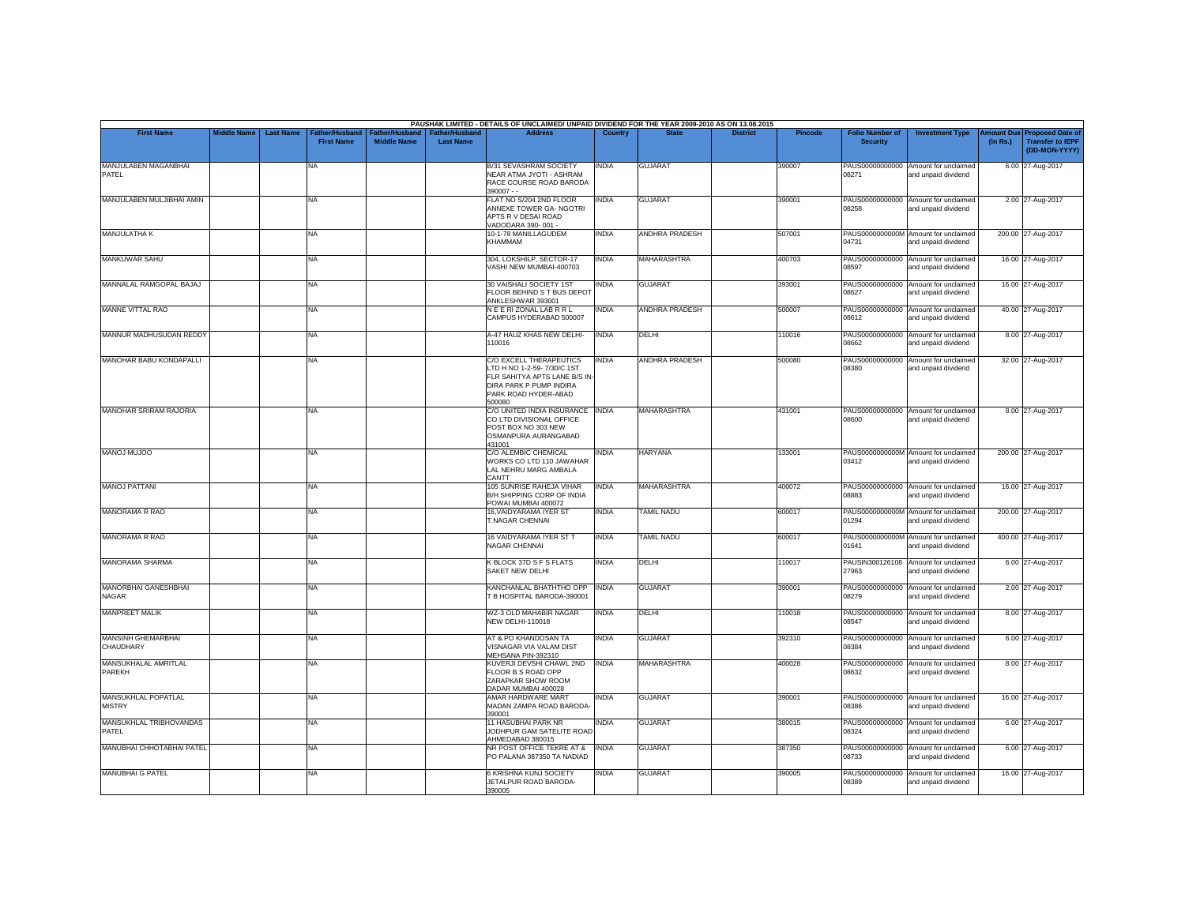PAUSHAK LIMITED - DETAILS OF UNCLAIMED/ UNPAID DIVIDEND FOR THE YEAR 2009-2010 AS ON 13.08.2015

| First Name | Middle Name | Last Name | Father/Husband First Name | Father/Husband Middle Name | Father/Husband Last Name | Address | Country | State | District | Pincode | Folio Number of Security | Investment Type | Amount Due (in Rs.) | Proposed Date of Transfer to IEPF (DD-MON-YYYY) |
|---|---|---|---|---|---|---|---|---|---|---|---|---|---|---|
| MANJULABEN MAGANBHAI PATEL | | | NA | | | B/31 SEVASHRAM SOCIETY NEAR ATMA JYOTI - ASHRAM RACE COURSE ROAD BARODA 390007 - - | INDIA | GUJARAT | | 390007 | PAUS00000000000 08271 | Amount for unclaimed and unpaid dividend | 6.00 | 27-Aug-2017 |
| MANJULABEN MULJIBHAI AMIN | | | NA | | | FLAT NO S/204 2ND FLOOR ANNEXE TOWER GA- NGOTRI APTS R V DESAI ROAD VADODARA 390- 001 - | INDIA | GUJARAT | | 390001 | PAUS00000000000 08258 | Amount for unclaimed and unpaid dividend | 2.00 | 27-Aug-2017 |
| MANJULATHA K | | | NA | | | 10-1-78 MANILLAGUDEM KHAMMAM | INDIA | ANDHRA PRADESH | | 507001 | PAUS0000000000M 04731 | Amount for unclaimed and unpaid dividend | 200.00 | 27-Aug-2017 |
| MANKUWAR SAHU | | | NA | | | 304, LOKSHILP, SECTOR-17 VASHI NEW MUMBAI-400703 | INDIA | MAHARASHTRA | | 400703 | PAUS00000000000 08597 | Amount for unclaimed and unpaid dividend | 16.00 | 27-Aug-2017 |
| MANNALAL RAMGOPAL BAJAJ | | | NA | | | 30 VAISHALI SOCIETY 1ST FLOOR BEHIND S T BUS DEPOT ANKLESHWAR 393001 | INDIA | GUJARAT | | 393001 | PAUS00000000000 08627 | Amount for unclaimed and unpaid dividend | 16.00 | 27-Aug-2017 |
| MANNE VITTAL RAO | | | NA | | | N E E RI ZONAL LAB R R L CAMPUS HYDERABAD 500007 | INDIA | ANDHRA PRADESH | | 500007 | PAUS00000000000 08612 | Amount for unclaimed and unpaid dividend | 40.00 | 27-Aug-2017 |
| MANNUR MADHUSUDAN REDDY | | | NA | | | A-47 HAUZ KHAS NEW DELHI-110016 | INDIA | DELHI | | 110016 | PAUS00000000000 08662 | Amount for unclaimed and unpaid dividend | 8.00 | 27-Aug-2017 |
| MANOHAR BABU KONDAPALLI | | | NA | | | C/O EXCELL THERAPEUTICS LTD H NO 1-2-59- 7/30/C 1ST FLR SAHITYA APTS LANE B/S IN-DIRA PARK P PUMP INDIRA PARK ROAD HYDER-ABAD 500080 | INDIA | ANDHRA PRADESH | | 500080 | PAUS00000000000 08380 | Amount for unclaimed and unpaid dividend | 32.00 | 27-Aug-2017 |
| MANOHAR SRIRAM RAJORIA | | | NA | | | C/O UNITED INDIA INSURANCE CO LTD DIVISIONAL OFFICE POST BOX NO 303 NEW OSMANPURA AURANGABAD 431001 | INDIA | MAHARASHTRA | | 431001 | PAUS00000000000 08600 | Amount for unclaimed and unpaid dividend | 8.00 | 27-Aug-2017 |
| MANOJ MUJOO | | | NA | | | C/O ALEMBIC CHEMICAL WORKS CO LTD 110 JAWAHAR LAL NEHRU MARG AMBALA CANTT | INDIA | HARYANA | | 133001 | PAUS0000000000M 03412 | Amount for unclaimed and unpaid dividend | 200.00 | 27-Aug-2017 |
| MANOJ PATTANI | | | NA | | | 105 SUNRISE RAHEJA VIHAR B/H SHIPPING CORP OF INDIA POWAI MUMBAI 400072 | INDIA | MAHARASHTRA | | 400072 | PAUS00000000000 08883 | Amount for unclaimed and unpaid dividend | 16.00 | 27-Aug-2017 |
| MANORAMA R RAO | | | NA | | | 16,VAIDYARAMA IYER ST T.NAGAR CHENNAI | INDIA | TAMIL NADU | | 600017 | PAUS0000000000M 01294 | Amount for unclaimed and unpaid dividend | 200.00 | 27-Aug-2017 |
| MANORAMA R RAO | | | NA | | | 16 VAIDYARAMA IYER ST T NAGAR CHENNAI | INDIA | TAMIL NADU | | 600017 | PAUS0000000000M 01641 | Amount for unclaimed and unpaid dividend | 400.00 | 27-Aug-2017 |
| MANORAMA SHARMA | | | NA | | | K BLOCK 37D S F S FLATS SAKET NEW DELHI | INDIA | DELHI | | 110017 | PAUSIN300126108 27963 | Amount for unclaimed and unpaid dividend | 6.00 | 27-Aug-2017 |
| MANORBHAI GANESHBHAI NAGAR | | | NA | | | KANCHANLAL BHATHTHO OPP T B HOSPITAL BARODA-390001 | INDIA | GUJARAT | | 390001 | PAUS00000000000 08279 | Amount for unclaimed and unpaid dividend | 2.00 | 27-Aug-2017 |
| MANPREET MALIK | | | NA | | | WZ-3 OLD MAHABIR NAGAR NEW DELHI-110018 | INDIA | DELHI | | 110018 | PAUS00000000000 08547 | Amount for unclaimed and unpaid dividend | 8.00 | 27-Aug-2017 |
| MANSINH GHEMARBHAI CHAUDHARY | | | NA | | | AT & PO KHANDOSAN TA VISNAGAR VIA VALAM DIST MEHSANA PIN-392310 | INDIA | GUJARAT | | 392310 | PAUS00000000000 08384 | Amount for unclaimed and unpaid dividend | 6.00 | 27-Aug-2017 |
| MANSUKHALAL AMRITLAL PAREKH | | | NA | | | KUVERJI DEVSHI CHAWL 2ND FLOOR B S ROAD OPP ZARAPKAR SHOW ROOM DADAR MUMBAI 400028 | INDIA | MAHARASHTRA | | 400028 | PAUS00000000000 08632 | Amount for unclaimed and unpaid dividend | 8.00 | 27-Aug-2017 |
| MANSUKHLAL POPATLAL MISTRY | | | NA | | | AMAR HARDWARE MART MADAN ZAMPA ROAD BARODA-390001 | INDIA | GUJARAT | | 390001 | PAUS00000000000 08386 | Amount for unclaimed and unpaid dividend | 16.00 | 27-Aug-2017 |
| MANSUKHLAL TRIBHOVANDAS PATEL | | | NA | | | 11 HASUBHAI PARK NR JODHPUR GAM SATELITE ROAD AHMEDABAD 380015 | INDIA | GUJARAT | | 380015 | PAUS00000000000 08324 | Amount for unclaimed and unpaid dividend | 6.00 | 27-Aug-2017 |
| MANUBHAI CHHOTABHAI PATEL | | | NA | | | NR POST OFFICE TEKRE AT & PO PALANA 387350 TA NADIAD | INDIA | GUJARAT | | 387350 | PAUS00000000000 08733 | Amount for unclaimed and unpaid dividend | 6.00 | 27-Aug-2017 |
| MANUBHAI G PATEL | | | NA | | | 6 KRISHNA KUNJ SOCIETY JETALPUR ROAD BARODA-390005 | INDIA | GUJARAT | | 390005 | PAUS00000000000 08389 | Amount for unclaimed and unpaid dividend | 16.00 | 27-Aug-2017 |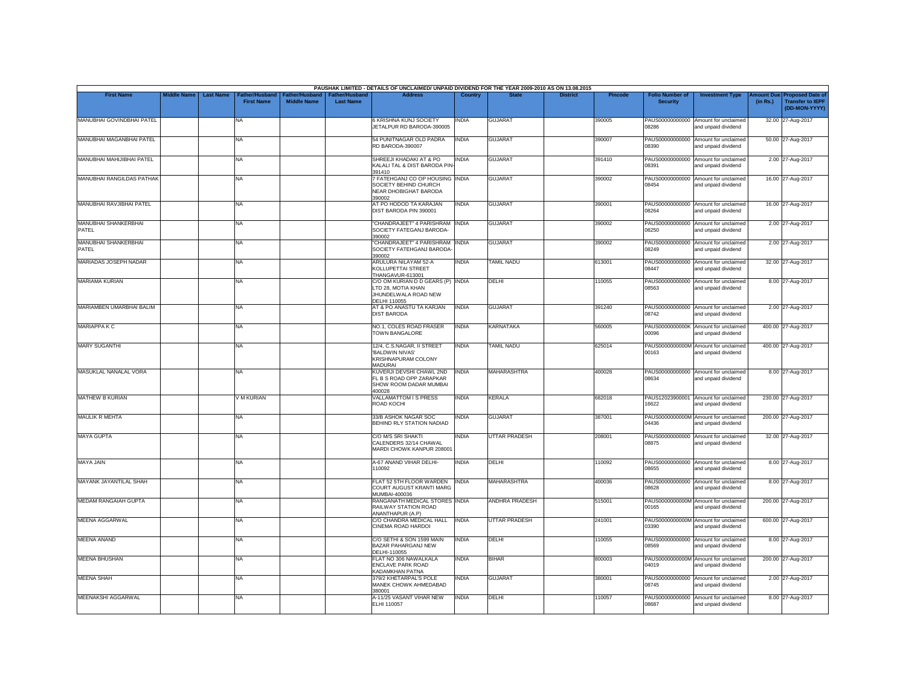PAUSHAK LIMITED - DETAILS OF UNCLAIMED/ UNPAID DIVIDEND FOR THE YEAR 2009-2010 AS ON 13.08.2015

| First Name | Middle Name | Last Name | Father/Husband First Name | Father/Husband Middle Name | Father/Husband Last Name | Address | Country | State | District | Pincode | Folio Number of Security | Investment Type | Amount Due (in Rs.) | Proposed Date of Transfer to IEPF (DD-MON-YYYY) |
|---|---|---|---|---|---|---|---|---|---|---|---|---|---|---|
| MANUBHAI GOVINDBHAI PATEL | | | NA | | | 6 KRISHNA KUNJ SOCIETY JETALPUR RD BARODA-390005 | INDIA | GUJARAT | | 390005 | PAUS00000000000 08286 | Amount for unclaimed and unpaid dividend | 32.00 | 27-Aug-2017 |
| MANUBHAI MAGANBHAI PATEL | | | NA | | | 54 PUNITNAGAR OLD PADRA RD BARODA-390007 | INDIA | GUJARAT | | 390007 | PAUS00000000000 08390 | Amount for unclaimed and unpaid dividend | 50.00 | 27-Aug-2017 |
| MANUBHAI MAHIJIBHAI PATEL | | | NA | | | SHREEJI KHADAKI AT & PO KALALI TAL & DIST BARODA PIN-391410 | INDIA | GUJARAT | | 391410 | PAUS00000000000 08391 | Amount for unclaimed and unpaid dividend | 2.00 | 27-Aug-2017 |
| MANUBHAI RANGILDAS PATHAK | | | NA | | | 7 FATEHGANJ CO OP HOUSING SOCIETY BEHIND CHURCH NEAR DHOBIGHAT BARODA 390002 | INDIA | GUJARAT | | 390002 | PAUS00000000000 08454 | Amount for unclaimed and unpaid dividend | 16.00 | 27-Aug-2017 |
| MANUBHAI RAVJIBHAI PATEL | | | NA | | | AT PO HODOD TA KARAJAN DIST BARODA PIN 390001 | INDIA | GUJARAT | | 390001 | PAUS00000000000 08264 | Amount for unclaimed and unpaid dividend | 16.00 | 27-Aug-2017 |
| MANUBHAI SHANKERBHAI PATEL | | | NA | | | "CHANDRAJEET" 4 PARISHRAM SOCIETY FATEGANJ BARODA-390002 | INDIA | GUJARAT | | 390002 | PAUS00000000000 08250 | Amount for unclaimed and unpaid dividend | 2.00 | 27-Aug-2017 |
| MANUBHAI SHANKERBHAI PATEL | | | NA | | | "CHANDRAJEET" 4 PARISHRAM SOCIETY FATEHGANJ BARODA-390002 | INDIA | GUJARAT | | 390002 | PAUS00000000000 08249 | Amount for unclaimed and unpaid dividend | 2.00 | 27-Aug-2017 |
| MARIADAS JOSEPH NADAR | | | NA | | | ARULURA NILAYAM 52-A KOLLUPETTAI STREET THANGAVUR-613001 | INDIA | TAMIL NADU | | 613001 | PAUS00000000000 08447 | Amount for unclaimed and unpaid dividend | 32.00 | 27-Aug-2017 |
| MARIAMA KURIAN | | | NA | | | C/O OM KURIAN D D GEARS (P) LTD 28, MOTIA KHAN JHUNDELWALA ROAD NEW DELHI 110055 | INDIA | DELHI | | 110055 | PAUS00000000000 08563 | Amount for unclaimed and unpaid dividend | 8.00 | 27-Aug-2017 |
| MARIAMBEN UMARBHAI BALIM | | | NA | | | AT & PO ANASTU TA KARJAN DIST BARODA | INDIA | GUJARAT | | 391240 | PAUS00000000000 08742 | Amount for unclaimed and unpaid dividend | 2.00 | 27-Aug-2017 |
| MARIAPPA K C | | | NA | | | NO.1, COLES ROAD FRASER TOWN BANGALORE | INDIA | KARNATAKA | | 560005 | PAUS0000000000K 00096 | Amount for unclaimed and unpaid dividend | 400.00 | 27-Aug-2017 |
| MARY SUGANTHI | | | NA | | | 12/4, C.S.NAGAR, II STREET 'BALDWIN NIVAS' KRISHNAPURAM COLONY MADURAI | INDIA | TAMIL NADU | | 625014 | PAUS0000000000M 00163 | Amount for unclaimed and unpaid dividend | 400.00 | 27-Aug-2017 |
| MASUKLAL NANALAL VORA | | | NA | | | KUVERJI DEVSHI CHAWL 2ND FL B S ROAD OPP ZARAPKAR SHOW ROOM DADAR MUMBAI 400028 | INDIA | MAHARASHTRA | | 400028 | PAUS00000000000 08634 | Amount for unclaimed and unpaid dividend | 8.00 | 27-Aug-2017 |
| MATHEW B KURIAN | | | V M KURIAN | | | VALLAMATTOM I S PRESS ROAD KOCHI | INDIA | KERALA | | 682018 | PAUS12023900001 16622 | Amount for unclaimed and unpaid dividend | 230.00 | 27-Aug-2017 |
| MAULIK R MEHTA | | | NA | | | 33/B ASHOK NAGAR SOC BEHIND RLY STATION NADIAD | INDIA | GUJARAT | | 387001 | PAUS0000000000M 04436 | Amount for unclaimed and unpaid dividend | 200.00 | 27-Aug-2017 |
| MAYA GUPTA | | | NA | | | C/O M/S SRI SHAKTI CALENDERS 32/14 CHAWAL MARDI CHOWK KANPUR 208001 | INDIA | UTTAR PRADESH | | 208001 | PAUS00000000000 08875 | Amount for unclaimed and unpaid dividend | 32.00 | 27-Aug-2017 |
| MAYA JAIN | | | NA | | | A-67 ANAND VIHAR DELHI-110092 | INDIA | DELHI | | 110092 | PAUS00000000000 08655 | Amount for unclaimed and unpaid dividend | 8.00 | 27-Aug-2017 |
| MAYANK JAYANTILAL SHAH | | | NA | | | FLAT 52 5TH FLOOR WARDEN COURT AUGUST KRANTI MARG MUMBAI-400036 | INDIA | MAHARASHTRA | | 400036 | PAUS00000000000 08628 | Amount for unclaimed and unpaid dividend | 8.00 | 27-Aug-2017 |
| MEDAM RANGAIAH GUPTA | | | NA | | | RANGANATH MEDICAL STORES RAILWAY STATION ROAD ANANTHAPUR (A.P) | INDIA | ANDHRA PRADESH | | 515001 | PAUS0000000000M 00165 | Amount for unclaimed and unpaid dividend | 200.00 | 27-Aug-2017 |
| MEENA AGGARWAL | | | NA | | | C/O CHANDRA MEDICAL HALL CINEMA ROAD HARDOI | INDIA | UTTAR PRADESH | | 241001 | PAUS0000000000M 03390 | Amount for unclaimed and unpaid dividend | 600.00 | 27-Aug-2017 |
| MEENA ANAND | | | NA | | | C/O SETHI & SON 1599 MAIN BAZAR PAHARGANJ NEW DELHI-110055 | INDIA | DELHI | | 110055 | PAUS00000000000 08569 | Amount for unclaimed and unpaid dividend | 8.00 | 27-Aug-2017 |
| MEENA BHUSHAN | | | NA | | | FLAT NO 306 NAWALKALA ENCLAVE PARK ROAD KADAMKHAN PATNA | INDIA | BIHAR | | 800003 | PAUS0000000000M 04019 | Amount for unclaimed and unpaid dividend | 200.00 | 27-Aug-2017 |
| MEENA SHAH | | | NA | | | 379/2 KHETARPAL'S POLE MANEK CHOWK AHMEDABAD 380001 | INDIA | GUJARAT | | 380001 | PAUS00000000000 08745 | Amount for unclaimed and unpaid dividend | 2.00 | 27-Aug-2017 |
| MEENAKSHI AGGARWAL | | | NA | | | A-11/25 VASANT VIHAR NEW ELHI 110057 | INDIA | DELHI | | 110057 | PAUS00000000000 08687 | Amount for unclaimed and unpaid dividend | 8.00 | 27-Aug-2017 |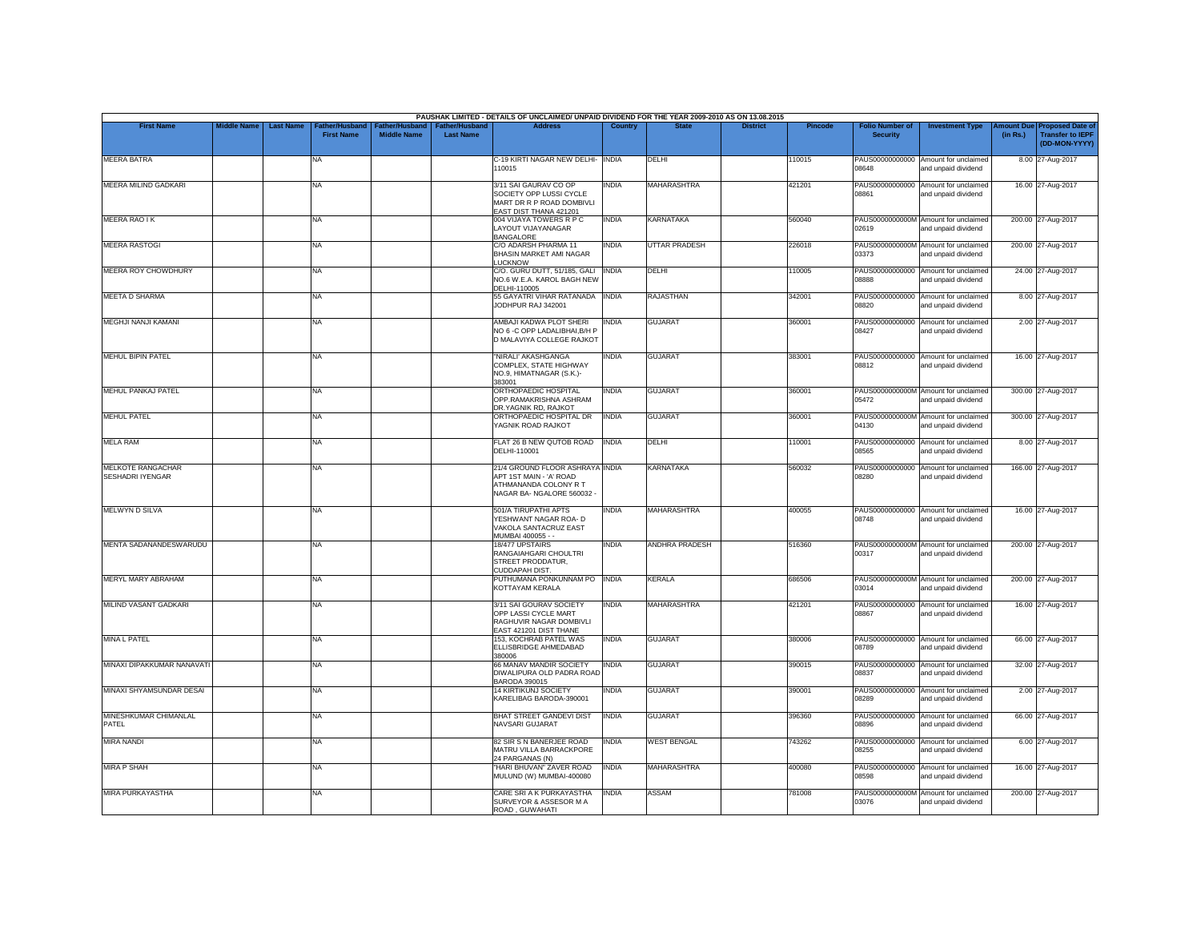PAUSHAK LIMITED - DETAILS OF UNCLAIMED/ UNPAID DIVIDEND FOR THE YEAR 2009-2010 AS ON 13.08.2015

| First Name | Middle Name | Last Name | Father/Husband First Name | Father/Husband Middle Name | Father/Husband Last Name | Address | Country | State | District | Pincode | Folio Number of Security | Investment Type | Amount Due (in Rs.) | Proposed Date of Transfer to IEPF (DD-MON-YYYY) |
|---|---|---|---|---|---|---|---|---|---|---|---|---|---|---|
| MEERA BATRA | | | NA | | | C-19 KIRTI NAGAR NEW DELHI-110015 | INDIA | DELHI | | 110015 | PAUS00000000000 08648 | Amount for unclaimed and unpaid dividend | 8.00 | 27-Aug-2017 |
| MEERA MILIND GADKARI | | | NA | | | 3/11 SAI GAURAV CO OP SOCIETY OPP LUSSI CYCLE MART DR R P ROAD DOMBIVLI EAST DIST THANA 421201 | INDIA | MAHARASHTRA | | 421201 | PAUS00000000000 08861 | Amount for unclaimed and unpaid dividend | 16.00 | 27-Aug-2017 |
| MEERA RAO I K | | | NA | | | 004 VIJAYA TOWERS R P C LAYOUT VIJAYANAGAR BANGALORE | INDIA | KARNATAKA | | 560040 | PAUS0000000000M 02619 | Amount for unclaimed and unpaid dividend | 200.00 | 27-Aug-2017 |
| MEERA RASTOGI | | | NA | | | C/O ADARSH PHARMA 11 BHASIN MARKET AMI NAGAR LUCKNOW | INDIA | UTTAR PRADESH | | 226018 | PAUS0000000000M 03373 | Amount for unclaimed and unpaid dividend | 200.00 | 27-Aug-2017 |
| MEERA ROY CHOWDHURY | | | NA | | | C/O. GURU DUTT, 51/185, GALI NO.6 W.E.A. KAROL BAGH NEW DELHI-110005 | INDIA | DELHI | | 110005 | PAUS00000000000 08888 | Amount for unclaimed and unpaid dividend | 24.00 | 27-Aug-2017 |
| MEETA D SHARMA | | | NA | | | 55 GAYATRI VIHAR RATANADA JODHPUR RAJ 342001 | INDIA | RAJASTHAN | | 342001 | PAUS00000000000 08820 | Amount for unclaimed and unpaid dividend | 8.00 | 27-Aug-2017 |
| MEGHJI NANJI KAMANI | | | NA | | | AMBAJI KADWA PLOT SHERI NO 6 -C OPP LADALIBHAI,B/H P D MALAVIYA COLLEGE RAJKOT | INDIA | GUJARAT | | 360001 | PAUS00000000000 08427 | Amount for unclaimed and unpaid dividend | 2.00 | 27-Aug-2017 |
| MEHUL BIPIN PATEL | | | NA | | | "NIRALI" AKASHGANGA COMPLEX, STATE HIGHWAY NO.9, HIMATNAGAR (S.K.)-383001 | INDIA | GUJARAT | | 383001 | PAUS00000000000 08812 | Amount for unclaimed and unpaid dividend | 16.00 | 27-Aug-2017 |
| MEHUL PANKAJ PATEL | | | NA | | | ORTHOPAEDIC HOSPITAL OPP.RAMAKRISHNA ASHRAM DR.YAGNIK RD, RAJKOT | INDIA | GUJARAT | | 360001 | PAUS0000000000M 05472 | Amount for unclaimed and unpaid dividend | 300.00 | 27-Aug-2017 |
| MEHUL PATEL | | | NA | | | ORTHOPAEDIC HOSPITAL DR YAGNIK ROAD RAJKOT | INDIA | GUJARAT | | 360001 | PAUS0000000000M 04130 | Amount for unclaimed and unpaid dividend | 300.00 | 27-Aug-2017 |
| MELA RAM | | | NA | | | FLAT 26 B NEW QUTOB ROAD DELHI-110001 | INDIA | DELHI | | 110001 | PAUS00000000000 08565 | Amount for unclaimed and unpaid dividend | 8.00 | 27-Aug-2017 |
| MELKOTE RANGACHAR SESHADRI IYENGAR | | | NA | | | 21/4 GROUND FLOOR ASHRAYA APT 1ST MAIN - 'A' ROAD ATHMANANDA COLONY R T NAGAR BA- NGALORE 560032 - | INDIA | KARNATAKA | | 560032 | PAUS00000000000 08280 | Amount for unclaimed and unpaid dividend | 166.00 | 27-Aug-2017 |
| MELWYN D SILVA | | | NA | | | 501/A TIRUPATHI APTS YESHWANT NAGAR ROA- D VAKOLA SANTACRUZ EAST MUMBAI 400055 - - | INDIA | MAHARASHTRA | | 400055 | PAUS00000000000 08748 | Amount for unclaimed and unpaid dividend | 16.00 | 27-Aug-2017 |
| MENTA SADANANDESWARUDU | | | NA | | | 18/477 UPSTAIRS RANGAIAHGARI CHOULTRI STREET PRODDATUR, CUDDAPAH DIST. | INDIA | ANDHRA PRADESH | | 516360 | PAUS0000000000M 00317 | Amount for unclaimed and unpaid dividend | 200.00 | 27-Aug-2017 |
| MERYL MARY ABRAHAM | | | NA | | | PUTHUMANA PONKUNNAM PO KOTTAYAM KERALA | INDIA | KERALA | | 686506 | PAUS0000000000M 03014 | Amount for unclaimed and unpaid dividend | 200.00 | 27-Aug-2017 |
| MILIND VASANT GADKARI | | | NA | | | 3/11 SAI GOURAV SOCIETY OPP LASSI CYCLE MART RAGHUVIR NAGAR DOMBIVLI EAST 421201 DIST THANE | INDIA | MAHARASHTRA | | 421201 | PAUS00000000000 08867 | Amount for unclaimed and unpaid dividend | 16.00 | 27-Aug-2017 |
| MINA L PATEL | | | NA | | | 153, KOCHRAB PATEL WAS ELLISBRIDGE AHMEDABAD 380006 | INDIA | GUJARAT | | 380006 | PAUS00000000000 08789 | Amount for unclaimed and unpaid dividend | 66.00 | 27-Aug-2017 |
| MINAXI DIPAKKUMAR NANAVATI | | | NA | | | 66 MANAV MANDIR SOCIETY DIWALIPURA OLD PADRA ROAD BARODA 390015 | INDIA | GUJARAT | | 390015 | PAUS00000000000 08837 | Amount for unclaimed and unpaid dividend | 32.00 | 27-Aug-2017 |
| MINAXI SHYAMSUNDAR DESAI | | | NA | | | 14 KIRTIKUNJ SOCIETY KARELIBAG BARODA-390001 | INDIA | GUJARAT | | 390001 | PAUS00000000000 08289 | Amount for unclaimed and unpaid dividend | 2.00 | 27-Aug-2017 |
| MINESHKUMAR CHIMANLAL PATEL | | | NA | | | BHAT STREET GANDEVI DIST NAVSARI GUJARAT | INDIA | GUJARAT | | 396360 | PAUS00000000000 08896 | Amount for unclaimed and unpaid dividend | 66.00 | 27-Aug-2017 |
| MIRA NANDI | | | NA | | | 82 SIR S N BANERJEE ROAD MATRU VILLA BARRACKPORE 24 PARGANAS (N) | INDIA | WEST BENGAL | | 743262 | PAUS00000000000 08255 | Amount for unclaimed and unpaid dividend | 6.00 | 27-Aug-2017 |
| MIRA P SHAH | | | NA | | | "HARI BHUVAN" ZAVER ROAD MULUND (W) MUMBAI-400080 | INDIA | MAHARASHTRA | | 400080 | PAUS00000000000 08598 | Amount for unclaimed and unpaid dividend | 16.00 | 27-Aug-2017 |
| MIRA PURKAYASTHA | | | NA | | | CARE SRI A K PURKAYASTHA SURVEYOR & ASSESOR M A ROAD , GUWAHATI | INDIA | ASSAM | | 781008 | PAUS0000000000M 03076 | Amount for unclaimed and unpaid dividend | 200.00 | 27-Aug-2017 |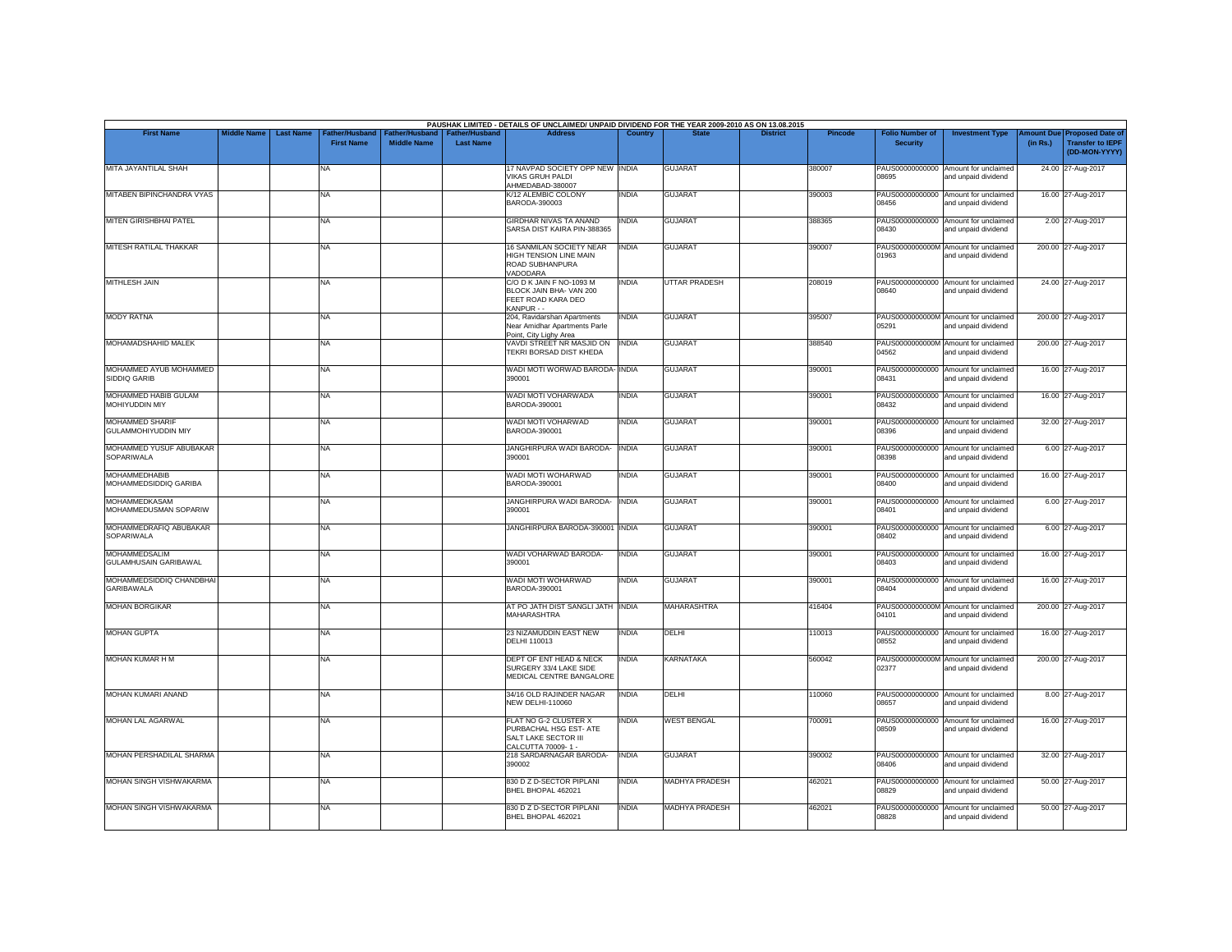PAUSHAK LIMITED - DETAILS OF UNCLAIMED/ UNPAID DIVIDEND FOR THE YEAR 2009-2010 AS ON 13.08.2015

| First Name | Middle Name | Last Name | Father/Husband First Name | Father/Husband Middle Name | Father/Husband Last Name | Address | Country | State | District | Pincode | Folio Number of Security | Investment Type | Amount Due (in Rs.) | Proposed Date of Transfer to IEPF (DD-MON-YYYY) |
|---|---|---|---|---|---|---|---|---|---|---|---|---|---|---|
| MITA JAYANTILAL SHAH | | | NA | | | 17 NAVPAD SOCIETY OPP NEW VIKAS GRUH PALDI AHMEDABAD-380007 | INDIA | GUJARAT | | 380007 | PAUS00000000000 08695 | Amount for unclaimed and unpaid dividend | 24.00 | 27-Aug-2017 |
| MITABEN BIPINCHANDRA VYAS | | | NA | | | K/12 ALEMBIC COLONY BARODA-390003 | INDIA | GUJARAT | | 390003 | PAUS00000000000 08456 | Amount for unclaimed and unpaid dividend | 16.00 | 27-Aug-2017 |
| MITEN GIRISHBHAI PATEL | | | NA | | | GIRDHAR NIVAS TA ANAND SARSA DIST KAIRA PIN-388365 | INDIA | GUJARAT | | 388365 | PAUS00000000000 08430 | Amount for unclaimed and unpaid dividend | 2.00 | 27-Aug-2017 |
| MITESH RATILAL THAKKAR | | | NA | | | 16 SANMILAN SOCIETY NEAR HIGH TENSION LINE MAIN ROAD SUBHANPURA VADODARA | INDIA | GUJARAT | | 390007 | PAUS0000000000M 01963 | Amount for unclaimed and unpaid dividend | 200.00 | 27-Aug-2017 |
| MITHLESH JAIN | | | NA | | | C/O D K JAIN F NO-1093 M BLOCK JAIN BHA- VAN 200 FEET ROAD KARA DEO KANPUR - - | INDIA | UTTAR PRADESH | | 208019 | PAUS00000000000 08640 | Amount for unclaimed and unpaid dividend | 24.00 | 27-Aug-2017 |
| MODY RATNA | | | NA | | | 204, Ravidarshan Apartments Near Amidhar Apartments Parle Point, City Lighy Area | INDIA | GUJARAT | | 395007 | PAUS0000000000M 05291 | Amount for unclaimed and unpaid dividend | 200.00 | 27-Aug-2017 |
| MOHAMADSHAHID MALEK | | | NA | | | VAVDI STREET NR MASJID ON TEKRI BORSAD DIST KHEDA | INDIA | GUJARAT | | 388540 | PAUS0000000000M 04562 | Amount for unclaimed and unpaid dividend | 200.00 | 27-Aug-2017 |
| MOHAMMED AYUB MOHAMMED SIDDIQ GARIB | | | NA | | | WADI MOTI WORWAD BARODA-390001 | INDIA | GUJARAT | | 390001 | PAUS00000000000 08431 | Amount for unclaimed and unpaid dividend | 16.00 | 27-Aug-2017 |
| MOHAMMED HABIB GULAM MOHIYUDDIN MIY | | | NA | | | WADI MOTI VOHARWADA BARODA-390001 | INDIA | GUJARAT | | 390001 | PAUS00000000000 08432 | Amount for unclaimed and unpaid dividend | 16.00 | 27-Aug-2017 |
| MOHAMMED SHARIF GULAMMOHIYUDDIN MIY | | | NA | | | WADI MOTI VOHARWAD BARODA-390001 | INDIA | GUJARAT | | 390001 | PAUS00000000000 08396 | Amount for unclaimed and unpaid dividend | 32.00 | 27-Aug-2017 |
| MOHAMMED YUSUF ABUBAKAR SOPARIWALA | | | NA | | | JANGHIRPURA WADI BARODA-390001 | INDIA | GUJARAT | | 390001 | PAUS00000000000 08398 | Amount for unclaimed and unpaid dividend | 6.00 | 27-Aug-2017 |
| MOHAMMEDHABIB MOHAMMEDSIDDIQ GARIBA | | | NA | | | WADI MOTI WOHARWAD BARODA-390001 | INDIA | GUJARAT | | 390001 | PAUS00000000000 08400 | Amount for unclaimed and unpaid dividend | 16.00 | 27-Aug-2017 |
| MOHAMMEDKASAM MOHAMMEDUSMAN SOPARIW | | | NA | | | JANGHIRPURA WADI BARODA-390001 | INDIA | GUJARAT | | 390001 | PAUS00000000000 08401 | Amount for unclaimed and unpaid dividend | 6.00 | 27-Aug-2017 |
| MOHAMMEDRAFIQ ABUBAKAR SOPARIWALA | | | NA | | | JANGHIRPURA BARODA-390001 | INDIA | GUJARAT | | 390001 | PAUS00000000000 08402 | Amount for unclaimed and unpaid dividend | 6.00 | 27-Aug-2017 |
| MOHAMMEDSALIM GULAMHUSAIN GARIBAWAL | | | NA | | | WADI VOHARWAD BARODA-390001 | INDIA | GUJARAT | | 390001 | PAUS00000000000 08403 | Amount for unclaimed and unpaid dividend | 16.00 | 27-Aug-2017 |
| MOHAMMEDSIDDIQ CHANDBHAI GARIBAWALA | | | NA | | | WADI MOTI WOHARWAD BARODA-390001 | INDIA | GUJARAT | | 390001 | PAUS00000000000 08404 | Amount for unclaimed and unpaid dividend | 16.00 | 27-Aug-2017 |
| MOHAN BORGIKAR | | | NA | | | AT PO JATH DIST SANGLI JATH MAHARASHTRA | INDIA | MAHARASHTRA | | 416404 | PAUS0000000000M 04101 | Amount for unclaimed and unpaid dividend | 200.00 | 27-Aug-2017 |
| MOHAN GUPTA | | | NA | | | 23 NIZAMUDDIN EAST NEW DELHI 110013 | INDIA | DELHI | | 110013 | PAUS00000000000 08552 | Amount for unclaimed and unpaid dividend | 16.00 | 27-Aug-2017 |
| MOHAN KUMAR H M | | | NA | | | DEPT OF ENT HEAD & NECK SURGERY 33/4 LAKE SIDE MEDICAL CENTRE BANGALORE | INDIA | KARNATAKA | | 560042 | PAUS0000000000M 02377 | Amount for unclaimed and unpaid dividend | 200.00 | 27-Aug-2017 |
| MOHAN KUMARI ANAND | | | NA | | | 34/16 OLD RAJINDER NAGAR NEW DELHI-110060 | INDIA | DELHI | | 110060 | PAUS00000000000 08657 | Amount for unclaimed and unpaid dividend | 8.00 | 27-Aug-2017 |
| MOHAN LAL AGARWAL | | | NA | | | FLAT NO G-2 CLUSTER X PURBACHAL HSG EST- ATE SALT LAKE SECTOR III CALCUTTA 70009- 1 - | INDIA | WEST BENGAL | | 700091 | PAUS00000000000 08509 | Amount for unclaimed and unpaid dividend | 16.00 | 27-Aug-2017 |
| MOHAN PERSHADILAL SHARMA | | | NA | | | 218 SARDARNAGAR BARODA-390002 | INDIA | GUJARAT | | 390002 | PAUS00000000000 08406 | Amount for unclaimed and unpaid dividend | 32.00 | 27-Aug-2017 |
| MOHAN SINGH VISHWAKARMA | | | NA | | | 830 D Z D-SECTOR PIPLANI BHEL BHOPAL 462021 | INDIA | MADHYA PRADESH | | 462021 | PAUS00000000000 08829 | Amount for unclaimed and unpaid dividend | 50.00 | 27-Aug-2017 |
| MOHAN SINGH VISHWAKARMA | | | NA | | | 830 D Z D-SECTOR PIPLANI BHEL BHOPAL 462021 | INDIA | MADHYA PRADESH | | 462021 | PAUS00000000000 08828 | Amount for unclaimed and unpaid dividend | 50.00 | 27-Aug-2017 |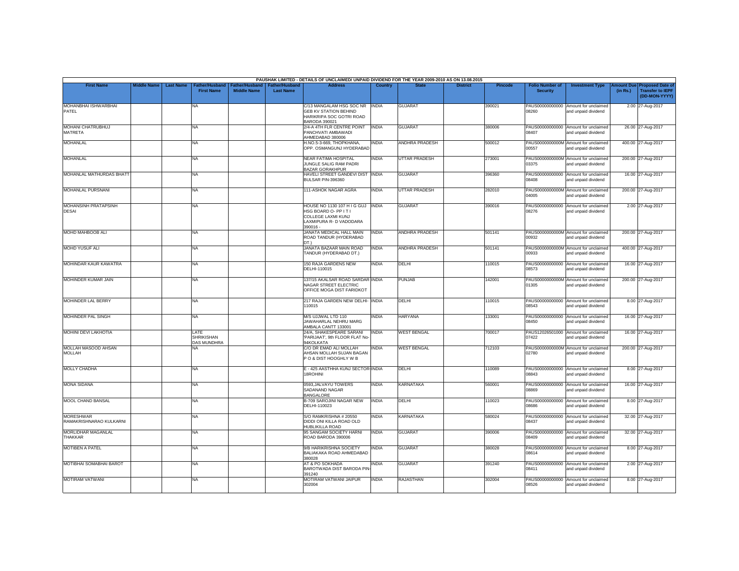PAUSHAK LIMITED - DETAILS OF UNCLAIMED/ UNPAID DIVIDEND FOR THE YEAR 2009-2010 AS ON 13.08.2015

| First Name | Middle Name | Last Name | Father/Husband First Name | Father/Husband Middle Name | Father/Husband Last Name | Address | Country | State | District | Pincode | Folio Number of Security | Investment Type | Amount Due (in Rs.) | Proposed Date of Transfer to IEPF (DD-MON-YYYY) |
|---|---|---|---|---|---|---|---|---|---|---|---|---|---|---|
| MOHANBHAI ISHWARBHAI PATEL | | | NA | | | C/13 MANGALAM HSG SOC NR GEB KV STATION BEHIND HARIKRIPA SOC GOTRI ROAD BARODA 390021 | INDIA | GUJARAT | | 390021 | PAUS00000000000 08260 | Amount for unclaimed and unpaid dividend | 2.00 | 27-Aug-2017 |
| MOHANI CHATRUBHUJ MATRETA | | | NA | | | 2/4-A 4TH FLR CENTRE POINT PANCHVATI AMBAWADI AHMEDABAD 380006 | INDIA | GUJARAT | | 380006 | PAUS00000000000 08407 | Amount for unclaimed and unpaid dividend | 26.00 | 27-Aug-2017 |
| MOHANLAL | | | NA | | | H.NO.5-3-669, THOPKHANA, OPP. OSMANGUNJ HYDERABAD | INDIA | ANDHRA PRADESH | | 500012 | PAUS0000000000M 00557 | Amount for unclaimed and unpaid dividend | 400.00 | 27-Aug-2017 |
| MOHANLAL | | | NA | | | NEAR FATIMA HOSPITAL JUNGLE SALIG RAM PADRI BAZAR GORAKHPUR | INDIA | UTTAR PRADESH | | 273001 | PAUS0000000000M 03375 | Amount for unclaimed and unpaid dividend | 200.00 | 27-Aug-2017 |
| MOHANLAL MATHURDAS BHATT | | | NA | | | HAVELI STREET GANDEVI DIST BULSAR PIN-396360 | INDIA | GUJARAT | | 396360 | PAUS00000000000 08408 | Amount for unclaimed and unpaid dividend | 16.00 | 27-Aug-2017 |
| MOHANLAL PURSNANI | | | NA | | | 111-ASHOK NAGAR AGRA | INDIA | UTTAR PRADESH | | 282010 | PAUS0000000000M 04005 | Amount for unclaimed and unpaid dividend | 200.00 | 27-Aug-2017 |
| MOHANSINH PRATAPSINH DESAI | | | NA | | | HOUSE NO 1130 107 H I G GUJ HSG BOARD O- PP I T I COLLEGE LAXMI KUNJ LAXMIPURA R- D VADODARA 390016 - | INDIA | GUJARAT | | 390016 | PAUS00000000000 08276 | Amount for unclaimed and unpaid dividend | 2.00 | 27-Aug-2017 |
| MOHD MAHBOOB ALI | | | NA | | | JANATA MEDICAL HALL MAIN ROAD TANDUR (HYDERABAD DT.) | INDIA | ANDHRA PRADESH | | 501141 | PAUS0000000000M 00932 | Amount for unclaimed and unpaid dividend | 200.00 | 27-Aug-2017 |
| MOHD YUSUF ALI | | | NA | | | JANATA BAZAAR MAIN ROAD TANDUR (HYDERABAD DT.) | INDIA | ANDHRA PRADESH | | 501141 | PAUS0000000000M 00933 | Amount for unclaimed and unpaid dividend | 400.00 | 27-Aug-2017 |
| MOHINDAR KAUR KAWATRA | | | NA | | | 150 RAJA GARDENS NEW DELHI-110015 | INDIA | DELHI | | 110015 | PAUS00000000000 08573 | Amount for unclaimed and unpaid dividend | 16.00 | 27-Aug-2017 |
| MOHINDER KUMAR JAIN | | | NA | | | 137/15 AKALSAR ROAD SARDAR NAGAR STREET ELECTRIC OFFICE MOGA DIST FARIDKOT | INDIA | PUNJAB | | 142001 | PAUS0000000000M 01305 | Amount for unclaimed and unpaid dividend | 200.00 | 27-Aug-2017 |
| MOHINDER LAL BERRY | | | NA | | | 217 RAJA GARDEN NEW DELHI-110015 | INDIA | DELHI | | 110015 | PAUS00000000000 08543 | Amount for unclaimed and unpaid dividend | 8.00 | 27-Aug-2017 |
| MOHINDER PAL SINGH | | | NA | | | M/S UJJWAL LTD 110 JAWAHARLAL NEHRU MARG AMBALA CANTT 133001 | INDIA | HARYANA | | 133001 | PAUS00000000000 08450 | Amount for unclaimed and unpaid dividend | 16.00 | 27-Aug-2017 |
| MOHINI DEVI LAKHOTIA | | | LATE SHRIKISHAN DAS MUNDHRA | | | 24/A, SHAKESPEARE SARANI 'PARIJAAT', 9th FLOOR FLAT No-94KOLKATA | INDIA | WEST BENGAL | | 700017 | PAUS12026501000 07422 | Amount for unclaimed and unpaid dividend | 16.00 | 27-Aug-2017 |
| MOLLAH MASOOD AHSAN MOLLAH | | | NA | | | C/O DR EMAD ALI MOLLAH AHSAN MOLLAH SUJAN BAGAN P O & DIST HOOGHLY W B | INDIA | WEST BENGAL | | 712103 | PAUS0000000000M 02780 | Amount for unclaimed and unpaid dividend | 200.00 | 27-Aug-2017 |
| MOLLY CHADHA | | | NA | | | E - 425 AASTHHA KUNJ SECTOR-18ROHINI | INDIA | DELHI | | 110089 | PAUS00000000000 08843 | Amount for unclaimed and unpaid dividend | 8.00 | 27-Aug-2017 |
| MONA SIDANA | | | NA | | | 0593,JALVAYU TOWERS SADANAND NAGAR BANGALORE | INDIA | KARNATAKA | | 560001 | PAUS00000000000 08869 | Amount for unclaimed and unpaid dividend | 16.00 | 27-Aug-2017 |
| MOOL CHAND BANSAL | | | NA | | | B-709 SAROJINI NAGAR NEW DELHI-110023 | INDIA | DELHI | | 110023 | PAUS00000000000 08686 | Amount for unclaimed and unpaid dividend | 8.00 | 27-Aug-2017 |
| MORESHWAR RAMAKRISHNARAO KULKARNI | | | NA | | | S/O RAMKRISHNA # 20550 DIDDI ONI KILLA ROAD OLD HUBLIKILLA ROAD | INDIA | KARNATAKA | | 580024 | PAUS00000000000 08437 | Amount for unclaimed and unpaid dividend | 32.00 | 27-Aug-2017 |
| MORLIDHAR MAGANLAL THAKKAR | | | NA | | | 95 SANGAM SOCIETY HARNI ROAD BARODA 390006 | INDIA | GUJARAT | | 390006 | PAUS00000000000 08409 | Amount for unclaimed and unpaid dividend | 32.00 | 27-Aug-2017 |
| MOTIBEN A PATEL | | | NA | | | 9/B HARIKRISHNA SOCIETY BALIAKAKA ROAD AHMEDABAD 380028 | INDIA | GUJARAT | | 380028 | PAUS00000000000 08614 | Amount for unclaimed and unpaid dividend | 8.00 | 27-Aug-2017 |
| MOTIBHAI SOMABHAI BAROT | | | NA | | | AT & PO SOKHADA BAROTWADA DIST BARODA PIN-391240 | INDIA | GUJARAT | | 391240 | PAUS00000000000 08411 | Amount for unclaimed and unpaid dividend | 2.00 | 27-Aug-2017 |
| MOTIRAM VATWANI | | | NA | | | MOTIRAM VATWANI JAIPUR 302004 | INDIA | RAJASTHAN | | 302004 | PAUS00000000000 08526 | Amount for unclaimed and unpaid dividend | 8.00 | 27-Aug-2017 |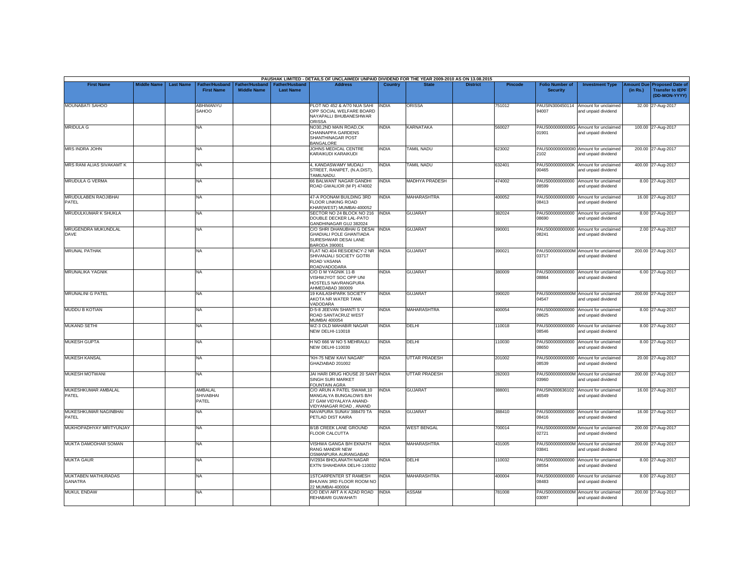PAUSHAK LIMITED - DETAILS OF UNCLAIMED/ UNPAID DIVIDEND FOR THE YEAR 2009-2010 AS ON 13.08.2015

| First Name | Middle Name | Last Name | Father/Husband First Name | Father/Husband Middle Name | Father/Husband Last Name | Address | Country | State | District | Pincode | Folio Number of Security | Investment Type | Amount Due (in Rs.) | Proposed Date of Transfer to IEPF (DD-MON-YYYY) |
|---|---|---|---|---|---|---|---|---|---|---|---|---|---|---|
| MOUNABATI SAHOO | | | ABHIMANYU SAHOO | | | PLOT NO 452 & A/70 NUA SAHI OPP SOCIAL WELFARE BOARD NAYAPALLI BHUBANESHWAR ORISSA | INDIA | ORISSA | | 751012 | PAUSIN300450114 94007 | Amount for unclaimed and unpaid dividend | 32.00 | 27-Aug-2017 |
| MRIDULA G | | | NA | | | NO30,2ND MAIN ROAD,CK CHANNAPPA GARDENS SHANTHINAGAR POST BANGALORE | INDIA | KARNATAKA | | 560027 | PAUS00000000000G 01901 | Amount for unclaimed and unpaid dividend | 100.00 | 27-Aug-2017 |
| MRS INDRA JOHN | | | NA | | | JOHNS MEDICAL CENTRE KARAIKUDI KARAIKUDI | INDIA | TAMIL NADU | | 623002 | PAUS00000000000I0 2102 | Amount for unclaimed and unpaid dividend | 200.00 | 27-Aug-2017 |
| MRS RANI ALIAS SIVAKAMT K | | | NA | | | 4, KANDASWAMY MUDALI STREET, RANIPET, (N.A.DIST), TAMILNADU. | INDIA | TAMIL NADU | | 632401 | PAUS0000000000K 00465 | Amount for unclaimed and unpaid dividend | 400.00 | 27-Aug-2017 |
| MRUDULA G VERMA | | | NA | | | 66 BALWANT NAGAR GANDHI ROAD GWALIOR (M P) 474002 | INDIA | MADHYA PRADESH | | 474002 | PAUS00000000000 08599 | Amount for unclaimed and unpaid dividend | 8.00 | 27-Aug-2017 |
| MRUDULABEN RAOJIBHAI PATEL | | | NA | | | 47-A POONAM BUILDING 3RD FLOOR LINKING ROAD KHAR(WEST) MUMBAI-400052 | INDIA | MAHARASHTRA | | 400052 | PAUS00000000000 08413 | Amount for unclaimed and unpaid dividend | 16.00 | 27-Aug-2017 |
| MRUDULKUMAR K SHUKLA | | | NA | | | SECTOR NO 24 BLOCK NO 216 DOUBLE DECKER LAL-PATO GANDHINAGAR GUJ 382024 | INDIA | GUJARAT | | 382024 | PAUS00000000000 08690 | Amount for unclaimed and unpaid dividend | 8.00 | 27-Aug-2017 |
| MRUGENDRA MUKUNDLAL DAVE | | | NA | | | C/O SHRI DHANUBHAI G DESAI GHADIALI POLE GHANTIADA SURESHWAR DESAI LANE BARODA 390001 | INDIA | GUJARAT | | 390001 | PAUS00000000000 08241 | Amount for unclaimed and unpaid dividend | 2.00 | 27-Aug-2017 |
| MRUNAL PATHAK | | | NA | | | FLAT NO.404 RESIDENCY-2 NR SHIVANJALI SOCIETY GOTRI ROAD VASANA ROADVADODARA | INDIA | GUJARAT | | 390021 | PAUS0000000000M 03717 | Amount for unclaimed and unpaid dividend | 200.00 | 27-Aug-2017 |
| MRUNALIKA YAGNIK | | | NA | | | C/O D M YAGNIK 11-B VISHWJYOT SOC OPP UNI HOSTELS NAVRANGPURA AHMEDABAD 380009 | INDIA | GUJARAT | | 380009 | PAUS00000000000 08864 | Amount for unclaimed and unpaid dividend | 6.00 | 27-Aug-2017 |
| MRUNALINI G PATEL | | | NA | | | 19 KAILASHPARK SOCIETY AKOTA NR WATER TANK VADODARA | INDIA | GUJARAT | | 390020 | PAUS0000000000M 04547 | Amount for unclaimed and unpaid dividend | 200.00 | 27-Aug-2017 |
| MUDDU B KOTIAN | | | NA | | | D-5-8 JEEVAN SHANTI S V ROAD SANTACRUZ WEST MUMBAI 400054 | INDIA | MAHARASHTRA | | 400054 | PAUS00000000000 08625 | Amount for unclaimed and unpaid dividend | 8.00 | 27-Aug-2017 |
| MUKAND SETHI | | | NA | | | WZ-3 OLD MAHABIR NAGAR NEW DELHI-110018 | INDIA | DELHI | | 110018 | PAUS00000000000 08546 | Amount for unclaimed and unpaid dividend | 8.00 | 27-Aug-2017 |
| MUKESH GUPTA | | | NA | | | H NO 666 W NO 5 MEHRAULI NEW DELHI-110030 | INDIA | DELHI | | 110030 | PAUS00000000000 08650 | Amount for unclaimed and unpaid dividend | 8.00 | 27-Aug-2017 |
| MUKESH KANSAL | | | NA | | | "KH-75 NEW KAVI NAGAR" GHAZIABAD 201002 | INDIA | UTTAR PRADESH | | 201002 | PAUS00000000000 08539 | Amount for unclaimed and unpaid dividend | 20.00 | 27-Aug-2017 |
| MUKESH MOTWANI | | | NA | | | JAI HARI DRUG HOUSE 20 SANT SINGH SURI MARKET FOUNTAIN AGRA | INDIA | UTTAR PRADESH | | 282003 | PAUS0000000000M 03960 | Amount for unclaimed and unpaid dividend | 200.00 | 27-Aug-2017 |
| MUKESHKUMAR AMBALAL PATEL | | | AMBALAL SHIVABHAI PATEL | | | C/O ARUN A PATEL SWAMI,10 MANGALYA BUNGALOWS B/H 27 GAM VIDYALAYA ANAND-VIDYANAGAR ROAD , ANAND | INDIA | GUJARAT | | 388001 | PAUSIN300636102 46549 | Amount for unclaimed and unpaid dividend | 16.00 | 27-Aug-2017 |
| MUKESHKUMAR NAGINBHAI PATEL | | | NA | | | NAVAPURA SUNAV 388470 TA PETLAD DIST KAIRA | INDIA | GUJARAT | | 388410 | PAUS00000000000 08416 | Amount for unclaimed and unpaid dividend | 16.00 | 27-Aug-2017 |
| MUKHOPADHYAY MRITYUNJAY | | | NA | | | 8/1B CREEK LANE GROUND FLOOR CALCUTTA | INDIA | WEST BENGAL | | 700014 | PAUS0000000000M 02721 | Amount for unclaimed and unpaid dividend | 200.00 | 27-Aug-2017 |
| MUKTA DAMODHAR SOMAN | | | NA | | | VISHWA GANGA B/H EKNATH RANG MANDIR NEW OSMANPURA AURANGABAD | INDIA | MAHARASHTRA | | 431005 | PAUS0000000000M 03841 | Amount for unclaimed and unpaid dividend | 200.00 | 27-Aug-2017 |
| MUKTA GAUR | | | NA | | | IV/2934 BHOLANATH NAGAR EXTN SHAHDARA DELHI-110032 | INDIA | DELHI | | 110032 | PAUS00000000000 08554 | Amount for unclaimed and unpaid dividend | 8.00 | 27-Aug-2017 |
| MUKTABEN MATHURADAS GANATRA | | | NA | | | 1STCARPENTER ST RAMESH BHUVAN 3RD FLOOR ROOM NO 22 MUMBAI-400004 | INDIA | MAHARASHTRA | | 400004 | PAUS00000000000 08483 | Amount for unclaimed and unpaid dividend | 8.00 | 27-Aug-2017 |
| MUKUL ENDAW | | | NA | | | C/O DEVI ART A K AZAD ROAD REHABARI GUWAHATI | INDIA | ASSAM | | 781008 | PAUS0000000000M 03097 | Amount for unclaimed and unpaid dividend | 200.00 | 27-Aug-2017 |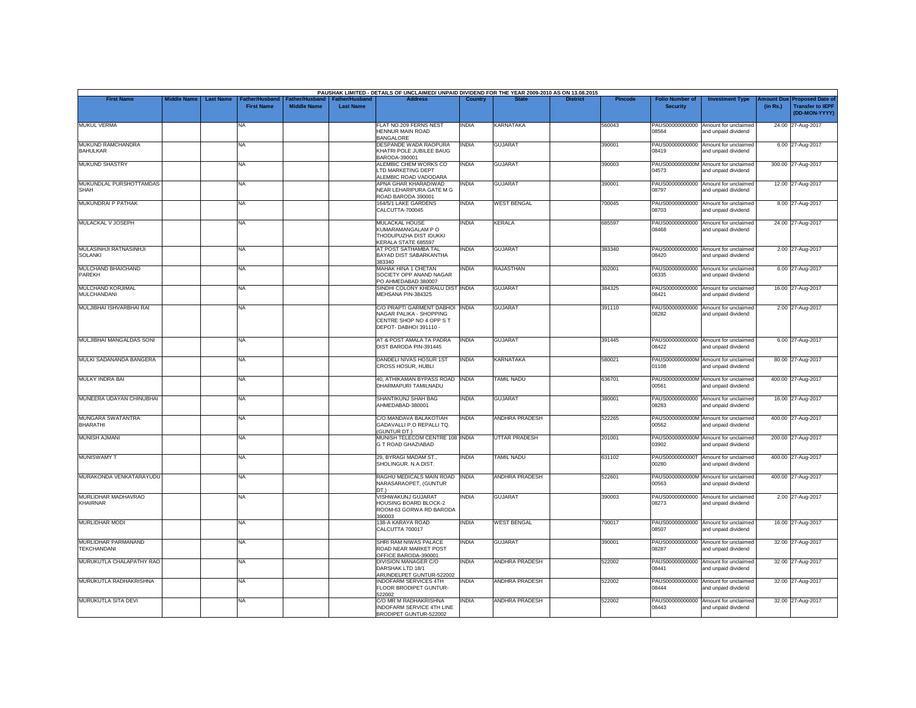PAUSHAK LIMITED - DETAILS OF UNCLAIMED/ UNPAID DIVIDEND FOR THE YEAR 2009-2010 AS ON 13.08.2015

| First Name | Middle Name | Last Name | Father/Husband First Name | Father/Husband Middle Name | Father/Husband Last Name | Address | Country | State | District | Pincode | Folio Number of Security | Investment Type | Amount Due (in Rs.) | Proposed Date of Transfer to IEPF (DD-MON-YYYY) |
|---|---|---|---|---|---|---|---|---|---|---|---|---|---|---|
| MUKUL VERMA | | | NA | | | FLAT NO.209 FERNS NEST HENNUR MAIN ROAD BANGALORE | INDIA | KARNATAKA | | 560043 | PAUS00000000000 08564 | Amount for unclaimed and unpaid dividend | 24.00 | 27-Aug-2017 |
| MUKUND RAMCHANDRA BAHULKAR | | | NA | | | DESPANDE WADA RAOPURA KHATRI POLE JUBILEE BAUG BARODA-390001 | INDIA | GUJARAT | | 390001 | PAUS00000000000 08419 | Amount for unclaimed and unpaid dividend | 6.00 | 27-Aug-2017 |
| MUKUND SHASTRY | | | NA | | | ALEMBIC CHEM WORKS CO LTD MARKETING DEPT ALEMBIC ROAD VADODARA | INDIA | GUJARAT | | 390003 | PAUS0000000000M 04573 | Amount for unclaimed and unpaid dividend | 300.00 | 27-Aug-2017 |
| MUKUNDLAL PURSHOTTAMDAS SHAH | | | NA | | | APNA GHAR KHARADIWAD NEAR LEHARIPURA GATE M G ROAD BARODA 390001 | INDIA | GUJARAT | | 390001 | PAUS00000000000 08797 | Amount for unclaimed and unpaid dividend | 12.00 | 27-Aug-2017 |
| MUKUNDRAI P PATHAK | | | NA | | | 164/5/1 LAKE GARDENS CALCUTTA-700045 | INDIA | WEST BENGAL | | 700045 | PAUS00000000000 08703 | Amount for unclaimed and unpaid dividend | 8.00 | 27-Aug-2017 |
| MULACKAL V JOSEPH | | | NA | | | MULACKAL HOUSE KUMARAMANGALAM P O THODUPUZHA DIST IDUKKI KERALA STATE 685597 | INDIA | KERALA | | 685597 | PAUS00000000000 08468 | Amount for unclaimed and unpaid dividend | 24.00 | 27-Aug-2017 |
| MULASINHJI RATNASINHJI SOLANKI | | | NA | | | AT POST SATHAMBA TAL BAYAD DIST SABARKANTHA 383340 | INDIA | GUJARAT | | 383340 | PAUS00000000000 08420 | Amount for unclaimed and unpaid dividend | 2.00 | 27-Aug-2017 |
| MULCHAND BHAICHAND PAREKH | | | NA | | | MAHAK HINA 1 CHETAN SOCIETY OPP ANAND NAGAR PO AHMEDABAD 380007 | INDIA | RAJASTHAN | | 302001 | PAUS00000000000 08335 | Amount for unclaimed and unpaid dividend | 6.00 | 27-Aug-2017 |
| MULCHAND KORJIMAL MULCHANDANI | | | NA | | | SINDHI COLONY KHERALU DIST MEHSANA PIN-384325 | INDIA | GUJARAT | | 384325 | PAUS00000000000 08421 | Amount for unclaimed and unpaid dividend | 16.00 | 27-Aug-2017 |
| MULJIBHAI ISHVARBHAI RAI | | | NA | | | C/O PRAPTI GARMENT DABHOI NAGAR PALIKA - SHOPPING CENTRE SHOP NO 4 OPP S T DEPOT- DABHOI 391110 - | INDIA | GUJARAT | | 391110 | PAUS00000000000 08282 | Amount for unclaimed and unpaid dividend | 2.00 | 27-Aug-2017 |
| MULJIBHAI MANGALDAS SONI | | | NA | | | AT & POST AMALA TA PADRA DIST BARODA PIN-391445 | INDIA | GUJARAT | | 391445 | PAUS00000000000 08422 | Amount for unclaimed and unpaid dividend | 6.00 | 27-Aug-2017 |
| MULKI SADANANDA BANGERA | | | NA | | | DANDELI NIVAS HOSUR 1ST CROSS HOSUR, HUBLI | INDIA | KARNATAKA | | 580021 | PAUS0000000000M 01108 | Amount for unclaimed and unpaid dividend | 80.00 | 27-Aug-2017 |
| MULKY INDRA BAI | | | NA | | | 40, ATHIKAMAN BYPASS ROAD DHARMAPURI TAMILNADU | INDIA | TAMIL NADU | | 636701 | PAUS0000000000M 00561 | Amount for unclaimed and unpaid dividend | 400.00 | 27-Aug-2017 |
| MUNEERA UDAYAN CHINUBHAI | | | NA | | | SHANTIKUNJ SHAH BAG AHMEDABAD-380001 | INDIA | GUJARAT | | 380001 | PAUS00000000000 08283 | Amount for unclaimed and unpaid dividend | 16.00 | 27-Aug-2017 |
| MUNGARA SWATANTRA BHARATHI | | | NA | | | C/O.MANDAVA BALAKOTIAH GADAVALLI P.O REPALLI TQ. (GUNTUR DT.) | INDIA | ANDHRA PRADESH | | 522265 | PAUS0000000000M 00562 | Amount for unclaimed and unpaid dividend | 400.00 | 27-Aug-2017 |
| MUNISH AJMANI | | | NA | | | MUNISH TELECOM CENTRE 108 G T ROAD GHAZIABAD | INDIA | UTTAR PRADESH | | 201001 | PAUS0000000000M 03902 | Amount for unclaimed and unpaid dividend | 200.00 | 27-Aug-2017 |
| MUNISWAMY T | | | NA | | | 29, BYRAGI MADAM ST., SHOLINGUR. N.A.DIST. | INDIA | TAMIL NADU | | 631102 | PAUS0000000000T 00280 | Amount for unclaimed and unpaid dividend | 400.00 | 27-Aug-2017 |
| MURAKONDA VENKATARAYUDU | | | NA | | | RAGHU MEDICALS MAIN ROAD NARASARAOPET, (GUNTUR DT.) | INDIA | ANDHRA PRADESH | | 522601 | PAUS0000000000M 00563 | Amount for unclaimed and unpaid dividend | 400.00 | 27-Aug-2017 |
| MURLIDHAR MADHAVRAO KHAIRNAR | | | NA | | | VISHWAKUNJ GUJARAT HOUSING BOARD BLOCK-2 ROOM-63 GORWA RD BARODA 390003 | INDIA | GUJARAT | | 390003 | PAUS00000000000 08273 | Amount for unclaimed and unpaid dividend | 2.00 | 27-Aug-2017 |
| MURLIDHAR MODI | | | NA | | | 138-A KARAYA ROAD CALCUTTA 700017 | INDIA | WEST BENGAL | | 700017 | PAUS00000000000 08507 | Amount for unclaimed and unpaid dividend | 16.00 | 27-Aug-2017 |
| MURLIDHAR PARMANAND TEKCHANDANI | | | NA | | | SHRI RAM NIWAS PALACE ROAD NEAR MARKET POST OFFICE BARODA-390001 | INDIA | GUJARAT | | 390001 | PAUS00000000000 08287 | Amount for unclaimed and unpaid dividend | 32.00 | 27-Aug-2017 |
| MURUKUTLA CHALAPATHY RAO | | | NA | | | DIVISION MANAGER C/O DARSHAK LTD 18/1 ARUNDELPET GUNTUR-522002 | INDIA | ANDHRA PRADESH | | 522002 | PAUS00000000000 08441 | Amount for unclaimed and unpaid dividend | 32.00 | 27-Aug-2017 |
| MURUKUTLA RADHAKRISHNA | | | NA | | | INDOFARM SERVICES 4TH FLOOR BRODIPET GUNTUR-522002 | INDIA | ANDHRA PRADESH | | 522002 | PAUS00000000000 08444 | Amount for unclaimed and unpaid dividend | 32.00 | 27-Aug-2017 |
| MURUKUTLA SITA DEVI | | | NA | | | C/O MR M RADHAKRISHNA INDOFARM SERVICE 4TH LINE BRODIPET GUNTUR-522002 | INDIA | ANDHRA PRADESH | | 522002 | PAUS00000000000 08443 | Amount for unclaimed and unpaid dividend | 32.00 | 27-Aug-2017 |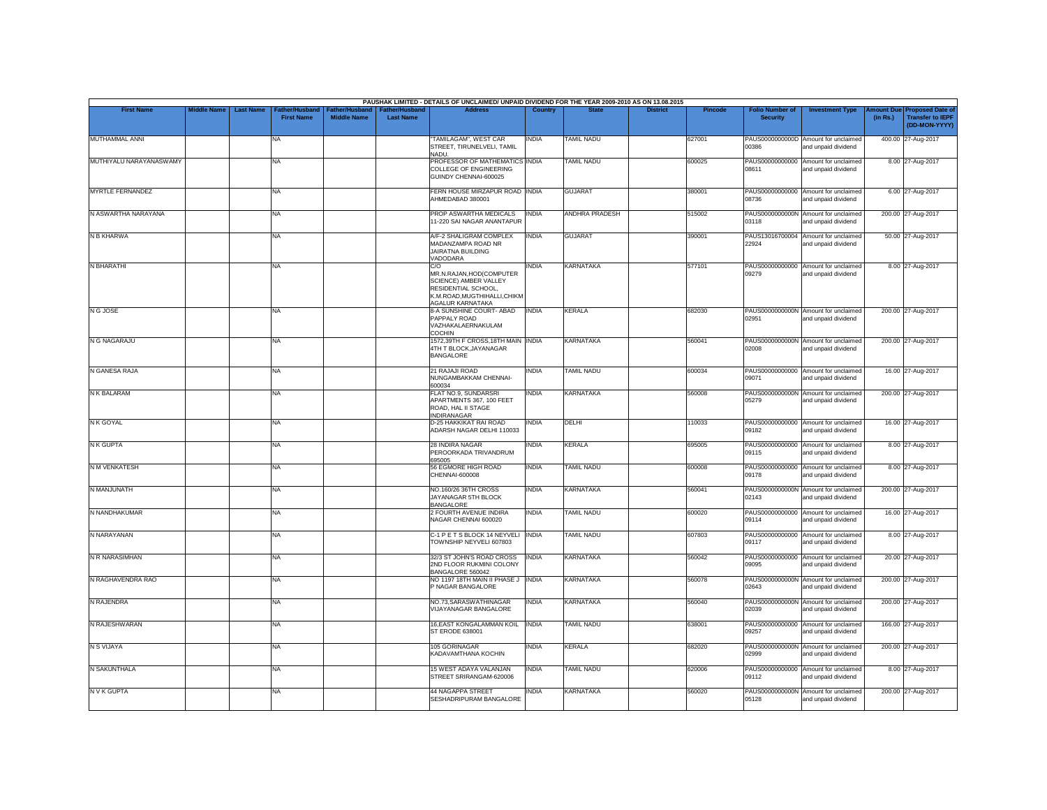PAUSHAK LIMITED - DETAILS OF UNCLAIMED/ UNPAID DIVIDEND FOR THE YEAR 2009-2010 AS ON 13.08.2015

| First Name | Middle Name | Last Name | Father/Husband First Name | Father/Husband Middle Name | Father/Husband Last Name | Address | Country | State | District | Pincode | Folio Number of Security | Investment Type | Amount Due (in Rs.) | Proposed Date of Transfer to IEPF (DD-MON-YYYY) |
|---|---|---|---|---|---|---|---|---|---|---|---|---|---|---|
| MUTHAMMAL ANNI | | | NA | | | "TAMILAGAM", WEST CAR STREET, TIRUNELVELI, TAMIL NADU. | INDIA | TAMIL NADU | | 627001 | PAUS0000000000D00386 | Amount for unclaimed and unpaid dividend | 400.00 | 27-Aug-2017 |
| MUTHIYALU NARAYANASWAMY | | | NA | | | PROFESSOR OF MATHEMATICS COLLEGE OF ENGINEERING GUINDY CHENNAI-600025 | INDIA | TAMIL NADU | | 600025 | PAUS00000000000008611 | Amount for unclaimed and unpaid dividend | 8.00 | 27-Aug-2017 |
| MYRTLE FERNANDEZ | | | NA | | | FERN HOUSE MIRZAPUR ROAD AHMEDABAD 380001 | INDIA | GUJARAT | | 380001 | PAUS00000000000008736 | Amount for unclaimed and unpaid dividend | 6.00 | 27-Aug-2017 |
| N ASWARTHA NARAYANA | | | NA | | | PROP ASWARTHA MEDICALS 11-220 SAI NAGAR ANANTAPUR | INDIA | ANDHRA PRADESH | | 515002 | PAUS0000000000N03118 | Amount for unclaimed and unpaid dividend | 200.00 | 27-Aug-2017 |
| N B KHARWA | | | NA | | | A/F-2 SHALIGRAM COMPLEX MADANZAMPA ROAD NR JAIRATNA BUILDING VADODARA | INDIA | GUJARAT | | 390001 | PAUS13016700004 22924 | Amount for unclaimed and unpaid dividend | 50.00 | 27-Aug-2017 |
| N BHARATHI | | | NA | | | C/O MR.N.RAJAN,HOD(COMPUTER SCIENCE) AMBER VALLEY RESIDENTIAL SCHOOL, K.M.ROAD,MUGTHIHALLI,CHIKMAGALUR KARNATAKA | INDIA | KARNATAKA | | 577101 | PAUS00000000000009279 | Amount for unclaimed and unpaid dividend | 8.00 | 27-Aug-2017 |
| N G JOSE | | | NA | | | 8-A SUNSHINE COURT- ABAD PAPPALY ROAD VAZHAKALAERNAKULAM COCHIN | INDIA | KERALA | | 682030 | PAUS0000000000N02951 | Amount for unclaimed and unpaid dividend | 200.00 | 27-Aug-2017 |
| N G NAGARAJU | | | NA | | | 1572,39TH F CROSS,18TH MAIN 4TH T BLOCK,JAYANAGAR BANGALORE | INDIA | KARNATAKA | | 560041 | PAUS0000000000N02008 | Amount for unclaimed and unpaid dividend | 200.00 | 27-Aug-2017 |
| N GANESA RAJA | | | NA | | | 21 RAJAJI ROAD NUNGAMBAKKAM CHENNAI-600034 | INDIA | TAMIL NADU | | 600034 | PAUS00000000000009071 | Amount for unclaimed and unpaid dividend | 16.00 | 27-Aug-2017 |
| N K BALARAM | | | NA | | | FLAT NO.9, SUNDARSRI APARTMENTS 367, 100 FEET ROAD, HAL II STAGE INDIRANAGAR | INDIA | KARNATAKA | | 560008 | PAUS0000000000N05279 | Amount for unclaimed and unpaid dividend | 200.00 | 27-Aug-2017 |
| N K GOYAL | | | NA | | | D-25 HAKKIKAT RAI ROAD ADARSH NAGAR DELHI 110033 | INDIA | DELHI | | 110033 | PAUS00000000000009182 | Amount for unclaimed and unpaid dividend | 16.00 | 27-Aug-2017 |
| N K GUPTA | | | NA | | | 28 INDIRA NAGAR PEROORKADA TRIVANDRUM 695005 | INDIA | KERALA | | 695005 | PAUS00000000000009115 | Amount for unclaimed and unpaid dividend | 8.00 | 27-Aug-2017 |
| N M VENKATESH | | | NA | | | 56 EGMORE HIGH ROAD CHENNAI-600008 | INDIA | TAMIL NADU | | 600008 | PAUS00000000000009178 | Amount for unclaimed and unpaid dividend | 8.00 | 27-Aug-2017 |
| N MANJUNATH | | | NA | | | NO.160/26 36TH CROSS JAYANAGAR 5TH BLOCK BANGALORE | INDIA | KARNATAKA | | 560041 | PAUS0000000000N02143 | Amount for unclaimed and unpaid dividend | 200.00 | 27-Aug-2017 |
| N NANDHAKUMAR | | | NA | | | 2 FOURTH AVENUE INDIRA NAGAR CHENNAI 600020 | INDIA | TAMIL NADU | | 600020 | PAUS00000000000009114 | Amount for unclaimed and unpaid dividend | 16.00 | 27-Aug-2017 |
| N NARAYANAN | | | NA | | | C-1 P E T S BLOCK 14 NEYVELI TOWNSHIP NEYVELI 607803 | INDIA | TAMIL NADU | | 607803 | PAUS00000000000009117 | Amount for unclaimed and unpaid dividend | 8.00 | 27-Aug-2017 |
| N R NARASIMHAN | | | NA | | | 32/3 ST JOHN'S ROAD CROSS 2ND FLOOR RUKMINI COLONY BANGALORE 560042 | INDIA | KARNATAKA | | 560042 | PAUS00000000000009095 | Amount for unclaimed and unpaid dividend | 20.00 | 27-Aug-2017 |
| N RAGHAVENDRA RAO | | | NA | | | NO 1197 18TH MAIN II PHASE J P NAGAR BANGALORE | INDIA | KARNATAKA | | 560078 | PAUS0000000000N02643 | Amount for unclaimed and unpaid dividend | 200.00 | 27-Aug-2017 |
| N RAJENDRA | | | NA | | | NO.73,SARASWATHINAGAR VIJAYANAGAR BANGALORE | INDIA | KARNATAKA | | 560040 | PAUS0000000000N02039 | Amount for unclaimed and unpaid dividend | 200.00 | 27-Aug-2017 |
| N RAJESHWARAN | | | NA | | | 16,EAST KONGALAMMAN KOIL ST ERODE 638001 | INDIA | TAMIL NADU | | 638001 | PAUS00000000000009257 | Amount for unclaimed and unpaid dividend | 166.00 | 27-Aug-2017 |
| N S VIJAYA | | | NA | | | 105 GORINAGAR KADAVAMTHANA KOCHIN | INDIA | KERALA | | 682020 | PAUS0000000000N02999 | Amount for unclaimed and unpaid dividend | 200.00 | 27-Aug-2017 |
| N SAKUNTHALA | | | NA | | | 15 WEST ADAYA VALANJAN STREET SRIRANGAM-620006 | INDIA | TAMIL NADU | | 620006 | PAUS00000000000009112 | Amount for unclaimed and unpaid dividend | 8.00 | 27-Aug-2017 |
| N V K GUPTA | | | NA | | | 44 NAGAPPA STREET SESHADRIPURAM BANGALORE | INDIA | KARNATAKA | | 560020 | PAUS0000000000N05128 | Amount for unclaimed and unpaid dividend | 200.00 | 27-Aug-2017 |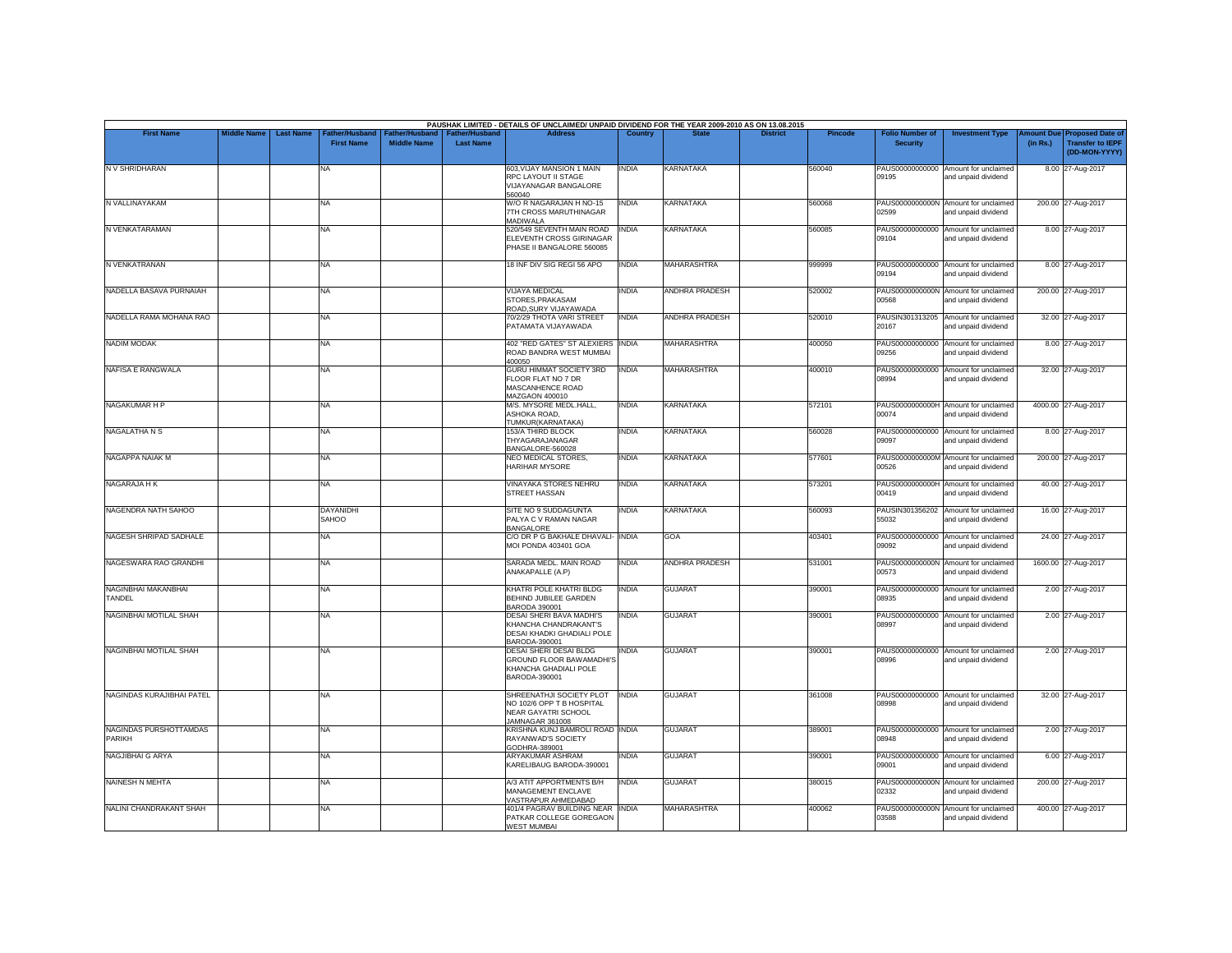PAUSHAK LIMITED - DETAILS OF UNCLAIMED/ UNPAID DIVIDEND FOR THE YEAR 2009-2010 AS ON 13.08.2015

| First Name | Middle Name | Last Name | Father/Husband First Name | Father/Husband Middle Name | Father/Husband Last Name | Address | Country | State | District | Pincode | Folio Number of Security | Investment Type | Amount Due (in Rs.) | Proposed Date of Transfer to IEPF (DD-MON-YYYY) |
|---|---|---|---|---|---|---|---|---|---|---|---|---|---|---|
| N V SHRIDHARAN | | | NA | | | 603,VIJAY MANSION 1 MAIN RPC LAYOUT II STAGE VIJAYANAGAR BANGALORE 560040 | INDIA | KARNATAKA | | 560040 | PAUS00000000000 09195 | Amount for unclaimed and unpaid dividend | 8.00 | 27-Aug-2017 |
| N VALLINAYAKAM | | | NA | | | W/O R NAGARAJAN H NO-15 7TH CROSS MARUTHINAGAR MADIWALA | INDIA | KARNATAKA | | 560068 | PAUS0000000000N 02599 | Amount for unclaimed and unpaid dividend | 200.00 | 27-Aug-2017 |
| N VENKATARAMAN | | | NA | | | 520/549 SEVENTH MAIN ROAD ELEVENTH CROSS GIRINAGAR PHASE II BANGALORE 560085 | INDIA | KARNATAKA | | 560085 | PAUS00000000000 09104 | Amount for unclaimed and unpaid dividend | 8.00 | 27-Aug-2017 |
| N VENKATRANAN | | | NA | | | 18 INF DIV SIG REGI 56 APO | INDIA | MAHARASHTRA | | 999999 | PAUS00000000000 09194 | Amount for unclaimed and unpaid dividend | 8.00 | 27-Aug-2017 |
| NADELLA BASAVA PURNAIAH | | | NA | | | VIJAYA MEDICAL STORES,PRAKASAM ROAD,SURY VIJAYAWADA | INDIA | ANDHRA PRADESH | | 520002 | PAUS0000000000N 00568 | Amount for unclaimed and unpaid dividend | 200.00 | 27-Aug-2017 |
| NADELLA RAMA MOHANA RAO | | | NA | | | 70/2/29 THOTA VARI STREET PATAMATA VIJAYAWADA | INDIA | ANDHRA PRADESH | | 520010 | PAUSIN301313205 20167 | Amount for unclaimed and unpaid dividend | 32.00 | 27-Aug-2017 |
| NADIM MODAK | | | NA | | | 402 "RED GATES" ST ALEXIERS ROAD BANDRA WEST MUMBAI 400050 | INDIA | MAHARASHTRA | | 400050 | PAUS00000000000 09256 | Amount for unclaimed and unpaid dividend | 8.00 | 27-Aug-2017 |
| NAFISA E RANGWALA | | | NA | | | GURU HIMMAT SOCIETY 3RD FLOOR FLAT NO 7 DR MASCANHENCE ROAD MAZGAON 400010 | INDIA | MAHARASHTRA | | 400010 | PAUS00000000000 08994 | Amount for unclaimed and unpaid dividend | 32.00 | 27-Aug-2017 |
| NAGAKUMAR H P | | | NA | | | M/S. MYSORE MEDL.HALL, ASHOKA ROAD, TUMKUR(KARNATAKA) | INDIA | KARNATAKA | | 572101 | PAUS0000000000H 00074 | Amount for unclaimed and unpaid dividend | 4000.00 | 27-Aug-2017 |
| NAGALATHA N S | | | NA | | | 153/A THIRD BLOCK THYAGARAJANAGAR BANGALORE-560028 | INDIA | KARNATAKA | | 560028 | PAUS00000000000 09097 | Amount for unclaimed and unpaid dividend | 8.00 | 27-Aug-2017 |
| NAGAPPA NAIAK M | | | NA | | | NEO MEDICAL STORES, HARIHAR MYSORE | INDIA | KARNATAKA | | 577601 | PAUS0000000000M 00526 | Amount for unclaimed and unpaid dividend | 200.00 | 27-Aug-2017 |
| NAGARAJA H K | | | NA | | | VINAYAKA STORES NEHRU STREET HASSAN | INDIA | KARNATAKA | | 573201 | PAUS0000000000H 00419 | Amount for unclaimed and unpaid dividend | 40.00 | 27-Aug-2017 |
| NAGENDRA NATH SAHOO | | | DAYANIDHI SAHOO | | | SITE NO 9 SUDDAGUNTA PALYA C V RAMAN NAGAR BANGALORE | INDIA | KARNATAKA | | 560093 | PAUSIN301356202 55032 | Amount for unclaimed and unpaid dividend | 16.00 | 27-Aug-2017 |
| NAGESH SHRIPAD SADHALE | | | NA | | | C/O DR P G BAKHALE DHAVALI-MOI PONDA 403401 GOA | INDIA | GOA | | 403401 | PAUS00000000000 09092 | Amount for unclaimed and unpaid dividend | 24.00 | 27-Aug-2017 |
| NAGESWARA RAO GRANDHI | | | NA | | | SARADA MEDL. MAIN ROAD ANAKAPALLE (A.P) | INDIA | ANDHRA PRADESH | | 531001 | PAUS0000000000N 00573 | Amount for unclaimed and unpaid dividend | 1600.00 | 27-Aug-2017 |
| NAGINBHAI MAKANBHAI TANDEL | | | NA | | | KHATRI POLE KHATRI BLDG BEHIND JUBILEE GARDEN BARODA 390001 | INDIA | GUJARAT | | 390001 | PAUS00000000000 08935 | Amount for unclaimed and unpaid dividend | 2.00 | 27-Aug-2017 |
| NAGINBHAI MOTILAL SHAH | | | NA | | | DESAI SHERI BAVA MADHI'S KHANCHA CHANDRAKANT'S DESAI KHADKI GHADIALI POLE BARODA-390001 | INDIA | GUJARAT | | 390001 | PAUS00000000000 08997 | Amount for unclaimed and unpaid dividend | 2.00 | 27-Aug-2017 |
| NAGINBHAI MOTILAL SHAH | | | NA | | | DESAI SHERI DESAI BLDG GROUND FLOOR BAWAMADHI'S KHANCHA GHADIALI POLE BARODA-390001 | INDIA | GUJARAT | | 390001 | PAUS00000000000 08996 | Amount for unclaimed and unpaid dividend | 2.00 | 27-Aug-2017 |
| NAGINDAS KURAJIBHAI PATEL | | | NA | | | SHREENATHJI SOCIETY PLOT NO 102/6 OPP T B HOSPITAL NEAR GAYATRI SCHOOL JAMNAGAR 361008 | INDIA | GUJARAT | | 361008 | PAUS00000000000 08998 | Amount for unclaimed and unpaid dividend | 32.00 | 27-Aug-2017 |
| NAGINDAS PURSHOTTAMDAS PARIKH | | | NA | | | KRISHNA KUNJ BAMROLI ROAD RAYANWAD'S SOCIETY GODHRA-389001 | INDIA | GUJARAT | | 389001 | PAUS00000000000 08948 | Amount for unclaimed and unpaid dividend | 2.00 | 27-Aug-2017 |
| NAGJIBHAI G ARYA | | | NA | | | ARYAKUMAR ASHRAM KARELIBAUG BARODA-390001 | INDIA | GUJARAT | | 390001 | PAUS00000000000 09001 | Amount for unclaimed and unpaid dividend | 6.00 | 27-Aug-2017 |
| NAINESH N MEHTA | | | NA | | | A/3 ATIT APPORTMENTS B/H MANAGEMENT ENCLAVE VASTRAPUR AHMEDABAD | INDIA | GUJARAT | | 380015 | PAUS0000000000N 02332 | Amount for unclaimed and unpaid dividend | 200.00 | 27-Aug-2017 |
| NALINI CHANDRAKANT SHAH | | | NA | | | 401/4 PAGRAV BUILDING NEAR PATKAR COLLEGE GOREGAON WEST MUMBAI | INDIA | MAHARASHTRA | | 400062 | PAUS0000000000N 03588 | Amount for unclaimed and unpaid dividend | 400.00 | 27-Aug-2017 |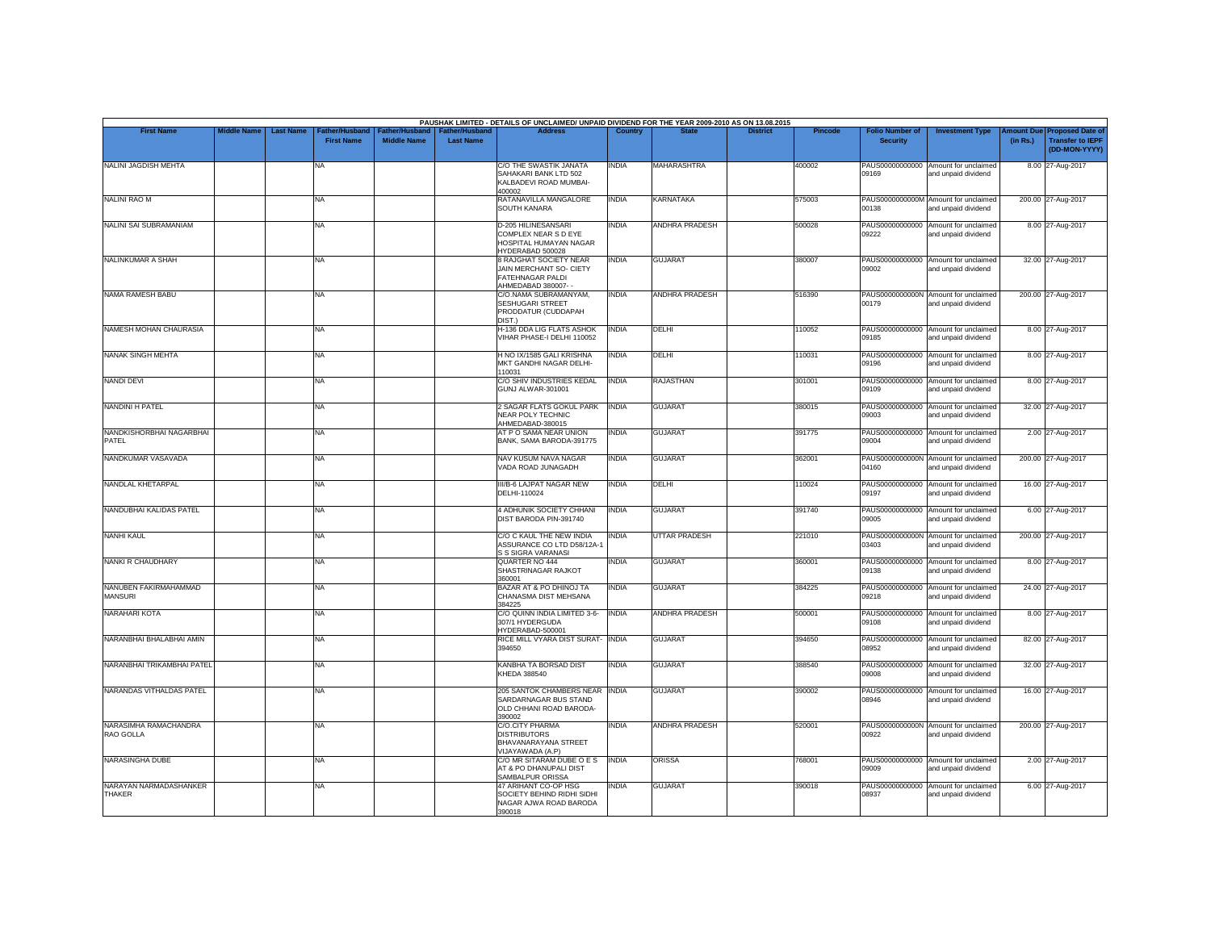PAUSHAK LIMITED - DETAILS OF UNCLAIMED/ UNPAID DIVIDEND FOR THE YEAR 2009-2010 AS ON 13.08.2015

| First Name | Middle Name | Last Name | Father/Husband First Name | Father/Husband Middle Name | Father/Husband Last Name | Address | Country | State | District | Pincode | Folio Number of Security | Investment Type | Amount Due (in Rs.) | Proposed Date of Transfer to IEPF (DD-MON-YYYY) |
|---|---|---|---|---|---|---|---|---|---|---|---|---|---|---|
| NALINI JAGDISH MEHTA | | | NA | | | C/O THE SWASTIK JANATA SAHAKARI BANK LTD 502 KALBADEVI ROAD MUMBAI-400002 | INDIA | MAHARASHTRA | | 400002 | PAUS00000000000 09169 | Amount for unclaimed and unpaid dividend | 8.00 | 27-Aug-2017 |
| NALINI RAO M | | | NA | | | RATANAVILLA MANGALORE SOUTH KANARA | INDIA | KARNATAKA | | 575003 | PAUS0000000000M 00138 | Amount for unclaimed and unpaid dividend | 200.00 | 27-Aug-2017 |
| NALINI SAI SUBRAMANIAM | | | NA | | | D-205 HILINESANSARI COMPLEX NEAR S D EYE HOSPITAL HUMAYAN NAGAR HYDERABAD 500028 | INDIA | ANDHRA PRADESH | | 500028 | PAUS00000000000 09222 | Amount for unclaimed and unpaid dividend | 8.00 | 27-Aug-2017 |
| NALINKUMAR A SHAH | | | NA | | | 8 RAJGHAT SOCIETY NEAR JAIN MERCHANT SO- CIETY FATEHNAGAR PALDI AHMEDABAD 380007- - | INDIA | GUJARAT | | 380007 | PAUS00000000000 09002 | Amount for unclaimed and unpaid dividend | 32.00 | 27-Aug-2017 |
| NAMA RAMESH BABU | | | NA | | | C/O.NAMA SUBRAMANYAM, SESHUGARI STREET PRODDATUR (CUDDAPAH DIST.) | INDIA | ANDHRA PRADESH | | 516390 | PAUS0000000000N 00179 | Amount for unclaimed and unpaid dividend | 200.00 | 27-Aug-2017 |
| NAMESH MOHAN CHAURASIA | | | NA | | | H-136 DDA LIG FLATS ASHOK VIHAR PHASE-I DELHI 110052 | INDIA | DELHI | | 110052 | PAUS00000000000 09185 | Amount for unclaimed and unpaid dividend | 8.00 | 27-Aug-2017 |
| NANAK SINGH MEHTA | | | NA | | | H NO IX/1585 GALI KRISHNA MKT GANDHI NAGAR DELHI-110031 | INDIA | DELHI | | 110031 | PAUS00000000000 09196 | Amount for unclaimed and unpaid dividend | 8.00 | 27-Aug-2017 |
| NANDI DEVI | | | NA | | | C/O SHIV INDUSTRIES KEDAL GUNJ ALWAR-301001 | INDIA | RAJASTHAN | | 301001 | PAUS00000000000 09109 | Amount for unclaimed and unpaid dividend | 8.00 | 27-Aug-2017 |
| NANDINI H PATEL | | | NA | | | 2 SAGAR FLATS GOKUL PARK NEAR POLY TECHNIC AHMEDABAD-380015 | INDIA | GUJARAT | | 380015 | PAUS00000000000 09003 | Amount for unclaimed and unpaid dividend | 32.00 | 27-Aug-2017 |
| NANDKISHORBHAI NAGARBHAI PATEL | | | NA | | | AT P O SAMA NEAR UNION BANK, SAMA BARODA-391775 | INDIA | GUJARAT | | 391775 | PAUS00000000000 09004 | Amount for unclaimed and unpaid dividend | 2.00 | 27-Aug-2017 |
| NANDKUMAR VASAVADA | | | NA | | | NAV KUSUM NAVA NAGAR VADA ROAD JUNAGADH | INDIA | GUJARAT | | 362001 | PAUS0000000000N 04160 | Amount for unclaimed and unpaid dividend | 200.00 | 27-Aug-2017 |
| NANDLAL KHETARPAL | | | NA | | | III/B-6 LAJPAT NAGAR NEW DELHI-110024 | INDIA | DELHI | | 110024 | PAUS00000000000 09197 | Amount for unclaimed and unpaid dividend | 16.00 | 27-Aug-2017 |
| NANDUBHAI KALIDAS PATEL | | | NA | | | 4 ADHUNIK SOCIETY CHHANI DIST BARODA PIN-391740 | INDIA | GUJARAT | | 391740 | PAUS00000000000 09005 | Amount for unclaimed and unpaid dividend | 6.00 | 27-Aug-2017 |
| NANHI KAUL | | | NA | | | C/O C KAUL THE NEW INDIA ASSURANCE CO LTD D58/12A-1 S S SIGRA VARANASI | INDIA | UTTAR PRADESH | | 221010 | PAUS0000000000N 03403 | Amount for unclaimed and unpaid dividend | 200.00 | 27-Aug-2017 |
| NANKI R CHAUDHARY | | | NA | | | QUARTER NO 444 SHASTRINAGAR RAJKOT 360001 | INDIA | GUJARAT | | 360001 | PAUS00000000000 09138 | Amount for unclaimed and unpaid dividend | 8.00 | 27-Aug-2017 |
| NANUBEN FAKIRMAHAMMAD MANSURI | | | NA | | | BAZAR AT & PO DHINOJ TA CHANASMA DIST MEHSANA 384225 | INDIA | GUJARAT | | 384225 | PAUS00000000000 09218 | Amount for unclaimed and unpaid dividend | 24.00 | 27-Aug-2017 |
| NARAHARI KOTA | | | NA | | | C/O QUINN INDIA LIMITED 3-6-307/1 HYDERGUDA HYDERABAD-500001 | INDIA | ANDHRA PRADESH | | 500001 | PAUS00000000000 09108 | Amount for unclaimed and unpaid dividend | 8.00 | 27-Aug-2017 |
| NARANBHAI BHALABHAI AMIN | | | NA | | | RICE MILL VYARA DIST SURAT-394650 | INDIA | GUJARAT | | 394650 | PAUS00000000000 08952 | Amount for unclaimed and unpaid dividend | 82.00 | 27-Aug-2017 |
| NARANBHAI TRIKAMBHAI PATEL | | | NA | | | KANBHA TA BORSAD DIST KHEDA 388540 | INDIA | GUJARAT | | 388540 | PAUS00000000000 09008 | Amount for unclaimed and unpaid dividend | 32.00 | 27-Aug-2017 |
| NARANDAS VITHALDAS PATEL | | | NA | | | 205 SANTOK CHAMBERS NEAR SARDARNAGAR BUS STAND OLD CHHANI ROAD BARODA-390002 | INDIA | GUJARAT | | 390002 | PAUS00000000000 08946 | Amount for unclaimed and unpaid dividend | 16.00 | 27-Aug-2017 |
| NARASIMHA RAMACHANDRA RAO GOLLA | | | NA | | | C/O.CITY PHARMA DISTRIBUTORS BHAVANARAYANA STREET VIJAYAWADA (A.P) | INDIA | ANDHRA PRADESH | | 520001 | PAUS0000000000N 00922 | Amount for unclaimed and unpaid dividend | 200.00 | 27-Aug-2017 |
| NARASINGHA DUBE | | | NA | | | C/O MR SITARAM DUBE O E S AT & PO DHANUPALI DIST SAMBALPUR ORISSA | INDIA | ORISSA | | 768001 | PAUS00000000000 09009 | Amount for unclaimed and unpaid dividend | 2.00 | 27-Aug-2017 |
| NARAYAN NARMADASHANKER THAKER | | | NA | | | 47 ARIHANT CO-OP HSG SOCIETY BEHIND RIDHI SIDHI NAGAR AJWA ROAD BARODA 390018 | INDIA | GUJARAT | | 390018 | PAUS00000000000 08937 | Amount for unclaimed and unpaid dividend | 6.00 | 27-Aug-2017 |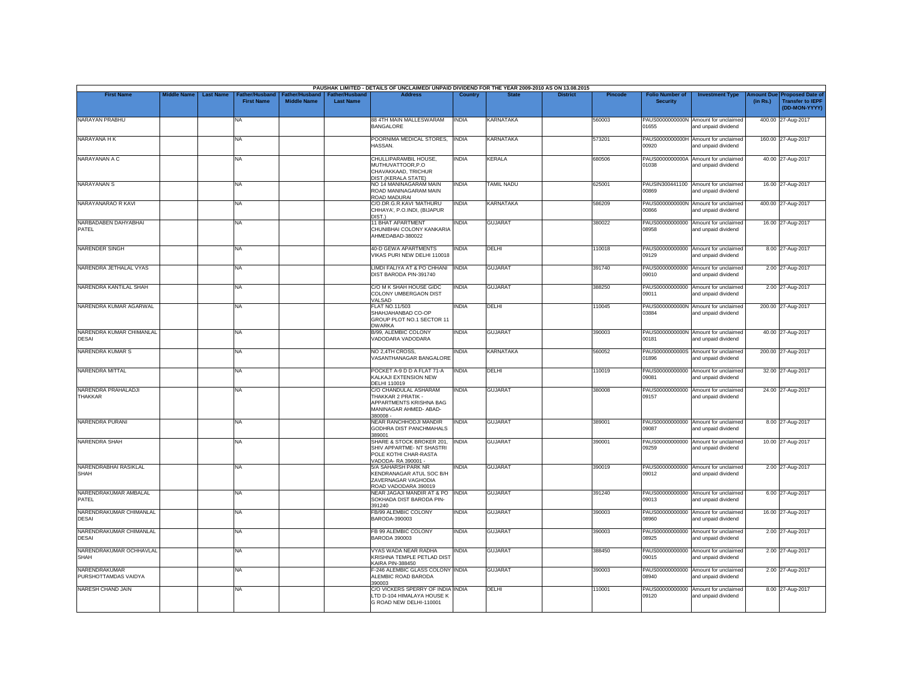PAUSHAK LIMITED - DETAILS OF UNCLAIMED/ UNPAID DIVIDEND FOR THE YEAR 2009-2010 AS ON 13.08.2015

| First Name | Middle Name | Last Name | Father/Husband First Name | Father/Husband Middle Name | Father/Husband Last Name | Address | Country | State | District | Pincode | Folio Number of Security | Investment Type | Amount Due (in Rs.) | Proposed Date of Transfer to IEPF (DD-MON-YYYY) |
|---|---|---|---|---|---|---|---|---|---|---|---|---|---|---|
| NARAYAN PRABHU | | | NA | | | 88 4TH MAIN MALLESWARAM BANGALORE | INDIA | KARNATAKA | | 560003 | PAUS0000000000N01655 | Amount for unclaimed and unpaid dividend | 400.00 | 27-Aug-2017 |
| NARAYANA H K | | | NA | | | POORNIMA MEDICAL STORES, HASSAN. | INDIA | KARNATAKA | | 573201 | PAUS0000000000H00920 | Amount for unclaimed and unpaid dividend | 160.00 | 27-Aug-2017 |
| NARAYANAN A C | | | NA | | | CHULLIPARAMBIL HOUSE, MUTHUVATTOOR,P.O CHAVAKKAAD, TRICHUR DIST.(KERALA STATE) | INDIA | KERALA | | 680506 | PAUS0000000000A01038 | Amount for unclaimed and unpaid dividend | 40.00 | 27-Aug-2017 |
| NARAYANAN S | | | NA | | | NO 14 MANINAGARAM MAIN ROAD MANINAGARAM MAIN ROAD MADURAI | INDIA | TAMIL NADU | | 625001 | PAUSIN30044110000869 | Amount for unclaimed and unpaid dividend | 16.00 | 27-Aug-2017 |
| NARAYANARAO R KAVI | | | NA | | | C/O.DR.G.R.KAVI 'MATHURU CHHAYA', P.O.INDI, (BIJAPUR DIST.) | INDIA | KARNATAKA | | 586209 | PAUS0000000000N00866 | Amount for unclaimed and unpaid dividend | 400.00 | 27-Aug-2017 |
| NARBADABEN DAHYABHAI PATEL | | | NA | | | 11 BHAT APARTMENT CHUNIBHAI COLONY KANKARIA AHMEDABAD-380022 | INDIA | GUJARAT | | 380022 | PAUS0000000000008958 | Amount for unclaimed and unpaid dividend | 16.00 | 27-Aug-2017 |
| NARENDER SINGH | | | NA | | | 40-D GEWA APARTMENTS VIKAS PURI NEW DELHI 110018 | INDIA | DELHI | | 110018 | PAUS0000000000009129 | Amount for unclaimed and unpaid dividend | 8.00 | 27-Aug-2017 |
| NARENDRA JETHALAL VYAS | | | NA | | | LIMDI FALIYA AT & PO CHHANI DIST BARODA PIN-391740 | INDIA | GUJARAT | | 391740 | PAUS0000000000009010 | Amount for unclaimed and unpaid dividend | 2.00 | 27-Aug-2017 |
| NARENDRA KANTILAL SHAH | | | NA | | | C/O M K SHAH HOUSE GIDC COLONY UMBERGAON DIST VALSAD | INDIA | GUJARAT | | 388250 | PAUS0000000000009011 | Amount for unclaimed and unpaid dividend | 2.00 | 27-Aug-2017 |
| NARENDRA KUMAR AGARWAL | | | NA | | | FLAT NO.11/503 SHAHJAHANBAD CO-OP GROUP PLOT NO.1 SECTOR 11 DWARKA | INDIA | DELHI | | 110045 | PAUS0000000000N03884 | Amount for unclaimed and unpaid dividend | 200.00 | 27-Aug-2017 |
| NARENDRA KUMAR CHIMANLAL DESAI | | | NA | | | B/99, ALEMBIC COLONY VADODARA VADODARA | INDIA | GUJARAT | | 390003 | PAUS0000000000N00181 | Amount for unclaimed and unpaid dividend | 40.00 | 27-Aug-2017 |
| NARENDRA KUMAR S | | | NA | | | NO 2,4TH CROSS, VASANTHANAGAR BANGALORE | INDIA | KARNATAKA | | 560052 | PAUS0000000000S01896 | Amount for unclaimed and unpaid dividend | 200.00 | 27-Aug-2017 |
| NARENDRA MITTAL | | | NA | | | POCKET A-9 D D A FLAT 71-A KALKAJI EXTENSION NEW DELHI 110019 | INDIA | DELHI | | 110019 | PAUS0000000000009081 | Amount for unclaimed and unpaid dividend | 32.00 | 27-Aug-2017 |
| NARENDRA PRAHALADJI THAKKAR | | | NA | | | C/O CHANDULAL ASHARAM THAKKAR 2 PRATIK - APPARTMENTS KRISHNA BAG MANINAGAR AHMED- ABAD-380008 - | INDIA | GUJARAT | | 380008 | PAUS0000000000009157 | Amount for unclaimed and unpaid dividend | 24.00 | 27-Aug-2017 |
| NARENDRA PURANI | | | NA | | | NEAR RANCHHODJI MANDIR GODHRA DIST PANCHMAHALS 389001 | INDIA | GUJARAT | | 389001 | PAUS0000000000009087 | Amount for unclaimed and unpaid dividend | 8.00 | 27-Aug-2017 |
| NARENDRA SHAH | | | NA | | | SHARE & STOCK BROKER 201, SHIV APPARTME- NT SHASTRI POLE KOTHI CHAR-RASTA VADODA- RA 390001 - | INDIA | GUJARAT | | 390001 | PAUS0000000000009259 | Amount for unclaimed and unpaid dividend | 10.00 | 27-Aug-2017 |
| NARENDRABHAI RASIKLAL SHAH | | | NA | | | 5/A SAHARSH PARK NR KENDRANAGAR ATUL SOC B/H ZAVERNAGAR VAGHODIA ROAD VADODARA 390019 | INDIA | GUJARAT | | 390019 | PAUS0000000000009012 | Amount for unclaimed and unpaid dividend | 2.00 | 27-Aug-2017 |
| NARENDRAKUMAR AMBALAL PATEL | | | NA | | | NEAR JAGAJI MANDIR AT & PO SOKHADA DIST BARODA PIN-391240 | INDIA | GUJARAT | | 391240 | PAUS0000000000009013 | Amount for unclaimed and unpaid dividend | 6.00 | 27-Aug-2017 |
| NARENDRAKUMAR CHIMANLAL DESAI | | | NA | | | FB/99 ALEMBIC COLONY BARODA-390003 | INDIA | GUJARAT | | 390003 | PAUS0000000000008960 | Amount for unclaimed and unpaid dividend | 16.00 | 27-Aug-2017 |
| NARENDRAKUMAR CHIMANLAL DESAI | | | NA | | | FB 99 ALEMBIC COLONY BARODA 390003 | INDIA | GUJARAT | | 390003 | PAUS0000000000008925 | Amount for unclaimed and unpaid dividend | 2.00 | 27-Aug-2017 |
| NARENDRAKUMAR OCHHAVLAL SHAH | | | NA | | | VYAS WADA NEAR RADHA KRISHNA TEMPLE PETLAD DIST KAIRA PIN-388450 | INDIA | GUJARAT | | 388450 | PAUS0000000000009015 | Amount for unclaimed and unpaid dividend | 2.00 | 27-Aug-2017 |
| NARENDRAKUMAR PURSHOTTAMDAS VAIDYA | | | NA | | | F-246 ALEMBIC GLASS COLONY ALEMBIC ROAD BARODA 390003 | INDIA | GUJARAT | | 390003 | PAUS0000000000008940 | Amount for unclaimed and unpaid dividend | 2.00 | 27-Aug-2017 |
| NARESH CHAND JAIN | | | NA | | | C/O VICKERS SPERRY OF INDIA LTD D-104 HIMALAYA HOUSE K G ROAD NEW DELHI-110001 | INDIA | DELHI | | 110001 | PAUS0000000000009120 | Amount for unclaimed and unpaid dividend | 8.00 | 27-Aug-2017 |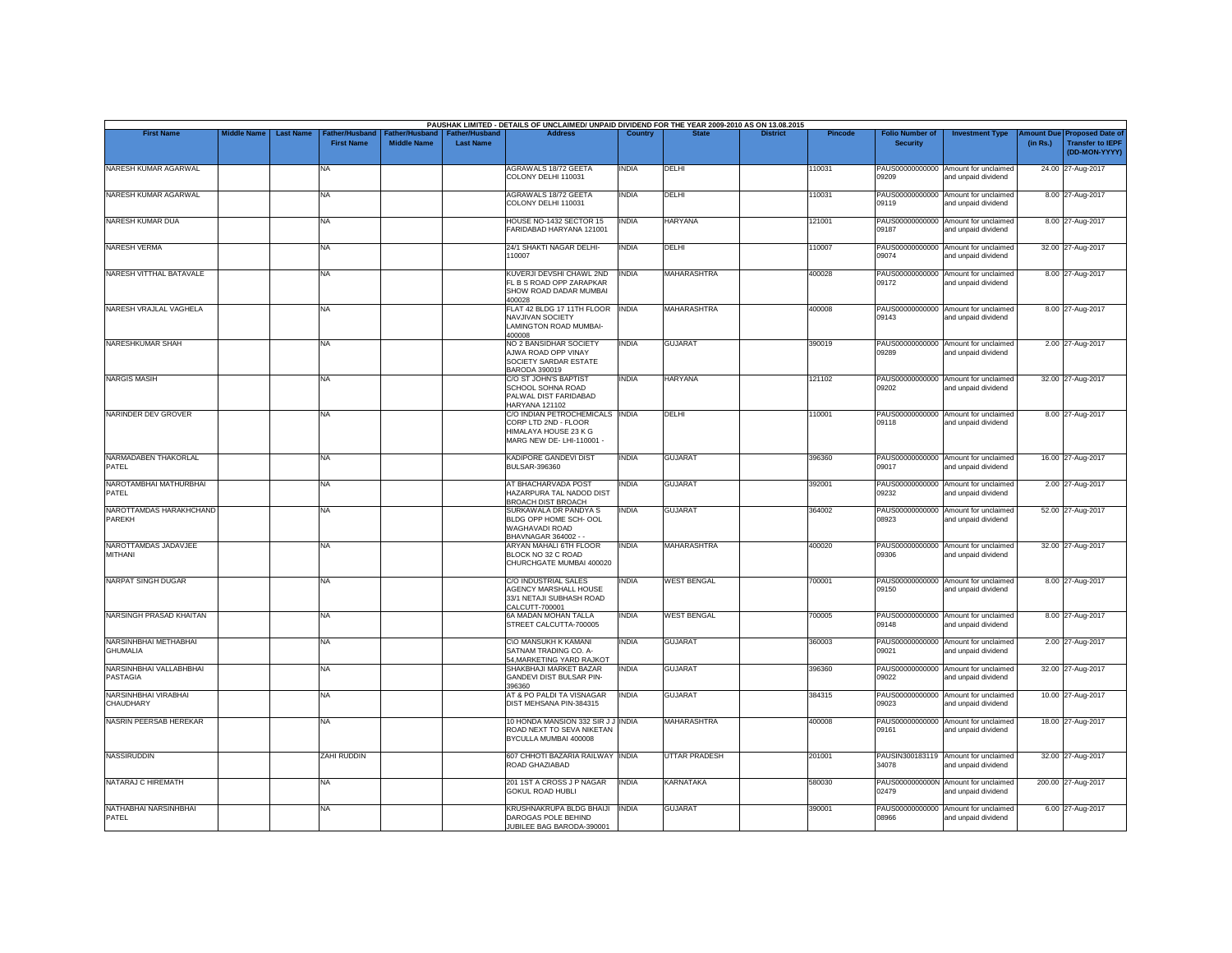PAUSHAK LIMITED - DETAILS OF UNCLAIMED/ UNPAID DIVIDEND FOR THE YEAR 2009-2010 AS ON 13.08.2015

| First Name | Middle Name | Last Name | Father/Husband First Name | Father/Husband Middle Name | Father/Husband Last Name | Address | Country | State | District | Pincode | Folio Number of Security | Investment Type | Amount Due (in Rs.) | Proposed Date of Transfer to IEPF (DD-MON-YYYY) |
|---|---|---|---|---|---|---|---|---|---|---|---|---|---|---|
| NARESH KUMAR AGARWAL | | | NA | | | AGRAWALS 18/72 GEETA COLONY DELHI 110031 | INDIA | DELHI | | 110031 | PAUS00000000000 09209 | Amount for unclaimed and unpaid dividend | 24.00 | 27-Aug-2017 |
| NARESH KUMAR AGARWAL | | | NA | | | AGRAWALS 18/72 GEETA COLONY DELHI 110031 | INDIA | DELHI | | 110031 | PAUS00000000000 09119 | Amount for unclaimed and unpaid dividend | 8.00 | 27-Aug-2017 |
| NARESH KUMAR DUA | | | NA | | | HOUSE NO-1432 SECTOR 15 FARIDABAD HARYANA 121001 | INDIA | HARYANA | | 121001 | PAUS00000000000 09187 | Amount for unclaimed and unpaid dividend | 8.00 | 27-Aug-2017 |
| NARESH VERMA | | | NA | | | 24/1 SHAKTI NAGAR DELHI-110007 | INDIA | DELHI | | 110007 | PAUS00000000000 09074 | Amount for unclaimed and unpaid dividend | 32.00 | 27-Aug-2017 |
| NARESH VITTHAL BATAVALE | | | NA | | | KUVERJI DEVSHI CHAWL 2ND FL B S ROAD OPP ZARAPKAR SHOW ROAD DADAR MUMBAI 400028 | INDIA | MAHARASHTRA | | 400028 | PAUS00000000000 09172 | Amount for unclaimed and unpaid dividend | 8.00 | 27-Aug-2017 |
| NARESH VRAJLAL VAGHELA | | | NA | | | FLAT 42 BLDG 17 11TH FLOOR NAVJIVAN SOCIETY LAMINGTON ROAD MUMBAI-400008 | INDIA | MAHARASHTRA | | 400008 | PAUS00000000000 09143 | Amount for unclaimed and unpaid dividend | 8.00 | 27-Aug-2017 |
| NARESHKUMAR SHAH | | | NA | | | NO 2 BANSIDHAR SOCIETY AJWA ROAD OPP VINAY SOCIETY SARDAR ESTATE BARODA 390019 | INDIA | GUJARAT | | 390019 | PAUS00000000000 09289 | Amount for unclaimed and unpaid dividend | 2.00 | 27-Aug-2017 |
| NARGIS MASIH | | | NA | | | C/O ST JOHN'S BAPTIST SCHOOL SOHNA ROAD PALWAL DIST FARIDABAD HARYANA 121102 | INDIA | HARYANA | | 121102 | PAUS00000000000 09202 | Amount for unclaimed and unpaid dividend | 32.00 | 27-Aug-2017 |
| NARINDER DEV GROVER | | | NA | | | C/O INDIAN PETROCHEMICALS CORP LTD 2ND - FLOOR HIMALAYA HOUSE 23 K G MARG NEW DE- LHI-110001 - | INDIA | DELHI | | 110001 | PAUS00000000000 09118 | Amount for unclaimed and unpaid dividend | 8.00 | 27-Aug-2017 |
| NARMADABEN THAKORLAL PATEL | | | NA | | | KADIPORE GANDEVI DIST BULSAR-396360 | INDIA | GUJARAT | | 396360 | PAUS00000000000 09017 | Amount for unclaimed and unpaid dividend | 16.00 | 27-Aug-2017 |
| NAROTAMBHAI MATHURBHAI PATEL | | | NA | | | AT BHACHARVADA POST HAZARPURA TAL NADOD DIST BROACH DIST BROACH | INDIA | GUJARAT | | 392001 | PAUS00000000000 09232 | Amount for unclaimed and unpaid dividend | 2.00 | 27-Aug-2017 |
| NAROTTAMDAS HARAKHCHAND PAREKH | | | NA | | | SURKAWALA DR PANDYA S BLDG OPP HOME SCH- OOL WAGHAVADI ROAD BHAVNAGAR 364002 - - | INDIA | GUJARAT | | 364002 | PAUS00000000000 08923 | Amount for unclaimed and unpaid dividend | 52.00 | 27-Aug-2017 |
| NAROTTAMDAS JADAVJEE MITHANI | | | NA | | | ARYAN MAHALI 6TH FLOOR BLOCK NO 32 C ROAD CHURCHGATE MUMBAI 400020 | INDIA | MAHARASHTRA | | 400020 | PAUS00000000000 09306 | Amount for unclaimed and unpaid dividend | 32.00 | 27-Aug-2017 |
| NARPAT SINGH DUGAR | | | NA | | | C/O INDUSTRIAL SALES AGENCY MARSHALL HOUSE 33/1 NETAJI SUBHASH ROAD CALCUTT-700001 | INDIA | WEST BENGAL | | 700001 | PAUS00000000000 09150 | Amount for unclaimed and unpaid dividend | 8.00 | 27-Aug-2017 |
| NARSINGH PRASAD KHAITAN | | | NA | | | 6A MADAN MOHAN TALLA STREET CALCUTTA-700005 | INDIA | WEST BENGAL | | 700005 | PAUS00000000000 09148 | Amount for unclaimed and unpaid dividend | 8.00 | 27-Aug-2017 |
| NARSINHBHAI METHABHAI GHUMALIA | | | NA | | | C\O MANSUKH K KAMANI SATNAM TRADING CO. A-54,MARKETING YARD RAJKOT | INDIA | GUJARAT | | 360003 | PAUS00000000000 09021 | Amount for unclaimed and unpaid dividend | 2.00 | 27-Aug-2017 |
| NARSINHBHAI VALLABHBHAI PASTAGIA | | | NA | | | SHAKBHAJI MARKET BAZAR GANDEVI DIST BULSAR PIN-396360 | INDIA | GUJARAT | | 396360 | PAUS00000000000 09022 | Amount for unclaimed and unpaid dividend | 32.00 | 27-Aug-2017 |
| NARSINHBHAI VIRABHAI CHAUDHARY | | | NA | | | AT & PO PALDI TA VISNAGAR DIST MEHSANA PIN-384315 | INDIA | GUJARAT | | 384315 | PAUS00000000000 09023 | Amount for unclaimed and unpaid dividend | 10.00 | 27-Aug-2017 |
| NASRIN PEERSAB HEREKAR | | | NA | | | 10 HONDA MANSION 332 SIR J J ROAD NEXT TO SEVA NIKETAN BYCULLA MUMBAI 400008 | INDIA | MAHARASHTRA | | 400008 | PAUS00000000000 09161 | Amount for unclaimed and unpaid dividend | 18.00 | 27-Aug-2017 |
| NASSIRUDDIN | | | ZAHI RUDDIN | | | 607 CHHOTI BAZARIA RAILWAY ROAD GHAZIABAD | INDIA | UTTAR PRADESH | | 201001 | PAUSIN300183119 34078 | Amount for unclaimed and unpaid dividend | 32.00 | 27-Aug-2017 |
| NATARAJ C HIREMATH | | | NA | | | 201 1ST A CROSS J P NAGAR GOKUL ROAD HUBLI | INDIA | KARNATAKA | | 580030 | PAUS0000000000N 02479 | Amount for unclaimed and unpaid dividend | 200.00 | 27-Aug-2017 |
| NATHABHAI NARSINHBHAI PATEL | | | NA | | | KRUSHNAKRUPA BLDG BHAIJI DAROGAS POLE BEHIND JUBILEE BAG BARODA-390001 | INDIA | GUJARAT | | 390001 | PAUS00000000000 08966 | Amount for unclaimed and unpaid dividend | 6.00 | 27-Aug-2017 |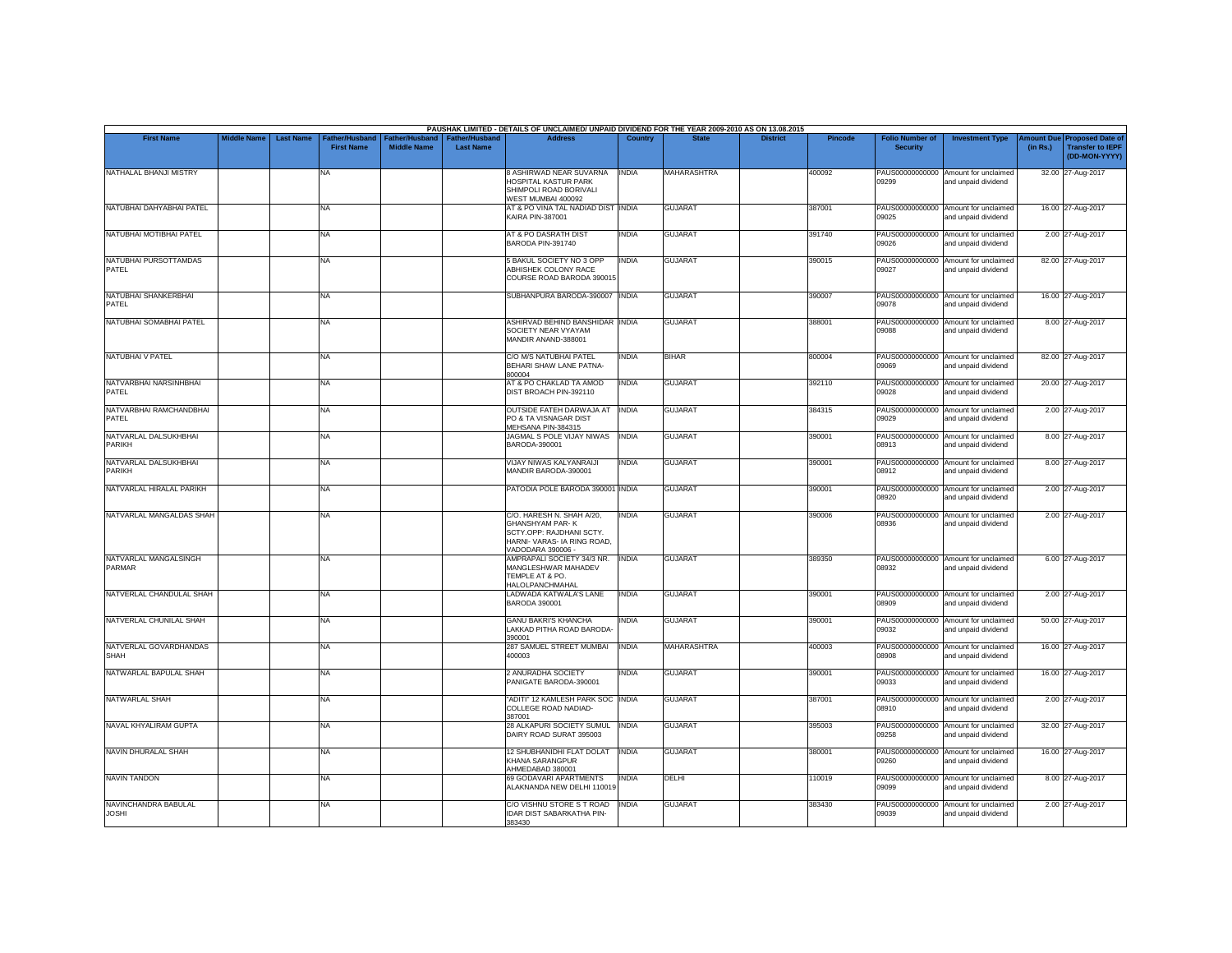PAUSHAK LIMITED - DETAILS OF UNCLAIMED/ UNPAID DIVIDEND FOR THE YEAR 2009-2010 AS ON 13.08.2015

| First Name | Middle Name | Last Name | Father/Husband First Name | Father/Husband Middle Name | Father/Husband Last Name | Address | Country | State | District | Pincode | Folio Number of Security | Investment Type | Amount Due (in Rs.) | Proposed Date of Transfer to IEPF (DD-MON-YYYY) |
|---|---|---|---|---|---|---|---|---|---|---|---|---|---|---|
| NATHALAL BHANJI MISTRY | | | NA | | | 8 ASHIRWAD NEAR SUVARNA HOSPITAL KASTUR PARK SHIMPOLI ROAD BORIVALI WEST MUMBAI 400092 | INDIA | MAHARASHTRA | | 400092 | PAUS00000000000 09299 | Amount for unclaimed and unpaid dividend | 32.00 | 27-Aug-2017 |
| NATUBHAI DAHYABHAI PATEL | | | NA | | | AT & PO VINA TAL NADIAD DIST KAIRA PIN-387001 | INDIA | GUJARAT | | 387001 | PAUS00000000000 09025 | Amount for unclaimed and unpaid dividend | 16.00 | 27-Aug-2017 |
| NATUBHAI MOTIBHAI PATEL | | | NA | | | AT & PO DASRATH DIST BARODA PIN-391740 | INDIA | GUJARAT | | 391740 | PAUS00000000000 09026 | Amount for unclaimed and unpaid dividend | 2.00 | 27-Aug-2017 |
| NATUBHAI PURSOTTAMDAS PATEL | | | NA | | | 5 BAKUL SOCIETY NO 3 OPP ABHISHEK COLONY RACE COURSE ROAD BARODA 390015 | INDIA | GUJARAT | | 390015 | PAUS00000000000 09027 | Amount for unclaimed and unpaid dividend | 82.00 | 27-Aug-2017 |
| NATUBHAI SHANKERBHAI PATEL | | | NA | | | SUBHANPURA BARODA-390007 | INDIA | GUJARAT | | 390007 | PAUS00000000000 09078 | Amount for unclaimed and unpaid dividend | 16.00 | 27-Aug-2017 |
| NATUBHAI SOMABHAI PATEL | | | NA | | | ASHIRVAD BEHIND BANSHIDAR SOCIETY NEAR VYAYAM MANDIR ANAND-388001 | INDIA | GUJARAT | | 388001 | PAUS00000000000 09088 | Amount for unclaimed and unpaid dividend | 8.00 | 27-Aug-2017 |
| NATUBHAI V PATEL | | | NA | | | C/O M/S NATUBHAI PATEL BEHARI SHAW LANE PATNA-800004 | INDIA | BIHAR | | 800004 | PAUS00000000000 09069 | Amount for unclaimed and unpaid dividend | 82.00 | 27-Aug-2017 |
| NATVARBHAI NARSINHBHAI PATEL | | | NA | | | AT & PO CHAKLAD TA AMOD DIST BROACH PIN-392110 | INDIA | GUJARAT | | 392110 | PAUS00000000000 09028 | Amount for unclaimed and unpaid dividend | 20.00 | 27-Aug-2017 |
| NATVARBHAI RAMCHANDBHAI PATEL | | | NA | | | OUTSIDE FATEH DARWAJA AT PO & TA VISNAGAR DIST MEHSANA PIN-384315 | INDIA | GUJARAT | | 384315 | PAUS00000000000 09029 | Amount for unclaimed and unpaid dividend | 2.00 | 27-Aug-2017 |
| NATVARLAL DALSUKHBHAI PARIKH | | | NA | | | JAGMAL S POLE VIJAY NIWAS BARODA-390001 | INDIA | GUJARAT | | 390001 | PAUS00000000000 08913 | Amount for unclaimed and unpaid dividend | 8.00 | 27-Aug-2017 |
| NATVARLAL DALSUKHBHAI PARIKH | | | NA | | | VIJAY NIWAS KALYANRAIJI MANDIR BARODA-390001 | INDIA | GUJARAT | | 390001 | PAUS00000000000 08912 | Amount for unclaimed and unpaid dividend | 8.00 | 27-Aug-2017 |
| NATVARLAL HIRALAL PARIKH | | | NA | | | PATODIA POLE BARODA 390001 | INDIA | GUJARAT | | 390001 | PAUS00000000000 08920 | Amount for unclaimed and unpaid dividend | 2.00 | 27-Aug-2017 |
| NATVARLAL MANGALDAS SHAH | | | NA | | | C/O. HARESH N. SHAH A/20, GHANSHYAM PAR- K SCTY.OPP: RAJDHANI SCTY. HARNI- VARAS- IA RING ROAD, VADODARA 390006 - | INDIA | GUJARAT | | 390006 | PAUS00000000000 08936 | Amount for unclaimed and unpaid dividend | 2.00 | 27-Aug-2017 |
| NATVARLAL MANGALSINGH PARMAR | | | NA | | | AMPRAPALI SOCIETY 34/3 NR. MANGLESHWAR MAHADEV TEMPLE AT & PO. HALOLPANCHMAHAL | INDIA | GUJARAT | | 389350 | PAUS00000000000 08932 | Amount for unclaimed and unpaid dividend | 6.00 | 27-Aug-2017 |
| NATVERLAL CHANDULAL SHAH | | | NA | | | LADWADA KATWALA'S LANE BARODA 390001 | INDIA | GUJARAT | | 390001 | PAUS00000000000 08909 | Amount for unclaimed and unpaid dividend | 2.00 | 27-Aug-2017 |
| NATVERLAL CHUNILAL SHAH | | | NA | | | GANU BAKRI'S KHANCHA LAKKAD PITHA ROAD BARODA-390001 | INDIA | GUJARAT | | 390001 | PAUS00000000000 09032 | Amount for unclaimed and unpaid dividend | 50.00 | 27-Aug-2017 |
| NATVERLAL GOVARDHANDAS SHAH | | | NA | | | 287 SAMUEL STREET MUMBAI 400003 | INDIA | MAHARASHTRA | | 400003 | PAUS00000000000 08908 | Amount for unclaimed and unpaid dividend | 16.00 | 27-Aug-2017 |
| NATWARLAL BAPULAL SHAH | | | NA | | | 2 ANURADHA SOCIETY PANIGATE BARODA-390001 | INDIA | GUJARAT | | 390001 | PAUS00000000000 09033 | Amount for unclaimed and unpaid dividend | 16.00 | 27-Aug-2017 |
| NATWARLAL SHAH | | | NA | | | "ADITI" 12 KAMLESH PARK SOC COLLEGE ROAD NADIAD-387001 | INDIA | GUJARAT | | 387001 | PAUS00000000000 08910 | Amount for unclaimed and unpaid dividend | 2.00 | 27-Aug-2017 |
| NAVAL KHYALIRAM GUPTA | | | NA | | | 28 ALKAPURI SOCIETY SUMUL DAIRY ROAD SURAT 395003 | INDIA | GUJARAT | | 395003 | PAUS00000000000 09258 | Amount for unclaimed and unpaid dividend | 32.00 | 27-Aug-2017 |
| NAVIN DHURALAL SHAH | | | NA | | | 12 SHUBHANIDHI FLAT DOLAT KHANA SARANGPUR AHMEDABAD 380001 | INDIA | GUJARAT | | 380001 | PAUS00000000000 09260 | Amount for unclaimed and unpaid dividend | 16.00 | 27-Aug-2017 |
| NAVIN TANDON | | | NA | | | 69 GODAVARI APARTMENTS ALAKNANDA NEW DELHI 110019 | INDIA | DELHI | | 110019 | PAUS00000000000 09099 | Amount for unclaimed and unpaid dividend | 8.00 | 27-Aug-2017 |
| NAVINCHANDRA BABULAL JOSHI | | | NA | | | C/O VISHNU STORE S T ROAD IDAR DIST SABARKATHA PIN-383430 | INDIA | GUJARAT | | 383430 | PAUS00000000000 09039 | Amount for unclaimed and unpaid dividend | 2.00 | 27-Aug-2017 |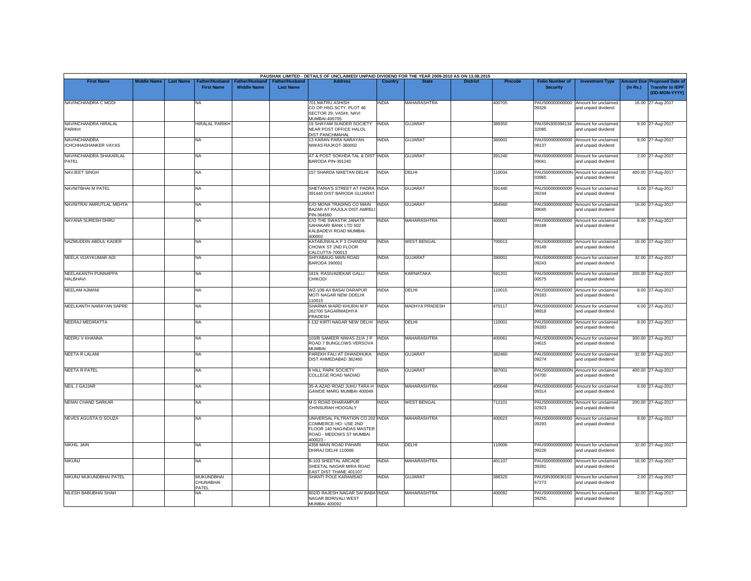PAUSHAK LIMITED - DETAILS OF UNCLAIMED/ UNPAID DIVIDEND FOR THE YEAR 2009-2010 AS ON 13.08.2015

| First Name | Middle Name | Last Name | Father/Husband First Name | Father/Husband Middle Name | Father/Husband Last Name | Address | Country | State | District | Pincode | Folio Number of Security | Investment Type | Amount Due (in Rs.) | Proposed Date of Transfer to IEPF (DD-MON-YYYY) |
|---|---|---|---|---|---|---|---|---|---|---|---|---|---|---|
| NAVINCHANDRA C MODI | | | NA | | | 701,MATRU ASHISH CO.OP.HSG.SCTY. PLOT 46 SECTOR 29, VASHI, NAVI MUMBAI-400705 | INDIA | MAHARASHTRA | | 400705 | PAUS00000000000 09326 | Amount for unclaimed and unpaid dividend | 16.00 | 27-Aug-2017 |
| NAVINCHANDRA HIRALAL PARIKH | | | HIRALAL PARIKH | | | 19 SHAYAM SUNDER SOCIETY NEAR POST OFFICE HALOL DIST PANCHMAHAL | INDIA | GUJARAT | | 389350 | PAUSIN300394134 32085 | Amount for unclaimed and unpaid dividend | 8.00 | 27-Aug-2017 |
| NAVINCHANDRA ICHCHHASHANKER VAYAS | | | NA | | | 13 KARAN PARA NARAYAN NIWAS RAJKOT-360002 | INDIA | GUJARAT | | 360002 | PAUS00000000000 09137 | Amount for unclaimed and unpaid dividend | 8.00 | 27-Aug-2017 |
| NAVINCHANDRA SHAKARLAL PATEL | | | NA | | | AT & POST SOKHDA TAL & DIST BARODA PIN-391240 | INDIA | GUJARAT | | 391240 | PAUS00000000000 09041 | Amount for unclaimed and unpaid dividend | 2.00 | 27-Aug-2017 |
| NAVJEET SINGH | | | NA | | | 157 SHARDA NIKETAN DELHI | INDIA | DELHI | | 110034 | PAUS0000000000N 03965 | Amount for unclaimed and unpaid dividend | 400.00 | 27-Aug-2017 |
| NAVNITBHAI M PATEL | | | NA | | | SHETARIA'S STREET AT PADRA 391440 DIST BARODA GUJARAT | INDIA | GUJARAT | | 391440 | PAUS00000000000 09244 | Amount for unclaimed and unpaid dividend | 6.00 | 27-Aug-2017 |
| NAVNITRAI AMRUTLAL MEHTA | | | NA | | | C/O MONA TRADING CO MAIN BAZAR AT RAJULA DIST AMRELI PIN-364560 | INDIA | GUJARAT | | 364560 | PAUS00000000000 09045 | Amount for unclaimed and unpaid dividend | 16.00 | 27-Aug-2017 |
| NAYANA SURESH DHRU | | | NA | | | C/O THE SWASTIK JANATA SAHAKARI BANK LTD 502 KALBADEVI ROAD MUMBAI-400002 | INDIA | MAHARASHTRA | | 400002 | PAUS00000000000 09168 | Amount for unclaimed and unpaid dividend | 8.00 | 27-Aug-2017 |
| NAZMUDDIN ABDUL KADER | | | NA | | | KATABJIWALA P 3 CHANDNI CHOWK ST 2ND FLOOR CALCUTTA-700013 | INDIA | WEST BENGAL | | 700013 | PAUS00000000000 09149 | Amount for unclaimed and unpaid dividend | 16.00 | 27-Aug-2017 |
| NEELA VIJAYKUMAR ADI | | | NA | | | SHIYABAUG MAIN ROAD BARODA 390001 | INDIA | GUJARAT | | 390001 | PAUS00000000000 09243 | Amount for unclaimed and unpaid dividend | 32.00 | 27-Aug-2017 |
| NEELAKANTH PUNNAPPA HALBHAVI | | | NA | | | 1819, RASIVADEKAR GALLI CHIKODI | INDIA | KARNATAKA | | 591201 | PAUS0000000000N 00575 | Amount for unclaimed and unpaid dividend | 200.00 | 27-Aug-2017 |
| NEELAM AJMANI | | | NA | | | WZ-108-A/I BASAI DARAPUR MOTI NAGAR NEW DDELHI 110015 | INDIA | DELHI | | 110015 | PAUS00000000000 09183 | Amount for unclaimed and unpaid dividend | 8.00 | 27-Aug-2017 |
| NEELKANTH NARAYAN SAPRE | | | NA | | | SHARMA WARD KHURAI M P 262700 SAGARMADHYA PRADESH | INDIA | MADHYA PRADESH | | 470117 | PAUS00000000000 08918 | Amount for unclaimed and unpaid dividend | 6.00 | 27-Aug-2017 |
| NEERAJ MEDIRATTA | | | NA | | | I-132 KIRTI NAGAR NEW DELHI | INDIA | DELHI | | 110001 | PAUS00000000000 09283 | Amount for unclaimed and unpaid dividend | 8.00 | 27-Aug-2017 |
| NEERU V KHANNA | | | NA | | | 103/B SAMEER NIWAS 21/A J P ROAD 7 BUNGLOWS VERSOVA MUMBAI | INDIA | MAHARASHTRA | | 400061 | PAUS0000000000N 04615 | Amount for unclaimed and unpaid dividend | 300.00 | 27-Aug-2017 |
| NEETA R LALANI | | | NA | | | PAREKH FALI AT DHANDHUKA DIST AHMEDABAD 382460 | INDIA | GUJARAT | | 382460 | PAUS00000000000 09274 | Amount for unclaimed and unpaid dividend | 32.00 | 27-Aug-2017 |
| NEETA R PATEL | | | NA | | | 6 HILL PARK SOCIETY COLLEGE ROAD NADIAD | INDIA | GUJARAT | | 387001 | PAUS0000000000N 04700 | Amount for unclaimed and unpaid dividend | 400.00 | 27-Aug-2017 |
| NEIL J GAJJAR | | | NA | | | 35-A AZAD ROAD JUHU TARA H GAWDE MARG MUMBAI 400049 | INDIA | MAHARASHTRA | | 400049 | PAUS00000000000 09314 | Amount for unclaimed and unpaid dividend | 6.00 | 27-Aug-2017 |
| NEMAI CHAND SARKAR | | | NA | | | M G ROAD DHARAMPUR CHINSURAH HOOGALY | INDIA | WEST BENGAL | | 712101 | PAUS0000000000N 02923 | Amount for unclaimed and unpaid dividend | 200.00 | 27-Aug-2017 |
| NEVES AGUSTA D SOUZA | | | NA | | | UNIVERSAL FILTRATION CO 202 COMMERCE HO- USE 2ND FLOOR 140 NAGINDAS MASTER ROAD - MEDOWS ST MUMBAI 400023 - | INDIA | MAHARASHTRA | | 400023 | PAUS00000000000 09293 | Amount for unclaimed and unpaid dividend | 8.00 | 27-Aug-2017 |
| NIKHIL JAIN | | | NA | | | 4358 MAIN ROAD PAHARI DHIRAJ DELHI 110006 | INDIA | DELHI | | 110006 | PAUS00000000000 09226 | Amount for unclaimed and unpaid dividend | 32.00 | 27-Aug-2017 |
| NIKUNJ | | | NA | | | B-103 SHEETAL ARCADE SHEETAL NAGAR MIRA ROAD EAST DIST THANE 401107 | INDIA | MAHARASHTRA | | 401107 | PAUS00000000000 09281 | Amount for unclaimed and unpaid dividend | 16.00 | 27-Aug-2017 |
| NIKUNJ MUKUNDBHAI PATEL | | | MUKUNDBHAI CHUNABHAI PATEL | | | SHANTI POLE KARAMSAD | INDIA | GUJARAT | | 388325 | PAUSIN300636102 67273 | Amount for unclaimed and unpaid dividend | 2.00 | 27-Aug-2017 |
| NILESH BABUBHAI SHAH | | | NA | | | 602/D RAJESH NAGAR SAI BABA NAGAR BORIVALI WEST MUMBAI 400092 | INDIA | MAHARASHTRA | | 400092 | PAUS00000000000 09255 | Amount for unclaimed and unpaid dividend | 66.00 | 27-Aug-2017 |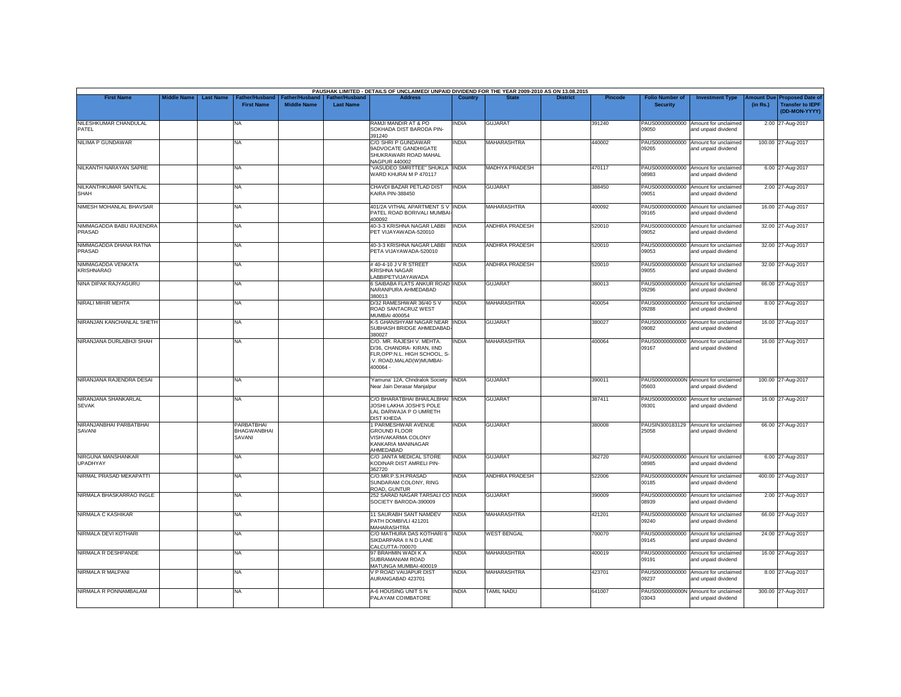PAUSHAK LIMITED - DETAILS OF UNCLAIMED/ UNPAID DIVIDEND FOR THE YEAR 2009-2010 AS ON 13.08.2015

| First Name | Middle Name | Last Name | Father/Husband First Name | Father/Husband Middle Name | Father/Husband Last Name | Address | Country | State | District | Pincode | Folio Number of Security | Investment Type | Amount Due (in Rs.) | Proposed Date of Transfer to IEPF (DD-MON-YYYY) |
|---|---|---|---|---|---|---|---|---|---|---|---|---|---|---|
| NILESHKUMAR CHANDULAL PATEL | | | NA | | | RAMJI MANDIR AT & PO SOKHADA DIST BARODA PIN-391240 | INDIA | GUJARAT | | 391240 | PAUS00000000000 09050 | Amount for unclaimed and unpaid dividend | 2.00 | 27-Aug-2017 |
| NILIMA P GUNDAWAR | | | NA | | | C/O SHRI P GUNDAWAR 9ADVOCATE GANDHIGATE SHUKRAWARI ROAD MAHAL NAGPUR 440002 | INDIA | MAHARASHTRA | | 440002 | PAUS00000000000 09265 | Amount for unclaimed and unpaid dividend | 100.00 | 27-Aug-2017 |
| NILKANTH NARAYAN SAPRE | | | NA | | | "VASUDEO SMRITTEE" SHUKLA WARD KHURAI M P 470117 | INDIA | MADHYA PRADESH | | 470117 | PAUS00000000000 08983 | Amount for unclaimed and unpaid dividend | 6.00 | 27-Aug-2017 |
| NILKANTHKUMAR SANTILAL SHAH | | | NA | | | CHAVDI BAZAR PETLAD DIST KAIRA PIN-388450 | INDIA | GUJARAT | | 388450 | PAUS00000000000 09051 | Amount for unclaimed and unpaid dividend | 2.00 | 27-Aug-2017 |
| NIMESH MOHANLAL BHAVSAR | | | NA | | | 401/2A VITHAL APARTMENT S V PATEL ROAD BORIVALI MUMBAI-400092 | INDIA | MAHARASHTRA | | 400092 | PAUS00000000000 09165 | Amount for unclaimed and unpaid dividend | 16.00 | 27-Aug-2017 |
| NIMMAGADDA BABU RAJENDRA PRASAD | | | NA | | | 40-3-3 KRISHNA NAGAR LABBI PET VIJAYAWADA-520010 | INDIA | ANDHRA PRADESH | | 520010 | PAUS00000000000 09052 | Amount for unclaimed and unpaid dividend | 32.00 | 27-Aug-2017 |
| NIMMAGADDA DHANA RATNA PRASAD | | | NA | | | 40-3-3 KRISHNA NAGAR LABBI PETA VIJAYAWADA-520010 | INDIA | ANDHRA PRADESH | | 520010 | PAUS00000000000 09053 | Amount for unclaimed and unpaid dividend | 32.00 | 27-Aug-2017 |
| NIMMAGADDA VENKATA KRISHNARAO | | | NA | | | # 40-4-10 J V R STREET KRISHNA NAGAR LABBIPETVIJAYAWADA | INDIA | ANDHRA PRADESH | | 520010 | PAUS00000000000 09055 | Amount for unclaimed and unpaid dividend | 32.00 | 27-Aug-2017 |
| NINA DIPAK RAJYAGURU | | | NA | | | 6 SAIBABA FLATS ANKUR ROAD NARANPURA AHMEDABAD 380013 | INDIA | GUJARAT | | 380013 | PAUS00000000000 09296 | Amount for unclaimed and unpaid dividend | 66.00 | 27-Aug-2017 |
| NIRALI MIHIR MEHTA | | | NA | | | D/32 RAMESHWAR 36/40 S V ROAD SANTACRUZ WEST MUMBAI 400054 | INDIA | MAHARASHTRA | | 400054 | PAUS00000000000 09288 | Amount for unclaimed and unpaid dividend | 8.00 | 27-Aug-2017 |
| NIRANJAN KANCHANLAL SHETH | | | NA | | | K-5 GHANSHYAM NAGAR NEAR SUBHASH BRIDGE AHMEDABAD-380027 | INDIA | GUJARAT | | 380027 | PAUS00000000000 09082 | Amount for unclaimed and unpaid dividend | 16.00 | 27-Aug-2017 |
| NIRANJANA DURLABHJI SHAH | | | NA | | | C/O. MR. RAJESH V. MEHTA. D/36, CHANDRA- KIRAN, IIND FLR,OPP:N.L. HIGH SCHOOL, S-.V. ROAD,MALAD(W)MUMBAI-400064 - | INDIA | MAHARASHTRA | | 400064 | PAUS00000000000 09167 | Amount for unclaimed and unpaid dividend | 16.00 | 27-Aug-2017 |
| NIRANJANA RAJENDRA DESAI | | | NA | | | 'Yamuna' 12A, Chndralok Society Near Jain Derasar Manjalpur | INDIA | GUJARAT | | 390011 | PAUS0000000000N 05603 | Amount for unclaimed and unpaid dividend | 100.00 | 27-Aug-2017 |
| NIRANJANA SHANKARLAL SEVAK | | | NA | | | C/O BHARATBHAI BHAILALBHAI JOSHI LAKHA JOSHI'S POLE LAL DARWAJA P O UMRETH DIST KHEDA | INDIA | GUJARAT | | 387411 | PAUS00000000000 09301 | Amount for unclaimed and unpaid dividend | 16.00 | 27-Aug-2017 |
| NIRANJANBHAI PARBATBHAI SAVANI | | | PARBATBHAI BHAGWANBHAI SAVANI | | | 1 PARMESHWAR AVENUE GROUND FLOOR VISHVAKARMA COLONY KANKARIA MANINAGAR AHMEDABAD | INDIA | GUJARAT | | 380008 | PAUSIN300183129 25058 | Amount for unclaimed and unpaid dividend | 66.00 | 27-Aug-2017 |
| NIRGUNA MANSHANKAR UPADHYAY | | | NA | | | C/O JANTA MEDICAL STORE KODINAR DIST AMRELI PIN-362720 | INDIA | GUJARAT | | 362720 | PAUS00000000000 08985 | Amount for unclaimed and unpaid dividend | 6.00 | 27-Aug-2017 |
| NIRMAL PRASAD MEKAPATTI | | | NA | | | C/O.MR.P.S.H.PRASAD SUNDARAM COLONY, RING ROAD, GUNTUR | INDIA | ANDHRA PRADESH | | 522006 | PAUS0000000000N 00185 | Amount for unclaimed and unpaid dividend | 400.00 | 27-Aug-2017 |
| NIRMALA BHASKARRAO INGLE | | | NA | | | 252 SARAD NAGAR TARSALI CO SOCIETY BARODA-390009 | INDIA | GUJARAT | | 390009 | PAUS00000000000 08939 | Amount for unclaimed and unpaid dividend | 2.00 | 27-Aug-2017 |
| NIRMALA C KASHIKAR | | | NA | | | 11 SAURABH SANT NAMDEV PATH DOMBIVLI 421201 MAHARASHTRA | INDIA | MAHARASHTRA | | 421201 | PAUS00000000000 09240 | Amount for unclaimed and unpaid dividend | 66.00 | 27-Aug-2017 |
| NIRMALA DEVI KOTHARI | | | NA | | | C/O MATHURA DAS KOTHARI 6 SIKDARPARA II N D LANE CALCUTTA-700070 | INDIA | WEST BENGAL | | 700070 | PAUS00000000000 09145 | Amount for unclaimed and unpaid dividend | 24.00 | 27-Aug-2017 |
| NIRMALA R DESHPANDE | | | NA | | | 97 BRAHMIN WADI K A SUBRAMANIAM ROAD MATUNGA MUMBAI-400019 | INDIA | MAHARASHTRA | | 400019 | PAUS00000000000 09191 | Amount for unclaimed and unpaid dividend | 16.00 | 27-Aug-2017 |
| NIRMALA R MALPANI | | | NA | | | V P ROAD VAIJAPUR DIST AURANGABAD 423701 | INDIA | MAHARASHTRA | | 423701 | PAUS00000000000 09237 | Amount for unclaimed and unpaid dividend | 8.00 | 27-Aug-2017 |
| NIRMALA R PONNAMBALAM | | | NA | | | A-6 HOUSING UNIT S N PALAYAM COIMBATORE | INDIA | TAMIL NADU | | 641007 | PAUS0000000000N 03043 | Amount for unclaimed and unpaid dividend | 300.00 | 27-Aug-2017 |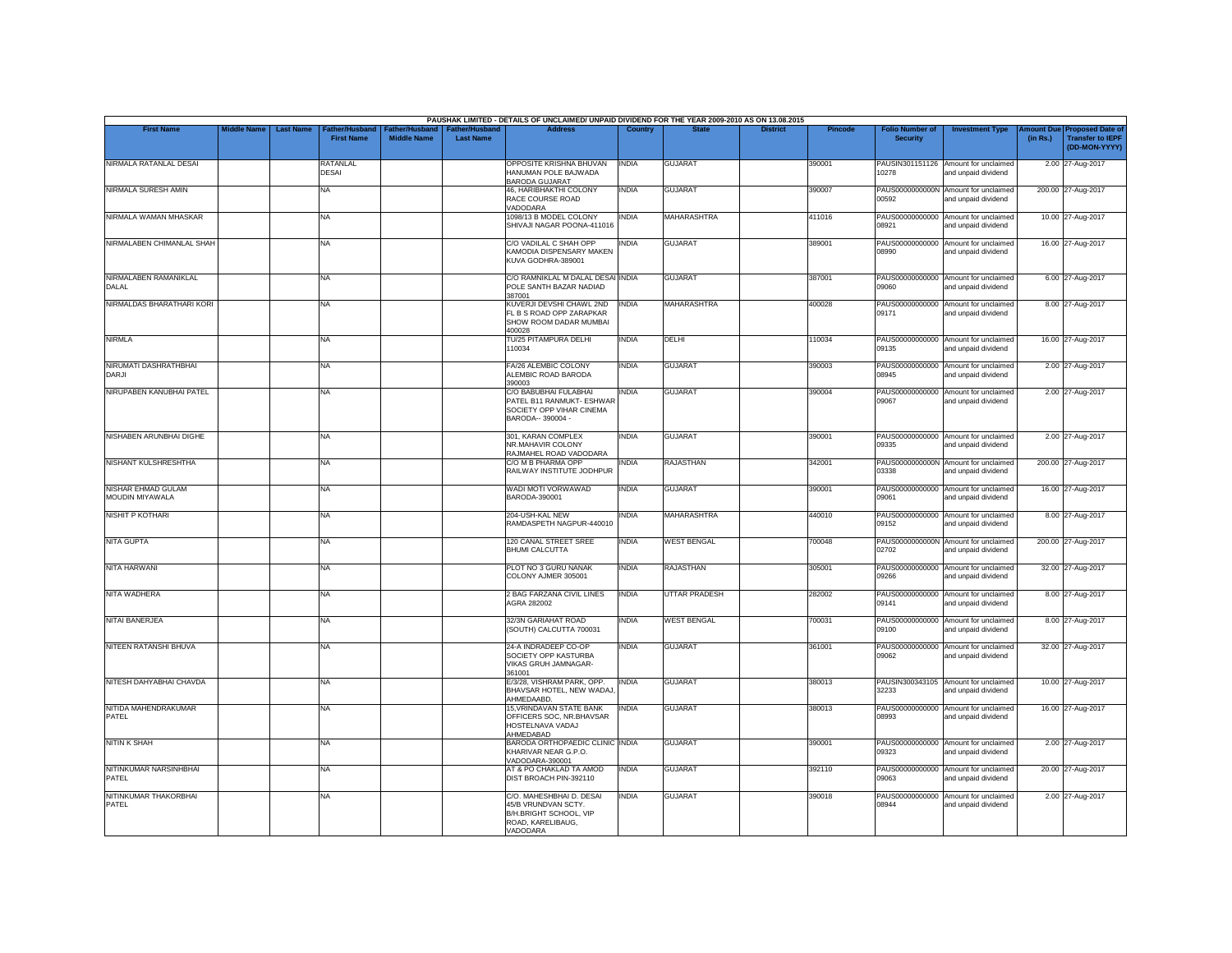PAUSHAK LIMITED - DETAILS OF UNCLAIMED/ UNPAID DIVIDEND FOR THE YEAR 2009-2010 AS ON 13.08.2015

| First Name | Middle Name | Last Name | Father/Husband First Name | Father/Husband Middle Name | Father/Husband Last Name | Address | Country | State | District | Pincode | Folio Number of Security | Investment Type | Amount Due (in Rs.) | Proposed Date of Transfer to IEPF (DD-MON-YYYY) |
|---|---|---|---|---|---|---|---|---|---|---|---|---|---|---|
| NIRMALA RATANLAL DESAI | | | RATANLAL DESAI | | | OPPOSITE KRISHNA BHUVAN HANUMAN POLE BAJWADA BARODA GUJARAT | INDIA | GUJARAT | | 390001 | PAUSIN301151126 10278 | Amount for unclaimed and unpaid dividend | 2.00 | 27-Aug-2017 |
| NIRMALA SURESH AMIN | | | NA | | | 46, HARIBHAKTHI COLONY RACE COURSE ROAD VADODARA | INDIA | GUJARAT | | 390007 | PAUS0000000000N 00592 | Amount for unclaimed and unpaid dividend | 200.00 | 27-Aug-2017 |
| NIRMALA WAMAN MHASKAR | | | NA | | | 1098/13 B MODEL COLONY SHIVAJI NAGAR POONA-411016 | INDIA | MAHARASHTRA | | 411016 | PAUS00000000000 08921 | Amount for unclaimed and unpaid dividend | 10.00 | 27-Aug-2017 |
| NIRMALABEN CHIMANLAL SHAH | | | NA | | | C/O VADILAL C SHAH OPP KAMODIA DISPENSARY MAKEN KUVA GODHRA-389001 | INDIA | GUJARAT | | 389001 | PAUS00000000000 08990 | Amount for unclaimed and unpaid dividend | 16.00 | 27-Aug-2017 |
| NIRMALABEN RAMANIKLAL DALAL | | | NA | | | C/O RAMNIKLAL M DALAL DESAI POLE SANTH BAZAR NADIAD 387001 | INDIA | GUJARAT | | 387001 | PAUS00000000000 09060 | Amount for unclaimed and unpaid dividend | 6.00 | 27-Aug-2017 |
| NIRMALDAS BHARATHARI KORI | | | NA | | | KUVERJI DEVSHI CHAWL 2ND FL B S ROAD OPP ZARAPKAR SHOW ROOM DADAR MUMBAI 400028 | INDIA | MAHARASHTRA | | 400028 | PAUS00000000000 09171 | Amount for unclaimed and unpaid dividend | 8.00 | 27-Aug-2017 |
| NIRMLA | | | NA | | | TU/25 PITAMPURA DELHI 110034 | INDIA | DELHI | | 110034 | PAUS00000000000 09135 | Amount for unclaimed and unpaid dividend | 16.00 | 27-Aug-2017 |
| NIRUMATI DASHRATHBHAI DARJI | | | NA | | | FA/26 ALEMBIC COLONY ALEMBIC ROAD BARODA 390003 | INDIA | GUJARAT | | 390003 | PAUS00000000000 08945 | Amount for unclaimed and unpaid dividend | 2.00 | 27-Aug-2017 |
| NIRUPABEN KANUBHAI PATEL | | | NA | | | C/O BABUBHAI FULABHAI PATEL B11 RANMUKT- ESHWAR SOCIETY OPP VIHAR CINEMA BARODA-- 390004 - | INDIA | GUJARAT | | 390004 | PAUS00000000000 09067 | Amount for unclaimed and unpaid dividend | 2.00 | 27-Aug-2017 |
| NISHABEN ARUNBHAI DIGHE | | | NA | | | 301, KARAN COMPLEX NR.MAHAVIR COLONY RAJMAHEL ROAD VADODARA | INDIA | GUJARAT | | 390001 | PAUS00000000000 09335 | Amount for unclaimed and unpaid dividend | 2.00 | 27-Aug-2017 |
| NISHANT KULSHRESHTHA | | | NA | | | C/O M B PHARMA OPP RAILWAY INSTITUTE JODHPUR | INDIA | RAJASTHAN | | 342001 | PAUS0000000000N 03338 | Amount for unclaimed and unpaid dividend | 200.00 | 27-Aug-2017 |
| NISHAR EHMAD GULAM MOUDIN MIYAWALA | | | NA | | | WADI MOTI VORWAWAD BARODA-390001 | INDIA | GUJARAT | | 390001 | PAUS00000000000 09061 | Amount for unclaimed and unpaid dividend | 16.00 | 27-Aug-2017 |
| NISHIT P KOTHARI | | | NA | | | 204-USH-KAL NEW RAMDASPETH NAGPUR-440010 | INDIA | MAHARASHTRA | | 440010 | PAUS00000000000 09152 | Amount for unclaimed and unpaid dividend | 8.00 | 27-Aug-2017 |
| NITA GUPTA | | | NA | | | 120 CANAL STREET SREE BHUMI CALCUTTA | INDIA | WEST BENGAL | | 700048 | PAUS0000000000N 02702 | Amount for unclaimed and unpaid dividend | 200.00 | 27-Aug-2017 |
| NITA HARWANI | | | NA | | | PLOT NO 3 GURU NANAK COLONY AJMER 305001 | INDIA | RAJASTHAN | | 305001 | PAUS00000000000 09266 | Amount for unclaimed and unpaid dividend | 32.00 | 27-Aug-2017 |
| NITA WADHERA | | | NA | | | 2 BAG FARZANA CIVIL LINES AGRA 282002 | INDIA | UTTAR PRADESH | | 282002 | PAUS00000000000 09141 | Amount for unclaimed and unpaid dividend | 8.00 | 27-Aug-2017 |
| NITAI BANERJEA | | | NA | | | 32/3N GARIAHAT ROAD (SOUTH) CALCUTTA 700031 | INDIA | WEST BENGAL | | 700031 | PAUS00000000000 09100 | Amount for unclaimed and unpaid dividend | 8.00 | 27-Aug-2017 |
| NITEEN RATANSHI BHUVA | | | NA | | | 24-A INDRADEEP CO-OP SOCIETY OPP KASTURBA VIKAS GRUH JAMNAGAR-361001 | INDIA | GUJARAT | | 361001 | PAUS00000000000 09062 | Amount for unclaimed and unpaid dividend | 32.00 | 27-Aug-2017 |
| NITESH DAHYABHAI CHAVDA | | | NA | | | E/3/28, VISHRAM PARK, OPP. BHAVSAR HOTEL, NEW WADAJ, AHMEDAABD. | INDIA | GUJARAT | | 380013 | PAUSIN300343105 32233 | Amount for unclaimed and unpaid dividend | 10.00 | 27-Aug-2017 |
| NITIDA MAHENDRAKUMAR PATEL | | | NA | | | 15,VRINDAVAN STATE BANK OFFICERS SOC, NR.BHAVSAR HOSTELNAVA VADAJ AHMEDABAD | INDIA | GUJARAT | | 380013 | PAUS00000000000 08993 | Amount for unclaimed and unpaid dividend | 16.00 | 27-Aug-2017 |
| NITIN K SHAH | | | NA | | | BARODA ORTHOPAEDIC CLINIC KHARIVAR NEAR G.P.O. VADODARA-390001 | INDIA | GUJARAT | | 390001 | PAUS00000000000 09323 | Amount for unclaimed and unpaid dividend | 2.00 | 27-Aug-2017 |
| NITINKUMAR NARSINHBHAI PATEL | | | NA | | | AT & PO CHAKLAD TA AMOD DIST BROACH PIN-392110 | INDIA | GUJARAT | | 392110 | PAUS00000000000 09063 | Amount for unclaimed and unpaid dividend | 20.00 | 27-Aug-2017 |
| NITINKUMAR THAKORBHAI PATEL | | | NA | | | C/O. MAHESHBHAI D. DESAI 45/B VRUNDVAN SCTY. B/H.BRIGHT SCHOOL, VIP ROAD, KARELIBAUG, VADODARA | INDIA | GUJARAT | | 390018 | PAUS00000000000 08944 | Amount for unclaimed and unpaid dividend | 2.00 | 27-Aug-2017 |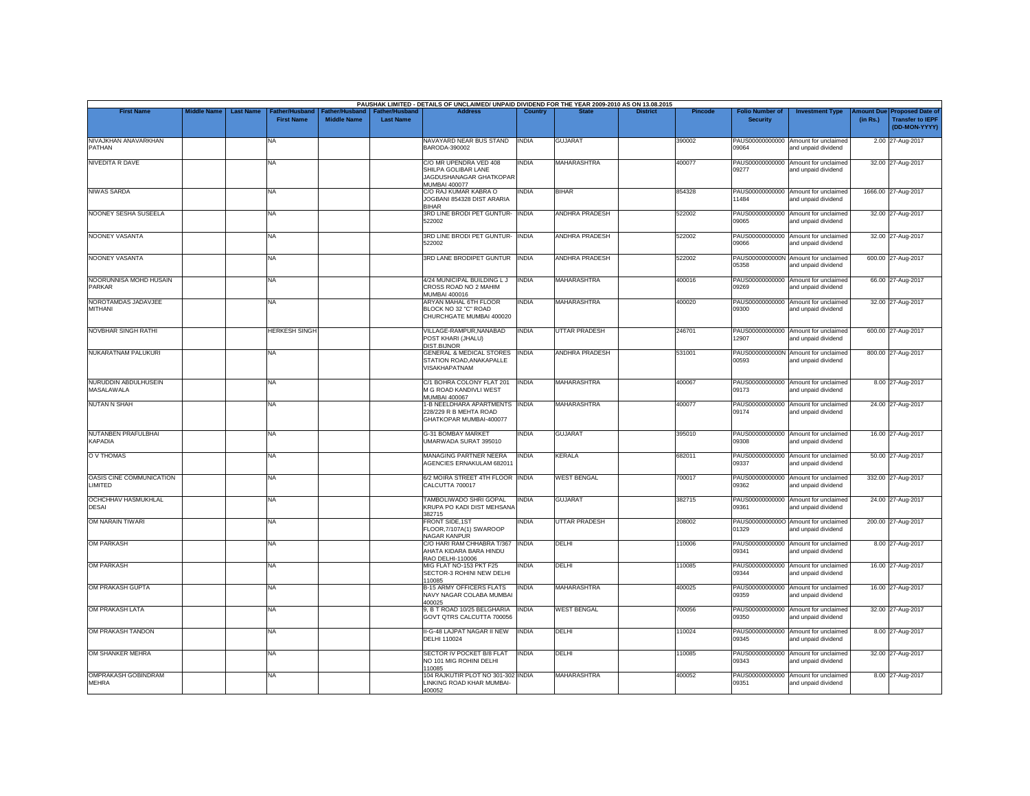PAUSHAK LIMITED - DETAILS OF UNCLAIMED/ UNPAID DIVIDEND FOR THE YEAR 2009-2010 AS ON 13.08.2015

| First Name | Middle Name | Last Name | Father/Husband First Name | Father/Husband Middle Name | Father/Husband Last Name | Address | Country | State | District | Pincode | Folio Number of Security | Investment Type | Amount Due (in Rs.) | Proposed Date of Transfer to IEPF (DD-MON-YYYY) |
|---|---|---|---|---|---|---|---|---|---|---|---|---|---|---|
| NIVAJKHAN ANAVARKHAN PATHAN | | | NA | | | NAVAYARD NEAR BUS STAND BARODA-390002 | INDIA | GUJARAT | | 390002 | PAUS00000000000 09064 | Amount for unclaimed and unpaid dividend | 2.00 | 27-Aug-2017 |
| NIVEDITA R DAVE | | | NA | | | C/O MR UPENDRA VED 408 SHILPA GOLIBAR LANE JAGDUSHANAGAR GHATKOPAR MUMBAI 400077 | INDIA | MAHARASHTRA | | 400077 | PAUS00000000000 09277 | Amount for unclaimed and unpaid dividend | 32.00 | 27-Aug-2017 |
| NIWAS SARDA | | | NA | | | C/O RAJ KUMAR KABRA O JOGBANI 854328 DIST ARARIA BIHAR | INDIA | BIHAR | | 854328 | PAUS00000000000 11484 | Amount for unclaimed and unpaid dividend | 1666.00 | 27-Aug-2017 |
| NOONEY SESHA SUSEELA | | | NA | | | 3RD LINE BRODI PET GUNTUR-522002 | INDIA | ANDHRA PRADESH | | 522002 | PAUS00000000000 09065 | Amount for unclaimed and unpaid dividend | 32.00 | 27-Aug-2017 |
| NOONEY VASANTA | | | NA | | | 3RD LINE BRODI PET GUNTUR-522002 | INDIA | ANDHRA PRADESH | | 522002 | PAUS00000000000 09066 | Amount for unclaimed and unpaid dividend | 32.00 | 27-Aug-2017 |
| NOONEY VASANTA | | | NA | | | 3RD LANE BRODIPET GUNTUR | INDIA | ANDHRA PRADESH | | 522002 | PAUS0000000000N 05358 | Amount for unclaimed and unpaid dividend | 600.00 | 27-Aug-2017 |
| NOORUNNISA MOHD HUSAIN PARKAR | | | NA | | | 4/24 MUNICIPAL BUILDING L J CROSS ROAD NO 2 MAHIM MUMBAI 400016 | INDIA | MAHARASHTRA | | 400016 | PAUS00000000000 09269 | Amount for unclaimed and unpaid dividend | 66.00 | 27-Aug-2017 |
| NOROTAMDAS JADAVJEE MITHANI | | | NA | | | ARYAN MAHAL 6TH FLOOR BLOCK NO 32 "C" ROAD CHURCHGATE MUMBAI 400020 | INDIA | MAHARASHTRA | | 400020 | PAUS00000000000 09300 | Amount for unclaimed and unpaid dividend | 32.00 | 27-Aug-2017 |
| NOVBHAR SINGH RATHI | | | HERKESH SINGH | | | VILLAGE-RAMPUR,NANABAD POST KHARI (JHALU) DIST.BIJNOR | INDIA | UTTAR PRADESH | | 246701 | PAUS00000000000 12907 | Amount for unclaimed and unpaid dividend | 600.00 | 27-Aug-2017 |
| NUKARATNAM PALUKURI | | | NA | | | GENERAL & MEDICAL STORES STATION ROAD,ANAKAPALLE VISAKHAPATNAM | INDIA | ANDHRA PRADESH | | 531001 | PAUS0000000000N 00593 | Amount for unclaimed and unpaid dividend | 800.00 | 27-Aug-2017 |
| NURUDDIN ABDULHUSEIN MASALAWALA | | | NA | | | C/1 BOHRA COLONY FLAT 201 M G ROAD KANDIVLI WEST MUMBAI 400067 | INDIA | MAHARASHTRA | | 400067 | PAUS00000000000 09173 | Amount for unclaimed and unpaid dividend | 8.00 | 27-Aug-2017 |
| NUTAN N SHAH | | | NA | | | 1-B NEELDHARA APARTMENTS 228/229 R B MEHTA ROAD GHATKOPAR MUMBAI-400077 | INDIA | MAHARASHTRA | | 400077 | PAUS00000000000 09174 | Amount for unclaimed and unpaid dividend | 24.00 | 27-Aug-2017 |
| NUTANBEN PRAFULBHAI KAPADIA | | | NA | | | G-31 BOMBAY MARKET UMARWADA SURAT 395010 | INDIA | GUJARAT | | 395010 | PAUS00000000000 09308 | Amount for unclaimed and unpaid dividend | 16.00 | 27-Aug-2017 |
| O V THOMAS | | | NA | | | MANAGING PARTNER NEERA AGENCIES ERNAKULAM 682011 | INDIA | KERALA | | 682011 | PAUS00000000000 09337 | Amount for unclaimed and unpaid dividend | 50.00 | 27-Aug-2017 |
| OASIS CINE COMMUNICATION LIMITED | | | NA | | | 6/2 MOIRA STREET 4TH FLOOR CALCUTTA 700017 | INDIA | WEST BENGAL | | 700017 | PAUS00000000000 09362 | Amount for unclaimed and unpaid dividend | 332.00 | 27-Aug-2017 |
| OCHCHHAV HASMUKHLAL DESAI | | | NA | | | TAMBOLIWADO SHRI GOPAL KRUPA PO KADI DIST MEHSANA 382715 | INDIA | GUJARAT | | 382715 | PAUS00000000000 09361 | Amount for unclaimed and unpaid dividend | 24.00 | 27-Aug-2017 |
| OM NARAIN TIWARI | | | NA | | | FRONT SIDE,1ST FLOOR,7/107A(1) SWAROOP NAGAR KANPUR | INDIA | UTTAR PRADESH | | 208002 | PAUS0000000000O 01329 | Amount for unclaimed and unpaid dividend | 200.00 | 27-Aug-2017 |
| OM PARKASH | | | NA | | | C/O HARI RAM CHHABRA T/367 AHATA KIDARA BARA HINDU RAO DELHI-110006 | INDIA | DELHI | | 110006 | PAUS00000000000 09341 | Amount for unclaimed and unpaid dividend | 8.00 | 27-Aug-2017 |
| OM PARKASH | | | NA | | | MIG FLAT NO-153 PKT F25 SECTOR-3 ROHINI NEW DELHI 110085 | INDIA | DELHI | | 110085 | PAUS00000000000 09344 | Amount for unclaimed and unpaid dividend | 16.00 | 27-Aug-2017 |
| OM PRAKASH GUPTA | | | NA | | | B-15 ARMY OFFICERS FLATS NAVY NAGAR COLABA MUMBAI 400025 | INDIA | MAHARASHTRA | | 400025 | PAUS00000000000 09359 | Amount for unclaimed and unpaid dividend | 16.00 | 27-Aug-2017 |
| OM PRAKASH LATA | | | NA | | | 9, B T ROAD 10/25 BELGHARIA GOVT QTRS CALCUTTA 700056 | INDIA | WEST BENGAL | | 700056 | PAUS00000000000 09350 | Amount for unclaimed and unpaid dividend | 32.00 | 27-Aug-2017 |
| OM PRAKASH TANDON | | | NA | | | II-G-48 LAJPAT NAGAR II NEW DELHI 110024 | INDIA | DELHI | | 110024 | PAUS00000000000 09345 | Amount for unclaimed and unpaid dividend | 8.00 | 27-Aug-2017 |
| OM SHANKER MEHRA | | | NA | | | SECTOR IV POCKET B/8 FLAT NO 101 MIG ROHINI DELHI 110085 | INDIA | DELHI | | 110085 | PAUS00000000000 09343 | Amount for unclaimed and unpaid dividend | 32.00 | 27-Aug-2017 |
| OMPRAKASH GOBINDRAM MEHRA | | | NA | | | 104 RAJKUTIR PLOT NO 301-302 LINKING ROAD KHAR MUMBAI-400052 | INDIA | MAHARASHTRA | | 400052 | PAUS00000000000 09351 | Amount for unclaimed and unpaid dividend | 8.00 | 27-Aug-2017 |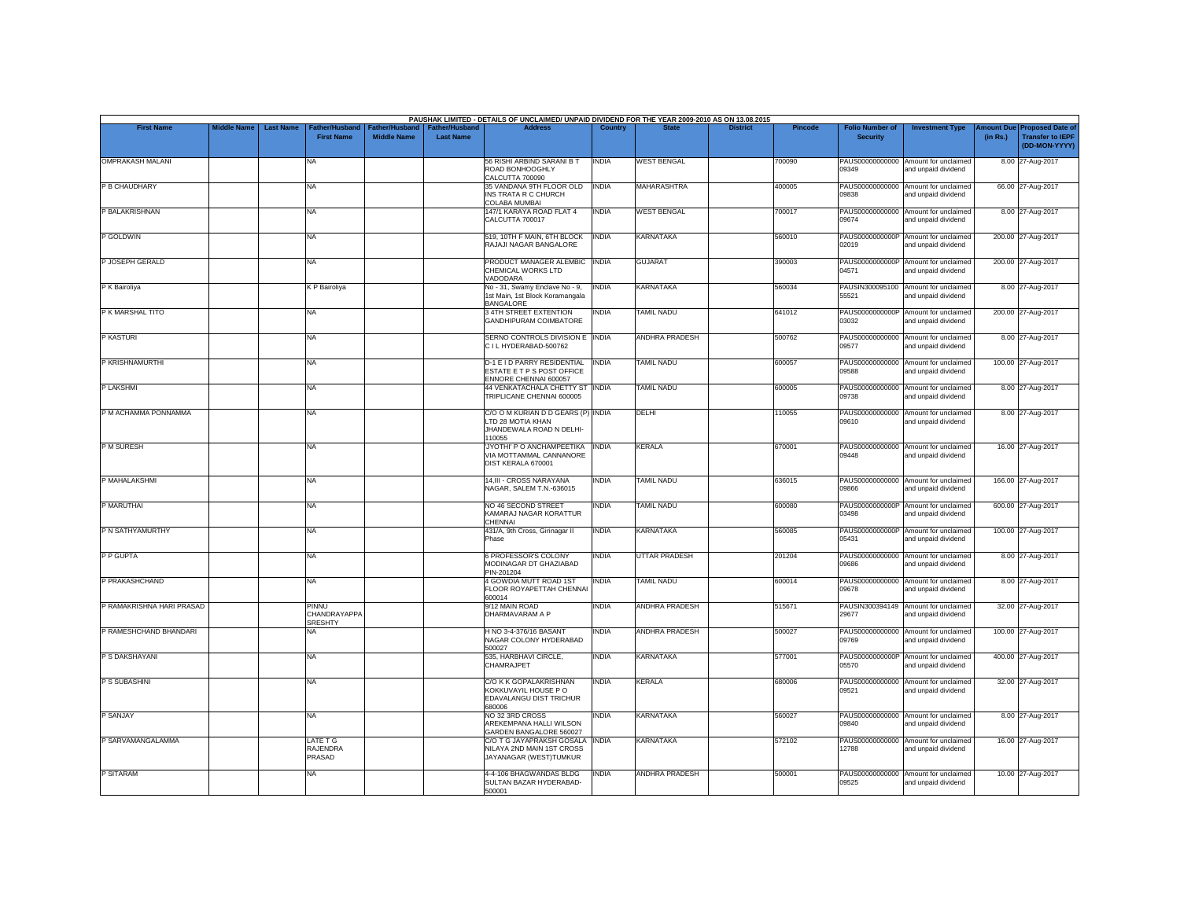PAUSHAK LIMITED - DETAILS OF UNCLAIMED/ UNPAID DIVIDEND FOR THE YEAR 2009-2010 AS ON 13.08.2015

| First Name | Middle Name | Last Name | Father/Husband First Name | Father/Husband Middle Name | Father/Husband Last Name | Address | Country | State | District | Pincode | Folio Number of Security | Investment Type | Amount Due (in Rs.) | Proposed Date of Transfer to IEPF (DD-MON-YYYY) |
|---|---|---|---|---|---|---|---|---|---|---|---|---|---|---|
| OMPRAKASH MALANI | | | NA | | | 56 RISHI ARBIND SARANI B T ROAD BONHOOGHLY CALCUTTA 700090 | INDIA | WEST BENGAL | | 700090 | PAUS00000000000 09349 | Amount for unclaimed and unpaid dividend | 8.00 | 27-Aug-2017 |
| P B CHAUDHARY | | | NA | | | 35 VANDANA 9TH FLOOR OLD INS TRATA R C CHURCH COLABA MUMBAI | INDIA | MAHARASHTRA | | 400005 | PAUS00000000000 09838 | Amount for unclaimed and unpaid dividend | 66.00 | 27-Aug-2017 |
| P BALAKRISHNAN | | | NA | | | 147/1 KARAYA ROAD FLAT 4 CALCUTTA 700017 | INDIA | WEST BENGAL | | 700017 | PAUS00000000000 09674 | Amount for unclaimed and unpaid dividend | 8.00 | 27-Aug-2017 |
| P GOLDWIN | | | NA | | | 519, 10TH F MAIN, 6TH BLOCK RAJAJI NAGAR BANGALORE | INDIA | KARNATAKA | | 560010 | PAUS0000000000P 02019 | Amount for unclaimed and unpaid dividend | 200.00 | 27-Aug-2017 |
| P JOSEPH GERALD | | | NA | | | PRODUCT MANAGER ALEMBIC CHEMICAL WORKS LTD VADODARA | INDIA | GUJARAT | | 390003 | PAUS0000000000P 04571 | Amount for unclaimed and unpaid dividend | 200.00 | 27-Aug-2017 |
| P K Bairoliya | | | K P Bairoliya | | | No - 31, Swamy Enclave No - 9, 1st Main, 1st Block Koramangala BANGALORE | INDIA | KARNATAKA | | 560034 | PAUSIN300095100 55521 | Amount for unclaimed and unpaid dividend | 8.00 | 27-Aug-2017 |
| P K MARSHAL TITO | | | NA | | | 3 4TH STREET EXTENTION GANDHIPURAM COIMBATORE | INDIA | TAMIL NADU | | 641012 | PAUS0000000000P 03032 | Amount for unclaimed and unpaid dividend | 200.00 | 27-Aug-2017 |
| P KASTURI | | | NA | | | SERNO CONTROLS DIVISION E C I L HYDERABAD-500762 | INDIA | ANDHRA PRADESH | | 500762 | PAUS00000000000 09577 | Amount for unclaimed and unpaid dividend | 8.00 | 27-Aug-2017 |
| P KRISHNAMURTHI | | | NA | | | D-1 E I D PARRY RESIDENTIAL ESTATE E T P S POST OFFICE ENNORE CHENNAI 600057 | INDIA | TAMIL NADU | | 600057 | PAUS00000000000 09588 | Amount for unclaimed and unpaid dividend | 100.00 | 27-Aug-2017 |
| P LAKSHMI | | | NA | | | 44 VENKATACHALA CHETTY ST TRIPLICANE CHENNAI 600005 | INDIA | TAMIL NADU | | 600005 | PAUS00000000000 09738 | Amount for unclaimed and unpaid dividend | 8.00 | 27-Aug-2017 |
| P M ACHAMMA PONNAMMA | | | NA | | | C/O O M KURIAN D D GEARS (P) LTD 28 MOTIA KHAN JHANDEWALA ROAD N DELHI-110055 | INDIA | DELHI | | 110055 | PAUS00000000000 09610 | Amount for unclaimed and unpaid dividend | 8.00 | 27-Aug-2017 |
| P M SURESH | | | NA | | | 'JYOTHI' P O ANCHAMPEETIKA VIA MOTTAMMAL CANNANORE DIST KERALA 670001 | INDIA | KERALA | | 670001 | PAUS00000000000 09448 | Amount for unclaimed and unpaid dividend | 16.00 | 27-Aug-2017 |
| P MAHALAKSHMI | | | NA | | | 14,III - CROSS NARAYANA NAGAR, SALEM T.N.-636015 | INDIA | TAMIL NADU | | 636015 | PAUS00000000000 09866 | Amount for unclaimed and unpaid dividend | 166.00 | 27-Aug-2017 |
| P MARUTHAI | | | NA | | | NO 46 SECOND STREET KAMARAJ NAGAR KORATTUR CHENNAI | INDIA | TAMIL NADU | | 600080 | PAUS0000000000P 03498 | Amount for unclaimed and unpaid dividend | 600.00 | 27-Aug-2017 |
| P N SATHYAMURTHY | | | NA | | | 431/A, 9th Cross, Girinagar II Phase | INDIA | KARNATAKA | | 560085 | PAUS0000000000P 05431 | Amount for unclaimed and unpaid dividend | 100.00 | 27-Aug-2017 |
| P P GUPTA | | | NA | | | 6 PROFESSOR'S COLONY MODINAGAR DT GHAZIABAD PIN-201204 | INDIA | UTTAR PRADESH | | 201204 | PAUS00000000000 09686 | Amount for unclaimed and unpaid dividend | 8.00 | 27-Aug-2017 |
| P PRAKASHCHAND | | | NA | | | 4 GOWDIA MUTT ROAD 1ST FLOOR ROYAPETTAH CHENNAI 600014 | INDIA | TAMIL NADU | | 600014 | PAUS00000000000 09678 | Amount for unclaimed and unpaid dividend | 8.00 | 27-Aug-2017 |
| P RAMAKRISHNA HARI PRASAD | | | PINNU CHANDRAYAPPA SRESHTY | | | 9/12 MAIN ROAD DHARMAVARAM A P | INDIA | ANDHRA PRADESH | | 515671 | PAUSIN300394149 29677 | Amount for unclaimed and unpaid dividend | 32.00 | 27-Aug-2017 |
| P RAMESHCHAND BHANDARI | | | NA | | | H NO 3-4-376/16 BASANT NAGAR COLONY HYDERABAD 500027 | INDIA | ANDHRA PRADESH | | 500027 | PAUS00000000000 09769 | Amount for unclaimed and unpaid dividend | 100.00 | 27-Aug-2017 |
| P S DAKSHAYANI | | | NA | | | 535, HARBHAVI CIRCLE, CHAMRAJPET | INDIA | KARNATAKA | | 577001 | PAUS0000000000P 05570 | Amount for unclaimed and unpaid dividend | 400.00 | 27-Aug-2017 |
| P S SUBASHINI | | | NA | | | C/O K K GOPALAKRISHNAN KOKKUVAYIL HOUSE P O EDAVALANGU DIST TRICHUR 680006 | INDIA | KERALA | | 680006 | PAUS00000000000 09521 | Amount for unclaimed and unpaid dividend | 32.00 | 27-Aug-2017 |
| P SANJAY | | | NA | | | NO 32 3RD CROSS AREKEMPANA HALLI WILSON GARDEN BANGALORE 560027 | INDIA | KARNATAKA | | 560027 | PAUS00000000000 09840 | Amount for unclaimed and unpaid dividend | 8.00 | 27-Aug-2017 |
| P SARVAMANGALAMMA | | | LATE T G RAJENDRA PRASAD | | | C/O T G JAYAPRAKSH GOSALA NILAYA 2ND MAIN 1ST CROSS JAYANAGAR (WEST)TUMKUR | INDIA | KARNATAKA | | 572102 | PAUS00000000000 12788 | Amount for unclaimed and unpaid dividend | 16.00 | 27-Aug-2017 |
| P SITARAM | | | NA | | | 4-4-106 BHAGWANDAS BLDG SULTAN BAZAR HYDERABAD-500001 | INDIA | ANDHRA PRADESH | | 500001 | PAUS00000000000 09525 | Amount for unclaimed and unpaid dividend | 10.00 | 27-Aug-2017 |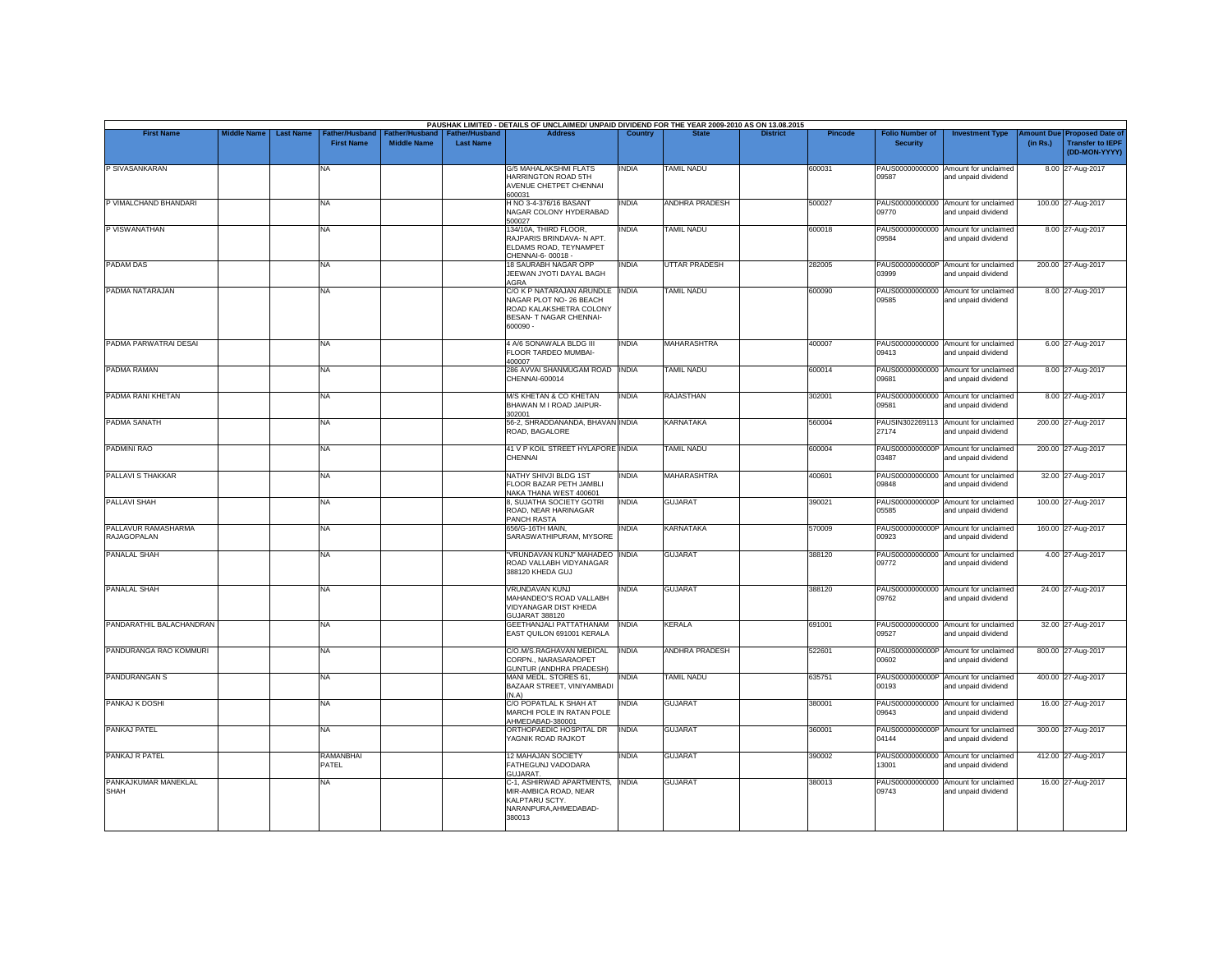PAUSHAK LIMITED - DETAILS OF UNCLAIMED/ UNPAID DIVIDEND FOR THE YEAR 2009-2010 AS ON 13.08.2015

| First Name | Middle Name | Last Name | Father/Husband First Name | Father/Husband Middle Name | Father/Husband Last Name | Address | Country | State | District | Pincode | Folio Number of Security | Investment Type | Amount Due (in Rs.) | Proposed Date of Transfer to IEPF (DD-MON-YYYY) |
|---|---|---|---|---|---|---|---|---|---|---|---|---|---|---|
| P SIVASANKARAN | | | NA | | | G/5 MAHALAKSHMI FLATS HARRINGTON ROAD 5TH AVENUE CHETPET CHENNAI 600031 | INDIA | TAMIL NADU | | 600031 | PAUS00000000000 09587 | Amount for unclaimed and unpaid dividend | 8.00 | 27-Aug-2017 |
| P VIMALCHAND BHANDARI | | | NA | | | H NO 3-4-376/16 BASANT NAGAR COLONY HYDERABAD 500027 | INDIA | ANDHRA PRADESH | | 500027 | PAUS00000000000 09770 | Amount for unclaimed and unpaid dividend | 100.00 | 27-Aug-2017 |
| P VISWANATHAN | | | NA | | | 134/10A, THIRD FLOOR, RAJPARIS BRINDAVA- N APT. ELDAMS ROAD, TEYNAMPET CHENNAI-6- 00018 - | INDIA | TAMIL NADU | | 600018 | PAUS00000000000 09584 | Amount for unclaimed and unpaid dividend | 8.00 | 27-Aug-2017 |
| PADAM DAS | | | NA | | | 18 SAURABH NAGAR OPP JEEWAN JYOTI DAYAL BAGH AGRA | INDIA | UTTAR PRADESH | | 282005 | PAUS0000000000P 03999 | Amount for unclaimed and unpaid dividend | 200.00 | 27-Aug-2017 |
| PADMA NATARAJAN | | | NA | | | C/O K P NATARAJAN ARUNDLE NAGAR PLOT NO- 26 BEACH ROAD KALAKSHETRA COLONY BESAN- T NAGAR CHENNAI-600090 - | INDIA | TAMIL NADU | | 600090 | PAUS00000000000 09585 | Amount for unclaimed and unpaid dividend | 8.00 | 27-Aug-2017 |
| PADMA PARWATRAI DESAI | | | NA | | | 4 A/6 SONAWALA BLDG III FLOOR TARDEO MUMBAI-400007 | INDIA | MAHARASHTRA | | 400007 | PAUS00000000000 09413 | Amount for unclaimed and unpaid dividend | 6.00 | 27-Aug-2017 |
| PADMA RAMAN | | | NA | | | 286 AVVAI SHANMUGAM ROAD CHENNAI-600014 | INDIA | TAMIL NADU | | 600014 | PAUS00000000000 09681 | Amount for unclaimed and unpaid dividend | 8.00 | 27-Aug-2017 |
| PADMA RANI KHETAN | | | NA | | | M/S KHETAN & CO KHETAN BHAWAN M I ROAD JAIPUR-302001 | INDIA | RAJASTHAN | | 302001 | PAUS00000000000 09581 | Amount for unclaimed and unpaid dividend | 8.00 | 27-Aug-2017 |
| PADMA SANATH | | | NA | | | 56-2, SHRADDANANDA, BHAVAN ROAD, BAGALORE | INDIA | KARNATAKA | | 560004 | PAUSIN302269113 27174 | Amount for unclaimed and unpaid dividend | 200.00 | 27-Aug-2017 |
| PADMINI RAO | | | NA | | | 41 V P KOIL STREET HYLAPORE CHENNAI | INDIA | TAMIL NADU | | 600004 | PAUS0000000000P 03487 | Amount for unclaimed and unpaid dividend | 200.00 | 27-Aug-2017 |
| PALLAVI S THAKKAR | | | NA | | | NATHY SHIVJI BLDG 1ST FLOOR BAZAR PETH JAMBLI NAKA THANA WEST 400601 | INDIA | MAHARASHTRA | | 400601 | PAUS00000000000 09848 | Amount for unclaimed and unpaid dividend | 32.00 | 27-Aug-2017 |
| PALLAVI SHAH | | | NA | | | 8, SUJATHA SOCIETY GOTRI ROAD, NEAR HARINAGAR PANCH RASTA | INDIA | GUJARAT | | 390021 | PAUS0000000000P 05585 | Amount for unclaimed and unpaid dividend | 100.00 | 27-Aug-2017 |
| PALLAVUR RAMASHARMA RAJAGOPALAN | | | NA | | | 656/G-16TH MAIN, SARASWATHIPURAM, MYSORE | INDIA | KARNATAKA | | 570009 | PAUS0000000000P 00923 | Amount for unclaimed and unpaid dividend | 160.00 | 27-Aug-2017 |
| PANALAL SHAH | | | NA | | | "VRUNDAVAN KUNJ" MAHADEO ROAD VALLABH VIDYANAGAR 388120 KHEDA GUJ | INDIA | GUJARAT | | 388120 | PAUS00000000000 09772 | Amount for unclaimed and unpaid dividend | 4.00 | 27-Aug-2017 |
| PANALAL SHAH | | | NA | | | VRUNDAVAN KUNJ MAHANDEO'S ROAD VALLABH VIDYANAGAR DIST KHEDA GUJARAT 388120 | INDIA | GUJARAT | | 388120 | PAUS00000000000 09762 | Amount for unclaimed and unpaid dividend | 24.00 | 27-Aug-2017 |
| PANDARATHIL BALACHANDRAN | | | NA | | | GEETHANJALI PATTATHANAM EAST QUILON 691001 KERALA | INDIA | KERALA | | 691001 | PAUS00000000000 09527 | Amount for unclaimed and unpaid dividend | 32.00 | 27-Aug-2017 |
| PANDURANGA RAO KOMMURI | | | NA | | | C/O.M/S.RAGHAVAN MEDICAL CORPN., NARASARAOPET GUNTUR (ANDHRA PRADESH) | INDIA | ANDHRA PRADESH | | 522601 | PAUS0000000000P 00602 | Amount for unclaimed and unpaid dividend | 800.00 | 27-Aug-2017 |
| PANDURANGAN S | | | NA | | | MANI MEDL. STORES 61, BAZAAR STREET, VINIYAMBADI (N.A) | INDIA | TAMIL NADU | | 635751 | PAUS0000000000P 00193 | Amount for unclaimed and unpaid dividend | 400.00 | 27-Aug-2017 |
| PANKAJ K DOSHI | | | NA | | | C/O POPATLAL K SHAH AT MARCHI POLE IN RATAN POLE AHMEDABAD-380001 | INDIA | GUJARAT | | 380001 | PAUS00000000000 09643 | Amount for unclaimed and unpaid dividend | 16.00 | 27-Aug-2017 |
| PANKAJ PATEL | | | NA | | | ORTHOPAEDIC HOSPITAL DR YAGNIK ROAD RAJKOT | INDIA | GUJARAT | | 360001 | PAUS0000000000P 04144 | Amount for unclaimed and unpaid dividend | 300.00 | 27-Aug-2017 |
| PANKAJ R PATEL | | | RAMANBHAI PATEL | | | 12 MAHAJAN SOCIETY FATHEGUNJ VADODARA GUJARAT. | INDIA | GUJARAT | | 390002 | PAUS00000000000 13001 | Amount for unclaimed and unpaid dividend | 412.00 | 27-Aug-2017 |
| PANKAJKUMAR MANEKLAL SHAH | | | NA | | | C-1, ASHIRWAD APARTMENTS, MIR-AMBICA ROAD, NEAR KALPTARU SCTY. NARANPURA,AHMEDABAD-380013 | INDIA | GUJARAT | | 380013 | PAUS00000000000 09743 | Amount for unclaimed and unpaid dividend | 16.00 | 27-Aug-2017 |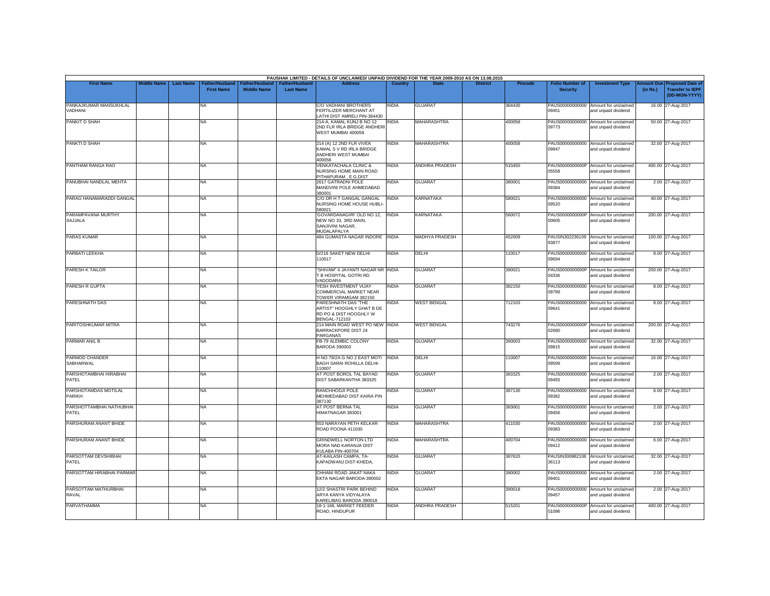PAUSHAK LIMITED - DETAILS OF UNCLAIMED/ UNPAID DIVIDEND FOR THE YEAR 2009-2010 AS ON 13.08.2015

| First Name | Middle Name | Last Name | Father/Husband First Name | Father/Husband Middle Name | Father/Husband Last Name | Address | Country | State | District | Pincode | Folio Number of Security | Investment Type | Amount Due (in Rs.) | Proposed Date of Transfer to IEPF (DD-MON-YYYY) |
|---|---|---|---|---|---|---|---|---|---|---|---|---|---|---|
| PANKAJKUMAR MANSUKHLAL VADHANI | | | NA | | | C/O VADHANI BROTHERS FERTILIZER MERCHANT AT LATHI DIST AMRELI PIN-364430 | INDIA | GUJARAT | | 364430 | PAUS00000000000 09451 | Amount for unclaimed and unpaid dividend | 16.00 | 27-Aug-2017 |
| PANKIT D SHAH | | | NA | | | 214-A, KAMAL KUNJ B NO 12 2ND FLR IRLA BRIDGE ANDHERI WEST MUMBAI 400058 | INDIA | MAHARASHTRA | | 400058 | PAUS00000000000 09773 | Amount for unclaimed and unpaid dividend | 50.00 | 27-Aug-2017 |
| PANKTI D SHAH | | | NA | | | 214 (A) 12 2ND FLR VIVEK KAMAL S V RD IRLA BRIDGE ANDHERI WEST MUMBAI 400058 | INDIA | MAHARASHTRA | | 400058 | PAUS00000000000 09847 | Amount for unclaimed and unpaid dividend | 32.00 | 27-Aug-2017 |
| PANTHAM RANGA RAO | | | NA | | | VENKATACHALA CLINIC & NURSING HOME MAIN ROAD PITHAPURAM , E.G.DIST | INDIA | ANDHRA PRADESH | | 533450 | PAUS0000000000P 05558 | Amount for unclaimed and unpaid dividend | 400.00 | 27-Aug-2017 |
| PANUBHAI NANDLAL MEHTA | | | NA | | | 2617 GATRADNI POLE MANDVINI POLE AHMEDABAD 380001 | INDIA | GUJARAT | | 380001 | PAUS00000000000 09384 | Amount for unclaimed and unpaid dividend | 2.00 | 27-Aug-2017 |
| PARAG HANAMARADDI GANGAL | | | NA | | | C/O DR H T GANGAL GANGAL NURSING HOME HOUSE HUBLI-580021 | INDIA | KARNATAKA | | 580021 | PAUS00000000000 09520 | Amount for unclaimed and unpaid dividend | 40.00 | 27-Aug-2017 |
| PARAMPAVANA MURTHY SAJJALA | | | NA | | | 'GOVARDANAGIRI' OLD NO 12, NEW NO 33, 3RD MAIN, SANJIVINI NAGAR, MUDALAPALYA | INDIA | KARNATAKA | | 560072 | PAUS0000000000P 00605 | Amount for unclaimed and unpaid dividend | 200.00 | 27-Aug-2017 |
| PARAS KUMAR | | | NA | | | 484 GUMASTA NAGAR INDORE | INDIA | MADHYA PRADESH | | 452009 | PAUSIN302236109 93877 | Amount for unclaimed and unpaid dividend | 100.00 | 27-Aug-2017 |
| PARBATI LEEKHA | | | NA | | | D/216 SAKET NEW DELHI 110017 | INDIA | DELHI | | 110017 | PAUS00000000000 09694 | Amount for unclaimed and unpaid dividend | 8.00 | 27-Aug-2017 |
| PARESH K TAILOR | | | NA | | | "SHIVAM" 4 JAYANTI NAGAR NR T B HOSPITAL GOTRI RD VADODARA | INDIA | GUJARAT | | 390021 | PAUS0000000000P 04336 | Amount for unclaimed and unpaid dividend | 200.00 | 27-Aug-2017 |
| PARESH R GUPTA | | | NA | | | YESH INVESTMENT VIJAY COMMERCIAL MARKET NEAR TOWER VIRAMGAM 382150 | INDIA | GUJARAT | | 382150 | PAUS00000000000 09799 | Amount for unclaimed and unpaid dividend | 8.00 | 27-Aug-2017 |
| PARESHNATH DAS | | | NA | | | PARESHNATH DAS "THE ARTIST" HOOGHLY GHAT B DE RD PO & DIST HOOGHLY W BENGAL-712103 | INDIA | WEST BENGAL | | 712103 | PAUS00000000000 09641 | Amount for unclaimed and unpaid dividend | 8.00 | 27-Aug-2017 |
| PARITOSHKUMAR MITRA | | | NA | | | 214 MAIN ROAD WEST PO NEW BARRACKPORE DIST 24 PARGANAS | INDIA | WEST BENGAL | | 743276 | PAUS0000000000P 02680 | Amount for unclaimed and unpaid dividend | 200.00 | 27-Aug-2017 |
| PARMAR ANIL B | | | NA | | | FB-79 ALEMBIC COLONY BARODA 390003 | INDIA | GUJARAT | | 390003 | PAUS00000000000 09815 | Amount for unclaimed and unpaid dividend | 32.00 | 27-Aug-2017 |
| PARMOD CHANDER SABHARWAL | | | NA | | | H NO 79/2A G NO 2 EAST MOTI BAGH SARAI ROHILLA DELHI-110007 | INDIA | DELHI | | 110007 | PAUS00000000000 09599 | Amount for unclaimed and unpaid dividend | 16.00 | 27-Aug-2017 |
| PARSHOTAMBHAI HIRABHAI PATEL | | | NA | | | AT POST BOROL TAL BAYAD DIST SABARKANTHA 383325 | INDIA | GUJARAT | | 383325 | PAUS00000000000 09455 | Amount for unclaimed and unpaid dividend | 2.00 | 27-Aug-2017 |
| PARSHOTAMDAS MOTILAL PARIKH | | | NA | | | RANCHHODJI POLE MEHMEDABAD DIST KAIRA PIN 387130 | INDIA | GUJARAT | | 387130 | PAUS00000000000 09382 | Amount for unclaimed and unpaid dividend | 6.00 | 27-Aug-2017 |
| PARSHOTTAMBHAI NATHUBHAI PATEL | | | NA | | | AT POST BERNA TAL HIMATNAGAR 383001 | INDIA | GUJARAT | | 383001 | PAUS00000000000 09456 | Amount for unclaimed and unpaid dividend | 2.00 | 27-Aug-2017 |
| PARSHURAM ANANT BHIDE | | | NA | | | 553 NARAYAN PETH KELKAR ROAD POONA 411030 | INDIA | MAHARASHTRA | | 411030 | PAUS00000000000 09383 | Amount for unclaimed and unpaid dividend | 2.00 | 27-Aug-2017 |
| PARSHURAM ANANT BHIDE | | | NA | | | GRINDWELL NORTON LTD MORA NAD KARANJA DIST KULABA PIN-400704 | INDIA | MAHARASHTRA | | 400704 | PAUS00000000000 09412 | Amount for unclaimed and unpaid dividend | 6.00 | 27-Aug-2017 |
| PARSOTTAM DEVSHIBHAI PATEL | | | NA | | | AT-KAILASH CAMPA, TA-KAPADWANJ DIST-KHEDA, | INDIA | GUJARAT | | 387620 | PAUSIN300982106 36113 | Amount for unclaimed and unpaid dividend | 32.00 | 27-Aug-2017 |
| PARSOTTAM HIRABHAI PARMAR | | | NA | | | CHHANI ROAD JAKAT NAKA EKTA NAGAR BARODA-390002 | INDIA | GUJARAT | | 390002 | PAUS00000000000 09401 | Amount for unclaimed and unpaid dividend | 2.00 | 27-Aug-2017 |
| PARSOTTAM MATHURBHAI RAVAL | | | NA | | | 12/2 SHASTRI PARK BEHIND ARYA KANYA VIDYALAYA KARELIBAG BARODA 390018 | INDIA | GUJARAT | | 390018 | PAUS00000000000 09457 | Amount for unclaimed and unpaid dividend | 2.00 | 27-Aug-2017 |
| PARVATHAMMA | | | NA | | | 18-1-168, MARKET FEEDER ROAD, HINDUPUR | INDIA | ANDHRA PRADESH | | 515201 | PAUS0000000000P 01096 | Amount for unclaimed and unpaid dividend | 400.00 | 27-Aug-2017 |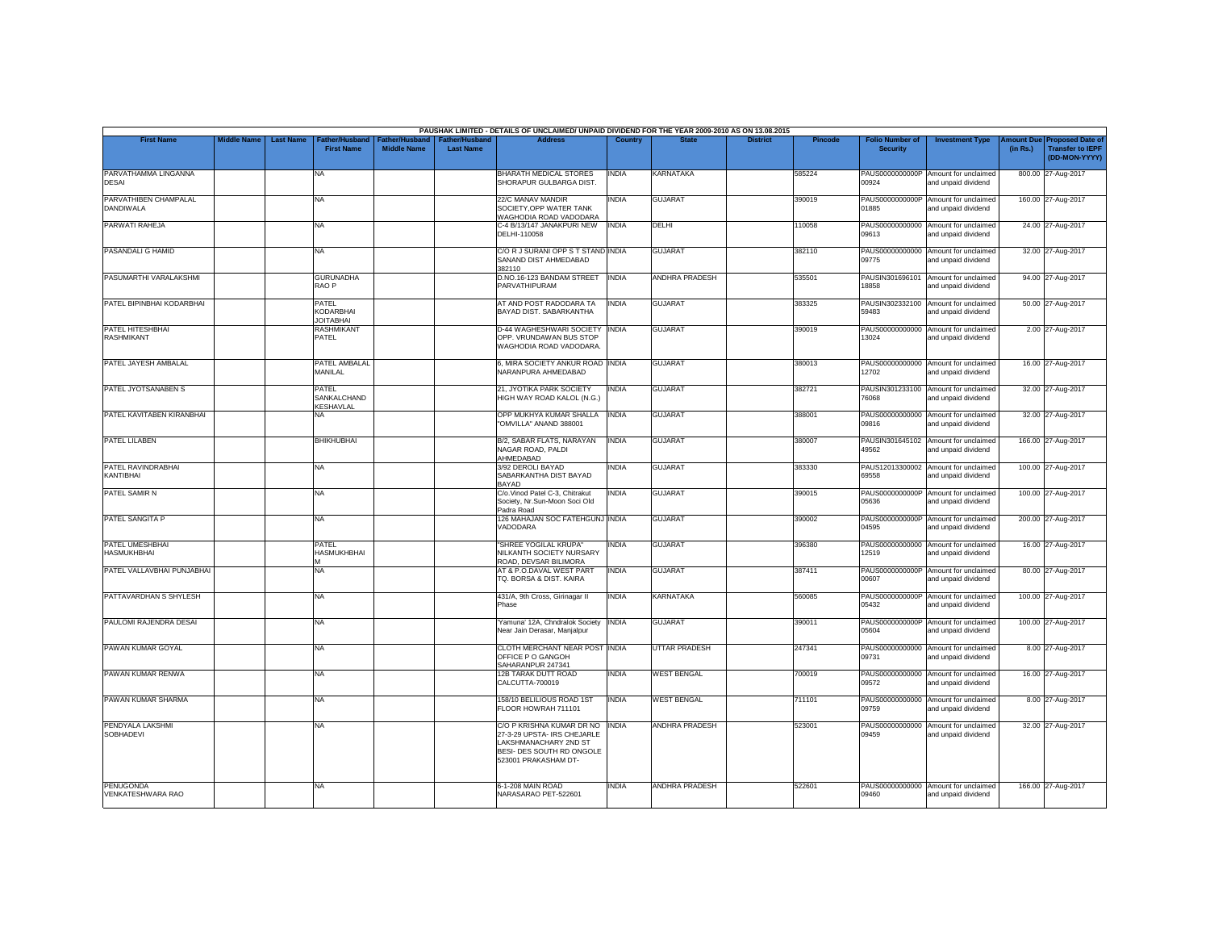PAUSHAK LIMITED - DETAILS OF UNCLAIMED/ UNPAID DIVIDEND FOR THE YEAR 2009-2010 AS ON 13.08.2015

| First Name | Middle Name | Last Name | Father/Husband First Name | Father/Husband Middle Name | Father/Husband Last Name | Address | Country | State | District | Pincode | Folio Number of Security | Investment Type | Amount Due (in Rs.) | Proposed Date of Transfer to IEPF (DD-MON-YYYY) |
|---|---|---|---|---|---|---|---|---|---|---|---|---|---|---|
| PARVATHAMMA LINGANNA DESAI | | | NA | | | BHARATH MEDICAL STORES SHORAPUR GULBARGA DIST. | INDIA | KARNATAKA | | 585224 | PAUS0000000000P00924 | Amount for unclaimed and unpaid dividend | 800.00 | 27-Aug-2017 |
| PARVATHIBEN CHAMPALAL DANDIWALA | | | NA | | | 22/C MANAV MANDIR SOCIETY,OPP WATER TANK WAGHODIA ROAD VADODARA | INDIA | GUJARAT | | 390019 | PAUS0000000000P01885 | Amount for unclaimed and unpaid dividend | 160.00 | 27-Aug-2017 |
| PARWATI RAHEJA | | | NA | | | C-4 B/13/147 JANAKPURI NEW DELHI-110058 | INDIA | DELHI | | 110058 | PAUS00000000000009613 | Amount for unclaimed and unpaid dividend | 24.00 | 27-Aug-2017 |
| PASANDALI G HAMID | | | NA | | | C/O R J SURANI OPP S T STAND SANAND DIST AHMEDABAD 382110 | INDIA | GUJARAT | | 382110 | PAUS00000000000009775 | Amount for unclaimed and unpaid dividend | 32.00 | 27-Aug-2017 |
| PASUMARTHI VARALAKSHMI | | | GURUNADHA RAO P | | | D.NO.16-123 BANDAM STREET PARVATHIPURAM | INDIA | ANDHRA PRADESH | | 535501 | PAUSIN30169610118858 | Amount for unclaimed and unpaid dividend | 94.00 | 27-Aug-2017 |
| PATEL BIPINBHAI KODARBHAI | | | PATEL KODARBHAI JOITABHAI | | | AT AND POST RADODARA TA BAYAD DIST. SABARKANTHA | INDIA | GUJARAT | | 383325 | PAUSIN30233210059483 | Amount for unclaimed and unpaid dividend | 50.00 | 27-Aug-2017 |
| PATEL HITESHBHAI RASHMIKANT | | | RASHMIKANT PATEL | | | D-44 WAGHESHWARI SOCIETY OPP. VRUNDAWAN BUS STOP WAGHODIA ROAD VADODARA. | INDIA | GUJARAT | | 390019 | PAUS00000000000013024 | Amount for unclaimed and unpaid dividend | 2.00 | 27-Aug-2017 |
| PATEL JAYESH AMBALAL | | | PATEL AMBALAL MANILAL | | | 6, MIRA SOCIETY ANKUR ROAD NARANPURA AHMEDABAD | INDIA | GUJARAT | | 380013 | PAUS00000000000012702 | Amount for unclaimed and unpaid dividend | 16.00 | 27-Aug-2017 |
| PATEL JYOTSANABEN S | | | PATEL SANKALCHAND KESHAVLAL | | | 21, JYOTIKA PARK SOCIETY HIGH WAY ROAD KALOL (N.G.) | INDIA | GUJARAT | | 382721 | PAUSIN30123310076068 | Amount for unclaimed and unpaid dividend | 32.00 | 27-Aug-2017 |
| PATEL KAVITABEN KIRANBHAI | | | NA | | | OPP MUKHYA KUMAR SHALLA "OMVILLA" ANAND 388001 | INDIA | GUJARAT | | 388001 | PAUS00000000000009816 | Amount for unclaimed and unpaid dividend | 32.00 | 27-Aug-2017 |
| PATEL LILABEN | | | BHIKHUBHAI | | | B/2, SABAR FLATS, NARAYAN NAGAR ROAD, PALDI AHMEDABAD | INDIA | GUJARAT | | 380007 | PAUSIN30164510249562 | Amount for unclaimed and unpaid dividend | 166.00 | 27-Aug-2017 |
| PATEL RAVINDRABHAI KANTIBHAI | | | NA | | | 3/92 DEROLI BAYAD SABARKANTHA DIST BAYAD BAYAD | INDIA | GUJARAT | | 383330 | PAUS1201330000269558 | Amount for unclaimed and unpaid dividend | 100.00 | 27-Aug-2017 |
| PATEL SAMIR N | | | NA | | | C/o.Vinod Patel C-3, Chitrakut Society, Nr.Sun-Moon Soci Old Padra Road | INDIA | GUJARAT | | 390015 | PAUS0000000000P05636 | Amount for unclaimed and unpaid dividend | 100.00 | 27-Aug-2017 |
| PATEL SANGITA P | | | NA | | | 126 MAHAJAN SOC FATEHGUNJ VADODARA | INDIA | GUJARAT | | 390002 | PAUS0000000000P04595 | Amount for unclaimed and unpaid dividend | 200.00 | 27-Aug-2017 |
| PATEL UMESHBHAI HASMUKHBHAI | | | PATEL HASMUKHBHAI M | | | "SHREE YOGILAL KRUPA" NILKANTH SOCIETY NURSARY ROAD, DEVSAR BILIMORA | INDIA | GUJARAT | | 396380 | PAUS00000000000012519 | Amount for unclaimed and unpaid dividend | 16.00 | 27-Aug-2017 |
| PATEL VALLAVBHAI PUNJABHAI | | | NA | | | AT & P.O.DAVAL WEST PART TQ. BORSA & DIST. KAIRA | INDIA | GUJARAT | | 387411 | PAUS0000000000P00607 | Amount for unclaimed and unpaid dividend | 80.00 | 27-Aug-2017 |
| PATTAVARDHAN S SHYLESH | | | NA | | | 431/A, 9th Cross, Girinagar II Phase | INDIA | KARNATAKA | | 560085 | PAUS0000000000P05432 | Amount for unclaimed and unpaid dividend | 100.00 | 27-Aug-2017 |
| PAULOMI RAJENDRA DESAI | | | NA | | | 'Yamuna' 12A, Chndralok Society Near Jain Derasar, Manjalpur | INDIA | GUJARAT | | 390011 | PAUS0000000000P05604 | Amount for unclaimed and unpaid dividend | 100.00 | 27-Aug-2017 |
| PAWAN KUMAR GOYAL | | | NA | | | CLOTH MERCHANT NEAR POST OFFICE P O GANGOH SAHARANPUR 247341 | INDIA | UTTAR PRADESH | | 247341 | PAUS00000000000009731 | Amount for unclaimed and unpaid dividend | 8.00 | 27-Aug-2017 |
| PAWAN KUMAR RENWA | | | NA | | | 12B TARAK DUTT ROAD CALCUTTA-700019 | INDIA | WEST BENGAL | | 700019 | PAUS00000000000009572 | Amount for unclaimed and unpaid dividend | 16.00 | 27-Aug-2017 |
| PAWAN KUMAR SHARMA | | | NA | | | 158/10 BELILIOUS ROAD 1ST FLOOR HOWRAH 711101 | INDIA | WEST BENGAL | | 711101 | PAUS00000000000009759 | Amount for unclaimed and unpaid dividend | 8.00 | 27-Aug-2017 |
| PENDYALA LAKSHMI SOBHADEVI | | | NA | | | C/O P KRISHNA KUMAR DR NO 27-3-29 UPSTA- IRS CHEJARLE LAKSHMANACHARY 2ND ST BESI- DES SOUTH RD ONGOLE 523001 PRAKASHAM DT- | INDIA | ANDHRA PRADESH | | 523001 | PAUS00000000000009459 | Amount for unclaimed and unpaid dividend | 32.00 | 27-Aug-2017 |
| PENUGONDA VENKATESHWARA RAO | | | NA | | | 6-1-208 MAIN ROAD NARASARAO PET-522601 | INDIA | ANDHRA PRADESH | | 522601 | PAUS00000000000009460 | Amount for unclaimed and unpaid dividend | 166.00 | 27-Aug-2017 |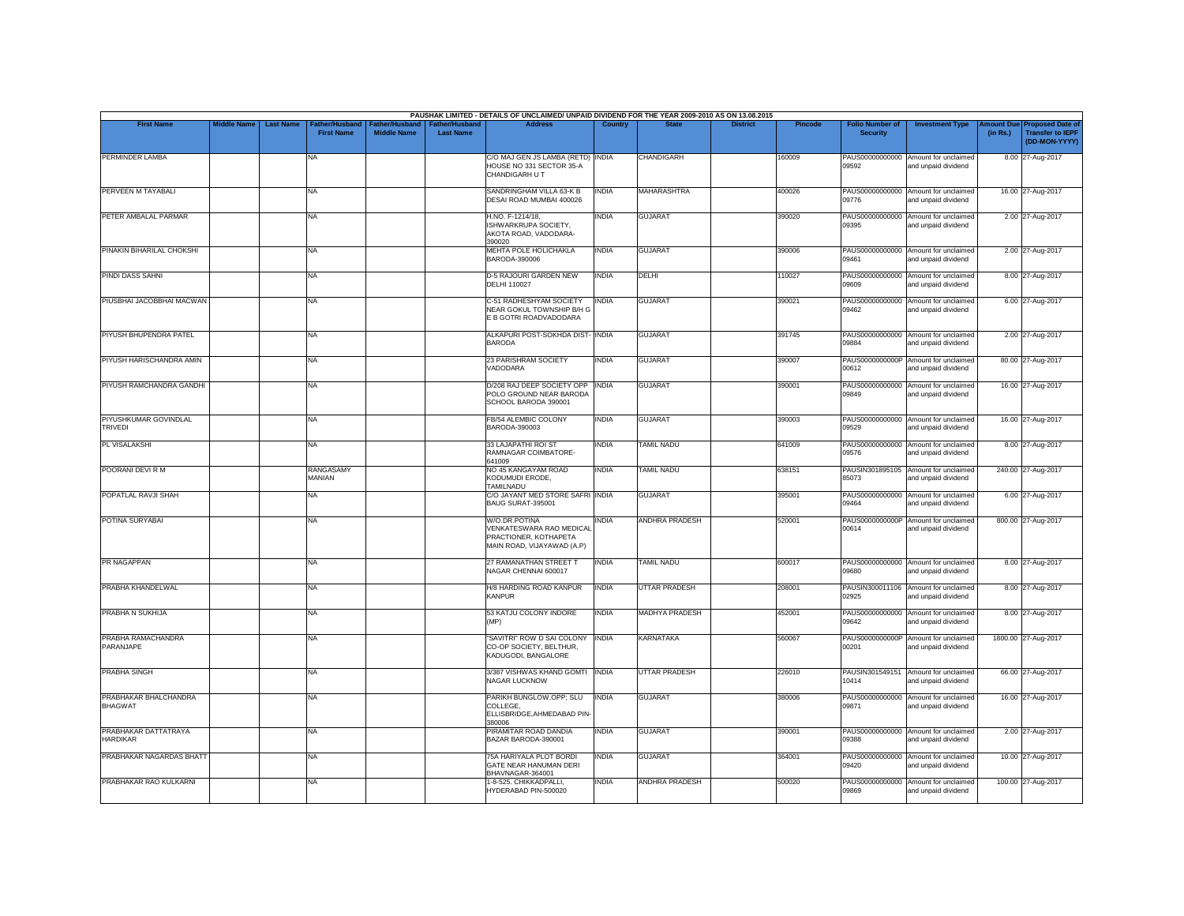PAUSHAK LIMITED - DETAILS OF UNCLAIMED/ UNPAID DIVIDEND FOR THE YEAR 2009-2010 AS ON 13.08.2015

| First Name | Middle Name | Last Name | Father/Husband First Name | Father/Husband Middle Name | Father/Husband Last Name | Address | Country | State | District | Pincode | Folio Number of Security | Investment Type | Amount Due (in Rs.) | Proposed Date of Transfer to IEPF (DD-MON-YYYY) |
|---|---|---|---|---|---|---|---|---|---|---|---|---|---|---|
| PERMINDER LAMBA | | | NA | | | C/O MAJ GEN JS LAMBA (RETD) HOUSE NO 331 SECTOR 35-A CHANDIGARH U T | INDIA | CHANDIGARH | | 160009 | PAUS00000000000 09592 | Amount for unclaimed and unpaid dividend | 8.00 | 27-Aug-2017 |
| PERVEEN M TAYABALI | | | NA | | | SANDRINGHAM VILLA 63-K B DESAI ROAD MUMBAI 400026 | INDIA | MAHARASHTRA | | 400026 | PAUS00000000000 09776 | Amount for unclaimed and unpaid dividend | 16.00 | 27-Aug-2017 |
| PETER AMBALAL PARMAR | | | NA | | | H.NO. F-1214/18, ISHWARKRUPA SOCIETY, AKOTA ROAD, VADODARA-390020 | INDIA | GUJARAT | | 390020 | PAUS00000000000 09395 | Amount for unclaimed and unpaid dividend | 2.00 | 27-Aug-2017 |
| PINAKIN BIHARILAL CHOKSHI | | | NA | | | MEHTA POLE HOLICHAKLA BARODA-390006 | INDIA | GUJARAT | | 390006 | PAUS00000000000 09461 | Amount for unclaimed and unpaid dividend | 2.00 | 27-Aug-2017 |
| PINDI DASS SAHNI | | | NA | | | D-5 RAJOURI GARDEN NEW DELHI 110027 | INDIA | DELHI | | 110027 | PAUS00000000000 09609 | Amount for unclaimed and unpaid dividend | 8.00 | 27-Aug-2017 |
| PIUSBHAI JACOBBHAI MACWAN | | | NA | | | C-51 RADHESHYAM SOCIETY NEAR GOKUL TOWNSHIP B/H G E B GOTRI ROADVADODARA | INDIA | GUJARAT | | 390021 | PAUS00000000000 09462 | Amount for unclaimed and unpaid dividend | 6.00 | 27-Aug-2017 |
| PIYUSH BHUPENDRA PATEL | | | NA | | | ALKAPURI POST-SOKHDA DIST-BARODA | INDIA | GUJARAT | | 391745 | PAUS00000000000 09884 | Amount for unclaimed and unpaid dividend | 2.00 | 27-Aug-2017 |
| PIYUSH HARISCHANDRA AMIN | | | NA | | | 23 PARISHRAM SOCIETY VADODARA | INDIA | GUJARAT | | 390007 | PAUS0000000000P 00612 | Amount for unclaimed and unpaid dividend | 80.00 | 27-Aug-2017 |
| PIYUSH RAMCHANDRA GANDHI | | | NA | | | D/208 RAJ DEEP SOCIETY OPP POLO GROUND NEAR BARODA SCHOOL BARODA 390001 | INDIA | GUJARAT | | 390001 | PAUS00000000000 09849 | Amount for unclaimed and unpaid dividend | 16.00 | 27-Aug-2017 |
| PIYUSHKUMAR GOVINDLAL TRIVEDI | | | NA | | | FB/54 ALEMBIC COLONY BARODA-390003 | INDIA | GUJARAT | | 390003 | PAUS00000000000 09529 | Amount for unclaimed and unpaid dividend | 16.00 | 27-Aug-2017 |
| PL VISALAKSHI | | | NA | | | 33 LAJAPATHI ROI ST RAMNAGAR COIMBATORE-641009 | INDIA | TAMIL NADU | | 641009 | PAUS00000000000 09576 | Amount for unclaimed and unpaid dividend | 8.00 | 27-Aug-2017 |
| POORANI DEVI R M | | | RANGASAMY MANIAN | | | NO 45 KANGAYAM ROAD KODUMUDI ERODE, TAMILNADU | INDIA | TAMIL NADU | | 638151 | PAUSIN301895105 85073 | Amount for unclaimed and unpaid dividend | 240.00 | 27-Aug-2017 |
| POPATLAL RAVJI SHAH | | | NA | | | C/O JAYANT MED STORE SAFRI BAUG SURAT-395001 | INDIA | GUJARAT | | 395001 | PAUS00000000000 09464 | Amount for unclaimed and unpaid dividend | 6.00 | 27-Aug-2017 |
| POTINA SURYABAI | | | NA | | | W/O.DR.POTINA VENKATESWARA RAO MEDICAL PRACTIONER, KOTHAPETA MAIN ROAD, VIJAYAWAD (A.P) | INDIA | ANDHRA PRADESH | | 520001 | PAUS0000000000P 00614 | Amount for unclaimed and unpaid dividend | 800.00 | 27-Aug-2017 |
| PR NAGAPPAN | | | NA | | | 27 RAMANATHAN STREET T NAGAR CHENNAI 600017 | INDIA | TAMIL NADU | | 600017 | PAUS00000000000 09680 | Amount for unclaimed and unpaid dividend | 8.00 | 27-Aug-2017 |
| PRABHA KHANDELWAL | | | NA | | | H/8 HARDING ROAD KANPUR KANPUR | INDIA | UTTAR PRADESH | | 208001 | PAUSIN300011106 02925 | Amount for unclaimed and unpaid dividend | 8.00 | 27-Aug-2017 |
| PRABHA N SUKHIJA | | | NA | | | 53 KATJU COLONY INDORE (MP) | INDIA | MADHYA PRADESH | | 452001 | PAUS00000000000 09642 | Amount for unclaimed and unpaid dividend | 8.00 | 27-Aug-2017 |
| PRABHA RAMACHANDRA PARANJAPE | | | NA | | | "SAVITRI" ROW D SAI COLONY CO-OP SOCIETY, BELTHUR, KADUGODI, BANGALORE | INDIA | KARNATAKA | | 560067 | PAUS0000000000P 00201 | Amount for unclaimed and unpaid dividend | 1800.00 | 27-Aug-2017 |
| PRABHA SINGH | | | NA | | | 3/387 VISHWAS KHAND GOMTI NAGAR LUCKNOW | INDIA | UTTAR PRADESH | | 226010 | PAUSIN301549151 10414 | Amount for unclaimed and unpaid dividend | 66.00 | 27-Aug-2017 |
| PRABHAKAR BHALCHANDRA BHAGWAT | | | NA | | | PARIKH BUNGLOW,OPP; SLU COLLEGE, ELLISBRIDGE,AHMEDABAD PIN-380006 | INDIA | GUJARAT | | 380006 | PAUS00000000000 09871 | Amount for unclaimed and unpaid dividend | 16.00 | 27-Aug-2017 |
| PRABHAKAR DATTATRAYA HARDIKAR | | | NA | | | PIRAMITAR ROAD DANDIA BAZAR BARODA-390001 | INDIA | GUJARAT | | 390001 | PAUS00000000000 09388 | Amount for unclaimed and unpaid dividend | 2.00 | 27-Aug-2017 |
| PRABHAKAR NAGARDAS BHATT | | | NA | | | 75A HARIYALA PLOT BORDI GATE NEAR HANUMAN DERI BHAVNAGAR-364001 | INDIA | GUJARAT | | 364001 | PAUS00000000000 09420 | Amount for unclaimed and unpaid dividend | 10.00 | 27-Aug-2017 |
| PRABHAKAR RAO KULKARNI | | | NA | | | 1-8-525, CHIKKADPALLI, HYDERABAD PIN-500020 | INDIA | ANDHRA PRADESH | | 500020 | PAUS00000000000 09869 | Amount for unclaimed and unpaid dividend | 100.00 | 27-Aug-2017 |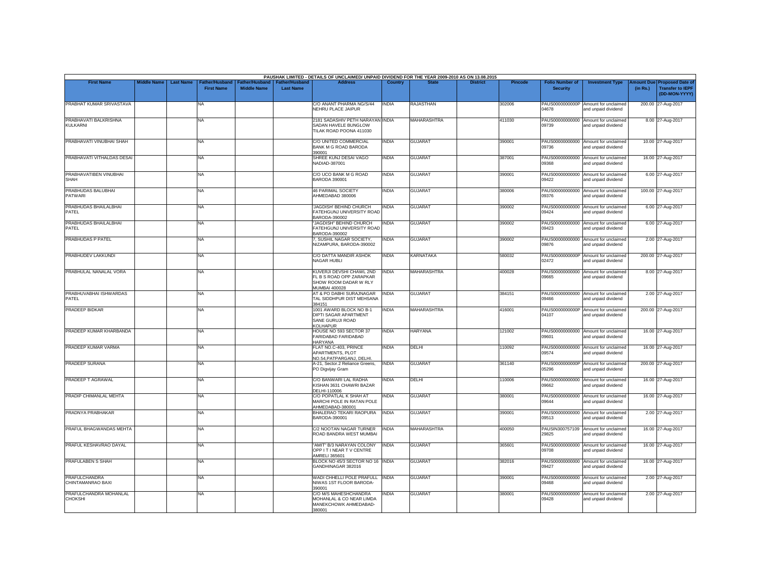PAUSHAK LIMITED - DETAILS OF UNCLAIMED/ UNPAID DIVIDEND FOR THE YEAR 2009-2010 AS ON 13.08.2015

| First Name | Middle Name | Last Name | Father/Husband First Name | Father/Husband Middle Name | Father/Husband Last Name | Address | Country | State | District | Pincode | Folio Number of Security | Investment Type | Amount Due (in Rs.) | Proposed Date of Transfer to IEPF (DD-MON-YYYY) |
|---|---|---|---|---|---|---|---|---|---|---|---|---|---|---|
| PRABHAT KUMAR SRIVASTAVA | | | NA | | | C/O ANANT PHARMA NG/S/44 NEHRU PLACE JAIPUR | INDIA | RAJASTHAN | | 302006 | PAUS0000000000P04678 | Amount for unclaimed and unpaid dividend | 200.00 | 27-Aug-2017 |
| PRABHAVATI BALKRISHNA KULKARNI | | | NA | | | 2181 SADASHIV PETH NARAYAN SADAN HAVELE BUNGLOW TILAK ROAD POONA 411030 | INDIA | MAHARASHTRA | | 411030 | PAUS00000000000 09739 | Amount for unclaimed and unpaid dividend | 8.00 | 27-Aug-2017 |
| PRABHAVATI VINUBHAI SHAH | | | NA | | | C/O UNITED COMMERCIAL BANK M G ROAD BARODA 390001 | INDIA | GUJARAT | | 390001 | PAUS00000000000 09736 | Amount for unclaimed and unpaid dividend | 10.00 | 27-Aug-2017 |
| PRABHAVATI VITHALDAS DESAI | | | NA | | | SHREE KUNJ DESAI VAGO NADIAD-387001 | INDIA | GUJARAT | | 387001 | PAUS00000000000 09368 | Amount for unclaimed and unpaid dividend | 16.00 | 27-Aug-2017 |
| PRABHAVATIBEN VINUBHAI SHAH | | | NA | | | C/O UCO BANK M G ROAD BARODA 390001 | INDIA | GUJARAT | | 390001 | PAUS00000000000 09422 | Amount for unclaimed and unpaid dividend | 6.00 | 27-Aug-2017 |
| PRABHUDAS BALUBHAI PATWARI | | | NA | | | 46 PARIMAL SOCIETY AHMEDABAD 380006 | INDIA | GUJARAT | | 380006 | PAUS00000000000 09376 | Amount for unclaimed and unpaid dividend | 100.00 | 27-Aug-2017 |
| PRABHUDAS BHAILALBHAI PATEL | | | NA | | | 'JAGDISH' BEHIND CHURCH FATEHGUNJ UNIVERSITY ROAD BARODA-390002 | INDIA | GUJARAT | | 390002 | PAUS00000000000 09424 | Amount for unclaimed and unpaid dividend | 6.00 | 27-Aug-2017 |
| PRABHUDAS BHAILALBHAI PATEL | | | NA | | | "JAGDISH" BEHIND CHURCH FATEHGUNJ UNIVERSITY ROAD BARODA-390002 | INDIA | GUJARAT | | 390002 | PAUS00000000000 09423 | Amount for unclaimed and unpaid dividend | 6.00 | 27-Aug-2017 |
| PRABHUDAS P PATEL | | | NA | | | 7, SUSHIL NAGAR SOCIETY, NIZAMPURA, BARODA-390002 | INDIA | GUJARAT | | 390002 | PAUS00000000000 09876 | Amount for unclaimed and unpaid dividend | 2.00 | 27-Aug-2017 |
| PRABHUDEV LAKKUNDI | | | NA | | | C/O DATTA MANDIR ASHOK NAGAR HUBLI | INDIA | KARNATAKA | | 580032 | PAUS0000000000P02472 | Amount for unclaimed and unpaid dividend | 200.00 | 27-Aug-2017 |
| PRABHULAL NANALAL VORA | | | NA | | | KUVERJI DEVSHI CHAWL 2ND FL B S ROAD OPP ZARAPKAR SHOW ROOM DADAR W RLY MUMBAI 400028 | INDIA | MAHARASHTRA | | 400028 | PAUS00000000000 09665 | Amount for unclaimed and unpaid dividend | 8.00 | 27-Aug-2017 |
| PRABHUVABHAI ISHWARDAS PATEL | | | NA | | | AT & PO DABHI SURAJNAGAR TAL SIDDHPUR DIST MEHSANA 384151 | INDIA | GUJARAT | | 384151 | PAUS00000000000 09466 | Amount for unclaimed and unpaid dividend | 2.00 | 27-Aug-2017 |
| PRADEEP BIDKAR | | | NA | | | 1001 AWARD BLOCK NO B-1 DIPTI SAGAR APARTMENT SANE GURUJI ROAD KOLHAPUR | INDIA | MAHARASHTRA | | 416001 | PAUS0000000000P04107 | Amount for unclaimed and unpaid dividend | 200.00 | 27-Aug-2017 |
| PRADEEP KUMAR KHARBANDA | | | NA | | | HOUSE NO 593 SECTOR 37 FARIDABAD FARIDABAD HARYANA | INDIA | HARYANA | | 121002 | PAUS00000000000 09601 | Amount for unclaimed and unpaid dividend | 16.00 | 27-Aug-2017 |
| PRADEEP KUMAR VARMA | | | NA | | | FLAT NO.C-403, PRINCE APARTMENTS, PLOT NO.54,PATPARGANJ, DELHI. | INDIA | DELHI | | 110092 | PAUS00000000000 09574 | Amount for unclaimed and unpaid dividend | 16.00 | 27-Aug-2017 |
| PRADEEP SURANA | | | NA | | | A-21, Sector.2 Reliance Greens, PO Digvijay Gram | INDIA | GUJARAT | | 361140 | PAUS0000000000P05296 | Amount for unclaimed and unpaid dividend | 200.00 | 27-Aug-2017 |
| PRADEEP T AGRAWAL | | | NA | | | C/O BANWARI LAL RADHA KISHAN 3631 CHAWRI BAZAR DELHI-110006 | INDIA | DELHI | | 110006 | PAUS00000000000 09662 | Amount for unclaimed and unpaid dividend | 16.00 | 27-Aug-2017 |
| PRADIP CHIMANLAL MEHTA | | | NA | | | C/O POPATLAL K SHAH AT MARCHI POLE IN RATAN POLE AHMEDABAD-380001 | INDIA | GUJARAT | | 380001 | PAUS00000000000 09644 | Amount for unclaimed and unpaid dividend | 16.00 | 27-Aug-2017 |
| PRADNYA PRABHAKAR | | | NA | | | BHALERAO TEKARI RAOPURA BARODA-390001 | INDIA | GUJARAT | | 390001 | PAUS00000000000 09513 | Amount for unclaimed and unpaid dividend | 2.00 | 27-Aug-2017 |
| PRAFUL BHAGWANDAS MEHTA | | | NA | | | C/2 NOOTAN NAGAR TURNER ROAD BANDRA WEST MUMBAI | INDIA | MAHARASHTRA | | 400050 | PAUSIN300757109 29825 | Amount for unclaimed and unpaid dividend | 16.00 | 27-Aug-2017 |
| PRAFUL KESHAVRAO DAYAL | | | NA | | | "AMIT" B/3 NARAYAN COLONY OPP I T I NEAR T V CENTRE AMRELI 365601 | INDIA | GUJARAT | | 365601 | PAUS00000000000 09708 | Amount for unclaimed and unpaid dividend | 16.00 | 27-Aug-2017 |
| PRAFULABEN S SHAH | | | NA | | | BLOCK NO 45/3 SECTOR NO 16 GANDHINAGAR 382016 | INDIA | GUJARAT | | 382016 | PAUS00000000000 09427 | Amount for unclaimed and unpaid dividend | 16.00 | 27-Aug-2017 |
| PRAFULCHANDRA CHINTAMANRAO BAXI | | | NA | | | WADI CHHELLI POLE PRAFULL NIWAS 1ST FLOOR BARODA-390001 | INDIA | GUJARAT | | 390001 | PAUS00000000000 09468 | Amount for unclaimed and unpaid dividend | 2.00 | 27-Aug-2017 |
| PRAFULCHANDRA MOHANLAL CHOKSHI | | | NA | | | C/O M/S MAHESHCHANDRA MOHANLAL & CO NEAR LIMDA MANEKCHOWK AHMEDABAD-380001 | INDIA | GUJARAT | | 380001 | PAUS00000000000 09428 | Amount for unclaimed and unpaid dividend | 2.00 | 27-Aug-2017 |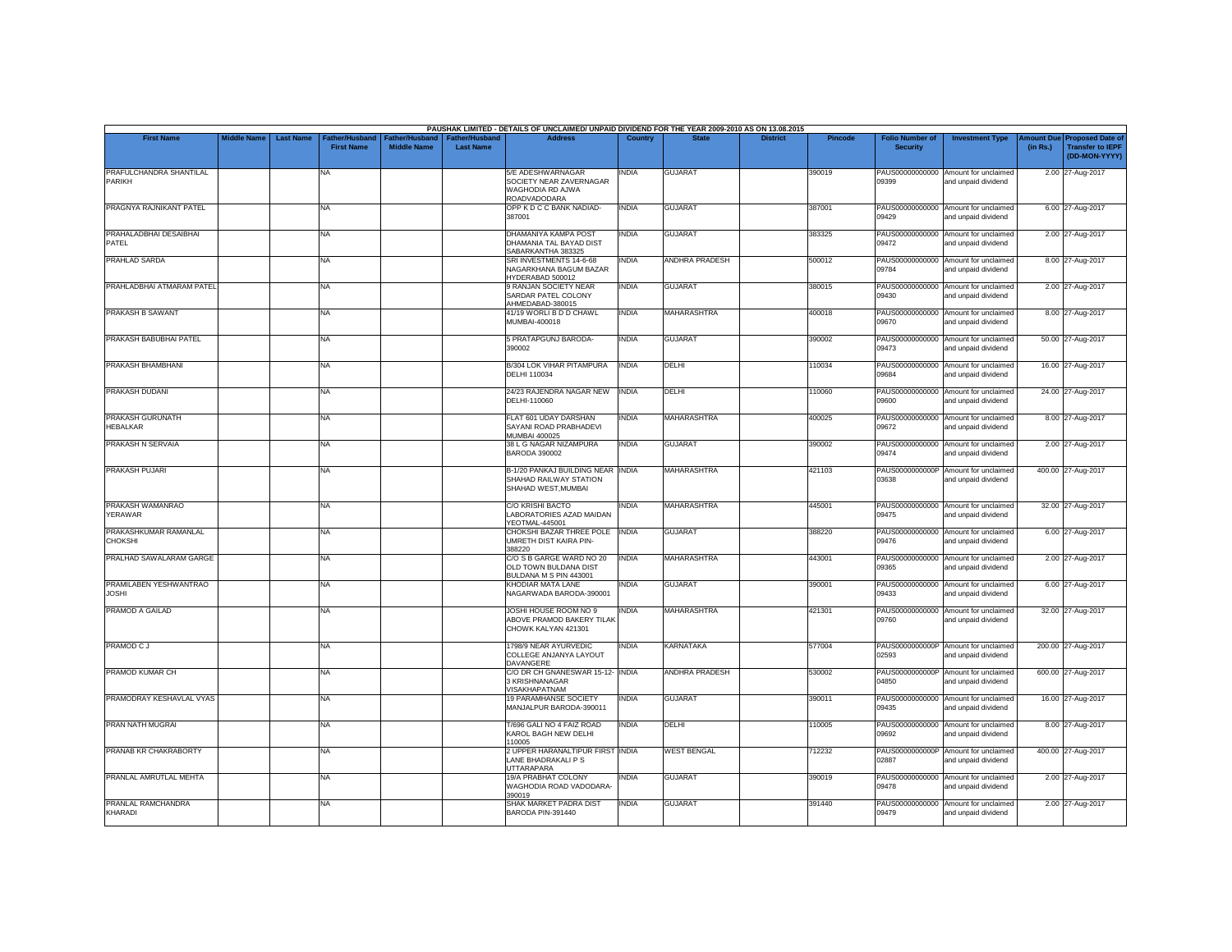PAUSHAK LIMITED - DETAILS OF UNCLAIMED/ UNPAID DIVIDEND FOR THE YEAR 2009-2010 AS ON 13.08.2015

| First Name | Middle Name | Last Name | Father/Husband First Name | Father/Husband Middle Name | Father/Husband Last Name | Address | Country | State | District | Pincode | Folio Number of Security | Investment Type | Amount Due (in Rs.) | Proposed Date of Transfer to IEPF (DD-MON-YYYY) |
|---|---|---|---|---|---|---|---|---|---|---|---|---|---|---|
| PRAFULCHANDRA SHANTILAL PARIKH | | | NA | | | 5/E ADESHWARNAGAR SOCIETY NEAR ZAVERNAGAR WAGHODIA RD AJWA ROADVADODARA | INDIA | GUJARAT | | 390019 | PAUS00000000000 09399 | Amount for unclaimed and unpaid dividend | 2.00 | 27-Aug-2017 |
| PRAGNYA RAJNIKANT PATEL | | | NA | | | OPP K D C C BANK NADIAD-387001 | INDIA | GUJARAT | | 387001 | PAUS00000000000 09429 | Amount for unclaimed and unpaid dividend | 6.00 | 27-Aug-2017 |
| PRAHALADBHAI DESAIBHAI PATEL | | | NA | | | DHAMANIYA KAMPA POST DHAMANIA TAL BAYAD DIST SABARKANTHA 383325 | INDIA | GUJARAT | | 383325 | PAUS00000000000 09472 | Amount for unclaimed and unpaid dividend | 2.00 | 27-Aug-2017 |
| PRAHLAD SARDA | | | NA | | | SRI INVESTMENTS 14-6-68 NAGARKHANA BAGUM BAZAR HYDERABAD 500012 | INDIA | ANDHRA PRADESH | | 500012 | PAUS00000000000 09784 | Amount for unclaimed and unpaid dividend | 8.00 | 27-Aug-2017 |
| PRAHLADBHAI ATMARAM PATEL | | | NA | | | 9 RANJAN SOCIETY NEAR SARDAR PATEL COLONY AHMEDABAD-380015 | INDIA | GUJARAT | | 380015 | PAUS00000000000 09430 | Amount for unclaimed and unpaid dividend | 2.00 | 27-Aug-2017 |
| PRAKASH B SAWANT | | | NA | | | 41/19 WORLI B D D CHAWL MUMBAI-400018 | INDIA | MAHARASHTRA | | 400018 | PAUS00000000000 09670 | Amount for unclaimed and unpaid dividend | 8.00 | 27-Aug-2017 |
| PRAKASH BABUBHAI PATEL | | | NA | | | 5 PRATAPGUNJ BARODA-390002 | INDIA | GUJARAT | | 390002 | PAUS00000000000 09473 | Amount for unclaimed and unpaid dividend | 50.00 | 27-Aug-2017 |
| PRAKASH BHAMBHANI | | | NA | | | B/304 LOK VIHAR PITAMPURA DELHI 110034 | INDIA | DELHI | | 110034 | PAUS00000000000 09684 | Amount for unclaimed and unpaid dividend | 16.00 | 27-Aug-2017 |
| PRAKASH DUDANI | | | NA | | | 24/23 RAJENDRA NAGAR NEW DELHI-110060 | INDIA | DELHI | | 110060 | PAUS00000000000 09600 | Amount for unclaimed and unpaid dividend | 24.00 | 27-Aug-2017 |
| PRAKASH GURUNATH HEBALKAR | | | NA | | | FLAT 601 UDAY DARSHAN SAYANI ROAD PRABHADEVI MUMBAI 400025 | INDIA | MAHARASHTRA | | 400025 | PAUS00000000000 09672 | Amount for unclaimed and unpaid dividend | 8.00 | 27-Aug-2017 |
| PRAKASH N SERVAIA | | | NA | | | 38 L G NAGAR NIZAMPURA BARODA 390002 | INDIA | GUJARAT | | 390002 | PAUS00000000000 09474 | Amount for unclaimed and unpaid dividend | 2.00 | 27-Aug-2017 |
| PRAKASH PUJARI | | | NA | | | B-1/20 PANKAJ BUILDING NEAR SHAHAD RAILWAY STATION SHAHAD WEST,MUMBAI | INDIA | MAHARASHTRA | | 421103 | PAUS0000000000P 03638 | Amount for unclaimed and unpaid dividend | 400.00 | 27-Aug-2017 |
| PRAKASH WAMANRAO YERAWAR | | | NA | | | C/O KRISHI BACTO LABORATORIES AZAD MAIDAN YEOTMAL-445001 | INDIA | MAHARASHTRA | | 445001 | PAUS00000000000 09475 | Amount for unclaimed and unpaid dividend | 32.00 | 27-Aug-2017 |
| PRAKASHKUMAR RAMANLAL CHOKSHI | | | NA | | | CHOKSHI BAZAR THREE POLE UMRETH DIST KAIRA PIN-388220 | INDIA | GUJARAT | | 388220 | PAUS00000000000 09476 | Amount for unclaimed and unpaid dividend | 6.00 | 27-Aug-2017 |
| PRALHAD SAWALARAM GARGE | | | NA | | | C/O S B GARGE WARD NO 20 OLD TOWN BULDANA DIST BULDANA M S PIN 443001 | INDIA | MAHARASHTRA | | 443001 | PAUS00000000000 09365 | Amount for unclaimed and unpaid dividend | 2.00 | 27-Aug-2017 |
| PRAMILABEN YESHWANTRAO JOSHI | | | NA | | | KHODIAR MATA LANE NAGARWADA BARODA-390001 | INDIA | GUJARAT | | 390001 | PAUS00000000000 09433 | Amount for unclaimed and unpaid dividend | 6.00 | 27-Aug-2017 |
| PRAMOD A GAILAD | | | NA | | | JOSHI HOUSE ROOM NO 9 ABOVE PRAMOD BAKERY TILAK CHOWK KALYAN 421301 | INDIA | MAHARASHTRA | | 421301 | PAUS00000000000 09760 | Amount for unclaimed and unpaid dividend | 32.00 | 27-Aug-2017 |
| PRAMOD C J | | | NA | | | 1798/9 NEAR AYURVEDIC COLLEGE ANJANYA LAYOUT DAVANGERE | INDIA | KARNATAKA | | 577004 | PAUS0000000000P 02593 | Amount for unclaimed and unpaid dividend | 200.00 | 27-Aug-2017 |
| PRAMOD KUMAR CH | | | NA | | | C/O DR CH GNANESWAR 15-12-3 KRISHNANAGAR VISAKHAPATNAM | INDIA | ANDHRA PRADESH | | 530002 | PAUS0000000000P 04850 | Amount for unclaimed and unpaid dividend | 600.00 | 27-Aug-2017 |
| PRAMODRAY KESHAVLAL VYAS | | | NA | | | 19 PARAMHANSE SOCIETY MANJALPUR BARODA-390011 | INDIA | GUJARAT | | 390011 | PAUS00000000000 09435 | Amount for unclaimed and unpaid dividend | 16.00 | 27-Aug-2017 |
| PRAN NATH MUGRAI | | | NA | | | T/696 GALI NO 4 FAIZ ROAD KAROL BAGH NEW DELHI 110005 | INDIA | DELHI | | 110005 | PAUS00000000000 09692 | Amount for unclaimed and unpaid dividend | 8.00 | 27-Aug-2017 |
| PRANAB KR CHAKRABORTY | | | NA | | | 2 UPPER HARANALTIPUR FIRST LANE BHADRAKALI P S UTTARAPARA | INDIA | WEST BENGAL | | 712232 | PAUS0000000000P 02887 | Amount for unclaimed and unpaid dividend | 400.00 | 27-Aug-2017 |
| PRANLAL AMRUTLAL MEHTA | | | NA | | | 19/A PRABHAT COLONY WAGHODIA ROAD VADODARA-390019 | INDIA | GUJARAT | | 390019 | PAUS00000000000 09478 | Amount for unclaimed and unpaid dividend | 2.00 | 27-Aug-2017 |
| PRANLAL RAMCHANDRA KHARADI | | | NA | | | SHAK MARKET PADRA DIST BARODA PIN-391440 | INDIA | GUJARAT | | 391440 | PAUS00000000000 09479 | Amount for unclaimed and unpaid dividend | 2.00 | 27-Aug-2017 |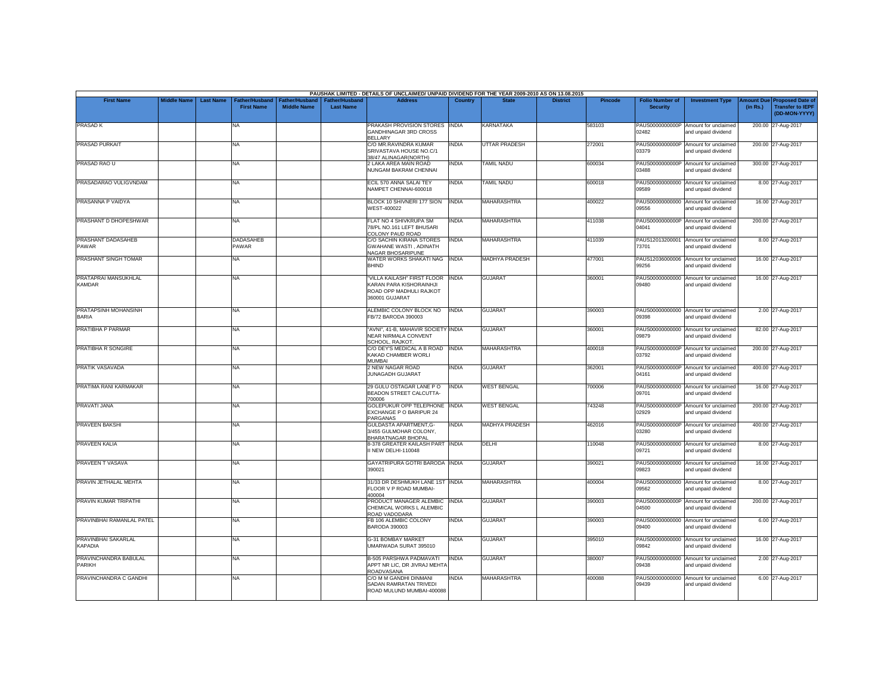PAUSHAK LIMITED - DETAILS OF UNCLAIMED/ UNPAID DIVIDEND FOR THE YEAR 2009-2010 AS ON 13.08.2015

| First Name | Middle Name | Last Name | Father/Husband First Name | Father/Husband Middle Name | Father/Husband Last Name | Address | Country | State | District | Pincode | Folio Number of Security | Investment Type | Amount Due (in Rs.) | Proposed Date of Transfer to IEPF (DD-MON-YYYY) |
|---|---|---|---|---|---|---|---|---|---|---|---|---|---|---|
| PRASAD K | | | NA | | | PRAKASH PROVISION STORES GANDHINAGAR 3RD CROSS BELLARY | INDIA | KARNATAKA | | 583103 | PAUS0000000000P02482 | Amount for unclaimed and unpaid dividend | 200.00 | 27-Aug-2017 |
| PRASAD PURKAIT | | | NA | | | C/O MR.RAVINDRA KUMAR SRIVASTAVA HOUSE NO.C/1 38/47 ALINAGAR(NORTH) | INDIA | UTTAR PRADESH | | 272001 | PAUS0000000000P03379 | Amount for unclaimed and unpaid dividend | 200.00 | 27-Aug-2017 |
| PRASAD RAO U | | | NA | | | 2 LAKA AREA MAIN ROAD NUNGAM BAKRAM CHENNAI | INDIA | TAMIL NADU | | 600034 | PAUS0000000000P03488 | Amount for unclaimed and unpaid dividend | 300.00 | 27-Aug-2017 |
| PRASADARAO VULIGVNDAM | | | NA | | | ECIL 570 ANNA SALAI TEY NAMPET CHENNAI-600018 | INDIA | TAMIL NADU | | 600018 | PAUS00000000000009589 | Amount for unclaimed and unpaid dividend | 8.00 | 27-Aug-2017 |
| PRASANNA P VAIDYA | | | NA | | | BLOCK 10 SHIVNERI 177 SION WEST-400022 | INDIA | MAHARASHTRA | | 400022 | PAUS00000000000009556 | Amount for unclaimed and unpaid dividend | 16.00 | 27-Aug-2017 |
| PRASHANT D DHOPESHWAR | | | NA | | | FLAT NO 4 SHIVKRUPA SM 78/PL NO.161 LEFT BHUSARI COLONY PAUD ROAD | INDIA | MAHARASHTRA | | 411038 | PAUS0000000000P04041 | Amount for unclaimed and unpaid dividend | 200.00 | 27-Aug-2017 |
| PRASHANT DADASAHEB PAWAR | | | DADASAHEB PAWAR | | | C/O SACHIN KIRANA STORES GWAHANE WASTI , ADINATH NAGAR BHOSARIPUNE | INDIA | MAHARASHTRA | | 411039 | PAUS1201320000173701 | Amount for unclaimed and unpaid dividend | 8.00 | 27-Aug-2017 |
| PRASHANT SINGH TOMAR | | | NA | | | WATER WORKS SHAKATI NAG BHIND | INDIA | MADHYA PRADESH | | 477001 | PAUS1203600000699256 | Amount for unclaimed and unpaid dividend | 16.00 | 27-Aug-2017 |
| PRATAPRAI MANSUKHLAL KAMDAR | | | NA | | | "VILLA KAILASH" FIRST FLOOR KARAN PARA KISHORAINHJI ROAD OPP MADHULI RAJKOT 360001 GUJARAT | INDIA | GUJARAT | | 360001 | PAUS00000000000009480 | Amount for unclaimed and unpaid dividend | 16.00 | 27-Aug-2017 |
| PRATAPSINH MOHANSINH BARIA | | | NA | | | ALEMBIC COLONY BLOCK NO FB/72 BARODA 390003 | INDIA | GUJARAT | | 390003 | PAUS00000000000009398 | Amount for unclaimed and unpaid dividend | 2.00 | 27-Aug-2017 |
| PRATIBHA P PARMAR | | | NA | | | "AVNI", 41-B, MAHAVIR SOCIETY NEAR NIRMALA CONVENT SCHOOL, RAJKOT. | INDIA | GUJARAT | | 360001 | PAUS00000000000009879 | Amount for unclaimed and unpaid dividend | 82.00 | 27-Aug-2017 |
| PRATIBHA R SONGIRE | | | NA | | | C/O DEY'S MEDICAL A B ROAD KAKAD CHAMBER WORLI MUMBAI | INDIA | MAHARASHTRA | | 400018 | PAUS0000000000P03792 | Amount for unclaimed and unpaid dividend | 200.00 | 27-Aug-2017 |
| PRATIK VASAVADA | | | NA | | | 2 NEW NAGAR ROAD JUNAGADH GUJARAT | INDIA | GUJARAT | | 362001 | PAUS0000000000P04161 | Amount for unclaimed and unpaid dividend | 400.00 | 27-Aug-2017 |
| PRATIMA RANI KARMAKAR | | | NA | | | 29 GULU OSTAGAR LANE P O BEADON STREET CALCUTTA-700006 | INDIA | WEST BENGAL | | 700006 | PAUS00000000000009701 | Amount for unclaimed and unpaid dividend | 16.00 | 27-Aug-2017 |
| PRAVATI JANA | | | NA | | | GOLEPUKUR OPP TELEPHONE EXCHANGE P O BARIPUR 24 PARGANAS | INDIA | WEST BENGAL | | 743248 | PAUS0000000000P02929 | Amount for unclaimed and unpaid dividend | 200.00 | 27-Aug-2017 |
| PRAVEEN BAKSHI | | | NA | | | GULDASTA APARTMENT,G-3/455 GULMOHAR COLONY, BHARATNAGAR BHOPAL | INDIA | MADHYA PRADESH | | 462016 | PAUS0000000000P03280 | Amount for unclaimed and unpaid dividend | 400.00 | 27-Aug-2017 |
| PRAVEEN KALIA | | | NA | | | 8-378 GREATER KAILASH PART II NEW DELHI-110048 | INDIA | DELHI | | 110048 | PAUS00000000000009721 | Amount for unclaimed and unpaid dividend | 8.00 | 27-Aug-2017 |
| PRAVEEN T VASAVA | | | NA | | | GAYATRIPURA GOTRI BARODA 390021 | INDIA | GUJARAT | | 390021 | PAUS00000000000009823 | Amount for unclaimed and unpaid dividend | 16.00 | 27-Aug-2017 |
| PRAVIN JETHALAL MEHTA | | | NA | | | 31/33 DR DESHMUKH LANE 1ST FLOOR V P ROAD MUMBAI-400004 | INDIA | MAHARASHTRA | | 400004 | PAUS00000000000009562 | Amount for unclaimed and unpaid dividend | 8.00 | 27-Aug-2017 |
| PRAVIN KUMAR TRIPATHI | | | NA | | | PRODUCT MANAGER ALEMBIC CHEMICAL WORKS L ALEMBIC ROAD VADODARA | INDIA | GUJARAT | | 390003 | PAUS0000000000P04500 | Amount for unclaimed and unpaid dividend | 200.00 | 27-Aug-2017 |
| PRAVINBHAI RAMANLAL PATEL | | | NA | | | FB 106 ALEMBIC COLONY BARODA 390003 | INDIA | GUJARAT | | 390003 | PAUS00000000000009400 | Amount for unclaimed and unpaid dividend | 6.00 | 27-Aug-2017 |
| PRAVINBHAI SAKARLAL KAPADIA | | | NA | | | G-31 BOMBAY MARKET UMARWADA SURAT 395010 | INDIA | GUJARAT | | 395010 | PAUS00000000000009842 | Amount for unclaimed and unpaid dividend | 16.00 | 27-Aug-2017 |
| PRAVINCHANDRA BABULAL PARIKH | | | NA | | | B-505 PARSHWA PADMAVATI APPT NR LIC, DR JIVRAJ MEHTA ROADVASANA | INDIA | GUJARAT | | 380007 | PAUS00000000000009438 | Amount for unclaimed and unpaid dividend | 2.00 | 27-Aug-2017 |
| PRAVINCHANDRA C GANDHI | | | NA | | | C/O M M GANDHI DINMANI SADAN RAMRATAN TRIVEDI ROAD MULUND MUMBAI-400088 | INDIA | MAHARASHTRA | | 400088 | PAUS00000000000009439 | Amount for unclaimed and unpaid dividend | 6.00 | 27-Aug-2017 |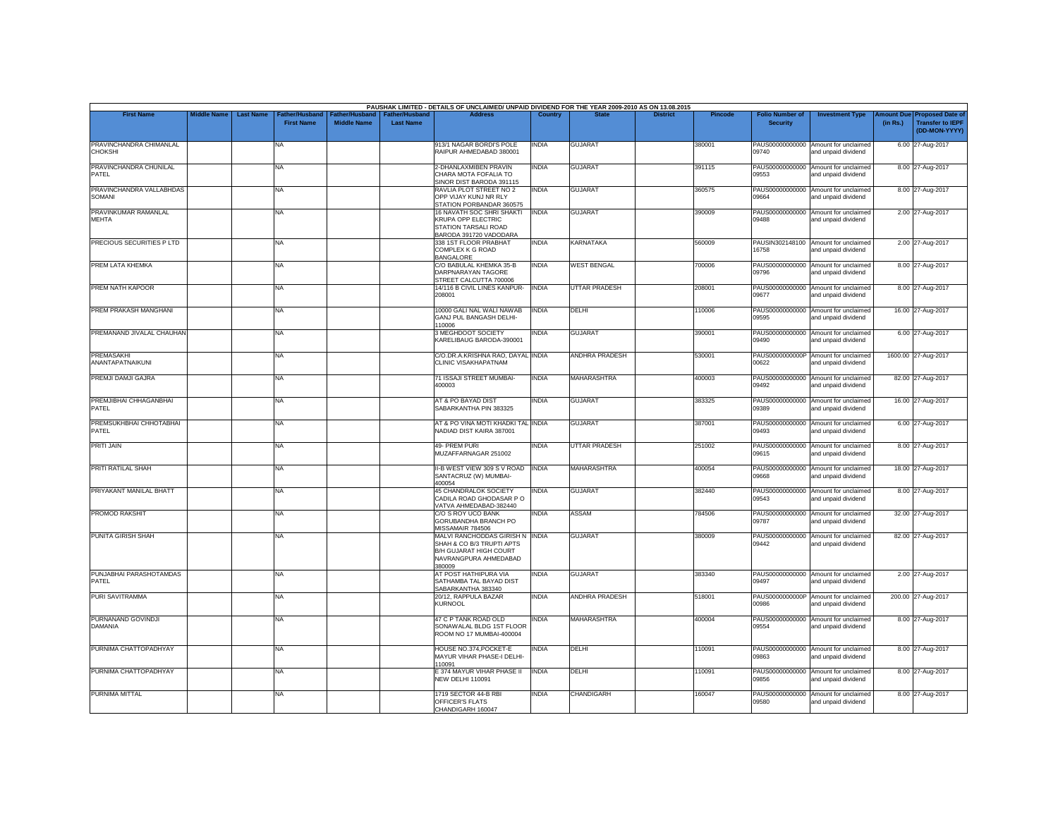PAUSHAK LIMITED - DETAILS OF UNCLAIMED/ UNPAID DIVIDEND FOR THE YEAR 2009-2010 AS ON 13.08.2015

| First Name | Middle Name | Last Name | Father/Husband First Name | Father/Husband Middle Name | Father/Husband Last Name | Address | Country | State | District | Pincode | Folio Number of Security | Investment Type | Amount Due (in Rs.) | Proposed Date of Transfer to IEPF (DD-MON-YYYY) |
|---|---|---|---|---|---|---|---|---|---|---|---|---|---|---|
| PRAVINCHANDRA CHIMANLAL CHOKSHI | | | NA | | | 913/1 NAGAR BORDI'S POLE RAIPUR AHMEDABAD 380001 | INDIA | GUJARAT | | 380001 | PAUS00000000000 09740 | Amount for unclaimed and unpaid dividend | 6.00 | 27-Aug-2017 |
| PRAVINCHANDRA CHUNILAL PATEL | | | NA | | | 2-DHANLAXMIBEN PRAVIN CHARA MOTA FOFALIA TO SINOR DIST BARODA 391115 | INDIA | GUJARAT | | 391115 | PAUS00000000000 09553 | Amount for unclaimed and unpaid dividend | 8.00 | 27-Aug-2017 |
| PRAVINCHANDRA VALLABHDAS SOMANI | | | NA | | | RAVLIA PLOT STREET NO 2 OPP VIJAY KUNJ NR RLY STATION PORBANDAR 360575 | INDIA | GUJARAT | | 360575 | PAUS00000000000 09664 | Amount for unclaimed and unpaid dividend | 8.00 | 27-Aug-2017 |
| PRAVINKUMAR RAMANLAL MEHTA | | | NA | | | 16 NAVATH SOC SHRI SHAKTI KRUPA OPP ELECTRIC STATION TARSALI ROAD BARODA 391720 VADODARA | INDIA | GUJARAT | | 390009 | PAUS00000000000 09488 | Amount for unclaimed and unpaid dividend | 2.00 | 27-Aug-2017 |
| PRECIOUS SECURITIES P LTD | | | NA | | | 338 1ST FLOOR PRABHAT COMPLEX K G ROAD BANGALORE | INDIA | KARNATAKA | | 560009 | PAUSIN302148100 16758 | Amount for unclaimed and unpaid dividend | 2.00 | 27-Aug-2017 |
| PREM LATA KHEMKA | | | NA | | | C/O BABULAL KHEMKA 35-B DARPNARAYAN TAGORE STREET CALCUTTA 700006 | INDIA | WEST BENGAL | | 700006 | PAUS00000000000 09796 | Amount for unclaimed and unpaid dividend | 8.00 | 27-Aug-2017 |
| PREM NATH KAPOOR | | | NA | | | 14/116 B CIVIL LINES KANPUR-208001 | INDIA | UTTAR PRADESH | | 208001 | PAUS00000000000 09677 | Amount for unclaimed and unpaid dividend | 8.00 | 27-Aug-2017 |
| PREM PRAKASH MANGHANI | | | NA | | | 10000 GALI NAL WALI NAWAB GANJ PUL BANGASH DELHI-110006 | INDIA | DELHI | | 110006 | PAUS00000000000 09595 | Amount for unclaimed and unpaid dividend | 16.00 | 27-Aug-2017 |
| PREMANAND JIVALAL CHAUHAN | | | NA | | | 3 MEGHDOOT SOCIETY KARELIBAUG BARODA-390001 | INDIA | GUJARAT | | 390001 | PAUS00000000000 09490 | Amount for unclaimed and unpaid dividend | 6.00 | 27-Aug-2017 |
| PREMASAKHI ANANTAPATNAIKUNI | | | NA | | | C/O.DR.A.KRISHNA RAO, DAYAL CLINIC VISAKHAPATNAM | INDIA | ANDHRA PRADESH | | 530001 | PAUS0000000000P 00622 | Amount for unclaimed and unpaid dividend | 1600.00 | 27-Aug-2017 |
| PREMJI DAMJI GAJRA | | | NA | | | 71 ISSAJI STREET MUMBAI-400003 | INDIA | MAHARASHTRA | | 400003 | PAUS00000000000 09492 | Amount for unclaimed and unpaid dividend | 82.00 | 27-Aug-2017 |
| PREMJIBHAI CHHAGANBHAI PATEL | | | NA | | | AT & PO BAYAD DIST SABARKANTHA PIN 383325 | INDIA | GUJARAT | | 383325 | PAUS00000000000 09389 | Amount for unclaimed and unpaid dividend | 16.00 | 27-Aug-2017 |
| PREMSUKHBHAI CHHOTABHAI PATEL | | | NA | | | AT & PO VINA MOTI KHADKI TAL NADIAD DIST KAIRA 387001 | INDIA | GUJARAT | | 387001 | PAUS00000000000 09493 | Amount for unclaimed and unpaid dividend | 6.00 | 27-Aug-2017 |
| PRITI JAIN | | | NA | | | 49- PREM PURI MUZAFFARNAGAR 251002 | INDIA | UTTAR PRADESH | | 251002 | PAUS00000000000 09615 | Amount for unclaimed and unpaid dividend | 8.00 | 27-Aug-2017 |
| PRITI RATILAL SHAH | | | NA | | | II-B WEST VIEW 309 S V ROAD SANTACRUZ (W) MUMBAI-400054 | INDIA | MAHARASHTRA | | 400054 | PAUS00000000000 09668 | Amount for unclaimed and unpaid dividend | 18.00 | 27-Aug-2017 |
| PRIYAKANT MANILAL BHATT | | | NA | | | 45 CHANDRALOK SOCIETY CADILA ROAD GHODASAR P O VATVA AHMEDABAD-382440 | INDIA | GUJARAT | | 382440 | PAUS00000000000 09543 | Amount for unclaimed and unpaid dividend | 8.00 | 27-Aug-2017 |
| PROMOD RAKSHIT | | | NA | | | C/O S ROY UCO BANK GORUBANDHA BRANCH PO MISSAMAIR 784506 | INDIA | ASSAM | | 784506 | PAUS00000000000 09787 | Amount for unclaimed and unpaid dividend | 32.00 | 27-Aug-2017 |
| PUNITA GIRISH SHAH | | | NA | | | MALVI RANCHODDAS GIRISH N SHAH & CO B/3 TRUPTI APTS B/H GUJARAT HIGH COURT NAVRANGPURA AHMEDABAD 380009 | INDIA | GUJARAT | | 380009 | PAUS00000000000 09442 | Amount for unclaimed and unpaid dividend | 82.00 | 27-Aug-2017 |
| PUNJABHAI PARASHOTAMDAS PATEL | | | NA | | | AT POST HATHIPURA VIA SATHAMBA TAL BAYAD DIST SABARKANTHA 383340 | INDIA | GUJARAT | | 383340 | PAUS00000000000 09497 | Amount for unclaimed and unpaid dividend | 2.00 | 27-Aug-2017 |
| PURI SAVITRAMMA | | | NA | | | 20/12, RAPPULA BAZAR KURNOOL | INDIA | ANDHRA PRADESH | | 518001 | PAUS0000000000P 00986 | Amount for unclaimed and unpaid dividend | 200.00 | 27-Aug-2017 |
| PURNANAND GOVINDJI DAMANIA | | | NA | | | 47 C P TANK ROAD OLD SONAWALAL BLDG 1ST FLOOR ROOM NO 17 MUMBAI-400004 | INDIA | MAHARASHTRA | | 400004 | PAUS00000000000 09554 | Amount for unclaimed and unpaid dividend | 8.00 | 27-Aug-2017 |
| PURNIMA CHATTOPADHYAY | | | NA | | | HOUSE NO.374,POCKET-E MAYUR VIHAR PHASE-I DELHI-110091 | INDIA | DELHI | | 110091 | PAUS00000000000 09863 | Amount for unclaimed and unpaid dividend | 8.00 | 27-Aug-2017 |
| PURNIMA CHATTOPADHYAY | | | NA | | | E 374 MAYUR VIHAR PHASE II NEW DELHI 110091 | INDIA | DELHI | | 110091 | PAUS00000000000 09856 | Amount for unclaimed and unpaid dividend | 8.00 | 27-Aug-2017 |
| PURNIMA MITTAL | | | NA | | | 1719 SECTOR 44-B RBI OFFICER'S FLATS CHANDIGARH 160047 | INDIA | CHANDIGARH | | 160047 | PAUS00000000000 09580 | Amount for unclaimed and unpaid dividend | 8.00 | 27-Aug-2017 |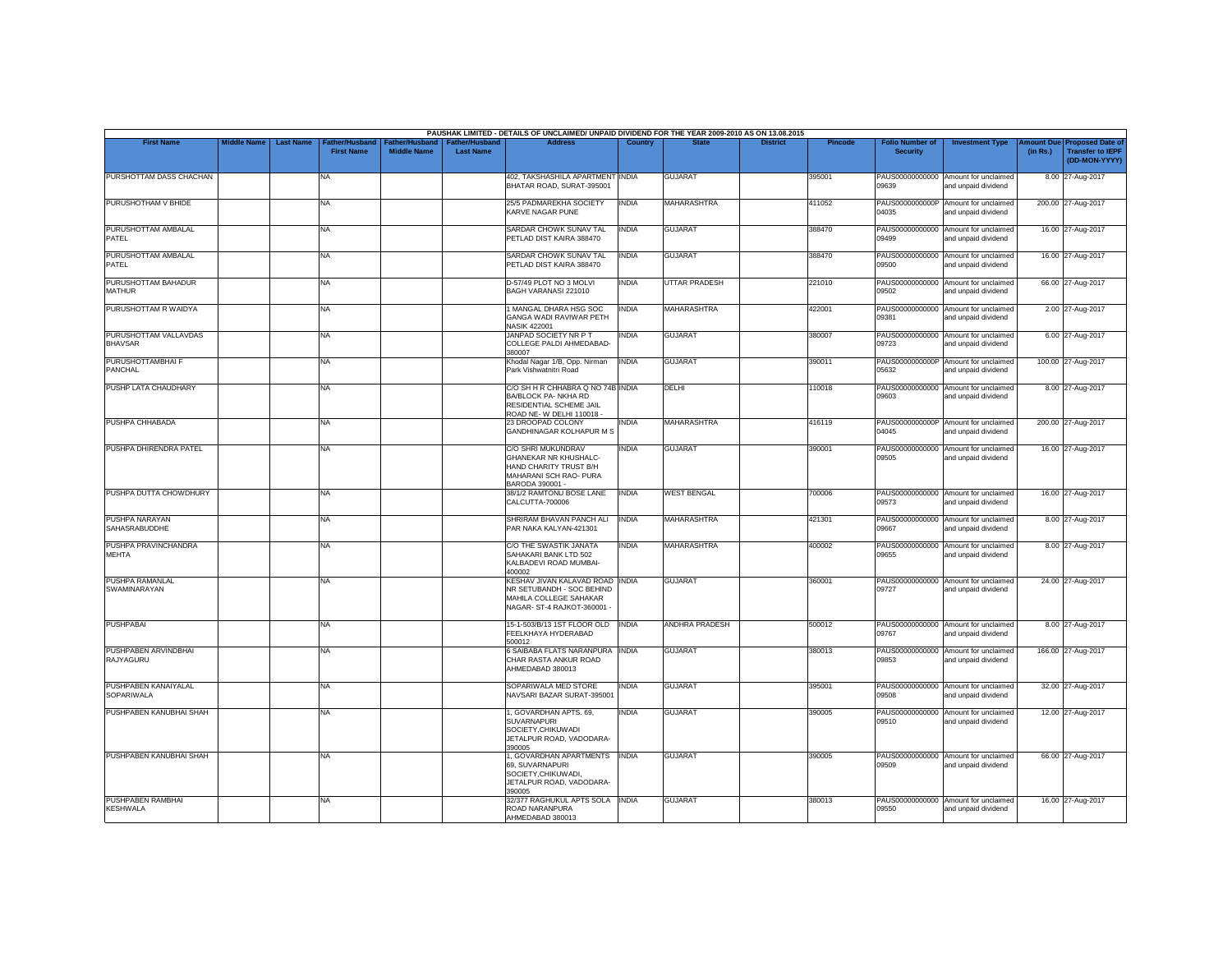PAUSHAK LIMITED - DETAILS OF UNCLAIMED/ UNPAID DIVIDEND FOR THE YEAR 2009-2010 AS ON 13.08.2015

| First Name | Middle Name | Last Name | Father/Husband First Name | Father/Husband Middle Name | Father/Husband Last Name | Address | Country | State | District | Pincode | Folio Number of Security | Investment Type | Amount Due (in Rs.) | Proposed Date of Transfer to IEPF (DD-MON-YYYY) |
|---|---|---|---|---|---|---|---|---|---|---|---|---|---|---|
| PURSHOTTAM DASS CHACHAN | | | NA | | | 402, TAKSHASHILA APARTMENT BHATAR ROAD, SURAT-395001 | INDIA | GUJARAT | | 395001 | PAUS00000000000 09639 | Amount for unclaimed and unpaid dividend | 8.00 | 27-Aug-2017 |
| PURUSHOTHAM V BHIDE | | | NA | | | 25/5 PADMAREKHA SOCIETY KARVE NAGAR PUNE | INDIA | MAHARASHTRA | | 411052 | PAUS0000000000P 04035 | Amount for unclaimed and unpaid dividend | 200.00 | 27-Aug-2017 |
| PURUSHOTTAM AMBALAL PATEL | | | NA | | | SARDAR CHOWK SUNAV TAL PETLAD DIST KAIRA 388470 | INDIA | GUJARAT | | 388470 | PAUS00000000000 09499 | Amount for unclaimed and unpaid dividend | 16.00 | 27-Aug-2017 |
| PURUSHOTTAM AMBALAL PATEL | | | NA | | | SARDAR CHOWK SUNAV TAL PETLAD DIST KAIRA 388470 | INDIA | GUJARAT | | 388470 | PAUS00000000000 09500 | Amount for unclaimed and unpaid dividend | 16.00 | 27-Aug-2017 |
| PURUSHOTTAM BAHADUR MATHUR | | | NA | | | D-57/49 PLOT NO 3 MOLVI BAGH VARANASI 221010 | INDIA | UTTAR PRADESH | | 221010 | PAUS00000000000 09502 | Amount for unclaimed and unpaid dividend | 66.00 | 27-Aug-2017 |
| PURUSHOTTAM R WAIDYA | | | NA | | | 1 MANGAL DHARA HSG SOC GANGA WADI RAVIWAR PETH NASIK 422001 | INDIA | MAHARASHTRA | | 422001 | PAUS00000000000 09381 | Amount for unclaimed and unpaid dividend | 2.00 | 27-Aug-2017 |
| PURUSHOTTAM VALLAVDAS BHAVSAR | | | NA | | | JANPAD SOCIETY NR P T COLLEGE PALDI AHMEDABAD-380007 | INDIA | GUJARAT | | 380007 | PAUS00000000000 09723 | Amount for unclaimed and unpaid dividend | 6.00 | 27-Aug-2017 |
| PURUSHOTTAMBHAI F PANCHAL | | | NA | | | Khodal Nagar 1/B, Opp. Nirman Park Vishwatnitri Road | INDIA | GUJARAT | | 390011 | PAUS0000000000P 05632 | Amount for unclaimed and unpaid dividend | 100.00 | 27-Aug-2017 |
| PUSHP LATA CHAUDHARY | | | NA | | | C/O SH H R CHHABRA Q NO 74B BA/BLOCK PA- NKHA RD RESIDENTIAL SCHEME JAIL ROAD NE- W DELHI 110018 - | INDIA | DELHI | | 110018 | PAUS00000000000 09603 | Amount for unclaimed and unpaid dividend | 8.00 | 27-Aug-2017 |
| PUSHPA CHHABADA | | | NA | | | 23 DROOPAD COLONY GANDHINAGAR KOLHAPUR M S | INDIA | MAHARASHTRA | | 416119 | PAUS0000000000P 04045 | Amount for unclaimed and unpaid dividend | 200.00 | 27-Aug-2017 |
| PUSHPA DHIRENDRA PATEL | | | NA | | | C/O SHRI MUKUNDRAV GHANEKAR NR KHUSHALC- HAND CHARITY TRUST B/H MAHARANI SCH RAO- PURA BARODA 390001 - | INDIA | GUJARAT | | 390001 | PAUS00000000000 09505 | Amount for unclaimed and unpaid dividend | 16.00 | 27-Aug-2017 |
| PUSHPA DUTTA CHOWDHURY | | | NA | | | 38/1/2 RAMTONU BOSE LANE CALCUTTA-700006 | INDIA | WEST BENGAL | | 700006 | PAUS00000000000 09573 | Amount for unclaimed and unpaid dividend | 16.00 | 27-Aug-2017 |
| PUSHPA NARAYAN SAHASRABUDDHE | | | NA | | | SHRIRAM BHAVAN PANCH ALI PAR NAKA KALYAN-421301 | INDIA | MAHARASHTRA | | 421301 | PAUS00000000000 09667 | Amount for unclaimed and unpaid dividend | 8.00 | 27-Aug-2017 |
| PUSHPA PRAVINCHANDRA MEHTA | | | NA | | | C/O THE SWASTIK JANATA SAHAKARI BANK LTD 502 KALBADEVI ROAD MUMBAI-400002 | INDIA | MAHARASHTRA | | 400002 | PAUS00000000000 09655 | Amount for unclaimed and unpaid dividend | 8.00 | 27-Aug-2017 |
| PUSHPA RAMANLAL SWAMINARAYAN | | | NA | | | KESHAV JIVAN KALAVAD ROAD NR SETUBANDH - SOC BEHIND MAHILA COLLEGE SAHAKAR NAGAR- ST-4 RAJKOT-360001 - | INDIA | GUJARAT | | 360001 | PAUS00000000000 09727 | Amount for unclaimed and unpaid dividend | 24.00 | 27-Aug-2017 |
| PUSHPABAI | | | NA | | | 15-1-503/B/13 1ST FLOOR OLD FEELKHAYA HYDERABAD 500012 | INDIA | ANDHRA PRADESH | | 500012 | PAUS00000000000 09767 | Amount for unclaimed and unpaid dividend | 8.00 | 27-Aug-2017 |
| PUSHPABEN ARVINDBHAI RAJYAGURU | | | NA | | | 6 SAIBABA FLATS NARANPURA CHAR RASTA ANKUR ROAD AHMEDABAD 380013 | INDIA | GUJARAT | | 380013 | PAUS00000000000 09853 | Amount for unclaimed and unpaid dividend | 166.00 | 27-Aug-2017 |
| PUSHPABEN KANAIYALAL SOPARIWALA | | | NA | | | SOPARIWALA MED STORE NAVSARI BAZAR SURAT-395001 | INDIA | GUJARAT | | 395001 | PAUS00000000000 09508 | Amount for unclaimed and unpaid dividend | 32.00 | 27-Aug-2017 |
| PUSHPABEN KANUBHAI SHAH | | | NA | | | 1, GOVARDHAN APTS. 69, SUVARNAPURI SOCIETY,CHIKUWADI JETALPUR ROAD, VADODARA-390005 | INDIA | GUJARAT | | 390005 | PAUS00000000000 09510 | Amount for unclaimed and unpaid dividend | 12.00 | 27-Aug-2017 |
| PUSHPABEN KANUBHAI SHAH | | | NA | | | 1, GOVARDHAN APARTMENTS 69, SUVARNAPURI SOCIETY,CHIKUWADI, JETALPUR ROAD, VADODARA-390005 | INDIA | GUJARAT | | 390005 | PAUS00000000000 09509 | Amount for unclaimed and unpaid dividend | 66.00 | 27-Aug-2017 |
| PUSHPABEN RAMBHAI KESHWALA | | | NA | | | 32/377 RAGHUKUL APTS SOLA ROAD NARANPURA AHMEDABAD 380013 | INDIA | GUJARAT | | 380013 | PAUS00000000000 09550 | Amount for unclaimed and unpaid dividend | 16.00 | 27-Aug-2017 |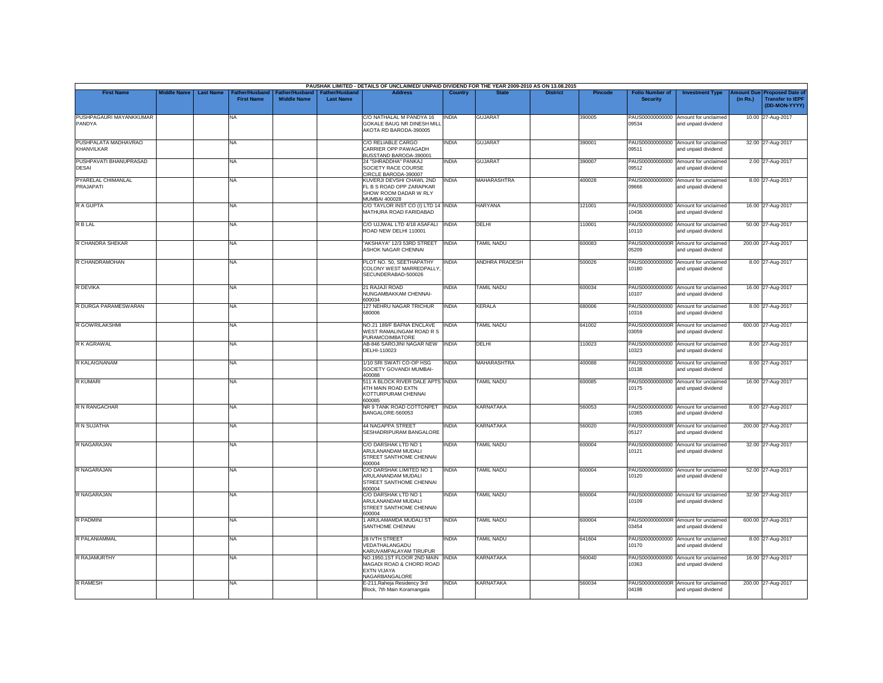PAUSHAK LIMITED - DETAILS OF UNCLAIMED/ UNPAID DIVIDEND FOR THE YEAR 2009-2010 AS ON 13.08.2015

| First Name | Middle Name | Last Name | Father/Husband First Name | Father/Husband Middle Name | Father/Husband Last Name | Address | Country | State | District | Pincode | Folio Number of Security | Investment Type | Amount Due (in Rs.) | Proposed Date of Transfer to IEPF (DD-MON-YYYY) |
|---|---|---|---|---|---|---|---|---|---|---|---|---|---|---|
| PUSHPAGAURI MAYANKKUMAR PANDYA | | | NA | | | C/O NATHALAL M PANDYA 16 GOKALE BAUG NR DINESH MILL AKOTA RD BARODA-390005 | INDIA | GUJARAT | | 390005 | PAUS00000000000 09534 | Amount for unclaimed and unpaid dividend | 10.00 | 27-Aug-2017 |
| PUSHPALATA MADHAVRAO KHANVILKAR | | | NA | | | C/O RELIABLE CARGO CARRIER OPP PAWAGADH BUSSTAND BARODA-390001 | INDIA | GUJARAT | | 390001 | PAUS00000000000 09511 | Amount for unclaimed and unpaid dividend | 32.00 | 27-Aug-2017 |
| PUSHPAVATI BHANUPRASAD DESAI | | | NA | | | 24 "SHRADDHA" PANKAJ SOCIETY RACE COURSE CIRCLE BARODA-390007 | INDIA | GUJARAT | | 390007 | PAUS00000000000 09512 | Amount for unclaimed and unpaid dividend | 2.00 | 27-Aug-2017 |
| PYARELAL CHIMANLAL PRAJAPATI | | | NA | | | KUVERJI DEVSHI CHAWL 2ND FL B S ROAD OPP ZARAPKAR SHOW ROOM DADAR W RLY MUMBAI 400028 | INDIA | MAHARASHTRA | | 400028 | PAUS00000000000 09666 | Amount for unclaimed and unpaid dividend | 8.00 | 27-Aug-2017 |
| R A GUPTA | | | NA | | | C/O TAYLOR INST CO (I) LTD 14 MATHURA ROAD FARIDABAD | INDIA | HARYANA | | 121001 | PAUS00000000000 10436 | Amount for unclaimed and unpaid dividend | 16.00 | 27-Aug-2017 |
| R B LAL | | | NA | | | C/O UJJWAL LTD 4/18 ASAFALI ROAD NEW DELHI 110001 | INDIA | DELHI | | 110001 | PAUS00000000000 10110 | Amount for unclaimed and unpaid dividend | 50.00 | 27-Aug-2017 |
| R CHANDRA SHEKAR | | | NA | | | "AKSHAYA" 12/3 53RD STREET ASHOK NAGAR CHENNAI | INDIA | TAMIL NADU | | 600083 | PAUS0000000000R 05209 | Amount for unclaimed and unpaid dividend | 200.00 | 27-Aug-2017 |
| R CHANDRAMOHAN | | | NA | | | PLOT NO. 50, SEETHAPATHY COLONY WEST MARREDPALLY, SECUNDERABAD-500026 | INDIA | ANDHRA PRADESH | | 500026 | PAUS00000000000 10180 | Amount for unclaimed and unpaid dividend | 8.00 | 27-Aug-2017 |
| R DEVIKA | | | NA | | | 21 RAJAJI ROAD NUNGAMBAKKAM CHENNAI-600034 | INDIA | TAMIL NADU | | 600034 | PAUS00000000000 10107 | Amount for unclaimed and unpaid dividend | 16.00 | 27-Aug-2017 |
| R DURGA PARAMESWARAN | | | NA | | | 127 NEHRU NAGAR TRICHUR 680006 | INDIA | KERALA | | 680006 | PAUS00000000000 10316 | Amount for unclaimed and unpaid dividend | 8.00 | 27-Aug-2017 |
| R GOWRILAKSHMI | | | NA | | | NO.21 189/F BAFNA ENCLAVE WEST RAMALINGAM ROAD R S PURAMCOIMBATORE | INDIA | TAMIL NADU | | 641002 | PAUS0000000000R 03059 | Amount for unclaimed and unpaid dividend | 600.00 | 27-Aug-2017 |
| R K AGRAWAL | | | NA | | | AB-846 SAROJINI NAGAR NEW DELHI-110023 | INDIA | DELHI | | 110023 | PAUS00000000000 10323 | Amount for unclaimed and unpaid dividend | 8.00 | 27-Aug-2017 |
| R KALAIGNANAM | | | NA | | | 1/10 SRI SWATI CO-OP HSG SOCIETY GOVANDI MUMBAI-400088 | INDIA | MAHARASHTRA | | 400088 | PAUS00000000000 10138 | Amount for unclaimed and unpaid dividend | 8.00 | 27-Aug-2017 |
| R KUMARI | | | NA | | | 511 A BLOCK RIVER DALE APTS 4TH MAIN ROAD EXTN KOTTURPURAM CHENNAI 600085 | INDIA | TAMIL NADU | | 600085 | PAUS00000000000 10175 | Amount for unclaimed and unpaid dividend | 16.00 | 27-Aug-2017 |
| R N RANGACHAR | | | NA | | | NR 9 TANK ROAD COTTONPET BANGALORE-560053 | INDIA | KARNATAKA | | 560053 | PAUS00000000000 10365 | Amount for unclaimed and unpaid dividend | 8.00 | 27-Aug-2017 |
| R N SUJATHA | | | NA | | | 44 NAGAPPA STREET SESHADRIPURAM BANGALORE | INDIA | KARNATAKA | | 560020 | PAUS0000000000R 05127 | Amount for unclaimed and unpaid dividend | 200.00 | 27-Aug-2017 |
| R NAGARAJAN | | | NA | | | C/O DARSHAK LTD NO 1 ARULANANDAM MUDALI STREET SANTHOME CHENNAI 600004 | INDIA | TAMIL NADU | | 600004 | PAUS00000000000 10121 | Amount for unclaimed and unpaid dividend | 32.00 | 27-Aug-2017 |
| R NAGARAJAN | | | NA | | | C/O DARSHAK LIMITED NO 1 ARULANANDAM MUDALI STREET SANTHOME CHENNAI 600004 | INDIA | TAMIL NADU | | 600004 | PAUS00000000000 10120 | Amount for unclaimed and unpaid dividend | 52.00 | 27-Aug-2017 |
| R NAGARAJAN | | | NA | | | C/O DARSHAK LTD NO 1 ARULANANDAM MUDALI STREET SANTHOME CHENNAI 600004 | INDIA | TAMIL NADU | | 600004 | PAUS00000000000 10109 | Amount for unclaimed and unpaid dividend | 32.00 | 27-Aug-2017 |
| R PADMINI | | | NA | | | 1 ARULAMAMDA MUDALI ST SANTHOME CHENNAI | INDIA | TAMIL NADU | | 600004 | PAUS0000000000R 03454 | Amount for unclaimed and unpaid dividend | 600.00 | 27-Aug-2017 |
| R PALANIAMMAL | | | NA | | | 28 IVTH STREET VEDATHALANGADU KARUVAMPALAYAM TIRUPUR | INDIA | TAMIL NADU | | 641604 | PAUS00000000000 10170 | Amount for unclaimed and unpaid dividend | 8.00 | 27-Aug-2017 |
| R RAJAMURTHY | | | NA | | | NO.1950,1ST FLOOR 2ND MAIN MAGADI ROAD & CHORD ROAD EXTN VIJAYA NAGARBANGALORE | INDIA | KARNATAKA | | 560040 | PAUS00000000000 10363 | Amount for unclaimed and unpaid dividend | 16.00 | 27-Aug-2017 |
| R RAMESH | | | NA | | | E-211,Raheja Residency 3rd Block, 7th Main Koramangala | INDIA | KARNATAKA | | 560034 | PAUS0000000000R 04198 | Amount for unclaimed and unpaid dividend | 200.00 | 27-Aug-2017 |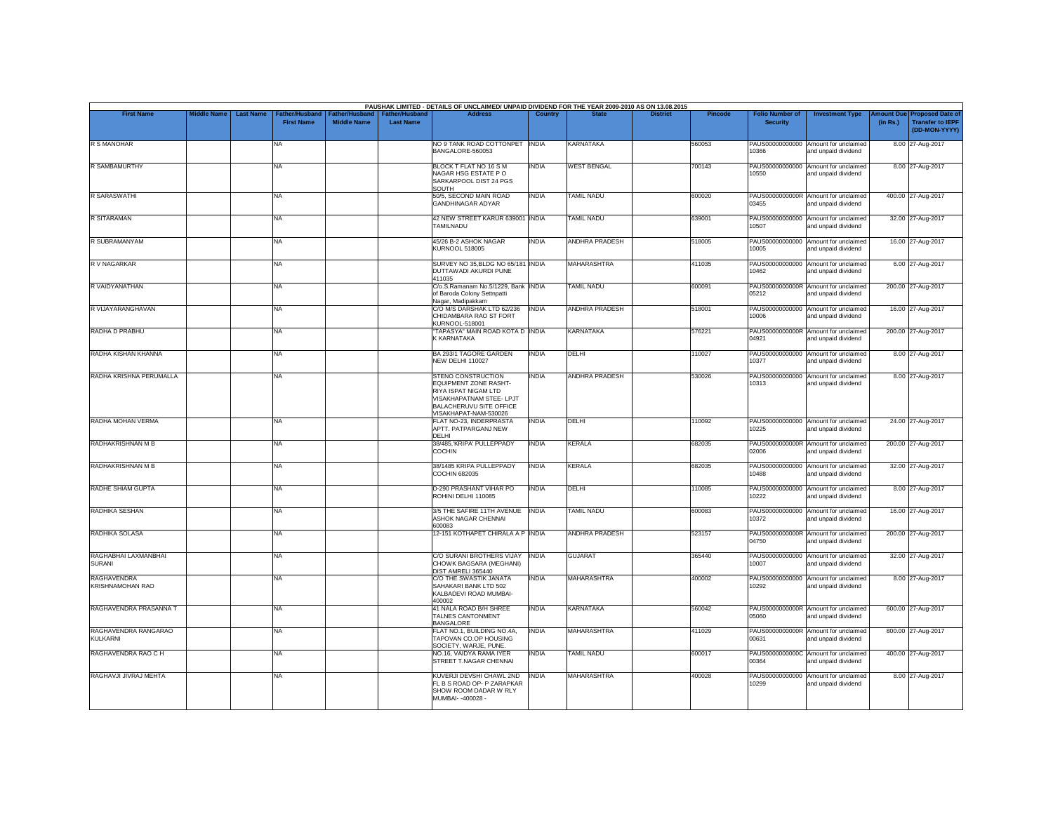PAUSHAK LIMITED - DETAILS OF UNCLAIMED/ UNPAID DIVIDEND FOR THE YEAR 2009-2010 AS ON 13.08.2015

| First Name | Middle Name | Last Name | Father/Husband First Name | Father/Husband Middle Name | Father/Husband Last Name | Address | Country | State | District | Pincode | Folio Number of Security | Investment Type | Amount Due (in Rs.) | Proposed Date of Transfer to IEPF (DD-MON-YYYY) |
|---|---|---|---|---|---|---|---|---|---|---|---|---|---|---|
| R S MANOHAR | | | NA | | | NO 9 TANK ROAD COTTONPET BANGALORE-560053 | INDIA | KARNATAKA | | 560053 | PAUS00000000000 10366 | Amount for unclaimed and unpaid dividend | 8.00 | 27-Aug-2017 |
| R SAMBAMURTHY | | | NA | | | BLOCK T FLAT NO 16 S M NAGAR HSG ESTATE P O SARKARPOOL DIST 24 PGS SOUTH | INDIA | WEST BENGAL | | 700143 | PAUS00000000000 10550 | Amount for unclaimed and unpaid dividend | 8.00 | 27-Aug-2017 |
| R SARASWATHI | | | NA | | | 50/5, SECOND MAIN ROAD GANDHINAGAR ADYAR | INDIA | TAMIL NADU | | 600020 | PAUS0000000000R 03455 | Amount for unclaimed and unpaid dividend | 400.00 | 27-Aug-2017 |
| R SITARAMAN | | | NA | | | 42 NEW STREET KARUR 639001 TAMILNADU | INDIA | TAMIL NADU | | 639001 | PAUS00000000000 10507 | Amount for unclaimed and unpaid dividend | 32.00 | 27-Aug-2017 |
| R SUBRAMANYAM | | | NA | | | 45/26 B-2 ASHOK NAGAR KURNOOL 518005 | INDIA | ANDHRA PRADESH | | 518005 | PAUS00000000000 10005 | Amount for unclaimed and unpaid dividend | 16.00 | 27-Aug-2017 |
| R V NAGARKAR | | | NA | | | SURVEY NO 35,BLDG NO 65/181 DUTTAWADI AKURDI PUNE 411035 | INDIA | MAHARASHTRA | | 411035 | PAUS00000000000 10462 | Amount for unclaimed and unpaid dividend | 6.00 | 27-Aug-2017 |
| R VAIDYANATHAN | | | NA | | | C/o.S.Ramanam No.5/1229, Bank of Baroda Colony Settnpatti Nagar, Madipakkam | INDIA | TAMIL NADU | | 600091 | PAUS0000000000R 05212 | Amount for unclaimed and unpaid dividend | 200.00 | 27-Aug-2017 |
| R VIJAYARANGHAVAN | | | NA | | | C/O M/S DARSHAK LTD 62/236 CHIDAMBARA RAO ST FORT KURNOOL-518001 | INDIA | ANDHRA PRADESH | | 518001 | PAUS00000000000 10006 | Amount for unclaimed and unpaid dividend | 16.00 | 27-Aug-2017 |
| RADHA D PRABHU | | | NA | | | "TAPASYA" MAIN ROAD KOTA D K KARNATAKA | INDIA | KARNATAKA | | 576221 | PAUS0000000000R 04921 | Amount for unclaimed and unpaid dividend | 200.00 | 27-Aug-2017 |
| RADHA KISHAN KHANNA | | | NA | | | BA 293/1 TAGORE GARDEN NEW DELHI 110027 | INDIA | DELHI | | 110027 | PAUS00000000000 10377 | Amount for unclaimed and unpaid dividend | 8.00 | 27-Aug-2017 |
| RADHA KRISHNA PERUMALLA | | | NA | | | STENO CONSTRUCTION EQUIPMENT ZONE RASHT-RIYA ISPAT NIGAM LTD VISAKHAPATNAM STEE- LPJT BALACHERUVU SITE OFFICE VISAKHAPAT-NAM-530026 | INDIA | ANDHRA PRADESH | | 530026 | PAUS00000000000 10313 | Amount for unclaimed and unpaid dividend | 8.00 | 27-Aug-2017 |
| RADHA MOHAN VERMA | | | NA | | | FLAT NO-23, INDERPRASTA APTT. PATPARGANJ NEW DELHI | INDIA | DELHI | | 110092 | PAUS00000000000 10225 | Amount for unclaimed and unpaid dividend | 24.00 | 27-Aug-2017 |
| RADHAKRISHNAN M B | | | NA | | | 38/485,'KRIPA' PULLEPPADY COCHIN | INDIA | KERALA | | 682035 | PAUS0000000000R 02006 | Amount for unclaimed and unpaid dividend | 200.00 | 27-Aug-2017 |
| RADHAKRISHNAN M B | | | NA | | | 38/1485 KRIPA PULLEPPADY COCHIN 682035 | INDIA | KERALA | | 682035 | PAUS00000000000 10488 | Amount for unclaimed and unpaid dividend | 32.00 | 27-Aug-2017 |
| RADHE SHIAM GUPTA | | | NA | | | D-290 PRASHANT VIHAR PO ROHINI DELHI 110085 | INDIA | DELHI | | 110085 | PAUS00000000000 10222 | Amount for unclaimed and unpaid dividend | 8.00 | 27-Aug-2017 |
| RADHIKA SESHAN | | | NA | | | 3/5 THE SAFIRE 11TH AVENUE ASHOK NAGAR CHENNAI 600083 | INDIA | TAMIL NADU | | 600083 | PAUS00000000000 10372 | Amount for unclaimed and unpaid dividend | 16.00 | 27-Aug-2017 |
| RADHIKA SOLASA | | | NA | | | 12-151 KOTHAPET CHIRALA A P | INDIA | ANDHRA PRADESH | | 523157 | PAUS0000000000R 04750 | Amount for unclaimed and unpaid dividend | 200.00 | 27-Aug-2017 |
| RAGHABHAI LAXMANBHAI SURANI | | | NA | | | C/O SURANI BROTHERS VIJAY CHOWK BAGSARA (MEGHANI) DIST AMRELI 365440 | INDIA | GUJARAT | | 365440 | PAUS00000000000 10007 | Amount for unclaimed and unpaid dividend | 32.00 | 27-Aug-2017 |
| RAGHAVENDRA KRISHNAMOHAN RAO | | | NA | | | C/O THE SWASTIK JANATA SAHAKARI BANK LTD 502 KALBADEVI ROAD MUMBAI-400002 | INDIA | MAHARASHTRA | | 400002 | PAUS00000000000 10292 | Amount for unclaimed and unpaid dividend | 8.00 | 27-Aug-2017 |
| RAGHAVENDRA PRASANNA T | | | NA | | | 41 NALA ROAD B/H SHREE TALNES CANTONMENT BANGALORE | INDIA | KARNATAKA | | 560042 | PAUS0000000000R 05060 | Amount for unclaimed and unpaid dividend | 600.00 | 27-Aug-2017 |
| RAGHAVENDRA RANGARAO KULKARNI | | | NA | | | FLAT NO.1, BUILDING NO.4A, TAPOVAN CO.OP HOUSING SOCIETY, WARJE, PUNE. | INDIA | MAHARASHTRA | | 411029 | PAUS0000000000R 00631 | Amount for unclaimed and unpaid dividend | 800.00 | 27-Aug-2017 |
| RAGHAVENDRA RAO C H | | | NA | | | NO.16, VAIDYA RAMA IYER STREET T.NAGAR CHENNAI | INDIA | TAMIL NADU | | 600017 | PAUS0000000000C 00364 | Amount for unclaimed and unpaid dividend | 400.00 | 27-Aug-2017 |
| RAGHAVJI JIVRAJ MEHTA | | | NA | | | KUVERJI DEVSHI CHAWL 2ND FL B S ROAD OP- P ZARAPKAR SHOW ROOM DADAR W RLY MUMBAI- -400028 - | INDIA | MAHARASHTRA | | 400028 | PAUS00000000000 10299 | Amount for unclaimed and unpaid dividend | 8.00 | 27-Aug-2017 |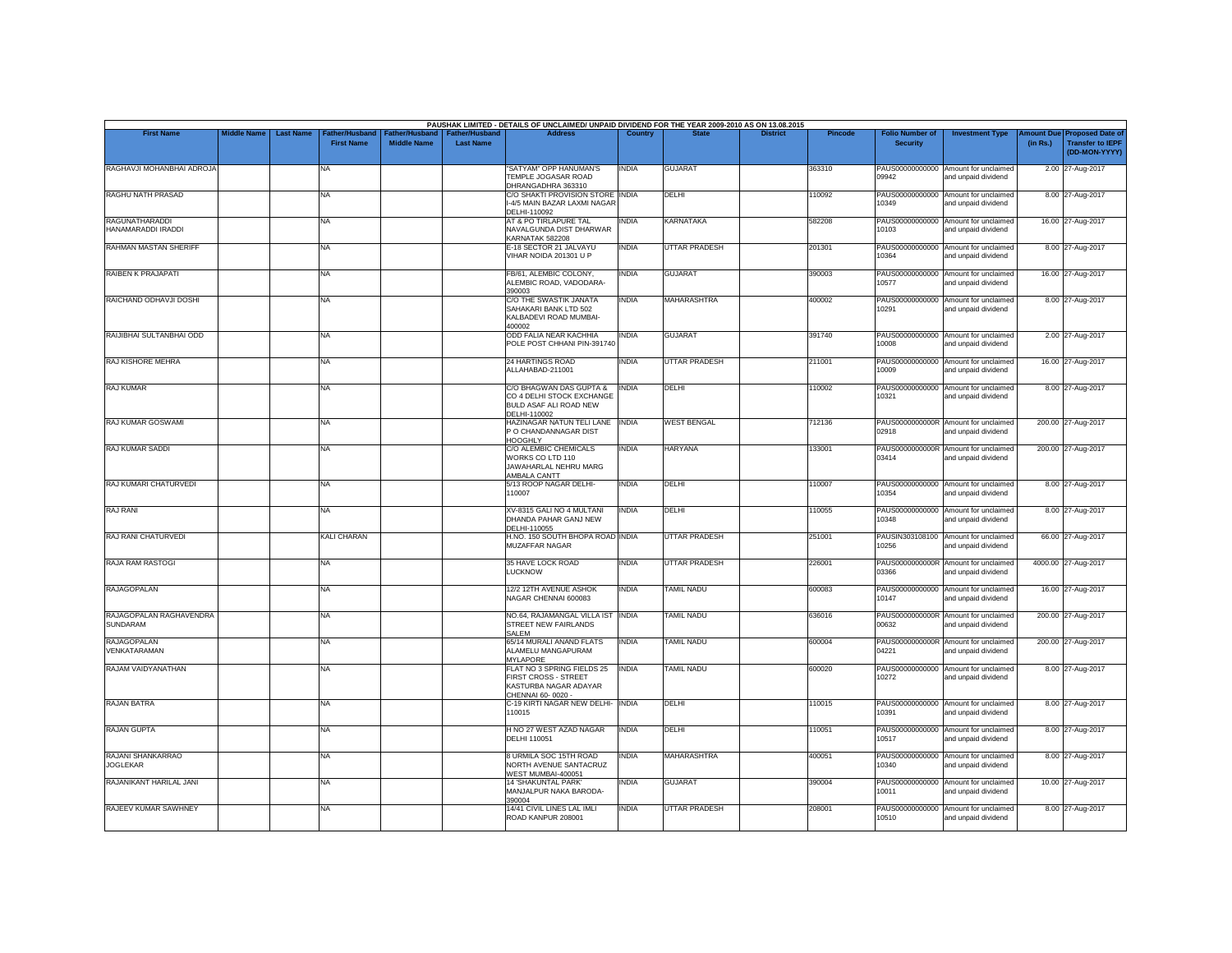PAUSHAK LIMITED - DETAILS OF UNCLAIMED/ UNPAID DIVIDEND FOR THE YEAR 2009-2010 AS ON 13.08.2015

| First Name | Middle Name | Last Name | Father/Husband First Name | Father/Husband Middle Name | Father/Husband Last Name | Address | Country | State | District | Pincode | Folio Number of Security | Investment Type | Amount Due (in Rs.) | Proposed Date of Transfer to IEPF (DD-MON-YYYY) |
|---|---|---|---|---|---|---|---|---|---|---|---|---|---|---|
| RAGHAVJI MOHANBHAI ADROJA | | | NA | | | "SATYAM" OPP HANUMAN'S TEMPLE JOGASAR ROAD DHRANGADHRA 363310 | INDIA | GUJARAT | | 363310 | PAUS00000000000 09942 | Amount for unclaimed and unpaid dividend | 2.00 | 27-Aug-2017 |
| RAGHU NATH PRASAD | | | NA | | | C/O SHAKTI PROVISION STORE I-4/5 MAIN BAZAR LAXMI NAGAR DELHI-110092 | INDIA | DELHI | | 110092 | PAUS00000000000 10349 | Amount for unclaimed and unpaid dividend | 8.00 | 27-Aug-2017 |
| RAGUNATHARADDI HANAMARADDI IRADDI | | | NA | | | AT & PO TIRLAPURE TAL NAVALGUNDA DIST DHARWAR KARNATAK 582208 | INDIA | KARNATAKA | | 582208 | PAUS00000000000 10103 | Amount for unclaimed and unpaid dividend | 16.00 | 27-Aug-2017 |
| RAHMAN MASTAN SHERIFF | | | NA | | | E-18 SECTOR 21 JALVAYU VIHAR NOIDA 201301 U P | INDIA | UTTAR PRADESH | | 201301 | PAUS00000000000 10364 | Amount for unclaimed and unpaid dividend | 8.00 | 27-Aug-2017 |
| RAIBEN K PRAJAPATI | | | NA | | | FB/61, ALEMBIC COLONY, ALEMBIC ROAD, VADODARA-390003 | INDIA | GUJARAT | | 390003 | PAUS00000000000 10577 | Amount for unclaimed and unpaid dividend | 16.00 | 27-Aug-2017 |
| RAICHAND ODHAVJI DOSHI | | | NA | | | C/O THE SWASTIK JANATA SAHAKARI BANK LTD 502 KALBADEVI ROAD MUMBAI-400002 | INDIA | MAHARASHTRA | | 400002 | PAUS00000000000 10291 | Amount for unclaimed and unpaid dividend | 8.00 | 27-Aug-2017 |
| RAIJIBHAI SULTANBHAI ODD | | | NA | | | ODD FALIA NEAR KACHHIA POLE POST CHHANI PIN-391740 | INDIA | GUJARAT | | 391740 | PAUS00000000000 10008 | Amount for unclaimed and unpaid dividend | 2.00 | 27-Aug-2017 |
| RAJ KISHORE MEHRA | | | NA | | | 24 HARTINGS ROAD ALLAHABAD-211001 | INDIA | UTTAR PRADESH | | 211001 | PAUS00000000000 10009 | Amount for unclaimed and unpaid dividend | 16.00 | 27-Aug-2017 |
| RAJ KUMAR | | | NA | | | C/O BHAGWAN DAS GUPTA & CO 4 DELHI STOCK EXCHANGE BULD ASAF ALI ROAD NEW DELHI-110002 | INDIA | DELHI | | 110002 | PAUS00000000000 10321 | Amount for unclaimed and unpaid dividend | 8.00 | 27-Aug-2017 |
| RAJ KUMAR GOSWAMI | | | NA | | | HAZINAGAR NATUN TELI LANE P O CHANDANNAGAR DIST HOOGHLY | INDIA | WEST BENGAL | | 712136 | PAUS0000000000R 02918 | Amount for unclaimed and unpaid dividend | 200.00 | 27-Aug-2017 |
| RAJ KUMAR SADDI | | | NA | | | C/O ALEMBIC CHEMICALS WORKS CO LTD 110 JAWAHARLAL NEHRU MARG AMBALA CANTT | INDIA | HARYANA | | 133001 | PAUS0000000000R 03414 | Amount for unclaimed and unpaid dividend | 200.00 | 27-Aug-2017 |
| RAJ KUMARI CHATURVEDI | | | NA | | | 5/13 ROOP NAGAR DELHI-110007 | INDIA | DELHI | | 110007 | PAUS00000000000 10354 | Amount for unclaimed and unpaid dividend | 8.00 | 27-Aug-2017 |
| RAJ RANI | | | NA | | | XV-8315 GALI NO 4 MULTANI DHANDA PAHAR GANJ NEW DELHI-110055 | INDIA | DELHI | | 110055 | PAUS00000000000 10348 | Amount for unclaimed and unpaid dividend | 8.00 | 27-Aug-2017 |
| RAJ RANI CHATURVEDI | | | KALI CHARAN | | | H.NO. 150 SOUTH BHOPA ROAD MUZAFFAR NAGAR | INDIA | UTTAR PRADESH | | 251001 | PAUSIN303108100 10256 | Amount for unclaimed and unpaid dividend | 66.00 | 27-Aug-2017 |
| RAJA RAM RASTOGI | | | NA | | | 35 HAVE LOCK ROAD LUCKNOW | INDIA | UTTAR PRADESH | | 226001 | PAUS0000000000R 03366 | Amount for unclaimed and unpaid dividend | 4000.00 | 27-Aug-2017 |
| RAJAGOPALAN | | | NA | | | 12/2 12TH AVENUE ASHOK NAGAR CHENNAI 600083 | INDIA | TAMIL NADU | | 600083 | PAUS00000000000 10147 | Amount for unclaimed and unpaid dividend | 16.00 | 27-Aug-2017 |
| RAJAGOPALAN RAGHAVENDRA SUNDARAM | | | NA | | | NO.64, RAJAMANGAL VILLA IST STREET NEW FAIRLANDS SALEM | INDIA | TAMIL NADU | | 636016 | PAUS0000000000R 00632 | Amount for unclaimed and unpaid dividend | 200.00 | 27-Aug-2017 |
| RAJAGOPALAN VENKATARAMAN | | | NA | | | 65/14 MURALI ANAND FLATS ALAMELU MANGAPURAM MYLAPORE | INDIA | TAMIL NADU | | 600004 | PAUS0000000000R 04221 | Amount for unclaimed and unpaid dividend | 200.00 | 27-Aug-2017 |
| RAJAM VAIDYANATHAN | | | NA | | | FLAT NO 3 SPRING FIELDS 25 FIRST CROSS - STREET KASTURBA NAGAR ADAYAR CHENNAI 60- 0020 - | INDIA | TAMIL NADU | | 600020 | PAUS00000000000 10272 | Amount for unclaimed and unpaid dividend | 8.00 | 27-Aug-2017 |
| RAJAN BATRA | | | NA | | | C-19 KIRTI NAGAR NEW DELHI-110015 | INDIA | DELHI | | 110015 | PAUS00000000000 10391 | Amount for unclaimed and unpaid dividend | 8.00 | 27-Aug-2017 |
| RAJAN GUPTA | | | NA | | | H NO 27 WEST AZAD NAGAR DELHI 110051 | INDIA | DELHI | | 110051 | PAUS00000000000 10517 | Amount for unclaimed and unpaid dividend | 8.00 | 27-Aug-2017 |
| RAJANI SHANKARRAO JOGLEKAR | | | NA | | | 8 URMILA SOC 15TH ROAD NORTH AVENUE SANTACRUZ WEST MUMBAI-400051 | INDIA | MAHARASHTRA | | 400051 | PAUS00000000000 10340 | Amount for unclaimed and unpaid dividend | 8.00 | 27-Aug-2017 |
| RAJANIKANT HARILAL JANI | | | NA | | | 14 'SHAKUNTAL PARK' MANJALPUR NAKA BARODA-390004 | INDIA | GUJARAT | | 390004 | PAUS00000000000 10011 | Amount for unclaimed and unpaid dividend | 10.00 | 27-Aug-2017 |
| RAJEEV KUMAR SAWHNEY | | | NA | | | 14/41 CIVIL LINES LAL IMLI ROAD KANPUR 208001 | INDIA | UTTAR PRADESH | | 208001 | PAUS00000000000 10510 | Amount for unclaimed and unpaid dividend | 8.00 | 27-Aug-2017 |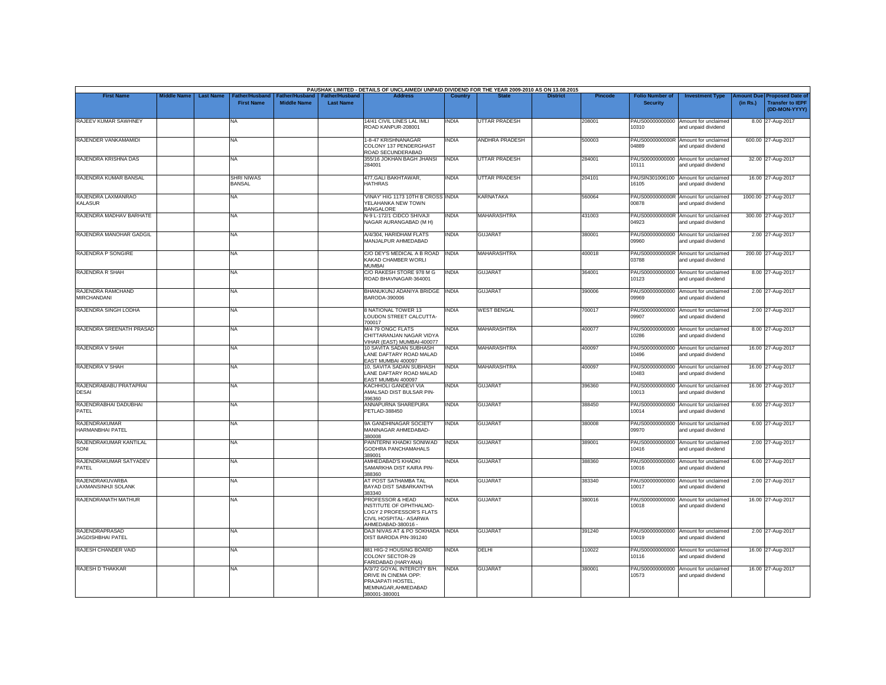PAUSHAK LIMITED - DETAILS OF UNCLAIMED/ UNPAID DIVIDEND FOR THE YEAR 2009-2010 AS ON 13.08.2015

| First Name | Middle Name | Last Name | Father/Husband First Name | Father/Husband Middle Name | Father/Husband Last Name | Address | Country | State | District | Pincode | Folio Number of Security | Investment Type | Amount Due (in Rs.) | Proposed Date of Transfer to IEPF (DD-MON-YYYY) |
|---|---|---|---|---|---|---|---|---|---|---|---|---|---|---|
| RAJEEV KUMAR SAWHNEY | | | NA | | | 14/41 CIVIL LINES LAL IMLI ROAD KANPUR-208001 | INDIA | UTTAR PRADESH | | 208001 | PAUS00000000000 10310 | Amount for unclaimed and unpaid dividend | 8.00 | 27-Aug-2017 |
| RAJENDER VANKAMAMIDI | | | NA | | | 1-8-47 KRISHNANAGAR COLONY 137 PENDERGHAST ROAD SECUNDERABAD | INDIA | ANDHRA PRADESH | | 500003 | PAUS0000000000R 04889 | Amount for unclaimed and unpaid dividend | 600.00 | 27-Aug-2017 |
| RAJENDRA KRISHNA DAS | | | NA | | | 355/16 JOKHAN BAGH JHANSI 284001 | INDIA | UTTAR PRADESH | | 284001 | PAUS00000000000 10111 | Amount for unclaimed and unpaid dividend | 32.00 | 27-Aug-2017 |
| RAJENDRA KUMAR BANSAL | | | SHRI NIWAS BANSAL | | | 477,GALI BAKHTAWAR, HATHRAS | INDIA | UTTAR PRADESH | | 204101 | PAUSIN301006100 16105 | Amount for unclaimed and unpaid dividend | 16.00 | 27-Aug-2017 |
| RAJENDRA LAXMANRAO KALASUR | | | NA | | | 'VINAY' HIG 1173 10TH B CROSS YELAHANKA NEW TOWN BANGALORE | INDIA | KARNATAKA | | 560064 | PAUS0000000000R 00878 | Amount for unclaimed and unpaid dividend | 1000.00 | 27-Aug-2017 |
| RAJENDRA MADHAV BARHATE | | | NA | | | N-9 L-172/1 CIDCO SHIVAJI NAGAR AURANGABAD (M H) | INDIA | MAHARASHTRA | | 431003 | PAUS0000000000R 04923 | Amount for unclaimed and unpaid dividend | 300.00 | 27-Aug-2017 |
| RAJENDRA MANOHAR GADGIL | | | NA | | | A/4/304, HARIDHAM FLATS MANJALPUR AHMEDABAD | INDIA | GUJARAT | | 380001 | PAUS00000000000 09960 | Amount for unclaimed and unpaid dividend | 2.00 | 27-Aug-2017 |
| RAJENDRA P SONGIRE | | | NA | | | C/O DEY'S MEDICAL A B ROAD KAKAD CHAMBER WORLI MUMBAI | INDIA | MAHARASHTRA | | 400018 | PAUS0000000000R 03788 | Amount for unclaimed and unpaid dividend | 200.00 | 27-Aug-2017 |
| RAJENDRA R SHAH | | | NA | | | C/O RAKESH STORE 978 M G ROAD BHAVNAGAR-364001 | INDIA | GUJARAT | | 364001 | PAUS00000000000 10123 | Amount for unclaimed and unpaid dividend | 8.00 | 27-Aug-2017 |
| RAJENDRA RAMCHAND MIRCHANDANI | | | NA | | | BHANUKUNJ ADANIYA BRIDGE BARODA-390006 | INDIA | GUJARAT | | 390006 | PAUS00000000000 09969 | Amount for unclaimed and unpaid dividend | 2.00 | 27-Aug-2017 |
| RAJENDRA SINGH LODHA | | | NA | | | 8 NATIONAL TOWER 13 LOUDON STREET CALCUTTA-700017 | INDIA | WEST BENGAL | | 700017 | PAUS00000000000 09907 | Amount for unclaimed and unpaid dividend | 2.00 | 27-Aug-2017 |
| RAJENDRA SREENATH PRASAD | | | NA | | | M/4 79 ONGC FLATS CHITTARANJAN NAGAR VIDYA VIHAR (EAST) MUMBAI-400077 | INDIA | MAHARASHTRA | | 400077 | PAUS00000000000 10286 | Amount for unclaimed and unpaid dividend | 8.00 | 27-Aug-2017 |
| RAJENDRA V SHAH | | | NA | | | 10 SAVITA SADAN SUBHASH LANE DAFTARY ROAD MALAD EAST MUMBAI 400097 | INDIA | MAHARASHTRA | | 400097 | PAUS00000000000 10496 | Amount for unclaimed and unpaid dividend | 16.00 | 27-Aug-2017 |
| RAJENDRA V SHAH | | | NA | | | 10, SAVITA SADAN SUBHASH LANE DAFTARY ROAD MALAD EAST MUMBAI 400097 | INDIA | MAHARASHTRA | | 400097 | PAUS00000000000 10483 | Amount for unclaimed and unpaid dividend | 16.00 | 27-Aug-2017 |
| RAJENDRABABU PRATAPRAI DESAI | | | NA | | | KACHHOLI GANDEVI VIA AMALSAD DIST BULSAR PIN-396360 | INDIA | GUJARAT | | 396360 | PAUS00000000000 10013 | Amount for unclaimed and unpaid dividend | 16.00 | 27-Aug-2017 |
| RAJENDRABHAI DADUBHAI PATEL | | | NA | | | ANNAPURNA SHAREPURA PETLAD-388450 | INDIA | GUJARAT | | 388450 | PAUS00000000000 10014 | Amount for unclaimed and unpaid dividend | 6.00 | 27-Aug-2017 |
| RAJENDRAKUMAR HARMANBHAI PATEL | | | NA | | | 9A GANDHINAGAR SOCIETY MANINAGAR AHMEDABAD-380008 | INDIA | GUJARAT | | 380008 | PAUS00000000000 09970 | Amount for unclaimed and unpaid dividend | 6.00 | 27-Aug-2017 |
| RAJENDRAKUMAR KANTILAL SONI | | | NA | | | PAINTERNI KHADKI SONIWAD GODHRA PANCHAMAHALS 389001 | INDIA | GUJARAT | | 389001 | PAUS00000000000 10416 | Amount for unclaimed and unpaid dividend | 2.00 | 27-Aug-2017 |
| RAJENDRAKUMAR SATYADEV PATEL | | | NA | | | AMHEDABAD'S KHADKI SAMARKHA DIST KAIRA PIN-388360 | INDIA | GUJARAT | | 388360 | PAUS00000000000 10016 | Amount for unclaimed and unpaid dividend | 6.00 | 27-Aug-2017 |
| RAJENDRAKUVARBA LAXMANSINHJI SOLANK | | | NA | | | AT POST SATHAMBA TAL BAYAD DIST SABARKANTHA 383340 | INDIA | GUJARAT | | 383340 | PAUS00000000000 10017 | Amount for unclaimed and unpaid dividend | 2.00 | 27-Aug-2017 |
| RAJENDRANATH MATHUR | | | NA | | | PROFESSOR & HEAD INSTITUTE OF OPHTHALMO-LOGY 2 PROFESSOR'S FLATS CIVIL HOSPITAL- ASARWA AHMEDABAD-380016 - | INDIA | GUJARAT | | 380016 | PAUS00000000000 10018 | Amount for unclaimed and unpaid dividend | 16.00 | 27-Aug-2017 |
| RAJENDRAPRASAD JAGDISHBHAI PATEL | | | NA | | | DAJI NIVAS AT & PO SOKHADA DIST BARODA PIN-391240 | INDIA | GUJARAT | | 391240 | PAUS00000000000 10019 | Amount for unclaimed and unpaid dividend | 2.00 | 27-Aug-2017 |
| RAJESH CHANDER VAID | | | NA | | | 881 HIG-2 HOUSING BOARD COLONY SECTOR-29 FARIDABAD (HARYANA) | INDIA | DELHI | | 110022 | PAUS00000000000 10116 | Amount for unclaimed and unpaid dividend | 16.00 | 27-Aug-2017 |
| RAJESH D THAKKAR | | | NA | | | A/3/72 GOYAL INTERCITY B/H. DRIVE IN CINEMA OPP: PRAJAPATI HOSTEL, MEMNAGAR,AHMEDABAD 380001-380001 | INDIA | GUJARAT | | 380001 | PAUS00000000000 10573 | Amount for unclaimed and unpaid dividend | 16.00 | 27-Aug-2017 |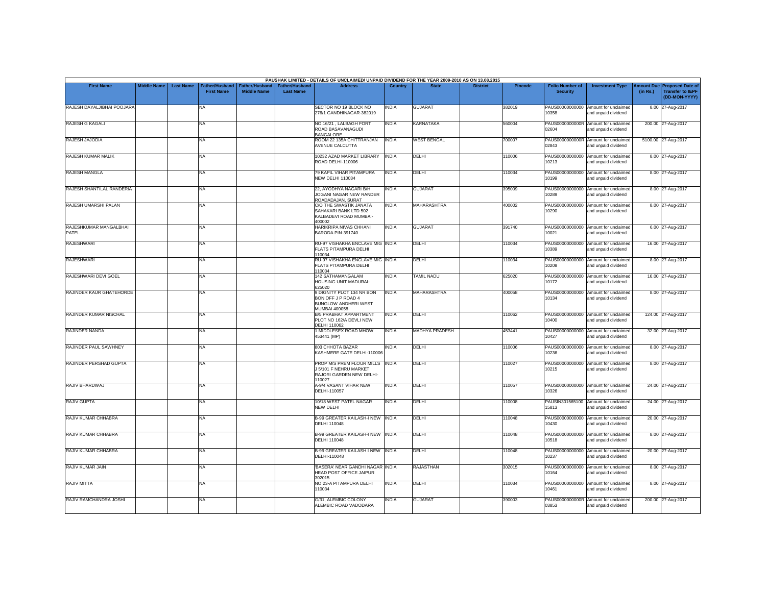PAUSHAK LIMITED - DETAILS OF UNCLAIMED/ UNPAID DIVIDEND FOR THE YEAR 2009-2010 AS ON 13.08.2015

| First Name | Middle Name | Last Name | Father/Husband First Name | Father/Husband Middle Name | Father/Husband Last Name | Address | Country | State | District | Pincode | Folio Number of Security | Investment Type | Amount Due (in Rs.) | Proposed Date of Transfer to IEPF (DD-MON-YYYY) |
|---|---|---|---|---|---|---|---|---|---|---|---|---|---|---|
| RAJESH DAYALJIBHAI POOJARA | | | NA | | | SECTOR NO 19 BLOCK NO 276/1 GANDHINAGAR-382019 | INDIA | GUJARAT | | 382019 | PAUS00000000000 10358 | Amount for unclaimed and unpaid dividend | 8.00 | 27-Aug-2017 |
| RAJESH G KAGALI | | | NA | | | NO.16/21 , LALBAGH FORT ROAD BASAVANAGUDI BANGALORE | INDIA | KARNATAKA | | 560004 | PAUS0000000000R 02604 | Amount for unclaimed and unpaid dividend | 200.00 | 27-Aug-2017 |
| RAJESH JAJODIA | | | NA | | | ROOM 22 135A CHITTRANJAN AVENUE CALCUTTA | INDIA | WEST BENGAL | | 700007 | PAUS0000000000R 02843 | Amount for unclaimed and unpaid dividend | 5100.00 | 27-Aug-2017 |
| RAJESH KUMAR MALIK | | | NA | | | 10232 AZAD MARKET LIBRARY ROAD DELHI-110006 | INDIA | DELHI | | 110006 | PAUS00000000000 10213 | Amount for unclaimed and unpaid dividend | 8.00 | 27-Aug-2017 |
| RAJESH MANGLA | | | NA | | | 79 KAPIL VIHAR PITAMPURA NEW DELHI 110034 | INDIA | DELHI | | 110034 | PAUS00000000000 10199 | Amount for unclaimed and unpaid dividend | 8.00 | 27-Aug-2017 |
| RAJESH SHANTILAL RANDERIA | | | NA | | | 22, AYODHYA NAGARI B/H JOGANI NAGAR NEW RANDER ROADADAJAN, SURAT | INDIA | GUJARAT | | 395009 | PAUS00000000000 10289 | Amount for unclaimed and unpaid dividend | 8.00 | 27-Aug-2017 |
| RAJESH UMARSHI PALAN | | | NA | | | C/O THE SWASTIK JANATA SAHAKARI BANK LTD 502 KALBADEVI ROAD MUMBAI-400002 | INDIA | MAHARASHTRA | | 400002 | PAUS00000000000 10290 | Amount for unclaimed and unpaid dividend | 8.00 | 27-Aug-2017 |
| RAJESHKUMAR MANGALBHAI PATEL | | | NA | | | HARIKRIPA NIVAS CHHANI BARODA PIN-391740 | INDIA | GUJARAT | | 391740 | PAUS00000000000 10021 | Amount for unclaimed and unpaid dividend | 6.00 | 27-Aug-2017 |
| RAJESHWARI | | | NA | | | RU-97 VISHAKHA ENCLAVE MIG FLATS PITAMPURA DELHI 110034 | INDIA | DELHI | | 110034 | PAUS00000000000 10389 | Amount for unclaimed and unpaid dividend | 16.00 | 27-Aug-2017 |
| RAJESHWARI | | | NA | | | RU-97 VISHAKHA ENCLAVE MIG FLATS PITAMPURA DELHI 110034 | INDIA | DELHI | | 110034 | PAUS00000000000 10208 | Amount for unclaimed and unpaid dividend | 8.00 | 27-Aug-2017 |
| RAJESHWARI DEVI GOEL | | | NA | | | 142 SATHAMANGALAM HOUSING UNIT MADURAI-625020 | INDIA | TAMIL NADU | | 625020 | PAUS00000000000 10172 | Amount for unclaimed and unpaid dividend | 16.00 | 27-Aug-2017 |
| RAJINDER KAUR GHATEHORDE | | | NA | | | 9 DIGNITY PLOT 134 NR BON BON OFF J P ROAD 4 BUNGLOW ANDHERI WEST MUMBAI 400058 | INDIA | MAHARASHTRA | | 400058 | PAUS00000000000 10134 | Amount for unclaimed and unpaid dividend | 8.00 | 27-Aug-2017 |
| RAJINDER KUMAR NISCHAL | | | NA | | | B/5 PRABHAT APPARTMENT PLOT NO 162/A DEVLI NEW DELHI 110062 | INDIA | DELHI | | 110062 | PAUS00000000000 10400 | Amount for unclaimed and unpaid dividend | 124.00 | 27-Aug-2017 |
| RAJINDER NANDA | | | NA | | | 1 MIDDLESEX ROAD MHOW 453441 (MP) | INDIA | MADHYA PRADESH | | 453441 | PAUS00000000000 10427 | Amount for unclaimed and unpaid dividend | 32.00 | 27-Aug-2017 |
| RAJINDER PAUL SAWHNEY | | | NA | | | 803 CHHOTA BAZAR KASHMERE GATE DELHI-110006 | INDIA | DELHI | | 110006 | PAUS00000000000 10236 | Amount for unclaimed and unpaid dividend | 8.00 | 27-Aug-2017 |
| RAJINDER PERSHAD GUPTA | | | NA | | | PROP M/S PREM FLOUR MILLS J 5/101 F NEHRU MARKET RAJORI GARDEN NEW DELHI-110027 | INDIA | DELHI | | 110027 | PAUS00000000000 10215 | Amount for unclaimed and unpaid dividend | 8.00 | 27-Aug-2017 |
| RAJIV BHARDWAJ | | | NA | | | A-9/4 VASANT VIHAR NEW DELHI-110057 | INDIA | DELHI | | 110057 | PAUS00000000000 10326 | Amount for unclaimed and unpaid dividend | 24.00 | 27-Aug-2017 |
| RAJIV GUPTA | | | NA | | | 10/18 WEST PATEL NAGAR NEW DELHI | INDIA | DELHI | | 110008 | PAUSIN301565100 15813 | Amount for unclaimed and unpaid dividend | 24.00 | 27-Aug-2017 |
| RAJIV KUMAR CHHABRA | | | NA | | | B-99 GREATER KAILASH-I NEW DELHI 110048 | INDIA | DELHI | | 110048 | PAUS00000000000 10430 | Amount for unclaimed and unpaid dividend | 20.00 | 27-Aug-2017 |
| RAJIV KUMAR CHHABRA | | | NA | | | B-99 GREATER KAILASH-I NEW DELHI 110048 | INDIA | DELHI | | 110048 | PAUS00000000000 10518 | Amount for unclaimed and unpaid dividend | 8.00 | 27-Aug-2017 |
| RAJIV KUMAR CHHABRA | | | NA | | | B-99 GREATER KAILASH I NEW DELHI-110048 | INDIA | DELHI | | 110048 | PAUS00000000000 10237 | Amount for unclaimed and unpaid dividend | 20.00 | 27-Aug-2017 |
| RAJIV KUMAR JAIN | | | NA | | | 'BASERA' NEAR GANDHI NAGAR HEAD POST OFFICE JAIPUR 302015 | INDIA | RAJASTHAN | | 302015 | PAUS00000000000 10164 | Amount for unclaimed and unpaid dividend | 8.00 | 27-Aug-2017 |
| RAJIV MITTA | | | NA | | | NO 23-A PITAMPURA DELHI 110034 | INDIA | DELHI | | 110034 | PAUS00000000000 10461 | Amount for unclaimed and unpaid dividend | 8.00 | 27-Aug-2017 |
| RAJIV RAMCHANDRA JOSHI | | | NA | | | G/31, ALEMBIC COLONY ALEMBIC ROAD VADODARA | INDIA | GUJARAT | | 390003 | PAUS0000000000R 03853 | Amount for unclaimed and unpaid dividend | 200.00 | 27-Aug-2017 |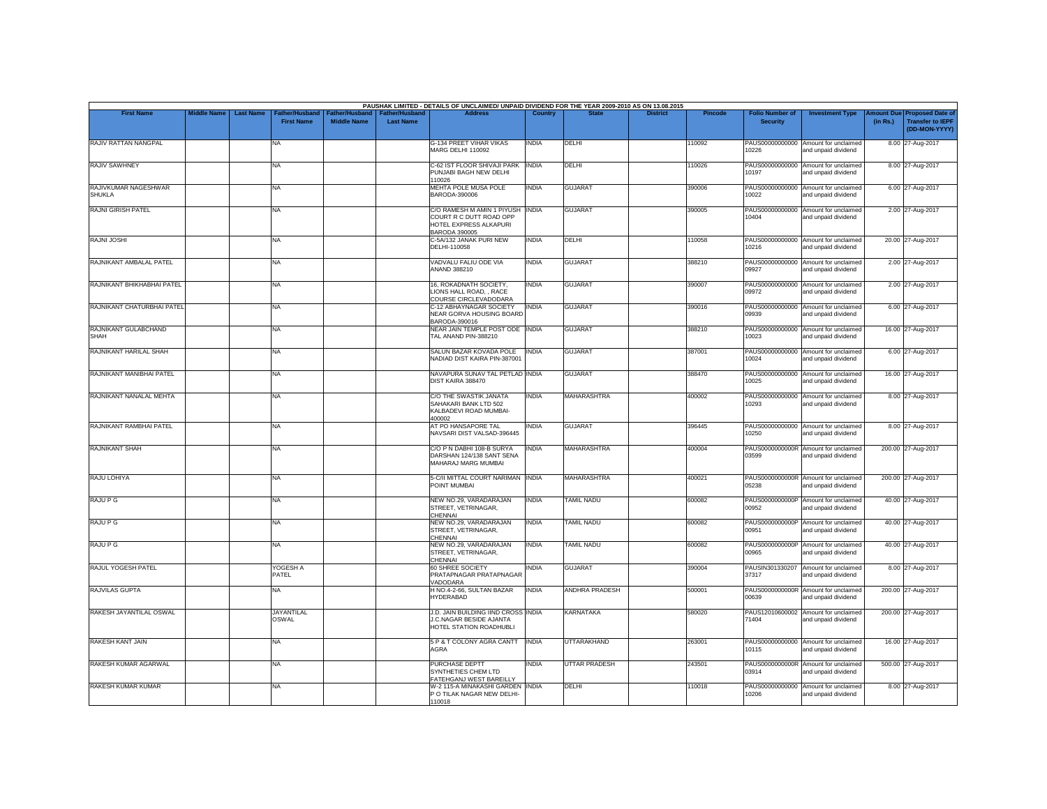PAUSHAK LIMITED - DETAILS OF UNCLAIMED/ UNPAID DIVIDEND FOR THE YEAR 2009-2010 AS ON 13.08.2015

| First Name | Middle Name | Last Name | Father/Husband First Name | Father/Husband Middle Name | Father/Husband Last Name | Address | Country | State | District | Pincode | Folio Number of Security | Investment Type | Amount Due (in Rs.) | Proposed Date of Transfer to IEPF (DD-MON-YYYY) |
|---|---|---|---|---|---|---|---|---|---|---|---|---|---|---|
| RAJIV RATTAN NANGPAL | | | NA | | | G-134 PREET VIHAR VIKAS MARG DELHI 110092 | INDIA | DELHI | | 110092 | PAUS00000000000 10226 | Amount for unclaimed and unpaid dividend | 8.00 | 27-Aug-2017 |
| RAJIV SAWHNEY | | | NA | | | C-62 IST FLOOR SHIVAJI PARK PUNJABI BAGH NEW DELHI 110026 | INDIA | DELHI | | 110026 | PAUS00000000000 10197 | Amount for unclaimed and unpaid dividend | 8.00 | 27-Aug-2017 |
| RAJIVKUMAR NAGESHWAR SHUKLA | | | NA | | | MEHTA POLE MUSA POLE BARODA-390006 | INDIA | GUJARAT | | 390006 | PAUS00000000000 10022 | Amount for unclaimed and unpaid dividend | 6.00 | 27-Aug-2017 |
| RAJNI GIRISH PATEL | | | NA | | | C/O RAMESH M AMIN 1 PIYUSH COURT R C DUTT ROAD OPP HOTEL EXPRESS ALKAPURI BARODA 390005 | INDIA | GUJARAT | | 390005 | PAUS00000000000 10404 | Amount for unclaimed and unpaid dividend | 2.00 | 27-Aug-2017 |
| RAJNI JOSHI | | | NA | | | C-5A/132 JANAK PURI NEW DELHI-110058 | INDIA | DELHI | | 110058 | PAUS00000000000 10216 | Amount for unclaimed and unpaid dividend | 20.00 | 27-Aug-2017 |
| RAJNIKANT AMBALAL PATEL | | | NA | | | VADVALU FALIU ODE VIA ANAND 388210 | INDIA | GUJARAT | | 388210 | PAUS00000000000 09927 | Amount for unclaimed and unpaid dividend | 2.00 | 27-Aug-2017 |
| RAJNIKANT BHIKHABHAI PATEL | | | NA | | | 16, ROKADNATH SOCIETY, LIONS HALL ROAD, , RACE COURSE CIRCLEVADODARA | INDIA | GUJARAT | | 390007 | PAUS00000000000 09972 | Amount for unclaimed and unpaid dividend | 2.00 | 27-Aug-2017 |
| RAJNIKANT CHATURBHAI PATEL | | | NA | | | C-12 ABHAYNAGAR SOCIETY NEAR GORVA HOUSING BOARD BARODA-390016 | INDIA | GUJARAT | | 390016 | PAUS00000000000 09939 | Amount for unclaimed and unpaid dividend | 6.00 | 27-Aug-2017 |
| RAJNIKANT GULABCHAND SHAH | | | NA | | | NEAR JAIN TEMPLE POST ODE TAL ANAND PIN-388210 | INDIA | GUJARAT | | 388210 | PAUS00000000000 10023 | Amount for unclaimed and unpaid dividend | 16.00 | 27-Aug-2017 |
| RAJNIKANT HARILAL SHAH | | | NA | | | SALUN BAZAR KOVADA POLE NADIAD DIST KAIRA PIN-387001 | INDIA | GUJARAT | | 387001 | PAUS00000000000 10024 | Amount for unclaimed and unpaid dividend | 6.00 | 27-Aug-2017 |
| RAJNIKANT MANIBHAI PATEL | | | NA | | | NAVAPURA SUNAV TAL PETLAD DIST KAIRA 388470 | INDIA | GUJARAT | | 388470 | PAUS00000000000 10025 | Amount for unclaimed and unpaid dividend | 16.00 | 27-Aug-2017 |
| RAJNIKANT NANALAL MEHTA | | | NA | | | C/O THE SWASTIK JANATA SAHAKARI BANK LTD 502 KALBADEVI ROAD MUMBAI-400002 | INDIA | MAHARASHTRA | | 400002 | PAUS00000000000 10293 | Amount for unclaimed and unpaid dividend | 8.00 | 27-Aug-2017 |
| RAJNIKANT RAMBHAI PATEL | | | NA | | | AT PO HANSAPORE TAL NAVSARI DIST VALSAD-396445 | INDIA | GUJARAT | | 396445 | PAUS00000000000 10250 | Amount for unclaimed and unpaid dividend | 8.00 | 27-Aug-2017 |
| RAJNIKANT SHAH | | | NA | | | C/O P N DABHI 108-B SURYA DARSHAN 124/138 SANT SENA MAHARAJ MARG MUMBAI | INDIA | MAHARASHTRA | | 400004 | PAUS0000000000R 03599 | Amount for unclaimed and unpaid dividend | 200.00 | 27-Aug-2017 |
| RAJU LOHIYA | | | NA | | | 5-C/II MITTAL COURT NARIMAN POINT MUMBAI | INDIA | MAHARASHTRA | | 400021 | PAUS0000000000R 05238 | Amount for unclaimed and unpaid dividend | 200.00 | 27-Aug-2017 |
| RAJU P G | | | NA | | | NEW NO.29, VARADARAJAN STREET, VETRINAGAR, CHENNAI | INDIA | TAMIL NADU | | 600082 | PAUS0000000000P 00952 | Amount for unclaimed and unpaid dividend | 40.00 | 27-Aug-2017 |
| RAJU P G | | | NA | | | NEW NO.29, VARADARAJAN STREET, VETRINAGAR, CHENNAI | INDIA | TAMIL NADU | | 600082 | PAUS0000000000P 00951 | Amount for unclaimed and unpaid dividend | 40.00 | 27-Aug-2017 |
| RAJU P G | | | NA | | | NEW NO.29, VARADARAJAN STREET, VETRINAGAR, CHENNAI | INDIA | TAMIL NADU | | 600082 | PAUS0000000000P 00965 | Amount for unclaimed and unpaid dividend | 40.00 | 27-Aug-2017 |
| RAJUL YOGESH PATEL | | | YOGESH A PATEL | | | 60 SHREE SOCIETY PRATAPNAGAR PRATAPNAGAR VADODARA | INDIA | GUJARAT | | 390004 | PAUSIN301330207 37317 | Amount for unclaimed and unpaid dividend | 8.00 | 27-Aug-2017 |
| RAJVILAS GUPTA | | | NA | | | H NO.4-2-66, SULTAN BAZAR HYDERABAD | INDIA | ANDHRA PRADESH | | 500001 | PAUS0000000000R 00639 | Amount for unclaimed and unpaid dividend | 200.00 | 27-Aug-2017 |
| RAKESH JAYANTILAL OSWAL | | | JAYANTILAL OSWAL | | | J.D. JAIN BUILDING IIND CROSS J.C.NAGAR BESIDE AJANTA HOTEL STATION ROADHUBLI | INDIA | KARNATAKA | | 580020 | PAUS12010600002 71404 | Amount for unclaimed and unpaid dividend | 200.00 | 27-Aug-2017 |
| RAKESH KANT JAIN | | | NA | | | 5 P & T COLONY AGRA CANTT AGRA | INDIA | UTTARAKHAND | | 263001 | PAUS00000000000 10115 | Amount for unclaimed and unpaid dividend | 16.00 | 27-Aug-2017 |
| RAKESH KUMAR AGARWAL | | | NA | | | PURCHASE DEPTT SYNTHETIES CHEM LTD FATEHGANJ WEST BAREILLY | INDIA | UTTAR PRADESH | | 243501 | PAUS0000000000R 03914 | Amount for unclaimed and unpaid dividend | 500.00 | 27-Aug-2017 |
| RAKESH KUMAR KUMAR | | | NA | | | W-2 115-A MINAKASHI GARDEN P O TILAK NAGAR NEW DELHI-110018 | INDIA | DELHI | | 110018 | PAUS00000000000 10206 | Amount for unclaimed and unpaid dividend | 8.00 | 27-Aug-2017 |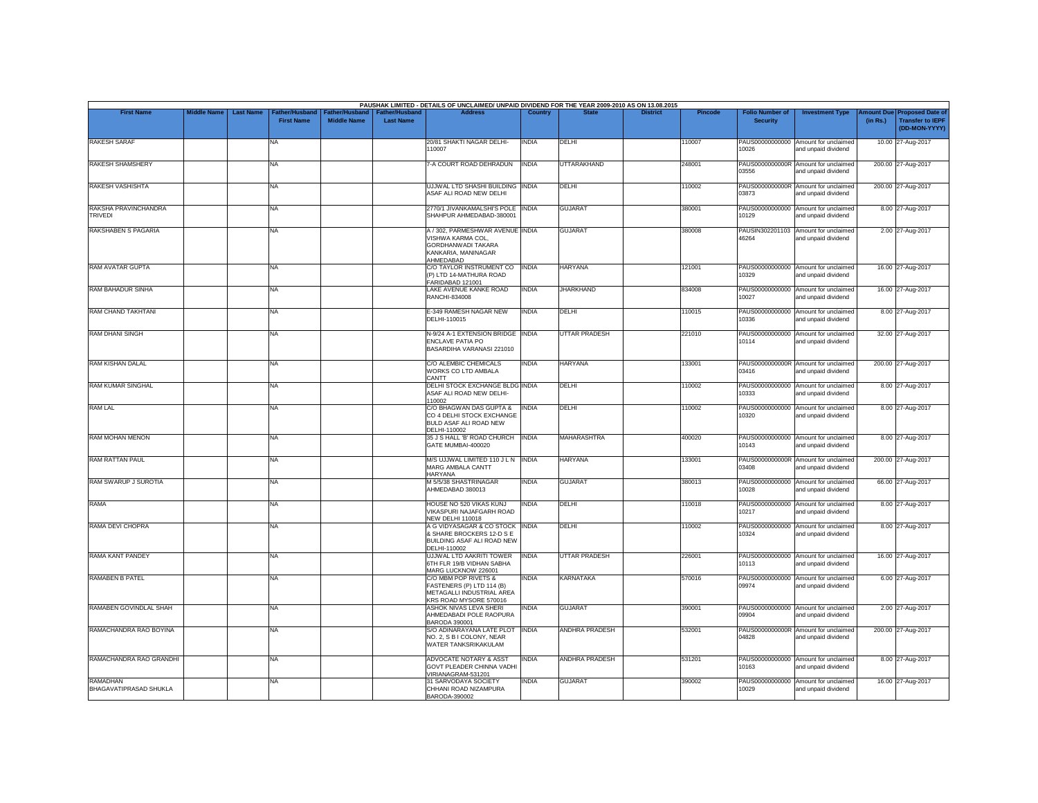PAUSHAK LIMITED - DETAILS OF UNCLAIMED/ UNPAID DIVIDEND FOR THE YEAR 2009-2010 AS ON 13.08.2015

| First Name | Middle Name | Last Name | Father/Husband First Name | Father/Husband Middle Name | Father/Husband Last Name | Address | Country | State | District | Pincode | Folio Number of Security | Investment Type | Amount Due (in Rs.) | Proposed Date of Transfer to IEPF (DD-MON-YYYY) |
|---|---|---|---|---|---|---|---|---|---|---|---|---|---|---|
| RAKESH SARAF | | | NA | | | 20/81 SHAKTI NAGAR DELHI-110007 | INDIA | DELHI | | 110007 | PAUS00000000000 10026 | Amount for unclaimed and unpaid dividend | 10.00 | 27-Aug-2017 |
| RAKESH SHAMSHERY | | | NA | | | 7-A COURT ROAD DEHRADUN | INDIA | UTTARAKHAND | | 248001 | PAUS0000000000R 03556 | Amount for unclaimed and unpaid dividend | 200.00 | 27-Aug-2017 |
| RAKESH VASHISHTA | | | NA | | | UJJWAL LTD SHASHI BUILDING ASAF ALI ROAD NEW DELHI | INDIA | DELHI | | 110002 | PAUS0000000000R 03873 | Amount for unclaimed and unpaid dividend | 200.00 | 27-Aug-2017 |
| RAKSHA PRAVINCHANDRA TRIVEDI | | | NA | | | 2770/1 JIVANKAMALSHI'S POLE SHAHPUR AHMEDABAD-380001 | INDIA | GUJARAT | | 380001 | PAUS00000000000 10129 | Amount for unclaimed and unpaid dividend | 8.00 | 27-Aug-2017 |
| RAKSHABEN S PAGARIA | | | NA | | | A / 302, PARMESHWAR AVENUE VISHWA KARMA COL, GORDHANWADI TAKARA KANKARIA, MANINAGAR AHMEDABAD | INDIA | GUJARAT | | 380008 | PAUSIN302201103 46264 | Amount for unclaimed and unpaid dividend | 2.00 | 27-Aug-2017 |
| RAM AVATAR GUPTA | | | NA | | | C/O TAYLOR INSTRUMENT CO (P) LTD 14-MATHURA ROAD FARIDABAD 121001 | INDIA | HARYANA | | 121001 | PAUS00000000000 10329 | Amount for unclaimed and unpaid dividend | 16.00 | 27-Aug-2017 |
| RAM BAHADUR SINHA | | | NA | | | LAKE AVENUE KANKE ROAD RANCHI-834008 | INDIA | JHARKHAND | | 834008 | PAUS00000000000 10027 | Amount for unclaimed and unpaid dividend | 16.00 | 27-Aug-2017 |
| RAM CHAND TAKHTANI | | | NA | | | E-349 RAMESH NAGAR NEW DELHI-110015 | INDIA | DELHI | | 110015 | PAUS00000000000 10336 | Amount for unclaimed and unpaid dividend | 8.00 | 27-Aug-2017 |
| RAM DHANI SINGH | | | NA | | | N-9/24 A-1 EXTENSION BRIDGE ENCLAVE PATIA PO BASARDIHA VARANASI 221010 | INDIA | UTTAR PRADESH | | 221010 | PAUS00000000000 10114 | Amount for unclaimed and unpaid dividend | 32.00 | 27-Aug-2017 |
| RAM KISHAN DALAL | | | NA | | | C/O ALEMBIC CHEMICALS WORKS CO LTD AMBALA CANTT | INDIA | HARYANA | | 133001 | PAUS0000000000R 03416 | Amount for unclaimed and unpaid dividend | 200.00 | 27-Aug-2017 |
| RAM KUMAR SINGHAL | | | NA | | | DELHI STOCK EXCHANGE BLDG ASAF ALI ROAD NEW DELHI-110002 | INDIA | DELHI | | 110002 | PAUS00000000000 10333 | Amount for unclaimed and unpaid dividend | 8.00 | 27-Aug-2017 |
| RAM LAL | | | NA | | | C/O BHAGWAN DAS GUPTA & CO 4 DELHI STOCK EXCHANGE BULD ASAF ALI ROAD NEW DELHI-110002 | INDIA | DELHI | | 110002 | PAUS00000000000 10320 | Amount for unclaimed and unpaid dividend | 8.00 | 27-Aug-2017 |
| RAM MOHAN MENON | | | NA | | | 35 J S HALL 'B' ROAD CHURCH GATE MUMBAI-400020 | INDIA | MAHARASHTRA | | 400020 | PAUS00000000000 10143 | Amount for unclaimed and unpaid dividend | 8.00 | 27-Aug-2017 |
| RAM RATTAN PAUL | | | NA | | | M/S UJJWAL LIMITED 110 J L N MARG AMBALA CANTT HARYANA | INDIA | HARYANA | | 133001 | PAUS0000000000R 03408 | Amount for unclaimed and unpaid dividend | 200.00 | 27-Aug-2017 |
| RAM SWARUP J SUROTIA | | | NA | | | M 5/5/38 SHASTRINAGAR AHMEDABAD 380013 | INDIA | GUJARAT | | 380013 | PAUS00000000000 10028 | Amount for unclaimed and unpaid dividend | 66.00 | 27-Aug-2017 |
| RAMA | | | NA | | | HOUSE NO 520 VIKAS KUNJ VIKASPURI NAJAFGARH ROAD NEW DELHI 110018 | INDIA | DELHI | | 110018 | PAUS00000000000 10217 | Amount for unclaimed and unpaid dividend | 8.00 | 27-Aug-2017 |
| RAMA DEVI CHOPRA | | | NA | | | A G VIDYASAGAR & CO STOCK & SHARE BROCKERS 12-D S E BUILDING ASAF ALI ROAD NEW DELHI-110002 | INDIA | DELHI | | 110002 | PAUS00000000000 10324 | Amount for unclaimed and unpaid dividend | 8.00 | 27-Aug-2017 |
| RAMA KANT PANDEY | | | NA | | | UJJWAL LTD AAKRITI TOWER 6TH FLR 19/B VIDHAN SABHA MARG LUCKNOW 226001 | INDIA | UTTAR PRADESH | | 226001 | PAUS00000000000 10113 | Amount for unclaimed and unpaid dividend | 16.00 | 27-Aug-2017 |
| RAMABEN B PATEL | | | NA | | | C/O MBM POP RIVETS & FASTENERS (P) LTD 114 (B) METAGALLI INDUSTRIAL AREA KRS ROAD MYSORE 570016 | INDIA | KARNATAKA | | 570016 | PAUS00000000000 09974 | Amount for unclaimed and unpaid dividend | 6.00 | 27-Aug-2017 |
| RAMABEN GOVINDLAL SHAH | | | NA | | | ASHOK NIVAS LEVA SHERI AHMEDABADI POLE RAOPURA BARODA 390001 | INDIA | GUJARAT | | 390001 | PAUS00000000000 09904 | Amount for unclaimed and unpaid dividend | 2.00 | 27-Aug-2017 |
| RAMACHANDRA RAO BOYINA | | | NA | | | S/O ADINARAYANA LATE PLOT NO. 2, S B I COLONY, NEAR WATER TANKSRIKAKULAM | INDIA | ANDHRA PRADESH | | 532001 | PAUS0000000000R 04828 | Amount for unclaimed and unpaid dividend | 200.00 | 27-Aug-2017 |
| RAMACHANDRA RAO GRANDHI | | | NA | | | ADVOCATE NOTARY & ASST GOVT PLEADER CHINNA VADHI VIRIANAGRAM-531201 | INDIA | ANDHRA PRADESH | | 531201 | PAUS00000000000 10163 | Amount for unclaimed and unpaid dividend | 8.00 | 27-Aug-2017 |
| RAMADHAN BHAGAVATIPRASAD SHUKLA | | | NA | | | 31 SARVODAYA SOCIETY CHHANI ROAD NIZAMPURA BARODA-390002 | INDIA | GUJARAT | | 390002 | PAUS00000000000 10029 | Amount for unclaimed and unpaid dividend | 16.00 | 27-Aug-2017 |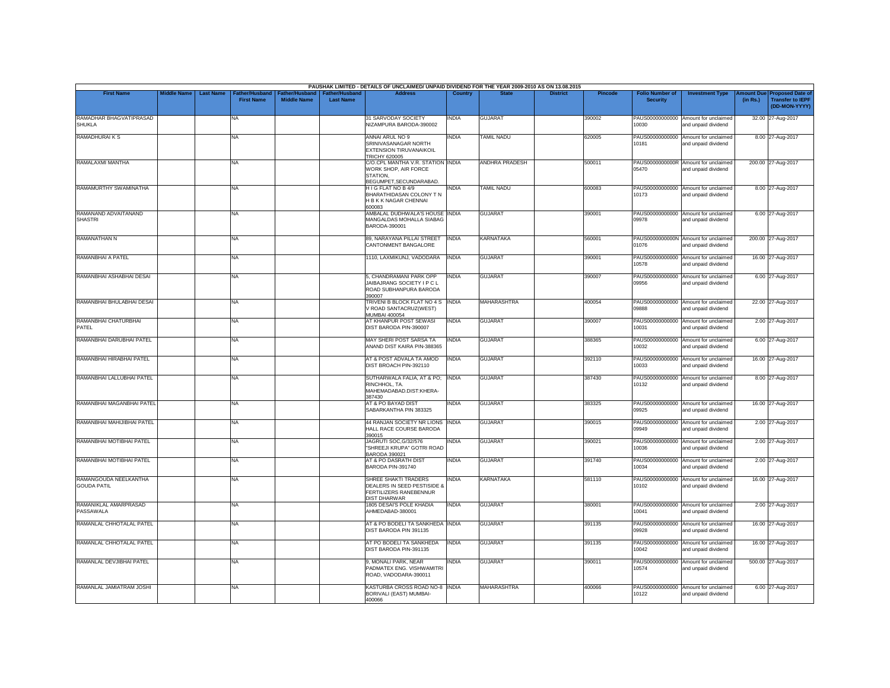PAUSHAK LIMITED - DETAILS OF UNCLAIMED/ UNPAID DIVIDEND FOR THE YEAR 2009-2010 AS ON 13.08.2015

| First Name | Middle Name | Last Name | Father/Husband First Name | Father/Husband Middle Name | Father/Husband Last Name | Address | Country | State | District | Pincode | Folio Number of Security | Investment Type | Amount Due (in Rs.) | Proposed Date of Transfer to IEPF (DD-MON-YYYY) |
|---|---|---|---|---|---|---|---|---|---|---|---|---|---|---|
| RAMADHAR BHAGVATIPRASAD SHUKLA | | | NA | | | 31 SARVODAY SOCIETY NIZAMPURA BARODA-390002 | INDIA | GUJARAT | | 390002 | PAUS000000000000 10030 | Amount for unclaimed and unpaid dividend | 32.00 | 27-Aug-2017 |
| RAMADHURAI K S | | | NA | | | ANNAI ARUL NO 9 SRINIVASANAGAR NORTH EXTENSION TIRUVANAIKOIL TRICHY 620005 | INDIA | TAMIL NADU | | 620005 | PAUS000000000000 10181 | Amount for unclaimed and unpaid dividend | 8.00 | 27-Aug-2017 |
| RAMALAXMI MANTHA | | | NA | | | C/O.CPL MANTHA V.R. STATION WORK SHOP, AIR FORCE STATION, BEGUMPET,SECUNDARABAD. | INDIA | ANDHRA PRADESH | | 500011 | PAUS0000000000R 05470 | Amount for unclaimed and unpaid dividend | 200.00 | 27-Aug-2017 |
| RAMAMURTHY SWAMINATHA | | | NA | | | H I G FLAT NO B 4/9 BHARATHIDASAN COLONY T N H B K K NAGAR CHENNAI 600083 | INDIA | TAMIL NADU | | 600083 | PAUS000000000000 10173 | Amount for unclaimed and unpaid dividend | 8.00 | 27-Aug-2017 |
| RAMANAND ADVAITANAND SHASTRI | | | NA | | | AMBALAL DUDHWALA'S HOUSE MANGALDAS MOHALLA SIABAG BARODA-390001 | INDIA | GUJARAT | | 390001 | PAUS000000000000 09978 | Amount for unclaimed and unpaid dividend | 6.00 | 27-Aug-2017 |
| RAMANATHAN N | | | NA | | | 89, NARAYANA PILLAI STREET CANTONMENT BANGALORE | INDIA | KARNATAKA | | 560001 | PAUS0000000000N 01076 | Amount for unclaimed and unpaid dividend | 200.00 | 27-Aug-2017 |
| RAMANBHAI A PATEL | | | NA | | | 1110, LAXMIKUNJ, VADODARA | INDIA | GUJARAT | | 390001 | PAUS000000000000 10578 | Amount for unclaimed and unpaid dividend | 16.00 | 27-Aug-2017 |
| RAMANBHAI ASHABHAI DESAI | | | NA | | | 5, CHANDRAMANI PARK OPP JAIBAJRANG SOCIETY I P C L ROAD SUBHANPURA BARODA 390007 | INDIA | GUJARAT | | 390007 | PAUS000000000000 09956 | Amount for unclaimed and unpaid dividend | 6.00 | 27-Aug-2017 |
| RAMANBHAI BHULABHAI DESAI | | | NA | | | TRIVENI B BLOCK FLAT NO 4 S V ROAD SANTACRUZ(WEST) MUMBAI 400054 | INDIA | MAHARASHTRA | | 400054 | PAUS000000000000 09888 | Amount for unclaimed and unpaid dividend | 22.00 | 27-Aug-2017 |
| RAMANBHAI CHATURBHAI PATEL | | | NA | | | AT KHANPUR POST SEWASI DIST BARODA PIN-390007 | INDIA | GUJARAT | | 390007 | PAUS000000000000 10031 | Amount for unclaimed and unpaid dividend | 2.00 | 27-Aug-2017 |
| RAMANBHAI DARUBHAI PATEL | | | NA | | | MAY SHERI POST SARSA TA ANAND DIST KAIRA PIN-388365 | INDIA | GUJARAT | | 388365 | PAUS000000000000 10032 | Amount for unclaimed and unpaid dividend | 6.00 | 27-Aug-2017 |
| RAMANBHAI HIRABHAI PATEL | | | NA | | | AT & POST ADVALA TA AMOD DIST BROACH PIN-392110 | INDIA | GUJARAT | | 392110 | PAUS000000000000 10033 | Amount for unclaimed and unpaid dividend | 16.00 | 27-Aug-2017 |
| RAMANBHAI LALLUBHAI PATEL | | | NA | | | SUTHARWALA FALIA, AT & PO; RINCHHOL, TA. MAHEMADABAD.DIST:KHERA-387430 | INDIA | GUJARAT | | 387430 | PAUS000000000000 10132 | Amount for unclaimed and unpaid dividend | 8.00 | 27-Aug-2017 |
| RAMANBHAI MAGANBHAI PATEL | | | NA | | | AT & PO BAYAD DIST SABARKANTHA PIN 383325 | INDIA | GUJARAT | | 383325 | PAUS000000000000 09925 | Amount for unclaimed and unpaid dividend | 16.00 | 27-Aug-2017 |
| RAMANBHAI MAHIJIBHAI PATEL | | | NA | | | 44 RANJAN SOCIETY NR LIONS HALL RACE COURSE BARODA 390015 | INDIA | GUJARAT | | 390015 | PAUS000000000000 09949 | Amount for unclaimed and unpaid dividend | 2.00 | 27-Aug-2017 |
| RAMANBHAI MOTIBHAI PATEL | | | NA | | | JAGRUTI SOC,G/32/576 "SHREEJI KRUPA" GOTRI ROAD BARODA 390021 | INDIA | GUJARAT | | 390021 | PAUS000000000000 10036 | Amount for unclaimed and unpaid dividend | 2.00 | 27-Aug-2017 |
| RAMANBHAI MOTIBHAI PATEL | | | NA | | | AT & PO DASRATH DIST BARODA PIN-391740 | INDIA | GUJARAT | | 391740 | PAUS000000000000 10034 | Amount for unclaimed and unpaid dividend | 2.00 | 27-Aug-2017 |
| RAMANGOUDA NEELKANTHA GOUDA PATIL | | | NA | | | SHREE SHAKTI TRADERS DEALERS IN SEED PESTISIDE & FERTILIZERS RANEBENNUR DIST DHARWAR | INDIA | KARNATAKA | | 581110 | PAUS000000000000 10102 | Amount for unclaimed and unpaid dividend | 16.00 | 27-Aug-2017 |
| RAMANIKLAL AMARPRASAD PASSAWALA | | | NA | | | 1805 DESAI'S POLE KHADIA AHMEDABAD-380001 | INDIA | GUJARAT | | 380001 | PAUS000000000000 10041 | Amount for unclaimed and unpaid dividend | 2.00 | 27-Aug-2017 |
| RAMANLAL CHHOTALAL PATEL | | | NA | | | AT & PO BODELI TA SANKHEDA DIST BARODA PIN 391135 | INDIA | GUJARAT | | 391135 | PAUS000000000000 09928 | Amount for unclaimed and unpaid dividend | 16.00 | 27-Aug-2017 |
| RAMANLAL CHHOTALAL PATEL | | | NA | | | AT PO BODELI TA SANKHEDA DIST BARODA PIN-391135 | INDIA | GUJARAT | | 391135 | PAUS000000000000 10042 | Amount for unclaimed and unpaid dividend | 16.00 | 27-Aug-2017 |
| RAMANLAL DEVJIBHAI PATEL | | | NA | | | 9, MONALI PARK, NEAR PADMATEX ENG. VISHWAMITRI ROAD, VADODARA-390011 | INDIA | GUJARAT | | 390011 | PAUS000000000000 10574 | Amount for unclaimed and unpaid dividend | 500.00 | 27-Aug-2017 |
| RAMANLAL JAMIATRAM JOSHI | | | NA | | | KASTURBA CROSS ROAD NO-8 BORIVALI (EAST) MUMBAI-400066 | INDIA | MAHARASHTRA | | 400066 | PAUS000000000000 10122 | Amount for unclaimed and unpaid dividend | 6.00 | 27-Aug-2017 |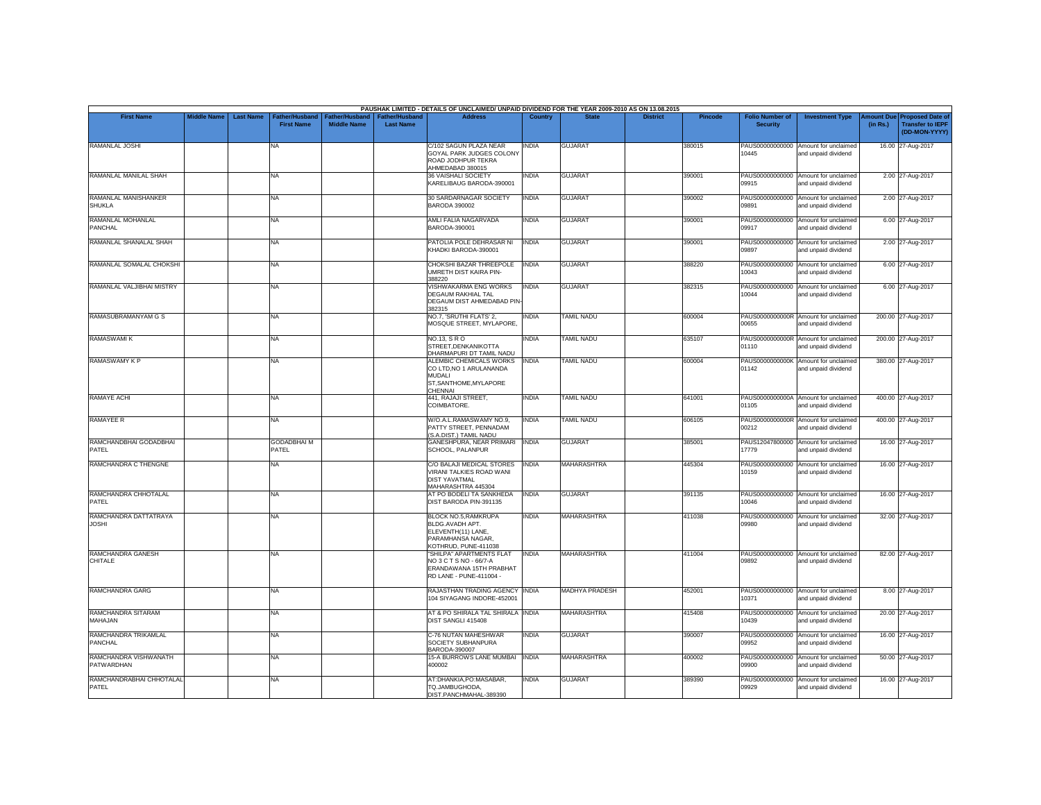PAUSHAK LIMITED - DETAILS OF UNCLAIMED/ UNPAID DIVIDEND FOR THE YEAR 2009-2010 AS ON 13.08.2015

| First Name | Middle Name | Last Name | Father/Husband First Name | Father/Husband Middle Name | Father/Husband Last Name | Address | Country | State | District | Pincode | Folio Number of Security | Investment Type | Amount Due (in Rs.) | Proposed Date of Transfer to IEPF (DD-MON-YYYY) |
|---|---|---|---|---|---|---|---|---|---|---|---|---|---|---|
| RAMANLAL JOSHI | | | NA | | | C/102 SAGUN PLAZA NEAR GOYAL PARK JUDGES COLONY ROAD JODHPUR TEKRA AHMEDABAD 380015 | INDIA | GUJARAT | | 380015 | PAUS00000000000 10445 | Amount for unclaimed and unpaid dividend | 16.00 | 27-Aug-2017 |
| RAMANLAL MANILAL SHAH | | | NA | | | 36 VAISHALI SOCIETY KARELIBAUG BARODA-390001 | INDIA | GUJARAT | | 390001 | PAUS00000000000 09915 | Amount for unclaimed and unpaid dividend | 2.00 | 27-Aug-2017 |
| RAMANLAL MANISHANKER SHUKLA | | | NA | | | 30 SARDARNAGAR SOCIETY BARODA 390002 | INDIA | GUJARAT | | 390002 | PAUS00000000000 09891 | Amount for unclaimed and unpaid dividend | 2.00 | 27-Aug-2017 |
| RAMANLAL MOHANLAL PANCHAL | | | NA | | | AMLI FALIA NAGARVADA BARODA-390001 | INDIA | GUJARAT | | 390001 | PAUS00000000000 09917 | Amount for unclaimed and unpaid dividend | 6.00 | 27-Aug-2017 |
| RAMANLAL SHANALAL SHAH | | | NA | | | PATOLIA POLE DEHRASAR NI KHADKI BARODA-390001 | INDIA | GUJARAT | | 390001 | PAUS00000000000 09897 | Amount for unclaimed and unpaid dividend | 2.00 | 27-Aug-2017 |
| RAMANLAL SOMALAL CHOKSHI | | | NA | | | CHOKSHI BAZAR THREEPOLE UMRETH DIST KAIRA PIN-388220 | INDIA | GUJARAT | | 388220 | PAUS00000000000 10043 | Amount for unclaimed and unpaid dividend | 6.00 | 27-Aug-2017 |
| RAMANLAL VALJIBHAI MISTRY | | | NA | | | VISHWAKARMA ENG WORKS DEGAUM RAKHIAL TAL DEGAUM DIST AHMEDABAD PIN-382315 | INDIA | GUJARAT | | 382315 | PAUS00000000000 10044 | Amount for unclaimed and unpaid dividend | 6.00 | 27-Aug-2017 |
| RAMASUBRAMANYAM G S | | | NA | | | NO.7, 'SRUTHI FLATS' 2, MOSQUE STREET, MYLAPORE, | INDIA | TAMIL NADU | | 600004 | PAUS0000000000R 00655 | Amount for unclaimed and unpaid dividend | 200.00 | 27-Aug-2017 |
| RAMASWAMI K | | | NA | | | NO.13, S R O STREET,DENKANIKOTTA DHARMAPURI DT TAMIL NADU | INDIA | TAMIL NADU | | 635107 | PAUS0000000000R 01110 | Amount for unclaimed and unpaid dividend | 200.00 | 27-Aug-2017 |
| RAMASWAMY K P | | | NA | | | ALEMBIC CHEMICALS WORKS CO LTD,NO 1 ARULANANDA MUDALI ST,SANTHOME,MYLAPORE CHENNAI | INDIA | TAMIL NADU | | 600004 | PAUS0000000000K 01142 | Amount for unclaimed and unpaid dividend | 380.00 | 27-Aug-2017 |
| RAMAYE ACHI | | | NA | | | 441, RAJAJI STREET, COIMBATORE. | INDIA | TAMIL NADU | | 641001 | PAUS0000000000A 01105 | Amount for unclaimed and unpaid dividend | 400.00 | 27-Aug-2017 |
| RAMAYEE R | | | NA | | | W/O.A.L.RAMASWAMY NO.9, PATTY STREET, PENNADAM (S.A.DIST.) TAMIL NADU | INDIA | TAMIL NADU | | 606105 | PAUS0000000000R 00212 | Amount for unclaimed and unpaid dividend | 400.00 | 27-Aug-2017 |
| RAMCHANDBHAI GODADBHAI PATEL | | | GODADBHAI M PATEL | | | GANESHPURA, NEAR PRIMARI SCHOOL, PALANPUR | INDIA | GUJARAT | | 385001 | PAUS12047800000 17779 | Amount for unclaimed and unpaid dividend | 16.00 | 27-Aug-2017 |
| RAMCHANDRA C THENGNE | | | NA | | | C/O BALAJI MEDICAL STORES VIRANI TALKIES ROAD WANI DIST YAVATMAL MAHARASHTRA 445304 | INDIA | MAHARASHTRA | | 445304 | PAUS00000000000 10159 | Amount for unclaimed and unpaid dividend | 16.00 | 27-Aug-2017 |
| RAMCHANDRA CHHOTALAL PATEL | | | NA | | | AT PO BODELI TA SANKHEDA DIST BARODA PIN-391135 | INDIA | GUJARAT | | 391135 | PAUS00000000000 10046 | Amount for unclaimed and unpaid dividend | 16.00 | 27-Aug-2017 |
| RAMCHANDRA DATTATRAYA JOSHI | | | NA | | | BLOCK NO.5,RAMKRUPA BLDG.AVADH APT. ELEVENTH(11) LANE, PARAMHANSA NAGAR, KOTHRUD, PUNE-411038 | INDIA | MAHARASHTRA | | 411038 | PAUS00000000000 09980 | Amount for unclaimed and unpaid dividend | 32.00 | 27-Aug-2017 |
| RAMCHANDRA GANESH CHITALE | | | NA | | | "SHILPA" APARTMENTS FLAT NO 3 C T S NO - 66/7-A ERANDAWANA 15TH PRABHAT RD LANE - PUNE-411004 - | INDIA | MAHARASHTRA | | 411004 | PAUS00000000000 09892 | Amount for unclaimed and unpaid dividend | 82.00 | 27-Aug-2017 |
| RAMCHANDRA GARG | | | NA | | | RAJASTHAN TRADING AGENCY 104 SIYAGANG INDORE-452001 | INDIA | MADHYA PRADESH | | 452001 | PAUS00000000000 10371 | Amount for unclaimed and unpaid dividend | 8.00 | 27-Aug-2017 |
| RAMCHANDRA SITARAM MAHAJAN | | | NA | | | AT & PO SHIRALA TAL SHIRALA DIST SANGLI 415408 | INDIA | MAHARASHTRA | | 415408 | PAUS00000000000 10439 | Amount for unclaimed and unpaid dividend | 20.00 | 27-Aug-2017 |
| RAMCHANDRA TRIKAMLAL PANCHAL | | | NA | | | C-76 NUTAN MAHESHWAR SOCIETY SUBHANPURA BARODA-390007 | INDIA | GUJARAT | | 390007 | PAUS00000000000 09952 | Amount for unclaimed and unpaid dividend | 16.00 | 27-Aug-2017 |
| RAMCHANDRA VISHWANATH PATWARDHAN | | | NA | | | 15-A BURROWS LANE MUMBAI 400002 | INDIA | MAHARASHTRA | | 400002 | PAUS00000000000 09900 | Amount for unclaimed and unpaid dividend | 50.00 | 27-Aug-2017 |
| RAMCHANDRABHAI CHHOTALAL PATEL | | | NA | | | AT:DHANKIA,PO:MASABAR, TQ.JAMBUGHODA, DIST.PANCHMAHAL-389390 | INDIA | GUJARAT | | 389390 | PAUS00000000000 09929 | Amount for unclaimed and unpaid dividend | 16.00 | 27-Aug-2017 |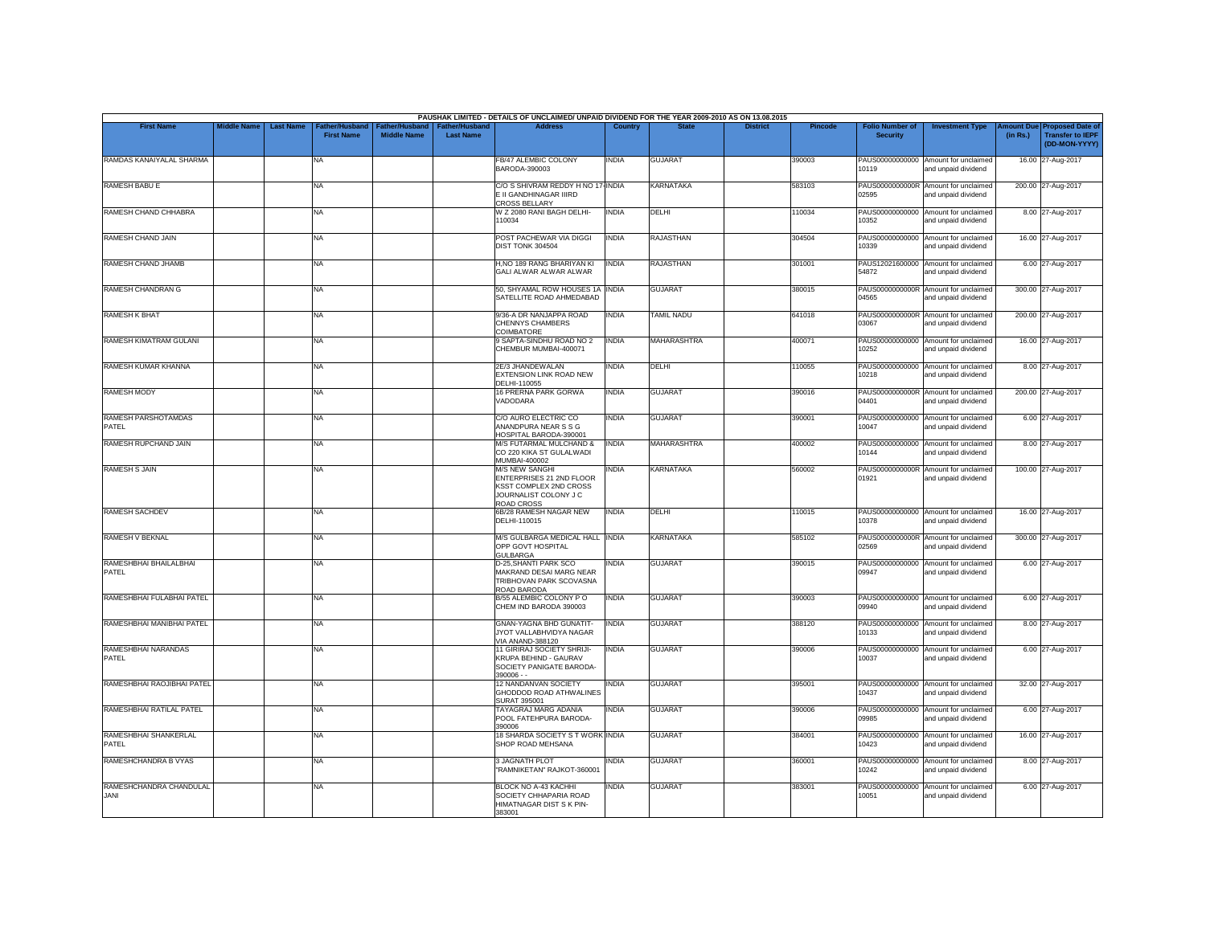PAUSHAK LIMITED - DETAILS OF UNCLAIMED/ UNPAID DIVIDEND FOR THE YEAR 2009-2010 AS ON 13.08.2015

| First Name | Middle Name | Last Name | Father/Husband First Name | Father/Husband Middle Name | Father/Husband Last Name | Address | Country | State | District | Pincode | Folio Number of Security | Investment Type | Amount Due (in Rs.) | Proposed Date of Transfer to IEPF (DD-MON-YYYY) |
|---|---|---|---|---|---|---|---|---|---|---|---|---|---|---|
| RAMDAS KANAIYALAL SHARMA | | | NA | | | FB/47 ALEMBIC COLONY BARODA-390003 | INDIA | GUJARAT | | 390003 | PAUS00000000000 10119 | Amount for unclaimed and unpaid dividend | 16.00 | 27-Aug-2017 |
| RAMESH BABU E | | | NA | | | C/O S SHIVRAM REDDY H NO 17-E II GANDHINAGAR IIIRD CROSS BELLARY | INDIA | KARNATAKA | | 583103 | PAUS0000000000R 02595 | Amount for unclaimed and unpaid dividend | 200.00 | 27-Aug-2017 |
| RAMESH CHAND CHHABRA | | | NA | | | W Z 2080 RANI BAGH DELHI-110034 | INDIA | DELHI | | 110034 | PAUS00000000000 10352 | Amount for unclaimed and unpaid dividend | 8.00 | 27-Aug-2017 |
| RAMESH CHAND JAIN | | | NA | | | POST PACHEWAR VIA DIGGI DIST TONK 304504 | INDIA | RAJASTHAN | | 304504 | PAUS00000000000 10339 | Amount for unclaimed and unpaid dividend | 16.00 | 27-Aug-2017 |
| RAMESH CHAND JHAMB | | | NA | | | H,NO 189 RANG BHARIYAN KI GALI ALWAR ALWAR ALWAR | INDIA | RAJASTHAN | | 301001 | PAUS12021600000 54872 | Amount for unclaimed and unpaid dividend | 6.00 | 27-Aug-2017 |
| RAMESH CHANDRAN G | | | NA | | | 50, SHYAMAL ROW HOUSES 1A SATELLITE ROAD AHMEDABAD | INDIA | GUJARAT | | 380015 | PAUS0000000000R 04565 | Amount for unclaimed and unpaid dividend | 300.00 | 27-Aug-2017 |
| RAMESH K BHAT | | | NA | | | 9/36-A DR NANJAPPA ROAD CHENNYS CHAMBERS COIMBATORE | INDIA | TAMIL NADU | | 641018 | PAUS0000000000R 03067 | Amount for unclaimed and unpaid dividend | 200.00 | 27-Aug-2017 |
| RAMESH KIMATRAM GULANI | | | NA | | | 9 SAPTA-SINDHU ROAD NO 2 CHEMBUR MUMBAI-400071 | INDIA | MAHARASHTRA | | 400071 | PAUS00000000000 10252 | Amount for unclaimed and unpaid dividend | 16.00 | 27-Aug-2017 |
| RAMESH KUMAR KHANNA | | | NA | | | 2E/3 JHANDEWALAN EXTENSION LINK ROAD NEW DELHI-110055 | INDIA | DELHI | | 110055 | PAUS00000000000 10218 | Amount for unclaimed and unpaid dividend | 8.00 | 27-Aug-2017 |
| RAMESH MODY | | | NA | | | 16 PRERNA PARK GORWA VADODARA | INDIA | GUJARAT | | 390016 | PAUS0000000000R 04401 | Amount for unclaimed and unpaid dividend | 200.00 | 27-Aug-2017 |
| RAMESH PARSHOTAMDAS PATEL | | | NA | | | C/O AURO ELECTRIC CO ANANDPURA NEAR S S G HOSPITAL BARODA-390001 | INDIA | GUJARAT | | 390001 | PAUS00000000000 10047 | Amount for unclaimed and unpaid dividend | 6.00 | 27-Aug-2017 |
| RAMESH RUPCHAND JAIN | | | NA | | | M/S FUTARMAL MULCHAND & CO 220 KIKA ST GULALWADI MUMBAI-400002 | INDIA | MAHARASHTRA | | 400002 | PAUS00000000000 10144 | Amount for unclaimed and unpaid dividend | 8.00 | 27-Aug-2017 |
| RAMESH S JAIN | | | NA | | | M/S NEW SANGHI ENTERPRISES 21 2ND FLOOR KSST COMPLEX 2ND CROSS JOURNALIST COLONY J C ROAD CROSS | INDIA | KARNATAKA | | 560002 | PAUS0000000000R 01921 | Amount for unclaimed and unpaid dividend | 100.00 | 27-Aug-2017 |
| RAMESH SACHDEV | | | NA | | | 6B/28 RAMESH NAGAR NEW DELHI-110015 | INDIA | DELHI | | 110015 | PAUS00000000000 10378 | Amount for unclaimed and unpaid dividend | 16.00 | 27-Aug-2017 |
| RAMESH V BEKNAL | | | NA | | | M/S GULBARGA MEDICAL HALL OPP GOVT HOSPITAL GULBARGA | INDIA | KARNATAKA | | 585102 | PAUS0000000000R 02569 | Amount for unclaimed and unpaid dividend | 300.00 | 27-Aug-2017 |
| RAMESHBHAI BHAILALBHAI PATEL | | | NA | | | D-25,SHANTI PARK SCO MAKRAND DESAI MARG NEAR TRIBHOVAN PARK SCOVASNA ROAD BARODA | INDIA | GUJARAT | | 390015 | PAUS00000000000 09947 | Amount for unclaimed and unpaid dividend | 6.00 | 27-Aug-2017 |
| RAMESHBHAI FULABHAI PATEL | | | NA | | | B/55 ALEMBIC COLONY P O CHEM IND BARODA 390003 | INDIA | GUJARAT | | 390003 | PAUS00000000000 09940 | Amount for unclaimed and unpaid dividend | 6.00 | 27-Aug-2017 |
| RAMESHBHAI MANIBHAI PATEL | | | NA | | | GNAN-YAGNA BHD GUNATIT-JYOT VALLABHVIDYA NAGAR VIA ANAND-388120 | INDIA | GUJARAT | | 388120 | PAUS00000000000 10133 | Amount for unclaimed and unpaid dividend | 8.00 | 27-Aug-2017 |
| RAMESHBHAI NARANDAS PATEL | | | NA | | | 11 GIRIRAJ SOCIETY SHRIJI-KRUPA BEHIND - GAURAV SOCIETY PANIGATE BARODA-390006 - - | INDIA | GUJARAT | | 390006 | PAUS00000000000 10037 | Amount for unclaimed and unpaid dividend | 6.00 | 27-Aug-2017 |
| RAMESHBHAI RAOJIBHAI PATEL | | | NA | | | 12 NANDANVAN SOCIETY GHODDOD ROAD ATHWALINES SURAT 395001 | INDIA | GUJARAT | | 395001 | PAUS00000000000 10437 | Amount for unclaimed and unpaid dividend | 32.00 | 27-Aug-2017 |
| RAMESHBHAI RATILAL PATEL | | | NA | | | TAYAGRAJ MARG ADANIA POOL FATEHPURA BARODA-390006 | INDIA | GUJARAT | | 390006 | PAUS00000000000 09985 | Amount for unclaimed and unpaid dividend | 6.00 | 27-Aug-2017 |
| RAMESHBHAI SHANKERLAL PATEL | | | NA | | | 18 SHARDA SOCIETY S T WORK SHOP ROAD MEHSANA | INDIA | GUJARAT | | 384001 | PAUS00000000000 10423 | Amount for unclaimed and unpaid dividend | 16.00 | 27-Aug-2017 |
| RAMESHCHANDRA B VYAS | | | NA | | | 3 JAGNATH PLOT "RAMNIKETAN" RAJKOT-360001 | INDIA | GUJARAT | | 360001 | PAUS00000000000 10242 | Amount for unclaimed and unpaid dividend | 8.00 | 27-Aug-2017 |
| RAMESHCHANDRA CHANDULAL JANI | | | NA | | | BLOCK NO A-43 KACHHI SOCIETY CHHAPARIA ROAD HIMATNAGAR DIST S K PIN-383001 | INDIA | GUJARAT | | 383001 | PAUS00000000000 10051 | Amount for unclaimed and unpaid dividend | 6.00 | 27-Aug-2017 |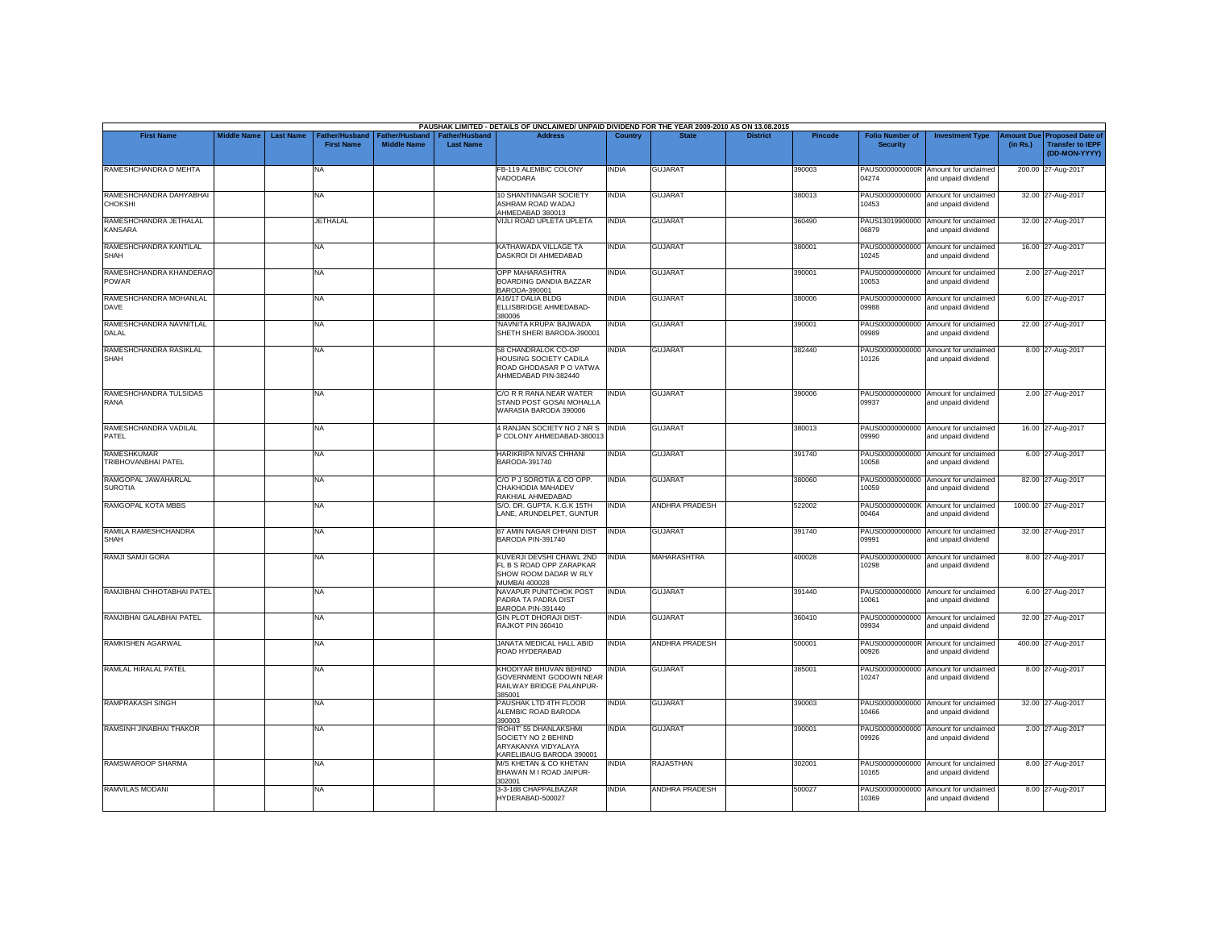PAUSHAK LIMITED - DETAILS OF UNCLAIMED/ UNPAID DIVIDEND FOR THE YEAR 2009-2010 AS ON 13.08.2015

| First Name | Middle Name | Last Name | Father/Husband First Name | Father/Husband Middle Name | Father/Husband Last Name | Address | Country | State | District | Pincode | Folio Number of Security | Investment Type | Amount Due (in Rs.) | Proposed Date of Transfer to IEPF (DD-MON-YYYY) |
|---|---|---|---|---|---|---|---|---|---|---|---|---|---|---|
| RAMESHCHANDRA D MEHTA | | | NA | | | FB-119 ALEMBIC COLONY VADODARA | INDIA | GUJARAT | | 390003 | PAUS0000000000R04274 | Amount for unclaimed and unpaid dividend | 200.00 | 27-Aug-2017 |
| RAMESHCHANDRA DAHYABHAI CHOKSHI | | | NA | | | 10 SHANTINAGAR SOCIETY ASHRAM ROAD WADAJ AHMEDABAD 380013 | INDIA | GUJARAT | | 380013 | PAUS00000000000010453 | Amount for unclaimed and unpaid dividend | 32.00 | 27-Aug-2017 |
| RAMESHCHANDRA JETHALAL KANSARA | | | JETHALAL | | | VIJLI ROAD UPLETA UPLETA | INDIA | GUJARAT | | 360490 | PAUS13019900000 06879 | Amount for unclaimed and unpaid dividend | 32.00 | 27-Aug-2017 |
| RAMESHCHANDRA KANTILAL SHAH | | | NA | | | KATHAWADA VILLAGE TA DASKROI DI AHMEDABAD | INDIA | GUJARAT | | 380001 | PAUS00000000000010245 | Amount for unclaimed and unpaid dividend | 16.00 | 27-Aug-2017 |
| RAMESHCHANDRA KHANDERAO POWAR | | | NA | | | OPP MAHARASHTRA BOARDING DANDIA BAZZAR BARODA-390001 | INDIA | GUJARAT | | 390001 | PAUS00000000000010053 | Amount for unclaimed and unpaid dividend | 2.00 | 27-Aug-2017 |
| RAMESHCHANDRA MOHANLAL DAVE | | | NA | | | A16/17 DALIA BLDG ELLISBRIDGE AHMEDABAD-380006 | INDIA | GUJARAT | | 380006 | PAUS00000000000009988 | Amount for unclaimed and unpaid dividend | 6.00 | 27-Aug-2017 |
| RAMESHCHANDRA NAVNITLAL DALAL | | | NA | | | 'NAVNITA KRUPA' BAJWADA SHETH SHERI BARODA-390001 | INDIA | GUJARAT | | 390001 | PAUS00000000000009989 | Amount for unclaimed and unpaid dividend | 22.00 | 27-Aug-2017 |
| RAMESHCHANDRA RASIKLAL SHAH | | | NA | | | 58 CHANDRALOK CO-OP HOUSING SOCIETY CADILA ROAD GHODASAR P O VATWA AHMEDABAD PIN-382440 | INDIA | GUJARAT | | 382440 | PAUS00000000000010126 | Amount for unclaimed and unpaid dividend | 8.00 | 27-Aug-2017 |
| RAMESHCHANDRA TULSIDAS RANA | | | NA | | | C/O R R RANA NEAR WATER STAND POST GOSAI MOHALLA WARASIA BARODA 390006 | INDIA | GUJARAT | | 390006 | PAUS00000000000009937 | Amount for unclaimed and unpaid dividend | 2.00 | 27-Aug-2017 |
| RAMESHCHANDRA VADILAL PATEL | | | NA | | | 4 RANJAN SOCIETY NO 2 NR S P COLONY AHMEDABAD-380013 | INDIA | GUJARAT | | 380013 | PAUS00000000000009990 | Amount for unclaimed and unpaid dividend | 16.00 | 27-Aug-2017 |
| RAMESHKUMAR TRIBHOVANBHAI PATEL | | | NA | | | HARIKRIPA NIVAS CHHANI BARODA-391740 | INDIA | GUJARAT | | 391740 | PAUS00000000000010058 | Amount for unclaimed and unpaid dividend | 6.00 | 27-Aug-2017 |
| RAMGOPAL JAWAHARLAL SUROTIA | | | NA | | | C/O P J SOROTIA & CO OPP. CHAKHODIA MAHADEV RAKHIAL AHMEDABAD | INDIA | GUJARAT | | 380060 | PAUS00000000000010059 | Amount for unclaimed and unpaid dividend | 82.00 | 27-Aug-2017 |
| RAMGOPAL KOTA MBBS | | | NA | | | S/O. DR. GUPTA. K.G.K 15TH LANE, ARUNDELPET, GUNTUR | INDIA | ANDHRA PRADESH | | 522002 | PAUS0000000000K00464 | Amount for unclaimed and unpaid dividend | 1000.00 | 27-Aug-2017 |
| RAMILA RAMESHCHANDRA SHAH | | | NA | | | 87 AMIN NAGAR CHHANI DIST BARODA PIN-391740 | INDIA | GUJARAT | | 391740 | PAUS00000000000009991 | Amount for unclaimed and unpaid dividend | 32.00 | 27-Aug-2017 |
| RAMJI SAMJI GORA | | | NA | | | KUVERJI DEVSHI CHAWL 2ND FL B S ROAD OPP ZARAPKAR SHOW ROOM DADAR W RLY MUMBAI 400028 | INDIA | MAHARASHTRA | | 400028 | PAUS00000000000010298 | Amount for unclaimed and unpaid dividend | 8.00 | 27-Aug-2017 |
| RAMJIBHAI CHHOTABHAI PATEL | | | NA | | | NAVAPUR PUNITCHOK POST PADRA TA PADRA DIST BARODA PIN-391440 | INDIA | GUJARAT | | 391440 | PAUS00000000000010061 | Amount for unclaimed and unpaid dividend | 6.00 | 27-Aug-2017 |
| RAMJIBHAI GALABHAI PATEL | | | NA | | | GIN PLOT DHORAJI DIST-RAJKOT PIN 360410 | INDIA | GUJARAT | | 360410 | PAUS00000000000009934 | Amount for unclaimed and unpaid dividend | 32.00 | 27-Aug-2017 |
| RAMKISHEN AGARWAL | | | NA | | | JANATA MEDICAL HALL ABID ROAD HYDERABAD | INDIA | ANDHRA PRADESH | | 500001 | PAUS0000000000R00926 | Amount for unclaimed and unpaid dividend | 400.00 | 27-Aug-2017 |
| RAMLAL HIRALAL PATEL | | | NA | | | KHODIYAR BHUVAN BEHIND GOVERNMENT GODOWN NEAR RAILWAY BRIDGE PALANPUR-385001 | INDIA | GUJARAT | | 385001 | PAUS00000000000010247 | Amount for unclaimed and unpaid dividend | 8.00 | 27-Aug-2017 |
| RAMPRAKASH SINGH | | | NA | | | PAUSHAK LTD 4TH FLOOR ALEMBIC ROAD BARODA 390003 | INDIA | GUJARAT | | 390003 | PAUS00000000000010466 | Amount for unclaimed and unpaid dividend | 32.00 | 27-Aug-2017 |
| RAMSINH JINABHAI THAKOR | | | NA | | | 'ROHIT' 55 DHANLAKSHMI SOCIETY NO 2 BEHIND ARYAKANYA VIDYALAYA KARELIBAUG BARODA 390001 | INDIA | GUJARAT | | 390001 | PAUS00000000000009926 | Amount for unclaimed and unpaid dividend | 2.00 | 27-Aug-2017 |
| RAMSWAROOP SHARMA | | | NA | | | M/S KHETAN & CO KHETAN BHAWAN M I ROAD JAIPUR-302001 | INDIA | RAJASTHAN | | 302001 | PAUS00000000000010165 | Amount for unclaimed and unpaid dividend | 8.00 | 27-Aug-2017 |
| RAMVILAS MODANI | | | NA | | | 3-3-188 CHAPPALBAZAR HYDERABAD-500027 | INDIA | ANDHRA PRADESH | | 500027 | PAUS00000000000010369 | Amount for unclaimed and unpaid dividend | 8.00 | 27-Aug-2017 |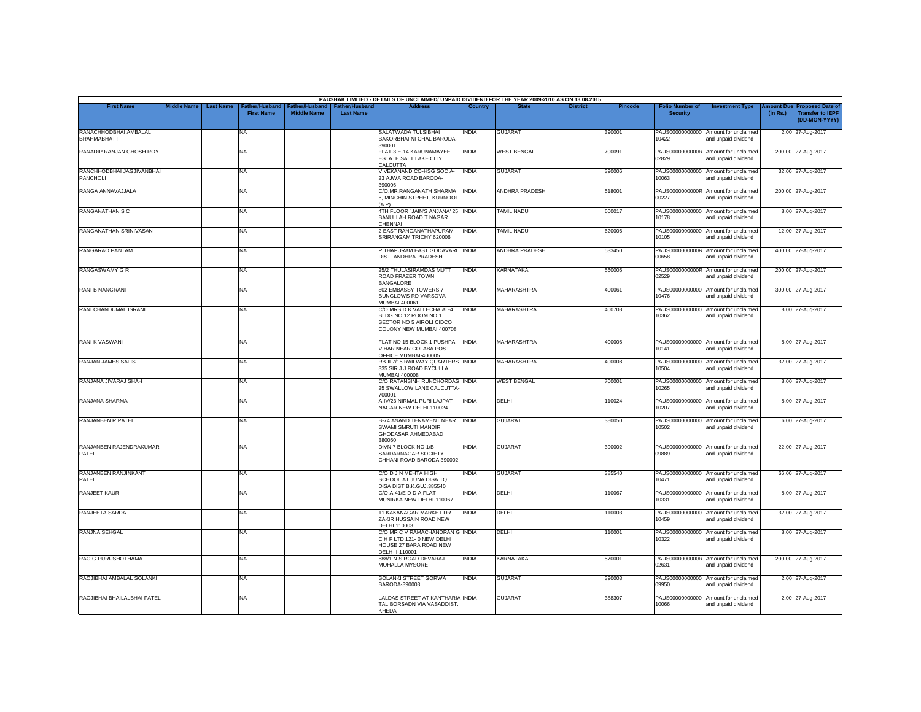PAUSHAK LIMITED - DETAILS OF UNCLAIMED/ UNPAID DIVIDEND FOR THE YEAR 2009-2010 AS ON 13.08.2015

| First Name | Middle Name | Last Name | Father/Husband First Name | Father/Husband Middle Name | Father/Husband Last Name | Address | Country | State | District | Pincode | Folio Number of Security | Investment Type | Amount Due (in Rs.) | Proposed Date of Transfer to IEPF (DD-MON-YYYY) |
|---|---|---|---|---|---|---|---|---|---|---|---|---|---|---|
| RANACHHODBHAI AMBALAL BRAHMABHATT | | | NA | | | SALATWADA TULSIBHAI BAKORBHAI NI CHAL BARODA-390001 | INDIA | GUJARAT | | 390001 | PAUS00000000000 10422 | Amount for unclaimed and unpaid dividend | 2.00 | 27-Aug-2017 |
| RANADIP RANJAN GHOSH ROY | | | NA | | | FLAT-3 E-14 KARUNAMAYEE ESTATE SALT LAKE CITY CALCUTTA | INDIA | WEST BENGAL | | 700091 | PAUS0000000000R 02829 | Amount for unclaimed and unpaid dividend | 200.00 | 27-Aug-2017 |
| RANCHHODBHAI JAGJIVANBHAI PANCHOLI | | | NA | | | VIVEKANAND CO-HSG SOC A-23 AJWA ROAD BARODA-390006 | INDIA | GUJARAT | | 390006 | PAUS00000000000 10063 | Amount for unclaimed and unpaid dividend | 32.00 | 27-Aug-2017 |
| RANGA ANNAVAJJALA | | | NA | | | C/O.MR.RANGANATH SHARMA 6, MINCHIN STREET, KURNOOL (A.P) | INDIA | ANDHRA PRADESH | | 518001 | PAUS0000000000R 00227 | Amount for unclaimed and unpaid dividend | 200.00 | 27-Aug-2017 |
| RANGANATHAN S C | | | NA | | | 4TH FLOOR `JAIN'S ANJANA' 25 BANULLAH ROAD T NAGAR CHENNAI | INDIA | TAMIL NADU | | 600017 | PAUS00000000000 10178 | Amount for unclaimed and unpaid dividend | 8.00 | 27-Aug-2017 |
| RANGANATHAN SRINIVASAN | | | NA | | | 2 EAST RANGANATHAPURAM SRIRANGAM TRICHY 620006 | INDIA | TAMIL NADU | | 620006 | PAUS00000000000 10105 | Amount for unclaimed and unpaid dividend | 12.00 | 27-Aug-2017 |
| RANGARAO PANTAM | | | NA | | | PITHAPURAM EAST GODAVARI DIST. ANDHRA PRADESH | INDIA | ANDHRA PRADESH | | 533450 | PAUS0000000000R 00658 | Amount for unclaimed and unpaid dividend | 400.00 | 27-Aug-2017 |
| RANGASWAMY G R | | | NA | | | 25/2 THULASIRAMDAS MUTT ROAD FRAZER TOWN BANGALORE | INDIA | KARNATAKA | | 560005 | PAUS0000000000R 02529 | Amount for unclaimed and unpaid dividend | 200.00 | 27-Aug-2017 |
| RANI B NANGRANI | | | NA | | | 802 EMBASSY TOWERS 7 BUNGLOWS RD VARSOVA MUMBAI 400061 | INDIA | MAHARASHTRA | | 400061 | PAUS00000000000 10476 | Amount for unclaimed and unpaid dividend | 300.00 | 27-Aug-2017 |
| RANI CHANDUMAL ISRANI | | | NA | | | C/O MRS D K VALLECHA AL-4 BLDG NO 12 ROOM NO 1 SECTOR NO 5 AIROLI CIDCO COLONY NEW MUMBAI 400708 | INDIA | MAHARASHTRA | | 400708 | PAUS00000000000 10362 | Amount for unclaimed and unpaid dividend | 8.00 | 27-Aug-2017 |
| RANI K VASWANI | | | NA | | | FLAT NO 15 BLOCK 1 PUSHPA VIHAR NEAR COLABA POST OFFICE MUMBAI-400005 | INDIA | MAHARASHTRA | | 400005 | PAUS00000000000 10141 | Amount for unclaimed and unpaid dividend | 8.00 | 27-Aug-2017 |
| RANJAN JAMES SALIS | | | NA | | | RB-II 7/15 RAILWAY QUARTERS 335 SIR J J ROAD BYCULLA MUMBAI 400008 | INDIA | MAHARASHTRA | | 400008 | PAUS00000000000 10504 | Amount for unclaimed and unpaid dividend | 32.00 | 27-Aug-2017 |
| RANJANA JIVARAJ SHAH | | | NA | | | C/O RATANSINH RUNCHORDAS 25 SWALLOW LANE CALCUTTA-700001 | INDIA | WEST BENGAL | | 700001 | PAUS00000000000 10265 | Amount for unclaimed and unpaid dividend | 8.00 | 27-Aug-2017 |
| RANJANA SHARMA | | | NA | | | A-IV/23 NIRMAL PURI LAJPAT NAGAR NEW DELHI-110024 | INDIA | DELHI | | 110024 | PAUS00000000000 10207 | Amount for unclaimed and unpaid dividend | 8.00 | 27-Aug-2017 |
| RANJANBEN R PATEL | | | NA | | | B-74 ANAND TENAMENT NEAR SWAMI SMRUTI MANDIR GHODASAR AHMEDABAD 380050 | INDIA | GUJARAT | | 380050 | PAUS00000000000 10502 | Amount for unclaimed and unpaid dividend | 6.00 | 27-Aug-2017 |
| RANJANBEN RAJENDRAKUMAR PATEL | | | NA | | | DIVN 7 BLOCK NO 1/B SARDARNAGAR SOCIETY CHHANI ROAD BARODA 390002 | INDIA | GUJARAT | | 390002 | PAUS00000000000 09889 | Amount for unclaimed and unpaid dividend | 22.00 | 27-Aug-2017 |
| RANJANBEN RANJINKANT PATEL | | | NA | | | C/O D J N MEHTA HIGH SCHOOL AT JUNA DISA TQ DISA DIST B.K.GUJ.385540 | INDIA | GUJARAT | | 385540 | PAUS00000000000 10471 | Amount for unclaimed and unpaid dividend | 66.00 | 27-Aug-2017 |
| RANJEET KAUR | | | NA | | | C/O A-41/E D D A FLAT MUNIRKA NEW DELHI-110067 | INDIA | DELHI | | 110067 | PAUS00000000000 10331 | Amount for unclaimed and unpaid dividend | 8.00 | 27-Aug-2017 |
| RANJEETA SARDA | | | NA | | | 11 KAKANAGAR MARKET DR ZAKIR HUSSAIN ROAD NEW DELHI 110003 | INDIA | DELHI | | 110003 | PAUS00000000000 10459 | Amount for unclaimed and unpaid dividend | 32.00 | 27-Aug-2017 |
| RANJNA SEHGAL | | | NA | | | C/O MR C V RAMACHANDRAN G C H F LTD 121- 0 NEW DELHI HOUSE 27 BARA ROAD NEW DELH- I-110001 - | INDIA | DELHI | | 110001 | PAUS00000000000 10322 | Amount for unclaimed and unpaid dividend | 8.00 | 27-Aug-2017 |
| RAO G PURUSHOTHAMA | | | NA | | | 688/1 N S ROAD DEVARAJ MOHALLA MYSORE | INDIA | KARNATAKA | | 570001 | PAUS0000000000R 02631 | Amount for unclaimed and unpaid dividend | 200.00 | 27-Aug-2017 |
| RAOJIBHAI AMBALAL SOLANKI | | | NA | | | SOLANKI STREET GORWA BARODA-390003 | INDIA | GUJARAT | | 390003 | PAUS00000000000 09950 | Amount for unclaimed and unpaid dividend | 2.00 | 27-Aug-2017 |
| RAOJIBHAI BHAILALBHAI PATEL | | | NA | | | LALDAS STREET AT KANTHARIA TAL BORSADN VIA VASADDIST. KHEDA | INDIA | GUJARAT | | 388307 | PAUS00000000000 10066 | Amount for unclaimed and unpaid dividend | 2.00 | 27-Aug-2017 |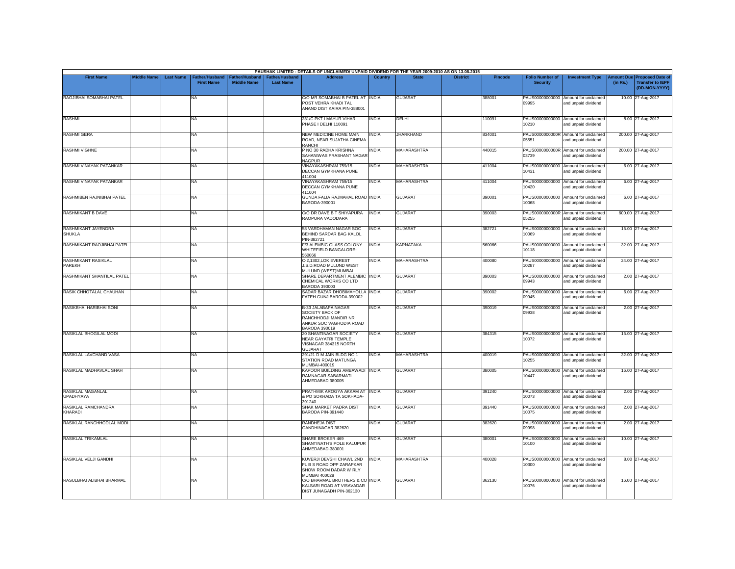PAUSHAK LIMITED - DETAILS OF UNCLAIMED/ UNPAID DIVIDEND FOR THE YEAR 2009-2010 AS ON 13.08.2015

| First Name | Middle Name | Last Name | Father/Husband First Name | Father/Husband Middle Name | Father/Husband Last Name | Address | Country | State | District | Pincode | Folio Number of Security | Investment Type | Amount Due (in Rs.) | Proposed Date of Transfer to IEPF (DD-MON-YYYY) |
|---|---|---|---|---|---|---|---|---|---|---|---|---|---|---|
| RAOJIBHAI SOMABHAI PATEL | | | NA | | | C/O MR SOMABHAI B PATEL AT POST VEHRA KHADI TAL ANAND DIST KAIRA PIN-388001 | INDIA | GUJARAT | | 388001 | PAUS00000000000 09995 | Amount for unclaimed and unpaid dividend | 10.00 | 27-Aug-2017 |
| RASHMI | | | NA | | | 231/C PKT I MAYUR VIHAR PHASE I DELHI 110091 | INDIA | DELHI | | 110091 | PAUS00000000000 10210 | Amount for unclaimed and unpaid dividend | 8.00 | 27-Aug-2017 |
| RASHMI GERA | | | NA | | | NEW MEDICINE HOME MAIN ROAD, NEAR SUJATHA CINEMA RANCHI | INDIA | JHARKHAND | | 834001 | PAUS0000000000R 05551 | Amount for unclaimed and unpaid dividend | 200.00 | 27-Aug-2017 |
| RASHMI VIGHNE | | | NA | | | P NO 30 RADHA KRISHNA SAHANIWAS PRASHANT NAGAR NAGPUR | INDIA | MAHARASHTRA | | 440015 | PAUS0000000000R 03739 | Amount for unclaimed and unpaid dividend | 200.00 | 27-Aug-2017 |
| RASHMI VINAYAK PATANKAR | | | NA | | | VINAYAKASHRAM 759/15 DECCAN GYMKHANA PUNE 411004 | INDIA | MAHARASHTRA | | 411004 | PAUS00000000000 10431 | Amount for unclaimed and unpaid dividend | 6.00 | 27-Aug-2017 |
| RASHMI VINAYAK PATANKAR | | | NA | | | VINAYAKASHRAM 759/15 DECCAN GYMKHANA PUNE 411004 | INDIA | MAHARASHTRA | | 411004 | PAUS00000000000 10420 | Amount for unclaimed and unpaid dividend | 6.00 | 27-Aug-2017 |
| RASHMIBEN RAJNIBHAI PATEL | | | NA | | | GUNDA FALIA RAJMAHAL ROAD BARODA-390001 | INDIA | GUJARAT | | 390001 | PAUS00000000000 10068 | Amount for unclaimed and unpaid dividend | 6.00 | 27-Aug-2017 |
| RASHMIKANT B DAVE | | | NA | | | C/O DR DAVE B T SHIYAPURA RAOPURA VADODARA | INDIA | GUJARAT | | 390003 | PAUS0000000000R 05255 | Amount for unclaimed and unpaid dividend | 600.00 | 27-Aug-2017 |
| RASHMIKANT JAYENDRA SHUKLA | | | NA | | | 58 VARDHAMAN NAGAR SOC BEHIND SARDAR BAG KALOL PIN-382721 | INDIA | GUJARAT | | 382721 | PAUS00000000000 10069 | Amount for unclaimed and unpaid dividend | 16.00 | 27-Aug-2017 |
| RASHMIKANT RAOJIBHAI PATEL | | | NA | | | F/3 ALEMBIC GLASS COLONY WHITEFIELD BANGALORE-560066 | INDIA | KARNATAKA | | 560066 | PAUS00000000000 10118 | Amount for unclaimed and unpaid dividend | 32.00 | 27-Aug-2017 |
| RASHMIKANT RASIKLAL PAREKH | | | NA | | | C-2,1302,LOK EVEREST J.S.D.ROAD MULUND WEST MULUND (WEST)MUMBAI | INDIA | MAHARASHTRA | | 400080 | PAUS00000000000 10287 | Amount for unclaimed and unpaid dividend | 24.00 | 27-Aug-2017 |
| RASHMIKANT SHANTILAL PATEL | | | NA | | | SHARE DEPARTMENT ALEMBIC CHEMICAL WORKS CO LTD BARODA 390003 | INDIA | GUJARAT | | 390003 | PAUS00000000000 09943 | Amount for unclaimed and unpaid dividend | 2.00 | 27-Aug-2017 |
| RASIK CHHOTALAL CHAUHAN | | | NA | | | SADAR BAZAR DHOBIMAHOLLA FATEH GUNJ BARODA 390002 | INDIA | GUJARAT | | 390002 | PAUS00000000000 09945 | Amount for unclaimed and unpaid dividend | 6.00 | 27-Aug-2017 |
| RASIKBHAI HARIBHAI SONI | | | NA | | | B-33 JALABAPA NAGAR SOCIETY BACK OF RANCHHODJI MANDIR NR ANKUR SOC VAGHODIA ROAD BARODA 390019 | INDIA | GUJARAT | | 390019 | PAUS00000000000 09938 | Amount for unclaimed and unpaid dividend | 2.00 | 27-Aug-2017 |
| RASIKLAL BHOGILAL MODI | | | NA | | | 20 SHANTINAGAR SOCIETY NEAR GAYATRI TEMPLE VISNAGAR 384315 NORTH GUJARAT | INDIA | GUJARAT | | 384315 | PAUS00000000000 10072 | Amount for unclaimed and unpaid dividend | 16.00 | 27-Aug-2017 |
| RASIKLAL LAVCHAND VASA | | | NA | | | 291/21 D M JAIN BLDG NO 1 STATION ROAD MATUNGA MUMBAI-400019 | INDIA | MAHARASHTRA | | 400019 | PAUS00000000000 10255 | Amount for unclaimed and unpaid dividend | 32.00 | 27-Aug-2017 |
| RASIKLAL MADHAVLAL SHAH | | | NA | | | KAPOOR BUILDING AMBAWADI RAMNAGAR SABARMATI AHMEDABAD 380005 | INDIA | GUJARAT | | 380005 | PAUS00000000000 10447 | Amount for unclaimed and unpaid dividend | 16.00 | 27-Aug-2017 |
| RASIKLAL MAGANLAL UPADHYAYA | | | NA | | | PRATHMIK AROGYA AKKAM AT & PO SOKHADA TA SOKHADA-391240 | INDIA | GUJARAT | | 391240 | PAUS00000000000 10073 | Amount for unclaimed and unpaid dividend | 2.00 | 27-Aug-2017 |
| RASIKLAL RAMCHANDRA KHARADI | | | NA | | | SHAK MARKET PADRA DIST BARODA PIN-391440 | INDIA | GUJARAT | | 391440 | PAUS00000000000 10075 | Amount for unclaimed and unpaid dividend | 2.00 | 27-Aug-2017 |
| RASIKLAL RANCHHODLAL MODI | | | NA | | | RANDHEJA DIST GANDHINAGAR 382620 | INDIA | GUJARAT | | 382620 | PAUS00000000000 09998 | Amount for unclaimed and unpaid dividend | 2.00 | 27-Aug-2017 |
| RASIKLAL TRIKAMLAL | | | NA | | | SHARE BROKER 469 SHANTINATH'S POLE KALUPUR AHMEDABAD-380001 | INDIA | GUJARAT | | 380001 | PAUS00000000000 10100 | Amount for unclaimed and unpaid dividend | 10.00 | 27-Aug-2017 |
| RASIKLAL VELJI GANDHI | | | NA | | | KUVERJI DEVSHI CHAWL 2ND FL B S ROAD OPP ZARAPKAR SHOW ROOM DADAR W RLY MUMBAI 400028 | INDIA | MAHARASHTRA | | 400028 | PAUS00000000000 10300 | Amount for unclaimed and unpaid dividend | 8.00 | 27-Aug-2017 |
| RASULBHAI ALIBHAI BHARMAL | | | NA | | | C/O BHARMAL BROTHERS & CO KALSARI ROAD AT VISAVADAR DIST JUNAGADH PIN-362130 | INDIA | GUJARAT | | 362130 | PAUS00000000000 10076 | Amount for unclaimed and unpaid dividend | 16.00 | 27-Aug-2017 |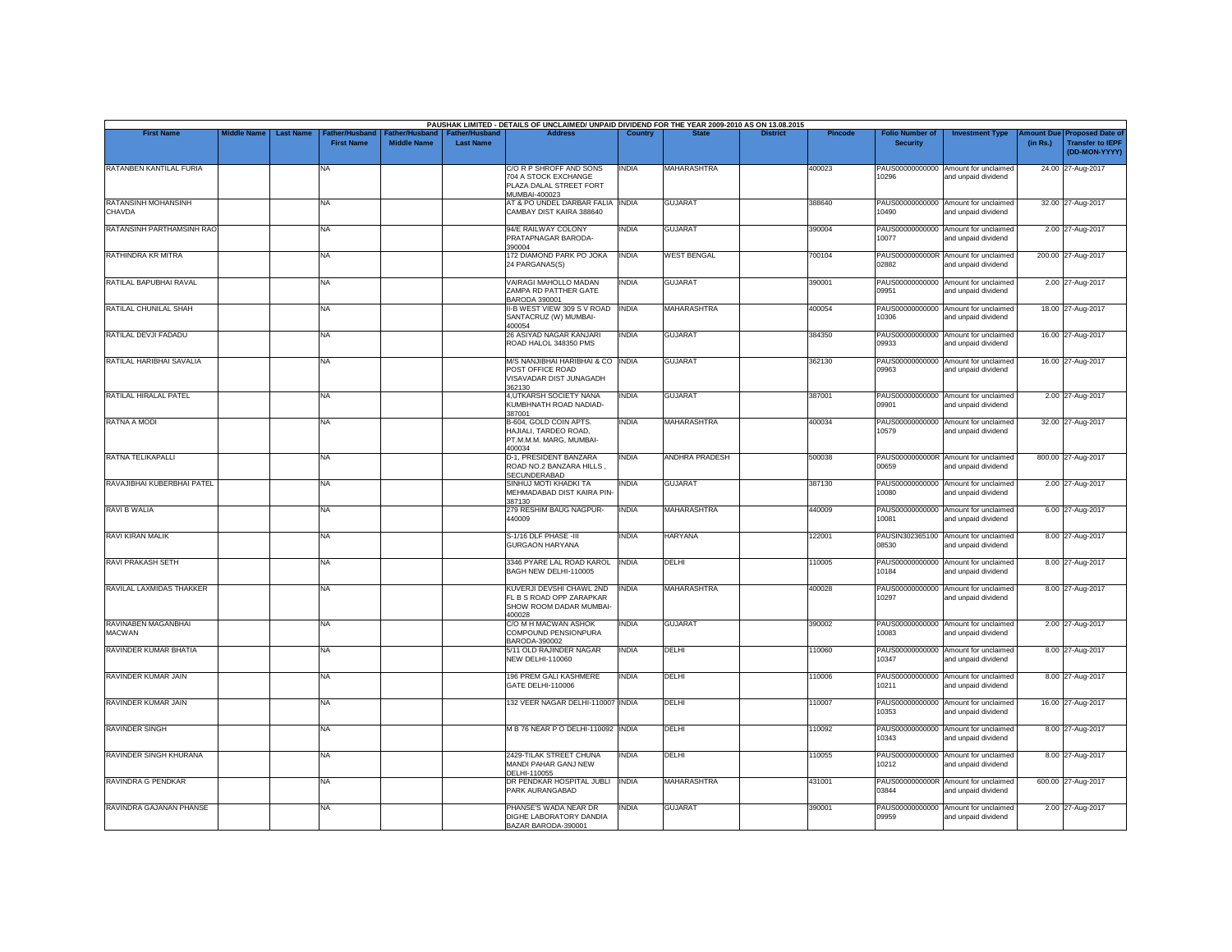PAUSHAK LIMITED - DETAILS OF UNCLAIMED/ UNPAID DIVIDEND FOR THE YEAR 2009-2010 AS ON 13.08.2015

| First Name | Middle Name | Last Name | Father/Husband First Name | Father/Husband Middle Name | Father/Husband Last Name | Address | Country | State | District | Pincode | Folio Number of Security | Investment Type | Amount Due (in Rs.) | Proposed Date of Transfer to IEPF (DD-MON-YYYY) |
|---|---|---|---|---|---|---|---|---|---|---|---|---|---|---|
| RATANBEN KANTILAL FURIA | | | NA | | | C/O R P SHROFF AND SONS 704 A STOCK EXCHANGE PLAZA DALAL STREET FORT MUMBAI-400023 | INDIA | MAHARASHTRA | | 400023 | PAUS00000000000 10296 | Amount for unclaimed and unpaid dividend | 24.00 | 27-Aug-2017 |
| RATANSINH MOHANSINH CHAVDA | | | NA | | | AT & PO UNDEL DARBAR FALIA CAMBAY DIST KAIRA 388640 | INDIA | GUJARAT | | 388640 | PAUS00000000000 10490 | Amount for unclaimed and unpaid dividend | 32.00 | 27-Aug-2017 |
| RATANSINH PARTHAMSINH RAO | | | NA | | | 94/E RAILWAY COLONY PRATAPNAGAR BARODA-390004 | INDIA | GUJARAT | | 390004 | PAUS00000000000 10077 | Amount for unclaimed and unpaid dividend | 2.00 | 27-Aug-2017 |
| RATHINDRA KR MITRA | | | NA | | | 172 DIAMOND PARK PO JOKA 24 PARGANAS(S) | INDIA | WEST BENGAL | | 700104 | PAUS0000000000R 02882 | Amount for unclaimed and unpaid dividend | 200.00 | 27-Aug-2017 |
| RATILAL BAPUBHAI RAVAL | | | NA | | | VAIRAGI MAHOLLO MADAN ZAMPA RD PATTHER GATE BARODA 390001 | INDIA | GUJARAT | | 390001 | PAUS00000000000 09951 | Amount for unclaimed and unpaid dividend | 2.00 | 27-Aug-2017 |
| RATILAL CHUNILAL SHAH | | | NA | | | II-B WEST VIEW 309 S V ROAD SANTACRUZ (W) MUMBAI-400054 | INDIA | MAHARASHTRA | | 400054 | PAUS00000000000 10306 | Amount for unclaimed and unpaid dividend | 18.00 | 27-Aug-2017 |
| RATILAL DEVJI FADADU | | | NA | | | 26 ASIYAD NAGAR KANJARI ROAD HALOL 348350 PMS | INDIA | GUJARAT | | 384350 | PAUS00000000000 09933 | Amount for unclaimed and unpaid dividend | 16.00 | 27-Aug-2017 |
| RATILAL HARIBHAI SAVALIA | | | NA | | | M/S NANJIBHAI HARIBHAI & CO POST OFFICE ROAD VISAVADAR DIST JUNAGADH 362130 | INDIA | GUJARAT | | 362130 | PAUS00000000000 09963 | Amount for unclaimed and unpaid dividend | 16.00 | 27-Aug-2017 |
| RATILAL HIRALAL PATEL | | | NA | | | 4,UTKARSH SOCIETY NANA KUMBHNATH ROAD NADIAD-387001 | INDIA | GUJARAT | | 387001 | PAUS00000000000 09901 | Amount for unclaimed and unpaid dividend | 2.00 | 27-Aug-2017 |
| RATNA A MODI | | | NA | | | B-604, GOLD COIN APTS. HAJIALI, TARDEO ROAD, PT.M.M.M. MARG, MUMBAI-400034 | INDIA | MAHARASHTRA | | 400034 | PAUS00000000000 10579 | Amount for unclaimed and unpaid dividend | 32.00 | 27-Aug-2017 |
| RATNA TELIKAPALLI | | | NA | | | D-1, PRESIDENT BANZARA ROAD NO.2 BANZARA HILLS , SECUNDERABAD | INDIA | ANDHRA PRADESH | | 500038 | PAUS0000000000R 00659 | Amount for unclaimed and unpaid dividend | 800.00 | 27-Aug-2017 |
| RAVAJIBHAI KUBERBHAI PATEL | | | NA | | | SINHUJ MOTI KHADKI TA MEHMADABAD DIST KAIRA PIN-387130 | INDIA | GUJARAT | | 387130 | PAUS00000000000 10080 | Amount for unclaimed and unpaid dividend | 2.00 | 27-Aug-2017 |
| RAVI B WALIA | | | NA | | | 279 RESHIM BAUG NAGPUR-440009 | INDIA | MAHARASHTRA | | 440009 | PAUS00000000000 10081 | Amount for unclaimed and unpaid dividend | 6.00 | 27-Aug-2017 |
| RAVI KIRAN MALIK | | | NA | | | S-1/16 DLF PHASE -III GURGAON HARYANA | INDIA | HARYANA | | 122001 | PAUSIN302365100 08530 | Amount for unclaimed and unpaid dividend | 8.00 | 27-Aug-2017 |
| RAVI PRAKASH SETH | | | NA | | | 3346 PYARE LAL ROAD KAROL BAGH NEW DELHI-110005 | INDIA | DELHI | | 110005 | PAUS00000000000 10184 | Amount for unclaimed and unpaid dividend | 8.00 | 27-Aug-2017 |
| RAVILAL LAXMIDAS THAKKER | | | NA | | | KUVERJI DEVSHI CHAWL 2ND FL B S ROAD OPP ZARAPKAR SHOW ROOM DADAR MUMBAI-400028 | INDIA | MAHARASHTRA | | 400028 | PAUS00000000000 10297 | Amount for unclaimed and unpaid dividend | 8.00 | 27-Aug-2017 |
| RAVINABEN MAGANBHAI MACWAN | | | NA | | | C/O M H MACWAN ASHOK COMPOUND PENSIONPURA BARODA-390002 | INDIA | GUJARAT | | 390002 | PAUS00000000000 10083 | Amount for unclaimed and unpaid dividend | 2.00 | 27-Aug-2017 |
| RAVINDER KUMAR BHATIA | | | NA | | | 5/11 OLD RAJINDER NAGAR NEW DELHI-110060 | INDIA | DELHI | | 110060 | PAUS00000000000 10347 | Amount for unclaimed and unpaid dividend | 8.00 | 27-Aug-2017 |
| RAVINDER KUMAR JAIN | | | NA | | | 196 PREM GALI KASHMERE GATE DELHI-110006 | INDIA | DELHI | | 110006 | PAUS00000000000 10211 | Amount for unclaimed and unpaid dividend | 8.00 | 27-Aug-2017 |
| RAVINDER KUMAR JAIN | | | NA | | | 132 VEER NAGAR DELHI-110007 | INDIA | DELHI | | 110007 | PAUS00000000000 10353 | Amount for unclaimed and unpaid dividend | 16.00 | 27-Aug-2017 |
| RAVINDER SINGH | | | NA | | | M B 76 NEAR P O DELHI-110092 | INDIA | DELHI | | 110092 | PAUS00000000000 10343 | Amount for unclaimed and unpaid dividend | 8.00 | 27-Aug-2017 |
| RAVINDER SINGH KHURANA | | | NA | | | 2429-TILAK STREET CHUNA MANDI PAHAR GANJ NEW DELHI-110055 | INDIA | DELHI | | 110055 | PAUS00000000000 10212 | Amount for unclaimed and unpaid dividend | 8.00 | 27-Aug-2017 |
| RAVINDRA G PENDKAR | | | NA | | | DR PENDKAR HOSPITAL JUBLI PARK AURANGABAD | INDIA | MAHARASHTRA | | 431001 | PAUS0000000000R 03844 | Amount for unclaimed and unpaid dividend | 600.00 | 27-Aug-2017 |
| RAVINDRA GAJANAN PHANSE | | | NA | | | PHANSE'S WADA NEAR DR DIGHE LABORATORY DANDIA BAZAR BARODA-390001 | INDIA | GUJARAT | | 390001 | PAUS00000000000 09959 | Amount for unclaimed and unpaid dividend | 2.00 | 27-Aug-2017 |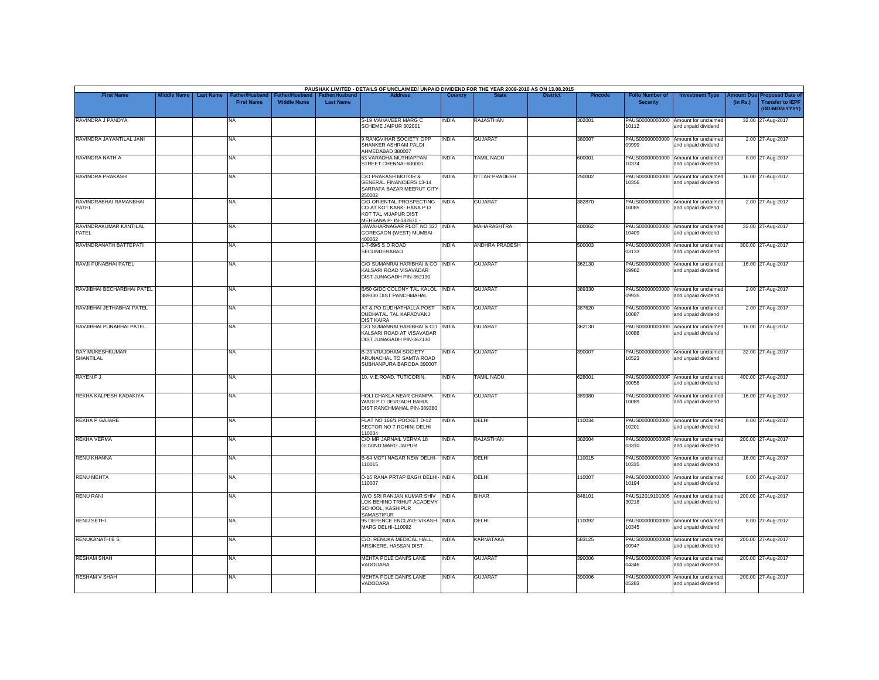PAUSHAK LIMITED - DETAILS OF UNCLAIMED/ UNPAID DIVIDEND FOR THE YEAR 2009-2010 AS ON 13.08.2015

| First Name | Middle Name | Last Name | Father/Husband First Name | Father/Husband Middle Name | Father/Husband Last Name | Address | Country | State | District | Pincode | Folio Number of Security | Investment Type | Amount Due (in Rs.) | Proposed Date of Transfer to IEPF (DD-MON-YYYY) |
|---|---|---|---|---|---|---|---|---|---|---|---|---|---|---|
| RAVINDRA J PANDYA | | | NA | | | S-19 MAHAVEER MARG C SCHEME JAIPUR 302001 | INDIA | RAJASTHAN | | 302001 | PAUS00000000000 10112 | Amount for unclaimed and unpaid dividend | 32.00 | 27-Aug-2017 |
| RAVINDRA JAYANTILAL JANI | | | NA | | | 9 RANGVIHAR SOCIETY OPP SHANKER ASHRAM PALDI AHMEDABAD 380007 | INDIA | GUJARAT | | 380007 | PAUS00000000000 09999 | Amount for unclaimed and unpaid dividend | 2.00 | 27-Aug-2017 |
| RAVINDRA NATH A | | | NA | | | 63 VARADHA MUTHIAPPAN STREET CHENNAI-600001 | INDIA | TAMIL NADU | | 600001 | PAUS00000000000 10374 | Amount for unclaimed and unpaid dividend | 8.00 | 27-Aug-2017 |
| RAVINDRA PRAKASH | | | NA | | | C/O PRAKASH MOTOR & GENERAL FINANCIERS 13-14 SARRAFA BAZAR MEERUT CITY-250002 | INDIA | UTTAR PRADESH | | 250002 | PAUS00000000000 10356 | Amount for unclaimed and unpaid dividend | 16.00 | 27-Aug-2017 |
| RAVINDRABHAI RAMANBHAI PATEL | | | NA | | | C/O ORIENTAL PROSPECTING CO AT KOT KARK- HANA P O KOT TAL VIJAPUR DIST MEHSANA P- IN-382870 - | INDIA | GUJARAT | | 382870 | PAUS00000000000 10085 | Amount for unclaimed and unpaid dividend | 2.00 | 27-Aug-2017 |
| RAVINDRAKUMAR KANTILAL PATEL | | | NA | | | JAWAHARNAGAR PLOT NO 327 GOREGAON (WEST) MUMBAI-400062 | INDIA | MAHARASHTRA | | 400062 | PAUS00000000000 10409 | Amount for unclaimed and unpaid dividend | 32.00 | 27-Aug-2017 |
| RAVINDRANATH BATTEPATI | | | NA | | | 1-7-69/5 S D ROAD SECUNDERABAD | INDIA | ANDHRA PRADESH | | 500003 | PAUS0000000000R 03133 | Amount for unclaimed and unpaid dividend | 300.00 | 27-Aug-2017 |
| RAVJI PUNABHAI PATEL | | | NA | | | C/O SUMANRAI HARIBHAI & CO KALSARI ROAD VISAVADAR DIST JUNAGADH PIN-362130 | INDIA | GUJARAT | | 362130 | PAUS00000000000 09962 | Amount for unclaimed and unpaid dividend | 16.00 | 27-Aug-2017 |
| RAVJIBHAI BECHARBHAI PATEL | | | NA | | | B/50 GIDC COLONY TAL KALOL 389330 DIST PANCHMAHAL | INDIA | GUJARAT | | 389330 | PAUS00000000000 09935 | Amount for unclaimed and unpaid dividend | 2.00 | 27-Aug-2017 |
| RAVJIBHAI JETHABHAI PATEL | | | NA | | | AT & PO DUDHATHALLA POST DUDHATAL TAL KAPADVANJ DIST KAIRA | INDIA | GUJARAT | | 387620 | PAUS00000000000 10087 | Amount for unclaimed and unpaid dividend | 2.00 | 27-Aug-2017 |
| RAVJIBHAI PUNABHAI PATEL | | | NA | | | C/O SUMANRAI HARIBHAI & CO KALSARI ROAD AT VISAVADAR DIST JUNAGADH PIN-362130 | INDIA | GUJARAT | | 362130 | PAUS00000000000 10088 | Amount for unclaimed and unpaid dividend | 16.00 | 27-Aug-2017 |
| RAY MUKESHKUMAR SHANTILAL | | | NA | | | B-23 VRAJDHAM SOCIETY ARUNACHAL TO SAMTA ROAD SUBHANPURA BARODA 390007 | INDIA | GUJARAT | | 390007 | PAUS00000000000 10523 | Amount for unclaimed and unpaid dividend | 32.00 | 27-Aug-2017 |
| RAYEN F J | | | NA | | | 10, V.E.ROAD, TUTICORIN, | INDIA | TAMIL NADU | | 628001 | PAUS0000000000F 00058 | Amount for unclaimed and unpaid dividend | 400.00 | 27-Aug-2017 |
| REKHA KALPESH KADAKIYA | | | NA | | | HOLI CHAKLA NEAR CHAMPA WADI P O DEVGADH BARIA DIST PANCHMAHAL PIN-389380 | INDIA | GUJARAT | | 389380 | PAUS00000000000 10089 | Amount for unclaimed and unpaid dividend | 16.00 | 27-Aug-2017 |
| REKHA P GAJARE | | | NA | | | FLAT NO 166/1 POCKET D-12 SECTOR NO 7 ROHINI DELHI 110034 | INDIA | DELHI | | 110034 | PAUS00000000000 10201 | Amount for unclaimed and unpaid dividend | 8.00 | 27-Aug-2017 |
| REKHA VERMA | | | NA | | | C/O MR JARNAIL VERMA 18 GOVIND MARG JAIPUR | INDIA | RAJASTHAN | | 302004 | PAUS0000000000R 03310 | Amount for unclaimed and unpaid dividend | 200.00 | 27-Aug-2017 |
| RENU KHANNA | | | NA | | | B-64 MOTI NAGAR NEW DELHI-110015 | INDIA | DELHI | | 110015 | PAUS00000000000 10335 | Amount for unclaimed and unpaid dividend | 16.00 | 27-Aug-2017 |
| RENU MEHTA | | | NA | | | D-15 RANA PRTAP BAGH DELHI-110007 | INDIA | DELHI | | 110007 | PAUS00000000000 10194 | Amount for unclaimed and unpaid dividend | 8.00 | 27-Aug-2017 |
| RENU RANI | | | NA | | | W/O SRI RANJAN KUMAR SHIV LOK BEHIND TRIHUT ACADEMY SCHOOL, KASHIPUR SAMASTIPUR | INDIA | BIHAR | | 848101 | PAUS12019101005 30218 | Amount for unclaimed and unpaid dividend | 200.00 | 27-Aug-2017 |
| RENU SETHI | | | NA | | | 95 DEFENCE ENCLAVE VIKASH MARG DELHI-110092 | INDIA | DELHI | | 110092 | PAUS00000000000 10345 | Amount for unclaimed and unpaid dividend | 8.00 | 27-Aug-2017 |
| RENUKANATH B S | | | NA | | | C/O. RENUKA MEDICAL HALL, ARSIKERE, HASSAN DIST. | INDIA | KARNATAKA | | 583125 | PAUS0000000000B 00947 | Amount for unclaimed and unpaid dividend | 200.00 | 27-Aug-2017 |
| RESHAM SHAH | | | NA | | | MEHTA POLE DANI'S LANE VADODARA | INDIA | GUJARAT | | 390006 | PAUS0000000000R 04346 | Amount for unclaimed and unpaid dividend | 200.00 | 27-Aug-2017 |
| RESHAM V SHAH | | | NA | | | MEHTA POLE DANI'S LANE VADODARA | INDIA | GUJARAT | | 390006 | PAUS0000000000R 05283 | Amount for unclaimed and unpaid dividend | 200.00 | 27-Aug-2017 |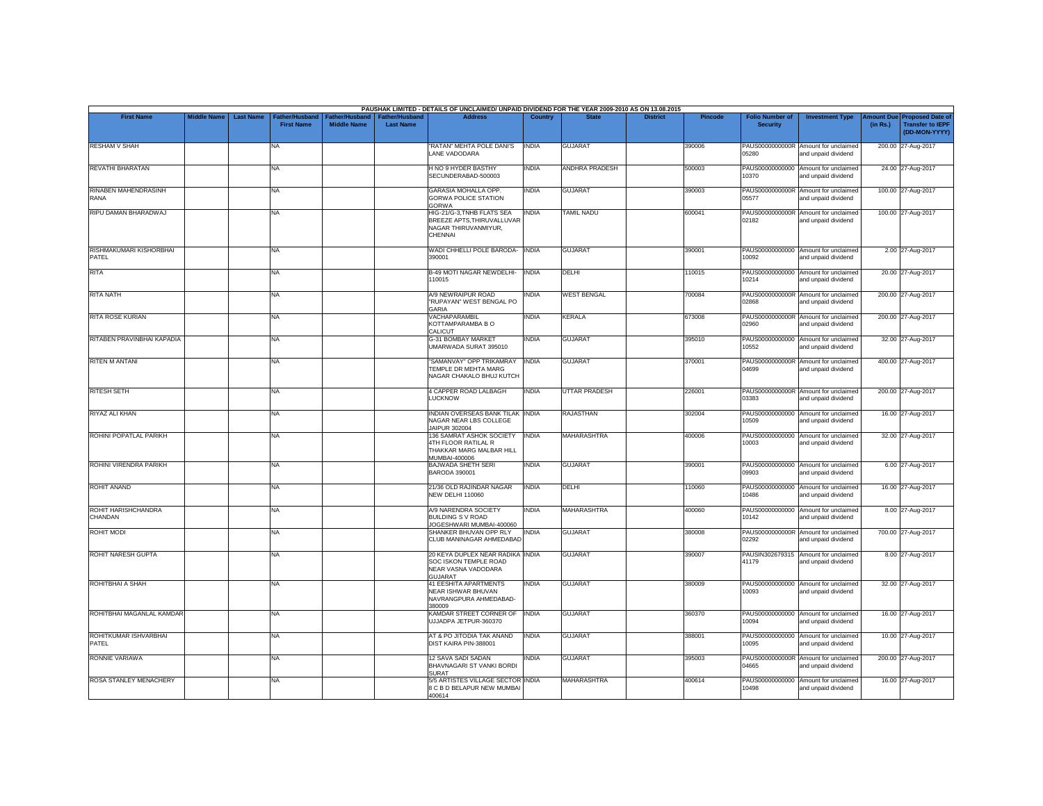PAUSHAK LIMITED - DETAILS OF UNCLAIMED/ UNPAID DIVIDEND FOR THE YEAR 2009-2010 AS ON 13.08.2015

| First Name | Middle Name | Last Name | Father/Husband First Name | Father/Husband Middle Name | Father/Husband Last Name | Address | Country | State | District | Pincode | Folio Number of Security | Investment Type | Amount Due (in Rs.) | Proposed Date of Transfer to IEPF (DD-MON-YYYY) |
|---|---|---|---|---|---|---|---|---|---|---|---|---|---|---|
| RESHAM V SHAH | | | NA | | | "RATAN" MEHTA POLE DANI'S LANE VADODARA | INDIA | GUJARAT | | 390006 | PAUS0000000000R05280 | Amount for unclaimed and unpaid dividend | 200.00 | 27-Aug-2017 |
| REVATHI BHARATAN | | | NA | | | H NO 9 HYDER BASTHY SECUNDERABAD-500003 | INDIA | ANDHRA PRADESH | | 500003 | PAUS00000000000010370 | Amount for unclaimed and unpaid dividend | 24.00 | 27-Aug-2017 |
| RINABEN MAHENDRASINH RANA | | | NA | | | GARASIA MOHALLA OPP. GORWA POLICE STATION GORWA | INDIA | GUJARAT | | 390003 | PAUS0000000000R05577 | Amount for unclaimed and unpaid dividend | 100.00 | 27-Aug-2017 |
| RIPU DAMAN BHARADWAJ | | | NA | | | HIG-21/G-3,TNHB FLATS SEA BREEZE APTS,THIRUVALLUVAR NAGAR THIRUVANMIYUR, CHENNAI | INDIA | TAMIL NADU | | 600041 | PAUS0000000000R02182 | Amount for unclaimed and unpaid dividend | 100.00 | 27-Aug-2017 |
| RISHMAKUMARI KISHORBHAI PATEL | | | NA | | | WADI CHHELLI POLE BARODA-390001 | INDIA | GUJARAT | | 390001 | PAUS00000000000010092 | Amount for unclaimed and unpaid dividend | 2.00 | 27-Aug-2017 |
| RITA | | | NA | | | B-49 MOTI NAGAR NEWDELHI-110015 | INDIA | DELHI | | 110015 | PAUS00000000000010214 | Amount for unclaimed and unpaid dividend | 20.00 | 27-Aug-2017 |
| RITA NATH | | | NA | | | A/9 NEWRAIPUR ROAD "RUPAYAN" WEST BENGAL PO GARIA | INDIA | WEST BENGAL | | 700084 | PAUS0000000000R02868 | Amount for unclaimed and unpaid dividend | 200.00 | 27-Aug-2017 |
| RITA ROSE KURIAN | | | NA | | | VACHAPARAMBIL KOTTAMPARAMBA B O CALICUT | INDIA | KERALA | | 673008 | PAUS0000000000R02960 | Amount for unclaimed and unpaid dividend | 200.00 | 27-Aug-2017 |
| RITABEN PRAVINBHAI KAPADIA | | | NA | | | G-31 BOMBAY MARKET UMARWADA SURAT 395010 | INDIA | GUJARAT | | 395010 | PAUS00000000000010552 | Amount for unclaimed and unpaid dividend | 32.00 | 27-Aug-2017 |
| RITEN M ANTANI | | | NA | | | "SAMANVAY" OPP TRIKAMRAY TEMPLE DR MEHTA MARG NAGAR CHAKALO BHUJ KUTCH | INDIA | GUJARAT | | 370001 | PAUS0000000000R04699 | Amount for unclaimed and unpaid dividend | 400.00 | 27-Aug-2017 |
| RITESH SETH | | | NA | | | 4 CAPPER ROAD LALBAGH LUCKNOW | INDIA | UTTAR PRADESH | | 226001 | PAUS0000000000R03383 | Amount for unclaimed and unpaid dividend | 200.00 | 27-Aug-2017 |
| RIYAZ ALI KHAN | | | NA | | | INDIAN OVERSEAS BANK TILAK NAGAR NEAR LBS COLLEGE JAIPUR 302004 | INDIA | RAJASTHAN | | 302004 | PAUS00000000000010509 | Amount for unclaimed and unpaid dividend | 16.00 | 27-Aug-2017 |
| ROHINI POPATLAL PARIKH | | | NA | | | 136 SAMRAT ASHOK SOCIETY 4TH FLOOR RATILAL R THAKKAR MARG MALBAR HILL MUMBAI-400006 | INDIA | MAHARASHTRA | | 400006 | PAUS00000000000010003 | Amount for unclaimed and unpaid dividend | 32.00 | 27-Aug-2017 |
| ROHINI VIRENDRA PARIKH | | | NA | | | BAJWADA SHETH SERI BARODA 390001 | INDIA | GUJARAT | | 390001 | PAUS00000000000009903 | Amount for unclaimed and unpaid dividend | 6.00 | 27-Aug-2017 |
| ROHIT ANAND | | | NA | | | 21/36 OLD RAJINDAR NAGAR NEW DELHI 110060 | INDIA | DELHI | | 110060 | PAUS00000000000010486 | Amount for unclaimed and unpaid dividend | 16.00 | 27-Aug-2017 |
| ROHIT HARISHCHANDRA CHANDAN | | | NA | | | A/9 NARENDRA SOCIETY BUILDING S V ROAD JOGESHWARI MUMBAI-400060 | INDIA | MAHARASHTRA | | 400060 | PAUS00000000000010142 | Amount for unclaimed and unpaid dividend | 8.00 | 27-Aug-2017 |
| ROHIT MODI | | | NA | | | SHANKER BHUVAN OPP RLY CLUB MANINAGAR AHMEDABAD | INDIA | GUJARAT | | 380008 | PAUS0000000000R02292 | Amount for unclaimed and unpaid dividend | 700.00 | 27-Aug-2017 |
| ROHIT NARESH GUPTA | | | NA | | | 20 KEYA DUPLEX NEAR RADIKA SOC ISKON TEMPLE ROAD NEAR VASNA VADODARA GUJARAT | INDIA | GUJARAT | | 390007 | PAUSIN30267931541179 | Amount for unclaimed and unpaid dividend | 8.00 | 27-Aug-2017 |
| ROHITBHAI A SHAH | | | NA | | | 41 EESHITA APARTMENTS NEAR ISHWAR BHUVAN NAVRANGPURA AHMEDABAD-380009 | INDIA | GUJARAT | | 380009 | PAUS00000000000010093 | Amount for unclaimed and unpaid dividend | 32.00 | 27-Aug-2017 |
| ROHITBHAI MAGANLAL KAMDAR | | | NA | | | KAMDAR STREET CORNER OF UJJADPA JETPUR-360370 | INDIA | GUJARAT | | 360370 | PAUS00000000000010094 | Amount for unclaimed and unpaid dividend | 16.00 | 27-Aug-2017 |
| ROHITKUMAR ISHVARBHAI PATEL | | | NA | | | AT & PO JITODIA TAK ANAND DIST KAIRA PIN-388001 | INDIA | GUJARAT | | 388001 | PAUS00000000000010095 | Amount for unclaimed and unpaid dividend | 10.00 | 27-Aug-2017 |
| RONNIE VARIAWA | | | NA | | | 12 SAVA SADI SADAN BHAVNAGARI ST VANKI BORDI SURAT | INDIA | GUJARAT | | 395003 | PAUS0000000000R04665 | Amount for unclaimed and unpaid dividend | 200.00 | 27-Aug-2017 |
| ROSA STANLEY MENACHERY | | | NA | | | 5/5 ARTISTES VILLAGE SECTOR 8 C B D BELAPUR NEW MUMBAI 400614 | INDIA | MAHARASHTRA | | 400614 | PAUS00000000000010498 | Amount for unclaimed and unpaid dividend | 16.00 | 27-Aug-2017 |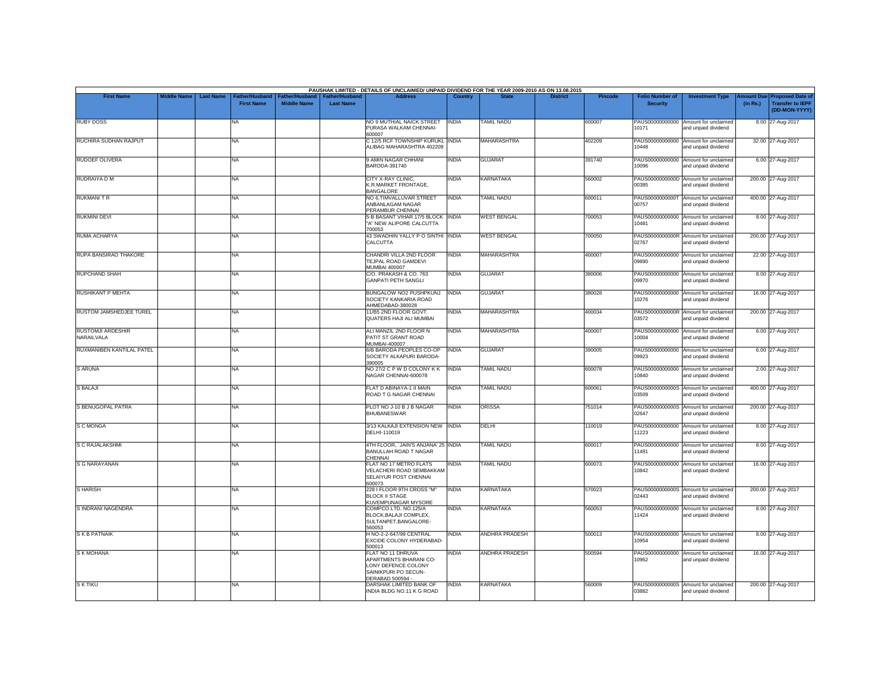PAUSHAK LIMITED - DETAILS OF UNCLAIMED/ UNPAID DIVIDEND FOR THE YEAR 2009-2010 AS ON 13.08.2015

| First Name | Middle Name | Last Name | Father/Husband First Name | Father/Husband Middle Name | Father/Husband Last Name | Address | Country | State | District | Pincode | Folio Number of Security | Investment Type | Amount Due (in Rs.) | Proposed Date of Transfer to IEPF (DD-MON-YYYY) |
|---|---|---|---|---|---|---|---|---|---|---|---|---|---|---|
| RUBY DOSS | | | NA | | | NO 9 MUTHIAL NAICK STREET PURASA WALKAM CHENNAI-600007 | INDIA | TAMIL NADU | | 600007 | PAUS000000000000 10171 | Amount for unclaimed and unpaid dividend | 8.00 | 27-Aug-2017 |
| RUCHIRA SUDHAN RAJPUT | | | NA | | | C 12/5 RCF TOWNSHIP KURUKL ALIBAG MAHARASHTRA 402209 | INDIA | MAHARASHTRA | | 402209 | PAUS000000000000 10448 | Amount for unclaimed and unpaid dividend | 32.00 | 27-Aug-2017 |
| RUDOEF OLIVERA | | | NA | | | 9 AMIN NAGAR CHHANI BARODA-391740 | INDIA | GUJARAT | | 391740 | PAUS000000000000 10096 | Amount for unclaimed and unpaid dividend | 6.00 | 27-Aug-2017 |
| RUDRAIYA D M | | | NA | | | CITY X-RAY CLINIC, K.R.MARKET FRONTAGE, BANGALORE | INDIA | KARNATAKA | | 560002 | PAUS0000000000D 00385 | Amount for unclaimed and unpaid dividend | 200.00 | 27-Aug-2017 |
| RUKMANI T R | | | NA | | | NO 6,TIMVALLUVAR STREET ANBANLAGAM NAGAR PERAMBUR CHENNAI | INDIA | TAMIL NADU | | 600011 | PAUS0000000000T 00757 | Amount for unclaimed and unpaid dividend | 400.00 | 27-Aug-2017 |
| RUKMINI DEVI | | | NA | | | 5-B BASANT VIHAR 17/5 BLOCK "A" NEW ALIPORE CALCUTTA 700053 | INDIA | WEST BENGAL | | 700053 | PAUS000000000000 10481 | Amount for unclaimed and unpaid dividend | 8.00 | 27-Aug-2017 |
| RUMA ACHARYA | | | NA | | | 43 SWADHIN YALLY P O SINTHI CALCUTTA | INDIA | WEST BENGAL | | 700050 | PAUS0000000000R 02767 | Amount for unclaimed and unpaid dividend | 200.00 | 27-Aug-2017 |
| RUPA BANSIRAO THAKORE | | | NA | | | CHANDRI VILLA 2ND FLOOR TEJPAL ROAD GAMDEVI MUMBAI 400007 | INDIA | MAHARASHTRA | | 400007 | PAUS000000000000 09890 | Amount for unclaimed and unpaid dividend | 22.00 | 27-Aug-2017 |
| RUPCHAND SHAH | | | NA | | | C/O. PRAKASH & CO. 763 GANPATI PETH SANGLI | INDIA | GUJARAT | | 380006 | PAUS000000000000 09870 | Amount for unclaimed and unpaid dividend | 8.00 | 27-Aug-2017 |
| RUSHIKANT P MEHTA | | | NA | | | BUNGALOW NO2 PUSHPKUNJ SOCIETY KANKARIA ROAD AHMEDABAD-380028 | INDIA | GUJARAT | | 380028 | PAUS000000000000 10276 | Amount for unclaimed and unpaid dividend | 16.00 | 27-Aug-2017 |
| RUSTOM JAMSHEDJEE TUREL | | | NA | | | 11/B5 2ND FLOOR GOVT. QUATERS HAJI ALI MUMBAI | INDIA | MAHARASHTRA | | 400034 | PAUS0000000000R 03572 | Amount for unclaimed and unpaid dividend | 200.00 | 27-Aug-2017 |
| RUSTOMJI ARDESHIR NARAILVALA | | | NA | | | ALI MANZIL 2ND FLOOR N PATIT ST GRANT ROAD MUMBAI-400007 | INDIA | MAHARASHTRA | | 400007 | PAUS000000000000 10004 | Amount for unclaimed and unpaid dividend | 6.00 | 27-Aug-2017 |
| RUXMANIBEN KANTILAL PATEL | | | NA | | | 6/B BARODA PEOPLES CO-OP SOCIETY ALKAPURI BARODA-390005 | INDIA | GUJARAT | | 390005 | PAUS000000000000 09923 | Amount for unclaimed and unpaid dividend | 6.00 | 27-Aug-2017 |
| S ARUNA | | | NA | | | NO 27/2 C P W D COLONY K K NAGAR CHENNAI-600078 | INDIA | TAMIL NADU | | 600078 | PAUS000000000000 10840 | Amount for unclaimed and unpaid dividend | 2.00 | 27-Aug-2017 |
| S BALAJI | | | NA | | | FLAT D ABINAYA-1 II MAIN ROAD T G NAGAR CHENNAI | INDIA | TAMIL NADU | | 600061 | PAUS0000000000S 03509 | Amount for unclaimed and unpaid dividend | 400.00 | 27-Aug-2017 |
| S BENUGOPAL PATRA | | | NA | | | PLOT NO J-10 B J B NAGAR BHUBANESWAR | INDIA | ORISSA | | 751014 | PAUS0000000000S 02647 | Amount for unclaimed and unpaid dividend | 200.00 | 27-Aug-2017 |
| S C MONGA | | | NA | | | 3/13 KALKAJI EXTENSION NEW DELHI-110019 | INDIA | DELHI | | 110019 | PAUS000000000000 11223 | Amount for unclaimed and unpaid dividend | 8.00 | 27-Aug-2017 |
| S C RAJALAKSHMI | | | NA | | | 4TH FLOOR, `JAIN'S ANJANA' 25 BANULLAH ROAD T NAGAR CHENNAI | INDIA | TAMIL NADU | | 600017 | PAUS000000000000 11491 | Amount for unclaimed and unpaid dividend | 8.00 | 27-Aug-2017 |
| S G NARAYANAN | | | NA | | | FLAT NO 17 METRO FLATS VELACHERI ROAD SEMBAKKAM SELAIYUR POST CHENNAI 600073 | INDIA | TAMIL NADU | | 600073 | PAUS000000000000 10842 | Amount for unclaimed and unpaid dividend | 16.00 | 27-Aug-2017 |
| S HARISH | | | NA | | | 228 I FLOOR 9TH CROSS "M" BLOCK II STAGE KUVEMPUNAGAR MYSORE | INDIA | KARNATAKA | | 570023 | PAUS0000000000S 02443 | Amount for unclaimed and unpaid dividend | 200.00 | 27-Aug-2017 |
| S INDRANI NAGENDRA | | | NA | | | COMPCO LTD. NO.125/A BLOCK,BALAJI COMPLEX, SULTANPET,BANGALORE-560053 | INDIA | KARNATAKA | | 560053 | PAUS000000000000 11424 | Amount for unclaimed and unpaid dividend | 8.00 | 27-Aug-2017 |
| S K B PATNAIK | | | NA | | | H NO-2-2-647/99 CENTRAL EXCIDE COLONY HYDERABAD-500013 | INDIA | ANDHRA PRADESH | | 500013 | PAUS000000000000 10954 | Amount for unclaimed and unpaid dividend | 8.00 | 27-Aug-2017 |
| S K MOHANA | | | NA | | | FLAT NO 11 DHRUVA APARTMENTS BHARANI CO-LONY DEFENCE COLONY SAINIKPURI PO SECUN-DERABAD 500594 - | INDIA | ANDHRA PRADESH | | 500594 | PAUS000000000000 10962 | Amount for unclaimed and unpaid dividend | 16.00 | 27-Aug-2017 |
| S K TIKU | | | NA | | | DARSHAK LIMITED BANK OF INDIA BLDG NO.11 K G ROAD | INDIA | KARNATAKA | | 560009 | PAUS0000000000S 03882 | Amount for unclaimed and unpaid dividend | 200.00 | 27-Aug-2017 |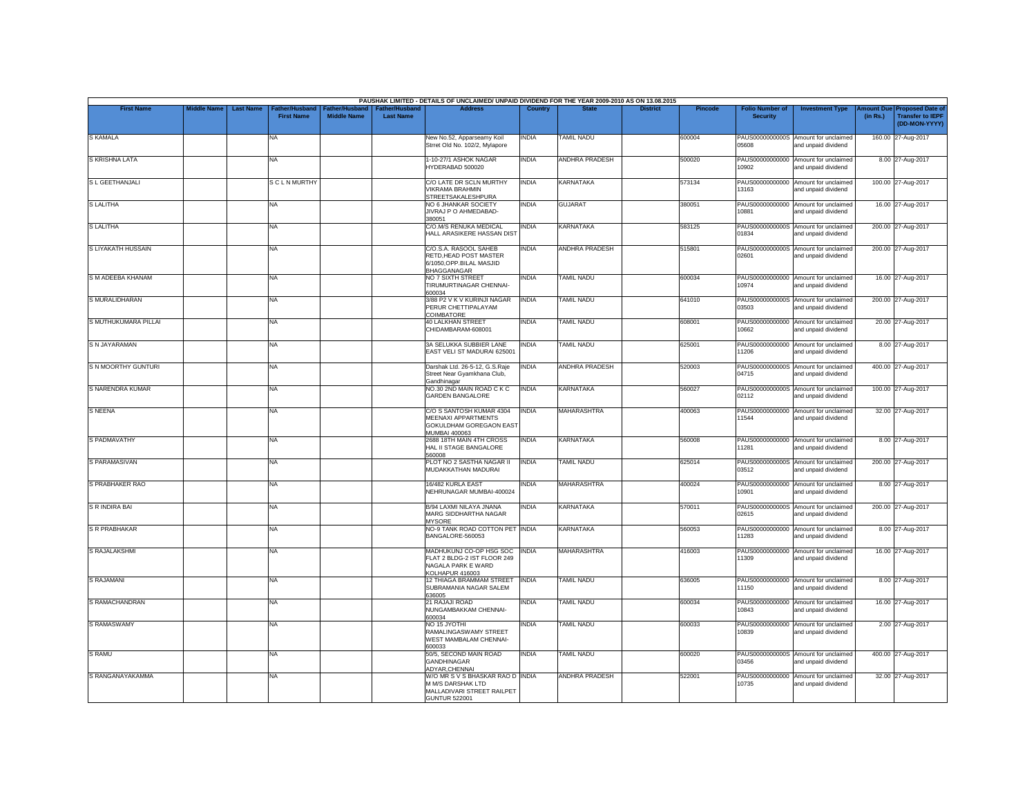PAUSHAK LIMITED - DETAILS OF UNCLAIMED/ UNPAID DIVIDEND FOR THE YEAR 2009-2010 AS ON 13.08.2015

| First Name | Middle Name | Last Name | Father/Husband First Name | Father/Husband Middle Name | Father/Husband Last Name | Address | Country | State | District | Pincode | Folio Number of Security | Investment Type | Amount Due (in Rs.) | Proposed Date of Transfer to IEPF (DD-MON-YYYY) |
|---|---|---|---|---|---|---|---|---|---|---|---|---|---|---|
| S KAMALA | | | NA | | | New No.52, Apparseamy Koil Strret Old No. 102/2, Mylapore | INDIA | TAMIL NADU | | 600004 | PAUS0000000000S05608 | Amount for unclaimed and unpaid dividend | 160.00 | 27-Aug-2017 |
| S KRISHNA LATA | | | NA | | | 1-10-27/1 ASHOK NAGAR HYDERABAD 500020 | INDIA | ANDHRA PRADESH | | 500020 | PAUS00000000000010902 | Amount for unclaimed and unpaid dividend | 8.00 | 27-Aug-2017 |
| S L GEETHANJALI | | | S C L N MURTHY | | | C/O LATE DR SCLN MURTHY VIKRAMA BRAHMIN STREETSAKALESHPURA | INDIA | KARNATAKA | | 573134 | PAUS00000000000013163 | Amount for unclaimed and unpaid dividend | 100.00 | 27-Aug-2017 |
| S LALITHA | | | NA | | | NO 6 JHANKAR SOCIETY JIVRAJ P O AHMEDABAD-380051 | INDIA | GUJARAT | | 380051 | PAUS00000000000010881 | Amount for unclaimed and unpaid dividend | 16.00 | 27-Aug-2017 |
| S LALITHA | | | NA | | | C/O.M/S RENUKA MEDICAL HALL ARASIKERE HASSAN DIST | INDIA | KARNATAKA | | 583125 | PAUS0000000000S01834 | Amount for unclaimed and unpaid dividend | 200.00 | 27-Aug-2017 |
| S LIYAKATH HUSSAIN | | | NA | | | C/O.S.A. RASOOL SAHEB RETD,HEAD POST MASTER 6/1050,OPP.BILAL MASJID BHAGGANAGAR | INDIA | ANDHRA PRADESH | | 515801 | PAUS0000000000S02601 | Amount for unclaimed and unpaid dividend | 200.00 | 27-Aug-2017 |
| S M ADEEBA KHANAM | | | NA | | | NO 7 SIXTH STREET TIRUMURTINAGAR CHENNAI-600034 | INDIA | TAMIL NADU | | 600034 | PAUS00000000000010974 | Amount for unclaimed and unpaid dividend | 16.00 | 27-Aug-2017 |
| S MURALIDHARAN | | | NA | | | 3/88 P2 V K V KURINJI NAGAR PERUR CHETTIPALAYAM COIMBATORE | INDIA | TAMIL NADU | | 641010 | PAUS0000000000S03503 | Amount for unclaimed and unpaid dividend | 200.00 | 27-Aug-2017 |
| S MUTHUKUMARA PILLAI | | | NA | | | 40 LALKHAN STREET CHIDAMBARAM-608001 | INDIA | TAMIL NADU | | 608001 | PAUS00000000000010662 | Amount for unclaimed and unpaid dividend | 20.00 | 27-Aug-2017 |
| S N JAYARAMAN | | | NA | | | 3A SELUKKA SUBBIER LANE EAST VELI ST MADURAI 625001 | INDIA | TAMIL NADU | | 625001 | PAUS00000000000011206 | Amount for unclaimed and unpaid dividend | 8.00 | 27-Aug-2017 |
| S N MOORTHY GUNTURI | | | NA | | | Darshak Ltd. 26-5-12, G.S.Raje Street Near Gyamkhana Club, Gandhinagar | INDIA | ANDHRA PRADESH | | 520003 | PAUS0000000000S04715 | Amount for unclaimed and unpaid dividend | 400.00 | 27-Aug-2017 |
| S NARENDRA KUMAR | | | NA | | | NO.30 2ND MAIN ROAD C K C GARDEN BANGALORE | INDIA | KARNATAKA | | 560027 | PAUS0000000000S02112 | Amount for unclaimed and unpaid dividend | 100.00 | 27-Aug-2017 |
| S NEENA | | | NA | | | C/O S SANTOSH KUMAR 4304 MEENAXI APPARTMENTS GOKULDHAM GOREGAON EAST MUMBAI 400063 | INDIA | MAHARASHTRA | | 400063 | PAUS00000000000011544 | Amount for unclaimed and unpaid dividend | 32.00 | 27-Aug-2017 |
| S PADMAVATHY | | | NA | | | 2688 18TH MAIN 4TH CROSS HAL II STAGE BANGALORE 560008 | INDIA | KARNATAKA | | 560008 | PAUS00000000000011281 | Amount for unclaimed and unpaid dividend | 8.00 | 27-Aug-2017 |
| S PARAMASIVAN | | | NA | | | PLOT NO 2 SASTHA NAGAR II MUDAKKATHAN MADURAI | INDIA | TAMIL NADU | | 625014 | PAUS0000000000S03512 | Amount for unclaimed and unpaid dividend | 200.00 | 27-Aug-2017 |
| S PRABHAKER RAO | | | NA | | | 16/482 KURLA EAST NEHRUNAGAR MUMBAI-400024 | INDIA | MAHARASHTRA | | 400024 | PAUS00000000000010901 | Amount for unclaimed and unpaid dividend | 8.00 | 27-Aug-2017 |
| S R INDIRA BAI | | | NA | | | B/94 LAXMI NILAYA JNANA MARG SIDDHARTHA NAGAR MYSORE | INDIA | KARNATAKA | | 570011 | PAUS0000000000S02615 | Amount for unclaimed and unpaid dividend | 200.00 | 27-Aug-2017 |
| S R PRABHAKAR | | | NA | | | NO-9 TANK ROAD COTTON PET BANGALORE-560053 | INDIA | KARNATAKA | | 560053 | PAUS00000000000011283 | Amount for unclaimed and unpaid dividend | 8.00 | 27-Aug-2017 |
| S RAJALAKSHMI | | | NA | | | MADHUKUNJ CO-OP HSG SOC FLAT 2 BLDG-2 IST FLOOR 249 NAGALA PARK E WARD KOLHAPUR 416003 | INDIA | MAHARASHTRA | | 416003 | PAUS00000000000011309 | Amount for unclaimed and unpaid dividend | 16.00 | 27-Aug-2017 |
| S RAJAMANI | | | NA | | | 12 THIAGA BRAMMAM STREET SUBRAMANIA NAGAR SALEM 636005 | INDIA | TAMIL NADU | | 636005 | PAUS00000000000011150 | Amount for unclaimed and unpaid dividend | 8.00 | 27-Aug-2017 |
| S RAMACHANDRAN | | | NA | | | 21 RAJAJI ROAD NUNGAMBAKKAM CHENNAI-600034 | INDIA | TAMIL NADU | | 600034 | PAUS00000000000010843 | Amount for unclaimed and unpaid dividend | 16.00 | 27-Aug-2017 |
| S RAMASWAMY | | | NA | | | NO 15 JYOTHI RAMALINGASWAMY STREET WEST MAMBALAM CHENNAI-600033 | INDIA | TAMIL NADU | | 600033 | PAUS00000000000010839 | Amount for unclaimed and unpaid dividend | 2.00 | 27-Aug-2017 |
| S RAMU | | | NA | | | 50/5, SECOND MAIN ROAD GANDHINAGAR ADYAR,CHENNAI | INDIA | TAMIL NADU | | 600020 | PAUS0000000000S03456 | Amount for unclaimed and unpaid dividend | 400.00 | 27-Aug-2017 |
| S RANGANAYAKAMMA | | | NA | | | W/O MR S V S BHASKAR RAO D M M/S DARSHAK LTD MALLADIVARI STREET RAILPET GUNTUR 522001 | INDIA | ANDHRA PRADESH | | 522001 | PAUS00000000000010735 | Amount for unclaimed and unpaid dividend | 32.00 | 27-Aug-2017 |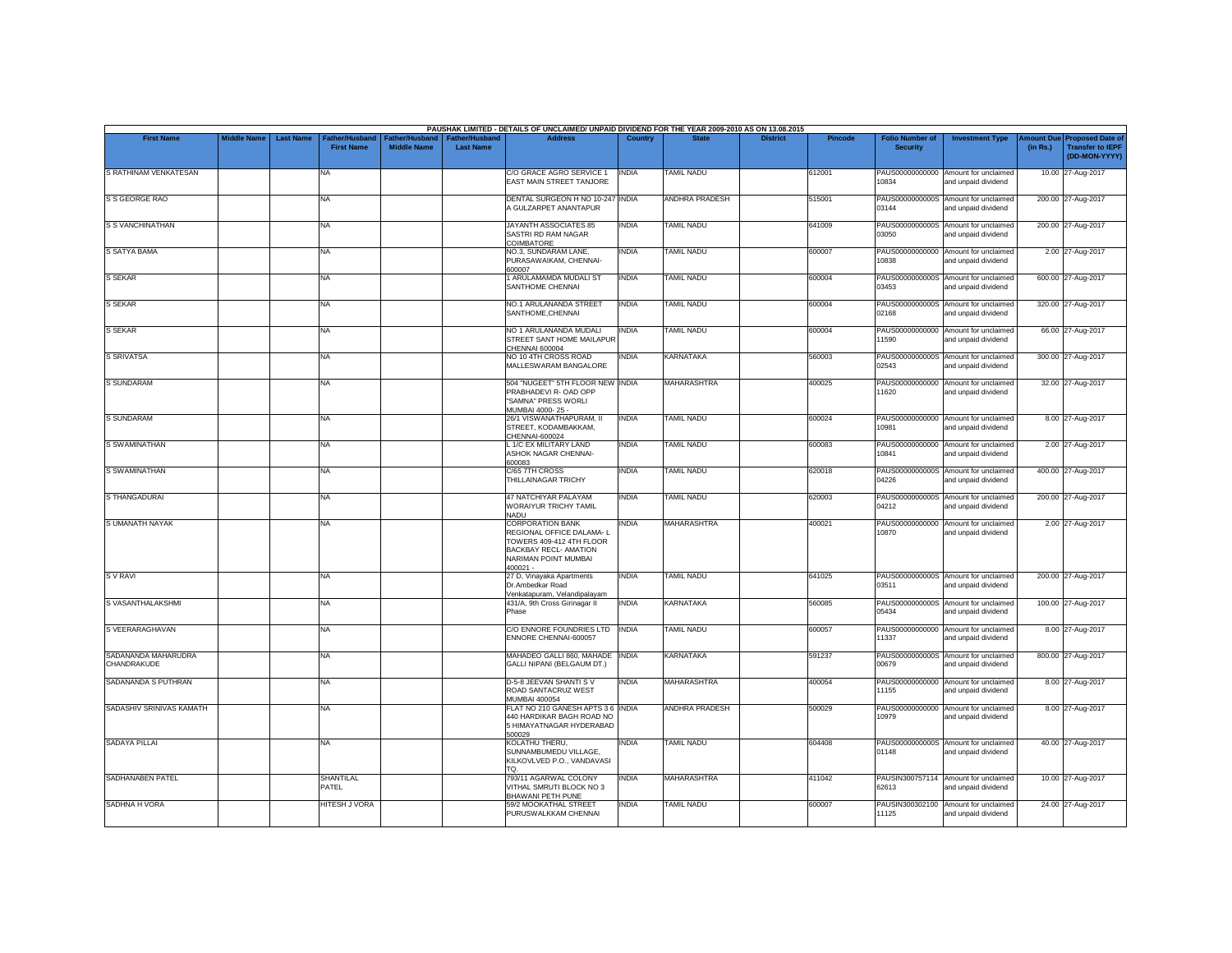PAUSHAK LIMITED - DETAILS OF UNCLAIMED/ UNPAID DIVIDEND FOR THE YEAR 2009-2010 AS ON 13.08.2015

| First Name | Middle Name | Last Name | Father/Husband First Name | Father/Husband Middle Name | Father/Husband Last Name | Address | Country | State | District | Pincode | Folio Number of Security | Investment Type | Amount Due (in Rs.) | Proposed Date of Transfer to IEPF (DD-MON-YYYY) |
|---|---|---|---|---|---|---|---|---|---|---|---|---|---|---|
| S RATHINAM VENKATESAN | | | NA | | | C/O GRACE AGRO SERVICE 1 EAST MAIN STREET TANJORE | INDIA | TAMIL NADU | | 612001 | PAUS00000000000 10834 | Amount for unclaimed and unpaid dividend | 10.00 | 27-Aug-2017 |
| S S GEORGE RAO | | | NA | | | DENTAL SURGEON H NO 10-247 A GULZARPET ANANTAPUR | INDIA | ANDHRA PRADESH | | 515001 | PAUS0000000000S 03144 | Amount for unclaimed and unpaid dividend | 200.00 | 27-Aug-2017 |
| S S VANCHINATHAN | | | NA | | | JAYANTH ASSOCIATES 85 SASTRI RD RAM NAGAR COIMBATORE | INDIA | TAMIL NADU | | 641009 | PAUS0000000000S 03050 | Amount for unclaimed and unpaid dividend | 200.00 | 27-Aug-2017 |
| S SATYA BAMA | | | NA | | | NO.3, SUNDARAM LANE, PURASAWAIKAM, CHENNAI-600007 | INDIA | TAMIL NADU | | 600007 | PAUS00000000000 10838 | Amount for unclaimed and unpaid dividend | 2.00 | 27-Aug-2017 |
| S SEKAR | | | NA | | | 1 ARULAMAMDA MUDALI ST SANTHOME CHENNAI | INDIA | TAMIL NADU | | 600004 | PAUS0000000000S 03453 | Amount for unclaimed and unpaid dividend | 600.00 | 27-Aug-2017 |
| S SEKAR | | | NA | | | NO.1 ARULANANDA STREET SANTHOME,CHENNAI | INDIA | TAMIL NADU | | 600004 | PAUS0000000000S 02168 | Amount for unclaimed and unpaid dividend | 320.00 | 27-Aug-2017 |
| S SEKAR | | | NA | | | NO 1 ARULANANDA MUDALI STREET SANT HOME MAILAPUR CHENNAI 600004 | INDIA | TAMIL NADU | | 600004 | PAUS00000000000 11590 | Amount for unclaimed and unpaid dividend | 66.00 | 27-Aug-2017 |
| S SRIVATSA | | | NA | | | NO 10 4TH CROSS ROAD MALLESWARAM BANGALORE | INDIA | KARNATAKA | | 560003 | PAUS0000000000S 02543 | Amount for unclaimed and unpaid dividend | 300.00 | 27-Aug-2017 |
| S SUNDARAM | | | NA | | | 504 "NUGEET" 5TH FLOOR NEW PRABHADEVI R- OAD OPP "SAMNA" PRESS WORLI MUMBAI 4000- 25 - | INDIA | MAHARASHTRA | | 400025 | PAUS00000000000 11620 | Amount for unclaimed and unpaid dividend | 32.00 | 27-Aug-2017 |
| S SUNDARAM | | | NA | | | 26/1 VISWANATHAPURAM, II STREET, KODAMBAKKAM, CHENNAI-600024 | INDIA | TAMIL NADU | | 600024 | PAUS00000000000 10981 | Amount for unclaimed and unpaid dividend | 8.00 | 27-Aug-2017 |
| S SWAMINATHAN | | | NA | | | L 1/C EX MILITARY LAND ASHOK NAGAR CHENNAI-600083 | INDIA | TAMIL NADU | | 600083 | PAUS00000000000 10841 | Amount for unclaimed and unpaid dividend | 2.00 | 27-Aug-2017 |
| S SWAMINATHAN | | | NA | | | C/65 7TH CROSS THILLAINAGAR TRICHY | INDIA | TAMIL NADU | | 620018 | PAUS0000000000S 04226 | Amount for unclaimed and unpaid dividend | 400.00 | 27-Aug-2017 |
| S THANGADURAI | | | NA | | | 47 NATCHIYAR PALAYAM WORAIYUR TRICHY TAMIL NADU | INDIA | TAMIL NADU | | 620003 | PAUS0000000000S 04212 | Amount for unclaimed and unpaid dividend | 200.00 | 27-Aug-2017 |
| S UMANATH NAYAK | | | NA | | | CORPORATION BANK REGIONAL OFFICE DALAMA- L TOWERS 409-412 4TH FLOOR BACKBAY RECL- AMATION NARIMAN POINT MUMBAI 400021 - | INDIA | MAHARASHTRA | | 400021 | PAUS00000000000 10870 | Amount for unclaimed and unpaid dividend | 2.00 | 27-Aug-2017 |
| S V RAVI | | | NA | | | 27 D, Vinayaka Apartments Dr.Ambedkar Road Venkatapuram, Velandipalayam | INDIA | TAMIL NADU | | 641025 | PAUS0000000000S 03511 | Amount for unclaimed and unpaid dividend | 200.00 | 27-Aug-2017 |
| S VASANTHALAKSHMI | | | NA | | | 431/A, 9th Cross Girinagar II Phase | INDIA | KARNATAKA | | 560085 | PAUS0000000000S 05434 | Amount for unclaimed and unpaid dividend | 100.00 | 27-Aug-2017 |
| S VEERARAGHAVAN | | | NA | | | C/O ENNORE FOUNDRIES LTD ENNORE CHENNAI-600057 | INDIA | TAMIL NADU | | 600057 | PAUS00000000000 11337 | Amount for unclaimed and unpaid dividend | 8.00 | 27-Aug-2017 |
| SADANANDA MAHARUDRA CHANDRAKUDE | | | NA | | | MAHADEO GALLI 860, MAHADE GALLI NIPANI (BELGAUM DT.) | INDIA | KARNATAKA | | 591237 | PAUS0000000000S 00679 | Amount for unclaimed and unpaid dividend | 800.00 | 27-Aug-2017 |
| SADANANDA S PUTHRAN | | | NA | | | D-5-8 JEEVAN SHANTI S V ROAD SANTACRUZ WEST MUMBAI 400054 | INDIA | MAHARASHTRA | | 400054 | PAUS00000000000 11155 | Amount for unclaimed and unpaid dividend | 8.00 | 27-Aug-2017 |
| SADASHIV SRINIVAS KAMATH | | | NA | | | FLAT NO 210 GANESH APTS 3 6 440 HARDIKAR BAGH ROAD NO 5 HIMAYATNAGAR HYDERABAD 500029 | INDIA | ANDHRA PRADESH | | 500029 | PAUS00000000000 10979 | Amount for unclaimed and unpaid dividend | 8.00 | 27-Aug-2017 |
| SADAYA PILLAI | | | NA | | | KOLATHU THERU, SUNNAMBUMEDU VILLAGE, KILKOVLVED P.O., VANDAVASI TQ. | INDIA | TAMIL NADU | | 604408 | PAUS0000000000S 01148 | Amount for unclaimed and unpaid dividend | 40.00 | 27-Aug-2017 |
| SADHANABEN PATEL | | | SHANTILAL PATEL | | | 793/11 AGARWAL COLONY VITHAL SMRUTI BLOCK NO 3 BHAWANI PETH PUNE | INDIA | MAHARASHTRA | | 411042 | PAUSIN300757114 62613 | Amount for unclaimed and unpaid dividend | 10.00 | 27-Aug-2017 |
| SADHNA H VORA | | | HITESH J VORA | | | 59/2 MOOKATHAL STREET PURUSWALKKAM CHENNAI | INDIA | TAMIL NADU | | 600007 | PAUSIN300302100 11125 | Amount for unclaimed and unpaid dividend | 24.00 | 27-Aug-2017 |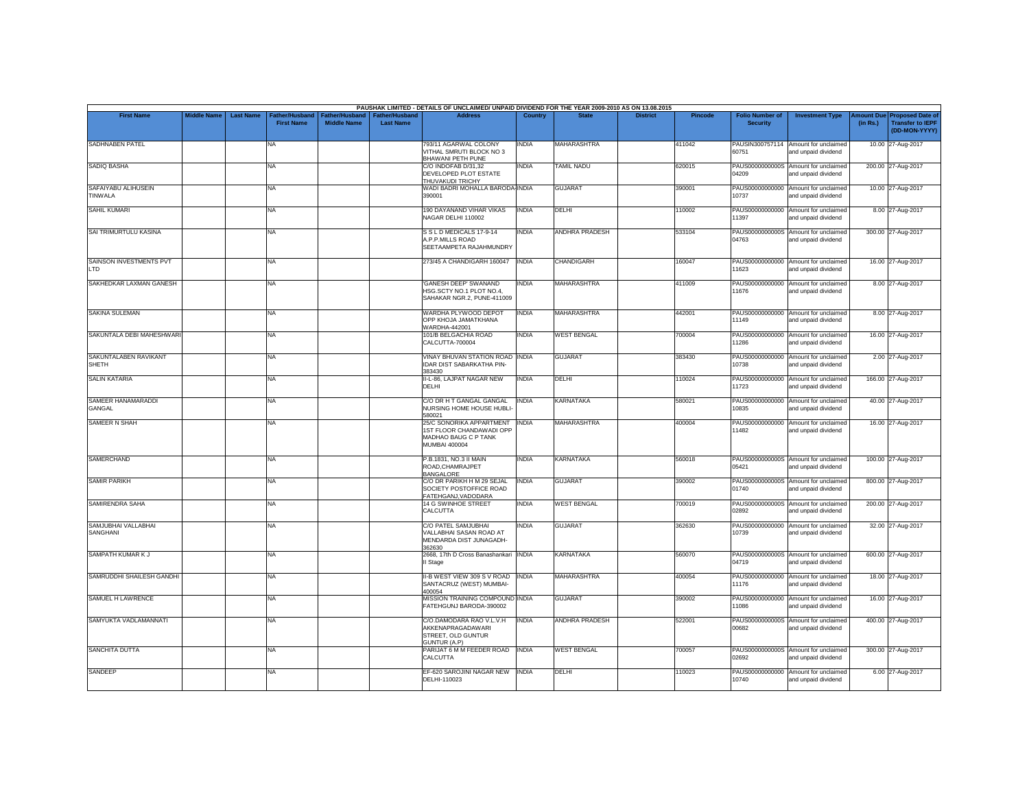PAUSHAK LIMITED - DETAILS OF UNCLAIMED/ UNPAID DIVIDEND FOR THE YEAR 2009-2010 AS ON 13.08.2015

| First Name | Middle Name | Last Name | Father/Husband First Name | Father/Husband Middle Name | Father/Husband Last Name | Address | Country | State | District | Pincode | Folio Number of Security | Investment Type | Amount Due (in Rs.) | Proposed Date of Transfer to IEPF (DD-MON-YYYY) |
|---|---|---|---|---|---|---|---|---|---|---|---|---|---|---|
| SADHNABEN PATEL | | | NA | | | 793/11 AGARWAL COLONY VITHAL SMRUTI BLOCK NO 3 BHAWANI PETH PUNE | INDIA | MAHARASHTRA | | 411042 | PAUSIN300757114 60751 | Amount for unclaimed and unpaid dividend | 10.00 | 27-Aug-2017 |
| SADIQ BASHA | | | NA | | | C/O INDOFAB D/31,32 DEVELOPED PLOT ESTATE THUVAKUDI TRICHY | INDIA | TAMIL NADU | | 620015 | PAUS0000000000S 04209 | Amount for unclaimed and unpaid dividend | 200.00 | 27-Aug-2017 |
| SAFAIYABU ALIHUSEIN TINWALA | | | NA | | | WADI BADRI MOHALLA BARODA-390001 | INDIA | GUJARAT | | 390001 | PAUS00000000000 10737 | Amount for unclaimed and unpaid dividend | 10.00 | 27-Aug-2017 |
| SAHIL KUMARI | | | NA | | | 190 DAYANAND VIHAR VIKAS NAGAR DELHI 110002 | INDIA | DELHI | | 110002 | PAUS00000000000 11397 | Amount for unclaimed and unpaid dividend | 8.00 | 27-Aug-2017 |
| SAI TRIMURTULU KASINA | | | NA | | | S S L D MEDICALS 17-9-14 A.P.P.MILLS ROAD SEETAAMPETA RAJAHMUNDRY | INDIA | ANDHRA PRADESH | | 533104 | PAUS0000000000S 04763 | Amount for unclaimed and unpaid dividend | 300.00 | 27-Aug-2017 |
| SAINSON INVESTMENTS PVT LTD | | | NA | | | 273/45 A CHANDIGARH 160047 | INDIA | CHANDIGARH | | 160047 | PAUS00000000000 11623 | Amount for unclaimed and unpaid dividend | 16.00 | 27-Aug-2017 |
| SAKHEDKAR LAXMAN GANESH | | | NA | | | 'GANESH DEEP' SWANAND HSG.SCTY NO.1 PLOT NO.4, SAHAKAR NGR.2, PUNE-411009 | INDIA | MAHARASHTRA | | 411009 | PAUS00000000000 11676 | Amount for unclaimed and unpaid dividend | 8.00 | 27-Aug-2017 |
| SAKINA SULEMAN | | | NA | | | WARDHA PLYWOOD DEPOT OPP KHOJA JAMATKHANA WARDHA-442001 | INDIA | MAHARASHTRA | | 442001 | PAUS00000000000 11149 | Amount for unclaimed and unpaid dividend | 8.00 | 27-Aug-2017 |
| SAKUNTALA DEBI MAHESHWARI | | | NA | | | 101/B BELGACHIA ROAD CALCUTTA-700004 | INDIA | WEST BENGAL | | 700004 | PAUS00000000000 11286 | Amount for unclaimed and unpaid dividend | 16.00 | 27-Aug-2017 |
| SAKUNTALABEN RAVIKANT SHETH | | | NA | | | VINAY BHUVAN STATION ROAD IDAR DIST SABARKATHA PIN-383430 | INDIA | GUJARAT | | 383430 | PAUS00000000000 10738 | Amount for unclaimed and unpaid dividend | 2.00 | 27-Aug-2017 |
| SALIN KATARIA | | | NA | | | II-L-86, LAJPAT NAGAR NEW DELHI | INDIA | DELHI | | 110024 | PAUS00000000000 11723 | Amount for unclaimed and unpaid dividend | 166.00 | 27-Aug-2017 |
| SAMEER HANAMARADDI GANGAL | | | NA | | | C/O DR H T GANGAL GANGAL NURSING HOME HOUSE HUBLI-580021 | INDIA | KARNATAKA | | 580021 | PAUS00000000000 10835 | Amount for unclaimed and unpaid dividend | 40.00 | 27-Aug-2017 |
| SAMEER N SHAH | | | NA | | | 25/C SONORIKA APPARTMENT 1ST FLOOR CHANDAWADI OPP MADHAO BAUG C P TANK MUMBAI 400004 | INDIA | MAHARASHTRA | | 400004 | PAUS00000000000 11482 | Amount for unclaimed and unpaid dividend | 16.00 | 27-Aug-2017 |
| SAMERCHAND | | | NA | | | P.B.1831, NO.3 II MAIN ROAD,CHAMRAJPET BANGALORE | INDIA | KARNATAKA | | 560018 | PAUS0000000000S 05421 | Amount for unclaimed and unpaid dividend | 100.00 | 27-Aug-2017 |
| SAMIR PARIKH | | | NA | | | C/O DR PARIKH H M 29 SEJAL SOCIETY POSTOFFICE ROAD FATEHGANJ,VADODARA | INDIA | GUJARAT | | 390002 | PAUS0000000000S 01740 | Amount for unclaimed and unpaid dividend | 800.00 | 27-Aug-2017 |
| SAMIRENDRA SAHA | | | NA | | | 14 G SWINHOE STREET CALCUTTA | INDIA | WEST BENGAL | | 700019 | PAUS0000000000S 02892 | Amount for unclaimed and unpaid dividend | 200.00 | 27-Aug-2017 |
| SAMJUBHAI VALLABHAI SANGHANI | | | NA | | | C/O PATEL SAMJUBHAI VALLABHAI SASAN ROAD AT MENDARDA DIST JUNAGADH-362630 | INDIA | GUJARAT | | 362630 | PAUS00000000000 10739 | Amount for unclaimed and unpaid dividend | 32.00 | 27-Aug-2017 |
| SAMPATH KUMAR K J | | | NA | | | 2668, 17th D Cross Banashankari II Stage | INDIA | KARNATAKA | | 560070 | PAUS0000000000S 04719 | Amount for unclaimed and unpaid dividend | 600.00 | 27-Aug-2017 |
| SAMRUDDHI SHAILESH GANDHI | | | NA | | | II-B WEST VIEW 309 S V ROAD SANTACRUZ (WEST) MUMBAI-400054 | INDIA | MAHARASHTRA | | 400054 | PAUS00000000000 11176 | Amount for unclaimed and unpaid dividend | 18.00 | 27-Aug-2017 |
| SAMUEL H LAWRENCE | | | NA | | | MISSION TRAINING COMPOUND FATEHGUNJ BARODA-390002 | INDIA | GUJARAT | | 390002 | PAUS00000000000 11086 | Amount for unclaimed and unpaid dividend | 16.00 | 27-Aug-2017 |
| SAMYUKTA VADLAMANNATI | | | NA | | | C/O.DAMODARA RAO V.L.V.H AKKENAPRAGADAWARI STREET, OLD GUNTUR GUNTUR (A.P) | INDIA | ANDHRA PRADESH | | 522001 | PAUS0000000000S 00682 | Amount for unclaimed and unpaid dividend | 400.00 | 27-Aug-2017 |
| SANCHITA DUTTA | | | NA | | | PARIJAT 6 M M FEEDER ROAD CALCUTTA | INDIA | WEST BENGAL | | 700057 | PAUS0000000000S 02692 | Amount for unclaimed and unpaid dividend | 300.00 | 27-Aug-2017 |
| SANDEEP | | | NA | | | EF-620 SAROJINI NAGAR NEW DELHI-110023 | INDIA | DELHI | | 110023 | PAUS00000000000 10740 | Amount for unclaimed and unpaid dividend | 6.00 | 27-Aug-2017 |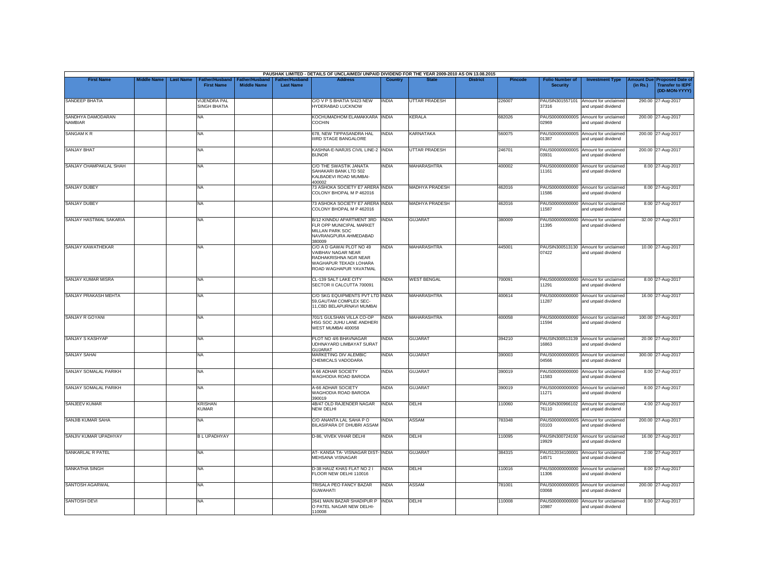PAUSHAK LIMITED - DETAILS OF UNCLAIMED/ UNPAID DIVIDEND FOR THE YEAR 2009-2010 AS ON 13.08.2015

| First Name | Middle Name | Last Name | Father/Husband First Name | Father/Husband Middle Name | Father/Husband Last Name | Address | Country | State | District | Pincode | Folio Number of Security | Investment Type | Amount Due (in Rs.) | Proposed Date of Transfer to IEPF (DD-MON-YYYY) |
|---|---|---|---|---|---|---|---|---|---|---|---|---|---|---|
| SANDEEP BHATIA | | | VIJENDRA PAL SINGH BHATIA | | | C/O V P S BHATIA 5/423 NEW HYDERABAD LUCKNOW | INDIA | UTTAR PRADESH | | 226007 | PAUSIN301557101 37316 | Amount for unclaimed and unpaid dividend | 290.00 | 27-Aug-2017 |
| SANDHYA DAMODARAN NAMBIAR | | | NA | | | KOCHUMADHOM ELAMAKKARA COCHIN | INDIA | KERALA | | 682026 | PAUS0000000000S 02969 | Amount for unclaimed and unpaid dividend | 200.00 | 27-Aug-2017 |
| SANGAM K R | | | NA | | | 678, NEW TIPPASANDRA HAL IIIRD STAGE BANGALORE | INDIA | KARNATAKA | | 560075 | PAUS0000000000S 01387 | Amount for unclaimed and unpaid dividend | 200.00 | 27-Aug-2017 |
| SANJAY BHAT | | | NA | | | KASHNA-E-NARJIS CIVIL LINE-2 BIJNOR | INDIA | UTTAR PRADESH | | 246701 | PAUS0000000000S 03931 | Amount for unclaimed and unpaid dividend | 200.00 | 27-Aug-2017 |
| SANJAY CHAMPAKLAL SHAH | | | NA | | | C/O THE SWASTIK JANATA SAHAKARI BANK LTD 502 KALBADEVI ROAD MUMBAI-400002 | INDIA | MAHARASHTRA | | 400002 | PAUS00000000000 11161 | Amount for unclaimed and unpaid dividend | 8.00 | 27-Aug-2017 |
| SANJAY DUBEY | | | NA | | | 73 ASHOKA SOCIETY E7 ARERA COLONY BHOPAL M P 462016 | INDIA | MADHYA PRADESH | | 462016 | PAUS00000000000 11586 | Amount for unclaimed and unpaid dividend | 8.00 | 27-Aug-2017 |
| SANJAY DUBEY | | | NA | | | 73 ASHOKA SOCIETY E7 ARERA COLONY BHOPAL M P 462016 | INDIA | MADHYA PRADESH | | 462016 | PAUS00000000000 11587 | Amount for unclaimed and unpaid dividend | 8.00 | 27-Aug-2017 |
| SANJAY HASTIMAL SAKARIA | | | NA | | | B/12 KINNDU APARTMENT 3RD FLR OPP MUNICIPAL MARKET MILLAN PARK SOC NAVRANGPURA AHMEDABAD 380009 | INDIA | GUJARAT | | 380009 | PAUS00000000000 11395 | Amount for unclaimed and unpaid dividend | 32.00 | 27-Aug-2017 |
| SANJAY KAWATHEKAR | | | NA | | | C/O A D GAWAI PLOT NO 49 VAIBHAV NAGAR NEAR RADHAKRISHNA NGR NEAR WAGHAPUR TEKADI LOHARA ROAD WAGHAPUR YAVATMAL | INDIA | MAHARASHTRA | | 445001 | PAUSIN300513130 07422 | Amount for unclaimed and unpaid dividend | 10.00 | 27-Aug-2017 |
| SANJAY KUMAR MISRA | | | NA | | | CL-139 SALT LAKE CITY SECTOR II CALCUTTA 700091 | INDIA | WEST BENGAL | | 700091 | PAUS00000000000 11291 | Amount for unclaimed and unpaid dividend | 8.00 | 27-Aug-2017 |
| SANJAY PRAKASH MEHTA | | | NA | | | C/O SKG EQUIPMENTS PVT LTD 59,GAUTAM COMPLEX SEC-11,CBD BELAPURNAVI MUMBAI | INDIA | MAHARASHTRA | | 400614 | PAUS00000000000 11287 | Amount for unclaimed and unpaid dividend | 16.00 | 27-Aug-2017 |
| SANJAY R GOYANI | | | NA | | | 701/1 GULSHAN VILLA CO-OP HSG SOC JUHU LANE ANDHERI WEST MUMBAI 400058 | INDIA | MAHARASHTRA | | 400058 | PAUS00000000000 11594 | Amount for unclaimed and unpaid dividend | 100.00 | 27-Aug-2017 |
| SANJAY S KASHYAP | | | NA | | | PLOT NO 4/6 BHAVNAGAR UDHNAYARD LIMBAYAT SURAT GUJARAT | INDIA | GUJARAT | | 394210 | PAUSIN300513139 16863 | Amount for unclaimed and unpaid dividend | 20.00 | 27-Aug-2017 |
| SANJAY SAHAI | | | NA | | | MARKETING DIV ALEMBIC CHEMICALS VADODARA | INDIA | GUJARAT | | 390003 | PAUS0000000000S 04566 | Amount for unclaimed and unpaid dividend | 300.00 | 27-Aug-2017 |
| SANJAY SOMALAL PARIKH | | | NA | | | A 66 ADHAR SOCIETY WAGHODIA ROAD BARODA | INDIA | GUJARAT | | 390019 | PAUS00000000000 11583 | Amount for unclaimed and unpaid dividend | 8.00 | 27-Aug-2017 |
| SANJAY SOMALAL PARIKH | | | NA | | | A-66 ADHAR SOCIETY WAGHODIA ROAD BARODA 390019 | INDIA | GUJARAT | | 390019 | PAUS00000000000 11271 | Amount for unclaimed and unpaid dividend | 8.00 | 27-Aug-2017 |
| SANJEEV KUMAR | | | KRISHAN KUMAR | | | 4B/47 OLD RAJENDER NAGAR NEW DELHI | INDIA | DELHI | | 110060 | PAUSIN300966102 76110 | Amount for unclaimed and unpaid dividend | 4.00 | 27-Aug-2017 |
| SANJIB KUMAR SAHA | | | NA | | | C/O ANANTA LAL SAHA P O BILASIPARA DT DHUBRI ASSAM | INDIA | ASSAM | | 783348 | PAUS0000000000S 03103 | Amount for unclaimed and unpaid dividend | 200.00 | 27-Aug-2017 |
| SANJIV KUMAR UPADHYAY | | | B L UPADHYAY | | | D-86, VIVEK VIHAR DELHI | INDIA | DELHI | | 110095 | PAUSIN300724100 19929 | Amount for unclaimed and unpaid dividend | 16.00 | 27-Aug-2017 |
| SANKARLAL R PATEL | | | NA | | | AT- KANSA TA- VISNAGAR DIST- MEHSANA VISNAGAR | INDIA | GUJARAT | | 384315 | PAUS12034100001 14571 | Amount for unclaimed and unpaid dividend | 2.00 | 27-Aug-2017 |
| SANKATHA SINGH | | | NA | | | D-38 HAUZ KHAS FLAT NO 2 I FLOOR NEW DELHI 110016 | INDIA | DELHI | | 110016 | PAUS00000000000 11306 | Amount for unclaimed and unpaid dividend | 8.00 | 27-Aug-2017 |
| SANTOSH AGARWAL | | | NA | | | TRISALA PEO FANCY BAZAR GUWAHATI | INDIA | ASSAM | | 781001 | PAUS0000000000S 03068 | Amount for unclaimed and unpaid dividend | 200.00 | 27-Aug-2017 |
| SANTOSH DEVI | | | NA | | | 2641 MAIN BAZAR SHADIPUR P O PATEL NAGAR NEW DELHI-110008 | INDIA | DELHI | | 110008 | PAUS00000000000 10987 | Amount for unclaimed and unpaid dividend | 8.00 | 27-Aug-2017 |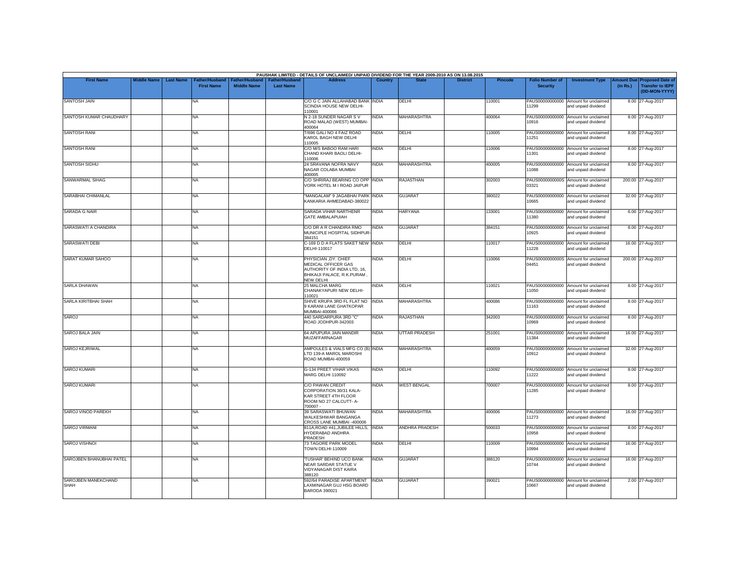PAUSHAK LIMITED - DETAILS OF UNCLAIMED/ UNPAID DIVIDEND FOR THE YEAR 2009-2010 AS ON 13.08.2015

| First Name | Middle Name | Last Name | Father/Husband First Name | Father/Husband Middle Name | Father/Husband Last Name | Address | Country | State | District | Pincode | Folio Number of Security | Investment Type | Amount Due (in Rs.) | Proposed Date of Transfer to IEPF (DD-MON-YYYY) |
|---|---|---|---|---|---|---|---|---|---|---|---|---|---|---|
| SANTOSH JAIN | | | NA | | | C/O G C JAIN ALLAHABAD BANK SCINDIA HOUSE NEW DELHI-110001 | INDIA | DELHI | | 110001 | PAUS00000000000 11299 | Amount for unclaimed and unpaid dividend | 8.00 | 27-Aug-2017 |
| SANTOSH KUMAR CHAUDHARY | | | NA | | | N 2-18 SUNDER NAGAR S V ROAD MALAD (WEST) MUMBAI-400064 | INDIA | MAHARASHTRA | | 400064 | PAUS00000000000 10916 | Amount for unclaimed and unpaid dividend | 8.00 | 27-Aug-2017 |
| SANTOSH RANI | | | NA | | | T/696 GALI NO 4 FAIZ ROAD KAROL BAGH NEW DELHI 110005 | INDIA | DELHI | | 110005 | PAUS00000000000 11251 | Amount for unclaimed and unpaid dividend | 8.00 | 27-Aug-2017 |
| SANTOSH RANI | | | NA | | | C/O M/S BABOO RAM HARI CHAND KHARI BAOLI DELHI-110006 | INDIA | DELHI | | 110006 | PAUS00000000000 11301 | Amount for unclaimed and unpaid dividend | 8.00 | 27-Aug-2017 |
| SANTOSH SIDHU | | | NA | | | 24 SRAVANA NOFRA NAVY NAGAR COLABA MUMBAI 400005 | INDIA | MAHARASHTRA | | 400005 | PAUS00000000000 11088 | Amount for unclaimed and unpaid dividend | 8.00 | 27-Aug-2017 |
| SANWARMAL SIHAG | | | NA | | | C/O SHRIRAJ BEARING CO OPP VORK HOTEL M I ROAD JAIPUR | INDIA | RAJASTHAN | | 302003 | PAUS0000000000S 03321 | Amount for unclaimed and unpaid dividend | 200.00 | 27-Aug-2017 |
| SARABHAI CHIMANLAL | | | NA | | | "MANGALAM" 9 JAGABHAI PARK KANKARIA AHMEDABAD-380022 | INDIA | GUJARAT | | 380022 | PAUS00000000000 10665 | Amount for unclaimed and unpaid dividend | 32.00 | 27-Aug-2017 |
| SARADA G NAIR | | | NA | | | SARADA VIHAR NARTHENR GATE AMBALAPUIAH | INDIA | HARYANA | | 133001 | PAUS00000000000 11380 | Amount for unclaimed and unpaid dividend | 6.00 | 27-Aug-2017 |
| SARASWATI A CHANDIRA | | | NA | | | C/O DR A R CHANDIRA RMO MUNICIPLE HOSPITAL SIDHPUR-384151 | INDIA | GUJARAT | | 384151 | PAUS00000000000 10925 | Amount for unclaimed and unpaid dividend | 8.00 | 27-Aug-2017 |
| SARASWATI DEBI | | | NA | | | C-169 D D A FLATS SAKET NEW DELHI-110017 | INDIA | DELHI | | 110017 | PAUS00000000000 11228 | Amount for unclaimed and unpaid dividend | 16.00 | 27-Aug-2017 |
| SARAT KUMAR SAHOO | | | NA | | | PHYSICIAN ,DY. CHIEF MEDICAL OFFICER GAS AUTHORITY OF INDIA LTD, 16, BHIKAIJI PALACE, R.K.PURAM , NEW DELHI | INDIA | DELHI | | 110066 | PAUS0000000000S 04451 | Amount for unclaimed and unpaid dividend | 200.00 | 27-Aug-2017 |
| SARLA DHAWAN | | | NA | | | 25 MALCHA MARG CHANAKYAPURI NEW DELHI-110021 | INDIA | DELHI | | 110021 | PAUS00000000000 11050 | Amount for unclaimed and unpaid dividend | 8.00 | 27-Aug-2017 |
| SARLA KIRITBHAI SHAH | | | NA | | | SHIVE KRUPA 3RD FL FLAT NO 9 KARANI LANE GHATKOPAR MUMBAI-400086 | INDIA | MAHARASHTRA | | 400086 | PAUS00000000000 11163 | Amount for unclaimed and unpaid dividend | 8.00 | 27-Aug-2017 |
| SAROJ | | | NA | | | 440 SARDARPURA 3RD "C" ROAD JODHPUR-342003 | INDIA | RAJASTHAN | | 342003 | PAUS00000000000 10969 | Amount for unclaimed and unpaid dividend | 8.00 | 27-Aug-2017 |
| SAROJ BALA JAIN | | | NA | | | 64 APUPURA JAIN MANDIR MUZAFFARNAGAR | INDIA | UTTAR PRADESH | | 251001 | PAUS00000000000 11384 | Amount for unclaimed and unpaid dividend | 16.00 | 27-Aug-2017 |
| SAROJ KEJRIWAL | | | NA | | | AMPOULES & VIALS MFG CO (B) LTD 139-A MAROL MAROSHI ROAD MUMBAI-400059 | INDIA | MAHARASHTRA | | 400059 | PAUS00000000000 10912 | Amount for unclaimed and unpaid dividend | 32.00 | 27-Aug-2017 |
| SAROJ KUMARI | | | NA | | | G-134 PREET VIHAR VIKAS MARG DELHI 110092 | INDIA | DELHI | | 110092 | PAUS00000000000 11222 | Amount for unclaimed and unpaid dividend | 8.00 | 27-Aug-2017 |
| SAROJ KUMARI | | | NA | | | C/O PAWAN CREDIT CORPORATION 30/31 KALA-KAR STREET 4TH FLOOR ROOM NO 27 CALCUTT- A-700007 - | INDIA | WEST BENGAL | | 700007 | PAUS00000000000 11285 | Amount for unclaimed and unpaid dividend | 8.00 | 27-Aug-2017 |
| SAROJ VINOD PAREKH | | | NA | | | 39 SARASWATI BHUWAN WALKESHWAR BANGANGA CROSS LANE MUMBAI -400006 | INDIA | MAHARASHTRA | | 400006 | PAUS00000000000 11273 | Amount for unclaimed and unpaid dividend | 16.00 | 27-Aug-2017 |
| SAROJ VIRMANI | | | NA | | | 811A,ROAD #41,JUBILEE HILLS, HYDERABAD ANDHRA PRADESH | INDIA | ANDHRA PRADESH | | 500033 | PAUS00000000000 10958 | Amount for unclaimed and unpaid dividend | 8.00 | 27-Aug-2017 |
| SAROJ VISHNOI | | | NA | | | 73 TAGORE PARK MODEL TOWN DELHI-110009 | INDIA | DELHI | | 110009 | PAUS00000000000 10994 | Amount for unclaimed and unpaid dividend | 16.00 | 27-Aug-2017 |
| SAROJBEN BHANUBHAI PATEL | | | NA | | | 'TUSHAR' BEHIND UCO BANK NEAR SARDAR STATUE V VIDYANAGAR DIST KAIRA 388120 | INDIA | GUJARAT | | 388120 | PAUS00000000000 10744 | Amount for unclaimed and unpaid dividend | 16.00 | 27-Aug-2017 |
| SAROJBEN MANEKCHAND SHAH | | | NA | | | 592/64 PARADISE APARTMENT LAXMINAGAR GUJ HSG BOARD BARODA 390021 | INDIA | GUJARAT | | 390021 | PAUS00000000000 10667 | Amount for unclaimed and unpaid dividend | 2.00 | 27-Aug-2017 |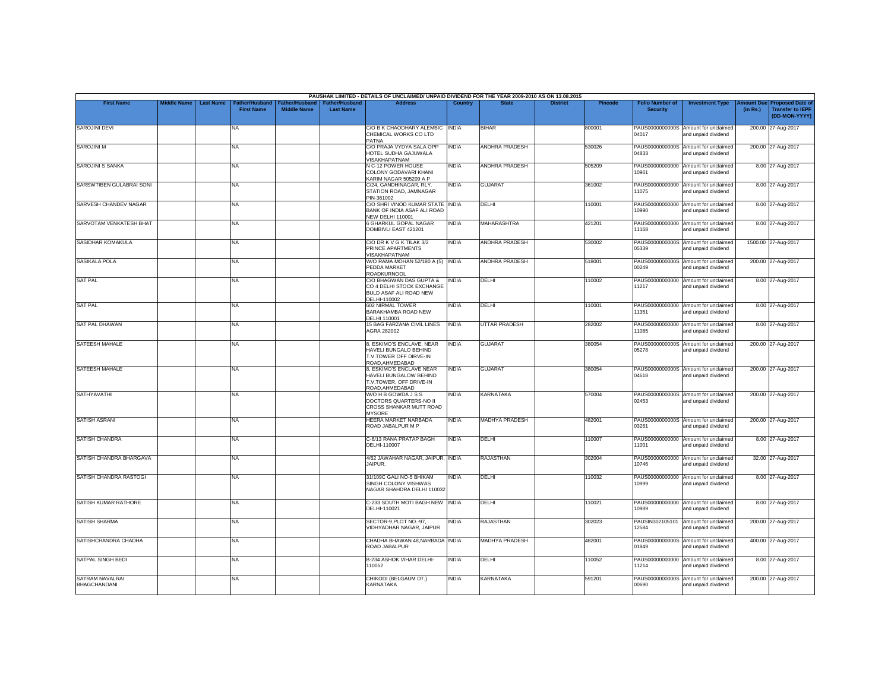PAUSHAK LIMITED - DETAILS OF UNCLAIMED/ UNPAID DIVIDEND FOR THE YEAR 2009-2010 AS ON 13.08.2015

| First Name | Middle Name | Last Name | Father/Husband First Name | Father/Husband Middle Name | Father/Husband Last Name | Address | Country | State | District | Pincode | Folio Number of Security | Investment Type | Amount Due (in Rs.) | Proposed Date of Transfer to IEPF (DD-MON-YYYY) |
|---|---|---|---|---|---|---|---|---|---|---|---|---|---|---|
| SAROJINI DEVI | | | NA | | | C/O B K CHAODHARY ALEMBIC CHEMICAL WORKS CO LTD PATNA | INDIA | BIHAR | | 800001 | PAUS0000000000S04017 | Amount for unclaimed and unpaid dividend | 200.00 | 27-Aug-2017 |
| SAROJINI M | | | NA | | | C/O PRAJA VYDYA SALA OPP HOTEL SUDHA GAJUWALA VISAKHAPATNAM | INDIA | ANDHRA PRADESH | | 530026 | PAUS0000000000S04833 | Amount for unclaimed and unpaid dividend | 200.00 | 27-Aug-2017 |
| SAROJINI S SANKA | | | NA | | | N C-12 POWER HOUSE COLONY GODAVARI KHANI KARIM NAGAR 505209 A P | INDIA | ANDHRA PRADESH | | 505209 | PAUS00000000000010961 | Amount for unclaimed and unpaid dividend | 8.00 | 27-Aug-2017 |
| SARSWTIBEN GULABRAI SONI | | | NA | | | C/24, GANDHINAGAR, RLY. STATION ROAD, JAMNAGAR PIN-361002 | INDIA | GUJARAT | | 361002 | PAUS00000000000011075 | Amount for unclaimed and unpaid dividend | 8.00 | 27-Aug-2017 |
| SARVESH CHANDEV NAGAR | | | NA | | | C/O SHRI VINOD KUMAR STATE BANK OF INDIA ASAF ALI ROAD NEW DELHI 110001 | INDIA | DELHI | | 110001 | PAUS00000000000010990 | Amount for unclaimed and unpaid dividend | 8.00 | 27-Aug-2017 |
| SARVOTAM VENKATESH BHAT | | | NA | | | 6 GHARKUL GOPAL NAGAR DOMBIVLI EAST 421201 | INDIA | MAHARASHTRA | | 421201 | PAUS00000000000011168 | Amount for unclaimed and unpaid dividend | 8.00 | 27-Aug-2017 |
| SASIDHAR KOMAKULA | | | NA | | | C/O DR K V G K TILAK 3/2 PRINCE APARTMENTS VISAKHAPATNAM | INDIA | ANDHRA PRADESH | | 530002 | PAUS0000000000S05339 | Amount for unclaimed and unpaid dividend | 1500.00 | 27-Aug-2017 |
| SASIKALA POLA | | | NA | | | W/O RAMA MOHAN 52/180 A (5) PEDDA MARKET ROADKURNOOL | INDIA | ANDHRA PRADESH | | 518001 | PAUS0000000000S00249 | Amount for unclaimed and unpaid dividend | 200.00 | 27-Aug-2017 |
| SAT PAL | | | NA | | | C/O BHAGWAN DAS GUPTA & CO 4 DELHI STOCK EXCHANGE BULD ASAF ALI ROAD NEW DELHI-110002 | INDIA | DELHI | | 110002 | PAUS00000000000011217 | Amount for unclaimed and unpaid dividend | 8.00 | 27-Aug-2017 |
| SAT PAL | | | NA | | | 602 NIRMAL TOWER BARAKHAMBA ROAD NEW DELHI 110001 | INDIA | DELHI | | 110001 | PAUS00000000000011351 | Amount for unclaimed and unpaid dividend | 8.00 | 27-Aug-2017 |
| SAT PAL DHAWAN | | | NA | | | 15 BAG FARZANA CIVIL LINES AGRA 282002 | INDIA | UTTAR PRADESH | | 282002 | PAUS00000000000011085 | Amount for unclaimed and unpaid dividend | 8.00 | 27-Aug-2017 |
| SATEESH MAHALE | | | NA | | | 8, ESKIMO'S ENCLAVE, NEAR HAVELI BUNGALO BEHIND T.V.TOWER OFF DIRVE-IN ROAD,AHMEDABAD | INDIA | GUJARAT | | 380054 | PAUS0000000000S05278 | Amount for unclaimed and unpaid dividend | 200.00 | 27-Aug-2017 |
| SATEESH MAHALE | | | NA | | | 8, ESKIMO'S ENCLAVE NEAR HAVELI BUNGALOW BEHIND T.V.TOWER, OFF DRIVE-IN ROAD,AHMEDABAD | INDIA | GUJARAT | | 380054 | PAUS0000000000S04618 | Amount for unclaimed and unpaid dividend | 200.00 | 27-Aug-2017 |
| SATHYAVATHI | | | NA | | | W/O H B GOWDA J S S DOCTORS QUARTERS-NO II CROSS SHANKAR MUTT ROAD MYSORE | INDIA | KARNATAKA | | 570004 | PAUS0000000000S02453 | Amount for unclaimed and unpaid dividend | 200.00 | 27-Aug-2017 |
| SATISH ASRANI | | | NA | | | HEERA MARKET NARBADA ROAD JABALPUR M P | INDIA | MADHYA PRADESH | | 482001 | PAUS0000000000S03261 | Amount for unclaimed and unpaid dividend | 200.00 | 27-Aug-2017 |
| SATISH CHANDRA | | | NA | | | C-6/13 RANA PRATAP BAGH DELHI-110007 | INDIA | DELHI | | 110007 | PAUS00000000000011001 | Amount for unclaimed and unpaid dividend | 8.00 | 27-Aug-2017 |
| SATISH CHANDRA BHARGAVA | | | NA | | | 4/62 JAWAHAR NAGAR, JAIPUR. JAIPUR. | INDIA | RAJASTHAN | | 302004 | PAUS00000000000010746 | Amount for unclaimed and unpaid dividend | 32.00 | 27-Aug-2017 |
| SATISH CHANDRA RASTOGI | | | NA | | | 31/109C GALI NO-5 BHIKAM SINGH COLONY VISHWAS NAGAR SHAHDRA DELHI 110032 | INDIA | DELHI | | 110032 | PAUS00000000000010999 | Amount for unclaimed and unpaid dividend | 8.00 | 27-Aug-2017 |
| SATISH KUMAR RATHORE | | | NA | | | C-233 SOUTH MOTI BAGH NEW DELHI-110021 | INDIA | DELHI | | 110021 | PAUS00000000000010989 | Amount for unclaimed and unpaid dividend | 8.00 | 27-Aug-2017 |
| SATISH SHARMA | | | NA | | | SECTOR-9,PLOT NO.-97, VIDHYADHAR NAGAR, JAIPUR | INDIA | RAJASTHAN | | 302023 | PAUSIN30210510112584 | Amount for unclaimed and unpaid dividend | 200.00 | 27-Aug-2017 |
| SATISHCHANDRA CHADHA | | | NA | | | CHADHA BHAWAN 48,NARBADA ROAD JABALPUR | INDIA | MADHYA PRADESH | | 482001 | PAUS0000000000S01849 | Amount for unclaimed and unpaid dividend | 400.00 | 27-Aug-2017 |
| SATPAL SINGH BEDI | | | NA | | | B-234 ASHOK VIHAR DELHI-110052 | INDIA | DELHI | | 110052 | PAUS00000000000011214 | Amount for unclaimed and unpaid dividend | 8.00 | 27-Aug-2017 |
| SATRAM NAVALRAI BHAGCHANDANI | | | NA | | | CHIKODI (BELGAUM DT.) KARNATAKA | INDIA | KARNATAKA | | 591201 | PAUS0000000000S00690 | Amount for unclaimed and unpaid dividend | 200.00 | 27-Aug-2017 |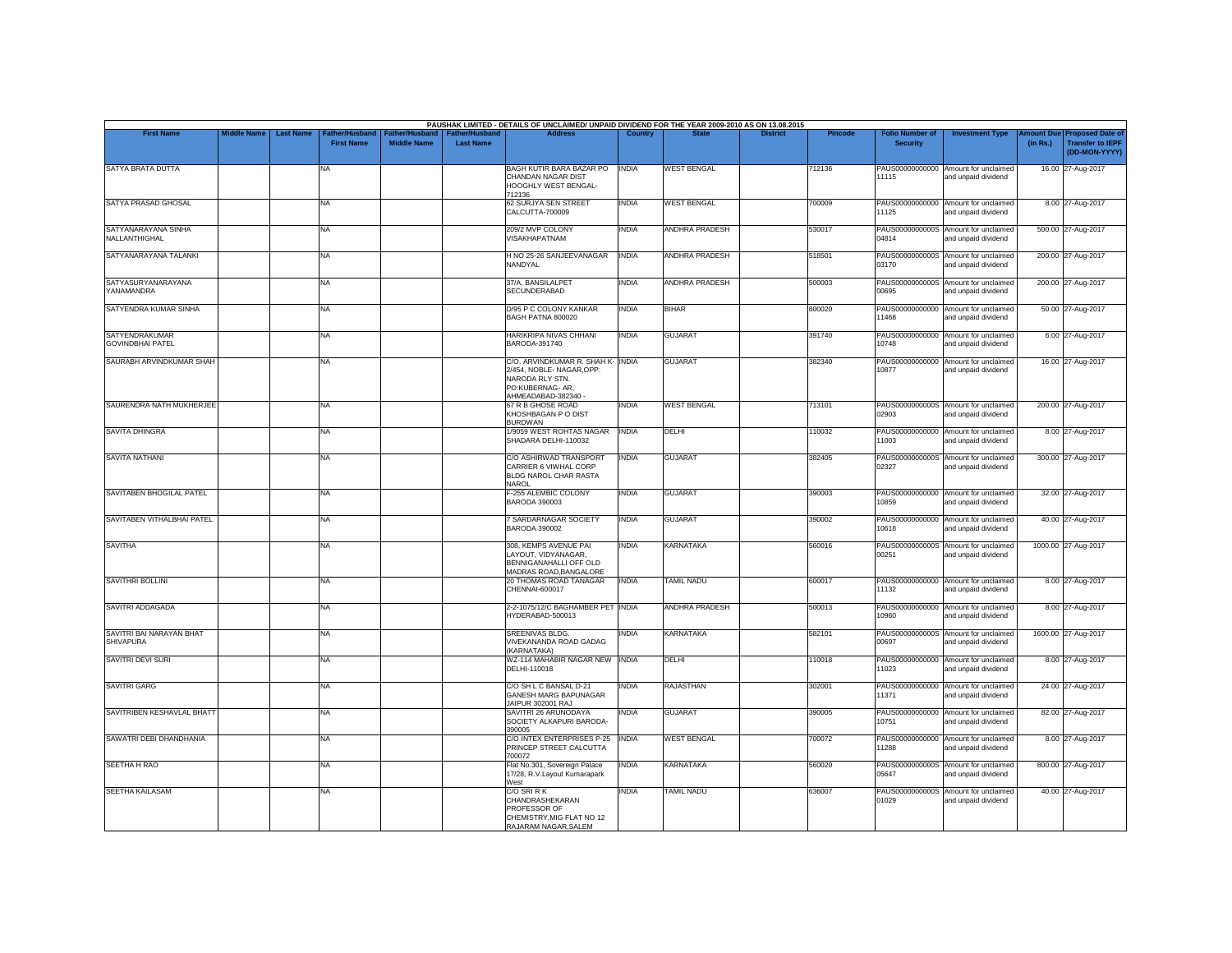PAUSHAK LIMITED - DETAILS OF UNCLAIMED/ UNPAID DIVIDEND FOR THE YEAR 2009-2010 AS ON 13.08.2015

| First Name | Middle Name | Last Name | Father/Husband First Name | Father/Husband Middle Name | Father/Husband Last Name | Address | Country | State | District | Pincode | Folio Number of Security | Investment Type | Amount Due (in Rs.) | Proposed Date of Transfer to IEPF (DD-MON-YYYY) |
|---|---|---|---|---|---|---|---|---|---|---|---|---|---|---|
| SATYA BRATA DUTTA | | | NA | | | BAGH KUTIR BARA BAZAR PO CHANDAN NAGAR DIST HOOGHLY WEST BENGAL-712136 | INDIA | WEST BENGAL | | 712136 | PAUS00000000000 11115 | Amount for unclaimed and unpaid dividend | 16.00 | 27-Aug-2017 |
| SATYA PRASAD GHOSAL | | | NA | | | 62 SURJYA SEN STREET CALCUTTA-700009 | INDIA | WEST BENGAL | | 700009 | PAUS00000000000 11125 | Amount for unclaimed and unpaid dividend | 8.00 | 27-Aug-2017 |
| SATYANARAYANA SINHA NALLANTHIGHAL | | | NA | | | 209/2 MVP COLONY VISAKHAPATNAM | INDIA | ANDHRA PRADESH | | 530017 | PAUS0000000000S 04814 | Amount for unclaimed and unpaid dividend | 500.00 | 27-Aug-2017 |
| SATYANARAYANA TALANKI | | | NA | | | H NO 25-26 SANJEEVANAGAR NANDYAL | INDIA | ANDHRA PRADESH | | 518501 | PAUS0000000000S 03170 | Amount for unclaimed and unpaid dividend | 200.00 | 27-Aug-2017 |
| SATYASURYANARAYANA YANAMANDRA | | | NA | | | 37/A, BANSILALPET SECUNDERABAD | INDIA | ANDHRA PRADESH | | 500003 | PAUS0000000000S 00695 | Amount for unclaimed and unpaid dividend | 200.00 | 27-Aug-2017 |
| SATYENDRA KUMAR SINHA | | | NA | | | D/95 P C COLONY KANKAR BAGH PATNA 800020 | INDIA | BIHAR | | 800020 | PAUS00000000000 11468 | Amount for unclaimed and unpaid dividend | 50.00 | 27-Aug-2017 |
| SATYENDRAKUMAR GOVINDBHAI PATEL | | | NA | | | HARIKRIPA NIVAS CHHANI BARODA-391740 | INDIA | GUJARAT | | 391740 | PAUS00000000000 10748 | Amount for unclaimed and unpaid dividend | 6.00 | 27-Aug-2017 |
| SAURABH ARVINDKUMAR SHAH | | | NA | | | C/O. ARVINDKUMAR R. SHAH K-2/454, NOBLE- NAGAR,OPP: NARODA RLY STN. PO:KUBERNAG- AR, AHMEADABAD-382340 - | INDIA | GUJARAT | | 382340 | PAUS00000000000 10877 | Amount for unclaimed and unpaid dividend | 16.00 | 27-Aug-2017 |
| SAURENDRA NATH MUKHERJEE | | | NA | | | 67 R B GHOSE ROAD KHOSHBAGAN P O DIST BURDWAN | INDIA | WEST BENGAL | | 713101 | PAUS0000000000S 02903 | Amount for unclaimed and unpaid dividend | 200.00 | 27-Aug-2017 |
| SAVITA DHINGRA | | | NA | | | 1/9059 WEST ROHTAS NAGAR SHADARA DELHI-110032 | INDIA | DELHI | | 110032 | PAUS00000000000 11003 | Amount for unclaimed and unpaid dividend | 8.00 | 27-Aug-2017 |
| SAVITA NATHANI | | | NA | | | C/O ASHIRWAD TRANSPORT CARRIER 6 VIWHAL CORP BLDG NAROL CHAR RASTA NAROL | INDIA | GUJARAT | | 382405 | PAUS0000000000S 02327 | Amount for unclaimed and unpaid dividend | 300.00 | 27-Aug-2017 |
| SAVITABEN BHOGILAL PATEL | | | NA | | | F-255 ALEMBIC COLONY BARODA 390003 | INDIA | GUJARAT | | 390003 | PAUS00000000000 10859 | Amount for unclaimed and unpaid dividend | 32.00 | 27-Aug-2017 |
| SAVITABEN VITHALBHAI PATEL | | | NA | | | 7 SARDARNAGAR SOCIETY BARODA 390002 | INDIA | GUJARAT | | 390002 | PAUS00000000000 10618 | Amount for unclaimed and unpaid dividend | 40.00 | 27-Aug-2017 |
| SAVITHA | | | NA | | | 308, KEMPS AVENUE PAI LAYOUT, VIDYANAGAR, BENNIGANAHALLI OFF OLD MADRAS ROAD,BANGALORE | INDIA | KARNATAKA | | 560016 | PAUS0000000000S 00251 | Amount for unclaimed and unpaid dividend | 1000.00 | 27-Aug-2017 |
| SAVITHRI BOLLINI | | | NA | | | 20 THOMAS ROAD TANAGAR CHENNAI-600017 | INDIA | TAMIL NADU | | 600017 | PAUS00000000000 11132 | Amount for unclaimed and unpaid dividend | 8.00 | 27-Aug-2017 |
| SAVITRI ADDAGADA | | | NA | | | 2-2-1075/12/C BAGHAMBER PET HYDERABAD-500013 | INDIA | ANDHRA PRADESH | | 500013 | PAUS00000000000 10960 | Amount for unclaimed and unpaid dividend | 8.00 | 27-Aug-2017 |
| SAVITRI BAI NARAYAN BHAT SHIVAPURA | | | NA | | | SREENIVAS BLDG. VIVEKANANDA ROAD GADAG (KARNATAKA) | INDIA | KARNATAKA | | 582101 | PAUS0000000000S 00697 | Amount for unclaimed and unpaid dividend | 1600.00 | 27-Aug-2017 |
| SAVITRI DEVI SURI | | | NA | | | WZ-114 MAHABIR NAGAR NEW DELHI-110018 | INDIA | DELHI | | 110018 | PAUS00000000000 11023 | Amount for unclaimed and unpaid dividend | 8.00 | 27-Aug-2017 |
| SAVITRI GARG | | | NA | | | C/O SH L C BANSAL D-21 GANESH MARG BAPUNAGAR JAIPUR 302001 RAJ | INDIA | RAJASTHAN | | 302001 | PAUS00000000000 11371 | Amount for unclaimed and unpaid dividend | 24.00 | 27-Aug-2017 |
| SAVITRIBEN KESHAVLAL BHATT | | | NA | | | SAVITRI 26 ARUNODAYA SOCIETY ALKAPURI BARODA-390005 | INDIA | GUJARAT | | 390005 | PAUS00000000000 10751 | Amount for unclaimed and unpaid dividend | 82.00 | 27-Aug-2017 |
| SAWATRI DEBI DHANDHANIA | | | NA | | | C/O INTEX ENTERPRISES P-25 PRINCEP STREET CALCUTTA 700072 | INDIA | WEST BENGAL | | 700072 | PAUS00000000000 11288 | Amount for unclaimed and unpaid dividend | 8.00 | 27-Aug-2017 |
| SEETHA H RAO | | | NA | | | Flat No.301, Sovereign Palace 17/28, R.V.Layout Kumarapark West | INDIA | KARNATAKA | | 560020 | PAUS0000000000S 05647 | Amount for unclaimed and unpaid dividend | 800.00 | 27-Aug-2017 |
| SEETHA KAILASAM | | | NA | | | C/O SRI R K CHANDRASHEKARAN PROFESSOR OF CHEMISTRY,MIG FLAT NO 12 RAJARAM NAGAR,SALEM | INDIA | TAMIL NADU | | 636007 | PAUS0000000000S 01029 | Amount for unclaimed and unpaid dividend | 40.00 | 27-Aug-2017 |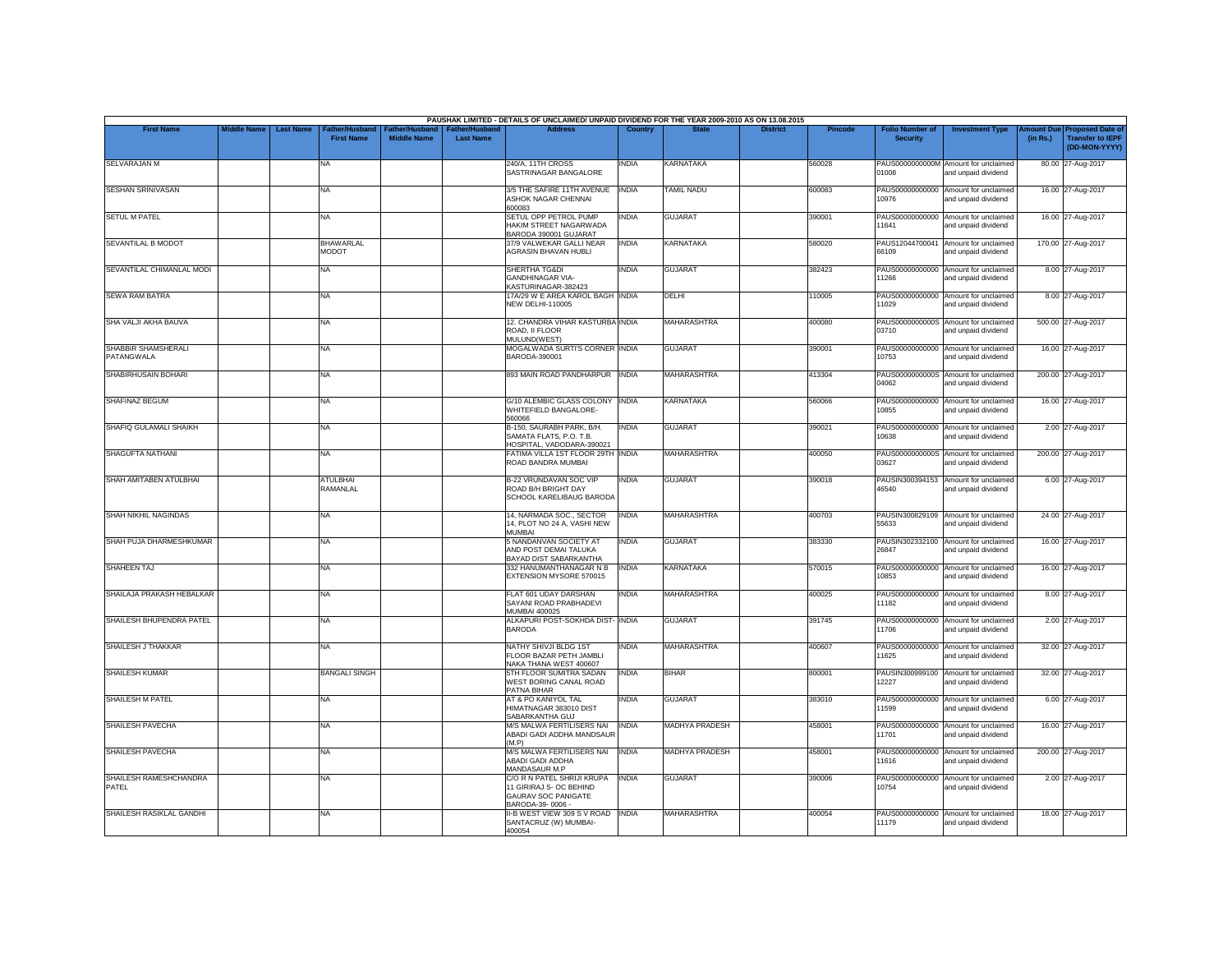PAUSHAK LIMITED - DETAILS OF UNCLAIMED/ UNPAID DIVIDEND FOR THE YEAR 2009-2010 AS ON 13.08.2015

| First Name | Middle Name | Last Name | Father/Husband First Name | Father/Husband Middle Name | Father/Husband Last Name | Address | Country | State | District | Pincode | Folio Number of Security | Investment Type | Amount Due (in Rs.) | Proposed Date of Transfer to IEPF (DD-MON-YYYY) |
|---|---|---|---|---|---|---|---|---|---|---|---|---|---|---|
| SELVARAJAN M | | | NA | | | 240/A, 11TH CROSS SASTRINAGAR BANGALORE | INDIA | KARNATAKA | | 560028 | PAUS0000000000M01008 | Amount for unclaimed and unpaid dividend | 80.00 | 27-Aug-2017 |
| SESHAN SRINIVASAN | | | NA | | | 3/5 THE SAFIRE 11TH AVENUE ASHOK NAGAR CHENNAI 600083 | INDIA | TAMIL NADU | | 600083 | PAUS00000000000010976 | Amount for unclaimed and unpaid dividend | 16.00 | 27-Aug-2017 |
| SETUL M PATEL | | | NA | | | SETUL OPP PETROL PUMP HAKIM STREET NAGARWADA BARODA 390001 GUJARAT | INDIA | GUJARAT | | 390001 | PAUS00000000000011641 | Amount for unclaimed and unpaid dividend | 16.00 | 27-Aug-2017 |
| SEVANTILAL B MODOT | | | BHAWARLAL MODOT | | | 37/9 VALWEKAR GALLI NEAR AGRASIN BHAVAN HUBLI | INDIA | KARNATAKA | | 580020 | PAUS1204470004166109 | Amount for unclaimed and unpaid dividend | 170.00 | 27-Aug-2017 |
| SEVANTILAL CHIMANLAL MODI | | | NA | | | SHERTHA TG&DI GANDHINAGAR VIA-KASTURINAGAR-382423 | INDIA | GUJARAT | | 382423 | PAUS00000000000011266 | Amount for unclaimed and unpaid dividend | 8.00 | 27-Aug-2017 |
| SEWA RAM BATRA | | | NA | | | 17A/29 W E AREA KAROL BAGH NEW DELHI-110005 | INDIA | DELHI | | 110005 | PAUS00000000000011029 | Amount for unclaimed and unpaid dividend | 8.00 | 27-Aug-2017 |
| SHA VALJI AKHA BAUVA | | | NA | | | 12, CHANDRA VIHAR KASTURBA ROAD, II FLOOR MULUND(WEST) | INDIA | MAHARASHTRA | | 400080 | PAUS0000000000S03710 | Amount for unclaimed and unpaid dividend | 500.00 | 27-Aug-2017 |
| SHABBIR SHAMSHERALI PATANGWALA | | | NA | | | MOGALWADA SURTI'S CORNER BARODA-390001 | INDIA | GUJARAT | | 390001 | PAUS00000000000010753 | Amount for unclaimed and unpaid dividend | 16.00 | 27-Aug-2017 |
| SHABIRHUSAIN BOHARI | | | NA | | | 893 MAIN ROAD PANDHARPUR | INDIA | MAHARASHTRA | | 413304 | PAUS0000000000S04062 | Amount for unclaimed and unpaid dividend | 200.00 | 27-Aug-2017 |
| SHAFINAZ BEGUM | | | NA | | | G/10 ALEMBIC GLASS COLONY WHITEFIELD BANGALORE-560066 | INDIA | KARNATAKA | | 560066 | PAUS00000000000010855 | Amount for unclaimed and unpaid dividend | 16.00 | 27-Aug-2017 |
| SHAFIQ GULAMALI SHAIKH | | | NA | | | B-150, SAURABH PARK, B/H. SAMATA FLATS, P.O. T.B. HOSPITAL, VADODARA-390021 | INDIA | GUJARAT | | 390021 | PAUS00000000000010638 | Amount for unclaimed and unpaid dividend | 2.00 | 27-Aug-2017 |
| SHAGUFTA NATHANI | | | NA | | | FATIMA VILLA 1ST FLOOR 29TH ROAD BANDRA MUMBAI | INDIA | MAHARASHTRA | | 400050 | PAUS0000000000S03627 | Amount for unclaimed and unpaid dividend | 200.00 | 27-Aug-2017 |
| SHAH AMITABEN ATULBHAI | | | ATULBHAI RAMANLAL | | | B-22 VRUNDAVAN SOC VIP ROAD B/H BRIGHT DAY SCHOOL KARELIBAUG BARODA | INDIA | GUJARAT | | 390018 | PAUSIN30039415346540 | Amount for unclaimed and unpaid dividend | 6.00 | 27-Aug-2017 |
| SHAH NIKHIL NAGINDAS | | | NA | | | 14, NARMADA SOC., SECTOR 14, PLOT NO 24 A, VASHI NEW MUMBAI | INDIA | MAHARASHTRA | | 400703 | PAUSIN30082910955633 | Amount for unclaimed and unpaid dividend | 24.00 | 27-Aug-2017 |
| SHAH PUJA DHARMESHKUMAR | | | NA | | | 5 NANDANVAN SOCIETY AT AND POST DEMAI TALUKA BAYAD DIST SABARKANTHA | INDIA | GUJARAT | | 383330 | PAUSIN30233210026847 | Amount for unclaimed and unpaid dividend | 16.00 | 27-Aug-2017 |
| SHAHEEN TAJ | | | NA | | | 332 HANUMANTHANAGAR N B EXTENSION MYSORE 570015 | INDIA | KARNATAKA | | 570015 | PAUS00000000000010853 | Amount for unclaimed and unpaid dividend | 16.00 | 27-Aug-2017 |
| SHAILAJA PRAKASH HEBALKAR | | | NA | | | FLAT 601 UDAY DARSHAN SAYANI ROAD PRABHADEVI MUMBAI 400025 | INDIA | MAHARASHTRA | | 400025 | PAUS00000000000011182 | Amount for unclaimed and unpaid dividend | 8.00 | 27-Aug-2017 |
| SHAILESH BHUPENDRA PATEL | | | NA | | | ALKAPURI POST-SOKHDA DIST-BARODA | INDIA | GUJARAT | | 391745 | PAUS00000000000011706 | Amount for unclaimed and unpaid dividend | 2.00 | 27-Aug-2017 |
| SHAILESH J THAKKAR | | | NA | | | NATHY SHIVJI BLDG 1ST FLOOR BAZAR PETH JAMBLI NAKA THANA WEST 400607 | INDIA | MAHARASHTRA | | 400607 | PAUS00000000000011625 | Amount for unclaimed and unpaid dividend | 32.00 | 27-Aug-2017 |
| SHAILESH KUMAR | | | BANGALI SINGH | | | 5TH FLOOR SUMITRA SADAN WEST BORING CANAL ROAD PATNA BIHAR | INDIA | BIHAR | | 800001 | PAUSIN30099910012227 | Amount for unclaimed and unpaid dividend | 32.00 | 27-Aug-2017 |
| SHAILESH M PATEL | | | NA | | | AT & PO KANIYOL TAL HIMATNAGAR 383010 DIST SABARKANTHA GUJ | INDIA | GUJARAT | | 383010 | PAUS00000000000011599 | Amount for unclaimed and unpaid dividend | 6.00 | 27-Aug-2017 |
| SHAILESH PAVECHA | | | NA | | | M/S MALWA FERTILISERS NAI ABADI GADI ADDHA MANDSAUR (M.P) | INDIA | MADHYA PRADESH | | 458001 | PAUS00000000000011701 | Amount for unclaimed and unpaid dividend | 16.00 | 27-Aug-2017 |
| SHAILESH PAVECHA | | | NA | | | M/S MALWA FERTILISERS NAI ABADI GADI ADDHA MANDASAUR M.P | INDIA | MADHYA PRADESH | | 458001 | PAUS00000000000011616 | Amount for unclaimed and unpaid dividend | 200.00 | 27-Aug-2017 |
| SHAILESH RAMESHCHANDRA PATEL | | | NA | | | C/O R N PATEL SHRIJI KRUPA 11 GIRIRAJ S- OC BEHIND GAURAV SOC PANIGATE BARODA-39- 0006 - | INDIA | GUJARAT | | 390006 | PAUS00000000000010754 | Amount for unclaimed and unpaid dividend | 2.00 | 27-Aug-2017 |
| SHAILESH RASIKLAL GANDHI | | | NA | | | II-B WEST VIEW 309 S V ROAD SANTACRUZ (W) MUMBAI-400054 | INDIA | MAHARASHTRA | | 400054 | PAUS00000000000011179 | Amount for unclaimed and unpaid dividend | 18.00 | 27-Aug-2017 |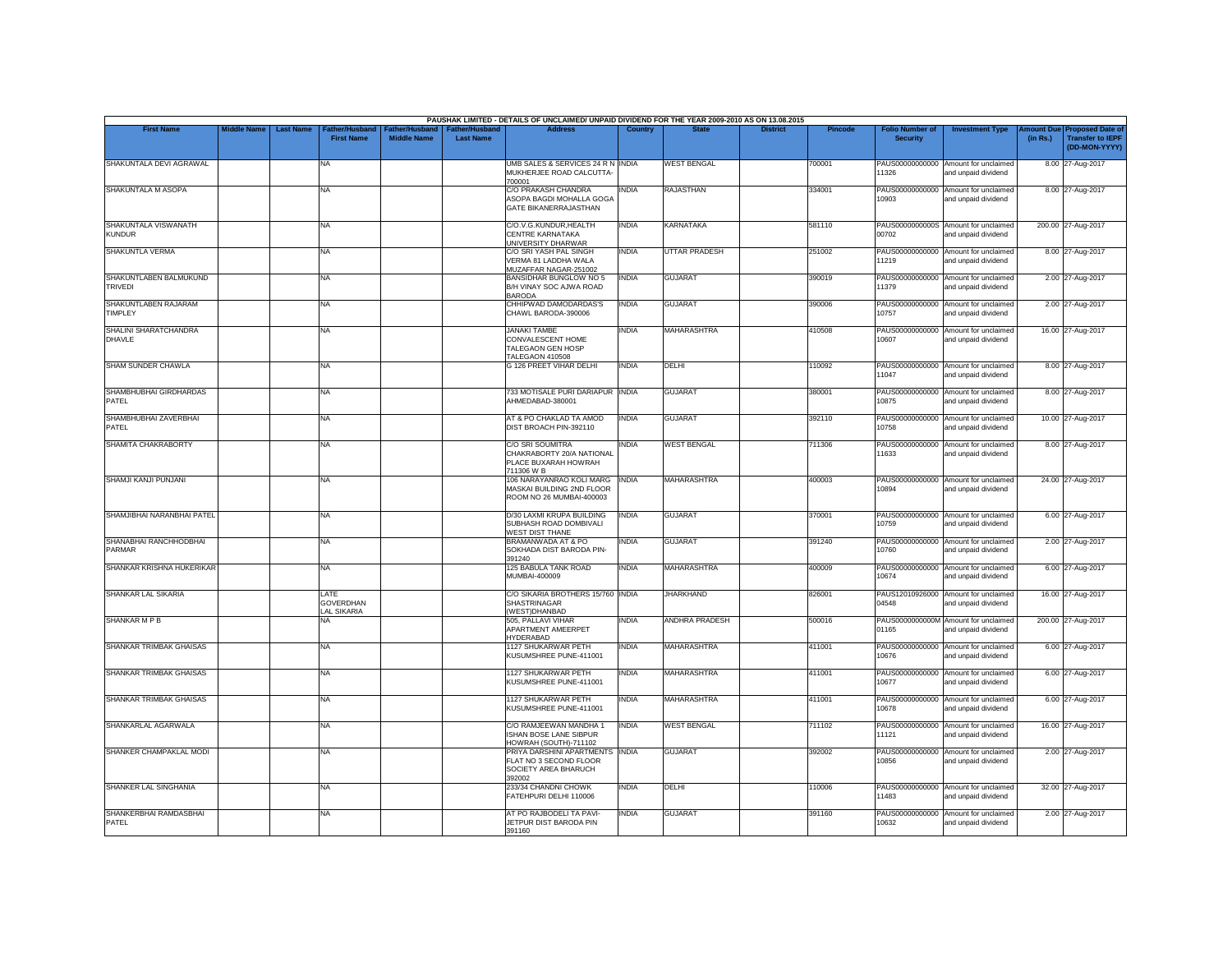PAUSHAK LIMITED - DETAILS OF UNCLAIMED/ UNPAID DIVIDEND FOR THE YEAR 2009-2010 AS ON 13.08.2015

| First Name | Middle Name | Last Name | Father/Husband First Name | Father/Husband Middle Name | Father/Husband Last Name | Address | Country | State | District | Pincode | Folio Number of Security | Investment Type | Amount Due (in Rs.) | Proposed Date of Transfer to IEPF (DD-MON-YYYY) |
|---|---|---|---|---|---|---|---|---|---|---|---|---|---|---|
| SHAKUNTALA DEVI AGRAWAL | | | NA | | | UMB SALES & SERVICES 24 R N MUKHERJEE ROAD CALCUTTA-700001 | INDIA | WEST BENGAL | | 700001 | PAUS00000000000 11326 | Amount for unclaimed and unpaid dividend | 8.00 | 27-Aug-2017 |
| SHAKUNTALA M ASOPA | | | NA | | | C/O PRAKASH CHANDRA ASOPA BAGDI MOHALLA GOGA GATE BIKANERRAJASTHAN | INDIA | RAJASTHAN | | 334001 | PAUS00000000000 10903 | Amount for unclaimed and unpaid dividend | 8.00 | 27-Aug-2017 |
| SHAKUNTALA VISWANATH KUNDUR | | | NA | | | C/O.V.G.KUNDUR,HEALTH CENTRE KARNATAKA UNIVERSITY DHARWAR | INDIA | KARNATAKA | | 581110 | PAUS0000000000S 00702 | Amount for unclaimed and unpaid dividend | 200.00 | 27-Aug-2017 |
| SHAKUNTLA VERMA | | | NA | | | C/O SRI YASH PAL SINGH VERMA 81 LADDHA WALA MUZAFFAR NAGAR-251002 | INDIA | UTTAR PRADESH | | 251002 | PAUS00000000000 11219 | Amount for unclaimed and unpaid dividend | 8.00 | 27-Aug-2017 |
| SHAKUNTLABEN BALMUKUND TRIVEDI | | | NA | | | BANSIDHAR BUNGLOW NO 5 B/H VINAY SOC AJWA ROAD BARODA | INDIA | GUJARAT | | 390019 | PAUS00000000000 11379 | Amount for unclaimed and unpaid dividend | 2.00 | 27-Aug-2017 |
| SHAKUNTLABEN RAJARAM TIMPLEY | | | NA | | | CHHIPWAD DAMODARDAS'S CHAWL BARODA-390006 | INDIA | GUJARAT | | 390006 | PAUS00000000000 10757 | Amount for unclaimed and unpaid dividend | 2.00 | 27-Aug-2017 |
| SHALINI SHARATCHANDRA DHAVLE | | | NA | | | JANAKI TAMBE CONVALESCENT HOME TALEGAON GEN HOSP TALEGAON 410508 | INDIA | MAHARASHTRA | | 410508 | PAUS00000000000 10607 | Amount for unclaimed and unpaid dividend | 16.00 | 27-Aug-2017 |
| SHAM SUNDER CHAWLA | | | NA | | | G 126 PREET VIHAR DELHI | INDIA | DELHI | | 110092 | PAUS00000000000 11047 | Amount for unclaimed and unpaid dividend | 8.00 | 27-Aug-2017 |
| SHAMBHUBHAI GIRDHARDAS PATEL | | | NA | | | 733 MOTISALE PURI DARIAPUR AHMEDABAD-380001 | INDIA | GUJARAT | | 380001 | PAUS00000000000 10875 | Amount for unclaimed and unpaid dividend | 8.00 | 27-Aug-2017 |
| SHAMBHUBHAI ZAVERBHAI PATEL | | | NA | | | AT & PO CHAKLAD TA AMOD DIST BROACH PIN-392110 | INDIA | GUJARAT | | 392110 | PAUS00000000000 10758 | Amount for unclaimed and unpaid dividend | 10.00 | 27-Aug-2017 |
| SHAMITA CHAKRABORTY | | | NA | | | C/O SRI SOUMITRA CHAKRABORTY 20/A NATIONAL PLACE BUXARAH HOWRAH 711306 W B | INDIA | WEST BENGAL | | 711306 | PAUS00000000000 11633 | Amount for unclaimed and unpaid dividend | 8.00 | 27-Aug-2017 |
| SHAMJI KANJI PUNJANI | | | NA | | | 106 NARAYANRAO KOLI MARG MASKAI BUILDING 2ND FLOOR ROOM NO 26 MUMBAI-400003 | INDIA | MAHARASHTRA | | 400003 | PAUS00000000000 10894 | Amount for unclaimed and unpaid dividend | 24.00 | 27-Aug-2017 |
| SHAMJIBHAI NARANBHAI PATEL | | | NA | | | D/30 LAXMI KRUPA BUILDING SUBHASH ROAD DOMBIVALI WEST DIST THANE | INDIA | GUJARAT | | 370001 | PAUS00000000000 10759 | Amount for unclaimed and unpaid dividend | 6.00 | 27-Aug-2017 |
| SHANABHAI RANCHHODBHAI PARMAR | | | NA | | | BRAMANWADA AT & PO SOKHADA DIST BARODA PIN-391240 | INDIA | GUJARAT | | 391240 | PAUS00000000000 10760 | Amount for unclaimed and unpaid dividend | 2.00 | 27-Aug-2017 |
| SHANKAR KRISHNA HUKERIKAR | | | NA | | | 125 BABULA TANK ROAD MUMBAI-400009 | INDIA | MAHARASHTRA | | 400009 | PAUS00000000000 10674 | Amount for unclaimed and unpaid dividend | 6.00 | 27-Aug-2017 |
| SHANKAR LAL SIKARIA | | | LATE GOVERDHAN LAL SIKARIA | | | C/O SIKARIA BROTHERS 15/760 SHASTRINAGAR (WEST)DHANBAD | INDIA | JHARKHAND | | 826001 | PAUS12010926000 04548 | Amount for unclaimed and unpaid dividend | 16.00 | 27-Aug-2017 |
| SHANKAR M P B | | | NA | | | 505, PALLAVI VIHAR APARTMENT AMEERPET HYDERABAD | INDIA | ANDHRA PRADESH | | 500016 | PAUS0000000000M 01165 | Amount for unclaimed and unpaid dividend | 200.00 | 27-Aug-2017 |
| SHANKAR TRIMBAK GHAISAS | | | NA | | | 1127 SHUKARWAR PETH KUSUMSHREE PUNE-411001 | INDIA | MAHARASHTRA | | 411001 | PAUS00000000000 10676 | Amount for unclaimed and unpaid dividend | 6.00 | 27-Aug-2017 |
| SHANKAR TRIMBAK GHAISAS | | | NA | | | 1127 SHUKARWAR PETH KUSUMSHREE PUNE-411001 | INDIA | MAHARASHTRA | | 411001 | PAUS00000000000 10677 | Amount for unclaimed and unpaid dividend | 6.00 | 27-Aug-2017 |
| SHANKAR TRIMBAK GHAISAS | | | NA | | | 1127 SHUKARWAR PETH KUSUMSHREE PUNE-411001 | INDIA | MAHARASHTRA | | 411001 | PAUS00000000000 10678 | Amount for unclaimed and unpaid dividend | 6.00 | 27-Aug-2017 |
| SHANKARLAL AGARWALA | | | NA | | | C/O RAMJEEWAN MANDHA 1 ISHAN BOSE LANE SIBPUR HOWRAH (SOUTH)-711102 | INDIA | WEST BENGAL | | 711102 | PAUS00000000000 11121 | Amount for unclaimed and unpaid dividend | 16.00 | 27-Aug-2017 |
| SHANKER CHAMPAKLAL MODI | | | NA | | | PRIYA DARSHINI APARTMENTS FLAT NO 3 SECOND FLOOR SOCIETY AREA BHARUCH 392002 | INDIA | GUJARAT | | 392002 | PAUS00000000000 10856 | Amount for unclaimed and unpaid dividend | 2.00 | 27-Aug-2017 |
| SHANKER LAL SINGHANIA | | | NA | | | 233/34 CHANDNI CHOWK FATEHPURI DELHI 110006 | INDIA | DELHI | | 110006 | PAUS00000000000 11483 | Amount for unclaimed and unpaid dividend | 32.00 | 27-Aug-2017 |
| SHANKERBHAI RAMDASBHAI PATEL | | | NA | | | AT PO RAJBODELI TA PAVI-JETPUR DIST BARODA PIN 391160 | INDIA | GUJARAT | | 391160 | PAUS00000000000 10632 | Amount for unclaimed and unpaid dividend | 2.00 | 27-Aug-2017 |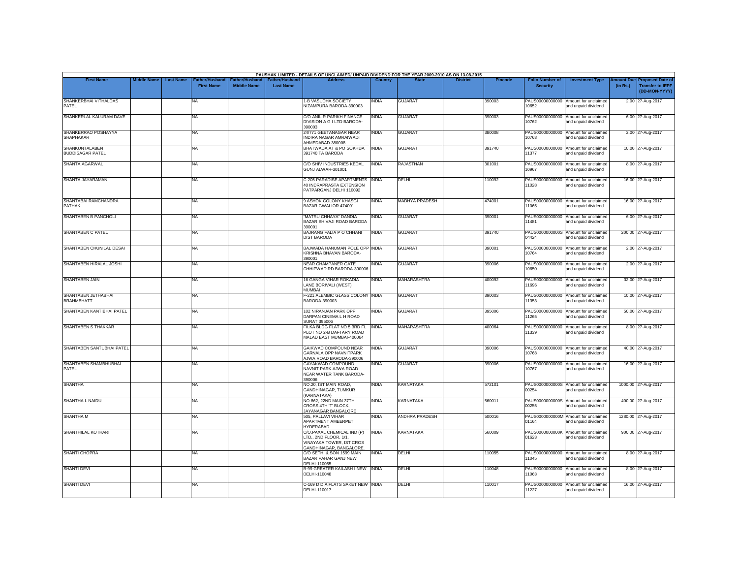PAUSHAK LIMITED - DETAILS OF UNCLAIMED/ UNPAID DIVIDEND FOR THE YEAR 2009-2010 AS ON 13.08.2015

| First Name | Middle Name | Last Name | Father/Husband First Name | Father/Husband Middle Name | Father/Husband Last Name | Address | Country | State | District | Pincode | Folio Number of Security | Investment Type | Amount Due (in Rs.) | Proposed Date of Transfer to IEPF (DD-MON-YYYY) |
|---|---|---|---|---|---|---|---|---|---|---|---|---|---|---|
| SHANKERBHAI VITHALDAS PATEL | | | NA | | | 1-B VASUDHA SOCIETY NIZAMPURA BARODA-390003 | INDIA | GUJARAT | | 390003 | PAUS00000000000 10652 | Amount for unclaimed and unpaid dividend | 2.00 | 27-Aug-2017 |
| SHANKERLAL KALURAM DAVE | | | NA | | | C/O ANIL R PARIKH FINANCE DIVISION A G I LTD BARODA-390003 | INDIA | GUJARAT | | 390003 | PAUS00000000000 10762 | Amount for unclaimed and unpaid dividend | 6.00 | 27-Aug-2017 |
| SHANKERRAO POSHAYYA SHAPHAKAR | | | NA | | | 24/771 GEETANAGAR NEAR INDIRA NAGAR AMRAIWADI AHMEDABAD-380008 | INDIA | GUJARAT | | 380008 | PAUS00000000000 10763 | Amount for unclaimed and unpaid dividend | 2.00 | 27-Aug-2017 |
| SHANKUNTALABEN BUDDISAGAR PATEL | | | NA | | | BHATWADA AT & PO SOKHDA 391740 TA BARODA | INDIA | GUJARAT | | 391740 | PAUS00000000000 11377 | Amount for unclaimed and unpaid dividend | 10.00 | 27-Aug-2017 |
| SHANTA AGARWAL | | | NA | | | C/O SHIV INDUSTRIES KEDAL GUNJ ALWAR-301001 | INDIA | RAJASTHAN | | 301001 | PAUS00000000000 10967 | Amount for unclaimed and unpaid dividend | 8.00 | 27-Aug-2017 |
| SHANTA JAYARAMAN | | | NA | | | C-205 PARADISE APARTMENTS 40 INDRAPRASTA EXTENSION PATPARGANJ DELHI 110092 | INDIA | DELHI | | 110092 | PAUS00000000000 11028 | Amount for unclaimed and unpaid dividend | 16.00 | 27-Aug-2017 |
| SHANTABAI RAMCHANDRA PATHAK | | | NA | | | 9 ASHOK COLONY KHASGI BAZAR GWALIOR 474001 | INDIA | MADHYA PRADESH | | 474001 | PAUS00000000000 11065 | Amount for unclaimed and unpaid dividend | 16.00 | 27-Aug-2017 |
| SHANTABEN B PANCHOLI | | | NA | | | "MATRU CHHAYA" DANDIA BAZAR SHIVAJI ROAD BARODA 390001 | INDIA | GUJARAT | | 390001 | PAUS00000000000 11481 | Amount for unclaimed and unpaid dividend | 6.00 | 27-Aug-2017 |
| SHANTABEN C PATEL | | | NA | | | BAJRANG FALIA P O CHHANI DIST BARODA | INDIA | GUJARAT | | 391740 | PAUS0000000000S 04424 | Amount for unclaimed and unpaid dividend | 200.00 | 27-Aug-2017 |
| SHANTABEN CHUNILAL DESAI | | | NA | | | BAJWADA HANUMAN POLE OPP KRISHNA BHAVAN BARODA-390001 | INDIA | GUJARAT | | 390001 | PAUS00000000000 10764 | Amount for unclaimed and unpaid dividend | 2.00 | 27-Aug-2017 |
| SHANTABEN HIRALAL JOSHI | | | NA | | | NEAR CHAMPANER GATE CHHIPWAD RD BARODA-390006 | INDIA | GUJARAT | | 390006 | PAUS00000000000 10650 | Amount for unclaimed and unpaid dividend | 2.00 | 27-Aug-2017 |
| SHANTABEN JAIN | | | NA | | | 16 GANGA VIHAR ROKADIA LANE BORIVALI (WEST) MUMBAI | INDIA | MAHARASHTRA | | 400092 | PAUS00000000000 11696 | Amount for unclaimed and unpaid dividend | 32.00 | 27-Aug-2017 |
| SHANTABEN JETHABHAI BRAHMBHATT | | | NA | | | F-221 ALEMBIC GLASS COLONY BARODA-390003 | INDIA | GUJARAT | | 390003 | PAUS00000000000 11353 | Amount for unclaimed and unpaid dividend | 10.00 | 27-Aug-2017 |
| SHANTABEN KANTIBHAI PATEL | | | NA | | | 102 NIRANJAN PARK OPP DARPAN CINEMA L H ROAD SURAT 395006 | INDIA | GUJARAT | | 395006 | PAUS00000000000 11265 | Amount for unclaimed and unpaid dividend | 50.00 | 27-Aug-2017 |
| SHANTABEN S THAKKAR | | | NA | | | FILKA BLDG FLAT NO 5 3RD FL PLOT NO 2-B DAFTARY ROAD MALAD EAST MUMBAI-400064 | INDIA | MAHARASHTRA | | 400064 | PAUS00000000000 11339 | Amount for unclaimed and unpaid dividend | 8.00 | 27-Aug-2017 |
| SHANTABEN SANTUBHAI PATEL | | | NA | | | GAIKWAD COMPOUND NEAR GARNALA OPP NAVNITPARK AJWA ROAD BARODA-390006 | INDIA | GUJARAT | | 390006 | PAUS00000000000 10768 | Amount for unclaimed and unpaid dividend | 40.00 | 27-Aug-2017 |
| SHANTABEN SHAMBHUBHAI PATEL | | | NA | | | GAYAKWAD COMPOUND NAVNIT PARK AJWA ROAD NEAR WATER TANK BARODA-390006 | INDIA | GUJARAT | | 390006 | PAUS00000000000 10767 | Amount for unclaimed and unpaid dividend | 16.00 | 27-Aug-2017 |
| SHANTHA | | | NA | | | NO.20, IST MAIN ROAD, GANDHINAGAR, TUMKUR (KARNATAKA) | INDIA | KARNATAKA | | 572101 | PAUS0000000000S 00254 | Amount for unclaimed and unpaid dividend | 1000.00 | 27-Aug-2017 |
| SHANTHA L NAIDU | | | NA | | | NO.862, 22ND MAIN 37TH CROSS 4TH 'T' BLOCK, JAYANAGAR BANGALORE | INDIA | KARNATAKA | | 560011 | PAUS0000000000S 00255 | Amount for unclaimed and unpaid dividend | 400.00 | 27-Aug-2017 |
| SHANTHA M | | | NA | | | 505, PALLAVI VIHAR APARTMENT AMEERPET HYDERABAD | INDIA | ANDHRA PRADESH | | 500016 | PAUS0000000000M 01164 | Amount for unclaimed and unpaid dividend | 1280.00 | 27-Aug-2017 |
| SHANTHILAL KOTHARI | | | NA | | | C/O.PAXAL CHEMICAL IND (P) LTD., 2ND FLOOR, 1/1, VINAYAKA TOWER, IST CROS GANDHINAGAR, BANGALORE. | INDIA | KARNATAKA | | 560009 | PAUS0000000000K 01623 | Amount for unclaimed and unpaid dividend | 900.00 | 27-Aug-2017 |
| SHANTI CHOPRA | | | NA | | | C/O SETHI & SON 1599 MAIN BAZAR PAHAR GANJ NEW DELHI-110055 | INDIA | DELHI | | 110055 | PAUS00000000000 11045 | Amount for unclaimed and unpaid dividend | 8.00 | 27-Aug-2017 |
| SHANTI DEVI | | | NA | | | B-99 GREATER KAILASH I NEW DELHI-110048 | INDIA | DELHI | | 110048 | PAUS00000000000 11063 | Amount for unclaimed and unpaid dividend | 8.00 | 27-Aug-2017 |
| SHANTI DEVI | | | NA | | | C-169 D D A FLATS SAKET NEW DELHI-110017 | INDIA | DELHI | | 110017 | PAUS00000000000 11227 | Amount for unclaimed and unpaid dividend | 16.00 | 27-Aug-2017 |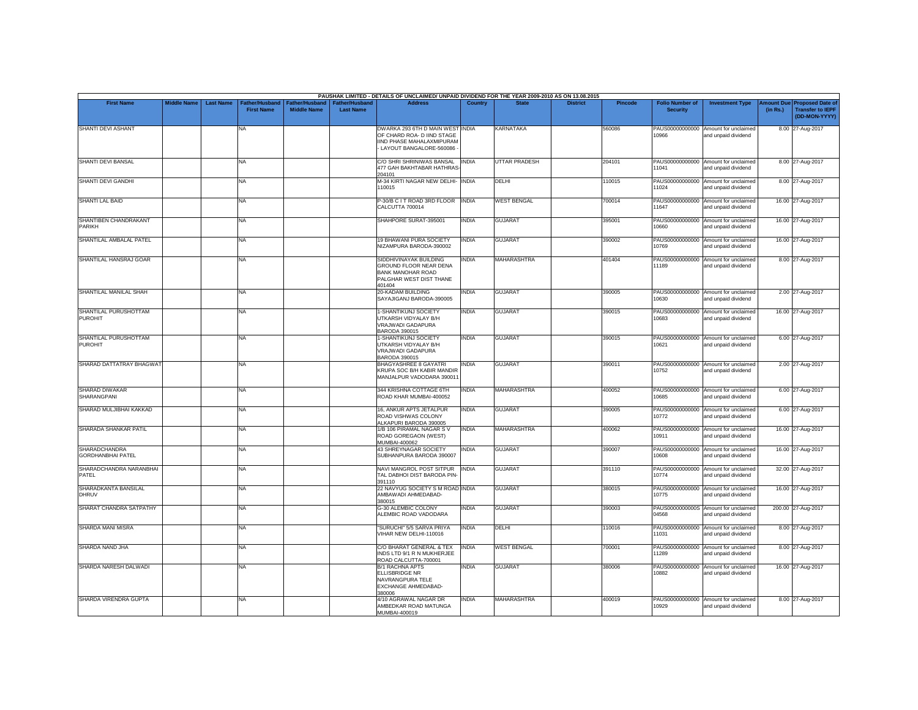PAUSHAK LIMITED - DETAILS OF UNCLAIMED/ UNPAID DIVIDEND FOR THE YEAR 2009-2010 AS ON 13.08.2015

| First Name | Middle Name | Last Name | Father/Husband First Name | Father/Husband Middle Name | Father/Husband Last Name | Address | Country | State | District | Pincode | Folio Number of Security | Investment Type | Amount Due (in Rs.) | Proposed Date of Transfer to IEPF (DD-MON-YYYY) |
|---|---|---|---|---|---|---|---|---|---|---|---|---|---|---|
| SHANTI DEVI ASHANT | | | NA | | | DWARKA 293 6TH D MAIN WEST OF CHARD ROA- D IIND STAGE IIND PHASE MAHALAXMIPURAM - LAYOUT BANGALORE-560086 - | INDIA | KARNATAKA | | 560086 | PAUS00000000000 10966 | Amount for unclaimed and unpaid dividend | 8.00 | 27-Aug-2017 |
| SHANTI DEVI BANSAL | | | NA | | | C/O SHRI SHRINIWAS BANSAL 477 GAH BAKHTABAR HATHRAS-204101 | INDIA | UTTAR PRADESH | | 204101 | PAUS00000000000 11041 | Amount for unclaimed and unpaid dividend | 8.00 | 27-Aug-2017 |
| SHANTI DEVI GANDHI | | | NA | | | M-34 KIRTI NAGAR NEW DELHI-110015 | INDIA | DELHI | | 110015 | PAUS00000000000 11024 | Amount for unclaimed and unpaid dividend | 8.00 | 27-Aug-2017 |
| SHANTI LAL BAID | | | NA | | | P-30/B C I T ROAD 3RD FLOOR CALCUTTA 700014 | INDIA | WEST BENGAL | | 700014 | PAUS00000000000 11647 | Amount for unclaimed and unpaid dividend | 16.00 | 27-Aug-2017 |
| SHANTIBEN CHANDRAKANT PARIKH | | | NA | | | SHAHPORE SURAT-395001 | INDIA | GUJARAT | | 395001 | PAUS00000000000 10660 | Amount for unclaimed and unpaid dividend | 16.00 | 27-Aug-2017 |
| SHANTILAL AMBALAL PATEL | | | NA | | | 19 BHAWANI PURA SOCIETY NIZAMPURA BARODA-390002 | INDIA | GUJARAT | | 390002 | PAUS00000000000 10769 | Amount for unclaimed and unpaid dividend | 16.00 | 27-Aug-2017 |
| SHANTILAL HANSRAJ GOAR | | | NA | | | SIDDHIVINAYAK BUILDING GROUND FLOOR NEAR DENA BANK MANOHAR ROAD PALGHAR WEST DIST THANE 401404 | INDIA | MAHARASHTRA | | 401404 | PAUS00000000000 11189 | Amount for unclaimed and unpaid dividend | 8.00 | 27-Aug-2017 |
| SHANTILAL MANILAL SHAH | | | NA | | | 20-KADAM BUILDING SAYAJIGANJ BARODA-390005 | INDIA | GUJARAT | | 390005 | PAUS00000000000 10630 | Amount for unclaimed and unpaid dividend | 2.00 | 27-Aug-2017 |
| SHANTILAL PURUSHOTTAM PUROHIT | | | NA | | | 1-SHANTIKUNJ SOCIETY UTKARSH VIDYALAY B/H VRAJWADI GADAPURA BARODA 390015 | INDIA | GUJARAT | | 390015 | PAUS00000000000 10683 | Amount for unclaimed and unpaid dividend | 16.00 | 27-Aug-2017 |
| SHANTILAL PURUSHOTTAM PUROHIT | | | NA | | | 1-SHANTIKUNJ SOCIETY UTKARSH VIDYALAY B/H VRAJWADI GADAPURA BARODA 390015 | INDIA | GUJARAT | | 390015 | PAUS00000000000 10621 | Amount for unclaimed and unpaid dividend | 6.00 | 27-Aug-2017 |
| SHARAD DATTATRAY BHAGWAT | | | NA | | | BHAGYASHREE 8 GAYATRI KRUPA SOC B/H KABIR MANDIR MANJALPUR VADODARA 390011 | INDIA | GUJARAT | | 390011 | PAUS00000000000 10752 | Amount for unclaimed and unpaid dividend | 2.00 | 27-Aug-2017 |
| SHARAD DIWAKAR SHARANGPANI | | | NA | | | 344 KRISHNA COTTAGE 6TH ROAD KHAR MUMBAI-400052 | INDIA | MAHARASHTRA | | 400052 | PAUS00000000000 10685 | Amount for unclaimed and unpaid dividend | 6.00 | 27-Aug-2017 |
| SHARAD MULJIBHAI KAKKAD | | | NA | | | 16, ANKUR APTS JETALPUR ROAD VISHWAS COLONY ALKAPURI BARODA 390005 | INDIA | GUJARAT | | 390005 | PAUS00000000000 10772 | Amount for unclaimed and unpaid dividend | 6.00 | 27-Aug-2017 |
| SHARADA SHANKAR PATIL | | | NA | | | 1/B 106 PIRAMAL NAGAR S V ROAD GOREGAON (WEST) MUMBAI-400062 | INDIA | MAHARASHTRA | | 400062 | PAUS00000000000 10911 | Amount for unclaimed and unpaid dividend | 16.00 | 27-Aug-2017 |
| SHARADCHANDRA GORDHANBHAI PATEL | | | NA | | | 43 SHREYNAGAR SOCIETY SUBHANPURA BARODA 390007 | INDIA | GUJARAT | | 390007 | PAUS00000000000 10608 | Amount for unclaimed and unpaid dividend | 16.00 | 27-Aug-2017 |
| SHARADCHANDRA NARANBHAI PATEL | | | NA | | | NAVI MANGROL POST SITPUR TAL DABHOI DIST BARODA PIN-391110 | INDIA | GUJARAT | | 391110 | PAUS00000000000 10774 | Amount for unclaimed and unpaid dividend | 32.00 | 27-Aug-2017 |
| SHARADKANTA BANSILAL DHRUV | | | NA | | | 22 NAVYUG SOCIETY S M ROAD AMBAWADI AHMEDABAD-380015 | INDIA | GUJARAT | | 380015 | PAUS00000000000 10775 | Amount for unclaimed and unpaid dividend | 16.00 | 27-Aug-2017 |
| SHARAT CHANDRA SATPATHY | | | NA | | | G-30 ALEMBIC COLONY ALEMBIC ROAD VADODARA | INDIA | GUJARAT | | 390003 | PAUS0000000000S 04568 | Amount for unclaimed and unpaid dividend | 200.00 | 27-Aug-2017 |
| SHARDA MANI MISRA | | | NA | | | "SURUCHI" 5/5 SARVA PRIYA VIHAR NEW DELHI-110016 | INDIA | DELHI | | 110016 | PAUS00000000000 11031 | Amount for unclaimed and unpaid dividend | 8.00 | 27-Aug-2017 |
| SHARDA NAND JHA | | | NA | | | C/O BHARAT GENERAL & TEX INDS LTD 9/1 R N MUKHERJEE ROAD CALCUTTA-700001 | INDIA | WEST BENGAL | | 700001 | PAUS00000000000 11289 | Amount for unclaimed and unpaid dividend | 8.00 | 27-Aug-2017 |
| SHARDA NARESH DALWADI | | | NA | | | B/1 RACHNA APTS ELLISBRIDGE NR NAVRANGPURA TELE EXCHANGE AHMEDABAD-380006 | INDIA | GUJARAT | | 380006 | PAUS00000000000 10882 | Amount for unclaimed and unpaid dividend | 16.00 | 27-Aug-2017 |
| SHARDA VIRENDRA GUPTA | | | NA | | | 4/10 AGRAWAL NAGAR DR AMBEDKAR ROAD MATUNGA MUMBAI-400019 | INDIA | MAHARASHTRA | | 400019 | PAUS00000000000 10929 | Amount for unclaimed and unpaid dividend | 8.00 | 27-Aug-2017 |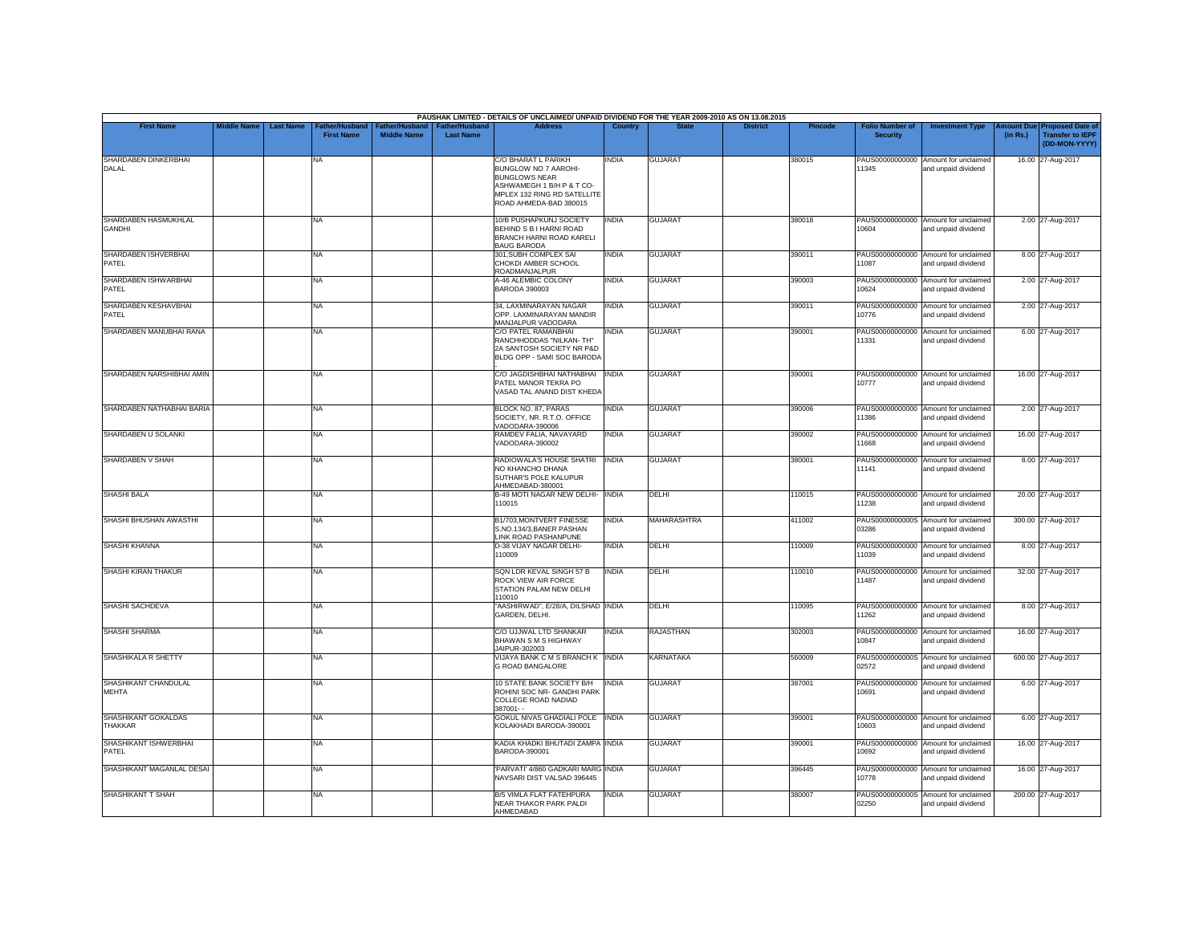PAUSHAK LIMITED - DETAILS OF UNCLAIMED/ UNPAID DIVIDEND FOR THE YEAR 2009-2010 AS ON 13.08.2015

| First Name | Middle Name | Last Name | Father/Husband First Name | Father/Husband Middle Name | Father/Husband Last Name | Address | Country | State | District | Pincode | Folio Number of Security | Investment Type | Amount Due (in Rs.) | Proposed Date of Transfer to IEPF (DD-MON-YYYY) |
|---|---|---|---|---|---|---|---|---|---|---|---|---|---|---|
| SHARDABEN DINKERBHAI DALAL | | | NA | | | C/O BHARAT L PARIKH BUNGLOW NO 7 AAROHI-BUNGLOWS NEAR ASHWAMEGH 1 B/H P & T CO-MPLEX 132 RING RD SATELLITE ROAD AHMEDA-BAD 380015 | INDIA | GUJARAT | | 380015 | PAUS00000000000 11345 | Amount for unclaimed and unpaid dividend | 16.00 | 27-Aug-2017 |
| SHARDABEN HASMUKHLAL GANDHI | | | NA | | | 10/B PUSHAPKUNJ SOCIETY BEHIND S B I HARNI ROAD BRANCH HARNI ROAD KARELI BAUG BARODA | INDIA | GUJARAT | | 380018 | PAUS00000000000 10604 | Amount for unclaimed and unpaid dividend | 2.00 | 27-Aug-2017 |
| SHARDABEN ISHVERBHAI PATEL | | | NA | | | 301,SUBH COMPLEX SAI CHOKDI AMBER SCHOOL ROADMANJALPUR | INDIA | GUJARAT | | 390011 | PAUS00000000000 11087 | Amount for unclaimed and unpaid dividend | 8.00 | 27-Aug-2017 |
| SHARDABEN ISHWARBHAI PATEL | | | NA | | | A-46 ALEMBIC COLONY BARODA 390003 | INDIA | GUJARAT | | 390003 | PAUS00000000000 10624 | Amount for unclaimed and unpaid dividend | 2.00 | 27-Aug-2017 |
| SHARDABEN KESHAVBHAI PATEL | | | NA | | | 34, LAXMINARAYAN NAGAR OPP. LAXMINARAYAN MANDIR MANJALPUR VADODARA | INDIA | GUJARAT | | 390011 | PAUS00000000000 10776 | Amount for unclaimed and unpaid dividend | 2.00 | 27-Aug-2017 |
| SHARDABEN MANUBHAI RANA | | | NA | | | C/O PATEL RAMANBHAI RANCHHODDAS "NILKAN- TH" 2A SANTOSH SOCIETY NR P&D BLDG OPP - SAMI SOC BARODA . | INDIA | GUJARAT | | 390001 | PAUS00000000000 11331 | Amount for unclaimed and unpaid dividend | 6.00 | 27-Aug-2017 |
| SHARDABEN NARSHIBHAI AMIN | | | NA | | | C/O JAGDISHBHAI NATHABHAI PATEL MANOR TEKRA PO VASAD TAL ANAND DIST KHEDA | INDIA | GUJARAT | | 390001 | PAUS00000000000 10777 | Amount for unclaimed and unpaid dividend | 16.00 | 27-Aug-2017 |
| SHARDABEN NATHABHAI BARIA | | | NA | | | BLOCK NO. 87, PARAS SOCIETY, NR. R.T.O. OFFICE VADODARA-390006 | INDIA | GUJARAT | | 390006 | PAUS00000000000 11386 | Amount for unclaimed and unpaid dividend | 2.00 | 27-Aug-2017 |
| SHARDABEN U SOLANKI | | | NA | | | RAMDEV FALIA, NAVAYARD VADODARA-390002 | INDIA | GUJARAT | | 390002 | PAUS00000000000 11668 | Amount for unclaimed and unpaid dividend | 16.00 | 27-Aug-2017 |
| SHARDABEN V SHAH | | | NA | | | RADIOWALA'S HOUSE SHATRI NO KHANCHO DHANA SUTHAR'S POLE KALUPUR AHMEDABAD-380001 | INDIA | GUJARAT | | 380001 | PAUS00000000000 11141 | Amount for unclaimed and unpaid dividend | 8.00 | 27-Aug-2017 |
| SHASHI BALA | | | NA | | | B-49 MOTI NAGAR NEW DELHI-110015 | INDIA | DELHI | | 110015 | PAUS00000000000 11238 | Amount for unclaimed and unpaid dividend | 20.00 | 27-Aug-2017 |
| SHASHI BHUSHAN AWASTHI | | | NA | | | B1/703,MONTVERT FINESSE S.NO.134/3,BANER PASHAN LINK ROAD PASHANPUNE | INDIA | MAHARASHTRA | | 411002 | PAUS0000000000S 03286 | Amount for unclaimed and unpaid dividend | 300.00 | 27-Aug-2017 |
| SHASHI KHANNA | | | NA | | | D-38 VIJAY NAGAR DELHI-110009 | INDIA | DELHI | | 110009 | PAUS00000000000 11039 | Amount for unclaimed and unpaid dividend | 8.00 | 27-Aug-2017 |
| SHASHI KIRAN THAKUR | | | NA | | | SQN LDR KEVAL SINGH 57 B ROCK VIEW AIR FORCE STATION PALAM NEW DELHI 110010 | INDIA | DELHI | | 110010 | PAUS00000000000 11487 | Amount for unclaimed and unpaid dividend | 32.00 | 27-Aug-2017 |
| SHASHI SACHDEVA | | | NA | | | "AASHIRWAD", E/28/A, DILSHAD GARDEN, DELHI. | INDIA | DELHI | | 110095 | PAUS00000000000 11262 | Amount for unclaimed and unpaid dividend | 8.00 | 27-Aug-2017 |
| SHASHI SHARMA | | | NA | | | C/O UJJWAL LTD SHANKAR BHAWAN S M S HIGHWAY JAIPUR-302003 | INDIA | RAJASTHAN | | 302003 | PAUS00000000000 10847 | Amount for unclaimed and unpaid dividend | 16.00 | 27-Aug-2017 |
| SHASHIKALA R SHETTY | | | NA | | | VIJAYA BANK C M S BRANCH K G ROAD BANGALORE | INDIA | KARNATAKA | | 560009 | PAUS0000000000S 02572 | Amount for unclaimed and unpaid dividend | 600.00 | 27-Aug-2017 |
| SHASHIKANT CHANDULAL MEHTA | | | NA | | | 10 STATE BANK SOCIETY B/H ROHINI SOC NR- GANDHI PARK COLLEGE ROAD NADIAD 387001- - | INDIA | GUJARAT | | 387001 | PAUS00000000000 10691 | Amount for unclaimed and unpaid dividend | 6.00 | 27-Aug-2017 |
| SHASHIKANT GOKALDAS THAKKAR | | | NA | | | GOKUL NIVAS GHADIALI POLE KOLAKHADI BARODA-390001 | INDIA | GUJARAT | | 390001 | PAUS00000000000 10603 | Amount for unclaimed and unpaid dividend | 6.00 | 27-Aug-2017 |
| SHASHIKANT ISHWERBHAI PATEL | | | NA | | | KADIA KHADKI BHUTADI ZAMPA BARODA-390001 | INDIA | GUJARAT | | 390001 | PAUS00000000000 10692 | Amount for unclaimed and unpaid dividend | 16.00 | 27-Aug-2017 |
| SHASHIKANT MAGANLAL DESAI | | | NA | | | 'PARVATI' 4/860 GADKARI MARG NAVSARI DIST VALSAD 396445 | INDIA | GUJARAT | | 396445 | PAUS00000000000 10778 | Amount for unclaimed and unpaid dividend | 16.00 | 27-Aug-2017 |
| SHASHIKANT T SHAH | | | NA | | | B/5 VIMLA FLAT FATEHPURA NEAR THAKOR PARK PALDI AHMEDABAD | INDIA | GUJARAT | | 380007 | PAUS0000000000S 02250 | Amount for unclaimed and unpaid dividend | 200.00 | 27-Aug-2017 |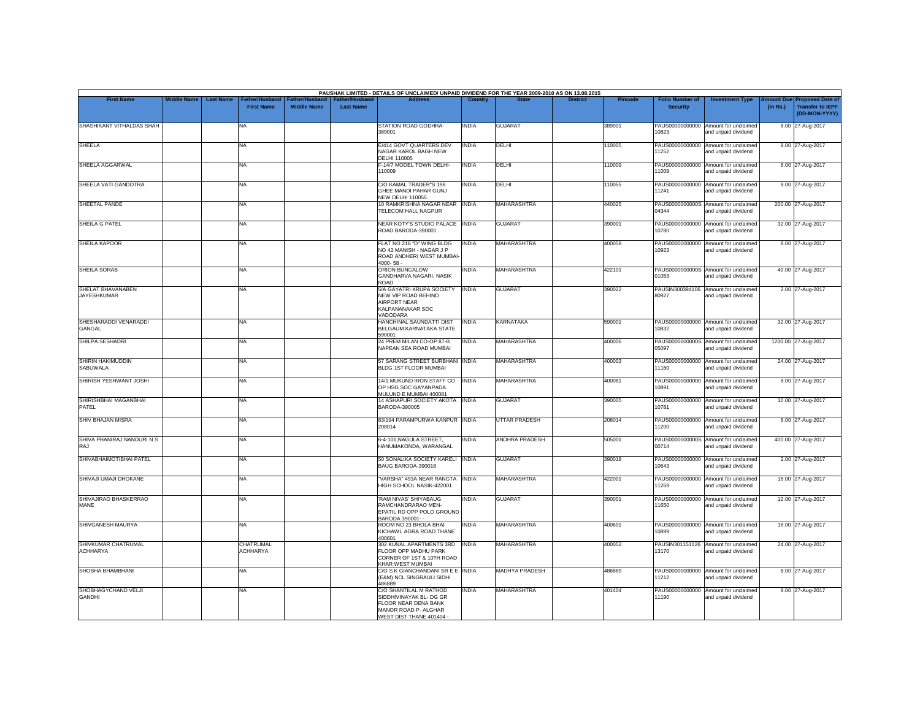PAUSHAK LIMITED - DETAILS OF UNCLAIMED/ UNPAID DIVIDEND FOR THE YEAR 2009-2010 AS ON 13.08.2015

| First Name | Middle Name | Last Name | Father/Husband First Name | Father/Husband Middle Name | Father/Husband Last Name | Address | Country | State | District | Pincode | Folio Number of Security | Investment Type | Amount Due (in Rs.) | Proposed Date of Transfer to IEPF (DD-MON-YYYY) |
|---|---|---|---|---|---|---|---|---|---|---|---|---|---|---|
| SHASHIKANT VITHALDAS SHAH | | | NA | | | STATION ROAD GODHRA-389001 | INDIA | GUJARAT | | 389001 | PAUS00000000000 10823 | Amount for unclaimed and unpaid dividend | 8.00 | 27-Aug-2017 |
| SHEELA | | | NA | | | E/414 GOVT QUARTERS DEV NAGAR KAROL BAGH NEW DELHI 110005 | INDIA | DELHI | | 110005 | PAUS00000000000 11252 | Amount for unclaimed and unpaid dividend | 8.00 | 27-Aug-2017 |
| SHEELA AGGARWAL | | | NA | | | F-14/7 MODEL TOWN DELHI-110009 | INDIA | DELHI | | 110009 | PAUS00000000000 11009 | Amount for unclaimed and unpaid dividend | 8.00 | 27-Aug-2017 |
| SHEELA VATI GANDOTRA | | | NA | | | C/O KAMAL TRADER"S 198 GHEE MANDI PAHAR GUNJ NEW DELHI 110055 | INDIA | DELHI | | 110055 | PAUS00000000000 11241 | Amount for unclaimed and unpaid dividend | 8.00 | 27-Aug-2017 |
| SHEETAL PANDE | | | NA | | | 10 RAMKRISHNA NAGAR NEAR TELECOM HALL NAGPUR | INDIA | MAHARASHTRA | | 440025 | PAUS0000000000S 04344 | Amount for unclaimed and unpaid dividend | 200.00 | 27-Aug-2017 |
| SHEILA G PATEL | | | NA | | | NEAR KOTY'S STUDIO PALACE ROAD BARODA-390001 | INDIA | GUJARAT | | 390001 | PAUS00000000000 10780 | Amount for unclaimed and unpaid dividend | 32.00 | 27-Aug-2017 |
| SHEILA KAPOOR | | | NA | | | FLAT NO 216 "D" WING BLDG NO 42 MANISH - NAGAR J P ROAD ANDHERI WEST MUMBAI-4000- 58 - | INDIA | MAHARASHTRA | | 400058 | PAUS00000000000 10923 | Amount for unclaimed and unpaid dividend | 8.00 | 27-Aug-2017 |
| SHEILA SORAB | | | NA | | | ORION BUNGALOW GANDHARVA NAGARI, NASIK ROAD | INDIA | MAHARASHTRA | | 422101 | PAUS0000000000S 01053 | Amount for unclaimed and unpaid dividend | 40.00 | 27-Aug-2017 |
| SHELAT BHAVANABEN JAYESHKUMAR | | | NA | | | 5/A GAYATRI KRUPA SOCIETY NEW VIP ROAD BEHIND AIRPORT NEAR KALPANANAKAR SOC VADODARA | INDIA | GUJARAT | | 390022 | PAUSIN300394106 80927 | Amount for unclaimed and unpaid dividend | 2.00 | 27-Aug-2017 |
| SHESHARADDI VENARADDI GANGAL | | | NA | | | HANCHINAL SAUNDATTI DIST BELGAUM KARNATAKA STATE 590001 | INDIA | KARNATAKA | | 590001 | PAUS00000000000 10832 | Amount for unclaimed and unpaid dividend | 32.00 | 27-Aug-2017 |
| SHILPA SESHADRI | | | NA | | | 24 PREM MILAN CO-OP 87-B NAPEAN SEA ROAD MUMBAI | INDIA | MAHARASHTRA | | 400006 | PAUS0000000000S 05097 | Amount for unclaimed and unpaid dividend | 1200.00 | 27-Aug-2017 |
| SHIRIN HAKIMUDDIN SABUWALA | | | NA | | | 57 SARANG STREET BURBHANI BLDG 1ST FLOOR MUMBAI | INDIA | MAHARASHTRA | | 400003 | PAUS00000000000 11160 | Amount for unclaimed and unpaid dividend | 24.00 | 27-Aug-2017 |
| SHIRISH YESHWANT JOSHI | | | NA | | | 14/1 MUKUND IRON STAFF CO OP HSG SOC GAYANPADA MULUND E MUMBAI 400081 | INDIA | MAHARASHTRA | | 400081 | PAUS00000000000 10891 | Amount for unclaimed and unpaid dividend | 8.00 | 27-Aug-2017 |
| SHIRISHBHAI MAGANBHAI PATEL | | | NA | | | 14 ASHAPURI SOCIETY AKOTA BARODA-390005 | INDIA | GUJARAT | | 390005 | PAUS00000000000 10781 | Amount for unclaimed and unpaid dividend | 10.00 | 27-Aug-2017 |
| SHIV BHAJAN MISRA | | | NA | | | 83/194 PARAMPURWA KANPUR 208014 | INDIA | UTTAR PRADESH | | 208014 | PAUS00000000000 11200 | Amount for unclaimed and unpaid dividend | 8.00 | 27-Aug-2017 |
| SHIVA PHANIRAJ NANDURI N S RAJ | | | NA | | | 6-4-101,NAGULA STREET, HANUMAKONDA, WARANGAL | INDIA | ANDHRA PRADESH | | 505001 | PAUS0000000000S 00714 | Amount for unclaimed and unpaid dividend | 400.00 | 27-Aug-2017 |
| SHIVABHAIMOTIBHAI PATEL | | | NA | | | 50 SONALIKA SOCIETY KARELI BAUG BARODA-390018 | INDIA | GUJARAT | | 390018 | PAUS00000000000 10643 | Amount for unclaimed and unpaid dividend | 2.00 | 27-Aug-2017 |
| SHIVAJI UMAJI DHOKANE | | | NA | | | "VARSHA" 493A NEAR RANGTA HIGH SCHOOL NASIK-422001 | INDIA | MAHARASHTRA | | 422001 | PAUS00000000000 11269 | Amount for unclaimed and unpaid dividend | 16.00 | 27-Aug-2017 |
| SHIVAJIRAO BHASKERRAO MANE | | | NA | | | 'RAM NIVAS' SHIYABAUG RAMCHANDRARAO MEN-EPATIL RD OPP POLO GROUND BARODA 390001- - | INDIA | GUJARAT | | 390001 | PAUS00000000000 11650 | Amount for unclaimed and unpaid dividend | 12.00 | 27-Aug-2017 |
| SHIVGANESH MAURYA | | | NA | | | ROOM NO 23 BHOLA BHAI KICHAWL AGRA ROAD THANE 400601 | INDIA | MAHARASHTRA | | 400601 | PAUS00000000000 10899 | Amount for unclaimed and unpaid dividend | 16.00 | 27-Aug-2017 |
| SHIVKUMAR CHATRUMAL ACHHARYA | | | CHATRUMAL ACHHARYA | | | 302 KUNAL APARTMENTS 3RD FLOOR OPP MADHU PARK CORNER OF 1ST & 10TH ROAD KHAR WEST MUMBAI | INDIA | MAHARASHTRA | | 400052 | PAUSIN301151126 13170 | Amount for unclaimed and unpaid dividend | 24.00 | 27-Aug-2017 |
| SHOBHA BHAMBHANI | | | NA | | | C/O S K GIANCHANDANI SR E E (E&M) NCL SINGRAULI SIDHI 486889 | INDIA | MADHYA PRADESH | | 486889 | PAUS00000000000 11212 | Amount for unclaimed and unpaid dividend | 8.00 | 27-Aug-2017 |
| SHOBHAGYCHAND VELJI GANDHI | | | NA | | | C/O SHANTILAL M RATHOD SIDDHIVINAYAK BL- DG GR FLOOR NEAR DENA BANK MANOR ROAD P- ALGHAR WEST DIST THANE 401404 - | INDIA | MAHARASHTRA | | 401404 | PAUS00000000000 11190 | Amount for unclaimed and unpaid dividend | 8.00 | 27-Aug-2017 |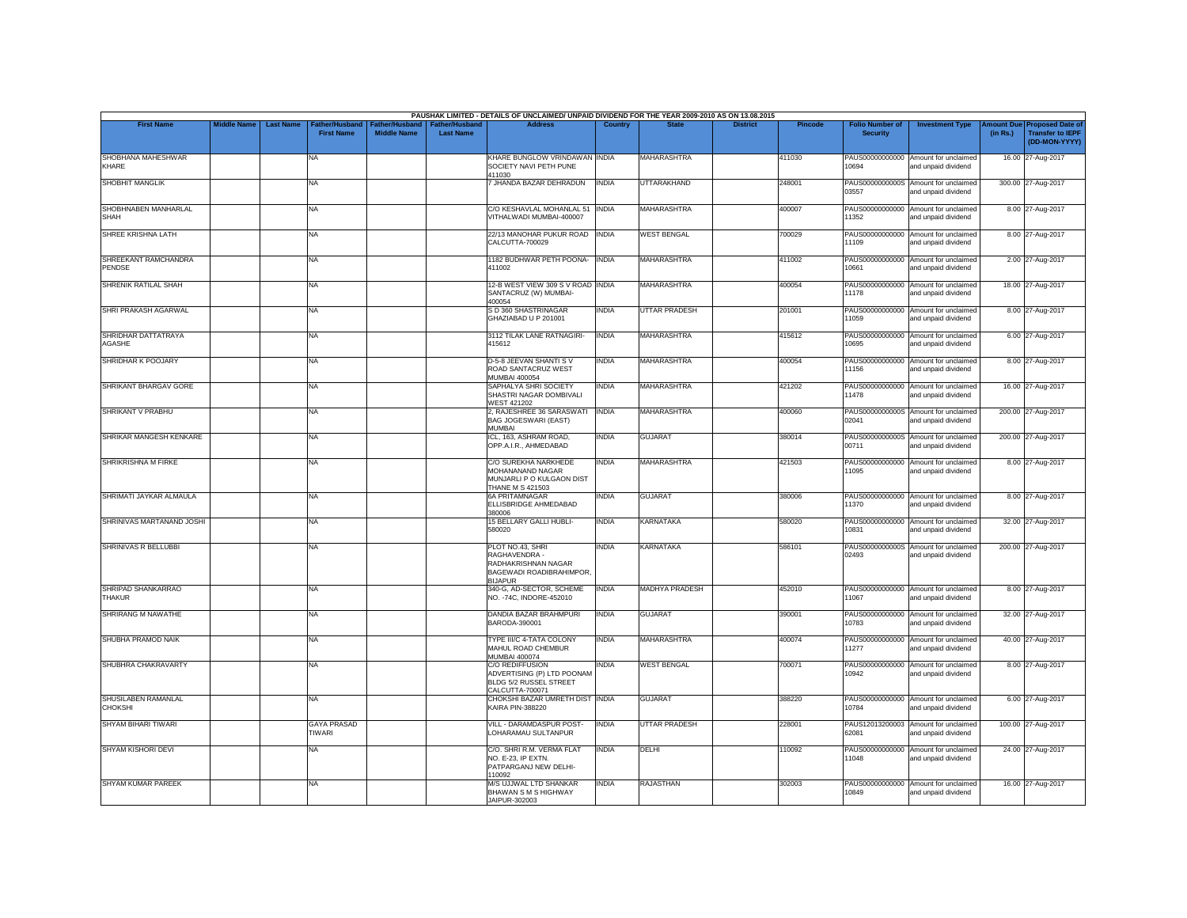**PAUSHAK LIMITED - DETAILS OF UNCLAIMED/ UNPAID DIVIDEND FOR THE YEAR 2009-2010 AS ON 13.08.2015**

| First Name | Middle Name | Last Name | Father/Husband First Name | Father/Husband Middle Name | Father/Husband Last Name | Address | Country | State | District | Pincode | Folio Number of Security | Investment Type | Amount Due (in Rs.) | Proposed Date of Transfer to IEPF (DD-MON-YYYY) |
|---|---|---|---|---|---|---|---|---|---|---|---|---|---|---|
| SHOBHANA MAHESHWAR KHARE | | | NA | | | KHARE BUNGLOW VRINDAWAN SOCIETY NAVI PETH PUNE 411030 | INDIA | MAHARASHTRA | | 411030 | PAUS00000000000 10694 | Amount for unclaimed and unpaid dividend | 16.00 | 27-Aug-2017 |
| SHOBHIT MANGLIK | | | NA | | | 7 JHANDA BAZAR DEHRADUN | INDIA | UTTARAKHAND | | 248001 | PAUS0000000000S 03557 | Amount for unclaimed and unpaid dividend | 300.00 | 27-Aug-2017 |
| SHOBHNABEN MANHARLAL SHAH | | | NA | | | C/O KESHAVLAL MOHANLAL 51 VITHALWADI MUMBAI-400007 | INDIA | MAHARASHTRA | | 400007 | PAUS00000000000 11352 | Amount for unclaimed and unpaid dividend | 8.00 | 27-Aug-2017 |
| SHREE KRISHNA LATH | | | NA | | | 22/13 MANOHAR PUKUR ROAD CALCUTTA-700029 | INDIA | WEST BENGAL | | 700029 | PAUS00000000000 11109 | Amount for unclaimed and unpaid dividend | 8.00 | 27-Aug-2017 |
| SHREEKANT RAMCHANDRA PENDSE | | | NA | | | 1182 BUDHWAR PETH POONA-411002 | INDIA | MAHARASHTRA | | 411002 | PAUS00000000000 10661 | Amount for unclaimed and unpaid dividend | 2.00 | 27-Aug-2017 |
| SHRENIK RATILAL SHAH | | | NA | | | 12-B WEST VIEW 309 S V ROAD SANTACRUZ (W) MUMBAI-400054 | INDIA | MAHARASHTRA | | 400054 | PAUS00000000000 11178 | Amount for unclaimed and unpaid dividend | 18.00 | 27-Aug-2017 |
| SHRI PRAKASH AGARWAL | | | NA | | | S D 360 SHASTRINAGAR GHAZIABAD U P 201001 | INDIA | UTTAR PRADESH | | 201001 | PAUS00000000000 11059 | Amount for unclaimed and unpaid dividend | 8.00 | 27-Aug-2017 |
| SHRIDHAR DATTATRAYA AGASHE | | | NA | | | 3112 TILAK LANE RATNAGIRI-415612 | INDIA | MAHARASHTRA | | 415612 | PAUS00000000000 10695 | Amount for unclaimed and unpaid dividend | 6.00 | 27-Aug-2017 |
| SHRIDHAR K POOJARY | | | NA | | | D-5-8 JEEVAN SHANTI S V ROAD SANTACRUZ WEST MUMBAI 400054 | INDIA | MAHARASHTRA | | 400054 | PAUS00000000000 11156 | Amount for unclaimed and unpaid dividend | 8.00 | 27-Aug-2017 |
| SHRIKANT BHARGAV GORE | | | NA | | | SAPHALYA SHRI SOCIETY SHASTRI NAGAR DOMBIVALI WEST 421202 | INDIA | MAHARASHTRA | | 421202 | PAUS00000000000 11478 | Amount for unclaimed and unpaid dividend | 16.00 | 27-Aug-2017 |
| SHRIKANT V PRABHU | | | NA | | | 2, RAJESHREE 36 SARASWATI BAG JOGESWARI (EAST) MUMBAI | INDIA | MAHARASHTRA | | 400060 | PAUS0000000000S 02041 | Amount for unclaimed and unpaid dividend | 200.00 | 27-Aug-2017 |
| SHRIKAR MANGESH KENKARE | | | NA | | | ICL, 163, ASHRAM ROAD, OPP.A.I.R., AHMEDABAD | INDIA | GUJARAT | | 380014 | PAUS0000000000S 00711 | Amount for unclaimed and unpaid dividend | 200.00 | 27-Aug-2017 |
| SHRIKRISHNA M FIRKE | | | NA | | | C/O SUREKHA NARKHEDE MOHANANAND NAGAR MUNJARLI P O KULGAON DIST THANE M S 421503 | INDIA | MAHARASHTRA | | 421503 | PAUS00000000000 11095 | Amount for unclaimed and unpaid dividend | 8.00 | 27-Aug-2017 |
| SHRIMATI JAYKAR ALMAULA | | | NA | | | 6A PRITAMNAGAR ELLISBRIDGE AHMEDABAD 380006 | INDIA | GUJARAT | | 380006 | PAUS00000000000 11370 | Amount for unclaimed and unpaid dividend | 8.00 | 27-Aug-2017 |
| SHRINIVAS MARTANAND JOSHI | | | NA | | | 15 BELLARY GALLI HUBLI-580020 | INDIA | KARNATAKA | | 580020 | PAUS00000000000 10831 | Amount for unclaimed and unpaid dividend | 32.00 | 27-Aug-2017 |
| SHRINIVAS R BELLUBBI | | | NA | | | PLOT NO.43, SHRI RAGHAVENDRA - RADHAKRISHNAN NAGAR BAGEWADI ROADIBRAHIMPOR, BIJAPUR | INDIA | KARNATAKA | | 586101 | PAUS0000000000S 02493 | Amount for unclaimed and unpaid dividend | 200.00 | 27-Aug-2017 |
| SHRIPAD SHANKARRAO THAKUR | | | NA | | | 340-G, AD-SECTOR, SCHEME NO. -74C, INDORE-452010 | INDIA | MADHYA PRADESH | | 452010 | PAUS00000000000 11067 | Amount for unclaimed and unpaid dividend | 8.00 | 27-Aug-2017 |
| SHRIRANG M NAWATHE | | | NA | | | DANDIA BAZAR BRAHMPURI BARODA-390001 | INDIA | GUJARAT | | 390001 | PAUS00000000000 10783 | Amount for unclaimed and unpaid dividend | 32.00 | 27-Aug-2017 |
| SHUBHA PRAMOD NAIK | | | NA | | | TYPE III/C 4-TATA COLONY MAHUL ROAD CHEMBUR MUMBAI 400074 | INDIA | MAHARASHTRA | | 400074 | PAUS00000000000 11277 | Amount for unclaimed and unpaid dividend | 40.00 | 27-Aug-2017 |
| SHUBHRA CHAKRAVARTY | | | NA | | | C/O REDIFFUSION ADVERTISING (P) LTD POONAM BLDG 5/2 RUSSEL STREET CALCUTTA-700071 | INDIA | WEST BENGAL | | 700071 | PAUS00000000000 10942 | Amount for unclaimed and unpaid dividend | 8.00 | 27-Aug-2017 |
| SHUSILABEN RAMANLAL CHOKSHI | | | NA | | | CHOKSHI BAZAR UMRETH DIST KAIRA PIN-388220 | INDIA | GUJARAT | | 388220 | PAUS00000000000 10784 | Amount for unclaimed and unpaid dividend | 6.00 | 27-Aug-2017 |
| SHYAM BIHARI TIWARI | | | GAYA PRASAD TIWARI | | | VILL - DARAMDASPUR POST-LOHARAMAU SULTANPUR | INDIA | UTTAR PRADESH | | 228001 | PAUS12013200003 62081 | Amount for unclaimed and unpaid dividend | 100.00 | 27-Aug-2017 |
| SHYAM KISHORI DEVI | | | NA | | | C/O. SHRI R.M. VERMA FLAT NO. E-23, IP EXTN. PATPARGANJ NEW DELHI-110092 | INDIA | DELHI | | 110092 | PAUS00000000000 11048 | Amount for unclaimed and unpaid dividend | 24.00 | 27-Aug-2017 |
| SHYAM KUMAR PAREEK | | | NA | | | M/S UJJWAL LTD SHANKAR BHAWAN S M S HIGHWAY JAIPUR-302003 | INDIA | RAJASTHAN | | 302003 | PAUS00000000000 10849 | Amount for unclaimed and unpaid dividend | 16.00 | 27-Aug-2017 |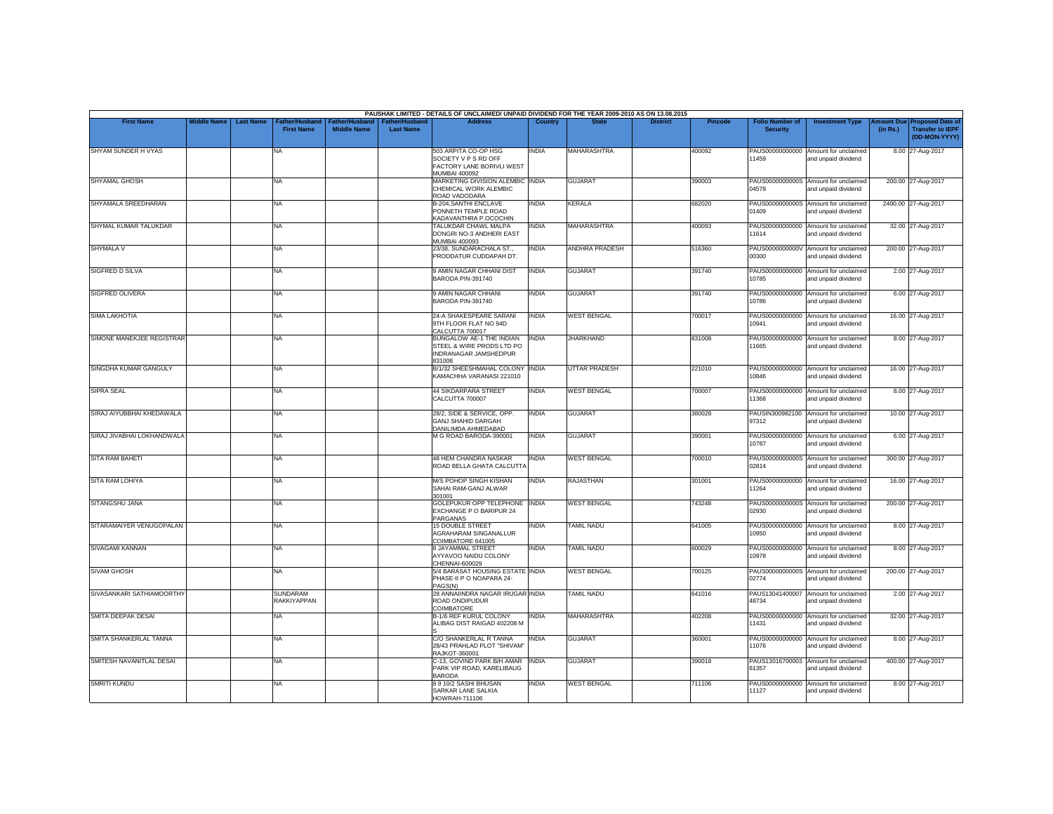PAUSHAK LIMITED - DETAILS OF UNCLAIMED/ UNPAID DIVIDEND FOR THE YEAR 2009-2010 AS ON 13.08.2015

| First Name | Middle Name | Last Name | Father/Husband First Name | Father/Husband Middle Name | Father/Husband Last Name | Address | Country | State | District | Pincode | Folio Number of Security | Investment Type | Amount Due (in Rs.) | Proposed Date of Transfer to IEPF (DD-MON-YYYY) |
|---|---|---|---|---|---|---|---|---|---|---|---|---|---|---|
| SHYAM SUNDER H VYAS | | | NA | | | 503 ARPITA CO-OP HSG SOCIETY V P S RD OFF FACTORY LANE BORIVLI WEST MUMBAI 400092 | INDIA | MAHARASHTRA | | 400092 | PAUS00000000000 11459 | Amount for unclaimed and unpaid dividend | 8.00 | 27-Aug-2017 |
| SHYAMAL GHOSH | | | NA | | | MARKETING DIVISION ALEMBIC CHEMICAL WORK ALEMBIC ROAD VADODARA | INDIA | GUJARAT | | 390003 | PAUS0000000000S 04578 | Amount for unclaimed and unpaid dividend | 200.00 | 27-Aug-2017 |
| SHYAMALA SREEDHARAN | | | NA | | | B-204,SANTHI ENCLAVE PONNETH TEMPLE ROAD KADAVANTHRA P.OCOCHIN | INDIA | KERALA | | 682020 | PAUS0000000000S 01409 | Amount for unclaimed and unpaid dividend | 2400.00 | 27-Aug-2017 |
| SHYMAL KUMAR TALUKDAR | | | NA | | | TALUKDAR CHAWL MALPA DONGRI NO-3 ANDHERI EAST MUMBAI 400093 | INDIA | MAHARASHTRA | | 400093 | PAUS00000000000 11614 | Amount for unclaimed and unpaid dividend | 32.00 | 27-Aug-2017 |
| SHYMALA V | | | NA | | | 23/38, SUNDARACHALA ST., PRODDATUR CUDDAPAH DT. | INDIA | ANDHRA PRADESH | | 516360 | PAUS0000000000V 00300 | Amount for unclaimed and unpaid dividend | 200.00 | 27-Aug-2017 |
| SIGFRED D SILVA | | | NA | | | 9 AMIN NAGAR CHHANI DIST BARODA PIN-391740 | INDIA | GUJARAT | | 391740 | PAUS00000000000 10785 | Amount for unclaimed and unpaid dividend | 2.00 | 27-Aug-2017 |
| SIGFRED OLIVERA | | | NA | | | 9 AMIN NAGAR CHHANI BARODA PIN-391740 | INDIA | GUJARAT | | 391740 | PAUS00000000000 10786 | Amount for unclaimed and unpaid dividend | 6.00 | 27-Aug-2017 |
| SIMA LAKHOTIA | | | NA | | | 24-A SHAKESPEARE SARANI 9TH FLOOR FLAT NO 94D CALCUTTA 700017 | INDIA | WEST BENGAL | | 700017 | PAUS00000000000 10941 | Amount for unclaimed and unpaid dividend | 16.00 | 27-Aug-2017 |
| SIMONE MANEKJEE REGISTRAR | | | NA | | | BUNGALOW AE-1 THE INDIAN STEEL & WIRE PRODS LTD PO INDRANAGAR JAMSHEDPUR 831008 | INDIA | JHARKHAND | | 831008 | PAUS00000000000 11665 | Amount for unclaimed and unpaid dividend | 8.00 | 27-Aug-2017 |
| SINGDHA KUMAR GANGULY | | | NA | | | B/1/32 SHEESHMAHAL COLONY KAMACHHA VARANASI 221010 | INDIA | UTTAR PRADESH | | 221010 | PAUS00000000000 10846 | Amount for unclaimed and unpaid dividend | 16.00 | 27-Aug-2017 |
| SIPRA SEAL | | | NA | | | 44 SIKDARPARA STREET CALCUTTA 700007 | INDIA | WEST BENGAL | | 700007 | PAUS00000000000 11368 | Amount for unclaimed and unpaid dividend | 8.00 | 27-Aug-2017 |
| SIRAJ AIYUBBHAI KHEDAWALA | | | NA | | | 28/2, SIDE & SERVICE, OPP. GANJ SHAHID DARGAH DANILIMDA AHMEDABAD | INDIA | GUJARAT | | 380028 | PAUSIN300982100 97312 | Amount for unclaimed and unpaid dividend | 10.00 | 27-Aug-2017 |
| SIRAJ JIVABHAI LOKHANDWALA | | | NA | | | M G ROAD BARODA-390001 | INDIA | GUJARAT | | 390001 | PAUS00000000000 10787 | Amount for unclaimed and unpaid dividend | 6.00 | 27-Aug-2017 |
| SITA RAM BAHETI | | | NA | | | 48 HEM CHANDRA NASKAR ROAD BELLA GHATA CALCUTTA | INDIA | WEST BENGAL | | 700010 | PAUS0000000000S 02814 | Amount for unclaimed and unpaid dividend | 300.00 | 27-Aug-2017 |
| SITA RAM LOHIYA | | | NA | | | M/S POHOP SINGH KISHAN SAHAI RAM-GANJ ALWAR 301001 | INDIA | RAJASTHAN | | 301001 | PAUS00000000000 11264 | Amount for unclaimed and unpaid dividend | 16.00 | 27-Aug-2017 |
| SITANGSHU JANA | | | NA | | | GOLEPUKUR OPP TELEPHONE EXCHANGE P O BARIPUR 24 PARGANAS | INDIA | WEST BENGAL | | 743248 | PAUS0000000000S 02930 | Amount for unclaimed and unpaid dividend | 200.00 | 27-Aug-2017 |
| SITARAMAIYER VENUGOPALAN | | | NA | | | 15 DOUBLE STREET AGRAHARAM SINGANALLUR COIMBATORE 641005 | INDIA | TAMIL NADU | | 641005 | PAUS00000000000 10950 | Amount for unclaimed and unpaid dividend | 8.00 | 27-Aug-2017 |
| SIVAGAMI KANNAN | | | NA | | | 8 JAYAMMAL STREET AYYAVOO NAIDU COLONY CHENNAI-600029 | INDIA | TAMIL NADU | | 600029 | PAUS00000000000 10978 | Amount for unclaimed and unpaid dividend | 8.00 | 27-Aug-2017 |
| SIVAM GHOSH | | | NA | | | 5/4 BARASAT HOUSING ESTATE PHASE-II P O NOAPARA 24-PAGS(N) | INDIA | WEST BENGAL | | 700125 | PAUS0000000000S 02774 | Amount for unclaimed and unpaid dividend | 200.00 | 27-Aug-2017 |
| SIVASANKARI SATHIAMOORTHY | | | SUNDARAM RAKKIYAPPAN | | | 28 ANNAIINDRA NAGAR IRUGAR ROAD ONDIPUDUR COIMBATORE | INDIA | TAMIL NADU | | 641016 | PAUS13041400007 48734 | Amount for unclaimed and unpaid dividend | 2.00 | 27-Aug-2017 |
| SMITA DEEPAK DESAI | | | NA | | | B-1/6 REF KURUL COLONY ALIBAG DIST RAIGAD 402208 M S | INDIA | MAHARASHTRA | | 402208 | PAUS00000000000 11431 | Amount for unclaimed and unpaid dividend | 32.00 | 27-Aug-2017 |
| SMITA SHANKERLAL TANNA | | | NA | | | C/O SHANKERLAL R TANNA 28/43 PRAHLAD PLOT "SHIVAM" RAJKOT-360001 | INDIA | GUJARAT | | 360001 | PAUS00000000000 11076 | Amount for unclaimed and unpaid dividend | 8.00 | 27-Aug-2017 |
| SMITESH NAVANITLAL DESAI | | | NA | | | C-13, GOVIND PARK B/H AMAR PARK VIP ROAD, KARELIBAUG BARODA | INDIA | GUJARAT | | 390018 | PAUS13016700003 61357 | Amount for unclaimed and unpaid dividend | 400.00 | 27-Aug-2017 |
| SMRITI KUNDU | | | NA | | | 8 9 10/2 SASHI BHUSAN SARKAR LANE SALKIA HOWRAH-711106 | INDIA | WEST BENGAL | | 711106 | PAUS00000000000 11127 | Amount for unclaimed and unpaid dividend | 8.00 | 27-Aug-2017 |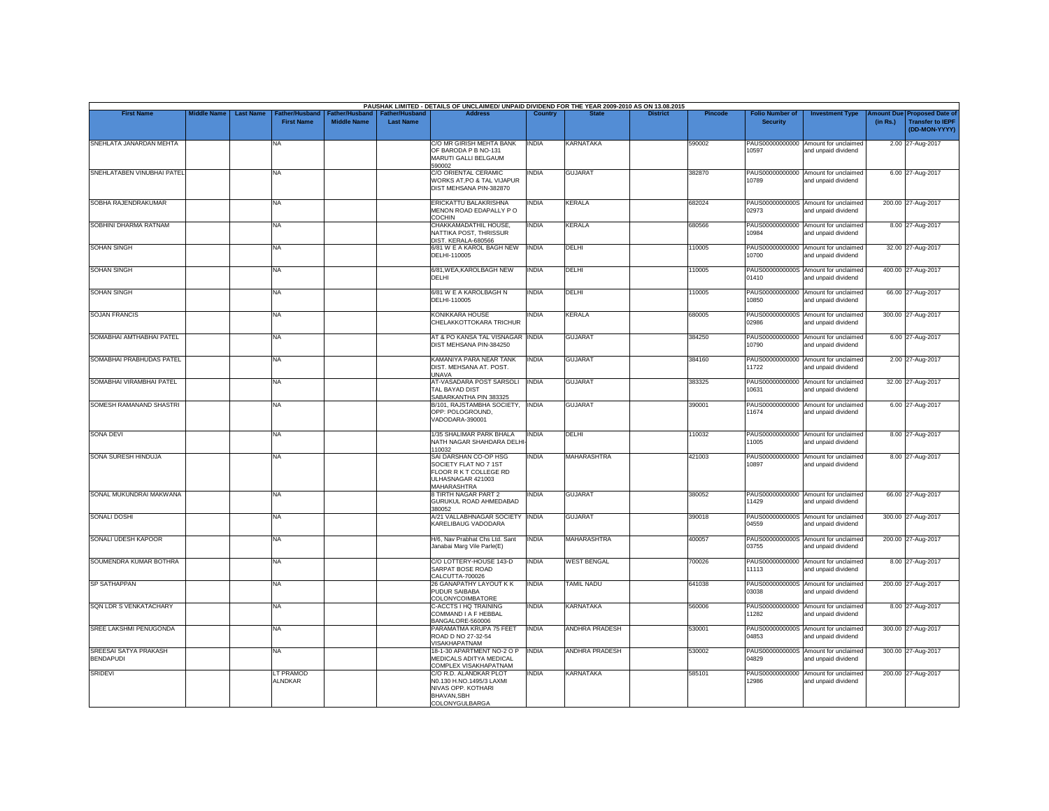PAUSHAK LIMITED - DETAILS OF UNCLAIMED/ UNPAID DIVIDEND FOR THE YEAR 2009-2010 AS ON 13.08.2015

| First Name | Middle Name | Last Name | Father/Husband First Name | Father/Husband Middle Name | Father/Husband Last Name | Address | Country | State | District | Pincode | Folio Number of Security | Investment Type | Amount Due (in Rs.) | Proposed Date of Transfer to IEPF (DD-MON-YYYY) |
|---|---|---|---|---|---|---|---|---|---|---|---|---|---|---|
| SNEHLATA JANARDAN MEHTA | | | NA | | | C/O MR GIRISH MEHTA BANK OF BARODA P B NO-131 MARUTI GALLI BELGAUM 590002 | INDIA | KARNATAKA | | 590002 | PAUS00000000000 10597 | Amount for unclaimed and unpaid dividend | 2.00 | 27-Aug-2017 |
| SNEHLATABEN VINUBHAI PATEL | | | NA | | | C/O ORIENTAL CERAMIC WORKS AT,PO & TAL VIJAPUR DIST MEHSANA PIN-382870 | INDIA | GUJARAT | | 382870 | PAUS00000000000 10789 | Amount for unclaimed and unpaid dividend | 6.00 | 27-Aug-2017 |
| SOBHA RAJENDRAKUMAR | | | NA | | | ERICKATTU BALAKRISHNA MENON ROAD EDAPALLY P O COCHIN | INDIA | KERALA | | 682024 | PAUS0000000000S 02973 | Amount for unclaimed and unpaid dividend | 200.00 | 27-Aug-2017 |
| SOBHINI DHARMA RATNAM | | | NA | | | CHAKKAMADATHIL HOUSE, NATTIKA POST, THRISSUR DIST. KERALA-680566 | INDIA | KERALA | | 680566 | PAUS00000000000 10984 | Amount for unclaimed and unpaid dividend | 8.00 | 27-Aug-2017 |
| SOHAN SINGH | | | NA | | | 6/81 W E A KAROL BAGH NEW DELHI-110005 | INDIA | DELHI | | 110005 | PAUS00000000000 10700 | Amount for unclaimed and unpaid dividend | 32.00 | 27-Aug-2017 |
| SOHAN SINGH | | | NA | | | 6/81,WEA,KAROLBAGH NEW DELHI | INDIA | DELHI | | 110005 | PAUS0000000000S 01410 | Amount for unclaimed and unpaid dividend | 400.00 | 27-Aug-2017 |
| SOHAN SINGH | | | NA | | | 6/81 W E A KAROLBAGH N DELHI-110005 | INDIA | DELHI | | 110005 | PAUS00000000000 10850 | Amount for unclaimed and unpaid dividend | 66.00 | 27-Aug-2017 |
| SOJAN FRANCIS | | | NA | | | KONIKKARA HOUSE CHELAKKOTTOKARA TRICHUR | INDIA | KERALA | | 680005 | PAUS0000000000S 02986 | Amount for unclaimed and unpaid dividend | 300.00 | 27-Aug-2017 |
| SOMABHAI AMTHABHAI PATEL | | | NA | | | AT & PO KANSA TAL VISNAGAR DIST MEHSANA PIN-384250 | INDIA | GUJARAT | | 384250 | PAUS00000000000 10790 | Amount for unclaimed and unpaid dividend | 6.00 | 27-Aug-2017 |
| SOMABHAI PRABHUDAS PATEL | | | NA | | | KAMANIYA PARA NEAR TANK DIST. MEHSANA AT. POST. UNAVA | INDIA | GUJARAT | | 384160 | PAUS00000000000 11722 | Amount for unclaimed and unpaid dividend | 2.00 | 27-Aug-2017 |
| SOMABHAI VIRAMBHAI PATEL | | | NA | | | AT-VASADARA POST SARSOLI TAL BAYAD DIST SABARKANTHA PIN 383325 | INDIA | GUJARAT | | 383325 | PAUS00000000000 10631 | Amount for unclaimed and unpaid dividend | 32.00 | 27-Aug-2017 |
| SOMESH RAMANAND SHASTRI | | | NA | | | B/101, RAJSTAMBHA SOCIETY, OPP: POLOGROUND, VADODARA-390001 | INDIA | GUJARAT | | 390001 | PAUS00000000000 11674 | Amount for unclaimed and unpaid dividend | 6.00 | 27-Aug-2017 |
| SONA DEVI | | | NA | | | 1/35 SHALIMAR PARK BHALA NATH NAGAR SHAHDARA DELHI-110032 | INDIA | DELHI | | 110032 | PAUS00000000000 11005 | Amount for unclaimed and unpaid dividend | 8.00 | 27-Aug-2017 |
| SONA SURESH HINDUJA | | | NA | | | SAI DARSHAN CO-OP HSG SOCIETY FLAT NO 7 1ST FLOOR R K T COLLEGE RD ULHASNAGAR 421003 MAHARASHTRA | INDIA | MAHARASHTRA | | 421003 | PAUS00000000000 10897 | Amount for unclaimed and unpaid dividend | 8.00 | 27-Aug-2017 |
| SONAL MUKUNDRAI MAKWANA | | | NA | | | 8 TIRTH NAGAR PART 2 GURUKUL ROAD AHMEDABAD 380052 | INDIA | GUJARAT | | 380052 | PAUS00000000000 11429 | Amount for unclaimed and unpaid dividend | 66.00 | 27-Aug-2017 |
| SONALI DOSHI | | | NA | | | A/21 VALLABHNAGAR SOCIETY KARELIBAUG VADODARA | INDIA | GUJARAT | | 390018 | PAUS0000000000S 04559 | Amount for unclaimed and unpaid dividend | 300.00 | 27-Aug-2017 |
| SONALI UDESH KAPOOR | | | NA | | | H/6, Nav Prabhat Chs Ltd. Sant Janabai Marg Vile Parle(E) | INDIA | MAHARASHTRA | | 400057 | PAUS0000000000S 03755 | Amount for unclaimed and unpaid dividend | 200.00 | 27-Aug-2017 |
| SOUMENDRA KUMAR BOTHRA | | | NA | | | C/O LOTTERY-HOUSE 143-D SARPAT BOSE ROAD CALCUTTA-700026 | INDIA | WEST BENGAL | | 700026 | PAUS00000000000 11113 | Amount for unclaimed and unpaid dividend | 8.00 | 27-Aug-2017 |
| SP SATHAPPAN | | | NA | | | 26 GANAPATHY LAYOUT K K PUDUR SAIBABA COLONYCOIMBATORE | INDIA | TAMIL NADU | | 641038 | PAUS0000000000S 03038 | Amount for unclaimed and unpaid dividend | 200.00 | 27-Aug-2017 |
| SQN LDR S VENKATACHARY | | | NA | | | C-ACCTS I HQ TRAINING COMMAND I A F HEBBAL BANGALORE-560006 | INDIA | KARNATAKA | | 560006 | PAUS00000000000 11282 | Amount for unclaimed and unpaid dividend | 8.00 | 27-Aug-2017 |
| SREE LAKSHMI PENUGONDA | | | NA | | | PARAMATMA KRUPA 75 FEET ROAD D NO 27-32-54 VISAKHAPATNAM | INDIA | ANDHRA PRADESH | | 530001 | PAUS0000000000S 04853 | Amount for unclaimed and unpaid dividend | 300.00 | 27-Aug-2017 |
| SREESAI SATYA PRAKASH BENDAPUDI | | | NA | | | 18-1-30 APARTMENT NO-2 O P MEDICALS ADITYA MEDICAL COMPLEX VISAKHAPATNAM | INDIA | ANDHRA PRADESH | | 530002 | PAUS0000000000S 04829 | Amount for unclaimed and unpaid dividend | 300.00 | 27-Aug-2017 |
| SRIDEVI | | | LT PRAMOD ALNDKAR | | | C/O R.D. ALANDKAR PLOT N0.130 H.NO.1495/3 LAXMI NIVAS OPP. KOTHARI BHAVAN,SBH COLONYGULBARGA | INDIA | KARNATAKA | | 585101 | PAUS00000000000 12986 | Amount for unclaimed and unpaid dividend | 200.00 | 27-Aug-2017 |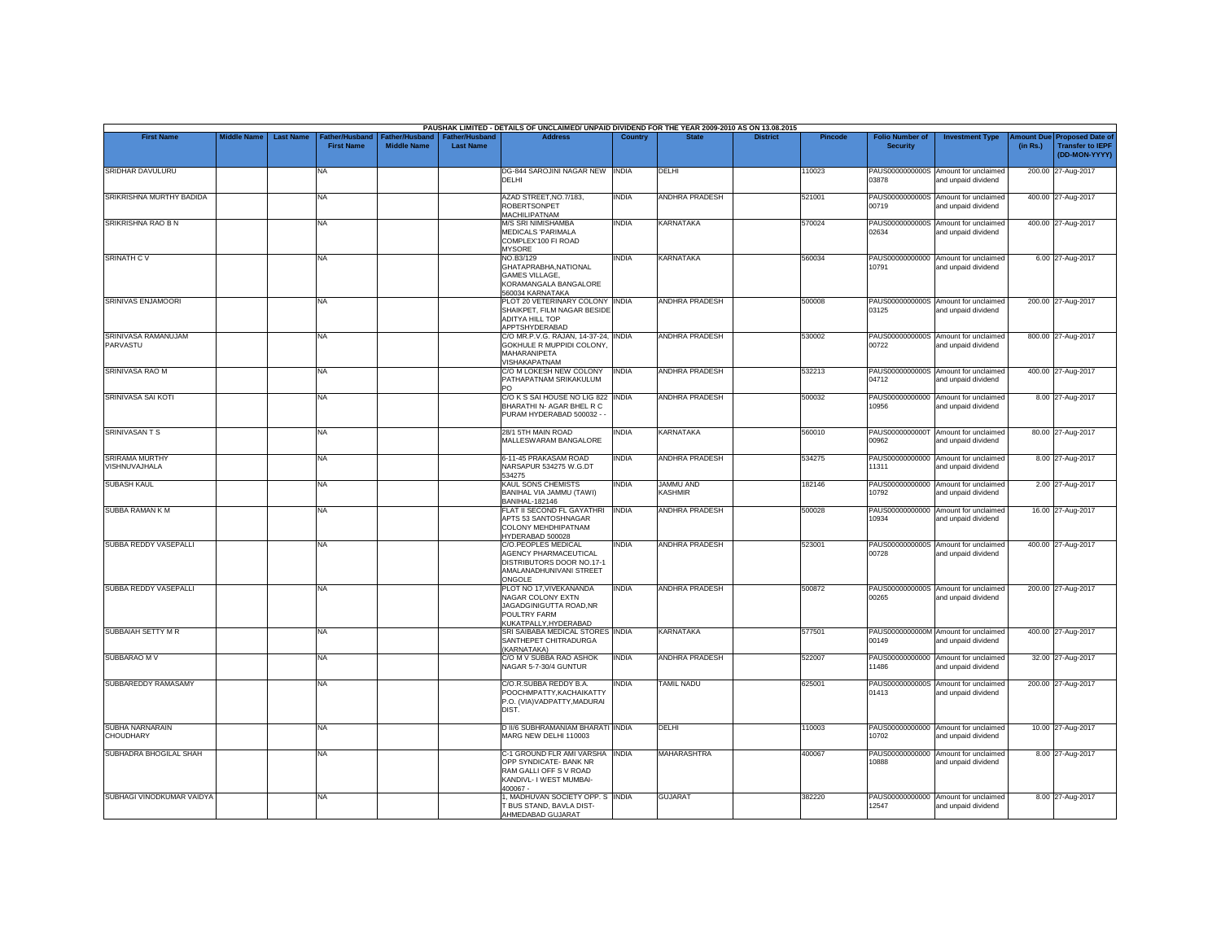PAUSHAK LIMITED - DETAILS OF UNCLAIMED/ UNPAID DIVIDEND FOR THE YEAR 2009-2010 AS ON 13.08.2015

| First Name | Middle Name | Last Name | Father/Husband First Name | Father/Husband Middle Name | Father/Husband Last Name | Address | Country | State | District | Pincode | Folio Number of Security | Investment Type | Amount Due (in Rs.) | Proposed Date of Transfer to IEPF (DD-MON-YYYY) |
|---|---|---|---|---|---|---|---|---|---|---|---|---|---|---|
| SRIDHAR DAVULURU | | | NA | | | DG-844 SAROJINI NAGAR NEW DELHI | INDIA | DELHI | | 110023 | PAUS0000000000S03878 | Amount for unclaimed and unpaid dividend | 200.00 | 27-Aug-2017 |
| SRIKRISHNA MURTHY BADIDA | | | NA | | | AZAD STREET,NO.7/183, ROBERTSONPET MACHILIPATNAM | INDIA | ANDHRA PRADESH | | 521001 | PAUS0000000000S00719 | Amount for unclaimed and unpaid dividend | 400.00 | 27-Aug-2017 |
| SRIKRISHNA RAO B N | | | NA | | | M/S SRI NIMISHAMBA MEDICALS 'PARIMALA COMPLEX'100 FI ROAD MYSORE | INDIA | KARNATAKA | | 570024 | PAUS0000000000S02634 | Amount for unclaimed and unpaid dividend | 400.00 | 27-Aug-2017 |
| SRINATH C V | | | NA | | | NO.B3/129 GHATAPRABHA,NATIONAL GAMES VILLAGE, KORAMANGALA BANGALORE 560034 KARNATAKA | INDIA | KARNATAKA | | 560034 | PAUS00000000000010791 | Amount for unclaimed and unpaid dividend | 6.00 | 27-Aug-2017 |
| SRINIVAS ENJAMOORI | | | NA | | | PLOT 20 VETERINARY COLONY SHAIKPET, FILM NAGAR BESIDE ADITYA HILL TOP APPTSHYDERABAD | INDIA | ANDHRA PRADESH | | 500008 | PAUS0000000000S03125 | Amount for unclaimed and unpaid dividend | 200.00 | 27-Aug-2017 |
| SRINIVASA RAMANUJAM PARVASTU | | | NA | | | C/O MR.P.V.G. RAJAN, 14-37-24, GOKHULE R MUPPIDI COLONY, MAHARANIPETA VISHAKAPATNAM | INDIA | ANDHRA PRADESH | | 530002 | PAUS0000000000S00722 | Amount for unclaimed and unpaid dividend | 800.00 | 27-Aug-2017 |
| SRINIVASA RAO M | | | NA | | | C/O M LOKESH NEW COLONY PATHAPATNAM SRIKAKULUM PO | INDIA | ANDHRA PRADESH | | 532213 | PAUS0000000000S04712 | Amount for unclaimed and unpaid dividend | 400.00 | 27-Aug-2017 |
| SRINIVASA SAI KOTI | | | NA | | | C/O K S SAI HOUSE NO LIG 822 BHARATHI N- AGAR BHEL R C PURAM HYDERABAD 500032 - - | INDIA | ANDHRA PRADESH | | 500032 | PAUS00000000000010956 | Amount for unclaimed and unpaid dividend | 8.00 | 27-Aug-2017 |
| SRINIVASAN T S | | | NA | | | 28/1 5TH MAIN ROAD MALLESWARAM BANGALORE | INDIA | KARNATAKA | | 560010 | PAUS0000000000T00962 | Amount for unclaimed and unpaid dividend | 80.00 | 27-Aug-2017 |
| SRIRAMA MURTHY VISHNUVAJHALA | | | NA | | | 6-11-45 PRAKASAM ROAD NARSAPUR 534275 W.G.DT 534275 | INDIA | ANDHRA PRADESH | | 534275 | PAUS00000000000011311 | Amount for unclaimed and unpaid dividend | 8.00 | 27-Aug-2017 |
| SUBASH KAUL | | | NA | | | KAUL SONS CHEMISTS BANIHAL VIA JAMMU (TAWI) BANIHAL-182146 | INDIA | JAMMU AND KASHMIR | | 182146 | PAUS00000000000010792 | Amount for unclaimed and unpaid dividend | 2.00 | 27-Aug-2017 |
| SUBBA RAMAN K M | | | NA | | | FLAT II SECOND FL GAYATHRI APTS 53 SANTOSHNAGAR COLONY MEHDHIPATNAM HYDERABAD 500028 | INDIA | ANDHRA PRADESH | | 500028 | PAUS00000000000010934 | Amount for unclaimed and unpaid dividend | 16.00 | 27-Aug-2017 |
| SUBBA REDDY VASEPALLI | | | NA | | | C/O.PEOPLES MEDICAL AGENCY PHARMACEUTICAL DISTRIBUTORS DOOR NO.17-1 AMALANADHUNIVANI STREET ONGOLE | INDIA | ANDHRA PRADESH | | 523001 | PAUS0000000000S00728 | Amount for unclaimed and unpaid dividend | 400.00 | 27-Aug-2017 |
| SUBBA REDDY VASEPALLI | | | NA | | | PLOT NO 17,VIVEKANANDA NAGAR COLONY EXTN JAGADGINIGUTTA ROAD,NR POULTRY FARM KUKATPALLY,HYDERABAD | INDIA | ANDHRA PRADESH | | 500872 | PAUS0000000000S00265 | Amount for unclaimed and unpaid dividend | 200.00 | 27-Aug-2017 |
| SUBBAIAH SETTY M R | | | NA | | | SRI SAIBABA MEDICAL STORES SANTHEPET CHITRADURGA (KARNATAKA) | INDIA | KARNATAKA | | 577501 | PAUS0000000000M00149 | Amount for unclaimed and unpaid dividend | 400.00 | 27-Aug-2017 |
| SUBBARAO M V | | | NA | | | C/O M V SUBBA RAO ASHOK NAGAR 5-7-30/4 GUNTUR | INDIA | ANDHRA PRADESH | | 522007 | PAUS00000000000011486 | Amount for unclaimed and unpaid dividend | 32.00 | 27-Aug-2017 |
| SUBBAREDDY RAMASAMY | | | NA | | | C/O.R.SUBBA REDDY B.A. POOCHMPATTY,KACHAIKATTY P.O. (VIA)VADPATTY,MADURAI DIST. | INDIA | TAMIL NADU | | 625001 | PAUS0000000000S01413 | Amount for unclaimed and unpaid dividend | 200.00 | 27-Aug-2017 |
| SUBHA NARNARAIN CHOUDHARY | | | NA | | | D II/6 SUBHRAMANIAM BHARATI MARG NEW DELHI 110003 | INDIA | DELHI | | 110003 | PAUS00000000000010702 | Amount for unclaimed and unpaid dividend | 10.00 | 27-Aug-2017 |
| SUBHADRA BHOGILAL SHAH | | | NA | | | C-1 GROUND FLR AMI VARSHA OPP SYNDICATE- BANK NR RAM GALLI OFF S V ROAD KANDIVL- I WEST MUMBAI-400067 - | INDIA | MAHARASHTRA | | 400067 | PAUS00000000000010888 | Amount for unclaimed and unpaid dividend | 8.00 | 27-Aug-2017 |
| SUBHAGI VINODKUMAR VAIDYA | | | NA | | | 1, MADHUVAN SOCIETY OPP. S T BUS STAND, BAVLA DIST-AHMEDABAD GUJARAT | INDIA | GUJARAT | | 382220 | PAUS00000000000012547 | Amount for unclaimed and unpaid dividend | 8.00 | 27-Aug-2017 |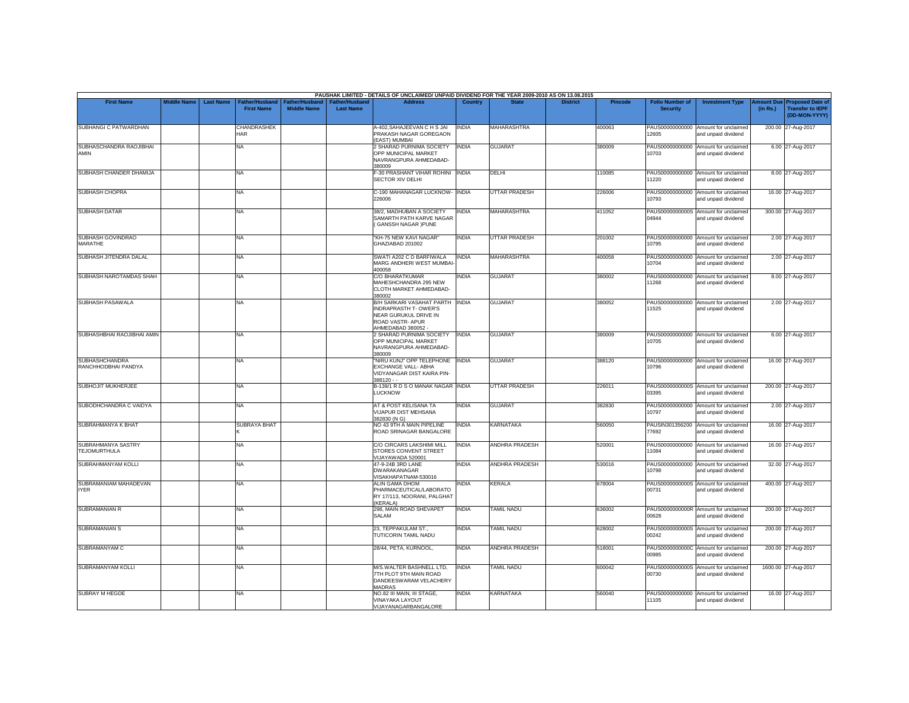PAUSHAK LIMITED - DETAILS OF UNCLAIMED/ UNPAID DIVIDEND FOR THE YEAR 2009-2010 AS ON 13.08.2015

| First Name | Middle Name | Last Name | Father/Husband First Name | Father/Husband Middle Name | Father/Husband Last Name | Address | Country | State | District | Pincode | Folio Number of Security | Investment Type | Amount Due (in Rs.) | Proposed Date of Transfer to IEPF (DD-MON-YYYY) |
|---|---|---|---|---|---|---|---|---|---|---|---|---|---|---|
| SUBHANGI C PATWARDHAN | | | CHANDRASHEKHAR | | | A-402,SAHAJEEVAN C H S JAI PRAKASH NAGAR GOREGAON (EAST) MUMBAI | INDIA | MAHARASHTRA | | 400063 | PAUS00000000000012605 | Amount for unclaimed and unpaid dividend | 200.00 | 27-Aug-2017 |
| SUBHASCHANDRA RAOJIBHAI AMIN | | | NA | | | 2 SHARAD PURNIMA SOCIETY OPP MUNICIPAL MARKET NAVRANGPURA AHMEDABAD-380009 | INDIA | GUJARAT | | 380009 | PAUS00000000000010703 | Amount for unclaimed and unpaid dividend | 6.00 | 27-Aug-2017 |
| SUBHASH CHANDER DHAMIJA | | | NA | | | F-30 PRASHANT VIHAR ROHINI SECTOR XIV DELHI | INDIA | DELHI | | 110085 | PAUS00000000000011220 | Amount for unclaimed and unpaid dividend | 8.00 | 27-Aug-2017 |
| SUBHASH CHOPRA | | | NA | | | C-190 MAHANAGAR LUCKNOW-226006 | INDIA | UTTAR PRADESH | | 226006 | PAUS00000000000010793 | Amount for unclaimed and unpaid dividend | 16.00 | 27-Aug-2017 |
| SUBHASH DATAR | | | NA | | | 38/2, MADHUBAN A SOCIETY SAMARTH PATH KARVE NAGAR ( GANSSH NAGAR )PUNE | INDIA | MAHARASHTRA | | 411052 | PAUS0000000000S04944 | Amount for unclaimed and unpaid dividend | 300.00 | 27-Aug-2017 |
| SUBHASH GOVINDRAO MARATHE | | | NA | | | "KH-75 NEW KAVI NAGAR" GHAZIABAD 201002 | INDIA | UTTAR PRADESH | | 201002 | PAUS00000000000010795 | Amount for unclaimed and unpaid dividend | 2.00 | 27-Aug-2017 |
| SUBHASH JITENDRA DALAL | | | NA | | | SWATI A202 C D BARFIWALA MARG ANDHERI WEST MUMBAI-400058 | INDIA | MAHARASHTRA | | 400058 | PAUS00000000000010704 | Amount for unclaimed and unpaid dividend | 2.00 | 27-Aug-2017 |
| SUBHASH NAROTAMDAS SHAH | | | NA | | | C/O BHARATKUMAR MAHESHCHANDRA 295 NEW CLOTH MARKET AHMEDABAD-380002 | INDIA | GUJARAT | | 380002 | PAUS00000000000011268 | Amount for unclaimed and unpaid dividend | 8.00 | 27-Aug-2017 |
| SUBHASH PASAWALA | | | NA | | | B/H SARKARI VASAHAT PARTH INDRAPRASTH T- OWER'S NEAR GURUKUL DRIVE IN ROAD VASTR- APUR AHMEDABAD 380052 - | INDIA | GUJARAT | | 380052 | PAUS00000000000011525 | Amount for unclaimed and unpaid dividend | 2.00 | 27-Aug-2017 |
| SUBHASHBHAI RAOJIBHAI AMIN | | | NA | | | 2 SHARAD PURNIMA SOCIETY OPP MUNICIPAL MARKET NAVRANGPURA AHMEDABAD-380009 | INDIA | GUJARAT | | 380009 | PAUS00000000000010705 | Amount for unclaimed and unpaid dividend | 6.00 | 27-Aug-2017 |
| SUBHASHCHANDRA RANCHHODBHAI PANDYA | | | NA | | | "NIRU KUNJ" OPP TELEPHONE EXCHANGE VALL- ABHA VIDYANAGAR DIST KAIRA PIN-388120 - - | INDIA | GUJARAT | | 388120 | PAUS00000000000010796 | Amount for unclaimed and unpaid dividend | 16.00 | 27-Aug-2017 |
| SUBHOJIT MUKHERJEE | | | NA | | | B-139/1 R D S O MANAK NAGAR LUCKNOW | INDIA | UTTAR PRADESH | | 226011 | PAUS0000000000S03395 | Amount for unclaimed and unpaid dividend | 200.00 | 27-Aug-2017 |
| SUBODHCHANDRA C VAIDYA | | | NA | | | AT & POST KELISANA TA VIJAPUR DIST MEHSANA 382830 (N G) | INDIA | GUJARAT | | 382830 | PAUS00000000000010797 | Amount for unclaimed and unpaid dividend | 2.00 | 27-Aug-2017 |
| SUBRAHMANYA K BHAT | | | SUBRAYA BHAT K | | | NO 43 9TH A MAIN PIPELINE ROAD SRINAGAR BANGALORE | INDIA | KARNATAKA | | 560050 | PAUSIN30135620077692 | Amount for unclaimed and unpaid dividend | 16.00 | 27-Aug-2017 |
| SUBRAHMANYA SASTRY TEJOMURTHULA | | | NA | | | C/O CIRCARS LAKSHIMI MILL STORES CONVENT STREET VIJAYAWADA 520001 | INDIA | ANDHRA PRADESH | | 520001 | PAUS00000000000011084 | Amount for unclaimed and unpaid dividend | 16.00 | 27-Aug-2017 |
| SUBRAHMANYAM KOLLI | | | NA | | | 47-9-24B 3RD LANE DWARAKANAGAR VISAKHAPATNAM-530016 | INDIA | ANDHRA PRADESH | | 530016 | PAUS00000000000010798 | Amount for unclaimed and unpaid dividend | 32.00 | 27-Aug-2017 |
| SUBRAMANIAM MAHADEVAN IYER | | | NA | | | ALIN GAMA DHOM PHARMACEUTICAL/LABORATORY 17/113, NOORANI, PALGHAT (KERALA) | INDIA | KERALA | | 678004 | PAUS0000000000S00731 | Amount for unclaimed and unpaid dividend | 400.00 | 27-Aug-2017 |
| SUBRAMANIAN R | | | NA | | | 298, MAIN ROAD SHEVAPET SALAM | INDIA | TAMIL NADU | | 636002 | PAUS0000000000R00628 | Amount for unclaimed and unpaid dividend | 200.00 | 27-Aug-2017 |
| SUBRAMANIAN S | | | NA | | | 23, TEPPAKULAM ST., TUTICORIN TAMIL NADU | INDIA | TAMIL NADU | | 628002 | PAUS0000000000S00242 | Amount for unclaimed and unpaid dividend | 200.00 | 27-Aug-2017 |
| SUBRAMANYAM C | | | NA | | | 28/44, PETA, KURNOOL, | INDIA | ANDHRA PRADESH | | 518001 | PAUS0000000000C00985 | Amount for unclaimed and unpaid dividend | 200.00 | 27-Aug-2017 |
| SUBRAMANYAM KOLLI | | | NA | | | M/S.WALTER BASHNELL LTD, 7TH PLOT 9TH MAIN ROAD DANDEESWARAM VELACHERY MADRAS | INDIA | TAMIL NADU | | 600042 | PAUS0000000000S00730 | Amount for unclaimed and unpaid dividend | 1600.00 | 27-Aug-2017 |
| SUBRAY M HEGDE | | | NA | | | NO.82 III MAIN, III STAGE, VINAYAKA LAYOUT VIJAYANAGARBANGALORE | INDIA | KARNATAKA | | 560040 | PAUS00000000000011105 | Amount for unclaimed and unpaid dividend | 16.00 | 27-Aug-2017 |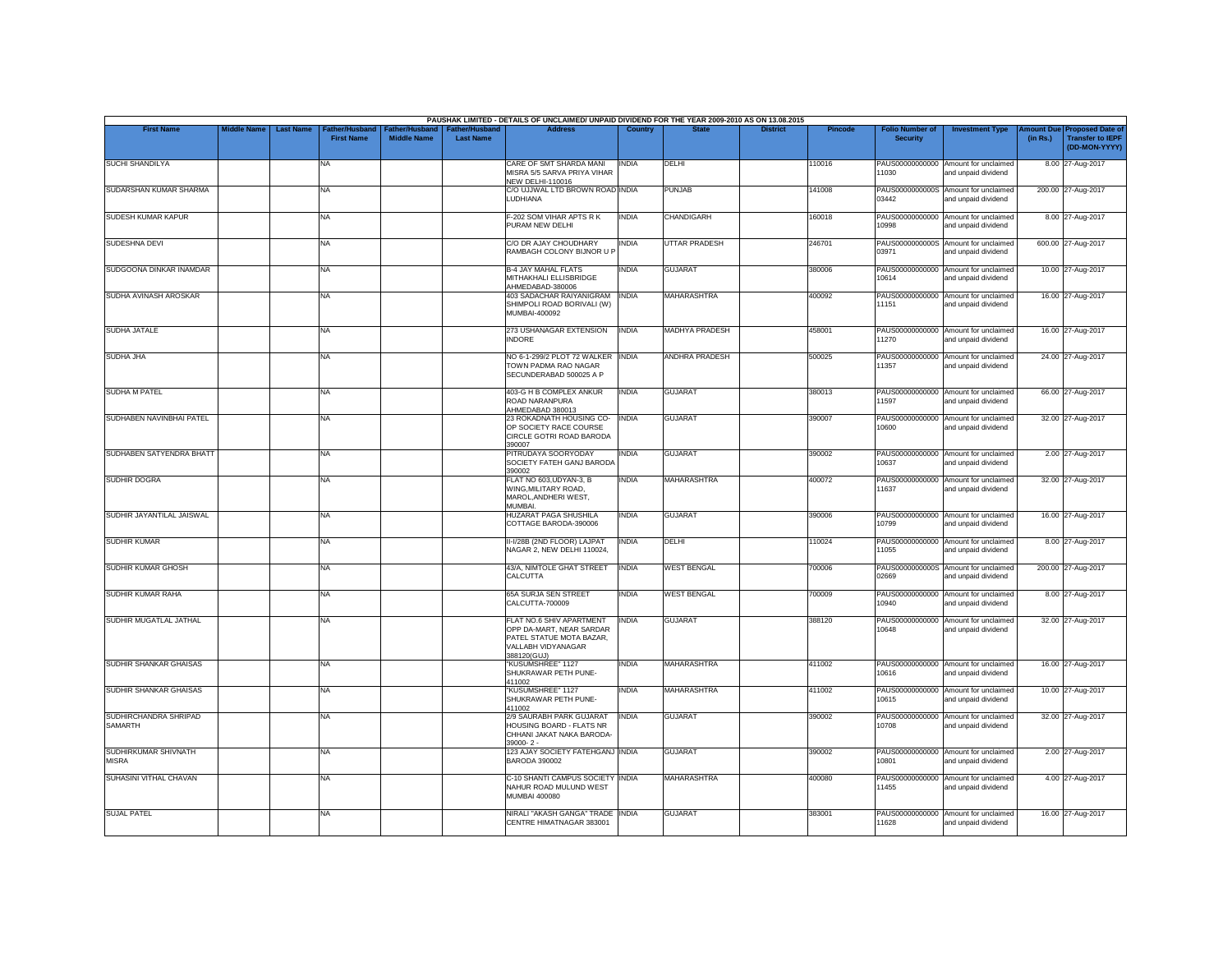PAUSHAK LIMITED - DETAILS OF UNCLAIMED/ UNPAID DIVIDEND FOR THE YEAR 2009-2010 AS ON 13.08.2015

| First Name | Middle Name | Last Name | Father/Husband First Name | Father/Husband Middle Name | Father/Husband Last Name | Address | Country | State | District | Pincode | Folio Number of Security | Investment Type | Amount Due (in Rs.) | Proposed Date of Transfer to IEPF (DD-MON-YYYY) |
|---|---|---|---|---|---|---|---|---|---|---|---|---|---|---|
| SUCHI SHANDILYA | | | NA | | | CARE OF SMT SHARDA MANI MISRA 5/5 SARVA PRIYA VIHAR NEW DELHI-110016 | INDIA | DELHI | | 110016 | PAUS00000000000011030 | Amount for unclaimed and unpaid dividend | 8.00 | 27-Aug-2017 |
| SUDARSHAN KUMAR SHARMA | | | NA | | | C/O UJJWAL LTD BROWN ROAD LUDHIANA | INDIA | PUNJAB | | 141008 | PAUS0000000000S03442 | Amount for unclaimed and unpaid dividend | 200.00 | 27-Aug-2017 |
| SUDESH KUMAR KAPUR | | | NA | | | F-202 SOM VIHAR APTS R K PURAM NEW DELHI | INDIA | CHANDIGARH | | 160018 | PAUS00000000000010998 | Amount for unclaimed and unpaid dividend | 8.00 | 27-Aug-2017 |
| SUDESHNA DEVI | | | NA | | | C/O DR AJAY CHOUDHARY RAMBAGH COLONY BIJNOR U P | INDIA | UTTAR PRADESH | | 246701 | PAUS0000000000S03971 | Amount for unclaimed and unpaid dividend | 600.00 | 27-Aug-2017 |
| SUDGOONA DINKAR INAMDAR | | | NA | | | B-4 JAY MAHAL FLATS MITHAKHALI ELLISBRIDGE AHMEDABAD-380006 | INDIA | GUJARAT | | 380006 | PAUS00000000000010614 | Amount for unclaimed and unpaid dividend | 10.00 | 27-Aug-2017 |
| SUDHA AVINASH AROSKAR | | | NA | | | 403 SADACHAR RAIYANIGRAM SHIMPOLI ROAD BORIVALI (W) MUMBAI-400092 | INDIA | MAHARASHTRA | | 400092 | PAUS00000000000011151 | Amount for unclaimed and unpaid dividend | 16.00 | 27-Aug-2017 |
| SUDHA JATALE | | | NA | | | 273 USHANAGAR EXTENSION INDORE | INDIA | MADHYA PRADESH | | 458001 | PAUS00000000000011270 | Amount for unclaimed and unpaid dividend | 16.00 | 27-Aug-2017 |
| SUDHA JHA | | | NA | | | NO 6-1-299/2 PLOT 72 WALKER TOWN PADMA RAO NAGAR SECUNDERABAD 500025 A P | INDIA | ANDHRA PRADESH | | 500025 | PAUS00000000000011357 | Amount for unclaimed and unpaid dividend | 24.00 | 27-Aug-2017 |
| SUDHA M PATEL | | | NA | | | 403-G H B COMPLEX ANKUR ROAD NARANPURA AHMEDABAD 380013 | INDIA | GUJARAT | | 380013 | PAUS00000000000011597 | Amount for unclaimed and unpaid dividend | 66.00 | 27-Aug-2017 |
| SUDHABEN NAVINBHAI PATEL | | | NA | | | 23 ROKADNATH HOUSING CO-OP SOCIETY RACE COURSE CIRCLE GOTRI ROAD BARODA 390007 | INDIA | GUJARAT | | 390007 | PAUS00000000000010600 | Amount for unclaimed and unpaid dividend | 32.00 | 27-Aug-2017 |
| SUDHABEN SATYENDRA BHATT | | | NA | | | PITRUDAYA SOORYODAY SOCIETY FATEH GANJ BARODA 390002 | INDIA | GUJARAT | | 390002 | PAUS00000000000010637 | Amount for unclaimed and unpaid dividend | 2.00 | 27-Aug-2017 |
| SUDHIR DOGRA | | | NA | | | FLAT NO 603,UDYAN-3, B WING,MILITARY ROAD, MAROL,ANDHERI WEST, MUMBAI. | INDIA | MAHARASHTRA | | 400072 | PAUS00000000000011637 | Amount for unclaimed and unpaid dividend | 32.00 | 27-Aug-2017 |
| SUDHIR JAYANTILAL JAISWAL | | | NA | | | HUZARAT PAGA SHUSHILA COTTAGE BARODA-390006 | INDIA | GUJARAT | | 390006 | PAUS00000000000010799 | Amount for unclaimed and unpaid dividend | 16.00 | 27-Aug-2017 |
| SUDHIR KUMAR | | | NA | | | II-I/28B (2ND FLOOR) LAJPAT NAGAR 2, NEW DELHI 110024, | INDIA | DELHI | | 110024 | PAUS00000000000011055 | Amount for unclaimed and unpaid dividend | 8.00 | 27-Aug-2017 |
| SUDHIR KUMAR GHOSH | | | NA | | | 43/A, NIMTOLE GHAT STREET CALCUTTA | INDIA | WEST BENGAL | | 700006 | PAUS0000000000S02669 | Amount for unclaimed and unpaid dividend | 200.00 | 27-Aug-2017 |
| SUDHIR KUMAR RAHA | | | NA | | | 65A SURJA SEN STREET CALCUTTA-700009 | INDIA | WEST BENGAL | | 700009 | PAUS00000000000010940 | Amount for unclaimed and unpaid dividend | 8.00 | 27-Aug-2017 |
| SUDHIR MUGATLAL JATHAL | | | NA | | | FLAT NO.6 SHIV APARTMENT OPP DA-MART, NEAR SARDAR PATEL STATUE MOTA BAZAR, VALLABH VIDYANAGAR 388120(GUJ) | INDIA | GUJARAT | | 388120 | PAUS00000000000010648 | Amount for unclaimed and unpaid dividend | 32.00 | 27-Aug-2017 |
| SUDHIR SHANKAR GHAISAS | | | NA | | | "KUSUMSHREE" 1127 SHUKRAWAR PETH PUNE-411002 | INDIA | MAHARASHTRA | | 411002 | PAUS00000000000010616 | Amount for unclaimed and unpaid dividend | 16.00 | 27-Aug-2017 |
| SUDHIR SHANKAR GHAISAS | | | NA | | | "KUSUMSHREE" 1127 SHUKRAWAR PETH PUNE-411002 | INDIA | MAHARASHTRA | | 411002 | PAUS00000000000010615 | Amount for unclaimed and unpaid dividend | 10.00 | 27-Aug-2017 |
| SUDHIRCHANDRA SHRIPAD SAMARTH | | | NA | | | 2/9 SAURABH PARK GUJARAT HOUSING BOARD - FLATS NR CHHANI JAKAT NAKA BARODA-39000- 2 - | INDIA | GUJARAT | | 390002 | PAUS00000000000010708 | Amount for unclaimed and unpaid dividend | 32.00 | 27-Aug-2017 |
| SUDHIRKUMAR SHIVNATH MISRA | | | NA | | | 123 AJAY SOCIETY FATEHGANJ BARODA 390002 | INDIA | GUJARAT | | 390002 | PAUS00000000000010801 | Amount for unclaimed and unpaid dividend | 2.00 | 27-Aug-2017 |
| SUHASINI VITHAL CHAVAN | | | NA | | | C-10 SHANTI CAMPUS SOCIETY NAHUR ROAD MULUND WEST MUMBAI 400080 | INDIA | MAHARASHTRA | | 400080 | PAUS00000000000011455 | Amount for unclaimed and unpaid dividend | 4.00 | 27-Aug-2017 |
| SUJAL PATEL | | | NA | | | NIRALI "AKASH GANGA" TRADE CENTRE HIMATNAGAR 383001 | INDIA | GUJARAT | | 383001 | PAUS00000000000011628 | Amount for unclaimed and unpaid dividend | 16.00 | 27-Aug-2017 |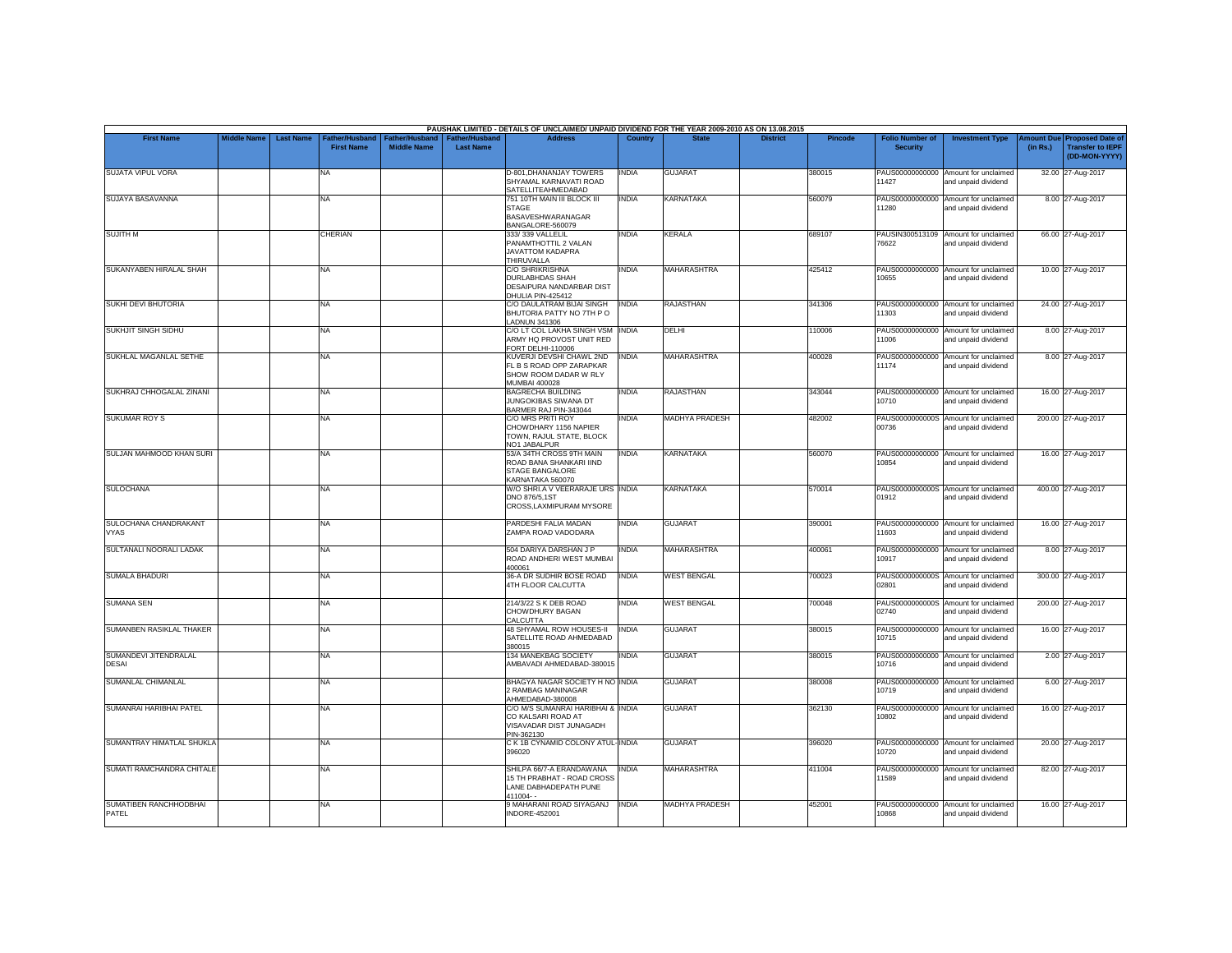PAUSHAK LIMITED - DETAILS OF UNCLAIMED/ UNPAID DIVIDEND FOR THE YEAR 2009-2010 AS ON 13.08.2015

| First Name | Middle Name | Last Name | Father/Husband First Name | Father/Husband Middle Name | Father/Husband Last Name | Address | Country | State | District | Pincode | Folio Number of Security | Investment Type | Amount Due (in Rs.) | Proposed Date of Transfer to IEPF (DD-MON-YYYY) |
|---|---|---|---|---|---|---|---|---|---|---|---|---|---|---|
| SUJATA VIPUL VORA | | | NA | | | D-801,DHANANJAY TOWERS SHYAMAL KARNAVATI ROAD SATELLITEAHMEDABAD | INDIA | GUJARAT | | 380015 | PAUS00000000000 11427 | Amount for unclaimed and unpaid dividend | 32.00 | 27-Aug-2017 |
| SUJAYA BASAVANNA | | | NA | | | 751 10TH MAIN III BLOCK III STAGE BASAVESHWARANAGAR BANGALORE-560079 | INDIA | KARNATAKA | | 560079 | PAUS00000000000 11280 | Amount for unclaimed and unpaid dividend | 8.00 | 27-Aug-2017 |
| SUJITH M | | | CHERIAN | | | 333/ 339 VALLELIL PANAMTHOTTIL 2 VALAN JAVATTOM KADAPRA THIRUVALLA | INDIA | KERALA | | 689107 | PAUSIN300513109 76622 | Amount for unclaimed and unpaid dividend | 66.00 | 27-Aug-2017 |
| SUKANYABEN HIRALAL SHAH | | | NA | | | C/O SHRIKRISHNA DURLABHDAS SHAH DESAIPURA NANDARBAR DIST DHULIA PIN-425412 | INDIA | MAHARASHTRA | | 425412 | PAUS00000000000 10655 | Amount for unclaimed and unpaid dividend | 10.00 | 27-Aug-2017 |
| SUKHI DEVI BHUTORIA | | | NA | | | C/O DAULATRAM BIJAI SINGH BHUTORIA PATTY NO 7TH P O LADNUN 341306 | INDIA | RAJASTHAN | | 341306 | PAUS00000000000 11303 | Amount for unclaimed and unpaid dividend | 24.00 | 27-Aug-2017 |
| SUKHJIT SINGH SIDHU | | | NA | | | C/O LT COL LAKHA SINGH VSM ARMY HQ PROVOST UNIT RED FORT DELHI-110006 | INDIA | DELHI | | 110006 | PAUS00000000000 11006 | Amount for unclaimed and unpaid dividend | 8.00 | 27-Aug-2017 |
| SUKHLAL MAGANLAL SETHE | | | NA | | | KUVERJI DEVSHI CHAWL 2ND FL B S ROAD OPP ZARAPKAR SHOW ROOM DADAR W RLY MUMBAI 400028 | INDIA | MAHARASHTRA | | 400028 | PAUS00000000000 11174 | Amount for unclaimed and unpaid dividend | 8.00 | 27-Aug-2017 |
| SUKHRAJ CHHOGALAL ZINANI | | | NA | | | BAGRECHA BUILDING JUNGOKIBAS SIWANA DT BARMER RAJ PIN-343044 | INDIA | RAJASTHAN | | 343044 | PAUS00000000000 10710 | Amount for unclaimed and unpaid dividend | 16.00 | 27-Aug-2017 |
| SUKUMAR ROY S | | | NA | | | C/O MRS PRITI ROY CHOWDHARY 1156 NAPIER TOWN, RAJUL STATE, BLOCK NO1 JABALPUR | INDIA | MADHYA PRADESH | | 482002 | PAUS0000000000S 00736 | Amount for unclaimed and unpaid dividend | 200.00 | 27-Aug-2017 |
| SULJAN MAHMOOD KHAN SURI | | | NA | | | 53/A 34TH CROSS 9TH MAIN ROAD BANA SHANKARI IIND STAGE BANGALORE KARNATAKA 560070 | INDIA | KARNATAKA | | 560070 | PAUS00000000000 10854 | Amount for unclaimed and unpaid dividend | 16.00 | 27-Aug-2017 |
| SULOCHANA | | | NA | | | W/O SHRI.A V VEERARAJE URS DNO 876/5,1ST CROSS,LAXMIPURAM MYSORE | INDIA | KARNATAKA | | 570014 | PAUS0000000000S 01912 | Amount for unclaimed and unpaid dividend | 400.00 | 27-Aug-2017 |
| SULOCHANA CHANDRAKANT VYAS | | | NA | | | PARDESHI FALIA MADAN ZAMPA ROAD VADODARA | INDIA | GUJARAT | | 390001 | PAUS00000000000 11603 | Amount for unclaimed and unpaid dividend | 16.00 | 27-Aug-2017 |
| SULTANALI NOORALI LADAK | | | NA | | | 504 DARIYA DARSHAN J P ROAD ANDHERI WEST MUMBAI 400061 | INDIA | MAHARASHTRA | | 400061 | PAUS00000000000 10917 | Amount for unclaimed and unpaid dividend | 8.00 | 27-Aug-2017 |
| SUMALA BHADURI | | | NA | | | 36-A DR SUDHIR BOSE ROAD 4TH FLOOR CALCUTTA | INDIA | WEST BENGAL | | 700023 | PAUS0000000000S 02801 | Amount for unclaimed and unpaid dividend | 300.00 | 27-Aug-2017 |
| SUMANA SEN | | | NA | | | 214/3/22 S K DEB ROAD CHOWDHURY BAGAN CALCUTTA | INDIA | WEST BENGAL | | 700048 | PAUS0000000000S 02740 | Amount for unclaimed and unpaid dividend | 200.00 | 27-Aug-2017 |
| SUMANBEN RASIKLAL THAKER | | | NA | | | 48 SHYAMAL ROW HOUSES-II SATELLITE ROAD AHMEDABAD 380015 | INDIA | GUJARAT | | 380015 | PAUS00000000000 10715 | Amount for unclaimed and unpaid dividend | 16.00 | 27-Aug-2017 |
| SUMANDEVI JITENDRALAL DESAI | | | NA | | | 134 MANEKBAG SOCIETY AMBAVADI AHMEDABAD-380015 | INDIA | GUJARAT | | 380015 | PAUS00000000000 10716 | Amount for unclaimed and unpaid dividend | 2.00 | 27-Aug-2017 |
| SUMANLAL CHIMANLAL | | | NA | | | BHAGYA NAGAR SOCIETY H NO 2 RAMBAG MANINAGAR AHMEDABAD-380008 | INDIA | GUJARAT | | 380008 | PAUS00000000000 10719 | Amount for unclaimed and unpaid dividend | 6.00 | 27-Aug-2017 |
| SUMANRAI HARIBHAI PATEL | | | NA | | | C/O M/S SUMANRAI HARIBHAI & CO KALSARI ROAD AT VISAVADAR DIST JUNAGADH PIN-362130 | INDIA | GUJARAT | | 362130 | PAUS00000000000 10802 | Amount for unclaimed and unpaid dividend | 16.00 | 27-Aug-2017 |
| SUMANTRAY HIMATLAL SHUKLA | | | NA | | | C K 1B CYNAMID COLONY ATUL-396020 | INDIA | GUJARAT | | 396020 | PAUS00000000000 10720 | Amount for unclaimed and unpaid dividend | 20.00 | 27-Aug-2017 |
| SUMATI RAMCHANDRA CHITALE | | | NA | | | SHILPA 66/7-A ERANDAWANA 15 TH PRABHAT - ROAD CROSS LANE DABHADEPATH PUNE 411004- - | INDIA | MAHARASHTRA | | 411004 | PAUS00000000000 11589 | Amount for unclaimed and unpaid dividend | 82.00 | 27-Aug-2017 |
| SUMATIBEN RANCHHODBHAI PATEL | | | NA | | | 9 MAHARANI ROAD SIYAGANJ INDORE-452001 | INDIA | MADHYA PRADESH | | 452001 | PAUS00000000000 10868 | Amount for unclaimed and unpaid dividend | 16.00 | 27-Aug-2017 |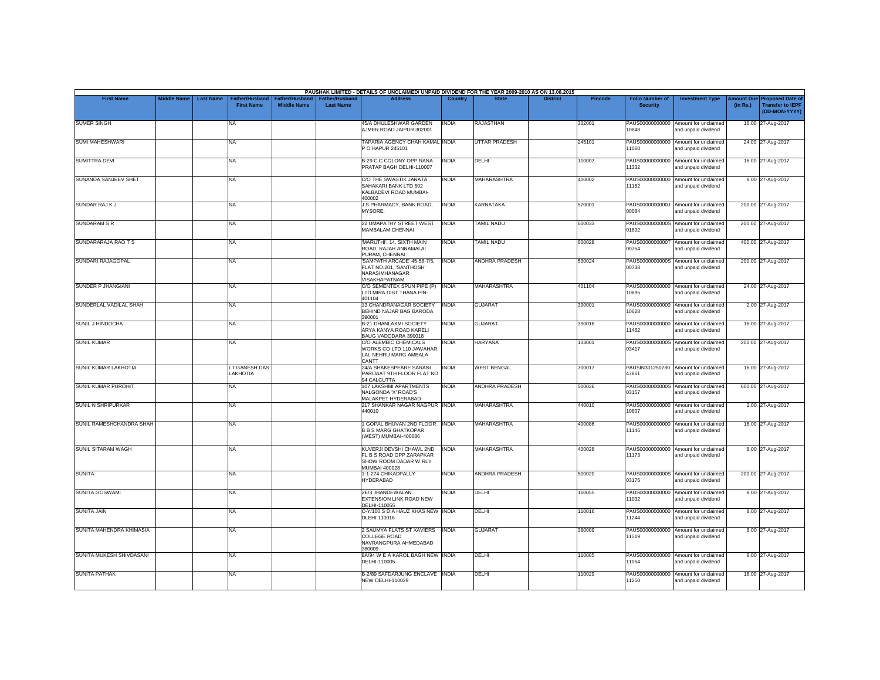PAUSHAK LIMITED - DETAILS OF UNCLAIMED/ UNPAID DIVIDEND FOR THE YEAR 2009-2010 AS ON 13.08.2015

| First Name | Middle Name | Last Name | Father/Husband First Name | Father/Husband Middle Name | Father/Husband Last Name | Address | Country | State | District | Pincode | Folio Number of Security | Investment Type | Amount Due (in Rs.) | Proposed Date of Transfer to IEPF (DD-MON-YYYY) |
|---|---|---|---|---|---|---|---|---|---|---|---|---|---|---|
| SUMER SINGH | | | NA | | | 45/A DHULESHWAR GARDEN AJMER ROAD JAIPUR 302001 | INDIA | RAJASTHAN | | 302001 | PAUS00000000000 10848 | Amount for unclaimed and unpaid dividend | 16.00 | 27-Aug-2017 |
| SUMI MAHESHWARI | | | NA | | | TAPARIA AGENCY CHAH KAMAL P O HAPUR 245101 | INDIA | UTTAR PRADESH | | 245101 | PAUS00000000000 11060 | Amount for unclaimed and unpaid dividend | 24.00 | 27-Aug-2017 |
| SUMITTRA DEVI | | | NA | | | B-29 C C COLONY OPP RANA PRATAP BAGH DELHI-110007 | INDIA | DELHI | | 110007 | PAUS00000000000 11332 | Amount for unclaimed and unpaid dividend | 16.00 | 27-Aug-2017 |
| SUNANDA SANJEEV SHET | | | NA | | | C/O THE SWASTIK JANATA SAHAKARI BANK LTD 502 KALBADEVI ROAD MUMBAI-400002 | INDIA | MAHARASHTRA | | 400002 | PAUS00000000000 11162 | Amount for unclaimed and unpaid dividend | 8.00 | 27-Aug-2017 |
| SUNDAR RAJ K J | | | NA | | | J.S.PHARMACY, BANK ROAD, MYSORE. | INDIA | KARNATAKA | | 570001 | PAUS0000000000J 00084 | Amount for unclaimed and unpaid dividend | 200.00 | 27-Aug-2017 |
| SUNDARAM S R | | | NA | | | 22 UMAPATHY STREET WEST MAMBALAM CHENNAI | INDIA | TAMIL NADU | | 600033 | PAUS0000000000S 01892 | Amount for unclaimed and unpaid dividend | 200.00 | 27-Aug-2017 |
| SUNDARARAJA RAO T S | | | NA | | | 'MARUTHI', 14, SIXTH MAIN ROAD, RAJAH ANNAMALAI PURAM, CHENNAI | INDIA | TAMIL NADU | | 600028 | PAUS0000000000T 00754 | Amount for unclaimed and unpaid dividend | 400.00 | 27-Aug-2017 |
| SUNDARI RAJAGOPAL | | | NA | | | 'SAMPATH ARCADE' 45-58-7/5, FLAT NO.201, 'SANTHOSH' NARASIMHANAGAR VISAKHAPATNAM | INDIA | ANDHRA PRADESH | | 530024 | PAUS0000000000S 00738 | Amount for unclaimed and unpaid dividend | 200.00 | 27-Aug-2017 |
| SUNDER P JHANGIANI | | | NA | | | C/O SEMENTEX SPUN PIPE (P) LTD MIRA DIST THANA PIN-401104 | INDIA | MAHARASHTRA | | 401104 | PAUS00000000000 10895 | Amount for unclaimed and unpaid dividend | 24.00 | 27-Aug-2017 |
| SUNDERLAL VADILAL SHAH | | | NA | | | 13 CHANDRANAGAR SOCIETY BEHIND NAJAR BAG BARODA 390001 | INDIA | GUJARAT | | 390001 | PAUS00000000000 10628 | Amount for unclaimed and unpaid dividend | 2.00 | 27-Aug-2017 |
| SUNIL J HINDOCHA | | | NA | | | B-21 DHANLAXMI SOCIETY ARYA KANYA ROAD KARELI BAUG VADODARA 390018 | INDIA | GUJARAT | | 390018 | PAUS00000000000 11462 | Amount for unclaimed and unpaid dividend | 16.00 | 27-Aug-2017 |
| SUNIL KUMAR | | | NA | | | C/O ALEMBIC CHEMICALS WORKS CO LTD 110 JAWAHAR LAL NEHRU MARG AMBALA CANTT | INDIA | HARYANA | | 133001 | PAUS0000000000S 03417 | Amount for unclaimed and unpaid dividend | 200.00 | 27-Aug-2017 |
| SUNIL KUMAR LAKHOTIA | | | LT GANESH DAS LAKHOTIA | | | 24/A SHAKESPEARE SARANI PARIJAAT 9TH FLOOR FLAT NO 94 CALCUTTA | INDIA | WEST BENGAL | | 700017 | PAUSIN301250280 47861 | Amount for unclaimed and unpaid dividend | 16.00 | 27-Aug-2017 |
| SUNIL KUMAR PUROHIT | | | NA | | | 107 LAKSHMI APARTMENTS NALGONDA 'X' ROAD'S MALAKPET HYDERABAD | INDIA | ANDHRA PRADESH | | 500036 | PAUS0000000000S 03157 | Amount for unclaimed and unpaid dividend | 600.00 | 27-Aug-2017 |
| SUNIL N SHRIPURKAR | | | NA | | | 217 SHANKAR NAGAR NAGPUR 440010 | INDIA | MAHARASHTRA | | 440010 | PAUS00000000000 10807 | Amount for unclaimed and unpaid dividend | 2.00 | 27-Aug-2017 |
| SUNIL RAMESHCHANDRA SHAH | | | NA | | | 1 GOPAL BHUVAN 2ND FLOOR B B S MARG GHATKOPAR (WEST) MUMBAI-400086 | INDIA | MAHARASHTRA | | 400086 | PAUS00000000000 11146 | Amount for unclaimed and unpaid dividend | 16.00 | 27-Aug-2017 |
| SUNIL SITARAM WAGH | | | NA | | | KUVERJI DEVSHI CHAWL 2ND FL B S ROAD OPP ZARAPKAR SHOW ROOM DADAR W RLY MUMBAI 400028 | INDIA | MAHARASHTRA | | 400028 | PAUS00000000000 11173 | Amount for unclaimed and unpaid dividend | 8.00 | 27-Aug-2017 |
| SUNITA | | | NA | | | 1-1-274 CHIKADPALLY HYDERABAD | INDIA | ANDHRA PRADESH | | 500020 | PAUS0000000000S 03175 | Amount for unclaimed and unpaid dividend | 200.00 | 27-Aug-2017 |
| SUNITA GOSWAMI | | | NA | | | 2E/3 JHANDEWALAN EXTENSION LINK ROAD NEW DELHI-110055 | INDIA | DELHI | | 110055 | PAUS00000000000 11032 | Amount for unclaimed and unpaid dividend | 8.00 | 27-Aug-2017 |
| SUNITA JAIN | | | NA | | | C-Y/100 S D A HAUZ KHAS NEW DLEHI 110016 | INDIA | DELHI | | 110016 | PAUS00000000000 11244 | Amount for unclaimed and unpaid dividend | 8.00 | 27-Aug-2017 |
| SUNITA MAHENDRA KHIMASIA | | | NA | | | 2 SAUMYA FLATS ST XAVIERS COLLEGE ROAD NAVRANGPURA AHMEDABAD 380009 | INDIA | GUJARAT | | 380009 | PAUS00000000000 11519 | Amount for unclaimed and unpaid dividend | 8.00 | 27-Aug-2017 |
| SUNITA MUKESH SHIVDASANI | | | NA | | | 8A/94 W E A KAROL BAGH NEW DELHI-110005 | INDIA | DELHI | | 110005 | PAUS00000000000 11054 | Amount for unclaimed and unpaid dividend | 8.00 | 27-Aug-2017 |
| SUNITA PATHAK | | | NA | | | B-2/89 SAFDARJUNG ENCLAVE NEW DELHI-110029 | INDIA | DELHI | | 110029 | PAUS00000000000 11250 | Amount for unclaimed and unpaid dividend | 16.00 | 27-Aug-2017 |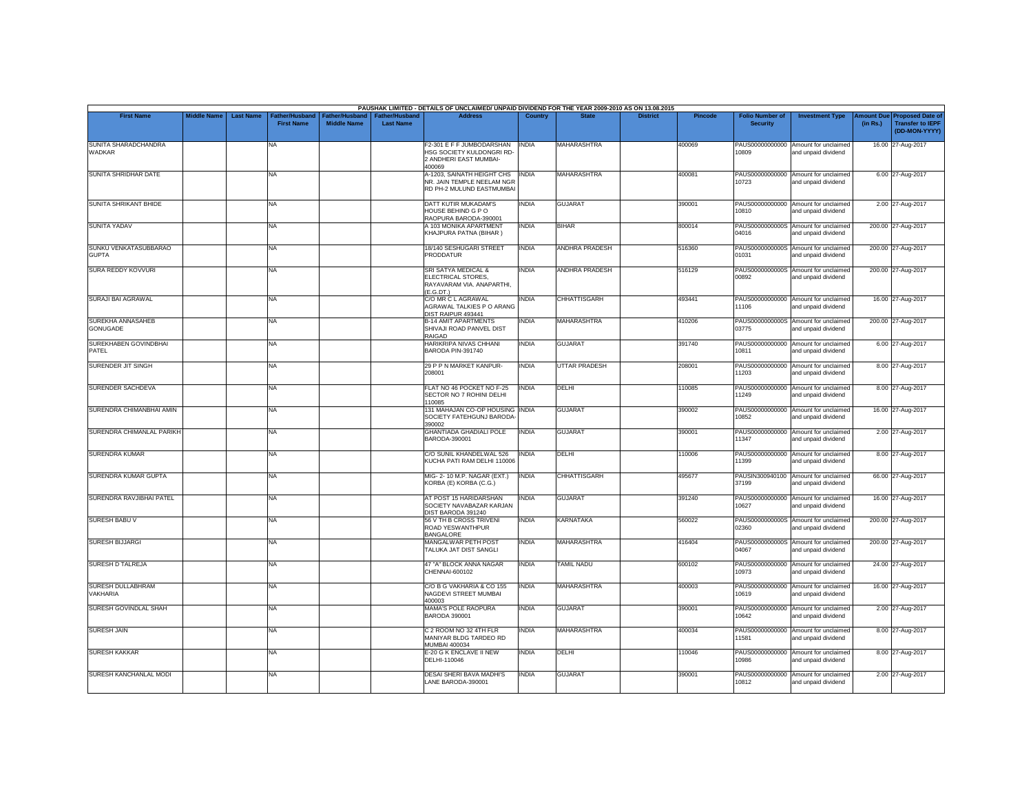PAUSHAK LIMITED - DETAILS OF UNCLAIMED/ UNPAID DIVIDEND FOR THE YEAR 2009-2010 AS ON 13.08.2015

| First Name | Middle Name | Last Name | Father/Husband First Name | Father/Husband Middle Name | Father/Husband Last Name | Address | Country | State | District | Pincode | Folio Number of Security | Investment Type | Amount Due (in Rs.) | Proposed Date of Transfer to IEPF (DD-MON-YYYY) |
|---|---|---|---|---|---|---|---|---|---|---|---|---|---|---|
| SUNITA SHARADCHANDRA WADKAR | | | NA | | | F2-301 E F F JUMBODARSHAN HSG SOCIETY KULDONGRI RD-2 ANDHERI EAST MUMBAI-400069 | INDIA | MAHARASHTRA | | 400069 | PAUS00000000000 10809 | Amount for unclaimed and unpaid dividend | 16.00 | 27-Aug-2017 |
| SUNITA SHRIDHAR DATE | | | NA | | | A-1203, SAINATH HEIGHT CHS NR. JAIN TEMPLE NEELAM NGR RD PH-2 MULUND EASTMUMBAI | INDIA | MAHARASHTRA | | 400081 | PAUS00000000000 10723 | Amount for unclaimed and unpaid dividend | 6.00 | 27-Aug-2017 |
| SUNITA SHRIKANT BHIDE | | | NA | | | DATT KUTIR MUKADAM'S HOUSE BEHIND G P O RAOPURA BARODA-390001 | INDIA | GUJARAT | | 390001 | PAUS00000000000 10810 | Amount for unclaimed and unpaid dividend | 2.00 | 27-Aug-2017 |
| SUNITA YADAV | | | NA | | | A 103 MONIKA APARTMENT KHAJPURA PATNA (BIHAR ) | INDIA | BIHAR | | 800014 | PAUS0000000000S 04016 | Amount for unclaimed and unpaid dividend | 200.00 | 27-Aug-2017 |
| SUNKU VENKATASUBBARAO GUPTA | | | NA | | | 18/140 SESHUGARI STREET PRODDATUR | INDIA | ANDHRA PRADESH | | 516360 | PAUS0000000000S 01031 | Amount for unclaimed and unpaid dividend | 200.00 | 27-Aug-2017 |
| SURA REDDY KOVVURI | | | NA | | | SRI SATYA MEDICAL & ELECTRICAL STORES, RAYAVARAM VIA. ANAPARTHI, (E.G.DT.) | INDIA | ANDHRA PRADESH | | 516129 | PAUS0000000000S 00892 | Amount for unclaimed and unpaid dividend | 200.00 | 27-Aug-2017 |
| SURAJI BAI AGRAWAL | | | NA | | | C/O MR C L AGRAWAL AGRAWAL TALKIES P O ARANG DIST RAIPUR 493441 | INDIA | CHHATTISGARH | | 493441 | PAUS00000000000 11106 | Amount for unclaimed and unpaid dividend | 16.00 | 27-Aug-2017 |
| SUREKHA ANNASAHEB GONUGADE | | | NA | | | B-14 AMIT APARTMENTS SHIVAJI ROAD PANVEL DIST RAIGAD | INDIA | MAHARASHTRA | | 410206 | PAUS0000000000S 03775 | Amount for unclaimed and unpaid dividend | 200.00 | 27-Aug-2017 |
| SUREKHABEN GOVINDBHAI PATEL | | | NA | | | HARIKRIPA NIVAS CHHANI BARODA PIN-391740 | INDIA | GUJARAT | | 391740 | PAUS00000000000 10811 | Amount for unclaimed and unpaid dividend | 6.00 | 27-Aug-2017 |
| SURENDER JIT SINGH | | | NA | | | 29 P P N MARKET KANPUR-208001 | INDIA | UTTAR PRADESH | | 208001 | PAUS00000000000 11203 | Amount for unclaimed and unpaid dividend | 8.00 | 27-Aug-2017 |
| SURENDER SACHDEVA | | | NA | | | FLAT NO 46 POCKET NO F-25 SECTOR NO 7 ROHINI DELHI 110085 | INDIA | DELHI | | 110085 | PAUS00000000000 11249 | Amount for unclaimed and unpaid dividend | 8.00 | 27-Aug-2017 |
| SURENDRA CHIMANBHAI AMIN | | | NA | | | 131 MAHAJAN CO-OP HOUSING SOCIETY FATEHGUNJ BARODA-390002 | INDIA | GUJARAT | | 390002 | PAUS00000000000 10852 | Amount for unclaimed and unpaid dividend | 16.00 | 27-Aug-2017 |
| SURENDRA CHIMANLAL PARIKH | | | NA | | | GHANTIADA GHADIALI POLE BARODA-390001 | INDIA | GUJARAT | | 390001 | PAUS00000000000 11347 | Amount for unclaimed and unpaid dividend | 2.00 | 27-Aug-2017 |
| SURENDRA KUMAR | | | NA | | | C/O SUNIL KHANDELWAL 526 KUCHA PATI RAM DELHI 110006 | INDIA | DELHI | | 110006 | PAUS00000000000 11399 | Amount for unclaimed and unpaid dividend | 8.00 | 27-Aug-2017 |
| SURENDRA KUMAR GUPTA | | | NA | | | MIG- 2- 10 M.P. NAGAR (EXT.) KORBA (E) KORBA (C.G.) | INDIA | CHHATTISGARH | | 495677 | PAUSIN300940100 37199 | Amount for unclaimed and unpaid dividend | 66.00 | 27-Aug-2017 |
| SURENDRA RAVJIBHAI PATEL | | | NA | | | AT POST 15 HARIDARSHAN SOCIETY NAVABAZAR KARJAN DIST BARODA 391240 | INDIA | GUJARAT | | 391240 | PAUS00000000000 10627 | Amount for unclaimed and unpaid dividend | 16.00 | 27-Aug-2017 |
| SURESH BABU V | | | NA | | | 56 V TH B CROSS TRIVENI ROAD YESWANTHPUR BANGALORE | INDIA | KARNATAKA | | 560022 | PAUS0000000000S 02360 | Amount for unclaimed and unpaid dividend | 200.00 | 27-Aug-2017 |
| SURESH BIJJARGI | | | NA | | | MANGALWAR PETH POST TALUKA JAT DIST SANGLI | INDIA | MAHARASHTRA | | 416404 | PAUS0000000000S 04067 | Amount for unclaimed and unpaid dividend | 200.00 | 27-Aug-2017 |
| SURESH D TALREJA | | | NA | | | 47 "A" BLOCK ANNA NAGAR CHENNAI-600102 | INDIA | TAMIL NADU | | 600102 | PAUS00000000000 10973 | Amount for unclaimed and unpaid dividend | 24.00 | 27-Aug-2017 |
| SURESH DULLABHRAM VAKHARIA | | | NA | | | C/O B G VAKHARIA & CO 155 NAGDEVI STREET MUMBAI 400003 | INDIA | MAHARASHTRA | | 400003 | PAUS00000000000 10619 | Amount for unclaimed and unpaid dividend | 16.00 | 27-Aug-2017 |
| SURESH GOVINDLAL SHAH | | | NA | | | MAMA'S POLE RAOPURA BARODA 390001 | INDIA | GUJARAT | | 390001 | PAUS00000000000 10642 | Amount for unclaimed and unpaid dividend | 2.00 | 27-Aug-2017 |
| SURESH JAIN | | | NA | | | C 2 ROOM NO 32 4TH FLR MANIYAR BLDG TARDEO RD MUMBAI 400034 | INDIA | MAHARASHTRA | | 400034 | PAUS00000000000 11581 | Amount for unclaimed and unpaid dividend | 8.00 | 27-Aug-2017 |
| SURESH KAKKAR | | | NA | | | E-20 G K ENCLAVE II NEW DELHI-110046 | INDIA | DELHI | | 110046 | PAUS00000000000 10986 | Amount for unclaimed and unpaid dividend | 8.00 | 27-Aug-2017 |
| SURESH KANCHANLAL MODI | | | NA | | | DESAI SHERI BAVA MADHI'S LANE BARODA-390001 | INDIA | GUJARAT | | 390001 | PAUS00000000000 10812 | Amount for unclaimed and unpaid dividend | 2.00 | 27-Aug-2017 |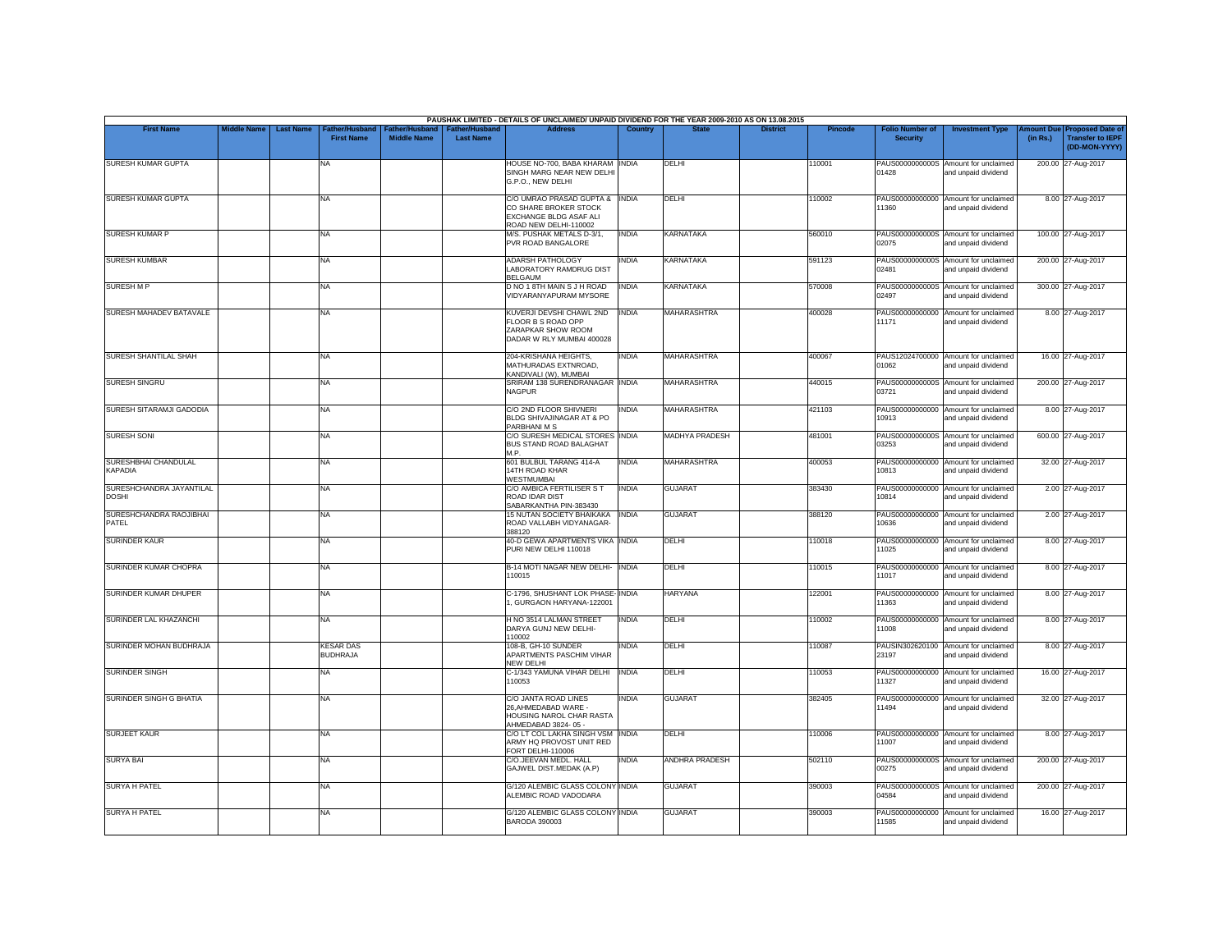PAUSHAK LIMITED - DETAILS OF UNCLAIMED/ UNPAID DIVIDEND FOR THE YEAR 2009-2010 AS ON 13.08.2015

| First Name | Middle Name | Last Name | Father/Husband First Name | Father/Husband Middle Name | Father/Husband Last Name | Address | Country | State | District | Pincode | Folio Number of Security | Investment Type | Amount Due (in Rs.) | Proposed Date of Transfer to IEPF (DD-MON-YYYY) |
|---|---|---|---|---|---|---|---|---|---|---|---|---|---|---|
| SURESH KUMAR GUPTA | | | NA | | | HOUSE NO-700, BABA KHARAM SINGH MARG NEAR NEW DELHI G.P.O., NEW DELHI | INDIA | DELHI | | 110001 | PAUS00000000000S01428 | Amount for unclaimed and unpaid dividend | 200.00 | 27-Aug-2017 |
| SURESH KUMAR GUPTA | | | NA | | | C/O UMRAO PRASAD GUPTA & CO SHARE BROKER STOCK EXCHANGE BLDG ASAF ALI ROAD NEW DELHI-110002 | INDIA | DELHI | | 110002 | PAUS00000000000011360 | Amount for unclaimed and unpaid dividend | 8.00 | 27-Aug-2017 |
| SURESH KUMAR P | | | NA | | | M/S. PUSHAK METALS D-3/1, PVR ROAD BANGALORE | INDIA | KARNATAKA | | 560010 | PAUS00000000000S02075 | Amount for unclaimed and unpaid dividend | 100.00 | 27-Aug-2017 |
| SURESH KUMBAR | | | NA | | | ADARSH PATHOLOGY LABORATORY RAMDRUG DIST BELGAUM | INDIA | KARNATAKA | | 591123 | PAUS00000000000S02481 | Amount for unclaimed and unpaid dividend | 200.00 | 27-Aug-2017 |
| SURESH M P | | | NA | | | D NO 1 8TH MAIN S J H ROAD VIDYARANYAPURAM MYSORE | INDIA | KARNATAKA | | 570008 | PAUS00000000000S02497 | Amount for unclaimed and unpaid dividend | 300.00 | 27-Aug-2017 |
| SURESH MAHADEV BATAVALE | | | NA | | | KUVERJI DEVSHI CHAWL 2ND FLOOR B S ROAD OPP ZARAPKAR SHOW ROOM DADAR W RLY MUMBAI 400028 | INDIA | MAHARASHTRA | | 400028 | PAUS00000000000011171 | Amount for unclaimed and unpaid dividend | 8.00 | 27-Aug-2017 |
| SURESH SHANTILAL SHAH | | | NA | | | 204-KRISHANA HEIGHTS, MATHURADAS EXTNROAD, KANDIVALI (W), MUMBAI | INDIA | MAHARASHTRA | | 400067 | PAUS1202470000001062 | Amount for unclaimed and unpaid dividend | 16.00 | 27-Aug-2017 |
| SURESH SINGRU | | | NA | | | SRIRAM 138 SURENDRANAGAR NAGPUR | INDIA | MAHARASHTRA | | 440015 | PAUS00000000000S03721 | Amount for unclaimed and unpaid dividend | 200.00 | 27-Aug-2017 |
| SURESH SITARAMJI GADODIA | | | NA | | | C/O 2ND FLOOR SHIVNERI BLDG SHIVAJINAGAR AT & PO PARBHANI M S | INDIA | MAHARASHTRA | | 421103 | PAUS00000000000010913 | Amount for unclaimed and unpaid dividend | 8.00 | 27-Aug-2017 |
| SURESH SONI | | | NA | | | C/O SURESH MEDICAL STORES BUS STAND ROAD BALAGHAT M.P. | INDIA | MADHYA PRADESH | | 481001 | PAUS00000000000S03253 | Amount for unclaimed and unpaid dividend | 600.00 | 27-Aug-2017 |
| SURESHBHAI CHANDULAL KAPADIA | | | NA | | | 601 BULBUL TARANG 414-A 14TH ROAD KHAR WESTMUMBAI | INDIA | MAHARASHTRA | | 400053 | PAUS00000000000010813 | Amount for unclaimed and unpaid dividend | 32.00 | 27-Aug-2017 |
| SURESHCHANDRA JAYANTILAL DOSHI | | | NA | | | C/O AMBICA FERTILISER S T ROAD IDAR DIST SABARKANTHA PIN-383430 | INDIA | GUJARAT | | 383430 | PAUS00000000000010814 | Amount for unclaimed and unpaid dividend | 2.00 | 27-Aug-2017 |
| SURESHCHANDRA RAOJIBHAI PATEL | | | NA | | | 15 NUTAN SOCIETY BHAIKAKA ROAD VALLABH VIDYANAGAR-388120 | INDIA | GUJARAT | | 388120 | PAUS00000000000010636 | Amount for unclaimed and unpaid dividend | 2.00 | 27-Aug-2017 |
| SURINDER KAUR | | | NA | | | 40-D GEWA APARTMENTS VIKA PURI NEW DELHI 110018 | INDIA | DELHI | | 110018 | PAUS00000000000011025 | Amount for unclaimed and unpaid dividend | 8.00 | 27-Aug-2017 |
| SURINDER KUMAR CHOPRA | | | NA | | | B-14 MOTI NAGAR NEW DELHI-110015 | INDIA | DELHI | | 110015 | PAUS00000000000011017 | Amount for unclaimed and unpaid dividend | 8.00 | 27-Aug-2017 |
| SURINDER KUMAR DHUPER | | | NA | | | C-1796, SHUSHANT LOK PHASE-1, GURGAON HARYANA-122001 | INDIA | HARYANA | | 122001 | PAUS00000000000011363 | Amount for unclaimed and unpaid dividend | 8.00 | 27-Aug-2017 |
| SURINDER LAL KHAZANCHI | | | NA | | | H NO 3514 LALMAN STREET DARYA GUNJ NEW DELHI-110002 | INDIA | DELHI | | 110002 | PAUS00000000000011008 | Amount for unclaimed and unpaid dividend | 8.00 | 27-Aug-2017 |
| SURINDER MOHAN BUDHRAJA | | | KESAR DAS BUDHRAJA | | | 108-B, GH-10 SUNDER APARTMENTS PASCHIM VIHAR NEW DELHI | INDIA | DELHI | | 110087 | PAUSIN30262010023197 | Amount for unclaimed and unpaid dividend | 8.00 | 27-Aug-2017 |
| SURINDER SINGH | | | NA | | | C-1/343 YAMUNA VIHAR DELHI 110053 | INDIA | DELHI | | 110053 | PAUS00000000000011327 | Amount for unclaimed and unpaid dividend | 16.00 | 27-Aug-2017 |
| SURINDER SINGH G BHATIA | | | NA | | | C/O JANTA ROAD LINES 26,AHMEDABAD WARE - HOUSING NAROL CHAR RASTA AHMEDABAD 3824- 05 - | INDIA | GUJARAT | | 382405 | PAUS00000000000011494 | Amount for unclaimed and unpaid dividend | 32.00 | 27-Aug-2017 |
| SURJEET KAUR | | | NA | | | C/O LT COL LAKHA SINGH VSM ARMY HQ PROVOST UNIT RED FORT DELHI-110006 | INDIA | DELHI | | 110006 | PAUS00000000000011007 | Amount for unclaimed and unpaid dividend | 8.00 | 27-Aug-2017 |
| SURYA BAI | | | NA | | | C/O.JEEVAN MEDL. HALL GAJWEL DIST.MEDAK (A.P) | INDIA | ANDHRA PRADESH | | 502110 | PAUS00000000000S00275 | Amount for unclaimed and unpaid dividend | 200.00 | 27-Aug-2017 |
| SURYA H PATEL | | | NA | | | G/120 ALEMBIC GLASS COLONY ALEMBIC ROAD VADODARA | INDIA | GUJARAT | | 390003 | PAUS00000000000S04584 | Amount for unclaimed and unpaid dividend | 200.00 | 27-Aug-2017 |
| SURYA H PATEL | | | NA | | | G/120 ALEMBIC GLASS COLONY BARODA 390003 | INDIA | GUJARAT | | 390003 | PAUS00000000000011585 | Amount for unclaimed and unpaid dividend | 16.00 | 27-Aug-2017 |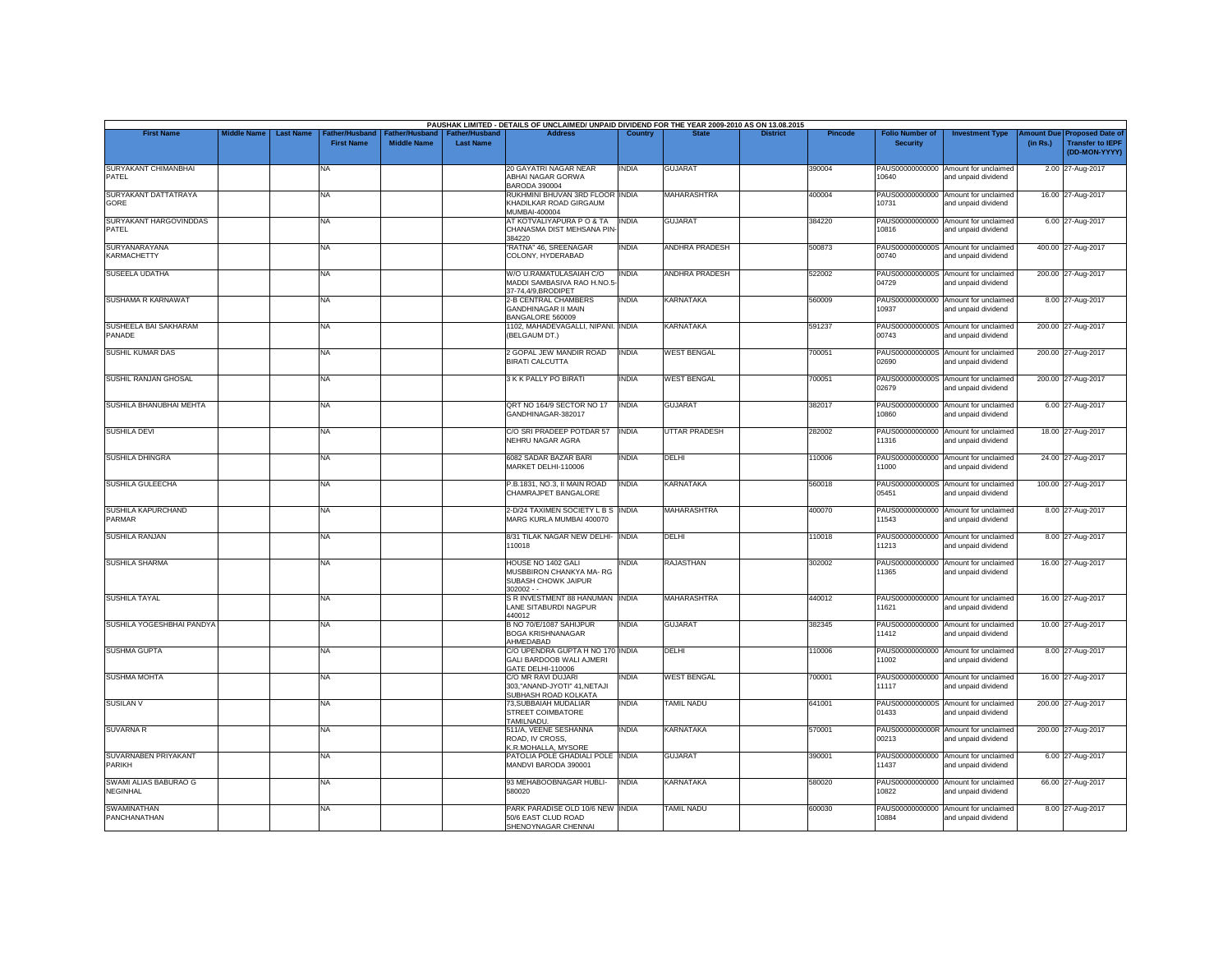PAUSHAK LIMITED - DETAILS OF UNCLAIMED/ UNPAID DIVIDEND FOR THE YEAR 2009-2010 AS ON 13.08.2015

| First Name | Middle Name | Last Name | Father/Husband First Name | Father/Husband Middle Name | Father/Husband Last Name | Address | Country | State | District | Pincode | Folio Number of Security | Investment Type | Amount Due (in Rs.) | Proposed Date of Transfer to IEPF (DD-MON-YYYY) |
|---|---|---|---|---|---|---|---|---|---|---|---|---|---|---|
| SURYAKANT CHIMANBHAI PATEL | | | NA | | | 20 GAYATRI NAGAR NEAR ABHAI NAGAR GORWA BARODA 390004 | INDIA | GUJARAT | | 390004 | PAUS000000000000 10640 | Amount for unclaimed and unpaid dividend | 2.00 | 27-Aug-2017 |
| SURYAKANT DATTATRAYA GORE | | | NA | | | RUKHMINI BHUVAN 3RD FLOOR KHADILKAR ROAD GIRGAUM MUMBAI-400004 | INDIA | MAHARASHTRA | | 400004 | PAUS000000000000 10731 | Amount for unclaimed and unpaid dividend | 16.00 | 27-Aug-2017 |
| SURYAKANT HARGOVINDDAS PATEL | | | NA | | | AT KOTVALIYAPURA P O & TA CHANASMA DIST MEHSANA PIN-384220 | INDIA | GUJARAT | | 384220 | PAUS000000000000 10816 | Amount for unclaimed and unpaid dividend | 6.00 | 27-Aug-2017 |
| SURYANARAYANA KARMACHETTY | | | NA | | | "RATNA" 46, SREENAGAR COLONY, HYDERABAD | INDIA | ANDHRA PRADESH | | 500873 | PAUS0000000000S 00740 | Amount for unclaimed and unpaid dividend | 400.00 | 27-Aug-2017 |
| SUSEELA UDATHA | | | NA | | | W/O U.RAMATULASAIAH C/O MADDI SAMBASIVA RAO H.NO.5-37-74,4/9,BRODIPET | INDIA | ANDHRA PRADESH | | 522002 | PAUS0000000000S 04729 | Amount for unclaimed and unpaid dividend | 200.00 | 27-Aug-2017 |
| SUSHAMA R KARNAWAT | | | NA | | | 2-B CENTRAL CHAMBERS GANDHINAGAR II MAIN BANGALORE 560009 | INDIA | KARNATAKA | | 560009 | PAUS000000000000 10937 | Amount for unclaimed and unpaid dividend | 8.00 | 27-Aug-2017 |
| SUSHEELA BAI SAKHARAM PANADE | | | NA | | | 1102, MAHADEVAGALLI, NIPANI. (BELGAUM DT.) | INDIA | KARNATAKA | | 591237 | PAUS0000000000S 00743 | Amount for unclaimed and unpaid dividend | 200.00 | 27-Aug-2017 |
| SUSHIL KUMAR DAS | | | NA | | | 2 GOPAL JEW MANDIR ROAD BIRATI CALCUTTA | INDIA | WEST BENGAL | | 700051 | PAUS0000000000S 02690 | Amount for unclaimed and unpaid dividend | 200.00 | 27-Aug-2017 |
| SUSHIL RANJAN GHOSAL | | | NA | | | 3 K K PALLY PO BIRATI | INDIA | WEST BENGAL | | 700051 | PAUS0000000000S 02679 | Amount for unclaimed and unpaid dividend | 200.00 | 27-Aug-2017 |
| SUSHILA BHANUBHAI MEHTA | | | NA | | | QRT NO 164/9 SECTOR NO 17 GANDHINAGAR-382017 | INDIA | GUJARAT | | 382017 | PAUS000000000000 10860 | Amount for unclaimed and unpaid dividend | 6.00 | 27-Aug-2017 |
| SUSHILA DEVI | | | NA | | | C/O SRI PRADEEP POTDAR 57 NEHRU NAGAR AGRA | INDIA | UTTAR PRADESH | | 282002 | PAUS000000000000 11316 | Amount for unclaimed and unpaid dividend | 18.00 | 27-Aug-2017 |
| SUSHILA DHINGRA | | | NA | | | 6082 SADAR BAZAR BARI MARKET DELHI-110006 | INDIA | DELHI | | 110006 | PAUS000000000000 11000 | Amount for unclaimed and unpaid dividend | 24.00 | 27-Aug-2017 |
| SUSHILA GULEECHA | | | NA | | | P.B.1831, NO.3, II MAIN ROAD CHAMRAJPET BANGALORE | INDIA | KARNATAKA | | 560018 | PAUS0000000000S 05451 | Amount for unclaimed and unpaid dividend | 100.00 | 27-Aug-2017 |
| SUSHILA KAPURCHAND PARMAR | | | NA | | | 2-D/24 TAXIMEN SOCIETY L B S MARG KURLA MUMBAI 400070 | INDIA | MAHARASHTRA | | 400070 | PAUS000000000000 11543 | Amount for unclaimed and unpaid dividend | 8.00 | 27-Aug-2017 |
| SUSHILA RANJAN | | | NA | | | 8/31 TILAK NAGAR NEW DELHI-110018 | INDIA | DELHI | | 110018 | PAUS000000000000 11213 | Amount for unclaimed and unpaid dividend | 8.00 | 27-Aug-2017 |
| SUSHILA SHARMA | | | NA | | | HOUSE NO 1402 GALI MUSBBIRON CHANKYA MA- RG SUBASH CHOWK JAIPUR 302002 - - | INDIA | RAJASTHAN | | 302002 | PAUS000000000000 11365 | Amount for unclaimed and unpaid dividend | 16.00 | 27-Aug-2017 |
| SUSHILA TAYAL | | | NA | | | S R INVESTMENT 88 HANUMAN LANE SITABURDI NAGPUR 440012 | INDIA | MAHARASHTRA | | 440012 | PAUS000000000000 11621 | Amount for unclaimed and unpaid dividend | 16.00 | 27-Aug-2017 |
| SUSHILA YOGESHBHAI PANDYA | | | NA | | | B NO 70/E/1087 SAHIJPUR BOGA KRISHNANAGAR AHMEDABAD | INDIA | GUJARAT | | 382345 | PAUS000000000000 11412 | Amount for unclaimed and unpaid dividend | 10.00 | 27-Aug-2017 |
| SUSHMA GUPTA | | | NA | | | C/O UPENDRA GUPTA H NO 170 GALI BARDOOB WALI AJMERI GATE DELHI-110006 | INDIA | DELHI | | 110006 | PAUS000000000000 11002 | Amount for unclaimed and unpaid dividend | 8.00 | 27-Aug-2017 |
| SUSHMA MOHTA | | | NA | | | C/O MR RAVI DUJARI 303,"ANAND-JYOTI" 41,NETAJI SUBHASH ROAD KOLKATA | INDIA | WEST BENGAL | | 700001 | PAUS000000000000 11117 | Amount for unclaimed and unpaid dividend | 16.00 | 27-Aug-2017 |
| SUSILAN V | | | NA | | | 73,SUBBAIAH MUDALIAR STREET COIMBATORE TAMILNADU. | INDIA | TAMIL NADU | | 641001 | PAUS0000000000S 01433 | Amount for unclaimed and unpaid dividend | 200.00 | 27-Aug-2017 |
| SUVARNA R | | | NA | | | 511/A, VEENE SESHANNA ROAD, IV CROSS, K.R.MOHALLA, MYSORE | INDIA | KARNATAKA | | 570001 | PAUS0000000000R 00213 | Amount for unclaimed and unpaid dividend | 200.00 | 27-Aug-2017 |
| SUVARNABEN PRIYAKANT PARIKH | | | NA | | | PATOLIA POLE GHADIALI POLE MANDVI BARODA 390001 | INDIA | GUJARAT | | 390001 | PAUS000000000000 11437 | Amount for unclaimed and unpaid dividend | 6.00 | 27-Aug-2017 |
| SWAMI ALIAS BABURAO G NEGINHAL | | | NA | | | 93 MEHABOOBNAGAR HUBLI-580020 | INDIA | KARNATAKA | | 580020 | PAUS000000000000 10822 | Amount for unclaimed and unpaid dividend | 66.00 | 27-Aug-2017 |
| SWAMINATHAN PANCHANATHAN | | | NA | | | PARK PARADISE OLD 10/6 NEW 50/6 EAST CLUD ROAD SHENOYNAGAR CHENNAI | INDIA | TAMIL NADU | | 600030 | PAUS000000000000 10884 | Amount for unclaimed and unpaid dividend | 8.00 | 27-Aug-2017 |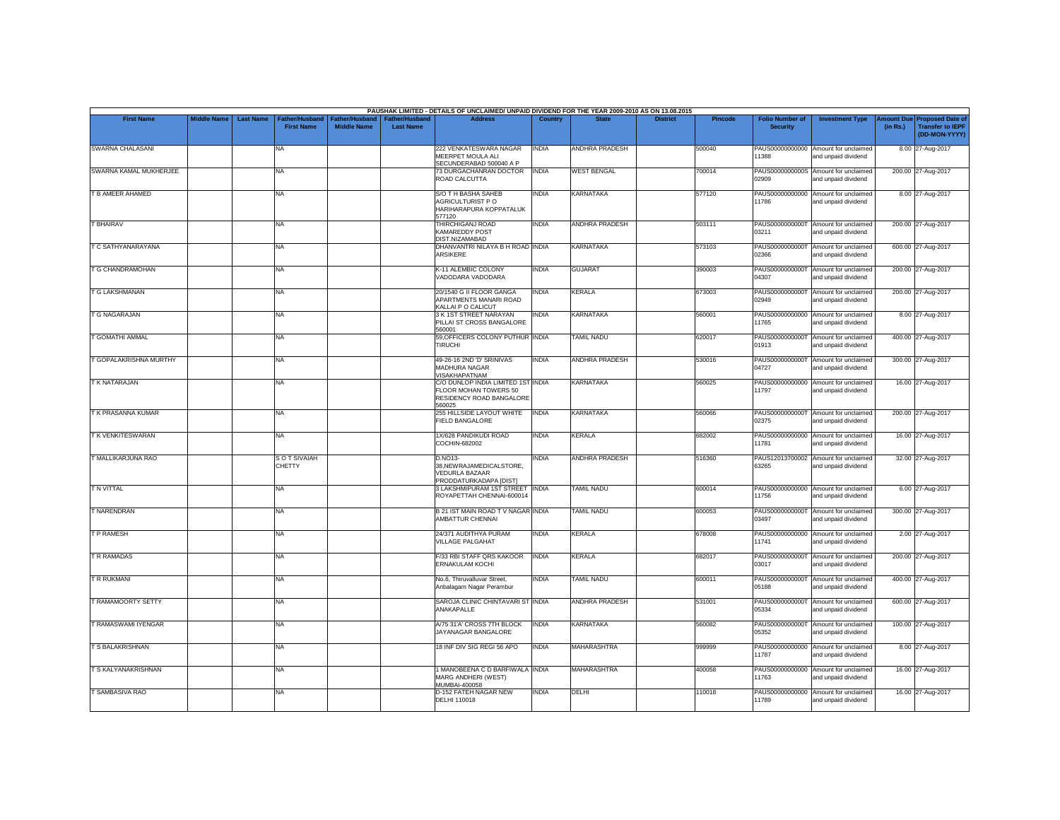PAUSHAK LIMITED - DETAILS OF UNCLAIMED/ UNPAID DIVIDEND FOR THE YEAR 2009-2010 AS ON 13.08.2015

| First Name | Middle Name | Last Name | Father/Husband First Name | Father/Husband Middle Name | Father/Husband Last Name | Address | Country | State | District | Pincode | Folio Number of Security | Investment Type | Amount Due (in Rs.) | Proposed Date of Transfer to IEPF (DD-MON-YYYY) |
|---|---|---|---|---|---|---|---|---|---|---|---|---|---|---|
| SWARNA CHALASANI | | | NA | | | 222 VENKATESWARA NAGAR MEERPET MOULA ALI SECUNDERABAD 500040 A P | INDIA | ANDHRA PRADESH | | 500040 | PAUS00000000000 11388 | Amount for unclaimed and unpaid dividend | 8.00 | 27-Aug-2017 |
| SWARNA KAMAL MUKHERJEE | | | NA | | | 73 DURGACHANRAN DOCTOR ROAD CALCUTTA | INDIA | WEST BENGAL | | 700014 | PAUS0000000000S 02909 | Amount for unclaimed and unpaid dividend | 200.00 | 27-Aug-2017 |
| T B AMEER AHAMED | | | NA | | | S/O T H BASHA SAHEB AGRICULTURIST P O HARIHARAPURA KOPPATALUK 577120 | INDIA | KARNATAKA | | 577120 | PAUS00000000000 11786 | Amount for unclaimed and unpaid dividend | 8.00 | 27-Aug-2017 |
| T BHAIRAV | | | NA | | | THIRCHIGANJ ROAD KAMAREDDY POST DIST.NIZAMABAD | INDIA | ANDHRA PRADESH | | 503111 | PAUS0000000000T 03211 | Amount for unclaimed and unpaid dividend | 200.00 | 27-Aug-2017 |
| T C SATHYANARAYANA | | | NA | | | DHANVANTRI NILAYA B H ROAD ARSIKERE | INDIA | KARNATAKA | | 573103 | PAUS0000000000T 02366 | Amount for unclaimed and unpaid dividend | 600.00 | 27-Aug-2017 |
| T G CHANDRAMOHAN | | | NA | | | K-11 ALEMBIC COLONY VADODARA VADODARA | INDIA | GUJARAT | | 390003 | PAUS0000000000T 04307 | Amount for unclaimed and unpaid dividend | 200.00 | 27-Aug-2017 |
| T G LAKSHMANAN | | | NA | | | 20/1540 G II FLOOR GANGA APARTMENTS MANARI ROAD KALLAI P O CALICUT | INDIA | KERALA | | 673003 | PAUS0000000000T 02949 | Amount for unclaimed and unpaid dividend | 200.00 | 27-Aug-2017 |
| T G NAGARAJAN | | | NA | | | 3 K 1ST STREET NARAYAN PILLAI ST CROSS BANGALORE 560001 | INDIA | KARNATAKA | | 560001 | PAUS00000000000 11765 | Amount for unclaimed and unpaid dividend | 8.00 | 27-Aug-2017 |
| T GOMATHI AMMAL | | | NA | | | 59,OFFICERS COLONY PUTHUR TIRUCHI | INDIA | TAMIL NADU | | 620017 | PAUS0000000000T 01913 | Amount for unclaimed and unpaid dividend | 400.00 | 27-Aug-2017 |
| T GOPALAKRISHNA MURTHY | | | NA | | | 49-26-16 2ND 'D' SRINIVAS MADHURA NAGAR VISAKHAPATNAM | INDIA | ANDHRA PRADESH | | 530016 | PAUS0000000000T 04727 | Amount for unclaimed and unpaid dividend | 300.00 | 27-Aug-2017 |
| T K NATARAJAN | | | NA | | | C/O DUNLOP INDIA LIMITED 1ST FLOOR MOHAN TOWERS 50 RESIDENCY ROAD BANGALORE 560025 | INDIA | KARNATAKA | | 560025 | PAUS00000000000 11797 | Amount for unclaimed and unpaid dividend | 16.00 | 27-Aug-2017 |
| T K PRASANNA KUMAR | | | NA | | | 255 HILLSIDE LAYOUT WHITE FIELD BANGALORE | INDIA | KARNATAKA | | 560066 | PAUS0000000000T 02375 | Amount for unclaimed and unpaid dividend | 200.00 | 27-Aug-2017 |
| T K VENKITESWARAN | | | NA | | | 1X/628 PANDIKUDI ROAD COCHIN-682002 | INDIA | KERALA | | 682002 | PAUS00000000000 11781 | Amount for unclaimed and unpaid dividend | 16.00 | 27-Aug-2017 |
| T MALLIKARJUNA RAO | | | S O T SIVAIAH CHETTY | | | D.NO13-38,NEWRAJAMEDICALSTORE, VEDURLA BAZAAR PRODDATURKADAPA [DIST] | INDIA | ANDHRA PRADESH | | 516360 | PAUS12013700002 63265 | Amount for unclaimed and unpaid dividend | 32.00 | 27-Aug-2017 |
| T N VITTAL | | | NA | | | 3 LAKSHMIPURAM 1ST STREET ROYAPETTAH CHENNAI-600014 | INDIA | TAMIL NADU | | 600014 | PAUS00000000000 11756 | Amount for unclaimed and unpaid dividend | 6.00 | 27-Aug-2017 |
| T NARENDRAN | | | NA | | | B 21 IST MAIN ROAD T V NAGAR AMBATTUR CHENNAI | INDIA | TAMIL NADU | | 600053 | PAUS0000000000T 03497 | Amount for unclaimed and unpaid dividend | 300.00 | 27-Aug-2017 |
| T P RAMESH | | | NA | | | 24/371 AUDITHYA PURAM VILLAGE PALGAHAT | INDIA | KERALA | | 678008 | PAUS00000000000 11741 | Amount for unclaimed and unpaid dividend | 2.00 | 27-Aug-2017 |
| T R RAMADAS | | | NA | | | F/33 RBI STAFF QRS KAKOOR ERNAKULAM KOCHI | INDIA | KERALA | | 682017 | PAUS0000000000T 03017 | Amount for unclaimed and unpaid dividend | 200.00 | 27-Aug-2017 |
| T R RUKMANI | | | NA | | | No.6, Thiruvalluvar Street, Anbalagam Nagar Perambur | INDIA | TAMIL NADU | | 600011 | PAUS0000000000T 05188 | Amount for unclaimed and unpaid dividend | 400.00 | 27-Aug-2017 |
| T RAMAMOORTY SETTY | | | NA | | | SAROJA CLINIC CHINTAVARI ST ANAKAPALLE | INDIA | ANDHRA PRADESH | | 531001 | PAUS0000000000T 05334 | Amount for unclaimed and unpaid dividend | 600.00 | 27-Aug-2017 |
| T RAMASWAMI IYENGAR | | | NA | | | A/75 31'A' CROSS 7TH BLOCK JAYANAGAR BANGALORE | INDIA | KARNATAKA | | 560082 | PAUS0000000000T 05352 | Amount for unclaimed and unpaid dividend | 100.00 | 27-Aug-2017 |
| T S BALAKRISHNAN | | | NA | | | 18 INF DIV SIG REGI 56 APO | INDIA | MAHARASHTRA | | 999999 | PAUS00000000000 11787 | Amount for unclaimed and unpaid dividend | 8.00 | 27-Aug-2017 |
| T S KALYANAKRISHNAN | | | NA | | | 1 MANOBEENA C D BARFIWALA MARG ANDHERI (WEST) MUMBAI-400058 | INDIA | MAHARASHTRA | | 400058 | PAUS00000000000 11763 | Amount for unclaimed and unpaid dividend | 16.00 | 27-Aug-2017 |
| T SAMBASIVA RAO | | | NA | | | D-152 FATEH NAGAR NEW DELHI 110018 | INDIA | DELHI | | 110018 | PAUS00000000000 11789 | Amount for unclaimed and unpaid dividend | 16.00 | 27-Aug-2017 |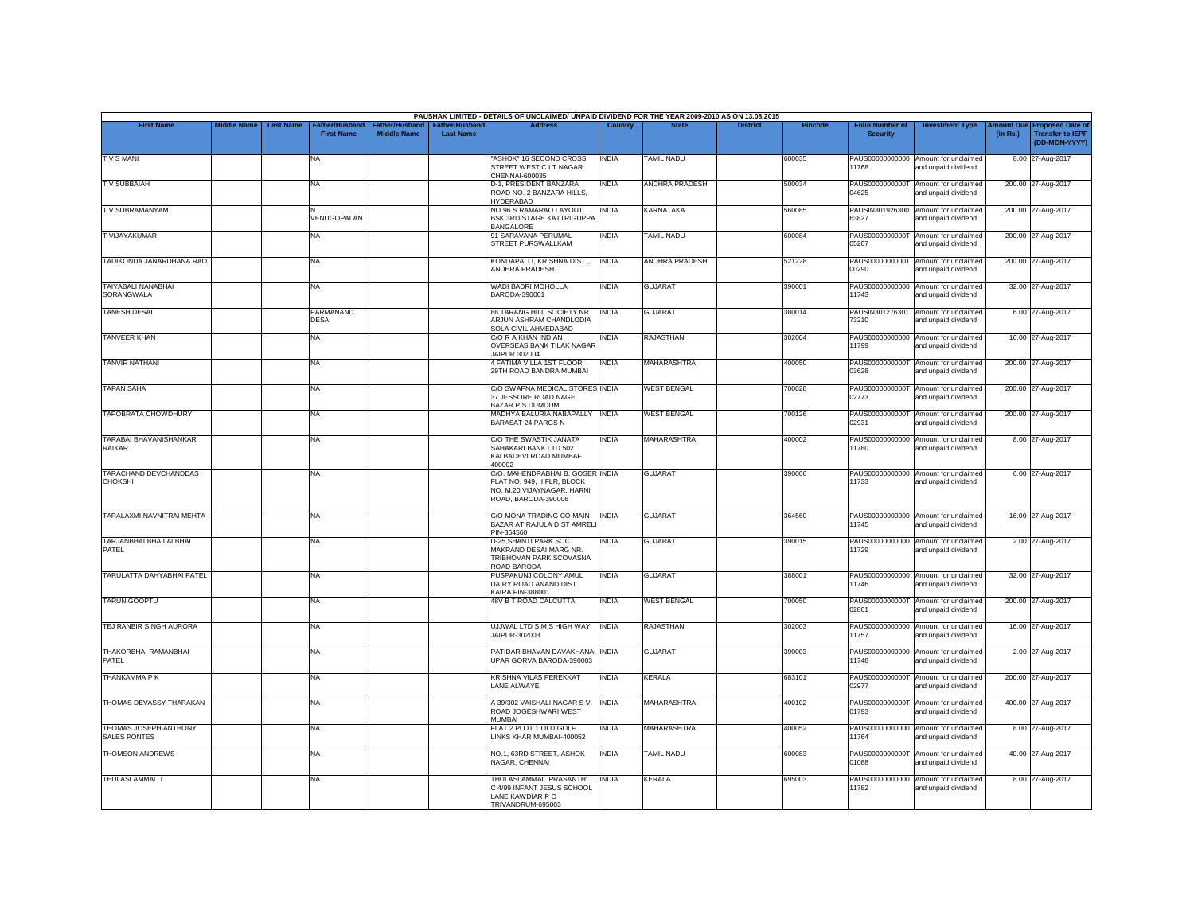PAUSHAK LIMITED - DETAILS OF UNCLAIMED/ UNPAID DIVIDEND FOR THE YEAR 2009-2010 AS ON 13.08.2015

| First Name | Middle Name | Last Name | Father/Husband First Name | Father/Husband Middle Name | Father/Husband Last Name | Address | Country | State | District | Pincode | Folio Number of Security | Investment Type | Amount Due (in Rs.) | Proposed Date of Transfer to IEPF (DD-MON-YYYY) |
|---|---|---|---|---|---|---|---|---|---|---|---|---|---|---|
| T V S MANI | | | NA | | | "ASHOK" 16 SECOND CROSS STREET WEST C I T NAGAR CHENNAI-600035 | INDIA | TAMIL NADU | | 600035 | PAUS00000000000 11768 | Amount for unclaimed and unpaid dividend | 8.00 | 27-Aug-2017 |
| T V SUBBAIAH | | | NA | | | D-1, PRESIDENT BANZARA ROAD NO. 2 BANZARA HILLS, HYDERABAD | INDIA | ANDHRA PRADESH | | 500034 | PAUS0000000000T 04625 | Amount for unclaimed and unpaid dividend | 200.00 | 27-Aug-2017 |
| T V SUBRAMANYAM | | | N VENUGOPALAN | | | NO 96 S RAMARAO LAYOUT BSK 3RD STAGE KATTRIGUPPA BANGALORE | INDIA | KARNATAKA | | 560085 | PAUSIN301926300 63827 | Amount for unclaimed and unpaid dividend | 200.00 | 27-Aug-2017 |
| T VIJAYAKUMAR | | | NA | | | 91 SARAVANA PERUMAL STREET PURSWALLKAM | INDIA | TAMIL NADU | | 600084 | PAUS0000000000T 05207 | Amount for unclaimed and unpaid dividend | 200.00 | 27-Aug-2017 |
| TADIKONDA JANARDHANA RAO | | | NA | | | KONDAPALLI, KRISHNA DIST., ANDHRA PRADESH. | INDIA | ANDHRA PRADESH | | 521228 | PAUS0000000000T 00290 | Amount for unclaimed and unpaid dividend | 200.00 | 27-Aug-2017 |
| TAIYABALI NANABHAI SORANGWALA | | | NA | | | WADI BADRI MOHOLLA BARODA-390001 | INDIA | GUJARAT | | 390001 | PAUS00000000000 11743 | Amount for unclaimed and unpaid dividend | 32.00 | 27-Aug-2017 |
| TANESH DESAI | | | PARMANAND DESAI | | | 88 TARANG HILL SOCIETY NR ARJUN ASHRAM CHANDLODIA SOLA CIVIL AHMEDABAD | INDIA | GUJARAT | | 380014 | PAUSIN301276301 73210 | Amount for unclaimed and unpaid dividend | 6.00 | 27-Aug-2017 |
| TANVEER KHAN | | | NA | | | C/O R A KHAN INDIAN OVERSEAS BANK TILAK NAGAR JAIPUR 302004 | INDIA | RAJASTHAN | | 302004 | PAUS00000000000 11799 | Amount for unclaimed and unpaid dividend | 16.00 | 27-Aug-2017 |
| TANVIR NATHANI | | | NA | | | 4 FATIMA VILLA 1ST FLOOR 29TH ROAD BANDRA MUMBAI | INDIA | MAHARASHTRA | | 400050 | PAUS0000000000T 03628 | Amount for unclaimed and unpaid dividend | 200.00 | 27-Aug-2017 |
| TAPAN SAHA | | | NA | | | C/O SWAPNA MEDICAL STORES 37 JESSORE ROAD NAGE BAZAR P S DUMDUM | INDIA | WEST BENGAL | | 700028 | PAUS0000000000T 02773 | Amount for unclaimed and unpaid dividend | 200.00 | 27-Aug-2017 |
| TAPOBRATA CHOWDHURY | | | NA | | | MADHYA BALURIA NABAPALLY BARASAT 24 PARGS N | INDIA | WEST BENGAL | | 700126 | PAUS0000000000T 02931 | Amount for unclaimed and unpaid dividend | 200.00 | 27-Aug-2017 |
| TARABAI BHAVANISHANKAR RAIKAR | | | NA | | | C/O THE SWASTIK JANATA SAHAKARI BANK LTD 502 KALBADEVI ROAD MUMBAI-400002 | INDIA | MAHARASHTRA | | 400002 | PAUS00000000000 11780 | Amount for unclaimed and unpaid dividend | 8.00 | 27-Aug-2017 |
| TARACHAND DEVCHANDDAS CHOKSHI | | | NA | | | C/O. MAHENDRABHAI B. GOSER FLAT NO. 949, II FLR, BLOCK NO. M.20 VIJAYNAGAR, HARNI ROAD, BARODA-390006 | INDIA | GUJARAT | | 390006 | PAUS00000000000 11733 | Amount for unclaimed and unpaid dividend | 6.00 | 27-Aug-2017 |
| TARALAXMI NAVNITRAI MEHTA | | | NA | | | C/O MONA TRADING CO MAIN BAZAR AT RAJULA DIST AMRELI PIN-364560 | INDIA | GUJARAT | | 364560 | PAUS00000000000 11745 | Amount for unclaimed and unpaid dividend | 16.00 | 27-Aug-2017 |
| TARJANBHAI BHAILALBHAI PATEL | | | NA | | | D-25,SHANTI PARK SOC MAKRAND DESAI MARG NR. TRIBHOVAN PARK SCOVASNA ROAD BARODA | INDIA | GUJARAT | | 390015 | PAUS00000000000 11729 | Amount for unclaimed and unpaid dividend | 2.00 | 27-Aug-2017 |
| TARULATTA DAHYABHAI PATEL | | | NA | | | PUSPAKUNJ COLONY AMUL DAIRY ROAD ANAND DIST KAIRA PIN-388001 | INDIA | GUJARAT | | 388001 | PAUS00000000000 11746 | Amount for unclaimed and unpaid dividend | 32.00 | 27-Aug-2017 |
| TARUN GOOPTU | | | NA | | | 48V B T ROAD CALCUTTA | INDIA | WEST BENGAL | | 700050 | PAUS0000000000T 02861 | Amount for unclaimed and unpaid dividend | 200.00 | 27-Aug-2017 |
| TEJ RANBIR SINGH AURORA | | | NA | | | UJJWAL LTD S M S HIGH WAY JAIPUR-302003 | INDIA | RAJASTHAN | | 302003 | PAUS00000000000 11757 | Amount for unclaimed and unpaid dividend | 16.00 | 27-Aug-2017 |
| THAKORBHAI RAMANBHAI PATEL | | | NA | | | PATIDAR BHAVAN DAVAKHANA UPAR GORVA BARODA-390003 | INDIA | GUJARAT | | 390003 | PAUS00000000000 11748 | Amount for unclaimed and unpaid dividend | 2.00 | 27-Aug-2017 |
| THANKAMMA P K | | | NA | | | KRISHNA VILAS PEREKKAT LANE ALWAYE | INDIA | KERALA | | 683101 | PAUS0000000000T 02977 | Amount for unclaimed and unpaid dividend | 200.00 | 27-Aug-2017 |
| THOMAS DEVASSY THARAKAN | | | NA | | | A 39/302 VAISHALI NAGAR S V ROAD JOGESHWARI WEST MUMBAI | INDIA | MAHARASHTRA | | 400102 | PAUS0000000000T 01793 | Amount for unclaimed and unpaid dividend | 400.00 | 27-Aug-2017 |
| THOMAS JOSEPH ANTHONY SALES PONTES | | | NA | | | FLAT 2 PLOT 1 OLD GOLF LINKS KHAR MUMBAI-400052 | INDIA | MAHARASHTRA | | 400052 | PAUS00000000000 11764 | Amount for unclaimed and unpaid dividend | 8.00 | 27-Aug-2017 |
| THOMSON ANDREWS | | | NA | | | NO.1, 63RD STREET, ASHOK NAGAR, CHENNAI | INDIA | TAMIL NADU | | 600083 | PAUS0000000000T 01088 | Amount for unclaimed and unpaid dividend | 40.00 | 27-Aug-2017 |
| THULASI AMMAL T | | | NA | | | THULASI AMMAL 'PRASANTH' T C 4/99 INFANT JESUS SCHOOL LANE KAWDIAR P O TRIVANDRUM-695003 | INDIA | KERALA | | 695003 | PAUS00000000000 11782 | Amount for unclaimed and unpaid dividend | 8.00 | 27-Aug-2017 |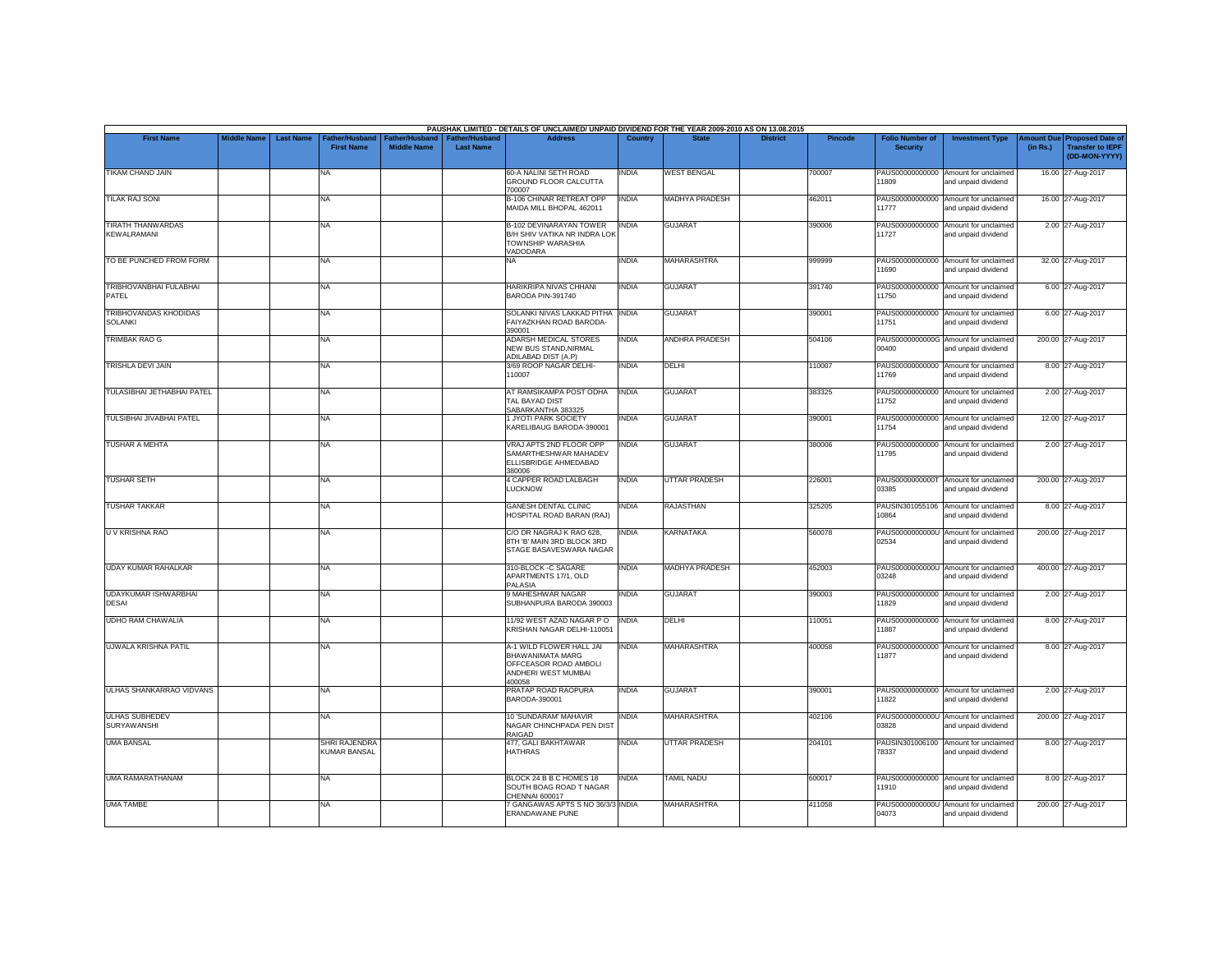PAUSHAK LIMITED - DETAILS OF UNCLAIMED/ UNPAID DIVIDEND FOR THE YEAR 2009-2010 AS ON 13.08.2015

| First Name | Middle Name | Last Name | Father/Husband First Name | Father/Husband Middle Name | Father/Husband Last Name | Address | Country | State | District | Pincode | Folio Number of Security | Investment Type | Amount Due (in Rs.) | Proposed Date of Transfer to IEPF (DD-MON-YYYY) |
|---|---|---|---|---|---|---|---|---|---|---|---|---|---|---|
| TIKAM CHAND JAIN | | | NA | | | 60-A NALINI SETH ROAD GROUND FLOOR CALCUTTA 700007 | INDIA | WEST BENGAL | | 700007 | PAUS00000000000 11809 | Amount for unclaimed and unpaid dividend | 16.00 | 27-Aug-2017 |
| TILAK RAJ SONI | | | NA | | | B-106 CHINAR RETREAT OPP MAIDA MILL BHOPAL 462011 | INDIA | MADHYA PRADESH | | 462011 | PAUS00000000000 11777 | Amount for unclaimed and unpaid dividend | 16.00 | 27-Aug-2017 |
| TIRATH THANWARDAS KEWALRAMANI | | | NA | | | B-102 DEVINARAYAN TOWER B/H SHIV VATIKA NR INDRA LOK TOWNSHIP WARASHIA VADODARA | INDIA | GUJARAT | | 390006 | PAUS00000000000 11727 | Amount for unclaimed and unpaid dividend | 2.00 | 27-Aug-2017 |
| TO BE PUNCHED FROM FORM | | | NA | | | NA | INDIA | MAHARASHTRA | | 999999 | PAUS00000000000 11690 | Amount for unclaimed and unpaid dividend | 32.00 | 27-Aug-2017 |
| TRIBHOVANBHAI FULABHAI PATEL | | | NA | | | HARIKRIPA NIVAS CHHANI BARODA PIN-391740 | INDIA | GUJARAT | | 391740 | PAUS00000000000 11750 | Amount for unclaimed and unpaid dividend | 6.00 | 27-Aug-2017 |
| TRIBHOVANDAS KHODIDAS SOLANKI | | | NA | | | SOLANKI NIVAS LAKKAD PITHA FAIYAZKHAN ROAD BARODA-390001 | INDIA | GUJARAT | | 390001 | PAUS00000000000 11751 | Amount for unclaimed and unpaid dividend | 6.00 | 27-Aug-2017 |
| TRIMBAK RAO G | | | NA | | | ADARSH MEDICAL STORES NEW BUS STAND,NIRMAL ADILABAD DIST (A.P) | INDIA | ANDHRA PRADESH | | 504106 | PAUS0000000000G 00400 | Amount for unclaimed and unpaid dividend | 200.00 | 27-Aug-2017 |
| TRISHLA DEVI JAIN | | | NA | | | 3/69 ROOP NAGAR DELHI-110007 | INDIA | DELHI | | 110007 | PAUS00000000000 11769 | Amount for unclaimed and unpaid dividend | 8.00 | 27-Aug-2017 |
| TULASIBHAI JETHABHAI PATEL | | | NA | | | AT RAMSIKAMPA POST ODHA TAL BAYAD DIST SABARKANTHA 383325 | INDIA | GUJARAT | | 383325 | PAUS00000000000 11752 | Amount for unclaimed and unpaid dividend | 2.00 | 27-Aug-2017 |
| TULSIBHAI JIVABHAI PATEL | | | NA | | | 1 JYOTI PARK SOCIETY KARELIBAUG BARODA-390001 | INDIA | GUJARAT | | 390001 | PAUS00000000000 11754 | Amount for unclaimed and unpaid dividend | 12.00 | 27-Aug-2017 |
| TUSHAR A MEHTA | | | NA | | | VRAJ APTS 2ND FLOOR OPP SAMARTHESHWAR MAHADEV ELLISBRIDGE AHMEDABAD 380006 | INDIA | GUJARAT | | 380006 | PAUS00000000000 11795 | Amount for unclaimed and unpaid dividend | 2.00 | 27-Aug-2017 |
| TUSHAR SETH | | | NA | | | 4 CAPPER ROAD LALBAGH LUCKNOW | INDIA | UTTAR PRADESH | | 226001 | PAUS0000000000T 03385 | Amount for unclaimed and unpaid dividend | 200.00 | 27-Aug-2017 |
| TUSHAR TAKKAR | | | NA | | | GANESH DENTAL CLINIC HOSPITAL ROAD BARAN (RAJ) | INDIA | RAJASTHAN | | 325205 | PAUSIN301055106 10864 | Amount for unclaimed and unpaid dividend | 8.00 | 27-Aug-2017 |
| U V KRISHNA RAO | | | NA | | | C/O DR NAGRAJ K RAO 628, 8TH 'B' MAIN 3RD BLOCK 3RD STAGE BASAVESWARA NAGAR | INDIA | KARNATAKA | | 560078 | PAUS0000000000U 02534 | Amount for unclaimed and unpaid dividend | 200.00 | 27-Aug-2017 |
| UDAY KUMAR RAHALKAR | | | NA | | | 310-BLOCK -C SAGARE APARTMENTS 17/1, OLD PALASIA | INDIA | MADHYA PRADESH | | 452003 | PAUS0000000000U 03248 | Amount for unclaimed and unpaid dividend | 400.00 | 27-Aug-2017 |
| UDAYKUMAR ISHWARBHAI DESAI | | | NA | | | 9 MAHESHWAR NAGAR SUBHANPURA BARODA 390003 | INDIA | GUJARAT | | 390003 | PAUS00000000000 11829 | Amount for unclaimed and unpaid dividend | 2.00 | 27-Aug-2017 |
| UDHO RAM CHAWALIA | | | NA | | | 11/92 WEST AZAD NAGAR P O KRISHAN NAGAR DELHI-110051 | INDIA | DELHI | | 110051 | PAUS00000000000 11887 | Amount for unclaimed and unpaid dividend | 8.00 | 27-Aug-2017 |
| UJWALA KRISHNA PATIL | | | NA | | | A-1 WILD FLOWER HALL JAI BHAWANIMATA MARG OFFCEASOR ROAD AMBOLI ANDHERI WEST MUMBAI 400058 | INDIA | MAHARASHTRA | | 400058 | PAUS00000000000 11877 | Amount for unclaimed and unpaid dividend | 8.00 | 27-Aug-2017 |
| ULHAS SHANKARRAO VIDVANS | | | NA | | | PRATAP ROAD RAOPURA BARODA-390001 | INDIA | GUJARAT | | 390001 | PAUS00000000000 11822 | Amount for unclaimed and unpaid dividend | 2.00 | 27-Aug-2017 |
| ULHAS SUBHEDEV SURYAWANSHI | | | NA | | | 10 'SUNDARAM' MAHAVIR NAGAR CHINCHPADA PEN DIST RAIGAD | INDIA | MAHARASHTRA | | 402106 | PAUS0000000000U 03828 | Amount for unclaimed and unpaid dividend | 200.00 | 27-Aug-2017 |
| UMA BANSAL | | | SHRI RAJENDRA KUMAR BANSAL | | | 477, GALI BAKHTAWAR HATHRAS | INDIA | UTTAR PRADESH | | 204101 | PAUSIN301006100 78337 | Amount for unclaimed and unpaid dividend | 8.00 | 27-Aug-2017 |
| UMA RAMARATHANAM | | | NA | | | BLOCK 24 B B C HOMES 18 SOUTH BOAG ROAD T NAGAR CHENNAI 600017 | INDIA | TAMIL NADU | | 600017 | PAUS00000000000 11910 | Amount for unclaimed and unpaid dividend | 8.00 | 27-Aug-2017 |
| UMA TAMBE | | | NA | | | 7 GANGAWAS APTS S NO 36/3/3 ERANDAWANE PUNE | INDIA | MAHARASHTRA | | 411058 | PAUS0000000000U 04073 | Amount for unclaimed and unpaid dividend | 200.00 | 27-Aug-2017 |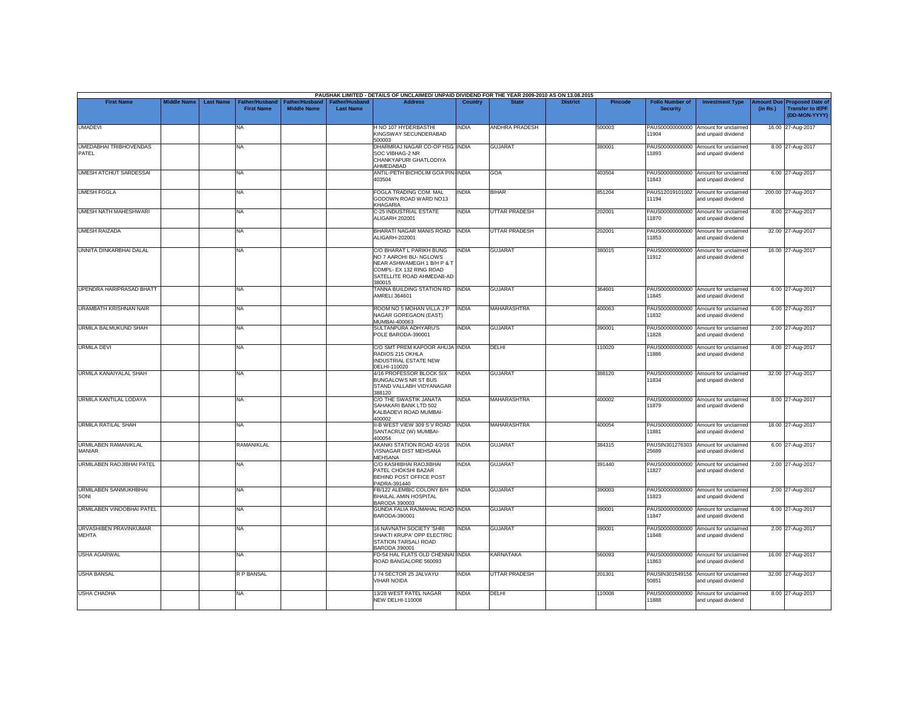PAUSHAK LIMITED - DETAILS OF UNCLAIMED/ UNPAID DIVIDEND FOR THE YEAR 2009-2010 AS ON 13.08.2015

| First Name | Middle Name | Last Name | Father/Husband First Name | Father/Husband Middle Name | Father/Husband Last Name | Address | Country | State | District | Pincode | Folio Number of Security | Investment Type | Amount Due (in Rs.) | Proposed Date of Transfer to IEPF (DD-MON-YYYY) |
|---|---|---|---|---|---|---|---|---|---|---|---|---|---|---|
| UMADEVI | | | NA | | | H NO 107 HYDERBASTHI KINGSWAY SECUNDERABAD 500003 | INDIA | ANDHRA PRADESH | | 500003 | PAUS00000000000 11904 | Amount for unclaimed and unpaid dividend | 16.00 | 27-Aug-2017 |
| UMEDABHAI TRIBHOVENDAS PATEL | | | NA | | | DHARMRAJ NAGAR CO-OP HSG SOC VIBHAG-2 NR CHANKYAPURI GHATLODIYA AHMEDABAD | INDIA | GUJARAT | | 380001 | PAUS00000000000 11893 | Amount for unclaimed and unpaid dividend | 8.00 | 27-Aug-2017 |
| UMESH ATCHUT SARDESSAI | | | NA | | | ANTIL-PETH BICHOLIM GOA PIN-403504 | INDIA | GOA | | 403504 | PAUS00000000000 11843 | Amount for unclaimed and unpaid dividend | 6.00 | 27-Aug-2017 |
| UMESH FOGLA | | | NA | | | FOGLA TRADING COM. MAL GODOWN ROAD WARD NO13 KHAGARIA | INDIA | BIHAR | | 851204 | PAUS12019101002 11194 | Amount for unclaimed and unpaid dividend | 200.00 | 27-Aug-2017 |
| UMESH NATH MAHESHWARI | | | NA | | | C-25 INDUSTRIAL ESTATE ALIGARH 202001 | INDIA | UTTAR PRADESH | | 202001 | PAUS00000000000 11870 | Amount for unclaimed and unpaid dividend | 8.00 | 27-Aug-2017 |
| UMESH RAIZADA | | | NA | | | BHARATI NAGAR MANIS ROAD ALIGARH-202001 | INDIA | UTTAR PRADESH | | 202001 | PAUS00000000000 11853 | Amount for unclaimed and unpaid dividend | 32.00 | 27-Aug-2017 |
| UNNITA DINKARBHAI DALAL | | | NA | | | C/O BHARAT L PARIKH BUNG NO 7 AAROHI BU- NGLOWS NEAR ASHWAMEGH 1 B/H P & T COMPL- EX 132 RING ROAD SATELLITE ROAD AHMEDAB-AD 380015 | INDIA | GUJARAT | | 380015 | PAUS00000000000 11912 | Amount for unclaimed and unpaid dividend | 16.00 | 27-Aug-2017 |
| UPENDRA HARIPRASAD BHATT | | | NA | | | TANNA BUILDING STATION RD AMRELI 364601 | INDIA | GUJARAT | | 364601 | PAUS00000000000 11845 | Amount for unclaimed and unpaid dividend | 6.00 | 27-Aug-2017 |
| URAMBATH KRISHNAN NAIR | | | NA | | | ROOM NO 5 MOHAN VILLA J P NAGAR GOREGAON (EAST) MUMBAI-400063 | INDIA | MAHARASHTRA | | 400063 | PAUS00000000000 11832 | Amount for unclaimed and unpaid dividend | 6.00 | 27-Aug-2017 |
| URMILA BALMUKUND SHAH | | | NA | | | SULTANPURA ADHYARU'S POLE BARODA-390001 | INDIA | GUJARAT | | 390001 | PAUS00000000000 11828 | Amount for unclaimed and unpaid dividend | 2.00 | 27-Aug-2017 |
| URMILA DEVI | | | NA | | | C/O SMT PREM KAPOOR AHUJA RADIOS 215 OKHLA INDUSTRIAL ESTATE NEW DELHI-110020 | INDIA | DELHI | | 110020 | PAUS00000000000 11886 | Amount for unclaimed and unpaid dividend | 8.00 | 27-Aug-2017 |
| URMILA KANAIYALAL SHAH | | | NA | | | 4/16 PROFESSOR BLOCK SIX BUNGALOWS NR ST BUS STAND VALLABH VIDYANAGAR 388120 | INDIA | GUJARAT | | 388120 | PAUS00000000000 11834 | Amount for unclaimed and unpaid dividend | 32.00 | 27-Aug-2017 |
| URMILA KANTILAL LODAYA | | | NA | | | C/O THE SWASTIK JANATA SAHAKARI BANK LTD 502 KALBADEVI ROAD MUMBAI-400002 | INDIA | MAHARASHTRA | | 400002 | PAUS00000000000 11879 | Amount for unclaimed and unpaid dividend | 8.00 | 27-Aug-2017 |
| URMILA RATILAL SHAH | | | NA | | | II-B WEST VIEW 309 S V ROAD SANTACRUZ (W) MUMBAI-400054 | INDIA | MAHARASHTRA | | 400054 | PAUS00000000000 11881 | Amount for unclaimed and unpaid dividend | 18.00 | 27-Aug-2017 |
| URMILABEN RAMANIKLAL MANIAR | | | RAMANIKLAL | | | AKANKI STATION ROAD 4/2/16 VISNAGAR DIST MEHSANA MEHSANA | INDIA | GUJARAT | | 384315 | PAUSIN301276303 25689 | Amount for unclaimed and unpaid dividend | 6.00 | 27-Aug-2017 |
| URMILABEN RAOJIBHAI PATEL | | | NA | | | C/O KASHIBHAI RAOJIBHAI PATEL CHOKSHI BAZAR BEHIND POST OFFICE POST PADRA-391440 | INDIA | GUJARAT | | 391440 | PAUS00000000000 11827 | Amount for unclaimed and unpaid dividend | 2.00 | 27-Aug-2017 |
| URMILABEN SANMUKHBHAI SONI | | | NA | | | FB/122 ALEMBIC COLONY B/H BHAILAL AMIN HOSPITAL BARODA 390003 | INDIA | GUJARAT | | 390003 | PAUS00000000000 11823 | Amount for unclaimed and unpaid dividend | 2.00 | 27-Aug-2017 |
| URMILABEN VINOOBHAI PATEL | | | NA | | | GUNDA FALIA RAJMAHAL ROAD BARODA-390001 | INDIA | GUJARAT | | 390001 | PAUS00000000000 11847 | Amount for unclaimed and unpaid dividend | 6.00 | 27-Aug-2017 |
| URVASHIBEN PRAVINKUMAR MEHTA | | | NA | | | 16 NAVNATH SOCIETY 'SHRI SHAKTI KRUPA' OPP ELECTRIC STATION TARSALI ROAD BARODA 390001 | INDIA | GUJARAT | | 390001 | PAUS00000000000 11848 | Amount for unclaimed and unpaid dividend | 2.00 | 27-Aug-2017 |
| USHA AGARWAL | | | NA | | | FD-54 HAL FLATS OLD CHENNAI ROAD BANGALORE 560093 | INDIA | KARNATAKA | | 560093 | PAUS00000000000 11863 | Amount for unclaimed and unpaid dividend | 16.00 | 27-Aug-2017 |
| USHA BANSAL | | | R P BANSAL | | | J 74 SECTOR 25 JALVAYU VIHAR NOIDA | INDIA | UTTAR PRADESH | | 201301 | PAUSIN301549156 50851 | Amount for unclaimed and unpaid dividend | 32.00 | 27-Aug-2017 |
| USHA CHADHA | | | NA | | | 13/28 WEST PATEL NAGAR NEW DELHI-110008 | INDIA | DELHI | | 110008 | PAUS00000000000 11888 | Amount for unclaimed and unpaid dividend | 8.00 | 27-Aug-2017 |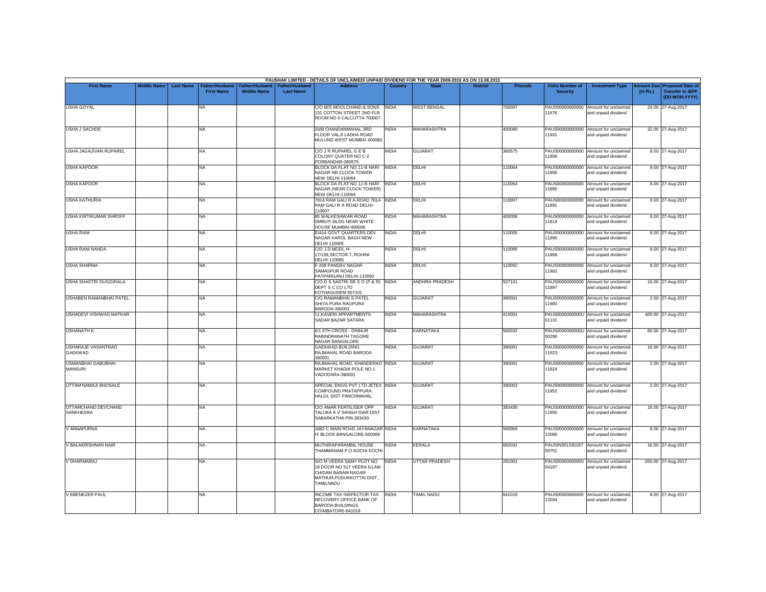PAUSHAK LIMITED - DETAILS OF UNCLAIMED/ UNPAID DIVIDEND FOR THE YEAR 2009-2010 AS ON 13.08.2015

| First Name | Middle Name | Last Name | Father/Husband First Name | Father/Husband Middle Name | Father/Husband Last Name | Address | Country | State | District | Pincode | Folio Number of Security | Investment Type | Amount Due (in Rs.) | Proposed Date of Transfer to IEPF (DD-MON-YYYY) |
|---|---|---|---|---|---|---|---|---|---|---|---|---|---|---|
| USHA GOYAL | | | NA | | | C/O M/S MOOLCHAND & SONS 131 COTTON STREET 2ND FLR ROOM NO 6 CALCUTTA 700007 | INDIA | WEST BENGAL | | 700007 | PAUS00000000000 11876 | Amount for unclaimed and unpaid dividend | 24.00 | 27-Aug-2017 |
| USHA J SACHDE | | | NA | | | 20/B CHANDANMAHAL 3RD FLOOR VALJI LADHA ROAD MULUND WEST MUMBAI 400080 | INDIA | MAHARASHTRA | | 400080 | PAUS00000000000 11931 | Amount for unclaimed and unpaid dividend | 32.00 | 27-Aug-2017 |
| USHA JAGAJIVAN RUPAREL | | | NA | | | C/O J R RUPAREL G E B COLONY QUATER NO C-2 PORBANDAR-360575 | INDIA | GUJARAT | | 360575 | PAUS00000000000 11858 | Amount for unclaimed and unpaid dividend | 8.00 | 27-Aug-2017 |
| USHA KAPOOR | | | NA | | | BLOCK DA FLAT NO 11-B HARI NAGAR NR CLOCK TOWER NEW DELHI 110064 | INDIA | DELHI | | 110064 | PAUS00000000000 11906 | Amount for unclaimed and unpaid dividend | 8.00 | 27-Aug-2017 |
| USHA KAPOOR | | | NA | | | BLOCK DA FLAT NO 11-B HARI NAGAR (NEAR CLOCK TOWER) NEW DELHI-110064 | INDIA | DELHI | | 110064 | PAUS00000000000 11885 | Amount for unclaimed and unpaid dividend | 8.00 | 27-Aug-2017 |
| USHA KATHURIA | | | NA | | | 7814 RAM GALI R A ROAD 7814-RAM GALI R A ROAD DELHI-110007 | INDIA | DELHI | | 110007 | PAUS00000000000 11891 | Amount for unclaimed and unpaid dividend | 8.00 | 27-Aug-2017 |
| USHA KIRTIKUMAR SHROFF | | | NA | | | 85 WALKESHWAR ROAD SMRUTI BLDG NEAR WHITE HOUSE MUMBAI-400006 | INDIA | MAHARASHTRA | | 400006 | PAUS00000000000 11819 | Amount for unclaimed and unpaid dividend | 6.00 | 27-Aug-2017 |
| USHA RANI | | | NA | | | E/414 GOVT QUARTERS DEV NAGAR KAROL BAGH NEW DELHI 110005 | INDIA | DELHI | | 110005 | PAUS00000000000 11890 | Amount for unclaimed and unpaid dividend | 8.00 | 27-Aug-2017 |
| USHA RANI NANDA | | | NA | | | C/O J.D.MODI, H-17/139,SECTOR 7, ROHINI DELHI-110085 | INDIA | DELHI | | 110085 | PAUS00000000000 11868 | Amount for unclaimed and unpaid dividend | 8.00 | 27-Aug-2017 |
| USHA SHARMA | | | NA | | | F-208 PANDAV NAGAR SAMASPUR ROAD PATPARGANJ DELHI-110092 | INDIA | DELHI | | 110092 | PAUS00000000000 11902 | Amount for unclaimed and unpaid dividend | 8.00 | 27-Aug-2017 |
| USHA SHASTRI DUGGIRALA | | | NA | | | C/O D S SASTRI SR S O (P & R) DEPT S C CO LTD KOTHAGUDEM 507101 | INDIA | ANDHRA PRADESH | | 507101 | PAUS00000000000 11897 | Amount for unclaimed and unpaid dividend | 16.00 | 27-Aug-2017 |
| USHABEN RAMANBHAI PATEL | | | NA | | | C/O RAMANBHAI S PATEL SHIYA PURA RAOPURA BARODA-390001 | INDIA | GUJARAT | | 390001 | PAUS00000000000 11900 | Amount for unclaimed and unpaid dividend | 2.00 | 27-Aug-2017 |
| USHADEVI VISHWAS MATKAR | | | NA | | | 11,KAVERI APPARTMENTS SADAR BAZAR SATARA | INDIA | MAHARASHTRA | | 415001 | PAUS0000000000U 01131 | Amount for unclaimed and unpaid dividend | 400.00 | 27-Aug-2017 |
| USHANATH K | | | NA | | | 6/1 5TH CROSS - DINNUR RABINDRANATH TAGORE NAGAR BANGALORE | INDIA | KARNATAKA | | 560032 | PAUS0000000000U 00296 | Amount for unclaimed and unpaid dividend | 80.00 | 27-Aug-2017 |
| USHARAJE VASANTRAO GAEKWAD | | | NA | | | GAEKWAD BUILDING RAJMAHAL ROAD BARODA 390001 | INDIA | GUJARAT | | 390001 | PAUS00000000000 11923 | Amount for unclaimed and unpaid dividend | 16.00 | 27-Aug-2017 |
| USMANBHAI GABUBHAI MANSURI | | | NA | | | RAJMAHAL ROAD, KHANDERAO MARKET KHADIA POLE NO.1 VADODARA-390001 | INDIA | GUJARAT | | 390001 | PAUS00000000000 11824 | Amount for unclaimed and unpaid dividend | 2.00 | 27-Aug-2017 |
| UTTAM NAMAJI BHOSALE | | | NA | | | SPECIAL ENGG PVT LTD JETEX COMPOUND PRATAPPURA HALOL DIST PANCHMAHAL | INDIA | GUJARAT | | 390003 | PAUS00000000000 11852 | Amount for unclaimed and unpaid dividend | 2.00 | 27-Aug-2017 |
| UTTAMCHAND DEVCHAND SANKHESRA | | | NA | | | C/O AMAR FERTILISER OPP TALUKA K V SANGH IDAR DIST SABARKATHA PIN-383430 | INDIA | GUJARAT | | 383430 | PAUS00000000000 11850 | Amount for unclaimed and unpaid dividend | 16.00 | 27-Aug-2017 |
| V ANNAPURNA | | | NA | | | 1882 C MAIN ROAD JAYANAGAR IX BLOCK BANGALORE-560069 | INDIA | KARNATAKA | | 560069 | PAUS00000000000 12089 | Amount for unclaimed and unpaid dividend | 8.00 | 27-Aug-2017 |
| V BALAKRISHNAN NAIR | | | NA | | | MUTHIRAPARAMBIL HOUSE THAMMANAM P O KOCHI KOCHI | INDIA | KERALA | | 682032 | PAUSIN301330187 59751 | Amount for unclaimed and unpaid dividend | 16.00 | 27-Aug-2017 |
| V DHARMARAJ | | | NA | | | S/O M VEERA SAMY PLOT NO 18 DOOR NO 517 VEERA ILLAM CHIDAM BARAM NAGAR MATHUR,PUDUKKOTTAI DIST., TAMILNADU | INDIA | UTTAR PRADESH | | 281001 | PAUS0000000000V 04197 | Amount for unclaimed and unpaid dividend | 200.00 | 27-Aug-2017 |
| V EBENEZER PAUL | | | NA | | | INCOME TAX INSPECTOR TAX RECOVERY OFFICE BANK OF BARODA BUILDINGS COIMBATORE-641018 | INDIA | TAMIL NADU | | 641018 | PAUS00000000000 12094 | Amount for unclaimed and unpaid dividend | 8.00 | 27-Aug-2017 |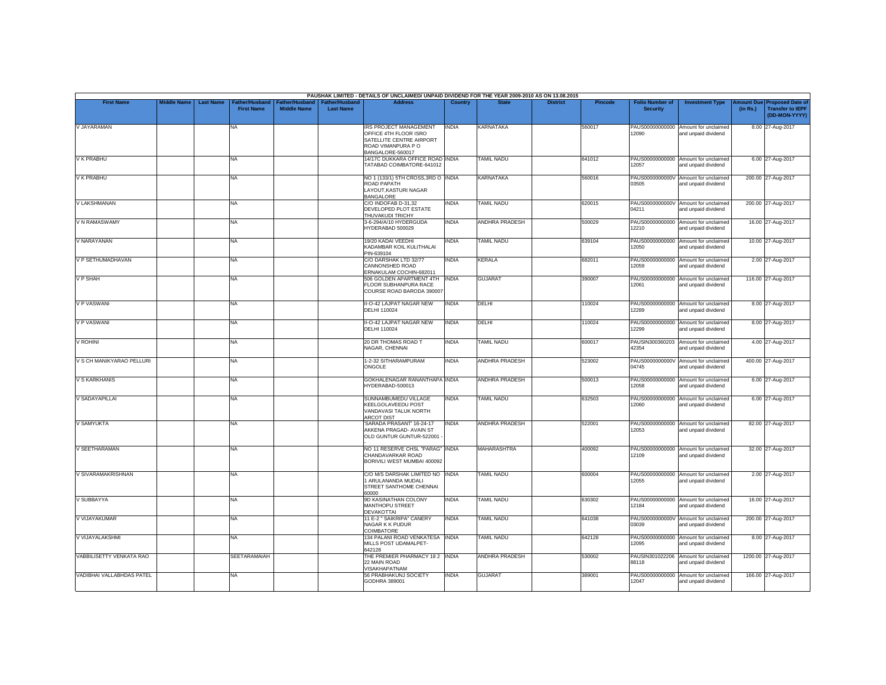PAUSHAK LIMITED - DETAILS OF UNCLAIMED/ UNPAID DIVIDEND FOR THE YEAR 2009-2010 AS ON 13.08.2015

| First Name | Middle Name | Last Name | Father/Husband First Name | Father/Husband Middle Name | Father/Husband Last Name | Address | Country | State | District | Pincode | Folio Number of Security | Investment Type | Amount Due (in Rs.) | Proposed Date of Transfer to IEPF (DD-MON-YYYY) |
|---|---|---|---|---|---|---|---|---|---|---|---|---|---|---|
| V JAYARAMAN | | | NA | | | IRS PROJECT MANAGEMENT OFFICE 4TH FLOOR ISRO SATELLITE CENTRE AIRPORT ROAD VIMANPURA P O BANGALORE-560017 | INDIA | KARNATAKA | | 560017 | PAUS00000000000012090 | Amount for unclaimed and unpaid dividend | 8.00 | 27-Aug-2017 |
| V K PRABHU | | | NA | | | 14/17C DUKKARA OFFICE ROAD TATABAD COIMBATORE-641012 | INDIA | TAMIL NADU | | 641012 | PAUS00000000000012057 | Amount for unclaimed and unpaid dividend | 6.00 | 27-Aug-2017 |
| V K PRABHU | | | NA | | | NO 1 (133/1) 5TH CROSS,3RD O ROAD PAPATH LAYOUT,KASTURI NAGAR BANGALORE | INDIA | KARNATAKA | | 560016 | PAUS0000000000V03505 | Amount for unclaimed and unpaid dividend | 200.00 | 27-Aug-2017 |
| V LAKSHMANAN | | | NA | | | C/O INDOFAB D-31,32 DEVELOPED PLOT ESTATE THUVAKUDI TRICHY | INDIA | TAMIL NADU | | 620015 | PAUS0000000000V04211 | Amount for unclaimed and unpaid dividend | 200.00 | 27-Aug-2017 |
| V N RAMASWAMY | | | NA | | | 3-6-294/A/10 HYDERGUDA HYDERABAD 500029 | INDIA | ANDHRA PRADESH | | 500029 | PAUS00000000000012210 | Amount for unclaimed and unpaid dividend | 16.00 | 27-Aug-2017 |
| V NARAYANAN | | | NA | | | 19/20 KADAI VEEDHI KADAMBAR KOIL KULITHALAI PIN-639104 | INDIA | TAMIL NADU | | 639104 | PAUS00000000000012050 | Amount for unclaimed and unpaid dividend | 10.00 | 27-Aug-2017 |
| V P SETHUMADHAVAN | | | NA | | | C/O DARSHAK LTD 32/77 CANNONSHED ROAD ERNAKULAM COCHIN-682011 | INDIA | KERALA | | 682011 | PAUS00000000000012059 | Amount for unclaimed and unpaid dividend | 2.00 | 27-Aug-2017 |
| V P SHAH | | | NA | | | 506 GOLDEN APARTMENT 4TH FLOOR SUBHANPURA RACE COURSE ROAD BARODA 390007 | INDIA | GUJARAT | | 390007 | PAUS00000000000012061 | Amount for unclaimed and unpaid dividend | 116.00 | 27-Aug-2017 |
| V P VASWANI | | | NA | | | II-O-42 LAJPAT NAGAR NEW DELHI 110024 | INDIA | DELHI | | 110024 | PAUS00000000000012289 | Amount for unclaimed and unpaid dividend | 8.00 | 27-Aug-2017 |
| V P VASWANI | | | NA | | | II-O-42 LAJPAT NAGAR NEW DELHI 110024 | INDIA | DELHI | | 110024 | PAUS00000000000012299 | Amount for unclaimed and unpaid dividend | 8.00 | 27-Aug-2017 |
| V ROHINI | | | NA | | | 20 DR THOMAS ROAD T NAGAR, CHENNAI | INDIA | TAMIL NADU | | 600017 | PAUSIN30036020342354 | Amount for unclaimed and unpaid dividend | 4.00 | 27-Aug-2017 |
| V S CH MANIKYARAO PELLURI | | | NA | | | 1-2-32 SITHARAMPURAM ONGOLE | INDIA | ANDHRA PRADESH | | 523002 | PAUS0000000000V04745 | Amount for unclaimed and unpaid dividend | 400.00 | 27-Aug-2017 |
| V S KARKHANIS | | | NA | | | GOKHALENAGAR RANANTHAPA HYDERABAD-500013 | INDIA | ANDHRA PRADESH | | 500013 | PAUS00000000000012058 | Amount for unclaimed and unpaid dividend | 6.00 | 27-Aug-2017 |
| V SADAYAPILLAI | | | NA | | | SUNNAMBUMEDU VILLAGE KEELGOLAVEEDU POST VANDAVASI TALUK NORTH ARCOT DIST | INDIA | TAMIL NADU | | 632503 | PAUS00000000000012060 | Amount for unclaimed and unpaid dividend | 6.00 | 27-Aug-2017 |
| V SAMYUKTA | | | NA | | | 'SARADA PRASANT' 16-24-17 AKKENA PRAGAD- AVAIN ST OLD GUNTUR GUNTUR-522001 - - | INDIA | ANDHRA PRADESH | | 522001 | PAUS00000000000012053 | Amount for unclaimed and unpaid dividend | 82.00 | 27-Aug-2017 |
| V SEETHARAMAN | | | NA | | | NO 11 RESERVE CHSL "PARAG" CHANDAVARKAR ROAD BORIVILI WEST MUMBAI 400092 | INDIA | MAHARASHTRA | | 400092 | PAUS00000000000012109 | Amount for unclaimed and unpaid dividend | 32.00 | 27-Aug-2017 |
| V SIVARAMAKRISHNAN | | | NA | | | C/O M/S DARSHAK LIMITED NO 1 ARULANANDA MUDALI STREET SANTHOME CHENNAI 60000 | INDIA | TAMIL NADU | | 600004 | PAUS00000000000012055 | Amount for unclaimed and unpaid dividend | 2.00 | 27-Aug-2017 |
| V SUBBAYYA | | | NA | | | 9D KASINATHAN COLONY MANTHOPU STREET DEVAKOTTAI | INDIA | TAMIL NADU | | 630302 | PAUS00000000000012184 | Amount for unclaimed and unpaid dividend | 16.00 | 27-Aug-2017 |
| V VIJAYAKUMAR | | | NA | | | 11 E-2 " SAIKRIPA" CANERY NAGAR K K PUDUR COIMBATORE | INDIA | TAMIL NADU | | 641038 | PAUS0000000000V03039 | Amount for unclaimed and unpaid dividend | 200.00 | 27-Aug-2017 |
| V VIJAYALAKSHMI | | | NA | | | 134 PALANI ROAD VENKATESA MILLS POST UDAMALPET-642128 | INDIA | TAMIL NADU | | 642128 | PAUS00000000000012095 | Amount for unclaimed and unpaid dividend | 8.00 | 27-Aug-2017 |
| VABBILISETTY VENKATA RAO | | | SEETARAMAIAH | | | THE PREMIER PHARMACY 18 2 22 MAIN ROAD VISAKHAPATNAM | INDIA | ANDHRA PRADESH | | 530002 | PAUSIN30102220688118 | Amount for unclaimed and unpaid dividend | 1200.00 | 27-Aug-2017 |
| VADIBHAI VALLABHDAS PATEL | | | NA | | | 56 PRABHAKUNJ SOCIETY GODHRA 389001 | INDIA | GUJARAT | | 389001 | PAUS00000000000012047 | Amount for unclaimed and unpaid dividend | 166.00 | 27-Aug-2017 |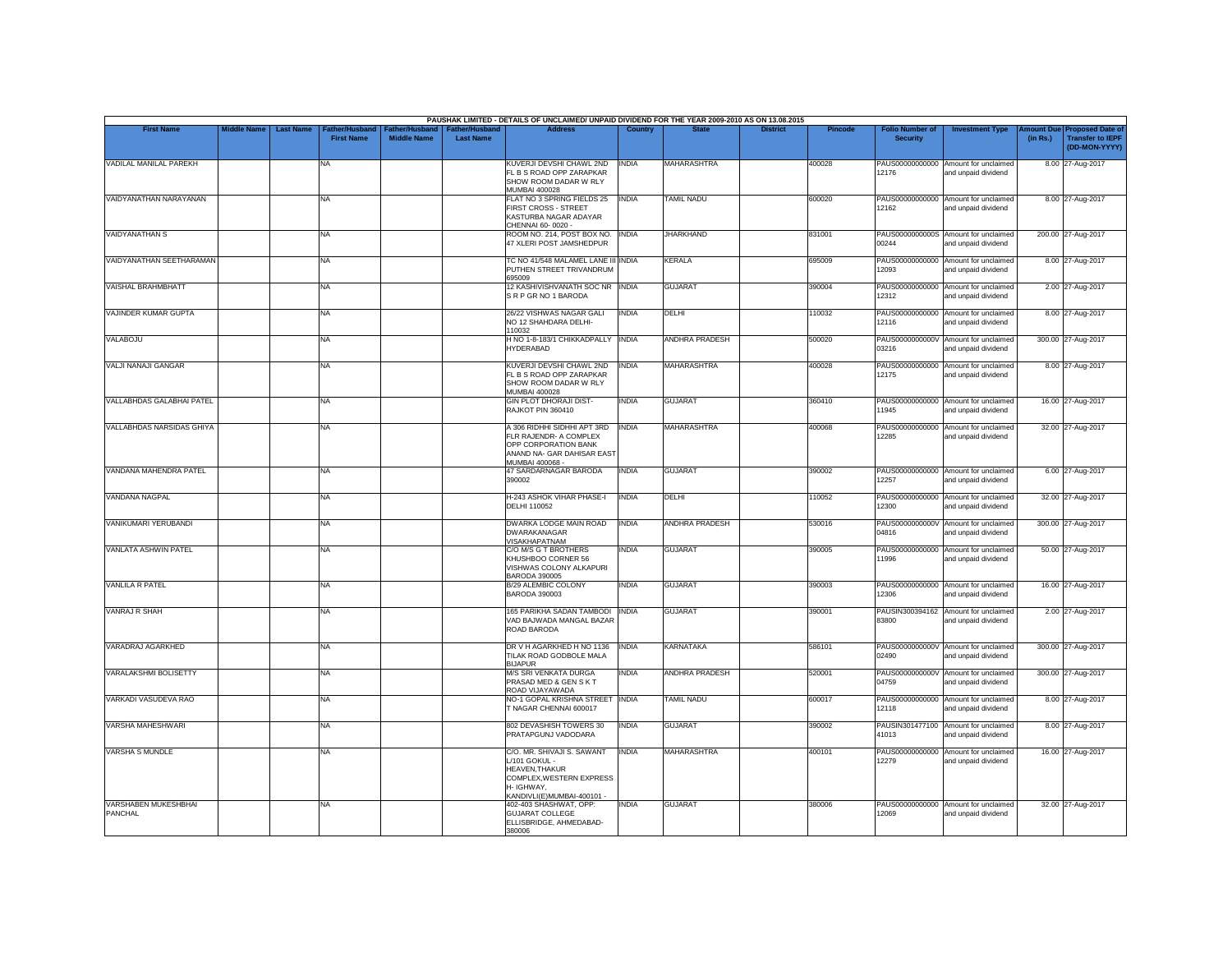PAUSHAK LIMITED - DETAILS OF UNCLAIMED/ UNPAID DIVIDEND FOR THE YEAR 2009-2010 AS ON 13.08.2015

| First Name | Middle Name | Last Name | Father/Husband First Name | Father/Husband Middle Name | Father/Husband Last Name | Address | Country | State | District | Pincode | Folio Number of Security | Investment Type | Amount Due (in Rs.) | Proposed Date of Transfer to IEPF (DD-MON-YYYY) |
|---|---|---|---|---|---|---|---|---|---|---|---|---|---|---|
| VADILAL MANILAL PAREKH | | | NA | | | KUVERJI DEVSHI CHAWL 2ND FL B S ROAD OPP ZARAPKAR SHOW ROOM DADAR W RLY MUMBAI 400028 | INDIA | MAHARASHTRA | | 400028 | PAUS00000000000012176 | Amount for unclaimed and unpaid dividend | 8.00 | 27-Aug-2017 |
| VAIDYANATHAN NARAYANAN | | | NA | | | FLAT NO 3 SPRING FIELDS 25 FIRST CROSS - STREET KASTURBA NAGAR ADAYAR CHENNAI 60- 0020 - | INDIA | TAMIL NADU | | 600020 | PAUS00000000000012162 | Amount for unclaimed and unpaid dividend | 8.00 | 27-Aug-2017 |
| VAIDYANATHAN S | | | NA | | | ROOM NO. 214, POST BOX NO. 47 XLERI POST JAMSHEDPUR | INDIA | JHARKHAND | | 831001 | PAUS0000000000S00244 | Amount for unclaimed and unpaid dividend | 200.00 | 27-Aug-2017 |
| VAIDYANATHAN SEETHARAMAN | | | NA | | | TC NO 41/548 MALAMEL LANE III PUTHEN STREET TRIVANDRUM 695009 | INDIA | KERALA | | 695009 | PAUS00000000000012093 | Amount for unclaimed and unpaid dividend | 8.00 | 27-Aug-2017 |
| VAISHAL BRAHMBHATT | | | NA | | | 12 KASHIVISHVANATH SOC NR S R P GR NO 1 BARODA | INDIA | GUJARAT | | 390004 | PAUS00000000000012312 | Amount for unclaimed and unpaid dividend | 2.00 | 27-Aug-2017 |
| VAJINDER KUMAR GUPTA | | | NA | | | 26/22 VISHWAS NAGAR GALI NO 12 SHAHDARA DELHI-110032 | INDIA | DELHI | | 110032 | PAUS00000000000012116 | Amount for unclaimed and unpaid dividend | 8.00 | 27-Aug-2017 |
| VALABOJU | | | NA | | | H NO 1-8-183/1 CHIKKADPALLY HYDERABAD | INDIA | ANDHRA PRADESH | | 500020 | PAUS0000000000V03216 | Amount for unclaimed and unpaid dividend | 300.00 | 27-Aug-2017 |
| VALJI NANAJI GANGAR | | | NA | | | KUVERJI DEVSHI CHAWL 2ND FL B S ROAD OPP ZARAPKAR SHOW ROOM DADAR W RLY MUMBAI 400028 | INDIA | MAHARASHTRA | | 400028 | PAUS00000000000012175 | Amount for unclaimed and unpaid dividend | 8.00 | 27-Aug-2017 |
| VALLABHDAS GALABHAI PATEL | | | NA | | | GIN PLOT DHORAJI DIST-RAJKOT PIN 360410 | INDIA | GUJARAT | | 360410 | PAUS00000000000011945 | Amount for unclaimed and unpaid dividend | 16.00 | 27-Aug-2017 |
| VALLABHDAS NARSIDAS GHIYA | | | NA | | | A 306 RIDHHI SIDHHI APT 3RD FLR RAJENDR- A COMPLEX OPP CORPORATION BANK ANAND NA- GAR DAHISAR EAST MUMBAI 400068 - | INDIA | MAHARASHTRA | | 400068 | PAUS00000000000012285 | Amount for unclaimed and unpaid dividend | 32.00 | 27-Aug-2017 |
| VANDANA MAHENDRA PATEL | | | NA | | | 47 SARDARNAGAR BARODA 390002 | INDIA | GUJARAT | | 390002 | PAUS00000000000012257 | Amount for unclaimed and unpaid dividend | 6.00 | 27-Aug-2017 |
| VANDANA NAGPAL | | | NA | | | H-243 ASHOK VIHAR PHASE-I DELHI 110052 | INDIA | DELHI | | 110052 | PAUS00000000000012300 | Amount for unclaimed and unpaid dividend | 32.00 | 27-Aug-2017 |
| VANIKUMARI YERUBANDI | | | NA | | | DWARKA LODGE MAIN ROAD DWARAKANAGAR VISAKHAPATNAM | INDIA | ANDHRA PRADESH | | 530016 | PAUS0000000000V04816 | Amount for unclaimed and unpaid dividend | 300.00 | 27-Aug-2017 |
| VANLATA ASHWIN PATEL | | | NA | | | C/O M/S G T BROTHERS KHUSHBOO CORNER 56 VISHWAS COLONY ALKAPURI BARODA 390005 | INDIA | GUJARAT | | 390005 | PAUS00000000000011996 | Amount for unclaimed and unpaid dividend | 50.00 | 27-Aug-2017 |
| VANLILA R PATEL | | | NA | | | B/29 ALEMBIC COLONY BARODA 390003 | INDIA | GUJARAT | | 390003 | PAUS00000000000012306 | Amount for unclaimed and unpaid dividend | 16.00 | 27-Aug-2017 |
| VANRAJ R SHAH | | | NA | | | 165 PARIKHA SADAN TAMBODI VAD BAJWADA MANGAL BAZAR ROAD BARODA | INDIA | GUJARAT | | 390001 | PAUSIN30039416283800 | Amount for unclaimed and unpaid dividend | 2.00 | 27-Aug-2017 |
| VARADRAJ AGARKHED | | | NA | | | DR V H AGARKHED H NO 1136 TILAK ROAD GODBOLE MALA BIJAPUR | INDIA | KARNATAKA | | 586101 | PAUS0000000000V02490 | Amount for unclaimed and unpaid dividend | 300.00 | 27-Aug-2017 |
| VARALAKSHMI BOLISETTY | | | NA | | | M/S SRI VENKATA DURGA PRASAD MED & GEN S K T ROAD VIJAYAWADA | INDIA | ANDHRA PRADESH | | 520001 | PAUS0000000000V04759 | Amount for unclaimed and unpaid dividend | 300.00 | 27-Aug-2017 |
| VARKADI VASUDEVA RAO | | | NA | | | NO-1 GOPAL KRISHNA STREET T NAGAR CHENNAI 600017 | INDIA | TAMIL NADU | | 600017 | PAUS00000000000012118 | Amount for unclaimed and unpaid dividend | 8.00 | 27-Aug-2017 |
| VARSHA MAHESHWARI | | | NA | | | 802 DEVASHISH TOWERS 30 PRATAPGUNJ VADODARA | INDIA | GUJARAT | | 390002 | PAUSIN30147710041013 | Amount for unclaimed and unpaid dividend | 8.00 | 27-Aug-2017 |
| VARSHA S MUNDLE | | | NA | | | C/O. MR. SHIVAJI S. SAWANT L/101 GOKUL - HEAVEN,THAKUR COMPLEX,WESTERN EXPRESS H- IGHWAY, KANDIVLI(E)MUMBAI-400101 - | INDIA | MAHARASHTRA | | 400101 | PAUS00000000000012279 | Amount for unclaimed and unpaid dividend | 16.00 | 27-Aug-2017 |
| VARSHABEN MUKESHBHAI PANCHAL | | | NA | | | 402-403 SHASHWAT, OPP: GUJARAT COLLEGE ELLISBRIDGE, AHMEDABAD-380006 | INDIA | GUJARAT | | 380006 | PAUS00000000000012069 | Amount for unclaimed and unpaid dividend | 32.00 | 27-Aug-2017 |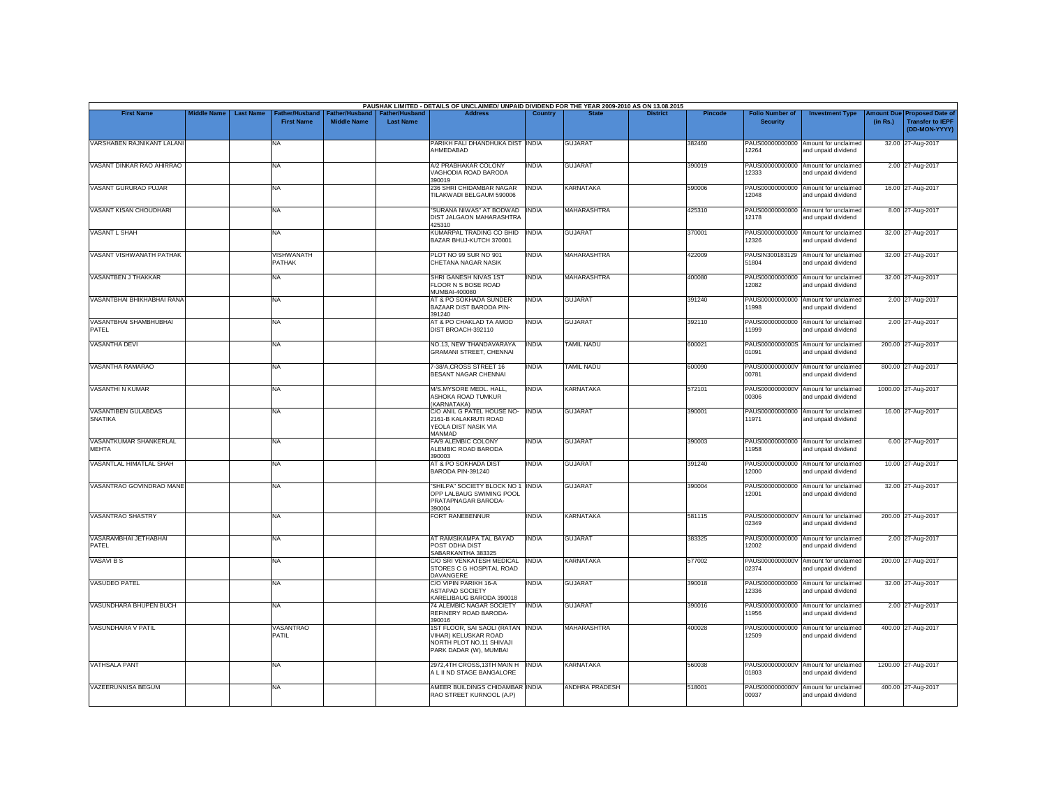PAUSHAK LIMITED - DETAILS OF UNCLAIMED/ UNPAID DIVIDEND FOR THE YEAR 2009-2010 AS ON 13.08.2015

| First Name | Middle Name | Last Name | Father/Husband First Name | Father/Husband Middle Name | Father/Husband Last Name | Address | Country | State | District | Pincode | Folio Number of Security | Investment Type | Amount Due (in Rs.) | Proposed Date of Transfer to IEPF (DD-MON-YYYY) |
|---|---|---|---|---|---|---|---|---|---|---|---|---|---|---|
| VARSHABEN RAJNIKANT LALANI | | | NA | | | PARIKH FALI DHANDHUKA DIST AHMEDABAD | INDIA | GUJARAT | | 382460 | PAUS000000000000 12264 | Amount for unclaimed and unpaid dividend | 32.00 | 27-Aug-2017 |
| VASANT DINKAR RAO AHIRRAO | | | NA | | | A/2 PRABHAKAR COLONY VAGHODIA ROAD BARODA 390019 | INDIA | GUJARAT | | 390019 | PAUS000000000000 12333 | Amount for unclaimed and unpaid dividend | 2.00 | 27-Aug-2017 |
| VASANT GURURAO PUJAR | | | NA | | | 236 SHRI CHIDAMBAR NAGAR TILAKWADI BELGAUM 590006 | INDIA | KARNATAKA | | 590006 | PAUS000000000000 12048 | Amount for unclaimed and unpaid dividend | 16.00 | 27-Aug-2017 |
| VASANT KISAN CHOUDHARI | | | NA | | | "SURANA NIWAS" AT BODWAD DIST JALGAON MAHARASHTRA 425310 | INDIA | MAHARASHTRA | | 425310 | PAUS000000000000 12178 | Amount for unclaimed and unpaid dividend | 8.00 | 27-Aug-2017 |
| VASANT L SHAH | | | NA | | | KUMARPAL TRADING CO BHID BAZAR BHUJ-KUTCH 370001 | INDIA | GUJARAT | | 370001 | PAUS000000000000 12326 | Amount for unclaimed and unpaid dividend | 32.00 | 27-Aug-2017 |
| VASANT VISHWANATH PATHAK | | | VISHWANATH PATHAK | | | PLOT NO 99 SUR NO 901 CHETANA NAGAR NASIK | INDIA | MAHARASHTRA | | 422009 | PAUSIN300183129 51804 | Amount for unclaimed and unpaid dividend | 32.00 | 27-Aug-2017 |
| VASANTBEN J THAKKAR | | | NA | | | SHRI GANESH NIVAS 1ST FLOOR N S BOSE ROAD MUMBAI-400080 | INDIA | MAHARASHTRA | | 400080 | PAUS000000000000 12082 | Amount for unclaimed and unpaid dividend | 32.00 | 27-Aug-2017 |
| VASANTBHAI BHIKHABHAI RANA | | | NA | | | AT & PO SOKHADA SUNDER BAZAAR DIST BARODA PIN-391240 | INDIA | GUJARAT | | 391240 | PAUS000000000000 11998 | Amount for unclaimed and unpaid dividend | 2.00 | 27-Aug-2017 |
| VASANTBHAI SHAMBHUBHAI PATEL | | | NA | | | AT & PO CHAKLAD TA AMOD DIST BROACH-392110 | INDIA | GUJARAT | | 392110 | PAUS000000000000 11999 | Amount for unclaimed and unpaid dividend | 2.00 | 27-Aug-2017 |
| VASANTHA DEVI | | | NA | | | NO.13, NEW THANDAVARAYA GRAMANI STREET, CHENNAI | INDIA | TAMIL NADU | | 600021 | PAUS0000000000S 01091 | Amount for unclaimed and unpaid dividend | 200.00 | 27-Aug-2017 |
| VASANTHA RAMARAO | | | NA | | | 7-38/A,CROSS STREET 16 BESANT NAGAR CHENNAI | INDIA | TAMIL NADU | | 600090 | PAUS0000000000V 00781 | Amount for unclaimed and unpaid dividend | 800.00 | 27-Aug-2017 |
| VASANTHI N KUMAR | | | NA | | | M/S.MYSORE MEDL. HALL, ASHOKA ROAD TUMKUR (KARNATAKA) | INDIA | KARNATAKA | | 572101 | PAUS0000000000V 00306 | Amount for unclaimed and unpaid dividend | 1000.00 | 27-Aug-2017 |
| VASANTIBEN GULABDAS SNATIKA | | | NA | | | C/O ANIL G PATEL HOUSE NO-2161-B KALAKRUTI ROAD YEOLA DIST NASIK VIA MANMAD | INDIA | GUJARAT | | 390001 | PAUS000000000000 11971 | Amount for unclaimed and unpaid dividend | 16.00 | 27-Aug-2017 |
| VASANTKUMAR SHANKERLAL MEHTA | | | NA | | | FA/9 ALEMBIC COLONY ALEMBIC ROAD BARODA 390003 | INDIA | GUJARAT | | 390003 | PAUS000000000000 11958 | Amount for unclaimed and unpaid dividend | 6.00 | 27-Aug-2017 |
| VASANTLAL HIMATLAL SHAH | | | NA | | | AT & PO SOKHADA DIST BARODA PIN-391240 | INDIA | GUJARAT | | 391240 | PAUS000000000000 12000 | Amount for unclaimed and unpaid dividend | 10.00 | 27-Aug-2017 |
| VASANTRAO GOVINDRAO MANE | | | NA | | | "SHILPA" SOCIETY BLOCK NO 1 OPP LALBAUG SWIMING POOL PRATAPNAGAR BARODA-390004 | INDIA | GUJARAT | | 390004 | PAUS000000000000 12001 | Amount for unclaimed and unpaid dividend | 32.00 | 27-Aug-2017 |
| VASANTRAO SHASTRY | | | NA | | | FORT RANEBENNUR | INDIA | KARNATAKA | | 581115 | PAUS0000000000V 02349 | Amount for unclaimed and unpaid dividend | 200.00 | 27-Aug-2017 |
| VASARAMBHAI JETHABHAI PATEL | | | NA | | | AT RAMSIKAMPA TAL BAYAD POST ODHA DIST SABARKANTHA 383325 | INDIA | GUJARAT | | 383325 | PAUS000000000000 12002 | Amount for unclaimed and unpaid dividend | 2.00 | 27-Aug-2017 |
| VASAVI B S | | | NA | | | C/O SRI VENKATESH MEDICAL STORES C G HOSPITAL ROAD DAVANGERE | INDIA | KARNATAKA | | 577002 | PAUS0000000000V 02374 | Amount for unclaimed and unpaid dividend | 200.00 | 27-Aug-2017 |
| VASUDEO PATEL | | | NA | | | C/O VIPIN PARIKH 16-A ASTAPAD SOCIETY KARELIBAUG BARODA 390018 | INDIA | GUJARAT | | 390018 | PAUS000000000000 12336 | Amount for unclaimed and unpaid dividend | 32.00 | 27-Aug-2017 |
| VASUNDHARA BHUPEN BUCH | | | NA | | | 74 ALEMBIC NAGAR SOCIETY REFINERY ROAD BARODA-390016 | INDIA | GUJARAT | | 390016 | PAUS000000000000 11956 | Amount for unclaimed and unpaid dividend | 2.00 | 27-Aug-2017 |
| VASUNDHARA V PATIL | | | VASANTRAO PATIL | | | 1ST FLOOR, SAI SAOLI (RATAN VIHAR) KELUSKAR ROAD NORTH PLOT NO.11 SHIVAJI PARK DADAR (W), MUMBAI | INDIA | MAHARASHTRA | | 400028 | PAUS000000000000 12509 | Amount for unclaimed and unpaid dividend | 400.00 | 27-Aug-2017 |
| VATHSALA PANT | | | NA | | | 2972,4TH CROSS,13TH MAIN H A L II ND STAGE BANGALORE | INDIA | KARNATAKA | | 560038 | PAUS0000000000V 01803 | Amount for unclaimed and unpaid dividend | 1200.00 | 27-Aug-2017 |
| VAZEERUNNISA BEGUM | | | NA | | | AMEER BUILDINGS CHIDAMBAR RAO STREET KURNOOL (A.P) | INDIA | ANDHRA PRADESH | | 518001 | PAUS0000000000V 00937 | Amount for unclaimed and unpaid dividend | 400.00 | 27-Aug-2017 |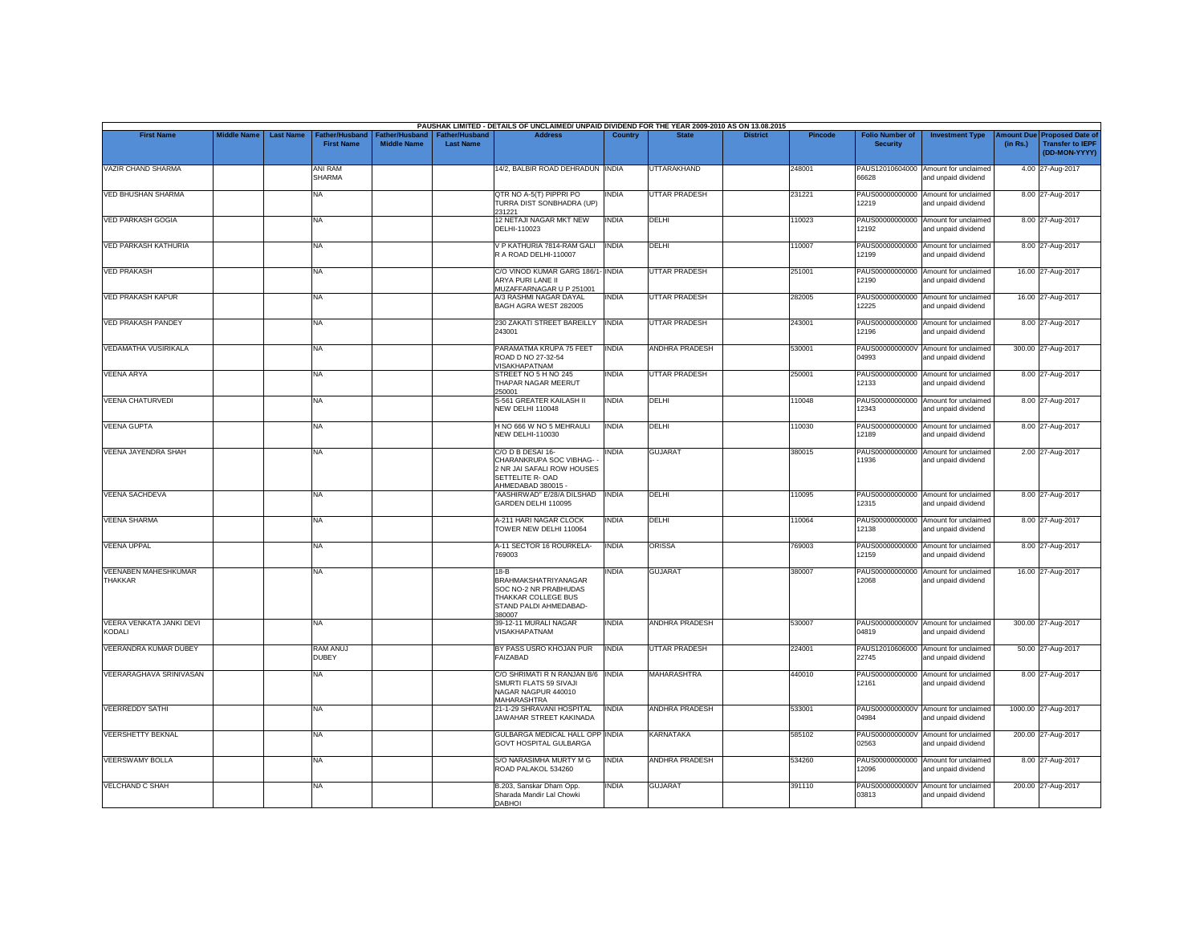PAUSHAK LIMITED - DETAILS OF UNCLAIMED/ UNPAID DIVIDEND FOR THE YEAR 2009-2010 AS ON 13.08.2015

| First Name | Middle Name | Last Name | Father/Husband First Name | Father/Husband Middle Name | Father/Husband Last Name | Address | Country | State | District | Pincode | Folio Number of Security | Investment Type | Amount Due (in Rs.) | Proposed Date of Transfer to IEPF (DD-MON-YYYY) |
|---|---|---|---|---|---|---|---|---|---|---|---|---|---|---|
| VAZIR CHAND SHARMA | | | ANI RAM SHARMA | | | 14/2, BALBIR ROAD DEHRADUN | INDIA | UTTARAKHAND | | 248001 | PAUS12010604000 66628 | Amount for unclaimed and unpaid dividend | 4.00 | 27-Aug-2017 |
| VED BHUSHAN SHARMA | | | NA | | | QTR NO A-5(T) PIPPRI PO TURRA DIST SONBHADRA (UP) 231221 | INDIA | UTTAR PRADESH | | 231221 | PAUS00000000000 12219 | Amount for unclaimed and unpaid dividend | 8.00 | 27-Aug-2017 |
| VED PARKASH GOGIA | | | NA | | | 12 NETAJI NAGAR MKT NEW DELHI-110023 | INDIA | DELHI | | 110023 | PAUS00000000000 12192 | Amount for unclaimed and unpaid dividend | 8.00 | 27-Aug-2017 |
| VED PARKASH KATHURIA | | | NA | | | V P KATHURIA 7814-RAM GALI R A ROAD DELHI-110007 | INDIA | DELHI | | 110007 | PAUS00000000000 12199 | Amount for unclaimed and unpaid dividend | 8.00 | 27-Aug-2017 |
| VED PRAKASH | | | NA | | | C/O VINOD KUMAR GARG 186/1- ARYA PURI LANE II MUZAFFARNAGAR U P 251001 | INDIA | UTTAR PRADESH | | 251001 | PAUS00000000000 12190 | Amount for unclaimed and unpaid dividend | 16.00 | 27-Aug-2017 |
| VED PRAKASH KAPUR | | | NA | | | A/3 RASHMI NAGAR DAYAL BAGH AGRA WEST 282005 | INDIA | UTTAR PRADESH | | 282005 | PAUS00000000000 12225 | Amount for unclaimed and unpaid dividend | 16.00 | 27-Aug-2017 |
| VED PRAKASH PANDEY | | | NA | | | 230 ZAKATI STREET BAREILLY 243001 | INDIA | UTTAR PRADESH | | 243001 | PAUS00000000000 12196 | Amount for unclaimed and unpaid dividend | 8.00 | 27-Aug-2017 |
| VEDAMATHA VUSIRIKALA | | | NA | | | PARAMATMA KRUPA 75 FEET ROAD D NO 27-32-54 VISAKHAPATNAM | INDIA | ANDHRA PRADESH | | 530001 | PAUS0000000000V 04993 | Amount for unclaimed and unpaid dividend | 300.00 | 27-Aug-2017 |
| VEENA ARYA | | | NA | | | STREET NO 5 H NO 245 THAPAR NAGAR MEERUT 250001 | INDIA | UTTAR PRADESH | | 250001 | PAUS00000000000 12133 | Amount for unclaimed and unpaid dividend | 8.00 | 27-Aug-2017 |
| VEENA CHATURVEDI | | | NA | | | S-561 GREATER KAILASH II NEW DELHI 110048 | INDIA | DELHI | | 110048 | PAUS00000000000 12343 | Amount for unclaimed and unpaid dividend | 8.00 | 27-Aug-2017 |
| VEENA GUPTA | | | NA | | | H NO 666 W NO 5 MEHRAULI NEW DELHI-110030 | INDIA | DELHI | | 110030 | PAUS00000000000 12189 | Amount for unclaimed and unpaid dividend | 8.00 | 27-Aug-2017 |
| VEENA JAYENDRA SHAH | | | NA | | | C/O D B DESAI 16-CHARANKRUPA SOC VIBHAG- - 2 NR JAI SAFALI ROW HOUSES SETTELITE R- OAD AHMEDABAD 380015 - | INDIA | GUJARAT | | 380015 | PAUS00000000000 11936 | Amount for unclaimed and unpaid dividend | 2.00 | 27-Aug-2017 |
| VEENA SACHDEVA | | | NA | | | "AASHIRWAD" E/28/A DILSHAD GARDEN DELHI 110095 | INDIA | DELHI | | 110095 | PAUS00000000000 12315 | Amount for unclaimed and unpaid dividend | 8.00 | 27-Aug-2017 |
| VEENA SHARMA | | | NA | | | A-211 HARI NAGAR CLOCK TOWER NEW DELHI 110064 | INDIA | DELHI | | 110064 | PAUS00000000000 12138 | Amount for unclaimed and unpaid dividend | 8.00 | 27-Aug-2017 |
| VEENA UPPAL | | | NA | | | A-11 SECTOR 16 ROURKELA-769003 | INDIA | ORISSA | | 769003 | PAUS00000000000 12159 | Amount for unclaimed and unpaid dividend | 8.00 | 27-Aug-2017 |
| VEENABEN MAHESHKUMAR THAKKAR | | | NA | | | 18-B BRAHMAKSHATRIYANAGAR SOC NO-2 NR PRABHUDAS THAKKAR COLLEGE BUS STAND PALDI AHMEDABAD-380007 | INDIA | GUJARAT | | 380007 | PAUS00000000000 12068 | Amount for unclaimed and unpaid dividend | 16.00 | 27-Aug-2017 |
| VEERA VENKATA JANKI DEVI KODALI | | | NA | | | 39-12-11 MURALI NAGAR VISAKHAPATNAM | INDIA | ANDHRA PRADESH | | 530007 | PAUS0000000000V 04819 | Amount for unclaimed and unpaid dividend | 300.00 | 27-Aug-2017 |
| VEERANDRA KUMAR DUBEY | | | RAM ANUJ DUBEY | | | BY PASS USRO KHOJAN PUR FAIZABAD | INDIA | UTTAR PRADESH | | 224001 | PAUS12010606000 22745 | Amount for unclaimed and unpaid dividend | 50.00 | 27-Aug-2017 |
| VEERARAGHAVA SRINIVASAN | | | NA | | | C/O SHRIMATI R N RANJAN B/6 SMURTI FLATS 59 SIVAJI NAGAR NAGPUR 440010 MAHARASHTRA | INDIA | MAHARASHTRA | | 440010 | PAUS00000000000 12161 | Amount for unclaimed and unpaid dividend | 8.00 | 27-Aug-2017 |
| VEERREDDY SATHI | | | NA | | | 21-1-29 SHRAVANI HOSPITAL JAWAHAR STREET KAKINADA | INDIA | ANDHRA PRADESH | | 533001 | PAUS0000000000V 04984 | Amount for unclaimed and unpaid dividend | 1000.00 | 27-Aug-2017 |
| VEERSHETTY BEKNAL | | | NA | | | GULBARGA MEDICAL HALL OPP GOVT HOSPITAL GULBARGA | INDIA | KARNATAKA | | 585102 | PAUS0000000000V 02563 | Amount for unclaimed and unpaid dividend | 200.00 | 27-Aug-2017 |
| VEERSWAMY BOLLA | | | NA | | | S/O NARASIMHA MURTY M G ROAD PALAKOL 534260 | INDIA | ANDHRA PRADESH | | 534260 | PAUS00000000000 12096 | Amount for unclaimed and unpaid dividend | 8.00 | 27-Aug-2017 |
| VELCHAND C SHAH | | | NA | | | B.203, Sanskar Dham Opp. Sharada Mandir Lal Chowki DABHOI | INDIA | GUJARAT | | 391110 | PAUS0000000000V 03813 | Amount for unclaimed and unpaid dividend | 200.00 | 27-Aug-2017 |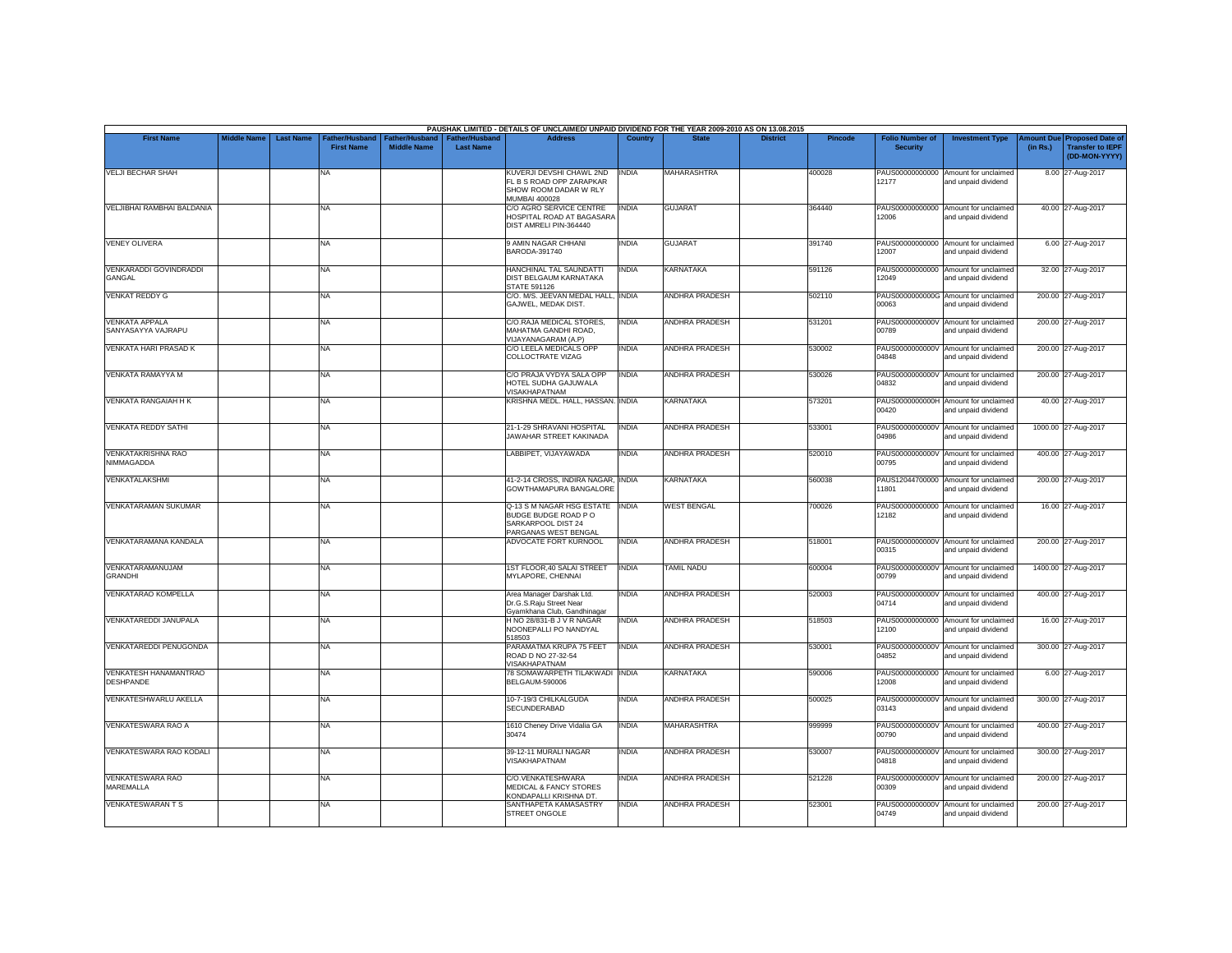PAUSHAK LIMITED - DETAILS OF UNCLAIMED/ UNPAID DIVIDEND FOR THE YEAR 2009-2010 AS ON 13.08.2015

| First Name | Middle Name | Last Name | Father/Husband First Name | Father/Husband Middle Name | Father/Husband Last Name | Address | Country | State | District | Pincode | Folio Number of Security | Investment Type | Amount Due (in Rs.) | Proposed Date of Transfer to IEPF (DD-MON-YYYY) |
|---|---|---|---|---|---|---|---|---|---|---|---|---|---|---|
| VELJI BECHAR SHAH | | | NA | | | KUVERJI DEVSHI CHAWL 2ND FL B S ROAD OPP ZARAPKAR SHOW ROOM DADAR W RLY MUMBAI 400028 | INDIA | MAHARASHTRA | | 400028 | PAUS00000000000 12177 | Amount for unclaimed and unpaid dividend | 8.00 | 27-Aug-2017 |
| VELJIBHAI RAMBHAI BALDANIA | | | NA | | | C/O AGRO SERVICE CENTRE HOSPITAL ROAD AT BAGASARA DIST AMRELI PIN-364440 | INDIA | GUJARAT | | 364440 | PAUS00000000000 12006 | Amount for unclaimed and unpaid dividend | 40.00 | 27-Aug-2017 |
| VENEY OLIVERA | | | NA | | | 9 AMIN NAGAR CHHANI BARODA-391740 | INDIA | GUJARAT | | 391740 | PAUS00000000000 12007 | Amount for unclaimed and unpaid dividend | 6.00 | 27-Aug-2017 |
| VENKARADDI GOVINDRADDI GANGAL | | | NA | | | HANCHINAL TAL SAUNDATTI DIST BELGAUM KARNATAKA STATE 591126 | INDIA | KARNATAKA | | 591126 | PAUS00000000000 12049 | Amount for unclaimed and unpaid dividend | 32.00 | 27-Aug-2017 |
| VENKAT REDDY G | | | NA | | | C/O. M/S. JEEVAN MEDAL HALL, GAJWEL, MEDAK DIST. | INDIA | ANDHRA PRADESH | | 502110 | PAUS0000000000G 00063 | Amount for unclaimed and unpaid dividend | 200.00 | 27-Aug-2017 |
| VENKATA APPALA SANYASAYYA VAJRAPU | | | NA | | | C/O.RAJA MEDICAL STORES, MAHATMA GANDHI ROAD, VIJAYANAGARAM (A.P) | INDIA | ANDHRA PRADESH | | 531201 | PAUS0000000000V 00789 | Amount for unclaimed and unpaid dividend | 200.00 | 27-Aug-2017 |
| VENKATA HARI PRASAD K | | | NA | | | C/O LEELA MEDICALS OPP COLLOCTRATE VIZAG | INDIA | ANDHRA PRADESH | | 530002 | PAUS0000000000V 04848 | Amount for unclaimed and unpaid dividend | 200.00 | 27-Aug-2017 |
| VENKATA RAMAYYA M | | | NA | | | C/O PRAJA VYDYA SALA OPP HOTEL SUDHA GAJUWALA VISAKHAPATNAM | INDIA | ANDHRA PRADESH | | 530026 | PAUS0000000000V 04832 | Amount for unclaimed and unpaid dividend | 200.00 | 27-Aug-2017 |
| VENKATA RANGAIAH H K | | | NA | | | KRISHNA MEDL. HALL, HASSAN. | INDIA | KARNATAKA | | 573201 | PAUS0000000000H 00420 | Amount for unclaimed and unpaid dividend | 40.00 | 27-Aug-2017 |
| VENKATA REDDY SATHI | | | NA | | | 21-1-29 SHRAVANI HOSPITAL JAWAHAR STREET KAKINADA | INDIA | ANDHRA PRADESH | | 533001 | PAUS0000000000V 04986 | Amount for unclaimed and unpaid dividend | 1000.00 | 27-Aug-2017 |
| VENKATAKRISHNA RAO NIMMAGADDA | | | NA | | | LABBIPET, VIJAYAWADA | INDIA | ANDHRA PRADESH | | 520010 | PAUS0000000000V 00795 | Amount for unclaimed and unpaid dividend | 400.00 | 27-Aug-2017 |
| VENKATALAKSHMI | | | NA | | | 41-2-14 CROSS, INDIRA NAGAR, GOWTHAMAPURA BANGALORE | INDIA | KARNATAKA | | 560038 | PAUS12044700000 11801 | Amount for unclaimed and unpaid dividend | 200.00 | 27-Aug-2017 |
| VENKATARAMAN SUKUMAR | | | NA | | | Q-13 S M NAGAR HSG ESTATE BUDGE BUDGE ROAD P O SARKARPOOL DIST 24 PARGANAS WEST BENGAL | INDIA | WEST BENGAL | | 700026 | PAUS00000000000 12182 | Amount for unclaimed and unpaid dividend | 16.00 | 27-Aug-2017 |
| VENKATARAMANA KANDALA | | | NA | | | ADVOCATE FORT KURNOOL | INDIA | ANDHRA PRADESH | | 518001 | PAUS0000000000V 00315 | Amount for unclaimed and unpaid dividend | 200.00 | 27-Aug-2017 |
| VENKATARAMANUJAM GRANDHI | | | NA | | | 1ST FLOOR,40 SALAI STREET MYLAPORE, CHENNAI | INDIA | TAMIL NADU | | 600004 | PAUS0000000000V 00799 | Amount for unclaimed and unpaid dividend | 1400.00 | 27-Aug-2017 |
| VENKATARAO KOMPELLA | | | NA | | | Area Manager Darshak Ltd. Dr.G.S.Raju Street Near Gyamkhana Club, Gandhinagar | INDIA | ANDHRA PRADESH | | 520003 | PAUS0000000000V 04714 | Amount for unclaimed and unpaid dividend | 400.00 | 27-Aug-2017 |
| VENKATAREDDI JANUPALA | | | NA | | | H NO 28/831-B J V R NAGAR NOONEPALLI PO NANDYAL 518503 | INDIA | ANDHRA PRADESH | | 518503 | PAUS00000000000 12100 | Amount for unclaimed and unpaid dividend | 16.00 | 27-Aug-2017 |
| VENKATAREDDI PENUGONDA | | | NA | | | PARAMATMA KRUPA 75 FEET ROAD D NO 27-32-54 VISAKHAPATNAM | INDIA | ANDHRA PRADESH | | 530001 | PAUS0000000000V 04852 | Amount for unclaimed and unpaid dividend | 300.00 | 27-Aug-2017 |
| VENKATESH HANAMANTRAO DESHPANDE | | | NA | | | 78 SOMAWARPETH TILAKWADI BELGAUM-590006 | INDIA | KARNATAKA | | 590006 | PAUS00000000000 12008 | Amount for unclaimed and unpaid dividend | 6.00 | 27-Aug-2017 |
| VENKATESHWARLU AKELLA | | | NA | | | 10-7-19/3 CHILKALGUDA SECUNDERABAD | INDIA | ANDHRA PRADESH | | 500025 | PAUS0000000000V 03143 | Amount for unclaimed and unpaid dividend | 300.00 | 27-Aug-2017 |
| VENKATESWARA RAO A | | | NA | | | 1610 Cheney Drive Vidalia GA 30474 | INDIA | MAHARASHTRA | | 999999 | PAUS0000000000V 00790 | Amount for unclaimed and unpaid dividend | 400.00 | 27-Aug-2017 |
| VENKATESWARA RAO KODALI | | | NA | | | 39-12-11 MURALI NAGAR VISAKHAPATNAM | INDIA | ANDHRA PRADESH | | 530007 | PAUS0000000000V 04818 | Amount for unclaimed and unpaid dividend | 300.00 | 27-Aug-2017 |
| VENKATESWARA RAO MAREMALLA | | | NA | | | C/O.VENKATESHWARA MEDICAL & FANCY STORES KONDAPALLI KRISHNA DT. | INDIA | ANDHRA PRADESH | | 521228 | PAUS0000000000V 00309 | Amount for unclaimed and unpaid dividend | 200.00 | 27-Aug-2017 |
| VENKATESWARAN T S | | | NA | | | SANTHAPETA KAMASASTRY STREET ONGOLE | INDIA | ANDHRA PRADESH | | 523001 | PAUS0000000000V 04749 | Amount for unclaimed and unpaid dividend | 200.00 | 27-Aug-2017 |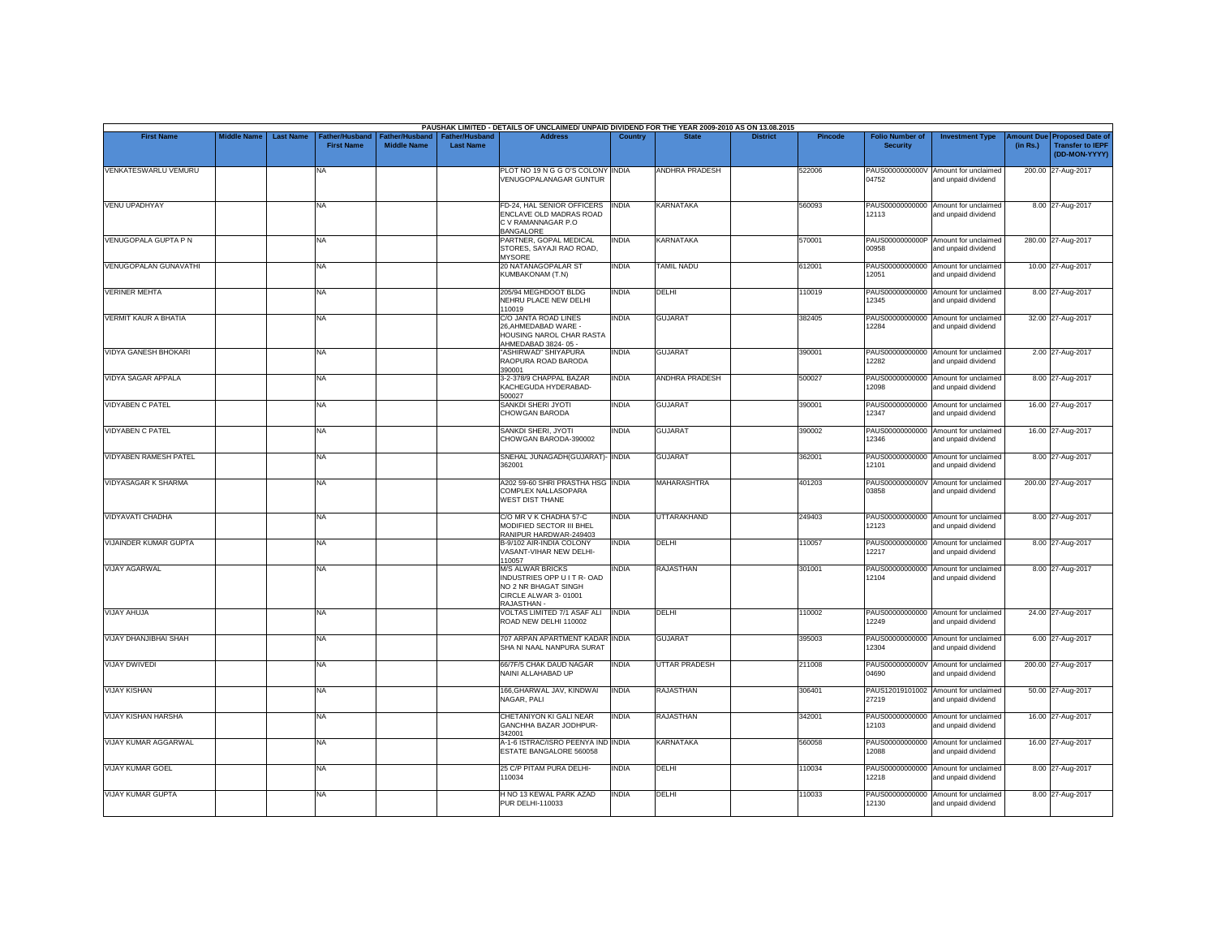PAUSHAK LIMITED - DETAILS OF UNCLAIMED/ UNPAID DIVIDEND FOR THE YEAR 2009-2010 AS ON 13.08.2015

| First Name | Middle Name | Last Name | Father/Husband First Name | Father/Husband Middle Name | Father/Husband Last Name | Address | Country | State | District | Pincode | Folio Number of Security | Investment Type | Amount Due (in Rs.) | Proposed Date of Transfer to IEPF (DD-MON-YYYY) |
|---|---|---|---|---|---|---|---|---|---|---|---|---|---|---|
| VENKATESWARLU VEMURU | | | NA | | | PLOT NO 19 N G G O'S COLONY VENUGOPALANAGAR GUNTUR | INDIA | ANDHRA PRADESH | | 522006 | PAUS0000000000V04752 | Amount for unclaimed and unpaid dividend | 200.00 | 27-Aug-2017 |
| VENU UPADHYAY | | | NA | | | FD-24, HAL SENIOR OFFICERS ENCLAVE OLD MADRAS ROAD C V RAMANNAGAR P.O BANGALORE | INDIA | KARNATAKA | | 560093 | PAUS00000000000012113 | Amount for unclaimed and unpaid dividend | 8.00 | 27-Aug-2017 |
| VENUGOPALA GUPTA P N | | | NA | | | PARTNER, GOPAL MEDICAL STORES, SAYAJI RAO ROAD, MYSORE | INDIA | KARNATAKA | | 570001 | PAUS0000000000P00958 | Amount for unclaimed and unpaid dividend | 280.00 | 27-Aug-2017 |
| VENUGOPALAN GUNAVATHI | | | NA | | | 20 NATANAGOPALAR ST KUMBAKONAM (T.N) | INDIA | TAMIL NADU | | 612001 | PAUS00000000000012051 | Amount for unclaimed and unpaid dividend | 10.00 | 27-Aug-2017 |
| VERINER MEHTA | | | NA | | | 205/94 MEGHDOOT BLDG NEHRU PLACE NEW DELHI 110019 | INDIA | DELHI | | 110019 | PAUS00000000000012345 | Amount for unclaimed and unpaid dividend | 8.00 | 27-Aug-2017 |
| VERMIT KAUR A BHATIA | | | NA | | | C/O JANTA ROAD LINES 26,AHMEDABAD WARE - HOUSING NAROL CHAR RASTA AHMEDABAD 3824- 05 - | INDIA | GUJARAT | | 382405 | PAUS00000000000012284 | Amount for unclaimed and unpaid dividend | 32.00 | 27-Aug-2017 |
| VIDYA GANESH BHOKARI | | | NA | | | "ASHIRWAD" SHIYAPURA RAOPURA ROAD BARODA 390001 | INDIA | GUJARAT | | 390001 | PAUS00000000000012282 | Amount for unclaimed and unpaid dividend | 2.00 | 27-Aug-2017 |
| VIDYA SAGAR APPALA | | | NA | | | 3-2-378/9 CHAPPAL BAZAR KACHEGUDA HYDERABAD-500027 | INDIA | ANDHRA PRADESH | | 500027 | PAUS00000000000012098 | Amount for unclaimed and unpaid dividend | 8.00 | 27-Aug-2017 |
| VIDYABEN C PATEL | | | NA | | | SANKDI SHERI JYOTI CHOWGAN BARODA | INDIA | GUJARAT | | 390001 | PAUS00000000000012347 | Amount for unclaimed and unpaid dividend | 16.00 | 27-Aug-2017 |
| VIDYABEN C PATEL | | | NA | | | SANKDI SHERI, JYOTI CHOWGAN BARODA-390002 | INDIA | GUJARAT | | 390002 | PAUS00000000000012346 | Amount for unclaimed and unpaid dividend | 16.00 | 27-Aug-2017 |
| VIDYABEN RAMESH PATEL | | | NA | | | SNEHAL JUNAGADH(GUJARAT)-362001 | INDIA | GUJARAT | | 362001 | PAUS00000000000012101 | Amount for unclaimed and unpaid dividend | 8.00 | 27-Aug-2017 |
| VIDYASAGAR K SHARMA | | | NA | | | A202 59-60 SHRI PRASTHA HSG COMPLEX NALLASOPARA WEST DIST THANE | INDIA | MAHARASHTRA | | 401203 | PAUS0000000000V03858 | Amount for unclaimed and unpaid dividend | 200.00 | 27-Aug-2017 |
| VIDYAVATI CHADHA | | | NA | | | C/O MR V K CHADHA 57-C MODIFIED SECTOR III BHEL RANIPUR HARDWAR-249403 | INDIA | UTTARAKHAND | | 249403 | PAUS00000000000012123 | Amount for unclaimed and unpaid dividend | 8.00 | 27-Aug-2017 |
| VIJAINDER KUMAR GUPTA | | | NA | | | B-9/102 AIR-INDIA COLONY VASANT-VIHAR NEW DELHI-110057 | INDIA | DELHI | | 110057 | PAUS00000000000012217 | Amount for unclaimed and unpaid dividend | 8.00 | 27-Aug-2017 |
| VIJAY AGARWAL | | | NA | | | M/S ALWAR BRICKS INDUSTRIES OPP U I T R- OAD NO 2 NR BHAGAT SINGH CIRCLE ALWAR 3- 01001 RAJASTHAN - | INDIA | RAJASTHAN | | 301001 | PAUS00000000000012104 | Amount for unclaimed and unpaid dividend | 8.00 | 27-Aug-2017 |
| VIJAY AHUJA | | | NA | | | VOLTAS LIMITED 7/1 ASAF ALI ROAD NEW DELHI 110002 | INDIA | DELHI | | 110002 | PAUS00000000000012249 | Amount for unclaimed and unpaid dividend | 24.00 | 27-Aug-2017 |
| VIJAY DHANJIBHAI SHAH | | | NA | | | 707 ARPAN APARTMENT KADAR SHA NI NAAL NANPURA SURAT | INDIA | GUJARAT | | 395003 | PAUS00000000000012304 | Amount for unclaimed and unpaid dividend | 6.00 | 27-Aug-2017 |
| VIJAY DWIVEDI | | | NA | | | 66/7F/5 CHAK DAUD NAGAR NAINI ALLAHABAD UP | INDIA | UTTAR PRADESH | | 211008 | PAUS0000000000V04690 | Amount for unclaimed and unpaid dividend | 200.00 | 27-Aug-2017 |
| VIJAY KISHAN | | | NA | | | 166,GHARWAL JAV, KINDWAI NAGAR, PALI | INDIA | RAJASTHAN | | 306401 | PAUS1201910100227219 | Amount for unclaimed and unpaid dividend | 50.00 | 27-Aug-2017 |
| VIJAY KISHAN HARSHA | | | NA | | | CHETANIYON KI GALI NEAR GANCHHA BAZAR JODHPUR-342001 | INDIA | RAJASTHAN | | 342001 | PAUS00000000000012103 | Amount for unclaimed and unpaid dividend | 16.00 | 27-Aug-2017 |
| VIJAY KUMAR AGGARWAL | | | NA | | | A-1-6 ISTRAC/ISRO PEENYA IND ESTATE BANGALORE 560058 | INDIA | KARNATAKA | | 560058 | PAUS00000000000012088 | Amount for unclaimed and unpaid dividend | 16.00 | 27-Aug-2017 |
| VIJAY KUMAR GOEL | | | NA | | | 25 C/P PITAM PURA DELHI-110034 | INDIA | DELHI | | 110034 | PAUS00000000000012218 | Amount for unclaimed and unpaid dividend | 8.00 | 27-Aug-2017 |
| VIJAY KUMAR GUPTA | | | NA | | | H NO 13 KEWAL PARK AZAD PUR DELHI-110033 | INDIA | DELHI | | 110033 | PAUS00000000000012130 | Amount for unclaimed and unpaid dividend | 8.00 | 27-Aug-2017 |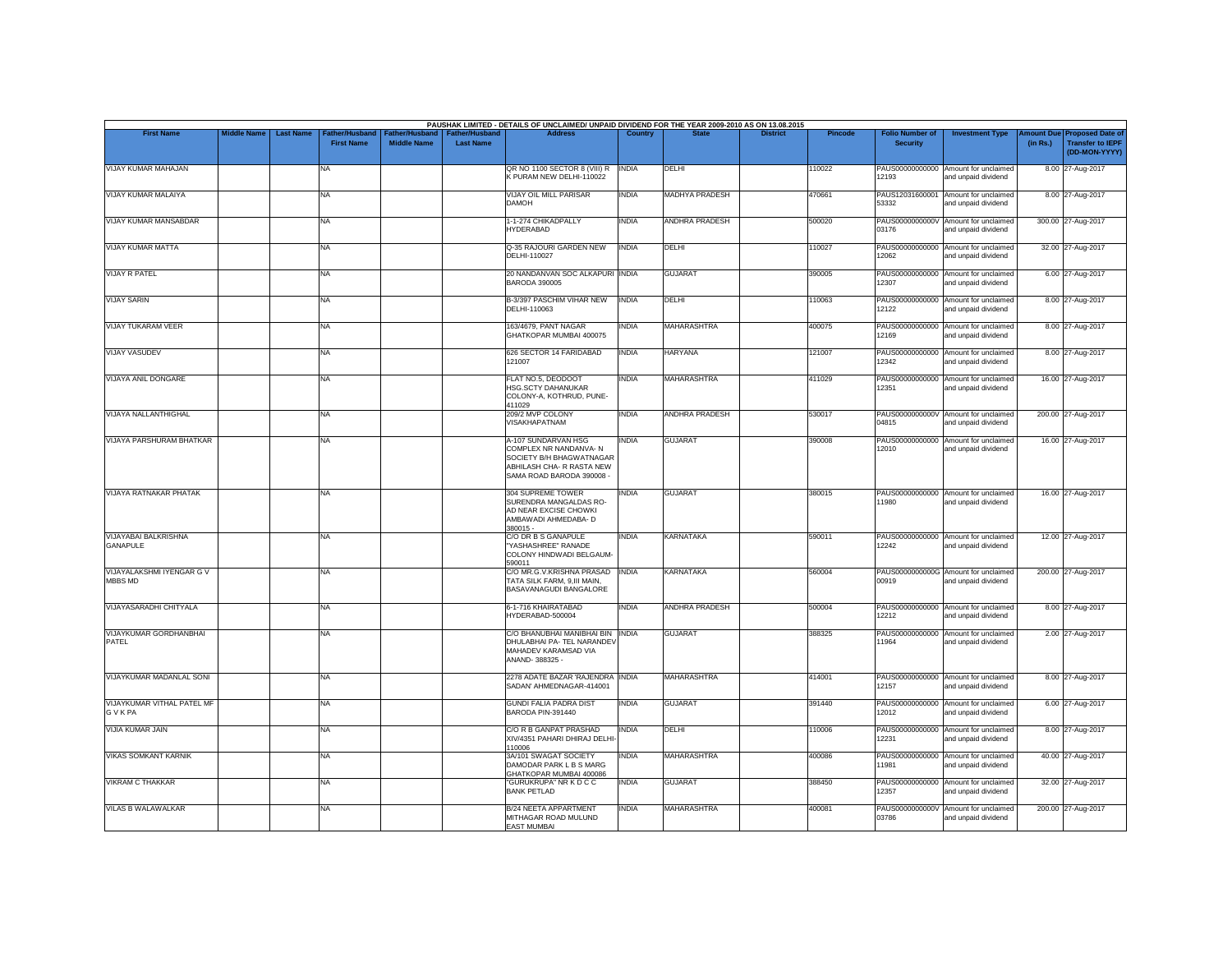PAUSHAK LIMITED - DETAILS OF UNCLAIMED/ UNPAID DIVIDEND FOR THE YEAR 2009-2010 AS ON 13.08.2015

| First Name | Middle Name | Last Name | Father/Husband First Name | Father/Husband Middle Name | Father/Husband Last Name | Address | Country | State | District | Pincode | Folio Number of Security | Investment Type | Amount Due (in Rs.) | Proposed Date of Transfer to IEPF (DD-MON-YYYY) |
|---|---|---|---|---|---|---|---|---|---|---|---|---|---|---|
| VIJAY KUMAR MAHAJAN | | | NA | | | QR NO 1100 SECTOR 8 (VIII) R K PURAM NEW DELHI-110022 | INDIA | DELHI | | 110022 | PAUS000000000000 12193 | Amount for unclaimed and unpaid dividend | 8.00 | 27-Aug-2017 |
| VIJAY KUMAR MALAIYA | | | NA | | | VIJAY OIL MILL PARISAR DAMOH | INDIA | MADHYA PRADESH | | 470661 | PAUS12031600001 53332 | Amount for unclaimed and unpaid dividend | 8.00 | 27-Aug-2017 |
| VIJAY KUMAR MANSABDAR | | | NA | | | 1-1-274 CHIKADPALLY HYDERABAD | INDIA | ANDHRA PRADESH | | 500020 | PAUS0000000000V 03176 | Amount for unclaimed and unpaid dividend | 300.00 | 27-Aug-2017 |
| VIJAY KUMAR MATTA | | | NA | | | Q-35 RAJOURI GARDEN NEW DELHI-110027 | INDIA | DELHI | | 110027 | PAUS000000000000 12062 | Amount for unclaimed and unpaid dividend | 32.00 | 27-Aug-2017 |
| VIJAY R PATEL | | | NA | | | 20 NANDANVAN SOC ALKAPURI BARODA 390005 | INDIA | GUJARAT | | 390005 | PAUS000000000000 12307 | Amount for unclaimed and unpaid dividend | 6.00 | 27-Aug-2017 |
| VIJAY SARIN | | | NA | | | B-3/397 PASCHIM VIHAR NEW DELHI-110063 | INDIA | DELHI | | 110063 | PAUS000000000000 12122 | Amount for unclaimed and unpaid dividend | 8.00 | 27-Aug-2017 |
| VIJAY TUKARAM VEER | | | NA | | | 163/4679, PANT NAGAR GHATKOPAR MUMBAI 400075 | INDIA | MAHARASHTRA | | 400075 | PAUS000000000000 12169 | Amount for unclaimed and unpaid dividend | 8.00 | 27-Aug-2017 |
| VIJAY VASUDEV | | | NA | | | 626 SECTOR 14 FARIDABAD 121007 | INDIA | HARYANA | | 121007 | PAUS000000000000 12342 | Amount for unclaimed and unpaid dividend | 8.00 | 27-Aug-2017 |
| VIJAYA ANIL DONGARE | | | NA | | | FLAT NO.5, DEODOOT HSG.SCTY DAHANUKAR COLONY-A, KOTHRUD, PUNE-411029 | INDIA | MAHARASHTRA | | 411029 | PAUS000000000000 12351 | Amount for unclaimed and unpaid dividend | 16.00 | 27-Aug-2017 |
| VIJAYA NALLANTHIGHAL | | | NA | | | 209/2 MVP COLONY VISAKHAPATNAM | INDIA | ANDHRA PRADESH | | 530017 | PAUS0000000000V 04815 | Amount for unclaimed and unpaid dividend | 200.00 | 27-Aug-2017 |
| VIJAYA PARSHURAM BHATKAR | | | NA | | | A-107 SUNDARVAN HSG COMPLEX NR NANDANVA- N SOCIETY B/H BHAGWATNAGAR ABHILASH CHA- R RASTA NEW SAMA ROAD BARODA 390008 - | INDIA | GUJARAT | | 390008 | PAUS000000000000 12010 | Amount for unclaimed and unpaid dividend | 16.00 | 27-Aug-2017 |
| VIJAYA RATNAKAR PHATAK | | | NA | | | 304 SUPREME TOWER SURENDRA MANGALDAS RO- AD NEAR EXCISE CHOWKI AMBAWADI AHMEDABA- D 380015 - | INDIA | GUJARAT | | 380015 | PAUS000000000000 11980 | Amount for unclaimed and unpaid dividend | 16.00 | 27-Aug-2017 |
| VIJAYABAI BALKRISHNA GANAPULE | | | NA | | | C/O DR B S GANAPULE "YASHASHREE" RANADE COLONY HINDWADI BELGAUM-590011 | INDIA | KARNATAKA | | 590011 | PAUS000000000000 12242 | Amount for unclaimed and unpaid dividend | 12.00 | 27-Aug-2017 |
| VIJAYALAKSHMI IYENGAR G V MBBS MD | | | NA | | | C/O MR.G.V.KRISHNA PRASAD TATA SILK FARM, 9,III MAIN, BASAVANAGUDI BANGALORE | INDIA | KARNATAKA | | 560004 | PAUS0000000000G 00919 | Amount for unclaimed and unpaid dividend | 200.00 | 27-Aug-2017 |
| VIJAYASARADHI CHITYALA | | | NA | | | 6-1-716 KHAIRATABAD HYDERABAD-500004 | INDIA | ANDHRA PRADESH | | 500004 | PAUS000000000000 12212 | Amount for unclaimed and unpaid dividend | 8.00 | 27-Aug-2017 |
| VIJAYKUMAR GORDHANBHAI PATEL | | | NA | | | C/O BHANUBHAI MANIBHAI BIN DHULABHAI PA- TEL NARANDEV MAHADEV KARAMSAD VIA ANAND- 388325 - | INDIA | GUJARAT | | 388325 | PAUS000000000000 11964 | Amount for unclaimed and unpaid dividend | 2.00 | 27-Aug-2017 |
| VIJAYKUMAR MADANLAL SONI | | | NA | | | 2278 ADATE BAZAR 'RAJENDRA SADAN' AHMEDNAGAR-414001 | INDIA | MAHARASHTRA | | 414001 | PAUS000000000000 12157 | Amount for unclaimed and unpaid dividend | 8.00 | 27-Aug-2017 |
| VIJAYKUMAR VITHAL PATEL MF G V K PA | | | NA | | | GUNDI FALIA PADRA DIST BARODA PIN-391440 | INDIA | GUJARAT | | 391440 | PAUS000000000000 12012 | Amount for unclaimed and unpaid dividend | 6.00 | 27-Aug-2017 |
| VIJIA KUMAR JAIN | | | NA | | | C/O R B GANPAT PRASHAD XIV/4351 PAHARI DHIRAJ DELHI-110006 | INDIA | DELHI | | 110006 | PAUS000000000000 12231 | Amount for unclaimed and unpaid dividend | 8.00 | 27-Aug-2017 |
| VIKAS SOMKANT KARNIK | | | NA | | | 3A/101 SWAGAT SOCIETY DAMODAR PARK L B S MARG GHATKOPAR MUMBAI 400086 | INDIA | MAHARASHTRA | | 400086 | PAUS000000000000 11981 | Amount for unclaimed and unpaid dividend | 40.00 | 27-Aug-2017 |
| VIKRAM C THAKKAR | | | NA | | | "GURUKRUPA" NR K D C C BANK PETLAD | INDIA | GUJARAT | | 388450 | PAUS000000000000 12357 | Amount for unclaimed and unpaid dividend | 32.00 | 27-Aug-2017 |
| VILAS B WALAWALKAR | | | NA | | | B/24 NEETA APPARTMENT MITHAGAR ROAD MULUND EAST MUMBAI | INDIA | MAHARASHTRA | | 400081 | PAUS0000000000V 03786 | Amount for unclaimed and unpaid dividend | 200.00 | 27-Aug-2017 |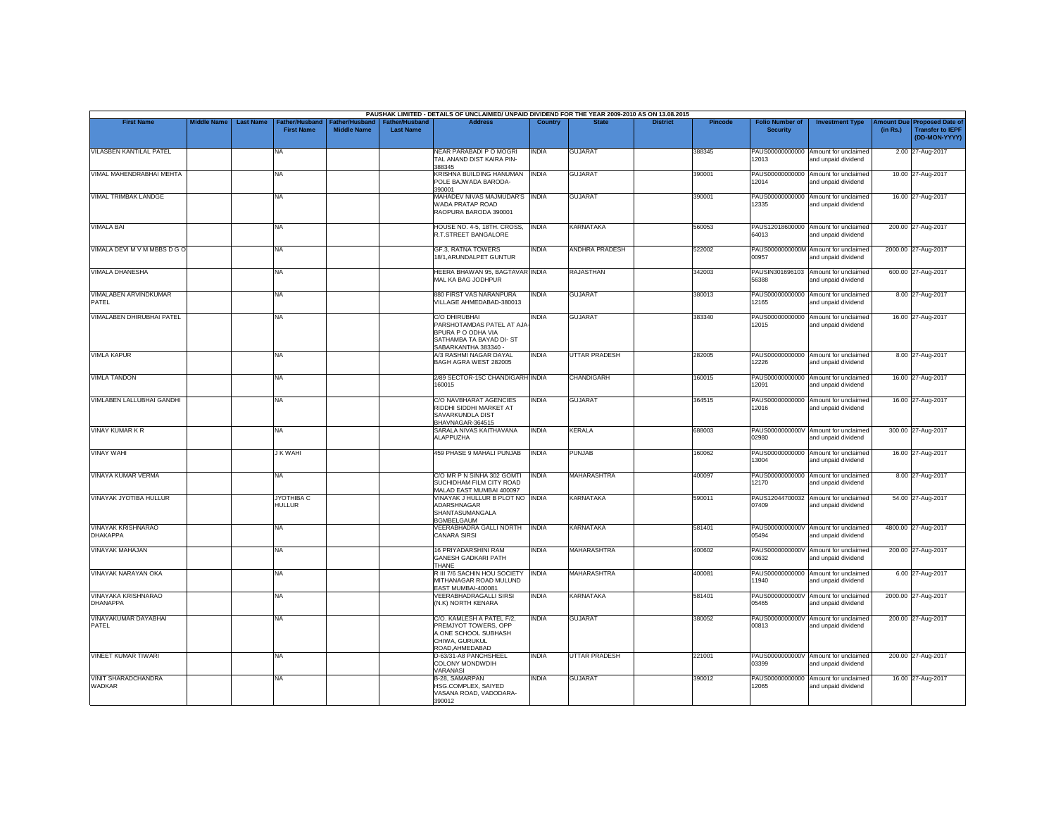PAUSHAK LIMITED - DETAILS OF UNCLAIMED/ UNPAID DIVIDEND FOR THE YEAR 2009-2010 AS ON 13.08.2015

| First Name | Middle Name | Last Name | Father/Husband First Name | Father/Husband Middle Name | Father/Husband Last Name | Address | Country | State | District | Pincode | Folio Number of Security | Investment Type | Amount Due (in Rs.) | Proposed Date of Transfer to IEPF (DD-MON-YYYY) |
|---|---|---|---|---|---|---|---|---|---|---|---|---|---|---|
| VILASBEN KANTILAL PATEL | | | NA | | | NEAR PARABADI P O MOGRI TAL ANAND DIST KAIRA PIN-388345 | INDIA | GUJARAT | | 388345 | PAUS00000000000 12013 | Amount for unclaimed and unpaid dividend | 2.00 | 27-Aug-2017 |
| VIMAL MAHENDRABHAI MEHTA | | | NA | | | KRISHNA BUILDING HANUMAN POLE BAJWADA BARODA-390001 | INDIA | GUJARAT | | 390001 | PAUS00000000000 12014 | Amount for unclaimed and unpaid dividend | 10.00 | 27-Aug-2017 |
| VIMAL TRIMBAK LANDGE | | | NA | | | MAHADEV NIVAS MAJMUDAR'S WADA PRATAP ROAD RAOPURA BARODA 390001 | INDIA | GUJARAT | | 390001 | PAUS00000000000 12335 | Amount for unclaimed and unpaid dividend | 16.00 | 27-Aug-2017 |
| VIMALA BAI | | | NA | | | HOUSE NO. 4-5, 18TH. CROSS, R.T.STREET BANGALORE | INDIA | KARNATAKA | | 560053 | PAUS12018600000 64013 | Amount for unclaimed and unpaid dividend | 200.00 | 27-Aug-2017 |
| VIMALA DEVI M V M MBBS D G O | | | NA | | | GF.3, RATNA TOWERS 18/1,ARUNDALPET GUNTUR | INDIA | ANDHRA PRADESH | | 522002 | PAUS0000000000M 00957 | Amount for unclaimed and unpaid dividend | 2000.00 | 27-Aug-2017 |
| VIMALA DHANESHA | | | NA | | | HEERA BHAWAN 95, BAGTAVAR MAL KA BAG JODHPUR | INDIA | RAJASTHAN | | 342003 | PAUSIN301696103 56388 | Amount for unclaimed and unpaid dividend | 600.00 | 27-Aug-2017 |
| VIMALABEN ARVINDKUMAR PATEL | | | NA | | | 880 FIRST VAS NARANPURA VILLAGE AHMEDABAD-380013 | INDIA | GUJARAT | | 380013 | PAUS00000000000 12165 | Amount for unclaimed and unpaid dividend | 8.00 | 27-Aug-2017 |
| VIMALABEN DHIRUBHAI PATEL | | | NA | | | C/O DHIRUBHAI PARSHOTAMDAS PATEL AT AJA-BPURA P O ODHA VIA SATHAMBA TA BAYAD DI- ST SABARKANTHA 383340 - | INDIA | GUJARAT | | 383340 | PAUS00000000000 12015 | Amount for unclaimed and unpaid dividend | 16.00 | 27-Aug-2017 |
| VIMLA KAPUR | | | NA | | | A/3 RASHMI NAGAR DAYAL BAGH AGRA WEST 282005 | INDIA | UTTAR PRADESH | | 282005 | PAUS00000000000 12226 | Amount for unclaimed and unpaid dividend | 8.00 | 27-Aug-2017 |
| VIMLA TANDON | | | NA | | | 2/89 SECTOR-15C CHANDIGARH 160015 | INDIA | CHANDIGARH | | 160015 | PAUS00000000000 12091 | Amount for unclaimed and unpaid dividend | 16.00 | 27-Aug-2017 |
| VIMLABEN LALLUBHAI GANDHI | | | NA | | | C/O NAVBHARAT AGENCIES RIDDHI SIDDHI MARKET AT SAVARKUNDLA DIST BHAVNAGAR-364515 | INDIA | GUJARAT | | 364515 | PAUS00000000000 12016 | Amount for unclaimed and unpaid dividend | 16.00 | 27-Aug-2017 |
| VINAY KUMAR K R | | | NA | | | SARALA NIVAS KAITHAVANA ALAPPUZHA | INDIA | KERALA | | 688003 | PAUS0000000000V 02980 | Amount for unclaimed and unpaid dividend | 300.00 | 27-Aug-2017 |
| VINAY WAHI | | | J K WAHI | | | 459 PHASE 9 MAHALI PUNJAB | INDIA | PUNJAB | | 160062 | PAUS00000000000 13004 | Amount for unclaimed and unpaid dividend | 16.00 | 27-Aug-2017 |
| VINAYA KUMAR VERMA | | | NA | | | C/O MR P N SINHA 302 GOMTI SUCHIDHAM FILM CITY ROAD MALAD EAST MUMBAI 400097 | INDIA | MAHARASHTRA | | 400097 | PAUS00000000000 12170 | Amount for unclaimed and unpaid dividend | 8.00 | 27-Aug-2017 |
| VINAYAK JYOTIBA HULLUR | | | JYOTHIBA C HULLUR | | | VINAYAK J HULLUR B PLOT NO ADARSHNAGAR SHANTASUMANGALA BGMBELGAUM | INDIA | KARNATAKA | | 590011 | PAUS12044700032 07409 | Amount for unclaimed and unpaid dividend | 54.00 | 27-Aug-2017 |
| VINAYAK KRISHNARAO DHAKAPPA | | | NA | | | VEERABHADRA GALLI NORTH CANARA SIRSI | INDIA | KARNATAKA | | 581401 | PAUS0000000000V 05494 | Amount for unclaimed and unpaid dividend | 4800.00 | 27-Aug-2017 |
| VINAYAK MAHAJAN | | | NA | | | 16 PRIYADARSHINI RAM GANESH GADKARI PATH THANE | INDIA | MAHARASHTRA | | 400602 | PAUS0000000000V 03632 | Amount for unclaimed and unpaid dividend | 200.00 | 27-Aug-2017 |
| VINAYAK NARAYAN OKA | | | NA | | | R III 7/6 SACHIN HOU SOCIETY MITHANAGAR ROAD MULUND EAST MUMBAI-400081 | INDIA | MAHARASHTRA | | 400081 | PAUS00000000000 11940 | Amount for unclaimed and unpaid dividend | 6.00 | 27-Aug-2017 |
| VINAYAKA KRISHNARAO DHANAPPA | | | NA | | | VEERABHADRAGALLI SIRSI (N.K) NORTH KENARA | INDIA | KARNATAKA | | 581401 | PAUS0000000000V 05465 | Amount for unclaimed and unpaid dividend | 2000.00 | 27-Aug-2017 |
| VINAYAKUMAR DAYABHAI PATEL | | | NA | | | C/O. KAMLESH A PATEL F/2, PREMJYOT TOWERS, OPP A.ONE SCHOOL SUBHASH CHIWA, GURUKUL ROAD,AHMEDABAD | INDIA | GUJARAT | | 380052 | PAUS0000000000V 00813 | Amount for unclaimed and unpaid dividend | 200.00 | 27-Aug-2017 |
| VINEET KUMAR TIWARI | | | NA | | | D-63/31-A8 PANCHSHEEL COLONY MONDWDIH VARANASI | INDIA | UTTAR PRADESH | | 221001 | PAUS0000000000V 03399 | Amount for unclaimed and unpaid dividend | 200.00 | 27-Aug-2017 |
| VINIT SHARADCHANDRA WADKAR | | | NA | | | B-28, SAMARPAN HSG.COMPLEX, SAIYED VASANA ROAD, VADODARA-390012 | INDIA | GUJARAT | | 390012 | PAUS00000000000 12065 | Amount for unclaimed and unpaid dividend | 16.00 | 27-Aug-2017 |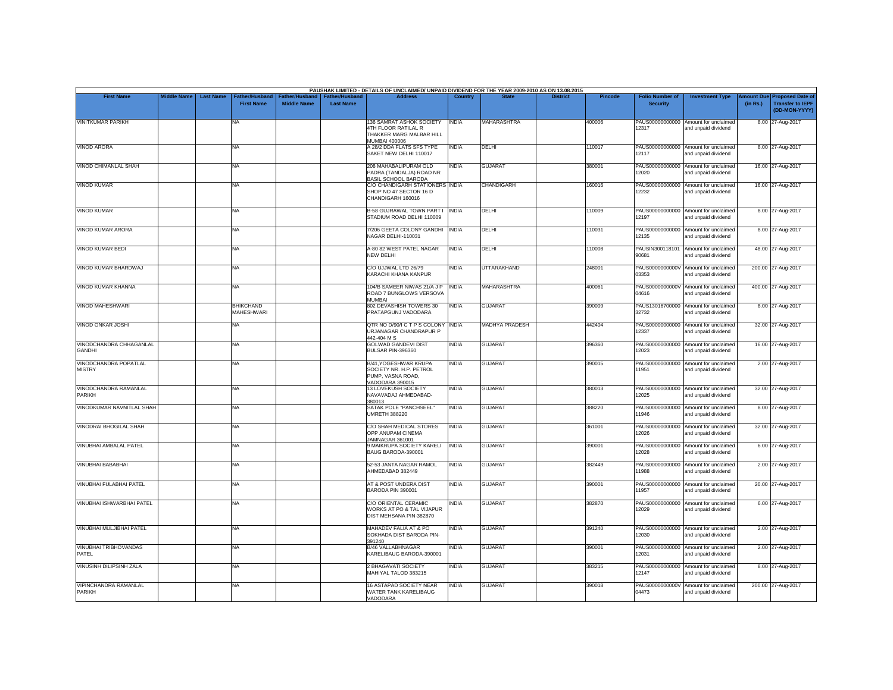PAUSHAK LIMITED - DETAILS OF UNCLAIMED/ UNPAID DIVIDEND FOR THE YEAR 2009-2010 AS ON 13.08.2015

| First Name | Middle Name | Last Name | Father/Husband First Name | Father/Husband Middle Name | Father/Husband Last Name | Address | Country | State | District | Pincode | Folio Number of Security | Investment Type | Amount Due (in Rs.) | Proposed Date of Transfer to IEPF (DD-MON-YYYY) |
|---|---|---|---|---|---|---|---|---|---|---|---|---|---|---|
| VINITKUMAR PARIKH | | | NA | | | 136 SAMRAT ASHOK SOCIETY 4TH FLOOR RATILAL R THAKKER MARG MALBAR HILL MUMBAI 400006 | INDIA | MAHARASHTRA | | 400006 | PAUS00000000000 12317 | Amount for unclaimed and unpaid dividend | 8.00 | 27-Aug-2017 |
| VINOD ARORA | | | NA | | | A 28/2 DDA FLATS SFS TYPE SAKET NEW DELHI 110017 | INDIA | DELHI | | 110017 | PAUS00000000000 12117 | Amount for unclaimed and unpaid dividend | 8.00 | 27-Aug-2017 |
| VINOD CHIMANLAL SHAH | | | NA | | | 208 MAHABALIPURAM OLD PADRA (TANDALJA) ROAD NR BASIL SCHOOL BARODA | INDIA | GUJARAT | | 380001 | PAUS00000000000 12020 | Amount for unclaimed and unpaid dividend | 16.00 | 27-Aug-2017 |
| VINOD KUMAR | | | NA | | | C/O CHANDIGARH STATIONERS SHOP NO 47 SECTOR 16 D CHANDIGARH 160016 | INDIA | CHANDIGARH | | 160016 | PAUS00000000000 12232 | Amount for unclaimed and unpaid dividend | 16.00 | 27-Aug-2017 |
| VINOD KUMAR | | | NA | | | B-58 GUJRAWAL TOWN PART I STADIUM ROAD DELHI 110009 | INDIA | DELHI | | 110009 | PAUS00000000000 12197 | Amount for unclaimed and unpaid dividend | 8.00 | 27-Aug-2017 |
| VINOD KUMAR ARORA | | | NA | | | 7/206 GEETA COLONY GANDHI NAGAR DELHI-110031 | INDIA | DELHI | | 110031 | PAUS00000000000 12135 | Amount for unclaimed and unpaid dividend | 8.00 | 27-Aug-2017 |
| VINOD KUMAR BEDI | | | NA | | | A-80 82 WEST PATEL NAGAR NEW DELHI | INDIA | DELHI | | 110008 | PAUSIN300118101 90681 | Amount for unclaimed and unpaid dividend | 48.00 | 27-Aug-2017 |
| VINOD KUMAR BHARDWAJ | | | NA | | | C/O UJJWAL LTD 26/79 KARACHI KHANA KANPUR | INDIA | UTTARAKHAND | | 248001 | PAUS0000000000V 03353 | Amount for unclaimed and unpaid dividend | 200.00 | 27-Aug-2017 |
| VINOD KUMAR KHANNA | | | NA | | | 104/B SAMEER NIWAS 21/A J P ROAD 7 BUNGLOWS VERSOVA MUMBAI | INDIA | MAHARASHTRA | | 400061 | PAUS0000000000V 04616 | Amount for unclaimed and unpaid dividend | 400.00 | 27-Aug-2017 |
| VINOD MAHESHWARI | | | BHIKCHAND MAHESHWARI | | | 802 DEVASHISH TOWERS 30 PRATAPGUNJ VADODARA | INDIA | GUJARAT | | 390009 | PAUS13016700000 32732 | Amount for unclaimed and unpaid dividend | 8.00 | 27-Aug-2017 |
| VINOD ONKAR JOSHI | | | NA | | | QTR NO D/90/I C T P S COLONY URJANAGAR CHANDRAPUR P 442-404 M S | INDIA | MADHYA PRADESH | | 442404 | PAUS00000000000 12337 | Amount for unclaimed and unpaid dividend | 32.00 | 27-Aug-2017 |
| VINODCHANDRA CHHAGANLAL GANDHI | | | NA | | | GOLWAD GANDEVI DIST BULSAR PIN-396360 | INDIA | GUJARAT | | 396360 | PAUS00000000000 12023 | Amount for unclaimed and unpaid dividend | 16.00 | 27-Aug-2017 |
| VINODCHANDRA POPATLAL MISTRY | | | NA | | | B/41,YOGESHWAR KRUPA SOCIETY NR. H.P. PETROL PUMP, VASNA ROAD, VADODARA 390015 | INDIA | GUJARAT | | 390015 | PAUS00000000000 11951 | Amount for unclaimed and unpaid dividend | 2.00 | 27-Aug-2017 |
| VINODCHANDRA RAMANLAL PARIKH | | | NA | | | 13 LOVEKUSH SOCIETY NAVAVADAJ AHMEDABAD-380013 | INDIA | GUJARAT | | 380013 | PAUS00000000000 12025 | Amount for unclaimed and unpaid dividend | 32.00 | 27-Aug-2017 |
| VINODKUMAR NAVNITLAL SHAH | | | NA | | | SATAK POLE "PANCHSEEL" UMRETH 388220 | INDIA | GUJARAT | | 388220 | PAUS00000000000 11946 | Amount for unclaimed and unpaid dividend | 8.00 | 27-Aug-2017 |
| VINODRAI BHOGILAL SHAH | | | NA | | | C/O SHAH MEDICAL STORES OPP ANUPAM CINEMA JAMNAGAR 361001 | INDIA | GUJARAT | | 361001 | PAUS00000000000 12026 | Amount for unclaimed and unpaid dividend | 32.00 | 27-Aug-2017 |
| VINUBHAI AMBALAL PATEL | | | NA | | | 9 MAIKRUPA SOCIETY KARELI BAUG BARODA-390001 | INDIA | GUJARAT | | 390001 | PAUS00000000000 12028 | Amount for unclaimed and unpaid dividend | 6.00 | 27-Aug-2017 |
| VINUBHAI BABABHAI | | | NA | | | 52-53 JANTA NAGAR RAMOL AHMEDABAD 382449 | INDIA | GUJARAT | | 382449 | PAUS00000000000 11988 | Amount for unclaimed and unpaid dividend | 2.00 | 27-Aug-2017 |
| VINUBHAI FULABHAI PATEL | | | NA | | | AT & POST UNDERA DIST BARODA PIN 390001 | INDIA | GUJARAT | | 390001 | PAUS00000000000 11957 | Amount for unclaimed and unpaid dividend | 20.00 | 27-Aug-2017 |
| VINUBHAI ISHWARBHAI PATEL | | | NA | | | C/O ORIENTAL CERAMIC WORKS AT PO & TAL VIJAPUR DIST MEHSANA PIN-382870 | INDIA | GUJARAT | | 382870 | PAUS00000000000 12029 | Amount for unclaimed and unpaid dividend | 6.00 | 27-Aug-2017 |
| VINUBHAI MULJIBHAI PATEL | | | NA | | | MAHADEV FALIA AT & PO SOKHADA DIST BARODA PIN-391240 | INDIA | GUJARAT | | 391240 | PAUS00000000000 12030 | Amount for unclaimed and unpaid dividend | 2.00 | 27-Aug-2017 |
| VINUBHAI TRIBHOVANDAS PATEL | | | NA | | | B/46 VALLABHNAGAR KARELIBAUG BARODA-390001 | INDIA | GUJARAT | | 390001 | PAUS00000000000 12031 | Amount for unclaimed and unpaid dividend | 2.00 | 27-Aug-2017 |
| VINUSINH DILIPSINH ZALA | | | NA | | | 2 BHAGAVATI SOCIETY MAHIYAL TALOD 383215 | INDIA | GUJARAT | | 383215 | PAUS00000000000 12147 | Amount for unclaimed and unpaid dividend | 8.00 | 27-Aug-2017 |
| VIPINCHANDRA RAMANLAL PARIKH | | | NA | | | 16 ASTAPAD SOCIETY NEAR WATER TANK KARELIBAUG VADODARA | INDIA | GUJARAT | | 390018 | PAUS0000000000V 04473 | Amount for unclaimed and unpaid dividend | 200.00 | 27-Aug-2017 |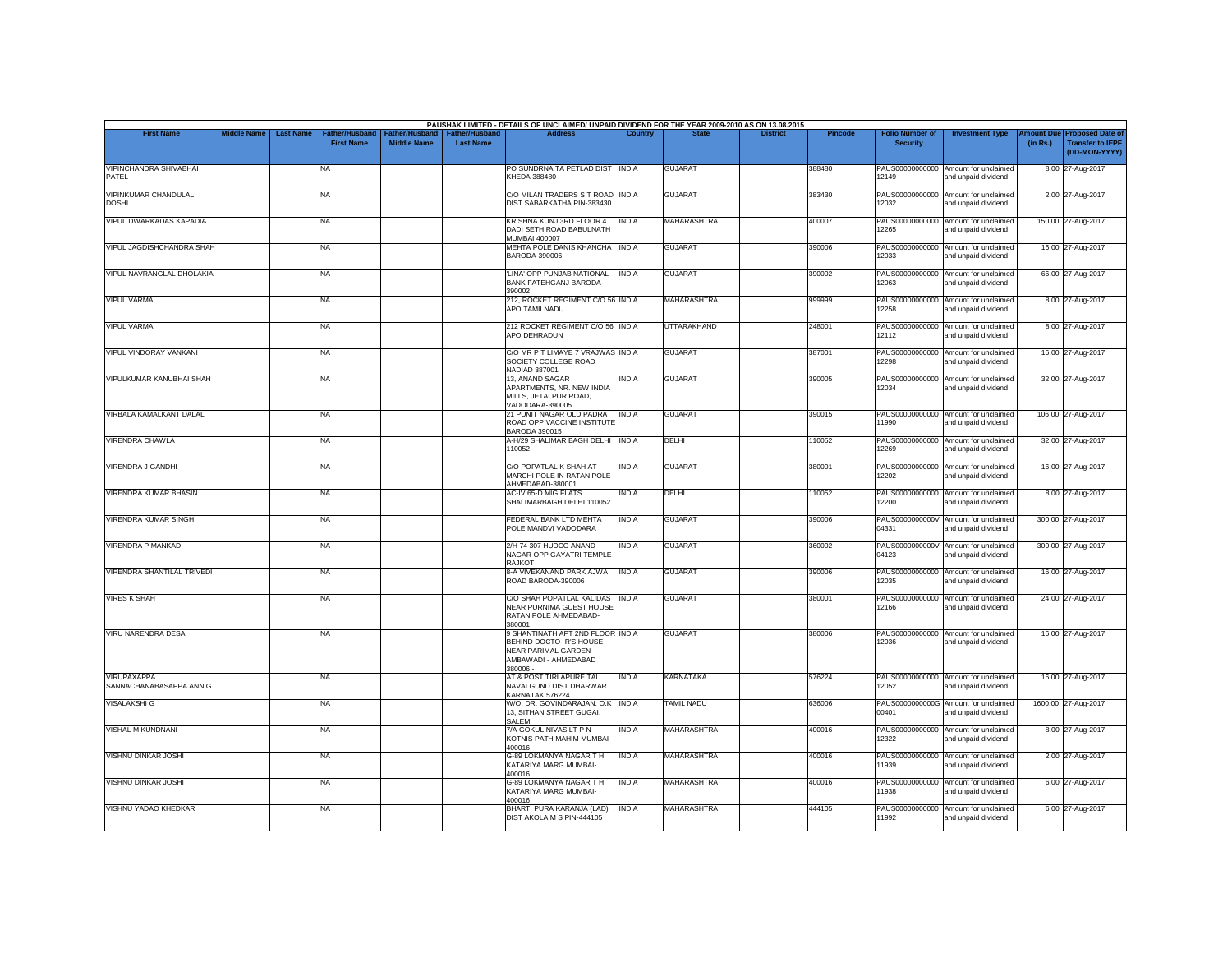PAUSHAK LIMITED - DETAILS OF UNCLAIMED/ UNPAID DIVIDEND FOR THE YEAR 2009-2010 AS ON 13.08.2015

| First Name | Middle Name | Last Name | Father/Husband First Name | Father/Husband Middle Name | Father/Husband Last Name | Address | Country | State | District | Pincode | Folio Number of Security | Investment Type | Amount Due (in Rs.) | Proposed Date of Transfer to IEPF (DD-MON-YYYY) |
|---|---|---|---|---|---|---|---|---|---|---|---|---|---|---|
| VIPINCHANDRA SHIVABHAI PATEL | | | NA | | | PO SUNDRNA TA PETLAD DIST KHEDA 388480 | INDIA | GUJARAT | | 388480 | PAUS00000000000 12149 | Amount for unclaimed and unpaid dividend | 8.00 | 27-Aug-2017 |
| VIPINKUMAR CHANDULAL DOSHI | | | NA | | | C/O MILAN TRADERS S T ROAD DIST SABARKATHA PIN-383430 | INDIA | GUJARAT | | 383430 | PAUS00000000000 12032 | Amount for unclaimed and unpaid dividend | 2.00 | 27-Aug-2017 |
| VIPUL DWARKADAS KAPADIA | | | NA | | | KRISHNA KUNJ 3RD FLOOR 4 DADI SETH ROAD BABULNATH MUMBAI 400007 | INDIA | MAHARASHTRA | | 400007 | PAUS00000000000 12265 | Amount for unclaimed and unpaid dividend | 150.00 | 27-Aug-2017 |
| VIPUL JAGDISHCHANDRA SHAH | | | NA | | | MEHTA POLE DANIS KHANCHA BARODA-390006 | INDIA | GUJARAT | | 390006 | PAUS00000000000 12033 | Amount for unclaimed and unpaid dividend | 16.00 | 27-Aug-2017 |
| VIPUL NAVRANGLAL DHOLAKIA | | | NA | | | 'LINA' OPP PUNJAB NATIONAL BANK FATEHGANJ BARODA-390002 | INDIA | GUJARAT | | 390002 | PAUS00000000000 12063 | Amount for unclaimed and unpaid dividend | 66.00 | 27-Aug-2017 |
| VIPUL VARMA | | | NA | | | 212, ROCKET REGIMENT C/O.56 APO TAMILNADU | INDIA | MAHARASHTRA | | 999999 | PAUS00000000000 12258 | Amount for unclaimed and unpaid dividend | 8.00 | 27-Aug-2017 |
| VIPUL VARMA | | | NA | | | 212 ROCKET REGIMENT C/O 56 APO DEHRADUN | INDIA | UTTARAKHAND | | 248001 | PAUS00000000000 12112 | Amount for unclaimed and unpaid dividend | 8.00 | 27-Aug-2017 |
| VIPUL VINDORAY VANKANI | | | NA | | | C/O MR P T LIMAYE 7 VRAJWAS SOCIETY COLLEGE ROAD NADIAD 387001 | INDIA | GUJARAT | | 387001 | PAUS00000000000 12298 | Amount for unclaimed and unpaid dividend | 16.00 | 27-Aug-2017 |
| VIPULKUMAR KANUBHAI SHAH | | | NA | | | 13, ANAND SAGAR APARTMENTS, NR. NEW INDIA MILLS, JETALPUR ROAD, VADODARA-390005 | INDIA | GUJARAT | | 390005 | PAUS00000000000 12034 | Amount for unclaimed and unpaid dividend | 32.00 | 27-Aug-2017 |
| VIRBALA KAMALKANT DALAL | | | NA | | | 21 PUNIT NAGAR OLD PADRA ROAD OPP VACCINE INSTITUTE BARODA 390015 | INDIA | GUJARAT | | 390015 | PAUS00000000000 11990 | Amount for unclaimed and unpaid dividend | 106.00 | 27-Aug-2017 |
| VIRENDRA CHAWLA | | | NA | | | A-H/29 SHALIMAR BAGH DELHI 110052 | INDIA | DELHI | | 110052 | PAUS00000000000 12269 | Amount for unclaimed and unpaid dividend | 32.00 | 27-Aug-2017 |
| VIRENDRA J GANDHI | | | NA | | | C/O POPATLAL K SHAH AT MARCHI POLE IN RATAN POLE AHMEDABAD-380001 | INDIA | GUJARAT | | 380001 | PAUS00000000000 12202 | Amount for unclaimed and unpaid dividend | 16.00 | 27-Aug-2017 |
| VIRENDRA KUMAR BHASIN | | | NA | | | AC-IV 65-D MIG FLATS SHALIMARBAGH DELHI 110052 | INDIA | DELHI | | 110052 | PAUS00000000000 12200 | Amount for unclaimed and unpaid dividend | 8.00 | 27-Aug-2017 |
| VIRENDRA KUMAR SINGH | | | NA | | | FEDERAL BANK LTD MEHTA POLE MANDVI VADODARA | INDIA | GUJARAT | | 390006 | PAUS0000000000V 04331 | Amount for unclaimed and unpaid dividend | 300.00 | 27-Aug-2017 |
| VIRENDRA P MANKAD | | | NA | | | 2/H 74 307 HUDCO ANAND NAGAR OPP GAYATRI TEMPLE RAJKOT | INDIA | GUJARAT | | 360002 | PAUS0000000000V 04123 | Amount for unclaimed and unpaid dividend | 300.00 | 27-Aug-2017 |
| VIRENDRA SHANTILAL TRIVEDI | | | NA | | | 8-A VIVEKANAND PARK AJWA ROAD BARODA-390006 | INDIA | GUJARAT | | 390006 | PAUS00000000000 12035 | Amount for unclaimed and unpaid dividend | 16.00 | 27-Aug-2017 |
| VIRES K SHAH | | | NA | | | C/O SHAH POPATLAL KALIDAS NEAR PURNIMA GUEST HOUSE RATAN POLE AHMEDABAD-380001 | INDIA | GUJARAT | | 380001 | PAUS00000000000 12166 | Amount for unclaimed and unpaid dividend | 24.00 | 27-Aug-2017 |
| VIRU NARENDRA DESAI | | | NA | | | 9 SHANTINATH APT 2ND FLOOR BEHIND DOCTO- R'S HOUSE NEAR PARIMAL GARDEN AMBAWADI - AHMEDABAD 380006 - | INDIA | GUJARAT | | 380006 | PAUS00000000000 12036 | Amount for unclaimed and unpaid dividend | 16.00 | 27-Aug-2017 |
| VIRUPAXAPPA SANNACHANABASAPPA ANNIG | | | NA | | | AT & POST TIRLAPURE TAL NAVALGUND DIST DHARWAR KARNATAK 576224 | INDIA | KARNATAKA | | 576224 | PAUS00000000000 12052 | Amount for unclaimed and unpaid dividend | 16.00 | 27-Aug-2017 |
| VISALAKSHI G | | | NA | | | W/O. DR. GOVINDARAJAN. O.K 13, SITHAN STREET GUGAI, SALEM | INDIA | TAMIL NADU | | 636006 | PAUS0000000000G 00401 | Amount for unclaimed and unpaid dividend | 1600.00 | 27-Aug-2017 |
| VISHAL M KUNDNANI | | | NA | | | 7/A GOKUL NIVAS LT P N KOTNIS PATH MAHIM MUMBAI 400016 | INDIA | MAHARASHTRA | | 400016 | PAUS00000000000 12322 | Amount for unclaimed and unpaid dividend | 8.00 | 27-Aug-2017 |
| VISHNU DINKAR JOSHI | | | NA | | | G-89 LOKMANYA NAGAR T H KATARIYA MARG MUMBAI-400016 | INDIA | MAHARASHTRA | | 400016 | PAUS00000000000 11939 | Amount for unclaimed and unpaid dividend | 2.00 | 27-Aug-2017 |
| VISHNU DINKAR JOSHI | | | NA | | | G-89 LOKMANYA NAGAR T H KATARIYA MARG MUMBAI-400016 | INDIA | MAHARASHTRA | | 400016 | PAUS00000000000 11938 | Amount for unclaimed and unpaid dividend | 6.00 | 27-Aug-2017 |
| VISHNU YADAO KHEDKAR | | | NA | | | BHARTI PURA KARANJA (LAD) DIST AKOLA M S PIN-444105 | INDIA | MAHARASHTRA | | 444105 | PAUS00000000000 11992 | Amount for unclaimed and unpaid dividend | 6.00 | 27-Aug-2017 |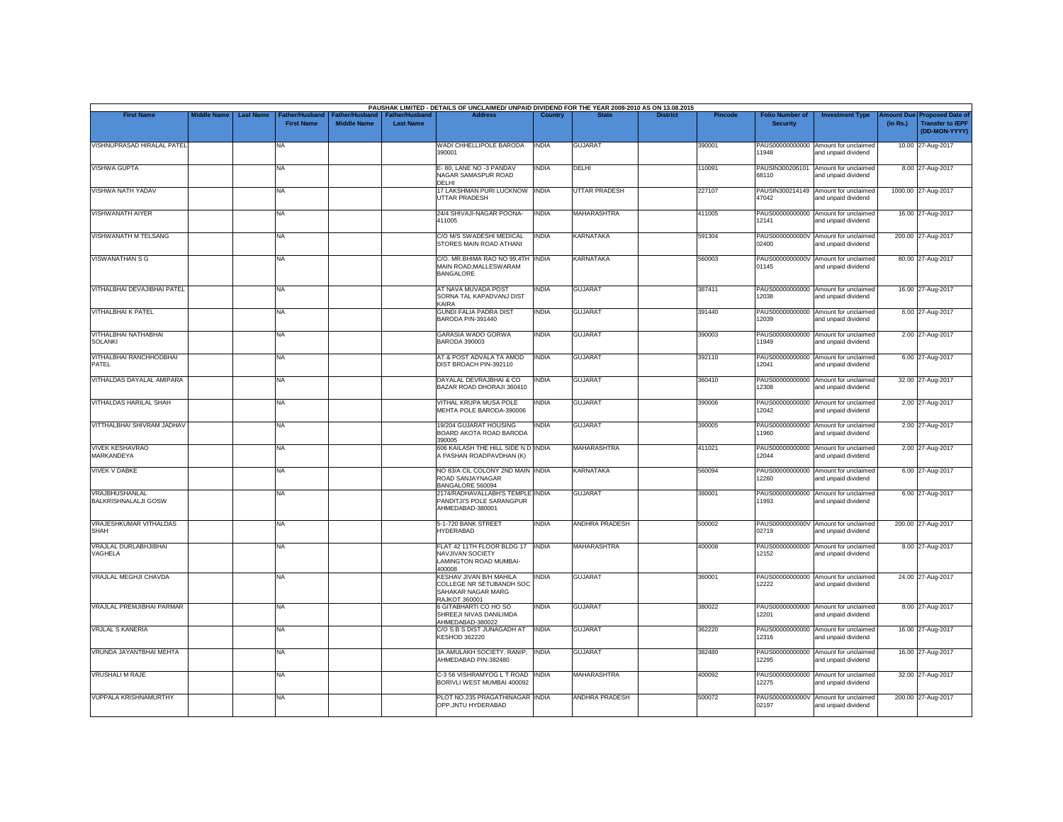PAUSHAK LIMITED - DETAILS OF UNCLAIMED/ UNPAID DIVIDEND FOR THE YEAR 2009-2010 AS ON 13.08.2015

| First Name | Middle Name | Last Name | Father/Husband First Name | Father/Husband Middle Name | Father/Husband Last Name | Address | Country | State | District | Pincode | Folio Number of Security | Investment Type | Amount Due (in Rs.) | Proposed Date of Transfer to IEPF (DD-MON-YYYY) |
|---|---|---|---|---|---|---|---|---|---|---|---|---|---|---|
| VISHNUPRASAD HIRALAL PATEL | | | NA | | | WADI CHHELLIPOLE BARODA 390001 | INDIA | GUJARAT | | 390001 | PAUS00000000000 11948 | Amount for unclaimed and unpaid dividend | 10.00 | 27-Aug-2017 |
| VISHWA GUPTA | | | NA | | | E- 80, LANE NO -3 PANDAV NAGAR SAMASPUR ROAD DELHI | INDIA | DELHI | | 110091 | PAUSIN300206101 68110 | Amount for unclaimed and unpaid dividend | 8.00 | 27-Aug-2017 |
| VISHWA NATH YADAV | | | NA | | | 17 LAKSHMAN PURI LUCKNOW UTTAR PRADESH | INDIA | UTTAR PRADESH | | 227107 | PAUSIN300214149 47042 | Amount for unclaimed and unpaid dividend | 1000.00 | 27-Aug-2017 |
| VISHWANATH AIYER | | | NA | | | 24/4 SHIVAJI-NAGAR POONA-411005 | INDIA | MAHARASHTRA | | 411005 | PAUS00000000000 12141 | Amount for unclaimed and unpaid dividend | 16.00 | 27-Aug-2017 |
| VISHWANATH M TELSANG | | | NA | | | C/O M/S SWADESHI MEDICAL STORES MAIN ROAD ATHANI | INDIA | KARNATAKA | | 591304 | PAUS0000000000V 02400 | Amount for unclaimed and unpaid dividend | 200.00 | 27-Aug-2017 |
| VISWANATHAN S G | | | NA | | | C/O. MR.BHIMA RAO NO 99,4TH MAIN ROAD,MALLESWARAM BANGALORE | INDIA | KARNATAKA | | 560003 | PAUS0000000000V 01145 | Amount for unclaimed and unpaid dividend | 80.00 | 27-Aug-2017 |
| VITHALBHAI DEVAJIBHAI PATEL | | | NA | | | AT NAVA MUVADA POST SORNA TAL KAPADVANJ DIST KAIRA | INDIA | GUJARAT | | 387411 | PAUS00000000000 12038 | Amount for unclaimed and unpaid dividend | 16.00 | 27-Aug-2017 |
| VITHALBHAI K PATEL | | | NA | | | GUNDI FALIA PADRA DIST BARODA PIN-391440 | INDIA | GUJARAT | | 391440 | PAUS00000000000 12039 | Amount for unclaimed and unpaid dividend | 6.00 | 27-Aug-2017 |
| VITHALBHAI NATHABHAI SOLANKI | | | NA | | | GARASIA WADO GORWA BARODA 390003 | INDIA | GUJARAT | | 390003 | PAUS00000000000 11949 | Amount for unclaimed and unpaid dividend | 2.00 | 27-Aug-2017 |
| VITHALBHAI RANCHHODBHAI PATEL | | | NA | | | AT & POST ADVALA TA AMOD DIST BROACH PIN-392110 | INDIA | GUJARAT | | 392110 | PAUS00000000000 12041 | Amount for unclaimed and unpaid dividend | 6.00 | 27-Aug-2017 |
| VITHALDAS DAYALAL AMIPARA | | | NA | | | DAYALAL DEVRAJBHAI & CO BAZAR ROAD DHORAJI 360410 | INDIA | GUJARAT | | 360410 | PAUS00000000000 12308 | Amount for unclaimed and unpaid dividend | 32.00 | 27-Aug-2017 |
| VITHALDAS HARILAL SHAH | | | NA | | | VITHAL KRUPA MUSA POLE MEHTA POLE BARODA-390006 | INDIA | GUJARAT | | 390006 | PAUS00000000000 12042 | Amount for unclaimed and unpaid dividend | 2.00 | 27-Aug-2017 |
| VITTHALBHAI SHIVRAM JADHAV | | | NA | | | 19/204 GUJARAT HOUSING BOARD AKOTA ROAD BARODA 390005 | INDIA | GUJARAT | | 390005 | PAUS00000000000 11960 | Amount for unclaimed and unpaid dividend | 2.00 | 27-Aug-2017 |
| VIVEK KESHAVRAO MARKANDEYA | | | NA | | | 606 KAILASH THE HILL SIDE N D A PASHAN ROADPAVDHAN (K) | INDIA | MAHARASHTRA | | 411021 | PAUS00000000000 12044 | Amount for unclaimed and unpaid dividend | 2.00 | 27-Aug-2017 |
| VIVEK V DABKE | | | NA | | | NO 83/A CIL COLONY 2ND MAIN ROAD SANJAYNAGAR BANGALORE 560094 | INDIA | KARNATAKA | | 560094 | PAUS00000000000 12260 | Amount for unclaimed and unpaid dividend | 6.00 | 27-Aug-2017 |
| VRAJBHUSHANLAL BALKRISHNALALJI GOSW | | | NA | | | 2174/RADHAVALLABH'S TEMPLE PANDITJI'S POLE SARANGPUR AHMEDABAD-380001 | INDIA | GUJARAT | | 380001 | PAUS00000000000 11993 | Amount for unclaimed and unpaid dividend | 6.00 | 27-Aug-2017 |
| VRAJESHKUMAR VITHALDAS SHAH | | | NA | | | 5-1-720 BANK STREET HYDERABAD | INDIA | ANDHRA PRADESH | | 500002 | PAUS0000000000V 02719 | Amount for unclaimed and unpaid dividend | 200.00 | 27-Aug-2017 |
| VRAJLAL DURLABHJIBHAI VAGHELA | | | NA | | | FLAT 42 11TH FLOOR BLDG 17 NAVJIVAN SOCIETY LAMINGTON ROAD MUMBAI-400008 | INDIA | MAHARASHTRA | | 400008 | PAUS00000000000 12152 | Amount for unclaimed and unpaid dividend | 8.00 | 27-Aug-2017 |
| VRAJLAL MEGHJI CHAVDA | | | NA | | | KESHAV JIVAN B/H MAHILA COLLEGE NR SETUBANDH SOC SAHAKAR NAGAR MARG RAJKOT 360001 | INDIA | GUJARAT | | 360001 | PAUS00000000000 12222 | Amount for unclaimed and unpaid dividend | 24.00 | 27-Aug-2017 |
| VRAJLAL PREMJIBHAI PARMAR | | | NA | | | 6 GITABHARTI CO HO SO SHREEJI NIVAS DANILIMDA AHMEDABAD-380022 | INDIA | GUJARAT | | 380022 | PAUS00000000000 12201 | Amount for unclaimed and unpaid dividend | 8.00 | 27-Aug-2017 |
| VRJLAL S KANERIA | | | NA | | | C/O S B S DIST JUNAGADH AT KESHOD 362220 | INDIA | GUJARAT | | 362220 | PAUS00000000000 12316 | Amount for unclaimed and unpaid dividend | 16.00 | 27-Aug-2017 |
| VRUNDA JAYANTBHAI MEHTA | | | NA | | | 3A AMULAKH SOCIETY, RANIP, AHMEDABAD PIN-382480 | INDIA | GUJARAT | | 382480 | PAUS00000000000 12295 | Amount for unclaimed and unpaid dividend | 16.00 | 27-Aug-2017 |
| VRUSHALI M RAJE | | | NA | | | C-3 56 VISHRAMYOG L T ROAD BORIVLI WEST MUMBAI 400092 | INDIA | MAHARASHTRA | | 400092 | PAUS00000000000 12275 | Amount for unclaimed and unpaid dividend | 32.00 | 27-Aug-2017 |
| VUPPALA KRISHNAMURTHY | | | NA | | | PLOT NO.235 PRAGATHINAGAR OPP.JNTU HYDERABAD | INDIA | ANDHRA PRADESH | | 500072 | PAUS0000000000V 02197 | Amount for unclaimed and unpaid dividend | 200.00 | 27-Aug-2017 |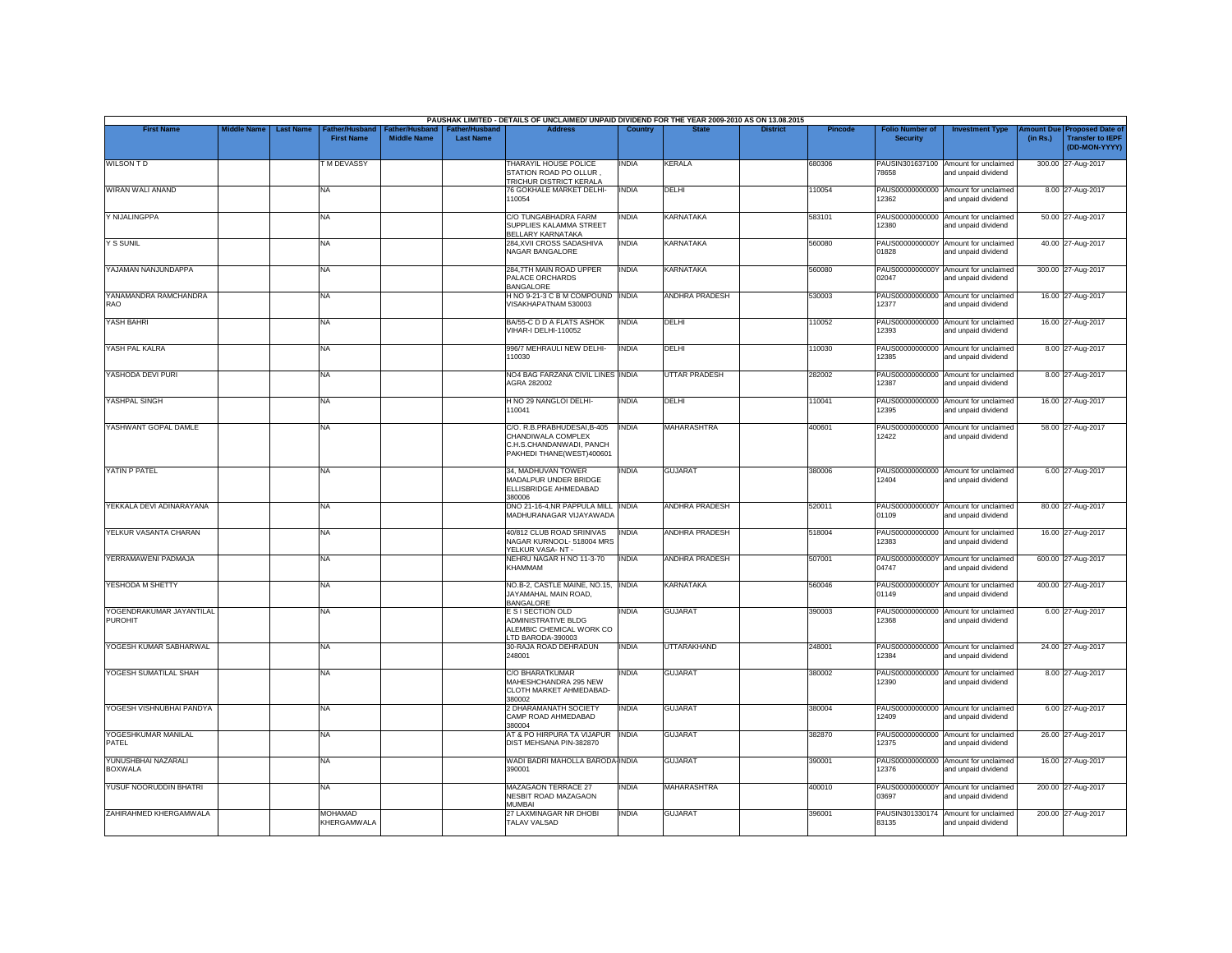PAUSHAK LIMITED - DETAILS OF UNCLAIMED/ UNPAID DIVIDEND FOR THE YEAR 2009-2010 AS ON 13.08.2015

| First Name | Middle Name | Last Name | Father/Husband First Name | Father/Husband Middle Name | Father/Husband Last Name | Address | Country | State | District | Pincode | Folio Number of Security | Investment Type | Amount Due (in Rs.) | Proposed Date of Transfer to IEPF (DD-MON-YYYY) |
|---|---|---|---|---|---|---|---|---|---|---|---|---|---|---|
| WILSON T D | | | T M DEVASSY | | | THARAYIL HOUSE POLICE STATION ROAD PO OLLUR , TRICHUR DISTRICT KERALA | INDIA | KERALA | | 680306 | PAUSIN301637100 78658 | Amount for unclaimed and unpaid dividend | 300.00 | 27-Aug-2017 |
| WIRAN WALI ANAND | | | NA | | | 76 GOKHALE MARKET DELHI-110054 | INDIA | DELHI | | 110054 | PAUS00000000000 12362 | Amount for unclaimed and unpaid dividend | 8.00 | 27-Aug-2017 |
| Y NIJALINGPPA | | | NA | | | C/O TUNGABHADRA FARM SUPPLIES KALAMMA STREET BELLARY KARNATAKA | INDIA | KARNATAKA | | 583101 | PAUS00000000000 12380 | Amount for unclaimed and unpaid dividend | 50.00 | 27-Aug-2017 |
| Y S SUNIL | | | NA | | | 284,XVII CROSS SADASHIVA NAGAR BANGALORE | INDIA | KARNATAKA | | 560080 | PAUS0000000000Y 01828 | Amount for unclaimed and unpaid dividend | 40.00 | 27-Aug-2017 |
| YAJAMAN NANJUNDAPPA | | | NA | | | 284,7TH MAIN ROAD UPPER PALACE ORCHARDS BANGALORE | INDIA | KARNATAKA | | 560080 | PAUS0000000000Y 02047 | Amount for unclaimed and unpaid dividend | 300.00 | 27-Aug-2017 |
| YANAMANDRA RAMCHANDRA RAO | | | NA | | | H NO 9-21-3 C B M COMPOUND VISAKHAPATNAM 530003 | INDIA | ANDHRA PRADESH | | 530003 | PAUS00000000000 12377 | Amount for unclaimed and unpaid dividend | 16.00 | 27-Aug-2017 |
| YASH BAHRI | | | NA | | | BA/55-C D D A FLATS ASHOK VIHAR-I DELHI-110052 | INDIA | DELHI | | 110052 | PAUS00000000000 12393 | Amount for unclaimed and unpaid dividend | 16.00 | 27-Aug-2017 |
| YASH PAL KALRA | | | NA | | | 996/7 MEHRAULI NEW DELHI-110030 | INDIA | DELHI | | 110030 | PAUS00000000000 12385 | Amount for unclaimed and unpaid dividend | 8.00 | 27-Aug-2017 |
| YASHODA DEVI PURI | | | NA | | | NO4 BAG FARZANA CIVIL LINES AGRA 282002 | INDIA | UTTAR PRADESH | | 282002 | PAUS00000000000 12387 | Amount for unclaimed and unpaid dividend | 8.00 | 27-Aug-2017 |
| YASHPAL SINGH | | | NA | | | H NO 29 NANGLOI DELHI-110041 | INDIA | DELHI | | 110041 | PAUS00000000000 12395 | Amount for unclaimed and unpaid dividend | 16.00 | 27-Aug-2017 |
| YASHWANT GOPAL DAMLE | | | NA | | | C/O. R.B.PRABHUDESAI,B-405 CHANDIWALA COMPLEX C.H.S.CHANDANWADI, PANCH PAKHEDI THANE(WEST)400601 | INDIA | MAHARASHTRA | | 400601 | PAUS00000000000 12422 | Amount for unclaimed and unpaid dividend | 58.00 | 27-Aug-2017 |
| YATIN P PATEL | | | NA | | | 34, MADHUVAN TOWER MADALPUR UNDER BRIDGE ELLISBRIDGE AHMEDABAD 380006 | INDIA | GUJARAT | | 380006 | PAUS00000000000 12404 | Amount for unclaimed and unpaid dividend | 6.00 | 27-Aug-2017 |
| YEKKALA DEVI ADINARAYANA | | | NA | | | DNO 21-16-4,NR PAPPULA MILL MADHURANAGAR VIJAYAWADA | INDIA | ANDHRA PRADESH | | 520011 | PAUS0000000000Y 01109 | Amount for unclaimed and unpaid dividend | 80.00 | 27-Aug-2017 |
| YELKUR VASANTA CHARAN | | | NA | | | 40/812 CLUB ROAD SRINIVAS NAGAR KURNOOL- 518004 MRS YELKUR VASA- NT - | INDIA | ANDHRA PRADESH | | 518004 | PAUS00000000000 12383 | Amount for unclaimed and unpaid dividend | 16.00 | 27-Aug-2017 |
| YERRAMAWENI PADMAJA | | | NA | | | NEHRU NAGAR H NO 11-3-70 KHAMMAM | INDIA | ANDHRA PRADESH | | 507001 | PAUS0000000000Y 04747 | Amount for unclaimed and unpaid dividend | 600.00 | 27-Aug-2017 |
| YESHODA M SHETTY | | | NA | | | NO.B-2, CASTLE MAINE, NO.15, JAYAMAHAL MAIN ROAD, BANGALORE | INDIA | KARNATAKA | | 560046 | PAUS0000000000Y 01149 | Amount for unclaimed and unpaid dividend | 400.00 | 27-Aug-2017 |
| YOGENDRAKUMAR JAYANTILAL PUROHIT | | | NA | | | E S I SECTION OLD ADMINISTRATIVE BLDG ALEMBIC CHEMICAL WORK CO LTD BARODA-390003 | INDIA | GUJARAT | | 390003 | PAUS00000000000 12368 | Amount for unclaimed and unpaid dividend | 6.00 | 27-Aug-2017 |
| YOGESH KUMAR SABHARWAL | | | NA | | | 30-RAJA ROAD DEHRADUN 248001 | INDIA | UTTARAKHAND | | 248001 | PAUS00000000000 12384 | Amount for unclaimed and unpaid dividend | 24.00 | 27-Aug-2017 |
| YOGESH SUMATILAL SHAH | | | NA | | | C/O BHARATKUMAR MAHESHCHANDRA 295 NEW CLOTH MARKET AHMEDABAD-380002 | INDIA | GUJARAT | | 380002 | PAUS00000000000 12390 | Amount for unclaimed and unpaid dividend | 8.00 | 27-Aug-2017 |
| YOGESH VISHNUBHAI PANDYA | | | NA | | | 2 DHARAMANATH SOCIETY CAMP ROAD AHMEDABAD 380004 | INDIA | GUJARAT | | 380004 | PAUS00000000000 12409 | Amount for unclaimed and unpaid dividend | 6.00 | 27-Aug-2017 |
| YOGESHKUMAR MANILAL PATEL | | | NA | | | AT & PO HIRPURA TA VIJAPUR DIST MEHSANA PIN-382870 | INDIA | GUJARAT | | 382870 | PAUS00000000000 12375 | Amount for unclaimed and unpaid dividend | 26.00 | 27-Aug-2017 |
| YUNUSHBHAI NAZARALI BOXWALA | | | NA | | | WADI BADRI MAHOLLA BARODA-390001 | INDIA | GUJARAT | | 390001 | PAUS00000000000 12376 | Amount for unclaimed and unpaid dividend | 16.00 | 27-Aug-2017 |
| YUSUF NOORUDDIN BHATRI | | | NA | | | MAZAGAON TERRACE 27 NESBIT ROAD MAZAGAON MUMBAI | INDIA | MAHARASHTRA | | 400010 | PAUS0000000000Y 03697 | Amount for unclaimed and unpaid dividend | 200.00 | 27-Aug-2017 |
| ZAHIRAHMED KHERGAMWALA | | | MOHAMAD KHERGAMWALA | | | 27 LAXMINAGAR NR DHOBI TALAV VALSAD | INDIA | GUJARAT | | 396001 | PAUSIN301330174 83135 | Amount for unclaimed and unpaid dividend | 200.00 | 27-Aug-2017 |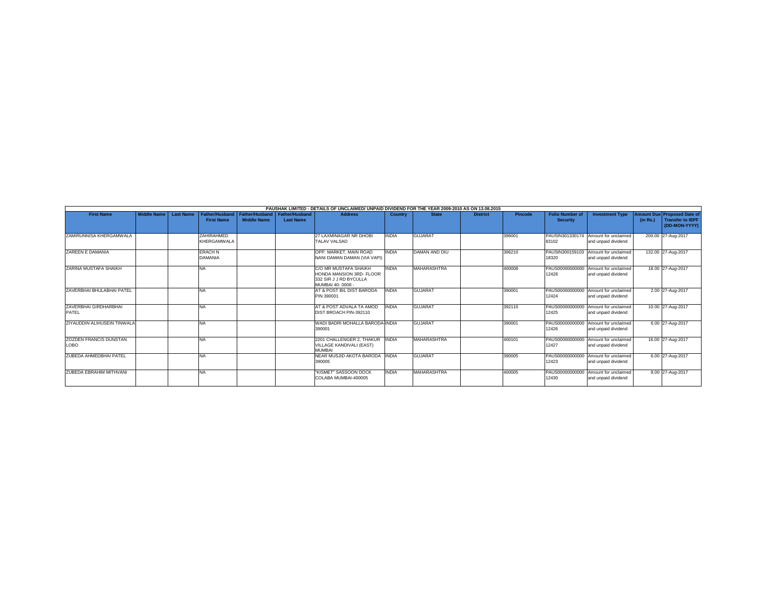PAUSHAK LIMITED - DETAILS OF UNCLAIMED/ UNPAID DIVIDEND FOR THE YEAR 2009-2010 AS ON 13.08.2015

| First Name | Middle Name | Last Name | Father/Husband First Name | Father/Husband Middle Name | Father/Husband Last Name | Address | Country | State | District | Pincode | Folio Number of Security | Investment Type | Amount Due (in Rs.) | Proposed Date of Transfer to IEPF (DD-MON-YYYY) |
|---|---|---|---|---|---|---|---|---|---|---|---|---|---|---|
| ZAMIRUNNISA KHERGAMWALA | | | ZAHIRAHMED KHERGAMWALA | | | 27 LAXMINAGAR NR DHOBI TALAV VALSAD | INDIA | GUJARAT | | 396001 | PAUSIN301330174 83102 | Amount for unclaimed and unpaid dividend | 200.00 | 27-Aug-2017 |
| ZAREEN E DAMANIA | | | ERACH N DAMANIA | | | OPP. MARKET, MAIN ROAD NANI DAMAN DAMAN (VIA VAPI) | INDIA | DAMAN AND DIU | | 396210 | PAUSIN300159103 18320 | Amount for unclaimed and unpaid dividend | 132.00 | 27-Aug-2017 |
| ZARINA MUSTAFA SHAIKH | | | NA | | | C/O MR MUSTAFA SHAIKH HONDA MANSION 3RD- FLOOR 332 SIR J J RD BYCULLA MUMBAI 40- 0008 - | INDIA | MAHARASHTRA | | 400008 | PAUS00000000000 12428 | Amount for unclaimed and unpaid dividend | 18.00 | 27-Aug-2017 |
| ZAVERBHAI BHULABHAI PATEL | | | NA | | | AT & POST BIL DIST BARODA PIN 390001 | INDIA | GUJARAT | | 390001 | PAUS00000000000 12424 | Amount for unclaimed and unpaid dividend | 2.00 | 27-Aug-2017 |
| ZAVERBHAI GIRDHARBHAI PATEL | | | NA | | | AT & POST ADVALA TA AMOD DIST BROACH PIN-392110 | INDIA | GUJARAT | | 392110 | PAUS00000000000 12425 | Amount for unclaimed and unpaid dividend | 10.00 | 27-Aug-2017 |
| ZIYAUDDIN ALIHUSEIN TINWALA | | | NA | | | WADI BADRI MOHALLA BARODA-390001 | INDIA | GUJARAT | | 390001 | PAUS00000000000 12426 | Amount for unclaimed and unpaid dividend | 6.00 | 27-Aug-2017 |
| ZOZDEN FRANCIS DUNSTAN LOBO | | | NA | | | 2201 CHALLENGER 2, THAKUR VILLAGE KANDIVALI (EAST) MUMBAI | INDIA | MAHARASHTRA | | 400101 | PAUS00000000000 12427 | Amount for unclaimed and unpaid dividend | 16.00 | 27-Aug-2017 |
| ZUBEDA AHMEDBHAI PATEL | | | NA | | | NEAR MUSJID AKOTA BARODA 390005 | INDIA | GUJARAT | | 390005 | PAUS00000000000 12423 | Amount for unclaimed and unpaid dividend | 6.00 | 27-Aug-2017 |
| ZUBEDA EBRAHIM MITHVANI | | | NA | | | "KISMET" SASSOON DOCK COLABA MUMBAI-400005 | INDIA | MAHARASHTRA | | 400005 | PAUS00000000000 12430 | Amount for unclaimed and unpaid dividend | 8.00 | 27-Aug-2017 |